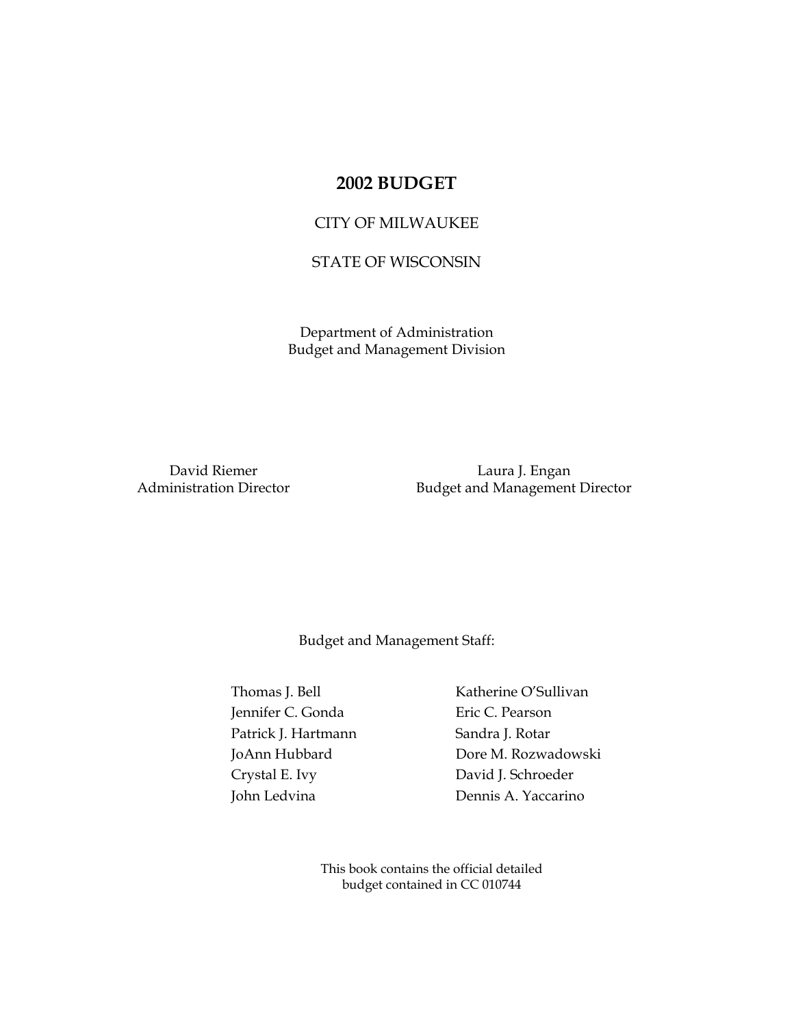# 2002 BUDGET

CITY OF MILWAUKEE

STATE OF WISCONSIN

Department of Administration
Budget and Management Division

David Riemer
Administration Director

Laura J. Engan
Budget and Management Director

Budget and Management Staff:

Thomas J. Bell
Jennifer C. Gonda
Patrick J. Hartmann
JoAnn Hubbard
Crystal E. Ivy
John Ledvina
Katherine O'Sullivan
Eric C. Pearson
Sandra J. Rotar
Dore M. Rozwadowski
David J. Schroeder
Dennis A. Yaccarino

This book contains the official detailed
budget contained in CC 010744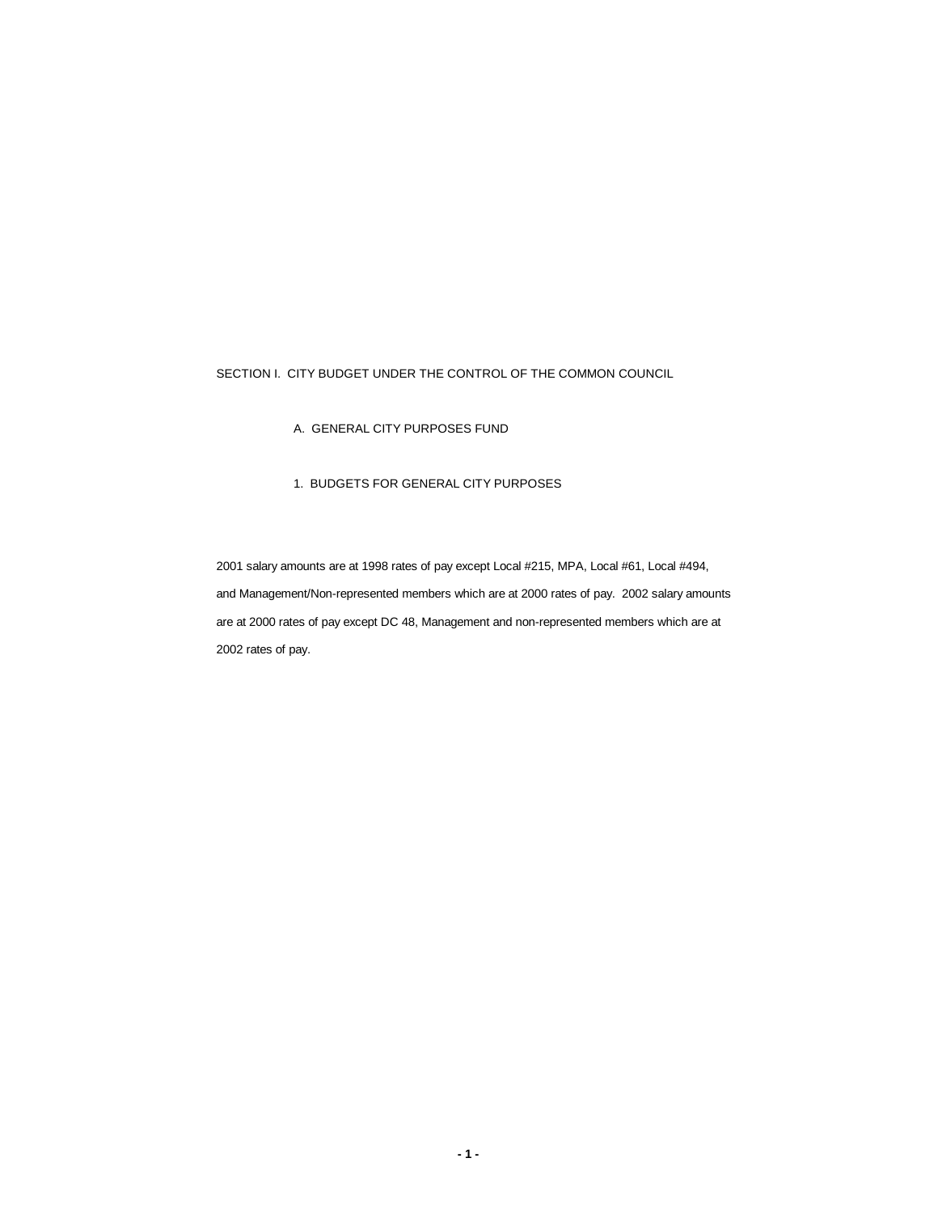# SECTION I. CITY BUDGET UNDER THE CONTROL OF THE COMMON COUNCIL

## A. GENERAL CITY PURPOSES FUND

### 1. BUDGETS FOR GENERAL CITY PURPOSES

2001 salary amounts are at 1998 rates of pay except Local #215, MPA, Local #61, Local #494, and Management/Non-represented members which are at 2000 rates of pay. 2002 salary amounts are at 2000 rates of pay except DC 48, Management and non-represented members which are at 2002 rates of pay.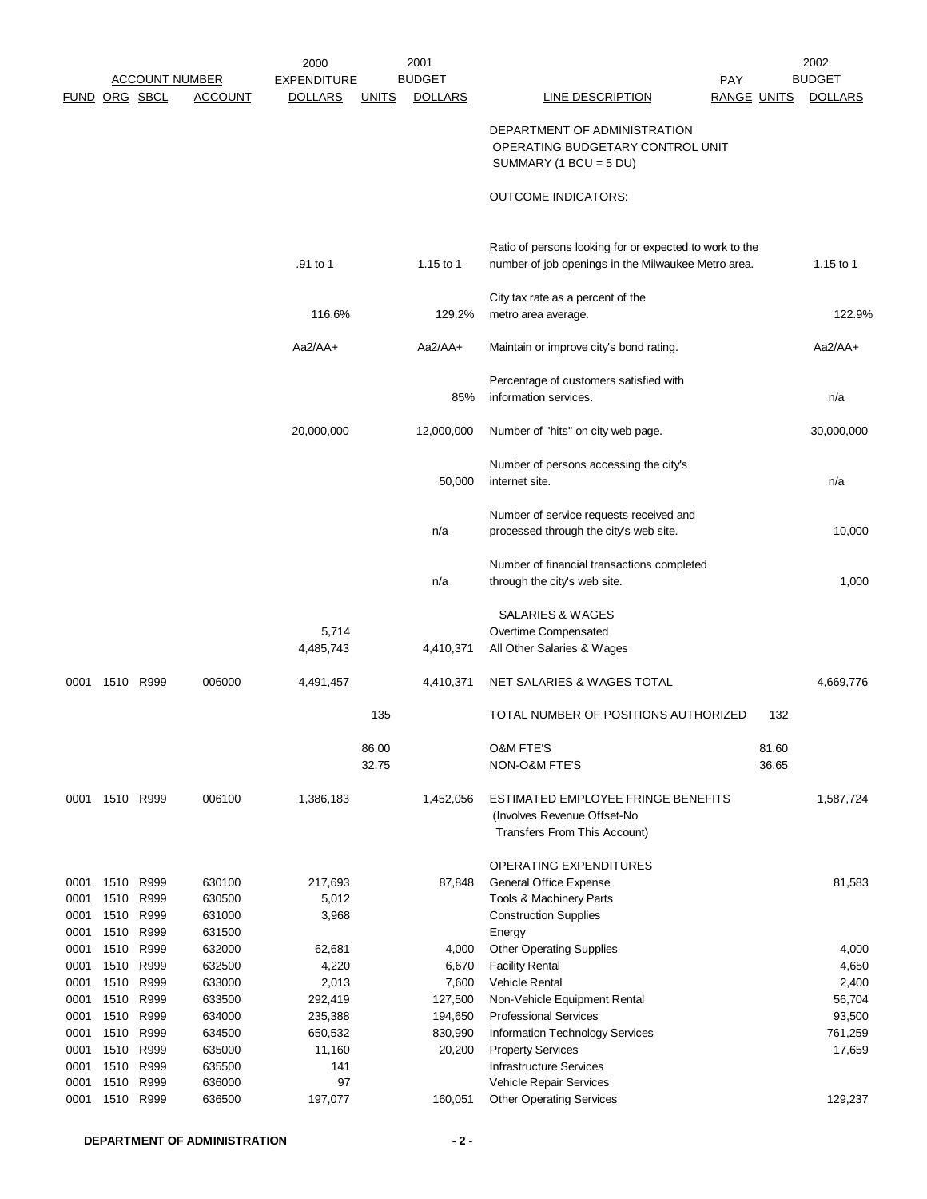| FUND | ORG | SBCL | ACCOUNT | 2000 EXPENDITURE DOLLARS | UNITS | 2001 BUDGET DOLLARS | LINE DESCRIPTION | PAY RANGE | UNITS | 2002 BUDGET DOLLARS |
|---|---|---|---|---|---|---|---|---|---|---|
| | | | | | | | DEPARTMENT OF ADMINISTRATION OPERATING BUDGETARY CONTROL UNIT SUMMARY (1 BCU = 5 DU) | | | |
| | | | | | | | OUTCOME INDICATORS: | | | |
| | | | | .91 to 1 | | 1.15 to 1 | Ratio of persons looking for or expected to work to the number of job openings in the Milwaukee Metro area. | | | 1.15 to 1 |
| | | | | 116.6% | | 129.2% | City tax rate as a percent of the metro area average. | | | 122.9% |
| | | | | Aa2/AA+ | | Aa2/AA+ | Maintain or improve city's bond rating. | | | Aa2/AA+ |
| | | | | | | 85% | Percentage of customers satisfied with information services. | | | n/a |
| | | | | 20,000,000 | | 12,000,000 | Number of "hits" on city web page. | | | 30,000,000 |
| | | | | | | 50,000 | Number of persons accessing the city's internet site. | | | n/a |
| | | | | | | n/a | Number of service requests received and processed through the city's web site. | | | 10,000 |
| | | | | | | n/a | Number of financial transactions completed through the city's web site. | | | 1,000 |
| | | | | | | | SALARIES & WAGES | | | |
| | | | | 5,714 | | | Overtime Compensated | | | |
| | | | | 4,485,743 | | 4,410,371 | All Other Salaries & Wages | | | |
| 0001 | 1510 | R999 | 006000 | 4,491,457 | | 4,410,371 | NET SALARIES & WAGES TOTAL | | | 4,669,776 |
| | | | | | 135 | | TOTAL NUMBER OF POSITIONS AUTHORIZED | | 132 | |
| | | | | | 86.00 | | O&M FTE'S | | 81.60 | |
| | | | | | 32.75 | | NON-O&M FTE'S | | 36.65 | |
| 0001 | 1510 | R999 | 006100 | 1,386,183 | | 1,452,056 | ESTIMATED EMPLOYEE FRINGE BENEFITS (Involves Revenue Offset-No Transfers From This Account) | | | 1,587,724 |
| | | | | | | | OPERATING EXPENDITURES | | | |
| 0001 | 1510 | R999 | 630100 | 217,693 | | 87,848 | General Office Expense | | | 81,583 |
| 0001 | 1510 | R999 | 630500 | 5,012 | | | Tools & Machinery Parts | | | |
| 0001 | 1510 | R999 | 631000 | 3,968 | | | Construction Supplies | | | |
| 0001 | 1510 | R999 | 631500 | | | | Energy | | | |
| 0001 | 1510 | R999 | 632000 | 62,681 | | 4,000 | Other Operating Supplies | | | 4,000 |
| 0001 | 1510 | R999 | 632500 | 4,220 | | 6,670 | Facility Rental | | | 4,650 |
| 0001 | 1510 | R999 | 633000 | 2,013 | | 7,600 | Vehicle Rental | | | 2,400 |
| 0001 | 1510 | R999 | 633500 | 292,419 | | 127,500 | Non-Vehicle Equipment Rental | | | 56,704 |
| 0001 | 1510 | R999 | 634000 | 235,388 | | 194,650 | Professional Services | | | 93,500 |
| 0001 | 1510 | R999 | 634500 | 650,532 | | 830,990 | Information Technology Services | | | 761,259 |
| 0001 | 1510 | R999 | 635000 | 11,160 | | 20,200 | Property Services | | | 17,659 |
| 0001 | 1510 | R999 | 635500 | 141 | | | Infrastructure Services | | | |
| 0001 | 1510 | R999 | 636000 | 97 | | | Vehicle Repair Services | | | |
| 0001 | 1510 | R999 | 636500 | 197,077 | | 160,051 | Other Operating Services | | | 129,237 |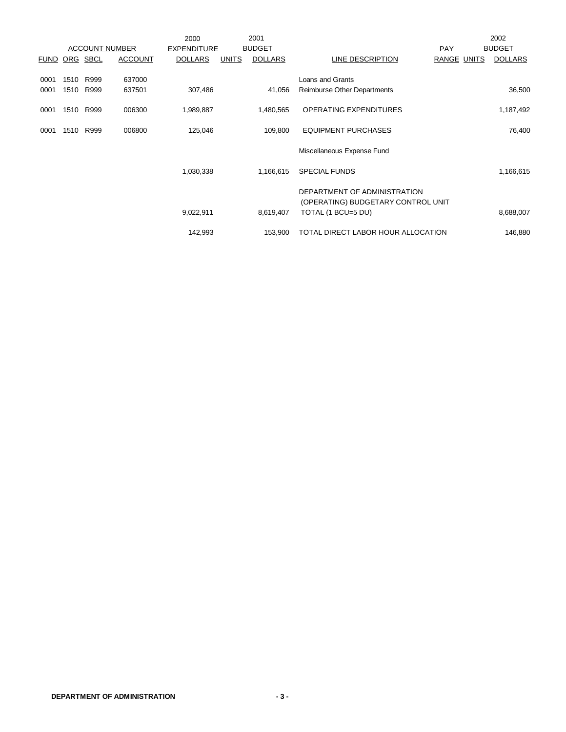| ACCOUNT NUMBER | | | | 2000 EXPENDITURE | 2001 BUDGET | | | PAY | | 2002 BUDGET |
|---|---|---|---|---|---|---|---|---|---|---|
| FUND | ORG | SBCL | ACCOUNT | DOLLARS | UNITS | DOLLARS | LINE DESCRIPTION | RANGE | UNITS | DOLLARS |
| 0001 | 1510 | R999 | 637000 | | | | Loans and Grants | | | |
| 0001 | 1510 | R999 | 637501 | 307,486 | | 41,056 | Reimburse Other Departments | | | 36,500 |
| 0001 | 1510 | R999 | 006300 | 1,989,887 | | 1,480,565 | OPERATING EXPENDITURES | | | 1,187,492 |
| 0001 | 1510 | R999 | 006800 | 125,046 | | 109,800 | EQUIPMENT PURCHASES | | | 76,400 |
| | | | | | | | Miscellaneous Expense Fund | | | |
| | | | | 1,030,338 | | 1,166,615 | SPECIAL FUNDS | | | 1,166,615 |
| | | | | 9,022,911 | | 8,619,407 | DEPARTMENT OF ADMINISTRATION (OPERATING) BUDGETARY CONTROL UNIT TOTAL (1 BCU=5 DU) | | | 8,688,007 |
| | | | | 142,993 | | 153,900 | TOTAL DIRECT LABOR HOUR ALLOCATION | | | 146,880 |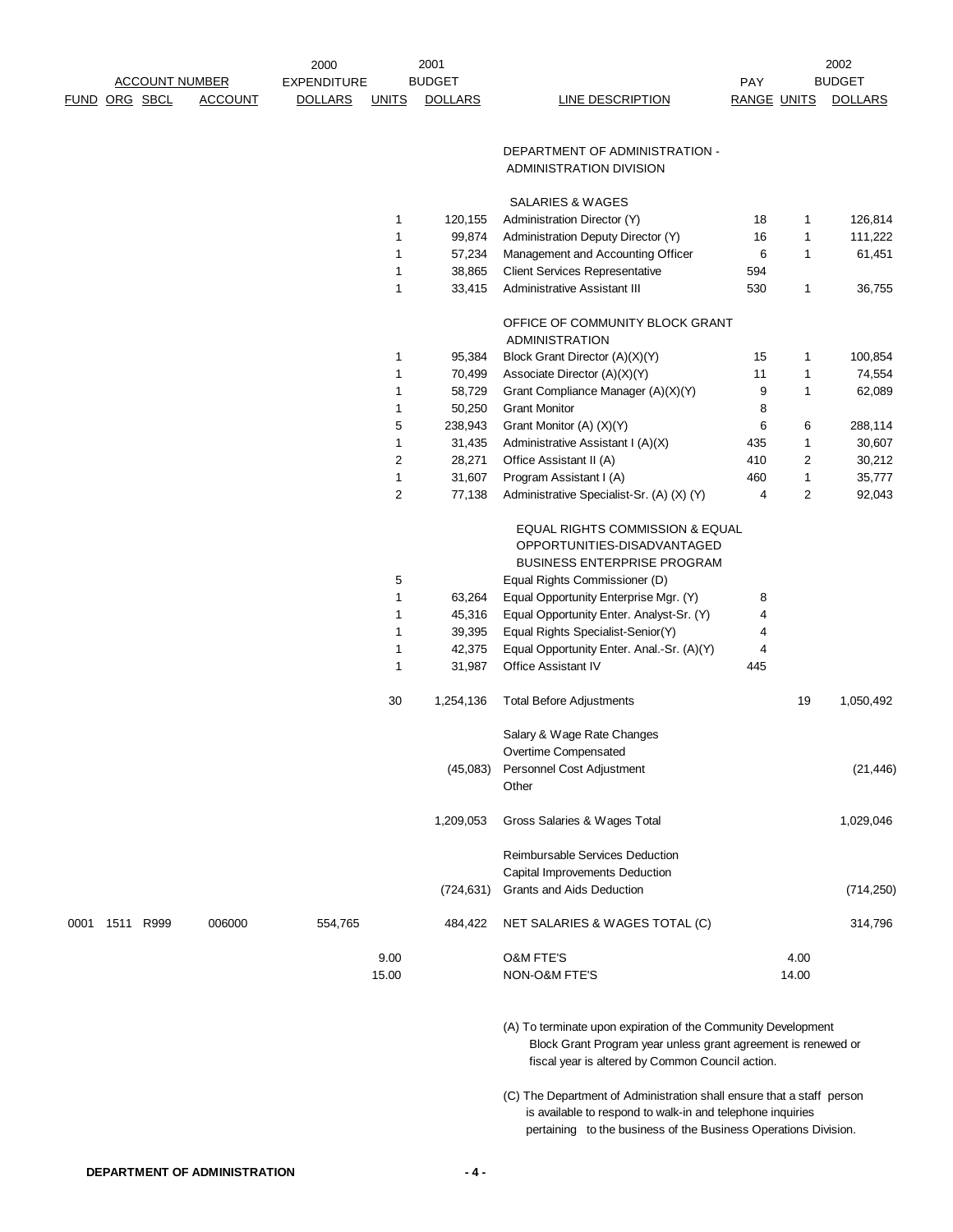| ACCOUNT NUMBER | | | | 2000 EXPENDITURE | 2001 BUDGET | | | PAY | 2002 BUDGET | |
|---|---|---|---|---|---|---|---|---|---|---|
| FUND | ORG | SBCL | ACCOUNT | DOLLARS | UNITS | DOLLARS | LINE DESCRIPTION | RANGE | UNITS | DOLLARS |
| | | | | | | | DEPARTMENT OF ADMINISTRATION - ADMINISTRATION DIVISION | | | |
| | | | | | | | SALARIES & WAGES | | | |
| | | | | | 1 | 120,155 | Administration Director (Y) | 18 | 1 | 126,814 |
| | | | | | 1 | 99,874 | Administration Deputy Director (Y) | 16 | 1 | 111,222 |
| | | | | | 1 | 57,234 | Management and Accounting Officer | 6 | 1 | 61,451 |
| | | | | | 1 | 38,865 | Client Services Representative | 594 | | |
| | | | | | 1 | 33,415 | Administrative Assistant III | 530 | 1 | 36,755 |
| | | | | | | | OFFICE OF COMMUNITY BLOCK GRANT ADMINISTRATION | | | |
| | | | | | 1 | 95,384 | Block Grant Director (A)(X)(Y) | 15 | 1 | 100,854 |
| | | | | | 1 | 70,499 | Associate Director (A)(X)(Y) | 11 | 1 | 74,554 |
| | | | | | 1 | 58,729 | Grant Compliance Manager (A)(X)(Y) | 9 | 1 | 62,089 |
| | | | | | 1 | 50,250 | Grant Monitor | 8 | | |
| | | | | | 5 | 238,943 | Grant Monitor (A) (X)(Y) | 6 | 6 | 288,114 |
| | | | | | 1 | 31,435 | Administrative Assistant I (A)(X) | 435 | 1 | 30,607 |
| | | | | | 2 | 28,271 | Office Assistant II (A) | 410 | 2 | 30,212 |
| | | | | | 1 | 31,607 | Program Assistant I (A) | 460 | 1 | 35,777 |
| | | | | | 2 | 77,138 | Administrative Specialist-Sr. (A) (X) (Y) | 4 | 2 | 92,043 |
| | | | | | | | EQUAL RIGHTS COMMISSION & EQUAL OPPORTUNITIES-DISADVANTAGED BUSINESS ENTERPRISE PROGRAM | | | |
| | | | | | 5 | | Equal Rights Commissioner (D) | | | |
| | | | | | 1 | 63,264 | Equal Opportunity Enterprise Mgr. (Y) | 8 | | |
| | | | | | 1 | 45,316 | Equal Opportunity Enter. Analyst-Sr. (Y) | 4 | | |
| | | | | | 1 | 39,395 | Equal Rights Specialist-Senior(Y) | 4 | | |
| | | | | | 1 | 42,375 | Equal Opportunity Enter. Anal.-Sr. (A)(Y) | 4 | | |
| | | | | | 1 | 31,987 | Office Assistant IV | 445 | | |
| | | | | | 30 | 1,254,136 | Total Before Adjustments | | 19 | 1,050,492 |
| | | | | | | | Salary & Wage Rate Changes | | | |
| | | | | | | | Overtime Compensated | | | |
| | | | | | | (45,083) | Personnel Cost Adjustment | | | (21,446) |
| | | | | | | | Other | | | |
| | | | | | | 1,209,053 | Gross Salaries & Wages Total | | | 1,029,046 |
| | | | | | | | Reimbursable Services Deduction | | | |
| | | | | | | | Capital Improvements Deduction | | | |
| | | | | | | (724,631) | Grants and Aids Deduction | | | (714,250) |
| 0001 | 1511 | R999 | 006000 | 554,765 | | 484,422 | NET SALARIES & WAGES TOTAL (C) | | | 314,796 |
| | | | | | 9.00 | | O&M FTE'S | | 4.00 | |
| | | | | | 15.00 | | NON-O&M FTE'S | | 14.00 | |

(A) To terminate upon expiration of the Community Development Block Grant Program year unless grant agreement is renewed or fiscal year is altered by Common Council action.

(C) The Department of Administration shall ensure that a staff person is available to respond to walk-in and telephone inquiries pertaining to the business of the Business Operations Division.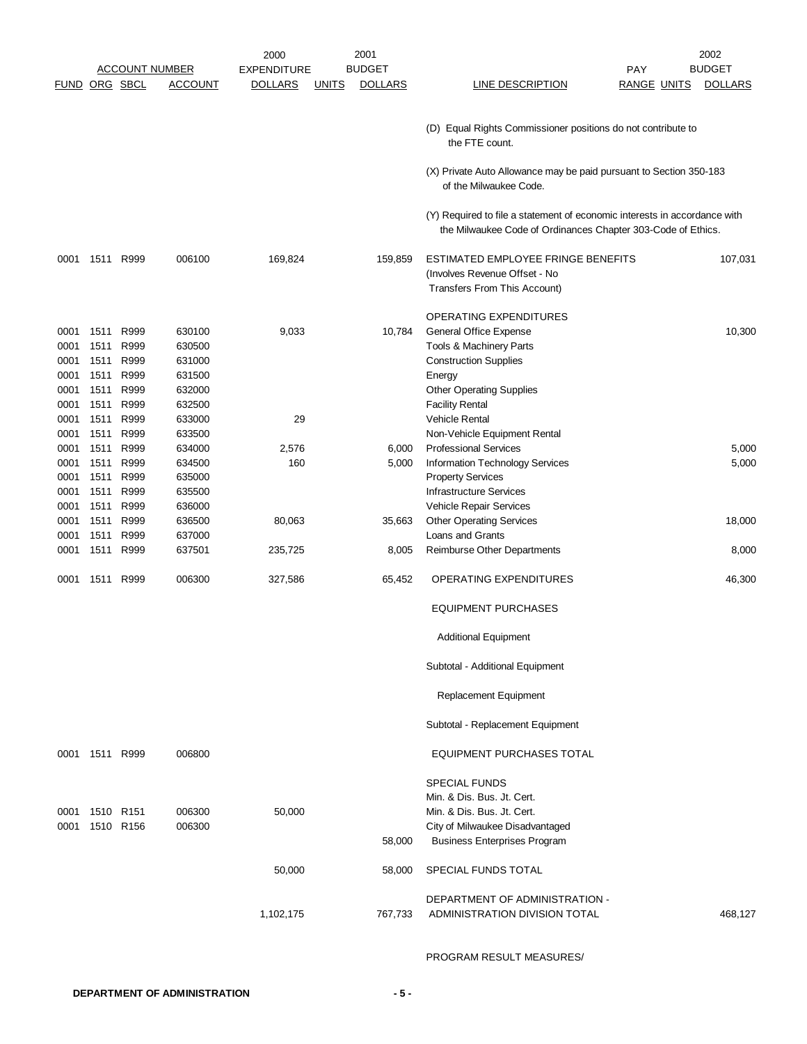| FUND | ORG | SBCL | ACCOUNT | 2000 EXPENDITURE DOLLARS | UNITS | 2001 BUDGET DOLLARS | LINE DESCRIPTION | PAY RANGE | UNITS | 2002 BUDGET DOLLARS |
|---|---|---|---|---|---|---|---|---|---|---|
| | | | | | | | (D) Equal Rights Commissioner positions do not contribute to the FTE count. | | | |
| | | | | | | | (X) Private Auto Allowance may be paid pursuant to Section 350-183 of the Milwaukee Code. | | | |
| | | | | | | | (Y) Required to file a statement of economic interests in accordance with the Milwaukee Code of Ordinances Chapter 303-Code of Ethics. | | | |
| 0001 | 1511 | R999 | 006100 | 169,824 | | 159,859 | ESTIMATED EMPLOYEE FRINGE BENEFITS (Involves Revenue Offset - No Transfers From This Account) | | | 107,031 |
| | | | | | | | OPERATING EXPENDITURES | | | |
| 0001 | 1511 | R999 | 630100 | 9,033 | | 10,784 | General Office Expense | | | 10,300 |
| 0001 | 1511 | R999 | 630500 | | | | Tools & Machinery Parts | | | |
| 0001 | 1511 | R999 | 631000 | | | | Construction Supplies | | | |
| 0001 | 1511 | R999 | 631500 | | | | Energy | | | |
| 0001 | 1511 | R999 | 632000 | | | | Other Operating Supplies | | | |
| 0001 | 1511 | R999 | 632500 | | | | Facility Rental | | | |
| 0001 | 1511 | R999 | 633000 | 29 | | | Vehicle Rental | | | |
| 0001 | 1511 | R999 | 633500 | | | | Non-Vehicle Equipment Rental | | | |
| 0001 | 1511 | R999 | 634000 | 2,576 | | 6,000 | Professional Services | | | 5,000 |
| 0001 | 1511 | R999 | 634500 | 160 | | 5,000 | Information Technology Services | | | 5,000 |
| 0001 | 1511 | R999 | 635000 | | | | Property Services | | | |
| 0001 | 1511 | R999 | 635500 | | | | Infrastructure Services | | | |
| 0001 | 1511 | R999 | 636000 | | | | Vehicle Repair Services | | | |
| 0001 | 1511 | R999 | 636500 | 80,063 | | 35,663 | Other Operating Services | | | 18,000 |
| 0001 | 1511 | R999 | 637000 | | | | Loans and Grants | | | |
| 0001 | 1511 | R999 | 637501 | 235,725 | | 8,005 | Reimburse Other Departments | | | 8,000 |
| 0001 | 1511 | R999 | 006300 | 327,586 | | 65,452 | OPERATING EXPENDITURES | | | 46,300 |
| | | | | | | | EQUIPMENT PURCHASES | | | |
| | | | | | | | Additional Equipment | | | |
| | | | | | | | Subtotal - Additional Equipment | | | |
| | | | | | | | Replacement Equipment | | | |
| | | | | | | | Subtotal - Replacement Equipment | | | |
| 0001 | 1511 | R999 | 006800 | | | | EQUIPMENT PURCHASES TOTAL | | | |
| | | | | | | | SPECIAL FUNDS | | | |
| | | | | | | | Min. & Dis. Bus. Jt. Cert. | | | |
| 0001 | 1510 | R151 | 006300 | 50,000 | | | Min. & Dis. Bus. Jt. Cert. | | | |
| 0001 | 1510 | R156 | 006300 | | | 58,000 | City of Milwaukee Disadvantaged Business Enterprises Program | | | |
| | | | | 50,000 | | 58,000 | SPECIAL FUNDS TOTAL | | | |
| | | | | 1,102,175 | | 767,733 | DEPARTMENT OF ADMINISTRATION - ADMINISTRATION DIVISION TOTAL | | | 468,127 |

PROGRAM RESULT MEASURES/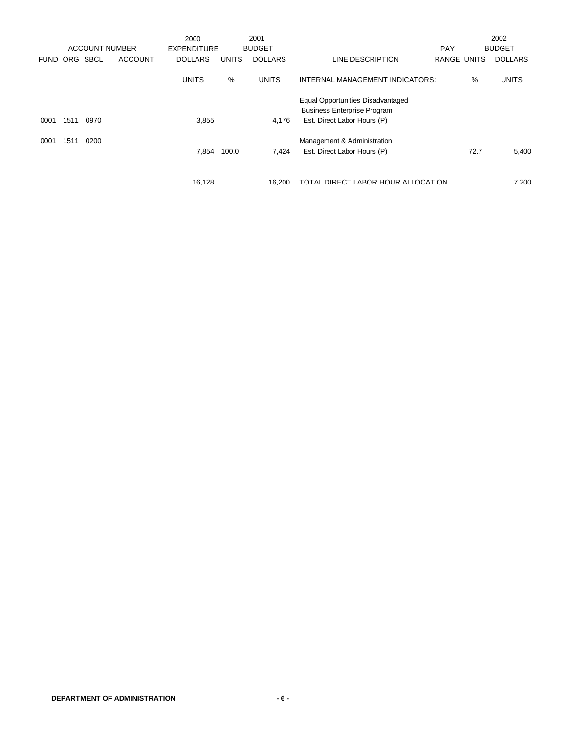| ACCOUNT NUMBER | | | | 2000 EXPENDITURE | 2001 BUDGET | | | PAY | | 2002 BUDGET |
|---|---|---|---|---|---|---|---|---|---|---|
| FUND | ORG | SBCL | ACCOUNT | DOLLARS | UNITS | DOLLARS | LINE DESCRIPTION | RANGE | UNITS | DOLLARS |
| | | | | UNITS | % | UNITS | INTERNAL MANAGEMENT INDICATORS: | | % | UNITS |
| | | | | | | | Equal Opportunities Disadvantaged Business Enterprise Program | | | |
| 0001 | 1511 | 0970 | | 3,855 | | 4,176 | Est. Direct Labor Hours (P) | | | |
| 0001 | 1511 | 0200 | | | | | Management & Administration | | | |
| | | | | 7,854 | 100.0 | 7,424 | Est. Direct Labor Hours (P) | | 72.7 | 5,400 |
| | | | | 16,128 | | 16,200 | TOTAL DIRECT LABOR HOUR ALLOCATION | | | 7,200 |

**DEPARTMENT OF ADMINISTRATION**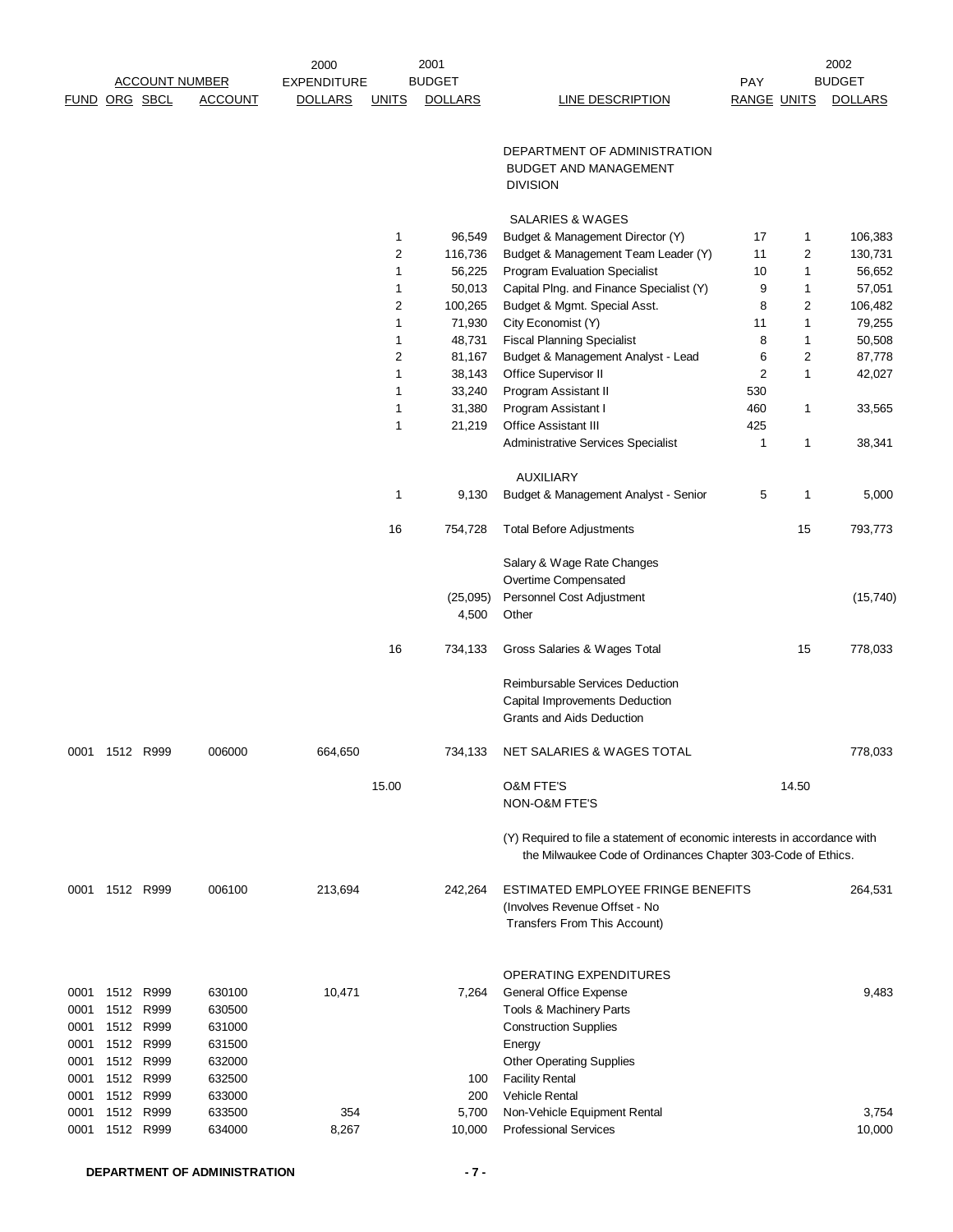| FUND | ORG | SBCL | ACCOUNT | 2000 EXPENDITURE DOLLARS | UNITS | 2001 BUDGET DOLLARS | LINE DESCRIPTION | PAY RANGE | UNITS | 2002 BUDGET DOLLARS |
|---|---|---|---|---|---|---|---|---|---|---|
| | | | | | | | DEPARTMENT OF ADMINISTRATION BUDGET AND MANAGEMENT DIVISION | | | |
| | | | | | | | SALARIES & WAGES | | | |
| | | | | | 1 | 96,549 | Budget & Management Director (Y) | 17 | 1 | 106,383 |
| | | | | | 2 | 116,736 | Budget & Management Team Leader (Y) | 11 | 2 | 130,731 |
| | | | | | 1 | 56,225 | Program Evaluation Specialist | 10 | 1 | 56,652 |
| | | | | | 1 | 50,013 | Capital Plng. and Finance Specialist (Y) | 9 | 1 | 57,051 |
| | | | | | 2 | 100,265 | Budget & Mgmt. Special Asst. | 8 | 2 | 106,482 |
| | | | | | 1 | 71,930 | City Economist (Y) | 11 | 1 | 79,255 |
| | | | | | 1 | 48,731 | Fiscal Planning Specialist | 8 | 1 | 50,508 |
| | | | | | 2 | 81,167 | Budget & Management Analyst - Lead | 6 | 2 | 87,778 |
| | | | | | 1 | 38,143 | Office Supervisor II | 2 | 1 | 42,027 |
| | | | | | 1 | 33,240 | Program Assistant II | 530 | | |
| | | | | | 1 | 31,380 | Program Assistant I | 460 | 1 | 33,565 |
| | | | | | 1 | 21,219 | Office Assistant III | 425 | | |
| | | | | | | | Administrative Services Specialist | 1 | 1 | 38,341 |
| | | | | | | | AUXILIARY | | | |
| | | | | | 1 | 9,130 | Budget & Management Analyst - Senior | 5 | 1 | 5,000 |
| | | | | | 16 | 754,728 | Total Before Adjustments | | 15 | 793,773 |
| | | | | | | | Salary & Wage Rate Changes | | | |
| | | | | | | | Overtime Compensated | | | |
| | | | | | | (25,095) | Personnel Cost Adjustment | | | (15,740) |
| | | | | | | 4,500 | Other | | | |
| | | | | | 16 | 734,133 | Gross Salaries & Wages Total | | 15 | 778,033 |
| | | | | | | | Reimbursable Services Deduction | | | |
| | | | | | | | Capital Improvements Deduction | | | |
| | | | | | | | Grants and Aids Deduction | | | |
| 0001 | 1512 | R999 | 006000 | 664,650 | | 734,133 | NET SALARIES & WAGES TOTAL | | | 778,033 |
| | | | | | 15.00 | | O&M FTE'S | | 14.50 | |
| | | | | | | | NON-O&M FTE'S | | | |
| | | | | | | | (Y) Required to file a statement of economic interests in accordance with the Milwaukee Code of Ordinances Chapter 303-Code of Ethics. | | | |
| 0001 | 1512 | R999 | 006100 | 213,694 | | 242,264 | ESTIMATED EMPLOYEE FRINGE BENEFITS (Involves Revenue Offset - No Transfers From This Account) | | | 264,531 |
| | | | | | | | OPERATING EXPENDITURES | | | |
| 0001 | 1512 | R999 | 630100 | 10,471 | | 7,264 | General Office Expense | | | 9,483 |
| 0001 | 1512 | R999 | 630500 | | | | Tools & Machinery Parts | | | |
| 0001 | 1512 | R999 | 631000 | | | | Construction Supplies | | | |
| 0001 | 1512 | R999 | 631500 | | | | Energy | | | |
| 0001 | 1512 | R999 | 632000 | | | | Other Operating Supplies | | | |
| 0001 | 1512 | R999 | 632500 | | | 100 | Facility Rental | | | |
| 0001 | 1512 | R999 | 633000 | | | 200 | Vehicle Rental | | | |
| 0001 | 1512 | R999 | 633500 | 354 | | 5,700 | Non-Vehicle Equipment Rental | | | 3,754 |
| 0001 | 1512 | R999 | 634000 | 8,267 | | 10,000 | Professional Services | | | 10,000 |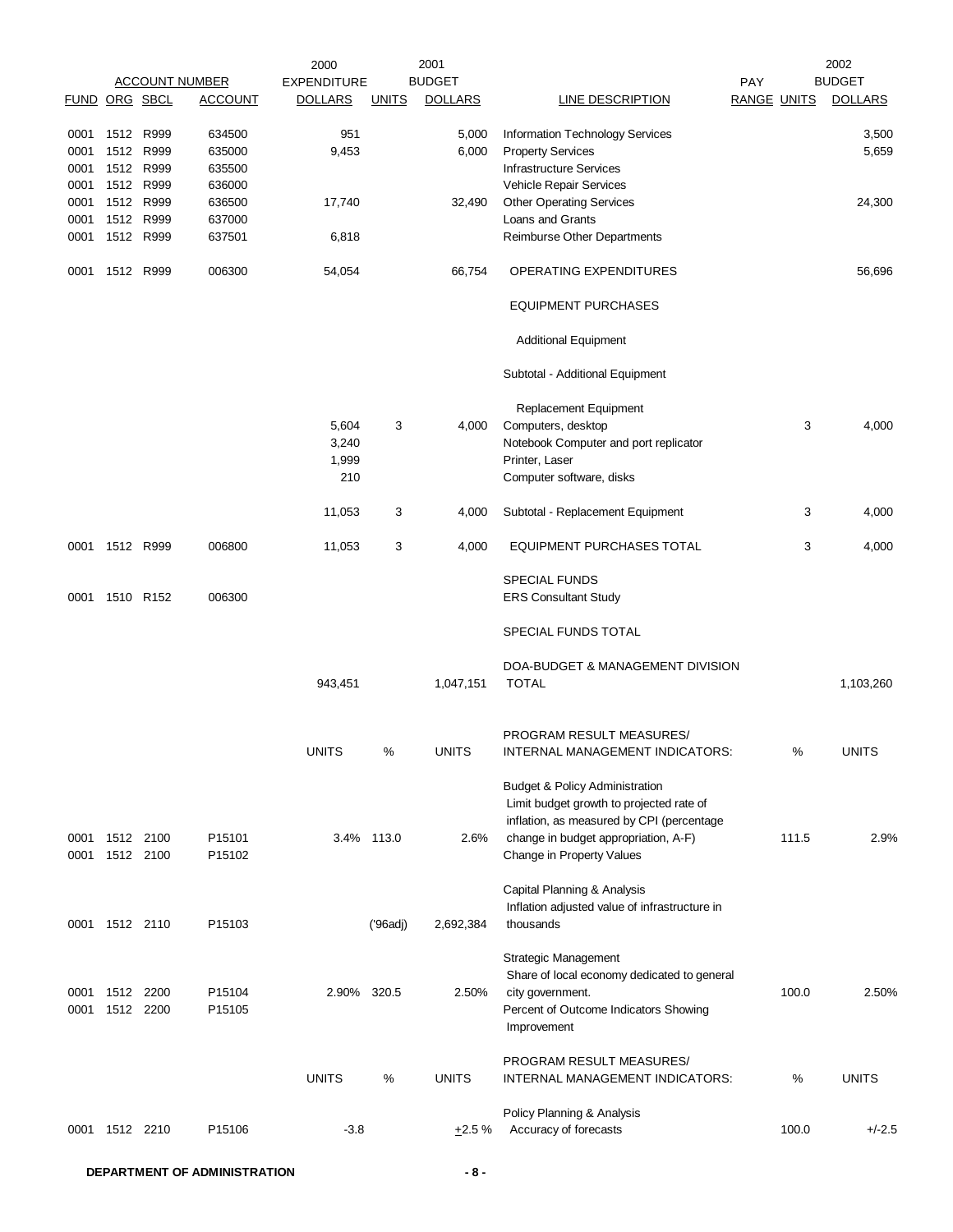| FUND | ORG | SBCL | ACCOUNT | 2000 EXPENDITURE DOLLARS | UNITS | 2001 BUDGET DOLLARS | LINE DESCRIPTION | PAY RANGE | UNITS | 2002 BUDGET DOLLARS |
|---|---|---|---|---|---|---|---|---|---|---|
| 0001 | 1512 | R999 | 634500 | 951 | | 5,000 | Information Technology Services | | | 3,500 |
| 0001 | 1512 | R999 | 635000 | 9,453 | | 6,000 | Property Services | | | 5,659 |
| 0001 | 1512 | R999 | 635500 | | | | Infrastructure Services | | | |
| 0001 | 1512 | R999 | 636000 | | | | Vehicle Repair Services | | | |
| 0001 | 1512 | R999 | 636500 | 17,740 | | 32,490 | Other Operating Services | | | 24,300 |
| 0001 | 1512 | R999 | 637000 | | | | Loans and Grants | | | |
| 0001 | 1512 | R999 | 637501 | 6,818 | | | Reimburse Other Departments | | | |
| 0001 | 1512 | R999 | 006300 | 54,054 | | 66,754 | OPERATING EXPENDITURES | | | 56,696 |
| | | | | | | | EQUIPMENT PURCHASES | | | |
| | | | | | | | Additional Equipment | | | |
| | | | | | | | Subtotal - Additional Equipment | | | |
| | | | | | | | Replacement Equipment | | | |
| | | | | 5,604 | 3 | 4,000 | Computers, desktop | | 3 | 4,000 |
| | | | | 3,240 | | | Notebook Computer and port replicator | | | |
| | | | | 1,999 | | | Printer, Laser | | | |
| | | | | 210 | | | Computer software, disks | | | |
| | | | | 11,053 | 3 | 4,000 | Subtotal - Replacement Equipment | | 3 | 4,000 |
| 0001 | 1512 | R999 | 006800 | 11,053 | 3 | 4,000 | EQUIPMENT PURCHASES TOTAL | | 3 | 4,000 |
| | | | | | | | SPECIAL FUNDS | | | |
| 0001 | 1510 | R152 | 006300 | | | | ERS Consultant Study | | | |
| | | | | | | | SPECIAL FUNDS TOTAL | | | |
| | | | | 943,451 | | 1,047,151 | DOA-BUDGET & MANAGEMENT DIVISION TOTAL | | | 1,103,260 |

| FUND | ORG | SBCL | ACCOUNT | UNITS | % | UNITS | PROGRAM RESULT MEASURES/ INTERNAL MANAGEMENT INDICATORS: | % | UNITS |
|---|---|---|---|---|---|---|---|---|---|
| | | | | | | | Budget & Policy Administration | | |
| 0001 | 1512 | 2100 | P15101 | 3.4% | 113.0 | 2.6% | Limit budget growth to projected rate of inflation, as measured by CPI (percentage change in budget appropriation, A-F) | 111.5 | 2.9% |
| 0001 | 1512 | 2100 | P15102 | | | | Change in Property Values | | |
| | | | | | | | Capital Planning & Analysis | | |
| 0001 | 1512 | 2110 | P15103 | | ('96adj) | 2,692,384 | Inflation adjusted value of infrastructure in thousands | | |
| | | | | | | | Strategic Management | | |
| 0001 | 1512 | 2200 | P15104 | 2.90% | 320.5 | 2.50% | Share of local economy dedicated to general city government. | 100.0 | 2.50% |
| 0001 | 1512 | 2200 | P15105 | | | | Percent of Outcome Indicators Showing Improvement | | |

| FUND | ORG | SBCL | ACCOUNT | UNITS | % | UNITS | PROGRAM RESULT MEASURES/ INTERNAL MANAGEMENT INDICATORS: | % | UNITS |
|---|---|---|---|---|---|---|---|---|---|
| | | | | | | | Policy Planning & Analysis | | |
| 0001 | 1512 | 2210 | P15106 | -3.8 | | ±2.5 % | Accuracy of forecasts | 100.0 | +/-2.5 |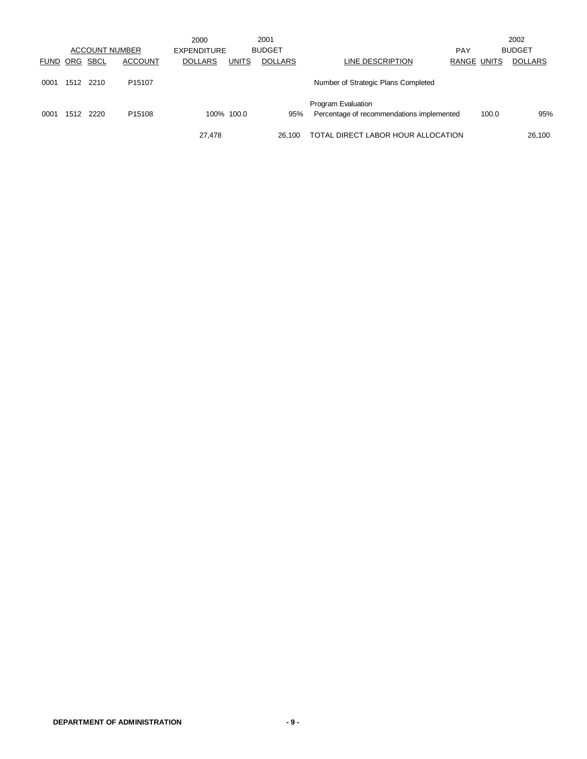| ACCOUNT NUMBER | | | | 2000 EXPENDITURE | 2001 BUDGET | | | | | 2002 BUDGET |
|---|---|---|---|---|---|---|---|---|---|---|
| FUND | ORG | SBCL | ACCOUNT | DOLLARS | UNITS | DOLLARS | LINE DESCRIPTION | PAY RANGE | UNITS | DOLLARS |
| 0001 | 1512 | 2210 | P15107 | | | | Number of Strategic Plans Completed | | | |
| | | | | | | | Program Evaluation | | | |
| 0001 | 1512 | 2220 | P15108 | 100% | 100.0 | 95% | Percentage of recommendations implemented | | 100.0 | 95% |
| | | | | 27,478 | | 26,100 | TOTAL DIRECT LABOR HOUR ALLOCATION | | | 26,100 |

**DEPARTMENT OF ADMINISTRATION**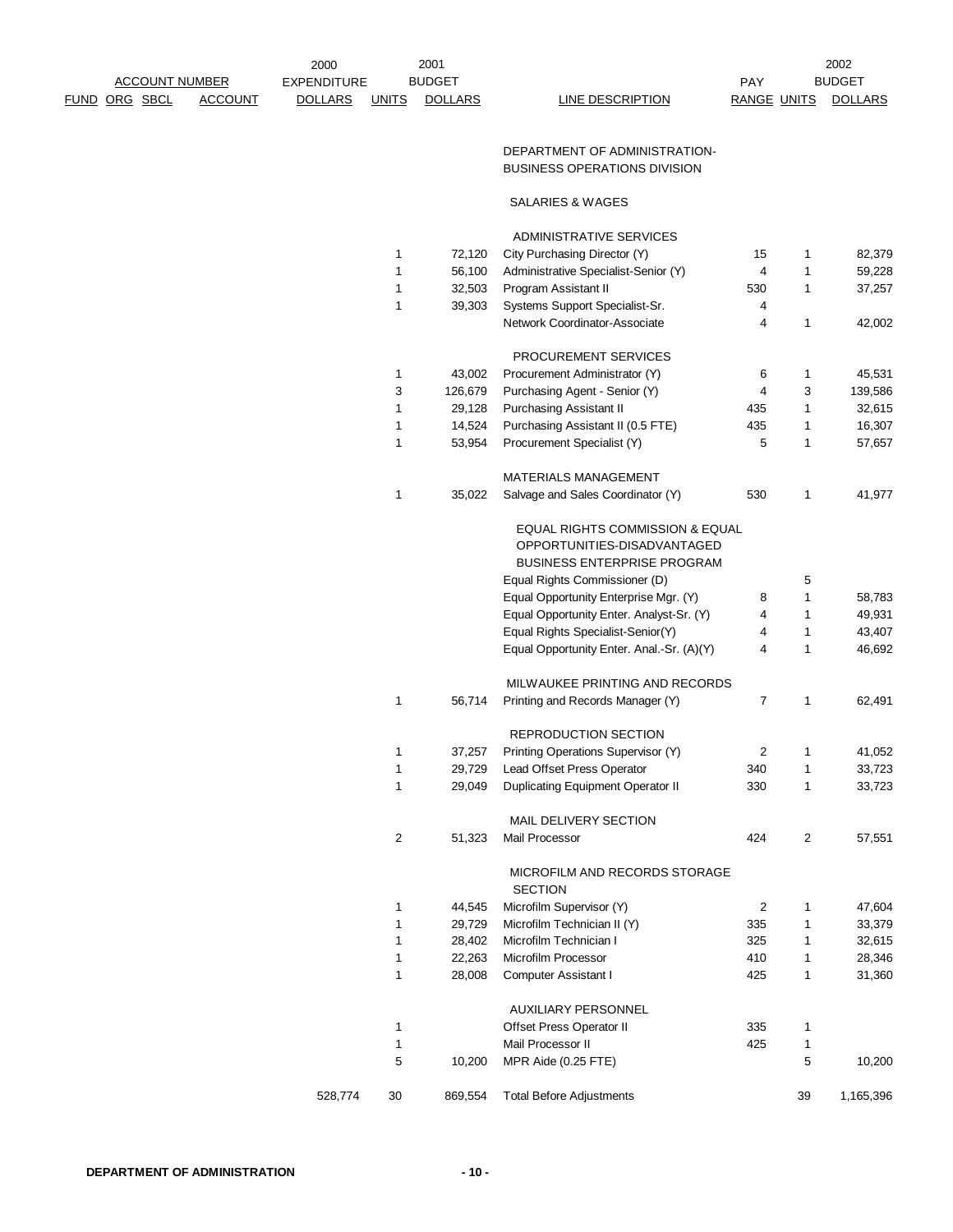| ACCOUNT NUMBER FUND ORG SBCL | ACCOUNT | 2000 EXPENDITURE DOLLARS | UNITS | 2001 BUDGET DOLLARS | LINE DESCRIPTION | PAY RANGE | UNITS | 2002 BUDGET DOLLARS |
|---|---|---|---|---|---|---|---|---|
| | | | | | DEPARTMENT OF ADMINISTRATION-BUSINESS OPERATIONS DIVISION | | | |
| | | | | | SALARIES & WAGES | | | |
| | | | | | ADMINISTRATIVE SERVICES | | | |
| | | | 1 | 72,120 | City Purchasing Director (Y) | 15 | 1 | 82,379 |
| | | | 1 | 56,100 | Administrative Specialist-Senior (Y) | 4 | 1 | 59,228 |
| | | | 1 | 32,503 | Program Assistant II | 530 | 1 | 37,257 |
| | | | 1 | 39,303 | Systems Support Specialist-Sr. | 4 | | |
| | | | | | Network Coordinator-Associate | 4 | 1 | 42,002 |
| | | | | | PROCUREMENT SERVICES | | | |
| | | | 1 | 43,002 | Procurement Administrator (Y) | 6 | 1 | 45,531 |
| | | | 3 | 126,679 | Purchasing Agent - Senior (Y) | 4 | 3 | 139,586 |
| | | | 1 | 29,128 | Purchasing Assistant II | 435 | 1 | 32,615 |
| | | | 1 | 14,524 | Purchasing Assistant II (0.5 FTE) | 435 | 1 | 16,307 |
| | | | 1 | 53,954 | Procurement Specialist (Y) | 5 | 1 | 57,657 |
| | | | | | MATERIALS MANAGEMENT | | | |
| | | | 1 | 35,022 | Salvage and Sales Coordinator (Y) | 530 | 1 | 41,977 |
| | | | | | EQUAL RIGHTS COMMISSION & EQUAL OPPORTUNITIES-DISADVANTAGED BUSINESS ENTERPRISE PROGRAM | | | |
| | | | | | Equal Rights Commissioner (D) | | 5 | |
| | | | | | Equal Opportunity Enterprise Mgr. (Y) | 8 | 1 | 58,783 |
| | | | | | Equal Opportunity Enter. Analyst-Sr. (Y) | 4 | 1 | 49,931 |
| | | | | | Equal Rights Specialist-Senior(Y) | 4 | 1 | 43,407 |
| | | | | | Equal Opportunity Enter. Anal.-Sr. (A)(Y) | 4 | 1 | 46,692 |
| | | | | | MILWAUKEE PRINTING AND RECORDS | | | |
| | | | 1 | 56,714 | Printing and Records Manager (Y) | 7 | 1 | 62,491 |
| | | | | | REPRODUCTION SECTION | | | |
| | | | 1 | 37,257 | Printing Operations Supervisor (Y) | 2 | 1 | 41,052 |
| | | | 1 | 29,729 | Lead Offset Press Operator | 340 | 1 | 33,723 |
| | | | 1 | 29,049 | Duplicating Equipment Operator II | 330 | 1 | 33,723 |
| | | | | | MAIL DELIVERY SECTION | | | |
| | | | 2 | 51,323 | Mail Processor | 424 | 2 | 57,551 |
| | | | | | MICROFILM AND RECORDS STORAGE SECTION | | | |
| | | | 1 | 44,545 | Microfilm Supervisor (Y) | 2 | 1 | 47,604 |
| | | | 1 | 29,729 | Microfilm Technician II (Y) | 335 | 1 | 33,379 |
| | | | 1 | 28,402 | Microfilm Technician I | 325 | 1 | 32,615 |
| | | | 1 | 22,263 | Microfilm Processor | 410 | 1 | 28,346 |
| | | | 1 | 28,008 | Computer Assistant I | 425 | 1 | 31,360 |
| | | | | | AUXILIARY PERSONNEL | | | |
| | | | 1 | | Offset Press Operator II | 335 | 1 | |
| | | | 1 | | Mail Processor II | 425 | 1 | |
| | | | 5 | 10,200 | MPR Aide (0.25 FTE) | | 5 | 10,200 |
| | | 528,774 | 30 | 869,554 | Total Before Adjustments | | 39 | 1,165,396 |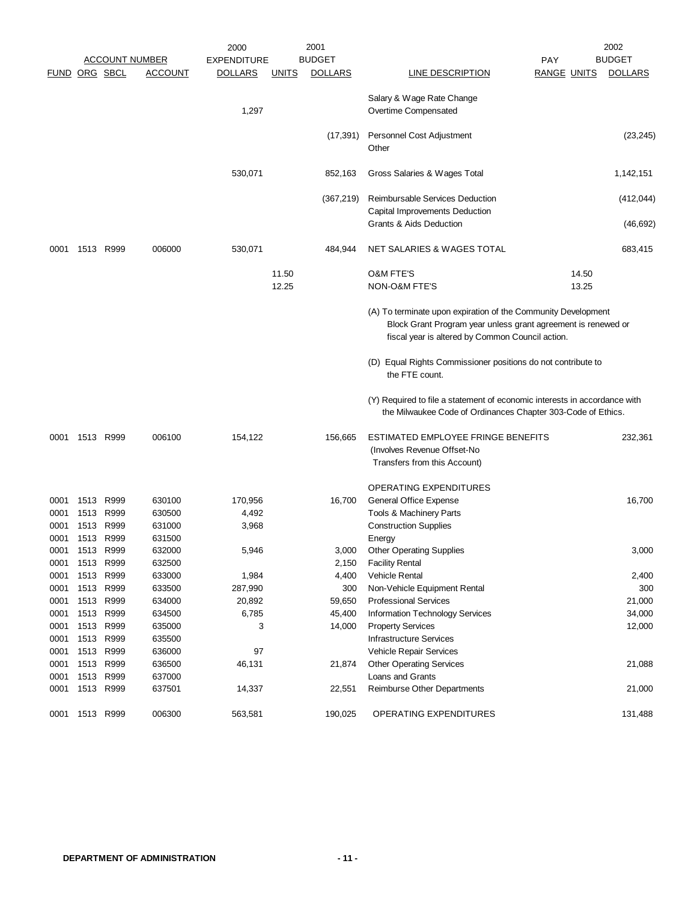| FUND | ORG | SBCL | ACCOUNT | 2000 EXPENDITURE DOLLARS | 2001 UNITS | 2001 BUDGET DOLLARS | LINE DESCRIPTION | PAY RANGE | 2002 UNITS | 2002 BUDGET DOLLARS |
|---|---|---|---|---|---|---|---|---|---|---|
| | | | | | | | Salary & Wage Rate Change | | | |
| | | | | 1,297 | | | Overtime Compensated | | | |
| | | | | | | (17,391) | Personnel Cost Adjustment | | | (23,245) |
| | | | | | | | Other | | | |
| | | | | 530,071 | | 852,163 | Gross Salaries & Wages Total | | | 1,142,151 |
| | | | | | | (367,219) | Reimbursable Services Deduction | | | (412,044) |
| | | | | | | | Capital Improvements Deduction | | | |
| | | | | | | | Grants & Aids Deduction | | | (46,692) |
| 0001 | 1513 | R999 | 006000 | 530,071 | | 484,944 | NET SALARIES & WAGES TOTAL | | | 683,415 |
| | | | | | 11.50 | | O&M FTE'S | | 14.50 | |
| | | | | | 12.25 | | NON-O&M FTE'S | | 13.25 | |
| | | | | | | | (A) To terminate upon expiration of the Community Development Block Grant Program year unless grant agreement is renewed or fiscal year is altered by Common Council action. | | | |
| | | | | | | | (D) Equal Rights Commissioner positions do not contribute to the FTE count. | | | |
| | | | | | | | (Y) Required to file a statement of economic interests in accordance with the Milwaukee Code of Ordinances Chapter 303-Code of Ethics. | | | |
| 0001 | 1513 | R999 | 006100 | 154,122 | | 156,665 | ESTIMATED EMPLOYEE FRINGE BENEFITS (Involves Revenue Offset-No Transfers from this Account) | | | 232,361 |
| | | | | | | | OPERATING EXPENDITURES | | | |
| 0001 | 1513 | R999 | 630100 | 170,956 | | 16,700 | General Office Expense | | | 16,700 |
| 0001 | 1513 | R999 | 630500 | 4,492 | | | Tools & Machinery Parts | | | |
| 0001 | 1513 | R999 | 631000 | 3,968 | | | Construction Supplies | | | |
| 0001 | 1513 | R999 | 631500 | | | | Energy | | | |
| 0001 | 1513 | R999 | 632000 | 5,946 | | 3,000 | Other Operating Supplies | | | 3,000 |
| 0001 | 1513 | R999 | 632500 | | | 2,150 | Facility Rental | | | |
| 0001 | 1513 | R999 | 633000 | 1,984 | | 4,400 | Vehicle Rental | | | 2,400 |
| 0001 | 1513 | R999 | 633500 | 287,990 | | 300 | Non-Vehicle Equipment Rental | | | 300 |
| 0001 | 1513 | R999 | 634000 | 20,892 | | 59,650 | Professional Services | | | 21,000 |
| 0001 | 1513 | R999 | 634500 | 6,785 | | 45,400 | Information Technology Services | | | 34,000 |
| 0001 | 1513 | R999 | 635000 | 3 | | 14,000 | Property Services | | | 12,000 |
| 0001 | 1513 | R999 | 635500 | | | | Infrastructure Services | | | |
| 0001 | 1513 | R999 | 636000 | 97 | | | Vehicle Repair Services | | | |
| 0001 | 1513 | R999 | 636500 | 46,131 | | 21,874 | Other Operating Services | | | 21,088 |
| 0001 | 1513 | R999 | 637000 | | | | Loans and Grants | | | |
| 0001 | 1513 | R999 | 637501 | 14,337 | | 22,551 | Reimburse Other Departments | | | 21,000 |
| 0001 | 1513 | R999 | 006300 | 563,581 | | 190,025 | OPERATING EXPENDITURES | | | 131,488 |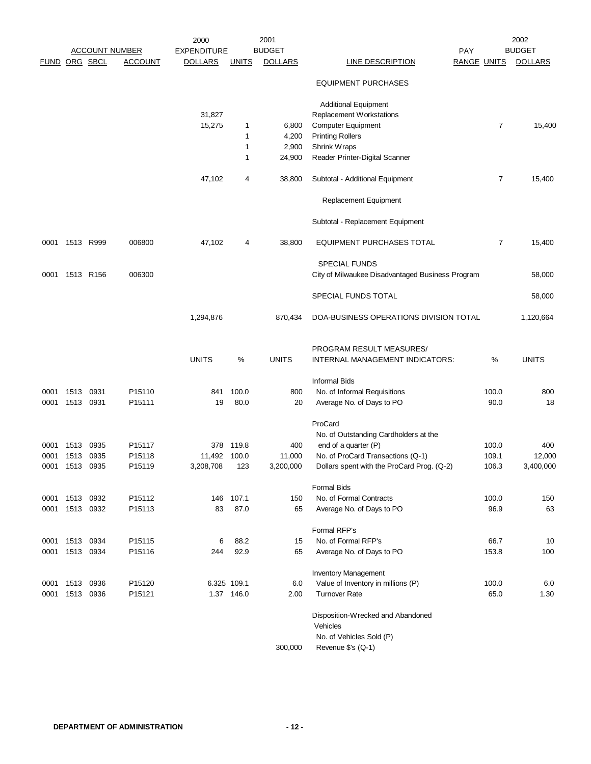| FUND | ORG | SBCL | ACCOUNT NUMBER ACCOUNT | 2000 EXPENDITURE DOLLARS | UNITS | 2001 BUDGET DOLLARS | LINE DESCRIPTION | PAY RANGE | UNITS | 2002 BUDGET DOLLARS |
|---|---|---|---|---|---|---|---|---|---|---|
| | | | | | | | EQUIPMENT PURCHASES | | | |
| | | | | | | | Additional Equipment | | | |
| | | | | 31,827 | | | Replacement Workstations | | | |
| | | | | 15,275 | 1 | 6,800 | Computer Equipment | | 7 | 15,400 |
| | | | | | 1 | 4,200 | Printing Rollers | | | |
| | | | | | 1 | 2,900 | Shrink Wraps | | | |
| | | | | | 1 | 24,900 | Reader Printer-Digital Scanner | | | |
| | | | | 47,102 | 4 | 38,800 | Subtotal - Additional Equipment | | 7 | 15,400 |
| | | | | | | | Replacement Equipment | | | |
| | | | | | | | Subtotal - Replacement Equipment | | | |
| 0001 | 1513 | R999 | 006800 | 47,102 | 4 | 38,800 | EQUIPMENT PURCHASES TOTAL | | 7 | 15,400 |
| | | | | | | | SPECIAL FUNDS | | | |
| 0001 | 1513 | R156 | 006300 | | | | City of Milwaukee Disadvantaged Business Program | | | 58,000 |
| | | | | | | | SPECIAL FUNDS TOTAL | | | 58,000 |
| | | | | 1,294,876 | | 870,434 | DOA-BUSINESS OPERATIONS DIVISION TOTAL | | | 1,120,664 |

| FUND | ORG | SBCL | ACCOUNT | UNITS | % | UNITS | PROGRAM RESULT MEASURES/ INTERNAL MANAGEMENT INDICATORS: | % | UNITS |
|---|---|---|---|---|---|---|---|---|---|
| | | | | | | | Informal Bids | | |
| 0001 | 1513 | 0931 | P15110 | 841 | 100.0 | 800 | No. of Informal Requisitions | 100.0 | 800 |
| 0001 | 1513 | 0931 | P15111 | 19 | 80.0 | 20 | Average No. of Days to PO | 90.0 | 18 |
| | | | | | | | ProCard | | |
| 0001 | 1513 | 0935 | P15117 | 378 | 119.8 | 400 | No. of Outstanding Cardholders at the end of a quarter (P) | 100.0 | 400 |
| 0001 | 1513 | 0935 | P15118 | 11,492 | 100.0 | 11,000 | No. of ProCard Transactions (Q-1) | 109.1 | 12,000 |
| 0001 | 1513 | 0935 | P15119 | 3,208,708 | 123 | 3,200,000 | Dollars spent with the ProCard Prog. (Q-2) | 106.3 | 3,400,000 |
| | | | | | | | Formal Bids | | |
| 0001 | 1513 | 0932 | P15112 | 146 | 107.1 | 150 | No. of Formal Contracts | 100.0 | 150 |
| 0001 | 1513 | 0932 | P15113 | 83 | 87.0 | 65 | Average No. of Days to PO | 96.9 | 63 |
| | | | | | | | Formal RFP's | | |
| 0001 | 1513 | 0934 | P15115 | 6 | 88.2 | 15 | No. of Formal RFP's | 66.7 | 10 |
| 0001 | 1513 | 0934 | P15116 | 244 | 92.9 | 65 | Average No. of Days to PO | 153.8 | 100 |
| | | | | | | | Inventory Management | | |
| 0001 | 1513 | 0936 | P15120 | 6.325 | 109.1 | 6.0 | Value of Inventory in millions (P) | 100.0 | 6.0 |
| 0001 | 1513 | 0936 | P15121 | 1.37 | 146.0 | 2.00 | Turnover Rate | 65.0 | 1.30 |
| | | | | | | | Disposition-Wrecked and Abandoned Vehicles | | |
| | | | | | | | No. of Vehicles Sold (P) | | |
| | | | | | | 300,000 | Revenue $'s (Q-1) | | |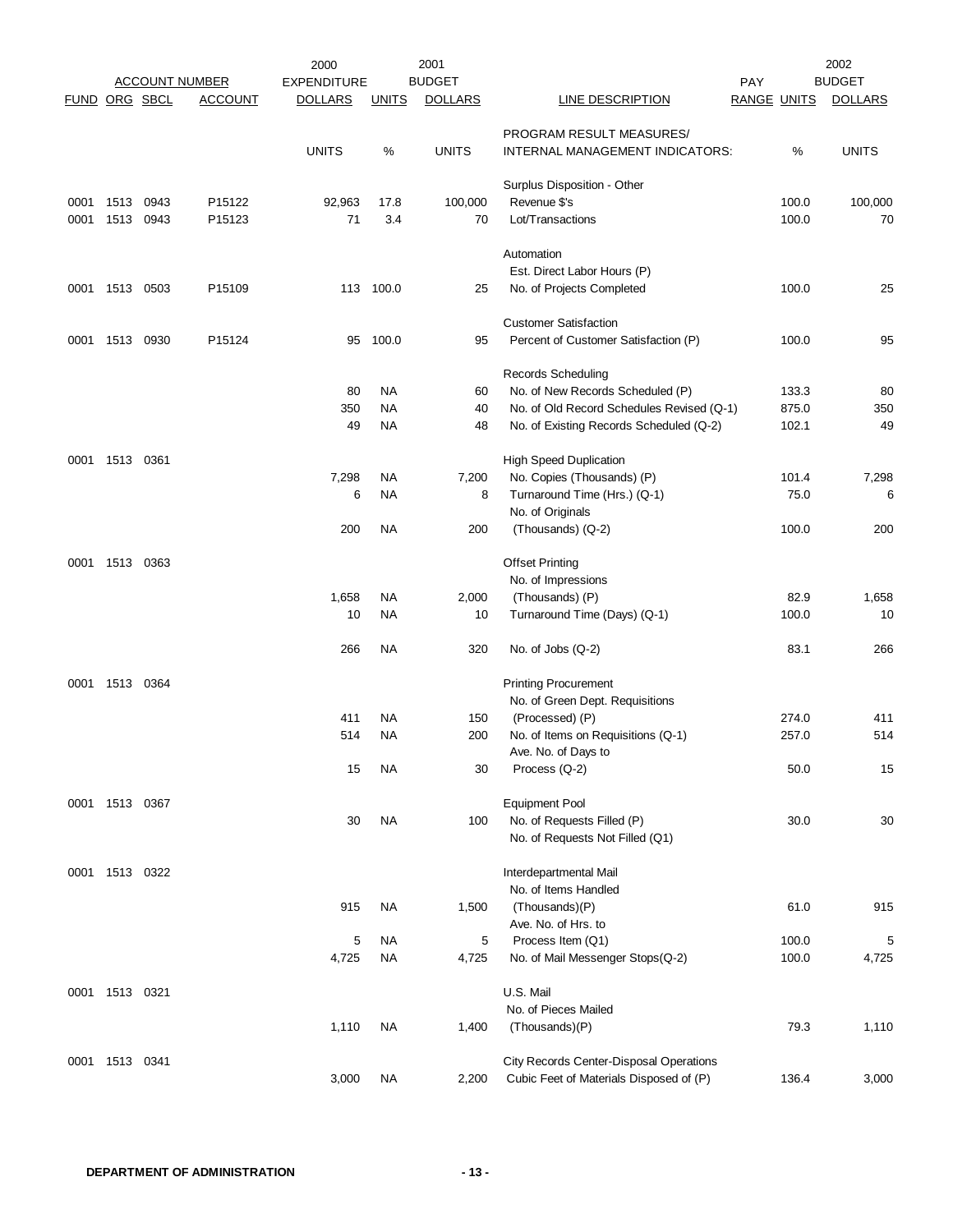| FUND | ORG | SBCL | ACCOUNT | 2000 EXPENDITURE DOLLARS | UNITS | 2001 BUDGET DOLLARS | LINE DESCRIPTION | PAY RANGE | UNITS | 2002 BUDGET DOLLARS |
|---|---|---|---|---|---|---|---|---|---|---|
| | | | | UNITS | % | UNITS | PROGRAM RESULT MEASURES/ INTERNAL MANAGEMENT INDICATORS: | | % | UNITS |
| | | | | | | | Surplus Disposition - Other | | | |
| 0001 | 1513 | 0943 | P15122 | 92,963 | 17.8 | 100,000 | Revenue $'s | | 100.0 | 100,000 |
| 0001 | 1513 | 0943 | P15123 | 71 | 3.4 | 70 | Lot/Transactions | | 100.0 | 70 |
| | | | | | | | Automation | | | |
| | | | | | | | Est. Direct Labor Hours (P) | | | |
| 0001 | 1513 | 0503 | P15109 | 113 | 100.0 | 25 | No. of Projects Completed | | 100.0 | 25 |
| | | | | | | | Customer Satisfaction | | | |
| 0001 | 1513 | 0930 | P15124 | 95 | 100.0 | 95 | Percent of Customer Satisfaction (P) | | 100.0 | 95 |
| | | | | | | | Records Scheduling | | | |
| | | | | 80 | NA | 60 | No. of New Records Scheduled (P) | | 133.3 | 80 |
| | | | | 350 | NA | 40 | No. of Old Record Schedules Revised (Q-1) | | 875.0 | 350 |
| | | | | 49 | NA | 48 | No. of Existing Records Scheduled (Q-2) | | 102.1 | 49 |
| 0001 | 1513 | 0361 | | | | | High Speed Duplication | | | |
| | | | | 7,298 | NA | 7,200 | No. Copies (Thousands) (P) | | 101.4 | 7,298 |
| | | | | 6 | NA | 8 | Turnaround Time (Hrs.) (Q-1) | | 75.0 | 6 |
| | | | | 200 | NA | 200 | No. of Originals (Thousands) (Q-2) | | 100.0 | 200 |
| 0001 | 1513 | 0363 | | | | | Offset Printing | | | |
| | | | | 1,658 | NA | 2,000 | No. of Impressions (Thousands) (P) | | 82.9 | 1,658 |
| | | | | 10 | NA | 10 | Turnaround Time (Days) (Q-1) | | 100.0 | 10 |
| | | | | 266 | NA | 320 | No. of Jobs (Q-2) | | 83.1 | 266 |
| 0001 | 1513 | 0364 | | | | | Printing Procurement | | | |
| | | | | 411 | NA | 150 | No. of Green Dept. Requisitions (Processed) (P) | | 274.0 | 411 |
| | | | | 514 | NA | 200 | No. of Items on Requisitions (Q-1) | | 257.0 | 514 |
| | | | | 15 | NA | 30 | Ave. No. of Days to Process (Q-2) | | 50.0 | 15 |
| 0001 | 1513 | 0367 | | | | | Equipment Pool | | | |
| | | | | 30 | NA | 100 | No. of Requests Filled (P) | | 30.0 | 30 |
| | | | | | | | No. of Requests Not Filled (Q1) | | | |
| 0001 | 1513 | 0322 | | | | | Interdepartmental Mail | | | |
| | | | | 915 | NA | 1,500 | No. of Items Handled (Thousands)(P) | | 61.0 | 915 |
| | | | | 5 | NA | 5 | Ave. No. of Hrs. to Process Item (Q1) | | 100.0 | 5 |
| | | | | 4,725 | NA | 4,725 | No. of Mail Messenger Stops(Q-2) | | 100.0 | 4,725 |
| 0001 | 1513 | 0321 | | | | | U.S. Mail | | | |
| | | | | 1,110 | NA | 1,400 | No. of Pieces Mailed (Thousands)(P) | | 79.3 | 1,110 |
| 0001 | 1513 | 0341 | | | | | City Records Center-Disposal Operations | | | |
| | | | | 3,000 | NA | 2,200 | Cubic Feet of Materials Disposed of (P) | | 136.4 | 3,000 |

**DEPARTMENT OF ADMINISTRATION**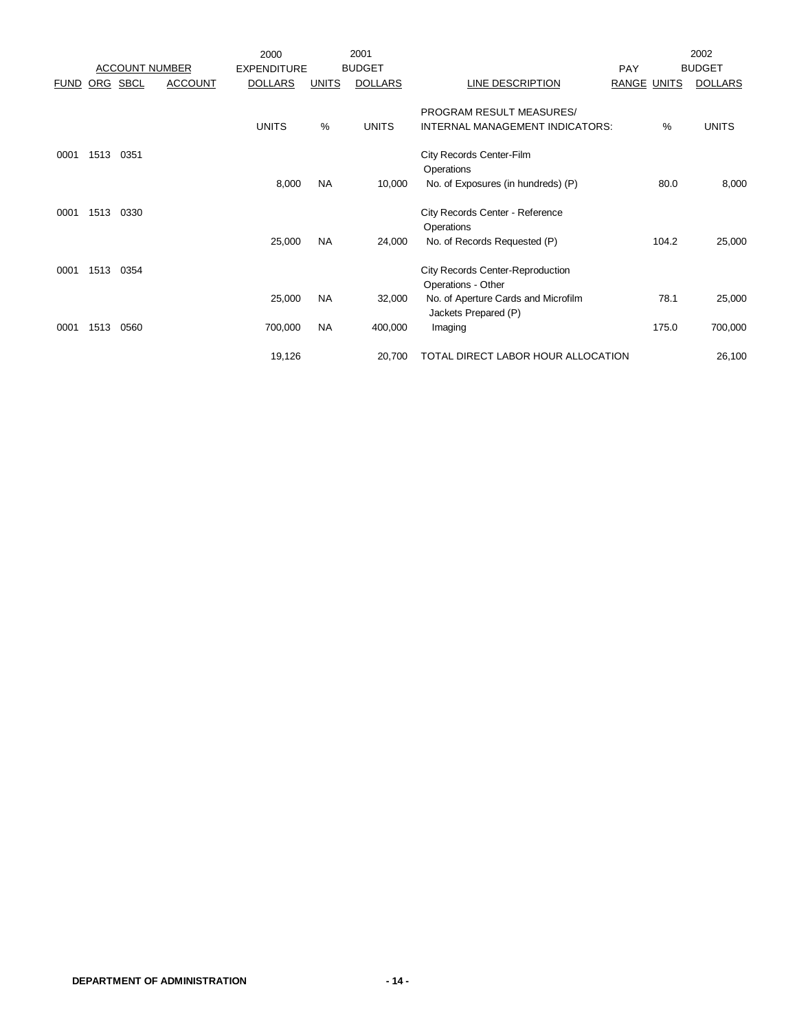| ACCOUNT NUMBER | | | | 2000 EXPENDITURE | 2001 BUDGET | | | PAY | 2002 BUDGET | |
|---|---|---|---|---|---|---|---|---|---|---|
| FUND | ORG | SBCL | ACCOUNT | DOLLARS | UNITS | DOLLARS | LINE DESCRIPTION | RANGE | UNITS | DOLLARS |
| | | | | UNITS | % | UNITS | PROGRAM RESULT MEASURES/ INTERNAL MANAGEMENT INDICATORS: | | % | UNITS |
| 0001 | 1513 | 0351 | | | | | City Records Center-Film Operations | | | |
| | | | | 8,000 | NA | 10,000 | No. of Exposures (in hundreds) (P) | | 80.0 | 8,000 |
| 0001 | 1513 | 0330 | | | | | City Records Center - Reference Operations | | | |
| | | | | 25,000 | NA | 24,000 | No. of Records Requested (P) | | 104.2 | 25,000 |
| 0001 | 1513 | 0354 | | | | | City Records Center-Reproduction Operations - Other | | | |
| | | | | 25,000 | NA | 32,000 | No. of Aperture Cards and Microfilm Jackets Prepared (P) | | 78.1 | 25,000 |
| 0001 | 1513 | 0560 | | 700,000 | NA | 400,000 | Imaging | | 175.0 | 700,000 |
| | | | | 19,126 | | 20,700 | TOTAL DIRECT LABOR HOUR ALLOCATION | | | 26,100 |

**DEPARTMENT OF ADMINISTRATION**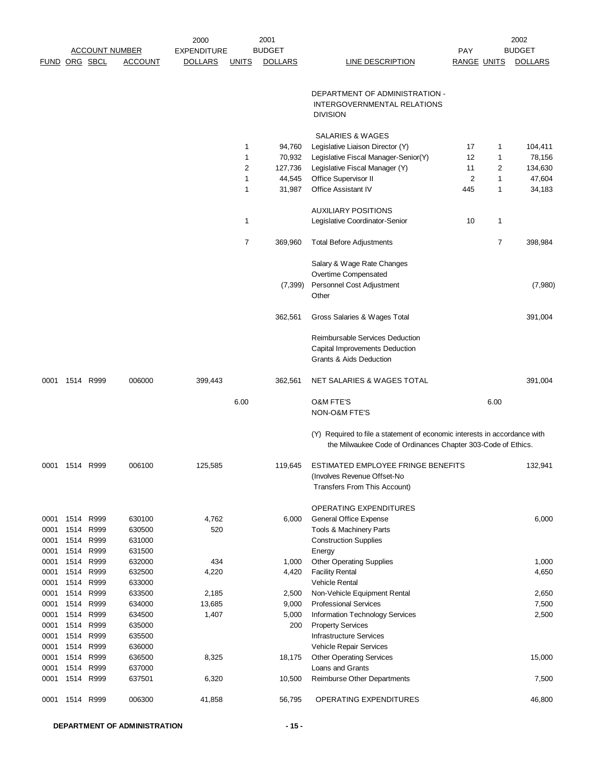| FUND | ORG | SBCL | ACCOUNT | 2000 EXPENDITURE DOLLARS | UNITS | 2001 BUDGET DOLLARS | LINE DESCRIPTION | PAY RANGE | UNITS | 2002 BUDGET DOLLARS |
|---|---|---|---|---|---|---|---|---|---|---|
| | | | | | | | DEPARTMENT OF ADMINISTRATION - INTERGOVERNMENTAL RELATIONS DIVISION | | | |
| | | | | | | | SALARIES & WAGES | | | |
| | | | | | 1 | 94,760 | Legislative Liaison Director (Y) | 17 | 1 | 104,411 |
| | | | | | 1 | 70,932 | Legislative Fiscal Manager-Senior(Y) | 12 | 1 | 78,156 |
| | | | | | 2 | 127,736 | Legislative Fiscal Manager (Y) | 11 | 2 | 134,630 |
| | | | | | 1 | 44,545 | Office Supervisor II | 2 | 1 | 47,604 |
| | | | | | 1 | 31,987 | Office Assistant IV | 445 | 1 | 34,183 |
| | | | | | | | AUXILIARY POSITIONS | | | |
| | | | | | 1 | | Legislative Coordinator-Senior | 10 | 1 | |
| | | | | | 7 | 369,960 | Total Before Adjustments | | 7 | 398,984 |
| | | | | | | | Salary & Wage Rate Changes | | | |
| | | | | | | | Overtime Compensated | | | |
| | | | | | | (7,399) | Personnel Cost Adjustment | | | (7,980) |
| | | | | | | | Other | | | |
| | | | | | | 362,561 | Gross Salaries & Wages Total | | | 391,004 |
| | | | | | | | Reimbursable Services Deduction | | | |
| | | | | | | | Capital Improvements Deduction | | | |
| | | | | | | | Grants & Aids Deduction | | | |
| 0001 | 1514 | R999 | 006000 | 399,443 | | 362,561 | NET SALARIES & WAGES TOTAL | | | 391,004 |
| | | | | | 6.00 | | O&M FTE'S | | 6.00 | |
| | | | | | | | NON-O&M FTE'S | | | |
| | | | | | | | (Y) Required to file a statement of economic interests in accordance with the Milwaukee Code of Ordinances Chapter 303-Code of Ethics. | | | |
| 0001 | 1514 | R999 | 006100 | 125,585 | | 119,645 | ESTIMATED EMPLOYEE FRINGE BENEFITS (Involves Revenue Offset-No Transfers From This Account) | | | 132,941 |
| | | | | | | | OPERATING EXPENDITURES | | | |
| 0001 | 1514 | R999 | 630100 | 4,762 | | 6,000 | General Office Expense | | | 6,000 |
| 0001 | 1514 | R999 | 630500 | 520 | | | Tools & Machinery Parts | | | |
| 0001 | 1514 | R999 | 631000 | | | | Construction Supplies | | | |
| 0001 | 1514 | R999 | 631500 | | | | Energy | | | |
| 0001 | 1514 | R999 | 632000 | 434 | | 1,000 | Other Operating Supplies | | | 1,000 |
| 0001 | 1514 | R999 | 632500 | 4,220 | | 4,420 | Facility Rental | | | 4,650 |
| 0001 | 1514 | R999 | 633000 | | | | Vehicle Rental | | | |
| 0001 | 1514 | R999 | 633500 | 2,185 | | 2,500 | Non-Vehicle Equipment Rental | | | 2,650 |
| 0001 | 1514 | R999 | 634000 | 13,685 | | 9,000 | Professional Services | | | 7,500 |
| 0001 | 1514 | R999 | 634500 | 1,407 | | 5,000 | Information Technology Services | | | 2,500 |
| 0001 | 1514 | R999 | 635000 | | | 200 | Property Services | | | |
| 0001 | 1514 | R999 | 635500 | | | | Infrastructure Services | | | |
| 0001 | 1514 | R999 | 636000 | | | | Vehicle Repair Services | | | |
| 0001 | 1514 | R999 | 636500 | 8,325 | | 18,175 | Other Operating Services | | | 15,000 |
| 0001 | 1514 | R999 | 637000 | | | | Loans and Grants | | | |
| 0001 | 1514 | R999 | 637501 | 6,320 | | 10,500 | Reimburse Other Departments | | | 7,500 |
| 0001 | 1514 | R999 | 006300 | 41,858 | | 56,795 | OPERATING EXPENDITURES | | | 46,800 |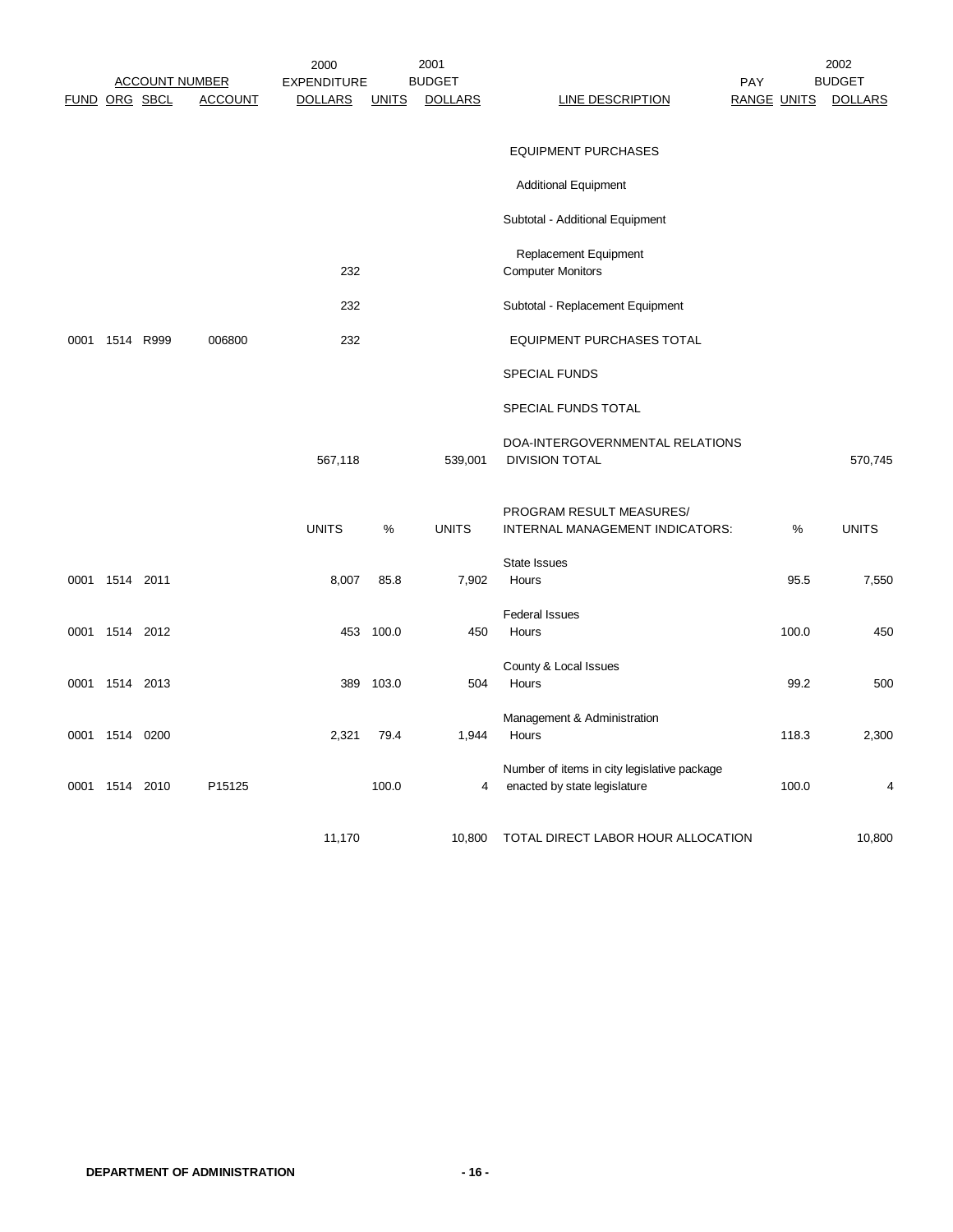| ACCOUNT NUMBER | | | | 2000 EXPENDITURE | 2001 BUDGET | | | PAY | 2002 BUDGET | |
|---|---|---|---|---|---|---|---|---|---|---|
| FUND | ORG | SBCL | ACCOUNT | DOLLARS | UNITS | DOLLARS | LINE DESCRIPTION | RANGE | UNITS | DOLLARS |
| | | | | | | | EQUIPMENT PURCHASES | | | |
| | | | | | | | Additional Equipment | | | |
| | | | | | | | Subtotal - Additional Equipment | | | |
| | | | | | | | Replacement Equipment | | | |
| | | | | 232 | | | Computer Monitors | | | |
| | | | | 232 | | | Subtotal - Replacement Equipment | | | |
| 0001 | 1514 | R999 | 006800 | 232 | | | EQUIPMENT PURCHASES TOTAL | | | |
| | | | | | | | SPECIAL FUNDS | | | |
| | | | | | | | SPECIAL FUNDS TOTAL | | | |
| | | | | 567,118 | | 539,001 | DOA-INTERGOVERNMENTAL RELATIONS DIVISION TOTAL | | | 570,745 |
| | | | | UNITS | % | UNITS | PROGRAM RESULT MEASURES/ INTERNAL MANAGEMENT INDICATORS: | | % | UNITS |
| 0001 | 1514 | 2011 | | 8,007 | 85.8 | 7,902 | State Issues Hours | | 95.5 | 7,550 |
| 0001 | 1514 | 2012 | | 453 | 100.0 | 450 | Federal Issues Hours | | 100.0 | 450 |
| 0001 | 1514 | 2013 | | 389 | 103.0 | 504 | County & Local Issues Hours | | 99.2 | 500 |
| 0001 | 1514 | 0200 | | 2,321 | 79.4 | 1,944 | Management & Administration Hours | | 118.3 | 2,300 |
| 0001 | 1514 | 2010 | P15125 | | 100.0 | 4 | Number of items in city legislative package enacted by state legislature | | 100.0 | 4 |
| | | | | 11,170 | | 10,800 | TOTAL DIRECT LABOR HOUR ALLOCATION | | | 10,800 |

**DEPARTMENT OF ADMINISTRATION**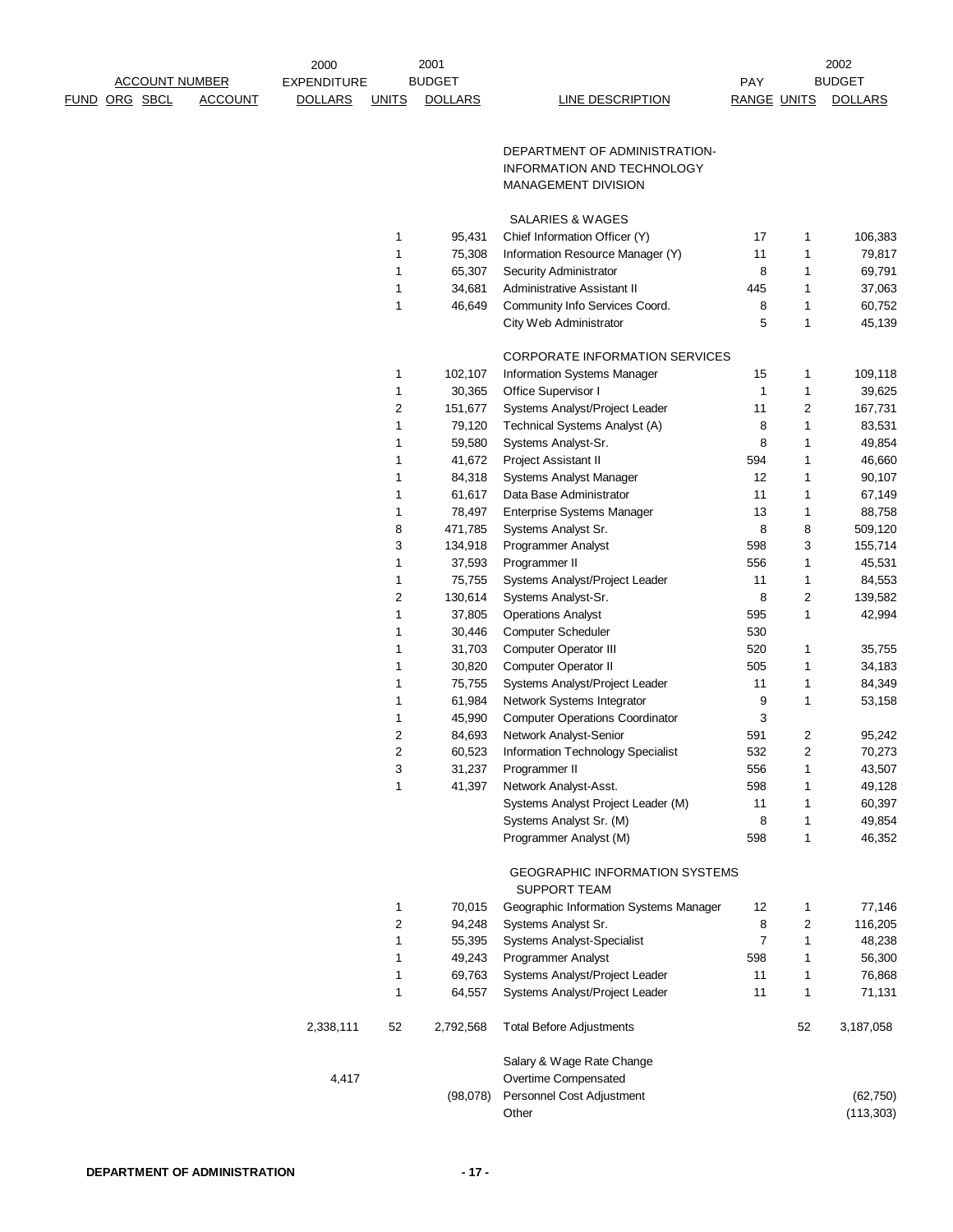| ACCOUNT NUMBER | | | | 2000 EXPENDITURE | 2001 BUDGET | | | | 2002 BUDGET | |
|---|---|---|---|---|---|---|---|---|---|---|
| FUND | ORG | SBCL | ACCOUNT | DOLLARS | UNITS | DOLLARS | LINE DESCRIPTION | PAY RANGE | UNITS | DOLLARS |
| | | | | | | | DEPARTMENT OF ADMINISTRATION-INFORMATION AND TECHNOLOGY MANAGEMENT DIVISION | | | |
| | | | | | | | SALARIES & WAGES | | | |
| | | | | | 1 | 95,431 | Chief Information Officer (Y) | 17 | 1 | 106,383 |
| | | | | | 1 | 75,308 | Information Resource Manager (Y) | 11 | 1 | 79,817 |
| | | | | | 1 | 65,307 | Security Administrator | 8 | 1 | 69,791 |
| | | | | | 1 | 34,681 | Administrative Assistant II | 445 | 1 | 37,063 |
| | | | | | 1 | 46,649 | Community Info Services Coord. | 8 | 1 | 60,752 |
| | | | | | | | City Web Administrator | 5 | 1 | 45,139 |
| | | | | | | | CORPORATE INFORMATION SERVICES | | | |
| | | | | | 1 | 102,107 | Information Systems Manager | 15 | 1 | 109,118 |
| | | | | | 1 | 30,365 | Office Supervisor I | 1 | 1 | 39,625 |
| | | | | | 2 | 151,677 | Systems Analyst/Project Leader | 11 | 2 | 167,731 |
| | | | | | 1 | 79,120 | Technical Systems Analyst (A) | 8 | 1 | 83,531 |
| | | | | | 1 | 59,580 | Systems Analyst-Sr. | 8 | 1 | 49,854 |
| | | | | | 1 | 41,672 | Project Assistant II | 594 | 1 | 46,660 |
| | | | | | 1 | 84,318 | Systems Analyst Manager | 12 | 1 | 90,107 |
| | | | | | 1 | 61,617 | Data Base Administrator | 11 | 1 | 67,149 |
| | | | | | 1 | 78,497 | Enterprise Systems Manager | 13 | 1 | 88,758 |
| | | | | | 8 | 471,785 | Systems Analyst Sr. | 8 | 8 | 509,120 |
| | | | | | 3 | 134,918 | Programmer Analyst | 598 | 3 | 155,714 |
| | | | | | 1 | 37,593 | Programmer II | 556 | 1 | 45,531 |
| | | | | | 1 | 75,755 | Systems Analyst/Project Leader | 11 | 1 | 84,553 |
| | | | | | 2 | 130,614 | Systems Analyst-Sr. | 8 | 2 | 139,582 |
| | | | | | 1 | 37,805 | Operations Analyst | 595 | 1 | 42,994 |
| | | | | | 1 | 30,446 | Computer Scheduler | 530 | | |
| | | | | | 1 | 31,703 | Computer Operator III | 520 | 1 | 35,755 |
| | | | | | 1 | 30,820 | Computer Operator II | 505 | 1 | 34,183 |
| | | | | | 1 | 75,755 | Systems Analyst/Project Leader | 11 | 1 | 84,349 |
| | | | | | 1 | 61,984 | Network Systems Integrator | 9 | 1 | 53,158 |
| | | | | | 1 | 45,990 | Computer Operations Coordinator | 3 | | |
| | | | | | 2 | 84,693 | Network Analyst-Senior | 591 | 2 | 95,242 |
| | | | | | 2 | 60,523 | Information Technology Specialist | 532 | 2 | 70,273 |
| | | | | | 3 | 31,237 | Programmer II | 556 | 1 | 43,507 |
| | | | | | 1 | 41,397 | Network Analyst-Asst. | 598 | 1 | 49,128 |
| | | | | | | | Systems Analyst Project Leader (M) | 11 | 1 | 60,397 |
| | | | | | | | Systems Analyst Sr. (M) | 8 | 1 | 49,854 |
| | | | | | | | Programmer Analyst (M) | 598 | 1 | 46,352 |
| | | | | | | | GEOGRAPHIC INFORMATION SYSTEMS SUPPORT TEAM | | | |
| | | | | | 1 | 70,015 | Geographic Information Systems Manager | 12 | 1 | 77,146 |
| | | | | | 2 | 94,248 | Systems Analyst Sr. | 8 | 2 | 116,205 |
| | | | | | 1 | 55,395 | Systems Analyst-Specialist | 7 | 1 | 48,238 |
| | | | | | 1 | 49,243 | Programmer Analyst | 598 | 1 | 56,300 |
| | | | | | 1 | 69,763 | Systems Analyst/Project Leader | 11 | 1 | 76,868 |
| | | | | | 1 | 64,557 | Systems Analyst/Project Leader | 11 | 1 | 71,131 |
| | | | | 2,338,111 | 52 | 2,792,568 | Total Before Adjustments | | 52 | 3,187,058 |
| | | | | | | | Salary & Wage Rate Change | | | |
| | | | | 4,417 | | | Overtime Compensated | | | |
| | | | | | | (98,078) | Personnel Cost Adjustment | | | (62,750) |
| | | | | | | | Other | | | (113,303) |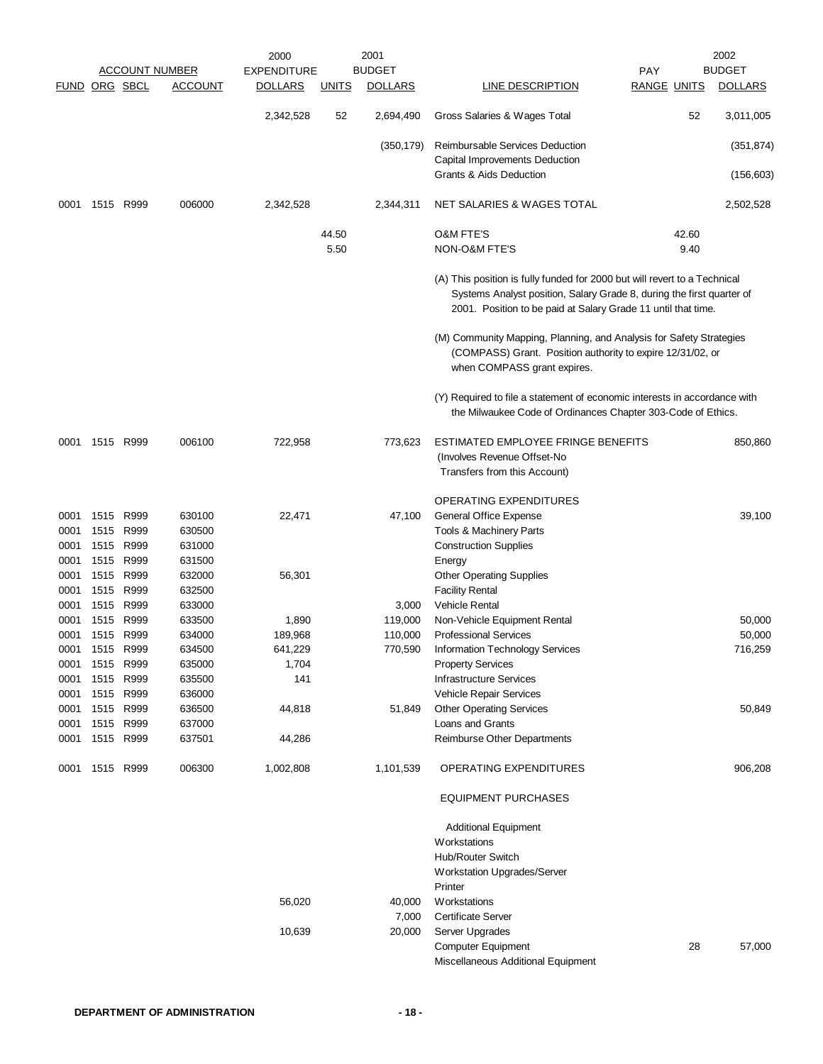| FUND | ORG | SBCL | ACCOUNT | 2000 EXPENDITURE DOLLARS | UNITS | 2001 BUDGET DOLLARS | LINE DESCRIPTION | PAY RANGE | UNITS | 2002 BUDGET DOLLARS |
|---|---|---|---|---|---|---|---|---|---|---|
| | | | | 2,342,528 | 52 | 2,694,490 | Gross Salaries & Wages Total | | 52 | 3,011,005 |
| | | | | | | (350,179) | Reimbursable Services Deduction | | | (351,874) |
| | | | | | | | Capital Improvements Deduction | | | |
| | | | | | | | Grants & Aids Deduction | | | (156,603) |
| 0001 | 1515 | R999 | 006000 | 2,342,528 | | 2,344,311 | NET SALARIES & WAGES TOTAL | | | 2,502,528 |
| | | | | | 44.50 | | O&M FTE'S | | 42.60 | |
| | | | | | 5.50 | | NON-O&M FTE'S | | 9.40 | |
| | | | | | | | (A) This position is fully funded for 2000 but will revert to a Technical Systems Analyst position, Salary Grade 8, during the first quarter of 2001. Position to be paid at Salary Grade 11 until that time. | | | |
| | | | | | | | (M) Community Mapping, Planning, and Analysis for Safety Strategies (COMPASS) Grant. Position authority to expire 12/31/02, or when COMPASS grant expires. | | | |
| | | | | | | | (Y) Required to file a statement of economic interests in accordance with the Milwaukee Code of Ordinances Chapter 303-Code of Ethics. | | | |
| 0001 | 1515 | R999 | 006100 | 722,958 | | 773,623 | ESTIMATED EMPLOYEE FRINGE BENEFITS (Involves Revenue Offset-No Transfers from this Account) | | | 850,860 |
| | | | | | | | OPERATING EXPENDITURES | | | |
| 0001 | 1515 | R999 | 630100 | 22,471 | | 47,100 | General Office Expense | | | 39,100 |
| 0001 | 1515 | R999 | 630500 | | | | Tools & Machinery Parts | | | |
| 0001 | 1515 | R999 | 631000 | | | | Construction Supplies | | | |
| 0001 | 1515 | R999 | 631500 | | | | Energy | | | |
| 0001 | 1515 | R999 | 632000 | 56,301 | | | Other Operating Supplies | | | |
| 0001 | 1515 | R999 | 632500 | | | | Facility Rental | | | |
| 0001 | 1515 | R999 | 633000 | | | 3,000 | Vehicle Rental | | | |
| 0001 | 1515 | R999 | 633500 | 1,890 | | 119,000 | Non-Vehicle Equipment Rental | | | 50,000 |
| 0001 | 1515 | R999 | 634000 | 189,968 | | 110,000 | Professional Services | | | 50,000 |
| 0001 | 1515 | R999 | 634500 | 641,229 | | 770,590 | Information Technology Services | | | 716,259 |
| 0001 | 1515 | R999 | 635000 | 1,704 | | | Property Services | | | |
| 0001 | 1515 | R999 | 635500 | 141 | | | Infrastructure Services | | | |
| 0001 | 1515 | R999 | 636000 | | | | Vehicle Repair Services | | | |
| 0001 | 1515 | R999 | 636500 | 44,818 | | 51,849 | Other Operating Services | | | 50,849 |
| 0001 | 1515 | R999 | 637000 | | | | Loans and Grants | | | |
| 0001 | 1515 | R999 | 637501 | 44,286 | | | Reimburse Other Departments | | | |
| 0001 | 1515 | R999 | 006300 | 1,002,808 | | 1,101,539 | OPERATING EXPENDITURES | | | 906,208 |
| | | | | | | | EQUIPMENT PURCHASES | | | |
| | | | | | | | Additional Equipment | | | |
| | | | | | | | Workstations | | | |
| | | | | | | | Hub/Router Switch | | | |
| | | | | | | | Workstation Upgrades/Server | | | |
| | | | | | | | Printer | | | |
| | | | | 56,020 | | 40,000 | Workstations | | | |
| | | | | | | 7,000 | Certificate Server | | | |
| | | | | 10,639 | | 20,000 | Server Upgrades | | | |
| | | | | | | | Computer Equipment | | 28 | 57,000 |
| | | | | | | | Miscellaneous Additional Equipment | | | |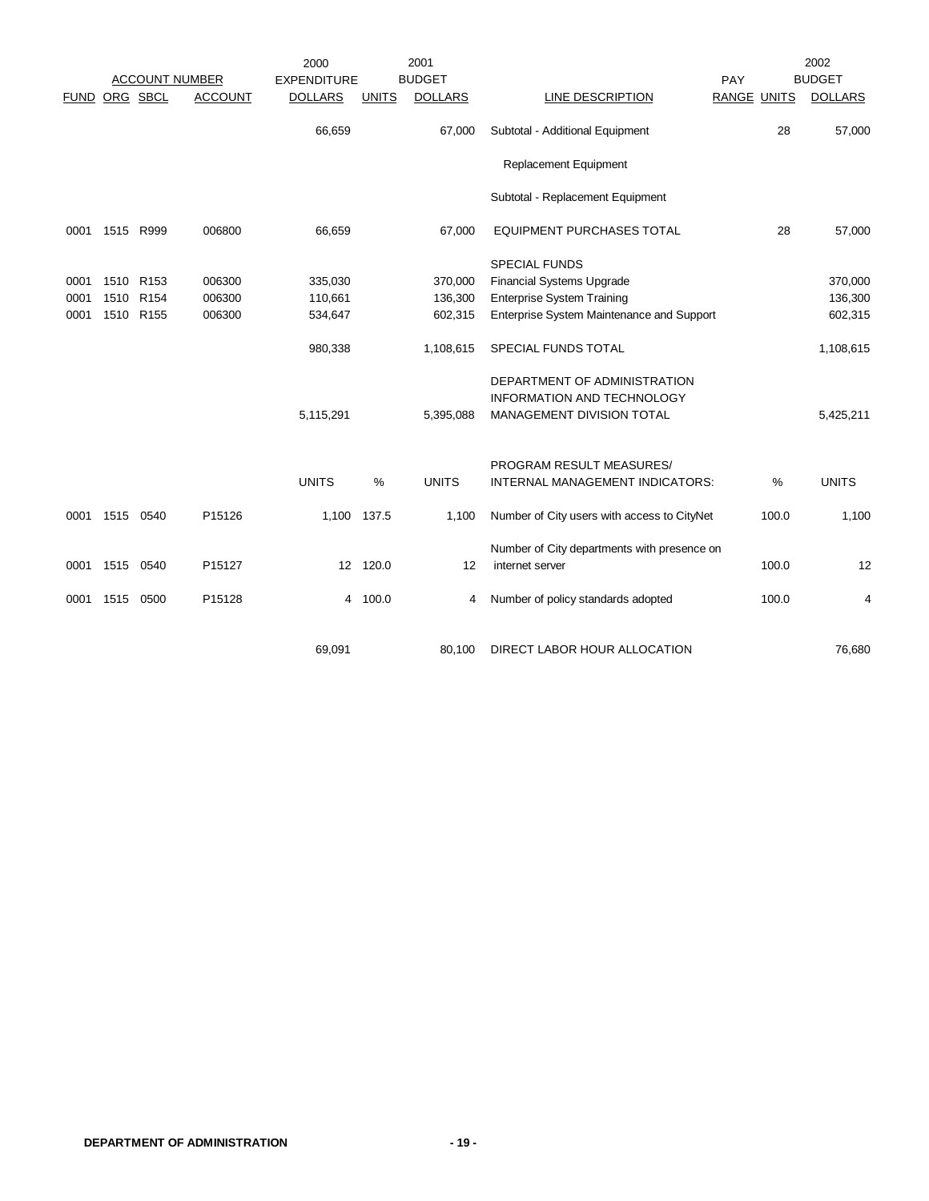| ACCOUNT NUMBER | | | | 2000 EXPENDITURE | | 2001 BUDGET | | PAY | | 2002 BUDGET |
|---|---|---|---|---|---|---|---|---|---|---|
| FUND | ORG | SBCL | ACCOUNT | DOLLARS | UNITS | DOLLARS | LINE DESCRIPTION | RANGE | UNITS | DOLLARS |
| | | | | 66,659 | | 67,000 | Subtotal - Additional Equipment | | 28 | 57,000 |
| | | | | | | | Replacement Equipment | | | |
| | | | | | | | Subtotal - Replacement Equipment | | | |
| 0001 | 1515 | R999 | 006800 | 66,659 | | 67,000 | EQUIPMENT PURCHASES TOTAL | | 28 | 57,000 |
| | | | | | | | SPECIAL FUNDS | | | |
| 0001 | 1510 | R153 | 006300 | 335,030 | | 370,000 | Financial Systems Upgrade | | | 370,000 |
| 0001 | 1510 | R154 | 006300 | 110,661 | | 136,300 | Enterprise System Training | | | 136,300 |
| 0001 | 1510 | R155 | 006300 | 534,647 | | 602,315 | Enterprise System Maintenance and Support | | | 602,315 |
| | | | | 980,338 | | 1,108,615 | SPECIAL FUNDS TOTAL | | | 1,108,615 |
| | | | | 5,115,291 | | 5,395,088 | DEPARTMENT OF ADMINISTRATION INFORMATION AND TECHNOLOGY MANAGEMENT DIVISION TOTAL | | | 5,425,211 |
| | | | | UNITS | % | UNITS | PROGRAM RESULT MEASURES/ INTERNAL MANAGEMENT INDICATORS: | | % | UNITS |
| 0001 | 1515 | 0540 | P15126 | 1,100 | 137.5 | 1,100 | Number of City users with access to CityNet | | 100.0 | 1,100 |
| 0001 | 1515 | 0540 | P15127 | 12 | 120.0 | 12 | Number of City departments with presence on internet server | | 100.0 | 12 |
| 0001 | 1515 | 0500 | P15128 | 4 | 100.0 | 4 | Number of policy standards adopted | | 100.0 | 4 |
| | | | | 69,091 | | 80,100 | DIRECT LABOR HOUR ALLOCATION | | | 76,680 |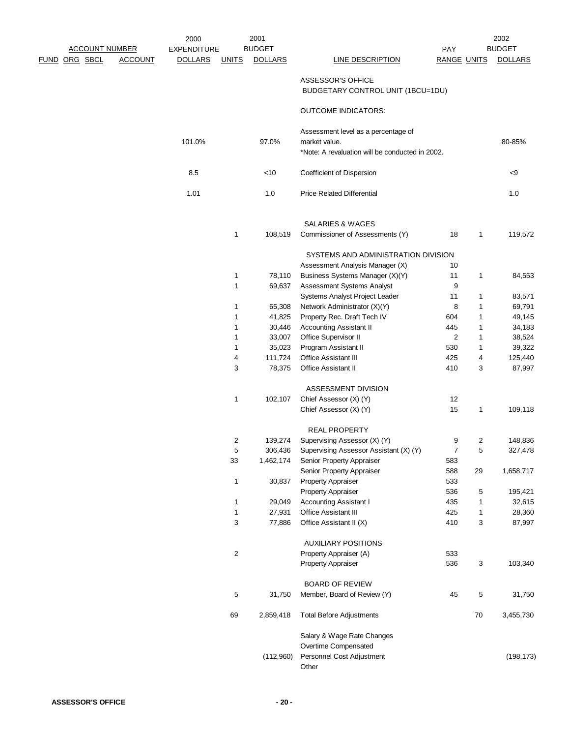| ACCOUNT NUMBER FUND ORG SBCL | ACCOUNT | 2000 EXPENDITURE DOLLARS | UNITS | 2001 BUDGET DOLLARS | LINE DESCRIPTION | PAY RANGE | UNITS | 2002 BUDGET DOLLARS |
|---|---|---|---|---|---|---|---|---|
| | | | | | ASSESSOR'S OFFICE | | | |
| | | | | | BUDGETARY CONTROL UNIT (1BCU=1DU) | | | |
| | | | | | OUTCOME INDICATORS: | | | |
| | | | | | Assessment level as a percentage of | | | |
| | | 101.0% | | 97.0% | market value. | | | 80-85% |
| | | | | | *Note: A revaluation will be conducted in 2002. | | | |
| | | 8.5 | | <10 | Coefficient of Dispersion | | | <9 |
| | | 1.01 | | 1.0 | Price Related Differential | | | 1.0 |
| | | | | | SALARIES & WAGES | | | |
| | | | 1 | 108,519 | Commissioner of Assessments (Y) | 18 | 1 | 119,572 |
| | | | | | SYSTEMS AND ADMINISTRATION DIVISION | | | |
| | | | | | Assessment Analysis Manager (X) | 10 | | |
| | | | 1 | 78,110 | Business Systems Manager (X)(Y) | 11 | 1 | 84,553 |
| | | | 1 | 69,637 | Assessment Systems Analyst | 9 | | |
| | | | | | Systems Analyst Project Leader | 11 | 1 | 83,571 |
| | | | 1 | 65,308 | Network Administrator (X)(Y) | 8 | 1 | 69,791 |
| | | | 1 | 41,825 | Property Rec. Draft Tech IV | 604 | 1 | 49,145 |
| | | | 1 | 30,446 | Accounting Assistant II | 445 | 1 | 34,183 |
| | | | 1 | 33,007 | Office Supervisor II | 2 | 1 | 38,524 |
| | | | 1 | 35,023 | Program Assistant II | 530 | 1 | 39,322 |
| | | | 4 | 111,724 | Office Assistant III | 425 | 4 | 125,440 |
| | | | 3 | 78,375 | Office Assistant II | 410 | 3 | 87,997 |
| | | | | | ASSESSMENT DIVISION | | | |
| | | | 1 | 102,107 | Chief Assessor (X) (Y) | 12 | | |
| | | | | | Chief Assessor (X) (Y) | 15 | 1 | 109,118 |
| | | | | | REAL PROPERTY | | | |
| | | | 2 | 139,274 | Supervising Assessor (X) (Y) | 9 | 2 | 148,836 |
| | | | 5 | 306,436 | Supervising Assessor Assistant (X) (Y) | 7 | 5 | 327,478 |
| | | | 33 | 1,462,174 | Senior Property Appraiser | 583 | | |
| | | | | | Senior Property Appraiser | 588 | 29 | 1,658,717 |
| | | | 1 | 30,837 | Property Appraiser | 533 | | |
| | | | | | Property Appraiser | 536 | 5 | 195,421 |
| | | | 1 | 29,049 | Accounting Assistant I | 435 | 1 | 32,615 |
| | | | 1 | 27,931 | Office Assistant III | 425 | 1 | 28,360 |
| | | | 3 | 77,886 | Office Assistant II (X) | 410 | 3 | 87,997 |
| | | | | | AUXILIARY POSITIONS | | | |
| | | | 2 | | Property Appraiser (A) | 533 | | |
| | | | | | Property Appraiser | 536 | 3 | 103,340 |
| | | | | | BOARD OF REVIEW | | | |
| | | | 5 | 31,750 | Member, Board of Review (Y) | 45 | 5 | 31,750 |
| | | | 69 | 2,859,418 | Total Before Adjustments | | 70 | 3,455,730 |
| | | | | | Salary & Wage Rate Changes | | | |
| | | | | | Overtime Compensated | | | |
| | | | | (112,960) | Personnel Cost Adjustment | | | (198,173) |
| | | | | | Other | | | |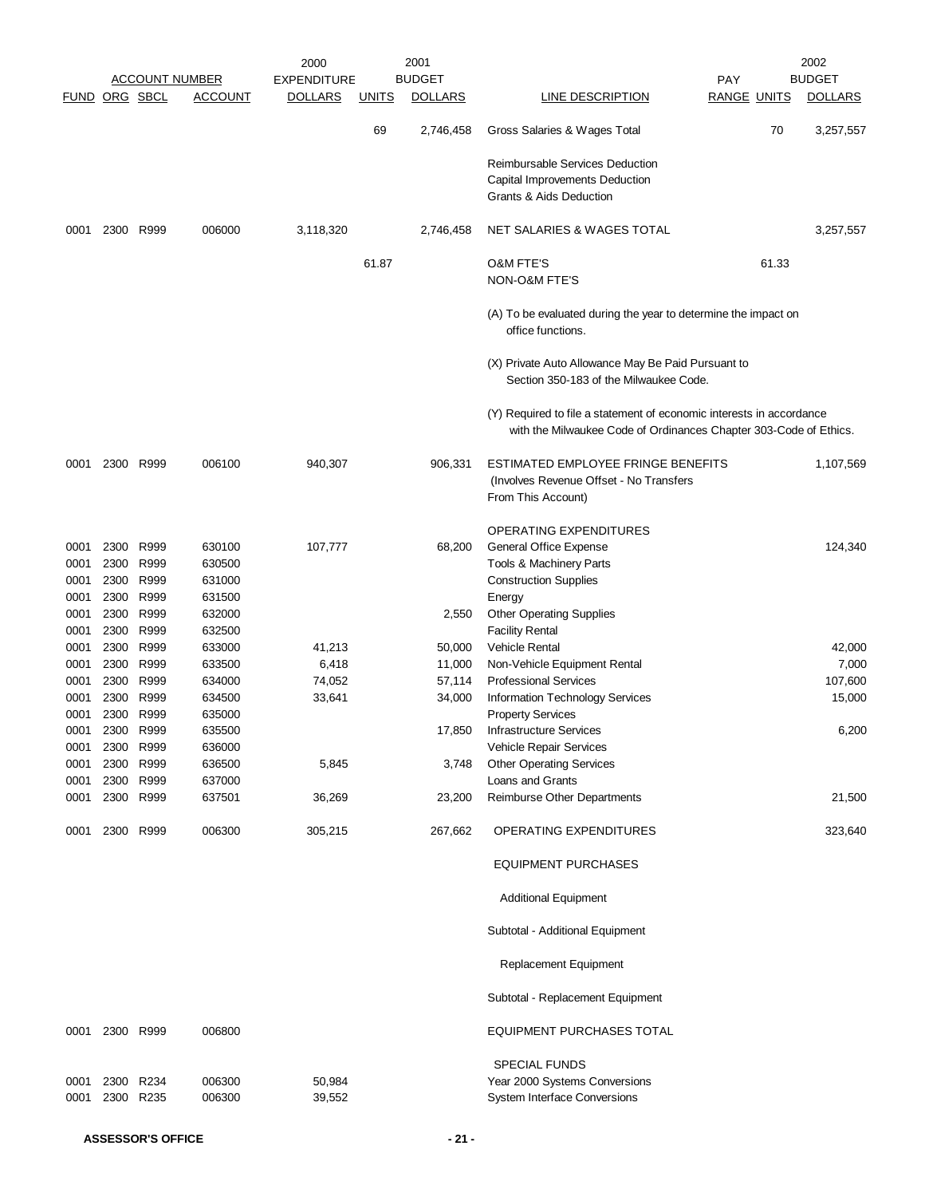| FUND | ORG | SBCL | ACCOUNT | 2000 EXPENDITURE DOLLARS | UNITS | 2001 BUDGET DOLLARS | LINE DESCRIPTION | PAY RANGE | UNITS | 2002 BUDGET DOLLARS |
|---|---|---|---|---|---|---|---|---|---|---|
| | | | | | 69 | 2,746,458 | Gross Salaries & Wages Total | | 70 | 3,257,557 |
| | | | | | | | Reimbursable Services Deduction | | | |
| | | | | | | | Capital Improvements Deduction | | | |
| | | | | | | | Grants & Aids Deduction | | | |
| 0001 | 2300 | R999 | 006000 | 3,118,320 | | 2,746,458 | NET SALARIES & WAGES TOTAL | | | 3,257,557 |
| | | | | | 61.87 | | O&M FTE'S | | 61.33 | |
| | | | | | | | NON-O&M FTE'S | | | |
| | | | | | | | (A) To be evaluated during the year to determine the impact on office functions. | | | |
| | | | | | | | (X) Private Auto Allowance May Be Paid Pursuant to Section 350-183 of the Milwaukee Code. | | | |
| | | | | | | | (Y) Required to file a statement of economic interests in accordance with the Milwaukee Code of Ordinances Chapter 303-Code of Ethics. | | | |
| 0001 | 2300 | R999 | 006100 | 940,307 | | 906,331 | ESTIMATED EMPLOYEE FRINGE BENEFITS (Involves Revenue Offset - No Transfers From This Account) | | | 1,107,569 |
| | | | | | | | OPERATING EXPENDITURES | | | |
| 0001 | 2300 | R999 | 630100 | 107,777 | | 68,200 | General Office Expense | | | 124,340 |
| 0001 | 2300 | R999 | 630500 | | | | Tools & Machinery Parts | | | |
| 0001 | 2300 | R999 | 631000 | | | | Construction Supplies | | | |
| 0001 | 2300 | R999 | 631500 | | | | Energy | | | |
| 0001 | 2300 | R999 | 632000 | | | 2,550 | Other Operating Supplies | | | |
| 0001 | 2300 | R999 | 632500 | | | | Facility Rental | | | |
| 0001 | 2300 | R999 | 633000 | 41,213 | | 50,000 | Vehicle Rental | | | 42,000 |
| 0001 | 2300 | R999 | 633500 | 6,418 | | 11,000 | Non-Vehicle Equipment Rental | | | 7,000 |
| 0001 | 2300 | R999 | 634000 | 74,052 | | 57,114 | Professional Services | | | 107,600 |
| 0001 | 2300 | R999 | 634500 | 33,641 | | 34,000 | Information Technology Services | | | 15,000 |
| 0001 | 2300 | R999 | 635000 | | | | Property Services | | | |
| 0001 | 2300 | R999 | 635500 | | | 17,850 | Infrastructure Services | | | 6,200 |
| 0001 | 2300 | R999 | 636000 | | | | Vehicle Repair Services | | | |
| 0001 | 2300 | R999 | 636500 | 5,845 | | 3,748 | Other Operating Services | | | |
| 0001 | 2300 | R999 | 637000 | | | | Loans and Grants | | | |
| 0001 | 2300 | R999 | 637501 | 36,269 | | 23,200 | Reimburse Other Departments | | | 21,500 |
| 0001 | 2300 | R999 | 006300 | 305,215 | | 267,662 | OPERATING EXPENDITURES | | | 323,640 |
| | | | | | | | EQUIPMENT PURCHASES | | | |
| | | | | | | | Additional Equipment | | | |
| | | | | | | | Subtotal - Additional Equipment | | | |
| | | | | | | | Replacement Equipment | | | |
| | | | | | | | Subtotal - Replacement Equipment | | | |
| 0001 | 2300 | R999 | 006800 | | | | EQUIPMENT PURCHASES TOTAL | | | |
| | | | | | | | SPECIAL FUNDS | | | |
| 0001 | 2300 | R234 | 006300 | 50,984 | | | Year 2000 Systems Conversions | | | |
| 0001 | 2300 | R235 | 006300 | 39,552 | | | System Interface Conversions | | | |

ASSESSOR'S OFFICE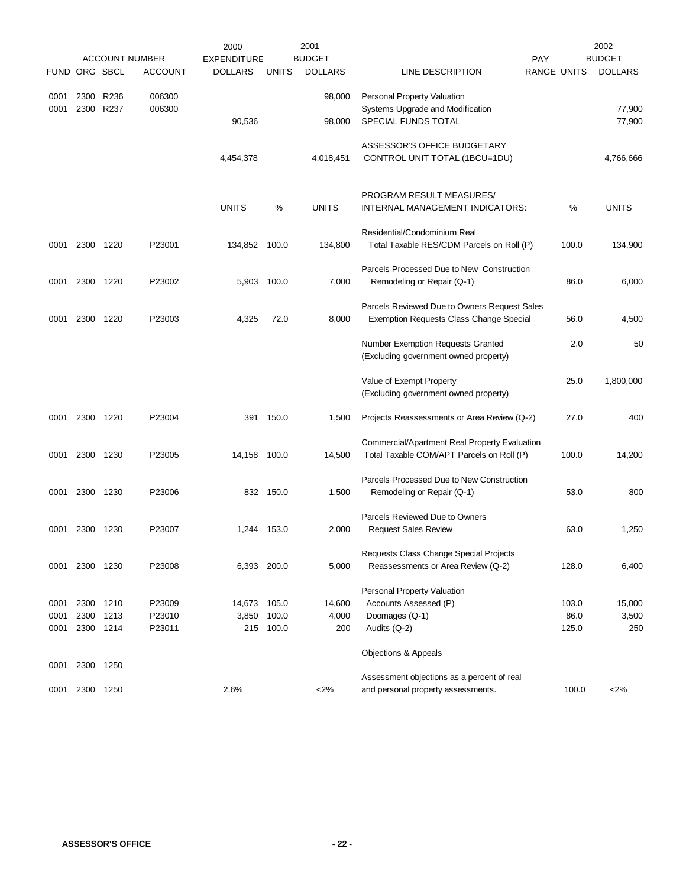| FUND | ORG | SBCL | ACCOUNT | 2000 EXPENDITURE DOLLARS | UNITS | 2001 BUDGET DOLLARS | LINE DESCRIPTION | PAY RANGE | UNITS | 2002 BUDGET DOLLARS |
|---|---|---|---|---|---|---|---|---|---|---|
| 0001 | 2300 | R236 | 006300 | | | 98,000 | Personal Property Valuation | | | |
| 0001 | 2300 | R237 | 006300 | | | | Systems Upgrade and Modification | | | 77,900 |
| | | | | 90,536 | | 98,000 | SPECIAL FUNDS TOTAL | | | 77,900 |
| | | | | 4,454,378 | | 4,018,451 | ASSESSOR'S OFFICE BUDGETARY CONTROL UNIT TOTAL (1BCU=1DU) | | | 4,766,666 |

| FUND | ORG | SBCL | ACCOUNT | UNITS | % | UNITS | PROGRAM RESULT MEASURES/ INTERNAL MANAGEMENT INDICATORS: | % | UNITS |
|---|---|---|---|---|---|---|---|---|---|
| 0001 | 2300 | 1220 | P23001 | 134,852 | 100.0 | 134,800 | Residential/Condominium Real Total Taxable RES/CDM Parcels on Roll (P) | 100.0 | 134,900 |
| 0001 | 2300 | 1220 | P23002 | 5,903 | 100.0 | 7,000 | Parcels Processed Due to New Construction Remodeling or Repair (Q-1) | 86.0 | 6,000 |
| 0001 | 2300 | 1220 | P23003 | 4,325 | 72.0 | 8,000 | Parcels Reviewed Due to Owners Request Sales Exemption Requests Class Change Special | 56.0 | 4,500 |
| | | | | | | | Number Exemption Requests Granted (Excluding government owned property) | 2.0 | 50 |
| | | | | | | | Value of Exempt Property (Excluding government owned property) | 25.0 | 1,800,000 |
| 0001 | 2300 | 1220 | P23004 | 391 | 150.0 | 1,500 | Projects Reassessments or Area Review (Q-2) | 27.0 | 400 |
| 0001 | 2300 | 1230 | P23005 | 14,158 | 100.0 | 14,500 | Commercial/Apartment Real Property Evaluation Total Taxable COM/APT Parcels on Roll (P) | 100.0 | 14,200 |
| 0001 | 2300 | 1230 | P23006 | 832 | 150.0 | 1,500 | Parcels Processed Due to New Construction Remodeling or Repair (Q-1) | 53.0 | 800 |
| 0001 | 2300 | 1230 | P23007 | 1,244 | 153.0 | 2,000 | Parcels Reviewed Due to Owners Request Sales Review | 63.0 | 1,250 |
| 0001 | 2300 | 1230 | P23008 | 6,393 | 200.0 | 5,000 | Requests Class Change Special Projects Reassessments or Area Review (Q-2) | 128.0 | 6,400 |
| | | | | | | | Personal Property Valuation | | |
| 0001 | 2300 | 1210 | P23009 | 14,673 | 105.0 | 14,600 | Accounts Assessed (P) | 103.0 | 15,000 |
| 0001 | 2300 | 1213 | P23010 | 3,850 | 100.0 | 4,000 | Doomages (Q-1) | 86.0 | 3,500 |
| 0001 | 2300 | 1214 | P23011 | 215 | 100.0 | 200 | Audits (Q-2) | 125.0 | 250 |
| 0001 | 2300 | 1250 | | | | | Objections & Appeals | | |
| 0001 | 2300 | 1250 | | 2.6% | | <2% | Assessment objections as a percent of real and personal property assessments. | 100.0 | <2% |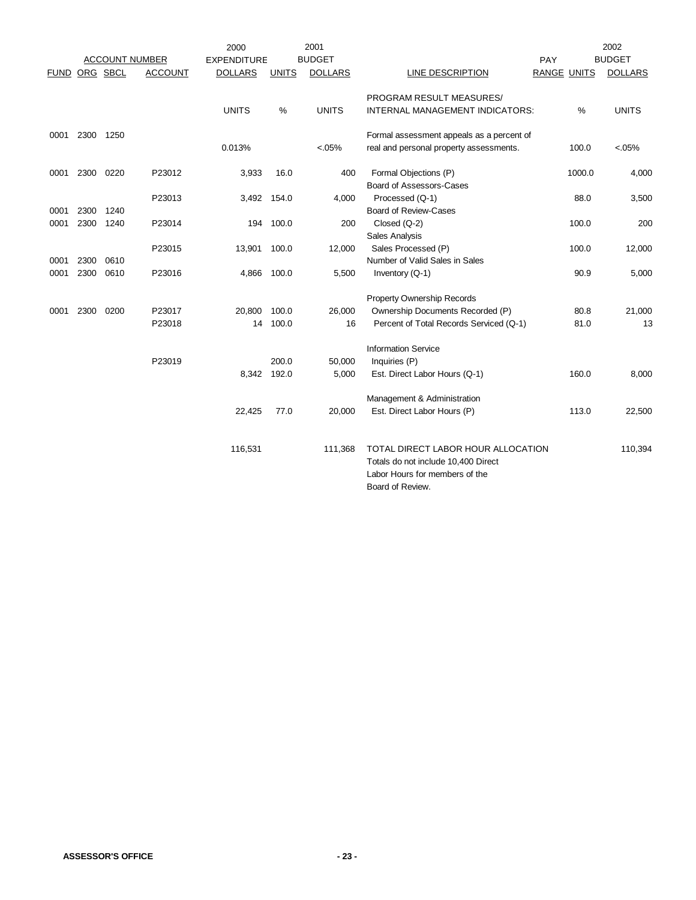| ACCOUNT NUMBER | | | | 2000 EXPENDITURE | | 2001 BUDGET | | PAY | | 2002 BUDGET |
|---|---|---|---|---|---|---|---|---|---|---|
| FUND | ORG | SBCL | ACCOUNT | DOLLARS | UNITS | DOLLARS | LINE DESCRIPTION | RANGE | UNITS | DOLLARS |
| | | | | UNITS | % | UNITS | PROGRAM RESULT MEASURES/ INTERNAL MANAGEMENT INDICATORS: | | % | UNITS |
| 0001 | 2300 | 1250 | | 0.013% | | <.05% | Formal assessment appeals as a percent of real and personal property assessments. | | 100.0 | <.05% |
| 0001 | 2300 | 0220 | P23012 | 3,933 | 16.0 | 400 | Formal Objections (P) | | 1000.0 | 4,000 |
| | | | P23013 | 3,492 | 154.0 | 4,000 | Board of Assessors-Cases Processed (Q-1) | | 88.0 | 3,500 |
| 0001 | 2300 | 1240 | | | | | Board of Review-Cases | | | |
| 0001 | 2300 | 1240 | P23014 | 194 | 100.0 | 200 | Closed (Q-2) | | 100.0 | 200 |
| | | | P23015 | 13,901 | 100.0 | 12,000 | Sales Analysis Sales Processed (P) | | 100.0 | 12,000 |
| 0001 | 2300 | 0610 | | | | | Number of Valid Sales in Sales | | | |
| 0001 | 2300 | 0610 | P23016 | 4,866 | 100.0 | 5,500 | Inventory (Q-1) | | 90.9 | 5,000 |
| | | | | | | | Property Ownership Records | | | |
| 0001 | 2300 | 0200 | P23017 | 20,800 | 100.0 | 26,000 | Ownership Documents Recorded (P) | | 80.8 | 21,000 |
| | | | P23018 | 14 | 100.0 | 16 | Percent of Total Records Serviced (Q-1) | | 81.0 | 13 |
| | | | | | | | Information Service | | | |
| | | | P23019 | | 200.0 | 50,000 | Inquiries (P) | | | |
| | | | | 8,342 | 192.0 | 5,000 | Est. Direct Labor Hours (Q-1) | | 160.0 | 8,000 |
| | | | | | | | Management & Administration | | | |
| | | | | 22,425 | 77.0 | 20,000 | Est. Direct Labor Hours (P) | | 113.0 | 22,500 |
| | | | | 116,531 | | 111,368 | TOTAL DIRECT LABOR HOUR ALLOCATION Totals do not include 10,400 Direct Labor Hours for members of the Board of Review. | | | 110,394 |

**ASSESSOR'S OFFICE**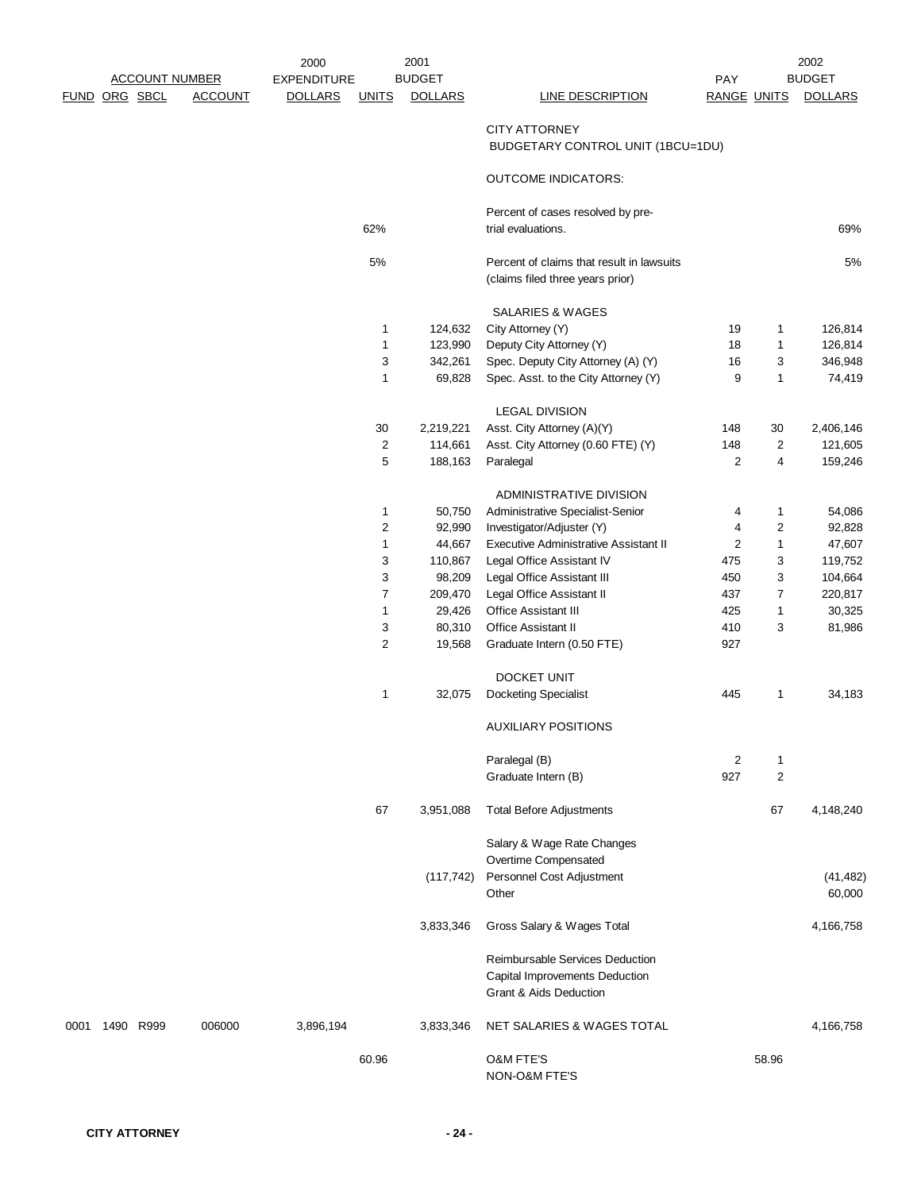| ACCOUNT NUMBER | | | | 2000 EXPENDITURE | 2001 BUDGET | | | PAY | | 2002 BUDGET |
|---|---|---|---|---|---|---|---|---|---|---|
| FUND | ORG | SBCL | ACCOUNT | DOLLARS | UNITS | DOLLARS | LINE DESCRIPTION | RANGE | UNITS | DOLLARS |
| | | | | | | | CITY ATTORNEY | | | |
| | | | | | | | BUDGETARY CONTROL UNIT (1BCU=1DU) | | | |
| | | | | | | | OUTCOME INDICATORS: | | | |
| | | | | | 62% | | Percent of cases resolved by pre-trial evaluations. | | | 69% |
| | | | | | 5% | | Percent of claims that result in lawsuits (claims filed three years prior) | | | 5% |
| | | | | | | | SALARIES & WAGES | | | |
| | | | | | 1 | 124,632 | City Attorney (Y) | 19 | 1 | 126,814 |
| | | | | | 1 | 123,990 | Deputy City Attorney (Y) | 18 | 1 | 126,814 |
| | | | | | 3 | 342,261 | Spec. Deputy City Attorney (A) (Y) | 16 | 3 | 346,948 |
| | | | | | 1 | 69,828 | Spec. Asst. to the City Attorney (Y) | 9 | 1 | 74,419 |
| | | | | | | | LEGAL DIVISION | | | |
| | | | | | 30 | 2,219,221 | Asst. City Attorney (A)(Y) | 148 | 30 | 2,406,146 |
| | | | | | 2 | 114,661 | Asst. City Attorney (0.60 FTE) (Y) | 148 | 2 | 121,605 |
| | | | | | 5 | 188,163 | Paralegal | 2 | 4 | 159,246 |
| | | | | | | | ADMINISTRATIVE DIVISION | | | |
| | | | | | 1 | 50,750 | Administrative Specialist-Senior | 4 | 1 | 54,086 |
| | | | | | 2 | 92,990 | Investigator/Adjuster (Y) | 4 | 2 | 92,828 |
| | | | | | 1 | 44,667 | Executive Administrative Assistant II | 2 | 1 | 47,607 |
| | | | | | 3 | 110,867 | Legal Office Assistant IV | 475 | 3 | 119,752 |
| | | | | | 3 | 98,209 | Legal Office Assistant III | 450 | 3 | 104,664 |
| | | | | | 7 | 209,470 | Legal Office Assistant II | 437 | 7 | 220,817 |
| | | | | | 1 | 29,426 | Office Assistant III | 425 | 1 | 30,325 |
| | | | | | 3 | 80,310 | Office Assistant II | 410 | 3 | 81,986 |
| | | | | | 2 | 19,568 | Graduate Intern (0.50 FTE) | 927 | | |
| | | | | | | | DOCKET UNIT | | | |
| | | | | | 1 | 32,075 | Docketing Specialist | 445 | 1 | 34,183 |
| | | | | | | | AUXILIARY POSITIONS | | | |
| | | | | | | | Paralegal (B) | 2 | 1 | |
| | | | | | | | Graduate Intern (B) | 927 | 2 | |
| | | | | | 67 | 3,951,088 | Total Before Adjustments | | 67 | 4,148,240 |
| | | | | | | | Salary & Wage Rate Changes | | | |
| | | | | | | | Overtime Compensated | | | |
| | | | | | | (117,742) | Personnel Cost Adjustment | | | (41,482) |
| | | | | | | | Other | | | 60,000 |
| | | | | | | 3,833,346 | Gross Salary & Wages Total | | | 4,166,758 |
| | | | | | | | Reimbursable Services Deduction | | | |
| | | | | | | | Capital Improvements Deduction | | | |
| | | | | | | | Grant & Aids Deduction | | | |
| 0001 | 1490 | R999 | 006000 | 3,896,194 | | 3,833,346 | NET SALARIES & WAGES TOTAL | | | 4,166,758 |
| | | | | | 60.96 | | O&M FTE'S | | 58.96 | |
| | | | | | | | NON-O&M FTE'S | | | |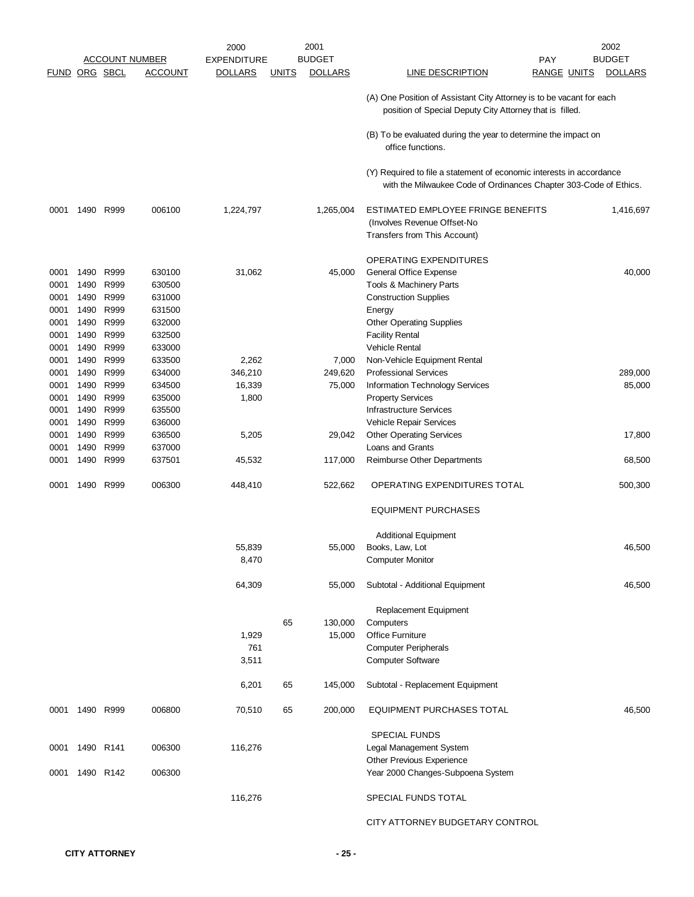| ACCOUNT NUMBER | | | | 2000 EXPENDITURE | 2001 BUDGET | | | PAY | 2002 BUDGET | |
|---|---|---|---|---|---|---|---|---|---|---|
| FUND | ORG | SBCL | ACCOUNT | DOLLARS | UNITS | DOLLARS | LINE DESCRIPTION | RANGE | UNITS | DOLLARS |
| | | | | | | | (A) One Position of Assistant City Attorney is to be vacant for each position of Special Deputy City Attorney that is filled. | | | |
| | | | | | | | (B) To be evaluated during the year to determine the impact on office functions. | | | |
| | | | | | | | (Y) Required to file a statement of economic interests in accordance with the Milwaukee Code of Ordinances Chapter 303-Code of Ethics. | | | |
| 0001 | 1490 | R999 | 006100 | 1,224,797 | | 1,265,004 | ESTIMATED EMPLOYEE FRINGE BENEFITS (Involves Revenue Offset-No Transfers from This Account) | | | 1,416,697 |
| | | | | | | | OPERATING EXPENDITURES | | | |
| 0001 | 1490 | R999 | 630100 | 31,062 | | 45,000 | General Office Expense | | | 40,000 |
| 0001 | 1490 | R999 | 630500 | | | | Tools & Machinery Parts | | | |
| 0001 | 1490 | R999 | 631000 | | | | Construction Supplies | | | |
| 0001 | 1490 | R999 | 631500 | | | | Energy | | | |
| 0001 | 1490 | R999 | 632000 | | | | Other Operating Supplies | | | |
| 0001 | 1490 | R999 | 632500 | | | | Facility Rental | | | |
| 0001 | 1490 | R999 | 633000 | | | | Vehicle Rental | | | |
| 0001 | 1490 | R999 | 633500 | 2,262 | | 7,000 | Non-Vehicle Equipment Rental | | | |
| 0001 | 1490 | R999 | 634000 | 346,210 | | 249,620 | Professional Services | | | 289,000 |
| 0001 | 1490 | R999 | 634500 | 16,339 | | 75,000 | Information Technology Services | | | 85,000 |
| 0001 | 1490 | R999 | 635000 | 1,800 | | | Property Services | | | |
| 0001 | 1490 | R999 | 635500 | | | | Infrastructure Services | | | |
| 0001 | 1490 | R999 | 636000 | | | | Vehicle Repair Services | | | |
| 0001 | 1490 | R999 | 636500 | 5,205 | | 29,042 | Other Operating Services | | | 17,800 |
| 0001 | 1490 | R999 | 637000 | | | | Loans and Grants | | | |
| 0001 | 1490 | R999 | 637501 | 45,532 | | 117,000 | Reimburse Other Departments | | | 68,500 |
| 0001 | 1490 | R999 | 006300 | 448,410 | | 522,662 | OPERATING EXPENDITURES TOTAL | | | 500,300 |
| | | | | | | | EQUIPMENT PURCHASES | | | |
| | | | | | | | Additional Equipment | | | |
| | | | | 55,839 | | 55,000 | Books, Law, Lot | | | 46,500 |
| | | | | 8,470 | | | Computer Monitor | | | |
| | | | | 64,309 | | 55,000 | Subtotal - Additional Equipment | | | 46,500 |
| | | | | | | | Replacement Equipment | | | |
| | | | | | 65 | 130,000 | Computers | | | |
| | | | | 1,929 | | 15,000 | Office Furniture | | | |
| | | | | 761 | | | Computer Peripherals | | | |
| | | | | 3,511 | | | Computer Software | | | |
| | | | | 6,201 | 65 | 145,000 | Subtotal - Replacement Equipment | | | |
| 0001 | 1490 | R999 | 006800 | 70,510 | 65 | 200,000 | EQUIPMENT PURCHASES TOTAL | | | 46,500 |
| | | | | | | | SPECIAL FUNDS | | | |
| 0001 | 1490 | R141 | 006300 | 116,276 | | | Legal Management System | | | |
| | | | | | | | Other Previous Experience | | | |
| 0001 | 1490 | R142 | 006300 | | | | Year 2000 Changes-Subpoena System | | | |
| | | | | 116,276 | | | SPECIAL FUNDS TOTAL | | | |
| | | | | | | | CITY ATTORNEY BUDGETARY CONTROL | | | |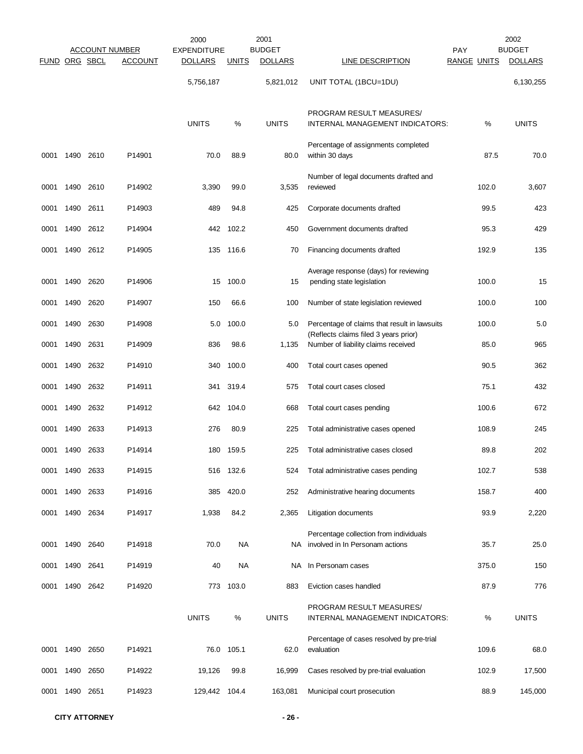| ACCOUNT NUMBER | | | | 2000 EXPENDITURE | | 2001 BUDGET | | PAY | | 2002 BUDGET |
|---|---|---|---|---|---|---|---|---|---|---|
| FUND | ORG | SBCL | ACCOUNT | DOLLARS | UNITS | DOLLARS | LINE DESCRIPTION | RANGE | UNITS | DOLLARS |
| | | | | 5,756,187 | | 5,821,012 | UNIT TOTAL (1BCU=1DU) | | | 6,130,255 |
| | | | | UNITS | % | UNITS | PROGRAM RESULT MEASURES/ INTERNAL MANAGEMENT INDICATORS: | | % | UNITS |
| 0001 | 1490 | 2610 | P14901 | 70.0 | 88.9 | 80.0 | Percentage of assignments completed within 30 days | | 87.5 | 70.0 |
| 0001 | 1490 | 2610 | P14902 | 3,390 | 99.0 | 3,535 | Number of legal documents drafted and reviewed | | 102.0 | 3,607 |
| 0001 | 1490 | 2611 | P14903 | 489 | 94.8 | 425 | Corporate documents drafted | | 99.5 | 423 |
| 0001 | 1490 | 2612 | P14904 | 442 | 102.2 | 450 | Government documents drafted | | 95.3 | 429 |
| 0001 | 1490 | 2612 | P14905 | 135 | 116.6 | 70 | Financing documents drafted | | 192.9 | 135 |
| 0001 | 1490 | 2620 | P14906 | 15 | 100.0 | 15 | Average response (days) for reviewing pending state legislation | | 100.0 | 15 |
| 0001 | 1490 | 2620 | P14907 | 150 | 66.6 | 100 | Number of state legislation reviewed | | 100.0 | 100 |
| 0001 | 1490 | 2630 | P14908 | 5.0 | 100.0 | 5.0 | Percentage of claims that result in lawsuits (Reflects claims filed 3 years prior) | | 100.0 | 5.0 |
| 0001 | 1490 | 2631 | P14909 | 836 | 98.6 | 1,135 | Number of liability claims received | | 85.0 | 965 |
| 0001 | 1490 | 2632 | P14910 | 340 | 100.0 | 400 | Total court cases opened | | 90.5 | 362 |
| 0001 | 1490 | 2632 | P14911 | 341 | 319.4 | 575 | Total court cases closed | | 75.1 | 432 |
| 0001 | 1490 | 2632 | P14912 | 642 | 104.0 | 668 | Total court cases pending | | 100.6 | 672 |
| 0001 | 1490 | 2633 | P14913 | 276 | 80.9 | 225 | Total administrative cases opened | | 108.9 | 245 |
| 0001 | 1490 | 2633 | P14914 | 180 | 159.5 | 225 | Total administrative cases closed | | 89.8 | 202 |
| 0001 | 1490 | 2633 | P14915 | 516 | 132.6 | 524 | Total administrative cases pending | | 102.7 | 538 |
| 0001 | 1490 | 2633 | P14916 | 385 | 420.0 | 252 | Administrative hearing documents | | 158.7 | 400 |
| 0001 | 1490 | 2634 | P14917 | 1,938 | 84.2 | 2,365 | Litigation documents | | 93.9 | 2,220 |
| 0001 | 1490 | 2640 | P14918 | 70.0 | NA | NA | Percentage collection from individuals involved in In Personam actions | | 35.7 | 25.0 |
| 0001 | 1490 | 2641 | P14919 | 40 | NA | NA | In Personam cases | | 375.0 | 150 |
| 0001 | 1490 | 2642 | P14920 | 773 | 103.0 | 883 | Eviction cases handled | | 87.9 | 776 |
| | | | | UNITS | % | UNITS | PROGRAM RESULT MEASURES/ INTERNAL MANAGEMENT INDICATORS: | | % | UNITS |
| 0001 | 1490 | 2650 | P14921 | 76.0 | 105.1 | 62.0 | Percentage of cases resolved by pre-trial evaluation | | 109.6 | 68.0 |
| 0001 | 1490 | 2650 | P14922 | 19,126 | 99.8 | 16,999 | Cases resolved by pre-trial evaluation | | 102.9 | 17,500 |
| 0001 | 1490 | 2651 | P14923 | 129,442 | 104.4 | 163,081 | Municipal court prosecution | | 88.9 | 145,000 |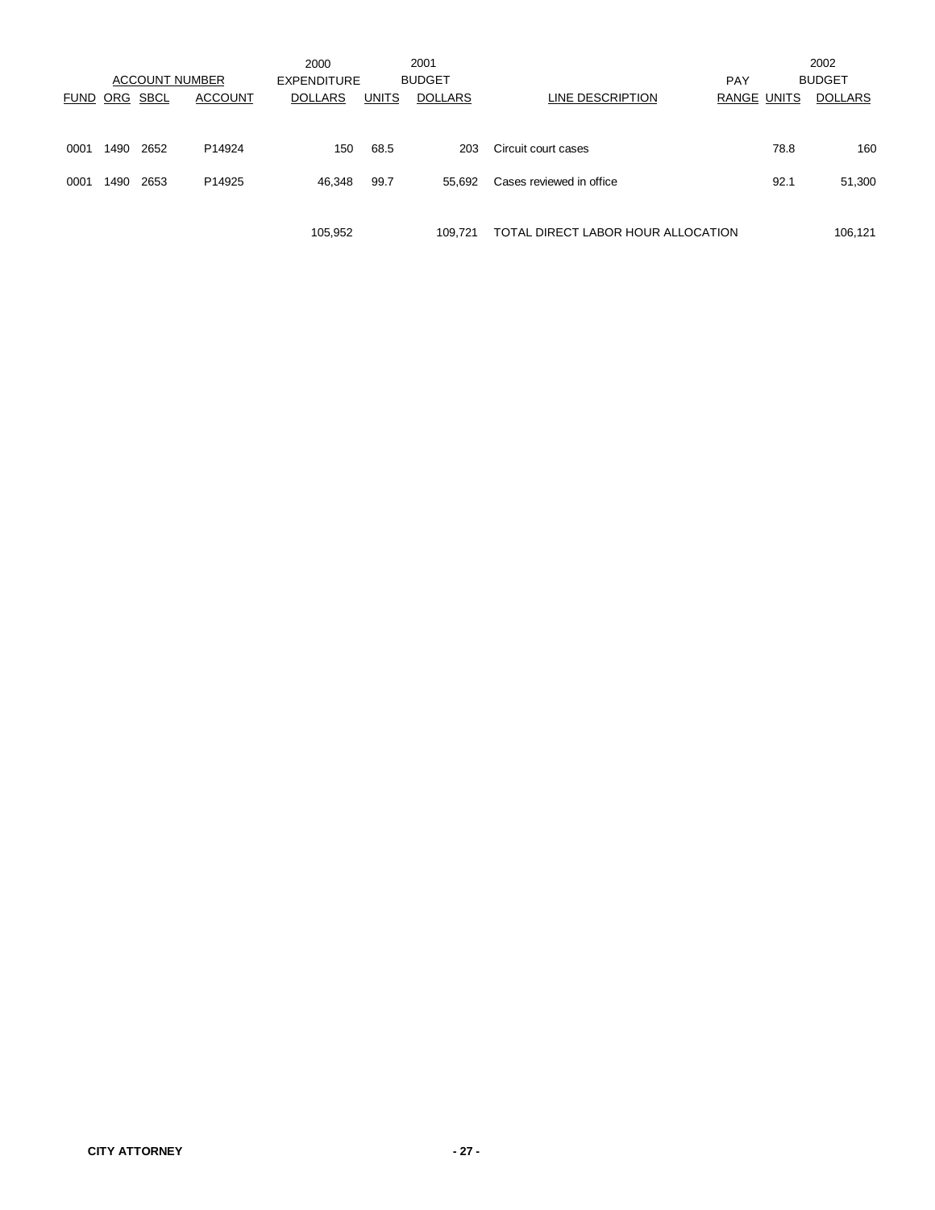| ACCOUNT NUMBER | | | | 2000 EXPENDITURE | 2001 BUDGET | | | PAY | 2002 BUDGET | |
|---|---|---|---|---|---|---|---|---|---|---|
| FUND | ORG | SBCL | ACCOUNT | DOLLARS | UNITS | DOLLARS | LINE DESCRIPTION | RANGE | UNITS | DOLLARS |
| 0001 | 1490 | 2652 | P14924 | 150 | 68.5 | 203 | Circuit court cases | | 78.8 | 160 |
| 0001 | 1490 | 2653 | P14925 | 46,348 | 99.7 | 55,692 | Cases reviewed in office | | 92.1 | 51,300 |
| | | | | 105,952 | | 109,721 | TOTAL DIRECT LABOR HOUR ALLOCATION | | | 106,121 |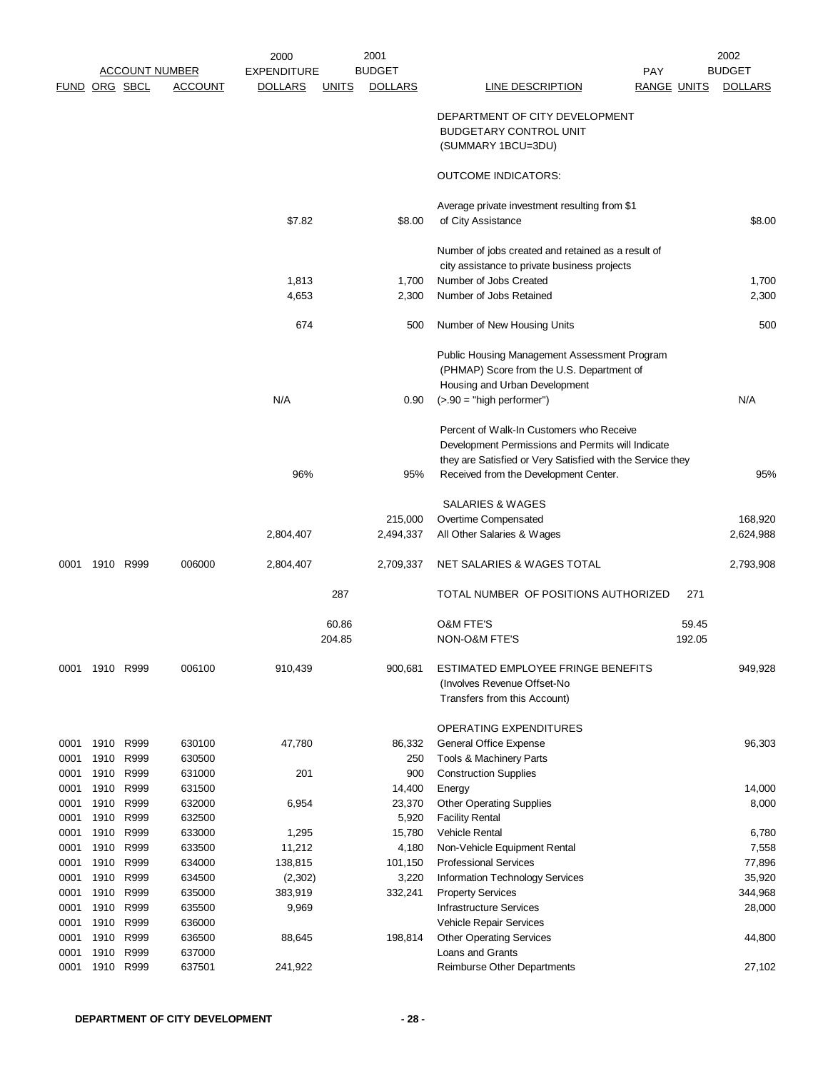| FUND | ORG | SBCL | ACCOUNT | 2000 EXPENDITURE DOLLARS | UNITS | 2001 BUDGET DOLLARS | LINE DESCRIPTION | PAY RANGE | UNITS | 2002 BUDGET DOLLARS |
|---|---|---|---|---|---|---|---|---|---|---|
| | | | | | | | DEPARTMENT OF CITY DEVELOPMENT BUDGETARY CONTROL UNIT (SUMMARY 1BCU=3DU) | | | |
| | | | | | | | OUTCOME INDICATORS: | | | |
| | | | | $7.82 | | $8.00 | Average private investment resulting from $1 of City Assistance | | | $8.00 |
| | | | | | | | Number of jobs created and retained as a result of city assistance to private business projects | | | |
| | | | | 1,813 | | 1,700 | Number of Jobs Created | | | 1,700 |
| | | | | 4,653 | | 2,300 | Number of Jobs Retained | | | 2,300 |
| | | | | 674 | | 500 | Number of New Housing Units | | | 500 |
| | | | | N/A | | 0.90 | Public Housing Management Assessment Program (PHMAP) Score from the U.S. Department of Housing and Urban Development (>.90 = "high performer") | | | N/A |
| | | | | 96% | | 95% | Percent of Walk-In Customers who Receive Development Permissions and Permits will Indicate they are Satisfied or Very Satisfied with the Service they Received from the Development Center. | | | 95% |
| | | | | | | | SALARIES & WAGES | | | |
| | | | | | | 215,000 | Overtime Compensated | | | 168,920 |
| | | | | 2,804,407 | | 2,494,337 | All Other Salaries & Wages | | | 2,624,988 |
| 0001 | 1910 | R999 | 006000 | 2,804,407 | | 2,709,337 | NET SALARIES & WAGES TOTAL | | | 2,793,908 |
| | | | | | 287 | | TOTAL NUMBER OF POSITIONS AUTHORIZED | | 271 | |
| | | | | | 60.86 | | O&M FTE'S | | 59.45 | |
| | | | | | 204.85 | | NON-O&M FTE'S | | 192.05 | |
| 0001 | 1910 | R999 | 006100 | 910,439 | | 900,681 | ESTIMATED EMPLOYEE FRINGE BENEFITS (Involves Revenue Offset-No Transfers from this Account) | | | 949,928 |
| | | | | | | | OPERATING EXPENDITURES | | | |
| 0001 | 1910 | R999 | 630100 | 47,780 | | 86,332 | General Office Expense | | | 96,303 |
| 0001 | 1910 | R999 | 630500 | | | 250 | Tools & Machinery Parts | | | |
| 0001 | 1910 | R999 | 631000 | 201 | | 900 | Construction Supplies | | | |
| 0001 | 1910 | R999 | 631500 | | | 14,400 | Energy | | | 14,000 |
| 0001 | 1910 | R999 | 632000 | 6,954 | | 23,370 | Other Operating Supplies | | | 8,000 |
| 0001 | 1910 | R999 | 632500 | | | 5,920 | Facility Rental | | | |
| 0001 | 1910 | R999 | 633000 | 1,295 | | 15,780 | Vehicle Rental | | | 6,780 |
| 0001 | 1910 | R999 | 633500 | 11,212 | | 4,180 | Non-Vehicle Equipment Rental | | | 7,558 |
| 0001 | 1910 | R999 | 634000 | 138,815 | | 101,150 | Professional Services | | | 77,896 |
| 0001 | 1910 | R999 | 634500 | (2,302) | | 3,220 | Information Technology Services | | | 35,920 |
| 0001 | 1910 | R999 | 635000 | 383,919 | | 332,241 | Property Services | | | 344,968 |
| 0001 | 1910 | R999 | 635500 | 9,969 | | | Infrastructure Services | | | 28,000 |
| 0001 | 1910 | R999 | 636000 | | | | Vehicle Repair Services | | | |
| 0001 | 1910 | R999 | 636500 | 88,645 | | 198,814 | Other Operating Services | | | 44,800 |
| 0001 | 1910 | R999 | 637000 | | | | Loans and Grants | | | |
| 0001 | 1910 | R999 | 637501 | 241,922 | | | Reimburse Other Departments | | | 27,102 |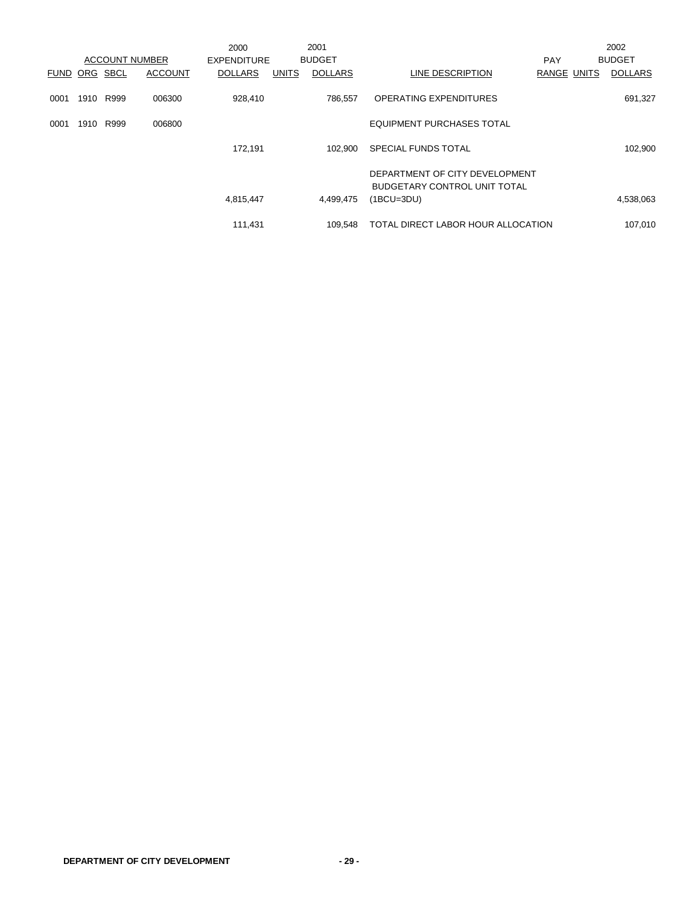| FUND | ORG | SBCL | ACCOUNT | 2000 EXPENDITURE DOLLARS | UNITS | 2001 BUDGET DOLLARS | LINE DESCRIPTION | PAY RANGE | UNITS | 2002 BUDGET DOLLARS |
|---|---|---|---|---|---|---|---|---|---|---|
| 0001 | 1910 | R999 | 006300 | 928,410 | | 786,557 | OPERATING EXPENDITURES | | | 691,327 |
| 0001 | 1910 | R999 | 006800 | | | | EQUIPMENT PURCHASES TOTAL | | | |
| | | | | 172,191 | | 102,900 | SPECIAL FUNDS TOTAL | | | 102,900 |
| | | | | 4,815,447 | | 4,499,475 | DEPARTMENT OF CITY DEVELOPMENT BUDGETARY CONTROL UNIT TOTAL (1BCU=3DU) | | | 4,538,063 |
| | | | | 111,431 | | 109,548 | TOTAL DIRECT LABOR HOUR ALLOCATION | | | 107,010 |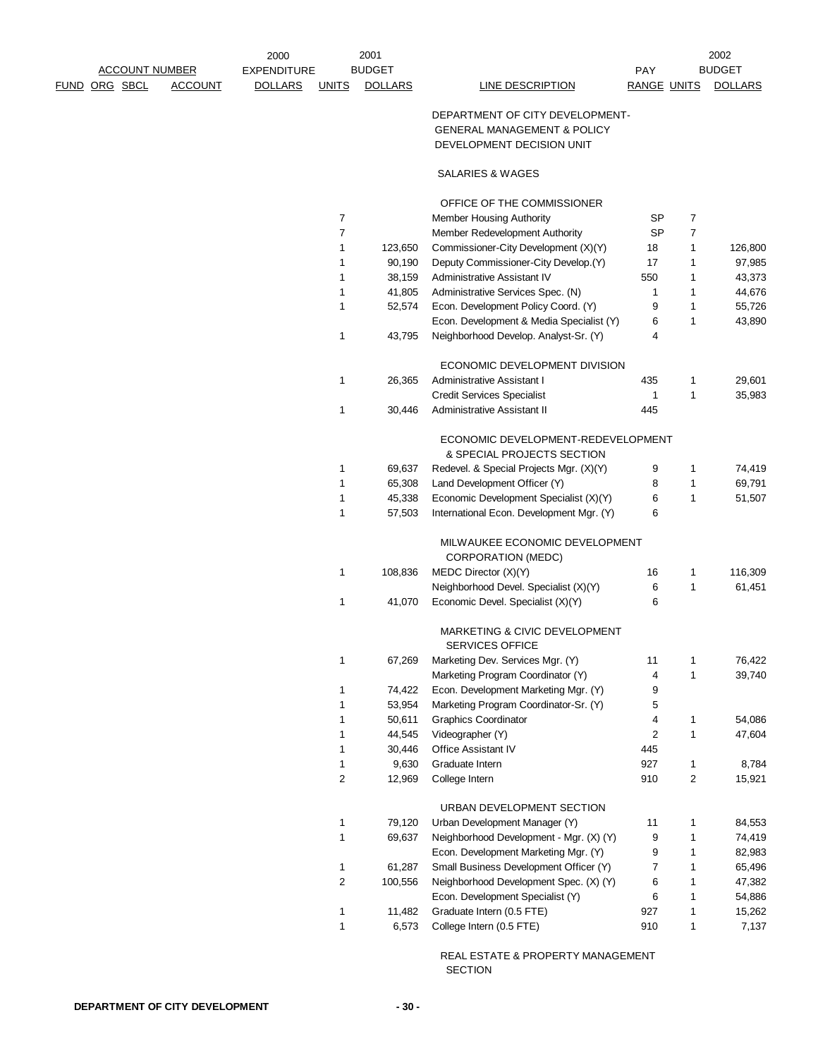| FUND | ORG | SBCL | ACCOUNT | 2000 EXPENDITURE DOLLARS | UNITS | 2001 BUDGET DOLLARS | LINE DESCRIPTION | PAY RANGE | UNITS | 2002 BUDGET DOLLARS |
|---|---|---|---|---|---|---|---|---|---|---|
| | | | | | | | DEPARTMENT OF CITY DEVELOPMENT- GENERAL MANAGEMENT & POLICY DEVELOPMENT DECISION UNIT | | | |
| | | | | | | | SALARIES & WAGES | | | |
| | | | | | | | OFFICE OF THE COMMISSIONER | | | |
| | | | | | 7 | | Member Housing Authority | SP | 7 | |
| | | | | | 7 | | Member Redevelopment Authority | SP | 7 | |
| | | | | | 1 | 123,650 | Commissioner-City Development (X)(Y) | 18 | 1 | 126,800 |
| | | | | | 1 | 90,190 | Deputy Commissioner-City Develop.(Y) | 17 | 1 | 97,985 |
| | | | | | 1 | 38,159 | Administrative Assistant IV | 550 | 1 | 43,373 |
| | | | | | 1 | 41,805 | Administrative Services Spec. (N) | 1 | 1 | 44,676 |
| | | | | | 1 | 52,574 | Econ. Development Policy Coord. (Y) | 9 | 1 | 55,726 |
| | | | | | | | Econ. Development & Media Specialist (Y) | 6 | 1 | 43,890 |
| | | | | | 1 | 43,795 | Neighborhood Develop. Analyst-Sr. (Y) | 4 | | |
| | | | | | | | ECONOMIC DEVELOPMENT DIVISION | | | |
| | | | | | 1 | 26,365 | Administrative Assistant I | 435 | 1 | 29,601 |
| | | | | | | | Credit Services Specialist | 1 | 1 | 35,983 |
| | | | | | 1 | 30,446 | Administrative Assistant II | 445 | | |
| | | | | | | | ECONOMIC DEVELOPMENT-REDEVELOPMENT & SPECIAL PROJECTS SECTION | | | |
| | | | | | 1 | 69,637 | Redevel. & Special Projects Mgr. (X)(Y) | 9 | 1 | 74,419 |
| | | | | | 1 | 65,308 | Land Development Officer (Y) | 8 | 1 | 69,791 |
| | | | | | 1 | 45,338 | Economic Development Specialist (X)(Y) | 6 | 1 | 51,507 |
| | | | | | 1 | 57,503 | International Econ. Development Mgr. (Y) | 6 | | |
| | | | | | | | MILWAUKEE ECONOMIC DEVELOPMENT CORPORATION (MEDC) | | | |
| | | | | | 1 | 108,836 | MEDC Director (X)(Y) | 16 | 1 | 116,309 |
| | | | | | | | Neighborhood Devel. Specialist (X)(Y) | 6 | 1 | 61,451 |
| | | | | | 1 | 41,070 | Economic Devel. Specialist (X)(Y) | 6 | | |
| | | | | | | | MARKETING & CIVIC DEVELOPMENT SERVICES OFFICE | | | |
| | | | | | 1 | 67,269 | Marketing Dev. Services Mgr. (Y) | 11 | 1 | 76,422 |
| | | | | | | | Marketing Program Coordinator (Y) | 4 | 1 | 39,740 |
| | | | | | 1 | 74,422 | Econ. Development Marketing Mgr. (Y) | 9 | | |
| | | | | | 1 | 53,954 | Marketing Program Coordinator-Sr. (Y) | 5 | | |
| | | | | | 1 | 50,611 | Graphics Coordinator | 4 | 1 | 54,086 |
| | | | | | 1 | 44,545 | Videographer (Y) | 2 | 1 | 47,604 |
| | | | | | 1 | 30,446 | Office Assistant IV | 445 | | |
| | | | | | 1 | 9,630 | Graduate Intern | 927 | 1 | 8,784 |
| | | | | | 2 | 12,969 | College Intern | 910 | 2 | 15,921 |
| | | | | | | | URBAN DEVELOPMENT SECTION | | | |
| | | | | | 1 | 79,120 | Urban Development Manager (Y) | 11 | 1 | 84,553 |
| | | | | | 1 | 69,637 | Neighborhood Development - Mgr. (X) (Y) | 9 | 1 | 74,419 |
| | | | | | | | Econ. Development Marketing Mgr. (Y) | 9 | 1 | 82,983 |
| | | | | | 1 | 61,287 | Small Business Development Officer (Y) | 7 | 1 | 65,496 |
| | | | | | 2 | 100,556 | Neighborhood Development Spec. (X) (Y) | 6 | 1 | 47,382 |
| | | | | | | | Econ. Development Specialist (Y) | 6 | 1 | 54,886 |
| | | | | | 1 | 11,482 | Graduate Intern (0.5 FTE) | 927 | 1 | 15,262 |
| | | | | | 1 | 6,573 | College Intern (0.5 FTE) | 910 | 1 | 7,137 |
| | | | | | | | REAL ESTATE & PROPERTY MANAGEMENT SECTION | | | |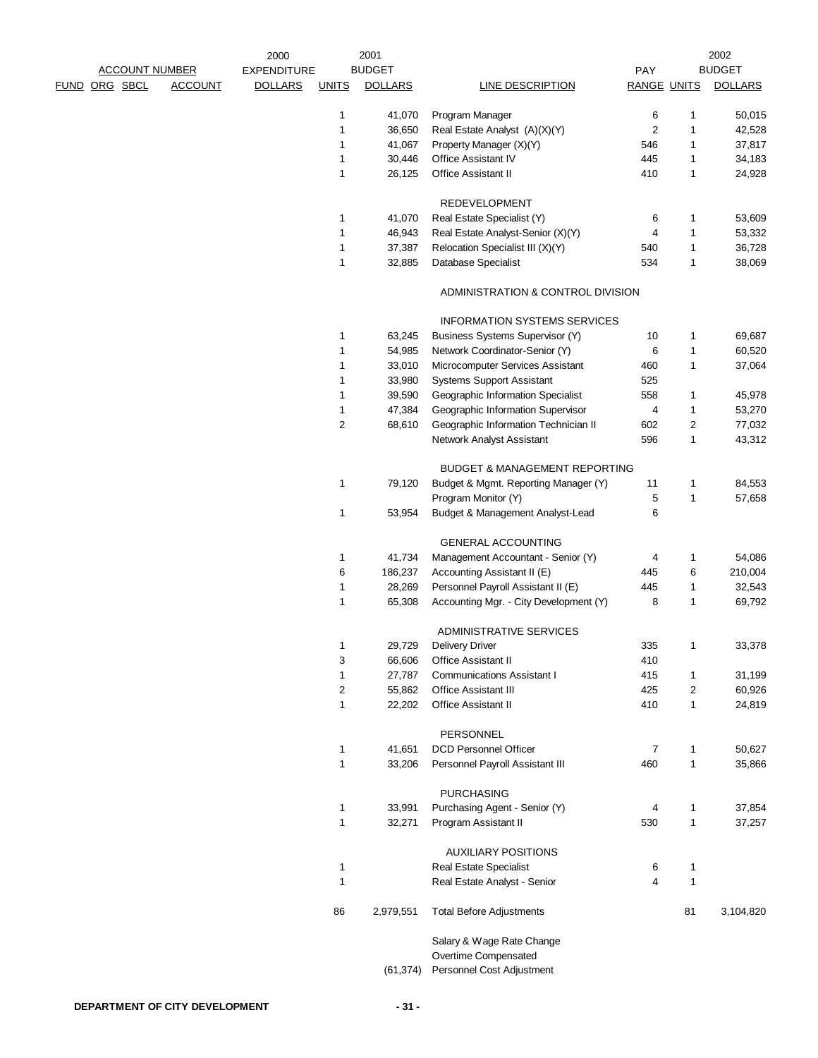| FUND | ORG | SBCL | ACCOUNT | 2000 EXPENDITURE DOLLARS | 2001 BUDGET UNITS | 2001 BUDGET DOLLARS | LINE DESCRIPTION | PAY RANGE | 2002 BUDGET UNITS | 2002 BUDGET DOLLARS |
|---|---|---|---|---|---|---|---|---|---|---|
| | | | | | 1 | 41,070 | Program Manager | 6 | 1 | 50,015 |
| | | | | | 1 | 36,650 | Real Estate Analyst (A)(X)(Y) | 2 | 1 | 42,528 |
| | | | | | 1 | 41,067 | Property Manager (X)(Y) | 546 | 1 | 37,817 |
| | | | | | 1 | 30,446 | Office Assistant IV | 445 | 1 | 34,183 |
| | | | | | 1 | 26,125 | Office Assistant II | 410 | 1 | 24,928 |
| | | | | | | | REDEVELOPMENT | | | |
| | | | | | 1 | 41,070 | Real Estate Specialist (Y) | 6 | 1 | 53,609 |
| | | | | | 1 | 46,943 | Real Estate Analyst-Senior (X)(Y) | 4 | 1 | 53,332 |
| | | | | | 1 | 37,387 | Relocation Specialist III (X)(Y) | 540 | 1 | 36,728 |
| | | | | | 1 | 32,885 | Database Specialist | 534 | 1 | 38,069 |
| | | | | | | | ADMINISTRATION & CONTROL DIVISION | | | |
| | | | | | | | INFORMATION SYSTEMS SERVICES | | | |
| | | | | | 1 | 63,245 | Business Systems Supervisor (Y) | 10 | 1 | 69,687 |
| | | | | | 1 | 54,985 | Network Coordinator-Senior (Y) | 6 | 1 | 60,520 |
| | | | | | 1 | 33,010 | Microcomputer Services Assistant | 460 | 1 | 37,064 |
| | | | | | 1 | 33,980 | Systems Support Assistant | 525 | | |
| | | | | | 1 | 39,590 | Geographic Information Specialist | 558 | 1 | 45,978 |
| | | | | | 1 | 47,384 | Geographic Information Supervisor | 4 | 1 | 53,270 |
| | | | | | 2 | 68,610 | Geographic Information Technician II | 602 | 2 | 77,032 |
| | | | | | | | Network Analyst Assistant | 596 | 1 | 43,312 |
| | | | | | | | BUDGET & MANAGEMENT REPORTING | | | |
| | | | | | 1 | 79,120 | Budget & Mgmt. Reporting Manager (Y) | 11 | 1 | 84,553 |
| | | | | | | | Program Monitor (Y) | 5 | 1 | 57,658 |
| | | | | | 1 | 53,954 | Budget & Management Analyst-Lead | 6 | | |
| | | | | | | | GENERAL ACCOUNTING | | | |
| | | | | | 1 | 41,734 | Management Accountant - Senior (Y) | 4 | 1 | 54,086 |
| | | | | | 6 | 186,237 | Accounting Assistant II (E) | 445 | 6 | 210,004 |
| | | | | | 1 | 28,269 | Personnel Payroll Assistant II (E) | 445 | 1 | 32,543 |
| | | | | | 1 | 65,308 | Accounting Mgr. - City Development (Y) | 8 | 1 | 69,792 |
| | | | | | | | ADMINISTRATIVE SERVICES | | | |
| | | | | | 1 | 29,729 | Delivery Driver | 335 | 1 | 33,378 |
| | | | | | 3 | 66,606 | Office Assistant II | 410 | | |
| | | | | | 1 | 27,787 | Communications Assistant I | 415 | 1 | 31,199 |
| | | | | | 2 | 55,862 | Office Assistant III | 425 | 2 | 60,926 |
| | | | | | 1 | 22,202 | Office Assistant II | 410 | 1 | 24,819 |
| | | | | | | | PERSONNEL | | | |
| | | | | | 1 | 41,651 | DCD Personnel Officer | 7 | 1 | 50,627 |
| | | | | | 1 | 33,206 | Personnel Payroll Assistant III | 460 | 1 | 35,866 |
| | | | | | | | PURCHASING | | | |
| | | | | | 1 | 33,991 | Purchasing Agent - Senior (Y) | 4 | 1 | 37,854 |
| | | | | | 1 | 32,271 | Program Assistant II | 530 | 1 | 37,257 |
| | | | | | | | AUXILIARY POSITIONS | | | |
| | | | | | 1 | | Real Estate Specialist | 6 | 1 | |
| | | | | | 1 | | Real Estate Analyst - Senior | 4 | 1 | |
| | | | | | 86 | 2,979,551 | Total Before Adjustments | | 81 | 3,104,820 |
| | | | | | | | Salary & Wage Rate Change | | | |
| | | | | | | | Overtime Compensated | | | |
| | | | | | | (61,374) | Personnel Cost Adjustment | | | |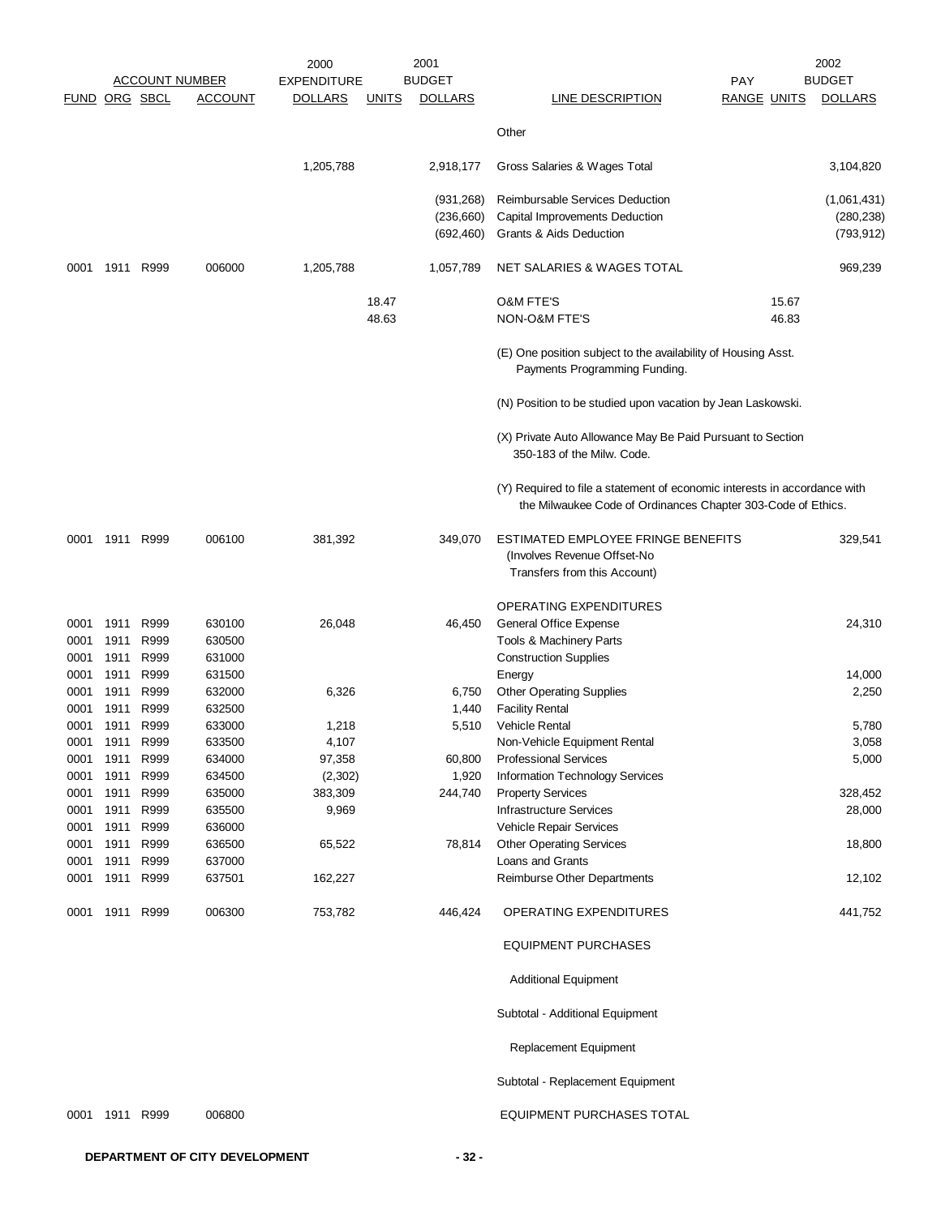| FUND | ORG | SBCL | ACCOUNT | 2000 EXPENDITURE DOLLARS | UNITS | 2001 BUDGET DOLLARS | LINE DESCRIPTION | PAY RANGE | UNITS | 2002 BUDGET DOLLARS |
|---|---|---|---|---|---|---|---|---|---|---|
| | | | | | | | Other | | | |
| | | | | 1,205,788 | | 2,918,177 | Gross Salaries & Wages Total | | | 3,104,820 |
| | | | | | | (931,268) | Reimbursable Services Deduction | | | (1,061,431) |
| | | | | | | (236,660) | Capital Improvements Deduction | | | (280,238) |
| | | | | | | (692,460) | Grants & Aids Deduction | | | (793,912) |
| 0001 | 1911 | R999 | 006000 | 1,205,788 | | 1,057,789 | NET SALARIES & WAGES TOTAL | | | 969,239 |
| | | | | | 18.47 | | O&M FTE'S | | 15.67 | |
| | | | | | 48.63 | | NON-O&M FTE'S | | 46.83 | |
| | | | | | | | (E) One position subject to the availability of Housing Asst. Payments Programming Funding. | | | |
| | | | | | | | (N) Position to be studied upon vacation by Jean Laskowski. | | | |
| | | | | | | | (X) Private Auto Allowance May Be Paid Pursuant to Section 350-183 of the Milw. Code. | | | |
| | | | | | | | (Y) Required to file a statement of economic interests in accordance with the Milwaukee Code of Ordinances Chapter 303-Code of Ethics. | | | |
| 0001 | 1911 | R999 | 006100 | 381,392 | | 349,070 | ESTIMATED EMPLOYEE FRINGE BENEFITS (Involves Revenue Offset-No Transfers from this Account) | | | 329,541 |
| | | | | | | | OPERATING EXPENDITURES | | | |
| 0001 | 1911 | R999 | 630100 | 26,048 | | 46,450 | General Office Expense | | | 24,310 |
| 0001 | 1911 | R999 | 630500 | | | | Tools & Machinery Parts | | | |
| 0001 | 1911 | R999 | 631000 | | | | Construction Supplies | | | |
| 0001 | 1911 | R999 | 631500 | | | | Energy | | | 14,000 |
| 0001 | 1911 | R999 | 632000 | 6,326 | | 6,750 | Other Operating Supplies | | | 2,250 |
| 0001 | 1911 | R999 | 632500 | | | 1,440 | Facility Rental | | | |
| 0001 | 1911 | R999 | 633000 | 1,218 | | 5,510 | Vehicle Rental | | | 5,780 |
| 0001 | 1911 | R999 | 633500 | 4,107 | | | Non-Vehicle Equipment Rental | | | 3,058 |
| 0001 | 1911 | R999 | 634000 | 97,358 | | 60,800 | Professional Services | | | 5,000 |
| 0001 | 1911 | R999 | 634500 | (2,302) | | 1,920 | Information Technology Services | | | |
| 0001 | 1911 | R999 | 635000 | 383,309 | | 244,740 | Property Services | | | 328,452 |
| 0001 | 1911 | R999 | 635500 | 9,969 | | | Infrastructure Services | | | 28,000 |
| 0001 | 1911 | R999 | 636000 | | | | Vehicle Repair Services | | | |
| 0001 | 1911 | R999 | 636500 | 65,522 | | 78,814 | Other Operating Services | | | 18,800 |
| 0001 | 1911 | R999 | 637000 | | | | Loans and Grants | | | |
| 0001 | 1911 | R999 | 637501 | 162,227 | | | Reimburse Other Departments | | | 12,102 |
| 0001 | 1911 | R999 | 006300 | 753,782 | | 446,424 | OPERATING EXPENDITURES | | | 441,752 |
| | | | | | | | EQUIPMENT PURCHASES | | | |
| | | | | | | | Additional Equipment | | | |
| | | | | | | | Subtotal - Additional Equipment | | | |
| | | | | | | | Replacement Equipment | | | |
| | | | | | | | Subtotal - Replacement Equipment | | | |
| 0001 | 1911 | R999 | 006800 | | | | EQUIPMENT PURCHASES TOTAL | | | |

DEPARTMENT OF CITY DEVELOPMENT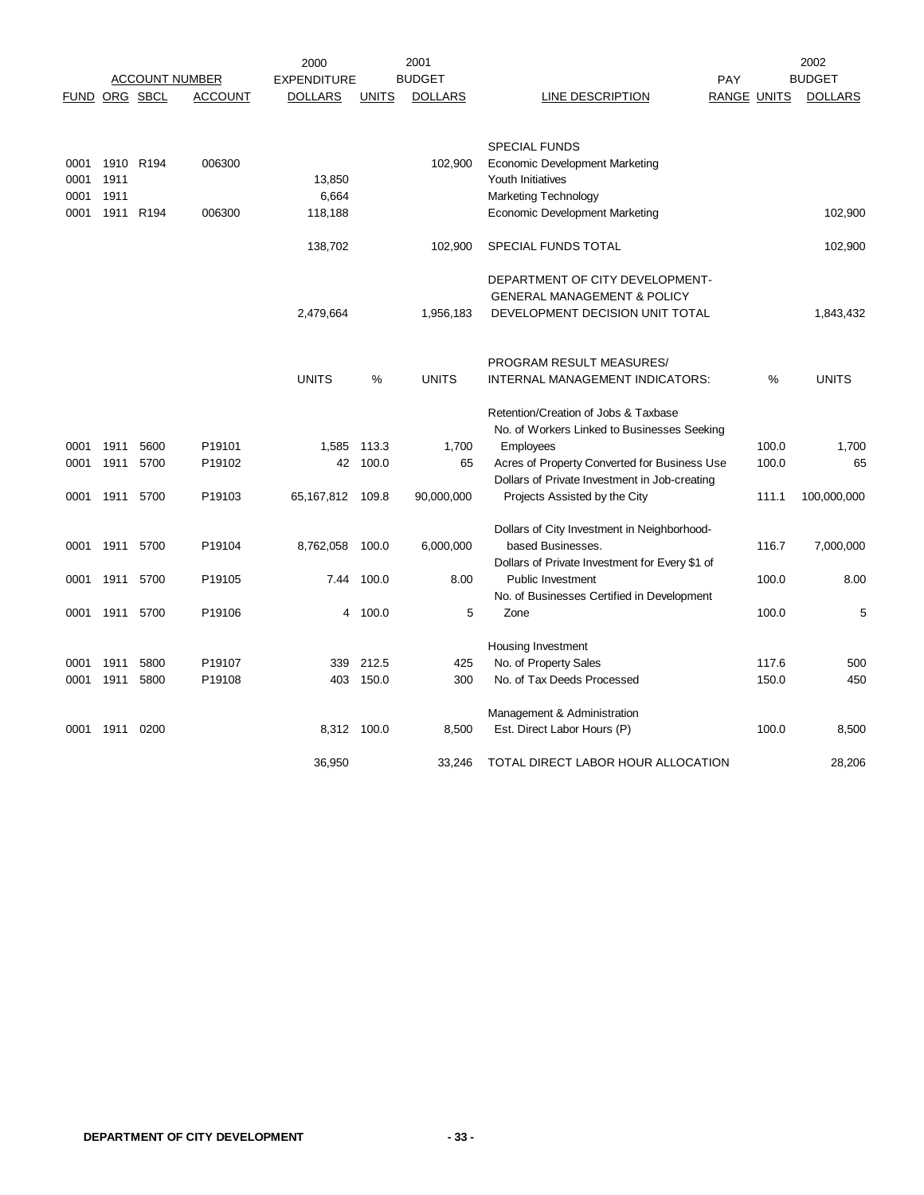| ACCOUNT NUMBER | | | | 2000 EXPENDITURE | | 2001 BUDGET | | PAY | | 2002 BUDGET |
|---|---|---|---|---|---|---|---|---|---|---|
| FUND | ORG | SBCL | ACCOUNT | DOLLARS | UNITS | DOLLARS | LINE DESCRIPTION | RANGE | UNITS | DOLLARS |
| | | | | | | | SPECIAL FUNDS | | | |
| 0001 | 1910 | R194 | 006300 | | | 102,900 | Economic Development Marketing | | | |
| 0001 | 1911 | | | 13,850 | | | Youth Initiatives | | | |
| 0001 | 1911 | | | 6,664 | | | Marketing Technology | | | |
| 0001 | 1911 | R194 | 006300 | 118,188 | | | Economic Development Marketing | | | 102,900 |
| | | | | 138,702 | | 102,900 | SPECIAL FUNDS TOTAL | | | 102,900 |
| | | | | 2,479,664 | | 1,956,183 | DEPARTMENT OF CITY DEVELOPMENT-GENERAL MANAGEMENT & POLICY DEVELOPMENT DECISION UNIT TOTAL | | | 1,843,432 |
| | | | | UNITS | % | UNITS | PROGRAM RESULT MEASURES/ INTERNAL MANAGEMENT INDICATORS: | | % | UNITS |
| | | | | | | | Retention/Creation of Jobs & Taxbase | | | |
| 0001 | 1911 | 5600 | P19101 | 1,585 | 113.3 | 1,700 | No. of Workers Linked to Businesses Seeking Employees | | 100.0 | 1,700 |
| 0001 | 1911 | 5700 | P19102 | 42 | 100.0 | 65 | Acres of Property Converted for Business Use | | 100.0 | 65 |
| 0001 | 1911 | 5700 | P19103 | 65,167,812 | 109.8 | 90,000,000 | Dollars of Private Investment in Job-creating Projects Assisted by the City | | 111.1 | 100,000,000 |
| 0001 | 1911 | 5700 | P19104 | 8,762,058 | 100.0 | 6,000,000 | Dollars of City Investment in Neighborhood-based Businesses. | | 116.7 | 7,000,000 |
| 0001 | 1911 | 5700 | P19105 | 7.44 | 100.0 | 8.00 | Dollars of Private Investment for Every $1 of Public Investment | | 100.0 | 8.00 |
| 0001 | 1911 | 5700 | P19106 | 4 | 100.0 | 5 | No. of Businesses Certified in Development Zone | | 100.0 | 5 |
| | | | | | | | Housing Investment | | | |
| 0001 | 1911 | 5800 | P19107 | 339 | 212.5 | 425 | No. of Property Sales | | 117.6 | 500 |
| 0001 | 1911 | 5800 | P19108 | 403 | 150.0 | 300 | No. of Tax Deeds Processed | | 150.0 | 450 |
| | | | | | | | Management & Administration | | | |
| 0001 | 1911 | 0200 | | 8,312 | 100.0 | 8,500 | Est. Direct Labor Hours (P) | | 100.0 | 8,500 |
| | | | | 36,950 | | 33,246 | TOTAL DIRECT LABOR HOUR ALLOCATION | | | 28,206 |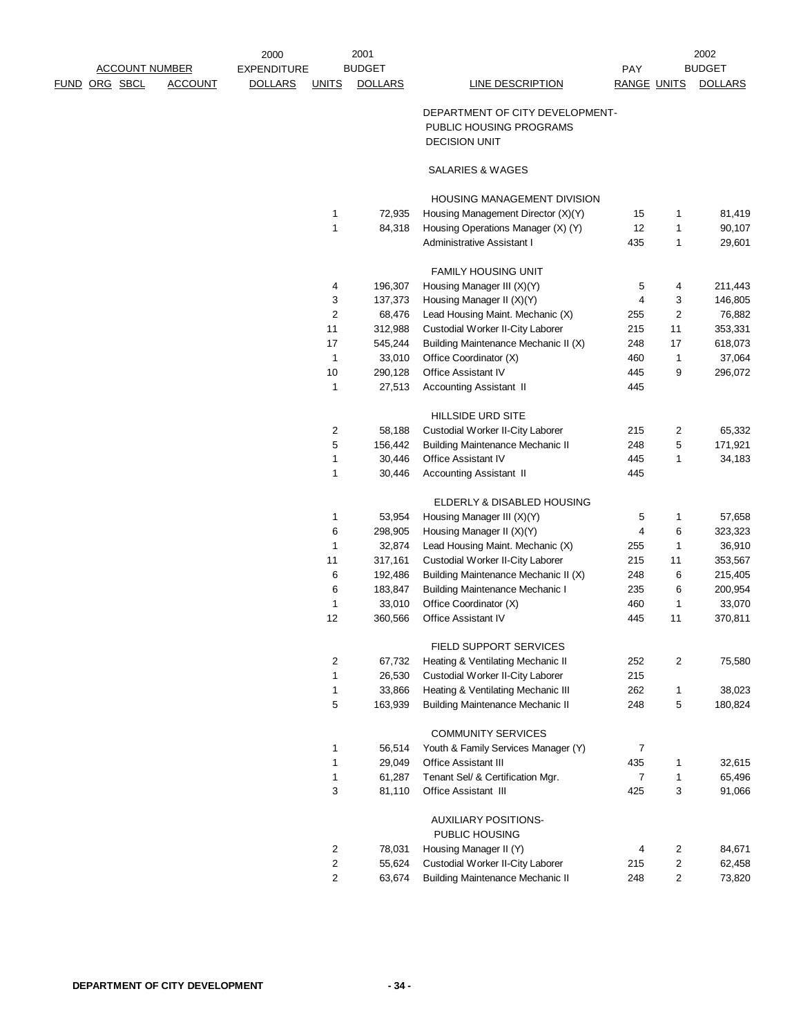| ACCOUNT NUMBER | | | | 2000 EXPENDITURE | 2001 BUDGET | | | PAY | | 2002 BUDGET |
|---|---|---|---|---|---|---|---|---|---|---|
| FUND | ORG | SBCL | ACCOUNT | DOLLARS | UNITS | DOLLARS | LINE DESCRIPTION | RANGE | UNITS | DOLLARS |
| | | | | | | | DEPARTMENT OF CITY DEVELOPMENT- PUBLIC HOUSING PROGRAMS DECISION UNIT | | | |
| | | | | | | | SALARIES & WAGES | | | |
| | | | | | | | HOUSING MANAGEMENT DIVISION | | | |
| | | | | | 1 | 72,935 | Housing Management Director (X)(Y) | 15 | 1 | 81,419 |
| | | | | | 1 | 84,318 | Housing Operations Manager (X) (Y) | 12 | 1 | 90,107 |
| | | | | | | | Administrative Assistant I | 435 | 1 | 29,601 |
| | | | | | | | FAMILY HOUSING UNIT | | | |
| | | | | | 4 | 196,307 | Housing Manager III (X)(Y) | 5 | 4 | 211,443 |
| | | | | | 3 | 137,373 | Housing Manager II (X)(Y) | 4 | 3 | 146,805 |
| | | | | | 2 | 68,476 | Lead Housing Maint. Mechanic (X) | 255 | 2 | 76,882 |
| | | | | | 11 | 312,988 | Custodial Worker II-City Laborer | 215 | 11 | 353,331 |
| | | | | | 17 | 545,244 | Building Maintenance Mechanic II (X) | 248 | 17 | 618,073 |
| | | | | | 1 | 33,010 | Office Coordinator (X) | 460 | 1 | 37,064 |
| | | | | | 10 | 290,128 | Office Assistant IV | 445 | 9 | 296,072 |
| | | | | | 1 | 27,513 | Accounting Assistant II | 445 | | |
| | | | | | | | HILLSIDE URD SITE | | | |
| | | | | | 2 | 58,188 | Custodial Worker II-City Laborer | 215 | 2 | 65,332 |
| | | | | | 5 | 156,442 | Building Maintenance Mechanic II | 248 | 5 | 171,921 |
| | | | | | 1 | 30,446 | Office Assistant IV | 445 | 1 | 34,183 |
| | | | | | 1 | 30,446 | Accounting Assistant II | 445 | | |
| | | | | | | | ELDERLY & DISABLED HOUSING | | | |
| | | | | | 1 | 53,954 | Housing Manager III (X)(Y) | 5 | 1 | 57,658 |
| | | | | | 6 | 298,905 | Housing Manager II (X)(Y) | 4 | 6 | 323,323 |
| | | | | | 1 | 32,874 | Lead Housing Maint. Mechanic (X) | 255 | 1 | 36,910 |
| | | | | | 11 | 317,161 | Custodial Worker II-City Laborer | 215 | 11 | 353,567 |
| | | | | | 6 | 192,486 | Building Maintenance Mechanic II (X) | 248 | 6 | 215,405 |
| | | | | | 6 | 183,847 | Building Maintenance Mechanic I | 235 | 6 | 200,954 |
| | | | | | 1 | 33,010 | Office Coordinator (X) | 460 | 1 | 33,070 |
| | | | | | 12 | 360,566 | Office Assistant IV | 445 | 11 | 370,811 |
| | | | | | | | FIELD SUPPORT SERVICES | | | |
| | | | | | 2 | 67,732 | Heating & Ventilating Mechanic II | 252 | 2 | 75,580 |
| | | | | | 1 | 26,530 | Custodial Worker II-City Laborer | 215 | | |
| | | | | | 1 | 33,866 | Heating & Ventilating Mechanic III | 262 | 1 | 38,023 |
| | | | | | 5 | 163,939 | Building Maintenance Mechanic II | 248 | 5 | 180,824 |
| | | | | | | | COMMUNITY SERVICES | | | |
| | | | | | 1 | 56,514 | Youth & Family Services Manager (Y) | 7 | | |
| | | | | | 1 | 29,049 | Office Assistant III | 435 | 1 | 32,615 |
| | | | | | 1 | 61,287 | Tenant Sel/ & Certification Mgr. | 7 | 1 | 65,496 |
| | | | | | 3 | 81,110 | Office Assistant III | 425 | 3 | 91,066 |
| | | | | | | | AUXILIARY POSITIONS- PUBLIC HOUSING | | | |
| | | | | | 2 | 78,031 | Housing Manager II (Y) | 4 | 2 | 84,671 |
| | | | | | 2 | 55,624 | Custodial Worker II-City Laborer | 215 | 2 | 62,458 |
| | | | | | 2 | 63,674 | Building Maintenance Mechanic II | 248 | 2 | 73,820 |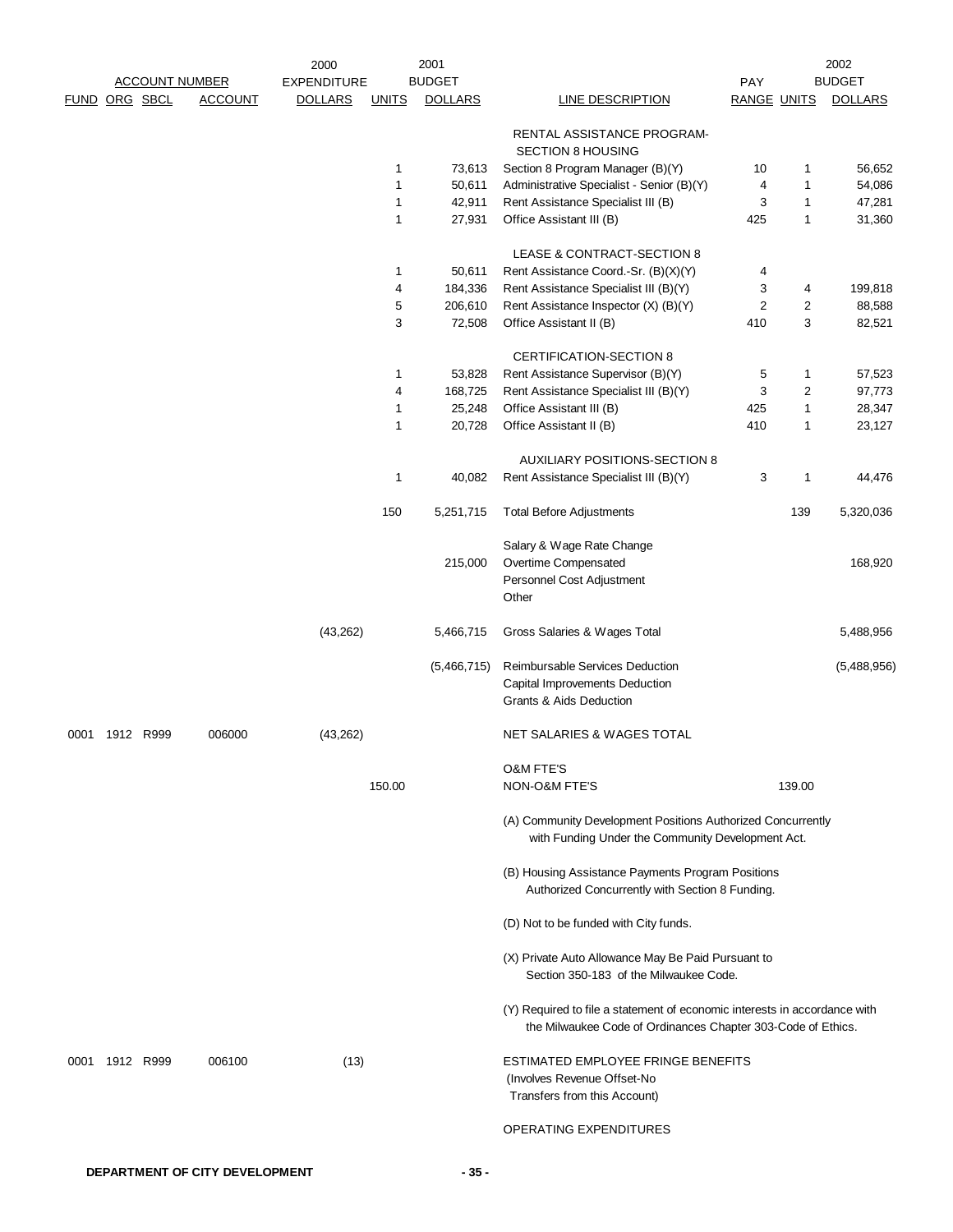| FUND | ORG | SBCL | ACCOUNT | 2000 EXPENDITURE DOLLARS | UNITS | 2001 BUDGET DOLLARS | LINE DESCRIPTION | PAY RANGE | UNITS | 2002 BUDGET DOLLARS |
|---|---|---|---|---|---|---|---|---|---|---|
| | | | | | | | RENTAL ASSISTANCE PROGRAM-SECTION 8 HOUSING | | | |
| | | | | | 1 | 73,613 | Section 8 Program Manager (B)(Y) | 10 | 1 | 56,652 |
| | | | | | 1 | 50,611 | Administrative Specialist - Senior (B)(Y) | 4 | 1 | 54,086 |
| | | | | | 1 | 42,911 | Rent Assistance Specialist III (B) | 3 | 1 | 47,281 |
| | | | | | 1 | 27,931 | Office Assistant III (B) | 425 | 1 | 31,360 |
| | | | | | | | LEASE & CONTRACT-SECTION 8 | | | |
| | | | | | 1 | 50,611 | Rent Assistance Coord.-Sr. (B)(X)(Y) | 4 | | |
| | | | | | 4 | 184,336 | Rent Assistance Specialist III (B)(Y) | 3 | 4 | 199,818 |
| | | | | | 5 | 206,610 | Rent Assistance Inspector (X) (B)(Y) | 2 | 2 | 88,588 |
| | | | | | 3 | 72,508 | Office Assistant II (B) | 410 | 3 | 82,521 |
| | | | | | | | CERTIFICATION-SECTION 8 | | | |
| | | | | | 1 | 53,828 | Rent Assistance Supervisor (B)(Y) | 5 | 1 | 57,523 |
| | | | | | 4 | 168,725 | Rent Assistance Specialist III (B)(Y) | 3 | 2 | 97,773 |
| | | | | | 1 | 25,248 | Office Assistant III (B) | 425 | 1 | 28,347 |
| | | | | | 1 | 20,728 | Office Assistant II (B) | 410 | 1 | 23,127 |
| | | | | | | | AUXILIARY POSITIONS-SECTION 8 | | | |
| | | | | | 1 | 40,082 | Rent Assistance Specialist III (B)(Y) | 3 | 1 | 44,476 |
| | | | | | 150 | 5,251,715 | Total Before Adjustments | | 139 | 5,320,036 |
| | | | | | | | Salary & Wage Rate Change | | | |
| | | | | | | 215,000 | Overtime Compensated | | | 168,920 |
| | | | | | | | Personnel Cost Adjustment | | | |
| | | | | | | | Other | | | |
| | | | | (43,262) | | 5,466,715 | Gross Salaries & Wages Total | | | 5,488,956 |
| | | | | | | (5,466,715) | Reimbursable Services Deduction | | | (5,488,956) |
| | | | | | | | Capital Improvements Deduction | | | |
| | | | | | | | Grants & Aids Deduction | | | |
| 0001 | 1912 | R999 | 006000 | (43,262) | | | NET SALARIES & WAGES TOTAL | | | |
| | | | | | | | O&M FTE'S | | | |
| | | | | | 150.00 | | NON-O&M FTE'S | | 139.00 | |

(A) Community Development Positions Authorized Concurrently with Funding Under the Community Development Act.

(B) Housing Assistance Payments Program Positions Authorized Concurrently with Section 8 Funding.

(D) Not to be funded with City funds.

(X) Private Auto Allowance May Be Paid Pursuant to Section 350-183 of the Milwaukee Code.

(Y) Required to file a statement of economic interests in accordance with the Milwaukee Code of Ordinances Chapter 303-Code of Ethics.

| FUND | ORG | SBCL | ACCOUNT | 2000 EXPENDITURE DOLLARS | UNITS | 2001 BUDGET DOLLARS | LINE DESCRIPTION | PAY RANGE | UNITS | 2002 BUDGET DOLLARS |
|---|---|---|---|---|---|---|---|---|---|---|
| 0001 | 1912 | R999 | 006100 | (13) | | | ESTIMATED EMPLOYEE FRINGE BENEFITS (Involves Revenue Offset-No Transfers from this Account) | | | |
| | | | | | | | OPERATING EXPENDITURES | | | |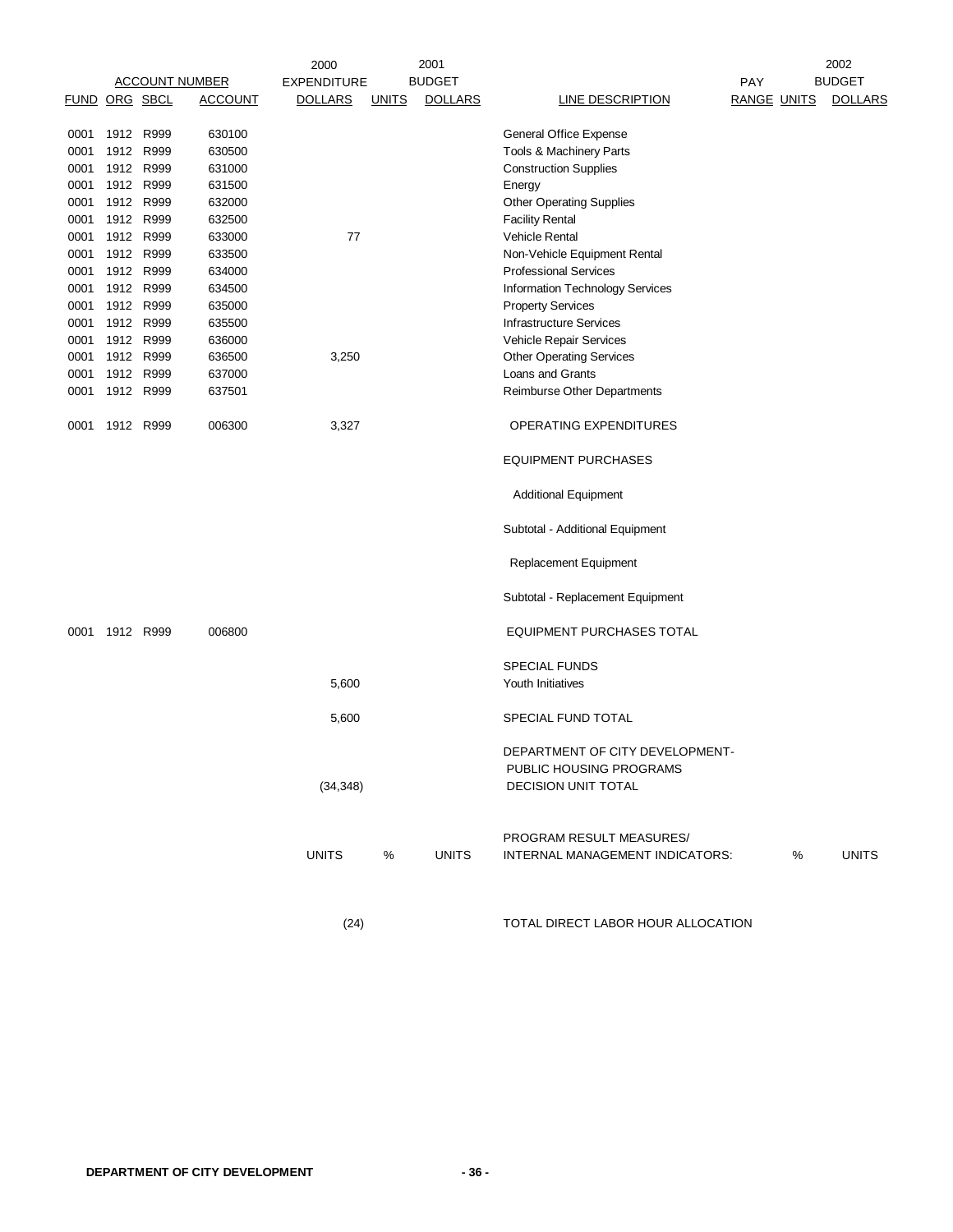| ACCOUNT NUMBER | | | | 2000 EXPENDITURE | 2001 BUDGET | | | PAY | | 2002 BUDGET |
|---|---|---|---|---|---|---|---|---|---|---|
| FUND | ORG | SBCL | ACCOUNT | DOLLARS | UNITS | DOLLARS | LINE DESCRIPTION | RANGE | UNITS | DOLLARS |
| 0001 | 1912 | R999 | 630100 | | | | General Office Expense | | | |
| 0001 | 1912 | R999 | 630500 | | | | Tools & Machinery Parts | | | |
| 0001 | 1912 | R999 | 631000 | | | | Construction Supplies | | | |
| 0001 | 1912 | R999 | 631500 | | | | Energy | | | |
| 0001 | 1912 | R999 | 632000 | | | | Other Operating Supplies | | | |
| 0001 | 1912 | R999 | 632500 | | | | Facility Rental | | | |
| 0001 | 1912 | R999 | 633000 | 77 | | | Vehicle Rental | | | |
| 0001 | 1912 | R999 | 633500 | | | | Non-Vehicle Equipment Rental | | | |
| 0001 | 1912 | R999 | 634000 | | | | Professional Services | | | |
| 0001 | 1912 | R999 | 634500 | | | | Information Technology Services | | | |
| 0001 | 1912 | R999 | 635000 | | | | Property Services | | | |
| 0001 | 1912 | R999 | 635500 | | | | Infrastructure Services | | | |
| 0001 | 1912 | R999 | 636000 | | | | Vehicle Repair Services | | | |
| 0001 | 1912 | R999 | 636500 | 3,250 | | | Other Operating Services | | | |
| 0001 | 1912 | R999 | 637000 | | | | Loans and Grants | | | |
| 0001 | 1912 | R999 | 637501 | | | | Reimburse Other Departments | | | |
| 0001 | 1912 | R999 | 006300 | 3,327 | | | OPERATING EXPENDITURES | | | |
| | | | | | | | EQUIPMENT PURCHASES | | | |
| | | | | | | | Additional Equipment | | | |
| | | | | | | | Subtotal - Additional Equipment | | | |
| | | | | | | | Replacement Equipment | | | |
| | | | | | | | Subtotal - Replacement Equipment | | | |
| 0001 | 1912 | R999 | 006800 | | | | EQUIPMENT PURCHASES TOTAL | | | |
| | | | | | | | SPECIAL FUNDS | | | |
| | | | | 5,600 | | | Youth Initiatives | | | |
| | | | | 5,600 | | | SPECIAL FUND TOTAL | | | |
| | | | | (34,348) | | | DEPARTMENT OF CITY DEVELOPMENT- PUBLIC HOUSING PROGRAMS DECISION UNIT TOTAL | | | |
| | | | | UNITS | % | UNITS | PROGRAM RESULT MEASURES/ INTERNAL MANAGEMENT INDICATORS: | | % | UNITS |
| | | | | (24) | | | TOTAL DIRECT LABOR HOUR ALLOCATION | | | |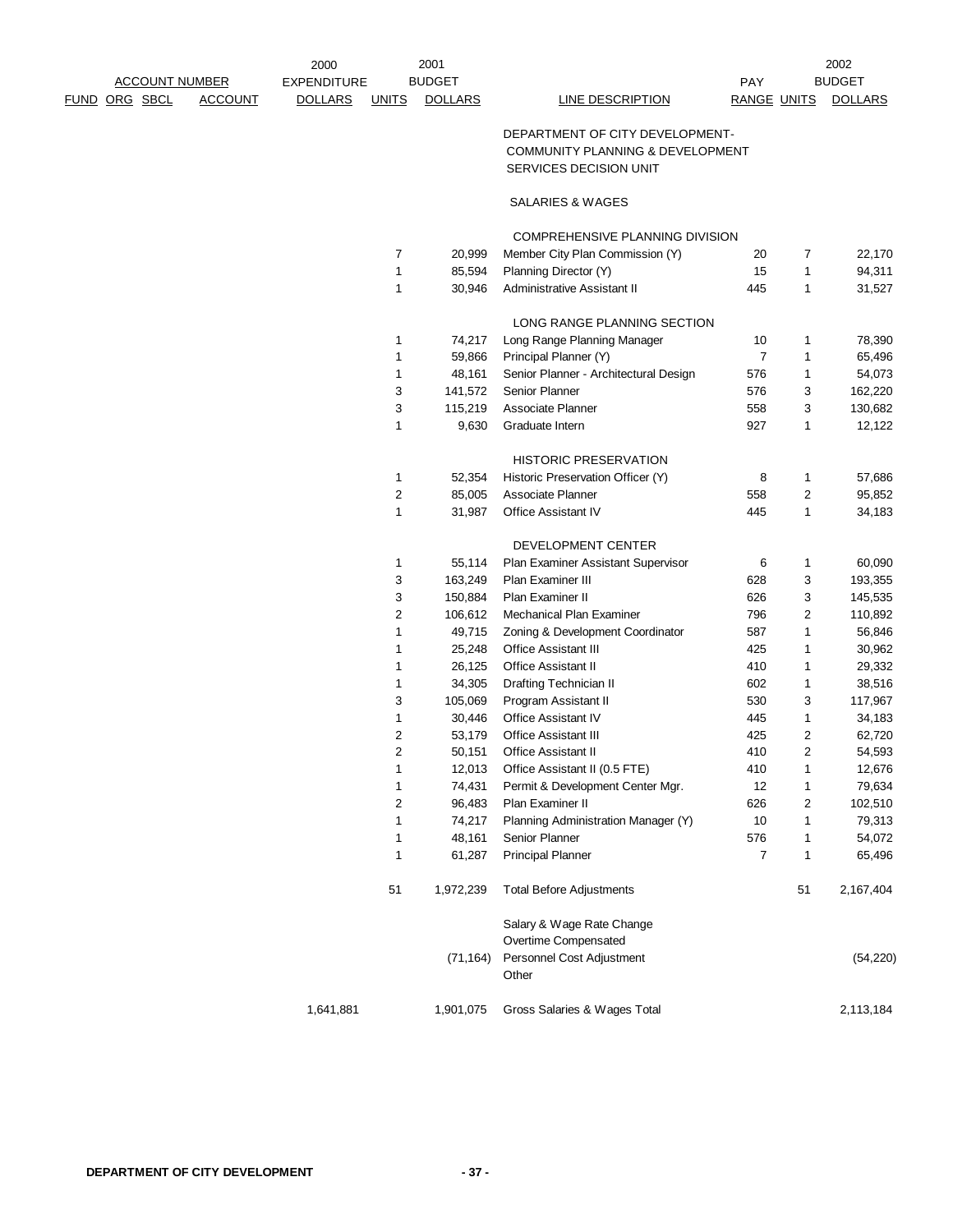| ACCOUNT NUMBER | | | | 2000 EXPENDITURE | 2001 BUDGET | | | PAY | | 2002 BUDGET |
|---|---|---|---|---|---|---|---|---|---|---|
| FUND | ORG | SBCL | ACCOUNT | DOLLARS | UNITS | DOLLARS | LINE DESCRIPTION | RANGE | UNITS | DOLLARS |
| | | | | | | | DEPARTMENT OF CITY DEVELOPMENT- COMMUNITY PLANNING & DEVELOPMENT SERVICES DECISION UNIT | | | |
| | | | | | | | SALARIES & WAGES | | | |
| | | | | | | | COMPREHENSIVE PLANNING DIVISION | | | |
| | | | | | 7 | 20,999 | Member City Plan Commission (Y) | 20 | 7 | 22,170 |
| | | | | | 1 | 85,594 | Planning Director (Y) | 15 | 1 | 94,311 |
| | | | | | 1 | 30,946 | Administrative Assistant II | 445 | 1 | 31,527 |
| | | | | | | | LONG RANGE PLANNING SECTION | | | |
| | | | | | 1 | 74,217 | Long Range Planning Manager | 10 | 1 | 78,390 |
| | | | | | 1 | 59,866 | Principal Planner (Y) | 7 | 1 | 65,496 |
| | | | | | 1 | 48,161 | Senior Planner - Architectural Design | 576 | 1 | 54,073 |
| | | | | | 3 | 141,572 | Senior Planner | 576 | 3 | 162,220 |
| | | | | | 3 | 115,219 | Associate Planner | 558 | 3 | 130,682 |
| | | | | | 1 | 9,630 | Graduate Intern | 927 | 1 | 12,122 |
| | | | | | | | HISTORIC PRESERVATION | | | |
| | | | | | 1 | 52,354 | Historic Preservation Officer (Y) | 8 | 1 | 57,686 |
| | | | | | 2 | 85,005 | Associate Planner | 558 | 2 | 95,852 |
| | | | | | 1 | 31,987 | Office Assistant IV | 445 | 1 | 34,183 |
| | | | | | | | DEVELOPMENT CENTER | | | |
| | | | | | 1 | 55,114 | Plan Examiner Assistant Supervisor | 6 | 1 | 60,090 |
| | | | | | 3 | 163,249 | Plan Examiner III | 628 | 3 | 193,355 |
| | | | | | 3 | 150,884 | Plan Examiner II | 626 | 3 | 145,535 |
| | | | | | 2 | 106,612 | Mechanical Plan Examiner | 796 | 2 | 110,892 |
| | | | | | 1 | 49,715 | Zoning & Development Coordinator | 587 | 1 | 56,846 |
| | | | | | 1 | 25,248 | Office Assistant III | 425 | 1 | 30,962 |
| | | | | | 1 | 26,125 | Office Assistant II | 410 | 1 | 29,332 |
| | | | | | 1 | 34,305 | Drafting Technician II | 602 | 1 | 38,516 |
| | | | | | 3 | 105,069 | Program Assistant II | 530 | 3 | 117,967 |
| | | | | | 1 | 30,446 | Office Assistant IV | 445 | 1 | 34,183 |
| | | | | | 2 | 53,179 | Office Assistant III | 425 | 2 | 62,720 |
| | | | | | 2 | 50,151 | Office Assistant II | 410 | 2 | 54,593 |
| | | | | | 1 | 12,013 | Office Assistant II (0.5 FTE) | 410 | 1 | 12,676 |
| | | | | | 1 | 74,431 | Permit & Development Center Mgr. | 12 | 1 | 79,634 |
| | | | | | 2 | 96,483 | Plan Examiner II | 626 | 2 | 102,510 |
| | | | | | 1 | 74,217 | Planning Administration Manager (Y) | 10 | 1 | 79,313 |
| | | | | | 1 | 48,161 | Senior Planner | 576 | 1 | 54,072 |
| | | | | | 1 | 61,287 | Principal Planner | 7 | 1 | 65,496 |
| | | | | | 51 | 1,972,239 | Total Before Adjustments | | 51 | 2,167,404 |
| | | | | | | | Salary & Wage Rate Change | | | |
| | | | | | | | Overtime Compensated | | | |
| | | | | | | (71,164) | Personnel Cost Adjustment | | | (54,220) |
| | | | | | | | Other | | | |
| | | | | 1,641,881 | | 1,901,075 | Gross Salaries & Wages Total | | | 2,113,184 |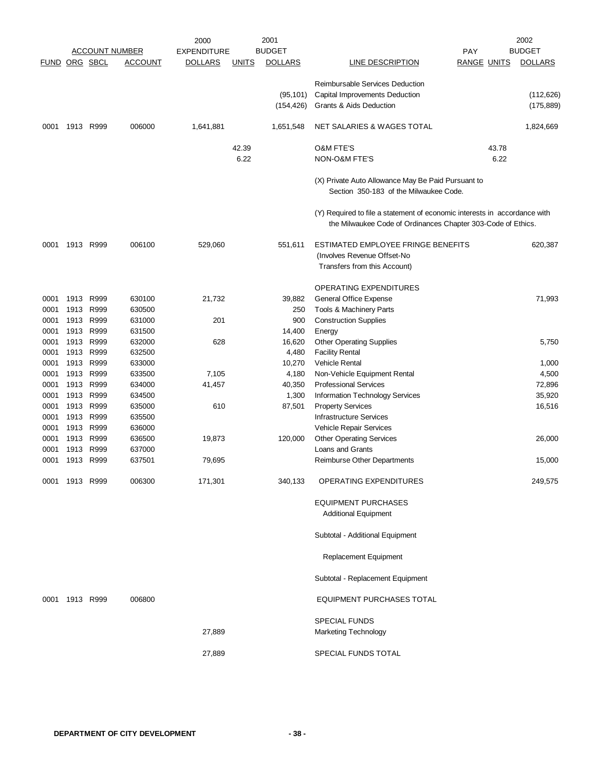| FUND | ORG | SBCL | ACCOUNT | 2000 EXPENDITURE DOLLARS | UNITS | 2001 BUDGET DOLLARS | LINE DESCRIPTION | PAY RANGE | UNITS | 2002 BUDGET DOLLARS |
|---|---|---|---|---|---|---|---|---|---|---|
| | | | | | | | Reimbursable Services Deduction | | | |
| | | | | | | (95,101) | Capital Improvements Deduction | | | (112,626) |
| | | | | | | (154,426) | Grants & Aids Deduction | | | (175,889) |
| 0001 | 1913 | R999 | 006000 | 1,641,881 | | 1,651,548 | NET SALARIES & WAGES TOTAL | | | 1,824,669 |
| | | | | | 42.39 | | O&M FTE'S | | 43.78 | |
| | | | | | 6.22 | | NON-O&M FTE'S | | 6.22 | |
| | | | | | | | (X) Private Auto Allowance May Be Paid Pursuant to Section 350-183 of the Milwaukee Code. | | | |
| | | | | | | | (Y) Required to file a statement of economic interests in accordance with the Milwaukee Code of Ordinances Chapter 303-Code of Ethics. | | | |
| 0001 | 1913 | R999 | 006100 | 529,060 | | 551,611 | ESTIMATED EMPLOYEE FRINGE BENEFITS (Involves Revenue Offset-No Transfers from this Account) | | | 620,387 |
| | | | | | | | OPERATING EXPENDITURES | | | |
| 0001 | 1913 | R999 | 630100 | 21,732 | | 39,882 | General Office Expense | | | 71,993 |
| 0001 | 1913 | R999 | 630500 | | | 250 | Tools & Machinery Parts | | | |
| 0001 | 1913 | R999 | 631000 | 201 | | 900 | Construction Supplies | | | |
| 0001 | 1913 | R999 | 631500 | | | 14,400 | Energy | | | |
| 0001 | 1913 | R999 | 632000 | 628 | | 16,620 | Other Operating Supplies | | | 5,750 |
| 0001 | 1913 | R999 | 632500 | | | 4,480 | Facility Rental | | | |
| 0001 | 1913 | R999 | 633000 | | | 10,270 | Vehicle Rental | | | 1,000 |
| 0001 | 1913 | R999 | 633500 | 7,105 | | 4,180 | Non-Vehicle Equipment Rental | | | 4,500 |
| 0001 | 1913 | R999 | 634000 | 41,457 | | 40,350 | Professional Services | | | 72,896 |
| 0001 | 1913 | R999 | 634500 | | | 1,300 | Information Technology Services | | | 35,920 |
| 0001 | 1913 | R999 | 635000 | 610 | | 87,501 | Property Services | | | 16,516 |
| 0001 | 1913 | R999 | 635500 | | | | Infrastructure Services | | | |
| 0001 | 1913 | R999 | 636000 | | | | Vehicle Repair Services | | | |
| 0001 | 1913 | R999 | 636500 | 19,873 | | 120,000 | Other Operating Services | | | 26,000 |
| 0001 | 1913 | R999 | 637000 | | | | Loans and Grants | | | |
| 0001 | 1913 | R999 | 637501 | 79,695 | | | Reimburse Other Departments | | | 15,000 |
| 0001 | 1913 | R999 | 006300 | 171,301 | | 340,133 | OPERATING EXPENDITURES | | | 249,575 |
| | | | | | | | EQUIPMENT PURCHASES | | | |
| | | | | | | | Additional Equipment | | | |
| | | | | | | | Subtotal - Additional Equipment | | | |
| | | | | | | | Replacement Equipment | | | |
| | | | | | | | Subtotal - Replacement Equipment | | | |
| 0001 | 1913 | R999 | 006800 | | | | EQUIPMENT PURCHASES TOTAL | | | |
| | | | | | | | SPECIAL FUNDS | | | |
| | | | | 27,889 | | | Marketing Technology | | | |
| | | | | 27,889 | | | SPECIAL FUNDS TOTAL | | | |

DEPARTMENT OF CITY DEVELOPMENT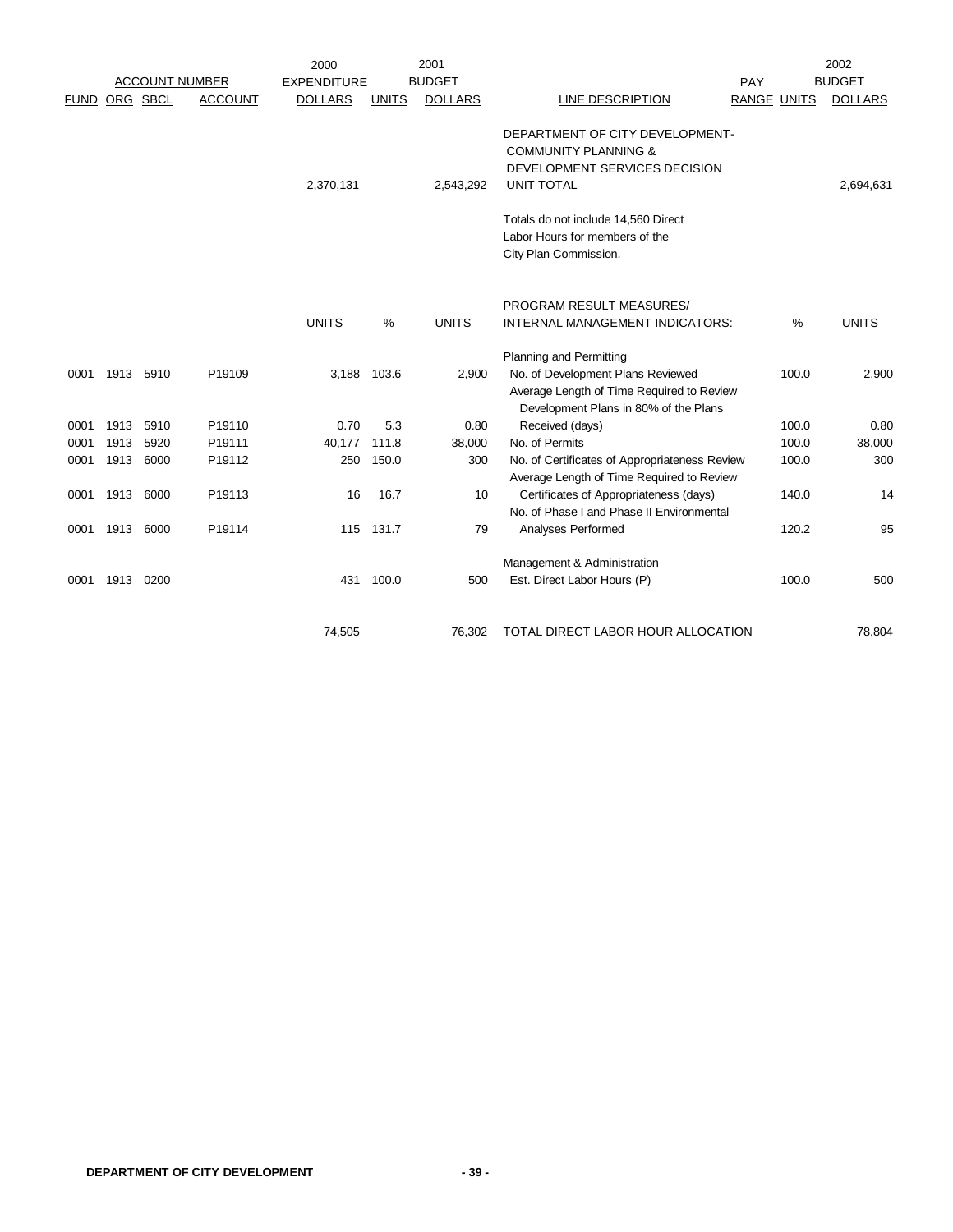| ACCOUNT NUMBER | | | | 2000 EXPENDITURE | | 2001 BUDGET | | PAY | | 2002 BUDGET |
|---|---|---|---|---|---|---|---|---|---|---|
| FUND | ORG | SBCL | ACCOUNT | DOLLARS | UNITS | DOLLARS | LINE DESCRIPTION | RANGE | UNITS | DOLLARS |
| | | | | 2,370,131 | | 2,543,292 | DEPARTMENT OF CITY DEVELOPMENT- COMMUNITY PLANNING & DEVELOPMENT SERVICES DECISION UNIT TOTAL | | | 2,694,631 |
| | | | | | | | Totals do not include 14,560 Direct Labor Hours for members of the City Plan Commission. | | | |
| | | | | UNITS | % | UNITS | PROGRAM RESULT MEASURES/ INTERNAL MANAGEMENT INDICATORS: | | % | UNITS |
| | | | | | | | Planning and Permitting | | | |
| 0001 | 1913 | 5910 | P19109 | 3,188 | 103.6 | 2,900 | No. of Development Plans Reviewed | | 100.0 | 2,900 |
| 0001 | 1913 | 5910 | P19110 | 0.70 | 5.3 | 0.80 | Average Length of Time Required to Review Development Plans in 80% of the Plans Received (days) | | 100.0 | 0.80 |
| 0001 | 1913 | 5920 | P19111 | 40,177 | 111.8 | 38,000 | No. of Permits | | 100.0 | 38,000 |
| 0001 | 1913 | 6000 | P19112 | 250 | 150.0 | 300 | No. of Certificates of Appropriateness Review | | 100.0 | 300 |
| 0001 | 1913 | 6000 | P19113 | 16 | 16.7 | 10 | Average Length of Time Required to Review Certificates of Appropriateness (days) | | 140.0 | 14 |
| 0001 | 1913 | 6000 | P19114 | 115 | 131.7 | 79 | No. of Phase I and Phase II Environmental Analyses Performed | | 120.2 | 95 |
| | | | | | | | Management & Administration | | | |
| 0001 | 1913 | 0200 | | 431 | 100.0 | 500 | Est. Direct Labor Hours (P) | | 100.0 | 500 |
| | | | | 74,505 | | 76,302 | TOTAL DIRECT LABOR HOUR ALLOCATION | | | 78,804 |

**DEPARTMENT OF CITY DEVELOPMENT**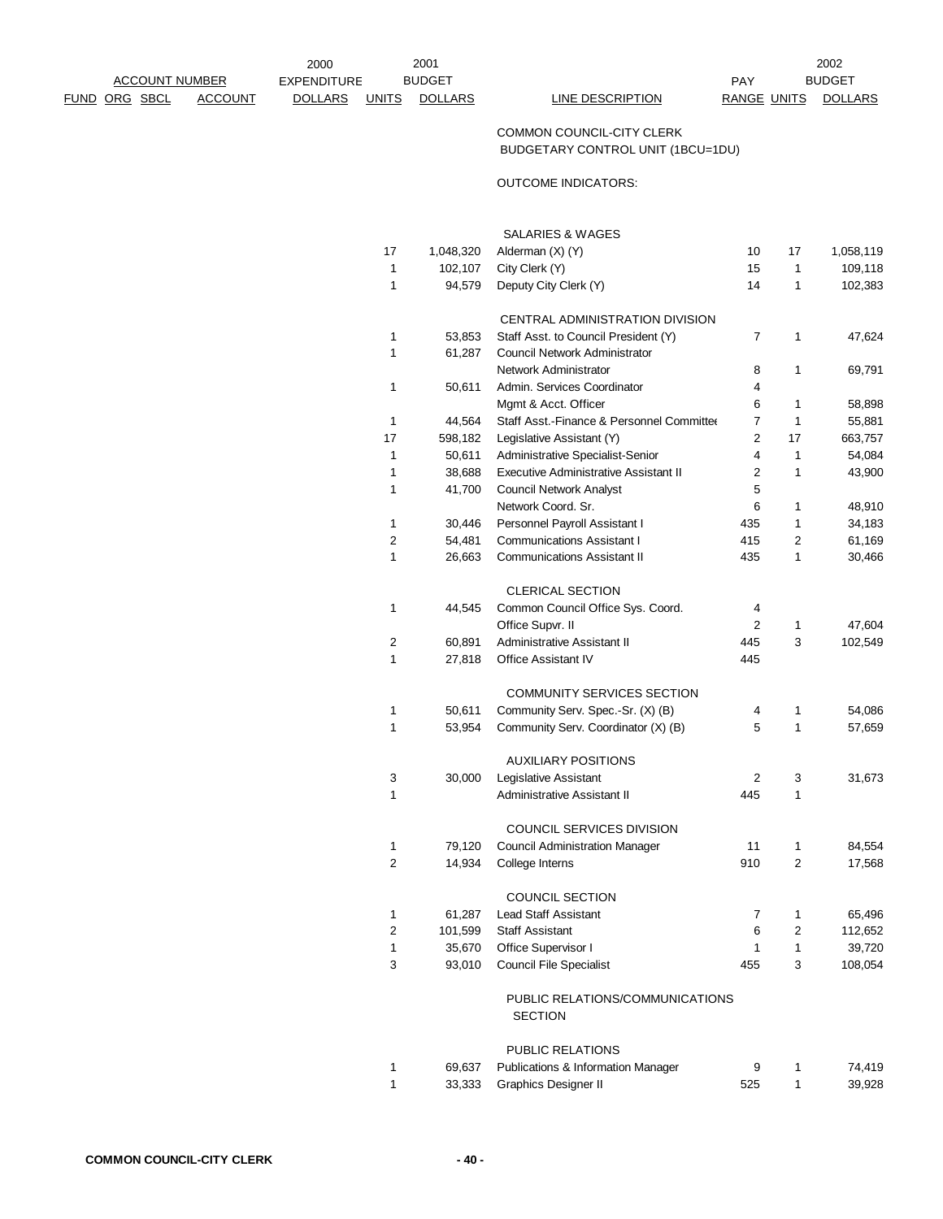| ACCOUNT NUMBER FUND | ORG | SBCL | ACCOUNT | 2000 EXPENDITURE DOLLARS | UNITS | 2001 BUDGET DOLLARS | LINE DESCRIPTION | PAY RANGE | UNITS | 2002 BUDGET DOLLARS |
|---|---|---|---|---|---|---|---|---|---|---|
| | | | | | | | COMMON COUNCIL-CITY CLERK BUDGETARY CONTROL UNIT (1BCU=1DU) | | | |
| | | | | | | | OUTCOME INDICATORS: | | | |
| | | | | | | | SALARIES & WAGES | | | |
| | | | | | 17 | 1,048,320 | Alderman (X) (Y) | 10 | 17 | 1,058,119 |
| | | | | | 1 | 102,107 | City Clerk (Y) | 15 | 1 | 109,118 |
| | | | | | 1 | 94,579 | Deputy City Clerk (Y) | 14 | 1 | 102,383 |
| | | | | | | | CENTRAL ADMINISTRATION DIVISION | | | |
| | | | | | 1 | 53,853 | Staff Asst. to Council President (Y) | 7 | 1 | 47,624 |
| | | | | | 1 | 61,287 | Council Network Administrator | | | |
| | | | | | | | Network Administrator | 8 | 1 | 69,791 |
| | | | | | 1 | 50,611 | Admin. Services Coordinator | 4 | | |
| | | | | | | | Mgmt & Acct. Officer | 6 | 1 | 58,898 |
| | | | | | 1 | 44,564 | Staff Asst.-Finance & Personnel Committee | 7 | 1 | 55,881 |
| | | | | | 17 | 598,182 | Legislative Assistant (Y) | 2 | 17 | 663,757 |
| | | | | | 1 | 50,611 | Administrative Specialist-Senior | 4 | 1 | 54,084 |
| | | | | | 1 | 38,688 | Executive Administrative Assistant II | 2 | 1 | 43,900 |
| | | | | | 1 | 41,700 | Council Network Analyst | 5 | | |
| | | | | | | | Network Coord. Sr. | 6 | 1 | 48,910 |
| | | | | | 1 | 30,446 | Personnel Payroll Assistant I | 435 | 1 | 34,183 |
| | | | | | 2 | 54,481 | Communications Assistant I | 415 | 2 | 61,169 |
| | | | | | 1 | 26,663 | Communications Assistant II | 435 | 1 | 30,466 |
| | | | | | | | CLERICAL SECTION | | | |
| | | | | | 1 | 44,545 | Common Council Office Sys. Coord. | 4 | | |
| | | | | | | | Office Supvr. II | 2 | 1 | 47,604 |
| | | | | | 2 | 60,891 | Administrative Assistant II | 445 | 3 | 102,549 |
| | | | | | 1 | 27,818 | Office Assistant IV | 445 | | |
| | | | | | | | COMMUNITY SERVICES SECTION | | | |
| | | | | | 1 | 50,611 | Community Serv. Spec.-Sr. (X) (B) | 4 | 1 | 54,086 |
| | | | | | 1 | 53,954 | Community Serv. Coordinator (X) (B) | 5 | 1 | 57,659 |
| | | | | | | | AUXILIARY POSITIONS | | | |
| | | | | | 3 | 30,000 | Legislative Assistant | 2 | 3 | 31,673 |
| | | | | | 1 | | Administrative Assistant II | 445 | 1 | |
| | | | | | | | COUNCIL SERVICES DIVISION | | | |
| | | | | | 1 | 79,120 | Council Administration Manager | 11 | 1 | 84,554 |
| | | | | | 2 | 14,934 | College Interns | 910 | 2 | 17,568 |
| | | | | | | | COUNCIL SECTION | | | |
| | | | | | 1 | 61,287 | Lead Staff Assistant | 7 | 1 | 65,496 |
| | | | | | 2 | 101,599 | Staff Assistant | 6 | 2 | 112,652 |
| | | | | | 1 | 35,670 | Office Supervisor I | 1 | 1 | 39,720 |
| | | | | | 3 | 93,010 | Council File Specialist | 455 | 3 | 108,054 |
| | | | | | | | PUBLIC RELATIONS/COMMUNICATIONS SECTION | | | |
| | | | | | | | PUBLIC RELATIONS | | | |
| | | | | | 1 | 69,637 | Publications & Information Manager | 9 | 1 | 74,419 |
| | | | | | 1 | 33,333 | Graphics Designer II | 525 | 1 | 39,928 |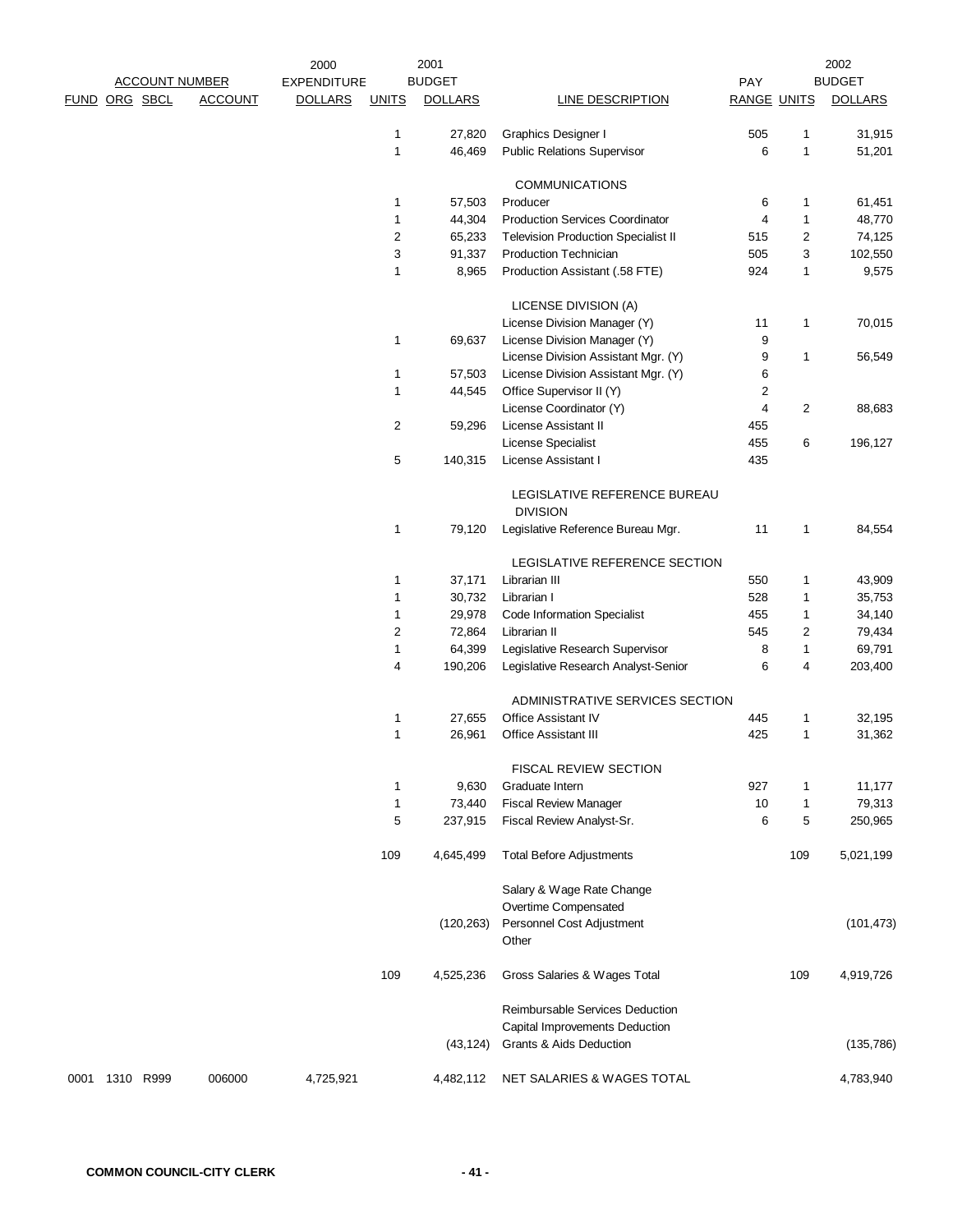| ACCOUNT NUMBER | | | | 2000 EXPENDITURE | 2001 BUDGET | | | PAY | | 2002 BUDGET |
|---|---|---|---|---|---|---|---|---|---|---|
| FUND | ORG | SBCL | ACCOUNT | DOLLARS | UNITS | DOLLARS | LINE DESCRIPTION | RANGE | UNITS | DOLLARS |
| | | | | | 1 | 27,820 | Graphics Designer I | 505 | 1 | 31,915 |
| | | | | | 1 | 46,469 | Public Relations Supervisor | 6 | 1 | 51,201 |
| | | | | | | | COMMUNICATIONS | | | |
| | | | | | 1 | 57,503 | Producer | 6 | 1 | 61,451 |
| | | | | | 1 | 44,304 | Production Services Coordinator | 4 | 1 | 48,770 |
| | | | | | 2 | 65,233 | Television Production Specialist II | 515 | 2 | 74,125 |
| | | | | | 3 | 91,337 | Production Technician | 505 | 3 | 102,550 |
| | | | | | 1 | 8,965 | Production Assistant (.58 FTE) | 924 | 1 | 9,575 |
| | | | | | | | LICENSE DIVISION (A) | | | |
| | | | | | | | License Division Manager (Y) | 11 | 1 | 70,015 |
| | | | | | 1 | 69,637 | License Division Manager (Y) | 9 | | |
| | | | | | | | License Division Assistant Mgr. (Y) | 9 | 1 | 56,549 |
| | | | | | 1 | 57,503 | License Division Assistant Mgr. (Y) | 6 | | |
| | | | | | 1 | 44,545 | Office Supervisor II (Y) | 2 | | |
| | | | | | | | License Coordinator (Y) | 4 | 2 | 88,683 |
| | | | | | 2 | 59,296 | License Assistant II | 455 | | |
| | | | | | | | License Specialist | 455 | 6 | 196,127 |
| | | | | | 5 | 140,315 | License Assistant I | 435 | | |
| | | | | | | | LEGISLATIVE REFERENCE BUREAU DIVISION | | | |
| | | | | | 1 | 79,120 | Legislative Reference Bureau Mgr. | 11 | 1 | 84,554 |
| | | | | | | | LEGISLATIVE REFERENCE SECTION | | | |
| | | | | | 1 | 37,171 | Librarian III | 550 | 1 | 43,909 |
| | | | | | 1 | 30,732 | Librarian I | 528 | 1 | 35,753 |
| | | | | | 1 | 29,978 | Code Information Specialist | 455 | 1 | 34,140 |
| | | | | | 2 | 72,864 | Librarian II | 545 | 2 | 79,434 |
| | | | | | 1 | 64,399 | Legislative Research Supervisor | 8 | 1 | 69,791 |
| | | | | | 4 | 190,206 | Legislative Research Analyst-Senior | 6 | 4 | 203,400 |
| | | | | | | | ADMINISTRATIVE SERVICES SECTION | | | |
| | | | | | 1 | 27,655 | Office Assistant IV | 445 | 1 | 32,195 |
| | | | | | 1 | 26,961 | Office Assistant III | 425 | 1 | 31,362 |
| | | | | | | | FISCAL REVIEW SECTION | | | |
| | | | | | 1 | 9,630 | Graduate Intern | 927 | 1 | 11,177 |
| | | | | | 1 | 73,440 | Fiscal Review Manager | 10 | 1 | 79,313 |
| | | | | | 5 | 237,915 | Fiscal Review Analyst-Sr. | 6 | 5 | 250,965 |
| | | | | | 109 | 4,645,499 | Total Before Adjustments | | 109 | 5,021,199 |
| | | | | | | | Salary & Wage Rate Change | | | |
| | | | | | | | Overtime Compensated | | | |
| | | | | | | (120,263) | Personnel Cost Adjustment | | | (101,473) |
| | | | | | | | Other | | | |
| | | | | | 109 | 4,525,236 | Gross Salaries & Wages Total | | 109 | 4,919,726 |
| | | | | | | | Reimbursable Services Deduction | | | |
| | | | | | | | Capital Improvements Deduction | | | |
| | | | | | | (43,124) | Grants & Aids Deduction | | | (135,786) |
| 0001 | 1310 | R999 | 006000 | 4,725,921 | | 4,482,112 | NET SALARIES & WAGES TOTAL | | | 4,783,940 |

**COMMON COUNCIL-CITY CLERK**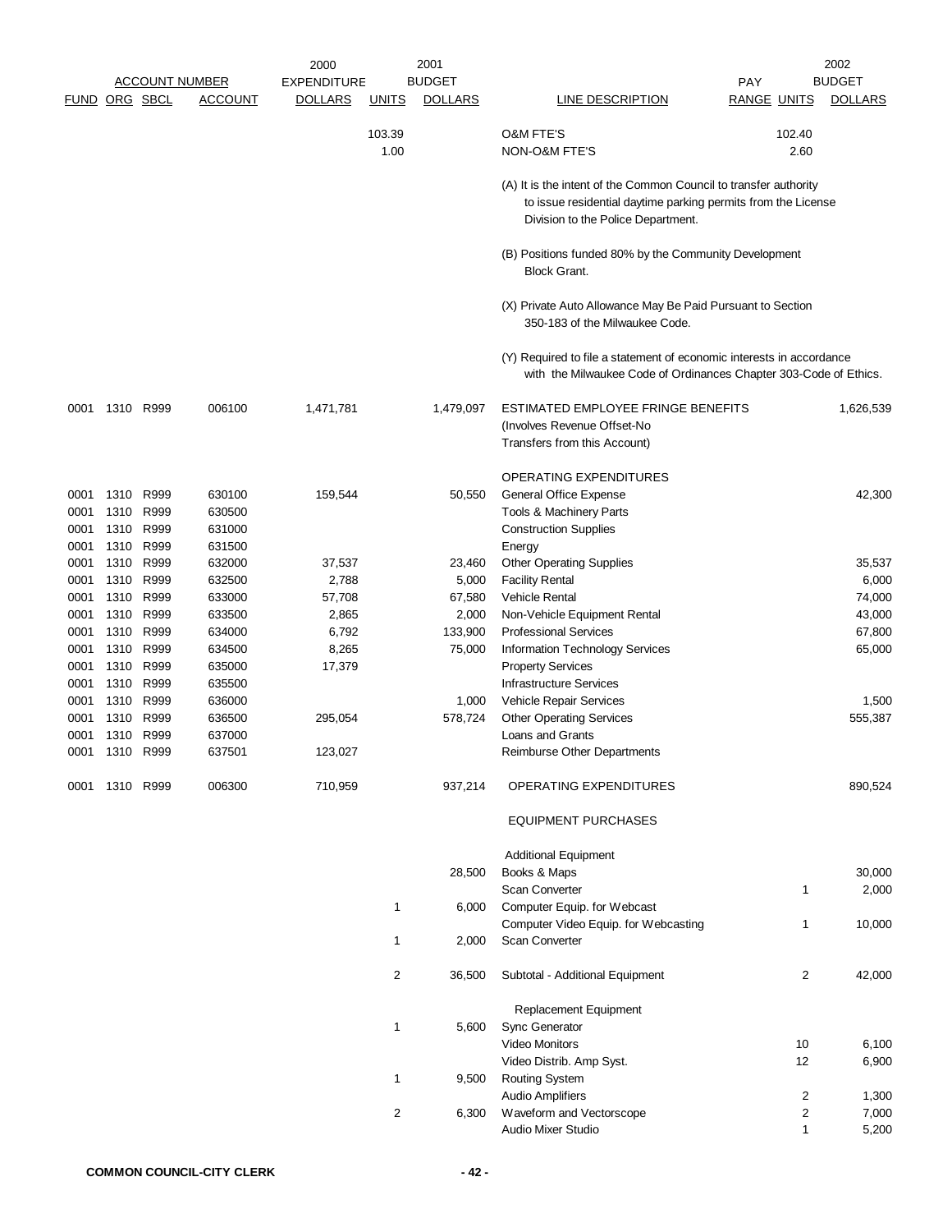| FUND | ORG | SBCL | ACCOUNT | 2000 EXPENDITURE DOLLARS | UNITS | 2001 BUDGET DOLLARS | LINE DESCRIPTION | PAY RANGE | UNITS | 2002 BUDGET DOLLARS |
|---|---|---|---|---|---|---|---|---|---|---|
| | | | | | 103.39 | | O&M FTE'S | | 102.40 | |
| | | | | | 1.00 | | NON-O&M FTE'S | | 2.60 | |
| | | | | | | | (A) It is the intent of the Common Council to transfer authority to issue residential daytime parking permits from the License Division to the Police Department. | | | |
| | | | | | | | (B) Positions funded 80% by the Community Development Block Grant. | | | |
| | | | | | | | (X) Private Auto Allowance May Be Paid Pursuant to Section 350-183 of the Milwaukee Code. | | | |
| | | | | | | | (Y) Required to file a statement of economic interests in accordance with the Milwaukee Code of Ordinances Chapter 303-Code of Ethics. | | | |
| 0001 | 1310 | R999 | 006100 | 1,471,781 | | 1,479,097 | ESTIMATED EMPLOYEE FRINGE BENEFITS (Involves Revenue Offset-No Transfers from this Account) | | | 1,626,539 |
| | | | | | | | OPERATING EXPENDITURES | | | |
| 0001 | 1310 | R999 | 630100 | 159,544 | | 50,550 | General Office Expense | | | 42,300 |
| 0001 | 1310 | R999 | 630500 | | | | Tools & Machinery Parts | | | |
| 0001 | 1310 | R999 | 631000 | | | | Construction Supplies | | | |
| 0001 | 1310 | R999 | 631500 | | | | Energy | | | |
| 0001 | 1310 | R999 | 632000 | 37,537 | | 23,460 | Other Operating Supplies | | | 35,537 |
| 0001 | 1310 | R999 | 632500 | 2,788 | | 5,000 | Facility Rental | | | 6,000 |
| 0001 | 1310 | R999 | 633000 | 57,708 | | 67,580 | Vehicle Rental | | | 74,000 |
| 0001 | 1310 | R999 | 633500 | 2,865 | | 2,000 | Non-Vehicle Equipment Rental | | | 43,000 |
| 0001 | 1310 | R999 | 634000 | 6,792 | | 133,900 | Professional Services | | | 67,800 |
| 0001 | 1310 | R999 | 634500 | 8,265 | | 75,000 | Information Technology Services | | | 65,000 |
| 0001 | 1310 | R999 | 635000 | 17,379 | | | Property Services | | | |
| 0001 | 1310 | R999 | 635500 | | | | Infrastructure Services | | | |
| 0001 | 1310 | R999 | 636000 | | | 1,000 | Vehicle Repair Services | | | 1,500 |
| 0001 | 1310 | R999 | 636500 | 295,054 | | 578,724 | Other Operating Services | | | 555,387 |
| 0001 | 1310 | R999 | 637000 | | | | Loans and Grants | | | |
| 0001 | 1310 | R999 | 637501 | 123,027 | | | Reimburse Other Departments | | | |
| 0001 | 1310 | R999 | 006300 | 710,959 | | 937,214 | OPERATING EXPENDITURES | | | 890,524 |
| | | | | | | | EQUIPMENT PURCHASES | | | |
| | | | | | | | Additional Equipment | | | |
| | | | | | | 28,500 | Books & Maps | | | 30,000 |
| | | | | | | | Scan Converter | | 1 | 2,000 |
| | | | | | 1 | 6,000 | Computer Equip. for Webcast | | | |
| | | | | | | | Computer Video Equip. for Webcasting | | 1 | 10,000 |
| | | | | | 1 | 2,000 | Scan Converter | | | |
| | | | | | 2 | 36,500 | Subtotal - Additional Equipment | | 2 | 42,000 |
| | | | | | | | Replacement Equipment | | | |
| | | | | | 1 | 5,600 | Sync Generator | | | |
| | | | | | | | Video Monitors | | 10 | 6,100 |
| | | | | | | | Video Distrib. Amp Syst. | | 12 | 6,900 |
| | | | | | 1 | 9,500 | Routing System | | | |
| | | | | | | | Audio Amplifiers | | 2 | 1,300 |
| | | | | | 2 | 6,300 | Waveform and Vectorscope | | 2 | 7,000 |
| | | | | | | | Audio Mixer Studio | | 1 | 5,200 |

COMMON COUNCIL-CITY CLERK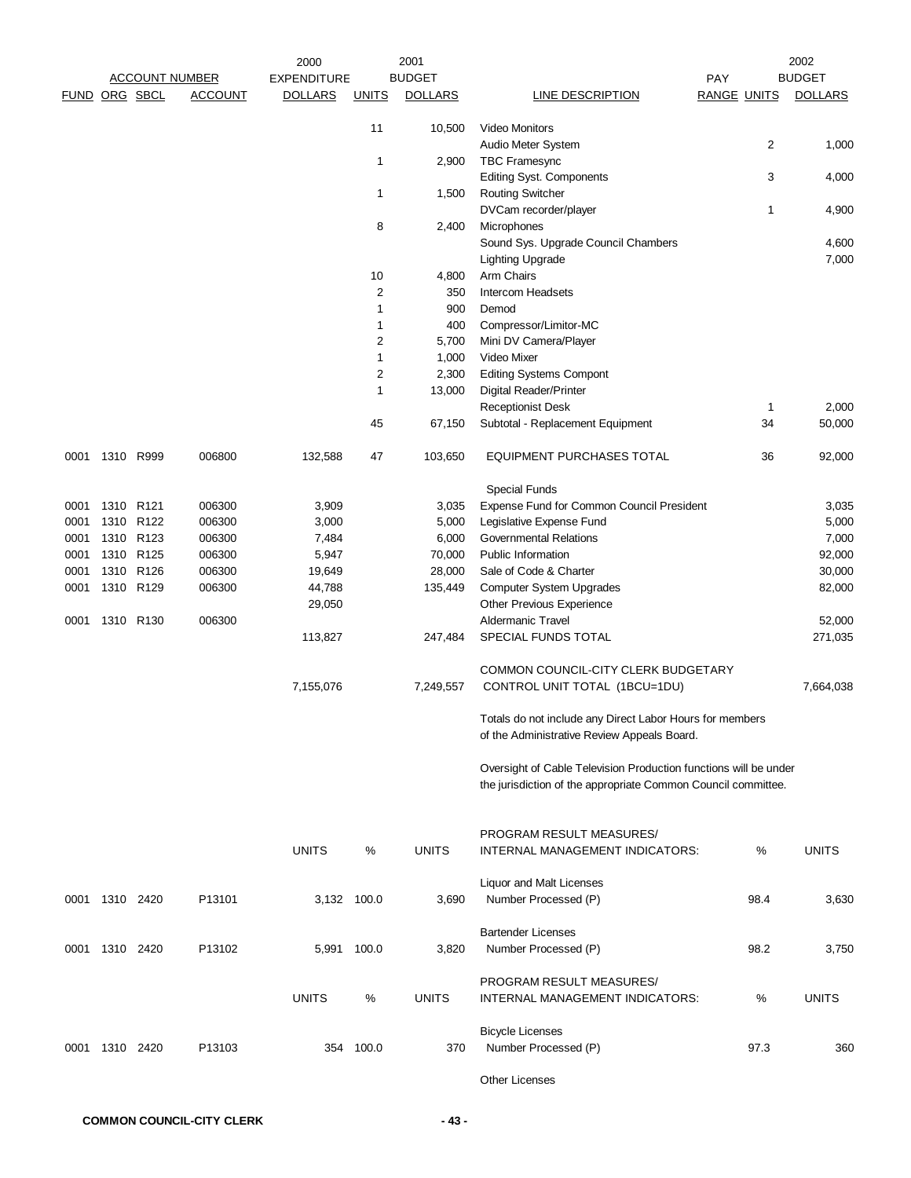| FUND | ORG | SBCL | ACCOUNT | 2000 EXPENDITURE DOLLARS | UNITS | 2001 BUDGET DOLLARS | LINE DESCRIPTION | PAY RANGE | UNITS | 2002 BUDGET DOLLARS |
|---|---|---|---|---|---|---|---|---|---|---|
| | | | | | 11 | 10,500 | Video Monitors | | | |
| | | | | | | | Audio Meter System | | 2 | 1,000 |
| | | | | | 1 | 2,900 | TBC Framesync | | | |
| | | | | | | | Editing Syst. Components | | 3 | 4,000 |
| | | | | | 1 | 1,500 | Routing Switcher | | | |
| | | | | | | | DVCam recorder/player | | 1 | 4,900 |
| | | | | | 8 | 2,400 | Microphones | | | |
| | | | | | | | Sound Sys. Upgrade Council Chambers | | | 4,600 |
| | | | | | | | Lighting Upgrade | | | 7,000 |
| | | | | | 10 | 4,800 | Arm Chairs | | | |
| | | | | | 2 | 350 | Intercom Headsets | | | |
| | | | | | 1 | 900 | Demod | | | |
| | | | | | 1 | 400 | Compressor/Limitor-MC | | | |
| | | | | | 2 | 5,700 | Mini DV Camera/Player | | | |
| | | | | | 1 | 1,000 | Video Mixer | | | |
| | | | | | 2 | 2,300 | Editing Systems Compont | | | |
| | | | | | 1 | 13,000 | Digital Reader/Printer | | | |
| | | | | | | | Receptionist Desk | | 1 | 2,000 |
| | | | | | 45 | 67,150 | Subtotal - Replacement Equipment | | 34 | 50,000 |
| 0001 | 1310 | R999 | 006800 | 132,588 | 47 | 103,650 | EQUIPMENT PURCHASES TOTAL | | 36 | 92,000 |
| | | | | | | | Special Funds | | | |
| 0001 | 1310 | R121 | 006300 | 3,909 | | 3,035 | Expense Fund for Common Council President | | | 3,035 |
| 0001 | 1310 | R122 | 006300 | 3,000 | | 5,000 | Legislative Expense Fund | | | 5,000 |
| 0001 | 1310 | R123 | 006300 | 7,484 | | 6,000 | Governmental Relations | | | 7,000 |
| 0001 | 1310 | R125 | 006300 | 5,947 | | 70,000 | Public Information | | | 92,000 |
| 0001 | 1310 | R126 | 006300 | 19,649 | | 28,000 | Sale of Code & Charter | | | 30,000 |
| 0001 | 1310 | R129 | 006300 | 44,788 | | 135,449 | Computer System Upgrades | | | 82,000 |
| | | | | 29,050 | | | Other Previous Experience | | | |
| 0001 | 1310 | R130 | 006300 | | | | Aldermanic Travel | | | 52,000 |
| | | | | 113,827 | | 247,484 | SPECIAL FUNDS TOTAL | | | 271,035 |
| | | | | 7,155,076 | | 7,249,557 | COMMON COUNCIL-CITY CLERK BUDGETARY CONTROL UNIT TOTAL (1BCU=1DU) | | | 7,664,038 |

Totals do not include any Direct Labor Hours for members of the Administrative Review Appeals Board.

Oversight of Cable Television Production functions will be under the jurisdiction of the appropriate Common Council committee.

| FUND | ORG | SBCL | ACCOUNT | UNITS | % | UNITS | PROGRAM RESULT MEASURES/ INTERNAL MANAGEMENT INDICATORS: | % | UNITS |
|---|---|---|---|---|---|---|---|---|---|
| | | | | | | | Liquor and Malt Licenses | | |
| 0001 | 1310 | 2420 | P13101 | 3,132 | 100.0 | 3,690 | Number Processed (P) | 98.4 | 3,630 |
| | | | | | | | Bartender Licenses | | |
| 0001 | 1310 | 2420 | P13102 | 5,991 | 100.0 | 3,820 | Number Processed (P) | 98.2 | 3,750 |

| FUND | ORG | SBCL | ACCOUNT | UNITS | % | UNITS | PROGRAM RESULT MEASURES/ INTERNAL MANAGEMENT INDICATORS: | % | UNITS |
|---|---|---|---|---|---|---|---|---|---|
| | | | | | | | Bicycle Licenses | | |
| 0001 | 1310 | 2420 | P13103 | 354 | 100.0 | 370 | Number Processed (P) | 97.3 | 360 |
| | | | | | | | Other Licenses | | |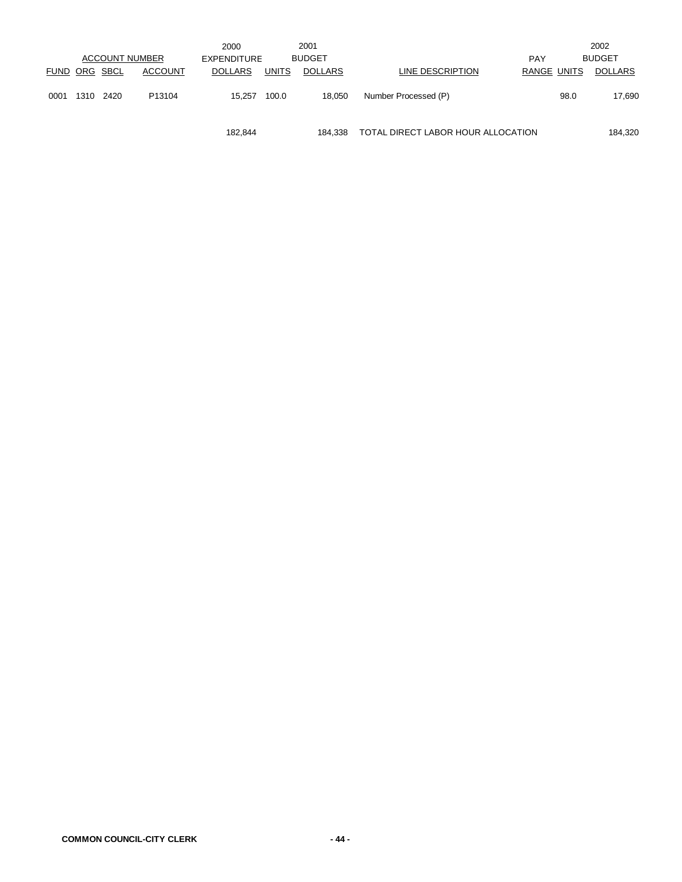| ACCOUNT NUMBER | | | | 2000 EXPENDITURE | 2001 BUDGET | | | PAY | 2002 BUDGET | |
|---|---|---|---|---|---|---|---|---|---|---|
| FUND | ORG | SBCL | ACCOUNT | DOLLARS | UNITS | DOLLARS | LINE DESCRIPTION | RANGE | UNITS | DOLLARS |
| 0001 | 1310 | 2420 | P13104 | 15,257 | 100.0 | 18,050 | Number Processed (P) | | 98.0 | 17,690 |
| | | | | 182,844 | | 184,338 | TOTAL DIRECT LABOR HOUR ALLOCATION | | | 184,320 |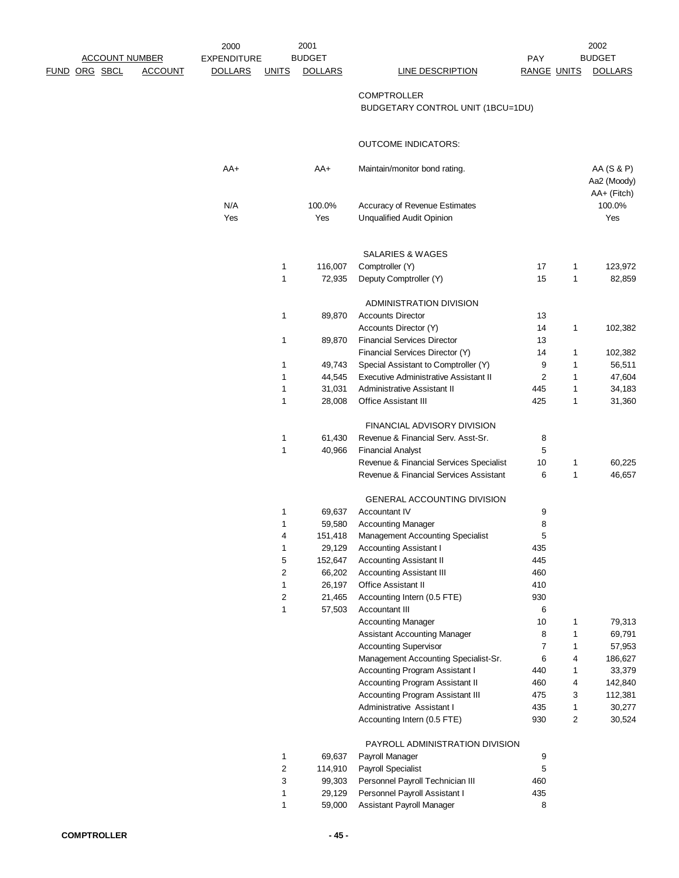| FUND | ORG | SBCL | ACCOUNT | 2000 EXPENDITURE DOLLARS | 2001 BUDGET UNITS | 2001 BUDGET DOLLARS | LINE DESCRIPTION | PAY RANGE | 2002 BUDGET UNITS | 2002 BUDGET DOLLARS |
|---|---|---|---|---|---|---|---|---|---|---|
| | | | | | | | COMPTROLLER | | | |
| | | | | | | | BUDGETARY CONTROL UNIT (1BCU=1DU) | | | |
| | | | | | | | OUTCOME INDICATORS: | | | |
| | | | | AA+ | | AA+ | Maintain/monitor bond rating. | | | AA (S & P) Aa2 (Moody) AA+ (Fitch) |
| | | | | N/A | | 100.0% | Accuracy of Revenue Estimates | | | 100.0% |
| | | | | Yes | | Yes | Unqualified Audit Opinion | | | Yes |
| | | | | | | | SALARIES & WAGES | | | |
| | | | | | 1 | 116,007 | Comptroller (Y) | 17 | 1 | 123,972 |
| | | | | | 1 | 72,935 | Deputy Comptroller (Y) | 15 | 1 | 82,859 |
| | | | | | | | ADMINISTRATION DIVISION | | | |
| | | | | | 1 | 89,870 | Accounts Director | 13 | | |
| | | | | | | | Accounts Director (Y) | 14 | 1 | 102,382 |
| | | | | | 1 | 89,870 | Financial Services Director | 13 | | |
| | | | | | | | Financial Services Director (Y) | 14 | 1 | 102,382 |
| | | | | | 1 | 49,743 | Special Assistant to Comptroller (Y) | 9 | 1 | 56,511 |
| | | | | | 1 | 44,545 | Executive Administrative Assistant II | 2 | 1 | 47,604 |
| | | | | | 1 | 31,031 | Administrative Assistant II | 445 | 1 | 34,183 |
| | | | | | 1 | 28,008 | Office Assistant III | 425 | 1 | 31,360 |
| | | | | | | | FINANCIAL ADVISORY DIVISION | | | |
| | | | | | 1 | 61,430 | Revenue & Financial Serv. Asst-Sr. | 8 | | |
| | | | | | 1 | 40,966 | Financial Analyst | 5 | | |
| | | | | | | | Revenue & Financial Services Specialist | 10 | 1 | 60,225 |
| | | | | | | | Revenue & Financial Services Assistant | 6 | 1 | 46,657 |
| | | | | | | | GENERAL ACCOUNTING DIVISION | | | |
| | | | | | 1 | 69,637 | Accountant IV | 9 | | |
| | | | | | 1 | 59,580 | Accounting Manager | 8 | | |
| | | | | | 4 | 151,418 | Management Accounting Specialist | 5 | | |
| | | | | | 1 | 29,129 | Accounting Assistant I | 435 | | |
| | | | | | 5 | 152,647 | Accounting Assistant II | 445 | | |
| | | | | | 2 | 66,202 | Accounting Assistant III | 460 | | |
| | | | | | 1 | 26,197 | Office Assistant II | 410 | | |
| | | | | | 2 | 21,465 | Accounting Intern (0.5 FTE) | 930 | | |
| | | | | | 1 | 57,503 | Accountant III | 6 | | |
| | | | | | | | Accounting Manager | 10 | 1 | 79,313 |
| | | | | | | | Assistant Accounting Manager | 8 | 1 | 69,791 |
| | | | | | | | Accounting Supervisor | 7 | 1 | 57,953 |
| | | | | | | | Management Accounting Specialist-Sr. | 6 | 4 | 186,627 |
| | | | | | | | Accounting Program Assistant I | 440 | 1 | 33,379 |
| | | | | | | | Accounting Program Assistant II | 460 | 4 | 142,840 |
| | | | | | | | Accounting Program Assistant III | 475 | 3 | 112,381 |
| | | | | | | | Administrative Assistant I | 435 | 1 | 30,277 |
| | | | | | | | Accounting Intern (0.5 FTE) | 930 | 2 | 30,524 |
| | | | | | | | PAYROLL ADMINISTRATION DIVISION | | | |
| | | | | | 1 | 69,637 | Payroll Manager | 9 | | |
| | | | | | 2 | 114,910 | Payroll Specialist | 5 | | |
| | | | | | 3 | 99,303 | Personnel Payroll Technician III | 460 | | |
| | | | | | 1 | 29,129 | Personnel Payroll Assistant I | 435 | | |
| | | | | | 1 | 59,000 | Assistant Payroll Manager | 8 | | |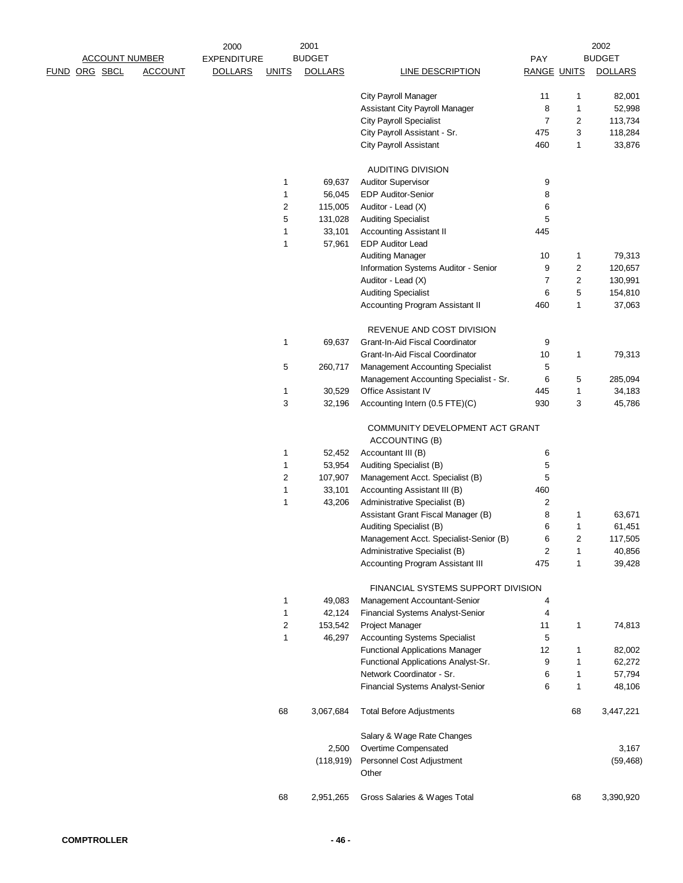| ACCOUNT NUMBER | | | | 2000 EXPENDITURE | 2001 BUDGET | | | PAY | | 2002 BUDGET |
|---|---|---|---|---|---|---|---|---|---|---|
| FUND | ORG | SBCL | ACCOUNT | DOLLARS | UNITS | DOLLARS | LINE DESCRIPTION | RANGE | UNITS | DOLLARS |
| | | | | | | | City Payroll Manager | 11 | 1 | 82,001 |
| | | | | | | | Assistant City Payroll Manager | 8 | 1 | 52,998 |
| | | | | | | | City Payroll Specialist | 7 | 2 | 113,734 |
| | | | | | | | City Payroll Assistant - Sr. | 475 | 3 | 118,284 |
| | | | | | | | City Payroll Assistant | 460 | 1 | 33,876 |
| | | | | | | | AUDITING DIVISION | | | |
| | | | | | 1 | 69,637 | Auditor Supervisor | 9 | | |
| | | | | | 1 | 56,045 | EDP Auditor-Senior | 8 | | |
| | | | | | 2 | 115,005 | Auditor - Lead (X) | 6 | | |
| | | | | | 5 | 131,028 | Auditing Specialist | 5 | | |
| | | | | | 1 | 33,101 | Accounting Assistant II | 445 | | |
| | | | | | 1 | 57,961 | EDP Auditor Lead | | | |
| | | | | | | | Auditing Manager | 10 | 1 | 79,313 |
| | | | | | | | Information Systems Auditor - Senior | 9 | 2 | 120,657 |
| | | | | | | | Auditor - Lead (X) | 7 | 2 | 130,991 |
| | | | | | | | Auditing Specialist | 6 | 5 | 154,810 |
| | | | | | | | Accounting Program Assistant II | 460 | 1 | 37,063 |
| | | | | | | | REVENUE AND COST DIVISION | | | |
| | | | | | 1 | 69,637 | Grant-In-Aid Fiscal Coordinator | 9 | | |
| | | | | | | | Grant-In-Aid Fiscal Coordinator | 10 | 1 | 79,313 |
| | | | | | 5 | 260,717 | Management Accounting Specialist | 5 | | |
| | | | | | | | Management Accounting Specialist - Sr. | 6 | 5 | 285,094 |
| | | | | | 1 | 30,529 | Office Assistant IV | 445 | 1 | 34,183 |
| | | | | | 3 | 32,196 | Accounting Intern (0.5 FTE)(C) | 930 | 3 | 45,786 |
| | | | | | | | COMMUNITY DEVELOPMENT ACT GRANT ACCOUNTING (B) | | | |
| | | | | | 1 | 52,452 | Accountant III (B) | 6 | | |
| | | | | | 1 | 53,954 | Auditing Specialist (B) | 5 | | |
| | | | | | 2 | 107,907 | Management Acct. Specialist (B) | 5 | | |
| | | | | | 1 | 33,101 | Accounting Assistant III (B) | 460 | | |
| | | | | | 1 | 43,206 | Administrative Specialist (B) | 2 | | |
| | | | | | | | Assistant Grant Fiscal Manager (B) | 8 | 1 | 63,671 |
| | | | | | | | Auditing Specialist (B) | 6 | 1 | 61,451 |
| | | | | | | | Management Acct. Specialist-Senior (B) | 6 | 2 | 117,505 |
| | | | | | | | Administrative Specialist (B) | 2 | 1 | 40,856 |
| | | | | | | | Accounting Program Assistant III | 475 | 1 | 39,428 |
| | | | | | | | FINANCIAL SYSTEMS SUPPORT DIVISION | | | |
| | | | | | 1 | 49,083 | Management Accountant-Senior | 4 | | |
| | | | | | 1 | 42,124 | Financial Systems Analyst-Senior | 4 | | |
| | | | | | 2 | 153,542 | Project Manager | 11 | 1 | 74,813 |
| | | | | | 1 | 46,297 | Accounting Systems Specialist | 5 | | |
| | | | | | | | Functional Applications Manager | 12 | 1 | 82,002 |
| | | | | | | | Functional Applications Analyst-Sr. | 9 | 1 | 62,272 |
| | | | | | | | Network Coordinator - Sr. | 6 | 1 | 57,794 |
| | | | | | | | Financial Systems Analyst-Senior | 6 | 1 | 48,106 |
| | | | | | 68 | 3,067,684 | Total Before Adjustments | | 68 | 3,447,221 |
| | | | | | | | Salary & Wage Rate Changes | | | |
| | | | | | | 2,500 | Overtime Compensated | | | 3,167 |
| | | | | | | (118,919) | Personnel Cost Adjustment | | | (59,468) |
| | | | | | | | Other | | | |
| | | | | | 68 | 2,951,265 | Gross Salaries & Wages Total | | 68 | 3,390,920 |

COMPTROLLER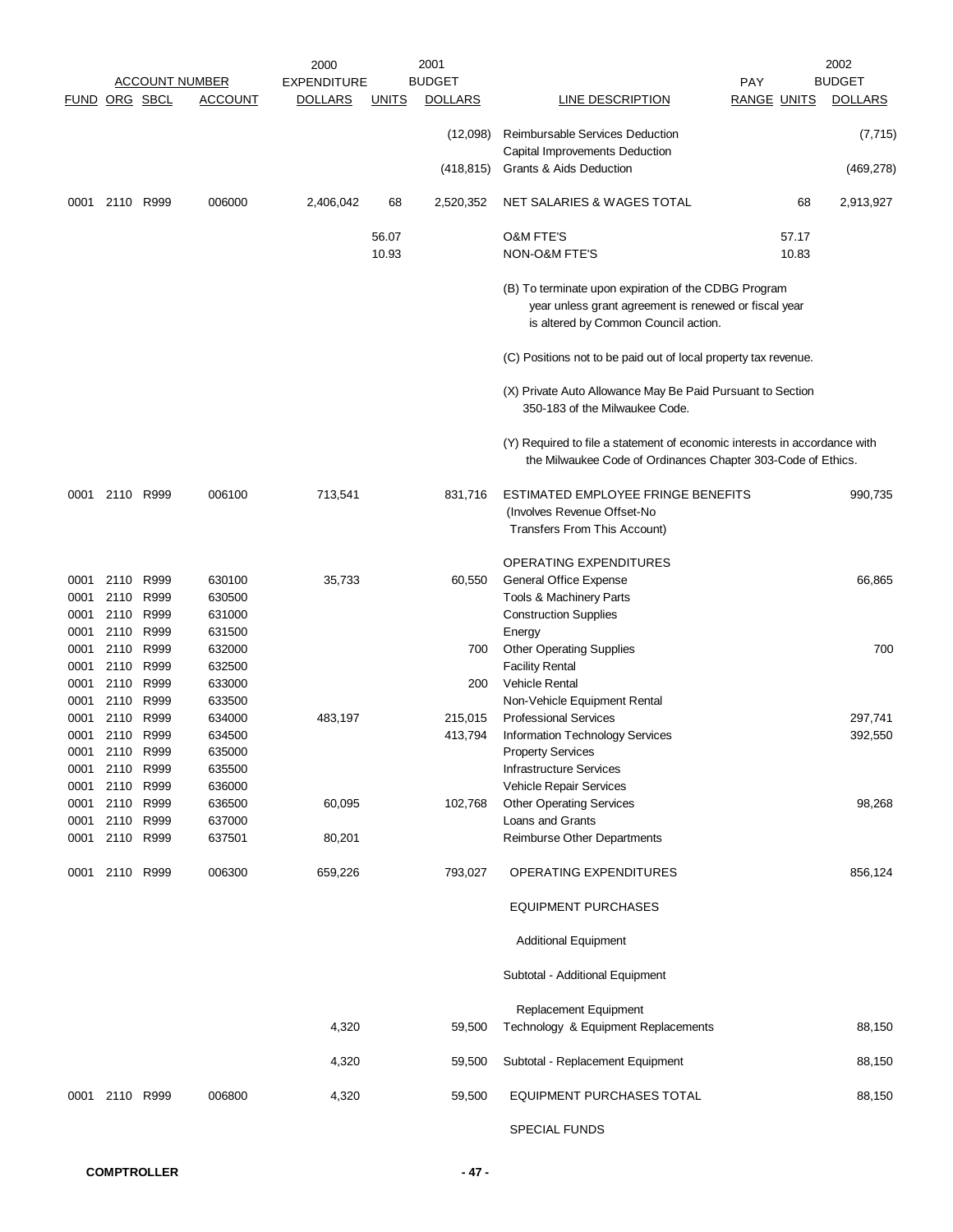| FUND | ORG | SBCL | ACCOUNT | 2000 EXPENDITURE DOLLARS | UNITS | 2001 BUDGET DOLLARS | LINE DESCRIPTION | PAY RANGE | UNITS | 2002 BUDGET DOLLARS |
|---|---|---|---|---|---|---|---|---|---|---|
| | | | | | | (12,098) | Reimbursable Services Deduction | | | (7,715) |
| | | | | | | | Capital Improvements Deduction | | | |
| | | | | | | (418,815) | Grants & Aids Deduction | | | (469,278) |
| 0001 | 2110 | R999 | 006000 | 2,406,042 | 68 | 2,520,352 | NET SALARIES & WAGES TOTAL | | 68 | 2,913,927 |
| | | | | | 56.07 | | O&M FTE'S | | 57.17 | |
| | | | | | 10.93 | | NON-O&M FTE'S | | 10.83 | |
| | | | | | | | (B) To terminate upon expiration of the CDBG Program year unless grant agreement is renewed or fiscal year is altered by Common Council action. | | | |
| | | | | | | | (C) Positions not to be paid out of local property tax revenue. | | | |
| | | | | | | | (X) Private Auto Allowance May Be Paid Pursuant to Section 350-183 of the Milwaukee Code. | | | |
| | | | | | | | (Y) Required to file a statement of economic interests in accordance with the Milwaukee Code of Ordinances Chapter 303-Code of Ethics. | | | |
| 0001 | 2110 | R999 | 006100 | 713,541 | | 831,716 | ESTIMATED EMPLOYEE FRINGE BENEFITS (Involves Revenue Offset-No Transfers From This Account) | | | 990,735 |
| | | | | | | | OPERATING EXPENDITURES | | | |
| 0001 | 2110 | R999 | 630100 | 35,733 | | 60,550 | General Office Expense | | | 66,865 |
| 0001 | 2110 | R999 | 630500 | | | | Tools & Machinery Parts | | | |
| 0001 | 2110 | R999 | 631000 | | | | Construction Supplies | | | |
| 0001 | 2110 | R999 | 631500 | | | | Energy | | | |
| 0001 | 2110 | R999 | 632000 | | | 700 | Other Operating Supplies | | | 700 |
| 0001 | 2110 | R999 | 632500 | | | | Facility Rental | | | |
| 0001 | 2110 | R999 | 633000 | | | 200 | Vehicle Rental | | | |
| 0001 | 2110 | R999 | 633500 | | | | Non-Vehicle Equipment Rental | | | |
| 0001 | 2110 | R999 | 634000 | 483,197 | | 215,015 | Professional Services | | | 297,741 |
| 0001 | 2110 | R999 | 634500 | | | 413,794 | Information Technology Services | | | 392,550 |
| 0001 | 2110 | R999 | 635000 | | | | Property Services | | | |
| 0001 | 2110 | R999 | 635500 | | | | Infrastructure Services | | | |
| 0001 | 2110 | R999 | 636000 | | | | Vehicle Repair Services | | | |
| 0001 | 2110 | R999 | 636500 | 60,095 | | 102,768 | Other Operating Services | | | 98,268 |
| 0001 | 2110 | R999 | 637000 | | | | Loans and Grants | | | |
| 0001 | 2110 | R999 | 637501 | 80,201 | | | Reimburse Other Departments | | | |
| 0001 | 2110 | R999 | 006300 | 659,226 | | 793,027 | OPERATING EXPENDITURES | | | 856,124 |
| | | | | | | | EQUIPMENT PURCHASES | | | |
| | | | | | | | Additional Equipment | | | |
| | | | | | | | Subtotal - Additional Equipment | | | |
| | | | | | | | Replacement Equipment | | | |
| | | | | 4,320 | | 59,500 | Technology & Equipment Replacements | | | 88,150 |
| | | | | 4,320 | | 59,500 | Subtotal - Replacement Equipment | | | 88,150 |
| 0001 | 2110 | R999 | 006800 | 4,320 | | 59,500 | EQUIPMENT PURCHASES TOTAL | | | 88,150 |
| | | | | | | | SPECIAL FUNDS | | | |

COMPTROLLER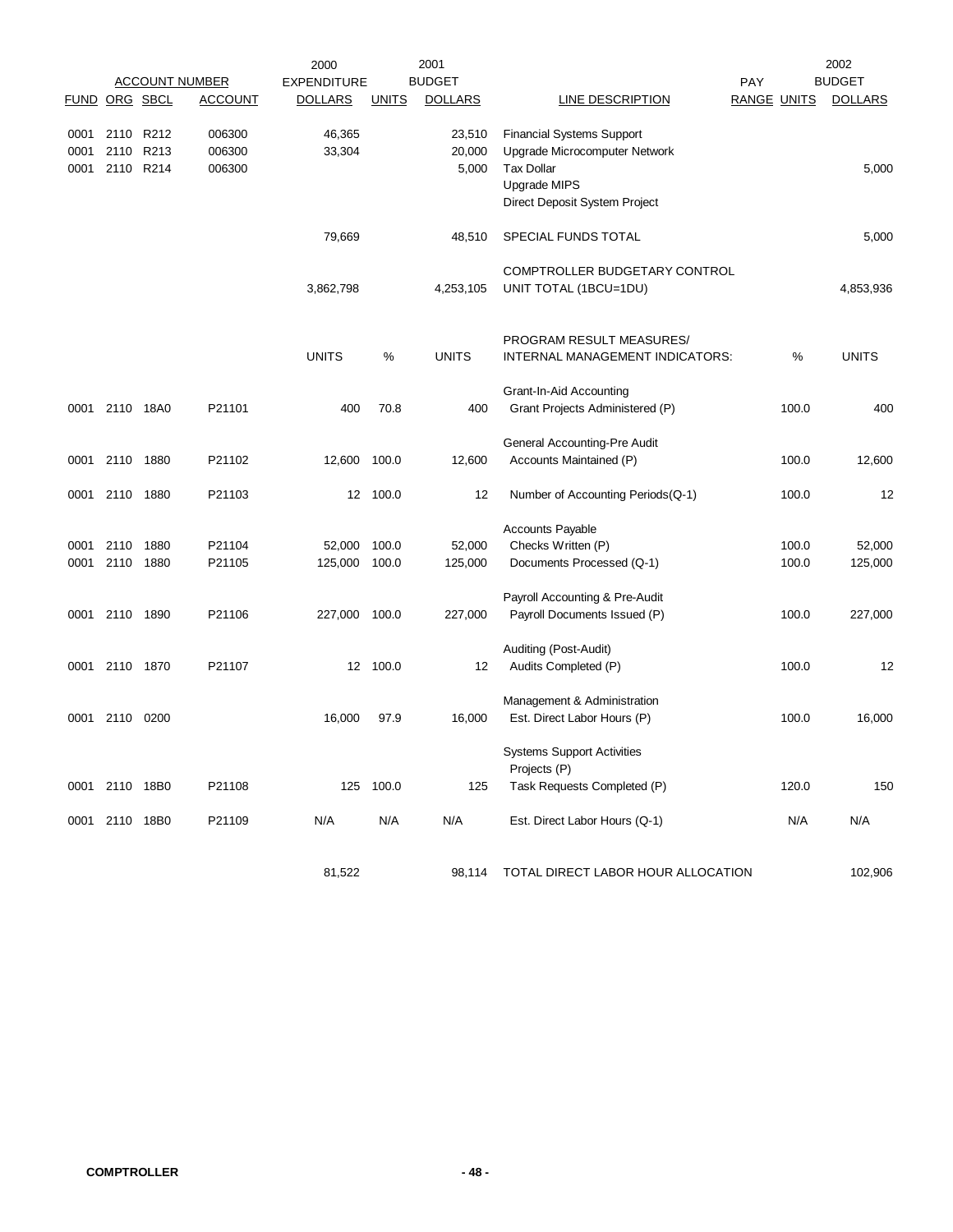| ACCOUNT NUMBER | | | | 2000 EXPENDITURE | | 2001 BUDGET | | PAY | | 2002 BUDGET |
|---|---|---|---|---|---|---|---|---|---|---|
| FUND | ORG | SBCL | ACCOUNT | DOLLARS | UNITS | DOLLARS | LINE DESCRIPTION | RANGE | UNITS | DOLLARS |
| 0001 | 2110 | R212 | 006300 | 46,365 | | 23,510 | Financial Systems Support | | | |
| 0001 | 2110 | R213 | 006300 | 33,304 | | 20,000 | Upgrade Microcomputer Network | | | |
| 0001 | 2110 | R214 | 006300 | | | 5,000 | Tax Dollar | | | 5,000 |
| | | | | | | | Upgrade MIPS | | | |
| | | | | | | | Direct Deposit System Project | | | |
| | | | | 79,669 | | 48,510 | SPECIAL FUNDS TOTAL | | | 5,000 |
| | | | | 3,862,798 | | 4,253,105 | COMPTROLLER BUDGETARY CONTROL UNIT TOTAL (1BCU=1DU) | | | 4,853,936 |
| | | | | UNITS | % | UNITS | PROGRAM RESULT MEASURES/ INTERNAL MANAGEMENT INDICATORS: | | % | UNITS |
| | | | | | | | Grant-In-Aid Accounting | | | |
| 0001 | 2110 | 18A0 | P21101 | 400 | 70.8 | 400 | Grant Projects Administered (P) | | 100.0 | 400 |
| | | | | | | | General Accounting-Pre Audit | | | |
| 0001 | 2110 | 1880 | P21102 | 12,600 | 100.0 | 12,600 | Accounts Maintained (P) | | 100.0 | 12,600 |
| 0001 | 2110 | 1880 | P21103 | 12 | 100.0 | 12 | Number of Accounting Periods(Q-1) | | 100.0 | 12 |
| | | | | | | | Accounts Payable | | | |
| 0001 | 2110 | 1880 | P21104 | 52,000 | 100.0 | 52,000 | Checks Written (P) | | 100.0 | 52,000 |
| 0001 | 2110 | 1880 | P21105 | 125,000 | 100.0 | 125,000 | Documents Processed (Q-1) | | 100.0 | 125,000 |
| | | | | | | | Payroll Accounting & Pre-Audit | | | |
| 0001 | 2110 | 1890 | P21106 | 227,000 | 100.0 | 227,000 | Payroll Documents Issued (P) | | 100.0 | 227,000 |
| | | | | | | | Auditing (Post-Audit) | | | |
| 0001 | 2110 | 1870 | P21107 | 12 | 100.0 | 12 | Audits Completed (P) | | 100.0 | 12 |
| | | | | | | | Management & Administration | | | |
| 0001 | 2110 | 0200 | | 16,000 | 97.9 | 16,000 | Est. Direct Labor Hours (P) | | 100.0 | 16,000 |
| | | | | | | | Systems Support Activities | | | |
| | | | | | | | Projects (P) | | | |
| 0001 | 2110 | 18B0 | P21108 | 125 | 100.0 | 125 | Task Requests Completed (P) | | 120.0 | 150 |
| 0001 | 2110 | 18B0 | P21109 | N/A | N/A | N/A | Est. Direct Labor Hours (Q-1) | | N/A | N/A |
| | | | | 81,522 | | 98,114 | TOTAL DIRECT LABOR HOUR ALLOCATION | | | 102,906 |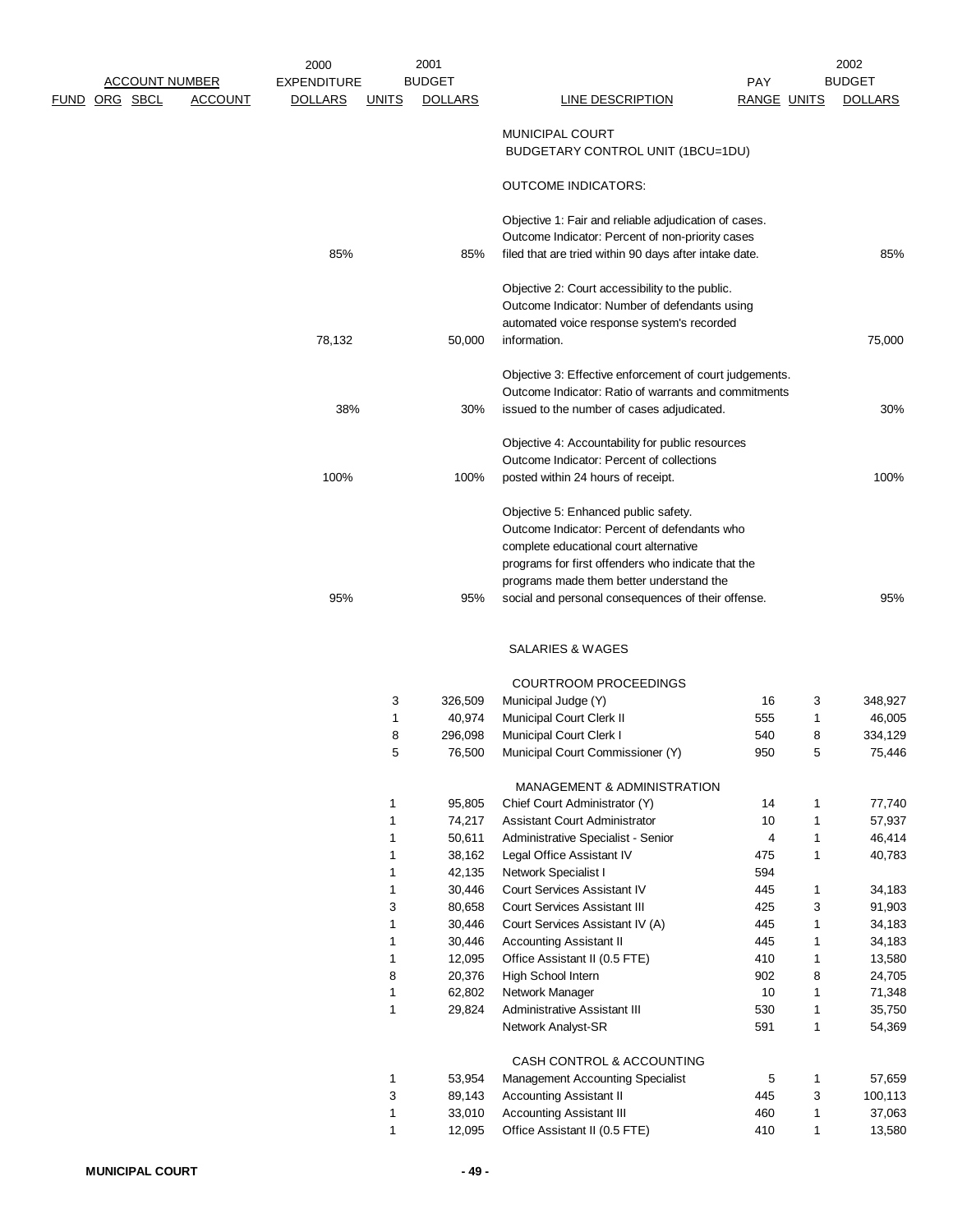| ACCOUNT NUMBER FUND | ORG | SBCL | ACCOUNT | 2000 EXPENDITURE DOLLARS | 2001 BUDGET UNITS | 2001 BUDGET DOLLARS | LINE DESCRIPTION | PAY RANGE | 2002 BUDGET UNITS | 2002 BUDGET DOLLARS |
|---|---|---|---|---|---|---|---|---|---|---|
| | | | | | | | MUNICIPAL COURT | | | |
| | | | | | | | BUDGETARY CONTROL UNIT (1BCU=1DU) | | | |
| | | | | | | | OUTCOME INDICATORS: | | | |
| | | | | 85% | | 85% | Objective 1: Fair and reliable adjudication of cases. Outcome Indicator: Percent of non-priority cases filed that are tried within 90 days after intake date. | | | 85% |
| | | | | 78,132 | | 50,000 | Objective 2: Court accessibility to the public. Outcome Indicator: Number of defendants using automated voice response system's recorded information. | | | 75,000 |
| | | | | 38% | | 30% | Objective 3: Effective enforcement of court judgements. Outcome Indicator: Ratio of warrants and commitments issued to the number of cases adjudicated. | | | 30% |
| | | | | 100% | | 100% | Objective 4: Accountability for public resources Outcome Indicator: Percent of collections posted within 24 hours of receipt. | | | 100% |
| | | | | 95% | | 95% | Objective 5: Enhanced public safety. Outcome Indicator: Percent of defendants who complete educational court alternative programs for first offenders who indicate that the programs made them better understand the social and personal consequences of their offense. | | | 95% |
| | | | | | | | SALARIES & WAGES | | | |
| | | | | | | | COURTROOM PROCEEDINGS | | | |
| | | | | | 3 | 326,509 | Municipal Judge (Y) | 16 | 3 | 348,927 |
| | | | | | 1 | 40,974 | Municipal Court Clerk II | 555 | 1 | 46,005 |
| | | | | | 8 | 296,098 | Municipal Court Clerk I | 540 | 8 | 334,129 |
| | | | | | 5 | 76,500 | Municipal Court Commissioner (Y) | 950 | 5 | 75,446 |
| | | | | | | | MANAGEMENT & ADMINISTRATION | | | |
| | | | | | 1 | 95,805 | Chief Court Administrator (Y) | 14 | 1 | 77,740 |
| | | | | | 1 | 74,217 | Assistant Court Administrator | 10 | 1 | 57,937 |
| | | | | | 1 | 50,611 | Administrative Specialist - Senior | 4 | 1 | 46,414 |
| | | | | | 1 | 38,162 | Legal Office Assistant IV | 475 | 1 | 40,783 |
| | | | | | 1 | 42,135 | Network Specialist I | 594 | | |
| | | | | | 1 | 30,446 | Court Services Assistant IV | 445 | 1 | 34,183 |
| | | | | | 3 | 80,658 | Court Services Assistant III | 425 | 3 | 91,903 |
| | | | | | 1 | 30,446 | Court Services Assistant IV (A) | 445 | 1 | 34,183 |
| | | | | | 1 | 30,446 | Accounting Assistant II | 445 | 1 | 34,183 |
| | | | | | 1 | 12,095 | Office Assistant II (0.5 FTE) | 410 | 1 | 13,580 |
| | | | | | 8 | 20,376 | High School Intern | 902 | 8 | 24,705 |
| | | | | | 1 | 62,802 | Network Manager | 10 | 1 | 71,348 |
| | | | | | 1 | 29,824 | Administrative Assistant III | 530 | 1 | 35,750 |
| | | | | | | | Network Analyst-SR | 591 | 1 | 54,369 |
| | | | | | | | CASH CONTROL & ACCOUNTING | | | |
| | | | | | 1 | 53,954 | Management Accounting Specialist | 5 | 1 | 57,659 |
| | | | | | 3 | 89,143 | Accounting Assistant II | 445 | 3 | 100,113 |
| | | | | | 1 | 33,010 | Accounting Assistant III | 460 | 1 | 37,063 |
| | | | | | 1 | 12,095 | Office Assistant II (0.5 FTE) | 410 | 1 | 13,580 |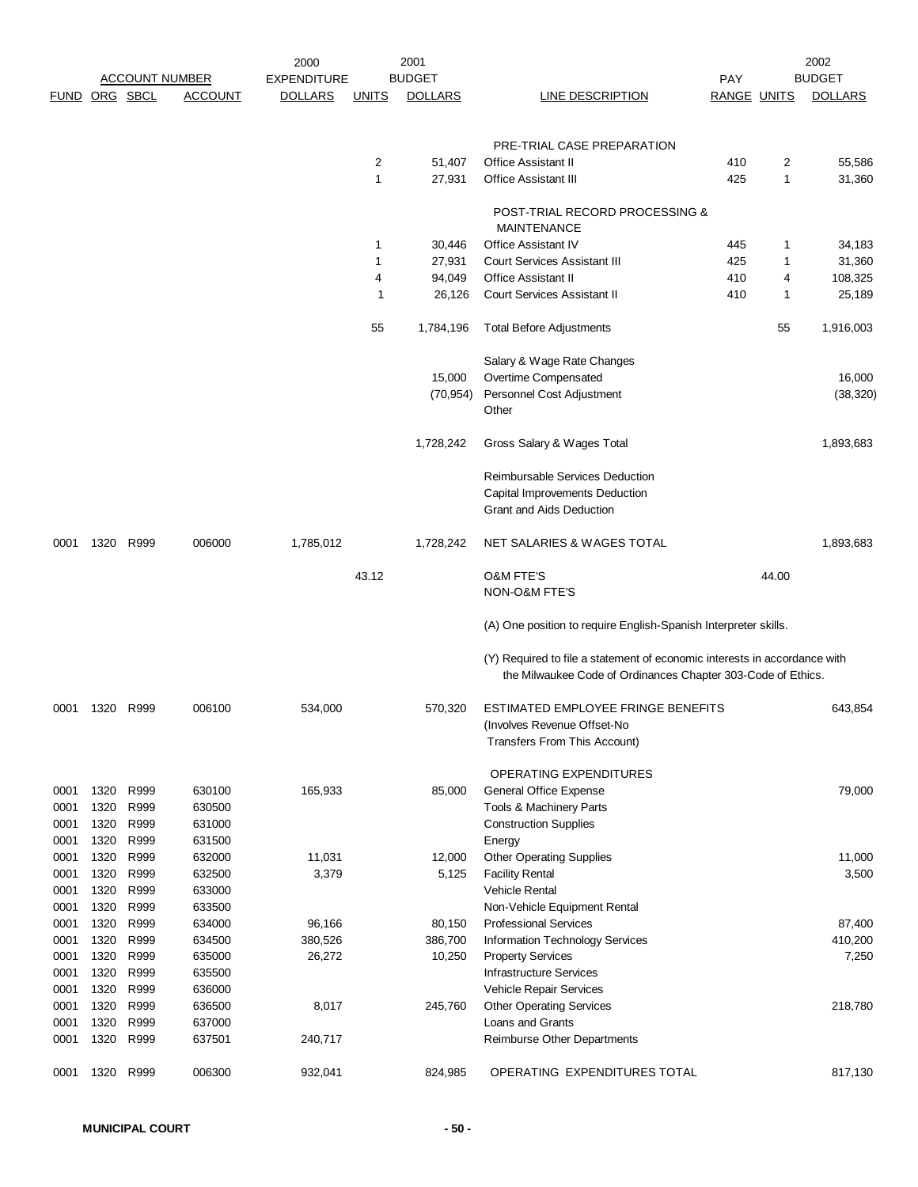| FUND | ORG | SBCL | ACCOUNT | 2000 EXPENDITURE DOLLARS | UNITS | 2001 BUDGET DOLLARS | LINE DESCRIPTION | PAY RANGE | UNITS | 2002 BUDGET DOLLARS |
|---|---|---|---|---|---|---|---|---|---|---|
| | | | | | | | PRE-TRIAL CASE PREPARATION | | | |
| | | | | | 2 | 51,407 | Office Assistant II | 410 | 2 | 55,586 |
| | | | | | 1 | 27,931 | Office Assistant III | 425 | 1 | 31,360 |
| | | | | | | | POST-TRIAL RECORD PROCESSING & MAINTENANCE | | | |
| | | | | | 1 | 30,446 | Office Assistant IV | 445 | 1 | 34,183 |
| | | | | | 1 | 27,931 | Court Services Assistant III | 425 | 1 | 31,360 |
| | | | | | 4 | 94,049 | Office Assistant II | 410 | 4 | 108,325 |
| | | | | | 1 | 26,126 | Court Services Assistant II | 410 | 1 | 25,189 |
| | | | | | 55 | 1,784,196 | Total Before Adjustments | | 55 | 1,916,003 |
| | | | | | | | Salary & Wage Rate Changes | | | |
| | | | | | | 15,000 | Overtime Compensated | | | 16,000 |
| | | | | | | (70,954) | Personnel Cost Adjustment | | | (38,320) |
| | | | | | | | Other | | | |
| | | | | | | 1,728,242 | Gross Salary & Wages Total | | | 1,893,683 |
| | | | | | | | Reimbursable Services Deduction | | | |
| | | | | | | | Capital Improvements Deduction | | | |
| | | | | | | | Grant and Aids Deduction | | | |
| 0001 | 1320 | R999 | 006000 | 1,785,012 | | 1,728,242 | NET SALARIES & WAGES TOTAL | | | 1,893,683 |
| | | | | | 43.12 | | O&M FTE'S | | 44.00 | |
| | | | | | | | NON-O&M FTE'S | | | |
| | | | | | | | (A) One position to require English-Spanish Interpreter skills. | | | |
| | | | | | | | (Y) Required to file a statement of economic interests in accordance with the Milwaukee Code of Ordinances Chapter 303-Code of Ethics. | | | |
| 0001 | 1320 | R999 | 006100 | 534,000 | | 570,320 | ESTIMATED EMPLOYEE FRINGE BENEFITS (Involves Revenue Offset-No Transfers From This Account) | | | 643,854 |
| | | | | | | | OPERATING EXPENDITURES | | | |
| 0001 | 1320 | R999 | 630100 | 165,933 | | 85,000 | General Office Expense | | | 79,000 |
| 0001 | 1320 | R999 | 630500 | | | | Tools & Machinery Parts | | | |
| 0001 | 1320 | R999 | 631000 | | | | Construction Supplies | | | |
| 0001 | 1320 | R999 | 631500 | | | | Energy | | | |
| 0001 | 1320 | R999 | 632000 | 11,031 | | 12,000 | Other Operating Supplies | | | 11,000 |
| 0001 | 1320 | R999 | 632500 | 3,379 | | 5,125 | Facility Rental | | | 3,500 |
| 0001 | 1320 | R999 | 633000 | | | | Vehicle Rental | | | |
| 0001 | 1320 | R999 | 633500 | | | | Non-Vehicle Equipment Rental | | | |
| 0001 | 1320 | R999 | 634000 | 96,166 | | 80,150 | Professional Services | | | 87,400 |
| 0001 | 1320 | R999 | 634500 | 380,526 | | 386,700 | Information Technology Services | | | 410,200 |
| 0001 | 1320 | R999 | 635000 | 26,272 | | 10,250 | Property Services | | | 7,250 |
| 0001 | 1320 | R999 | 635500 | | | | Infrastructure Services | | | |
| 0001 | 1320 | R999 | 636000 | | | | Vehicle Repair Services | | | |
| 0001 | 1320 | R999 | 636500 | 8,017 | | 245,760 | Other Operating Services | | | 218,780 |
| 0001 | 1320 | R999 | 637000 | | | | Loans and Grants | | | |
| 0001 | 1320 | R999 | 637501 | 240,717 | | | Reimburse Other Departments | | | |
| 0001 | 1320 | R999 | 006300 | 932,041 | | 824,985 | OPERATING EXPENDITURES TOTAL | | | 817,130 |

**MUNICIPAL COURT**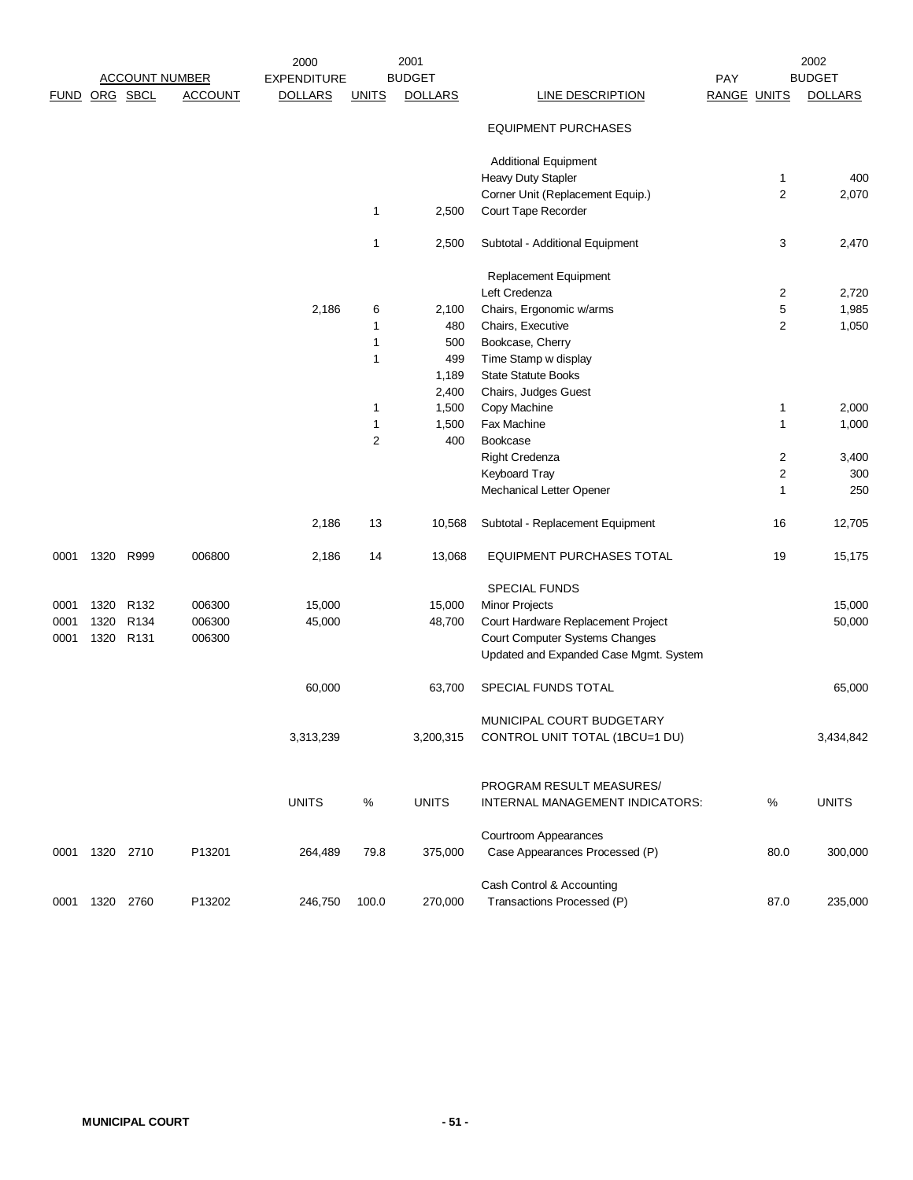| ACCOUNT NUMBER | | | | 2000 EXPENDITURE | 2001 BUDGET | | | | | 2002 BUDGET |
|---|---|---|---|---|---|---|---|---|---|---|
| FUND | ORG | SBCL | ACCOUNT | DOLLARS | UNITS | DOLLARS | LINE DESCRIPTION | PAY RANGE | UNITS | DOLLARS |
| | | | | | | | EQUIPMENT PURCHASES | | | |
| | | | | | | | Additional Equipment | | | |
| | | | | | | | Heavy Duty Stapler | | 1 | 400 |
| | | | | | | | Corner Unit (Replacement Equip.) | | 2 | 2,070 |
| | | | | | 1 | 2,500 | Court Tape Recorder | | | |
| | | | | | 1 | 2,500 | Subtotal - Additional Equipment | | 3 | 2,470 |
| | | | | | | | Replacement Equipment | | | |
| | | | | | | | Left Credenza | | 2 | 2,720 |
| | | | | 2,186 | 6 | 2,100 | Chairs, Ergonomic w/arms | | 5 | 1,985 |
| | | | | | 1 | 480 | Chairs, Executive | | 2 | 1,050 |
| | | | | | 1 | 500 | Bookcase, Cherry | | | |
| | | | | | 1 | 499 | Time Stamp w display | | | |
| | | | | | | 1,189 | State Statute Books | | | |
| | | | | | | 2,400 | Chairs, Judges Guest | | | |
| | | | | | 1 | 1,500 | Copy Machine | | 1 | 2,000 |
| | | | | | 1 | 1,500 | Fax Machine | | 1 | 1,000 |
| | | | | | 2 | 400 | Bookcase | | | |
| | | | | | | | Right Credenza | | 2 | 3,400 |
| | | | | | | | Keyboard Tray | | 2 | 300 |
| | | | | | | | Mechanical Letter Opener | | 1 | 250 |
| | | | | 2,186 | 13 | 10,568 | Subtotal - Replacement Equipment | | 16 | 12,705 |
| 0001 | 1320 | R999 | 006800 | 2,186 | 14 | 13,068 | EQUIPMENT PURCHASES TOTAL | | 19 | 15,175 |
| | | | | | | | SPECIAL FUNDS | | | |
| 0001 | 1320 | R132 | 006300 | 15,000 | | 15,000 | Minor Projects | | | 15,000 |
| 0001 | 1320 | R134 | 006300 | 45,000 | | 48,700 | Court Hardware Replacement Project | | | 50,000 |
| 0001 | 1320 | R131 | 006300 | | | | Court Computer Systems Changes | | | |
| | | | | | | | Updated and Expanded Case Mgmt. System | | | |
| | | | | 60,000 | | 63,700 | SPECIAL FUNDS TOTAL | | | 65,000 |
| | | | | 3,313,239 | | 3,200,315 | MUNICIPAL COURT BUDGETARY CONTROL UNIT TOTAL (1BCU=1 DU) | | | 3,434,842 |
| | | | | UNITS | % | UNITS | PROGRAM RESULT MEASURES/ INTERNAL MANAGEMENT INDICATORS: | | % | UNITS |
| | | | | | | | Courtroom Appearances | | | |
| 0001 | 1320 | 2710 | P13201 | 264,489 | 79.8 | 375,000 | Case Appearances Processed (P) | | 80.0 | 300,000 |
| | | | | | | | Cash Control & Accounting | | | |
| 0001 | 1320 | 2760 | P13202 | 246,750 | 100.0 | 270,000 | Transactions Processed (P) | | 87.0 | 235,000 |

**MUNICIPAL COURT**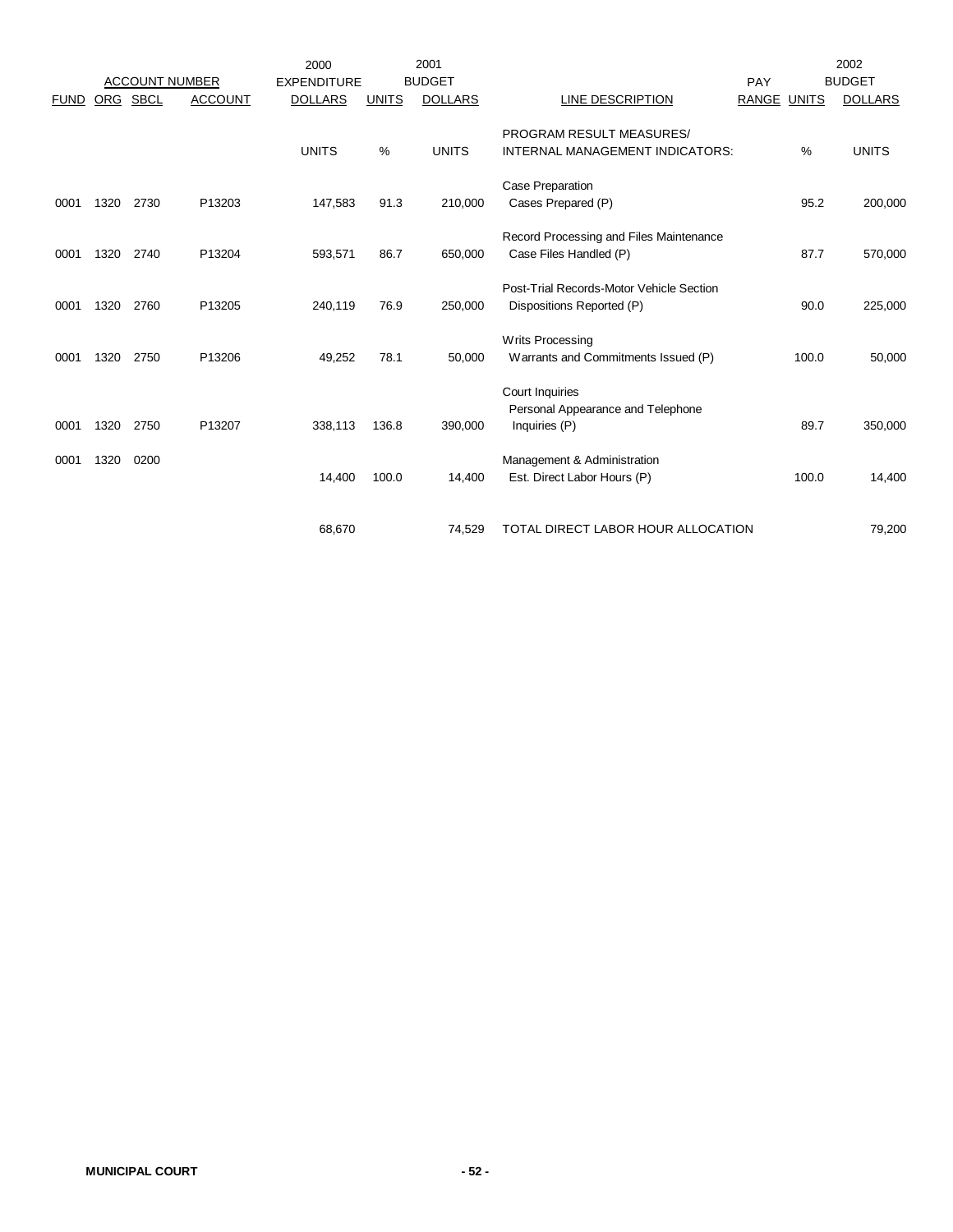| FUND | ORG | SBCL | ACCOUNT | 2000 EXPENDITURE DOLLARS | 2001 BUDGET UNITS | 2001 BUDGET DOLLARS | LINE DESCRIPTION | PAY RANGE | 2002 BUDGET UNITS | 2002 BUDGET DOLLARS |
|---|---|---|---|---|---|---|---|---|---|---|
| | | | | UNITS | % | UNITS | PROGRAM RESULT MEASURES/ INTERNAL MANAGEMENT INDICATORS: | | % | UNITS |
| | | | | | | | Case Preparation | | | |
| 0001 | 1320 | 2730 | P13203 | 147,583 | 91.3 | 210,000 | Cases Prepared (P) | | 95.2 | 200,000 |
| | | | | | | | Record Processing and Files Maintenance | | | |
| 0001 | 1320 | 2740 | P13204 | 593,571 | 86.7 | 650,000 | Case Files Handled (P) | | 87.7 | 570,000 |
| | | | | | | | Post-Trial Records-Motor Vehicle Section | | | |
| 0001 | 1320 | 2760 | P13205 | 240,119 | 76.9 | 250,000 | Dispositions Reported (P) | | 90.0 | 225,000 |
| | | | | | | | Writs Processing | | | |
| 0001 | 1320 | 2750 | P13206 | 49,252 | 78.1 | 50,000 | Warrants and Commitments Issued (P) | | 100.0 | 50,000 |
| | | | | | | | Court Inquiries | | | |
| | | | | | | | Personal Appearance and Telephone | | | |
| 0001 | 1320 | 2750 | P13207 | 338,113 | 136.8 | 390,000 | Inquiries (P) | | 89.7 | 350,000 |
| 0001 | 1320 | 0200 | | | | | Management & Administration | | | |
| | | | | 14,400 | 100.0 | 14,400 | Est. Direct Labor Hours (P) | | 100.0 | 14,400 |
| | | | | 68,670 | | 74,529 | TOTAL DIRECT LABOR HOUR ALLOCATION | | | 79,200 |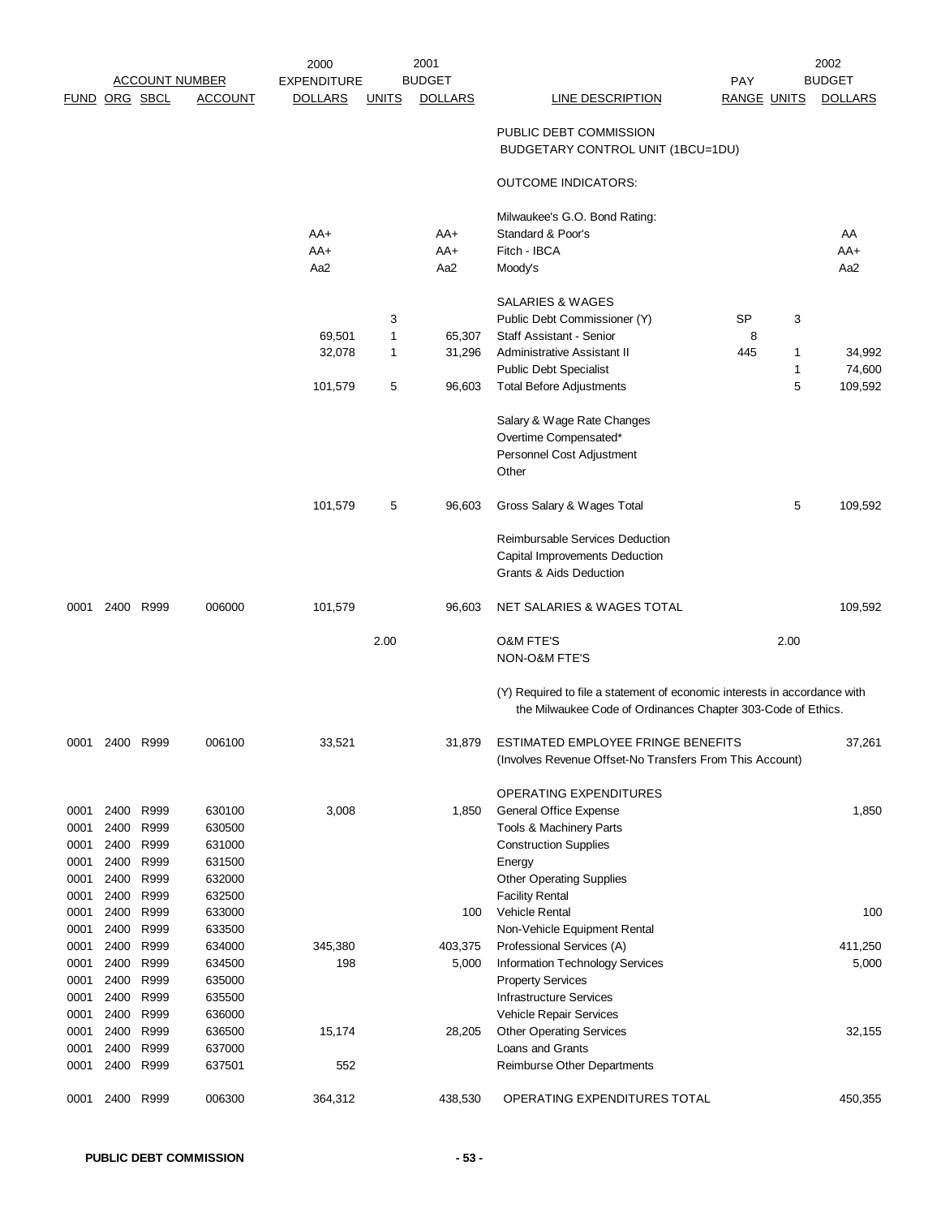| ACCOUNT NUMBER | | | | 2000 EXPENDITURE | 2001 BUDGET | | | PAY | | 2002 BUDGET |
|---|---|---|---|---|---|---|---|---|---|---|
| FUND | ORG | SBCL | ACCOUNT | DOLLARS | UNITS | DOLLARS | LINE DESCRIPTION | RANGE | UNITS | DOLLARS |
| | | | | | | | PUBLIC DEBT COMMISSION | | | |
| | | | | | | | BUDGETARY CONTROL UNIT (1BCU=1DU) | | | |
| | | | | | | | OUTCOME INDICATORS: | | | |
| | | | | | | | Milwaukee's G.O. Bond Rating: | | | |
| | | | | AA+ | | AA+ | Standard & Poor's | | | AA |
| | | | | AA+ | | AA+ | Fitch - IBCA | | | AA+ |
| | | | | Aa2 | | Aa2 | Moody's | | | Aa2 |
| | | | | | | | SALARIES & WAGES | | | |
| | | | | | 3 | | Public Debt Commissioner (Y) | SP | 3 | |
| | | | | 69,501 | 1 | 65,307 | Staff Assistant - Senior | 8 | | |
| | | | | 32,078 | 1 | 31,296 | Administrative Assistant II | 445 | 1 | 34,992 |
| | | | | | | | Public Debt Specialist | | 1 | 74,600 |
| | | | | 101,579 | 5 | 96,603 | Total Before Adjustments | | 5 | 109,592 |
| | | | | | | | Salary & Wage Rate Changes | | | |
| | | | | | | | Overtime Compensated* | | | |
| | | | | | | | Personnel Cost Adjustment | | | |
| | | | | | | | Other | | | |
| | | | | 101,579 | 5 | 96,603 | Gross Salary & Wages Total | | 5 | 109,592 |
| | | | | | | | Reimbursable Services Deduction | | | |
| | | | | | | | Capital Improvements Deduction | | | |
| | | | | | | | Grants & Aids Deduction | | | |
| 0001 | 2400 | R999 | 006000 | 101,579 | | 96,603 | NET SALARIES & WAGES TOTAL | | | 109,592 |
| | | | | | 2.00 | | O&M FTE'S | | 2.00 | |
| | | | | | | | NON-O&M FTE'S | | | |
| | | | | | | | (Y) Required to file a statement of economic interests in accordance with the Milwaukee Code of Ordinances Chapter 303-Code of Ethics. | | | |
| 0001 | 2400 | R999 | 006100 | 33,521 | | 31,879 | ESTIMATED EMPLOYEE FRINGE BENEFITS (Involves Revenue Offset-No Transfers From This Account) | | | 37,261 |
| | | | | | | | OPERATING EXPENDITURES | | | |
| 0001 | 2400 | R999 | 630100 | 3,008 | | 1,850 | General Office Expense | | | 1,850 |
| 0001 | 2400 | R999 | 630500 | | | | Tools & Machinery Parts | | | |
| 0001 | 2400 | R999 | 631000 | | | | Construction Supplies | | | |
| 0001 | 2400 | R999 | 631500 | | | | Energy | | | |
| 0001 | 2400 | R999 | 632000 | | | | Other Operating Supplies | | | |
| 0001 | 2400 | R999 | 632500 | | | | Facility Rental | | | |
| 0001 | 2400 | R999 | 633000 | | | 100 | Vehicle Rental | | | 100 |
| 0001 | 2400 | R999 | 633500 | | | | Non-Vehicle Equipment Rental | | | |
| 0001 | 2400 | R999 | 634000 | 345,380 | | 403,375 | Professional Services (A) | | | 411,250 |
| 0001 | 2400 | R999 | 634500 | 198 | | 5,000 | Information Technology Services | | | 5,000 |
| 0001 | 2400 | R999 | 635000 | | | | Property Services | | | |
| 0001 | 2400 | R999 | 635500 | | | | Infrastructure Services | | | |
| 0001 | 2400 | R999 | 636000 | | | | Vehicle Repair Services | | | |
| 0001 | 2400 | R999 | 636500 | 15,174 | | 28,205 | Other Operating Services | | | 32,155 |
| 0001 | 2400 | R999 | 637000 | | | | Loans and Grants | | | |
| 0001 | 2400 | R999 | 637501 | 552 | | | Reimburse Other Departments | | | |
| 0001 | 2400 | R999 | 006300 | 364,312 | | 438,530 | OPERATING EXPENDITURES TOTAL | | | 450,355 |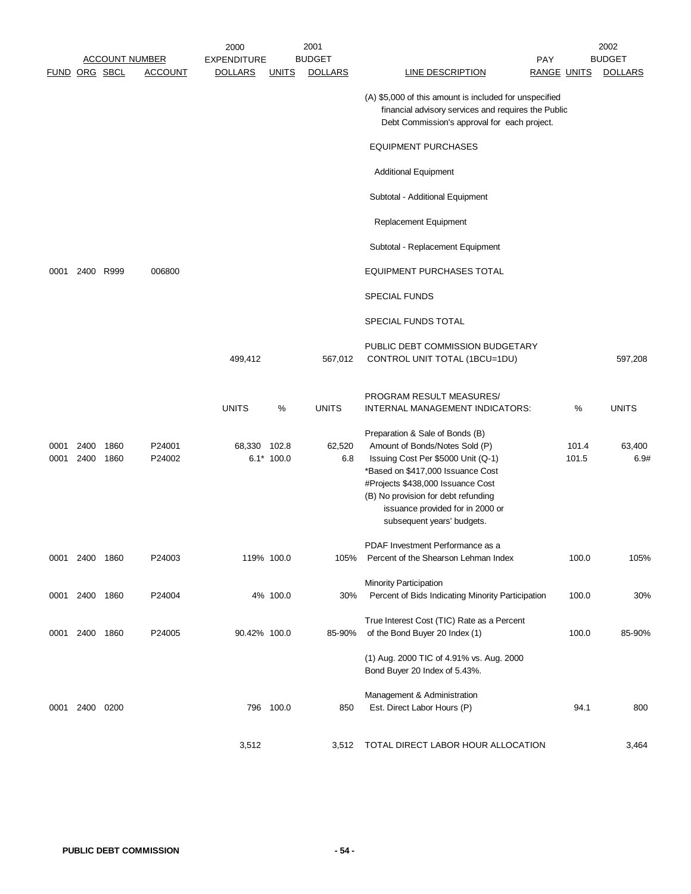| FUND | ORG | SBCL | ACCOUNT | 2000 EXPENDITURE DOLLARS | UNITS | 2001 BUDGET DOLLARS | LINE DESCRIPTION | PAY RANGE | UNITS | 2002 BUDGET DOLLARS |
|---|---|---|---|---|---|---|---|---|---|---|
| | | | | | | | (A) $5,000 of this amount is included for unspecified financial advisory services and requires the Public Debt Commission's approval for each project. | | | |
| | | | | | | | EQUIPMENT PURCHASES | | | |
| | | | | | | | Additional Equipment | | | |
| | | | | | | | Subtotal - Additional Equipment | | | |
| | | | | | | | Replacement Equipment | | | |
| | | | | | | | Subtotal - Replacement Equipment | | | |
| 0001 | 2400 | R999 | 006800 | | | | EQUIPMENT PURCHASES TOTAL | | | |
| | | | | | | | SPECIAL FUNDS | | | |
| | | | | | | | SPECIAL FUNDS TOTAL | | | |
| | | | | 499,412 | | 567,012 | PUBLIC DEBT COMMISSION BUDGETARY CONTROL UNIT TOTAL (1BCU=1DU) | | | 597,208 |
| | | | | UNITS | % | UNITS | PROGRAM RESULT MEASURES/ INTERNAL MANAGEMENT INDICATORS: | | % | UNITS |
| | | | | | | | Preparation & Sale of Bonds (B) | | | |
| 0001 | 2400 | 1860 | P24001 | 68,330 | 102.8 | 62,520 | Amount of Bonds/Notes Sold (P) | | 101.4 | 63,400 |
| 0001 | 2400 | 1860 | P24002 | 6.1* | 100.0 | 6.8 | Issuing Cost Per $5000 Unit (Q-1) | | 101.5 | 6.9# |
| | | | | | | | *Based on $417,000 Issuance Cost | | | |
| | | | | | | | #Projects $438,000 Issuance Cost | | | |
| | | | | | | | (B) No provision for debt refunding issuance provided for in 2000 or subsequent years' budgets. | | | |
| 0001 | 2400 | 1860 | P24003 | 119% | 100.0 | 105% | PDAF Investment Performance as a Percent of the Shearson Lehman Index | | 100.0 | 105% |
| 0001 | 2400 | 1860 | P24004 | 4% | 100.0 | 30% | Minority Participation Percent of Bids Indicating Minority Participation | | 100.0 | 30% |
| 0001 | 2400 | 1860 | P24005 | 90.42% | 100.0 | 85-90% | True Interest Cost (TIC) Rate as a Percent of the Bond Buyer 20 Index (1) | | 100.0 | 85-90% |
| | | | | | | | (1) Aug. 2000 TIC of 4.91% vs. Aug. 2000 Bond Buyer 20 Index of 5.43%. | | | |
| 0001 | 2400 | 0200 | | 796 | 100.0 | 850 | Management & Administration Est. Direct Labor Hours (P) | | 94.1 | 800 |
| | | | | 3,512 | | 3,512 | TOTAL DIRECT LABOR HOUR ALLOCATION | | | 3,464 |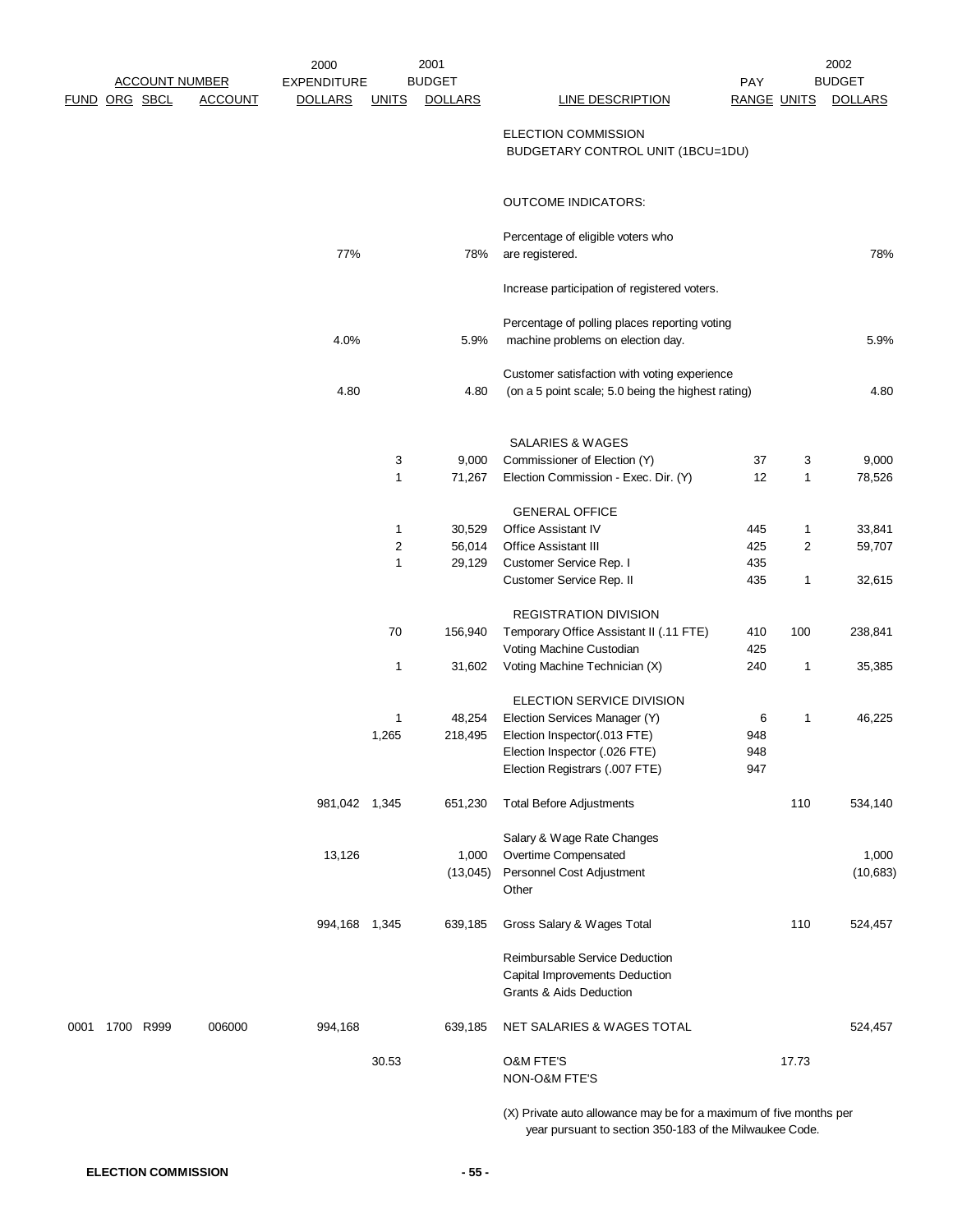| FUND | ORG | SBCL | ACCOUNT | 2000 EXPENDITURE DOLLARS | 2001 BUDGET UNITS | 2001 BUDGET DOLLARS | LINE DESCRIPTION | PAY RANGE | 2002 BUDGET UNITS | 2002 BUDGET DOLLARS |
|---|---|---|---|---|---|---|---|---|---|---|
| | | | | | | | ELECTION COMMISSION BUDGETARY CONTROL UNIT (1BCU=1DU) | | | |
| | | | | | | | OUTCOME INDICATORS: | | | |
| | | | | 77% | | 78% | Percentage of eligible voters who are registered. | | | 78% |
| | | | | | | | Increase participation of registered voters. | | | |
| | | | | 4.0% | | 5.9% | Percentage of polling places reporting voting machine problems on election day. | | | 5.9% |
| | | | | 4.80 | | 4.80 | Customer satisfaction with voting experience (on a 5 point scale; 5.0 being the highest rating) | | | 4.80 |
| | | | | | | | SALARIES & WAGES | | | |
| | | | | | 3 | 9,000 | Commissioner of Election (Y) | 37 | 3 | 9,000 |
| | | | | | 1 | 71,267 | Election Commission - Exec. Dir. (Y) | 12 | 1 | 78,526 |
| | | | | | | | GENERAL OFFICE | | | |
| | | | | | 1 | 30,529 | Office Assistant IV | 445 | 1 | 33,841 |
| | | | | | 2 | 56,014 | Office Assistant III | 425 | 2 | 59,707 |
| | | | | | 1 | 29,129 | Customer Service Rep. I | 435 | | |
| | | | | | | | Customer Service Rep. II | 435 | 1 | 32,615 |
| | | | | | | | REGISTRATION DIVISION | | | |
| | | | | | 70 | 156,940 | Temporary Office Assistant II (.11 FTE) | 410 | 100 | 238,841 |
| | | | | | | | Voting Machine Custodian | 425 | | |
| | | | | | 1 | 31,602 | Voting Machine Technician (X) | 240 | 1 | 35,385 |
| | | | | | | | ELECTION SERVICE DIVISION | | | |
| | | | | | 1 | 48,254 | Election Services Manager (Y) | 6 | 1 | 46,225 |
| | | | | | 1,265 | 218,495 | Election Inspector(.013 FTE) | 948 | | |
| | | | | | | | Election Inspector (.026 FTE) | 948 | | |
| | | | | | | | Election Registrars (.007 FTE) | 947 | | |
| | | | | 981,042 | 1,345 | 651,230 | Total Before Adjustments | | 110 | 534,140 |
| | | | | | | | Salary & Wage Rate Changes | | | |
| | | | | 13,126 | | 1,000 | Overtime Compensated | | | 1,000 |
| | | | | | | (13,045) | Personnel Cost Adjustment | | | (10,683) |
| | | | | | | | Other | | | |
| | | | | 994,168 | 1,345 | 639,185 | Gross Salary & Wages Total | | 110 | 524,457 |
| | | | | | | | Reimbursable Service Deduction | | | |
| | | | | | | | Capital Improvements Deduction | | | |
| | | | | | | | Grants & Aids Deduction | | | |
| 0001 | 1700 | R999 | 006000 | 994,168 | | 639,185 | NET SALARIES & WAGES TOTAL | | | 524,457 |
| | | | | | 30.53 | | O&M FTE'S | | 17.73 | |
| | | | | | | | NON-O&M FTE'S | | | |

(X) Private auto allowance may be for a maximum of five months per year pursuant to section 350-183 of the Milwaukee Code.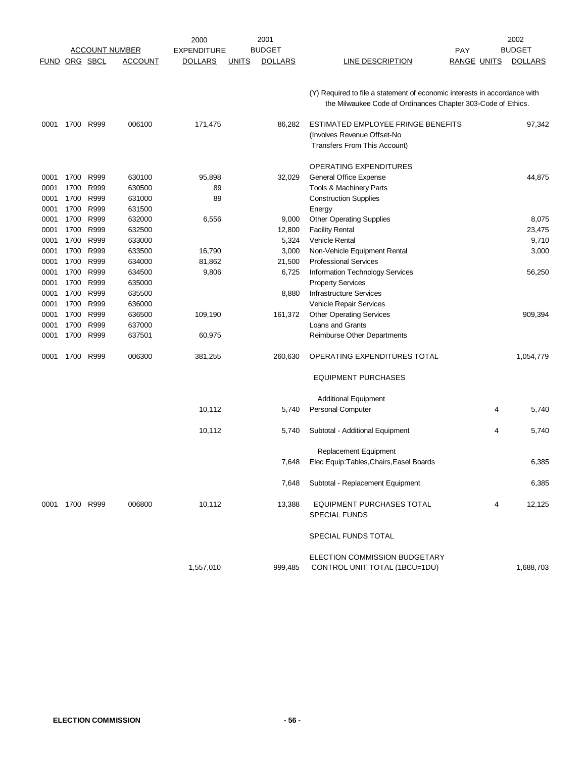| ACCOUNT NUMBER | | | | 2000 EXPENDITURE | | 2001 BUDGET | | PAY | | 2002 BUDGET |
|---|---|---|---|---|---|---|---|---|---|---|
| FUND | ORG | SBCL | ACCOUNT | DOLLARS | UNITS | DOLLARS | LINE DESCRIPTION | RANGE | UNITS | DOLLARS |
| | | | | | | | (Y) Required to file a statement of economic interests in accordance with the Milwaukee Code of Ordinances Chapter 303-Code of Ethics. | | | |
| 0001 | 1700 | R999 | 006100 | 171,475 | | 86,282 | ESTIMATED EMPLOYEE FRINGE BENEFITS (Involves Revenue Offset-No Transfers From This Account) | | | 97,342 |
| | | | | | | | OPERATING EXPENDITURES | | | |
| 0001 | 1700 | R999 | 630100 | 95,898 | | 32,029 | General Office Expense | | | 44,875 |
| 0001 | 1700 | R999 | 630500 | 89 | | | Tools & Machinery Parts | | | |
| 0001 | 1700 | R999 | 631000 | 89 | | | Construction Supplies | | | |
| 0001 | 1700 | R999 | 631500 | | | | Energy | | | |
| 0001 | 1700 | R999 | 632000 | 6,556 | | 9,000 | Other Operating Supplies | | | 8,075 |
| 0001 | 1700 | R999 | 632500 | | | 12,800 | Facility Rental | | | 23,475 |
| 0001 | 1700 | R999 | 633000 | | | 5,324 | Vehicle Rental | | | 9,710 |
| 0001 | 1700 | R999 | 633500 | 16,790 | | 3,000 | Non-Vehicle Equipment Rental | | | 3,000 |
| 0001 | 1700 | R999 | 634000 | 81,862 | | 21,500 | Professional Services | | | |
| 0001 | 1700 | R999 | 634500 | 9,806 | | 6,725 | Information Technology Services | | | 56,250 |
| 0001 | 1700 | R999 | 635000 | | | | Property Services | | | |
| 0001 | 1700 | R999 | 635500 | | | 8,880 | Infrastructure Services | | | |
| 0001 | 1700 | R999 | 636000 | | | | Vehicle Repair Services | | | |
| 0001 | 1700 | R999 | 636500 | 109,190 | | 161,372 | Other Operating Services | | | 909,394 |
| 0001 | 1700 | R999 | 637000 | | | | Loans and Grants | | | |
| 0001 | 1700 | R999 | 637501 | 60,975 | | | Reimburse Other Departments | | | |
| 0001 | 1700 | R999 | 006300 | 381,255 | | 260,630 | OPERATING EXPENDITURES TOTAL | | | 1,054,779 |
| | | | | | | | EQUIPMENT PURCHASES | | | |
| | | | | | | | Additional Equipment | | | |
| | | | | 10,112 | | 5,740 | Personal Computer | | 4 | 5,740 |
| | | | | 10,112 | | 5,740 | Subtotal - Additional Equipment | | 4 | 5,740 |
| | | | | | | | Replacement Equipment | | | |
| | | | | | | 7,648 | Elec Equip:Tables,Chairs,Easel Boards | | | 6,385 |
| | | | | | | 7,648 | Subtotal - Replacement Equipment | | | 6,385 |
| 0001 | 1700 | R999 | 006800 | 10,112 | | 13,388 | EQUIPMENT PURCHASES TOTAL | | 4 | 12,125 |
| | | | | | | | SPECIAL FUNDS | | | |
| | | | | | | | SPECIAL FUNDS TOTAL | | | |
| | | | | 1,557,010 | | 999,485 | ELECTION COMMISSION BUDGETARY CONTROL UNIT TOTAL (1BCU=1DU) | | | 1,688,703 |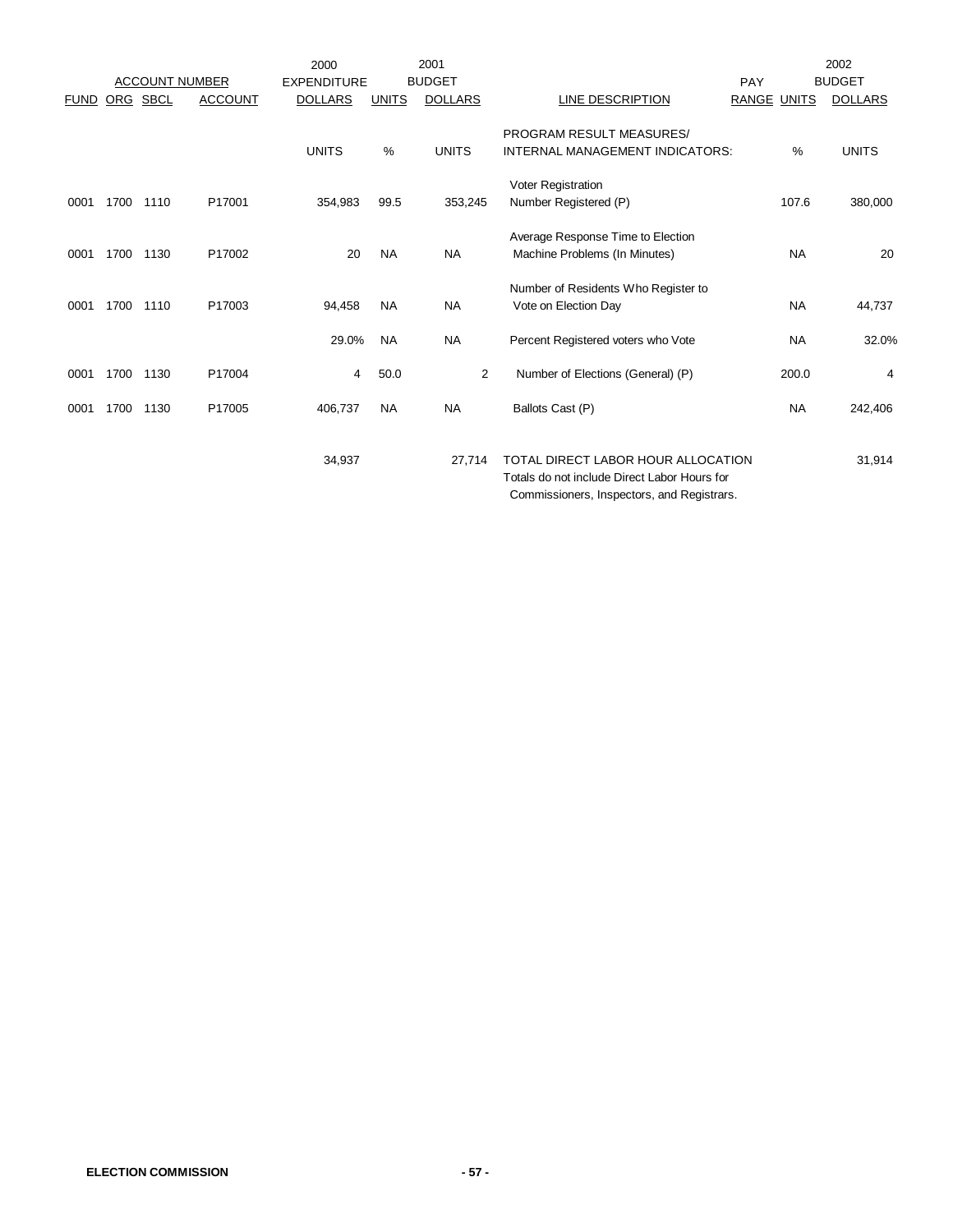| ACCOUNT NUMBER | | | | 2000 EXPENDITURE | 2001 BUDGET | | | PAY | 2002 BUDGET | |
|---|---|---|---|---|---|---|---|---|---|---|
| FUND | ORG | SBCL | ACCOUNT | DOLLARS | UNITS | DOLLARS | LINE DESCRIPTION | RANGE | UNITS | DOLLARS |
| | | | | UNITS | % | UNITS | PROGRAM RESULT MEASURES/ INTERNAL MANAGEMENT INDICATORS: | | % | UNITS |
| | | | | | | | Voter Registration | | | |
| 0001 | 1700 | 1110 | P17001 | 354,983 | 99.5 | 353,245 | Number Registered (P) | | 107.6 | 380,000 |
| | | | | | | | Average Response Time to Election | | | |
| 0001 | 1700 | 1130 | P17002 | 20 | NA | NA | Machine Problems (In Minutes) | | NA | 20 |
| | | | | | | | Number of Residents Who Register to | | | |
| 0001 | 1700 | 1110 | P17003 | 94,458 | NA | NA | Vote on Election Day | | NA | 44,737 |
| | | | | 29.0% | NA | NA | Percent Registered voters who Vote | | NA | 32.0% |
| 0001 | 1700 | 1130 | P17004 | 4 | 50.0 | 2 | Number of Elections (General) (P) | | 200.0 | 4 |
| 0001 | 1700 | 1130 | P17005 | 406,737 | NA | NA | Ballots Cast (P) | | NA | 242,406 |
| | | | | 34,937 | | 27,714 | TOTAL DIRECT LABOR HOUR ALLOCATION Totals do not include Direct Labor Hours for Commissioners, Inspectors, and Registrars. | | | 31,914 |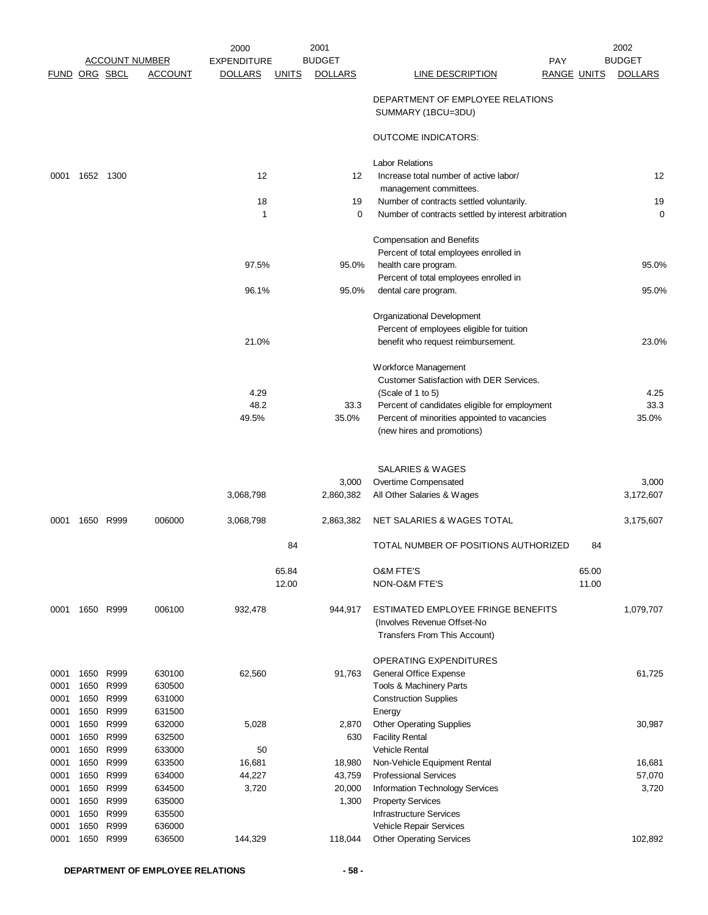| FUND | ORG | SBCL | ACCOUNT | 2000 EXPENDITURE DOLLARS | UNITS | 2001 BUDGET DOLLARS | LINE DESCRIPTION | PAY RANGE | UNITS | 2002 BUDGET DOLLARS |
|---|---|---|---|---|---|---|---|---|---|---|
| | | | | | | | DEPARTMENT OF EMPLOYEE RELATIONS SUMMARY (1BCU=3DU) | | | |
| | | | | | | | OUTCOME INDICATORS: | | | |
| | | | | | | | Labor Relations | | | |
| 0001 | 1652 | 1300 | | 12 | | 12 | Increase total number of active labor/ management committees. | | | 12 |
| | | | | 18 | | 19 | Number of contracts settled voluntarily. | | | 19 |
| | | | | 1 | | 0 | Number of contracts settled by interest arbitration | | | 0 |
| | | | | | | | Compensation and Benefits | | | |
| | | | | 97.5% | | 95.0% | Percent of total employees enrolled in health care program. | | | 95.0% |
| | | | | 96.1% | | 95.0% | Percent of total employees enrolled in dental care program. | | | 95.0% |
| | | | | | | | Organizational Development | | | |
| | | | | 21.0% | | | Percent of employees eligible for tuition benefit who request reimbursement. | | | 23.0% |
| | | | | | | | Workforce Management | | | |
| | | | | 4.29 | | | Customer Satisfaction with DER Services. (Scale of 1 to 5) | | | 4.25 |
| | | | | 48.2 | | 33.3 | Percent of candidates eligible for employment | | | 33.3 |
| | | | | 49.5% | | 35.0% | Percent of minorities appointed to vacancies (new hires and promotions) | | | 35.0% |
| | | | | | | | SALARIES & WAGES | | | |
| | | | | | | 3,000 | Overtime Compensated | | | 3,000 |
| | | | | 3,068,798 | | 2,860,382 | All Other Salaries & Wages | | | 3,172,607 |
| 0001 | 1650 | R999 | 006000 | 3,068,798 | | 2,863,382 | NET SALARIES & WAGES TOTAL | | | 3,175,607 |
| | | | | | 84 | | TOTAL NUMBER OF POSITIONS AUTHORIZED | | 84 | |
| | | | | | 65.84 | | O&M FTE'S | | 65.00 | |
| | | | | | 12.00 | | NON-O&M FTE'S | | 11.00 | |
| 0001 | 1650 | R999 | 006100 | 932,478 | | 944,917 | ESTIMATED EMPLOYEE FRINGE BENEFITS (Involves Revenue Offset-No Transfers From This Account) | | | 1,079,707 |
| | | | | | | | OPERATING EXPENDITURES | | | |
| 0001 | 1650 | R999 | 630100 | 62,560 | | 91,763 | General Office Expense | | | 61,725 |
| 0001 | 1650 | R999 | 630500 | | | | Tools & Machinery Parts | | | |
| 0001 | 1650 | R999 | 631000 | | | | Construction Supplies | | | |
| 0001 | 1650 | R999 | 631500 | | | | Energy | | | |
| 0001 | 1650 | R999 | 632000 | 5,028 | | 2,870 | Other Operating Supplies | | | 30,987 |
| 0001 | 1650 | R999 | 632500 | | | 630 | Facility Rental | | | |
| 0001 | 1650 | R999 | 633000 | 50 | | | Vehicle Rental | | | |
| 0001 | 1650 | R999 | 633500 | 16,681 | | 18,980 | Non-Vehicle Equipment Rental | | | 16,681 |
| 0001 | 1650 | R999 | 634000 | 44,227 | | 43,759 | Professional Services | | | 57,070 |
| 0001 | 1650 | R999 | 634500 | 3,720 | | 20,000 | Information Technology Services | | | 3,720 |
| 0001 | 1650 | R999 | 635000 | | | 1,300 | Property Services | | | |
| 0001 | 1650 | R999 | 635500 | | | | Infrastructure Services | | | |
| 0001 | 1650 | R999 | 636000 | | | | Vehicle Repair Services | | | |
| 0001 | 1650 | R999 | 636500 | 144,329 | | 118,044 | Other Operating Services | | | 102,892 |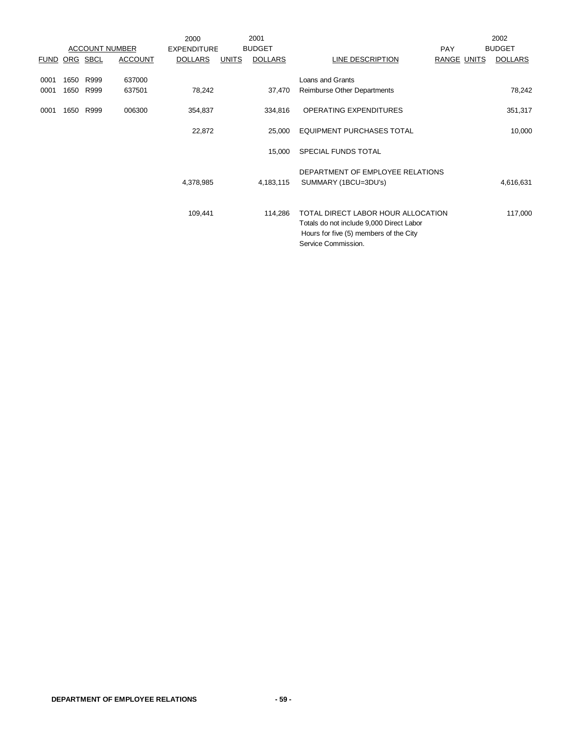| ACCOUNT NUMBER | | | | 2000 EXPENDITURE | 2001 BUDGET | | | PAY | | 2002 BUDGET |
|---|---|---|---|---|---|---|---|---|---|---|
| FUND | ORG | SBCL | ACCOUNT | DOLLARS | UNITS | DOLLARS | LINE DESCRIPTION | RANGE | UNITS | DOLLARS |
| 0001 | 1650 | R999 | 637000 | | | | Loans and Grants | | | |
| 0001 | 1650 | R999 | 637501 | 78,242 | | 37,470 | Reimburse Other Departments | | | 78,242 |
| 0001 | 1650 | R999 | 006300 | 354,837 | | 334,816 | OPERATING EXPENDITURES | | | 351,317 |
| | | | | 22,872 | | 25,000 | EQUIPMENT PURCHASES TOTAL | | | 10,000 |
| | | | | | | 15,000 | SPECIAL FUNDS TOTAL | | | |
| | | | | 4,378,985 | | 4,183,115 | DEPARTMENT OF EMPLOYEE RELATIONS SUMMARY (1BCU=3DU's) | | | 4,616,631 |
| | | | | 109,441 | | 114,286 | TOTAL DIRECT LABOR HOUR ALLOCATION Totals do not include 9,000 Direct Labor Hours for five (5) members of the City Service Commission. | | | 117,000 |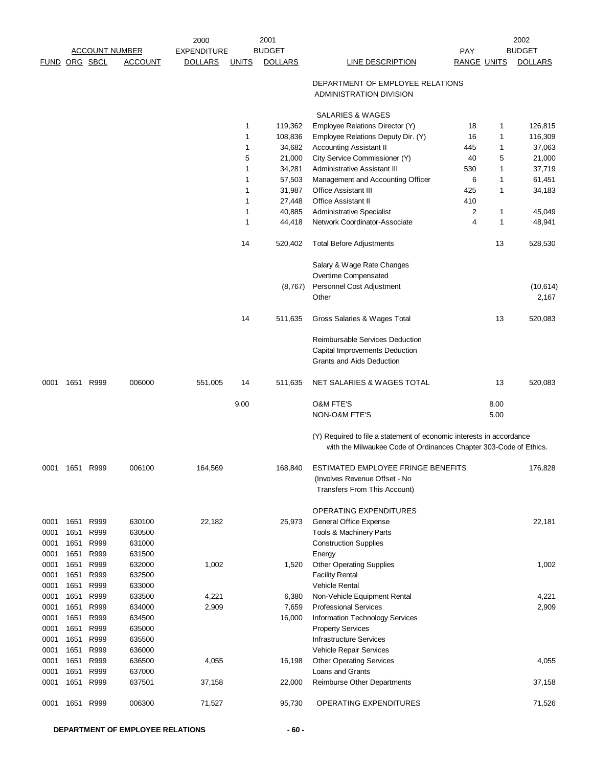| FUND | ORG | SBCL | ACCOUNT | 2000 EXPENDITURE DOLLARS | UNITS | 2001 BUDGET DOLLARS | LINE DESCRIPTION | PAY RANGE | UNITS | 2002 BUDGET DOLLARS |
|---|---|---|---|---|---|---|---|---|---|---|
| | | | | | | | DEPARTMENT OF EMPLOYEE RELATIONS ADMINISTRATION DIVISION | | | |
| | | | | | | | SALARIES & WAGES | | | |
| | | | | | 1 | 119,362 | Employee Relations Director (Y) | 18 | 1 | 126,815 |
| | | | | | 1 | 108,836 | Employee Relations Deputy Dir. (Y) | 16 | 1 | 116,309 |
| | | | | | 1 | 34,682 | Accounting Assistant II | 445 | 1 | 37,063 |
| | | | | | 5 | 21,000 | City Service Commissioner (Y) | 40 | 5 | 21,000 |
| | | | | | 1 | 34,281 | Administrative Assistant III | 530 | 1 | 37,719 |
| | | | | | 1 | 57,503 | Management and Accounting Officer | 6 | 1 | 61,451 |
| | | | | | 1 | 31,987 | Office Assistant III | 425 | 1 | 34,183 |
| | | | | | 1 | 27,448 | Office Assistant II | 410 | | |
| | | | | | 1 | 40,885 | Administrative Specialist | 2 | 1 | 45,049 |
| | | | | | 1 | 44,418 | Network Coordinator-Associate | 4 | 1 | 48,941 |
| | | | | | 14 | 520,402 | Total Before Adjustments | | 13 | 528,530 |
| | | | | | | | Salary & Wage Rate Changes | | | |
| | | | | | | | Overtime Compensated | | | |
| | | | | | | (8,767) | Personnel Cost Adjustment | | | (10,614) |
| | | | | | | | Other | | | 2,167 |
| | | | | | 14 | 511,635 | Gross Salaries & Wages Total | | 13 | 520,083 |
| | | | | | | | Reimbursable Services Deduction | | | |
| | | | | | | | Capital Improvements Deduction | | | |
| | | | | | | | Grants and Aids Deduction | | | |
| 0001 | 1651 | R999 | 006000 | 551,005 | 14 | 511,635 | NET SALARIES & WAGES TOTAL | | 13 | 520,083 |
| | | | | | 9.00 | | O&M FTE'S | | 8.00 | |
| | | | | | | | NON-O&M FTE'S | | 5.00 | |
| | | | | | | | (Y) Required to file a statement of economic interests in accordance with the Milwaukee Code of Ordinances Chapter 303-Code of Ethics. | | | |
| 0001 | 1651 | R999 | 006100 | 164,569 | | 168,840 | ESTIMATED EMPLOYEE FRINGE BENEFITS (Involves Revenue Offset - No Transfers From This Account) | | | 176,828 |
| | | | | | | | OPERATING EXPENDITURES | | | |
| 0001 | 1651 | R999 | 630100 | 22,182 | | 25,973 | General Office Expense | | | 22,181 |
| 0001 | 1651 | R999 | 630500 | | | | Tools & Machinery Parts | | | |
| 0001 | 1651 | R999 | 631000 | | | | Construction Supplies | | | |
| 0001 | 1651 | R999 | 631500 | | | | Energy | | | |
| 0001 | 1651 | R999 | 632000 | 1,002 | | 1,520 | Other Operating Supplies | | | 1,002 |
| 0001 | 1651 | R999 | 632500 | | | | Facility Rental | | | |
| 0001 | 1651 | R999 | 633000 | | | | Vehicle Rental | | | |
| 0001 | 1651 | R999 | 633500 | 4,221 | | 6,380 | Non-Vehicle Equipment Rental | | | 4,221 |
| 0001 | 1651 | R999 | 634000 | 2,909 | | 7,659 | Professional Services | | | 2,909 |
| 0001 | 1651 | R999 | 634500 | | | 16,000 | Information Technology Services | | | |
| 0001 | 1651 | R999 | 635000 | | | | Property Services | | | |
| 0001 | 1651 | R999 | 635500 | | | | Infrastructure Services | | | |
| 0001 | 1651 | R999 | 636000 | | | | Vehicle Repair Services | | | |
| 0001 | 1651 | R999 | 636500 | 4,055 | | 16,198 | Other Operating Services | | | 4,055 |
| 0001 | 1651 | R999 | 637000 | | | | Loans and Grants | | | |
| 0001 | 1651 | R999 | 637501 | 37,158 | | 22,000 | Reimburse Other Departments | | | 37,158 |
| 0001 | 1651 | R999 | 006300 | 71,527 | | 95,730 | OPERATING EXPENDITURES | | | 71,526 |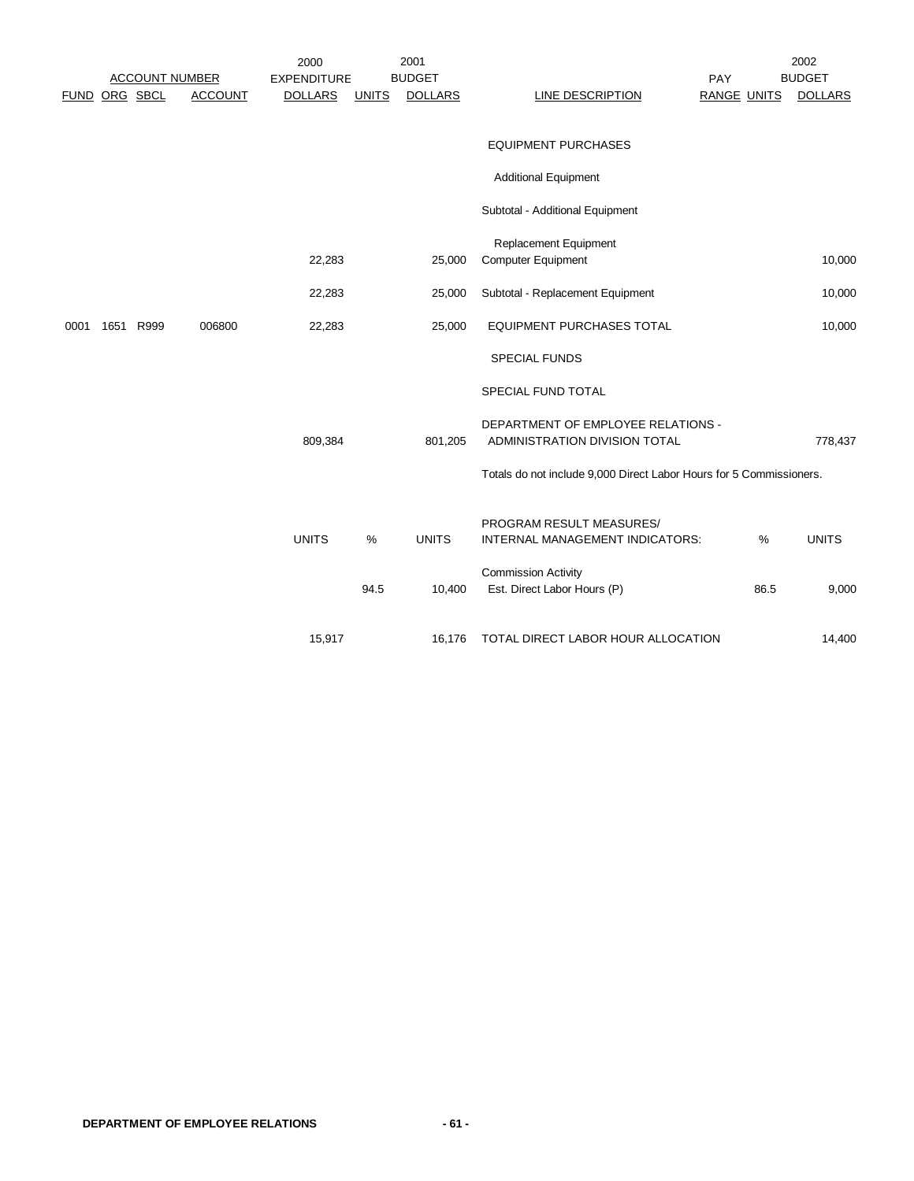| FUND | ORG | SBCL | ACCOUNT | 2000 EXPENDITURE DOLLARS | 2001 UNITS | 2001 BUDGET DOLLARS | LINE DESCRIPTION | PAY RANGE | 2002 UNITS | 2002 BUDGET DOLLARS |
|---|---|---|---|---|---|---|---|---|---|---|
| | | | | | | | EQUIPMENT PURCHASES | | | |
| | | | | | | | Additional Equipment | | | |
| | | | | | | | Subtotal - Additional Equipment | | | |
| | | | | | | | Replacement Equipment | | | |
| | | | | 22,283 | | 25,000 | Computer Equipment | | | 10,000 |
| | | | | 22,283 | | 25,000 | Subtotal - Replacement Equipment | | | 10,000 |
| 0001 | 1651 | R999 | 006800 | 22,283 | | 25,000 | EQUIPMENT PURCHASES TOTAL | | | 10,000 |
| | | | | | | | SPECIAL FUNDS | | | |
| | | | | | | | SPECIAL FUND TOTAL | | | |
| | | | | 809,384 | | 801,205 | DEPARTMENT OF EMPLOYEE RELATIONS - ADMINISTRATION DIVISION TOTAL | | | 778,437 |

Totals do not include 9,000 Direct Labor Hours for 5 Commissioners.

| 2000 UNITS | 2001 % | 2001 UNITS | PROGRAM RESULT MEASURES/ INTERNAL MANAGEMENT INDICATORS: | 2002 % | 2002 UNITS |
|---|---|---|---|---|---|
| | | | Commission Activity | | |
| | 94.5 | 10,400 | Est. Direct Labor Hours (P) | 86.5 | 9,000 |
| 15,917 | | 16,176 | TOTAL DIRECT LABOR HOUR ALLOCATION | | 14,400 |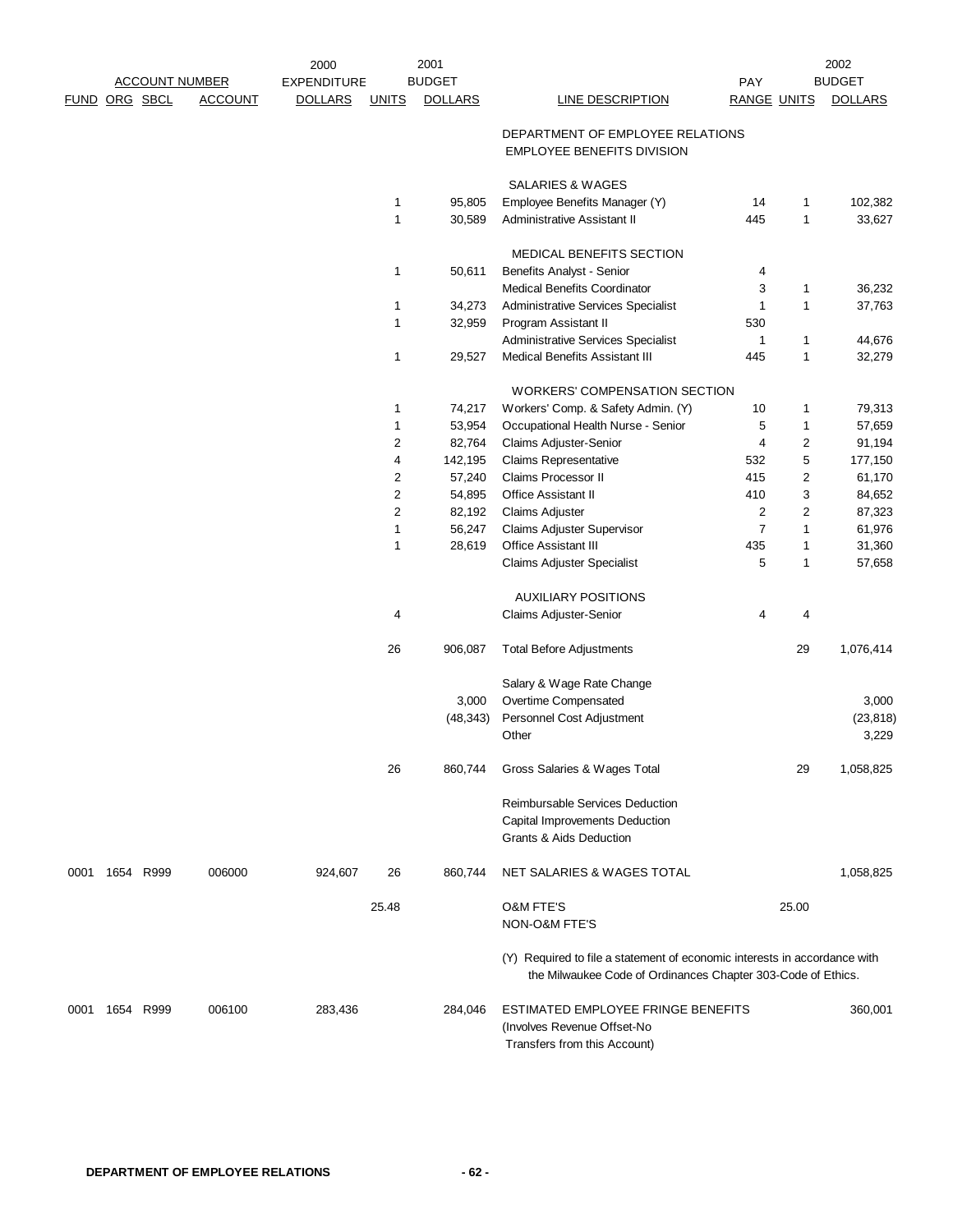| FUND | ORG | SBCL | ACCOUNT | 2000 EXPENDITURE DOLLARS | UNITS | 2001 BUDGET DOLLARS | LINE DESCRIPTION | PAY RANGE | UNITS | 2002 BUDGET DOLLARS |
|---|---|---|---|---|---|---|---|---|---|---|
| | | | | | | | DEPARTMENT OF EMPLOYEE RELATIONS | | | |
| | | | | | | | EMPLOYEE BENEFITS DIVISION | | | |
| | | | | | | | SALARIES & WAGES | | | |
| | | | | | 1 | 95,805 | Employee Benefits Manager (Y) | 14 | 1 | 102,382 |
| | | | | | 1 | 30,589 | Administrative Assistant II | 445 | 1 | 33,627 |
| | | | | | | | MEDICAL BENEFITS SECTION | | | |
| | | | | | 1 | 50,611 | Benefits Analyst - Senior | 4 | | |
| | | | | | | | Medical Benefits Coordinator | 3 | 1 | 36,232 |
| | | | | | 1 | 34,273 | Administrative Services Specialist | 1 | 1 | 37,763 |
| | | | | | 1 | 32,959 | Program Assistant II | 530 | | |
| | | | | | | | Administrative Services Specialist | 1 | 1 | 44,676 |
| | | | | | 1 | 29,527 | Medical Benefits Assistant III | 445 | 1 | 32,279 |
| | | | | | | | WORKERS' COMPENSATION SECTION | | | |
| | | | | | 1 | 74,217 | Workers' Comp. & Safety Admin. (Y) | 10 | 1 | 79,313 |
| | | | | | 1 | 53,954 | Occupational Health Nurse - Senior | 5 | 1 | 57,659 |
| | | | | | 2 | 82,764 | Claims Adjuster-Senior | 4 | 2 | 91,194 |
| | | | | | 4 | 142,195 | Claims Representative | 532 | 5 | 177,150 |
| | | | | | 2 | 57,240 | Claims Processor II | 415 | 2 | 61,170 |
| | | | | | 2 | 54,895 | Office Assistant II | 410 | 3 | 84,652 |
| | | | | | 2 | 82,192 | Claims Adjuster | 2 | 2 | 87,323 |
| | | | | | 1 | 56,247 | Claims Adjuster Supervisor | 7 | 1 | 61,976 |
| | | | | | 1 | 28,619 | Office Assistant III | 435 | 1 | 31,360 |
| | | | | | | | Claims Adjuster Specialist | 5 | 1 | 57,658 |
| | | | | | | | AUXILIARY POSITIONS | | | |
| | | | | | 4 | | Claims Adjuster-Senior | 4 | 4 | |
| | | | | | 26 | 906,087 | Total Before Adjustments | | 29 | 1,076,414 |
| | | | | | | | Salary & Wage Rate Change | | | |
| | | | | | | 3,000 | Overtime Compensated | | | 3,000 |
| | | | | | | (48,343) | Personnel Cost Adjustment | | | (23,818) |
| | | | | | | | Other | | | 3,229 |
| | | | | | 26 | 860,744 | Gross Salaries & Wages Total | | 29 | 1,058,825 |
| | | | | | | | Reimbursable Services Deduction | | | |
| | | | | | | | Capital Improvements Deduction | | | |
| | | | | | | | Grants & Aids Deduction | | | |
| 0001 | 1654 | R999 | 006000 | 924,607 | 26 | 860,744 | NET SALARIES & WAGES TOTAL | | | 1,058,825 |
| | | | | | 25.48 | | O&M FTE'S | | 25.00 | |
| | | | | | | | NON-O&M FTE'S | | | |
| | | | | | | | (Y) Required to file a statement of economic interests in accordance with the Milwaukee Code of Ordinances Chapter 303-Code of Ethics. | | | |
| 0001 | 1654 | R999 | 006100 | 283,436 | | 284,046 | ESTIMATED EMPLOYEE FRINGE BENEFITS (Involves Revenue Offset-No Transfers from this Account) | | | 360,001 |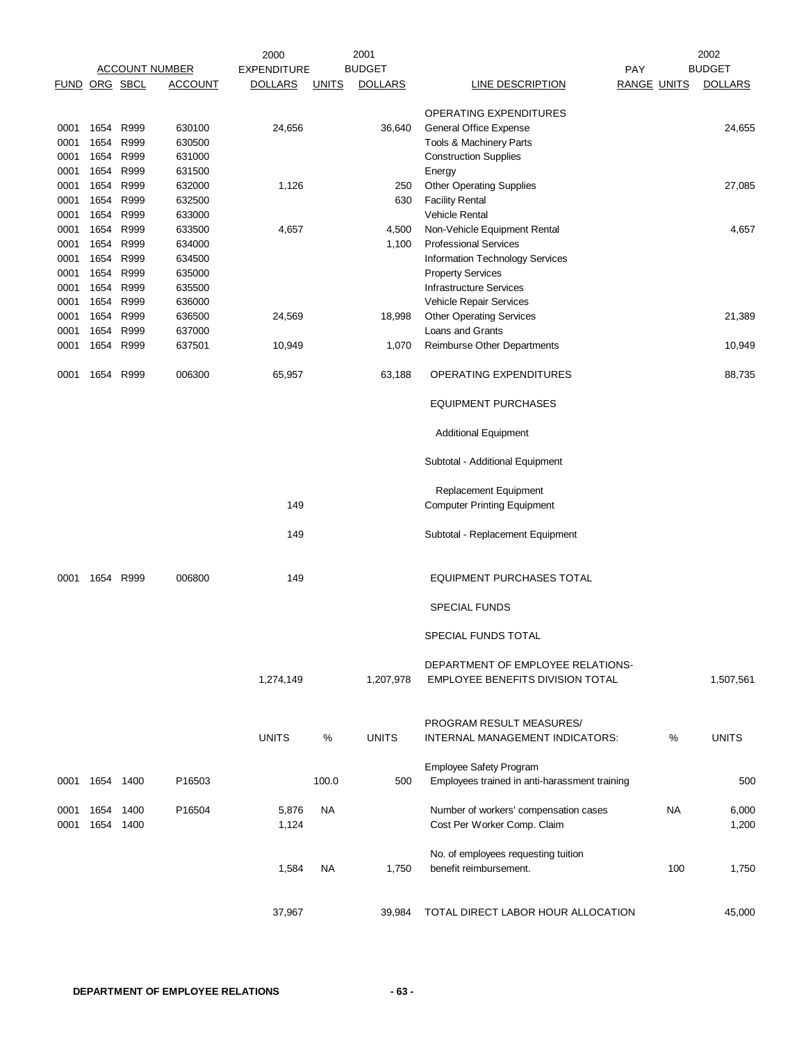| FUND | ORG | SBCL | ACCOUNT | 2000 EXPENDITURE DOLLARS | UNITS | 2001 BUDGET DOLLARS | LINE DESCRIPTION | PAY RANGE | UNITS | 2002 BUDGET DOLLARS |
|---|---|---|---|---|---|---|---|---|---|---|
| | | | | | | | OPERATING EXPENDITURES | | | |
| 0001 | 1654 | R999 | 630100 | 24,656 | | 36,640 | General Office Expense | | | 24,655 |
| 0001 | 1654 | R999 | 630500 | | | | Tools & Machinery Parts | | | |
| 0001 | 1654 | R999 | 631000 | | | | Construction Supplies | | | |
| 0001 | 1654 | R999 | 631500 | | | | Energy | | | |
| 0001 | 1654 | R999 | 632000 | 1,126 | | 250 | Other Operating Supplies | | | 27,085 |
| 0001 | 1654 | R999 | 632500 | | | 630 | Facility Rental | | | |
| 0001 | 1654 | R999 | 633000 | | | | Vehicle Rental | | | |
| 0001 | 1654 | R999 | 633500 | 4,657 | | 4,500 | Non-Vehicle Equipment Rental | | | 4,657 |
| 0001 | 1654 | R999 | 634000 | | | 1,100 | Professional Services | | | |
| 0001 | 1654 | R999 | 634500 | | | | Information Technology Services | | | |
| 0001 | 1654 | R999 | 635000 | | | | Property Services | | | |
| 0001 | 1654 | R999 | 635500 | | | | Infrastructure Services | | | |
| 0001 | 1654 | R999 | 636000 | | | | Vehicle Repair Services | | | |
| 0001 | 1654 | R999 | 636500 | 24,569 | | 18,998 | Other Operating Services | | | 21,389 |
| 0001 | 1654 | R999 | 637000 | | | | Loans and Grants | | | |
| 0001 | 1654 | R999 | 637501 | 10,949 | | 1,070 | Reimburse Other Departments | | | 10,949 |
| 0001 | 1654 | R999 | 006300 | 65,957 | | 63,188 | OPERATING EXPENDITURES | | | 88,735 |
| | | | | | | | EQUIPMENT PURCHASES | | | |
| | | | | | | | Additional Equipment | | | |
| | | | | | | | Subtotal - Additional Equipment | | | |
| | | | | | | | Replacement Equipment | | | |
| | | | | 149 | | | Computer Printing Equipment | | | |
| | | | | 149 | | | Subtotal - Replacement Equipment | | | |
| 0001 | 1654 | R999 | 006800 | 149 | | | EQUIPMENT PURCHASES TOTAL | | | |
| | | | | | | | SPECIAL FUNDS | | | |
| | | | | | | | SPECIAL FUNDS TOTAL | | | |
| | | | | 1,274,149 | | 1,207,978 | DEPARTMENT OF EMPLOYEE RELATIONS-EMPLOYEE BENEFITS DIVISION TOTAL | | | 1,507,561 |
| | | | | UNITS | % | UNITS | PROGRAM RESULT MEASURES/ INTERNAL MANAGEMENT INDICATORS: | | % | UNITS |
| | | | | | | | Employee Safety Program | | | |
| 0001 | 1654 | 1400 | P16503 | | 100.0 | 500 | Employees trained in anti-harassment training | | | 500 |
| 0001 | 1654 | 1400 | P16504 | 5,876 | NA | | Number of workers' compensation cases | | NA | 6,000 |
| 0001 | 1654 | 1400 | | 1,124 | | | Cost Per Worker Comp. Claim | | | 1,200 |
| | | | | 1,584 | NA | 1,750 | No. of employees requesting tuition benefit reimbursement. | | 100 | 1,750 |
| | | | | 37,967 | | 39,984 | TOTAL DIRECT LABOR HOUR ALLOCATION | | | 45,000 |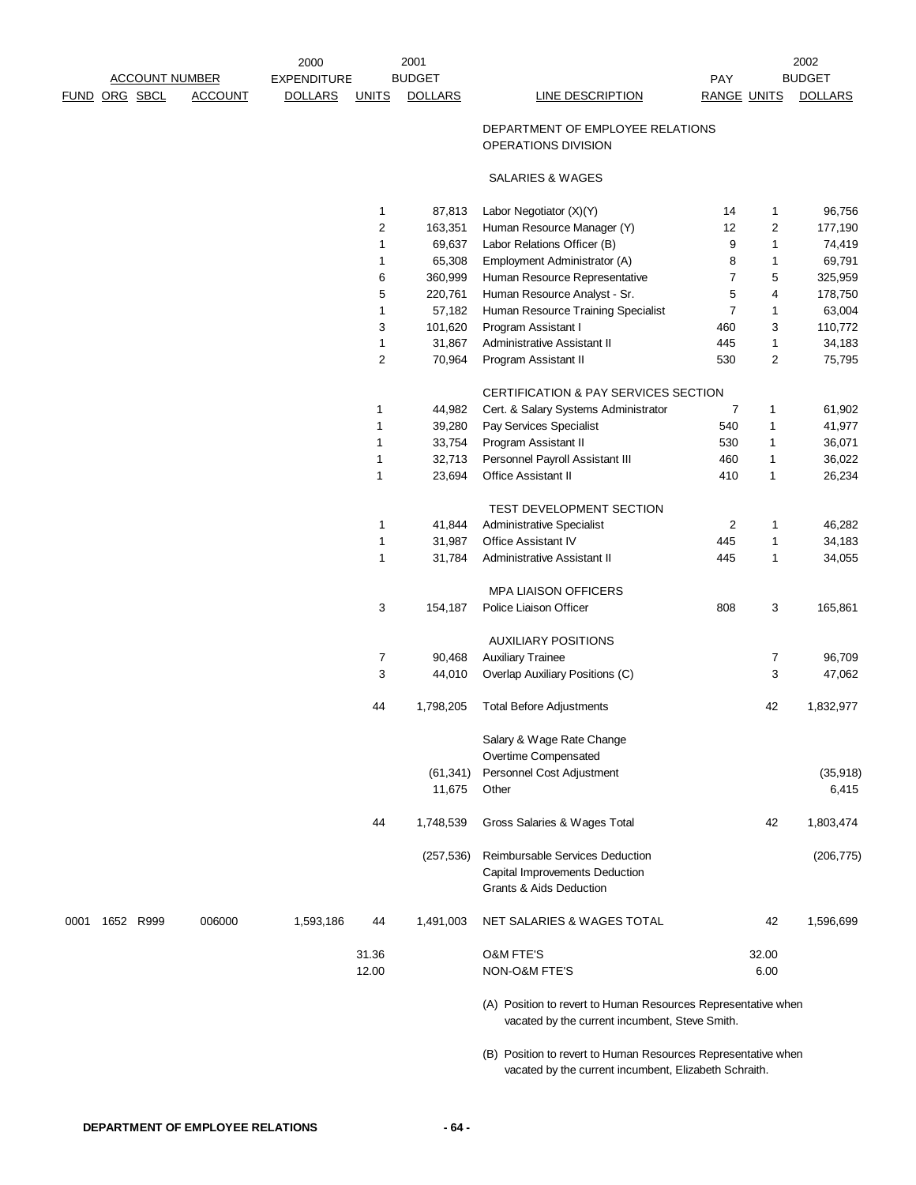| FUND | ORG | SBCL | ACCOUNT | 2000 EXPENDITURE DOLLARS | UNITS | 2001 BUDGET DOLLARS | LINE DESCRIPTION | PAY RANGE | UNITS | 2002 BUDGET DOLLARS |
|---|---|---|---|---|---|---|---|---|---|---|
| | | | | | | | DEPARTMENT OF EMPLOYEE RELATIONS OPERATIONS DIVISION | | | |
| | | | | | | | SALARIES & WAGES | | | |
| | | | | | 1 | 87,813 | Labor Negotiator (X)(Y) | 14 | 1 | 96,756 |
| | | | | | 2 | 163,351 | Human Resource Manager (Y) | 12 | 2 | 177,190 |
| | | | | | 1 | 69,637 | Labor Relations Officer (B) | 9 | 1 | 74,419 |
| | | | | | 1 | 65,308 | Employment Administrator (A) | 8 | 1 | 69,791 |
| | | | | | 6 | 360,999 | Human Resource Representative | 7 | 5 | 325,959 |
| | | | | | 5 | 220,761 | Human Resource Analyst - Sr. | 5 | 4 | 178,750 |
| | | | | | 1 | 57,182 | Human Resource Training Specialist | 7 | 1 | 63,004 |
| | | | | | 3 | 101,620 | Program Assistant I | 460 | 3 | 110,772 |
| | | | | | 1 | 31,867 | Administrative Assistant II | 445 | 1 | 34,183 |
| | | | | | 2 | 70,964 | Program Assistant II | 530 | 2 | 75,795 |
| | | | | | | | CERTIFICATION & PAY SERVICES SECTION | | | |
| | | | | | 1 | 44,982 | Cert. & Salary Systems Administrator | 7 | 1 | 61,902 |
| | | | | | 1 | 39,280 | Pay Services Specialist | 540 | 1 | 41,977 |
| | | | | | 1 | 33,754 | Program Assistant II | 530 | 1 | 36,071 |
| | | | | | 1 | 32,713 | Personnel Payroll Assistant III | 460 | 1 | 36,022 |
| | | | | | 1 | 23,694 | Office Assistant II | 410 | 1 | 26,234 |
| | | | | | | | TEST DEVELOPMENT SECTION | | | |
| | | | | | 1 | 41,844 | Administrative Specialist | 2 | 1 | 46,282 |
| | | | | | 1 | 31,987 | Office Assistant IV | 445 | 1 | 34,183 |
| | | | | | 1 | 31,784 | Administrative Assistant II | 445 | 1 | 34,055 |
| | | | | | | | MPA LIAISON OFFICERS | | | |
| | | | | | 3 | 154,187 | Police Liaison Officer | 808 | 3 | 165,861 |
| | | | | | | | AUXILIARY POSITIONS | | | |
| | | | | | 7 | 90,468 | Auxiliary Trainee | | 7 | 96,709 |
| | | | | | 3 | 44,010 | Overlap Auxiliary Positions (C) | | 3 | 47,062 |
| | | | | | 44 | 1,798,205 | Total Before Adjustments | | 42 | 1,832,977 |
| | | | | | | | Salary & Wage Rate Change | | | |
| | | | | | | | Overtime Compensated | | | |
| | | | | | | (61,341) | Personnel Cost Adjustment | | | (35,918) |
| | | | | | | 11,675 | Other | | | 6,415 |
| | | | | | 44 | 1,748,539 | Gross Salaries & Wages Total | | 42 | 1,803,474 |
| | | | | | | (257,536) | Reimbursable Services Deduction | | | (206,775) |
| | | | | | | | Capital Improvements Deduction | | | |
| | | | | | | | Grants & Aids Deduction | | | |
| 0001 | 1652 | R999 | 006000 | 1,593,186 | 44 | 1,491,003 | NET SALARIES & WAGES TOTAL | | 42 | 1,596,699 |
| | | | | | 31.36 | | O&M FTE'S | | 32.00 | |
| | | | | | 12.00 | | NON-O&M FTE'S | | 6.00 | |

(A) Position to revert to Human Resources Representative when vacated by the current incumbent, Steve Smith.

(B) Position to revert to Human Resources Representative when vacated by the current incumbent, Elizabeth Schraith.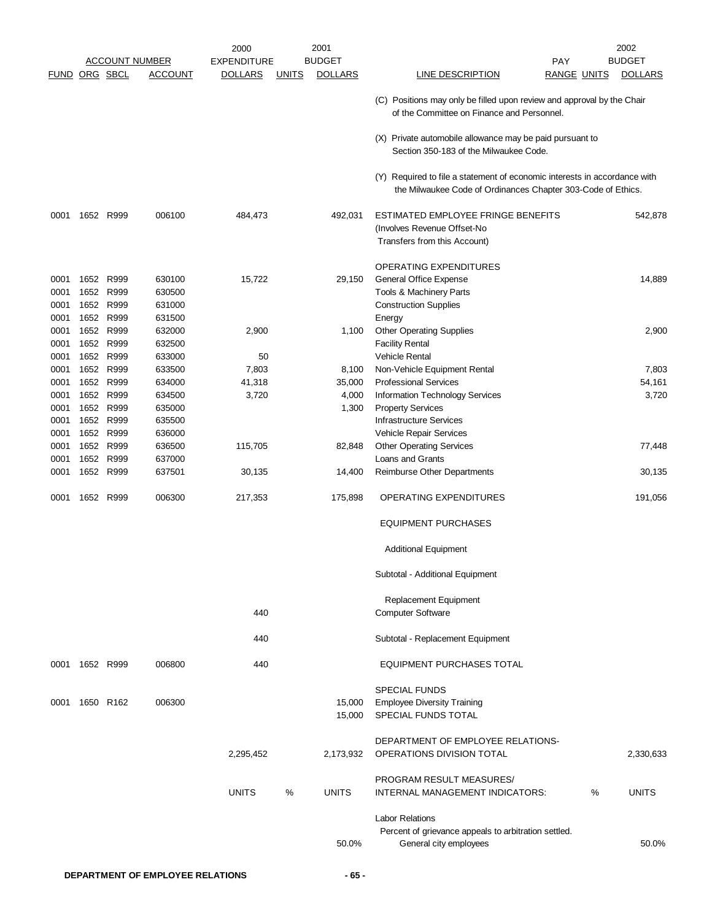| ACCOUNT NUMBER | | | | 2000 EXPENDITURE | | 2001 BUDGET | | PAY | | 2002 BUDGET |
|---|---|---|---|---|---|---|---|---|---|---|
| FUND | ORG | SBCL | ACCOUNT | DOLLARS | UNITS | DOLLARS | LINE DESCRIPTION | RANGE | UNITS | DOLLARS |
| | | | | | | | (C) Positions may only be filled upon review and approval by the Chair of the Committee on Finance and Personnel. | | | |
| | | | | | | | (X) Private automobile allowance may be paid pursuant to Section 350-183 of the Milwaukee Code. | | | |
| | | | | | | | (Y) Required to file a statement of economic interests in accordance with the Milwaukee Code of Ordinances Chapter 303-Code of Ethics. | | | |
| 0001 | 1652 | R999 | 006100 | 484,473 | | 492,031 | ESTIMATED EMPLOYEE FRINGE BENEFITS (Involves Revenue Offset-No Transfers from this Account) | | | 542,878 |
| | | | | | | | OPERATING EXPENDITURES | | | |
| 0001 | 1652 | R999 | 630100 | 15,722 | | 29,150 | General Office Expense | | | 14,889 |
| 0001 | 1652 | R999 | 630500 | | | | Tools & Machinery Parts | | | |
| 0001 | 1652 | R999 | 631000 | | | | Construction Supplies | | | |
| 0001 | 1652 | R999 | 631500 | | | | Energy | | | |
| 0001 | 1652 | R999 | 632000 | 2,900 | | 1,100 | Other Operating Supplies | | | 2,900 |
| 0001 | 1652 | R999 | 632500 | | | | Facility Rental | | | |
| 0001 | 1652 | R999 | 633000 | 50 | | | Vehicle Rental | | | |
| 0001 | 1652 | R999 | 633500 | 7,803 | | 8,100 | Non-Vehicle Equipment Rental | | | 7,803 |
| 0001 | 1652 | R999 | 634000 | 41,318 | | 35,000 | Professional Services | | | 54,161 |
| 0001 | 1652 | R999 | 634500 | 3,720 | | 4,000 | Information Technology Services | | | 3,720 |
| 0001 | 1652 | R999 | 635000 | | | 1,300 | Property Services | | | |
| 0001 | 1652 | R999 | 635500 | | | | Infrastructure Services | | | |
| 0001 | 1652 | R999 | 636000 | | | | Vehicle Repair Services | | | |
| 0001 | 1652 | R999 | 636500 | 115,705 | | 82,848 | Other Operating Services | | | 77,448 |
| 0001 | 1652 | R999 | 637000 | | | | Loans and Grants | | | |
| 0001 | 1652 | R999 | 637501 | 30,135 | | 14,400 | Reimburse Other Departments | | | 30,135 |
| 0001 | 1652 | R999 | 006300 | 217,353 | | 175,898 | OPERATING EXPENDITURES | | | 191,056 |
| | | | | | | | EQUIPMENT PURCHASES | | | |
| | | | | | | | Additional Equipment | | | |
| | | | | | | | Subtotal - Additional Equipment | | | |
| | | | | | | | Replacement Equipment | | | |
| | | | | 440 | | | Computer Software | | | |
| | | | | 440 | | | Subtotal - Replacement Equipment | | | |
| 0001 | 1652 | R999 | 006800 | 440 | | | EQUIPMENT PURCHASES TOTAL | | | |
| | | | | | | | SPECIAL FUNDS | | | |
| 0001 | 1650 | R162 | 006300 | | | 15,000 | Employee Diversity Training | | | |
| | | | | | | 15,000 | SPECIAL FUNDS TOTAL | | | |
| | | | | 2,295,452 | | 2,173,932 | DEPARTMENT OF EMPLOYEE RELATIONS-OPERATIONS DIVISION TOTAL | | | 2,330,633 |
| | | | | UNITS | % | UNITS | PROGRAM RESULT MEASURES/ INTERNAL MANAGEMENT INDICATORS: | | % | UNITS |
| | | | | | | | Labor Relations | | | |
| | | | | | | | Percent of grievance appeals to arbitration settled. | | | |
| | | | | | | 50.0% | General city employees | | | 50.0% |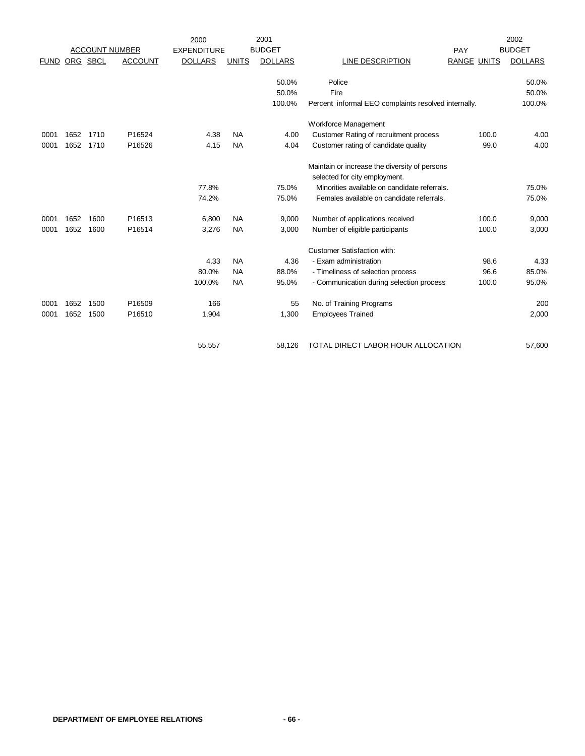| ACCOUNT NUMBER | | | | 2000 EXPENDITURE | | 2001 BUDGET | | PAY | | 2002 BUDGET |
|---|---|---|---|---|---|---|---|---|---|---|
| FUND | ORG | SBCL | ACCOUNT | DOLLARS | UNITS | DOLLARS | LINE DESCRIPTION | RANGE | UNITS | DOLLARS |
| | | | | | | 50.0% | Police | | | 50.0% |
| | | | | | | 50.0% | Fire | | | 50.0% |
| | | | | | | 100.0% | Percent informal EEO complaints resolved internally. | | | 100.0% |
| | | | | | | | Workforce Management | | | |
| 0001 | 1652 | 1710 | P16524 | 4.38 | NA | 4.00 | Customer Rating of recruitment process | | 100.0 | 4.00 |
| 0001 | 1652 | 1710 | P16526 | 4.15 | NA | 4.04 | Customer rating of candidate quality | | 99.0 | 4.00 |
| | | | | | | | Maintain or increase the diversity of persons selected for city employment. | | | |
| | | | | 77.8% | | 75.0% | Minorities available on candidate referrals. | | | 75.0% |
| | | | | 74.2% | | 75.0% | Females available on candidate referrals. | | | 75.0% |
| 0001 | 1652 | 1600 | P16513 | 6,800 | NA | 9,000 | Number of applications received | | 100.0 | 9,000 |
| 0001 | 1652 | 1600 | P16514 | 3,276 | NA | 3,000 | Number of eligible participants | | 100.0 | 3,000 |
| | | | | | | | Customer Satisfaction with: | | | |
| | | | | 4.33 | NA | 4.36 | - Exam administration | | 98.6 | 4.33 |
| | | | | 80.0% | NA | 88.0% | - Timeliness of selection process | | 96.6 | 85.0% |
| | | | | 100.0% | NA | 95.0% | - Communication during selection process | | 100.0 | 95.0% |
| 0001 | 1652 | 1500 | P16509 | 166 | | 55 | No. of Training Programs | | | 200 |
| 0001 | 1652 | 1500 | P16510 | 1,904 | | 1,300 | Employees Trained | | | 2,000 |
| | | | | 55,557 | | 58,126 | TOTAL DIRECT LABOR HOUR ALLOCATION | | | 57,600 |

DEPARTMENT OF EMPLOYEE RELATIONS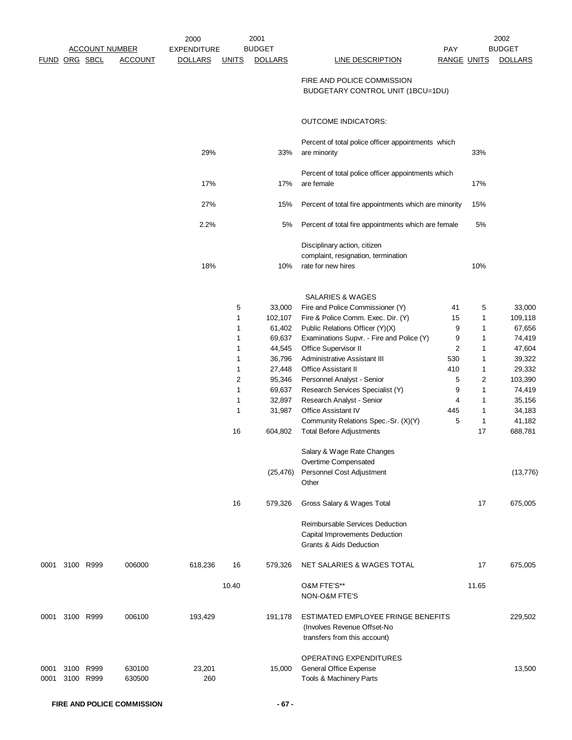| FUND | ORG | SBCL | ACCOUNT | 2000 EXPENDITURE DOLLARS | 2001 BUDGET UNITS | 2001 BUDGET DOLLARS | LINE DESCRIPTION | PAY RANGE | 2002 BUDGET UNITS | 2002 BUDGET DOLLARS |
|---|---|---|---|---|---|---|---|---|---|---|
| | | | | | | | FIRE AND POLICE COMMISSION BUDGETARY CONTROL UNIT (1BCU=1DU) | | | |
| | | | | | | | OUTCOME INDICATORS: | | | |
| | | | | 29% | | 33% | Percent of total police officer appointments which are minority | | 33% | |
| | | | | 17% | | 17% | Percent of total police officer appointments which are female | | 17% | |
| | | | | 27% | | 15% | Percent of total fire appointments which are minority | | 15% | |
| | | | | 2.2% | | 5% | Percent of total fire appointments which are female | | 5% | |
| | | | | 18% | | 10% | Disciplinary action, citizen complaint, resignation, termination rate for new hires | | 10% | |
| | | | | | | | SALARIES & WAGES | | | |
| | | | | | 5 | 33,000 | Fire and Police Commissioner (Y) | 41 | 5 | 33,000 |
| | | | | | 1 | 102,107 | Fire & Police Comm. Exec. Dir. (Y) | 15 | 1 | 109,118 |
| | | | | | 1 | 61,402 | Public Relations Officer (Y)(X) | 9 | 1 | 67,656 |
| | | | | | 1 | 69,637 | Examinations Supvr. - Fire and Police (Y) | 9 | 1 | 74,419 |
| | | | | | 1 | 44,545 | Office Supervisor II | 2 | 1 | 47,604 |
| | | | | | 1 | 36,796 | Administrative Assistant III | 530 | 1 | 39,322 |
| | | | | | 1 | 27,448 | Office Assistant II | 410 | 1 | 29,332 |
| | | | | | 2 | 95,346 | Personnel Analyst - Senior | 5 | 2 | 103,390 |
| | | | | | 1 | 69,637 | Research Services Specialist (Y) | 9 | 1 | 74,419 |
| | | | | | 1 | 32,897 | Research Analyst - Senior | 4 | 1 | 35,156 |
| | | | | | 1 | 31,987 | Office Assistant IV | 445 | 1 | 34,183 |
| | | | | | | | Community Relations Spec.-Sr. (X)(Y) | 5 | 1 | 41,182 |
| | | | | | 16 | 604,802 | Total Before Adjustments | | 17 | 688,781 |
| | | | | | | | Salary & Wage Rate Changes | | | |
| | | | | | | | Overtime Compensated | | | |
| | | | | | | (25,476) | Personnel Cost Adjustment | | | (13,776) |
| | | | | | | | Other | | | |
| | | | | | 16 | 579,326 | Gross Salary & Wages Total | | 17 | 675,005 |
| | | | | | | | Reimbursable Services Deduction | | | |
| | | | | | | | Capital Improvements Deduction | | | |
| | | | | | | | Grants & Aids Deduction | | | |
| 0001 | 3100 | R999 | 006000 | 618,236 | 16 | 579,326 | NET SALARIES & WAGES TOTAL | | 17 | 675,005 |
| | | | | | 10.40 | | O&M FTE'S** | | 11.65 | |
| | | | | | | | NON-O&M FTE'S | | | |
| 0001 | 3100 | R999 | 006100 | 193,429 | | 191,178 | ESTIMATED EMPLOYEE FRINGE BENEFITS (Involves Revenue Offset-No transfers from this account) | | | 229,502 |
| | | | | | | | OPERATING EXPENDITURES | | | |
| 0001 | 3100 | R999 | 630100 | 23,201 | | 15,000 | General Office Expense | | | 13,500 |
| 0001 | 3100 | R999 | 630500 | 260 | | | Tools & Machinery Parts | | | |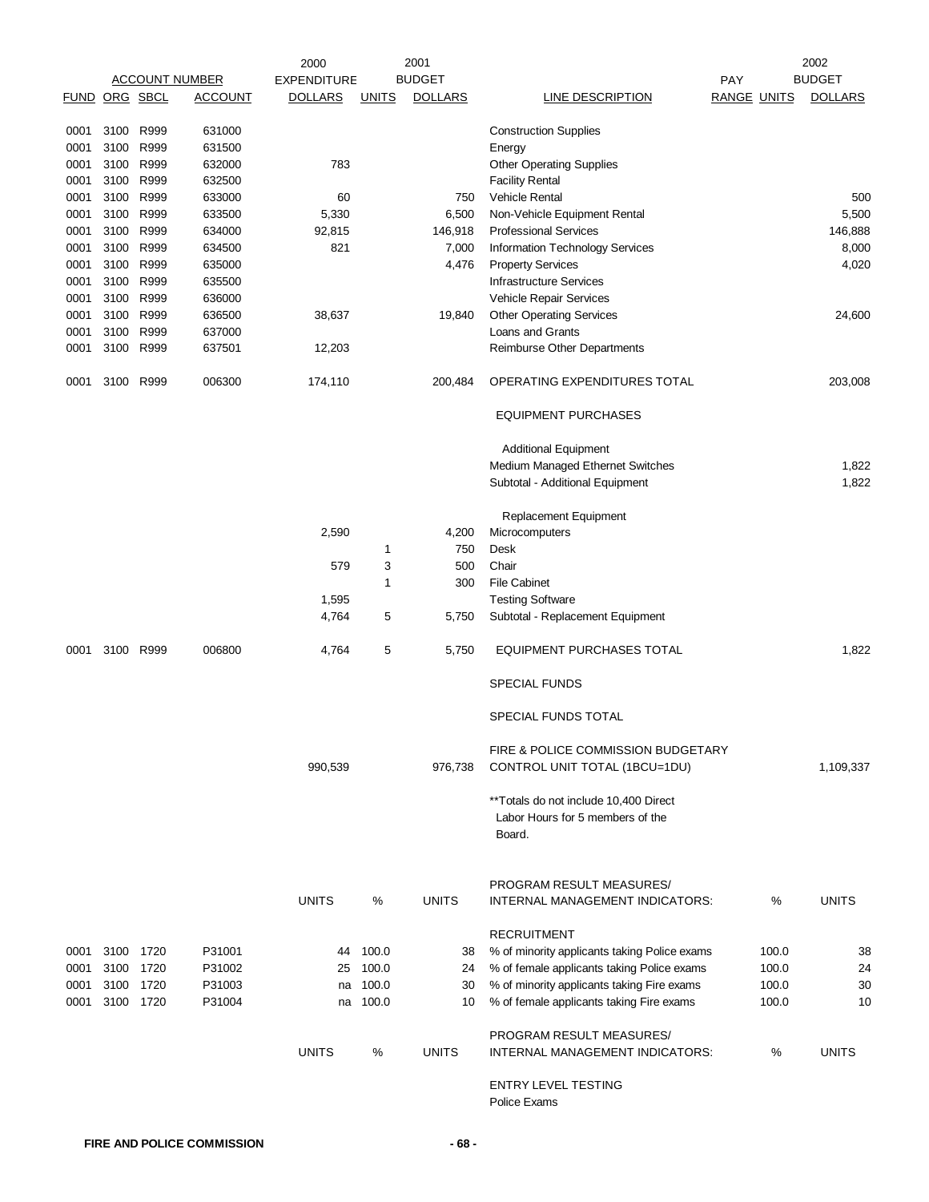| ACCOUNT NUMBER | | | | 2000 EXPENDITURE | | 2001 BUDGET | | PAY | | 2002 BUDGET |
|---|---|---|---|---|---|---|---|---|---|---|
| FUND | ORG | SBCL | ACCOUNT | DOLLARS | UNITS | DOLLARS | LINE DESCRIPTION | RANGE | UNITS | DOLLARS |
| 0001 | 3100 | R999 | 631000 | | | | Construction Supplies | | | |
| 0001 | 3100 | R999 | 631500 | | | | Energy | | | |
| 0001 | 3100 | R999 | 632000 | 783 | | | Other Operating Supplies | | | |
| 0001 | 3100 | R999 | 632500 | | | | Facility Rental | | | |
| 0001 | 3100 | R999 | 633000 | 60 | | 750 | Vehicle Rental | | | 500 |
| 0001 | 3100 | R999 | 633500 | 5,330 | | 6,500 | Non-Vehicle Equipment Rental | | | 5,500 |
| 0001 | 3100 | R999 | 634000 | 92,815 | | 146,918 | Professional Services | | | 146,888 |
| 0001 | 3100 | R999 | 634500 | 821 | | 7,000 | Information Technology Services | | | 8,000 |
| 0001 | 3100 | R999 | 635000 | | | 4,476 | Property Services | | | 4,020 |
| 0001 | 3100 | R999 | 635500 | | | | Infrastructure Services | | | |
| 0001 | 3100 | R999 | 636000 | | | | Vehicle Repair Services | | | |
| 0001 | 3100 | R999 | 636500 | 38,637 | | 19,840 | Other Operating Services | | | 24,600 |
| 0001 | 3100 | R999 | 637000 | | | | Loans and Grants | | | |
| 0001 | 3100 | R999 | 637501 | 12,203 | | | Reimburse Other Departments | | | |
| 0001 | 3100 | R999 | 006300 | 174,110 | | 200,484 | OPERATING EXPENDITURES TOTAL | | | 203,008 |
| | | | | | | | EQUIPMENT PURCHASES | | | |
| | | | | | | | Additional Equipment | | | |
| | | | | | | | Medium Managed Ethernet Switches | | | 1,822 |
| | | | | | | | Subtotal - Additional Equipment | | | 1,822 |
| | | | | | | | Replacement Equipment | | | |
| | | | | 2,590 | | 4,200 | Microcomputers | | | |
| | | | | | 1 | 750 | Desk | | | |
| | | | | 579 | 3 | 500 | Chair | | | |
| | | | | | 1 | 300 | File Cabinet | | | |
| | | | | 1,595 | | | Testing Software | | | |
| | | | | 4,764 | 5 | 5,750 | Subtotal - Replacement Equipment | | | |
| 0001 | 3100 | R999 | 006800 | 4,764 | 5 | 5,750 | EQUIPMENT PURCHASES TOTAL | | | 1,822 |
| | | | | | | | SPECIAL FUNDS | | | |
| | | | | | | | SPECIAL FUNDS TOTAL | | | |
| | | | | 990,539 | | 976,738 | FIRE & POLICE COMMISSION BUDGETARY CONTROL UNIT TOTAL (1BCU=1DU) | | | 1,109,337 |

**Totals do not include 10,400 Direct Labor Hours for 5 members of the Board.

| FUND | ORG | SBCL | ACCOUNT | UNITS | % | UNITS | PROGRAM RESULT MEASURES/ INTERNAL MANAGEMENT INDICATORS: | % | UNITS |
|---|---|---|---|---|---|---|---|---|---|
| | | | | | | | RECRUITMENT | | |
| 0001 | 3100 | 1720 | P31001 | 44 | 100.0 | 38 | % of minority applicants taking Police exams | 100.0 | 38 |
| 0001 | 3100 | 1720 | P31002 | 25 | 100.0 | 24 | % of female applicants taking Police exams | 100.0 | 24 |
| 0001 | 3100 | 1720 | P31003 | na | 100.0 | 30 | % of minority applicants taking Fire exams | 100.0 | 30 |
| 0001 | 3100 | 1720 | P31004 | na | 100.0 | 10 | % of female applicants taking Fire exams | 100.0 | 10 |

| UNITS | % | UNITS | PROGRAM RESULT MEASURES/ INTERNAL MANAGEMENT INDICATORS: | % | UNITS |
|---|---|---|---|---|---|
| | | | ENTRY LEVEL TESTING | | |
| | | | Police Exams | | |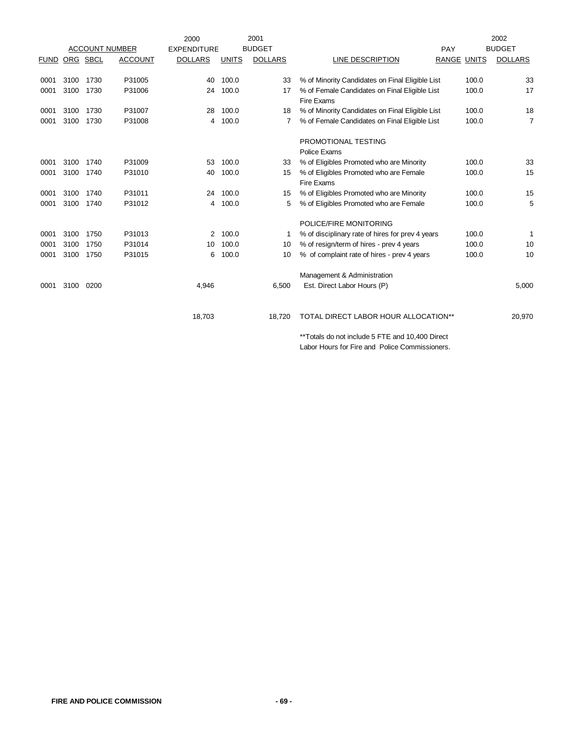| ACCOUNT NUMBER | | | | 2000 EXPENDITURE | 2001 BUDGET | | | PAY | | 2002 BUDGET |
|---|---|---|---|---|---|---|---|---|---|---|
| FUND | ORG | SBCL | ACCOUNT | DOLLARS | UNITS | DOLLARS | LINE DESCRIPTION | RANGE | UNITS | DOLLARS |
| 0001 | 3100 | 1730 | P31005 | 40 | 100.0 | 33 | % of Minority Candidates on Final Eligible List | | 100.0 | 33 |
| 0001 | 3100 | 1730 | P31006 | 24 | 100.0 | 17 | % of Female Candidates on Final Eligible List | | 100.0 | 17 |
| | | | | | | | Fire Exams | | | |
| 0001 | 3100 | 1730 | P31007 | 28 | 100.0 | 18 | % of Minority Candidates on Final Eligible List | | 100.0 | 18 |
| 0001 | 3100 | 1730 | P31008 | 4 | 100.0 | 7 | % of Female Candidates on Final Eligible List | | 100.0 | 7 |
| | | | | | | | PROMOTIONAL TESTING | | | |
| | | | | | | | Police Exams | | | |
| 0001 | 3100 | 1740 | P31009 | 53 | 100.0 | 33 | % of Eligibles Promoted who are Minority | | 100.0 | 33 |
| 0001 | 3100 | 1740 | P31010 | 40 | 100.0 | 15 | % of Eligibles Promoted who are Female | | 100.0 | 15 |
| | | | | | | | Fire Exams | | | |
| 0001 | 3100 | 1740 | P31011 | 24 | 100.0 | 15 | % of Eligibles Promoted who are Minority | | 100.0 | 15 |
| 0001 | 3100 | 1740 | P31012 | 4 | 100.0 | 5 | % of Eligibles Promoted who are Female | | 100.0 | 5 |
| | | | | | | | POLICE/FIRE MONITORING | | | |
| 0001 | 3100 | 1750 | P31013 | 2 | 100.0 | 1 | % of disciplinary rate of hires for prev 4 years | | 100.0 | 1 |
| 0001 | 3100 | 1750 | P31014 | 10 | 100.0 | 10 | % of resign/term of hires - prev 4 years | | 100.0 | 10 |
| 0001 | 3100 | 1750 | P31015 | 6 | 100.0 | 10 | % of complaint rate of hires - prev 4 years | | 100.0 | 10 |
| | | | | | | | Management & Administration | | | |
| 0001 | 3100 | 0200 | | 4,946 | | 6,500 | Est. Direct Labor Hours (P) | | | 5,000 |
| | | | | 18,703 | | 18,720 | TOTAL DIRECT LABOR HOUR ALLOCATION** | | | 20,970 |

**Totals do not include 5 FTE and 10,400 Direct Labor Hours for Fire and Police Commissioners.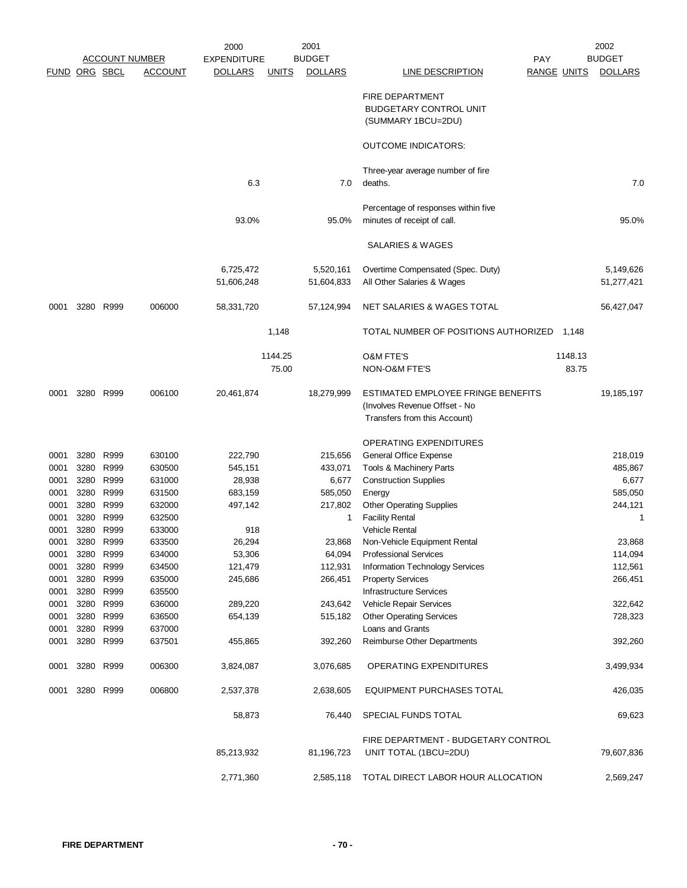| ACCOUNT NUMBER | | | | 2000 EXPENDITURE | | 2001 BUDGET | | PAY | | 2002 BUDGET |
|---|---|---|---|---|---|---|---|---|---|---|
| FUND | ORG | SBCL | ACCOUNT | DOLLARS | UNITS | DOLLARS | LINE DESCRIPTION | RANGE | UNITS | DOLLARS |
| | | | | | | | FIRE DEPARTMENT BUDGETARY CONTROL UNIT (SUMMARY 1BCU=2DU) | | | |
| | | | | | | | OUTCOME INDICATORS: | | | |
| | | | | 6.3 | | 7.0 | Three-year average number of fire deaths. | | | 7.0 |
| | | | | 93.0% | | 95.0% | Percentage of responses within five minutes of receipt of call. | | | 95.0% |
| | | | | | | | SALARIES & WAGES | | | |
| | | | | 6,725,472 | | 5,520,161 | Overtime Compensated (Spec. Duty) | | | 5,149,626 |
| | | | | 51,606,248 | | 51,604,833 | All Other Salaries & Wages | | | 51,277,421 |
| 0001 | 3280 | R999 | 006000 | 58,331,720 | | 57,124,994 | NET SALARIES & WAGES TOTAL | | | 56,427,047 |
| | | | | | 1,148 | | TOTAL NUMBER OF POSITIONS AUTHORIZED | | 1,148 | |
| | | | | | 1144.25 | | O&M FTE'S | | 1148.13 | |
| | | | | | 75.00 | | NON-O&M FTE'S | | 83.75 | |
| 0001 | 3280 | R999 | 006100 | 20,461,874 | | 18,279,999 | ESTIMATED EMPLOYEE FRINGE BENEFITS (Involves Revenue Offset - No Transfers from this Account) | | | 19,185,197 |
| | | | | | | | OPERATING EXPENDITURES | | | |
| 0001 | 3280 | R999 | 630100 | 222,790 | | 215,656 | General Office Expense | | | 218,019 |
| 0001 | 3280 | R999 | 630500 | 545,151 | | 433,071 | Tools & Machinery Parts | | | 485,867 |
| 0001 | 3280 | R999 | 631000 | 28,938 | | 6,677 | Construction Supplies | | | 6,677 |
| 0001 | 3280 | R999 | 631500 | 683,159 | | 585,050 | Energy | | | 585,050 |
| 0001 | 3280 | R999 | 632000 | 497,142 | | 217,802 | Other Operating Supplies | | | 244,121 |
| 0001 | 3280 | R999 | 632500 | | | 1 | Facility Rental | | | 1 |
| 0001 | 3280 | R999 | 633000 | 918 | | | Vehicle Rental | | | |
| 0001 | 3280 | R999 | 633500 | 26,294 | | 23,868 | Non-Vehicle Equipment Rental | | | 23,868 |
| 0001 | 3280 | R999 | 634000 | 53,306 | | 64,094 | Professional Services | | | 114,094 |
| 0001 | 3280 | R999 | 634500 | 121,479 | | 112,931 | Information Technology Services | | | 112,561 |
| 0001 | 3280 | R999 | 635000 | 245,686 | | 266,451 | Property Services | | | 266,451 |
| 0001 | 3280 | R999 | 635500 | | | | Infrastructure Services | | | |
| 0001 | 3280 | R999 | 636000 | 289,220 | | 243,642 | Vehicle Repair Services | | | 322,642 |
| 0001 | 3280 | R999 | 636500 | 654,139 | | 515,182 | Other Operating Services | | | 728,323 |
| 0001 | 3280 | R999 | 637000 | | | | Loans and Grants | | | |
| 0001 | 3280 | R999 | 637501 | 455,865 | | 392,260 | Reimburse Other Departments | | | 392,260 |
| 0001 | 3280 | R999 | 006300 | 3,824,087 | | 3,076,685 | OPERATING EXPENDITURES | | | 3,499,934 |
| 0001 | 3280 | R999 | 006800 | 2,537,378 | | 2,638,605 | EQUIPMENT PURCHASES TOTAL | | | 426,035 |
| | | | | 58,873 | | 76,440 | SPECIAL FUNDS TOTAL | | | 69,623 |
| | | | | 85,213,932 | | 81,196,723 | FIRE DEPARTMENT - BUDGETARY CONTROL UNIT TOTAL (1BCU=2DU) | | | 79,607,836 |
| | | | | 2,771,360 | | 2,585,118 | TOTAL DIRECT LABOR HOUR ALLOCATION | | | 2,569,247 |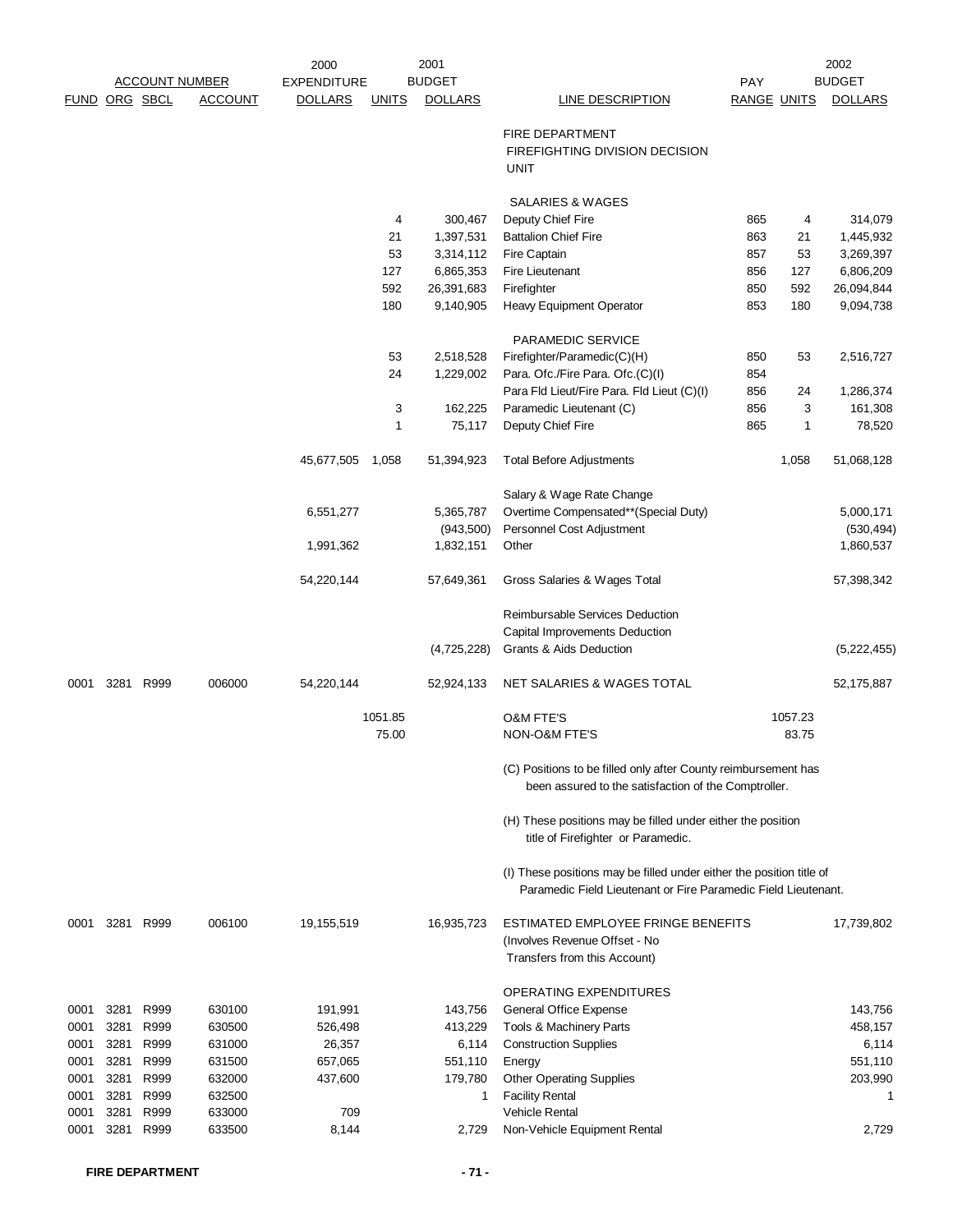| FUND | ORG | SBCL | ACCOUNT | 2000 EXPENDITURE DOLLARS | UNITS | 2001 BUDGET DOLLARS | LINE DESCRIPTION | PAY RANGE | UNITS | 2002 BUDGET DOLLARS |
|---|---|---|---|---|---|---|---|---|---|---|
| | | | | | | | FIRE DEPARTMENT FIREFIGHTING DIVISION DECISION UNIT | | | |
| | | | | | | | SALARIES & WAGES | | | |
| | | | | | 4 | 300,467 | Deputy Chief Fire | 865 | 4 | 314,079 |
| | | | | | 21 | 1,397,531 | Battalion Chief Fire | 863 | 21 | 1,445,932 |
| | | | | | 53 | 3,314,112 | Fire Captain | 857 | 53 | 3,269,397 |
| | | | | | 127 | 6,865,353 | Fire Lieutenant | 856 | 127 | 6,806,209 |
| | | | | | 592 | 26,391,683 | Firefighter | 850 | 592 | 26,094,844 |
| | | | | | 180 | 9,140,905 | Heavy Equipment Operator | 853 | 180 | 9,094,738 |
| | | | | | | | PARAMEDIC SERVICE | | | |
| | | | | | 53 | 2,518,528 | Firefighter/Paramedic(C)(H) | 850 | 53 | 2,516,727 |
| | | | | | 24 | 1,229,002 | Para. Ofc./Fire Para. Ofc.(C)(I) | 854 | | |
| | | | | | | | Para Fld Lieut/Fire Para. Fld Lieut (C)(I) | 856 | 24 | 1,286,374 |
| | | | | | 3 | 162,225 | Paramedic Lieutenant (C) | 856 | 3 | 161,308 |
| | | | | | 1 | 75,117 | Deputy Chief Fire | 865 | 1 | 78,520 |
| | | | | 45,677,505 | 1,058 | 51,394,923 | Total Before Adjustments | | 1,058 | 51,068,128 |
| | | | | | | | Salary & Wage Rate Change | | | |
| | | | | 6,551,277 | | 5,365,787 | Overtime Compensated**(Special Duty) | | | 5,000,171 |
| | | | | | | (943,500) | Personnel Cost Adjustment | | | (530,494) |
| | | | | 1,991,362 | | 1,832,151 | Other | | | 1,860,537 |
| | | | | 54,220,144 | | 57,649,361 | Gross Salaries & Wages Total | | | 57,398,342 |
| | | | | | | | Reimbursable Services Deduction | | | |
| | | | | | | | Capital Improvements Deduction | | | |
| | | | | | | (4,725,228) | Grants & Aids Deduction | | | (5,222,455) |
| 0001 | 3281 | R999 | 006000 | 54,220,144 | | 52,924,133 | NET SALARIES & WAGES TOTAL | | | 52,175,887 |
| | | | | | 1051.85 | | O&M FTE'S | | 1057.23 | |
| | | | | | 75.00 | | NON-O&M FTE'S | | 83.75 | |
| | | | | | | | (C) Positions to be filled only after County reimbursement has been assured to the satisfaction of the Comptroller. | | | |
| | | | | | | | (H) These positions may be filled under either the position title of Firefighter or Paramedic. | | | |
| | | | | | | | (I) These positions may be filled under either the position title of Paramedic Field Lieutenant or Fire Paramedic Field Lieutenant. | | | |
| 0001 | 3281 | R999 | 006100 | 19,155,519 | | 16,935,723 | ESTIMATED EMPLOYEE FRINGE BENEFITS (Involves Revenue Offset - No Transfers from this Account) | | | 17,739,802 |
| | | | | | | | OPERATING EXPENDITURES | | | |
| 0001 | 3281 | R999 | 630100 | 191,991 | | 143,756 | General Office Expense | | | 143,756 |
| 0001 | 3281 | R999 | 630500 | 526,498 | | 413,229 | Tools & Machinery Parts | | | 458,157 |
| 0001 | 3281 | R999 | 631000 | 26,357 | | 6,114 | Construction Supplies | | | 6,114 |
| 0001 | 3281 | R999 | 631500 | 657,065 | | 551,110 | Energy | | | 551,110 |
| 0001 | 3281 | R999 | 632000 | 437,600 | | 179,780 | Other Operating Supplies | | | 203,990 |
| 0001 | 3281 | R999 | 632500 | | | 1 | Facility Rental | | | 1 |
| 0001 | 3281 | R999 | 633000 | 709 | | | Vehicle Rental | | | |
| 0001 | 3281 | R999 | 633500 | 8,144 | | 2,729 | Non-Vehicle Equipment Rental | | | 2,729 |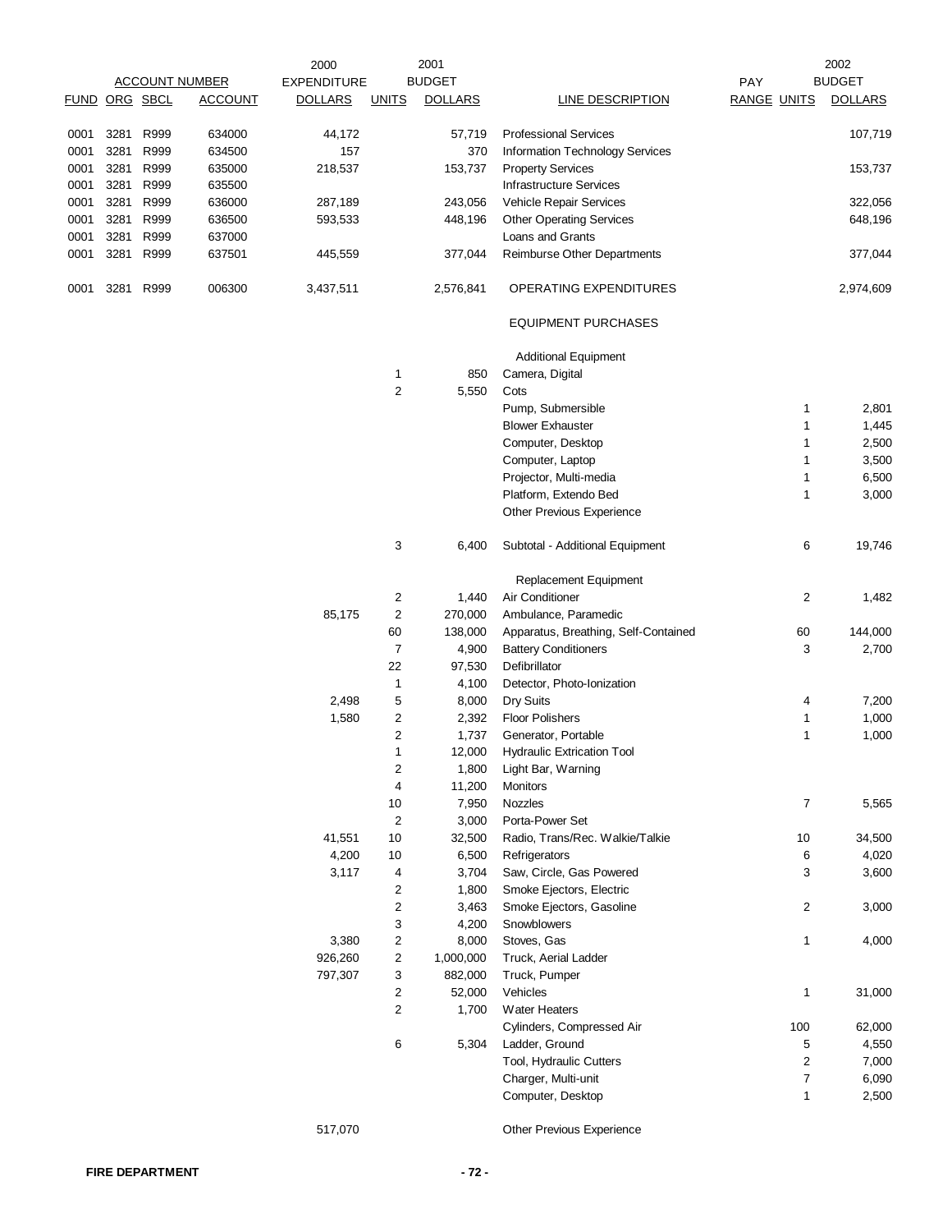| FUND | ORG | SBCL | ACCOUNT | 2000 EXPENDITURE DOLLARS | UNITS | 2001 BUDGET DOLLARS | LINE DESCRIPTION | PAY RANGE | UNITS | 2002 BUDGET DOLLARS |
|---|---|---|---|---|---|---|---|---|---|---|
| 0001 | 3281 | R999 | 634000 | 44,172 | | 57,719 | Professional Services | | | 107,719 |
| 0001 | 3281 | R999 | 634500 | 157 | | 370 | Information Technology Services | | | |
| 0001 | 3281 | R999 | 635000 | 218,537 | | 153,737 | Property Services | | | 153,737 |
| 0001 | 3281 | R999 | 635500 | | | | Infrastructure Services | | | |
| 0001 | 3281 | R999 | 636000 | 287,189 | | 243,056 | Vehicle Repair Services | | | 322,056 |
| 0001 | 3281 | R999 | 636500 | 593,533 | | 448,196 | Other Operating Services | | | 648,196 |
| 0001 | 3281 | R999 | 637000 | | | | Loans and Grants | | | |
| 0001 | 3281 | R999 | 637501 | 445,559 | | 377,044 | Reimburse Other Departments | | | 377,044 |
| 0001 | 3281 | R999 | 006300 | 3,437,511 | | 2,576,841 | OPERATING EXPENDITURES | | | 2,974,609 |
| | | | | | | | EQUIPMENT PURCHASES | | | |
| | | | | | | | Additional Equipment | | | |
| | | | | | 1 | 850 | Camera, Digital | | | |
| | | | | | 2 | 5,550 | Cots | | | |
| | | | | | | | Pump, Submersible | | 1 | 2,801 |
| | | | | | | | Blower Exhauster | | 1 | 1,445 |
| | | | | | | | Computer, Desktop | | 1 | 2,500 |
| | | | | | | | Computer, Laptop | | 1 | 3,500 |
| | | | | | | | Projector, Multi-media | | 1 | 6,500 |
| | | | | | | | Platform, Extendo Bed | | 1 | 3,000 |
| | | | | | | | Other Previous Experience | | | |
| | | | | | 3 | 6,400 | Subtotal - Additional Equipment | | 6 | 19,746 |
| | | | | | | | Replacement Equipment | | | |
| | | | | | 2 | 1,440 | Air Conditioner | | 2 | 1,482 |
| | | | | 85,175 | 2 | 270,000 | Ambulance, Paramedic | | | |
| | | | | | 60 | 138,000 | Apparatus, Breathing, Self-Contained | | 60 | 144,000 |
| | | | | | 7 | 4,900 | Battery Conditioners | | 3 | 2,700 |
| | | | | | 22 | 97,530 | Defibrillator | | | |
| | | | | | 1 | 4,100 | Detector, Photo-Ionization | | | |
| | | | | 2,498 | 5 | 8,000 | Dry Suits | | 4 | 7,200 |
| | | | | 1,580 | 2 | 2,392 | Floor Polishers | | 1 | 1,000 |
| | | | | | 2 | 1,737 | Generator, Portable | | 1 | 1,000 |
| | | | | | 1 | 12,000 | Hydraulic Extrication Tool | | | |
| | | | | | 2 | 1,800 | Light Bar, Warning | | | |
| | | | | | 4 | 11,200 | Monitors | | | |
| | | | | | 10 | 7,950 | Nozzles | | 7 | 5,565 |
| | | | | | 2 | 3,000 | Porta-Power Set | | | |
| | | | | 41,551 | 10 | 32,500 | Radio, Trans/Rec. Walkie/Talkie | | 10 | 34,500 |
| | | | | 4,200 | 10 | 6,500 | Refrigerators | | 6 | 4,020 |
| | | | | 3,117 | 4 | 3,704 | Saw, Circle, Gas Powered | | 3 | 3,600 |
| | | | | | 2 | 1,800 | Smoke Ejectors, Electric | | | |
| | | | | | 2 | 3,463 | Smoke Ejectors, Gasoline | | 2 | 3,000 |
| | | | | | 3 | 4,200 | Snowblowers | | | |
| | | | | 3,380 | 2 | 8,000 | Stoves, Gas | | 1 | 4,000 |
| | | | | 926,260 | 2 | 1,000,000 | Truck, Aerial Ladder | | | |
| | | | | 797,307 | 3 | 882,000 | Truck, Pumper | | | |
| | | | | | 2 | 52,000 | Vehicles | | 1 | 31,000 |
| | | | | | 2 | 1,700 | Water Heaters | | | |
| | | | | | | | Cylinders, Compressed Air | | 100 | 62,000 |
| | | | | | 6 | 5,304 | Ladder, Ground | | 5 | 4,550 |
| | | | | | | | Tool, Hydraulic Cutters | | 2 | 7,000 |
| | | | | | | | Charger, Multi-unit | | 7 | 6,090 |
| | | | | | | | Computer, Desktop | | 1 | 2,500 |
| | | | | 517,070 | | | Other Previous Experience | | | |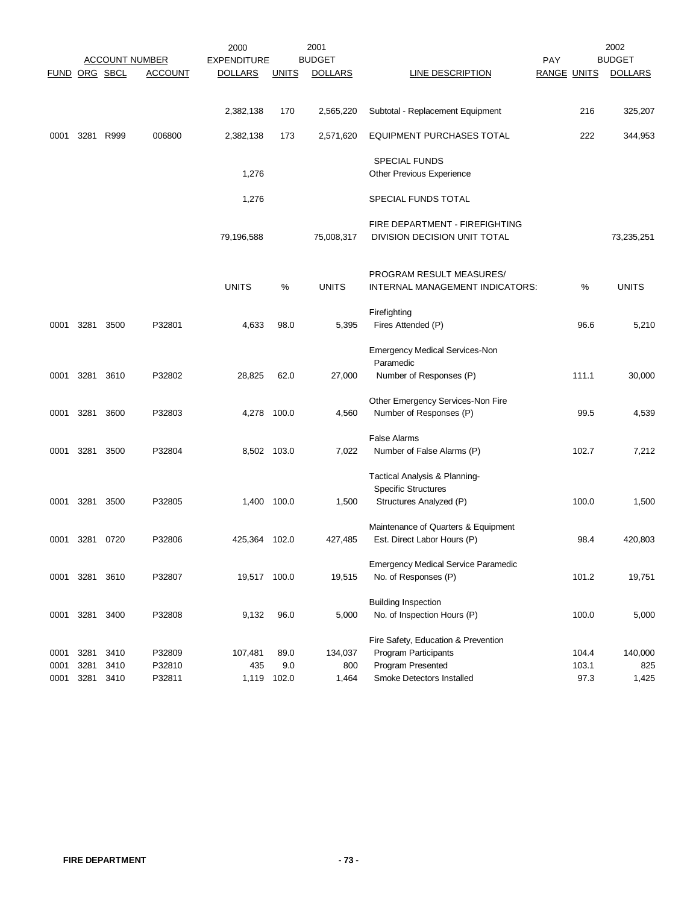| ACCOUNT NUMBER | | | | 2000 EXPENDITURE | | 2001 BUDGET | | PAY | | 2002 BUDGET |
|---|---|---|---|---|---|---|---|---|---|---|
| FUND | ORG | SBCL | ACCOUNT | DOLLARS | UNITS | DOLLARS | LINE DESCRIPTION | RANGE | UNITS | DOLLARS |
| | | | | 2,382,138 | 170 | 2,565,220 | Subtotal - Replacement Equipment | | 216 | 325,207 |
| 0001 | 3281 | R999 | 006800 | 2,382,138 | 173 | 2,571,620 | EQUIPMENT PURCHASES TOTAL | | 222 | 344,953 |
| | | | | | | | SPECIAL FUNDS | | | |
| | | | | 1,276 | | | Other Previous Experience | | | |
| | | | | 1,276 | | | SPECIAL FUNDS TOTAL | | | |
| | | | | 79,196,588 | | 75,008,317 | FIRE DEPARTMENT - FIREFIGHTING DIVISION DECISION UNIT TOTAL | | | 73,235,251 |
| | | | | UNITS | % | UNITS | PROGRAM RESULT MEASURES/ INTERNAL MANAGEMENT INDICATORS: | | % | UNITS |
| | | | | | | | Firefighting | | | |
| 0001 | 3281 | 3500 | P32801 | 4,633 | 98.0 | 5,395 | Fires Attended (P) | | 96.6 | 5,210 |
| | | | | | | | Emergency Medical Services-Non Paramedic | | | |
| 0001 | 3281 | 3610 | P32802 | 28,825 | 62.0 | 27,000 | Number of Responses (P) | | 111.1 | 30,000 |
| | | | | | | | Other Emergency Services-Non Fire | | | |
| 0001 | 3281 | 3600 | P32803 | 4,278 | 100.0 | 4,560 | Number of Responses (P) | | 99.5 | 4,539 |
| | | | | | | | False Alarms | | | |
| 0001 | 3281 | 3500 | P32804 | 8,502 | 103.0 | 7,022 | Number of False Alarms (P) | | 102.7 | 7,212 |
| | | | | | | | Tactical Analysis & Planning- Specific Structures | | | |
| 0001 | 3281 | 3500 | P32805 | 1,400 | 100.0 | 1,500 | Structures Analyzed (P) | | 100.0 | 1,500 |
| | | | | | | | Maintenance of Quarters & Equipment | | | |
| 0001 | 3281 | 0720 | P32806 | 425,364 | 102.0 | 427,485 | Est. Direct Labor Hours (P) | | 98.4 | 420,803 |
| | | | | | | | Emergency Medical Service Paramedic | | | |
| 0001 | 3281 | 3610 | P32807 | 19,517 | 100.0 | 19,515 | No. of Responses (P) | | 101.2 | 19,751 |
| | | | | | | | Building Inspection | | | |
| 0001 | 3281 | 3400 | P32808 | 9,132 | 96.0 | 5,000 | No. of Inspection Hours (P) | | 100.0 | 5,000 |
| | | | | | | | Fire Safety, Education & Prevention | | | |
| 0001 | 3281 | 3410 | P32809 | 107,481 | 89.0 | 134,037 | Program Participants | | 104.4 | 140,000 |
| 0001 | 3281 | 3410 | P32810 | 435 | 9.0 | 800 | Program Presented | | 103.1 | 825 |
| 0001 | 3281 | 3410 | P32811 | 1,119 | 102.0 | 1,464 | Smoke Detectors Installed | | 97.3 | 1,425 |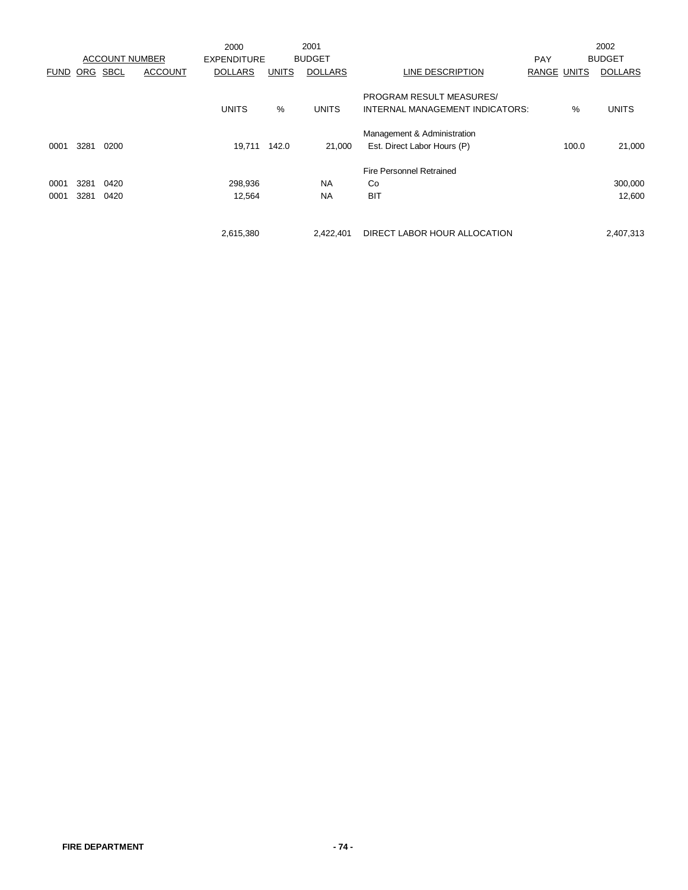| ACCOUNT NUMBER | | | | 2000 EXPENDITURE | 2001 BUDGET | | | PAY | 2002 BUDGET | |
|---|---|---|---|---|---|---|---|---|---|---|
| FUND | ORG | SBCL | ACCOUNT | DOLLARS | UNITS | DOLLARS | LINE DESCRIPTION | RANGE | UNITS | DOLLARS |
| | | | | UNITS | % | UNITS | PROGRAM RESULT MEASURES/ INTERNAL MANAGEMENT INDICATORS: | | % | UNITS |
| | | | | | | | Management & Administration | | | |
| 0001 | 3281 | 0200 | | 19,711 | 142.0 | 21,000 | Est. Direct Labor Hours (P) | | 100.0 | 21,000 |
| | | | | | | | Fire Personnel Retrained | | | |
| 0001 | 3281 | 0420 | | 298,936 | | NA | Co | | | 300,000 |
| 0001 | 3281 | 0420 | | 12,564 | | NA | BIT | | | 12,600 |
| | | | | 2,615,380 | | 2,422,401 | DIRECT LABOR HOUR ALLOCATION | | | 2,407,313 |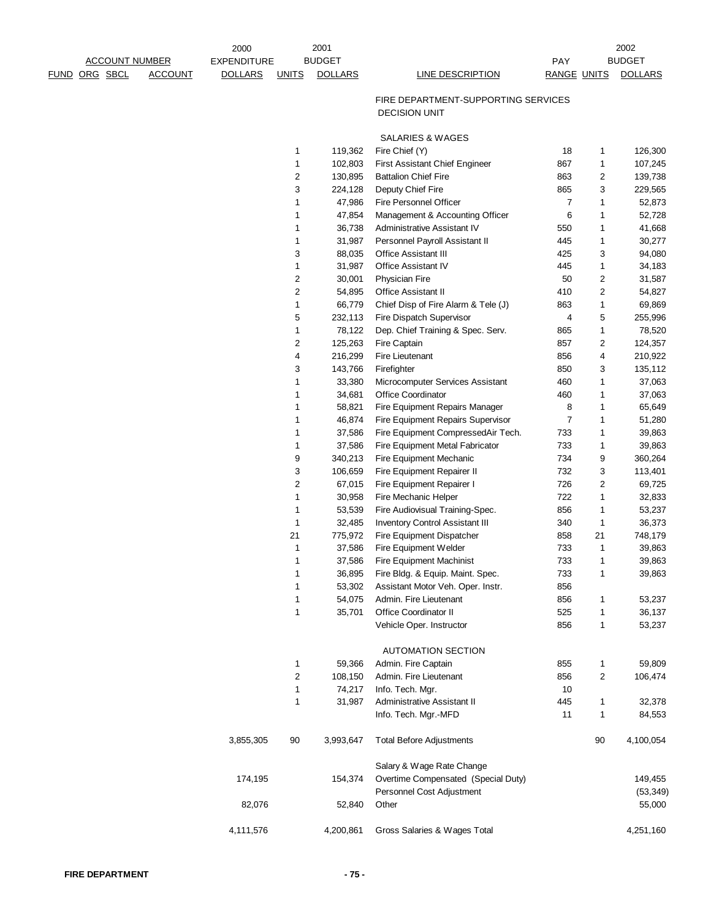| ACCOUNT NUMBER FUND | ORG | SBCL | ACCOUNT | 2000 EXPENDITURE DOLLARS | UNITS | 2001 BUDGET DOLLARS | LINE DESCRIPTION | PAY RANGE | UNITS | 2002 BUDGET DOLLARS |
|---|---|---|---|---|---|---|---|---|---|---|
| | | | | | | | FIRE DEPARTMENT-SUPPORTING SERVICES DECISION UNIT | | | |
| | | | | | | | SALARIES & WAGES | | | |
| | | | | | 1 | 119,362 | Fire Chief (Y) | 18 | 1 | 126,300 |
| | | | | | 1 | 102,803 | First Assistant Chief Engineer | 867 | 1 | 107,245 |
| | | | | | 2 | 130,895 | Battalion Chief Fire | 863 | 2 | 139,738 |
| | | | | | 3 | 224,128 | Deputy Chief Fire | 865 | 3 | 229,565 |
| | | | | | 1 | 47,986 | Fire Personnel Officer | 7 | 1 | 52,873 |
| | | | | | 1 | 47,854 | Management & Accounting Officer | 6 | 1 | 52,728 |
| | | | | | 1 | 36,738 | Administrative Assistant IV | 550 | 1 | 41,668 |
| | | | | | 1 | 31,987 | Personnel Payroll Assistant II | 445 | 1 | 30,277 |
| | | | | | 3 | 88,035 | Office Assistant III | 425 | 3 | 94,080 |
| | | | | | 1 | 31,987 | Office Assistant IV | 445 | 1 | 34,183 |
| | | | | | 2 | 30,001 | Physician Fire | 50 | 2 | 31,587 |
| | | | | | 2 | 54,895 | Office Assistant II | 410 | 2 | 54,827 |
| | | | | | 1 | 66,779 | Chief Disp of Fire Alarm & Tele (J) | 863 | 1 | 69,869 |
| | | | | | 5 | 232,113 | Fire Dispatch Supervisor | 4 | 5 | 255,996 |
| | | | | | 1 | 78,122 | Dep. Chief Training & Spec. Serv. | 865 | 1 | 78,520 |
| | | | | | 2 | 125,263 | Fire Captain | 857 | 2 | 124,357 |
| | | | | | 4 | 216,299 | Fire Lieutenant | 856 | 4 | 210,922 |
| | | | | | 3 | 143,766 | Firefighter | 850 | 3 | 135,112 |
| | | | | | 1 | 33,380 | Microcomputer Services Assistant | 460 | 1 | 37,063 |
| | | | | | 1 | 34,681 | Office Coordinator | 460 | 1 | 37,063 |
| | | | | | 1 | 58,821 | Fire Equipment Repairs Manager | 8 | 1 | 65,649 |
| | | | | | 1 | 46,874 | Fire Equipment Repairs Supervisor | 7 | 1 | 51,280 |
| | | | | | 1 | 37,586 | Fire Equipment CompressedAir Tech. | 733 | 1 | 39,863 |
| | | | | | 1 | 37,586 | Fire Equipment Metal Fabricator | 733 | 1 | 39,863 |
| | | | | | 9 | 340,213 | Fire Equipment Mechanic | 734 | 9 | 360,264 |
| | | | | | 3 | 106,659 | Fire Equipment Repairer II | 732 | 3 | 113,401 |
| | | | | | 2 | 67,015 | Fire Equipment Repairer I | 726 | 2 | 69,725 |
| | | | | | 1 | 30,958 | Fire Mechanic Helper | 722 | 1 | 32,833 |
| | | | | | 1 | 53,539 | Fire Audiovisual Training-Spec. | 856 | 1 | 53,237 |
| | | | | | 1 | 32,485 | Inventory Control Assistant III | 340 | 1 | 36,373 |
| | | | | | 21 | 775,972 | Fire Equipment Dispatcher | 858 | 21 | 748,179 |
| | | | | | 1 | 37,586 | Fire Equipment Welder | 733 | 1 | 39,863 |
| | | | | | 1 | 37,586 | Fire Equipment Machinist | 733 | 1 | 39,863 |
| | | | | | 1 | 36,895 | Fire Bldg. & Equip. Maint. Spec. | 733 | 1 | 39,863 |
| | | | | | 1 | 53,302 | Assistant Motor Veh. Oper. Instr. | 856 | | |
| | | | | | 1 | 54,075 | Admin. Fire Lieutenant | 856 | 1 | 53,237 |
| | | | | | 1 | 35,701 | Office Coordinator II | 525 | 1 | 36,137 |
| | | | | | | | Vehicle Oper. Instructor | 856 | 1 | 53,237 |
| | | | | | | | AUTOMATION SECTION | | | |
| | | | | | 1 | 59,366 | Admin. Fire Captain | 855 | 1 | 59,809 |
| | | | | | 2 | 108,150 | Admin. Fire Lieutenant | 856 | 2 | 106,474 |
| | | | | | 1 | 74,217 | Info. Tech. Mgr. | 10 | | |
| | | | | | 1 | 31,987 | Administrative Assistant II | 445 | 1 | 32,378 |
| | | | | | | | Info. Tech. Mgr.-MFD | 11 | 1 | 84,553 |
| | | | | 3,855,305 | 90 | 3,993,647 | Total Before Adjustments | | 90 | 4,100,054 |
| | | | | | | | Salary & Wage Rate Change | | | |
| | | | | 174,195 | | 154,374 | Overtime Compensated (Special Duty) | | | 149,455 |
| | | | | | | | Personnel Cost Adjustment | | | (53,349) |
| | | | | 82,076 | | 52,840 | Other | | | 55,000 |
| | | | | 4,111,576 | | 4,200,861 | Gross Salaries & Wages Total | | | 4,251,160 |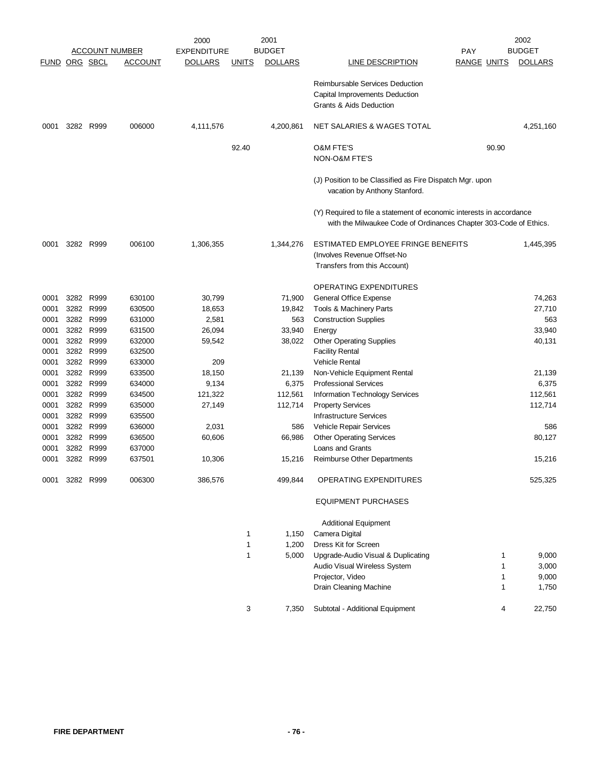| ACCOUNT NUMBER | | | | 2000 EXPENDITURE | 2001 BUDGET | | | PAY | | 2002 BUDGET |
|---|---|---|---|---|---|---|---|---|---|---|
| FUND | ORG | SBCL | ACCOUNT | DOLLARS | UNITS | DOLLARS | LINE DESCRIPTION | RANGE | UNITS | DOLLARS |
| | | | | | | | Reimbursable Services Deduction | | | |
| | | | | | | | Capital Improvements Deduction | | | |
| | | | | | | | Grants & Aids Deduction | | | |
| 0001 | 3282 | R999 | 006000 | 4,111,576 | | 4,200,861 | NET SALARIES & WAGES TOTAL | | | 4,251,160 |
| | | | | | 92.40 | | O&M FTE'S | | 90.90 | |
| | | | | | | | NON-O&M FTE'S | | | |
| | | | | | | | (J) Position to be Classified as Fire Dispatch Mgr. upon vacation by Anthony Stanford. | | | |
| | | | | | | | (Y) Required to file a statement of economic interests in accordance with the Milwaukee Code of Ordinances Chapter 303-Code of Ethics. | | | |
| 0001 | 3282 | R999 | 006100 | 1,306,355 | | 1,344,276 | ESTIMATED EMPLOYEE FRINGE BENEFITS (Involves Revenue Offset-No Transfers from this Account) | | | 1,445,395 |
| | | | | | | | OPERATING EXPENDITURES | | | |
| 0001 | 3282 | R999 | 630100 | 30,799 | | 71,900 | General Office Expense | | | 74,263 |
| 0001 | 3282 | R999 | 630500 | 18,653 | | 19,842 | Tools & Machinery Parts | | | 27,710 |
| 0001 | 3282 | R999 | 631000 | 2,581 | | 563 | Construction Supplies | | | 563 |
| 0001 | 3282 | R999 | 631500 | 26,094 | | 33,940 | Energy | | | 33,940 |
| 0001 | 3282 | R999 | 632000 | 59,542 | | 38,022 | Other Operating Supplies | | | 40,131 |
| 0001 | 3282 | R999 | 632500 | | | | Facility Rental | | | |
| 0001 | 3282 | R999 | 633000 | 209 | | | Vehicle Rental | | | |
| 0001 | 3282 | R999 | 633500 | 18,150 | | 21,139 | Non-Vehicle Equipment Rental | | | 21,139 |
| 0001 | 3282 | R999 | 634000 | 9,134 | | 6,375 | Professional Services | | | 6,375 |
| 0001 | 3282 | R999 | 634500 | 121,322 | | 112,561 | Information Technology Services | | | 112,561 |
| 0001 | 3282 | R999 | 635000 | 27,149 | | 112,714 | Property Services | | | 112,714 |
| 0001 | 3282 | R999 | 635500 | | | | Infrastructure Services | | | |
| 0001 | 3282 | R999 | 636000 | 2,031 | | 586 | Vehicle Repair Services | | | 586 |
| 0001 | 3282 | R999 | 636500 | 60,606 | | 66,986 | Other Operating Services | | | 80,127 |
| 0001 | 3282 | R999 | 637000 | | | | Loans and Grants | | | |
| 0001 | 3282 | R999 | 637501 | 10,306 | | 15,216 | Reimburse Other Departments | | | 15,216 |
| 0001 | 3282 | R999 | 006300 | 386,576 | | 499,844 | OPERATING EXPENDITURES | | | 525,325 |
| | | | | | | | EQUIPMENT PURCHASES | | | |
| | | | | | | | Additional Equipment | | | |
| | | | | | 1 | 1,150 | Camera Digital | | | |
| | | | | | 1 | 1,200 | Dress Kit for Screen | | | |
| | | | | | 1 | 5,000 | Upgrade-Audio Visual & Duplicating | | 1 | 9,000 |
| | | | | | | | Audio Visual Wireless System | | 1 | 3,000 |
| | | | | | | | Projector, Video | | 1 | 9,000 |
| | | | | | | | Drain Cleaning Machine | | 1 | 1,750 |
| | | | | | 3 | 7,350 | Subtotal - Additional Equipment | | 4 | 22,750 |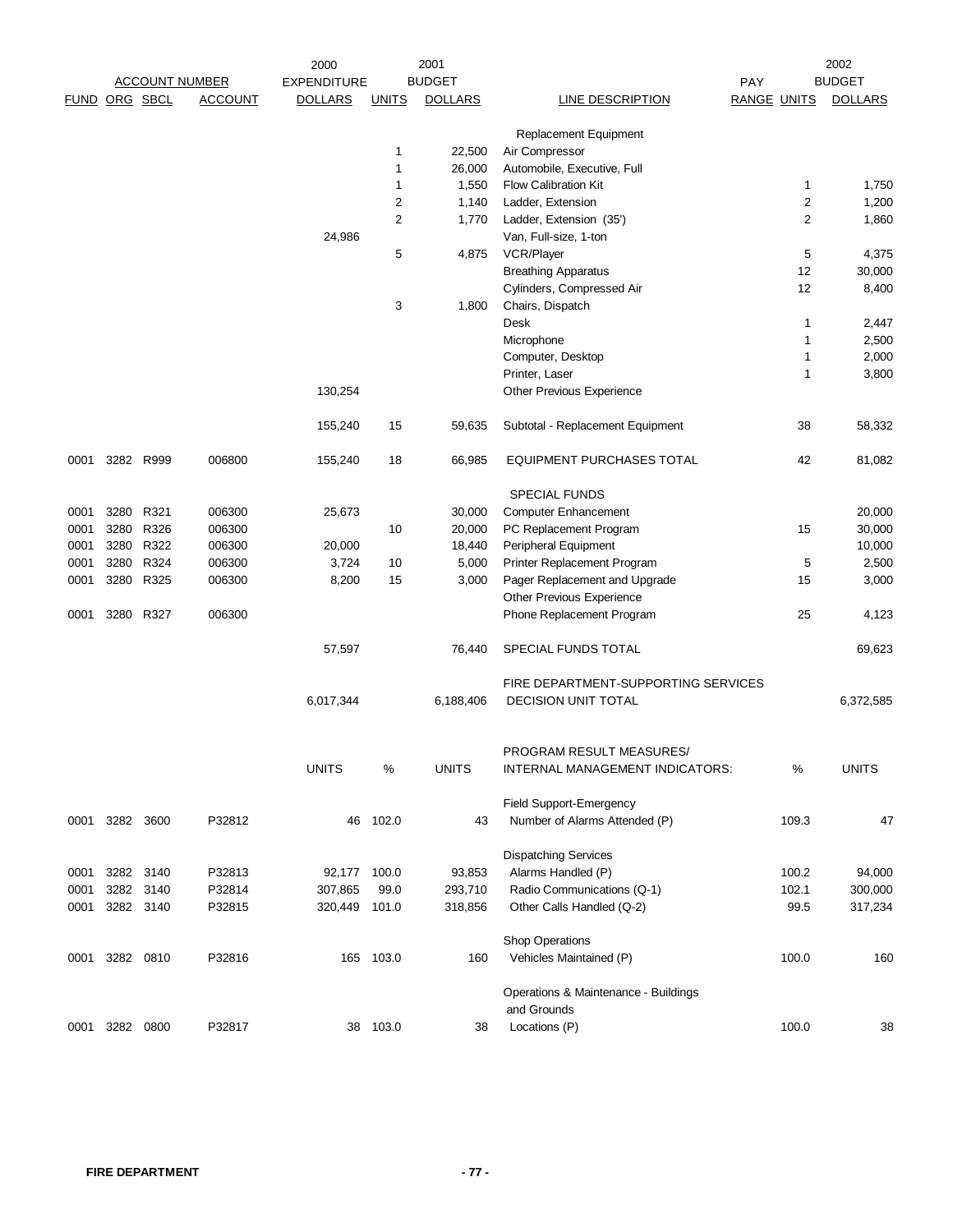| FUND | ORG | SBCL | ACCOUNT | 2000 EXPENDITURE DOLLARS | UNITS | 2001 BUDGET DOLLARS | LINE DESCRIPTION | PAY RANGE | UNITS | 2002 BUDGET DOLLARS |
|---|---|---|---|---|---|---|---|---|---|---|
| | | | | | | | Replacement Equipment | | | |
| | | | | | 1 | 22,500 | Air Compressor | | | |
| | | | | | 1 | 26,000 | Automobile, Executive, Full | | | |
| | | | | | 1 | 1,550 | Flow Calibration Kit | | 1 | 1,750 |
| | | | | | 2 | 1,140 | Ladder, Extension | | 2 | 1,200 |
| | | | | | 2 | 1,770 | Ladder, Extension (35') | | 2 | 1,860 |
| | | | | 24,986 | | | Van, Full-size, 1-ton | | | |
| | | | | | 5 | 4,875 | VCR/Player | | 5 | 4,375 |
| | | | | | | | Breathing Apparatus | | 12 | 30,000 |
| | | | | | | | Cylinders, Compressed Air | | 12 | 8,400 |
| | | | | | 3 | 1,800 | Chairs, Dispatch | | | |
| | | | | | | | Desk | | 1 | 2,447 |
| | | | | | | | Microphone | | 1 | 2,500 |
| | | | | | | | Computer, Desktop | | 1 | 2,000 |
| | | | | | | | Printer, Laser | | 1 | 3,800 |
| | | | | 130,254 | | | Other Previous Experience | | | |
| | | | | 155,240 | 15 | 59,635 | Subtotal - Replacement Equipment | | 38 | 58,332 |
| 0001 | 3282 | R999 | 006800 | 155,240 | 18 | 66,985 | EQUIPMENT PURCHASES TOTAL | | 42 | 81,082 |
| | | | | | | | SPECIAL FUNDS | | | |
| 0001 | 3280 | R321 | 006300 | 25,673 | | 30,000 | Computer Enhancement | | | 20,000 |
| 0001 | 3280 | R326 | 006300 | | 10 | 20,000 | PC Replacement Program | | 15 | 30,000 |
| 0001 | 3280 | R322 | 006300 | 20,000 | | 18,440 | Peripheral Equipment | | | 10,000 |
| 0001 | 3280 | R324 | 006300 | 3,724 | 10 | 5,000 | Printer Replacement Program | | 5 | 2,500 |
| 0001 | 3280 | R325 | 006300 | 8,200 | 15 | 3,000 | Pager Replacement and Upgrade | | 15 | 3,000 |
| | | | | | | | Other Previous Experience | | | |
| 0001 | 3280 | R327 | 006300 | | | | Phone Replacement Program | | 25 | 4,123 |
| | | | | 57,597 | | 76,440 | SPECIAL FUNDS TOTAL | | | 69,623 |
| | | | | | | | FIRE DEPARTMENT-SUPPORTING SERVICES | | | |
| | | | | 6,017,344 | | 6,188,406 | DECISION UNIT TOTAL | | | 6,372,585 |

| FUND | ORG | SBCL | ACCOUNT | UNITS | % | UNITS | PROGRAM RESULT MEASURES/ INTERNAL MANAGEMENT INDICATORS: | % | UNITS |
|---|---|---|---|---|---|---|---|---|---|
| | | | | | | | Field Support-Emergency | | |
| 0001 | 3282 | 3600 | P32812 | 46 | 102.0 | 43 | Number of Alarms Attended (P) | 109.3 | 47 |
| | | | | | | | Dispatching Services | | |
| 0001 | 3282 | 3140 | P32813 | 92,177 | 100.0 | 93,853 | Alarms Handled (P) | 100.2 | 94,000 |
| 0001 | 3282 | 3140 | P32814 | 307,865 | 99.0 | 293,710 | Radio Communications (Q-1) | 102.1 | 300,000 |
| 0001 | 3282 | 3140 | P32815 | 320,449 | 101.0 | 318,856 | Other Calls Handled (Q-2) | 99.5 | 317,234 |
| | | | | | | | Shop Operations | | |
| 0001 | 3282 | 0810 | P32816 | 165 | 103.0 | 160 | Vehicles Maintained (P) | 100.0 | 160 |
| | | | | | | | Operations & Maintenance - Buildings and Grounds | | |
| 0001 | 3282 | 0800 | P32817 | 38 | 103.0 | 38 | Locations (P) | 100.0 | 38 |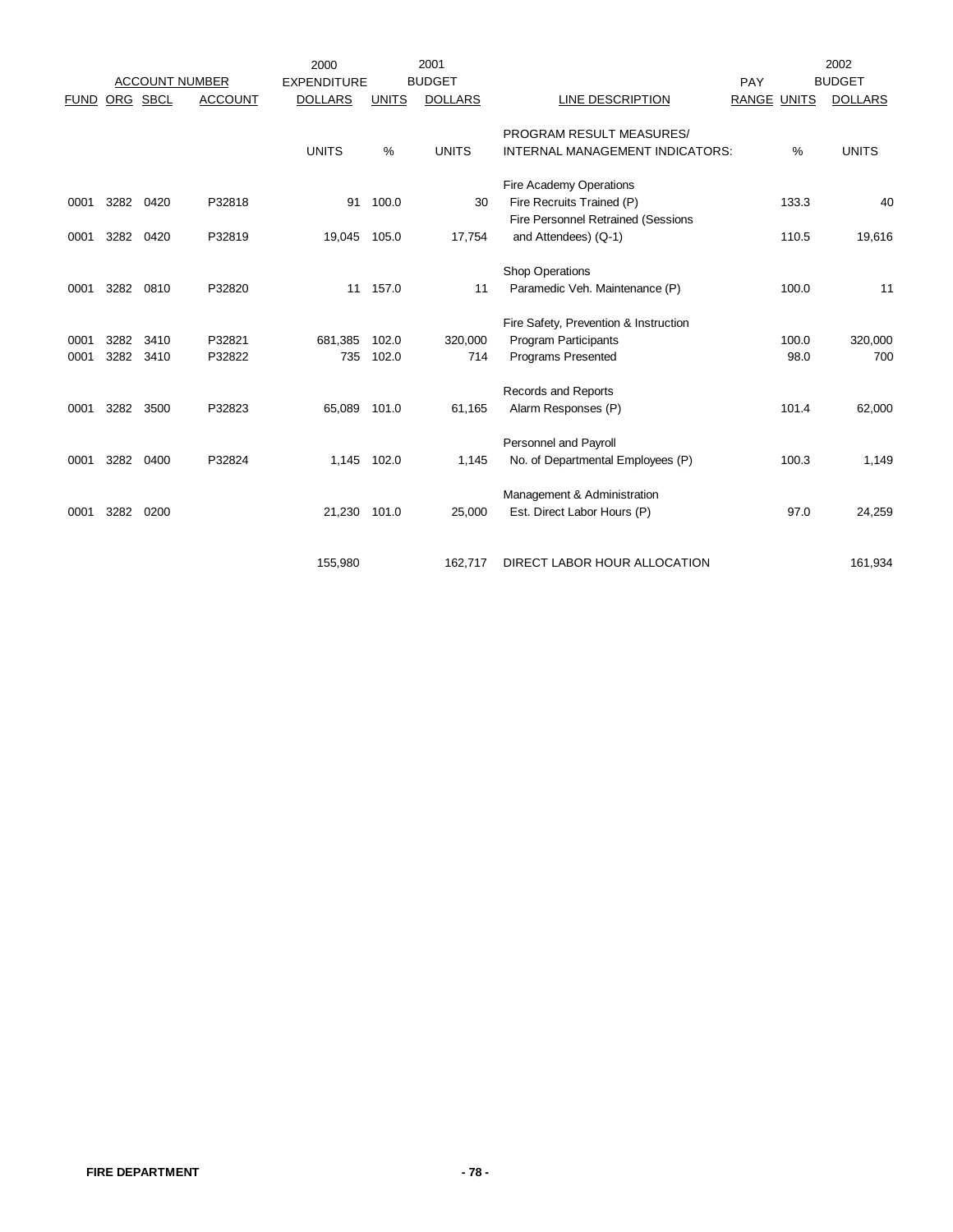| FUND | ORG | SBCL | ACCOUNT | 2000 EXPENDITURE DOLLARS | UNITS | 2001 BUDGET DOLLARS | LINE DESCRIPTION | PAY RANGE | UNITS | 2002 BUDGET DOLLARS |
|---|---|---|---|---|---|---|---|---|---|---|
| | | | | UNITS | % | UNITS | PROGRAM RESULT MEASURES/ INTERNAL MANAGEMENT INDICATORS: | | % | UNITS |
| | | | | | | | Fire Academy Operations | | | |
| 0001 | 3282 | 0420 | P32818 | 91 | 100.0 | 30 | Fire Recruits Trained (P) | | 133.3 | 40 |
| | | | | | | | Fire Personnel Retrained (Sessions | | | |
| 0001 | 3282 | 0420 | P32819 | 19,045 | 105.0 | 17,754 | and Attendees) (Q-1) | | 110.5 | 19,616 |
| | | | | | | | Shop Operations | | | |
| 0001 | 3282 | 0810 | P32820 | 11 | 157.0 | 11 | Paramedic Veh. Maintenance (P) | | 100.0 | 11 |
| | | | | | | | Fire Safety, Prevention & Instruction | | | |
| 0001 | 3282 | 3410 | P32821 | 681,385 | 102.0 | 320,000 | Program Participants | | 100.0 | 320,000 |
| 0001 | 3282 | 3410 | P32822 | 735 | 102.0 | 714 | Programs Presented | | 98.0 | 700 |
| | | | | | | | Records and Reports | | | |
| 0001 | 3282 | 3500 | P32823 | 65,089 | 101.0 | 61,165 | Alarm Responses (P) | | 101.4 | 62,000 |
| | | | | | | | Personnel and Payroll | | | |
| 0001 | 3282 | 0400 | P32824 | 1,145 | 102.0 | 1,145 | No. of Departmental Employees (P) | | 100.3 | 1,149 |
| | | | | | | | Management & Administration | | | |
| 0001 | 3282 | 0200 | | 21,230 | 101.0 | 25,000 | Est. Direct Labor Hours (P) | | 97.0 | 24,259 |
| | | | | 155,980 | | 162,717 | DIRECT LABOR HOUR ALLOCATION | | | 161,934 |

**FIRE DEPARTMENT**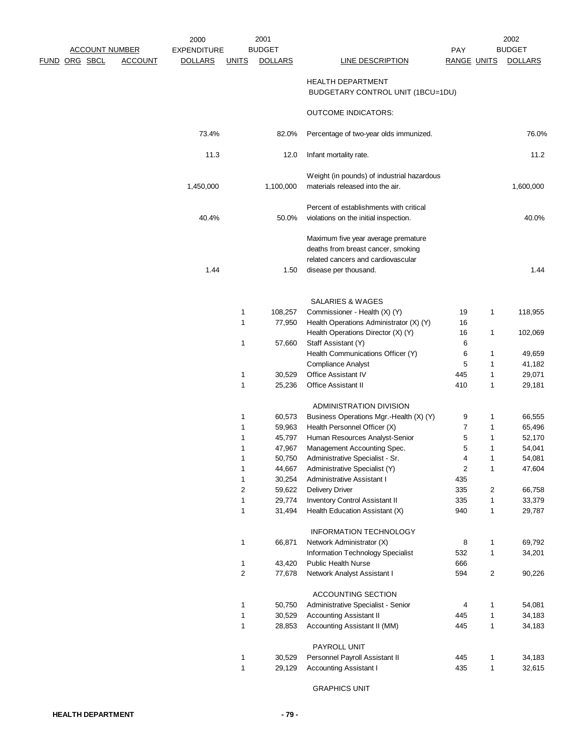| FUND | ORG | SBCL | ACCOUNT | 2000 EXPENDITURE DOLLARS | 2001 BUDGET UNITS | 2001 BUDGET DOLLARS | LINE DESCRIPTION | PAY RANGE | 2002 BUDGET UNITS | 2002 BUDGET DOLLARS |
|---|---|---|---|---|---|---|---|---|---|---|
| | | | | | | | HEALTH DEPARTMENT | | | |
| | | | | | | | BUDGETARY CONTROL UNIT (1BCU=1DU) | | | |
| | | | | | | | OUTCOME INDICATORS: | | | |
| | | | | 73.4% | | 82.0% | Percentage of two-year olds immunized. | | | 76.0% |
| | | | | 11.3 | | 12.0 | Infant mortality rate. | | | 11.2 |
| | | | | 1,450,000 | | 1,100,000 | Weight (in pounds) of industrial hazardous materials released into the air. | | | 1,600,000 |
| | | | | 40.4% | | 50.0% | Percent of establishments with critical violations on the initial inspection. | | | 40.0% |
| | | | | 1.44 | | 1.50 | Maximum five year average premature deaths from breast cancer, smoking related cancers and cardiovascular disease per thousand. | | | 1.44 |
| | | | | | | | SALARIES & WAGES | | | |
| | | | | | 1 | 108,257 | Commissioner - Health (X) (Y) | 19 | 1 | 118,955 |
| | | | | | 1 | 77,950 | Health Operations Administrator (X) (Y) | 16 | | |
| | | | | | | | Health Operations Director (X) (Y) | 16 | 1 | 102,069 |
| | | | | | 1 | 57,660 | Staff Assistant (Y) | 6 | | |
| | | | | | | | Health Communications Officer (Y) | 6 | 1 | 49,659 |
| | | | | | | | Compliance Analyst | 5 | 1 | 41,182 |
| | | | | | 1 | 30,529 | Office Assistant IV | 445 | 1 | 29,071 |
| | | | | | 1 | 25,236 | Office Assistant II | 410 | 1 | 29,181 |
| | | | | | | | ADMINISTRATION DIVISION | | | |
| | | | | | 1 | 60,573 | Business Operations Mgr.-Health (X) (Y) | 9 | 1 | 66,555 |
| | | | | | 1 | 59,963 | Health Personnel Officer (X) | 7 | 1 | 65,496 |
| | | | | | 1 | 45,797 | Human Resources Analyst-Senior | 5 | 1 | 52,170 |
| | | | | | 1 | 47,967 | Management Accounting Spec. | 5 | 1 | 54,041 |
| | | | | | 1 | 50,750 | Administrative Specialist - Sr. | 4 | 1 | 54,081 |
| | | | | | 1 | 44,667 | Administrative Specialist (Y) | 2 | 1 | 47,604 |
| | | | | | 1 | 30,254 | Administrative Assistant I | 435 | | |
| | | | | | 2 | 59,622 | Delivery Driver | 335 | 2 | 66,758 |
| | | | | | 1 | 29,774 | Inventory Control Assistant II | 335 | 1 | 33,379 |
| | | | | | 1 | 31,494 | Health Education Assistant (X) | 940 | 1 | 29,787 |
| | | | | | | | INFORMATION TECHNOLOGY | | | |
| | | | | | 1 | 66,871 | Network Administrator (X) | 8 | 1 | 69,792 |
| | | | | | | | Information Technology Specialist | 532 | 1 | 34,201 |
| | | | | | 1 | 43,420 | Public Health Nurse | 666 | | |
| | | | | | 2 | 77,678 | Network Analyst Assistant I | 594 | 2 | 90,226 |
| | | | | | | | ACCOUNTING SECTION | | | |
| | | | | | 1 | 50,750 | Administrative Specialist - Senior | 4 | 1 | 54,081 |
| | | | | | 1 | 30,529 | Accounting Assistant II | 445 | 1 | 34,183 |
| | | | | | 1 | 28,853 | Accounting Assistant II (MM) | 445 | 1 | 34,183 |
| | | | | | | | PAYROLL UNIT | | | |
| | | | | | 1 | 30,529 | Personnel Payroll Assistant II | 445 | 1 | 34,183 |
| | | | | | 1 | 29,129 | Accounting Assistant I | 435 | 1 | 32,615 |
| | | | | | | | GRAPHICS UNIT | | | |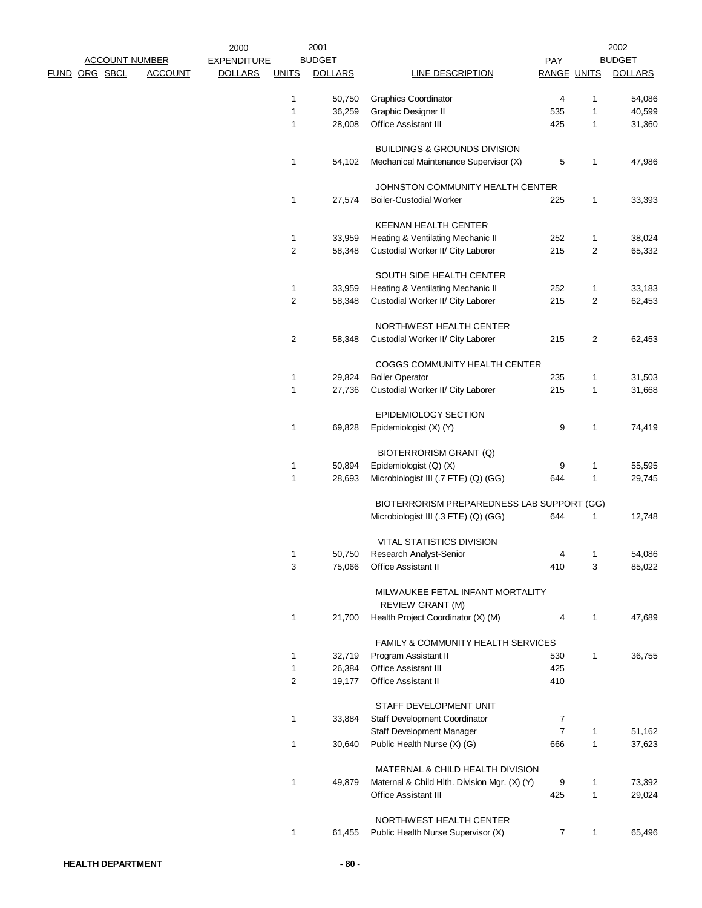| FUND | ORG | SBCL | ACCOUNT | 2000 EXPENDITURE DOLLARS | 2001 BUDGET UNITS | 2001 BUDGET DOLLARS | LINE DESCRIPTION | PAY RANGE | UNITS | 2002 BUDGET DOLLARS |
|---|---|---|---|---|---|---|---|---|---|---|
| | | | | | 1 | 50,750 | Graphics Coordinator | 4 | 1 | 54,086 |
| | | | | | 1 | 36,259 | Graphic Designer II | 535 | 1 | 40,599 |
| | | | | | 1 | 28,008 | Office Assistant III | 425 | 1 | 31,360 |
| | | | | | | | BUILDINGS & GROUNDS DIVISION | | | |
| | | | | | 1 | 54,102 | Mechanical Maintenance Supervisor (X) | 5 | 1 | 47,986 |
| | | | | | | | JOHNSTON COMMUNITY HEALTH CENTER | | | |
| | | | | | 1 | 27,574 | Boiler-Custodial Worker | 225 | 1 | 33,393 |
| | | | | | | | KEENAN HEALTH CENTER | | | |
| | | | | | 1 | 33,959 | Heating & Ventilating Mechanic II | 252 | 1 | 38,024 |
| | | | | | 2 | 58,348 | Custodial Worker II/ City Laborer | 215 | 2 | 65,332 |
| | | | | | | | SOUTH SIDE HEALTH CENTER | | | |
| | | | | | 1 | 33,959 | Heating & Ventilating Mechanic II | 252 | 1 | 33,183 |
| | | | | | 2 | 58,348 | Custodial Worker II/ City Laborer | 215 | 2 | 62,453 |
| | | | | | | | NORTHWEST HEALTH CENTER | | | |
| | | | | | 2 | 58,348 | Custodial Worker II/ City Laborer | 215 | 2 | 62,453 |
| | | | | | | | COGGS COMMUNITY HEALTH CENTER | | | |
| | | | | | 1 | 29,824 | Boiler Operator | 235 | 1 | 31,503 |
| | | | | | 1 | 27,736 | Custodial Worker II/ City Laborer | 215 | 1 | 31,668 |
| | | | | | | | EPIDEMIOLOGY SECTION | | | |
| | | | | | 1 | 69,828 | Epidemiologist (X) (Y) | 9 | 1 | 74,419 |
| | | | | | | | BIOTERRORISM GRANT (Q) | | | |
| | | | | | 1 | 50,894 | Epidemiologist (Q) (X) | 9 | 1 | 55,595 |
| | | | | | 1 | 28,693 | Microbiologist III (.7 FTE) (Q) (GG) | 644 | 1 | 29,745 |
| | | | | | | | BIOTERRORISM PREPAREDNESS LAB SUPPORT (GG) | | | |
| | | | | | | | Microbiologist III (.3 FTE) (Q) (GG) | 644 | 1 | 12,748 |
| | | | | | | | VITAL STATISTICS DIVISION | | | |
| | | | | | 1 | 50,750 | Research Analyst-Senior | 4 | 1 | 54,086 |
| | | | | | 3 | 75,066 | Office Assistant II | 410 | 3 | 85,022 |
| | | | | | | | MILWAUKEE FETAL INFANT MORTALITY REVIEW GRANT (M) | | | |
| | | | | | 1 | 21,700 | Health Project Coordinator (X) (M) | 4 | 1 | 47,689 |
| | | | | | | | FAMILY & COMMUNITY HEALTH SERVICES | | | |
| | | | | | 1 | 32,719 | Program Assistant II | 530 | 1 | 36,755 |
| | | | | | 1 | 26,384 | Office Assistant III | 425 | | |
| | | | | | 2 | 19,177 | Office Assistant II | 410 | | |
| | | | | | | | STAFF DEVELOPMENT UNIT | | | |
| | | | | | 1 | 33,884 | Staff Development Coordinator | 7 | | |
| | | | | | | | Staff Development Manager | 7 | 1 | 51,162 |
| | | | | | 1 | 30,640 | Public Health Nurse (X) (G) | 666 | 1 | 37,623 |
| | | | | | | | MATERNAL & CHILD HEALTH DIVISION | | | |
| | | | | | 1 | 49,879 | Maternal & Child Hlth. Division Mgr. (X) (Y) | 9 | 1 | 73,392 |
| | | | | | | | Office Assistant III | 425 | 1 | 29,024 |
| | | | | | | | NORTHWEST HEALTH CENTER | | | |
| | | | | | 1 | 61,455 | Public Health Nurse Supervisor (X) | 7 | 1 | 65,496 |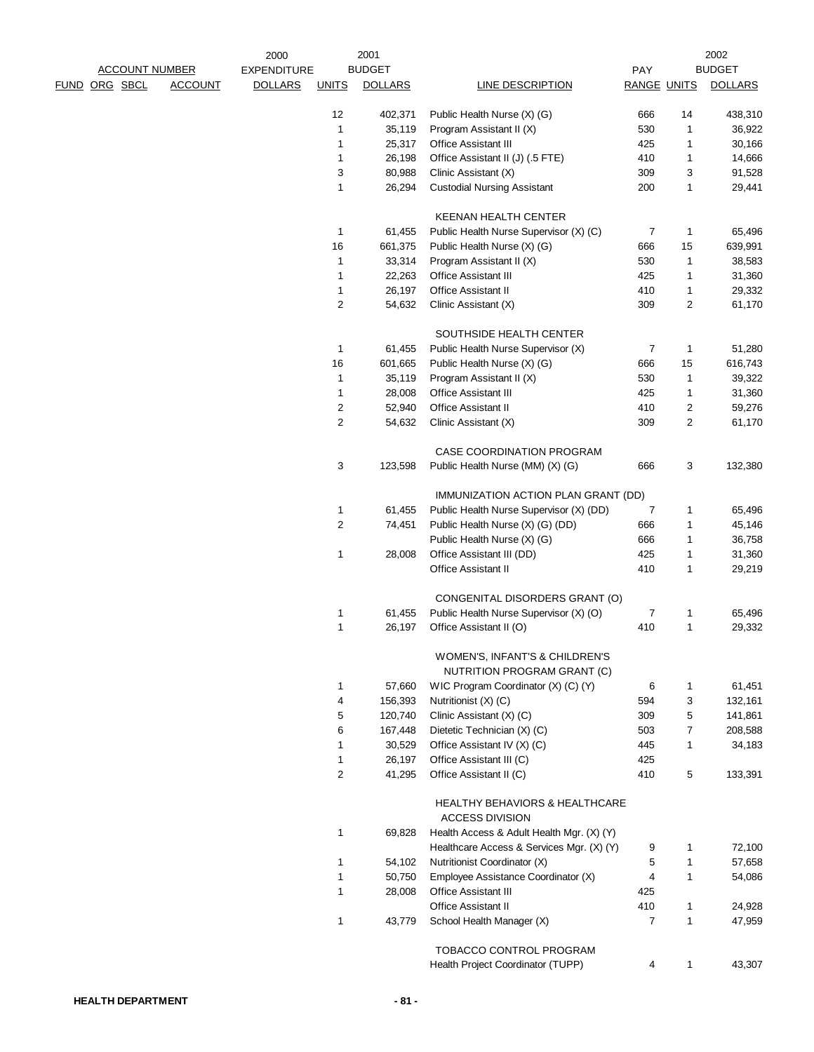| ACCOUNT NUMBER | | | | 2000 EXPENDITURE | 2001 BUDGET | | | PAY | | 2002 BUDGET |
|---|---|---|---|---|---|---|---|---|---|---|
| FUND | ORG | SBCL | ACCOUNT | DOLLARS | UNITS | DOLLARS | LINE DESCRIPTION | RANGE | UNITS | DOLLARS |
| | | | | | 12 | 402,371 | Public Health Nurse (X) (G) | 666 | 14 | 438,310 |
| | | | | | 1 | 35,119 | Program Assistant II (X) | 530 | 1 | 36,922 |
| | | | | | 1 | 25,317 | Office Assistant III | 425 | 1 | 30,166 |
| | | | | | 1 | 26,198 | Office Assistant II (J) (.5 FTE) | 410 | 1 | 14,666 |
| | | | | | 3 | 80,988 | Clinic Assistant (X) | 309 | 3 | 91,528 |
| | | | | | 1 | 26,294 | Custodial Nursing Assistant | 200 | 1 | 29,441 |
| | | | | | | | KEENAN HEALTH CENTER | | | |
| | | | | | 1 | 61,455 | Public Health Nurse Supervisor (X) (C) | 7 | 1 | 65,496 |
| | | | | | 16 | 661,375 | Public Health Nurse (X) (G) | 666 | 15 | 639,991 |
| | | | | | 1 | 33,314 | Program Assistant II (X) | 530 | 1 | 38,583 |
| | | | | | 1 | 22,263 | Office Assistant III | 425 | 1 | 31,360 |
| | | | | | 1 | 26,197 | Office Assistant II | 410 | 1 | 29,332 |
| | | | | | 2 | 54,632 | Clinic Assistant (X) | 309 | 2 | 61,170 |
| | | | | | | | SOUTHSIDE HEALTH CENTER | | | |
| | | | | | 1 | 61,455 | Public Health Nurse Supervisor (X) | 7 | 1 | 51,280 |
| | | | | | 16 | 601,665 | Public Health Nurse (X) (G) | 666 | 15 | 616,743 |
| | | | | | 1 | 35,119 | Program Assistant II (X) | 530 | 1 | 39,322 |
| | | | | | 1 | 28,008 | Office Assistant III | 425 | 1 | 31,360 |
| | | | | | 2 | 52,940 | Office Assistant II | 410 | 2 | 59,276 |
| | | | | | 2 | 54,632 | Clinic Assistant (X) | 309 | 2 | 61,170 |
| | | | | | | | CASE COORDINATION PROGRAM | | | |
| | | | | | 3 | 123,598 | Public Health Nurse (MM) (X) (G) | 666 | 3 | 132,380 |
| | | | | | | | IMMUNIZATION ACTION PLAN GRANT (DD) | | | |
| | | | | | 1 | 61,455 | Public Health Nurse Supervisor (X) (DD) | 7 | 1 | 65,496 |
| | | | | | 2 | 74,451 | Public Health Nurse (X) (G) (DD) | 666 | 1 | 45,146 |
| | | | | | | | Public Health Nurse (X) (G) | 666 | 1 | 36,758 |
| | | | | | 1 | 28,008 | Office Assistant III (DD) | 425 | 1 | 31,360 |
| | | | | | | | Office Assistant II | 410 | 1 | 29,219 |
| | | | | | | | CONGENITAL DISORDERS GRANT (O) | | | |
| | | | | | 1 | 61,455 | Public Health Nurse Supervisor (X) (O) | 7 | 1 | 65,496 |
| | | | | | 1 | 26,197 | Office Assistant II (O) | 410 | 1 | 29,332 |
| | | | | | | | WOMEN'S, INFANT'S & CHILDREN'S NUTRITION PROGRAM GRANT (C) | | | |
| | | | | | 1 | 57,660 | WIC Program Coordinator (X) (C) (Y) | 6 | 1 | 61,451 |
| | | | | | 4 | 156,393 | Nutritionist (X) (C) | 594 | 3 | 132,161 |
| | | | | | 5 | 120,740 | Clinic Assistant (X) (C) | 309 | 5 | 141,861 |
| | | | | | 6 | 167,448 | Dietetic Technician (X) (C) | 503 | 7 | 208,588 |
| | | | | | 1 | 30,529 | Office Assistant IV (X) (C) | 445 | 1 | 34,183 |
| | | | | | 1 | 26,197 | Office Assistant III (C) | 425 | | |
| | | | | | 2 | 41,295 | Office Assistant II (C) | 410 | 5 | 133,391 |
| | | | | | | | HEALTHY BEHAVIORS & HEALTHCARE ACCESS DIVISION | | | |
| | | | | | 1 | 69,828 | Health Access & Adult Health Mgr. (X) (Y) | | | |
| | | | | | | | Healthcare Access & Services Mgr. (X) (Y) | 9 | 1 | 72,100 |
| | | | | | 1 | 54,102 | Nutritionist Coordinator (X) | 5 | 1 | 57,658 |
| | | | | | 1 | 50,750 | Employee Assistance Coordinator (X) | 4 | 1 | 54,086 |
| | | | | | 1 | 28,008 | Office Assistant III | 425 | | |
| | | | | | | | Office Assistant II | 410 | 1 | 24,928 |
| | | | | | 1 | 43,779 | School Health Manager (X) | 7 | 1 | 47,959 |
| | | | | | | | TOBACCO CONTROL PROGRAM | | | |
| | | | | | | | Health Project Coordinator (TUPP) | 4 | 1 | 43,307 |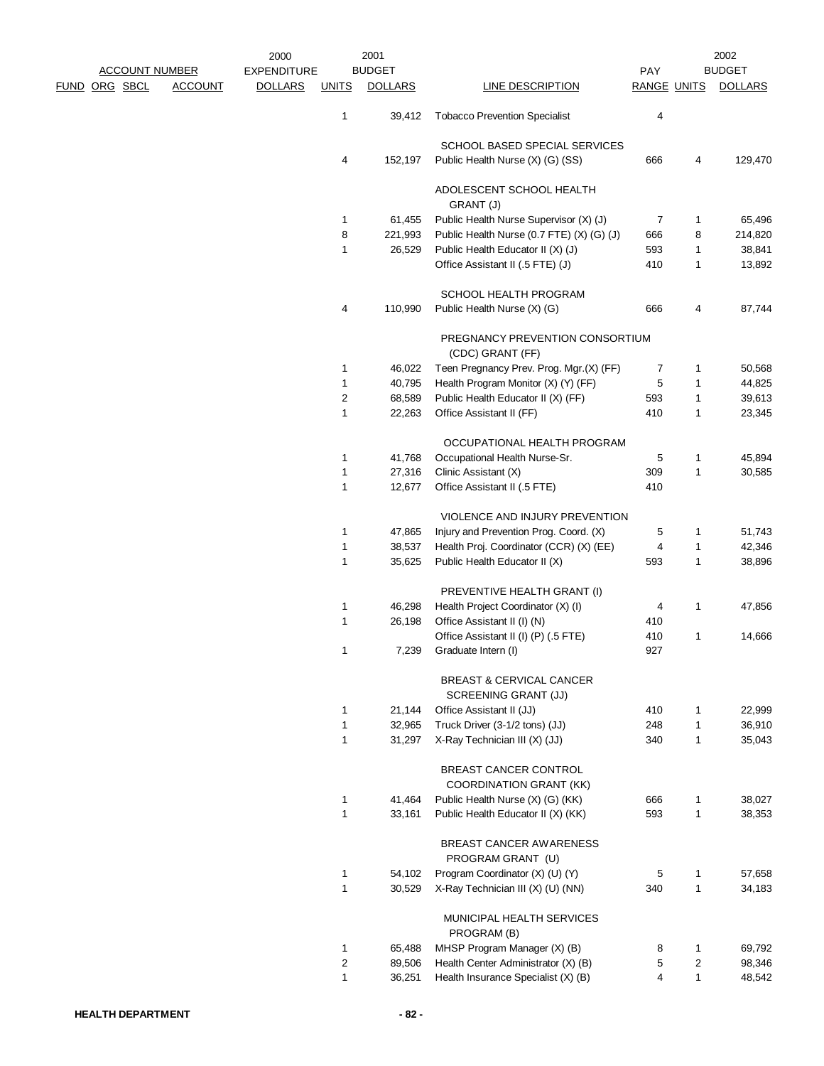| ACCOUNT NUMBER | | | | 2000 EXPENDITURE | 2001 BUDGET | | | PAY | 2002 BUDGET | |
|---|---|---|---|---|---|---|---|---|---|---|
| FUND | ORG | SBCL | ACCOUNT | DOLLARS | UNITS | DOLLARS | LINE DESCRIPTION | RANGE | UNITS | DOLLARS |
| | | | | | 1 | 39,412 | Tobacco Prevention Specialist | 4 | | |
| | | | | | | | SCHOOL BASED SPECIAL SERVICES | | | |
| | | | | | 4 | 152,197 | Public Health Nurse (X) (G) (SS) | 666 | 4 | 129,470 |
| | | | | | | | ADOLESCENT SCHOOL HEALTH GRANT (J) | | | |
| | | | | | 1 | 61,455 | Public Health Nurse Supervisor (X) (J) | 7 | 1 | 65,496 |
| | | | | | 8 | 221,993 | Public Health Nurse (0.7 FTE) (X) (G) (J) | 666 | 8 | 214,820 |
| | | | | | 1 | 26,529 | Public Health Educator II (X) (J) | 593 | 1 | 38,841 |
| | | | | | | | Office Assistant II (.5 FTE) (J) | 410 | 1 | 13,892 |
| | | | | | | | SCHOOL HEALTH PROGRAM | | | |
| | | | | | 4 | 110,990 | Public Health Nurse (X) (G) | 666 | 4 | 87,744 |
| | | | | | | | PREGNANCY PREVENTION CONSORTIUM (CDC) GRANT (FF) | | | |
| | | | | | 1 | 46,022 | Teen Pregnancy Prev. Prog. Mgr.(X) (FF) | 7 | 1 | 50,568 |
| | | | | | 1 | 40,795 | Health Program Monitor (X) (Y) (FF) | 5 | 1 | 44,825 |
| | | | | | 2 | 68,589 | Public Health Educator II (X) (FF) | 593 | 1 | 39,613 |
| | | | | | 1 | 22,263 | Office Assistant II (FF) | 410 | 1 | 23,345 |
| | | | | | | | OCCUPATIONAL HEALTH PROGRAM | | | |
| | | | | | 1 | 41,768 | Occupational Health Nurse-Sr. | 5 | 1 | 45,894 |
| | | | | | 1 | 27,316 | Clinic Assistant (X) | 309 | 1 | 30,585 |
| | | | | | 1 | 12,677 | Office Assistant II (.5 FTE) | 410 | | |
| | | | | | | | VIOLENCE AND INJURY PREVENTION | | | |
| | | | | | 1 | 47,865 | Injury and Prevention Prog. Coord. (X) | 5 | 1 | 51,743 |
| | | | | | 1 | 38,537 | Health Proj. Coordinator (CCR) (X) (EE) | 4 | 1 | 42,346 |
| | | | | | 1 | 35,625 | Public Health Educator II (X) | 593 | 1 | 38,896 |
| | | | | | | | PREVENTIVE HEALTH GRANT (I) | | | |
| | | | | | 1 | 46,298 | Health Project Coordinator (X) (I) | 4 | 1 | 47,856 |
| | | | | | 1 | 26,198 | Office Assistant II (I) (N) | 410 | | |
| | | | | | | | Office Assistant II (I) (P) (.5 FTE) | 410 | 1 | 14,666 |
| | | | | | 1 | 7,239 | Graduate Intern (I) | 927 | | |
| | | | | | | | BREAST & CERVICAL CANCER SCREENING GRANT (JJ) | | | |
| | | | | | 1 | 21,144 | Office Assistant II (JJ) | 410 | 1 | 22,999 |
| | | | | | 1 | 32,965 | Truck Driver (3-1/2 tons) (JJ) | 248 | 1 | 36,910 |
| | | | | | 1 | 31,297 | X-Ray Technician III (X) (JJ) | 340 | 1 | 35,043 |
| | | | | | | | BREAST CANCER CONTROL COORDINATION GRANT (KK) | | | |
| | | | | | 1 | 41,464 | Public Health Nurse (X) (G) (KK) | 666 | 1 | 38,027 |
| | | | | | 1 | 33,161 | Public Health Educator II (X) (KK) | 593 | 1 | 38,353 |
| | | | | | | | BREAST CANCER AWARENESS PROGRAM GRANT (U) | | | |
| | | | | | 1 | 54,102 | Program Coordinator (X) (U) (Y) | 5 | 1 | 57,658 |
| | | | | | 1 | 30,529 | X-Ray Technician III (X) (U) (NN) | 340 | 1 | 34,183 |
| | | | | | | | MUNICIPAL HEALTH SERVICES PROGRAM (B) | | | |
| | | | | | 1 | 65,488 | MHSP Program Manager (X) (B) | 8 | 1 | 69,792 |
| | | | | | 2 | 89,506 | Health Center Administrator (X) (B) | 5 | 2 | 98,346 |
| | | | | | 1 | 36,251 | Health Insurance Specialist (X) (B) | 4 | 1 | 48,542 |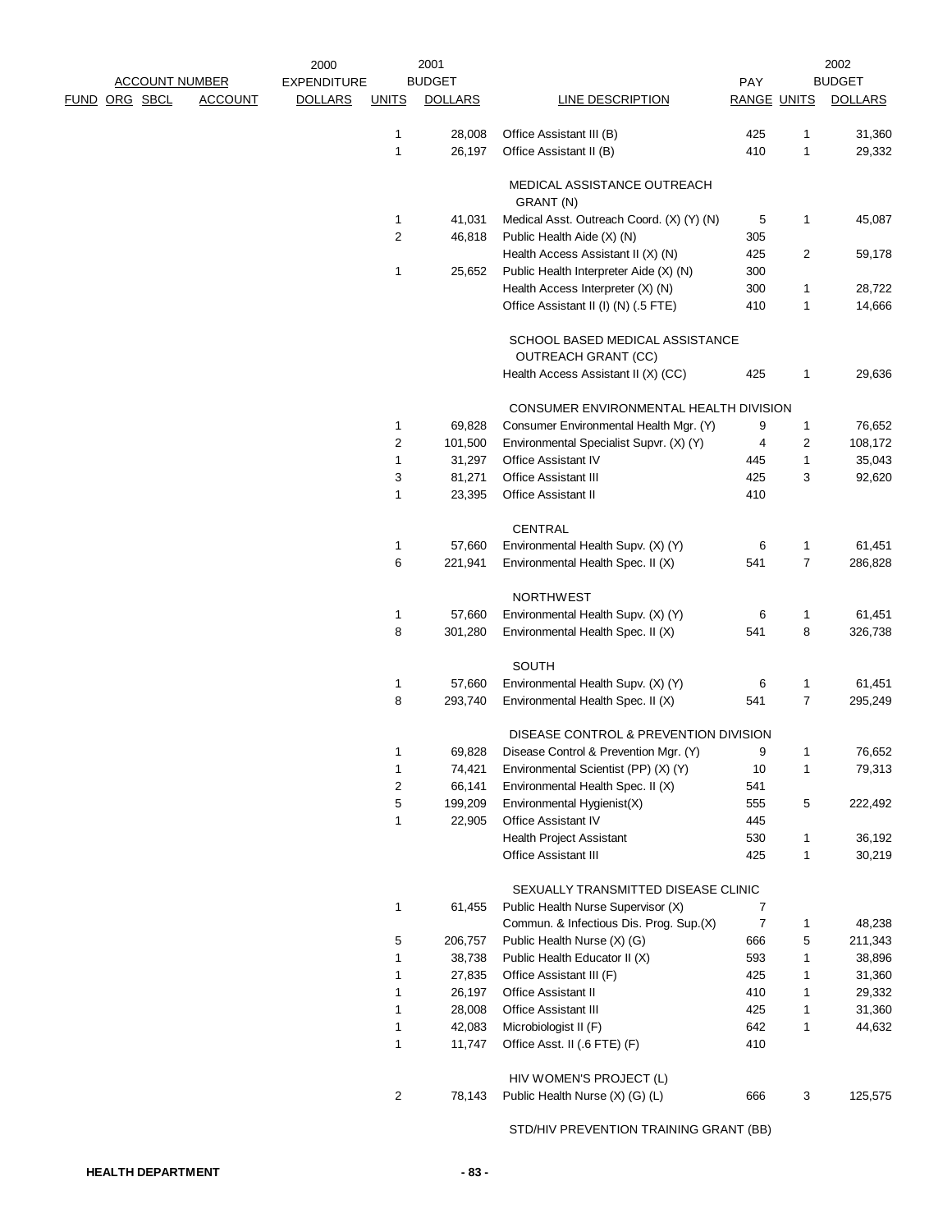| ACCOUNT NUMBER | | | | 2000 EXPENDITURE | 2001 BUDGET | | | PAY | | 2002 BUDGET |
|---|---|---|---|---|---|---|---|---|---|---|
| FUND | ORG | SBCL | ACCOUNT | DOLLARS | UNITS | DOLLARS | LINE DESCRIPTION | RANGE | UNITS | DOLLARS |
| | | | | | 1 | 28,008 | Office Assistant III (B) | 425 | 1 | 31,360 |
| | | | | | 1 | 26,197 | Office Assistant II (B) | 410 | 1 | 29,332 |
| | | | | | | | MEDICAL ASSISTANCE OUTREACH GRANT (N) | | | |
| | | | | | 1 | 41,031 | Medical Asst. Outreach Coord. (X) (Y) (N) | 5 | 1 | 45,087 |
| | | | | | 2 | 46,818 | Public Health Aide (X) (N) | 305 | | |
| | | | | | | | Health Access Assistant II (X) (N) | 425 | 2 | 59,178 |
| | | | | | 1 | 25,652 | Public Health Interpreter Aide (X) (N) | 300 | | |
| | | | | | | | Health Access Interpreter (X) (N) | 300 | 1 | 28,722 |
| | | | | | | | Office Assistant II (I) (N) (.5 FTE) | 410 | 1 | 14,666 |
| | | | | | | | SCHOOL BASED MEDICAL ASSISTANCE OUTREACH GRANT (CC) | | | |
| | | | | | | | Health Access Assistant II (X) (CC) | 425 | 1 | 29,636 |
| | | | | | | | CONSUMER ENVIRONMENTAL HEALTH DIVISION | | | |
| | | | | | 1 | 69,828 | Consumer Environmental Health Mgr. (Y) | 9 | 1 | 76,652 |
| | | | | | 2 | 101,500 | Environmental Specialist Supvr. (X) (Y) | 4 | 2 | 108,172 |
| | | | | | 1 | 31,297 | Office Assistant IV | 445 | 1 | 35,043 |
| | | | | | 3 | 81,271 | Office Assistant III | 425 | 3 | 92,620 |
| | | | | | 1 | 23,395 | Office Assistant II | 410 | | |
| | | | | | | | CENTRAL | | | |
| | | | | | 1 | 57,660 | Environmental Health Supv. (X) (Y) | 6 | 1 | 61,451 |
| | | | | | 6 | 221,941 | Environmental Health Spec. II (X) | 541 | 7 | 286,828 |
| | | | | | | | NORTHWEST | | | |
| | | | | | 1 | 57,660 | Environmental Health Supv. (X) (Y) | 6 | 1 | 61,451 |
| | | | | | 8 | 301,280 | Environmental Health Spec. II (X) | 541 | 8 | 326,738 |
| | | | | | | | SOUTH | | | |
| | | | | | 1 | 57,660 | Environmental Health Supv. (X) (Y) | 6 | 1 | 61,451 |
| | | | | | 8 | 293,740 | Environmental Health Spec. II (X) | 541 | 7 | 295,249 |
| | | | | | | | DISEASE CONTROL & PREVENTION DIVISION | | | |
| | | | | | 1 | 69,828 | Disease Control & Prevention Mgr. (Y) | 9 | 1 | 76,652 |
| | | | | | 1 | 74,421 | Environmental Scientist (PP) (X) (Y) | 10 | 1 | 79,313 |
| | | | | | 2 | 66,141 | Environmental Health Spec. II (X) | 541 | | |
| | | | | | 5 | 199,209 | Environmental Hygienist(X) | 555 | 5 | 222,492 |
| | | | | | 1 | 22,905 | Office Assistant IV | 445 | | |
| | | | | | | | Health Project Assistant | 530 | 1 | 36,192 |
| | | | | | | | Office Assistant III | 425 | 1 | 30,219 |
| | | | | | | | SEXUALLY TRANSMITTED DISEASE CLINIC | | | |
| | | | | | 1 | 61,455 | Public Health Nurse Supervisor (X) | 7 | | |
| | | | | | | | Commun. & Infectious Dis. Prog. Sup.(X) | 7 | 1 | 48,238 |
| | | | | | 5 | 206,757 | Public Health Nurse (X) (G) | 666 | 5 | 211,343 |
| | | | | | 1 | 38,738 | Public Health Educator II (X) | 593 | 1 | 38,896 |
| | | | | | 1 | 27,835 | Office Assistant III (F) | 425 | 1 | 31,360 |
| | | | | | 1 | 26,197 | Office Assistant II | 410 | 1 | 29,332 |
| | | | | | 1 | 28,008 | Office Assistant III | 425 | 1 | 31,360 |
| | | | | | 1 | 42,083 | Microbiologist II (F) | 642 | 1 | 44,632 |
| | | | | | 1 | 11,747 | Office Asst. II (.6 FTE) (F) | 410 | | |
| | | | | | | | HIV WOMEN'S PROJECT (L) | | | |
| | | | | | 2 | 78,143 | Public Health Nurse (X) (G) (L) | 666 | 3 | 125,575 |
| | | | | | | | STD/HIV PREVENTION TRAINING GRANT (BB) | | | |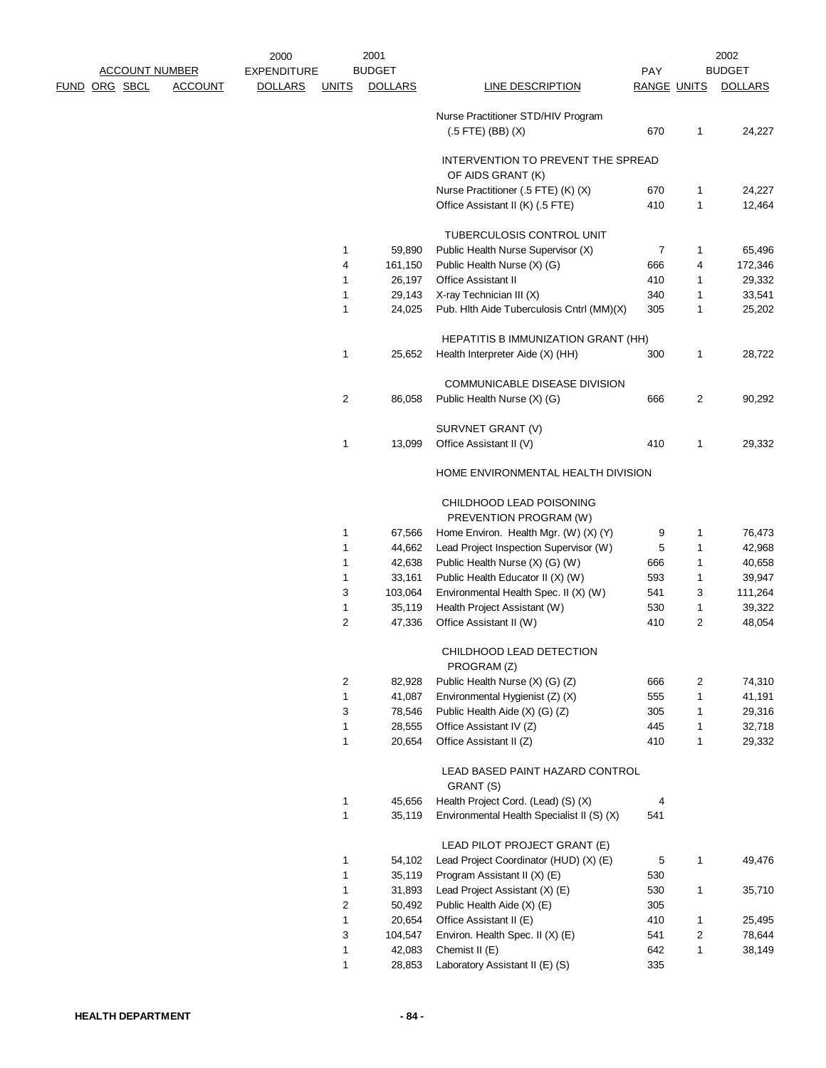| ACCOUNT NUMBER | | | | 2000 EXPENDITURE | 2001 BUDGET | | | PAY | | 2002 BUDGET |
|---|---|---|---|---|---|---|---|---|---|---|
| FUND | ORG | SBCL | ACCOUNT | DOLLARS | UNITS | DOLLARS | LINE DESCRIPTION | RANGE | UNITS | DOLLARS |
| | | | | | | | Nurse Practitioner STD/HIV Program (.5 FTE) (BB) (X) | 670 | 1 | 24,227 |
| | | | | | | | INTERVENTION TO PREVENT THE SPREAD OF AIDS GRANT (K) | | | |
| | | | | | | | Nurse Practitioner (.5 FTE) (K) (X) | 670 | 1 | 24,227 |
| | | | | | | | Office Assistant II (K) (.5 FTE) | 410 | 1 | 12,464 |
| | | | | | | | TUBERCULOSIS CONTROL UNIT | | | |
| | | | | | 1 | 59,890 | Public Health Nurse Supervisor (X) | 7 | 1 | 65,496 |
| | | | | | 4 | 161,150 | Public Health Nurse (X) (G) | 666 | 4 | 172,346 |
| | | | | | 1 | 26,197 | Office Assistant II | 410 | 1 | 29,332 |
| | | | | | 1 | 29,143 | X-ray Technician III (X) | 340 | 1 | 33,541 |
| | | | | | 1 | 24,025 | Pub. Hlth Aide Tuberculosis Cntrl (MM)(X) | 305 | 1 | 25,202 |
| | | | | | | | HEPATITIS B IMMUNIZATION GRANT (HH) | | | |
| | | | | | 1 | 25,652 | Health Interpreter Aide (X) (HH) | 300 | 1 | 28,722 |
| | | | | | | | COMMUNICABLE DISEASE DIVISION | | | |
| | | | | | 2 | 86,058 | Public Health Nurse (X) (G) | 666 | 2 | 90,292 |
| | | | | | | | SURVNET GRANT (V) | | | |
| | | | | | 1 | 13,099 | Office Assistant II (V) | 410 | 1 | 29,332 |
| | | | | | | | HOME ENVIRONMENTAL HEALTH DIVISION | | | |
| | | | | | | | CHILDHOOD LEAD POISONING PREVENTION PROGRAM (W) | | | |
| | | | | | 1 | 67,566 | Home Environ. Health Mgr. (W) (X) (Y) | 9 | 1 | 76,473 |
| | | | | | 1 | 44,662 | Lead Project Inspection Supervisor (W) | 5 | 1 | 42,968 |
| | | | | | 1 | 42,638 | Public Health Nurse (X) (G) (W) | 666 | 1 | 40,658 |
| | | | | | 1 | 33,161 | Public Health Educator II (X) (W) | 593 | 1 | 39,947 |
| | | | | | 3 | 103,064 | Environmental Health Spec. II (X) (W) | 541 | 3 | 111,264 |
| | | | | | 1 | 35,119 | Health Project Assistant (W) | 530 | 1 | 39,322 |
| | | | | | 2 | 47,336 | Office Assistant II (W) | 410 | 2 | 48,054 |
| | | | | | | | CHILDHOOD LEAD DETECTION PROGRAM (Z) | | | |
| | | | | | 2 | 82,928 | Public Health Nurse (X) (G) (Z) | 666 | 2 | 74,310 |
| | | | | | 1 | 41,087 | Environmental Hygienist (Z) (X) | 555 | 1 | 41,191 |
| | | | | | 3 | 78,546 | Public Health Aide (X) (G) (Z) | 305 | 1 | 29,316 |
| | | | | | 1 | 28,555 | Office Assistant IV (Z) | 445 | 1 | 32,718 |
| | | | | | 1 | 20,654 | Office Assistant II (Z) | 410 | 1 | 29,332 |
| | | | | | | | LEAD BASED PAINT HAZARD CONTROL GRANT (S) | | | |
| | | | | | 1 | 45,656 | Health Project Cord. (Lead) (S) (X) | 4 | | |
| | | | | | 1 | 35,119 | Environmental Health Specialist II (S) (X) | 541 | | |
| | | | | | | | LEAD PILOT PROJECT GRANT (E) | | | |
| | | | | | 1 | 54,102 | Lead Project Coordinator (HUD) (X) (E) | 5 | 1 | 49,476 |
| | | | | | 1 | 35,119 | Program Assistant II (X) (E) | 530 | | |
| | | | | | 1 | 31,893 | Lead Project Assistant (X) (E) | 530 | 1 | 35,710 |
| | | | | | 2 | 50,492 | Public Health Aide (X) (E) | 305 | | |
| | | | | | 1 | 20,654 | Office Assistant II (E) | 410 | 1 | 25,495 |
| | | | | | 3 | 104,547 | Environ. Health Spec. II (X) (E) | 541 | 2 | 78,644 |
| | | | | | 1 | 42,083 | Chemist II (E) | 642 | 1 | 38,149 |
| | | | | | 1 | 28,853 | Laboratory Assistant II (E) (S) | 335 | | |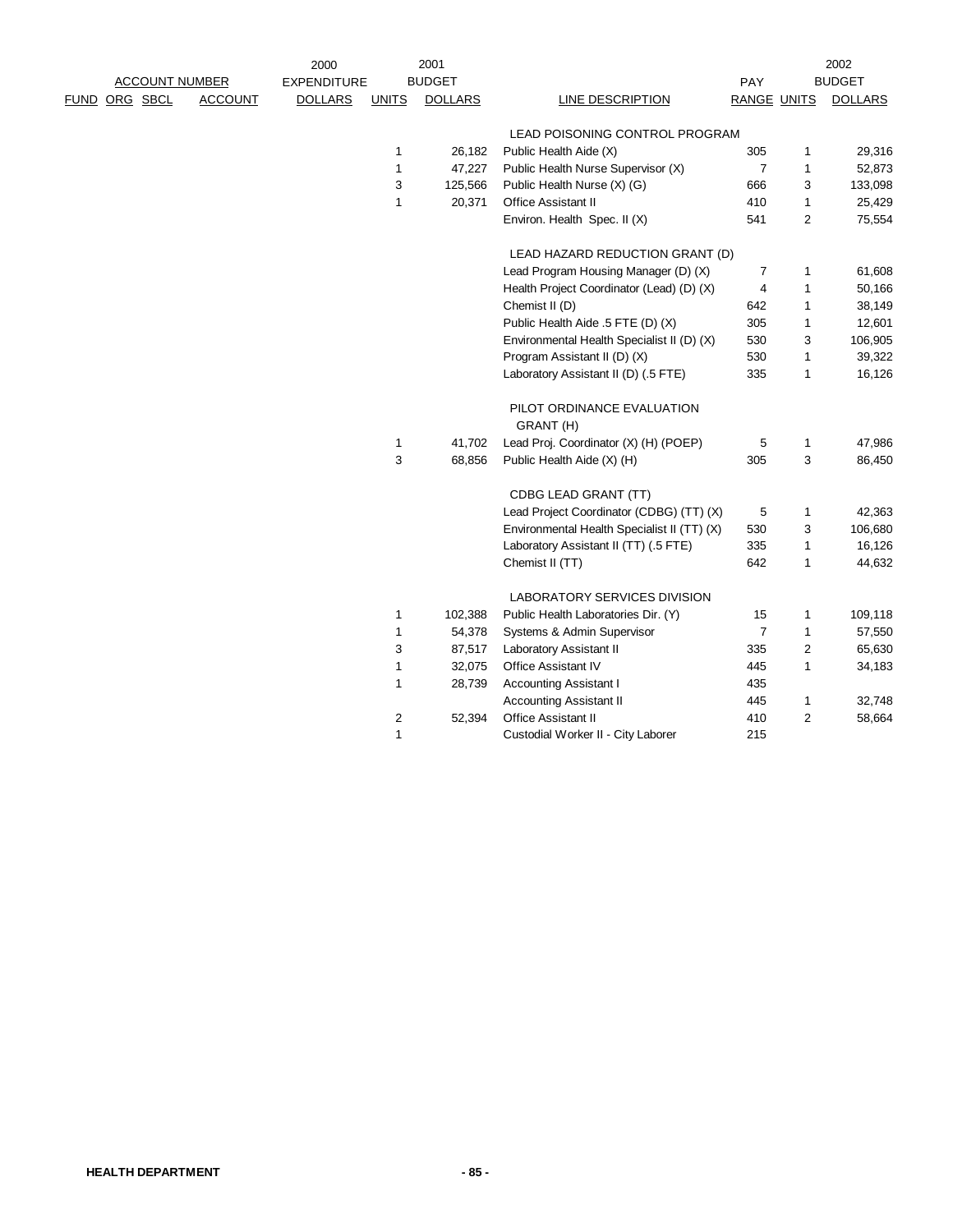| ACCOUNT NUMBER | | | | 2000 EXPENDITURE | 2001 BUDGET | | | PAY | | 2002 BUDGET |
|---|---|---|---|---|---|---|---|---|---|---|
| FUND | ORG | SBCL | ACCOUNT | DOLLARS | UNITS | DOLLARS | LINE DESCRIPTION | RANGE | UNITS | DOLLARS |
| | | | | | | | LEAD POISONING CONTROL PROGRAM | | | |
| | | | | | 1 | 26,182 | Public Health Aide (X) | 305 | 1 | 29,316 |
| | | | | | 1 | 47,227 | Public Health Nurse Supervisor (X) | 7 | 1 | 52,873 |
| | | | | | 3 | 125,566 | Public Health Nurse (X) (G) | 666 | 3 | 133,098 |
| | | | | | 1 | 20,371 | Office Assistant II | 410 | 1 | 25,429 |
| | | | | | | | Environ. Health Spec. II (X) | 541 | 2 | 75,554 |
| | | | | | | | LEAD HAZARD REDUCTION GRANT (D) | | | |
| | | | | | | | Lead Program Housing Manager (D) (X) | 7 | 1 | 61,608 |
| | | | | | | | Health Project Coordinator (Lead) (D) (X) | 4 | 1 | 50,166 |
| | | | | | | | Chemist II (D) | 642 | 1 | 38,149 |
| | | | | | | | Public Health Aide .5 FTE (D) (X) | 305 | 1 | 12,601 |
| | | | | | | | Environmental Health Specialist II (D) (X) | 530 | 3 | 106,905 |
| | | | | | | | Program Assistant II (D) (X) | 530 | 1 | 39,322 |
| | | | | | | | Laboratory Assistant II (D) (.5 FTE) | 335 | 1 | 16,126 |
| | | | | | | | PILOT ORDINANCE EVALUATION GRANT (H) | | | |
| | | | | | 1 | 41,702 | Lead Proj. Coordinator (X) (H) (POEP) | 5 | 1 | 47,986 |
| | | | | | 3 | 68,856 | Public Health Aide (X) (H) | 305 | 3 | 86,450 |
| | | | | | | | CDBG LEAD GRANT (TT) | | | |
| | | | | | | | Lead Project Coordinator (CDBG) (TT) (X) | 5 | 1 | 42,363 |
| | | | | | | | Environmental Health Specialist II (TT) (X) | 530 | 3 | 106,680 |
| | | | | | | | Laboratory Assistant II (TT) (.5 FTE) | 335 | 1 | 16,126 |
| | | | | | | | Chemist II (TT) | 642 | 1 | 44,632 |
| | | | | | | | LABORATORY SERVICES DIVISION | | | |
| | | | | | 1 | 102,388 | Public Health Laboratories Dir. (Y) | 15 | 1 | 109,118 |
| | | | | | 1 | 54,378 | Systems & Admin Supervisor | 7 | 1 | 57,550 |
| | | | | | 3 | 87,517 | Laboratory Assistant II | 335 | 2 | 65,630 |
| | | | | | 1 | 32,075 | Office Assistant IV | 445 | 1 | 34,183 |
| | | | | | 1 | 28,739 | Accounting Assistant I | 435 | | |
| | | | | | | | Accounting Assistant II | 445 | 1 | 32,748 |
| | | | | | 2 | 52,394 | Office Assistant II | 410 | 2 | 58,664 |
| | | | | | 1 | | Custodial Worker II - City Laborer | 215 | | |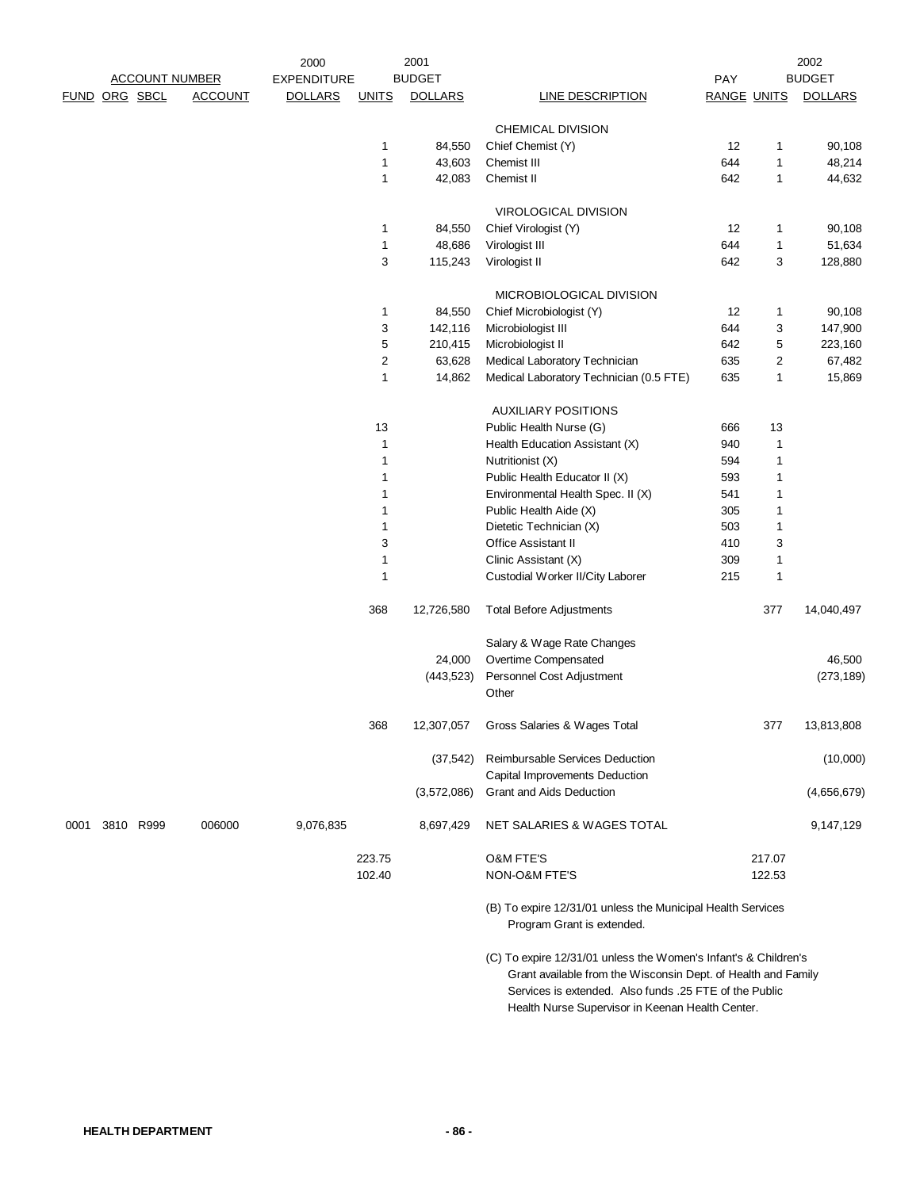| FUND | ORG | SBCL | ACCOUNT | 2000 EXPENDITURE DOLLARS | 2001 BUDGET UNITS | 2001 BUDGET DOLLARS | LINE DESCRIPTION | PAY RANGE | 2002 BUDGET UNITS | 2002 BUDGET DOLLARS |
|---|---|---|---|---|---|---|---|---|---|---|
| | | | | | | | CHEMICAL DIVISION | | | |
| | | | | | 1 | 84,550 | Chief Chemist (Y) | 12 | 1 | 90,108 |
| | | | | | 1 | 43,603 | Chemist III | 644 | 1 | 48,214 |
| | | | | | 1 | 42,083 | Chemist II | 642 | 1 | 44,632 |
| | | | | | | | VIROLOGICAL DIVISION | | | |
| | | | | | 1 | 84,550 | Chief Virologist (Y) | 12 | 1 | 90,108 |
| | | | | | 1 | 48,686 | Virologist III | 644 | 1 | 51,634 |
| | | | | | 3 | 115,243 | Virologist II | 642 | 3 | 128,880 |
| | | | | | | | MICROBIOLOGICAL DIVISION | | | |
| | | | | | 1 | 84,550 | Chief Microbiologist (Y) | 12 | 1 | 90,108 |
| | | | | | 3 | 142,116 | Microbiologist III | 644 | 3 | 147,900 |
| | | | | | 5 | 210,415 | Microbiologist II | 642 | 5 | 223,160 |
| | | | | | 2 | 63,628 | Medical Laboratory Technician | 635 | 2 | 67,482 |
| | | | | | 1 | 14,862 | Medical Laboratory Technician (0.5 FTE) | 635 | 1 | 15,869 |
| | | | | | | | AUXILIARY POSITIONS | | | |
| | | | | | 13 | | Public Health Nurse (G) | 666 | 13 | |
| | | | | | 1 | | Health Education Assistant (X) | 940 | 1 | |
| | | | | | 1 | | Nutritionist (X) | 594 | 1 | |
| | | | | | 1 | | Public Health Educator II (X) | 593 | 1 | |
| | | | | | 1 | | Environmental Health Spec. II (X) | 541 | 1 | |
| | | | | | 1 | | Public Health Aide (X) | 305 | 1 | |
| | | | | | 1 | | Dietetic Technician (X) | 503 | 1 | |
| | | | | | 3 | | Office Assistant II | 410 | 3 | |
| | | | | | 1 | | Clinic Assistant (X) | 309 | 1 | |
| | | | | | 1 | | Custodial Worker II/City Laborer | 215 | 1 | |
| | | | | | 368 | 12,726,580 | Total Before Adjustments | | 377 | 14,040,497 |
| | | | | | | | Salary & Wage Rate Changes | | | |
| | | | | | | 24,000 | Overtime Compensated | | | 46,500 |
| | | | | | | (443,523) | Personnel Cost Adjustment | | | (273,189) |
| | | | | | | | Other | | | |
| | | | | | 368 | 12,307,057 | Gross Salaries & Wages Total | | 377 | 13,813,808 |
| | | | | | | (37,542) | Reimbursable Services Deduction | | | (10,000) |
| | | | | | | | Capital Improvements Deduction | | | |
| | | | | | | (3,572,086) | Grant and Aids Deduction | | | (4,656,679) |
| 0001 | 3810 | R999 | 006000 | 9,076,835 | | 8,697,429 | NET SALARIES & WAGES TOTAL | | | 9,147,129 |
| | | | | | 223.75 | | O&M FTE'S | | 217.07 | |
| | | | | | 102.40 | | NON-O&M FTE'S | | 122.53 | |

(B) To expire 12/31/01 unless the Municipal Health Services Program Grant is extended.

(C) To expire 12/31/01 unless the Women's Infant's & Children's Grant available from the Wisconsin Dept. of Health and Family Services is extended. Also funds .25 FTE of the Public Health Nurse Supervisor in Keenan Health Center.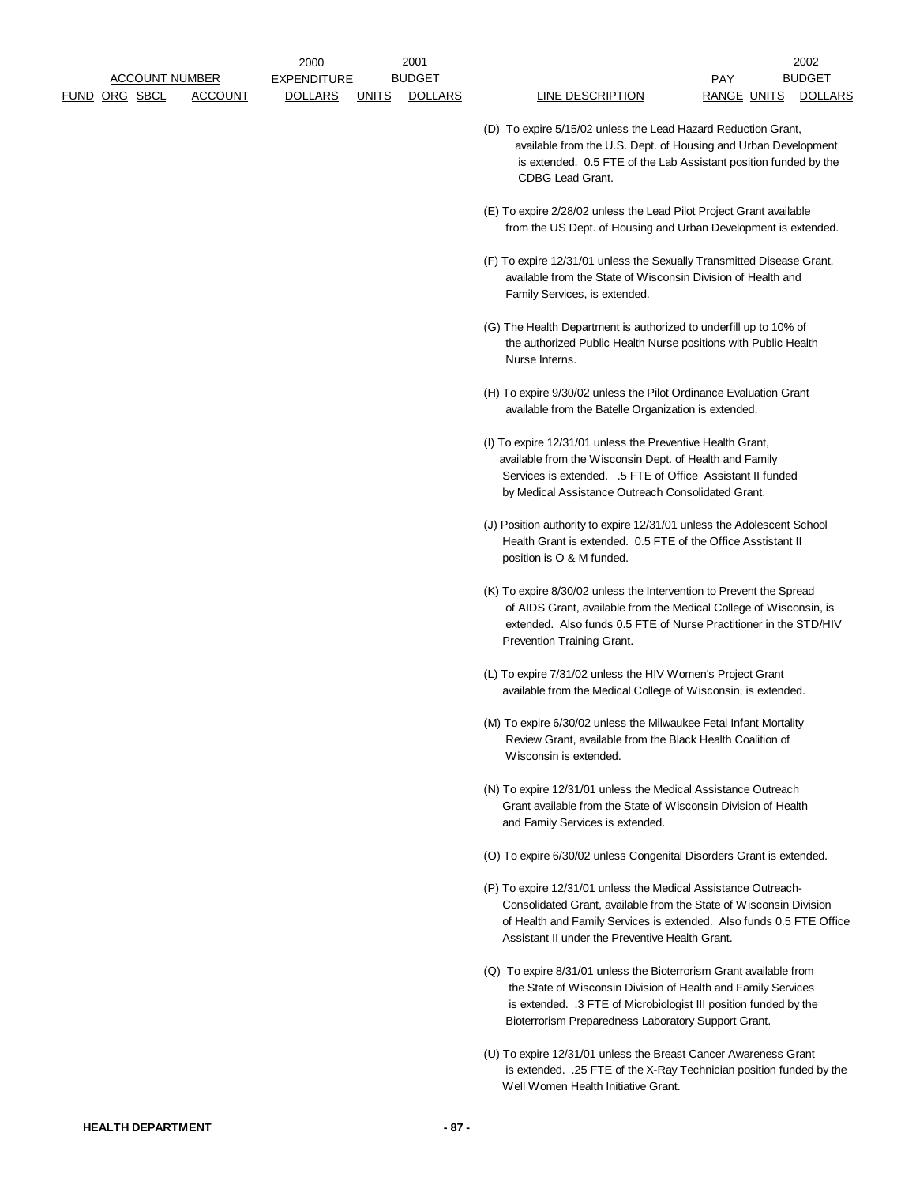| ACCOUNT NUMBER | | | | 2000 EXPENDITURE | 2001 BUDGET | | | PAY | | 2002 BUDGET |
|---|---|---|---|---|---|---|---|---|---|---|
| FUND | ORG | SBCL | ACCOUNT | DOLLARS | UNITS | DOLLARS | LINE DESCRIPTION | RANGE | UNITS | DOLLARS |

(D) To expire 5/15/02 unless the Lead Hazard Reduction Grant, available from the U.S. Dept. of Housing and Urban Development is extended. 0.5 FTE of the Lab Assistant position funded by the CDBG Lead Grant.

(E) To expire 2/28/02 unless the Lead Pilot Project Grant available from the US Dept. of Housing and Urban Development is extended.

(F) To expire 12/31/01 unless the Sexually Transmitted Disease Grant, available from the State of Wisconsin Division of Health and Family Services, is extended.

(G) The Health Department is authorized to underfill up to 10% of the authorized Public Health Nurse positions with Public Health Nurse Interns.

(H) To expire 9/30/02 unless the Pilot Ordinance Evaluation Grant available from the Batelle Organization is extended.

(I) To expire 12/31/01 unless the Preventive Health Grant, available from the Wisconsin Dept. of Health and Family Services is extended. .5 FTE of Office Assistant II funded by Medical Assistance Outreach Consolidated Grant.

(J) Position authority to expire 12/31/01 unless the Adolescent School Health Grant is extended. 0.5 FTE of the Office Asstistant II position is O & M funded.

(K) To expire 8/30/02 unless the Intervention to Prevent the Spread of AIDS Grant, available from the Medical College of Wisconsin, is extended. Also funds 0.5 FTE of Nurse Practitioner in the STD/HIV Prevention Training Grant.

(L) To expire 7/31/02 unless the HIV Women's Project Grant available from the Medical College of Wisconsin, is extended.

(M) To expire 6/30/02 unless the Milwaukee Fetal Infant Mortality Review Grant, available from the Black Health Coalition of Wisconsin is extended.

(N) To expire 12/31/01 unless the Medical Assistance Outreach Grant available from the State of Wisconsin Division of Health and Family Services is extended.

(O) To expire 6/30/02 unless Congenital Disorders Grant is extended.

(P) To expire 12/31/01 unless the Medical Assistance Outreach-Consolidated Grant, available from the State of Wisconsin Division of Health and Family Services is extended. Also funds 0.5 FTE Office Assistant II under the Preventive Health Grant.

(Q) To expire 8/31/01 unless the Bioterrorism Grant available from the State of Wisconsin Division of Health and Family Services is extended. .3 FTE of Microbiologist III position funded by the Bioterrorism Preparedness Laboratory Support Grant.

(U) To expire 12/31/01 unless the Breast Cancer Awareness Grant is extended. .25 FTE of the X-Ray Technician position funded by the Well Women Health Initiative Grant.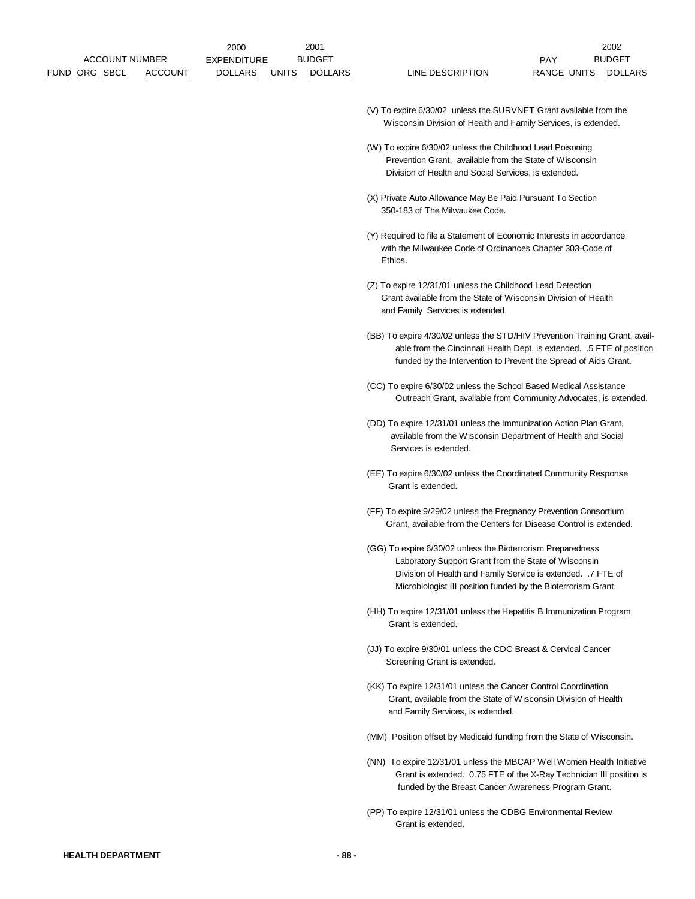| ACCOUNT NUMBER | | | | 2000 EXPENDITURE | 2001 BUDGET | | | PAY | 2002 BUDGET | |
|---|---|---|---|---|---|---|---|---|---|---|
| FUND | ORG | SBCL | ACCOUNT | DOLLARS | UNITS | DOLLARS | LINE DESCRIPTION | RANGE | UNITS | DOLLARS |

(V) To expire 6/30/02 unless the SURVNET Grant available from the Wisconsin Division of Health and Family Services, is extended.

(W) To expire 6/30/02 unless the Childhood Lead Poisoning Prevention Grant, available from the State of Wisconsin Division of Health and Social Services, is extended.

(X) Private Auto Allowance May Be Paid Pursuant To Section 350-183 of The Milwaukee Code.

(Y) Required to file a Statement of Economic Interests in accordance with the Milwaukee Code of Ordinances Chapter 303-Code of Ethics.

(Z) To expire 12/31/01 unless the Childhood Lead Detection Grant available from the State of Wisconsin Division of Health and Family Services is extended.

(BB) To expire 4/30/02 unless the STD/HIV Prevention Training Grant, available from the Cincinnati Health Dept. is extended. .5 FTE of position funded by the Intervention to Prevent the Spread of Aids Grant.

(CC) To expire 6/30/02 unless the School Based Medical Assistance Outreach Grant, available from Community Advocates, is extended.

(DD) To expire 12/31/01 unless the Immunization Action Plan Grant, available from the Wisconsin Department of Health and Social Services is extended.

(EE) To expire 6/30/02 unless the Coordinated Community Response Grant is extended.

(FF) To expire 9/29/02 unless the Pregnancy Prevention Consortium Grant, available from the Centers for Disease Control is extended.

(GG) To expire 6/30/02 unless the Bioterrorism Preparedness Laboratory Support Grant from the State of Wisconsin Division of Health and Family Service is extended. .7 FTE of Microbiologist III position funded by the Bioterrorism Grant.

(HH) To expire 12/31/01 unless the Hepatitis B Immunization Program Grant is extended.

(JJ) To expire 9/30/01 unless the CDC Breast & Cervical Cancer Screening Grant is extended.

(KK) To expire 12/31/01 unless the Cancer Control Coordination Grant, available from the State of Wisconsin Division of Health and Family Services, is extended.

(MM) Position offset by Medicaid funding from the State of Wisconsin.

(NN) To expire 12/31/01 unless the MBCAP Well Women Health Initiative Grant is extended. 0.75 FTE of the X-Ray Technician III position is funded by the Breast Cancer Awareness Program Grant.

(PP) To expire 12/31/01 unless the CDBG Environmental Review Grant is extended.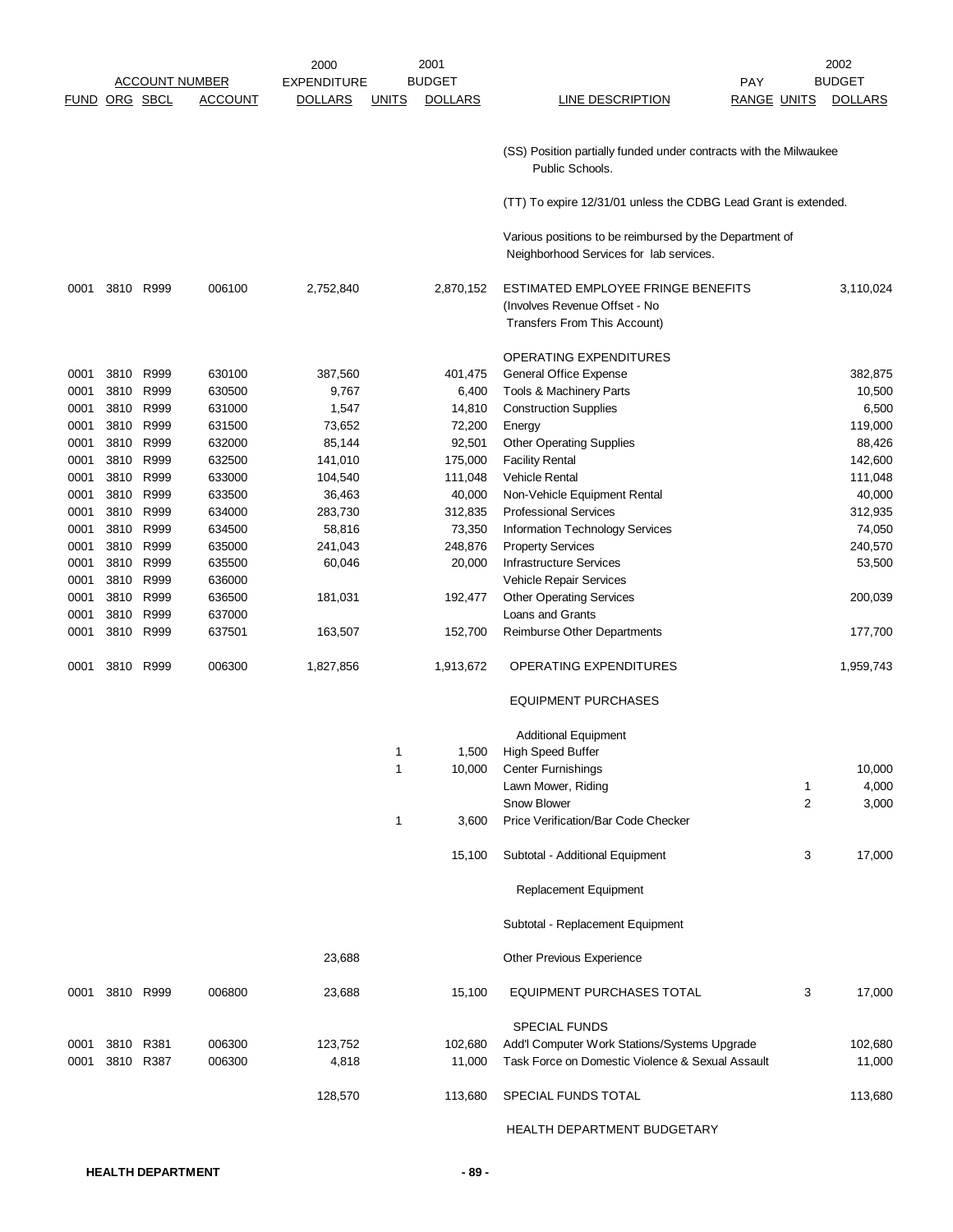| ACCOUNT NUMBER | | | | 2000 EXPENDITURE | 2001 BUDGET | | | | 2002 BUDGET | |
|---|---|---|---|---|---|---|---|---|---|---|
| FUND | ORG | SBCL | ACCOUNT | DOLLARS | UNITS | DOLLARS | LINE DESCRIPTION | PAY RANGE | UNITS | DOLLARS |
| | | | | | | | (SS) Position partially funded under contracts with the Milwaukee Public Schools. | | | |
| | | | | | | | (TT) To expire 12/31/01 unless the CDBG Lead Grant is extended. | | | |
| | | | | | | | Various positions to be reimbursed by the Department of Neighborhood Services for lab services. | | | |
| 0001 | 3810 | R999 | 006100 | 2,752,840 | | 2,870,152 | ESTIMATED EMPLOYEE FRINGE BENEFITS (Involves Revenue Offset - No Transfers From This Account) | | | 3,110,024 |
| | | | | | | | OPERATING EXPENDITURES | | | |
| 0001 | 3810 | R999 | 630100 | 387,560 | | 401,475 | General Office Expense | | | 382,875 |
| 0001 | 3810 | R999 | 630500 | 9,767 | | 6,400 | Tools & Machinery Parts | | | 10,500 |
| 0001 | 3810 | R999 | 631000 | 1,547 | | 14,810 | Construction Supplies | | | 6,500 |
| 0001 | 3810 | R999 | 631500 | 73,652 | | 72,200 | Energy | | | 119,000 |
| 0001 | 3810 | R999 | 632000 | 85,144 | | 92,501 | Other Operating Supplies | | | 88,426 |
| 0001 | 3810 | R999 | 632500 | 141,010 | | 175,000 | Facility Rental | | | 142,600 |
| 0001 | 3810 | R999 | 633000 | 104,540 | | 111,048 | Vehicle Rental | | | 111,048 |
| 0001 | 3810 | R999 | 633500 | 36,463 | | 40,000 | Non-Vehicle Equipment Rental | | | 40,000 |
| 0001 | 3810 | R999 | 634000 | 283,730 | | 312,835 | Professional Services | | | 312,935 |
| 0001 | 3810 | R999 | 634500 | 58,816 | | 73,350 | Information Technology Services | | | 74,050 |
| 0001 | 3810 | R999 | 635000 | 241,043 | | 248,876 | Property Services | | | 240,570 |
| 0001 | 3810 | R999 | 635500 | 60,046 | | 20,000 | Infrastructure Services | | | 53,500 |
| 0001 | 3810 | R999 | 636000 | | | | Vehicle Repair Services | | | |
| 0001 | 3810 | R999 | 636500 | 181,031 | | 192,477 | Other Operating Services | | | 200,039 |
| 0001 | 3810 | R999 | 637000 | | | | Loans and Grants | | | |
| 0001 | 3810 | R999 | 637501 | 163,507 | | 152,700 | Reimburse Other Departments | | | 177,700 |
| 0001 | 3810 | R999 | 006300 | 1,827,856 | | 1,913,672 | OPERATING EXPENDITURES | | | 1,959,743 |
| | | | | | | | EQUIPMENT PURCHASES | | | |
| | | | | | | | Additional Equipment | | | |
| | | | | | 1 | 1,500 | High Speed Buffer | | | |
| | | | | | 1 | 10,000 | Center Furnishings | | | 10,000 |
| | | | | | | | Lawn Mower, Riding | | 1 | 4,000 |
| | | | | | | | Snow Blower | | 2 | 3,000 |
| | | | | | 1 | 3,600 | Price Verification/Bar Code Checker | | | |
| | | | | | | 15,100 | Subtotal - Additional Equipment | | 3 | 17,000 |
| | | | | | | | Replacement Equipment | | | |
| | | | | | | | Subtotal - Replacement Equipment | | | |
| | | | | 23,688 | | | Other Previous Experience | | | |
| 0001 | 3810 | R999 | 006800 | 23,688 | | 15,100 | EQUIPMENT PURCHASES TOTAL | | 3 | 17,000 |
| | | | | | | | SPECIAL FUNDS | | | |
| 0001 | 3810 | R381 | 006300 | 123,752 | | 102,680 | Add'l Computer Work Stations/Systems Upgrade | | | 102,680 |
| 0001 | 3810 | R387 | 006300 | 4,818 | | 11,000 | Task Force on Domestic Violence & Sexual Assault | | | 11,000 |
| | | | | 128,570 | | 113,680 | SPECIAL FUNDS TOTAL | | | 113,680 |
| | | | | | | | HEALTH DEPARTMENT BUDGETARY | | | |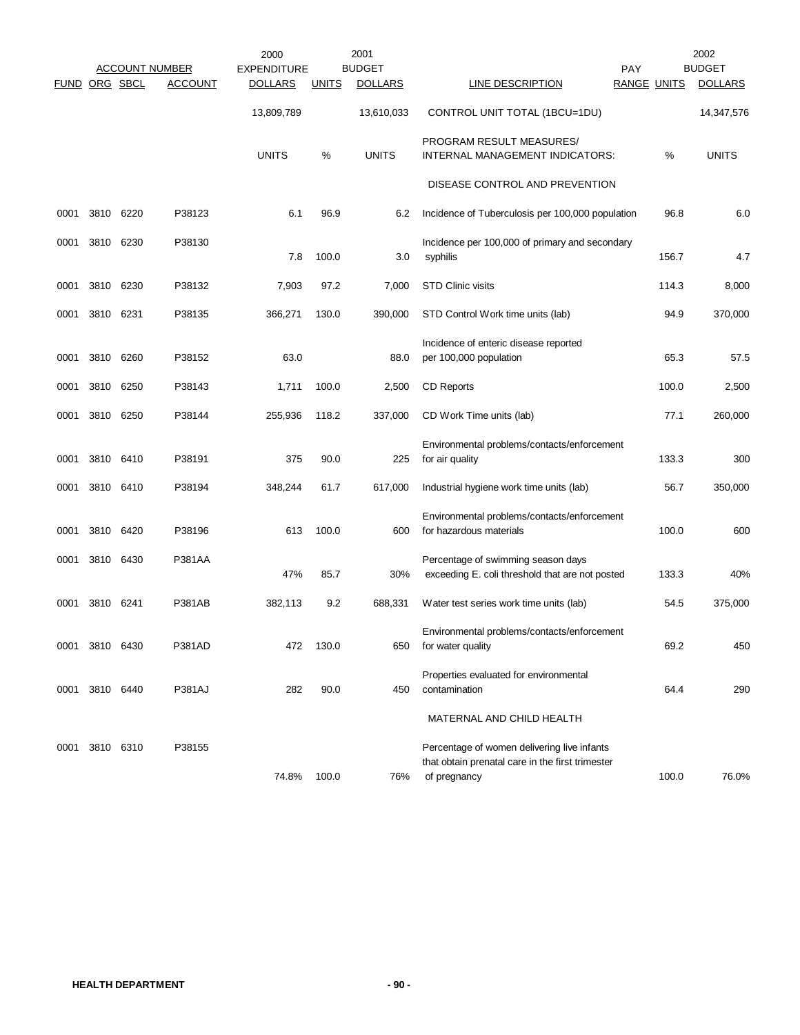| ACCOUNT NUMBER | | | | 2000 EXPENDITURE | | 2001 BUDGET | | PAY | | 2002 BUDGET |
|---|---|---|---|---|---|---|---|---|---|---|
| FUND | ORG | SBCL | ACCOUNT | DOLLARS | UNITS | DOLLARS | LINE DESCRIPTION | RANGE | UNITS | DOLLARS |
| | | | | 13,809,789 | | 13,610,033 | CONTROL UNIT TOTAL (1BCU=1DU) | | | 14,347,576 |
| | | | | UNITS | % | UNITS | PROGRAM RESULT MEASURES/ INTERNAL MANAGEMENT INDICATORS: | | % | UNITS |
| | | | | | | | DISEASE CONTROL AND PREVENTION | | | |
| 0001 | 3810 | 6220 | P38123 | 6.1 | 96.9 | 6.2 | Incidence of Tuberculosis per 100,000 population | | 96.8 | 6.0 |
| 0001 | 3810 | 6230 | P38130 | 7.8 | 100.0 | 3.0 | Incidence per 100,000 of primary and secondary syphilis | | 156.7 | 4.7 |
| 0001 | 3810 | 6230 | P38132 | 7,903 | 97.2 | 7,000 | STD Clinic visits | | 114.3 | 8,000 |
| 0001 | 3810 | 6231 | P38135 | 366,271 | 130.0 | 390,000 | STD Control Work time units (lab) | | 94.9 | 370,000 |
| 0001 | 3810 | 6260 | P38152 | 63.0 | | 88.0 | Incidence of enteric disease reported per 100,000 population | | 65.3 | 57.5 |
| 0001 | 3810 | 6250 | P38143 | 1,711 | 100.0 | 2,500 | CD Reports | | 100.0 | 2,500 |
| 0001 | 3810 | 6250 | P38144 | 255,936 | 118.2 | 337,000 | CD Work Time units (lab) | | 77.1 | 260,000 |
| 0001 | 3810 | 6410 | P38191 | 375 | 90.0 | 225 | Environmental problems/contacts/enforcement for air quality | | 133.3 | 300 |
| 0001 | 3810 | 6410 | P38194 | 348,244 | 61.7 | 617,000 | Industrial hygiene work time units (lab) | | 56.7 | 350,000 |
| 0001 | 3810 | 6420 | P38196 | 613 | 100.0 | 600 | Environmental problems/contacts/enforcement for hazardous materials | | 100.0 | 600 |
| 0001 | 3810 | 6430 | P381AA | 47% | 85.7 | 30% | Percentage of swimming season days exceeding E. coli threshold that are not posted | | 133.3 | 40% |
| 0001 | 3810 | 6241 | P381AB | 382,113 | 9.2 | 688,331 | Water test series work time units (lab) | | 54.5 | 375,000 |
| 0001 | 3810 | 6430 | P381AD | 472 | 130.0 | 650 | Environmental problems/contacts/enforcement for water quality | | 69.2 | 450 |
| 0001 | 3810 | 6440 | P381AJ | 282 | 90.0 | 450 | Properties evaluated for environmental contamination | | 64.4 | 290 |
| | | | | | | | MATERNAL AND CHILD HEALTH | | | |
| 0001 | 3810 | 6310 | P38155 | 74.8% | 100.0 | 76% | Percentage of women delivering live infants that obtain prenatal care in the first trimester of pregnancy | | 100.0 | 76.0% |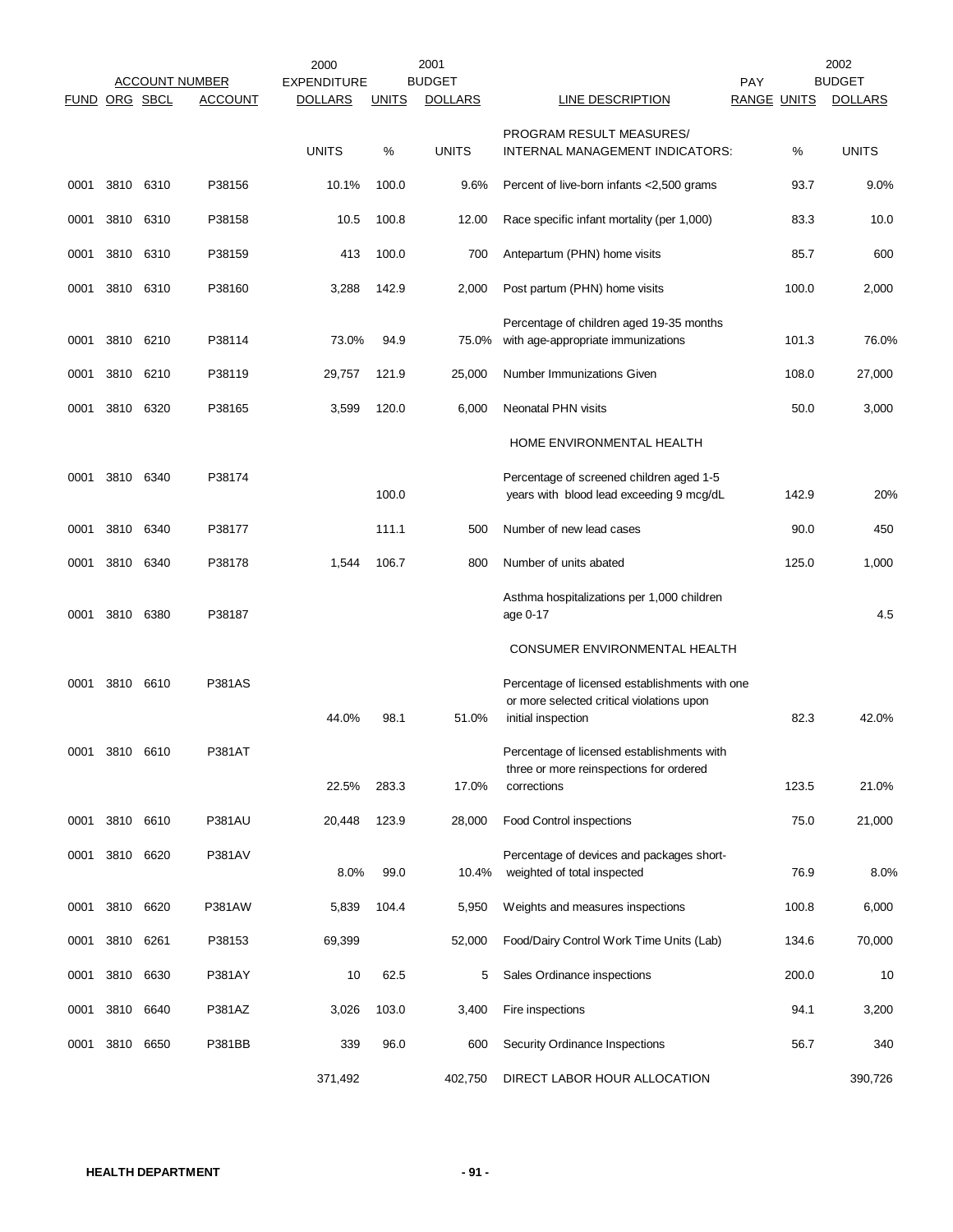| FUND | ORG | SBCL | ACCOUNT | 2000 EXPENDITURE DOLLARS | UNITS | 2001 BUDGET DOLLARS | LINE DESCRIPTION | PAY RANGE | UNITS | 2002 BUDGET DOLLARS |
|---|---|---|---|---|---|---|---|---|---|---|
| | | | | UNITS | % | UNITS | PROGRAM RESULT MEASURES/ INTERNAL MANAGEMENT INDICATORS: | | % | UNITS |
| 0001 | 3810 | 6310 | P38156 | 10.1% | 100.0 | 9.6% | Percent of live-born infants <2,500 grams | | 93.7 | 9.0% |
| 0001 | 3810 | 6310 | P38158 | 10.5 | 100.8 | 12.00 | Race specific infant mortality (per 1,000) | | 83.3 | 10.0 |
| 0001 | 3810 | 6310 | P38159 | 413 | 100.0 | 700 | Antepartum (PHN) home visits | | 85.7 | 600 |
| 0001 | 3810 | 6310 | P38160 | 3,288 | 142.9 | 2,000 | Post partum (PHN) home visits | | 100.0 | 2,000 |
| 0001 | 3810 | 6210 | P38114 | 73.0% | 94.9 | 75.0% | Percentage of children aged 19-35 months with age-appropriate immunizations | | 101.3 | 76.0% |
| 0001 | 3810 | 6210 | P38119 | 29,757 | 121.9 | 25,000 | Number Immunizations Given | | 108.0 | 27,000 |
| 0001 | 3810 | 6320 | P38165 | 3,599 | 120.0 | 6,000 | Neonatal PHN visits | | 50.0 | 3,000 |
| | | | | | | | HOME ENVIRONMENTAL HEALTH | | | |
| 0001 | 3810 | 6340 | P38174 | | 100.0 | | Percentage of screened children aged 1-5 years with blood lead exceeding 9 mcg/dL | | 142.9 | 20% |
| 0001 | 3810 | 6340 | P38177 | | 111.1 | 500 | Number of new lead cases | | 90.0 | 450 |
| 0001 | 3810 | 6340 | P38178 | 1,544 | 106.7 | 800 | Number of units abated | | 125.0 | 1,000 |
| 0001 | 3810 | 6380 | P38187 | | | | Asthma hospitalizations per 1,000 children age 0-17 | | | 4.5 |
| | | | | | | | CONSUMER ENVIRONMENTAL HEALTH | | | |
| 0001 | 3810 | 6610 | P381AS | 44.0% | 98.1 | 51.0% | Percentage of licensed establishments with one or more selected critical violations upon initial inspection | | 82.3 | 42.0% |
| 0001 | 3810 | 6610 | P381AT | 22.5% | 283.3 | 17.0% | Percentage of licensed establishments with three or more reinspections for ordered corrections | | 123.5 | 21.0% |
| 0001 | 3810 | 6610 | P381AU | 20,448 | 123.9 | 28,000 | Food Control inspections | | 75.0 | 21,000 |
| 0001 | 3810 | 6620 | P381AV | 8.0% | 99.0 | 10.4% | Percentage of devices and packages short-weighted of total inspected | | 76.9 | 8.0% |
| 0001 | 3810 | 6620 | P381AW | 5,839 | 104.4 | 5,950 | Weights and measures inspections | | 100.8 | 6,000 |
| 0001 | 3810 | 6261 | P38153 | 69,399 | | 52,000 | Food/Dairy Control Work Time Units (Lab) | | 134.6 | 70,000 |
| 0001 | 3810 | 6630 | P381AY | 10 | 62.5 | 5 | Sales Ordinance inspections | | 200.0 | 10 |
| 0001 | 3810 | 6640 | P381AZ | 3,026 | 103.0 | 3,400 | Fire inspections | | 94.1 | 3,200 |
| 0001 | 3810 | 6650 | P381BB | 339 | 96.0 | 600 | Security Ordinance Inspections | | 56.7 | 340 |
| | | | | 371,492 | | 402,750 | DIRECT LABOR HOUR ALLOCATION | | | 390,726 |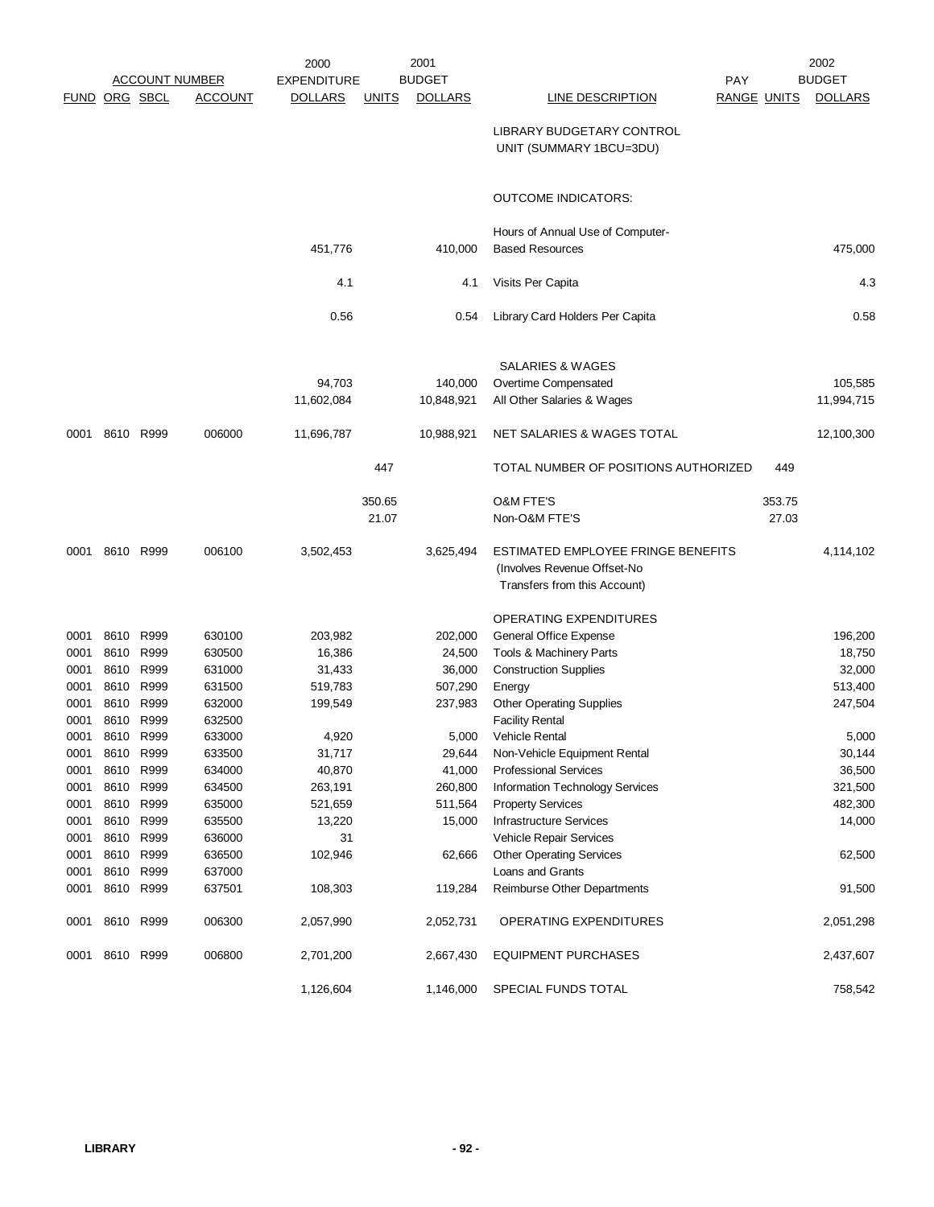| FUND | ORG | SBCL | ACCOUNT | 2000 EXPENDITURE DOLLARS | 2001 UNITS | 2001 BUDGET DOLLARS | LINE DESCRIPTION | PAY RANGE | 2002 UNITS | 2002 BUDGET DOLLARS |
|---|---|---|---|---|---|---|---|---|---|---|
| | | | | | | | LIBRARY BUDGETARY CONTROL UNIT (SUMMARY 1BCU=3DU) | | | |
| | | | | | | | OUTCOME INDICATORS: | | | |
| | | | | 451,776 | | 410,000 | Hours of Annual Use of Computer-Based Resources | | | 475,000 |
| | | | | 4.1 | | 4.1 | Visits Per Capita | | | 4.3 |
| | | | | 0.56 | | 0.54 | Library Card Holders Per Capita | | | 0.58 |
| | | | | | | | SALARIES & WAGES | | | |
| | | | | 94,703 | | 140,000 | Overtime Compensated | | | 105,585 |
| | | | | 11,602,084 | | 10,848,921 | All Other Salaries & Wages | | | 11,994,715 |
| 0001 | 8610 | R999 | 006000 | 11,696,787 | | 10,988,921 | NET SALARIES & WAGES TOTAL | | | 12,100,300 |
| | | | | | 447 | | TOTAL NUMBER OF POSITIONS AUTHORIZED | | 449 | |
| | | | | | 350.65 | | O&M FTE'S | | 353.75 | |
| | | | | | 21.07 | | Non-O&M FTE'S | | 27.03 | |
| 0001 | 8610 | R999 | 006100 | 3,502,453 | | 3,625,494 | ESTIMATED EMPLOYEE FRINGE BENEFITS (Involves Revenue Offset-No Transfers from this Account) | | | 4,114,102 |
| | | | | | | | OPERATING EXPENDITURES | | | |
| 0001 | 8610 | R999 | 630100 | 203,982 | | 202,000 | General Office Expense | | | 196,200 |
| 0001 | 8610 | R999 | 630500 | 16,386 | | 24,500 | Tools & Machinery Parts | | | 18,750 |
| 0001 | 8610 | R999 | 631000 | 31,433 | | 36,000 | Construction Supplies | | | 32,000 |
| 0001 | 8610 | R999 | 631500 | 519,783 | | 507,290 | Energy | | | 513,400 |
| 0001 | 8610 | R999 | 632000 | 199,549 | | 237,983 | Other Operating Supplies | | | 247,504 |
| 0001 | 8610 | R999 | 632500 | | | | Facility Rental | | | |
| 0001 | 8610 | R999 | 633000 | 4,920 | | 5,000 | Vehicle Rental | | | 5,000 |
| 0001 | 8610 | R999 | 633500 | 31,717 | | 29,644 | Non-Vehicle Equipment Rental | | | 30,144 |
| 0001 | 8610 | R999 | 634000 | 40,870 | | 41,000 | Professional Services | | | 36,500 |
| 0001 | 8610 | R999 | 634500 | 263,191 | | 260,800 | Information Technology Services | | | 321,500 |
| 0001 | 8610 | R999 | 635000 | 521,659 | | 511,564 | Property Services | | | 482,300 |
| 0001 | 8610 | R999 | 635500 | 13,220 | | 15,000 | Infrastructure Services | | | 14,000 |
| 0001 | 8610 | R999 | 636000 | 31 | | | Vehicle Repair Services | | | |
| 0001 | 8610 | R999 | 636500 | 102,946 | | 62,666 | Other Operating Services | | | 62,500 |
| 0001 | 8610 | R999 | 637000 | | | | Loans and Grants | | | |
| 0001 | 8610 | R999 | 637501 | 108,303 | | 119,284 | Reimburse Other Departments | | | 91,500 |
| 0001 | 8610 | R999 | 006300 | 2,057,990 | | 2,052,731 | OPERATING EXPENDITURES | | | 2,051,298 |
| 0001 | 8610 | R999 | 006800 | 2,701,200 | | 2,667,430 | EQUIPMENT PURCHASES | | | 2,437,607 |
| | | | | 1,126,604 | | 1,146,000 | SPECIAL FUNDS TOTAL | | | 758,542 |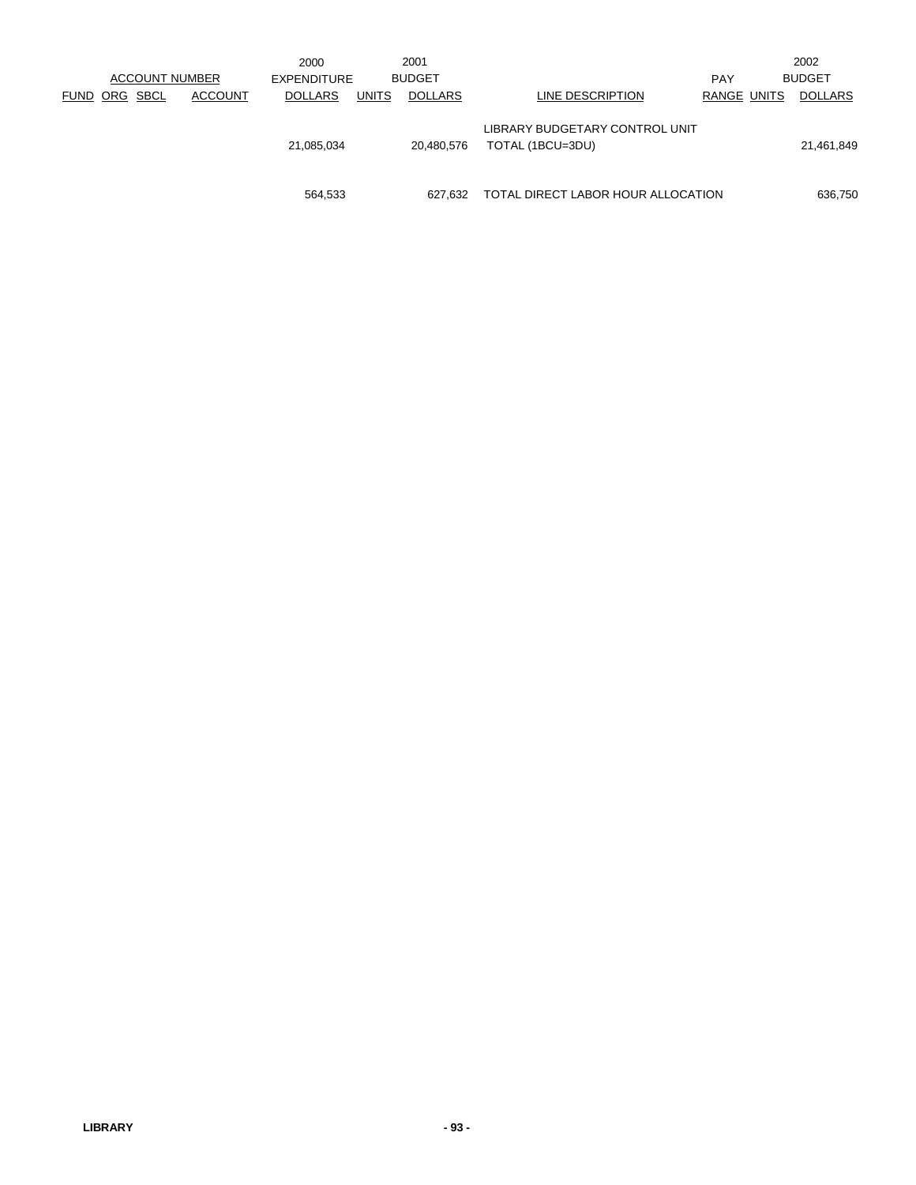| ACCOUNT NUMBER | | | | 2000 EXPENDITURE | 2001 BUDGET | | | PAY | | 2002 BUDGET |
|---|---|---|---|---|---|---|---|---|---|---|
| FUND | ORG | SBCL | ACCOUNT | DOLLARS | UNITS | DOLLARS | LINE DESCRIPTION | RANGE | UNITS | DOLLARS |
| | | | | 21,085,034 | | 20,480,576 | LIBRARY BUDGETARY CONTROL UNIT TOTAL (1BCU=3DU) | | | 21,461,849 |
| | | | | 564,533 | | 627,632 | TOTAL DIRECT LABOR HOUR ALLOCATION | | | 636,750 |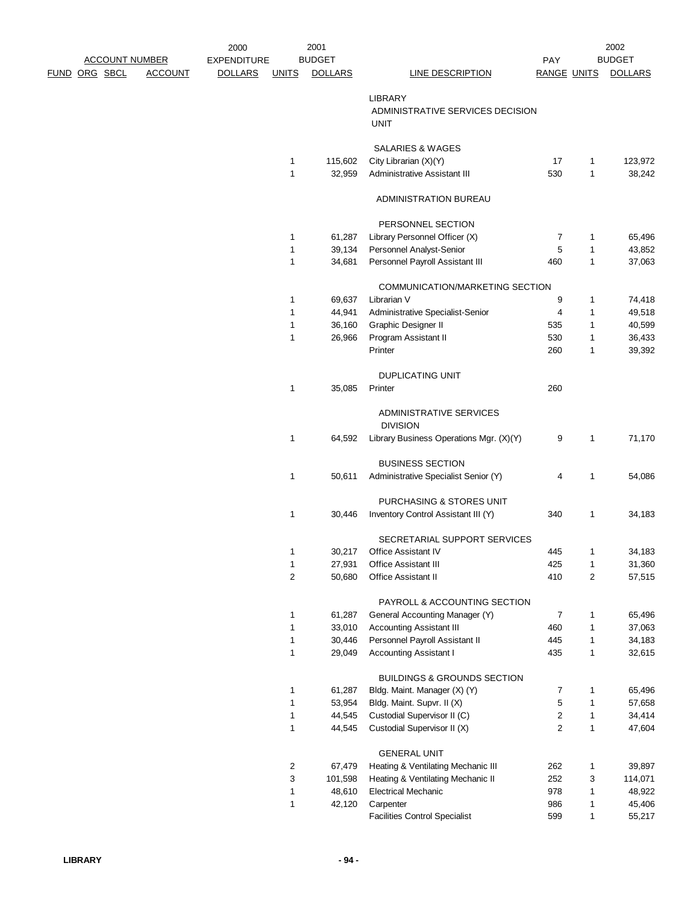| ACCOUNT NUMBER | | | | 2000 EXPENDITURE | 2001 BUDGET | | | PAY | | 2002 BUDGET |
|---|---|---|---|---|---|---|---|---|---|---|
| FUND | ORG | SBCL | ACCOUNT | DOLLARS | UNITS | DOLLARS | LINE DESCRIPTION | RANGE | UNITS | DOLLARS |
| | | | | | | | LIBRARY | | | |
| | | | | | | | ADMINISTRATIVE SERVICES DECISION UNIT | | | |
| | | | | | | | SALARIES & WAGES | | | |
| | | | | | 1 | 115,602 | City Librarian (X)(Y) | 17 | 1 | 123,972 |
| | | | | | 1 | 32,959 | Administrative Assistant III | 530 | 1 | 38,242 |
| | | | | | | | ADMINISTRATION BUREAU | | | |
| | | | | | | | PERSONNEL SECTION | | | |
| | | | | | 1 | 61,287 | Library Personnel Officer (X) | 7 | 1 | 65,496 |
| | | | | | 1 | 39,134 | Personnel Analyst-Senior | 5 | 1 | 43,852 |
| | | | | | 1 | 34,681 | Personnel Payroll Assistant III | 460 | 1 | 37,063 |
| | | | | | | | COMMUNICATION/MARKETING SECTION | | | |
| | | | | | 1 | 69,637 | Librarian V | 9 | 1 | 74,418 |
| | | | | | 1 | 44,941 | Administrative Specialist-Senior | 4 | 1 | 49,518 |
| | | | | | 1 | 36,160 | Graphic Designer II | 535 | 1 | 40,599 |
| | | | | | 1 | 26,966 | Program Assistant II | 530 | 1 | 36,433 |
| | | | | | | | Printer | 260 | 1 | 39,392 |
| | | | | | | | DUPLICATING UNIT | | | |
| | | | | | 1 | 35,085 | Printer | 260 | | |
| | | | | | | | ADMINISTRATIVE SERVICES DIVISION | | | |
| | | | | | 1 | 64,592 | Library Business Operations Mgr. (X)(Y) | 9 | 1 | 71,170 |
| | | | | | | | BUSINESS SECTION | | | |
| | | | | | 1 | 50,611 | Administrative Specialist Senior (Y) | 4 | 1 | 54,086 |
| | | | | | | | PURCHASING & STORES UNIT | | | |
| | | | | | 1 | 30,446 | Inventory Control Assistant III (Y) | 340 | 1 | 34,183 |
| | | | | | | | SECRETARIAL SUPPORT SERVICES | | | |
| | | | | | 1 | 30,217 | Office Assistant IV | 445 | 1 | 34,183 |
| | | | | | 1 | 27,931 | Office Assistant III | 425 | 1 | 31,360 |
| | | | | | 2 | 50,680 | Office Assistant II | 410 | 2 | 57,515 |
| | | | | | | | PAYROLL & ACCOUNTING SECTION | | | |
| | | | | | 1 | 61,287 | General Accounting Manager (Y) | 7 | 1 | 65,496 |
| | | | | | 1 | 33,010 | Accounting Assistant III | 460 | 1 | 37,063 |
| | | | | | 1 | 30,446 | Personnel Payroll Assistant II | 445 | 1 | 34,183 |
| | | | | | 1 | 29,049 | Accounting Assistant I | 435 | 1 | 32,615 |
| | | | | | | | BUILDINGS & GROUNDS SECTION | | | |
| | | | | | 1 | 61,287 | Bldg. Maint. Manager (X) (Y) | 7 | 1 | 65,496 |
| | | | | | 1 | 53,954 | Bldg. Maint. Supvr. II (X) | 5 | 1 | 57,658 |
| | | | | | 1 | 44,545 | Custodial Supervisor II (C) | 2 | 1 | 34,414 |
| | | | | | 1 | 44,545 | Custodial Supervisor II (X) | 2 | 1 | 47,604 |
| | | | | | | | GENERAL UNIT | | | |
| | | | | | 2 | 67,479 | Heating & Ventilating Mechanic III | 262 | 1 | 39,897 |
| | | | | | 3 | 101,598 | Heating & Ventilating Mechanic II | 252 | 3 | 114,071 |
| | | | | | 1 | 48,610 | Electrical Mechanic | 978 | 1 | 48,922 |
| | | | | | 1 | 42,120 | Carpenter | 986 | 1 | 45,406 |
| | | | | | | | Facilities Control Specialist | 599 | 1 | 55,217 |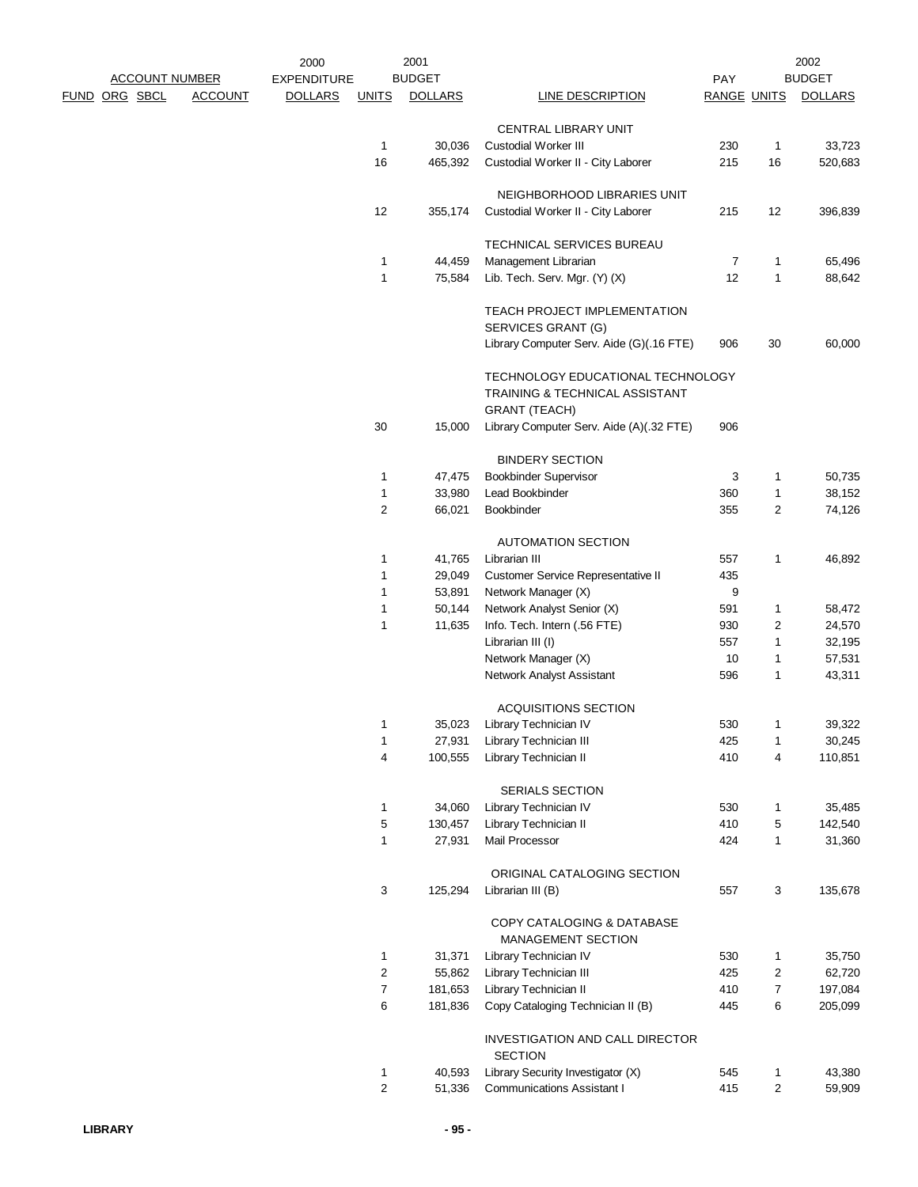| ACCOUNT NUMBER | | | | 2000 EXPENDITURE | 2001 BUDGET | | | PAY | | 2002 BUDGET |
|---|---|---|---|---|---|---|---|---|---|---|
| FUND | ORG | SBCL | ACCOUNT | DOLLARS | UNITS | DOLLARS | LINE DESCRIPTION | RANGE | UNITS | DOLLARS |
| | | | | | | | CENTRAL LIBRARY UNIT | | | |
| | | | | | 1 | 30,036 | Custodial Worker III | 230 | 1 | 33,723 |
| | | | | | 16 | 465,392 | Custodial Worker II - City Laborer | 215 | 16 | 520,683 |
| | | | | | | | NEIGHBORHOOD LIBRARIES UNIT | | | |
| | | | | | 12 | 355,174 | Custodial Worker II - City Laborer | 215 | 12 | 396,839 |
| | | | | | | | TECHNICAL SERVICES BUREAU | | | |
| | | | | | 1 | 44,459 | Management Librarian | 7 | 1 | 65,496 |
| | | | | | 1 | 75,584 | Lib. Tech. Serv. Mgr. (Y) (X) | 12 | 1 | 88,642 |
| | | | | | | | TEACH PROJECT IMPLEMENTATION SERVICES GRANT (G) | | | |
| | | | | | | | Library Computer Serv. Aide (G)(.16 FTE) | 906 | 30 | 60,000 |
| | | | | | | | TECHNOLOGY EDUCATIONAL TECHNOLOGY TRAINING & TECHNICAL ASSISTANT GRANT (TEACH) | | | |
| | | | | | 30 | 15,000 | Library Computer Serv. Aide (A)(.32 FTE) | 906 | | |
| | | | | | | | BINDERY SECTION | | | |
| | | | | | 1 | 47,475 | Bookbinder Supervisor | 3 | 1 | 50,735 |
| | | | | | 1 | 33,980 | Lead Bookbinder | 360 | 1 | 38,152 |
| | | | | | 2 | 66,021 | Bookbinder | 355 | 2 | 74,126 |
| | | | | | | | AUTOMATION SECTION | | | |
| | | | | | 1 | 41,765 | Librarian III | 557 | 1 | 46,892 |
| | | | | | 1 | 29,049 | Customer Service Representative II | 435 | | |
| | | | | | 1 | 53,891 | Network Manager (X) | 9 | | |
| | | | | | 1 | 50,144 | Network Analyst Senior (X) | 591 | 1 | 58,472 |
| | | | | | 1 | 11,635 | Info. Tech. Intern (.56 FTE) | 930 | 2 | 24,570 |
| | | | | | | | Librarian III (I) | 557 | 1 | 32,195 |
| | | | | | | | Network Manager (X) | 10 | 1 | 57,531 |
| | | | | | | | Network Analyst Assistant | 596 | 1 | 43,311 |
| | | | | | | | ACQUISITIONS SECTION | | | |
| | | | | | 1 | 35,023 | Library Technician IV | 530 | 1 | 39,322 |
| | | | | | 1 | 27,931 | Library Technician III | 425 | 1 | 30,245 |
| | | | | | 4 | 100,555 | Library Technician II | 410 | 4 | 110,851 |
| | | | | | | | SERIALS SECTION | | | |
| | | | | | 1 | 34,060 | Library Technician IV | 530 | 1 | 35,485 |
| | | | | | 5 | 130,457 | Library Technician II | 410 | 5 | 142,540 |
| | | | | | 1 | 27,931 | Mail Processor | 424 | 1 | 31,360 |
| | | | | | | | ORIGINAL CATALOGING SECTION | | | |
| | | | | | 3 | 125,294 | Librarian III (B) | 557 | 3 | 135,678 |
| | | | | | | | COPY CATALOGING & DATABASE MANAGEMENT SECTION | | | |
| | | | | | 1 | 31,371 | Library Technician IV | 530 | 1 | 35,750 |
| | | | | | 2 | 55,862 | Library Technician III | 425 | 2 | 62,720 |
| | | | | | 7 | 181,653 | Library Technician II | 410 | 7 | 197,084 |
| | | | | | 6 | 181,836 | Copy Cataloging Technician II (B) | 445 | 6 | 205,099 |
| | | | | | | | INVESTIGATION AND CALL DIRECTOR SECTION | | | |
| | | | | | 1 | 40,593 | Library Security Investigator (X) | 545 | 1 | 43,380 |
| | | | | | 2 | 51,336 | Communications Assistant I | 415 | 2 | 59,909 |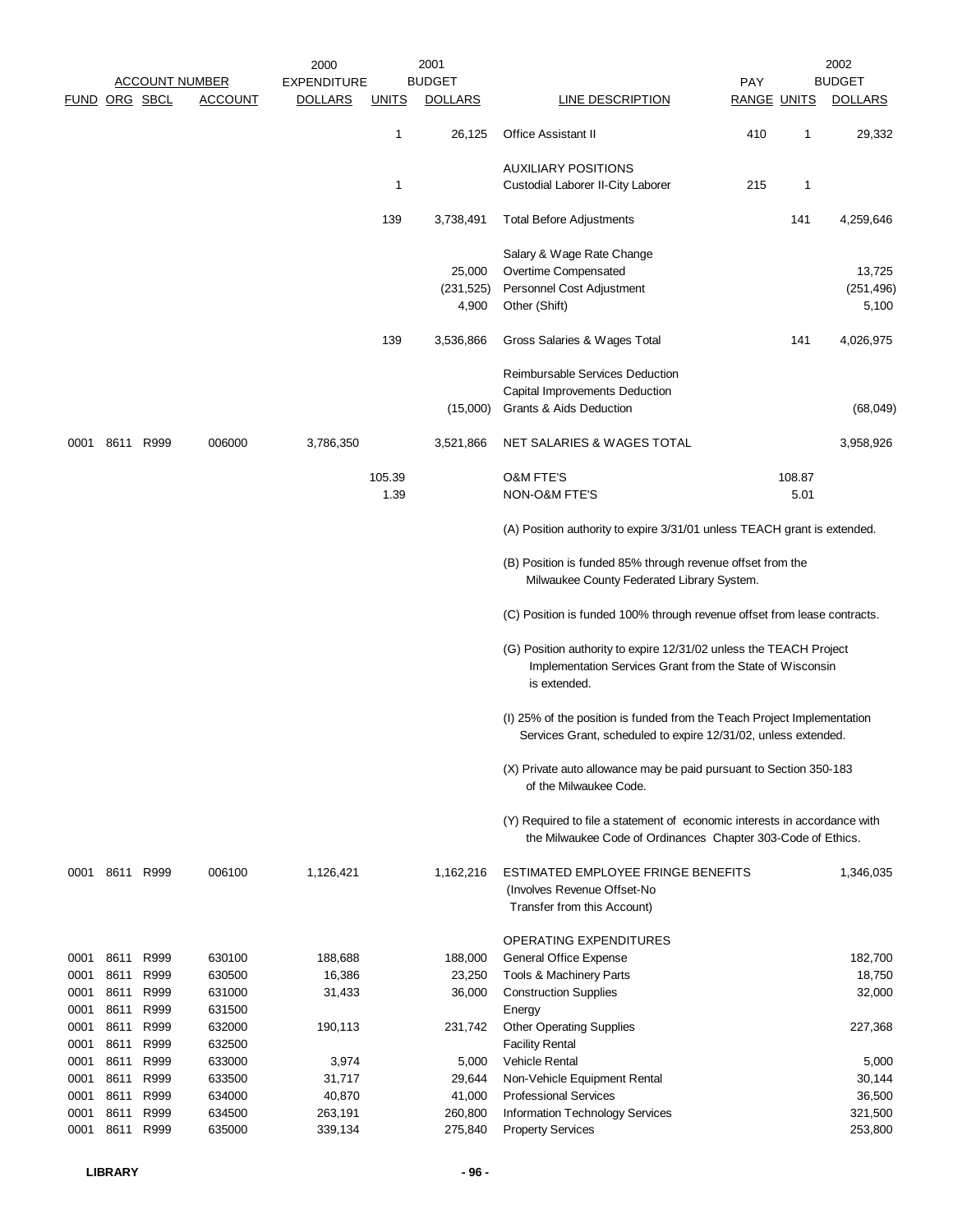| FUND | ORG | SBCL | ACCOUNT | 2000 EXPENDITURE DOLLARS | 2001 UNITS | 2001 BUDGET DOLLARS | LINE DESCRIPTION | PAY RANGE | 2002 UNITS | 2002 BUDGET DOLLARS |
|---|---|---|---|---|---|---|---|---|---|---|
| | | | | | 1 | 26,125 | Office Assistant II | 410 | 1 | 29,332 |
| | | | | | | | AUXILIARY POSITIONS | | | |
| | | | | | 1 | | Custodial Laborer II-City Laborer | 215 | 1 | |
| | | | | | 139 | 3,738,491 | Total Before Adjustments | | 141 | 4,259,646 |
| | | | | | | | Salary & Wage Rate Change | | | |
| | | | | | | 25,000 | Overtime Compensated | | | 13,725 |
| | | | | | | (231,525) | Personnel Cost Adjustment | | | (251,496) |
| | | | | | | 4,900 | Other (Shift) | | | 5,100 |
| | | | | | 139 | 3,536,866 | Gross Salaries & Wages Total | | 141 | 4,026,975 |
| | | | | | | | Reimbursable Services Deduction | | | |
| | | | | | | | Capital Improvements Deduction | | | |
| | | | | | | (15,000) | Grants & Aids Deduction | | | (68,049) |
| 0001 | 8611 | R999 | 006000 | 3,786,350 | | 3,521,866 | NET SALARIES & WAGES TOTAL | | | 3,958,926 |
| | | | | | 105.39 | | O&M FTE'S | | 108.87 | |
| | | | | | 1.39 | | NON-O&M FTE'S | | 5.01 | |

(A) Position authority to expire 3/31/01 unless TEACH grant is extended.

(B) Position is funded 85% through revenue offset from the Milwaukee County Federated Library System.

(C) Position is funded 100% through revenue offset from lease contracts.

(G) Position authority to expire 12/31/02 unless the TEACH Project Implementation Services Grant from the State of Wisconsin is extended.

(I) 25% of the position is funded from the Teach Project Implementation Services Grant, scheduled to expire 12/31/02, unless extended.

(X) Private auto allowance may be paid pursuant to Section 350-183 of the Milwaukee Code.

(Y) Required to file a statement of economic interests in accordance with the Milwaukee Code of Ordinances Chapter 303-Code of Ethics.

| FUND | ORG | SBCL | ACCOUNT | 2000 EXPENDITURE DOLLARS | 2001 UNITS | 2001 BUDGET DOLLARS | LINE DESCRIPTION | PAY RANGE | 2002 UNITS | 2002 BUDGET DOLLARS |
|---|---|---|---|---|---|---|---|---|---|---|
| 0001 | 8611 | R999 | 006100 | 1,126,421 | | 1,162,216 | ESTIMATED EMPLOYEE FRINGE BENEFITS (Involves Revenue Offset-No Transfer from this Account) | | | 1,346,035 |
| | | | | | | | OPERATING EXPENDITURES | | | |
| 0001 | 8611 | R999 | 630100 | 188,688 | | 188,000 | General Office Expense | | | 182,700 |
| 0001 | 8611 | R999 | 630500 | 16,386 | | 23,250 | Tools & Machinery Parts | | | 18,750 |
| 0001 | 8611 | R999 | 631000 | 31,433 | | 36,000 | Construction Supplies | | | 32,000 |
| 0001 | 8611 | R999 | 631500 | | | | Energy | | | |
| 0001 | 8611 | R999 | 632000 | 190,113 | | 231,742 | Other Operating Supplies | | | 227,368 |
| 0001 | 8611 | R999 | 632500 | | | | Facility Rental | | | |
| 0001 | 8611 | R999 | 633000 | 3,974 | | 5,000 | Vehicle Rental | | | 5,000 |
| 0001 | 8611 | R999 | 633500 | 31,717 | | 29,644 | Non-Vehicle Equipment Rental | | | 30,144 |
| 0001 | 8611 | R999 | 634000 | 40,870 | | 41,000 | Professional Services | | | 36,500 |
| 0001 | 8611 | R999 | 634500 | 263,191 | | 260,800 | Information Technology Services | | | 321,500 |
| 0001 | 8611 | R999 | 635000 | 339,134 | | 275,840 | Property Services | | | 253,800 |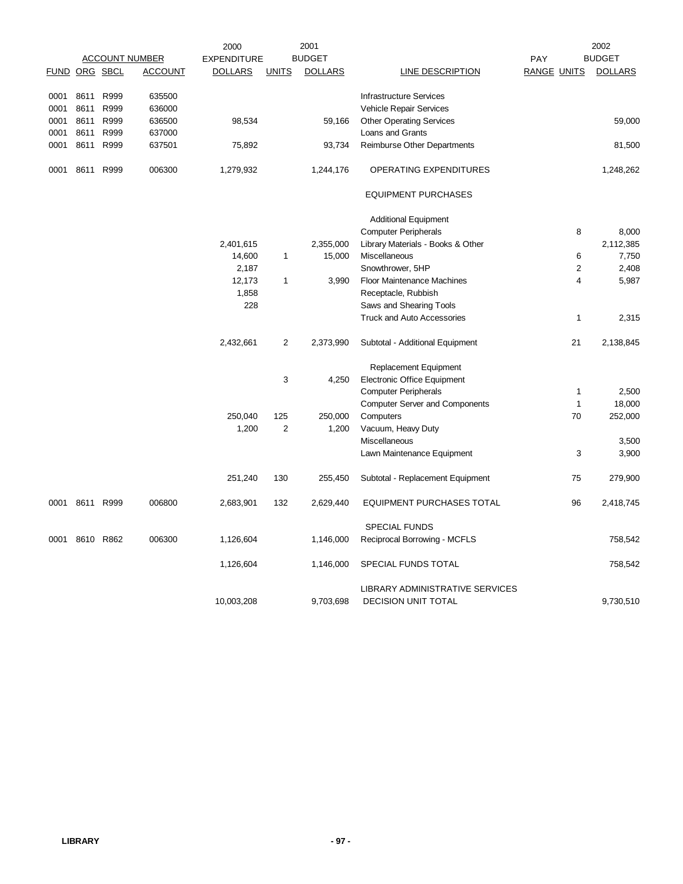| ACCOUNT NUMBER | | | | 2000 EXPENDITURE | 2001 BUDGET | | | PAY | | 2002 BUDGET |
|---|---|---|---|---|---|---|---|---|---|---|
| FUND | ORG | SBCL | ACCOUNT | DOLLARS | UNITS | DOLLARS | LINE DESCRIPTION | RANGE | UNITS | DOLLARS |
| 0001 | 8611 | R999 | 635500 | | | | Infrastructure Services | | | |
| 0001 | 8611 | R999 | 636000 | | | | Vehicle Repair Services | | | |
| 0001 | 8611 | R999 | 636500 | 98,534 | | 59,166 | Other Operating Services | | | 59,000 |
| 0001 | 8611 | R999 | 637000 | | | | Loans and Grants | | | |
| 0001 | 8611 | R999 | 637501 | 75,892 | | 93,734 | Reimburse Other Departments | | | 81,500 |
| 0001 | 8611 | R999 | 006300 | 1,279,932 | | 1,244,176 | OPERATING EXPENDITURES | | | 1,248,262 |
| | | | | | | | EQUIPMENT PURCHASES | | | |
| | | | | | | | Additional Equipment | | | |
| | | | | | | | Computer Peripherals | | 8 | 8,000 |
| | | | | 2,401,615 | | 2,355,000 | Library Materials - Books & Other | | | 2,112,385 |
| | | | | 14,600 | 1 | 15,000 | Miscellaneous | | 6 | 7,750 |
| | | | | 2,187 | | | Snowthrower, 5HP | | 2 | 2,408 |
| | | | | 12,173 | 1 | 3,990 | Floor Maintenance Machines | | 4 | 5,987 |
| | | | | 1,858 | | | Receptacle, Rubbish | | | |
| | | | | 228 | | | Saws and Shearing Tools | | | |
| | | | | | | | Truck and Auto Accessories | | 1 | 2,315 |
| | | | | 2,432,661 | 2 | 2,373,990 | Subtotal - Additional Equipment | | 21 | 2,138,845 |
| | | | | | | | Replacement Equipment | | | |
| | | | | | 3 | 4,250 | Electronic Office Equipment | | | |
| | | | | | | | Computer Peripherals | | 1 | 2,500 |
| | | | | | | | Computer Server and Components | | 1 | 18,000 |
| | | | | 250,040 | 125 | 250,000 | Computers | | 70 | 252,000 |
| | | | | 1,200 | 2 | 1,200 | Vacuum, Heavy Duty | | | |
| | | | | | | | Miscellaneous | | | 3,500 |
| | | | | | | | Lawn Maintenance Equipment | | 3 | 3,900 |
| | | | | 251,240 | 130 | 255,450 | Subtotal - Replacement Equipment | | 75 | 279,900 |
| 0001 | 8611 | R999 | 006800 | 2,683,901 | 132 | 2,629,440 | EQUIPMENT PURCHASES TOTAL | | 96 | 2,418,745 |
| | | | | | | | SPECIAL FUNDS | | | |
| 0001 | 8610 | R862 | 006300 | 1,126,604 | | 1,146,000 | Reciprocal Borrowing - MCFLS | | | 758,542 |
| | | | | 1,126,604 | | 1,146,000 | SPECIAL FUNDS TOTAL | | | 758,542 |
| | | | | 10,003,208 | | 9,703,698 | LIBRARY ADMINISTRATIVE SERVICES DECISION UNIT TOTAL | | | 9,730,510 |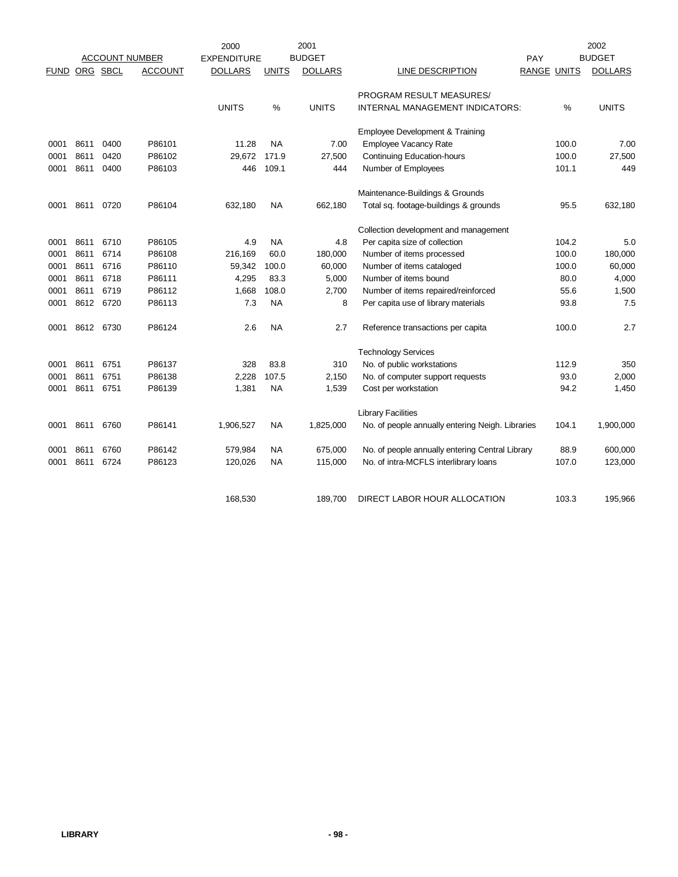| ACCOUNT NUMBER | | | | 2000 EXPENDITURE | | 2001 BUDGET | | PAY | | 2002 BUDGET |
|---|---|---|---|---|---|---|---|---|---|---|
| FUND | ORG | SBCL | ACCOUNT | DOLLARS | UNITS | DOLLARS | LINE DESCRIPTION | RANGE | UNITS | DOLLARS |
| | | | | | | | PROGRAM RESULT MEASURES/ | | | |
| | | | | UNITS | % | UNITS | INTERNAL MANAGEMENT INDICATORS: | | % | UNITS |
| | | | | | | | Employee Development & Training | | | |
| 0001 | 8611 | 0400 | P86101 | 11.28 | NA | 7.00 | Employee Vacancy Rate | | 100.0 | 7.00 |
| 0001 | 8611 | 0420 | P86102 | 29,672 | 171.9 | 27,500 | Continuing Education-hours | | 100.0 | 27,500 |
| 0001 | 8611 | 0400 | P86103 | 446 | 109.1 | 444 | Number of Employees | | 101.1 | 449 |
| | | | | | | | Maintenance-Buildings & Grounds | | | |
| 0001 | 8611 | 0720 | P86104 | 632,180 | NA | 662,180 | Total sq. footage-buildings & grounds | | 95.5 | 632,180 |
| | | | | | | | Collection development and management | | | |
| 0001 | 8611 | 6710 | P86105 | 4.9 | NA | 4.8 | Per capita size of collection | | 104.2 | 5.0 |
| 0001 | 8611 | 6714 | P86108 | 216,169 | 60.0 | 180,000 | Number of items processed | | 100.0 | 180,000 |
| 0001 | 8611 | 6716 | P86110 | 59,342 | 100.0 | 60,000 | Number of items cataloged | | 100.0 | 60,000 |
| 0001 | 8611 | 6718 | P86111 | 4,295 | 83.3 | 5,000 | Number of items bound | | 80.0 | 4,000 |
| 0001 | 8611 | 6719 | P86112 | 1,668 | 108.0 | 2,700 | Number of items repaired/reinforced | | 55.6 | 1,500 |
| 0001 | 8612 | 6720 | P86113 | 7.3 | NA | 8 | Per capita use of library materials | | 93.8 | 7.5 |
| 0001 | 8612 | 6730 | P86124 | 2.6 | NA | 2.7 | Reference transactions per capita | | 100.0 | 2.7 |
| | | | | | | | Technology Services | | | |
| 0001 | 8611 | 6751 | P86137 | 328 | 83.8 | 310 | No. of public workstations | | 112.9 | 350 |
| 0001 | 8611 | 6751 | P86138 | 2,228 | 107.5 | 2,150 | No. of computer support requests | | 93.0 | 2,000 |
| 0001 | 8611 | 6751 | P86139 | 1,381 | NA | 1,539 | Cost per workstation | | 94.2 | 1,450 |
| | | | | | | | Library Facilities | | | |
| 0001 | 8611 | 6760 | P86141 | 1,906,527 | NA | 1,825,000 | No. of people annually entering Neigh. Libraries | | 104.1 | 1,900,000 |
| 0001 | 8611 | 6760 | P86142 | 579,984 | NA | 675,000 | No. of people annually entering Central Library | | 88.9 | 600,000 |
| 0001 | 8611 | 6724 | P86123 | 120,026 | NA | 115,000 | No. of intra-MCFLS interlibrary loans | | 107.0 | 123,000 |
| | | | | 168,530 | | 189,700 | DIRECT LABOR HOUR ALLOCATION | | 103.3 | 195,966 |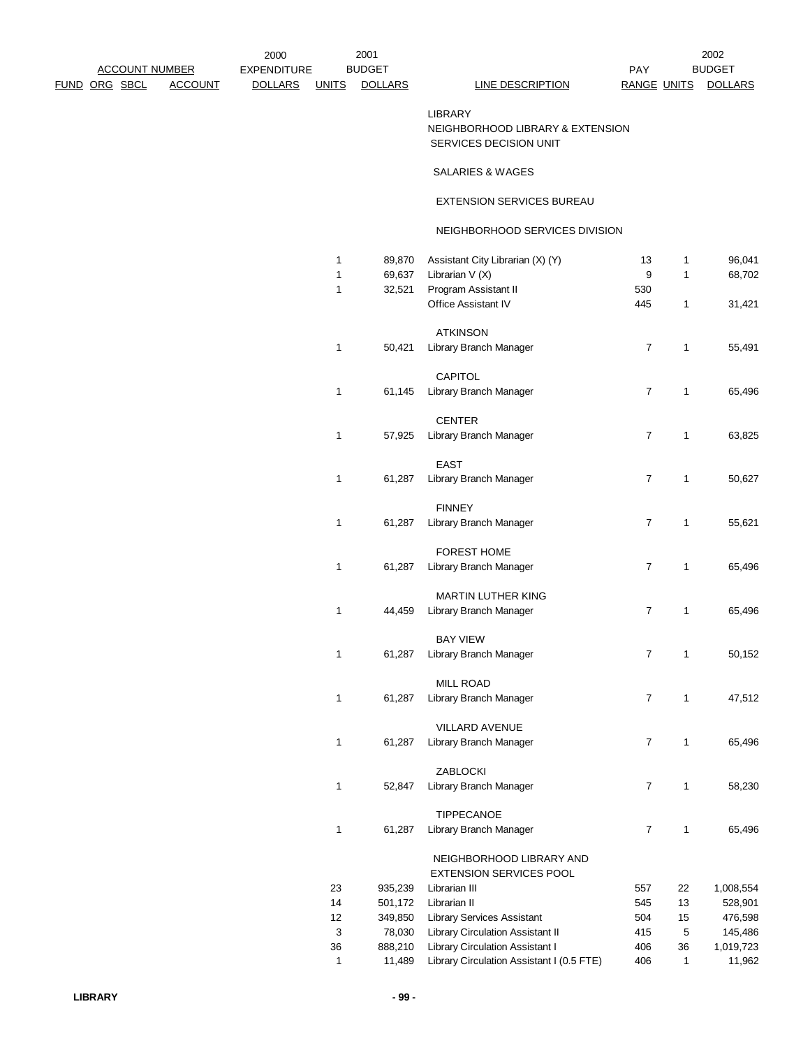| ACCOUNT NUMBER | | | | 2000 EXPENDITURE | 2001 BUDGET | | | PAY | | 2002 BUDGET |
|---|---|---|---|---|---|---|---|---|---|---|
| FUND | ORG | SBCL | ACCOUNT | DOLLARS | UNITS | DOLLARS | LINE DESCRIPTION | RANGE | UNITS | DOLLARS |
| | | | | | | | LIBRARY | | | |
| | | | | | | | NEIGHBORHOOD LIBRARY & EXTENSION SERVICES DECISION UNIT | | | |
| | | | | | | | SALARIES & WAGES | | | |
| | | | | | | | EXTENSION SERVICES BUREAU | | | |
| | | | | | | | NEIGHBORHOOD SERVICES DIVISION | | | |
| | | | | | 1 | 89,870 | Assistant City Librarian (X) (Y) | 13 | 1 | 96,041 |
| | | | | | 1 | 69,637 | Librarian V (X) | 9 | 1 | 68,702 |
| | | | | | 1 | 32,521 | Program Assistant II | 530 | | |
| | | | | | | | Office Assistant IV | 445 | 1 | 31,421 |
| | | | | | | | ATKINSON | | | |
| | | | | | 1 | 50,421 | Library Branch Manager | 7 | 1 | 55,491 |
| | | | | | | | CAPITOL | | | |
| | | | | | 1 | 61,145 | Library Branch Manager | 7 | 1 | 65,496 |
| | | | | | | | CENTER | | | |
| | | | | | 1 | 57,925 | Library Branch Manager | 7 | 1 | 63,825 |
| | | | | | | | EAST | | | |
| | | | | | 1 | 61,287 | Library Branch Manager | 7 | 1 | 50,627 |
| | | | | | | | FINNEY | | | |
| | | | | | 1 | 61,287 | Library Branch Manager | 7 | 1 | 55,621 |
| | | | | | | | FOREST HOME | | | |
| | | | | | 1 | 61,287 | Library Branch Manager | 7 | 1 | 65,496 |
| | | | | | | | MARTIN LUTHER KING | | | |
| | | | | | 1 | 44,459 | Library Branch Manager | 7 | 1 | 65,496 |
| | | | | | | | BAY VIEW | | | |
| | | | | | 1 | 61,287 | Library Branch Manager | 7 | 1 | 50,152 |
| | | | | | | | MILL ROAD | | | |
| | | | | | 1 | 61,287 | Library Branch Manager | 7 | 1 | 47,512 |
| | | | | | | | VILLARD AVENUE | | | |
| | | | | | 1 | 61,287 | Library Branch Manager | 7 | 1 | 65,496 |
| | | | | | | | ZABLOCKI | | | |
| | | | | | 1 | 52,847 | Library Branch Manager | 7 | 1 | 58,230 |
| | | | | | | | TIPPECANOE | | | |
| | | | | | 1 | 61,287 | Library Branch Manager | 7 | 1 | 65,496 |
| | | | | | | | NEIGHBORHOOD LIBRARY AND EXTENSION SERVICES POOL | | | |
| | | | | | 23 | 935,239 | Librarian III | 557 | 22 | 1,008,554 |
| | | | | | 14 | 501,172 | Librarian II | 545 | 13 | 528,901 |
| | | | | | 12 | 349,850 | Library Services Assistant | 504 | 15 | 476,598 |
| | | | | | 3 | 78,030 | Library Circulation Assistant II | 415 | 5 | 145,486 |
| | | | | | 36 | 888,210 | Library Circulation Assistant I | 406 | 36 | 1,019,723 |
| | | | | | 1 | 11,489 | Library Circulation Assistant I (0.5 FTE) | 406 | 1 | 11,962 |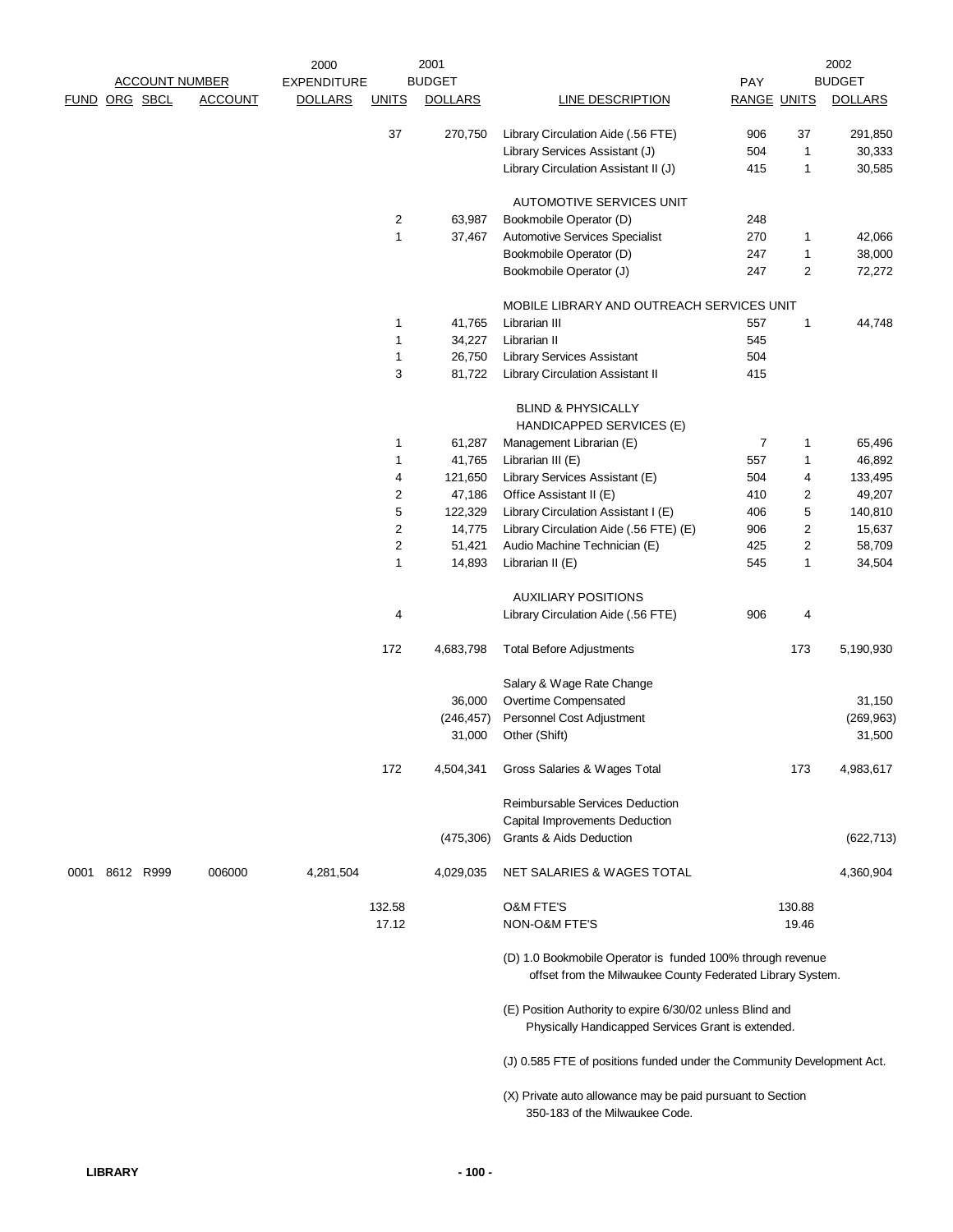| FUND | ORG | SBCL | ACCOUNT | 2000 EXPENDITURE DOLLARS | 2001 BUDGET UNITS | 2001 BUDGET DOLLARS | LINE DESCRIPTION | PAY RANGE | 2002 BUDGET UNITS | 2002 BUDGET DOLLARS |
|---|---|---|---|---|---|---|---|---|---|---|
| | | | | | 37 | 270,750 | Library Circulation Aide (.56 FTE) | 906 | 37 | 291,850 |
| | | | | | | | Library Services Assistant (J) | 504 | 1 | 30,333 |
| | | | | | | | Library Circulation Assistant II (J) | 415 | 1 | 30,585 |
| | | | | | | | AUTOMOTIVE SERVICES UNIT | | | |
| | | | | | 2 | 63,987 | Bookmobile Operator (D) | 248 | | |
| | | | | | 1 | 37,467 | Automotive Services Specialist | 270 | 1 | 42,066 |
| | | | | | | | Bookmobile Operator (D) | 247 | 1 | 38,000 |
| | | | | | | | Bookmobile Operator (J) | 247 | 2 | 72,272 |
| | | | | | | | MOBILE LIBRARY AND OUTREACH SERVICES UNIT | | | |
| | | | | | 1 | 41,765 | Librarian III | 557 | 1 | 44,748 |
| | | | | | 1 | 34,227 | Librarian II | 545 | | |
| | | | | | 1 | 26,750 | Library Services Assistant | 504 | | |
| | | | | | 3 | 81,722 | Library Circulation Assistant II | 415 | | |
| | | | | | | | BLIND & PHYSICALLY HANDICAPPED SERVICES (E) | | | |
| | | | | | 1 | 61,287 | Management Librarian (E) | 7 | 1 | 65,496 |
| | | | | | 1 | 41,765 | Librarian III (E) | 557 | 1 | 46,892 |
| | | | | | 4 | 121,650 | Library Services Assistant (E) | 504 | 4 | 133,495 |
| | | | | | 2 | 47,186 | Office Assistant II (E) | 410 | 2 | 49,207 |
| | | | | | 5 | 122,329 | Library Circulation Assistant I (E) | 406 | 5 | 140,810 |
| | | | | | 2 | 14,775 | Library Circulation Aide (.56 FTE) (E) | 906 | 2 | 15,637 |
| | | | | | 2 | 51,421 | Audio Machine Technician (E) | 425 | 2 | 58,709 |
| | | | | | 1 | 14,893 | Librarian II (E) | 545 | 1 | 34,504 |
| | | | | | | | AUXILIARY POSITIONS | | | |
| | | | | | 4 | | Library Circulation Aide (.56 FTE) | 906 | 4 | |
| | | | | | 172 | 4,683,798 | Total Before Adjustments | | 173 | 5,190,930 |
| | | | | | | | Salary & Wage Rate Change | | | |
| | | | | | | 36,000 | Overtime Compensated | | | 31,150 |
| | | | | | | (246,457) | Personnel Cost Adjustment | | | (269,963) |
| | | | | | | 31,000 | Other (Shift) | | | 31,500 |
| | | | | | 172 | 4,504,341 | Gross Salaries & Wages Total | | 173 | 4,983,617 |
| | | | | | | | Reimbursable Services Deduction | | | |
| | | | | | | | Capital Improvements Deduction | | | |
| | | | | | | (475,306) | Grants & Aids Deduction | | | (622,713) |
| 0001 | 8612 | R999 | 006000 | 4,281,504 | | 4,029,035 | NET SALARIES & WAGES TOTAL | | | 4,360,904 |
| | | | | | 132.58 | | O&M FTE'S | | 130.88 | |
| | | | | | 17.12 | | NON-O&M FTE'S | | 19.46 | |

(D) 1.0 Bookmobile Operator is funded 100% through revenue offset from the Milwaukee County Federated Library System.

(E) Position Authority to expire 6/30/02 unless Blind and Physically Handicapped Services Grant is extended.

(J) 0.585 FTE of positions funded under the Community Development Act.

(X) Private auto allowance may be paid pursuant to Section 350-183 of the Milwaukee Code.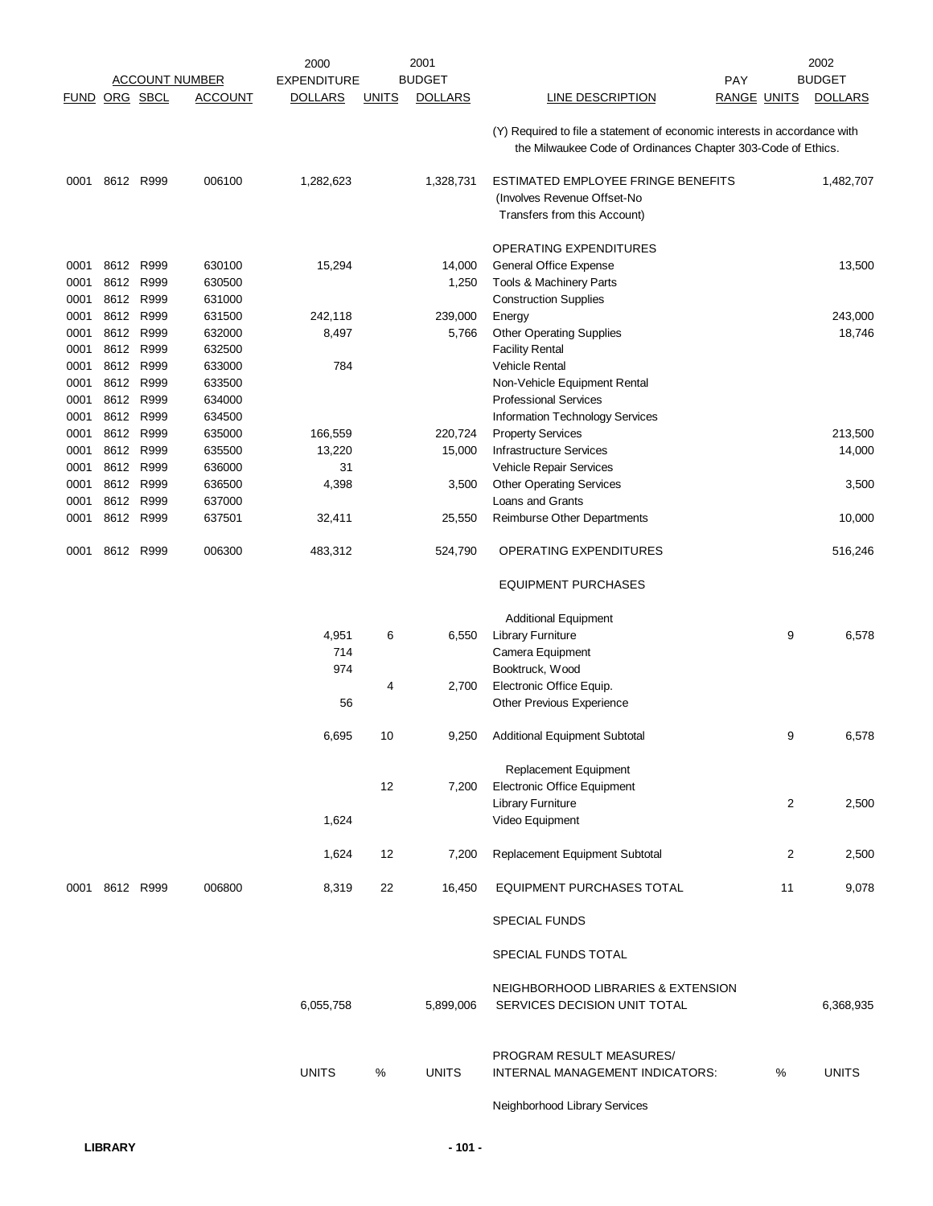| FUND | ORG | SBCL | ACCOUNT NUMBER ACCOUNT | 2000 EXPENDITURE DOLLARS | UNITS | 2001 BUDGET DOLLARS | LINE DESCRIPTION | PAY RANGE | UNITS | 2002 BUDGET DOLLARS |
|---|---|---|---|---|---|---|---|---|---|---|
| | | | | | | | (Y) Required to file a statement of economic interests in accordance with the Milwaukee Code of Ordinances Chapter 303-Code of Ethics. | | | |
| 0001 | 8612 | R999 | 006100 | 1,282,623 | | 1,328,731 | ESTIMATED EMPLOYEE FRINGE BENEFITS (Involves Revenue Offset-No Transfers from this Account) | | | 1,482,707 |
| | | | | | | | OPERATING EXPENDITURES | | | |
| 0001 | 8612 | R999 | 630100 | 15,294 | | 14,000 | General Office Expense | | | 13,500 |
| 0001 | 8612 | R999 | 630500 | | | 1,250 | Tools & Machinery Parts | | | |
| 0001 | 8612 | R999 | 631000 | | | | Construction Supplies | | | |
| 0001 | 8612 | R999 | 631500 | 242,118 | | 239,000 | Energy | | | 243,000 |
| 0001 | 8612 | R999 | 632000 | 8,497 | | 5,766 | Other Operating Supplies | | | 18,746 |
| 0001 | 8612 | R999 | 632500 | | | | Facility Rental | | | |
| 0001 | 8612 | R999 | 633000 | 784 | | | Vehicle Rental | | | |
| 0001 | 8612 | R999 | 633500 | | | | Non-Vehicle Equipment Rental | | | |
| 0001 | 8612 | R999 | 634000 | | | | Professional Services | | | |
| 0001 | 8612 | R999 | 634500 | | | | Information Technology Services | | | |
| 0001 | 8612 | R999 | 635000 | 166,559 | | 220,724 | Property Services | | | 213,500 |
| 0001 | 8612 | R999 | 635500 | 13,220 | | 15,000 | Infrastructure Services | | | 14,000 |
| 0001 | 8612 | R999 | 636000 | 31 | | | Vehicle Repair Services | | | |
| 0001 | 8612 | R999 | 636500 | 4,398 | | 3,500 | Other Operating Services | | | 3,500 |
| 0001 | 8612 | R999 | 637000 | | | | Loans and Grants | | | |
| 0001 | 8612 | R999 | 637501 | 32,411 | | 25,550 | Reimburse Other Departments | | | 10,000 |
| 0001 | 8612 | R999 | 006300 | 483,312 | | 524,790 | OPERATING EXPENDITURES | | | 516,246 |
| | | | | | | | EQUIPMENT PURCHASES | | | |
| | | | | | | | Additional Equipment | | | |
| | | | | 4,951 | 6 | 6,550 | Library Furniture | | 9 | 6,578 |
| | | | | 714 | | | Camera Equipment | | | |
| | | | | 974 | | | Booktruck, Wood | | | |
| | | | | | 4 | 2,700 | Electronic Office Equip. | | | |
| | | | | 56 | | | Other Previous Experience | | | |
| | | | | 6,695 | 10 | 9,250 | Additional Equipment Subtotal | | 9 | 6,578 |
| | | | | | | | Replacement Equipment | | | |
| | | | | | 12 | 7,200 | Electronic Office Equipment | | | |
| | | | | | | | Library Furniture | | 2 | 2,500 |
| | | | | 1,624 | | | Video Equipment | | | |
| | | | | 1,624 | 12 | 7,200 | Replacement Equipment Subtotal | | 2 | 2,500 |
| 0001 | 8612 | R999 | 006800 | 8,319 | 22 | 16,450 | EQUIPMENT PURCHASES TOTAL | | 11 | 9,078 |
| | | | | | | | SPECIAL FUNDS | | | |
| | | | | | | | SPECIAL FUNDS TOTAL | | | |
| | | | | 6,055,758 | | 5,899,006 | NEIGHBORHOOD LIBRARIES & EXTENSION SERVICES DECISION UNIT TOTAL | | | 6,368,935 |
| | | | | UNITS | % | UNITS | PROGRAM RESULT MEASURES/ INTERNAL MANAGEMENT INDICATORS: | | % | UNITS |
| | | | | | | | Neighborhood Library Services | | | |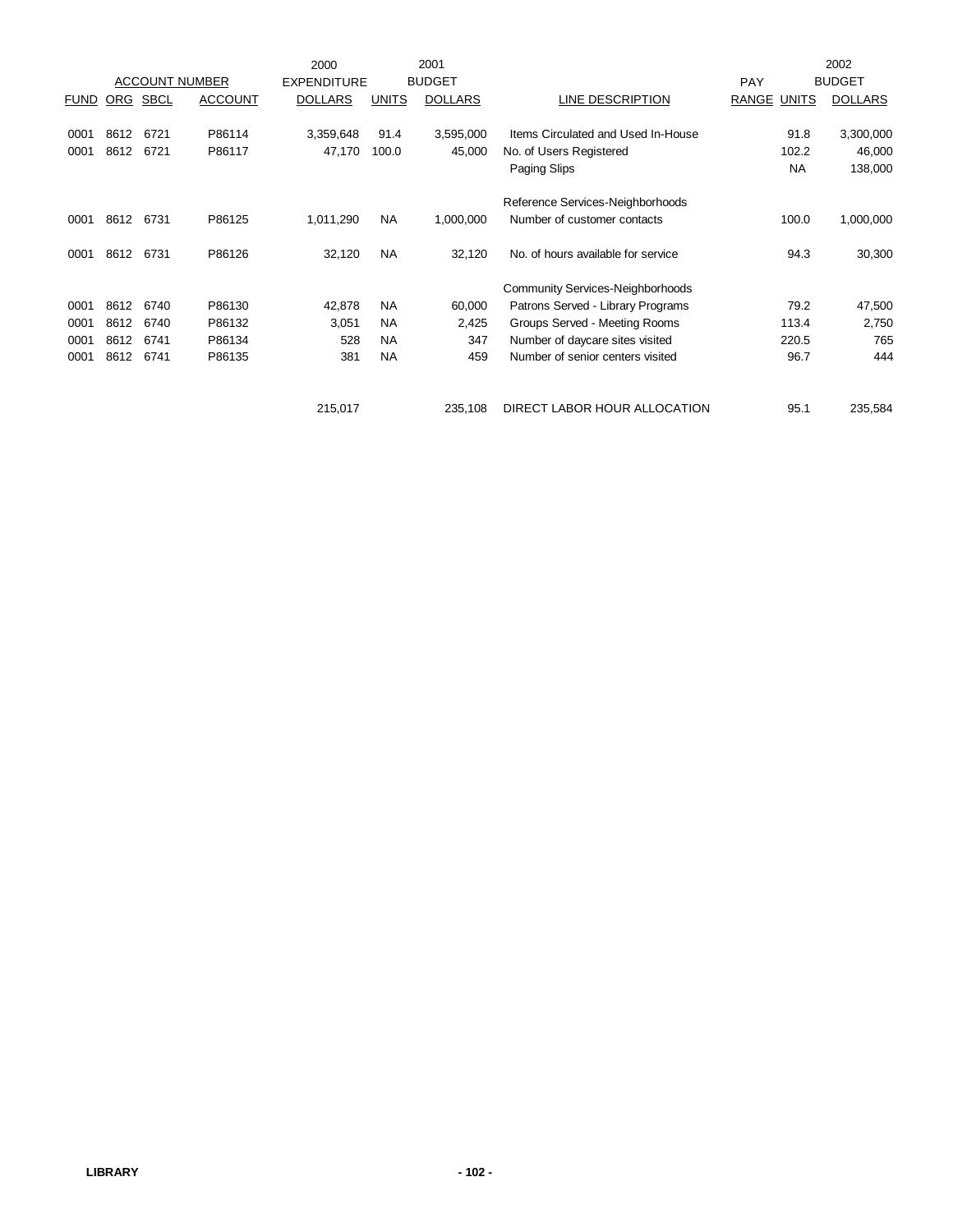| ACCOUNT NUMBER | | | | 2000 EXPENDITURE | 2001 BUDGET | | | PAY | | 2002 BUDGET |
|---|---|---|---|---|---|---|---|---|---|---|
| FUND | ORG | SBCL | ACCOUNT | DOLLARS | UNITS | DOLLARS | LINE DESCRIPTION | RANGE | UNITS | DOLLARS |
| 0001 | 8612 | 6721 | P86114 | 3,359,648 | 91.4 | 3,595,000 | Items Circulated and Used In-House | | 91.8 | 3,300,000 |
| 0001 | 8612 | 6721 | P86117 | 47,170 | 100.0 | 45,000 | No. of Users Registered | | 102.2 | 46,000 |
| | | | | | | | Paging Slips | | NA | 138,000 |
| | | | | | | | Reference Services-Neighborhoods | | | |
| 0001 | 8612 | 6731 | P86125 | 1,011,290 | NA | 1,000,000 | Number of customer contacts | | 100.0 | 1,000,000 |
| 0001 | 8612 | 6731 | P86126 | 32,120 | NA | 32,120 | No. of hours available for service | | 94.3 | 30,300 |
| | | | | | | | Community Services-Neighborhoods | | | |
| 0001 | 8612 | 6740 | P86130 | 42,878 | NA | 60,000 | Patrons Served - Library Programs | | 79.2 | 47,500 |
| 0001 | 8612 | 6740 | P86132 | 3,051 | NA | 2,425 | Groups Served - Meeting Rooms | | 113.4 | 2,750 |
| 0001 | 8612 | 6741 | P86134 | 528 | NA | 347 | Number of daycare sites visited | | 220.5 | 765 |
| 0001 | 8612 | 6741 | P86135 | 381 | NA | 459 | Number of senior centers visited | | 96.7 | 444 |
| | | | | 215,017 | | 235,108 | DIRECT LABOR HOUR ALLOCATION | | 95.1 | 235,584 |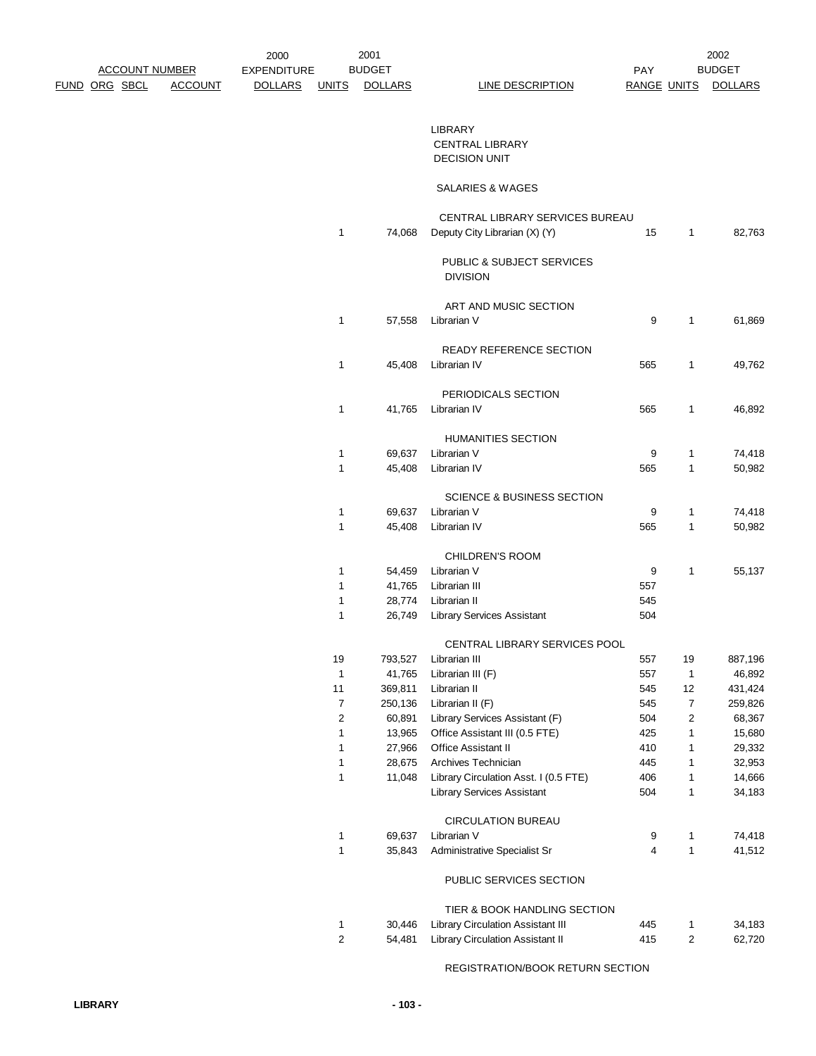| ACCOUNT NUMBER FUND | ORG | SBCL | ACCOUNT | 2000 EXPENDITURE DOLLARS | 2001 BUDGET UNITS | 2001 BUDGET DOLLARS | LINE DESCRIPTION | PAY RANGE | 2002 BUDGET UNITS | 2002 BUDGET DOLLARS |
|---|---|---|---|---|---|---|---|---|---|---|
| | | | | | | | LIBRARY | | | |
| | | | | | | | CENTRAL LIBRARY | | | |
| | | | | | | | DECISION UNIT | | | |
| | | | | | | | SALARIES & WAGES | | | |
| | | | | | | | CENTRAL LIBRARY SERVICES BUREAU | | | |
| | | | | | 1 | 74,068 | Deputy City Librarian (X) (Y) | 15 | 1 | 82,763 |
| | | | | | | | PUBLIC & SUBJECT SERVICES DIVISION | | | |
| | | | | | | | ART AND MUSIC SECTION | | | |
| | | | | | 1 | 57,558 | Librarian V | 9 | 1 | 61,869 |
| | | | | | | | READY REFERENCE SECTION | | | |
| | | | | | 1 | 45,408 | Librarian IV | 565 | 1 | 49,762 |
| | | | | | | | PERIODICALS SECTION | | | |
| | | | | | 1 | 41,765 | Librarian IV | 565 | 1 | 46,892 |
| | | | | | | | HUMANITIES SECTION | | | |
| | | | | | 1 | 69,637 | Librarian V | 9 | 1 | 74,418 |
| | | | | | 1 | 45,408 | Librarian IV | 565 | 1 | 50,982 |
| | | | | | | | SCIENCE & BUSINESS SECTION | | | |
| | | | | | 1 | 69,637 | Librarian V | 9 | 1 | 74,418 |
| | | | | | 1 | 45,408 | Librarian IV | 565 | 1 | 50,982 |
| | | | | | | | CHILDREN'S ROOM | | | |
| | | | | | 1 | 54,459 | Librarian V | 9 | 1 | 55,137 |
| | | | | | 1 | 41,765 | Librarian III | 557 | | |
| | | | | | 1 | 28,774 | Librarian II | 545 | | |
| | | | | | 1 | 26,749 | Library Services Assistant | 504 | | |
| | | | | | | | CENTRAL LIBRARY SERVICES POOL | | | |
| | | | | | 19 | 793,527 | Librarian III | 557 | 19 | 887,196 |
| | | | | | 1 | 41,765 | Librarian III (F) | 557 | 1 | 46,892 |
| | | | | | 11 | 369,811 | Librarian II | 545 | 12 | 431,424 |
| | | | | | 7 | 250,136 | Librarian II (F) | 545 | 7 | 259,826 |
| | | | | | 2 | 60,891 | Library Services Assistant (F) | 504 | 2 | 68,367 |
| | | | | | 1 | 13,965 | Office Assistant III (0.5 FTE) | 425 | 1 | 15,680 |
| | | | | | 1 | 27,966 | Office Assistant II | 410 | 1 | 29,332 |
| | | | | | 1 | 28,675 | Archives Technician | 445 | 1 | 32,953 |
| | | | | | 1 | 11,048 | Library Circulation Asst. I (0.5 FTE) | 406 | 1 | 14,666 |
| | | | | | | | Library Services Assistant | 504 | 1 | 34,183 |
| | | | | | | | CIRCULATION BUREAU | | | |
| | | | | | 1 | 69,637 | Librarian V | 9 | 1 | 74,418 |
| | | | | | 1 | 35,843 | Administrative Specialist Sr | 4 | 1 | 41,512 |
| | | | | | | | PUBLIC SERVICES SECTION | | | |
| | | | | | | | TIER & BOOK HANDLING SECTION | | | |
| | | | | | 1 | 30,446 | Library Circulation Assistant III | 445 | 1 | 34,183 |
| | | | | | 2 | 54,481 | Library Circulation Assistant II | 415 | 2 | 62,720 |
| | | | | | | | REGISTRATION/BOOK RETURN SECTION | | | |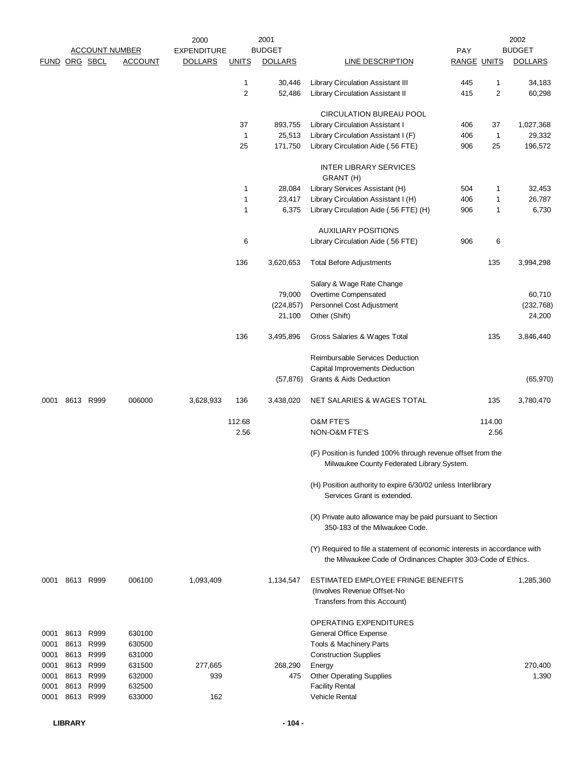| FUND | ORG | SBCL | ACCOUNT | 2000 EXPENDITURE DOLLARS | 2001 UNITS | 2001 BUDGET DOLLARS | LINE DESCRIPTION | PAY RANGE | 2002 UNITS | 2002 BUDGET DOLLARS |
|---|---|---|---|---|---|---|---|---|---|---|
| | | | | | 1 | 30,446 | Library Circulation Assistant III | 445 | 1 | 34,183 |
| | | | | | 2 | 52,486 | Library Circulation Assistant II | 415 | 2 | 60,298 |
| | | | | | | | CIRCULATION BUREAU POOL | | | |
| | | | | | 37 | 893,755 | Library Circulation Assistant I | 406 | 37 | 1,027,368 |
| | | | | | 1 | 25,513 | Library Circulation Assistant I (F) | 406 | 1 | 29,332 |
| | | | | | 25 | 171,750 | Library Circulation Aide (.56 FTE) | 906 | 25 | 196,572 |
| | | | | | | | INTER LIBRARY SERVICES GRANT (H) | | | |
| | | | | | 1 | 28,084 | Library Services Assistant (H) | 504 | 1 | 32,453 |
| | | | | | 1 | 23,417 | Library Circulation Assistant I (H) | 406 | 1 | 26,787 |
| | | | | | 1 | 6,375 | Library Circulation Aide (.56 FTE) (H) | 906 | 1 | 6,730 |
| | | | | | | | AUXILIARY POSITIONS | | | |
| | | | | | 6 | | Library Circulation Aide (.56 FTE) | 906 | 6 | |
| | | | | | 136 | 3,620,653 | Total Before Adjustments | | 135 | 3,994,298 |
| | | | | | | | Salary & Wage Rate Change | | | |
| | | | | | | 79,000 | Overtime Compensated | | | 60,710 |
| | | | | | | (224,857) | Personnel Cost Adjustment | | | (232,768) |
| | | | | | | 21,100 | Other (Shift) | | | 24,200 |
| | | | | | 136 | 3,495,896 | Gross Salaries & Wages Total | | 135 | 3,846,440 |
| | | | | | | | Reimbursable Services Deduction | | | |
| | | | | | | | Capital Improvements Deduction | | | |
| | | | | | | (57,876) | Grants & Aids Deduction | | | (65,970) |
| 0001 | 8613 | R999 | 006000 | 3,628,933 | 136 | 3,438,020 | NET SALARIES & WAGES TOTAL | | 135 | 3,780,470 |
| | | | | | 112.68 | | O&M FTE'S | | 114.00 | |
| | | | | | 2.56 | | NON-O&M FTE'S | | 2.56 | |

(F) Position is funded 100% through revenue offset from the Milwaukee County Federated Library System.

(H) Position authority to expire 6/30/02 unless Interlibrary Services Grant is extended.

(X) Private auto allowance may be paid pursuant to Section 350-183 of the Milwaukee Code.

(Y) Required to file a statement of economic interests in accordance with the Milwaukee Code of Ordinances Chapter 303-Code of Ethics.

| FUND | ORG | SBCL | ACCOUNT | 2000 EXPENDITURE DOLLARS | 2001 UNITS | 2001 BUDGET DOLLARS | LINE DESCRIPTION | PAY RANGE | 2002 UNITS | 2002 BUDGET DOLLARS |
|---|---|---|---|---|---|---|---|---|---|---|
| 0001 | 8613 | R999 | 006100 | 1,093,409 | | 1,134,547 | ESTIMATED EMPLOYEE FRINGE BENEFITS (Involves Revenue Offset-No Transfers from this Account) | | | 1,285,360 |
| | | | | | | | OPERATING EXPENDITURES | | | |
| 0001 | 8613 | R999 | 630100 | | | | General Office Expense | | | |
| 0001 | 8613 | R999 | 630500 | | | | Tools & Machinery Parts | | | |
| 0001 | 8613 | R999 | 631000 | | | | Construction Supplies | | | |
| 0001 | 8613 | R999 | 631500 | 277,665 | | 268,290 | Energy | | | 270,400 |
| 0001 | 8613 | R999 | 632000 | 939 | | 475 | Other Operating Supplies | | | 1,390 |
| 0001 | 8613 | R999 | 632500 | | | | Facility Rental | | | |
| 0001 | 8613 | R999 | 633000 | 162 | | | Vehicle Rental | | | |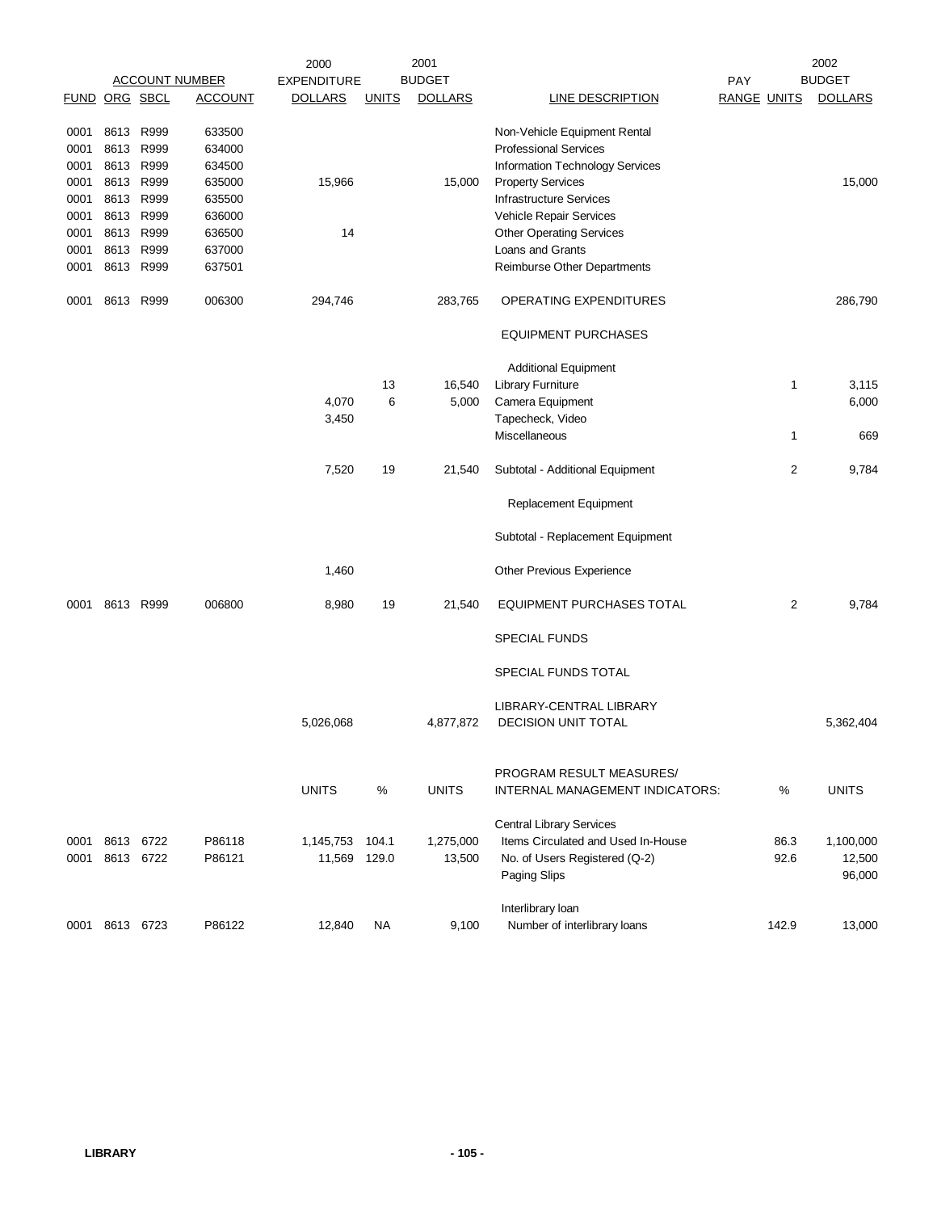| ACCOUNT NUMBER | | | | 2000 EXPENDITURE | 2001 BUDGET | | | PAY | | 2002 BUDGET |
|---|---|---|---|---|---|---|---|---|---|---|
| FUND | ORG | SBCL | ACCOUNT | DOLLARS | UNITS | DOLLARS | LINE DESCRIPTION | RANGE | UNITS | DOLLARS |
| 0001 | 8613 | R999 | 633500 | | | | Non-Vehicle Equipment Rental | | | |
| 0001 | 8613 | R999 | 634000 | | | | Professional Services | | | |
| 0001 | 8613 | R999 | 634500 | | | | Information Technology Services | | | |
| 0001 | 8613 | R999 | 635000 | 15,966 | | 15,000 | Property Services | | | 15,000 |
| 0001 | 8613 | R999 | 635500 | | | | Infrastructure Services | | | |
| 0001 | 8613 | R999 | 636000 | | | | Vehicle Repair Services | | | |
| 0001 | 8613 | R999 | 636500 | 14 | | | Other Operating Services | | | |
| 0001 | 8613 | R999 | 637000 | | | | Loans and Grants | | | |
| 0001 | 8613 | R999 | 637501 | | | | Reimburse Other Departments | | | |
| 0001 | 8613 | R999 | 006300 | 294,746 | | 283,765 | OPERATING EXPENDITURES | | | 286,790 |
| | | | | | | | EQUIPMENT PURCHASES | | | |
| | | | | | | | Additional Equipment | | | |
| | | | | | 13 | 16,540 | Library Furniture | | 1 | 3,115 |
| | | | | 4,070 | 6 | 5,000 | Camera Equipment | | | 6,000 |
| | | | | 3,450 | | | Tapecheck, Video | | | |
| | | | | | | | Miscellaneous | | 1 | 669 |
| | | | | 7,520 | 19 | 21,540 | Subtotal - Additional Equipment | | 2 | 9,784 |
| | | | | | | | Replacement Equipment | | | |
| | | | | | | | Subtotal - Replacement Equipment | | | |
| | | | | 1,460 | | | Other Previous Experience | | | |
| 0001 | 8613 | R999 | 006800 | 8,980 | 19 | 21,540 | EQUIPMENT PURCHASES TOTAL | | 2 | 9,784 |
| | | | | | | | SPECIAL FUNDS | | | |
| | | | | | | | SPECIAL FUNDS TOTAL | | | |
| | | | | 5,026,068 | | 4,877,872 | LIBRARY-CENTRAL LIBRARY DECISION UNIT TOTAL | | | 5,362,404 |
| | | | | UNITS | % | UNITS | PROGRAM RESULT MEASURES/ INTERNAL MANAGEMENT INDICATORS: | | % | UNITS |
| | | | | | | | Central Library Services | | | |
| 0001 | 8613 | 6722 | P86118 | 1,145,753 | 104.1 | 1,275,000 | Items Circulated and Used In-House | | 86.3 | 1,100,000 |
| 0001 | 8613 | 6722 | P86121 | 11,569 | 129.0 | 13,500 | No. of Users Registered (Q-2) | | 92.6 | 12,500 |
| | | | | | | | Paging Slips | | | 96,000 |
| | | | | | | | Interlibrary loan | | | |
| 0001 | 8613 | 6723 | P86122 | 12,840 | NA | 9,100 | Number of interlibrary loans | | 142.9 | 13,000 |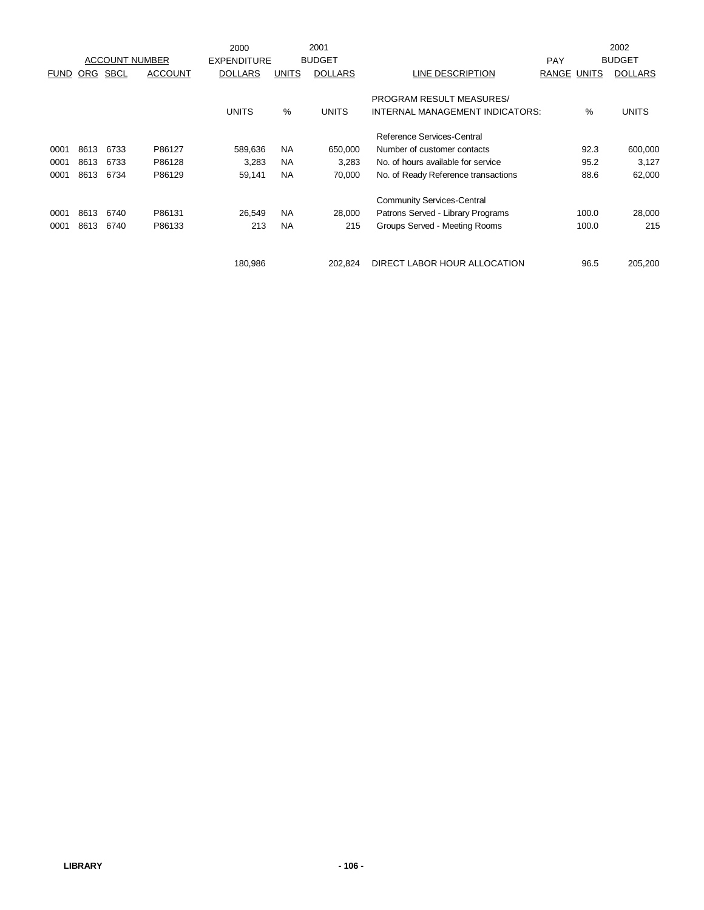| ACCOUNT NUMBER | | | | 2000 EXPENDITURE | | 2001 BUDGET | | PAY | | 2002 BUDGET |
|---|---|---|---|---|---|---|---|---|---|---|
| FUND | ORG | SBCL | ACCOUNT | DOLLARS | UNITS | DOLLARS | LINE DESCRIPTION | RANGE | UNITS | DOLLARS |
| | | | | UNITS | % | UNITS | PROGRAM RESULT MEASURES/ INTERNAL MANAGEMENT INDICATORS: | | % | UNITS |
| | | | | | | | Reference Services-Central | | | |
| 0001 | 8613 | 6733 | P86127 | 589,636 | NA | 650,000 | Number of customer contacts | | 92.3 | 600,000 |
| 0001 | 8613 | 6733 | P86128 | 3,283 | NA | 3,283 | No. of hours available for service | | 95.2 | 3,127 |
| 0001 | 8613 | 6734 | P86129 | 59,141 | NA | 70,000 | No. of Ready Reference transactions | | 88.6 | 62,000 |
| | | | | | | | Community Services-Central | | | |
| 0001 | 8613 | 6740 | P86131 | 26,549 | NA | 28,000 | Patrons Served - Library Programs | | 100.0 | 28,000 |
| 0001 | 8613 | 6740 | P86133 | 213 | NA | 215 | Groups Served - Meeting Rooms | | 100.0 | 215 |
| | | | | 180,986 | | 202,824 | DIRECT LABOR HOUR ALLOCATION | | 96.5 | 205,200 |

LIBRARY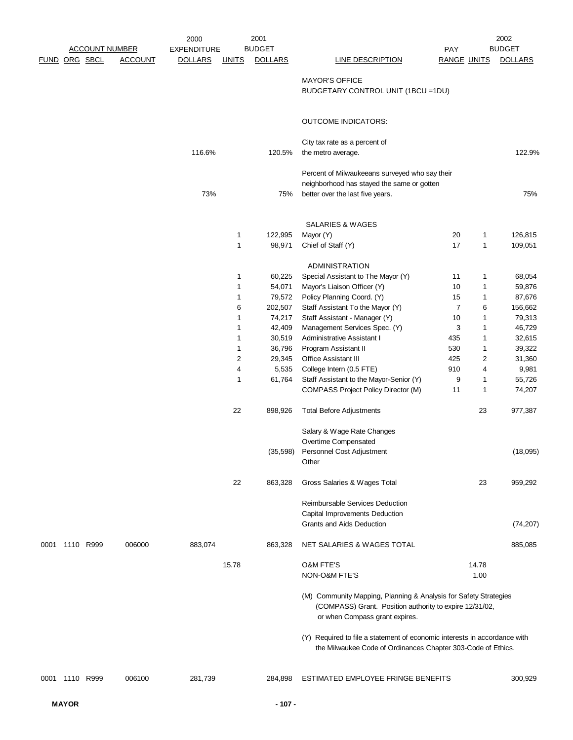| ACCOUNT NUMBER | | | | 2000 EXPENDITURE | 2001 BUDGET | | | PAY | 2002 BUDGET | |
|---|---|---|---|---|---|---|---|---|---|---|
| FUND | ORG | SBCL | ACCOUNT | DOLLARS | UNITS | DOLLARS | LINE DESCRIPTION | RANGE | UNITS | DOLLARS |
| | | | | | | | MAYOR'S OFFICE | | | |
| | | | | | | | BUDGETARY CONTROL UNIT (1BCU =1DU) | | | |
| | | | | | | | OUTCOME INDICATORS: | | | |
| | | | | 116.6% | | 120.5% | City tax rate as a percent of the metro average. | | | 122.9% |
| | | | | 73% | | 75% | Percent of Milwaukeeans surveyed who say their neighborhood has stayed the same or gotten better over the last five years. | | | 75% |
| | | | | | | | SALARIES & WAGES | | | |
| | | | | | 1 | 122,995 | Mayor (Y) | 20 | 1 | 126,815 |
| | | | | | 1 | 98,971 | Chief of Staff (Y) | 17 | 1 | 109,051 |
| | | | | | | | ADMINISTRATION | | | |
| | | | | | 1 | 60,225 | Special Assistant to The Mayor (Y) | 11 | 1 | 68,054 |
| | | | | | 1 | 54,071 | Mayor's Liaison Officer (Y) | 10 | 1 | 59,876 |
| | | | | | 1 | 79,572 | Policy Planning Coord. (Y) | 15 | 1 | 87,676 |
| | | | | | 6 | 202,507 | Staff Assistant To the Mayor (Y) | 7 | 6 | 156,662 |
| | | | | | 1 | 74,217 | Staff Assistant - Manager (Y) | 10 | 1 | 79,313 |
| | | | | | 1 | 42,409 | Management Services Spec. (Y) | 3 | 1 | 46,729 |
| | | | | | 1 | 30,519 | Administrative Assistant I | 435 | 1 | 32,615 |
| | | | | | 1 | 36,796 | Program Assistant II | 530 | 1 | 39,322 |
| | | | | | 2 | 29,345 | Office Assistant III | 425 | 2 | 31,360 |
| | | | | | 4 | 5,535 | College Intern (0.5 FTE) | 910 | 4 | 9,981 |
| | | | | | 1 | 61,764 | Staff Assistant to the Mayor-Senior (Y) | 9 | 1 | 55,726 |
| | | | | | | | COMPASS Project Policy Director (M) | 11 | 1 | 74,207 |
| | | | | | 22 | 898,926 | Total Before Adjustments | | 23 | 977,387 |
| | | | | | | | Salary & Wage Rate Changes | | | |
| | | | | | | | Overtime Compensated | | | |
| | | | | | | (35,598) | Personnel Cost Adjustment | | | (18,095) |
| | | | | | | | Other | | | |
| | | | | | 22 | 863,328 | Gross Salaries & Wages Total | | 23 | 959,292 |
| | | | | | | | Reimbursable Services Deduction | | | |
| | | | | | | | Capital Improvements Deduction | | | |
| | | | | | | | Grants and Aids Deduction | | | (74,207) |
| 0001 | 1110 | R999 | 006000 | 883,074 | | 863,328 | NET SALARIES & WAGES TOTAL | | | 885,085 |
| | | | | | 15.78 | | O&M FTE'S | | 14.78 | |
| | | | | | | | NON-O&M FTE'S | | 1.00 | |
| 0001 | 1110 | R999 | 006100 | 281,739 | | 284,898 | ESTIMATED EMPLOYEE FRINGE BENEFITS | | | 300,929 |

(M) Community Mapping, Planning & Analysis for Safety Strategies (COMPASS) Grant. Position authority to expire 12/31/02, or when Compass grant expires.

(Y) Required to file a statement of economic interests in accordance with the Milwaukee Code of Ordinances Chapter 303-Code of Ethics.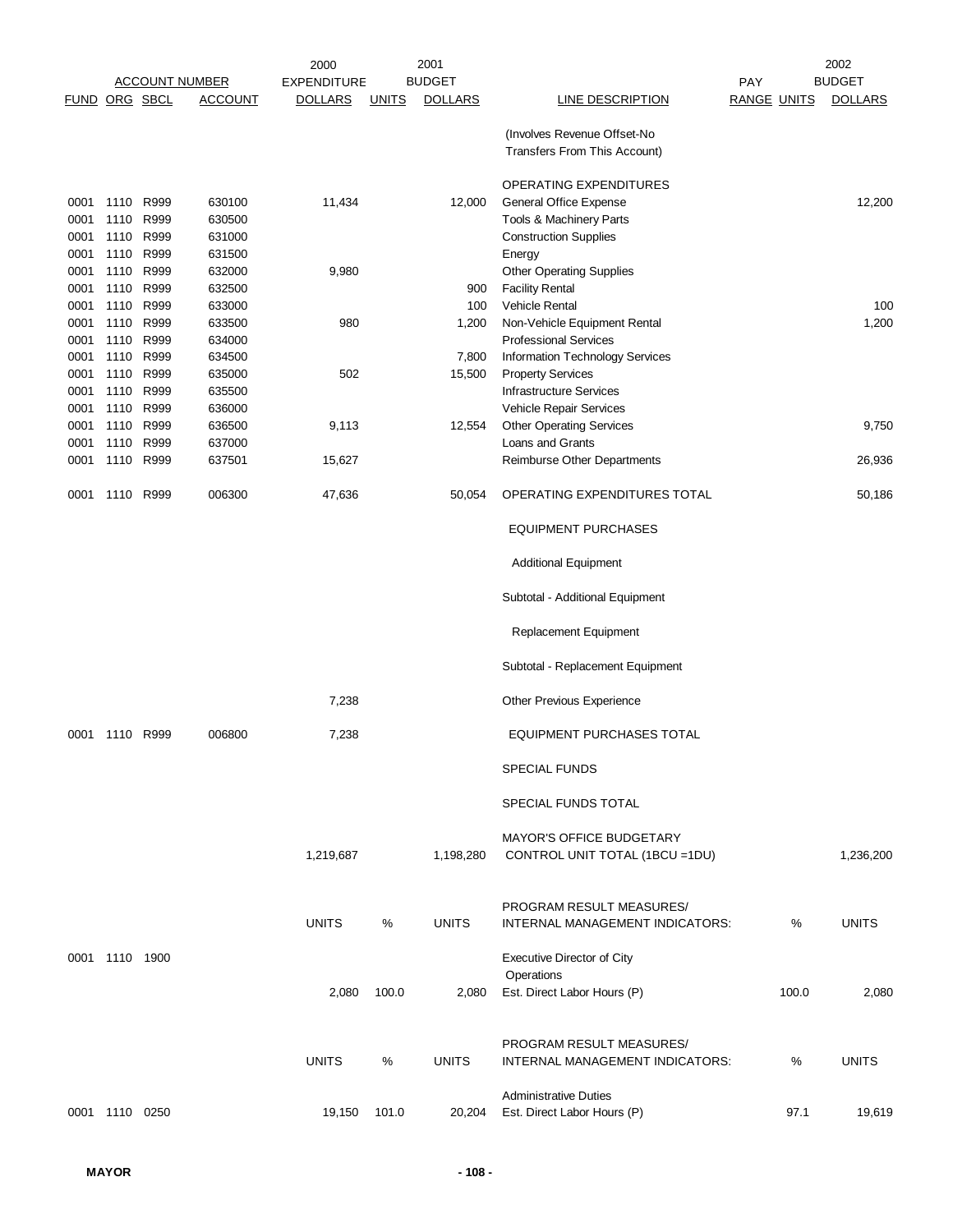| FUND | ORG | SBCL | ACCOUNT | 2000 EXPENDITURE DOLLARS | UNITS | 2001 BUDGET DOLLARS | LINE DESCRIPTION | PAY RANGE | UNITS | 2002 BUDGET DOLLARS |
|---|---|---|---|---|---|---|---|---|---|---|
| | | | | | | | (Involves Revenue Offset-No Transfers From This Account) | | | |
| | | | | | | | OPERATING EXPENDITURES | | | |
| 0001 | 1110 | R999 | 630100 | 11,434 | | 12,000 | General Office Expense | | | 12,200 |
| 0001 | 1110 | R999 | 630500 | | | | Tools & Machinery Parts | | | |
| 0001 | 1110 | R999 | 631000 | | | | Construction Supplies | | | |
| 0001 | 1110 | R999 | 631500 | | | | Energy | | | |
| 0001 | 1110 | R999 | 632000 | 9,980 | | | Other Operating Supplies | | | |
| 0001 | 1110 | R999 | 632500 | | | 900 | Facility Rental | | | |
| 0001 | 1110 | R999 | 633000 | | | 100 | Vehicle Rental | | | 100 |
| 0001 | 1110 | R999 | 633500 | 980 | | 1,200 | Non-Vehicle Equipment Rental | | | 1,200 |
| 0001 | 1110 | R999 | 634000 | | | | Professional Services | | | |
| 0001 | 1110 | R999 | 634500 | | | 7,800 | Information Technology Services | | | |
| 0001 | 1110 | R999 | 635000 | 502 | | 15,500 | Property Services | | | |
| 0001 | 1110 | R999 | 635500 | | | | Infrastructure Services | | | |
| 0001 | 1110 | R999 | 636000 | | | | Vehicle Repair Services | | | |
| 0001 | 1110 | R999 | 636500 | 9,113 | | 12,554 | Other Operating Services | | | 9,750 |
| 0001 | 1110 | R999 | 637000 | | | | Loans and Grants | | | |
| 0001 | 1110 | R999 | 637501 | 15,627 | | | Reimburse Other Departments | | | 26,936 |
| 0001 | 1110 | R999 | 006300 | 47,636 | | 50,054 | OPERATING EXPENDITURES TOTAL | | | 50,186 |
| | | | | | | | EQUIPMENT PURCHASES | | | |
| | | | | | | | Additional Equipment | | | |
| | | | | | | | Subtotal - Additional Equipment | | | |
| | | | | | | | Replacement Equipment | | | |
| | | | | | | | Subtotal - Replacement Equipment | | | |
| | | | | 7,238 | | | Other Previous Experience | | | |
| 0001 | 1110 | R999 | 006800 | 7,238 | | | EQUIPMENT PURCHASES TOTAL | | | |
| | | | | | | | SPECIAL FUNDS | | | |
| | | | | | | | SPECIAL FUNDS TOTAL | | | |
| | | | | 1,219,687 | | 1,198,280 | MAYOR'S OFFICE BUDGETARY CONTROL UNIT TOTAL (1BCU =1DU) | | | 1,236,200 |
| | | | | UNITS | % | UNITS | PROGRAM RESULT MEASURES/ INTERNAL MANAGEMENT INDICATORS: | | % | UNITS |
| 0001 | 1110 | 1900 | | | | | Executive Director of City Operations | | | |
| | | | | 2,080 | 100.0 | 2,080 | Est. Direct Labor Hours (P) | | 100.0 | 2,080 |
| | | | | UNITS | % | UNITS | PROGRAM RESULT MEASURES/ INTERNAL MANAGEMENT INDICATORS: | | % | UNITS |
| | | | | | | | Administrative Duties | | | |
| 0001 | 1110 | 0250 | | 19,150 | 101.0 | 20,204 | Est. Direct Labor Hours (P) | | 97.1 | 19,619 |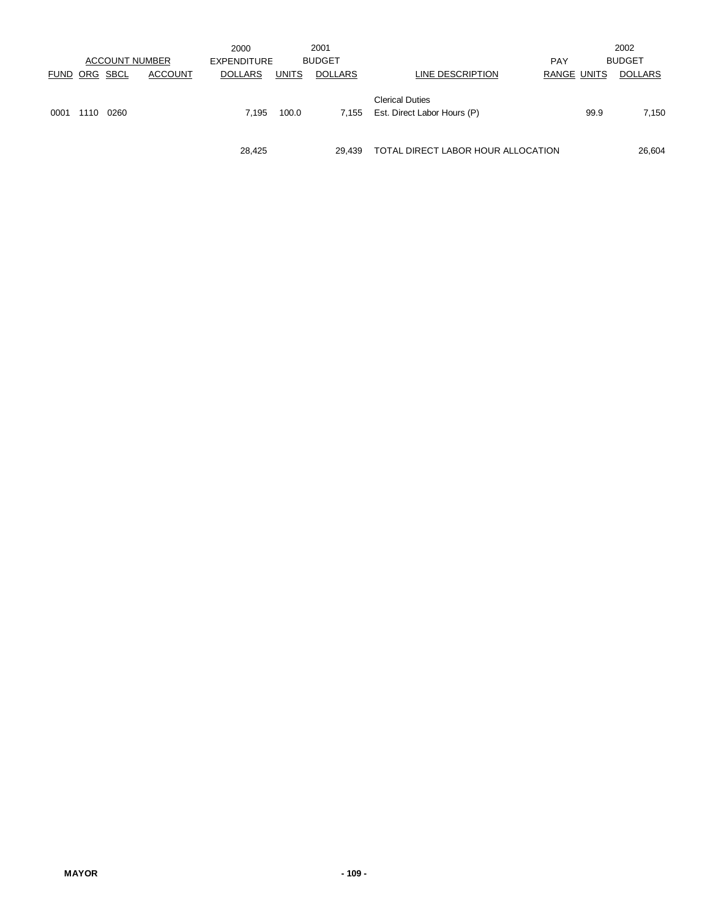| ACCOUNT NUMBER | | | | 2000 EXPENDITURE | 2001 BUDGET | | | PAY | | 2002 BUDGET |
|---|---|---|---|---|---|---|---|---|---|---|
| FUND | ORG | SBCL | ACCOUNT | DOLLARS | UNITS | DOLLARS | LINE DESCRIPTION | RANGE | UNITS | DOLLARS |
| | | | | | | | Clerical Duties | | | |
| 0001 | 1110 | 0260 | | 7,195 | 100.0 | 7,155 | Est. Direct Labor Hours (P) | | 99.9 | 7,150 |
| | | | | 28,425 | | 29,439 | TOTAL DIRECT LABOR HOUR ALLOCATION | | | 26,604 |

**MAYOR**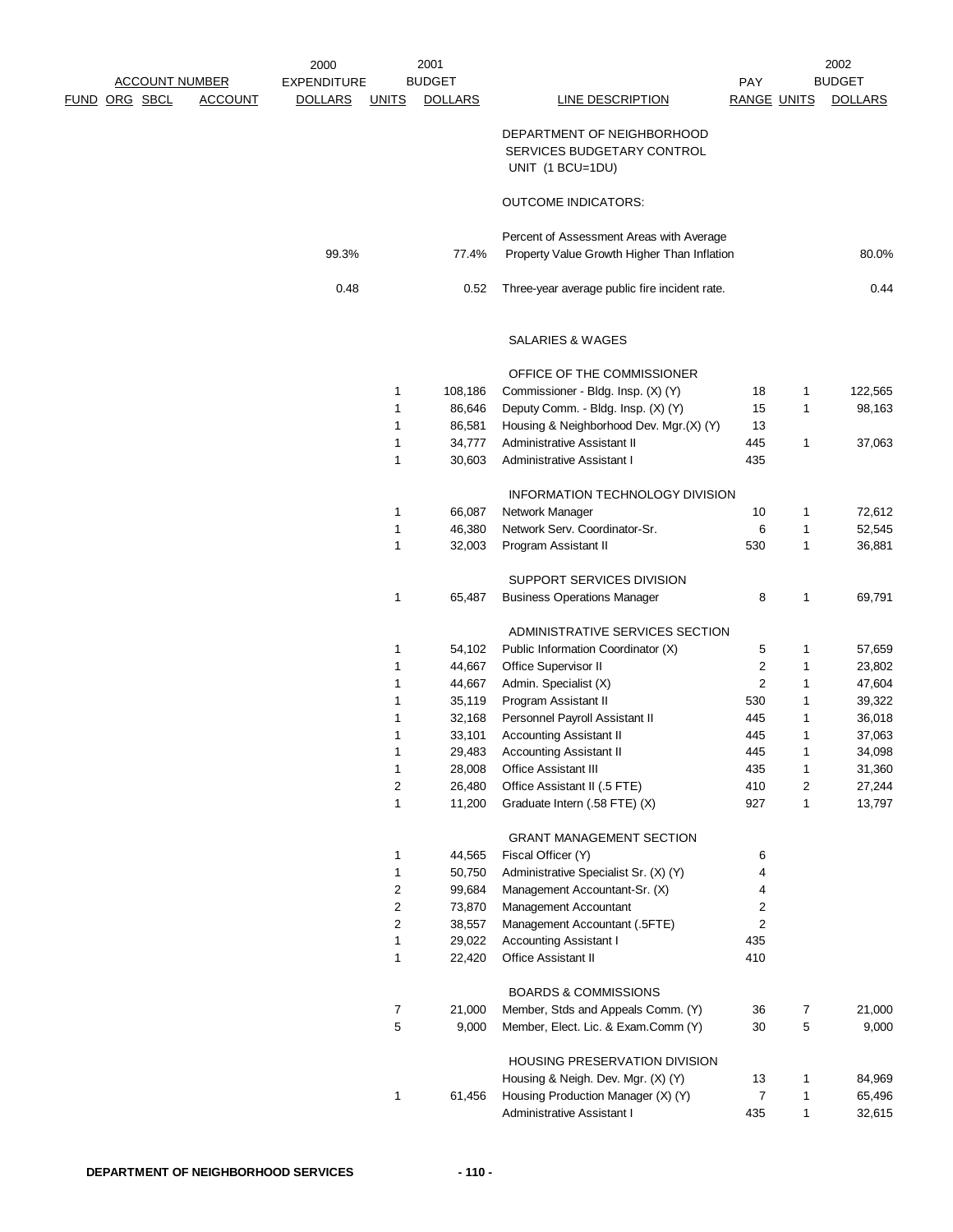| ACCOUNT NUMBER FUND | ORG | SBCL | ACCOUNT | 2000 EXPENDITURE DOLLARS | UNITS | 2001 BUDGET DOLLARS | LINE DESCRIPTION | PAY RANGE | UNITS | 2002 BUDGET DOLLARS |
|---|---|---|---|---|---|---|---|---|---|---|
| | | | | | | | DEPARTMENT OF NEIGHBORHOOD SERVICES BUDGETARY CONTROL UNIT (1 BCU=1DU) | | | |
| | | | | | | | OUTCOME INDICATORS: | | | |
| | | | | 99.3% | | 77.4% | Percent of Assessment Areas with Average Property Value Growth Higher Than Inflation | | | 80.0% |
| | | | | 0.48 | | 0.52 | Three-year average public fire incident rate. | | | 0.44 |
| | | | | | | | SALARIES & WAGES | | | |
| | | | | | | | OFFICE OF THE COMMISSIONER | | | |
| | | | | | 1 | 108,186 | Commissioner - Bldg. Insp. (X) (Y) | 18 | 1 | 122,565 |
| | | | | | 1 | 86,646 | Deputy Comm. - Bldg. Insp. (X) (Y) | 15 | 1 | 98,163 |
| | | | | | 1 | 86,581 | Housing & Neighborhood Dev. Mgr.(X) (Y) | 13 | | |
| | | | | | 1 | 34,777 | Administrative Assistant II | 445 | 1 | 37,063 |
| | | | | | 1 | 30,603 | Administrative Assistant I | 435 | | |
| | | | | | | | INFORMATION TECHNOLOGY DIVISION | | | |
| | | | | | 1 | 66,087 | Network Manager | 10 | 1 | 72,612 |
| | | | | | 1 | 46,380 | Network Serv. Coordinator-Sr. | 6 | 1 | 52,545 |
| | | | | | 1 | 32,003 | Program Assistant II | 530 | 1 | 36,881 |
| | | | | | | | SUPPORT SERVICES DIVISION | | | |
| | | | | | 1 | 65,487 | Business Operations Manager | 8 | 1 | 69,791 |
| | | | | | | | ADMINISTRATIVE SERVICES SECTION | | | |
| | | | | | 1 | 54,102 | Public Information Coordinator (X) | 5 | 1 | 57,659 |
| | | | | | 1 | 44,667 | Office Supervisor II | 2 | 1 | 23,802 |
| | | | | | 1 | 44,667 | Admin. Specialist (X) | 2 | 1 | 47,604 |
| | | | | | 1 | 35,119 | Program Assistant II | 530 | 1 | 39,322 |
| | | | | | 1 | 32,168 | Personnel Payroll Assistant II | 445 | 1 | 36,018 |
| | | | | | 1 | 33,101 | Accounting Assistant II | 445 | 1 | 37,063 |
| | | | | | 1 | 29,483 | Accounting Assistant II | 445 | 1 | 34,098 |
| | | | | | 1 | 28,008 | Office Assistant III | 435 | 1 | 31,360 |
| | | | | | 2 | 26,480 | Office Assistant II (.5 FTE) | 410 | 2 | 27,244 |
| | | | | | 1 | 11,200 | Graduate Intern (.58 FTE) (X) | 927 | 1 | 13,797 |
| | | | | | | | GRANT MANAGEMENT SECTION | | | |
| | | | | | 1 | 44,565 | Fiscal Officer (Y) | 6 | | |
| | | | | | 1 | 50,750 | Administrative Specialist Sr. (X) (Y) | 4 | | |
| | | | | | 2 | 99,684 | Management Accountant-Sr. (X) | 4 | | |
| | | | | | 2 | 73,870 | Management Accountant | 2 | | |
| | | | | | 2 | 38,557 | Management Accountant (.5FTE) | 2 | | |
| | | | | | 1 | 29,022 | Accounting Assistant I | 435 | | |
| | | | | | 1 | 22,420 | Office Assistant II | 410 | | |
| | | | | | | | BOARDS & COMMISSIONS | | | |
| | | | | | 7 | 21,000 | Member, Stds and Appeals Comm. (Y) | 36 | 7 | 21,000 |
| | | | | | 5 | 9,000 | Member, Elect. Lic. & Exam.Comm (Y) | 30 | 5 | 9,000 |
| | | | | | | | HOUSING PRESERVATION DIVISION | | | |
| | | | | | | | Housing & Neigh. Dev. Mgr. (X) (Y) | 13 | 1 | 84,969 |
| | | | | | 1 | 61,456 | Housing Production Manager (X) (Y) | 7 | 1 | 65,496 |
| | | | | | | | Administrative Assistant I | 435 | 1 | 32,615 |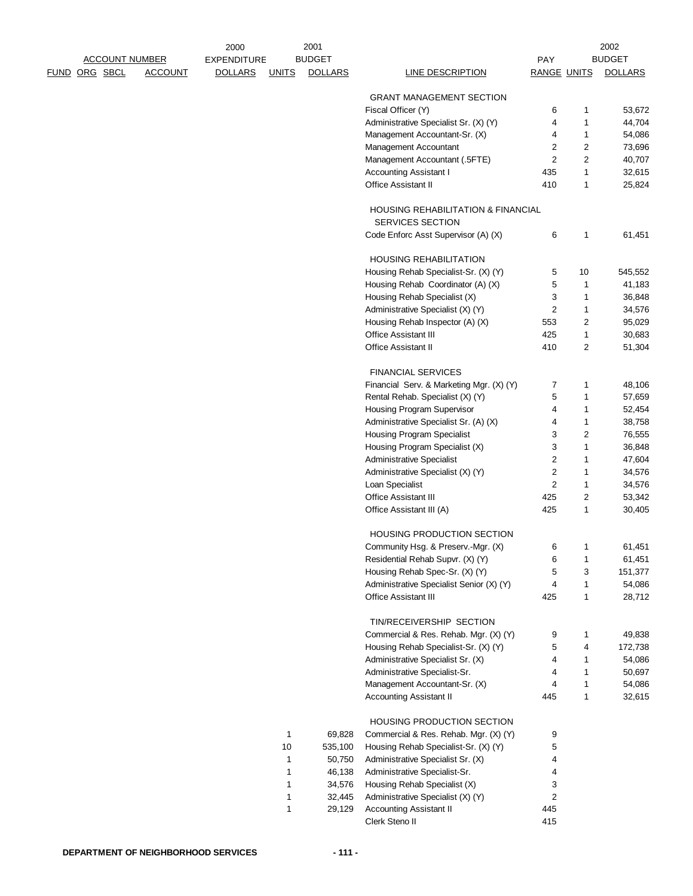| ACCOUNT NUMBER FUND | ORG | SBCL | ACCOUNT | 2000 EXPENDITURE DOLLARS | 2001 BUDGET UNITS | 2001 BUDGET DOLLARS | LINE DESCRIPTION | PAY RANGE | 2002 BUDGET UNITS | 2002 BUDGET DOLLARS |
|---|---|---|---|---|---|---|---|---|---|---|
| | | | | | | | GRANT MANAGEMENT SECTION | | | |
| | | | | | | | Fiscal Officer (Y) | 6 | 1 | 53,672 |
| | | | | | | | Administrative Specialist Sr. (X) (Y) | 4 | 1 | 44,704 |
| | | | | | | | Management Accountant-Sr. (X) | 4 | 1 | 54,086 |
| | | | | | | | Management Accountant | 2 | 2 | 73,696 |
| | | | | | | | Management Accountant (.5FTE) | 2 | 2 | 40,707 |
| | | | | | | | Accounting Assistant I | 435 | 1 | 32,615 |
| | | | | | | | Office Assistant II | 410 | 1 | 25,824 |
| | | | | | | | HOUSING REHABILITATION & FINANCIAL SERVICES SECTION | | | |
| | | | | | | | Code Enforc Asst Supervisor (A) (X) | 6 | 1 | 61,451 |
| | | | | | | | HOUSING REHABILITATION | | | |
| | | | | | | | Housing Rehab Specialist-Sr. (X) (Y) | 5 | 10 | 545,552 |
| | | | | | | | Housing Rehab Coordinator (A) (X) | 5 | 1 | 41,183 |
| | | | | | | | Housing Rehab Specialist (X) | 3 | 1 | 36,848 |
| | | | | | | | Administrative Specialist (X) (Y) | 2 | 1 | 34,576 |
| | | | | | | | Housing Rehab Inspector (A) (X) | 553 | 2 | 95,029 |
| | | | | | | | Office Assistant III | 425 | 1 | 30,683 |
| | | | | | | | Office Assistant II | 410 | 2 | 51,304 |
| | | | | | | | FINANCIAL SERVICES | | | |
| | | | | | | | Financial Serv. & Marketing Mgr. (X) (Y) | 7 | 1 | 48,106 |
| | | | | | | | Rental Rehab. Specialist (X) (Y) | 5 | 1 | 57,659 |
| | | | | | | | Housing Program Supervisor | 4 | 1 | 52,454 |
| | | | | | | | Administrative Specialist Sr. (A) (X) | 4 | 1 | 38,758 |
| | | | | | | | Housing Program Specialist | 3 | 2 | 76,555 |
| | | | | | | | Housing Program Specialist (X) | 3 | 1 | 36,848 |
| | | | | | | | Administrative Specialist | 2 | 1 | 47,604 |
| | | | | | | | Administrative Specialist (X) (Y) | 2 | 1 | 34,576 |
| | | | | | | | Loan Specialist | 2 | 1 | 34,576 |
| | | | | | | | Office Assistant III | 425 | 2 | 53,342 |
| | | | | | | | Office Assistant III (A) | 425 | 1 | 30,405 |
| | | | | | | | HOUSING PRODUCTION SECTION | | | |
| | | | | | | | Community Hsg. & Preserv.-Mgr. (X) | 6 | 1 | 61,451 |
| | | | | | | | Residential Rehab Supvr. (X) (Y) | 6 | 1 | 61,451 |
| | | | | | | | Housing Rehab Spec-Sr. (X) (Y) | 5 | 3 | 151,377 |
| | | | | | | | Administrative Specialist Senior (X) (Y) | 4 | 1 | 54,086 |
| | | | | | | | Office Assistant III | 425 | 1 | 28,712 |
| | | | | | | | TIN/RECEIVERSHIP SECTION | | | |
| | | | | | | | Commercial & Res. Rehab. Mgr. (X) (Y) | 9 | 1 | 49,838 |
| | | | | | | | Housing Rehab Specialist-Sr. (X) (Y) | 5 | 4 | 172,738 |
| | | | | | | | Administrative Specialist Sr. (X) | 4 | 1 | 54,086 |
| | | | | | | | Administrative Specialist-Sr. | 4 | 1 | 50,697 |
| | | | | | | | Management Accountant-Sr. (X) | 4 | 1 | 54,086 |
| | | | | | | | Accounting Assistant II | 445 | 1 | 32,615 |
| | | | | | | | HOUSING PRODUCTION SECTION | | | |
| | | | | | 1 | 69,828 | Commercial & Res. Rehab. Mgr. (X) (Y) | 9 | | |
| | | | | | 10 | 535,100 | Housing Rehab Specialist-Sr. (X) (Y) | 5 | | |
| | | | | | 1 | 50,750 | Administrative Specialist Sr. (X) | 4 | | |
| | | | | | 1 | 46,138 | Administrative Specialist-Sr. | 4 | | |
| | | | | | 1 | 34,576 | Housing Rehab Specialist (X) | 3 | | |
| | | | | | 1 | 32,445 | Administrative Specialist (X) (Y) | 2 | | |
| | | | | | 1 | 29,129 | Accounting Assistant II | 445 | | |
| | | | | | | | Clerk Steno II | 415 | | |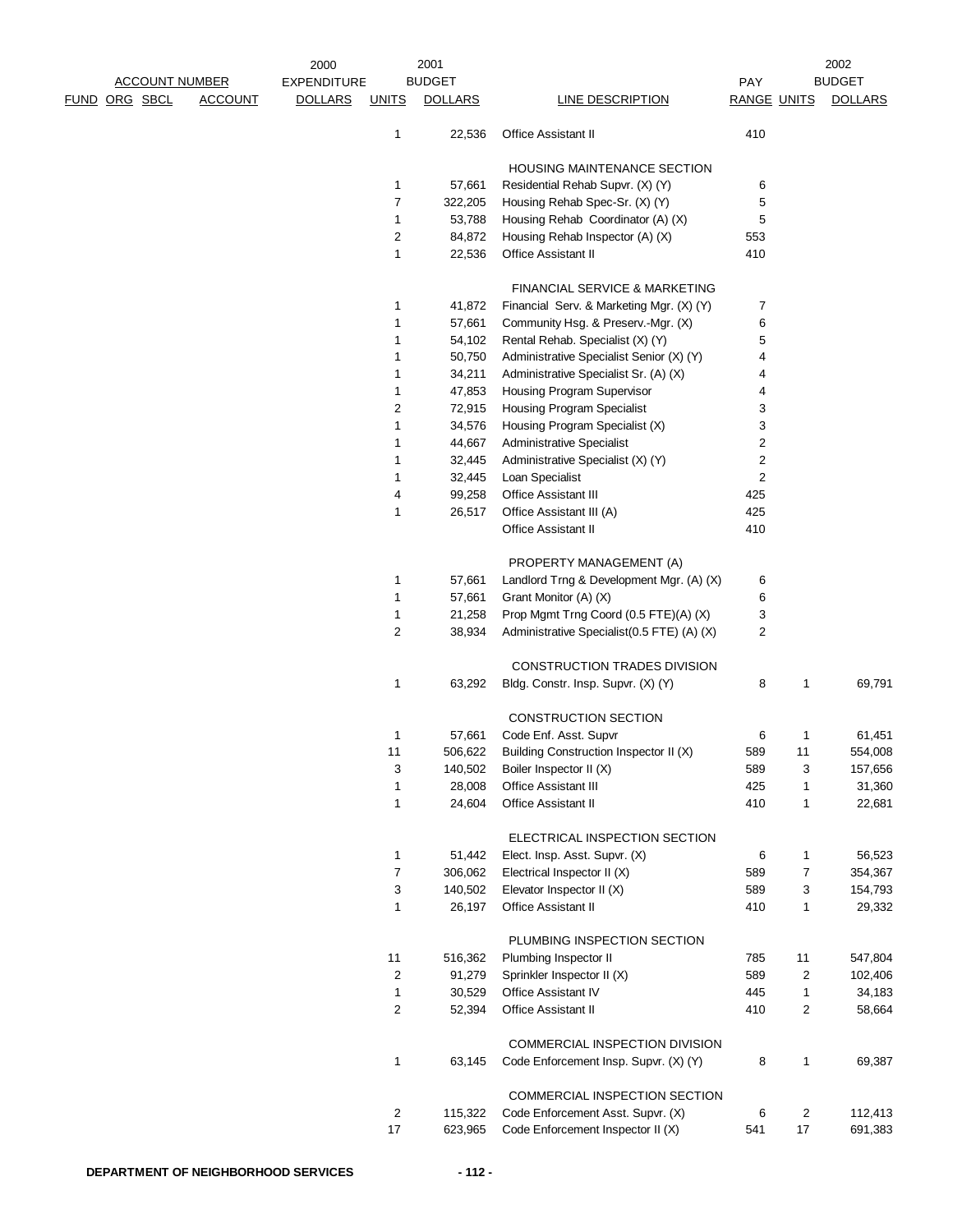| ACCOUNT NUMBER | | | | 2000 EXPENDITURE | 2001 BUDGET | | | PAY | 2002 BUDGET | |
|---|---|---|---|---|---|---|---|---|---|---|
| FUND | ORG | SBCL | ACCOUNT | DOLLARS | UNITS | DOLLARS | LINE DESCRIPTION | RANGE | UNITS | DOLLARS |
| | | | | | 1 | 22,536 | Office Assistant II | 410 | | |
| | | | | | | | HOUSING MAINTENANCE SECTION | | | |
| | | | | | 1 | 57,661 | Residential Rehab Supvr. (X) (Y) | 6 | | |
| | | | | | 7 | 322,205 | Housing Rehab Spec-Sr. (X) (Y) | 5 | | |
| | | | | | 1 | 53,788 | Housing Rehab Coordinator (A) (X) | 5 | | |
| | | | | | 2 | 84,872 | Housing Rehab Inspector (A) (X) | 553 | | |
| | | | | | 1 | 22,536 | Office Assistant II | 410 | | |
| | | | | | | | FINANCIAL SERVICE & MARKETING | | | |
| | | | | | 1 | 41,872 | Financial Serv. & Marketing Mgr. (X) (Y) | 7 | | |
| | | | | | 1 | 57,661 | Community Hsg. & Preserv.-Mgr. (X) | 6 | | |
| | | | | | 1 | 54,102 | Rental Rehab. Specialist (X) (Y) | 5 | | |
| | | | | | 1 | 50,750 | Administrative Specialist Senior (X) (Y) | 4 | | |
| | | | | | 1 | 34,211 | Administrative Specialist Sr. (A) (X) | 4 | | |
| | | | | | 1 | 47,853 | Housing Program Supervisor | 4 | | |
| | | | | | 2 | 72,915 | Housing Program Specialist | 3 | | |
| | | | | | 1 | 34,576 | Housing Program Specialist (X) | 3 | | |
| | | | | | 1 | 44,667 | Administrative Specialist | 2 | | |
| | | | | | 1 | 32,445 | Administrative Specialist (X) (Y) | 2 | | |
| | | | | | 1 | 32,445 | Loan Specialist | 2 | | |
| | | | | | 4 | 99,258 | Office Assistant III | 425 | | |
| | | | | | 1 | 26,517 | Office Assistant III (A) | 425 | | |
| | | | | | | | Office Assistant II | 410 | | |
| | | | | | | | PROPERTY MANAGEMENT (A) | | | |
| | | | | | 1 | 57,661 | Landlord Trng & Development Mgr. (A) (X) | 6 | | |
| | | | | | 1 | 57,661 | Grant Monitor (A) (X) | 6 | | |
| | | | | | 1 | 21,258 | Prop Mgmt Trng Coord (0.5 FTE)(A) (X) | 3 | | |
| | | | | | 2 | 38,934 | Administrative Specialist(0.5 FTE) (A) (X) | 2 | | |
| | | | | | | | CONSTRUCTION TRADES DIVISION | | | |
| | | | | | 1 | 63,292 | Bldg. Constr. Insp. Supvr. (X) (Y) | 8 | 1 | 69,791 |
| | | | | | | | CONSTRUCTION SECTION | | | |
| | | | | | 1 | 57,661 | Code Enf. Asst. Supvr | 6 | 1 | 61,451 |
| | | | | | 11 | 506,622 | Building Construction Inspector II (X) | 589 | 11 | 554,008 |
| | | | | | 3 | 140,502 | Boiler Inspector II (X) | 589 | 3 | 157,656 |
| | | | | | 1 | 28,008 | Office Assistant III | 425 | 1 | 31,360 |
| | | | | | 1 | 24,604 | Office Assistant II | 410 | 1 | 22,681 |
| | | | | | | | ELECTRICAL INSPECTION SECTION | | | |
| | | | | | 1 | 51,442 | Elect. Insp. Asst. Supvr. (X) | 6 | 1 | 56,523 |
| | | | | | 7 | 306,062 | Electrical Inspector II (X) | 589 | 7 | 354,367 |
| | | | | | 3 | 140,502 | Elevator Inspector II (X) | 589 | 3 | 154,793 |
| | | | | | 1 | 26,197 | Office Assistant II | 410 | 1 | 29,332 |
| | | | | | | | PLUMBING INSPECTION SECTION | | | |
| | | | | | 11 | 516,362 | Plumbing Inspector II | 785 | 11 | 547,804 |
| | | | | | 2 | 91,279 | Sprinkler Inspector II (X) | 589 | 2 | 102,406 |
| | | | | | 1 | 30,529 | Office Assistant IV | 445 | 1 | 34,183 |
| | | | | | 2 | 52,394 | Office Assistant II | 410 | 2 | 58,664 |
| | | | | | | | COMMERCIAL INSPECTION DIVISION | | | |
| | | | | | 1 | 63,145 | Code Enforcement Insp. Supvr. (X) (Y) | 8 | 1 | 69,387 |
| | | | | | | | COMMERCIAL INSPECTION SECTION | | | |
| | | | | | 2 | 115,322 | Code Enforcement Asst. Supvr. (X) | 6 | 2 | 112,413 |
| | | | | | 17 | 623,965 | Code Enforcement Inspector II (X) | 541 | 17 | 691,383 |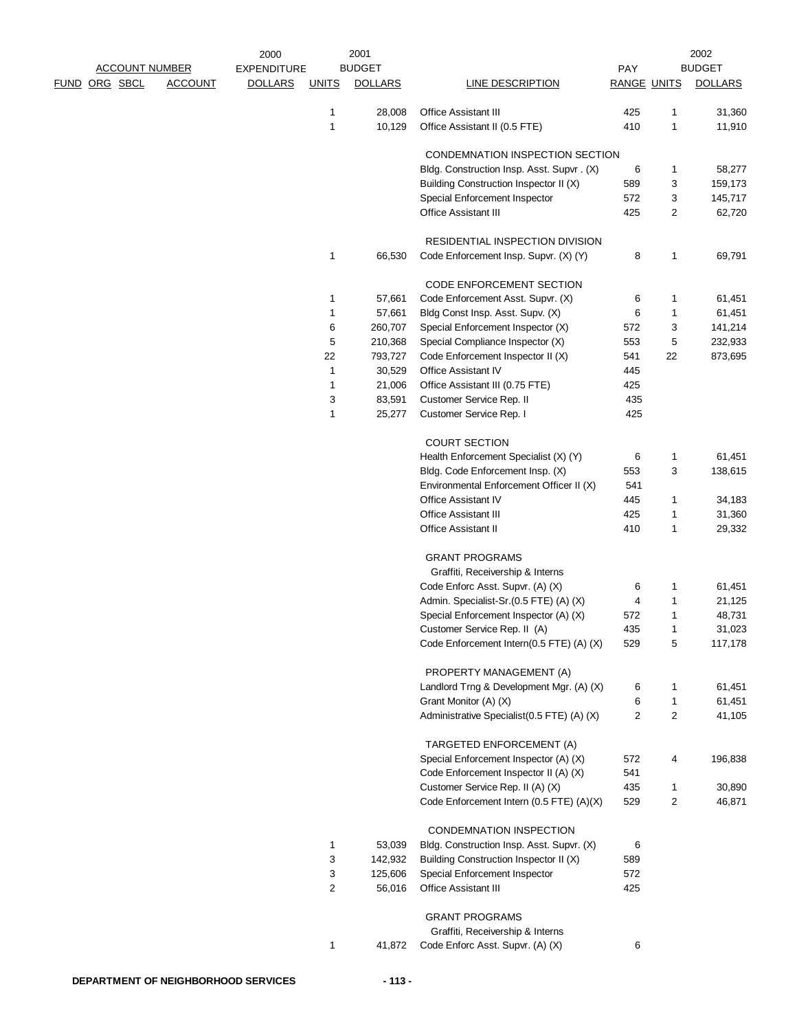| ACCOUNT NUMBER | | | | 2000 EXPENDITURE | 2001 BUDGET | | | PAY | 2002 BUDGET | |
|---|---|---|---|---|---|---|---|---|---|---|
| FUND | ORG | SBCL | ACCOUNT | DOLLARS | UNITS | DOLLARS | LINE DESCRIPTION | RANGE | UNITS | DOLLARS |
| | | | | | 1 | 28,008 | Office Assistant III | 425 | 1 | 31,360 |
| | | | | | 1 | 10,129 | Office Assistant II (0.5 FTE) | 410 | 1 | 11,910 |
| | | | | | | | CONDEMNATION INSPECTION SECTION | | | |
| | | | | | | | Bldg. Construction Insp. Asst. Supvr . (X) | 6 | 1 | 58,277 |
| | | | | | | | Building Construction Inspector II (X) | 589 | 3 | 159,173 |
| | | | | | | | Special Enforcement Inspector | 572 | 3 | 145,717 |
| | | | | | | | Office Assistant III | 425 | 2 | 62,720 |
| | | | | | | | RESIDENTIAL INSPECTION DIVISION | | | |
| | | | | | 1 | 66,530 | Code Enforcement Insp. Supvr. (X) (Y) | 8 | 1 | 69,791 |
| | | | | | | | CODE ENFORCEMENT SECTION | | | |
| | | | | | 1 | 57,661 | Code Enforcement Asst. Supvr. (X) | 6 | 1 | 61,451 |
| | | | | | 1 | 57,661 | Bldg Const Insp. Asst. Supv. (X) | 6 | 1 | 61,451 |
| | | | | | 6 | 260,707 | Special Enforcement Inspector (X) | 572 | 3 | 141,214 |
| | | | | | 5 | 210,368 | Special Compliance Inspector (X) | 553 | 5 | 232,933 |
| | | | | | 22 | 793,727 | Code Enforcement Inspector II (X) | 541 | 22 | 873,695 |
| | | | | | 1 | 30,529 | Office Assistant IV | 445 | | |
| | | | | | 1 | 21,006 | Office Assistant III (0.75 FTE) | 425 | | |
| | | | | | 3 | 83,591 | Customer Service Rep. II | 435 | | |
| | | | | | 1 | 25,277 | Customer Service Rep. I | 425 | | |
| | | | | | | | COURT SECTION | | | |
| | | | | | | | Health Enforcement Specialist (X) (Y) | 6 | 1 | 61,451 |
| | | | | | | | Bldg. Code Enforcement Insp. (X) | 553 | 3 | 138,615 |
| | | | | | | | Environmental Enforcement Officer II (X) | 541 | | |
| | | | | | | | Office Assistant IV | 445 | 1 | 34,183 |
| | | | | | | | Office Assistant III | 425 | 1 | 31,360 |
| | | | | | | | Office Assistant II | 410 | 1 | 29,332 |
| | | | | | | | GRANT PROGRAMS | | | |
| | | | | | | | Graffiti, Receivership & Interns | | | |
| | | | | | | | Code Enforc Asst. Supvr. (A) (X) | 6 | 1 | 61,451 |
| | | | | | | | Admin. Specialist-Sr.(0.5 FTE) (A) (X) | 4 | 1 | 21,125 |
| | | | | | | | Special Enforcement Inspector (A) (X) | 572 | 1 | 48,731 |
| | | | | | | | Customer Service Rep. II (A) | 435 | 1 | 31,023 |
| | | | | | | | Code Enforcement Intern(0.5 FTE) (A) (X) | 529 | 5 | 117,178 |
| | | | | | | | PROPERTY MANAGEMENT (A) | | | |
| | | | | | | | Landlord Trng & Development Mgr. (A) (X) | 6 | 1 | 61,451 |
| | | | | | | | Grant Monitor (A) (X) | 6 | 1 | 61,451 |
| | | | | | | | Administrative Specialist(0.5 FTE) (A) (X) | 2 | 2 | 41,105 |
| | | | | | | | TARGETED ENFORCEMENT (A) | | | |
| | | | | | | | Special Enforcement Inspector (A) (X) | 572 | 4 | 196,838 |
| | | | | | | | Code Enforcement Inspector II (A) (X) | 541 | | |
| | | | | | | | Customer Service Rep. II (A) (X) | 435 | 1 | 30,890 |
| | | | | | | | Code Enforcement Intern (0.5 FTE) (A)(X) | 529 | 2 | 46,871 |
| | | | | | | | CONDEMNATION INSPECTION | | | |
| | | | | | 1 | 53,039 | Bldg. Construction Insp. Asst. Supvr. (X) | 6 | | |
| | | | | | 3 | 142,932 | Building Construction Inspector II (X) | 589 | | |
| | | | | | 3 | 125,606 | Special Enforcement Inspector | 572 | | |
| | | | | | 2 | 56,016 | Office Assistant III | 425 | | |
| | | | | | | | GRANT PROGRAMS | | | |
| | | | | | | | Graffiti, Receivership & Interns | | | |
| | | | | | 1 | 41,872 | Code Enforc Asst. Supvr. (A) (X) | 6 | | |

DEPARTMENT OF NEIGHBORHOOD SERVICES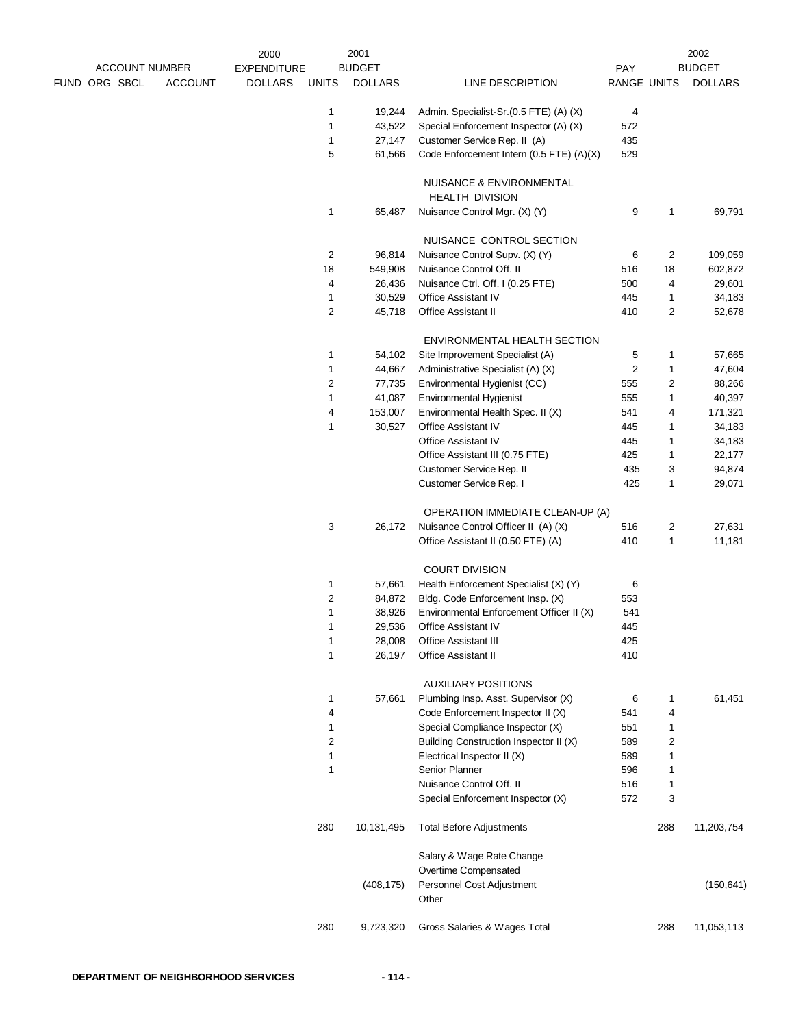| FUND | ORG | SBCL | ACCOUNT | 2000 EXPENDITURE DOLLARS | 2001 BUDGET UNITS | 2001 BUDGET DOLLARS | LINE DESCRIPTION | PAY RANGE | 2002 BUDGET UNITS | 2002 BUDGET DOLLARS |
|---|---|---|---|---|---|---|---|---|---|---|
| | | | | | 1 | 19,244 | Admin. Specialist-Sr.(0.5 FTE) (A) (X) | 4 | | |
| | | | | | 1 | 43,522 | Special Enforcement Inspector (A) (X) | 572 | | |
| | | | | | 1 | 27,147 | Customer Service Rep. II (A) | 435 | | |
| | | | | | 5 | 61,566 | Code Enforcement Intern (0.5 FTE) (A)(X) | 529 | | |
| | | | | | | | NUISANCE & ENVIRONMENTAL HEALTH DIVISION | | | |
| | | | | | 1 | 65,487 | Nuisance Control Mgr. (X) (Y) | 9 | 1 | 69,791 |
| | | | | | | | NUISANCE CONTROL SECTION | | | |
| | | | | | 2 | 96,814 | Nuisance Control Supv. (X) (Y) | 6 | 2 | 109,059 |
| | | | | | 18 | 549,908 | Nuisance Control Off. II | 516 | 18 | 602,872 |
| | | | | | 4 | 26,436 | Nuisance Ctrl. Off. I (0.25 FTE) | 500 | 4 | 29,601 |
| | | | | | 1 | 30,529 | Office Assistant IV | 445 | 1 | 34,183 |
| | | | | | 2 | 45,718 | Office Assistant II | 410 | 2 | 52,678 |
| | | | | | | | ENVIRONMENTAL HEALTH SECTION | | | |
| | | | | | 1 | 54,102 | Site Improvement Specialist (A) | 5 | 1 | 57,665 |
| | | | | | 1 | 44,667 | Administrative Specialist (A) (X) | 2 | 1 | 47,604 |
| | | | | | 2 | 77,735 | Environmental Hygienist (CC) | 555 | 2 | 88,266 |
| | | | | | 1 | 41,087 | Environmental Hygienist | 555 | 1 | 40,397 |
| | | | | | 4 | 153,007 | Environmental Health Spec. II (X) | 541 | 4 | 171,321 |
| | | | | | 1 | 30,527 | Office Assistant IV | 445 | 1 | 34,183 |
| | | | | | | | Office Assistant IV | 445 | 1 | 34,183 |
| | | | | | | | Office Assistant III (0.75 FTE) | 425 | 1 | 22,177 |
| | | | | | | | Customer Service Rep. II | 435 | 3 | 94,874 |
| | | | | | | | Customer Service Rep. I | 425 | 1 | 29,071 |
| | | | | | | | OPERATION IMMEDIATE CLEAN-UP (A) | | | |
| | | | | | 3 | 26,172 | Nuisance Control Officer II (A) (X) | 516 | 2 | 27,631 |
| | | | | | | | Office Assistant II (0.50 FTE) (A) | 410 | 1 | 11,181 |
| | | | | | | | COURT DIVISION | | | |
| | | | | | 1 | 57,661 | Health Enforcement Specialist (X) (Y) | 6 | | |
| | | | | | 2 | 84,872 | Bldg. Code Enforcement Insp. (X) | 553 | | |
| | | | | | 1 | 38,926 | Environmental Enforcement Officer II (X) | 541 | | |
| | | | | | 1 | 29,536 | Office Assistant IV | 445 | | |
| | | | | | 1 | 28,008 | Office Assistant III | 425 | | |
| | | | | | 1 | 26,197 | Office Assistant II | 410 | | |
| | | | | | | | AUXILIARY POSITIONS | | | |
| | | | | | 1 | 57,661 | Plumbing Insp. Asst. Supervisor (X) | 6 | 1 | 61,451 |
| | | | | | 4 | | Code Enforcement Inspector II (X) | 541 | 4 | |
| | | | | | 1 | | Special Compliance Inspector (X) | 551 | 1 | |
| | | | | | 2 | | Building Construction Inspector II (X) | 589 | 2 | |
| | | | | | 1 | | Electrical Inspector II (X) | 589 | 1 | |
| | | | | | 1 | | Senior Planner | 596 | 1 | |
| | | | | | | | Nuisance Control Off. II | 516 | 1 | |
| | | | | | | | Special Enforcement Inspector (X) | 572 | 3 | |
| | | | | | 280 | 10,131,495 | Total Before Adjustments | | 288 | 11,203,754 |
| | | | | | | | Salary & Wage Rate Change | | | |
| | | | | | | | Overtime Compensated | | | |
| | | | | | | (408,175) | Personnel Cost Adjustment | | | (150,641) |
| | | | | | | | Other | | | |
| | | | | | 280 | 9,723,320 | Gross Salaries & Wages Total | | 288 | 11,053,113 |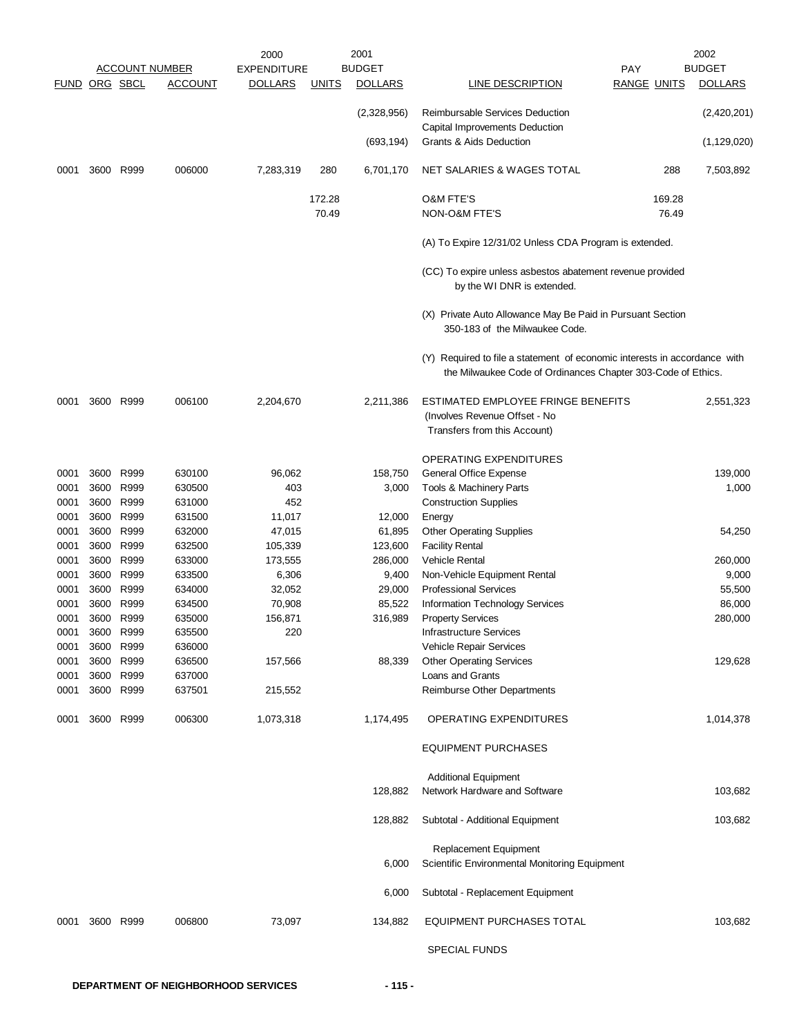| ACCOUNT NUMBER | | | | 2000 EXPENDITURE | | 2001 BUDGET | | PAY | | 2002 BUDGET |
|---|---|---|---|---|---|---|---|---|---|---|
| FUND | ORG | SBCL | ACCOUNT | DOLLARS | UNITS | DOLLARS | LINE DESCRIPTION | RANGE | UNITS | DOLLARS |
| | | | | | | (2,328,956) | Reimbursable Services Deduction | | | (2,420,201) |
| | | | | | | | Capital Improvements Deduction | | | |
| | | | | | | (693,194) | Grants & Aids Deduction | | | (1,129,020) |
| 0001 | 3600 | R999 | 006000 | 7,283,319 | 280 | 6,701,170 | NET SALARIES & WAGES TOTAL | | 288 | 7,503,892 |
| | | | | | 172.28 | | O&M FTE'S | | 169.28 | |
| | | | | | 70.49 | | NON-O&M FTE'S | | 76.49 | |
| | | | | | | | (A) To Expire 12/31/02 Unless CDA Program is extended. | | | |
| | | | | | | | (CC) To expire unless asbestos abatement revenue provided by the WI DNR is extended. | | | |
| | | | | | | | (X) Private Auto Allowance May Be Paid in Pursuant Section 350-183 of the Milwaukee Code. | | | |
| | | | | | | | (Y) Required to file a statement of economic interests in accordance with the Milwaukee Code of Ordinances Chapter 303-Code of Ethics. | | | |
| 0001 | 3600 | R999 | 006100 | 2,204,670 | | 2,211,386 | ESTIMATED EMPLOYEE FRINGE BENEFITS (Involves Revenue Offset - No Transfers from this Account) | | | 2,551,323 |
| | | | | | | | OPERATING EXPENDITURES | | | |
| 0001 | 3600 | R999 | 630100 | 96,062 | | 158,750 | General Office Expense | | | 139,000 |
| 0001 | 3600 | R999 | 630500 | 403 | | 3,000 | Tools & Machinery Parts | | | 1,000 |
| 0001 | 3600 | R999 | 631000 | 452 | | | Construction Supplies | | | |
| 0001 | 3600 | R999 | 631500 | 11,017 | | 12,000 | Energy | | | |
| 0001 | 3600 | R999 | 632000 | 47,015 | | 61,895 | Other Operating Supplies | | | 54,250 |
| 0001 | 3600 | R999 | 632500 | 105,339 | | 123,600 | Facility Rental | | | |
| 0001 | 3600 | R999 | 633000 | 173,555 | | 286,000 | Vehicle Rental | | | 260,000 |
| 0001 | 3600 | R999 | 633500 | 6,306 | | 9,400 | Non-Vehicle Equipment Rental | | | 9,000 |
| 0001 | 3600 | R999 | 634000 | 32,052 | | 29,000 | Professional Services | | | 55,500 |
| 0001 | 3600 | R999 | 634500 | 70,908 | | 85,522 | Information Technology Services | | | 86,000 |
| 0001 | 3600 | R999 | 635000 | 156,871 | | 316,989 | Property Services | | | 280,000 |
| 0001 | 3600 | R999 | 635500 | 220 | | | Infrastructure Services | | | |
| 0001 | 3600 | R999 | 636000 | | | | Vehicle Repair Services | | | |
| 0001 | 3600 | R999 | 636500 | 157,566 | | 88,339 | Other Operating Services | | | 129,628 |
| 0001 | 3600 | R999 | 637000 | | | | Loans and Grants | | | |
| 0001 | 3600 | R999 | 637501 | 215,552 | | | Reimburse Other Departments | | | |
| 0001 | 3600 | R999 | 006300 | 1,073,318 | | 1,174,495 | OPERATING EXPENDITURES | | | 1,014,378 |
| | | | | | | | EQUIPMENT PURCHASES | | | |
| | | | | | | | Additional Equipment | | | |
| | | | | | | 128,882 | Network Hardware and Software | | | 103,682 |
| | | | | | | 128,882 | Subtotal - Additional Equipment | | | 103,682 |
| | | | | | | | Replacement Equipment | | | |
| | | | | | | 6,000 | Scientific Environmental Monitoring Equipment | | | |
| | | | | | | 6,000 | Subtotal - Replacement Equipment | | | |
| 0001 | 3600 | R999 | 006800 | 73,097 | | 134,882 | EQUIPMENT PURCHASES TOTAL | | | 103,682 |
| | | | | | | | SPECIAL FUNDS | | | |

DEPARTMENT OF NEIGHBORHOOD SERVICES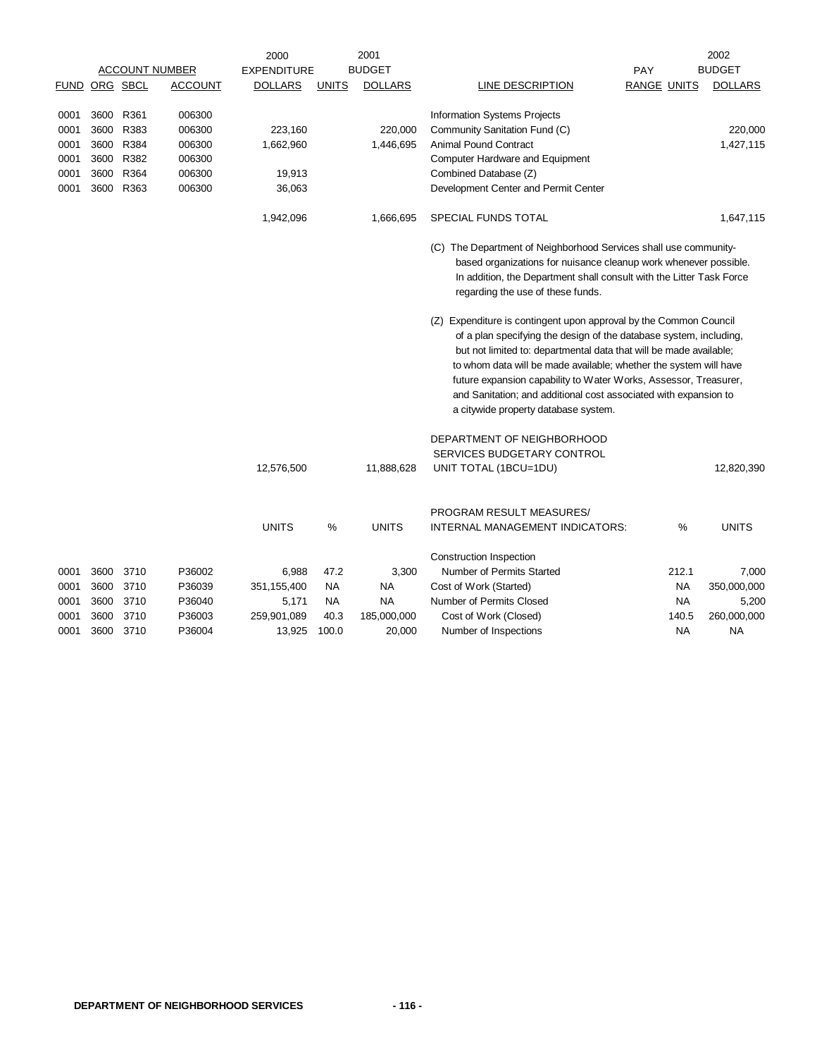| FUND | ORG | SBCL | ACCOUNT | 2000 EXPENDITURE DOLLARS | UNITS | 2001 BUDGET DOLLARS | LINE DESCRIPTION | PAY RANGE | UNITS | 2002 BUDGET DOLLARS |
|---|---|---|---|---|---|---|---|---|---|---|
| 0001 | 3600 | R361 | 006300 | | | | Information Systems Projects | | | |
| 0001 | 3600 | R383 | 006300 | 223,160 | | 220,000 | Community Sanitation Fund (C) | | | 220,000 |
| 0001 | 3600 | R384 | 006300 | 1,662,960 | | 1,446,695 | Animal Pound Contract | | | 1,427,115 |
| 0001 | 3600 | R382 | 006300 | | | | Computer Hardware and Equipment | | | |
| 0001 | 3600 | R364 | 006300 | 19,913 | | | Combined Database (Z) | | | |
| 0001 | 3600 | R363 | 006300 | 36,063 | | | Development Center and Permit Center | | | |
| | | | | 1,942,096 | | 1,666,695 | SPECIAL FUNDS TOTAL | | | 1,647,115 |

(C) The Department of Neighborhood Services shall use community-based organizations for nuisance cleanup work whenever possible. In addition, the Department shall consult with the Litter Task Force regarding the use of these funds.

(Z) Expenditure is contingent upon approval by the Common Council of a plan specifying the design of the database system, including, but not limited to: departmental data that will be made available; to whom data will be made available; whether the system will have future expansion capability to Water Works, Assessor, Treasurer, and Sanitation; and additional cost associated with expansion to a citywide property database system.

| | 2000 | | 2001 | | | 2002 |
|---|---|---|---|---|---|---|
| DEPARTMENT OF NEIGHBORHOOD SERVICES BUDGETARY CONTROL UNIT TOTAL (1BCU=1DU) | 12,576,500 | | 11,888,628 | | | 12,820,390 |

| FUND | ORG | SBCL | ACCOUNT | UNITS | % | UNITS | PROGRAM RESULT MEASURES/ INTERNAL MANAGEMENT INDICATORS: | % | UNITS |
|---|---|---|---|---|---|---|---|---|---|
| | | | | | | | Construction Inspection | | |
| 0001 | 3600 | 3710 | P36002 | 6,988 | 47.2 | 3,300 | Number of Permits Started | 212.1 | 7,000 |
| 0001 | 3600 | 3710 | P36039 | 351,155,400 | NA | NA | Cost of Work (Started) | NA | 350,000,000 |
| 0001 | 3600 | 3710 | P36040 | 5,171 | NA | NA | Number of Permits Closed | NA | 5,200 |
| 0001 | 3600 | 3710 | P36003 | 259,901,089 | 40.3 | 185,000,000 | Cost of Work (Closed) | 140.5 | 260,000,000 |
| 0001 | 3600 | 3710 | P36004 | 13,925 | 100.0 | 20,000 | Number of Inspections | NA | NA |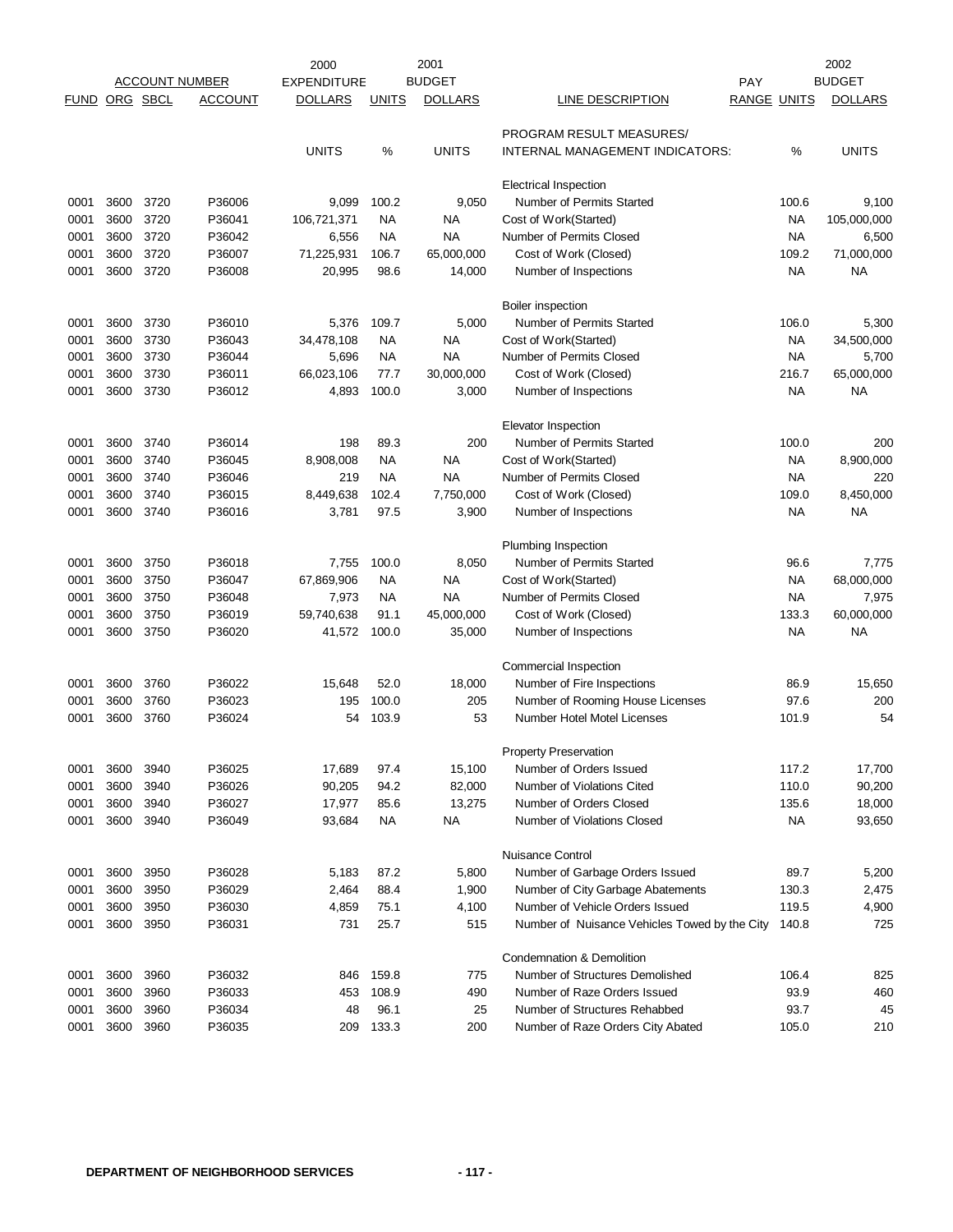| ACCOUNT NUMBER | | | | 2000 EXPENDITURE | | 2001 BUDGET | | PAY | | 2002 BUDGET |
|---|---|---|---|---|---|---|---|---|---|---|
| FUND | ORG | SBCL | ACCOUNT | DOLLARS | UNITS | DOLLARS | LINE DESCRIPTION | RANGE | UNITS | DOLLARS |
| | | | | UNITS | % | UNITS | PROGRAM RESULT MEASURES/ INTERNAL MANAGEMENT INDICATORS: | | % | UNITS |
| | | | | | | | Electrical Inspection | | | |
| 0001 | 3600 | 3720 | P36006 | 9,099 | 100.2 | 9,050 | Number of Permits Started | | 100.6 | 9,100 |
| 0001 | 3600 | 3720 | P36041 | 106,721,371 | NA | NA | Cost of Work(Started) | | NA | 105,000,000 |
| 0001 | 3600 | 3720 | P36042 | 6,556 | NA | NA | Number of Permits Closed | | NA | 6,500 |
| 0001 | 3600 | 3720 | P36007 | 71,225,931 | 106.7 | 65,000,000 | Cost of Work (Closed) | | 109.2 | 71,000,000 |
| 0001 | 3600 | 3720 | P36008 | 20,995 | 98.6 | 14,000 | Number of Inspections | | NA | NA |
| | | | | | | | Boiler inspection | | | |
| 0001 | 3600 | 3730 | P36010 | 5,376 | 109.7 | 5,000 | Number of Permits Started | | 106.0 | 5,300 |
| 0001 | 3600 | 3730 | P36043 | 34,478,108 | NA | NA | Cost of Work(Started) | | NA | 34,500,000 |
| 0001 | 3600 | 3730 | P36044 | 5,696 | NA | NA | Number of Permits Closed | | NA | 5,700 |
| 0001 | 3600 | 3730 | P36011 | 66,023,106 | 77.7 | 30,000,000 | Cost of Work (Closed) | | 216.7 | 65,000,000 |
| 0001 | 3600 | 3730 | P36012 | 4,893 | 100.0 | 3,000 | Number of Inspections | | NA | NA |
| | | | | | | | Elevator Inspection | | | |
| 0001 | 3600 | 3740 | P36014 | 198 | 89.3 | 200 | Number of Permits Started | | 100.0 | 200 |
| 0001 | 3600 | 3740 | P36045 | 8,908,008 | NA | NA | Cost of Work(Started) | | NA | 8,900,000 |
| 0001 | 3600 | 3740 | P36046 | 219 | NA | NA | Number of Permits Closed | | NA | 220 |
| 0001 | 3600 | 3740 | P36015 | 8,449,638 | 102.4 | 7,750,000 | Cost of Work (Closed) | | 109.0 | 8,450,000 |
| 0001 | 3600 | 3740 | P36016 | 3,781 | 97.5 | 3,900 | Number of Inspections | | NA | NA |
| | | | | | | | Plumbing Inspection | | | |
| 0001 | 3600 | 3750 | P36018 | 7,755 | 100.0 | 8,050 | Number of Permits Started | | 96.6 | 7,775 |
| 0001 | 3600 | 3750 | P36047 | 67,869,906 | NA | NA | Cost of Work(Started) | | NA | 68,000,000 |
| 0001 | 3600 | 3750 | P36048 | 7,973 | NA | NA | Number of Permits Closed | | NA | 7,975 |
| 0001 | 3600 | 3750 | P36019 | 59,740,638 | 91.1 | 45,000,000 | Cost of Work (Closed) | | 133.3 | 60,000,000 |
| 0001 | 3600 | 3750 | P36020 | 41,572 | 100.0 | 35,000 | Number of Inspections | | NA | NA |
| | | | | | | | Commercial Inspection | | | |
| 0001 | 3600 | 3760 | P36022 | 15,648 | 52.0 | 18,000 | Number of Fire Inspections | | 86.9 | 15,650 |
| 0001 | 3600 | 3760 | P36023 | 195 | 100.0 | 205 | Number of Rooming House Licenses | | 97.6 | 200 |
| 0001 | 3600 | 3760 | P36024 | 54 | 103.9 | 53 | Number Hotel Motel Licenses | | 101.9 | 54 |
| | | | | | | | Property Preservation | | | |
| 0001 | 3600 | 3940 | P36025 | 17,689 | 97.4 | 15,100 | Number of Orders Issued | | 117.2 | 17,700 |
| 0001 | 3600 | 3940 | P36026 | 90,205 | 94.2 | 82,000 | Number of Violations Cited | | 110.0 | 90,200 |
| 0001 | 3600 | 3940 | P36027 | 17,977 | 85.6 | 13,275 | Number of Orders Closed | | 135.6 | 18,000 |
| 0001 | 3600 | 3940 | P36049 | 93,684 | NA | NA | Number of Violations Closed | | NA | 93,650 |
| | | | | | | | Nuisance Control | | | |
| 0001 | 3600 | 3950 | P36028 | 5,183 | 87.2 | 5,800 | Number of Garbage Orders Issued | | 89.7 | 5,200 |
| 0001 | 3600 | 3950 | P36029 | 2,464 | 88.4 | 1,900 | Number of City Garbage Abatements | | 130.3 | 2,475 |
| 0001 | 3600 | 3950 | P36030 | 4,859 | 75.1 | 4,100 | Number of Vehicle Orders Issued | | 119.5 | 4,900 |
| 0001 | 3600 | 3950 | P36031 | 731 | 25.7 | 515 | Number of Nuisance Vehicles Towed by the City | | 140.8 | 725 |
| | | | | | | | Condemnation & Demolition | | | |
| 0001 | 3600 | 3960 | P36032 | 846 | 159.8 | 775 | Number of Structures Demolished | | 106.4 | 825 |
| 0001 | 3600 | 3960 | P36033 | 453 | 108.9 | 490 | Number of Raze Orders Issued | | 93.9 | 460 |
| 0001 | 3600 | 3960 | P36034 | 48 | 96.1 | 25 | Number of Structures Rehabbed | | 93.7 | 45 |
| 0001 | 3600 | 3960 | P36035 | 209 | 133.3 | 200 | Number of Raze Orders City Abated | | 105.0 | 210 |

DEPARTMENT OF NEIGHBORHOOD SERVICES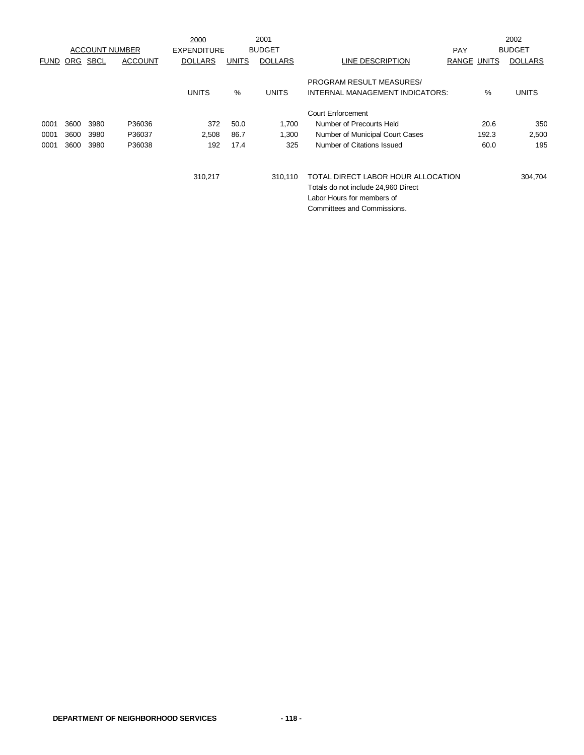| ACCOUNT NUMBER | | | | 2000 EXPENDITURE | | 2001 BUDGET | | PAY | | 2002 BUDGET |
|---|---|---|---|---|---|---|---|---|---|---|
| FUND | ORG | SBCL | ACCOUNT | DOLLARS | UNITS | DOLLARS | LINE DESCRIPTION | RANGE | UNITS | DOLLARS |
| | | | | UNITS | % | UNITS | PROGRAM RESULT MEASURES/ INTERNAL MANAGEMENT INDICATORS: | | % | UNITS |
| | | | | | | | Court Enforcement | | | |
| 0001 | 3600 | 3980 | P36036 | 372 | 50.0 | 1,700 | Number of Precourts Held | | 20.6 | 350 |
| 0001 | 3600 | 3980 | P36037 | 2,508 | 86.7 | 1,300 | Number of Municipal Court Cases | | 192.3 | 2,500 |
| 0001 | 3600 | 3980 | P36038 | 192 | 17.4 | 325 | Number of Citations Issued | | 60.0 | 195 |
| | | | | 310,217 | | 310,110 | TOTAL DIRECT LABOR HOUR ALLOCATION Totals do not include 24,960 Direct Labor Hours for members of Committees and Commissions. | | | 304,704 |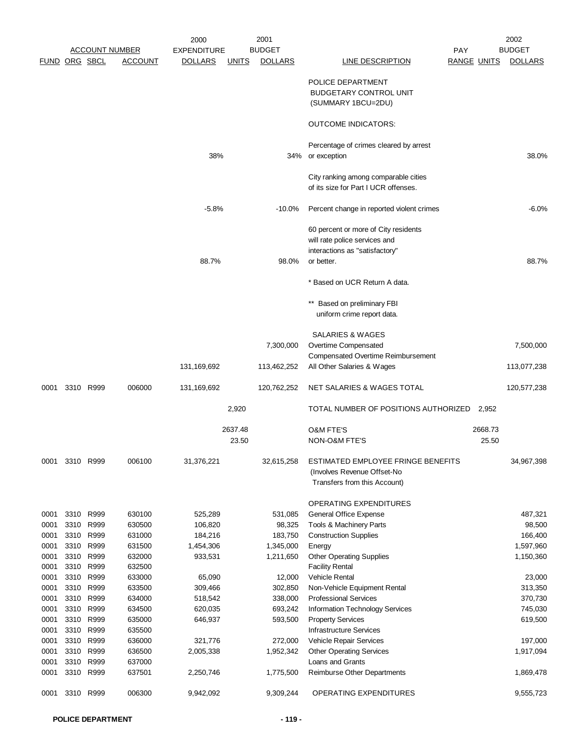| FUND | ORG | SBCL | ACCOUNT | 2000 EXPENDITURE DOLLARS | 2001 UNITS | 2001 BUDGET DOLLARS | LINE DESCRIPTION | PAY RANGE | 2002 UNITS | 2002 BUDGET DOLLARS |
|---|---|---|---|---|---|---|---|---|---|---|
| | | | | | | | POLICE DEPARTMENT BUDGETARY CONTROL UNIT (SUMMARY 1BCU=2DU) | | | |
| | | | | | | | OUTCOME INDICATORS: | | | |
| | | | | 38% | | 34% | Percentage of crimes cleared by arrest or exception | | | 38.0% |
| | | | | | | | City ranking among comparable cities of its size for Part I UCR offenses. | | | |
| | | | | -5.8% | | -10.0% | Percent change in reported violent crimes | | | -6.0% |
| | | | | 88.7% | | 98.0% | 60 percent or more of City residents will rate police services and interactions as "satisfactory" or better. | | | 88.7% |
| | | | | | | | * Based on UCR Return A data. | | | |
| | | | | | | | ** Based on preliminary FBI uniform crime report data. | | | |
| | | | | | | | SALARIES & WAGES | | | |
| | | | | | | 7,300,000 | Overtime Compensated | | | 7,500,000 |
| | | | | | | | Compensated Overtime Reimbursement | | | |
| | | | | 131,169,692 | | 113,462,252 | All Other Salaries & Wages | | | 113,077,238 |
| 0001 | 3310 | R999 | 006000 | 131,169,692 | | 120,762,252 | NET SALARIES & WAGES TOTAL | | | 120,577,238 |
| | | | | | 2,920 | | TOTAL NUMBER OF POSITIONS AUTHORIZED | | 2,952 | |
| | | | | | 2637.48 | | O&M FTE'S | | 2668.73 | |
| | | | | | 23.50 | | NON-O&M FTE'S | | 25.50 | |
| 0001 | 3310 | R999 | 006100 | 31,376,221 | | 32,615,258 | ESTIMATED EMPLOYEE FRINGE BENEFITS (Involves Revenue Offset-No Transfers from this Account) | | | 34,967,398 |
| | | | | | | | OPERATING EXPENDITURES | | | |
| 0001 | 3310 | R999 | 630100 | 525,289 | | 531,085 | General Office Expense | | | 487,321 |
| 0001 | 3310 | R999 | 630500 | 106,820 | | 98,325 | Tools & Machinery Parts | | | 98,500 |
| 0001 | 3310 | R999 | 631000 | 184,216 | | 183,750 | Construction Supplies | | | 166,400 |
| 0001 | 3310 | R999 | 631500 | 1,454,306 | | 1,345,000 | Energy | | | 1,597,960 |
| 0001 | 3310 | R999 | 632000 | 933,531 | | 1,211,650 | Other Operating Supplies | | | 1,150,360 |
| 0001 | 3310 | R999 | 632500 | | | | Facility Rental | | | |
| 0001 | 3310 | R999 | 633000 | 65,090 | | 12,000 | Vehicle Rental | | | 23,000 |
| 0001 | 3310 | R999 | 633500 | 309,466 | | 302,850 | Non-Vehicle Equipment Rental | | | 313,350 |
| 0001 | 3310 | R999 | 634000 | 518,542 | | 338,000 | Professional Services | | | 370,730 |
| 0001 | 3310 | R999 | 634500 | 620,035 | | 693,242 | Information Technology Services | | | 745,030 |
| 0001 | 3310 | R999 | 635000 | 646,937 | | 593,500 | Property Services | | | 619,500 |
| 0001 | 3310 | R999 | 635500 | | | | Infrastructure Services | | | |
| 0001 | 3310 | R999 | 636000 | 321,776 | | 272,000 | Vehicle Repair Services | | | 197,000 |
| 0001 | 3310 | R999 | 636500 | 2,005,338 | | 1,952,342 | Other Operating Services | | | 1,917,094 |
| 0001 | 3310 | R999 | 637000 | | | | Loans and Grants | | | |
| 0001 | 3310 | R999 | 637501 | 2,250,746 | | 1,775,500 | Reimburse Other Departments | | | 1,869,478 |
| 0001 | 3310 | R999 | 006300 | 9,942,092 | | 9,309,244 | OPERATING EXPENDITURES | | | 9,555,723 |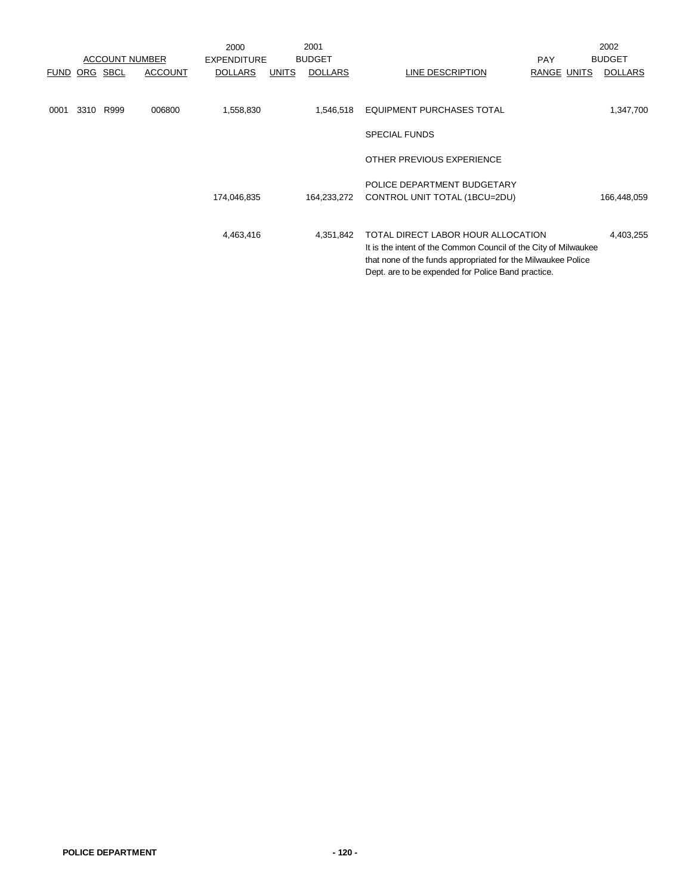| ACCOUNT NUMBER | | | | 2000 EXPENDITURE | 2001 BUDGET | | | PAY | | 2002 BUDGET |
|---|---|---|---|---|---|---|---|---|---|---|
| FUND | ORG | SBCL | ACCOUNT | DOLLARS | UNITS | DOLLARS | LINE DESCRIPTION | RANGE | UNITS | DOLLARS |
| 0001 | 3310 | R999 | 006800 | 1,558,830 | | 1,546,518 | EQUIPMENT PURCHASES TOTAL | | | 1,347,700 |
| | | | | | | | SPECIAL FUNDS | | | |
| | | | | | | | OTHER PREVIOUS EXPERIENCE | | | |
| | | | | 174,046,835 | | 164,233,272 | POLICE DEPARTMENT BUDGETARY CONTROL UNIT TOTAL (1BCU=2DU) | | | 166,448,059 |
| | | | | 4,463,416 | | 4,351,842 | TOTAL DIRECT LABOR HOUR ALLOCATION | | | 4,403,255 |

It is the intent of the Common Council of the City of Milwaukee that none of the funds appropriated for the Milwaukee Police Dept. are to be expended for Police Band practice.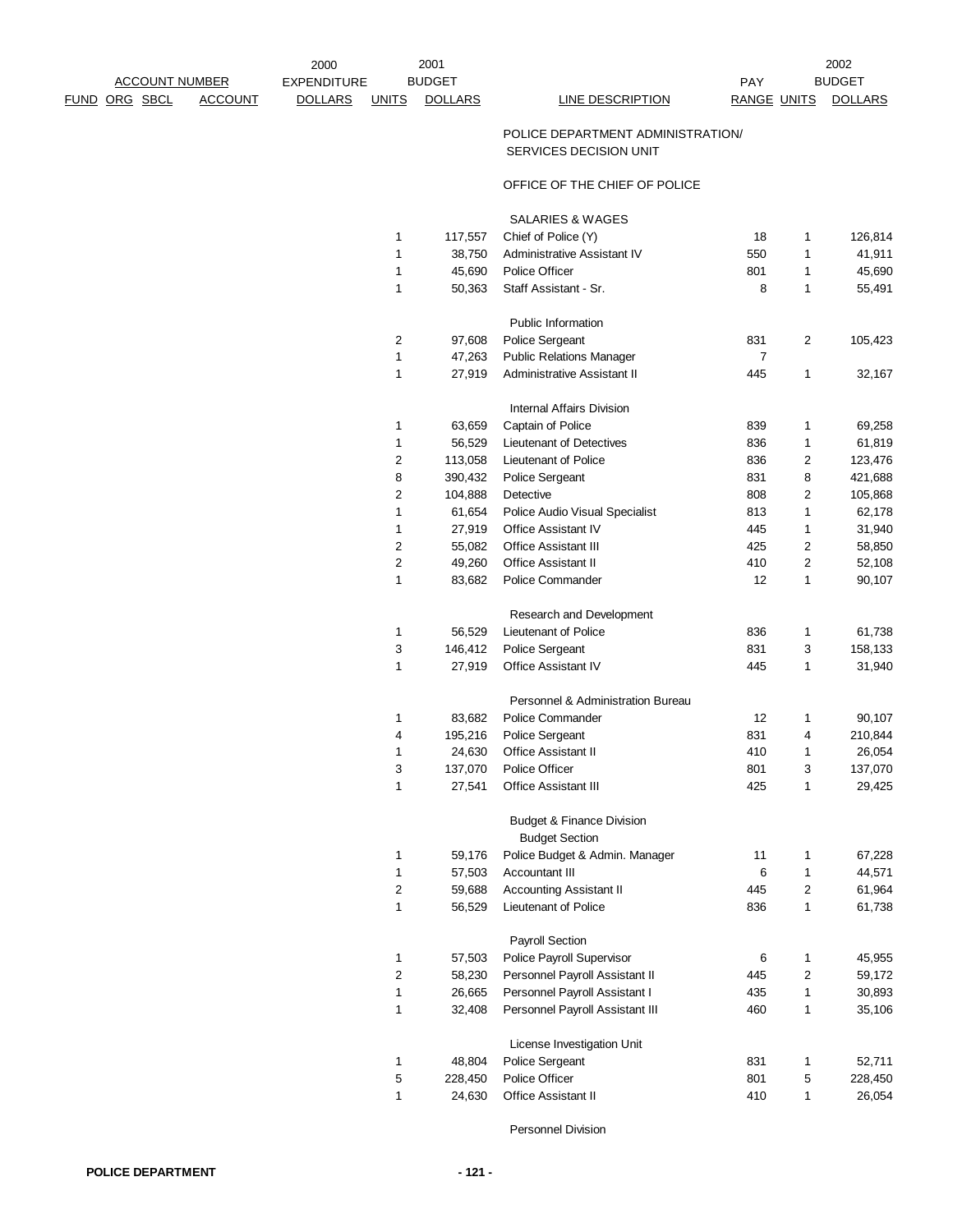| ACCOUNT NUMBER | | | | 2000 EXPENDITURE | 2001 BUDGET | | | PAY | | 2002 BUDGET |
|---|---|---|---|---|---|---|---|---|---|---|
| FUND | ORG | SBCL | ACCOUNT | DOLLARS | UNITS | DOLLARS | LINE DESCRIPTION | RANGE | UNITS | DOLLARS |
| | | | | | | | POLICE DEPARTMENT ADMINISTRATION/ SERVICES DECISION UNIT | | | |
| | | | | | | | OFFICE OF THE CHIEF OF POLICE | | | |
| | | | | | | | SALARIES & WAGES | | | |
| | | | | | 1 | 117,557 | Chief of Police (Y) | 18 | 1 | 126,814 |
| | | | | | 1 | 38,750 | Administrative Assistant IV | 550 | 1 | 41,911 |
| | | | | | 1 | 45,690 | Police Officer | 801 | 1 | 45,690 |
| | | | | | 1 | 50,363 | Staff Assistant - Sr. | 8 | 1 | 55,491 |
| | | | | | | | Public Information | | | |
| | | | | | 2 | 97,608 | Police Sergeant | 831 | 2 | 105,423 |
| | | | | | 1 | 47,263 | Public Relations Manager | 7 | | |
| | | | | | 1 | 27,919 | Administrative Assistant II | 445 | 1 | 32,167 |
| | | | | | | | Internal Affairs Division | | | |
| | | | | | 1 | 63,659 | Captain of Police | 839 | 1 | 69,258 |
| | | | | | 1 | 56,529 | Lieutenant of Detectives | 836 | 1 | 61,819 |
| | | | | | 2 | 113,058 | Lieutenant of Police | 836 | 2 | 123,476 |
| | | | | | 8 | 390,432 | Police Sergeant | 831 | 8 | 421,688 |
| | | | | | 2 | 104,888 | Detective | 808 | 2 | 105,868 |
| | | | | | 1 | 61,654 | Police Audio Visual Specialist | 813 | 1 | 62,178 |
| | | | | | 1 | 27,919 | Office Assistant IV | 445 | 1 | 31,940 |
| | | | | | 2 | 55,082 | Office Assistant III | 425 | 2 | 58,850 |
| | | | | | 2 | 49,260 | Office Assistant II | 410 | 2 | 52,108 |
| | | | | | 1 | 83,682 | Police Commander | 12 | 1 | 90,107 |
| | | | | | | | Research and Development | | | |
| | | | | | 1 | 56,529 | Lieutenant of Police | 836 | 1 | 61,738 |
| | | | | | 3 | 146,412 | Police Sergeant | 831 | 3 | 158,133 |
| | | | | | 1 | 27,919 | Office Assistant IV | 445 | 1 | 31,940 |
| | | | | | | | Personnel & Administration Bureau | | | |
| | | | | | 1 | 83,682 | Police Commander | 12 | 1 | 90,107 |
| | | | | | 4 | 195,216 | Police Sergeant | 831 | 4 | 210,844 |
| | | | | | 1 | 24,630 | Office Assistant II | 410 | 1 | 26,054 |
| | | | | | 3 | 137,070 | Police Officer | 801 | 3 | 137,070 |
| | | | | | 1 | 27,541 | Office Assistant III | 425 | 1 | 29,425 |
| | | | | | | | Budget & Finance Division | | | |
| | | | | | | | Budget Section | | | |
| | | | | | 1 | 59,176 | Police Budget & Admin. Manager | 11 | 1 | 67,228 |
| | | | | | 1 | 57,503 | Accountant III | 6 | 1 | 44,571 |
| | | | | | 2 | 59,688 | Accounting Assistant II | 445 | 2 | 61,964 |
| | | | | | 1 | 56,529 | Lieutenant of Police | 836 | 1 | 61,738 |
| | | | | | | | Payroll Section | | | |
| | | | | | 1 | 57,503 | Police Payroll Supervisor | 6 | 1 | 45,955 |
| | | | | | 2 | 58,230 | Personnel Payroll Assistant II | 445 | 2 | 59,172 |
| | | | | | 1 | 26,665 | Personnel Payroll Assistant I | 435 | 1 | 30,893 |
| | | | | | 1 | 32,408 | Personnel Payroll Assistant III | 460 | 1 | 35,106 |
| | | | | | | | License Investigation Unit | | | |
| | | | | | 1 | 48,804 | Police Sergeant | 831 | 1 | 52,711 |
| | | | | | 5 | 228,450 | Police Officer | 801 | 5 | 228,450 |
| | | | | | 1 | 24,630 | Office Assistant II | 410 | 1 | 26,054 |
| | | | | | | | Personnel Division | | | |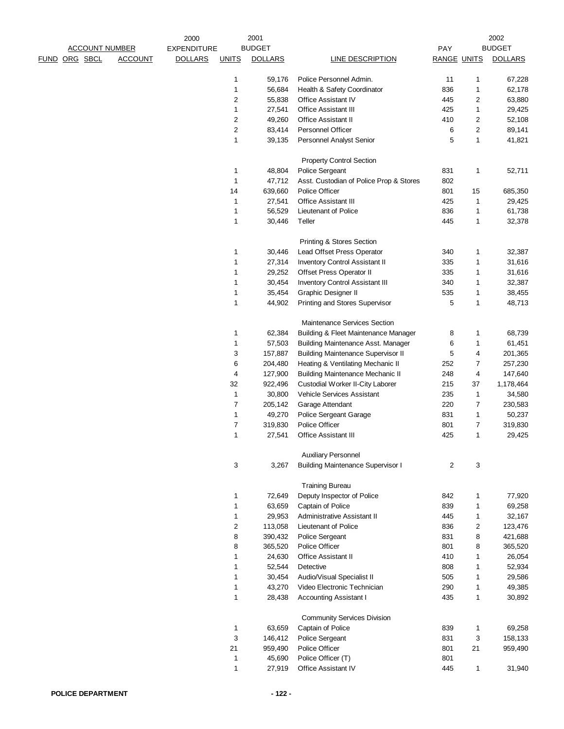| ACCOUNT NUMBER | | | | 2000 EXPENDITURE | 2001 BUDGET | | | PAY | | 2002 BUDGET |
|---|---|---|---|---|---|---|---|---|---|---|
| FUND | ORG | SBCL | ACCOUNT | DOLLARS | UNITS | DOLLARS | LINE DESCRIPTION | RANGE | UNITS | DOLLARS |
| | | | | | 1 | 59,176 | Police Personnel Admin. | 11 | 1 | 67,228 |
| | | | | | 1 | 56,684 | Health & Safety Coordinator | 836 | 1 | 62,178 |
| | | | | | 2 | 55,838 | Office Assistant IV | 445 | 2 | 63,880 |
| | | | | | 1 | 27,541 | Office Assistant III | 425 | 1 | 29,425 |
| | | | | | 2 | 49,260 | Office Assistant II | 410 | 2 | 52,108 |
| | | | | | 2 | 83,414 | Personnel Officer | 6 | 2 | 89,141 |
| | | | | | 1 | 39,135 | Personnel Analyst Senior | 5 | 1 | 41,821 |
| | | | | | | | Property Control Section | | | |
| | | | | | 1 | 48,804 | Police Sergeant | 831 | 1 | 52,711 |
| | | | | | 1 | 47,712 | Asst. Custodian of Police Prop & Stores | 802 | | |
| | | | | | 14 | 639,660 | Police Officer | 801 | 15 | 685,350 |
| | | | | | 1 | 27,541 | Office Assistant III | 425 | 1 | 29,425 |
| | | | | | 1 | 56,529 | Lieutenant of Police | 836 | 1 | 61,738 |
| | | | | | 1 | 30,446 | Teller | 445 | 1 | 32,378 |
| | | | | | | | Printing & Stores Section | | | |
| | | | | | 1 | 30,446 | Lead Offset Press Operator | 340 | 1 | 32,387 |
| | | | | | 1 | 27,314 | Inventory Control Assistant II | 335 | 1 | 31,616 |
| | | | | | 1 | 29,252 | Offset Press Operator II | 335 | 1 | 31,616 |
| | | | | | 1 | 30,454 | Inventory Control Assistant III | 340 | 1 | 32,387 |
| | | | | | 1 | 35,454 | Graphic Designer II | 535 | 1 | 38,455 |
| | | | | | 1 | 44,902 | Printing and Stores Supervisor | 5 | 1 | 48,713 |
| | | | | | | | Maintenance Services Section | | | |
| | | | | | 1 | 62,384 | Building & Fleet Maintenance Manager | 8 | 1 | 68,739 |
| | | | | | 1 | 57,503 | Building Maintenance Asst. Manager | 6 | 1 | 61,451 |
| | | | | | 3 | 157,887 | Building Maintenance Supervisor II | 5 | 4 | 201,365 |
| | | | | | 6 | 204,480 | Heating & Ventilating Mechanic II | 252 | 7 | 257,230 |
| | | | | | 4 | 127,900 | Building Maintenance Mechanic II | 248 | 4 | 147,640 |
| | | | | | 32 | 922,496 | Custodial Worker II-City Laborer | 215 | 37 | 1,178,464 |
| | | | | | 1 | 30,800 | Vehicle Services Assistant | 235 | 1 | 34,580 |
| | | | | | 7 | 205,142 | Garage Attendant | 220 | 7 | 230,583 |
| | | | | | 1 | 49,270 | Police Sergeant Garage | 831 | 1 | 50,237 |
| | | | | | 7 | 319,830 | Police Officer | 801 | 7 | 319,830 |
| | | | | | 1 | 27,541 | Office Assistant III | 425 | 1 | 29,425 |
| | | | | | | | Auxiliary Personnel | | | |
| | | | | | 3 | 3,267 | Building Maintenance Supervisor I | 2 | 3 | |
| | | | | | | | Training Bureau | | | |
| | | | | | 1 | 72,649 | Deputy Inspector of Police | 842 | 1 | 77,920 |
| | | | | | 1 | 63,659 | Captain of Police | 839 | 1 | 69,258 |
| | | | | | 1 | 29,953 | Administrative Assistant II | 445 | 1 | 32,167 |
| | | | | | 2 | 113,058 | Lieutenant of Police | 836 | 2 | 123,476 |
| | | | | | 8 | 390,432 | Police Sergeant | 831 | 8 | 421,688 |
| | | | | | 8 | 365,520 | Police Officer | 801 | 8 | 365,520 |
| | | | | | 1 | 24,630 | Office Assistant II | 410 | 1 | 26,054 |
| | | | | | 1 | 52,544 | Detective | 808 | 1 | 52,934 |
| | | | | | 1 | 30,454 | Audio/Visual Specialist II | 505 | 1 | 29,586 |
| | | | | | 1 | 43,270 | Video Electronic Technician | 290 | 1 | 49,385 |
| | | | | | 1 | 28,438 | Accounting Assistant I | 435 | 1 | 30,892 |
| | | | | | | | Community Services Division | | | |
| | | | | | 1 | 63,659 | Captain of Police | 839 | 1 | 69,258 |
| | | | | | 3 | 146,412 | Police Sergeant | 831 | 3 | 158,133 |
| | | | | | 21 | 959,490 | Police Officer | 801 | 21 | 959,490 |
| | | | | | 1 | 45,690 | Police Officer (T) | 801 | | |
| | | | | | 1 | 27,919 | Office Assistant IV | 445 | 1 | 31,940 |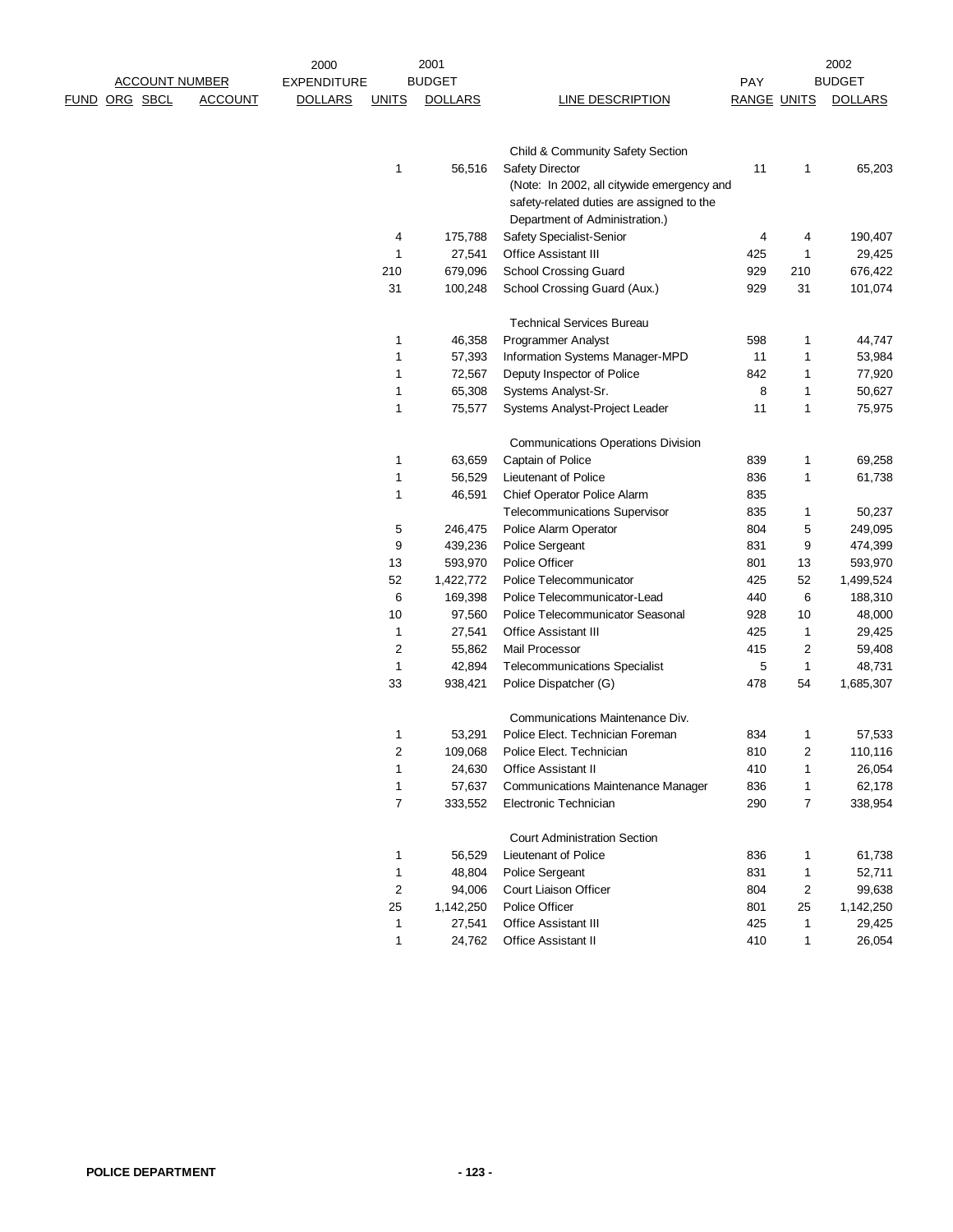| ACCOUNT NUMBER | | | | 2000 EXPENDITURE | 2001 BUDGET | | | PAY | | 2002 BUDGET |
|---|---|---|---|---|---|---|---|---|---|---|
| FUND | ORG | SBCL | ACCOUNT | DOLLARS | UNITS | DOLLARS | LINE DESCRIPTION | RANGE | UNITS | DOLLARS |
| | | | | | | | Child & Community Safety Section | | | |
| | | | | | 1 | 56,516 | Safety Director | 11 | 1 | 65,203 |
| | | | | | | | (Note: In 2002, all citywide emergency and safety-related duties are assigned to the Department of Administration.) | | | |
| | | | | | 4 | 175,788 | Safety Specialist-Senior | 4 | 4 | 190,407 |
| | | | | | 1 | 27,541 | Office Assistant III | 425 | 1 | 29,425 |
| | | | | | 210 | 679,096 | School Crossing Guard | 929 | 210 | 676,422 |
| | | | | | 31 | 100,248 | School Crossing Guard (Aux.) | 929 | 31 | 101,074 |
| | | | | | | | Technical Services Bureau | | | |
| | | | | | 1 | 46,358 | Programmer Analyst | 598 | 1 | 44,747 |
| | | | | | 1 | 57,393 | Information Systems Manager-MPD | 11 | 1 | 53,984 |
| | | | | | 1 | 72,567 | Deputy Inspector of Police | 842 | 1 | 77,920 |
| | | | | | 1 | 65,308 | Systems Analyst-Sr. | 8 | 1 | 50,627 |
| | | | | | 1 | 75,577 | Systems Analyst-Project Leader | 11 | 1 | 75,975 |
| | | | | | | | Communications Operations Division | | | |
| | | | | | 1 | 63,659 | Captain of Police | 839 | 1 | 69,258 |
| | | | | | 1 | 56,529 | Lieutenant of Police | 836 | 1 | 61,738 |
| | | | | | 1 | 46,591 | Chief Operator Police Alarm | 835 | | |
| | | | | | | | Telecommunications Supervisor | 835 | 1 | 50,237 |
| | | | | | 5 | 246,475 | Police Alarm Operator | 804 | 5 | 249,095 |
| | | | | | 9 | 439,236 | Police Sergeant | 831 | 9 | 474,399 |
| | | | | | 13 | 593,970 | Police Officer | 801 | 13 | 593,970 |
| | | | | | 52 | 1,422,772 | Police Telecommunicator | 425 | 52 | 1,499,524 |
| | | | | | 6 | 169,398 | Police Telecommunicator-Lead | 440 | 6 | 188,310 |
| | | | | | 10 | 97,560 | Police Telecommunicator Seasonal | 928 | 10 | 48,000 |
| | | | | | 1 | 27,541 | Office Assistant III | 425 | 1 | 29,425 |
| | | | | | 2 | 55,862 | Mail Processor | 415 | 2 | 59,408 |
| | | | | | 1 | 42,894 | Telecommunications Specialist | 5 | 1 | 48,731 |
| | | | | | 33 | 938,421 | Police Dispatcher (G) | 478 | 54 | 1,685,307 |
| | | | | | | | Communications Maintenance Div. | | | |
| | | | | | 1 | 53,291 | Police Elect. Technician Foreman | 834 | 1 | 57,533 |
| | | | | | 2 | 109,068 | Police Elect. Technician | 810 | 2 | 110,116 |
| | | | | | 1 | 24,630 | Office Assistant II | 410 | 1 | 26,054 |
| | | | | | 1 | 57,637 | Communications Maintenance Manager | 836 | 1 | 62,178 |
| | | | | | 7 | 333,552 | Electronic Technician | 290 | 7 | 338,954 |
| | | | | | | | Court Administration Section | | | |
| | | | | | 1 | 56,529 | Lieutenant of Police | 836 | 1 | 61,738 |
| | | | | | 1 | 48,804 | Police Sergeant | 831 | 1 | 52,711 |
| | | | | | 2 | 94,006 | Court Liaison Officer | 804 | 2 | 99,638 |
| | | | | | 25 | 1,142,250 | Police Officer | 801 | 25 | 1,142,250 |
| | | | | | 1 | 27,541 | Office Assistant III | 425 | 1 | 29,425 |
| | | | | | 1 | 24,762 | Office Assistant II | 410 | 1 | 26,054 |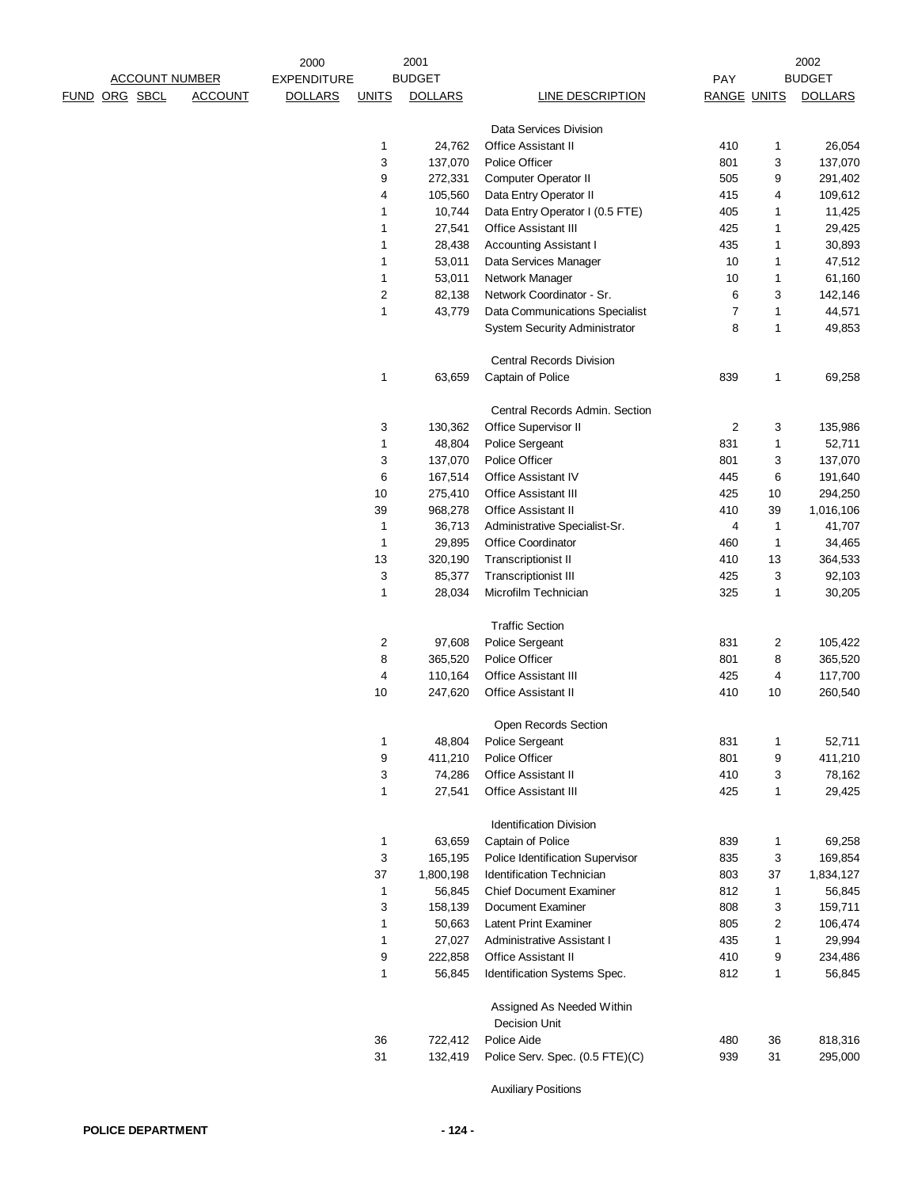| ACCOUNT NUMBER | | | | 2000 EXPENDITURE | 2001 BUDGET | | | PAY | | 2002 BUDGET |
|---|---|---|---|---|---|---|---|---|---|---|
| FUND | ORG | SBCL | ACCOUNT | DOLLARS | UNITS | DOLLARS | LINE DESCRIPTION | RANGE | UNITS | DOLLARS |
| | | | | | | | Data Services Division | | | |
| | | | | | 1 | 24,762 | Office Assistant II | 410 | 1 | 26,054 |
| | | | | | 3 | 137,070 | Police Officer | 801 | 3 | 137,070 |
| | | | | | 9 | 272,331 | Computer Operator II | 505 | 9 | 291,402 |
| | | | | | 4 | 105,560 | Data Entry Operator II | 415 | 4 | 109,612 |
| | | | | | 1 | 10,744 | Data Entry Operator I (0.5 FTE) | 405 | 1 | 11,425 |
| | | | | | 1 | 27,541 | Office Assistant III | 425 | 1 | 29,425 |
| | | | | | 1 | 28,438 | Accounting Assistant I | 435 | 1 | 30,893 |
| | | | | | 1 | 53,011 | Data Services Manager | 10 | 1 | 47,512 |
| | | | | | 1 | 53,011 | Network Manager | 10 | 1 | 61,160 |
| | | | | | 2 | 82,138 | Network Coordinator - Sr. | 6 | 3 | 142,146 |
| | | | | | 1 | 43,779 | Data Communications Specialist | 7 | 1 | 44,571 |
| | | | | | | | System Security Administrator | 8 | 1 | 49,853 |
| | | | | | | | Central Records Division | | | |
| | | | | | 1 | 63,659 | Captain of Police | 839 | 1 | 69,258 |
| | | | | | | | Central Records Admin. Section | | | |
| | | | | | 3 | 130,362 | Office Supervisor II | 2 | 3 | 135,986 |
| | | | | | 1 | 48,804 | Police Sergeant | 831 | 1 | 52,711 |
| | | | | | 3 | 137,070 | Police Officer | 801 | 3 | 137,070 |
| | | | | | 6 | 167,514 | Office Assistant IV | 445 | 6 | 191,640 |
| | | | | | 10 | 275,410 | Office Assistant III | 425 | 10 | 294,250 |
| | | | | | 39 | 968,278 | Office Assistant II | 410 | 39 | 1,016,106 |
| | | | | | 1 | 36,713 | Administrative Specialist-Sr. | 4 | 1 | 41,707 |
| | | | | | 1 | 29,895 | Office Coordinator | 460 | 1 | 34,465 |
| | | | | | 13 | 320,190 | Transcriptionist II | 410 | 13 | 364,533 |
| | | | | | 3 | 85,377 | Transcriptionist III | 425 | 3 | 92,103 |
| | | | | | 1 | 28,034 | Microfilm Technician | 325 | 1 | 30,205 |
| | | | | | | | Traffic Section | | | |
| | | | | | 2 | 97,608 | Police Sergeant | 831 | 2 | 105,422 |
| | | | | | 8 | 365,520 | Police Officer | 801 | 8 | 365,520 |
| | | | | | 4 | 110,164 | Office Assistant III | 425 | 4 | 117,700 |
| | | | | | 10 | 247,620 | Office Assistant II | 410 | 10 | 260,540 |
| | | | | | | | Open Records Section | | | |
| | | | | | 1 | 48,804 | Police Sergeant | 831 | 1 | 52,711 |
| | | | | | 9 | 411,210 | Police Officer | 801 | 9 | 411,210 |
| | | | | | 3 | 74,286 | Office Assistant II | 410 | 3 | 78,162 |
| | | | | | 1 | 27,541 | Office Assistant III | 425 | 1 | 29,425 |
| | | | | | | | Identification Division | | | |
| | | | | | 1 | 63,659 | Captain of Police | 839 | 1 | 69,258 |
| | | | | | 3 | 165,195 | Police Identification Supervisor | 835 | 3 | 169,854 |
| | | | | | 37 | 1,800,198 | Identification Technician | 803 | 37 | 1,834,127 |
| | | | | | 1 | 56,845 | Chief Document Examiner | 812 | 1 | 56,845 |
| | | | | | 3 | 158,139 | Document Examiner | 808 | 3 | 159,711 |
| | | | | | 1 | 50,663 | Latent Print Examiner | 805 | 2 | 106,474 |
| | | | | | 1 | 27,027 | Administrative Assistant I | 435 | 1 | 29,994 |
| | | | | | 9 | 222,858 | Office Assistant II | 410 | 9 | 234,486 |
| | | | | | 1 | 56,845 | Identification Systems Spec. | 812 | 1 | 56,845 |
| | | | | | | | Assigned As Needed Within Decision Unit | | | |
| | | | | | 36 | 722,412 | Police Aide | 480 | 36 | 818,316 |
| | | | | | 31 | 132,419 | Police Serv. Spec. (0.5 FTE)(C) | 939 | 31 | 295,000 |
| | | | | | | | Auxiliary Positions | | | |

POLICE DEPARTMENT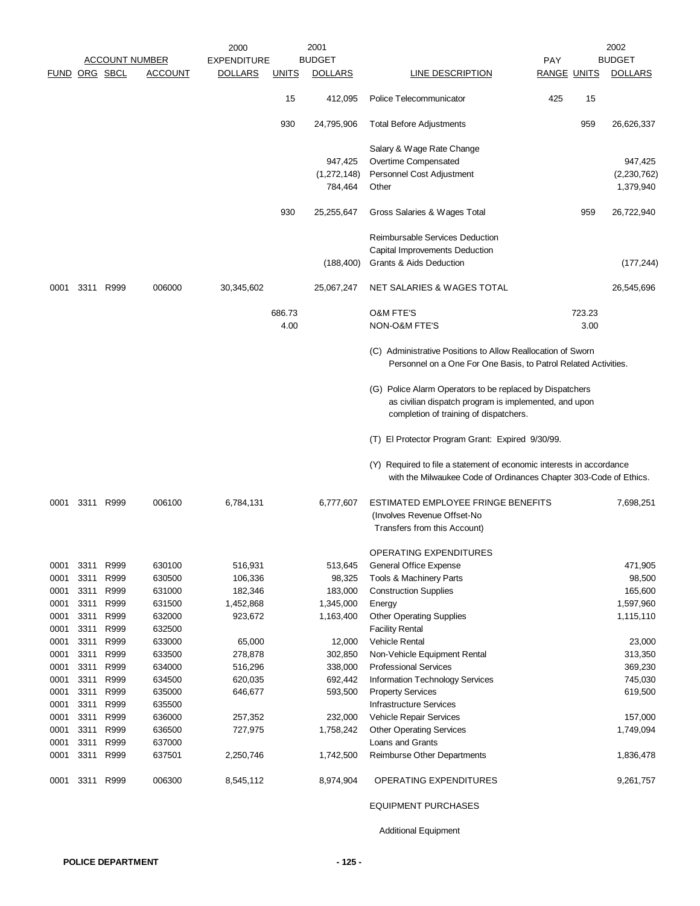| ACCOUNT NUMBER | | | | 2000 EXPENDITURE | 2001 BUDGET | | | PAY | | 2002 BUDGET |
|---|---|---|---|---|---|---|---|---|---|---|
| FUND | ORG | SBCL | ACCOUNT | DOLLARS | UNITS | DOLLARS | LINE DESCRIPTION | RANGE | UNITS | DOLLARS |
| | | | | | 15 | 412,095 | Police Telecommunicator | 425 | 15 | |
| | | | | | 930 | 24,795,906 | Total Before Adjustments | | 959 | 26,626,337 |
| | | | | | | | Salary & Wage Rate Change | | | |
| | | | | | | 947,425 | Overtime Compensated | | | 947,425 |
| | | | | | | (1,272,148) | Personnel Cost Adjustment | | | (2,230,762) |
| | | | | | | 784,464 | Other | | | 1,379,940 |
| | | | | | 930 | 25,255,647 | Gross Salaries & Wages Total | | 959 | 26,722,940 |
| | | | | | | | Reimbursable Services Deduction | | | |
| | | | | | | | Capital Improvements Deduction | | | |
| | | | | | | (188,400) | Grants & Aids Deduction | | | (177,244) |
| 0001 | 3311 | R999 | 006000 | 30,345,602 | | 25,067,247 | NET SALARIES & WAGES TOTAL | | | 26,545,696 |
| | | | | | 686.73 | | O&M FTE'S | | 723.23 | |
| | | | | | 4.00 | | NON-O&M FTE'S | | 3.00 | |

(C) Administrative Positions to Allow Reallocation of Sworn Personnel on a One For One Basis, to Patrol Related Activities.

(G) Police Alarm Operators to be replaced by Dispatchers as civilian dispatch program is implemented, and upon completion of training of dispatchers.

(T) El Protector Program Grant: Expired 9/30/99.

(Y) Required to file a statement of economic interests in accordance with the Milwaukee Code of Ordinances Chapter 303-Code of Ethics.

| FUND | ORG | SBCL | ACCOUNT | 2000 EXPENDITURE DOLLARS | 2001 UNITS | 2001 BUDGET DOLLARS | LINE DESCRIPTION | PAY RANGE | 2002 UNITS | 2002 BUDGET DOLLARS |
|---|---|---|---|---|---|---|---|---|---|---|
| 0001 | 3311 | R999 | 006100 | 6,784,131 | | 6,777,607 | ESTIMATED EMPLOYEE FRINGE BENEFITS (Involves Revenue Offset-No Transfers from this Account) | | | 7,698,251 |
| | | | | | | | OPERATING EXPENDITURES | | | |
| 0001 | 3311 | R999 | 630100 | 516,931 | | 513,645 | General Office Expense | | | 471,905 |
| 0001 | 3311 | R999 | 630500 | 106,336 | | 98,325 | Tools & Machinery Parts | | | 98,500 |
| 0001 | 3311 | R999 | 631000 | 182,346 | | 183,000 | Construction Supplies | | | 165,600 |
| 0001 | 3311 | R999 | 631500 | 1,452,868 | | 1,345,000 | Energy | | | 1,597,960 |
| 0001 | 3311 | R999 | 632000 | 923,672 | | 1,163,400 | Other Operating Supplies | | | 1,115,110 |
| 0001 | 3311 | R999 | 632500 | | | | Facility Rental | | | |
| 0001 | 3311 | R999 | 633000 | 65,000 | | 12,000 | Vehicle Rental | | | 23,000 |
| 0001 | 3311 | R999 | 633500 | 278,878 | | 302,850 | Non-Vehicle Equipment Rental | | | 313,350 |
| 0001 | 3311 | R999 | 634000 | 516,296 | | 338,000 | Professional Services | | | 369,230 |
| 0001 | 3311 | R999 | 634500 | 620,035 | | 692,442 | Information Technology Services | | | 745,030 |
| 0001 | 3311 | R999 | 635000 | 646,677 | | 593,500 | Property Services | | | 619,500 |
| 0001 | 3311 | R999 | 635500 | | | | Infrastructure Services | | | |
| 0001 | 3311 | R999 | 636000 | 257,352 | | 232,000 | Vehicle Repair Services | | | 157,000 |
| 0001 | 3311 | R999 | 636500 | 727,975 | | 1,758,242 | Other Operating Services | | | 1,749,094 |
| 0001 | 3311 | R999 | 637000 | | | | Loans and Grants | | | |
| 0001 | 3311 | R999 | 637501 | 2,250,746 | | 1,742,500 | Reimburse Other Departments | | | 1,836,478 |
| 0001 | 3311 | R999 | 006300 | 8,545,112 | | 8,974,904 | OPERATING EXPENDITURES | | | 9,261,757 |
| | | | | | | | EQUIPMENT PURCHASES | | | |
| | | | | | | | Additional Equipment | | | |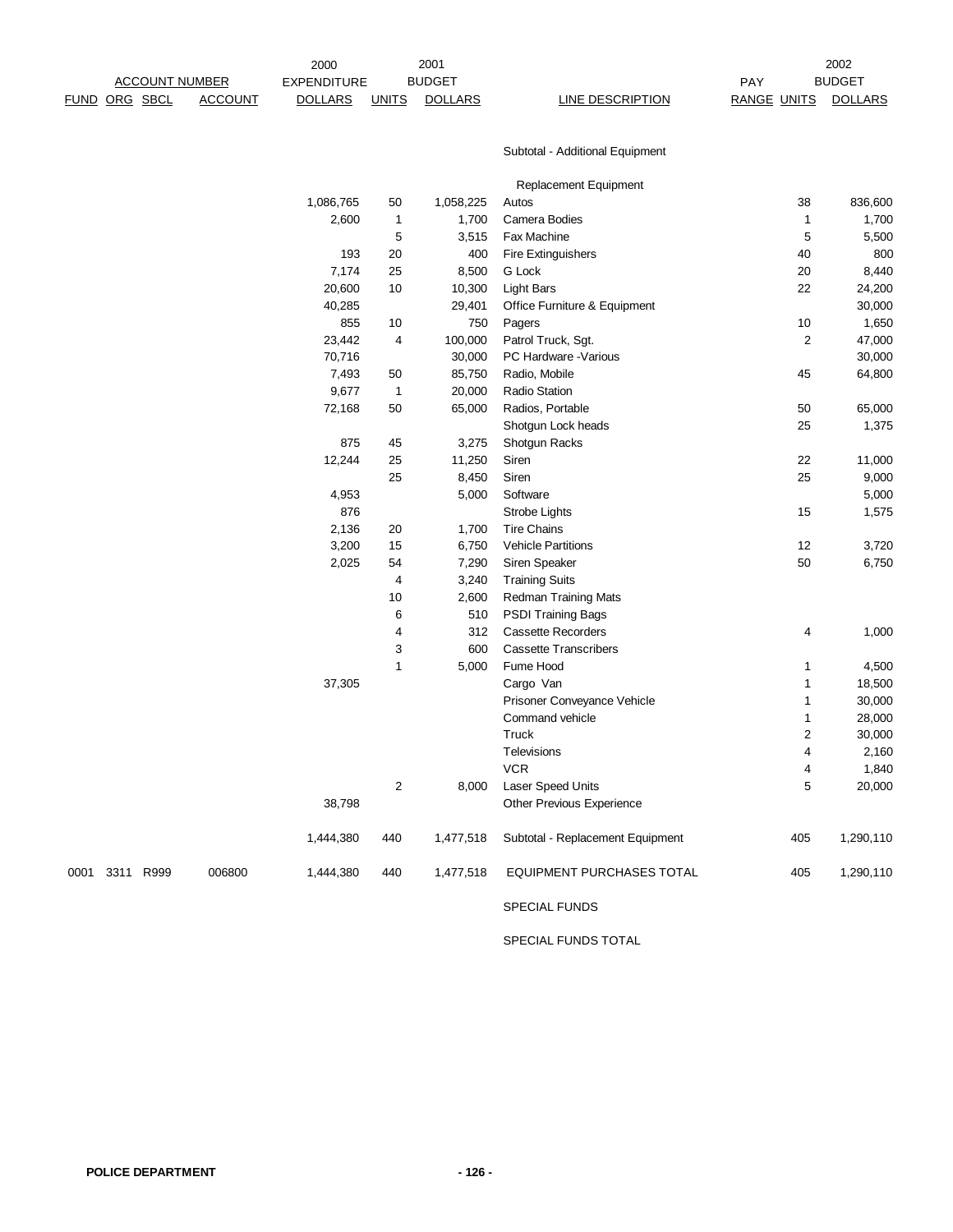| ACCOUNT NUMBER | | | | 2000 EXPENDITURE | 2001 BUDGET | | | PAY | | 2002 BUDGET |
|---|---|---|---|---|---|---|---|---|---|---|
| FUND | ORG | SBCL | ACCOUNT | DOLLARS | UNITS | DOLLARS | LINE DESCRIPTION | RANGE | UNITS | DOLLARS |
| | | | | | | | Subtotal - Additional Equipment | | | |
| | | | | | | | Replacement Equipment | | | |
| | | | | 1,086,765 | 50 | 1,058,225 | Autos | | 38 | 836,600 |
| | | | | 2,600 | 1 | 1,700 | Camera Bodies | | 1 | 1,700 |
| | | | | | 5 | 3,515 | Fax Machine | | 5 | 5,500 |
| | | | | 193 | 20 | 400 | Fire Extinguishers | | 40 | 800 |
| | | | | 7,174 | 25 | 8,500 | G Lock | | 20 | 8,440 |
| | | | | 20,600 | 10 | 10,300 | Light Bars | | 22 | 24,200 |
| | | | | 40,285 | | 29,401 | Office Furniture & Equipment | | | 30,000 |
| | | | | 855 | 10 | 750 | Pagers | | 10 | 1,650 |
| | | | | 23,442 | 4 | 100,000 | Patrol Truck, Sgt. | | 2 | 47,000 |
| | | | | 70,716 | | 30,000 | PC Hardware -Various | | | 30,000 |
| | | | | 7,493 | 50 | 85,750 | Radio, Mobile | | 45 | 64,800 |
| | | | | 9,677 | 1 | 20,000 | Radio Station | | | |
| | | | | 72,168 | 50 | 65,000 | Radios, Portable | | 50 | 65,000 |
| | | | | | | | Shotgun Lock heads | | 25 | 1,375 |
| | | | | 875 | 45 | 3,275 | Shotgun Racks | | | |
| | | | | 12,244 | 25 | 11,250 | Siren | | 22 | 11,000 |
| | | | | | 25 | 8,450 | Siren | | 25 | 9,000 |
| | | | | 4,953 | | 5,000 | Software | | | 5,000 |
| | | | | 876 | | | Strobe Lights | | 15 | 1,575 |
| | | | | 2,136 | 20 | 1,700 | Tire Chains | | | |
| | | | | 3,200 | 15 | 6,750 | Vehicle Partitions | | 12 | 3,720 |
| | | | | 2,025 | 54 | 7,290 | Siren Speaker | | 50 | 6,750 |
| | | | | | 4 | 3,240 | Training Suits | | | |
| | | | | | 10 | 2,600 | Redman Training Mats | | | |
| | | | | | 6 | 510 | PSDI Training Bags | | | |
| | | | | | 4 | 312 | Cassette Recorders | | 4 | 1,000 |
| | | | | | 3 | 600 | Cassette Transcribers | | | |
| | | | | | 1 | 5,000 | Fume Hood | | 1 | 4,500 |
| | | | | 37,305 | | | Cargo Van | | 1 | 18,500 |
| | | | | | | | Prisoner Conveyance Vehicle | | 1 | 30,000 |
| | | | | | | | Command vehicle | | 1 | 28,000 |
| | | | | | | | Truck | | 2 | 30,000 |
| | | | | | | | Televisions | | 4 | 2,160 |
| | | | | | | | VCR | | 4 | 1,840 |
| | | | | | 2 | 8,000 | Laser Speed Units | | 5 | 20,000 |
| | | | | 38,798 | | | Other Previous Experience | | | |
| | | | | 1,444,380 | 440 | 1,477,518 | Subtotal - Replacement Equipment | | 405 | 1,290,110 |
| 0001 | 3311 | R999 | 006800 | 1,444,380 | 440 | 1,477,518 | EQUIPMENT PURCHASES TOTAL | | 405 | 1,290,110 |
| | | | | | | | SPECIAL FUNDS | | | |
| | | | | | | | SPECIAL FUNDS TOTAL | | | |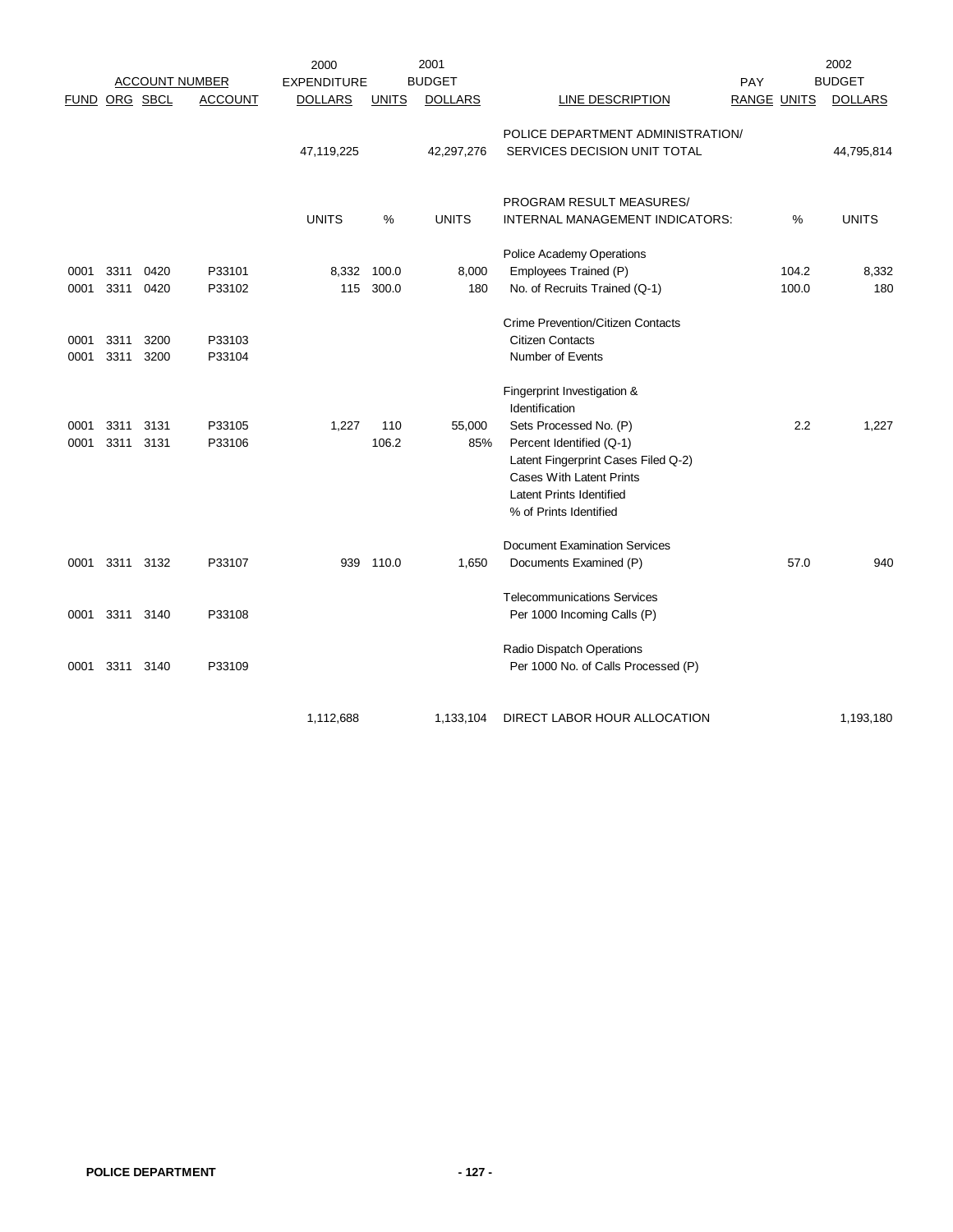| FUND | ORG | SBCL | ACCOUNT | 2000 EXPENDITURE DOLLARS | UNITS | 2001 BUDGET DOLLARS | LINE DESCRIPTION | PAY RANGE | UNITS | 2002 BUDGET DOLLARS |
|---|---|---|---|---|---|---|---|---|---|---|
| | | | | 47,119,225 | | 42,297,276 | POLICE DEPARTMENT ADMINISTRATION/ SERVICES DECISION UNIT TOTAL | | | 44,795,814 |
| | | | | UNITS | % | UNITS | PROGRAM RESULT MEASURES/ INTERNAL MANAGEMENT INDICATORS: | | % | UNITS |
| | | | | | | | Police Academy Operations | | | |
| 0001 | 3311 | 0420 | P33101 | 8,332 | 100.0 | 8,000 | Employees Trained (P) | | 104.2 | 8,332 |
| 0001 | 3311 | 0420 | P33102 | 115 | 300.0 | 180 | No. of Recruits Trained (Q-1) | | 100.0 | 180 |
| | | | | | | | Crime Prevention/Citizen Contacts | | | |
| 0001 | 3311 | 3200 | P33103 | | | | Citizen Contacts | | | |
| 0001 | 3311 | 3200 | P33104 | | | | Number of Events | | | |
| | | | | | | | Fingerprint Investigation & Identification | | | |
| 0001 | 3311 | 3131 | P33105 | 1,227 | 110 | 55,000 | Sets Processed No. (P) | | 2.2 | 1,227 |
| 0001 | 3311 | 3131 | P33106 | | 106.2 | 85% | Percent Identified (Q-1) | | | |
| | | | | | | | Latent Fingerprint Cases Filed Q-2) | | | |
| | | | | | | | Cases With Latent Prints | | | |
| | | | | | | | Latent Prints Identified | | | |
| | | | | | | | % of Prints Identified | | | |
| | | | | | | | Document Examination Services | | | |
| 0001 | 3311 | 3132 | P33107 | 939 | 110.0 | 1,650 | Documents Examined (P) | | 57.0 | 940 |
| | | | | | | | Telecommunications Services | | | |
| 0001 | 3311 | 3140 | P33108 | | | | Per 1000 Incoming Calls (P) | | | |
| | | | | | | | Radio Dispatch Operations | | | |
| 0001 | 3311 | 3140 | P33109 | | | | Per 1000 No. of Calls Processed (P) | | | |
| | | | | 1,112,688 | | 1,133,104 | DIRECT LABOR HOUR ALLOCATION | | | 1,193,180 |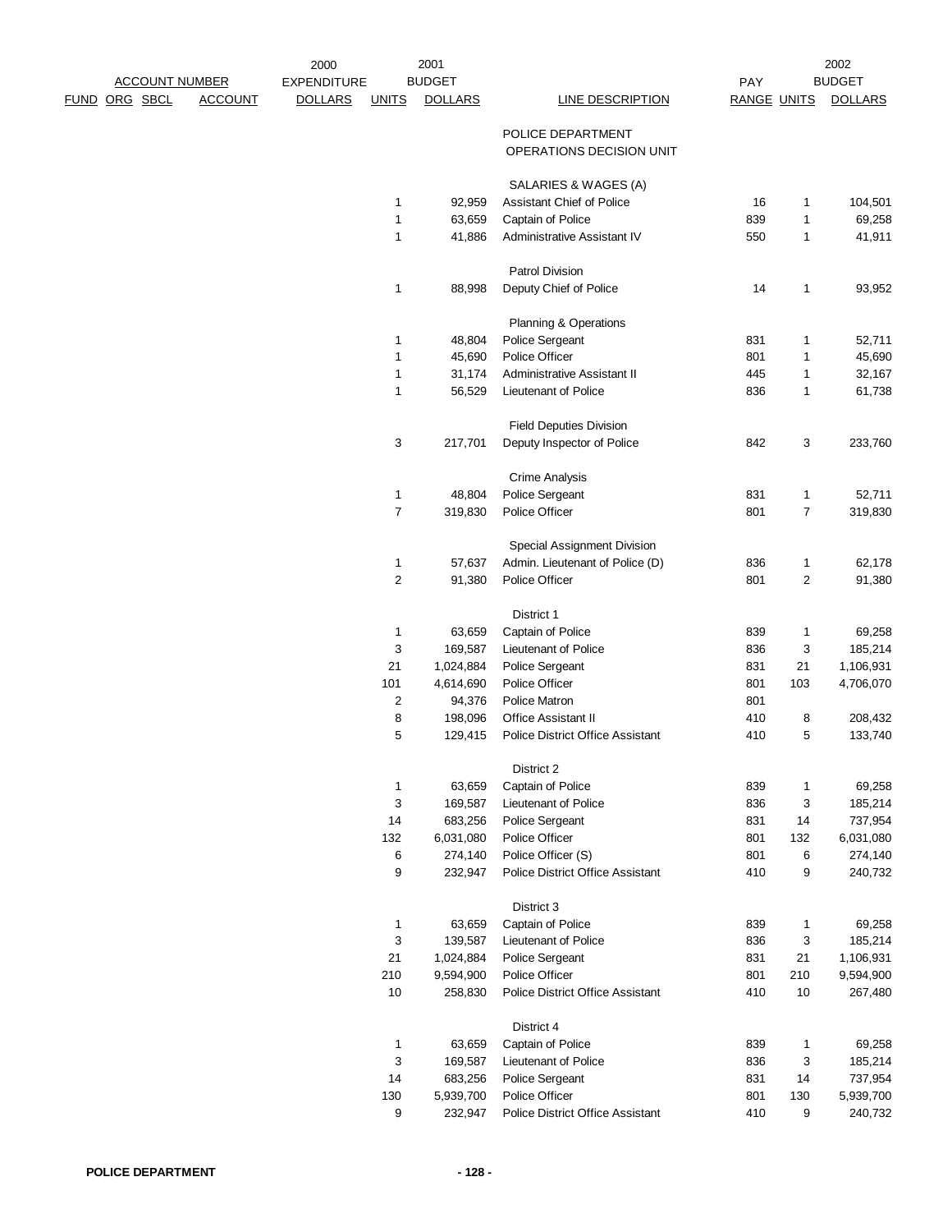| FUND | ORG | SBCL | ACCOUNT NUMBER ACCOUNT | 2000 EXPENDITURE DOLLARS | 2001 BUDGET UNITS | 2001 BUDGET DOLLARS | LINE DESCRIPTION | PAY RANGE | 2002 BUDGET UNITS | 2002 BUDGET DOLLARS |
|---|---|---|---|---|---|---|---|---|---|---|
| | | | | | | | POLICE DEPARTMENT | | | |
| | | | | | | | OPERATIONS DECISION UNIT | | | |
| | | | | | | | SALARIES & WAGES (A) | | | |
| | | | | | 1 | 92,959 | Assistant Chief of Police | 16 | 1 | 104,501 |
| | | | | | 1 | 63,659 | Captain of Police | 839 | 1 | 69,258 |
| | | | | | 1 | 41,886 | Administrative Assistant IV | 550 | 1 | 41,911 |
| | | | | | | | Patrol Division | | | |
| | | | | | 1 | 88,998 | Deputy Chief of Police | 14 | 1 | 93,952 |
| | | | | | | | Planning & Operations | | | |
| | | | | | 1 | 48,804 | Police Sergeant | 831 | 1 | 52,711 |
| | | | | | 1 | 45,690 | Police Officer | 801 | 1 | 45,690 |
| | | | | | 1 | 31,174 | Administrative Assistant II | 445 | 1 | 32,167 |
| | | | | | 1 | 56,529 | Lieutenant of Police | 836 | 1 | 61,738 |
| | | | | | | | Field Deputies Division | | | |
| | | | | | 3 | 217,701 | Deputy Inspector of Police | 842 | 3 | 233,760 |
| | | | | | | | Crime Analysis | | | |
| | | | | | 1 | 48,804 | Police Sergeant | 831 | 1 | 52,711 |
| | | | | | 7 | 319,830 | Police Officer | 801 | 7 | 319,830 |
| | | | | | | | Special Assignment Division | | | |
| | | | | | 1 | 57,637 | Admin. Lieutenant of Police (D) | 836 | 1 | 62,178 |
| | | | | | 2 | 91,380 | Police Officer | 801 | 2 | 91,380 |
| | | | | | | | District 1 | | | |
| | | | | | 1 | 63,659 | Captain of Police | 839 | 1 | 69,258 |
| | | | | | 3 | 169,587 | Lieutenant of Police | 836 | 3 | 185,214 |
| | | | | | 21 | 1,024,884 | Police Sergeant | 831 | 21 | 1,106,931 |
| | | | | | 101 | 4,614,690 | Police Officer | 801 | 103 | 4,706,070 |
| | | | | | 2 | 94,376 | Police Matron | 801 | | |
| | | | | | 8 | 198,096 | Office Assistant II | 410 | 8 | 208,432 |
| | | | | | 5 | 129,415 | Police District Office Assistant | 410 | 5 | 133,740 |
| | | | | | | | District 2 | | | |
| | | | | | 1 | 63,659 | Captain of Police | 839 | 1 | 69,258 |
| | | | | | 3 | 169,587 | Lieutenant of Police | 836 | 3 | 185,214 |
| | | | | | 14 | 683,256 | Police Sergeant | 831 | 14 | 737,954 |
| | | | | | 132 | 6,031,080 | Police Officer | 801 | 132 | 6,031,080 |
| | | | | | 6 | 274,140 | Police Officer (S) | 801 | 6 | 274,140 |
| | | | | | 9 | 232,947 | Police District Office Assistant | 410 | 9 | 240,732 |
| | | | | | | | District 3 | | | |
| | | | | | 1 | 63,659 | Captain of Police | 839 | 1 | 69,258 |
| | | | | | 3 | 139,587 | Lieutenant of Police | 836 | 3 | 185,214 |
| | | | | | 21 | 1,024,884 | Police Sergeant | 831 | 21 | 1,106,931 |
| | | | | | 210 | 9,594,900 | Police Officer | 801 | 210 | 9,594,900 |
| | | | | | 10 | 258,830 | Police District Office Assistant | 410 | 10 | 267,480 |
| | | | | | | | District 4 | | | |
| | | | | | 1 | 63,659 | Captain of Police | 839 | 1 | 69,258 |
| | | | | | 3 | 169,587 | Lieutenant of Police | 836 | 3 | 185,214 |
| | | | | | 14 | 683,256 | Police Sergeant | 831 | 14 | 737,954 |
| | | | | | 130 | 5,939,700 | Police Officer | 801 | 130 | 5,939,700 |
| | | | | | 9 | 232,947 | Police District Office Assistant | 410 | 9 | 240,732 |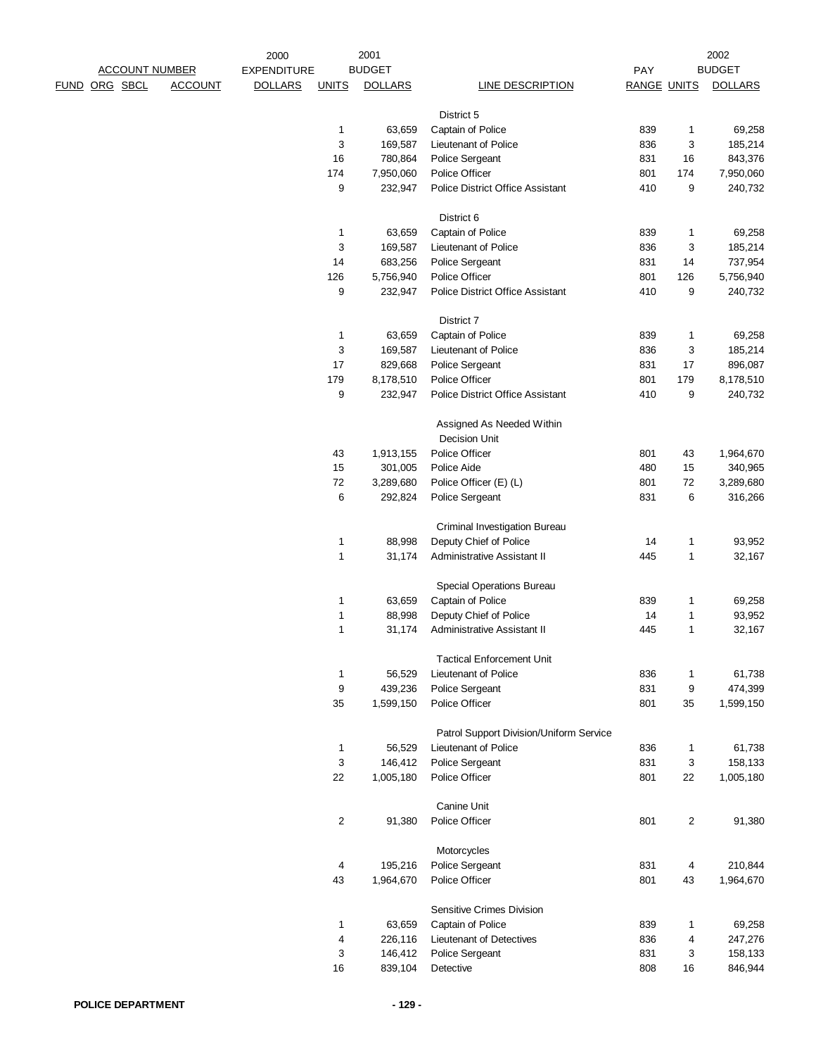| ACCOUNT NUMBER | | | | 2000 EXPENDITURE | 2001 BUDGET | | | PAY | | 2002 BUDGET |
|---|---|---|---|---|---|---|---|---|---|---|
| FUND | ORG | SBCL | ACCOUNT | DOLLARS | UNITS | DOLLARS | LINE DESCRIPTION | RANGE | UNITS | DOLLARS |
| | | | | | | | District 5 | | | |
| | | | | | 1 | 63,659 | Captain of Police | 839 | 1 | 69,258 |
| | | | | | 3 | 169,587 | Lieutenant of Police | 836 | 3 | 185,214 |
| | | | | | 16 | 780,864 | Police Sergeant | 831 | 16 | 843,376 |
| | | | | | 174 | 7,950,060 | Police Officer | 801 | 174 | 7,950,060 |
| | | | | | 9 | 232,947 | Police District Office Assistant | 410 | 9 | 240,732 |
| | | | | | | | District 6 | | | |
| | | | | | 1 | 63,659 | Captain of Police | 839 | 1 | 69,258 |
| | | | | | 3 | 169,587 | Lieutenant of Police | 836 | 3 | 185,214 |
| | | | | | 14 | 683,256 | Police Sergeant | 831 | 14 | 737,954 |
| | | | | | 126 | 5,756,940 | Police Officer | 801 | 126 | 5,756,940 |
| | | | | | 9 | 232,947 | Police District Office Assistant | 410 | 9 | 240,732 |
| | | | | | | | District 7 | | | |
| | | | | | 1 | 63,659 | Captain of Police | 839 | 1 | 69,258 |
| | | | | | 3 | 169,587 | Lieutenant of Police | 836 | 3 | 185,214 |
| | | | | | 17 | 829,668 | Police Sergeant | 831 | 17 | 896,087 |
| | | | | | 179 | 8,178,510 | Police Officer | 801 | 179 | 8,178,510 |
| | | | | | 9 | 232,947 | Police District Office Assistant | 410 | 9 | 240,732 |
| | | | | | | | Assigned As Needed Within Decision Unit | | | |
| | | | | | 43 | 1,913,155 | Police Officer | 801 | 43 | 1,964,670 |
| | | | | | 15 | 301,005 | Police Aide | 480 | 15 | 340,965 |
| | | | | | 72 | 3,289,680 | Police Officer (E) (L) | 801 | 72 | 3,289,680 |
| | | | | | 6 | 292,824 | Police Sergeant | 831 | 6 | 316,266 |
| | | | | | | | Criminal Investigation Bureau | | | |
| | | | | | 1 | 88,998 | Deputy Chief of Police | 14 | 1 | 93,952 |
| | | | | | 1 | 31,174 | Administrative Assistant II | 445 | 1 | 32,167 |
| | | | | | | | Special Operations Bureau | | | |
| | | | | | 1 | 63,659 | Captain of Police | 839 | 1 | 69,258 |
| | | | | | 1 | 88,998 | Deputy Chief of Police | 14 | 1 | 93,952 |
| | | | | | 1 | 31,174 | Administrative Assistant II | 445 | 1 | 32,167 |
| | | | | | | | Tactical Enforcement Unit | | | |
| | | | | | 1 | 56,529 | Lieutenant of Police | 836 | 1 | 61,738 |
| | | | | | 9 | 439,236 | Police Sergeant | 831 | 9 | 474,399 |
| | | | | | 35 | 1,599,150 | Police Officer | 801 | 35 | 1,599,150 |
| | | | | | | | Patrol Support Division/Uniform Service | | | |
| | | | | | 1 | 56,529 | Lieutenant of Police | 836 | 1 | 61,738 |
| | | | | | 3 | 146,412 | Police Sergeant | 831 | 3 | 158,133 |
| | | | | | 22 | 1,005,180 | Police Officer | 801 | 22 | 1,005,180 |
| | | | | | | | Canine Unit | | | |
| | | | | | 2 | 91,380 | Police Officer | 801 | 2 | 91,380 |
| | | | | | | | Motorcycles | | | |
| | | | | | 4 | 195,216 | Police Sergeant | 831 | 4 | 210,844 |
| | | | | | 43 | 1,964,670 | Police Officer | 801 | 43 | 1,964,670 |
| | | | | | | | Sensitive Crimes Division | | | |
| | | | | | 1 | 63,659 | Captain of Police | 839 | 1 | 69,258 |
| | | | | | 4 | 226,116 | Lieutenant of Detectives | 836 | 4 | 247,276 |
| | | | | | 3 | 146,412 | Police Sergeant | 831 | 3 | 158,133 |
| | | | | | 16 | 839,104 | Detective | 808 | 16 | 846,944 |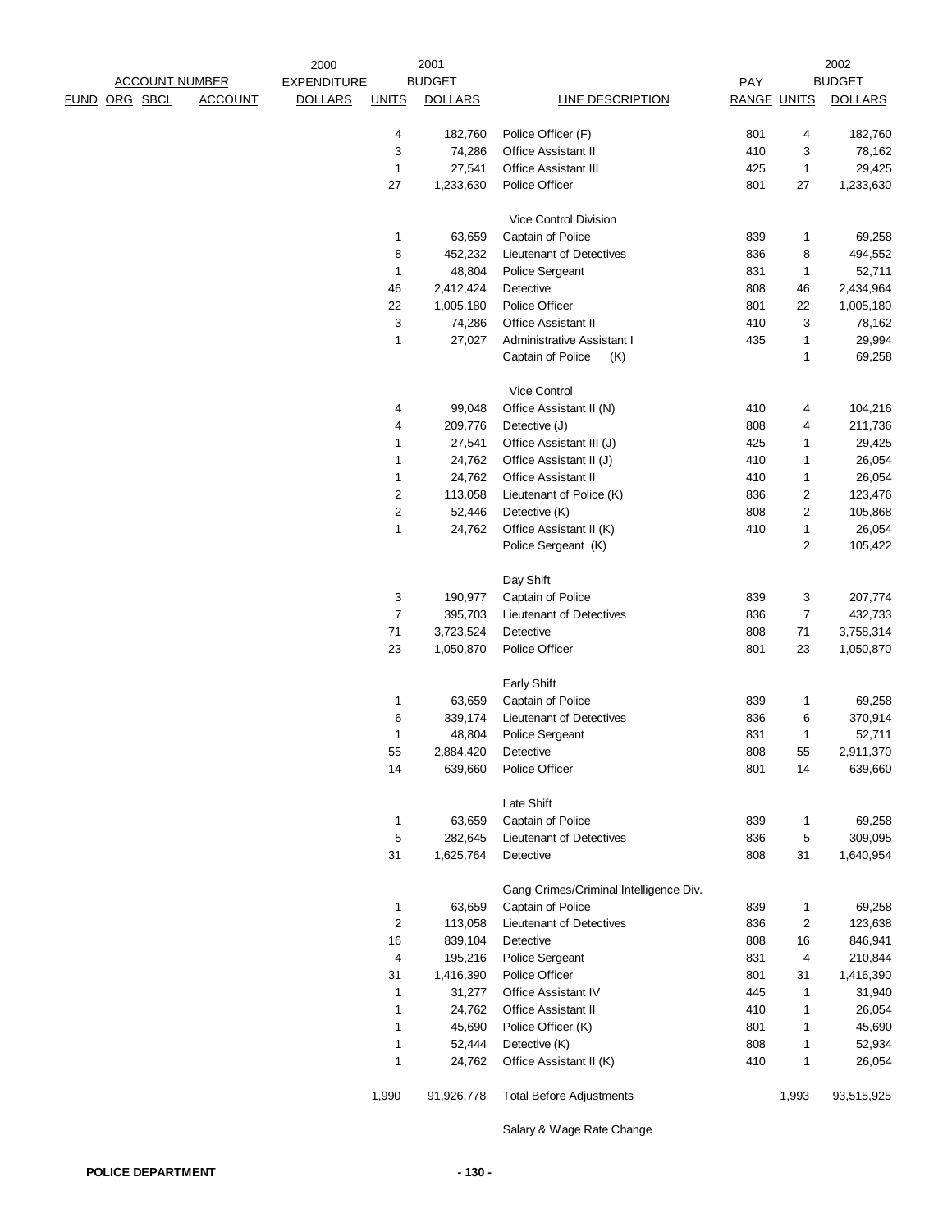| ACCOUNT NUMBER FUND | ORG | SBCL | ACCOUNT | 2000 EXPENDITURE DOLLARS | 2001 BUDGET UNITS | 2001 BUDGET DOLLARS | LINE DESCRIPTION | PAY RANGE | 2002 BUDGET UNITS | 2002 BUDGET DOLLARS |
|---|---|---|---|---|---|---|---|---|---|---|
| | | | | | 4 | 182,760 | Police Officer (F) | 801 | 4 | 182,760 |
| | | | | | 3 | 74,286 | Office Assistant II | 410 | 3 | 78,162 |
| | | | | | 1 | 27,541 | Office Assistant III | 425 | 1 | 29,425 |
| | | | | | 27 | 1,233,630 | Police Officer | 801 | 27 | 1,233,630 |
| | | | | | | | Vice Control Division | | | |
| | | | | | 1 | 63,659 | Captain of Police | 839 | 1 | 69,258 |
| | | | | | 8 | 452,232 | Lieutenant of Detectives | 836 | 8 | 494,552 |
| | | | | | 1 | 48,804 | Police Sergeant | 831 | 1 | 52,711 |
| | | | | | 46 | 2,412,424 | Detective | 808 | 46 | 2,434,964 |
| | | | | | 22 | 1,005,180 | Police Officer | 801 | 22 | 1,005,180 |
| | | | | | 3 | 74,286 | Office Assistant II | 410 | 3 | 78,162 |
| | | | | | 1 | 27,027 | Administrative Assistant I | 435 | 1 | 29,994 |
| | | | | | | | Captain of Police (K) | | 1 | 69,258 |
| | | | | | | | Vice Control | | | |
| | | | | | 4 | 99,048 | Office Assistant II (N) | 410 | 4 | 104,216 |
| | | | | | 4 | 209,776 | Detective (J) | 808 | 4 | 211,736 |
| | | | | | 1 | 27,541 | Office Assistant III (J) | 425 | 1 | 29,425 |
| | | | | | 1 | 24,762 | Office Assistant II (J) | 410 | 1 | 26,054 |
| | | | | | 1 | 24,762 | Office Assistant II | 410 | 1 | 26,054 |
| | | | | | 2 | 113,058 | Lieutenant of Police (K) | 836 | 2 | 123,476 |
| | | | | | 2 | 52,446 | Detective (K) | 808 | 2 | 105,868 |
| | | | | | 1 | 24,762 | Office Assistant II (K) | 410 | 1 | 26,054 |
| | | | | | | | Police Sergeant (K) | | 2 | 105,422 |
| | | | | | | | Day Shift | | | |
| | | | | | 3 | 190,977 | Captain of Police | 839 | 3 | 207,774 |
| | | | | | 7 | 395,703 | Lieutenant of Detectives | 836 | 7 | 432,733 |
| | | | | | 71 | 3,723,524 | Detective | 808 | 71 | 3,758,314 |
| | | | | | 23 | 1,050,870 | Police Officer | 801 | 23 | 1,050,870 |
| | | | | | | | Early Shift | | | |
| | | | | | 1 | 63,659 | Captain of Police | 839 | 1 | 69,258 |
| | | | | | 6 | 339,174 | Lieutenant of Detectives | 836 | 6 | 370,914 |
| | | | | | 1 | 48,804 | Police Sergeant | 831 | 1 | 52,711 |
| | | | | | 55 | 2,884,420 | Detective | 808 | 55 | 2,911,370 |
| | | | | | 14 | 639,660 | Police Officer | 801 | 14 | 639,660 |
| | | | | | | | Late Shift | | | |
| | | | | | 1 | 63,659 | Captain of Police | 839 | 1 | 69,258 |
| | | | | | 5 | 282,645 | Lieutenant of Detectives | 836 | 5 | 309,095 |
| | | | | | 31 | 1,625,764 | Detective | 808 | 31 | 1,640,954 |
| | | | | | | | Gang Crimes/Criminal Intelligence Div. | | | |
| | | | | | 1 | 63,659 | Captain of Police | 839 | 1 | 69,258 |
| | | | | | 2 | 113,058 | Lieutenant of Detectives | 836 | 2 | 123,638 |
| | | | | | 16 | 839,104 | Detective | 808 | 16 | 846,941 |
| | | | | | 4 | 195,216 | Police Sergeant | 831 | 4 | 210,844 |
| | | | | | 31 | 1,416,390 | Police Officer | 801 | 31 | 1,416,390 |
| | | | | | 1 | 31,277 | Office Assistant IV | 445 | 1 | 31,940 |
| | | | | | 1 | 24,762 | Office Assistant II | 410 | 1 | 26,054 |
| | | | | | 1 | 45,690 | Police Officer (K) | 801 | 1 | 45,690 |
| | | | | | 1 | 52,444 | Detective (K) | 808 | 1 | 52,934 |
| | | | | | 1 | 24,762 | Office Assistant II (K) | 410 | 1 | 26,054 |
| | | | | | 1,990 | 91,926,778 | Total Before Adjustments | | 1,993 | 93,515,925 |
| | | | | | | | Salary & Wage Rate Change | | | |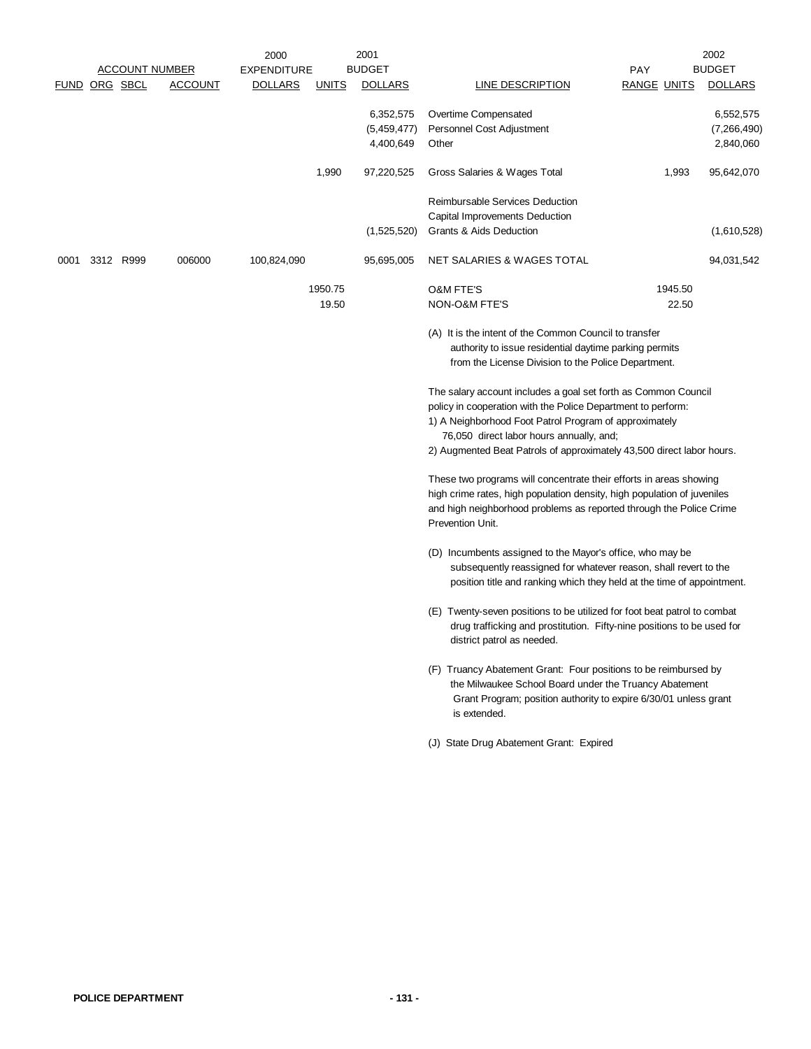| FUND | ORG | SBCL | ACCOUNT | 2000 EXPENDITURE DOLLARS | UNITS | 2001 BUDGET DOLLARS | LINE DESCRIPTION | PAY RANGE | UNITS | 2002 BUDGET DOLLARS |
|---|---|---|---|---|---|---|---|---|---|---|
| | | | | | | 6,352,575 | Overtime Compensated | | | 6,552,575 |
| | | | | | | (5,459,477) | Personnel Cost Adjustment | | | (7,266,490) |
| | | | | | | 4,400,649 | Other | | | 2,840,060 |
| | | | | | 1,990 | 97,220,525 | Gross Salaries & Wages Total | | 1,993 | 95,642,070 |
| | | | | | | | Reimbursable Services Deduction | | | |
| | | | | | | | Capital Improvements Deduction | | | |
| | | | | | | (1,525,520) | Grants & Aids Deduction | | | (1,610,528) |
| 0001 | 3312 | R999 | 006000 | 100,824,090 | | 95,695,005 | NET SALARIES & WAGES TOTAL | | | 94,031,542 |
| | | | | | 1950.75 | | O&M FTE'S | | 1945.50 | |
| | | | | | 19.50 | | NON-O&M FTE'S | | 22.50 | |

(A) It is the intent of the Common Council to transfer authority to issue residential daytime parking permits from the License Division to the Police Department.

The salary account includes a goal set forth as Common Council policy in cooperation with the Police Department to perform:
1) A Neighborhood Foot Patrol Program of approximately 76,050 direct labor hours annually, and;
2) Augmented Beat Patrols of approximately 43,500 direct labor hours.

These two programs will concentrate their efforts in areas showing high crime rates, high population density, high population of juveniles and high neighborhood problems as reported through the Police Crime Prevention Unit.

(D) Incumbents assigned to the Mayor's office, who may be subsequently reassigned for whatever reason, shall revert to the position title and ranking which they held at the time of appointment.

(E) Twenty-seven positions to be utilized for foot beat patrol to combat drug trafficking and prostitution. Fifty-nine positions to be used for district patrol as needed.

(F) Truancy Abatement Grant: Four positions to be reimbursed by the Milwaukee School Board under the Truancy Abatement Grant Program; position authority to expire 6/30/01 unless grant is extended.

(J) State Drug Abatement Grant: Expired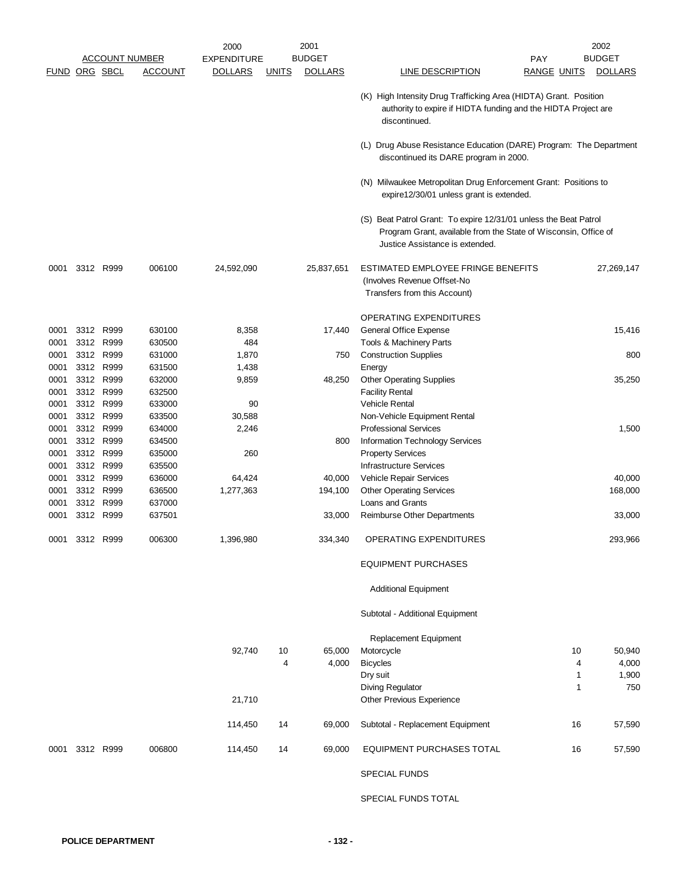| ACCOUNT NUMBER | | | | 2000 EXPENDITURE | 2001 BUDGET | | | PAY | | 2002 BUDGET |
|---|---|---|---|---|---|---|---|---|---|---|
| FUND | ORG | SBCL | ACCOUNT | DOLLARS | UNITS | DOLLARS | LINE DESCRIPTION | RANGE | UNITS | DOLLARS |
| | | | | | | | (K) High Intensity Drug Trafficking Area (HIDTA) Grant. Position authority to expire if HIDTA funding and the HIDTA Project are discontinued. | | | |
| | | | | | | | (L) Drug Abuse Resistance Education (DARE) Program: The Department discontinued its DARE program in 2000. | | | |
| | | | | | | | (N) Milwaukee Metropolitan Drug Enforcement Grant: Positions to expire12/30/01 unless grant is extended. | | | |
| | | | | | | | (S) Beat Patrol Grant: To expire 12/31/01 unless the Beat Patrol Program Grant, available from the State of Wisconsin, Office of Justice Assistance is extended. | | | |
| 0001 | 3312 | R999 | 006100 | 24,592,090 | | 25,837,651 | ESTIMATED EMPLOYEE FRINGE BENEFITS (Involves Revenue Offset-No Transfers from this Account) | | | 27,269,147 |
| | | | | | | | OPERATING EXPENDITURES | | | |
| 0001 | 3312 | R999 | 630100 | 8,358 | | 17,440 | General Office Expense | | | 15,416 |
| 0001 | 3312 | R999 | 630500 | 484 | | | Tools & Machinery Parts | | | |
| 0001 | 3312 | R999 | 631000 | 1,870 | | 750 | Construction Supplies | | | 800 |
| 0001 | 3312 | R999 | 631500 | 1,438 | | | Energy | | | |
| 0001 | 3312 | R999 | 632000 | 9,859 | | 48,250 | Other Operating Supplies | | | 35,250 |
| 0001 | 3312 | R999 | 632500 | | | | Facility Rental | | | |
| 0001 | 3312 | R999 | 633000 | 90 | | | Vehicle Rental | | | |
| 0001 | 3312 | R999 | 633500 | 30,588 | | | Non-Vehicle Equipment Rental | | | |
| 0001 | 3312 | R999 | 634000 | 2,246 | | | Professional Services | | | 1,500 |
| 0001 | 3312 | R999 | 634500 | | | 800 | Information Technology Services | | | |
| 0001 | 3312 | R999 | 635000 | 260 | | | Property Services | | | |
| 0001 | 3312 | R999 | 635500 | | | | Infrastructure Services | | | |
| 0001 | 3312 | R999 | 636000 | 64,424 | | 40,000 | Vehicle Repair Services | | | 40,000 |
| 0001 | 3312 | R999 | 636500 | 1,277,363 | | 194,100 | Other Operating Services | | | 168,000 |
| 0001 | 3312 | R999 | 637000 | | | | Loans and Grants | | | |
| 0001 | 3312 | R999 | 637501 | | | 33,000 | Reimburse Other Departments | | | 33,000 |
| 0001 | 3312 | R999 | 006300 | 1,396,980 | | 334,340 | OPERATING EXPENDITURES | | | 293,966 |
| | | | | | | | EQUIPMENT PURCHASES | | | |
| | | | | | | | Additional Equipment | | | |
| | | | | | | | Subtotal - Additional Equipment | | | |
| | | | | | | | Replacement Equipment | | | |
| | | | | 92,740 | 10 | 65,000 | Motorcycle | | 10 | 50,940 |
| | | | | | 4 | 4,000 | Bicycles | | 4 | 4,000 |
| | | | | | | | Dry suit | | 1 | 1,900 |
| | | | | | | | Diving Regulator | | 1 | 750 |
| | | | | 21,710 | | | Other Previous Experience | | | |
| | | | | 114,450 | 14 | 69,000 | Subtotal - Replacement Equipment | | 16 | 57,590 |
| 0001 | 3312 | R999 | 006800 | 114,450 | 14 | 69,000 | EQUIPMENT PURCHASES TOTAL | | 16 | 57,590 |
| | | | | | | | SPECIAL FUNDS | | | |
| | | | | | | | SPECIAL FUNDS TOTAL | | | |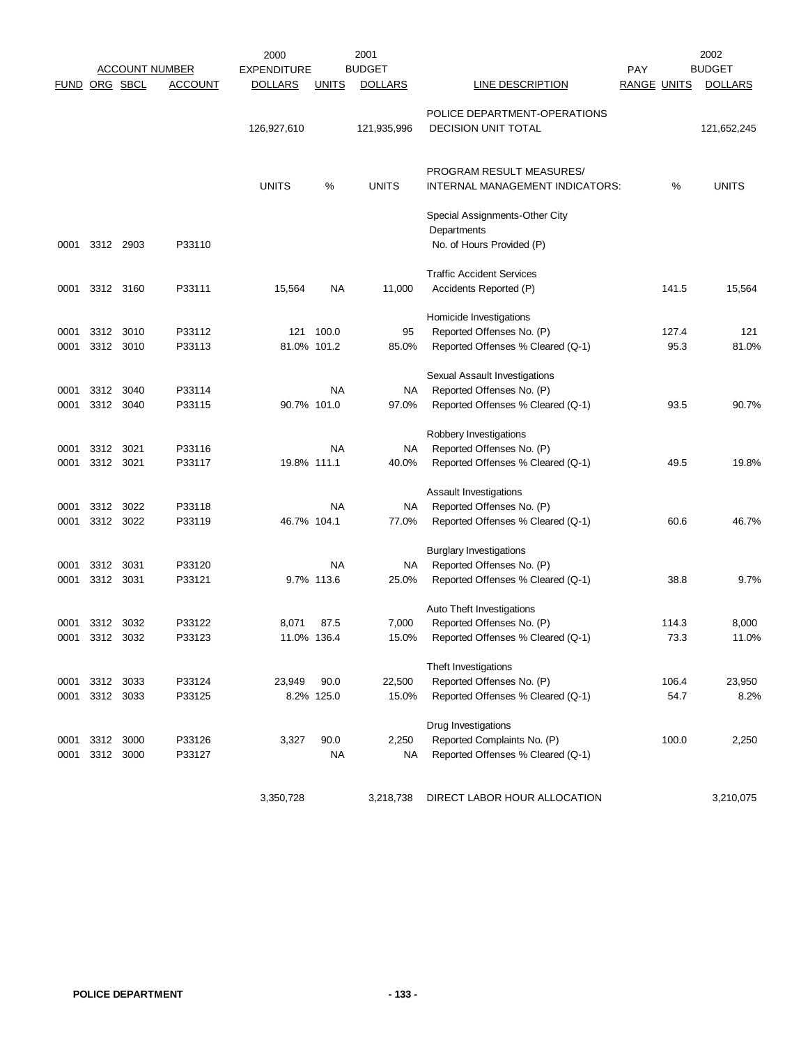| ACCOUNT NUMBER FUND | ORG | SBCL | ACCOUNT | 2000 EXPENDITURE DOLLARS | UNITS | 2001 BUDGET DOLLARS | LINE DESCRIPTION | PAY RANGE | UNITS | 2002 BUDGET DOLLARS |
|---|---|---|---|---|---|---|---|---|---|---|
| | | | | 126,927,610 | | 121,935,996 | POLICE DEPARTMENT-OPERATIONS DECISION UNIT TOTAL | | | 121,652,245 |
| | | | | UNITS | % | UNITS | PROGRAM RESULT MEASURES/ INTERNAL MANAGEMENT INDICATORS: | | % | UNITS |
| | | | | | | | Special Assignments-Other City Departments | | | |
| 0001 | 3312 | 2903 | P33110 | | | | No. of Hours Provided (P) | | | |
| | | | | | | | Traffic Accident Services | | | |
| 0001 | 3312 | 3160 | P33111 | 15,564 | NA | 11,000 | Accidents Reported (P) | | 141.5 | 15,564 |
| | | | | | | | Homicide Investigations | | | |
| 0001 | 3312 | 3010 | P33112 | 121 | 100.0 | 95 | Reported Offenses No. (P) | | 127.4 | 121 |
| 0001 | 3312 | 3010 | P33113 | 81.0% | 101.2 | 85.0% | Reported Offenses % Cleared (Q-1) | | 95.3 | 81.0% |
| | | | | | | | Sexual Assault Investigations | | | |
| 0001 | 3312 | 3040 | P33114 | | NA | NA | Reported Offenses No. (P) | | | |
| 0001 | 3312 | 3040 | P33115 | 90.7% | 101.0 | 97.0% | Reported Offenses % Cleared (Q-1) | | 93.5 | 90.7% |
| | | | | | | | Robbery Investigations | | | |
| 0001 | 3312 | 3021 | P33116 | | NA | NA | Reported Offenses No. (P) | | | |
| 0001 | 3312 | 3021 | P33117 | 19.8% | 111.1 | 40.0% | Reported Offenses % Cleared (Q-1) | | 49.5 | 19.8% |
| | | | | | | | Assault Investigations | | | |
| 0001 | 3312 | 3022 | P33118 | | NA | NA | Reported Offenses No. (P) | | | |
| 0001 | 3312 | 3022 | P33119 | 46.7% | 104.1 | 77.0% | Reported Offenses % Cleared (Q-1) | | 60.6 | 46.7% |
| | | | | | | | Burglary Investigations | | | |
| 0001 | 3312 | 3031 | P33120 | | NA | NA | Reported Offenses No. (P) | | | |
| 0001 | 3312 | 3031 | P33121 | 9.7% | 113.6 | 25.0% | Reported Offenses % Cleared (Q-1) | | 38.8 | 9.7% |
| | | | | | | | Auto Theft Investigations | | | |
| 0001 | 3312 | 3032 | P33122 | 8,071 | 87.5 | 7,000 | Reported Offenses No. (P) | | 114.3 | 8,000 |
| 0001 | 3312 | 3032 | P33123 | 11.0% | 136.4 | 15.0% | Reported Offenses % Cleared (Q-1) | | 73.3 | 11.0% |
| | | | | | | | Theft Investigations | | | |
| 0001 | 3312 | 3033 | P33124 | 23,949 | 90.0 | 22,500 | Reported Offenses No. (P) | | 106.4 | 23,950 |
| 0001 | 3312 | 3033 | P33125 | 8.2% | 125.0 | 15.0% | Reported Offenses % Cleared (Q-1) | | 54.7 | 8.2% |
| | | | | | | | Drug Investigations | | | |
| 0001 | 3312 | 3000 | P33126 | 3,327 | 90.0 | 2,250 | Reported Complaints No. (P) | | 100.0 | 2,250 |
| 0001 | 3312 | 3000 | P33127 | | NA | NA | Reported Offenses % Cleared (Q-1) | | | |
| | | | | 3,350,728 | | 3,218,738 | DIRECT LABOR HOUR ALLOCATION | | | 3,210,075 |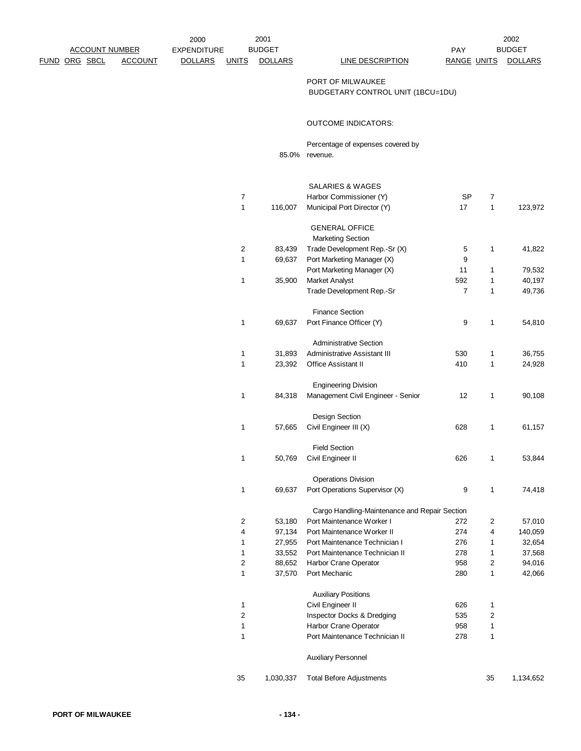| FUND | ORG | SBCL | ACCOUNT | 2000 EXPENDITURE DOLLARS | 2001 BUDGET UNITS | 2001 BUDGET DOLLARS | LINE DESCRIPTION | PAY RANGE | 2002 BUDGET UNITS | 2002 BUDGET DOLLARS |
|---|---|---|---|---|---|---|---|---|---|---|
| | | | | | | | PORT OF MILWAUKEE | | | |
| | | | | | | | BUDGETARY CONTROL UNIT (1BCU=1DU) | | | |
| | | | | | | | OUTCOME INDICATORS: | | | |
| | | | | | | | Percentage of expenses covered by | | | |
| | | | | | | 85.0% | revenue. | | | |
| | | | | | | | SALARIES & WAGES | | | |
| | | | | | 7 | | Harbor Commissioner (Y) | SP | 7 | |
| | | | | | 1 | 116,007 | Municipal Port Director (Y) | 17 | 1 | 123,972 |
| | | | | | | | GENERAL OFFICE | | | |
| | | | | | | | Marketing Section | | | |
| | | | | | 2 | 83,439 | Trade Development Rep.-Sr (X) | 5 | 1 | 41,822 |
| | | | | | 1 | 69,637 | Port Marketing Manager (X) | 9 | | |
| | | | | | | | Port Marketing Manager (X) | 11 | 1 | 79,532 |
| | | | | | 1 | 35,900 | Market Analyst | 592 | 1 | 40,197 |
| | | | | | | | Trade Development Rep.-Sr | 7 | 1 | 49,736 |
| | | | | | | | Finance Section | | | |
| | | | | | 1 | 69,637 | Port Finance Officer (Y) | 9 | 1 | 54,810 |
| | | | | | | | Administrative Section | | | |
| | | | | | 1 | 31,893 | Administrative Assistant III | 530 | 1 | 36,755 |
| | | | | | 1 | 23,392 | Office Assistant II | 410 | 1 | 24,928 |
| | | | | | | | Engineering Division | | | |
| | | | | | 1 | 84,318 | Management Civil Engineer - Senior | 12 | 1 | 90,108 |
| | | | | | | | Design Section | | | |
| | | | | | 1 | 57,665 | Civil Engineer III (X) | 628 | 1 | 61,157 |
| | | | | | | | Field Section | | | |
| | | | | | 1 | 50,769 | Civil Engineer II | 626 | 1 | 53,844 |
| | | | | | | | Operations Division | | | |
| | | | | | 1 | 69,637 | Port Operations Supervisor (X) | 9 | 1 | 74,418 |
| | | | | | | | Cargo Handling-Maintenance and Repair Section | | | |
| | | | | | 2 | 53,180 | Port Maintenance Worker I | 272 | 2 | 57,010 |
| | | | | | 4 | 97,134 | Port Maintenance Worker II | 274 | 4 | 140,059 |
| | | | | | 1 | 27,955 | Port Maintenance Technician I | 276 | 1 | 32,654 |
| | | | | | 1 | 33,552 | Port Maintenance Technician II | 278 | 1 | 37,568 |
| | | | | | 2 | 88,652 | Harbor Crane Operator | 958 | 2 | 94,016 |
| | | | | | 1 | 37,570 | Port Mechanic | 280 | 1 | 42,066 |
| | | | | | | | Auxiliary Positions | | | |
| | | | | | 1 | | Civil Engineer II | 626 | 1 | |
| | | | | | 2 | | Inspector Docks & Dredging | 535 | 2 | |
| | | | | | 1 | | Harbor Crane Operator | 958 | 1 | |
| | | | | | 1 | | Port Maintenance Technician II | 278 | 1 | |
| | | | | | | | Auxiliary Personnel | | | |
| | | | | | 35 | 1,030,337 | Total Before Adjustments | | 35 | 1,134,652 |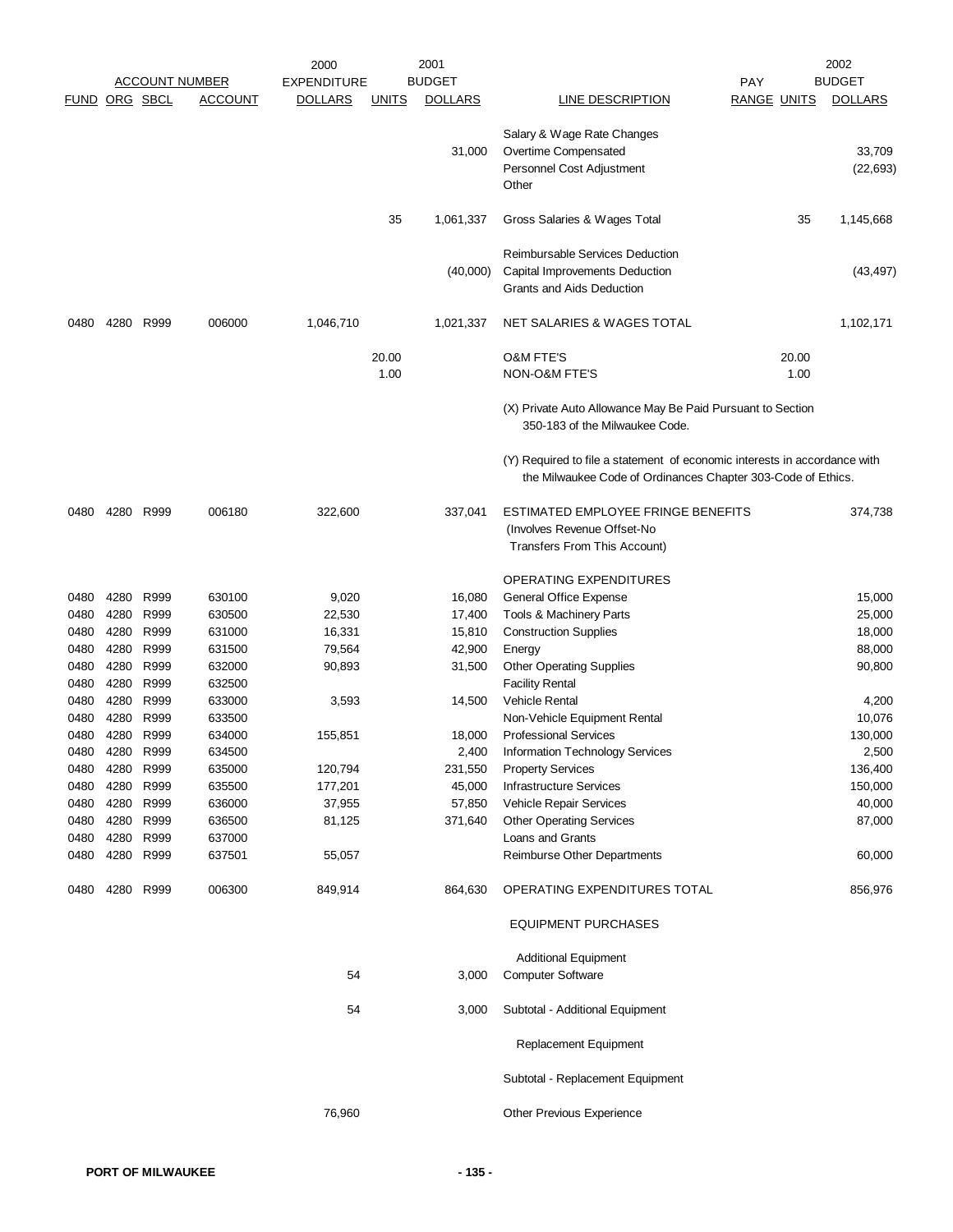| FUND | ORG | SBCL | ACCOUNT | 2000 EXPENDITURE DOLLARS | 2001 UNITS | 2001 BUDGET DOLLARS | LINE DESCRIPTION | PAY RANGE | 2002 UNITS | 2002 BUDGET DOLLARS |
|---|---|---|---|---|---|---|---|---|---|---|
| | | | | | | | Salary & Wage Rate Changes | | | |
| | | | | | | 31,000 | Overtime Compensated | | | 33,709 |
| | | | | | | | Personnel Cost Adjustment | | | (22,693) |
| | | | | | | | Other | | | |
| | | | | | 35 | 1,061,337 | Gross Salaries & Wages Total | | 35 | 1,145,668 |
| | | | | | | | Reimbursable Services Deduction | | | |
| | | | | | | (40,000) | Capital Improvements Deduction | | | (43,497) |
| | | | | | | | Grants and Aids Deduction | | | |
| 0480 | 4280 | R999 | 006000 | 1,046,710 | | 1,021,337 | NET SALARIES & WAGES TOTAL | | | 1,102,171 |
| | | | | | 20.00 | | O&M FTE'S | | 20.00 | |
| | | | | | 1.00 | | NON-O&M FTE'S | | 1.00 | |
| | | | | | | | (X) Private Auto Allowance May Be Paid Pursuant to Section 350-183 of the Milwaukee Code. | | | |
| | | | | | | | (Y) Required to file a statement of economic interests in accordance with the Milwaukee Code of Ordinances Chapter 303-Code of Ethics. | | | |
| 0480 | 4280 | R999 | 006180 | 322,600 | | 337,041 | ESTIMATED EMPLOYEE FRINGE BENEFITS (Involves Revenue Offset-No Transfers From This Account) | | | 374,738 |
| | | | | | | | OPERATING EXPENDITURES | | | |
| 0480 | 4280 | R999 | 630100 | 9,020 | | 16,080 | General Office Expense | | | 15,000 |
| 0480 | 4280 | R999 | 630500 | 22,530 | | 17,400 | Tools & Machinery Parts | | | 25,000 |
| 0480 | 4280 | R999 | 631000 | 16,331 | | 15,810 | Construction Supplies | | | 18,000 |
| 0480 | 4280 | R999 | 631500 | 79,564 | | 42,900 | Energy | | | 88,000 |
| 0480 | 4280 | R999 | 632000 | 90,893 | | 31,500 | Other Operating Supplies | | | 90,800 |
| 0480 | 4280 | R999 | 632500 | | | | Facility Rental | | | |
| 0480 | 4280 | R999 | 633000 | 3,593 | | 14,500 | Vehicle Rental | | | 4,200 |
| 0480 | 4280 | R999 | 633500 | | | | Non-Vehicle Equipment Rental | | | 10,076 |
| 0480 | 4280 | R999 | 634000 | 155,851 | | 18,000 | Professional Services | | | 130,000 |
| 0480 | 4280 | R999 | 634500 | | | 2,400 | Information Technology Services | | | 2,500 |
| 0480 | 4280 | R999 | 635000 | 120,794 | | 231,550 | Property Services | | | 136,400 |
| 0480 | 4280 | R999 | 635500 | 177,201 | | 45,000 | Infrastructure Services | | | 150,000 |
| 0480 | 4280 | R999 | 636000 | 37,955 | | 57,850 | Vehicle Repair Services | | | 40,000 |
| 0480 | 4280 | R999 | 636500 | 81,125 | | 371,640 | Other Operating Services | | | 87,000 |
| 0480 | 4280 | R999 | 637000 | | | | Loans and Grants | | | |
| 0480 | 4280 | R999 | 637501 | 55,057 | | | Reimburse Other Departments | | | 60,000 |
| 0480 | 4280 | R999 | 006300 | 849,914 | | 864,630 | OPERATING EXPENDITURES TOTAL | | | 856,976 |
| | | | | | | | EQUIPMENT PURCHASES | | | |
| | | | | | | | Additional Equipment | | | |
| | | | | 54 | | 3,000 | Computer Software | | | |
| | | | | 54 | | 3,000 | Subtotal - Additional Equipment | | | |
| | | | | | | | Replacement Equipment | | | |
| | | | | | | | Subtotal - Replacement Equipment | | | |
| | | | | 76,960 | | | Other Previous Experience | | | |

PORT OF MILWAUKEE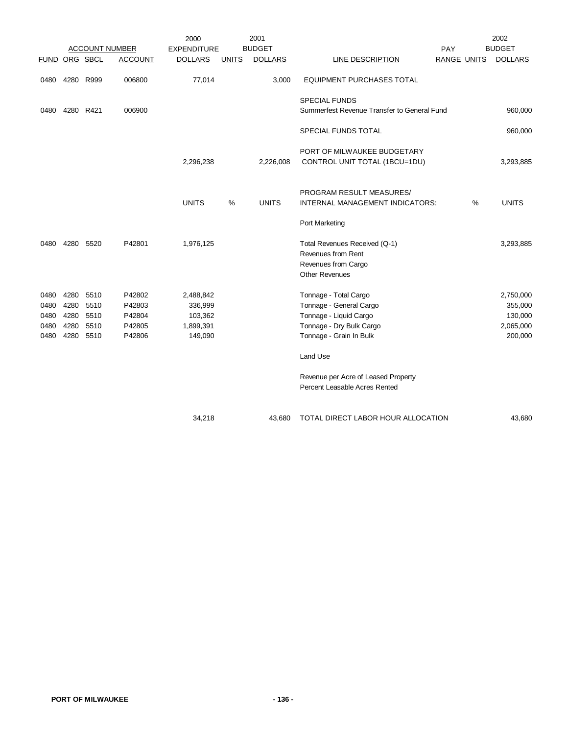| FUND | ORG | SBCL | ACCOUNT | 2000 EXPENDITURE DOLLARS | UNITS | 2001 BUDGET DOLLARS | LINE DESCRIPTION | PAY RANGE | UNITS | 2002 BUDGET DOLLARS |
|---|---|---|---|---|---|---|---|---|---|---|
| 0480 | 4280 | R999 | 006800 | 77,014 | | 3,000 | EQUIPMENT PURCHASES TOTAL | | | |
| | | | | | | | SPECIAL FUNDS | | | |
| 0480 | 4280 | R421 | 006900 | | | | Summerfest Revenue Transfer to General Fund | | | 960,000 |
| | | | | | | | SPECIAL FUNDS TOTAL | | | 960,000 |
| | | | | 2,296,238 | | 2,226,008 | PORT OF MILWAUKEE BUDGETARY CONTROL UNIT TOTAL (1BCU=1DU) | | | 3,293,885 |
| | | | | UNITS | % | UNITS | PROGRAM RESULT MEASURES/ INTERNAL MANAGEMENT INDICATORS: | | % | UNITS |
| | | | | | | | Port Marketing | | | |
| 0480 | 4280 | 5520 | P42801 | 1,976,125 | | | Total Revenues Received (Q-1) | | | 3,293,885 |
| | | | | | | | Revenues from Rent | | | |
| | | | | | | | Revenues from Cargo | | | |
| | | | | | | | Other Revenues | | | |
| 0480 | 4280 | 5510 | P42802 | 2,488,842 | | | Tonnage - Total Cargo | | | 2,750,000 |
| 0480 | 4280 | 5510 | P42803 | 336,999 | | | Tonnage - General Cargo | | | 355,000 |
| 0480 | 4280 | 5510 | P42804 | 103,362 | | | Tonnage - Liquid Cargo | | | 130,000 |
| 0480 | 4280 | 5510 | P42805 | 1,899,391 | | | Tonnage - Dry Bulk Cargo | | | 2,065,000 |
| 0480 | 4280 | 5510 | P42806 | 149,090 | | | Tonnage - Grain In Bulk | | | 200,000 |
| | | | | | | | Land Use | | | |
| | | | | | | | Revenue per Acre of Leased Property | | | |
| | | | | | | | Percent Leasable Acres Rented | | | |
| | | | | 34,218 | | 43,680 | TOTAL DIRECT LABOR HOUR ALLOCATION | | | 43,680 |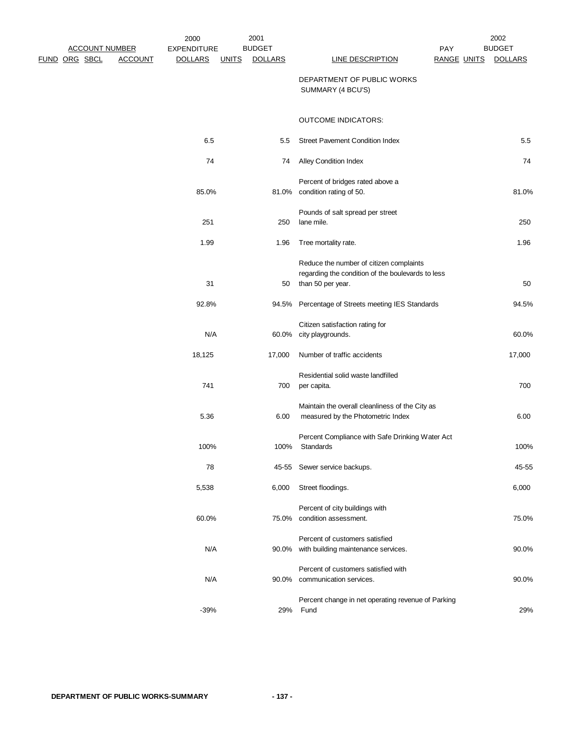| ACCOUNT NUMBER | | | | 2000 EXPENDITURE | | 2001 BUDGET | | PAY | | 2002 BUDGET |
|---|---|---|---|---|---|---|---|---|---|---|
| FUND | ORG | SBCL | ACCOUNT | DOLLARS | UNITS | DOLLARS | LINE DESCRIPTION | RANGE | UNITS | DOLLARS |
| | | | | | | | DEPARTMENT OF PUBLIC WORKS SUMMARY (4 BCU'S) | | | |
| | | | | | | | OUTCOME INDICATORS: | | | |
| | | | | 6.5 | | 5.5 | Street Pavement Condition Index | | | 5.5 |
| | | | | 74 | | 74 | Alley Condition Index | | | 74 |
| | | | | 85.0% | | 81.0% | Percent of bridges rated above a condition rating of 50. | | | 81.0% |
| | | | | 251 | | 250 | Pounds of salt spread per street lane mile. | | | 250 |
| | | | | 1.99 | | 1.96 | Tree mortality rate. | | | 1.96 |
| | | | | 31 | | 50 | Reduce the number of citizen complaints regarding the condition of the boulevards to less than 50 per year. | | | 50 |
| | | | | 92.8% | | 94.5% | Percentage of Streets meeting IES Standards | | | 94.5% |
| | | | | N/A | | 60.0% | Citizen satisfaction rating for city playgrounds. | | | 60.0% |
| | | | | 18,125 | | 17,000 | Number of traffic accidents | | | 17,000 |
| | | | | 741 | | 700 | Residential solid waste landfilled per capita. | | | 700 |
| | | | | 5.36 | | 6.00 | Maintain the overall cleanliness of the City as measured by the Photometric Index | | | 6.00 |
| | | | | 100% | | 100% | Percent Compliance with Safe Drinking Water Act Standards | | | 100% |
| | | | | 78 | | 45-55 | Sewer service backups. | | | 45-55 |
| | | | | 5,538 | | 6,000 | Street floodings. | | | 6,000 |
| | | | | 60.0% | | 75.0% | Percent of city buildings with condition assessment. | | | 75.0% |
| | | | | N/A | | 90.0% | Percent of customers satisfied with building maintenance services. | | | 90.0% |
| | | | | N/A | | 90.0% | Percent of customers satisfied with communication services. | | | 90.0% |
| | | | | -39% | | 29% | Percent change in net operating revenue of Parking Fund | | | 29% |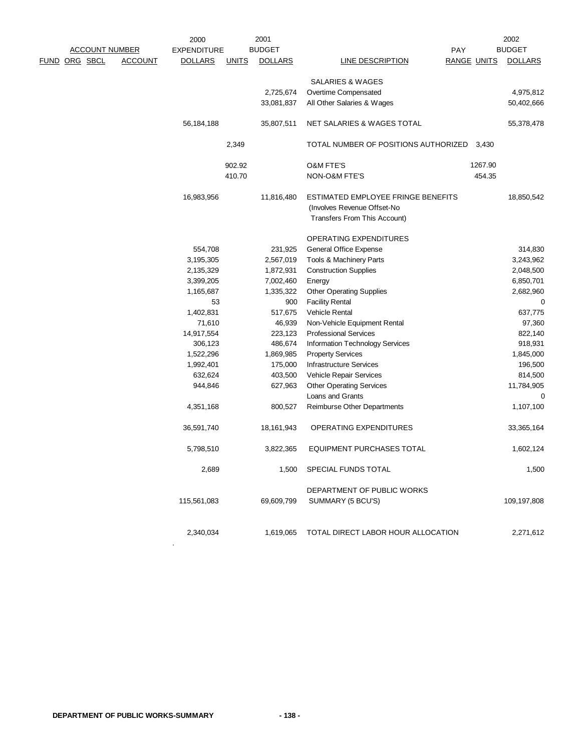| ACCOUNT NUMBER | | | | 2000 EXPENDITURE | 2001 BUDGET | | | PAY | | 2002 BUDGET |
|---|---|---|---|---|---|---|---|---|---|---|
| FUND | ORG | SBCL | ACCOUNT | DOLLARS | UNITS | DOLLARS | LINE DESCRIPTION | RANGE | UNITS | DOLLARS |
| | | | | | | | SALARIES & WAGES | | | |
| | | | | | | 2,725,674 | Overtime Compensated | | | 4,975,812 |
| | | | | | | 33,081,837 | All Other Salaries & Wages | | | 50,402,666 |
| | | | | 56,184,188 | | 35,807,511 | NET SALARIES & WAGES TOTAL | | | 55,378,478 |
| | | | | | 2,349 | | TOTAL NUMBER OF POSITIONS AUTHORIZED | | 3,430 | |
| | | | | | 902.92 | | O&M FTE'S | | 1267.90 | |
| | | | | | 410.70 | | NON-O&M FTE'S | | 454.35 | |
| | | | | 16,983,956 | | 11,816,480 | ESTIMATED EMPLOYEE FRINGE BENEFITS (Involves Revenue Offset-No Transfers From This Account) | | | 18,850,542 |
| | | | | | | | OPERATING EXPENDITURES | | | |
| | | | | 554,708 | | 231,925 | General Office Expense | | | 314,830 |
| | | | | 3,195,305 | | 2,567,019 | Tools & Machinery Parts | | | 3,243,962 |
| | | | | 2,135,329 | | 1,872,931 | Construction Supplies | | | 2,048,500 |
| | | | | 3,399,205 | | 7,002,460 | Energy | | | 6,850,701 |
| | | | | 1,165,687 | | 1,335,322 | Other Operating Supplies | | | 2,682,960 |
| | | | | 53 | | 900 | Facility Rental | | | 0 |
| | | | | 1,402,831 | | 517,675 | Vehicle Rental | | | 637,775 |
| | | | | 71,610 | | 46,939 | Non-Vehicle Equipment Rental | | | 97,360 |
| | | | | 14,917,554 | | 223,123 | Professional Services | | | 822,140 |
| | | | | 306,123 | | 486,674 | Information Technology Services | | | 918,931 |
| | | | | 1,522,296 | | 1,869,985 | Property Services | | | 1,845,000 |
| | | | | 1,992,401 | | 175,000 | Infrastructure Services | | | 196,500 |
| | | | | 632,624 | | 403,500 | Vehicle Repair Services | | | 814,500 |
| | | | | 944,846 | | 627,963 | Other Operating Services | | | 11,784,905 |
| | | | | | | | Loans and Grants | | | 0 |
| | | | | 4,351,168 | | 800,527 | Reimburse Other Departments | | | 1,107,100 |
| | | | | 36,591,740 | | 18,161,943 | OPERATING EXPENDITURES | | | 33,365,164 |
| | | | | 5,798,510 | | 3,822,365 | EQUIPMENT PURCHASES TOTAL | | | 1,602,124 |
| | | | | 2,689 | | 1,500 | SPECIAL FUNDS TOTAL | | | 1,500 |
| | | | | 115,561,083 | | 69,609,799 | DEPARTMENT OF PUBLIC WORKS SUMMARY (5 BCU'S) | | | 109,197,808 |
| | | | | 2,340,034 | | 1,619,065 | TOTAL DIRECT LABOR HOUR ALLOCATION | | | 2,271,612 |

DEPARTMENT OF PUBLIC WORKS-SUMMARY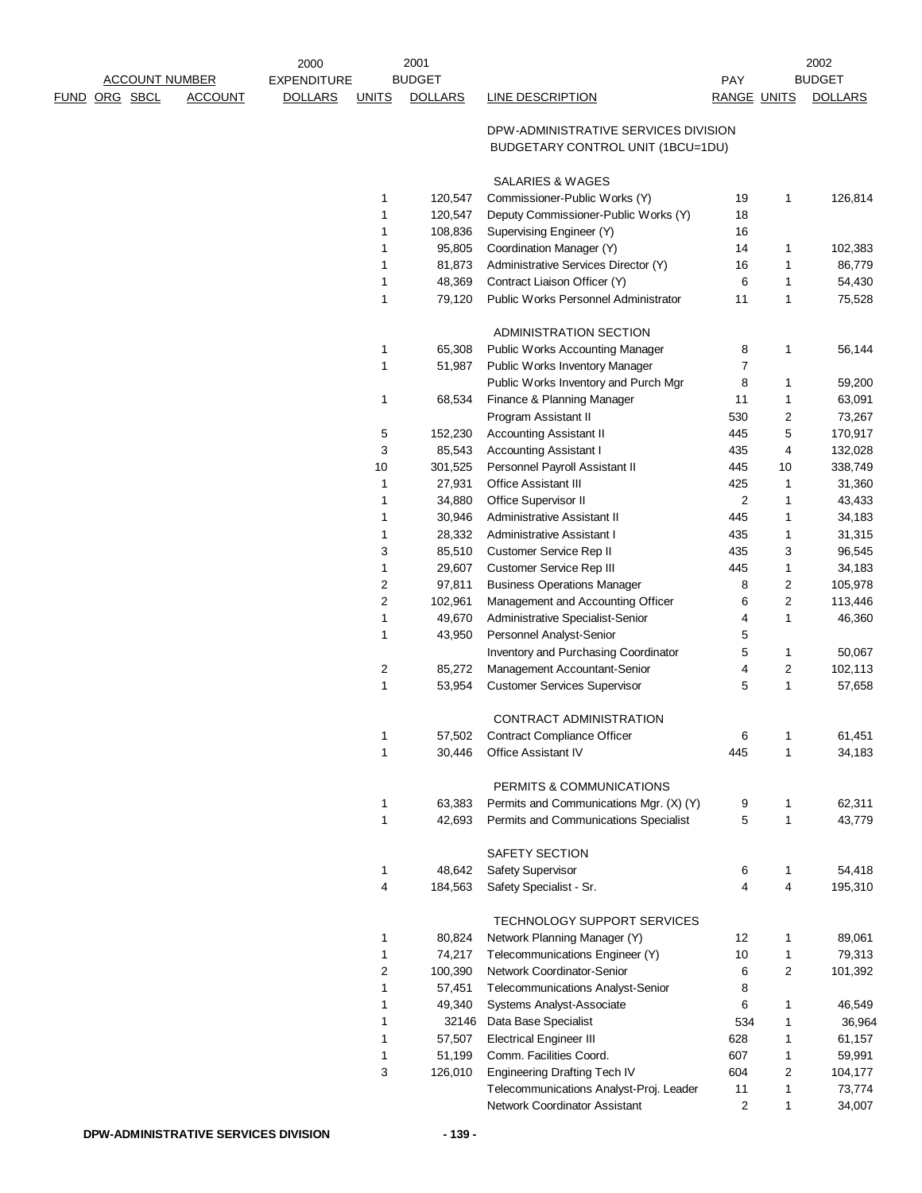| FUND | ORG | SBCL | ACCOUNT | 2000 EXPENDITURE DOLLARS | UNITS | 2001 BUDGET DOLLARS | LINE DESCRIPTION | PAY RANGE | UNITS | 2002 BUDGET DOLLARS |
|---|---|---|---|---|---|---|---|---|---|---|
| | | | | | | | DPW-ADMINISTRATIVE SERVICES DIVISION BUDGETARY CONTROL UNIT (1BCU=1DU) | | | |
| | | | | | | | SALARIES & WAGES | | | |
| | | | | | 1 | 120,547 | Commissioner-Public Works (Y) | 19 | 1 | 126,814 |
| | | | | | 1 | 120,547 | Deputy Commissioner-Public Works (Y) | 18 | | |
| | | | | | 1 | 108,836 | Supervising Engineer (Y) | 16 | | |
| | | | | | 1 | 95,805 | Coordination Manager (Y) | 14 | 1 | 102,383 |
| | | | | | 1 | 81,873 | Administrative Services Director (Y) | 16 | 1 | 86,779 |
| | | | | | 1 | 48,369 | Contract Liaison Officer (Y) | 6 | 1 | 54,430 |
| | | | | | 1 | 79,120 | Public Works Personnel Administrator | 11 | 1 | 75,528 |
| | | | | | | | ADMINISTRATION SECTION | | | |
| | | | | | 1 | 65,308 | Public Works Accounting Manager | 8 | 1 | 56,144 |
| | | | | | 1 | 51,987 | Public Works Inventory Manager | 7 | | |
| | | | | | | | Public Works Inventory and Purch Mgr | 8 | 1 | 59,200 |
| | | | | | 1 | 68,534 | Finance & Planning Manager | 11 | 1 | 63,091 |
| | | | | | | | Program Assistant II | 530 | 2 | 73,267 |
| | | | | | 5 | 152,230 | Accounting Assistant II | 445 | 5 | 170,917 |
| | | | | | 3 | 85,543 | Accounting Assistant I | 435 | 4 | 132,028 |
| | | | | | 10 | 301,525 | Personnel Payroll Assistant II | 445 | 10 | 338,749 |
| | | | | | 1 | 27,931 | Office Assistant III | 425 | 1 | 31,360 |
| | | | | | 1 | 34,880 | Office Supervisor II | 2 | 1 | 43,433 |
| | | | | | 1 | 30,946 | Administrative Assistant II | 445 | 1 | 34,183 |
| | | | | | 1 | 28,332 | Administrative Assistant I | 435 | 1 | 31,315 |
| | | | | | 3 | 85,510 | Customer Service Rep II | 435 | 3 | 96,545 |
| | | | | | 1 | 29,607 | Customer Service Rep III | 445 | 1 | 34,183 |
| | | | | | 2 | 97,811 | Business Operations Manager | 8 | 2 | 105,978 |
| | | | | | 2 | 102,961 | Management and Accounting Officer | 6 | 2 | 113,446 |
| | | | | | 1 | 49,670 | Administrative Specialist-Senior | 4 | 1 | 46,360 |
| | | | | | 1 | 43,950 | Personnel Analyst-Senior | 5 | | |
| | | | | | | | Inventory and Purchasing Coordinator | 5 | 1 | 50,067 |
| | | | | | 2 | 85,272 | Management Accountant-Senior | 4 | 2 | 102,113 |
| | | | | | 1 | 53,954 | Customer Services Supervisor | 5 | 1 | 57,658 |
| | | | | | | | CONTRACT ADMINISTRATION | | | |
| | | | | | 1 | 57,502 | Contract Compliance Officer | 6 | 1 | 61,451 |
| | | | | | 1 | 30,446 | Office Assistant IV | 445 | 1 | 34,183 |
| | | | | | | | PERMITS & COMMUNICATIONS | | | |
| | | | | | 1 | 63,383 | Permits and Communications Mgr. (X) (Y) | 9 | 1 | 62,311 |
| | | | | | 1 | 42,693 | Permits and Communications Specialist | 5 | 1 | 43,779 |
| | | | | | | | SAFETY SECTION | | | |
| | | | | | 1 | 48,642 | Safety Supervisor | 6 | 1 | 54,418 |
| | | | | | 4 | 184,563 | Safety Specialist - Sr. | 4 | 4 | 195,310 |
| | | | | | | | TECHNOLOGY SUPPORT SERVICES | | | |
| | | | | | 1 | 80,824 | Network Planning Manager (Y) | 12 | 1 | 89,061 |
| | | | | | 1 | 74,217 | Telecommunications Engineer (Y) | 10 | 1 | 79,313 |
| | | | | | 2 | 100,390 | Network Coordinator-Senior | 6 | 2 | 101,392 |
| | | | | | 1 | 57,451 | Telecommunications Analyst-Senior | 8 | | |
| | | | | | 1 | 49,340 | Systems Analyst-Associate | 6 | 1 | 46,549 |
| | | | | | 1 | 32146 | Data Base Specialist | 534 | 1 | 36,964 |
| | | | | | 1 | 57,507 | Electrical Engineer III | 628 | 1 | 61,157 |
| | | | | | 1 | 51,199 | Comm. Facilities Coord. | 607 | 1 | 59,991 |
| | | | | | 3 | 126,010 | Engineering Drafting Tech IV | 604 | 2 | 104,177 |
| | | | | | | | Telecommunications Analyst-Proj. Leader | 11 | 1 | 73,774 |
| | | | | | | | Network Coordinator Assistant | 2 | 1 | 34,007 |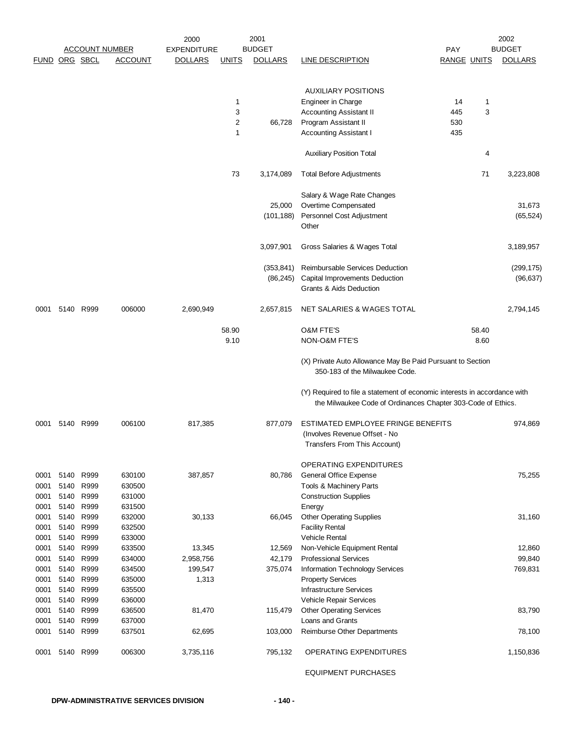| FUND | ORG | SBCL | ACCOUNT | 2000 EXPENDITURE DOLLARS | 2001 UNITS | 2001 BUDGET DOLLARS | LINE DESCRIPTION | PAY RANGE | 2002 UNITS | 2002 BUDGET DOLLARS |
|---|---|---|---|---|---|---|---|---|---|---|
| | | | | | | | AUXILIARY POSITIONS | | | |
| | | | | | 1 | | Engineer in Charge | 14 | 1 | |
| | | | | | 3 | | Accounting Assistant II | 445 | 3 | |
| | | | | | 2 | 66,728 | Program Assistant II | 530 | | |
| | | | | | 1 | | Accounting Assistant I | 435 | | |
| | | | | | | | Auxiliary Position Total | | 4 | |
| | | | | | 73 | 3,174,089 | Total Before Adjustments | | 71 | 3,223,808 |
| | | | | | | | Salary & Wage Rate Changes | | | |
| | | | | | | 25,000 | Overtime Compensated | | | 31,673 |
| | | | | | | (101,188) | Personnel Cost Adjustment | | | (65,524) |
| | | | | | | | Other | | | |
| | | | | | | 3,097,901 | Gross Salaries & Wages Total | | | 3,189,957 |
| | | | | | | (353,841) | Reimbursable Services Deduction | | | (299,175) |
| | | | | | | (86,245) | Capital Improvements Deduction | | | (96,637) |
| | | | | | | | Grants & Aids Deduction | | | |
| 0001 | 5140 | R999 | 006000 | 2,690,949 | | 2,657,815 | NET SALARIES & WAGES TOTAL | | | 2,794,145 |
| | | | | | 58.90 | | O&M FTE'S | | 58.40 | |
| | | | | | 9.10 | | NON-O&M FTE'S | | 8.60 | |
| | | | | | | | (X) Private Auto Allowance May Be Paid Pursuant to Section 350-183 of the Milwaukee Code. | | | |
| | | | | | | | (Y) Required to file a statement of economic interests in accordance with the Milwaukee Code of Ordinances Chapter 303-Code of Ethics. | | | |
| 0001 | 5140 | R999 | 006100 | 817,385 | | 877,079 | ESTIMATED EMPLOYEE FRINGE BENEFITS (Involves Revenue Offset - No Transfers From This Account) | | | 974,869 |
| | | | | | | | OPERATING EXPENDITURES | | | |
| 0001 | 5140 | R999 | 630100 | 387,857 | | 80,786 | General Office Expense | | | 75,255 |
| 0001 | 5140 | R999 | 630500 | | | | Tools & Machinery Parts | | | |
| 0001 | 5140 | R999 | 631000 | | | | Construction Supplies | | | |
| 0001 | 5140 | R999 | 631500 | | | | Energy | | | |
| 0001 | 5140 | R999 | 632000 | 30,133 | | 66,045 | Other Operating Supplies | | | 31,160 |
| 0001 | 5140 | R999 | 632500 | | | | Facility Rental | | | |
| 0001 | 5140 | R999 | 633000 | | | | Vehicle Rental | | | |
| 0001 | 5140 | R999 | 633500 | 13,345 | | 12,569 | Non-Vehicle Equipment Rental | | | 12,860 |
| 0001 | 5140 | R999 | 634000 | 2,958,756 | | 42,179 | Professional Services | | | 99,840 |
| 0001 | 5140 | R999 | 634500 | 199,547 | | 375,074 | Information Technology Services | | | 769,831 |
| 0001 | 5140 | R999 | 635000 | 1,313 | | | Property Services | | | |
| 0001 | 5140 | R999 | 635500 | | | | Infrastructure Services | | | |
| 0001 | 5140 | R999 | 636000 | | | | Vehicle Repair Services | | | |
| 0001 | 5140 | R999 | 636500 | 81,470 | | 115,479 | Other Operating Services | | | 83,790 |
| 0001 | 5140 | R999 | 637000 | | | | Loans and Grants | | | |
| 0001 | 5140 | R999 | 637501 | 62,695 | | 103,000 | Reimburse Other Departments | | | 78,100 |
| 0001 | 5140 | R999 | 006300 | 3,735,116 | | 795,132 | OPERATING EXPENDITURES | | | 1,150,836 |
| | | | | | | | EQUIPMENT PURCHASES | | | |

DPW-ADMINISTRATIVE SERVICES DIVISION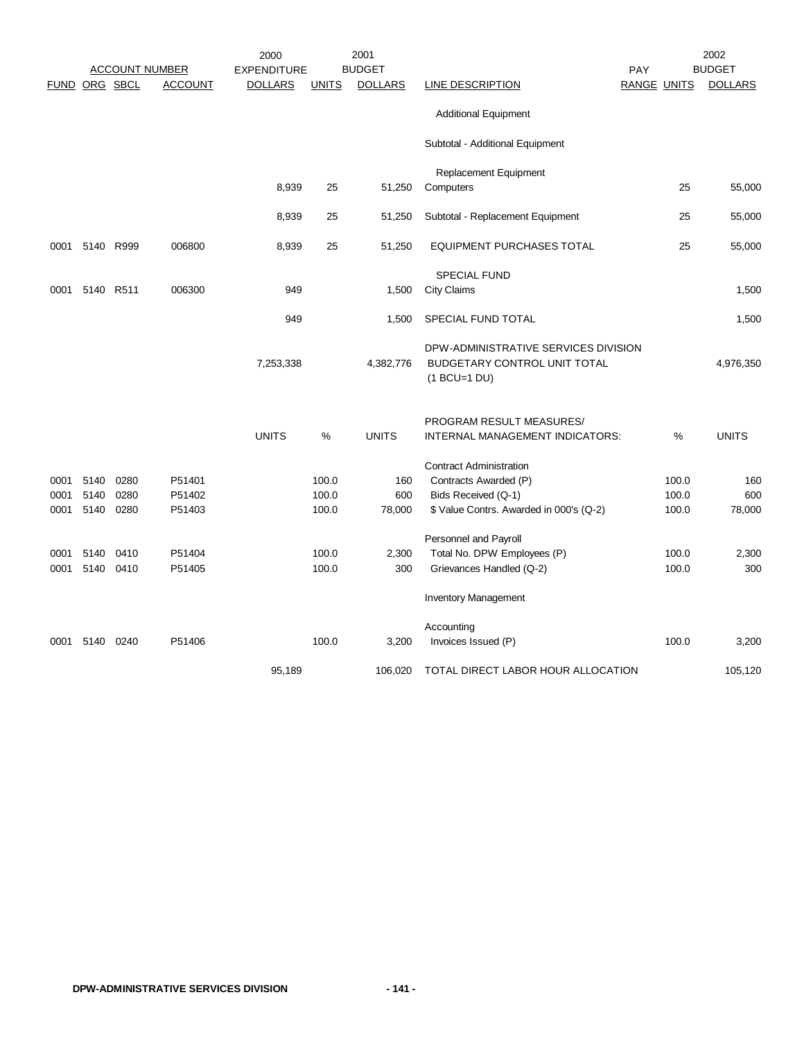| FUND | ORG | SBCL | ACCOUNT | 2000 EXPENDITURE DOLLARS | UNITS | 2001 BUDGET DOLLARS | LINE DESCRIPTION | PAY RANGE | UNITS | 2002 BUDGET DOLLARS |
|---|---|---|---|---|---|---|---|---|---|---|
| | | | | | | | Additional Equipment | | | |
| | | | | | | | Subtotal - Additional Equipment | | | |
| | | | | | | | Replacement Equipment | | | |
| | | | | 8,939 | 25 | 51,250 | Computers | | 25 | 55,000 |
| | | | | 8,939 | 25 | 51,250 | Subtotal - Replacement Equipment | | 25 | 55,000 |
| 0001 | 5140 | R999 | 006800 | 8,939 | 25 | 51,250 | EQUIPMENT PURCHASES TOTAL | | 25 | 55,000 |
| | | | | | | | SPECIAL FUND | | | |
| 0001 | 5140 | R511 | 006300 | 949 | | 1,500 | City Claims | | | 1,500 |
| | | | | 949 | | 1,500 | SPECIAL FUND TOTAL | | | 1,500 |
| | | | | 7,253,338 | | 4,382,776 | DPW-ADMINISTRATIVE SERVICES DIVISION BUDGETARY CONTROL UNIT TOTAL (1 BCU=1 DU) | | | 4,976,350 |

| FUND | ORG | SBCL | ACCOUNT | UNITS | % | UNITS | PROGRAM RESULT MEASURES/ INTERNAL MANAGEMENT INDICATORS: | % | UNITS |
|---|---|---|---|---|---|---|---|---|---|
| | | | | | | | Contract Administration | | |
| 0001 | 5140 | 0280 | P51401 | | 100.0 | 160 | Contracts Awarded (P) | 100.0 | 160 |
| 0001 | 5140 | 0280 | P51402 | | 100.0 | 600 | Bids Received (Q-1) | 100.0 | 600 |
| 0001 | 5140 | 0280 | P51403 | | 100.0 | 78,000 | $ Value Contrs. Awarded in 000's (Q-2) | 100.0 | 78,000 |
| | | | | | | | Personnel and Payroll | | |
| 0001 | 5140 | 0410 | P51404 | | 100.0 | 2,300 | Total No. DPW Employees (P) | 100.0 | 2,300 |
| 0001 | 5140 | 0410 | P51405 | | 100.0 | 300 | Grievances Handled (Q-2) | 100.0 | 300 |
| | | | | | | | Inventory Management | | |
| | | | | | | | Accounting | | |
| 0001 | 5140 | 0240 | P51406 | | 100.0 | 3,200 | Invoices Issued (P) | 100.0 | 3,200 |
| | | | | 95,189 | | 106,020 | TOTAL DIRECT LABOR HOUR ALLOCATION | | 105,120 |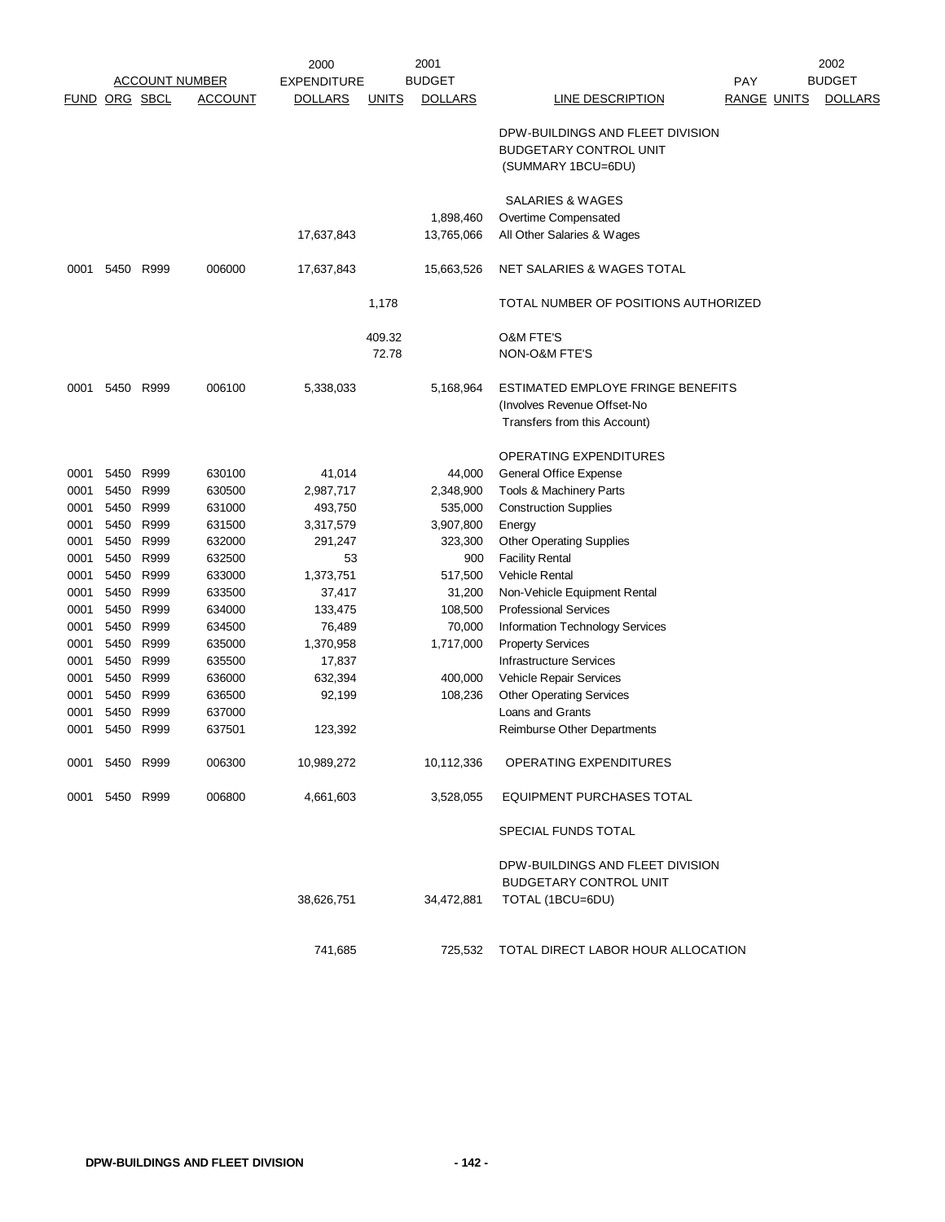| FUND | ORG | SBCL | ACCOUNT | 2000 EXPENDITURE DOLLARS | UNITS | 2001 BUDGET DOLLARS | LINE DESCRIPTION | PAY RANGE | UNITS | 2002 BUDGET DOLLARS |
|---|---|---|---|---|---|---|---|---|---|---|
| | | | | | | | DPW-BUILDINGS AND FLEET DIVISION BUDGETARY CONTROL UNIT (SUMMARY 1BCU=6DU) | | | |
| | | | | | | | SALARIES & WAGES | | | |
| | | | | | | 1,898,460 | Overtime Compensated | | | |
| | | | | 17,637,843 | | 13,765,066 | All Other Salaries & Wages | | | |
| 0001 | 5450 | R999 | 006000 | 17,637,843 | | 15,663,526 | NET SALARIES & WAGES TOTAL | | | |
| | | | | | 1,178 | | TOTAL NUMBER OF POSITIONS AUTHORIZED | | | |
| | | | | | 409.32 | | O&M FTE'S | | | |
| | | | | | 72.78 | | NON-O&M FTE'S | | | |
| 0001 | 5450 | R999 | 006100 | 5,338,033 | | 5,168,964 | ESTIMATED EMPLOYE FRINGE BENEFITS (Involves Revenue Offset-No Transfers from this Account) | | | |
| | | | | | | | OPERATING EXPENDITURES | | | |
| 0001 | 5450 | R999 | 630100 | 41,014 | | 44,000 | General Office Expense | | | |
| 0001 | 5450 | R999 | 630500 | 2,987,717 | | 2,348,900 | Tools & Machinery Parts | | | |
| 0001 | 5450 | R999 | 631000 | 493,750 | | 535,000 | Construction Supplies | | | |
| 0001 | 5450 | R999 | 631500 | 3,317,579 | | 3,907,800 | Energy | | | |
| 0001 | 5450 | R999 | 632000 | 291,247 | | 323,300 | Other Operating Supplies | | | |
| 0001 | 5450 | R999 | 632500 | 53 | | 900 | Facility Rental | | | |
| 0001 | 5450 | R999 | 633000 | 1,373,751 | | 517,500 | Vehicle Rental | | | |
| 0001 | 5450 | R999 | 633500 | 37,417 | | 31,200 | Non-Vehicle Equipment Rental | | | |
| 0001 | 5450 | R999 | 634000 | 133,475 | | 108,500 | Professional Services | | | |
| 0001 | 5450 | R999 | 634500 | 76,489 | | 70,000 | Information Technology Services | | | |
| 0001 | 5450 | R999 | 635000 | 1,370,958 | | 1,717,000 | Property Services | | | |
| 0001 | 5450 | R999 | 635500 | 17,837 | | | Infrastructure Services | | | |
| 0001 | 5450 | R999 | 636000 | 632,394 | | 400,000 | Vehicle Repair Services | | | |
| 0001 | 5450 | R999 | 636500 | 92,199 | | 108,236 | Other Operating Services | | | |
| 0001 | 5450 | R999 | 637000 | | | | Loans and Grants | | | |
| 0001 | 5450 | R999 | 637501 | 123,392 | | | Reimburse Other Departments | | | |
| 0001 | 5450 | R999 | 006300 | 10,989,272 | | 10,112,336 | OPERATING EXPENDITURES | | | |
| 0001 | 5450 | R999 | 006800 | 4,661,603 | | 3,528,055 | EQUIPMENT PURCHASES TOTAL | | | |
| | | | | | | | SPECIAL FUNDS TOTAL | | | |
| | | | | 38,626,751 | | 34,472,881 | DPW-BUILDINGS AND FLEET DIVISION BUDGETARY CONTROL UNIT TOTAL (1BCU=6DU) | | | |
| | | | | 741,685 | | 725,532 | TOTAL DIRECT LABOR HOUR ALLOCATION | | | |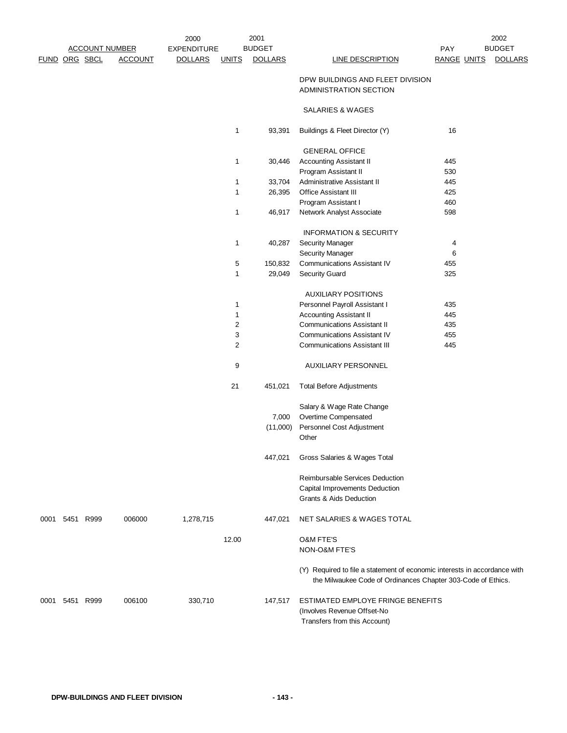| FUND | ORG | SBCL | ACCOUNT | 2000 EXPENDITURE DOLLARS | UNITS | 2001 BUDGET DOLLARS | LINE DESCRIPTION | PAY RANGE | UNITS | 2002 BUDGET DOLLARS |
|---|---|---|---|---|---|---|---|---|---|---|
| | | | | | | | DPW BUILDINGS AND FLEET DIVISION ADMINISTRATION SECTION | | | |
| | | | | | | | SALARIES & WAGES | | | |
| | | | | | 1 | 93,391 | Buildings & Fleet Director (Y) | 16 | | |
| | | | | | | | GENERAL OFFICE | | | |
| | | | | | 1 | 30,446 | Accounting Assistant II | 445 | | |
| | | | | | | | Program Assistant II | 530 | | |
| | | | | | 1 | 33,704 | Administrative Assistant II | 445 | | |
| | | | | | 1 | 26,395 | Office Assistant III | 425 | | |
| | | | | | | | Program Assistant I | 460 | | |
| | | | | | 1 | 46,917 | Network Analyst Associate | 598 | | |
| | | | | | | | INFORMATION & SECURITY | | | |
| | | | | | 1 | 40,287 | Security Manager | 4 | | |
| | | | | | | | Security Manager | 6 | | |
| | | | | | 5 | 150,832 | Communications Assistant IV | 455 | | |
| | | | | | 1 | 29,049 | Security Guard | 325 | | |
| | | | | | | | AUXILIARY POSITIONS | | | |
| | | | | | 1 | | Personnel Payroll Assistant I | 435 | | |
| | | | | | 1 | | Accounting Assistant II | 445 | | |
| | | | | | 2 | | Communications Assistant II | 435 | | |
| | | | | | 3 | | Communications Assistant IV | 455 | | |
| | | | | | 2 | | Communications Assistant III | 445 | | |
| | | | | | 9 | | AUXILIARY PERSONNEL | | | |
| | | | | | 21 | 451,021 | Total Before Adjustments | | | |
| | | | | | | | Salary & Wage Rate Change | | | |
| | | | | | | 7,000 | Overtime Compensated | | | |
| | | | | | | (11,000) | Personnel Cost Adjustment | | | |
| | | | | | | | Other | | | |
| | | | | | | 447,021 | Gross Salaries & Wages Total | | | |
| | | | | | | | Reimbursable Services Deduction | | | |
| | | | | | | | Capital Improvements Deduction | | | |
| | | | | | | | Grants & Aids Deduction | | | |
| 0001 | 5451 | R999 | 006000 | 1,278,715 | | 447,021 | NET SALARIES & WAGES TOTAL | | | |
| | | | | | 12.00 | | O&M FTE'S | | | |
| | | | | | | | NON-O&M FTE'S | | | |
| | | | | | | | (Y) Required to file a statement of economic interests in accordance with the Milwaukee Code of Ordinances Chapter 303-Code of Ethics. | | | |
| 0001 | 5451 | R999 | 006100 | 330,710 | | 147,517 | ESTIMATED EMPLOYE FRINGE BENEFITS (Involves Revenue Offset-No Transfers from this Account) | | | |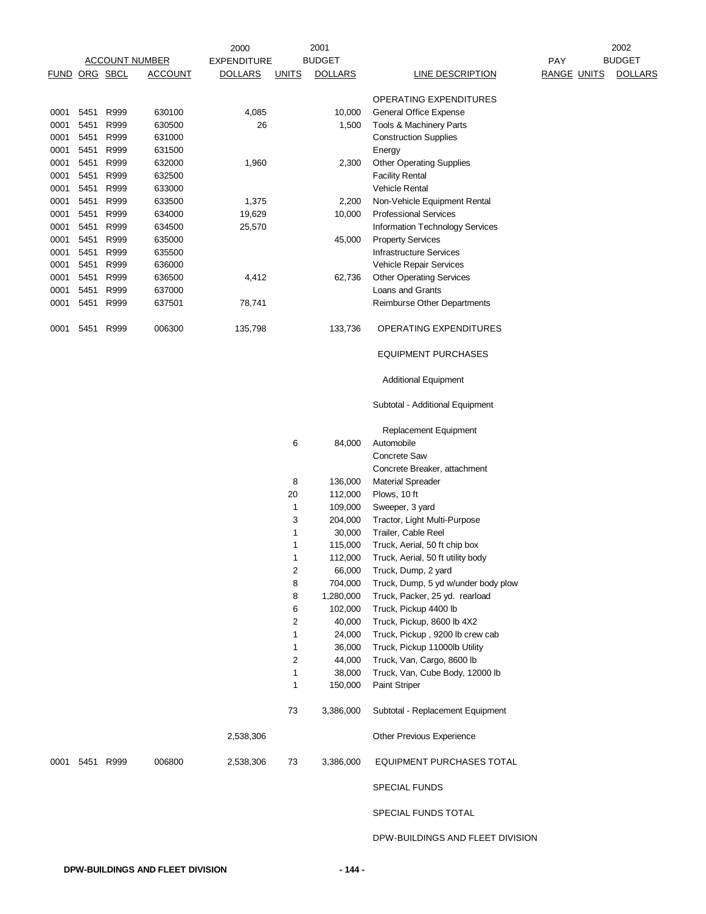| ACCOUNT NUMBER | | | | 2000 EXPENDITURE | 2001 BUDGET | | | PAY | | 2002 BUDGET |
|---|---|---|---|---|---|---|---|---|---|---|
| FUND | ORG | SBCL | ACCOUNT | DOLLARS | UNITS | DOLLARS | LINE DESCRIPTION | RANGE | UNITS | DOLLARS |
| | | | | | | | OPERATING EXPENDITURES | | | |
| 0001 | 5451 | R999 | 630100 | 4,085 | | 10,000 | General Office Expense | | | |
| 0001 | 5451 | R999 | 630500 | 26 | | 1,500 | Tools & Machinery Parts | | | |
| 0001 | 5451 | R999 | 631000 | | | | Construction Supplies | | | |
| 0001 | 5451 | R999 | 631500 | | | | Energy | | | |
| 0001 | 5451 | R999 | 632000 | 1,960 | | 2,300 | Other Operating Supplies | | | |
| 0001 | 5451 | R999 | 632500 | | | | Facility Rental | | | |
| 0001 | 5451 | R999 | 633000 | | | | Vehicle Rental | | | |
| 0001 | 5451 | R999 | 633500 | 1,375 | | 2,200 | Non-Vehicle Equipment Rental | | | |
| 0001 | 5451 | R999 | 634000 | 19,629 | | 10,000 | Professional Services | | | |
| 0001 | 5451 | R999 | 634500 | 25,570 | | | Information Technology Services | | | |
| 0001 | 5451 | R999 | 635000 | | | 45,000 | Property Services | | | |
| 0001 | 5451 | R999 | 635500 | | | | Infrastructure Services | | | |
| 0001 | 5451 | R999 | 636000 | | | | Vehicle Repair Services | | | |
| 0001 | 5451 | R999 | 636500 | 4,412 | | 62,736 | Other Operating Services | | | |
| 0001 | 5451 | R999 | 637000 | | | | Loans and Grants | | | |
| 0001 | 5451 | R999 | 637501 | 78,741 | | | Reimburse Other Departments | | | |
| 0001 | 5451 | R999 | 006300 | 135,798 | | 133,736 | OPERATING EXPENDITURES | | | |
| | | | | | | | EQUIPMENT PURCHASES | | | |
| | | | | | | | Additional Equipment | | | |
| | | | | | | | Subtotal - Additional Equipment | | | |
| | | | | | | | Replacement Equipment | | | |
| | | | | | 6 | 84,000 | Automobile | | | |
| | | | | | | | Concrete Saw | | | |
| | | | | | | | Concrete Breaker, attachment | | | |
| | | | | | 8 | 136,000 | Material Spreader | | | |
| | | | | | 20 | 112,000 | Plows, 10 ft | | | |
| | | | | | 1 | 109,000 | Sweeper, 3 yard | | | |
| | | | | | 3 | 204,000 | Tractor, Light Multi-Purpose | | | |
| | | | | | 1 | 30,000 | Trailer, Cable Reel | | | |
| | | | | | 1 | 115,000 | Truck, Aerial, 50 ft chip box | | | |
| | | | | | 1 | 112,000 | Truck, Aerial, 50 ft utility body | | | |
| | | | | | 2 | 66,000 | Truck, Dump, 2 yard | | | |
| | | | | | 8 | 704,000 | Truck, Dump, 5 yd w/under body plow | | | |
| | | | | | 8 | 1,280,000 | Truck, Packer, 25 yd. rearload | | | |
| | | | | | 6 | 102,000 | Truck, Pickup 4400 lb | | | |
| | | | | | 2 | 40,000 | Truck, Pickup, 8600 lb 4X2 | | | |
| | | | | | 1 | 24,000 | Truck, Pickup , 9200 lb crew cab | | | |
| | | | | | 1 | 36,000 | Truck, Pickup 11000lb Utility | | | |
| | | | | | 2 | 44,000 | Truck, Van, Cargo, 8600 lb | | | |
| | | | | | 1 | 38,000 | Truck, Van, Cube Body, 12000 lb | | | |
| | | | | | 1 | 150,000 | Paint Striper | | | |
| | | | | | 73 | 3,386,000 | Subtotal - Replacement Equipment | | | |
| | | | | 2,538,306 | | | Other Previous Experience | | | |
| 0001 | 5451 | R999 | 006800 | 2,538,306 | 73 | 3,386,000 | EQUIPMENT PURCHASES TOTAL | | | |
| | | | | | | | SPECIAL FUNDS | | | |
| | | | | | | | SPECIAL FUNDS TOTAL | | | |
| | | | | | | | DPW-BUILDINGS AND FLEET DIVISION | | | |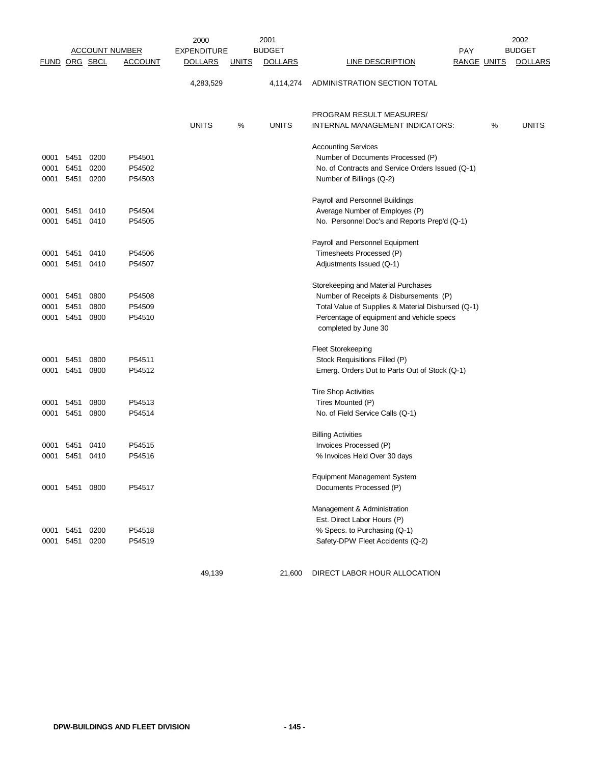| ACCOUNT NUMBER | | | | 2000 EXPENDITURE | | 2001 BUDGET | | PAY | | 2002 BUDGET |
|---|---|---|---|---|---|---|---|---|---|---|
| FUND | ORG | SBCL | ACCOUNT | DOLLARS | UNITS | DOLLARS | LINE DESCRIPTION | RANGE | UNITS | DOLLARS |
| | | | | 4,283,529 | | 4,114,274 | ADMINISTRATION SECTION TOTAL | | | |
| | | | | | | | | | | |
| | | | | | | | PROGRAM RESULT MEASURES/ | | | |
| | | | | UNITS | % | UNITS | INTERNAL MANAGEMENT INDICATORS: | | % | UNITS |
| | | | | | | | Accounting Services | | | |
| 0001 | 5451 | 0200 | P54501 | | | | Number of Documents Processed (P) | | | |
| 0001 | 5451 | 0200 | P54502 | | | | No. of Contracts and Service Orders Issued (Q-1) | | | |
| 0001 | 5451 | 0200 | P54503 | | | | Number of Billings (Q-2) | | | |
| | | | | | | | Payroll and Personnel Buildings | | | |
| 0001 | 5451 | 0410 | P54504 | | | | Average Number of Employes (P) | | | |
| 0001 | 5451 | 0410 | P54505 | | | | No. Personnel Doc's and Reports Prep'd (Q-1) | | | |
| | | | | | | | Payroll and Personnel Equipment | | | |
| 0001 | 5451 | 0410 | P54506 | | | | Timesheets Processed (P) | | | |
| 0001 | 5451 | 0410 | P54507 | | | | Adjustments Issued (Q-1) | | | |
| | | | | | | | Storekeeping and Material Purchases | | | |
| 0001 | 5451 | 0800 | P54508 | | | | Number of Receipts & Disbursements (P) | | | |
| 0001 | 5451 | 0800 | P54509 | | | | Total Value of Supplies & Material Disbursed (Q-1) | | | |
| 0001 | 5451 | 0800 | P54510 | | | | Percentage of equipment and vehicle specs completed by June 30 | | | |
| | | | | | | | Fleet Storekeeping | | | |
| 0001 | 5451 | 0800 | P54511 | | | | Stock Requisitions Filled (P) | | | |
| 0001 | 5451 | 0800 | P54512 | | | | Emerg. Orders Dut to Parts Out of Stock (Q-1) | | | |
| | | | | | | | Tire Shop Activities | | | |
| 0001 | 5451 | 0800 | P54513 | | | | Tires Mounted (P) | | | |
| 0001 | 5451 | 0800 | P54514 | | | | No. of Field Service Calls (Q-1) | | | |
| | | | | | | | Billing Activities | | | |
| 0001 | 5451 | 0410 | P54515 | | | | Invoices Processed (P) | | | |
| 0001 | 5451 | 0410 | P54516 | | | | % Invoices Held Over 30 days | | | |
| | | | | | | | Equipment Management System | | | |
| 0001 | 5451 | 0800 | P54517 | | | | Documents Processed (P) | | | |
| | | | | | | | Management & Administration | | | |
| | | | | | | | Est. Direct Labor Hours (P) | | | |
| 0001 | 5451 | 0200 | P54518 | | | | % Specs. to Purchasing (Q-1) | | | |
| 0001 | 5451 | 0200 | P54519 | | | | Safety-DPW Fleet Accidents (Q-2) | | | |
| | | | | | | | | | | |
| | | | | 49,139 | | 21,600 | DIRECT LABOR HOUR ALLOCATION | | | |

DPW-BUILDINGS AND FLEET DIVISION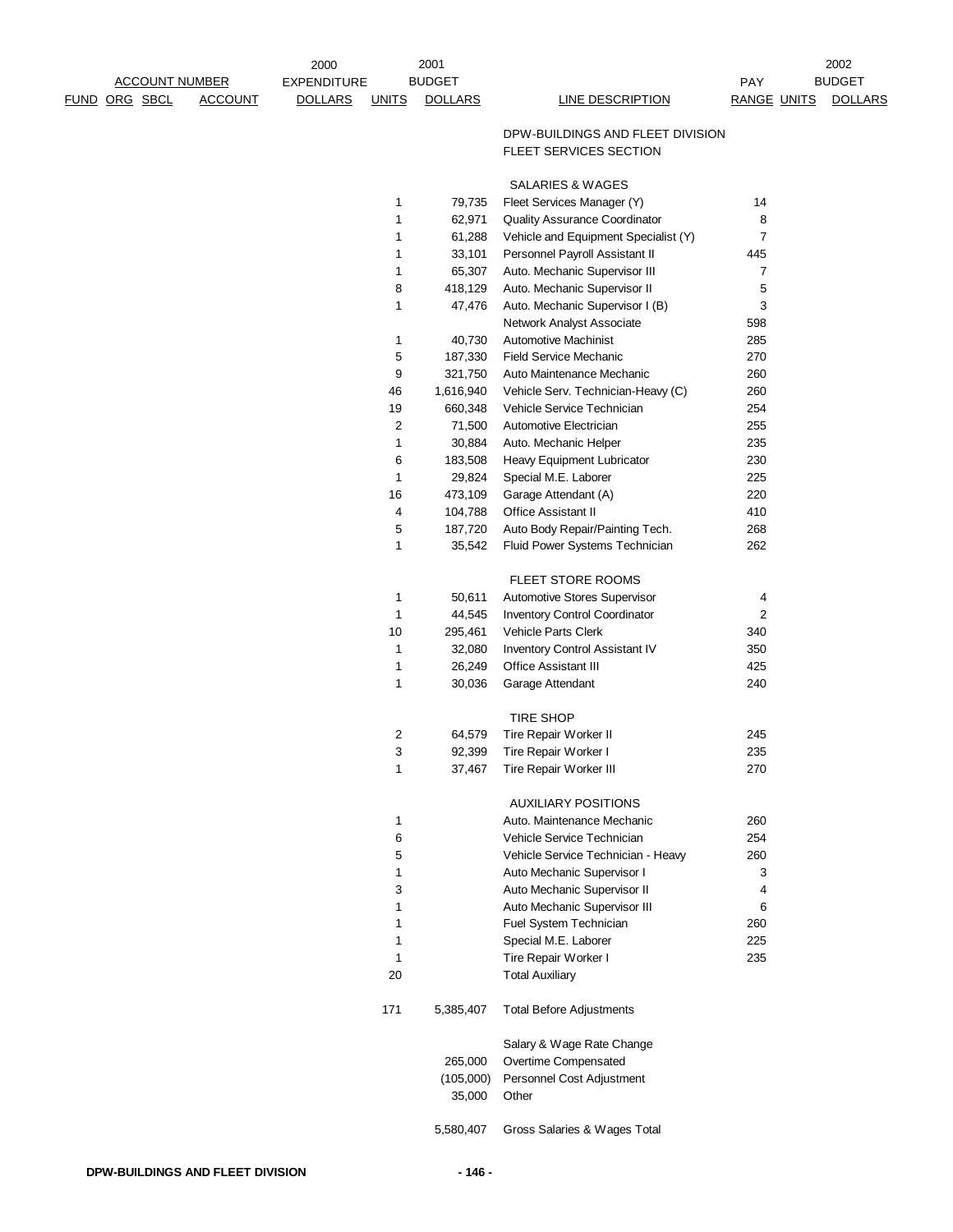| ACCOUNT NUMBER | | | | 2000 EXPENDITURE | 2001 BUDGET | | | | | 2002 BUDGET |
|---|---|---|---|---|---|---|---|---|---|---|
| FUND | ORG | SBCL | ACCOUNT | DOLLARS | UNITS | DOLLARS | LINE DESCRIPTION | PAY RANGE | UNITS | DOLLARS |
| | | | | | | | DPW-BUILDINGS AND FLEET DIVISION | | | |
| | | | | | | | FLEET SERVICES SECTION | | | |
| | | | | | | | SALARIES & WAGES | | | |
| | | | | | 1 | 79,735 | Fleet Services Manager (Y) | 14 | | |
| | | | | | 1 | 62,971 | Quality Assurance Coordinator | 8 | | |
| | | | | | 1 | 61,288 | Vehicle and Equipment Specialist (Y) | 7 | | |
| | | | | | 1 | 33,101 | Personnel Payroll Assistant II | 445 | | |
| | | | | | 1 | 65,307 | Auto. Mechanic Supervisor III | 7 | | |
| | | | | | 8 | 418,129 | Auto. Mechanic Supervisor II | 5 | | |
| | | | | | 1 | 47,476 | Auto. Mechanic Supervisor I (B) | 3 | | |
| | | | | | | | Network Analyst Associate | 598 | | |
| | | | | | 1 | 40,730 | Automotive Machinist | 285 | | |
| | | | | | 5 | 187,330 | Field Service Mechanic | 270 | | |
| | | | | | 9 | 321,750 | Auto Maintenance Mechanic | 260 | | |
| | | | | | 46 | 1,616,940 | Vehicle Serv. Technician-Heavy (C) | 260 | | |
| | | | | | 19 | 660,348 | Vehicle Service Technician | 254 | | |
| | | | | | 2 | 71,500 | Automotive Electrician | 255 | | |
| | | | | | 1 | 30,884 | Auto. Mechanic Helper | 235 | | |
| | | | | | 6 | 183,508 | Heavy Equipment Lubricator | 230 | | |
| | | | | | 1 | 29,824 | Special M.E. Laborer | 225 | | |
| | | | | | 16 | 473,109 | Garage Attendant (A) | 220 | | |
| | | | | | 4 | 104,788 | Office Assistant II | 410 | | |
| | | | | | 5 | 187,720 | Auto Body Repair/Painting Tech. | 268 | | |
| | | | | | 1 | 35,542 | Fluid Power Systems Technician | 262 | | |
| | | | | | | | FLEET STORE ROOMS | | | |
| | | | | | 1 | 50,611 | Automotive Stores Supervisor | 4 | | |
| | | | | | 1 | 44,545 | Inventory Control Coordinator | 2 | | |
| | | | | | 10 | 295,461 | Vehicle Parts Clerk | 340 | | |
| | | | | | 1 | 32,080 | Inventory Control Assistant IV | 350 | | |
| | | | | | 1 | 26,249 | Office Assistant III | 425 | | |
| | | | | | 1 | 30,036 | Garage Attendant | 240 | | |
| | | | | | | | TIRE SHOP | | | |
| | | | | | 2 | 64,579 | Tire Repair Worker II | 245 | | |
| | | | | | 3 | 92,399 | Tire Repair Worker I | 235 | | |
| | | | | | 1 | 37,467 | Tire Repair Worker III | 270 | | |
| | | | | | | | AUXILIARY POSITIONS | | | |
| | | | | | 1 | | Auto. Maintenance Mechanic | 260 | | |
| | | | | | 6 | | Vehicle Service Technician | 254 | | |
| | | | | | 5 | | Vehicle Service Technician - Heavy | 260 | | |
| | | | | | 1 | | Auto Mechanic Supervisor I | 3 | | |
| | | | | | 3 | | Auto Mechanic Supervisor II | 4 | | |
| | | | | | 1 | | Auto Mechanic Supervisor III | 6 | | |
| | | | | | 1 | | Fuel System Technician | 260 | | |
| | | | | | 1 | | Special M.E. Laborer | 225 | | |
| | | | | | 1 | | Tire Repair Worker I | 235 | | |
| | | | | | 20 | | Total Auxiliary | | | |
| | | | | | 171 | 5,385,407 | Total Before Adjustments | | | |
| | | | | | | | Salary & Wage Rate Change | | | |
| | | | | | | 265,000 | Overtime Compensated | | | |
| | | | | | | (105,000) | Personnel Cost Adjustment | | | |
| | | | | | | 35,000 | Other | | | |
| | | | | | | 5,580,407 | Gross Salaries & Wages Total | | | |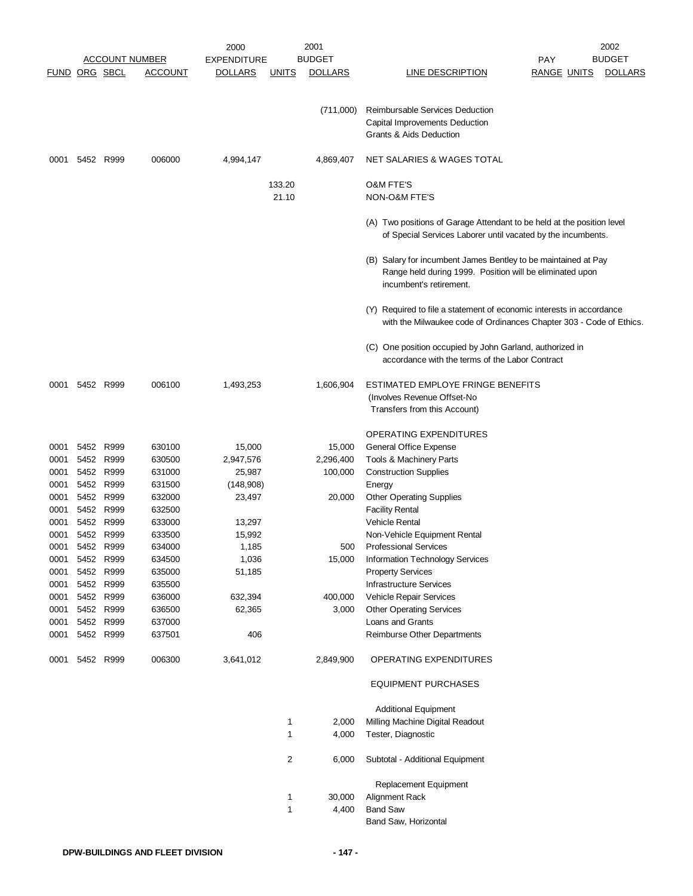| FUND | ORG | SBCL | ACCOUNT | 2000 EXPENDITURE DOLLARS | UNITS | 2001 BUDGET DOLLARS | LINE DESCRIPTION | PAY RANGE | UNITS | 2002 BUDGET DOLLARS |
|---|---|---|---|---|---|---|---|---|---|---|
| | | | | | | (711,000) | Reimbursable Services Deduction | | | |
| | | | | | | | Capital Improvements Deduction | | | |
| | | | | | | | Grants & Aids Deduction | | | |
| 0001 | 5452 | R999 | 006000 | 4,994,147 | | 4,869,407 | NET SALARIES & WAGES TOTAL | | | |
| | | | | | 133.20 | | O&M FTE'S | | | |
| | | | | | 21.10 | | NON-O&M FTE'S | | | |
| | | | | | | | (A) Two positions of Garage Attendant to be held at the position level of Special Services Laborer until vacated by the incumbents. | | | |
| | | | | | | | (B) Salary for incumbent James Bentley to be maintained at Pay Range held during 1999. Position will be eliminated upon incumbent's retirement. | | | |
| | | | | | | | (Y) Required to file a statement of economic interests in accordance with the Milwaukee code of Ordinances Chapter 303 - Code of Ethics. | | | |
| | | | | | | | (C) One position occupied by John Garland, authorized in accordance with the terms of the Labor Contract | | | |
| 0001 | 5452 | R999 | 006100 | 1,493,253 | | 1,606,904 | ESTIMATED EMPLOYE FRINGE BENEFITS (Involves Revenue Offset-No Transfers from this Account) | | | |
| | | | | | | | OPERATING EXPENDITURES | | | |
| 0001 | 5452 | R999 | 630100 | 15,000 | | 15,000 | General Office Expense | | | |
| 0001 | 5452 | R999 | 630500 | 2,947,576 | | 2,296,400 | Tools & Machinery Parts | | | |
| 0001 | 5452 | R999 | 631000 | 25,987 | | 100,000 | Construction Supplies | | | |
| 0001 | 5452 | R999 | 631500 | (148,908) | | | Energy | | | |
| 0001 | 5452 | R999 | 632000 | 23,497 | | 20,000 | Other Operating Supplies | | | |
| 0001 | 5452 | R999 | 632500 | | | | Facility Rental | | | |
| 0001 | 5452 | R999 | 633000 | 13,297 | | | Vehicle Rental | | | |
| 0001 | 5452 | R999 | 633500 | 15,992 | | | Non-Vehicle Equipment Rental | | | |
| 0001 | 5452 | R999 | 634000 | 1,185 | | 500 | Professional Services | | | |
| 0001 | 5452 | R999 | 634500 | 1,036 | | 15,000 | Information Technology Services | | | |
| 0001 | 5452 | R999 | 635000 | 51,185 | | | Property Services | | | |
| 0001 | 5452 | R999 | 635500 | | | | Infrastructure Services | | | |
| 0001 | 5452 | R999 | 636000 | 632,394 | | 400,000 | Vehicle Repair Services | | | |
| 0001 | 5452 | R999 | 636500 | 62,365 | | 3,000 | Other Operating Services | | | |
| 0001 | 5452 | R999 | 637000 | | | | Loans and Grants | | | |
| 0001 | 5452 | R999 | 637501 | 406 | | | Reimburse Other Departments | | | |
| 0001 | 5452 | R999 | 006300 | 3,641,012 | | 2,849,900 | OPERATING EXPENDITURES | | | |
| | | | | | | | EQUIPMENT PURCHASES | | | |
| | | | | | | | Additional Equipment | | | |
| | | | | | 1 | 2,000 | Milling Machine Digital Readout | | | |
| | | | | | 1 | 4,000 | Tester, Diagnostic | | | |
| | | | | | 2 | 6,000 | Subtotal - Additional Equipment | | | |
| | | | | | | | Replacement Equipment | | | |
| | | | | | 1 | 30,000 | Alignment Rack | | | |
| | | | | | 1 | 4,400 | Band Saw | | | |
| | | | | | | | Band Saw, Horizontal | | | |

DPW-BUILDINGS AND FLEET DIVISION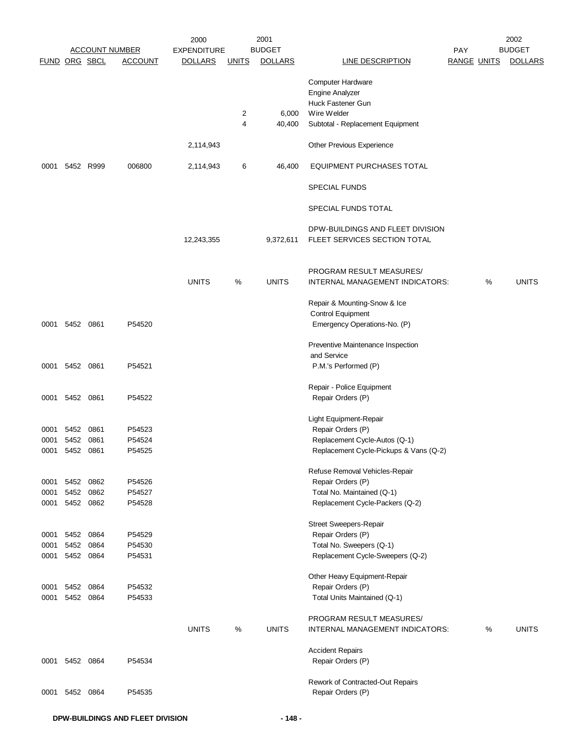| ACCOUNT NUMBER | | | | 2000 EXPENDITURE | 2001 BUDGET | | | PAY | | 2002 BUDGET |
|---|---|---|---|---|---|---|---|---|---|---|
| FUND | ORG | SBCL | ACCOUNT | DOLLARS | UNITS | DOLLARS | LINE DESCRIPTION | RANGE | UNITS | DOLLARS |
| | | | | | | | Computer Hardware | | | |
| | | | | | | | Engine Analyzer | | | |
| | | | | | | | Huck Fastener Gun | | | |
| | | | | | 2 | 6,000 | Wire Welder | | | |
| | | | | | 4 | 40,400 | Subtotal - Replacement Equipment | | | |
| | | | | 2,114,943 | | | Other Previous Experience | | | |
| 0001 | 5452 | R999 | 006800 | 2,114,943 | 6 | 46,400 | EQUIPMENT PURCHASES TOTAL | | | |
| | | | | | | | SPECIAL FUNDS | | | |
| | | | | | | | SPECIAL FUNDS TOTAL | | | |
| | | | | 12,243,355 | | 9,372,611 | DPW-BUILDINGS AND FLEET DIVISION FLEET SERVICES SECTION TOTAL | | | |

| FUND | ORG | SBCL | ACCOUNT | UNITS | % | UNITS | PROGRAM RESULT MEASURES/ INTERNAL MANAGEMENT INDICATORS: | | % | UNITS |
|---|---|---|---|---|---|---|---|---|---|---|
| | | | | | | | Repair & Mounting-Snow & Ice Control Equipment | | | |
| 0001 | 5452 | 0861 | P54520 | | | | Emergency Operations-No. (P) | | | |
| | | | | | | | Preventive Maintenance Inspection and Service | | | |
| 0001 | 5452 | 0861 | P54521 | | | | P.M.'s Performed (P) | | | |
| | | | | | | | Repair - Police Equipment | | | |
| 0001 | 5452 | 0861 | P54522 | | | | Repair Orders (P) | | | |
| | | | | | | | Light Equipment-Repair | | | |
| 0001 | 5452 | 0861 | P54523 | | | | Repair Orders (P) | | | |
| 0001 | 5452 | 0861 | P54524 | | | | Replacement Cycle-Autos (Q-1) | | | |
| 0001 | 5452 | 0861 | P54525 | | | | Replacement Cycle-Pickups & Vans (Q-2) | | | |
| | | | | | | | Refuse Removal Vehicles-Repair | | | |
| 0001 | 5452 | 0862 | P54526 | | | | Repair Orders (P) | | | |
| 0001 | 5452 | 0862 | P54527 | | | | Total No. Maintained (Q-1) | | | |
| 0001 | 5452 | 0862 | P54528 | | | | Replacement Cycle-Packers (Q-2) | | | |
| | | | | | | | Street Sweepers-Repair | | | |
| 0001 | 5452 | 0864 | P54529 | | | | Repair Orders (P) | | | |
| 0001 | 5452 | 0864 | P54530 | | | | Total No. Sweepers (Q-1) | | | |
| 0001 | 5452 | 0864 | P54531 | | | | Replacement Cycle-Sweepers (Q-2) | | | |
| | | | | | | | Other Heavy Equipment-Repair | | | |
| 0001 | 5452 | 0864 | P54532 | | | | Repair Orders (P) | | | |
| 0001 | 5452 | 0864 | P54533 | | | | Total Units Maintained (Q-1) | | | |

| FUND | ORG | SBCL | ACCOUNT | UNITS | % | UNITS | PROGRAM RESULT MEASURES/ INTERNAL MANAGEMENT INDICATORS: | | % | UNITS |
|---|---|---|---|---|---|---|---|---|---|---|
| | | | | | | | Accident Repairs | | | |
| 0001 | 5452 | 0864 | P54534 | | | | Repair Orders (P) | | | |
| | | | | | | | Rework of Contracted-Out Repairs | | | |
| 0001 | 5452 | 0864 | P54535 | | | | Repair Orders (P) | | | |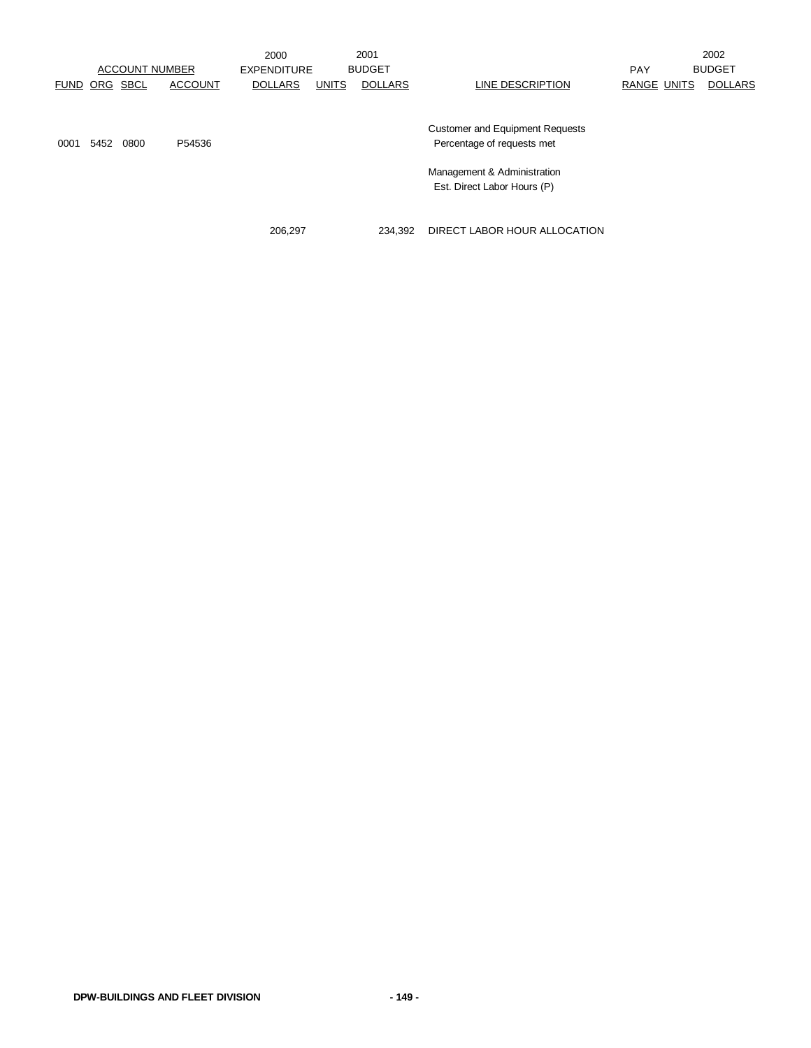| ACCOUNT NUMBER | | | | 2000 EXPENDITURE | 2001 BUDGET | | | PAY | 2002 BUDGET | |
|---|---|---|---|---|---|---|---|---|---|---|
| FUND | ORG | SBCL | ACCOUNT | DOLLARS | UNITS | DOLLARS | LINE DESCRIPTION | RANGE | UNITS | DOLLARS |
| | | | | | | | Customer and Equipment Requests | | | |
| 0001 | 5452 | 0800 | P54536 | | | | Percentage of requests met | | | |
| | | | | | | | Management & Administration | | | |
| | | | | | | | Est. Direct Labor Hours (P) | | | |
| | | | | 206,297 | | 234,392 | DIRECT LABOR HOUR ALLOCATION | | | |

**DPW-BUILDINGS AND FLEET DIVISION**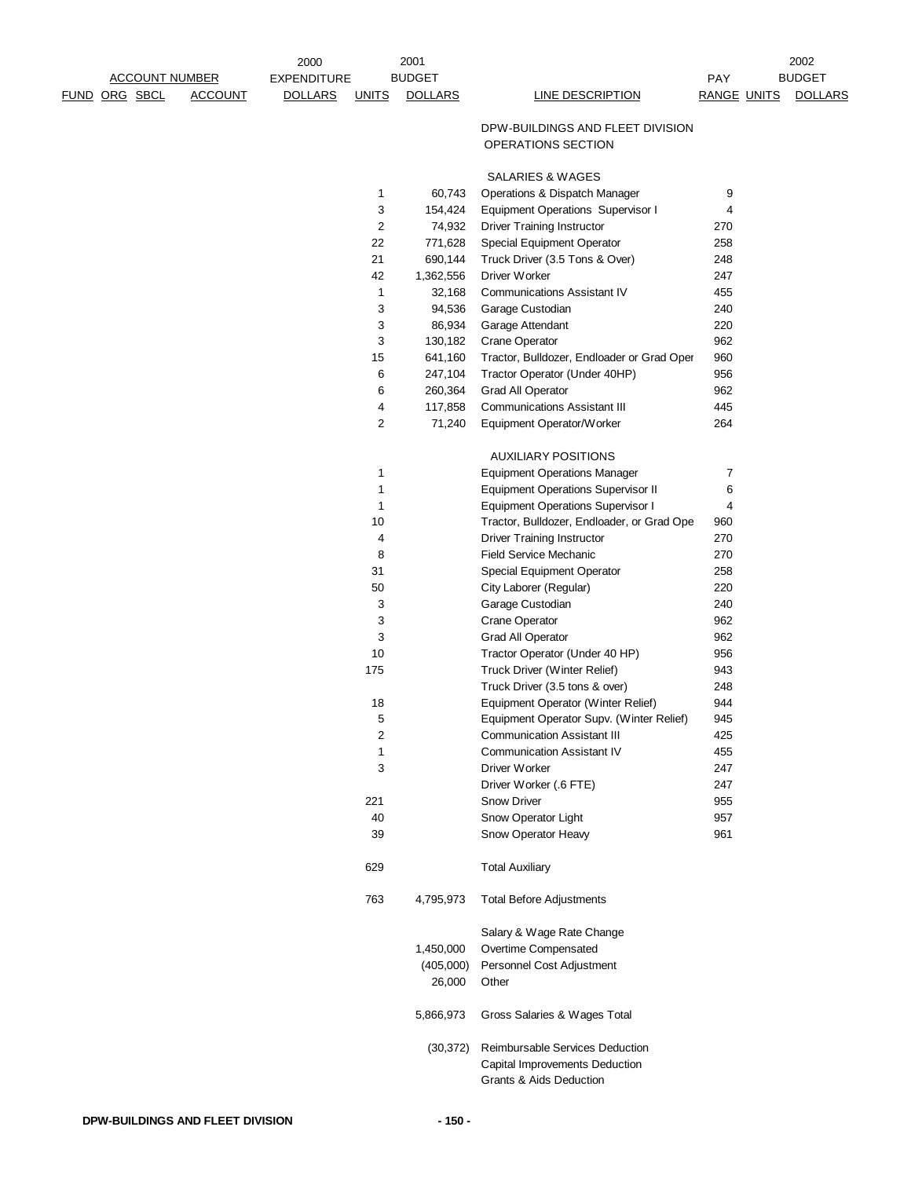| FUND | ORG | SBCL | ACCOUNT | 2000 EXPENDITURE DOLLARS | UNITS | 2001 BUDGET DOLLARS | LINE DESCRIPTION | PAY RANGE | UNITS | 2002 BUDGET DOLLARS |
|---|---|---|---|---|---|---|---|---|---|---|
| | | | | | | | DPW-BUILDINGS AND FLEET DIVISION | | | |
| | | | | | | | OPERATIONS SECTION | | | |
| | | | | | | | SALARIES & WAGES | | | |
| | | | | | 1 | 60,743 | Operations & Dispatch Manager | 9 | | |
| | | | | | 3 | 154,424 | Equipment Operations Supervisor I | 4 | | |
| | | | | | 2 | 74,932 | Driver Training Instructor | 270 | | |
| | | | | | 22 | 771,628 | Special Equipment Operator | 258 | | |
| | | | | | 21 | 690,144 | Truck Driver (3.5 Tons & Over) | 248 | | |
| | | | | | 42 | 1,362,556 | Driver Worker | 247 | | |
| | | | | | 1 | 32,168 | Communications Assistant IV | 455 | | |
| | | | | | 3 | 94,536 | Garage Custodian | 240 | | |
| | | | | | 3 | 86,934 | Garage Attendant | 220 | | |
| | | | | | 3 | 130,182 | Crane Operator | 962 | | |
| | | | | | 15 | 641,160 | Tractor, Bulldozer, Endloader or Grad Oper | 960 | | |
| | | | | | 6 | 247,104 | Tractor Operator (Under 40HP) | 956 | | |
| | | | | | 6 | 260,364 | Grad All Operator | 962 | | |
| | | | | | 4 | 117,858 | Communications Assistant III | 445 | | |
| | | | | | 2 | 71,240 | Equipment Operator/Worker | 264 | | |
| | | | | | | | AUXILIARY POSITIONS | | | |
| | | | | | 1 | | Equipment Operations Manager | 7 | | |
| | | | | | 1 | | Equipment Operations Supervisor II | 6 | | |
| | | | | | 1 | | Equipment Operations Supervisor I | 4 | | |
| | | | | | 10 | | Tractor, Bulldozer, Endloader, or Grad Ope | 960 | | |
| | | | | | 4 | | Driver Training Instructor | 270 | | |
| | | | | | 8 | | Field Service Mechanic | 270 | | |
| | | | | | 31 | | Special Equipment Operator | 258 | | |
| | | | | | 50 | | City Laborer (Regular) | 220 | | |
| | | | | | 3 | | Garage Custodian | 240 | | |
| | | | | | 3 | | Crane Operator | 962 | | |
| | | | | | 3 | | Grad All Operator | 962 | | |
| | | | | | 10 | | Tractor Operator (Under 40 HP) | 956 | | |
| | | | | | 175 | | Truck Driver (Winter Relief) | 943 | | |
| | | | | | | | Truck Driver (3.5 tons & over) | 248 | | |
| | | | | | 18 | | Equipment Operator (Winter Relief) | 944 | | |
| | | | | | 5 | | Equipment Operator Supv. (Winter Relief) | 945 | | |
| | | | | | 2 | | Communication Assistant III | 425 | | |
| | | | | | 1 | | Communication Assistant IV | 455 | | |
| | | | | | 3 | | Driver Worker | 247 | | |
| | | | | | | | Driver Worker (.6 FTE) | 247 | | |
| | | | | | 221 | | Snow Driver | 955 | | |
| | | | | | 40 | | Snow Operator Light | 957 | | |
| | | | | | 39 | | Snow Operator Heavy | 961 | | |
| | | | | | 629 | | Total Auxiliary | | | |
| | | | | | 763 | 4,795,973 | Total Before Adjustments | | | |
| | | | | | | | Salary & Wage Rate Change | | | |
| | | | | | | 1,450,000 | Overtime Compensated | | | |
| | | | | | | (405,000) | Personnel Cost Adjustment | | | |
| | | | | | | 26,000 | Other | | | |
| | | | | | | 5,866,973 | Gross Salaries & Wages Total | | | |
| | | | | | | (30,372) | Reimbursable Services Deduction | | | |
| | | | | | | | Capital Improvements Deduction | | | |
| | | | | | | | Grants & Aids Deduction | | | |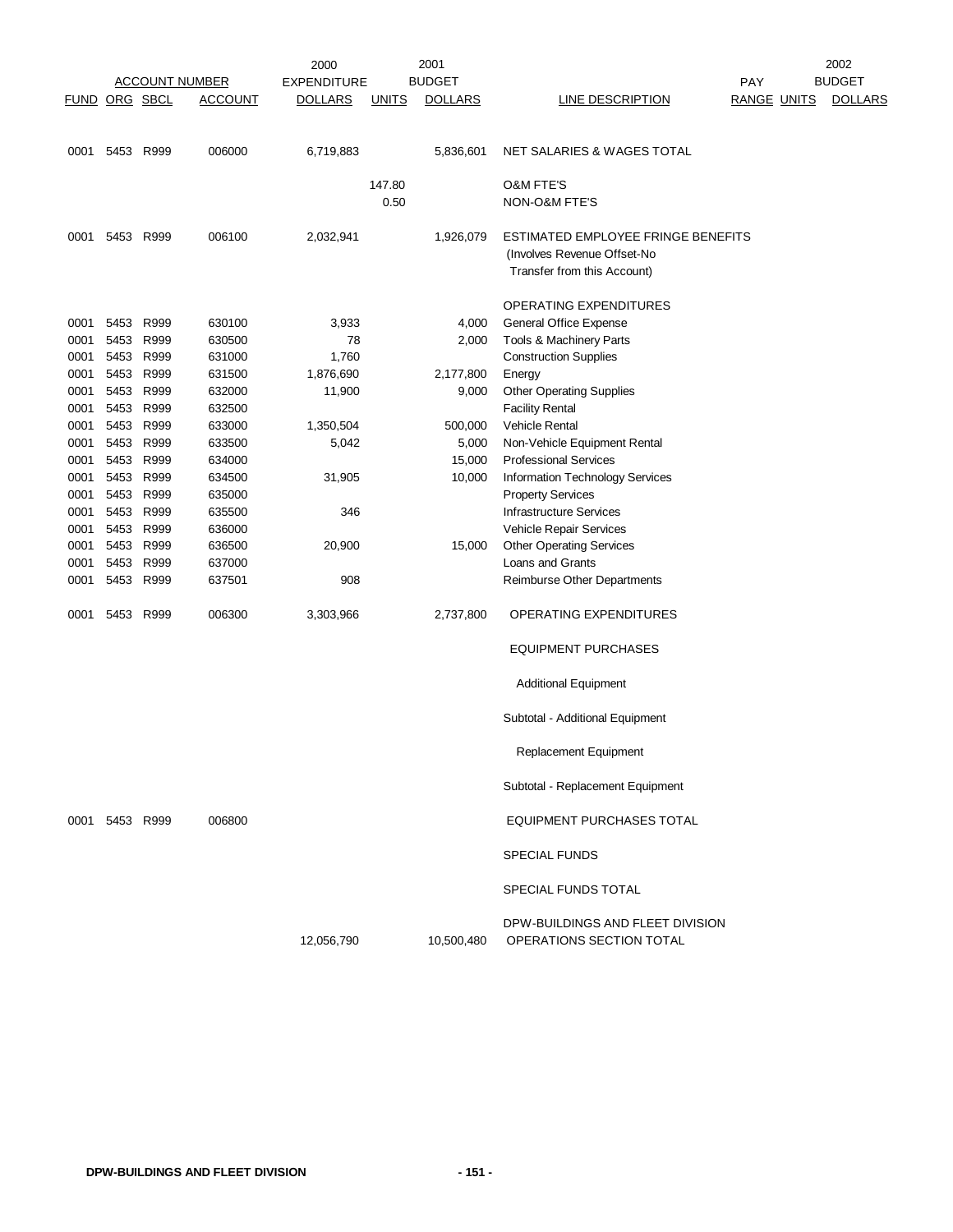| ACCOUNT NUMBER | | | | 2000 EXPENDITURE | | 2001 BUDGET | | PAY | | 2002 BUDGET |
|---|---|---|---|---|---|---|---|---|---|---|
| FUND | ORG | SBCL | ACCOUNT | DOLLARS | UNITS | DOLLARS | LINE DESCRIPTION | RANGE | UNITS | DOLLARS |
| 0001 | 5453 | R999 | 006000 | 6,719,883 | | 5,836,601 | NET SALARIES & WAGES TOTAL | | | |
| | | | | | 147.80 | | O&M FTE'S | | | |
| | | | | | 0.50 | | NON-O&M FTE'S | | | |
| 0001 | 5453 | R999 | 006100 | 2,032,941 | | 1,926,079 | ESTIMATED EMPLOYEE FRINGE BENEFITS (Involves Revenue Offset-No Transfer from this Account) | | | |
| | | | | | | | OPERATING EXPENDITURES | | | |
| 0001 | 5453 | R999 | 630100 | 3,933 | | 4,000 | General Office Expense | | | |
| 0001 | 5453 | R999 | 630500 | 78 | | 2,000 | Tools & Machinery Parts | | | |
| 0001 | 5453 | R999 | 631000 | 1,760 | | | Construction Supplies | | | |
| 0001 | 5453 | R999 | 631500 | 1,876,690 | | 2,177,800 | Energy | | | |
| 0001 | 5453 | R999 | 632000 | 11,900 | | 9,000 | Other Operating Supplies | | | |
| 0001 | 5453 | R999 | 632500 | | | | Facility Rental | | | |
| 0001 | 5453 | R999 | 633000 | 1,350,504 | | 500,000 | Vehicle Rental | | | |
| 0001 | 5453 | R999 | 633500 | 5,042 | | 5,000 | Non-Vehicle Equipment Rental | | | |
| 0001 | 5453 | R999 | 634000 | | | 15,000 | Professional Services | | | |
| 0001 | 5453 | R999 | 634500 | 31,905 | | 10,000 | Information Technology Services | | | |
| 0001 | 5453 | R999 | 635000 | | | | Property Services | | | |
| 0001 | 5453 | R999 | 635500 | 346 | | | Infrastructure Services | | | |
| 0001 | 5453 | R999 | 636000 | | | | Vehicle Repair Services | | | |
| 0001 | 5453 | R999 | 636500 | 20,900 | | 15,000 | Other Operating Services | | | |
| 0001 | 5453 | R999 | 637000 | | | | Loans and Grants | | | |
| 0001 | 5453 | R999 | 637501 | 908 | | | Reimburse Other Departments | | | |
| 0001 | 5453 | R999 | 006300 | 3,303,966 | | 2,737,800 | OPERATING EXPENDITURES | | | |
| | | | | | | | EQUIPMENT PURCHASES | | | |
| | | | | | | | Additional Equipment | | | |
| | | | | | | | Subtotal - Additional Equipment | | | |
| | | | | | | | Replacement Equipment | | | |
| | | | | | | | Subtotal - Replacement Equipment | | | |
| 0001 | 5453 | R999 | 006800 | | | | EQUIPMENT PURCHASES TOTAL | | | |
| | | | | | | | SPECIAL FUNDS | | | |
| | | | | | | | SPECIAL FUNDS TOTAL | | | |
| | | | | 12,056,790 | | 10,500,480 | DPW-BUILDINGS AND FLEET DIVISION OPERATIONS SECTION TOTAL | | | |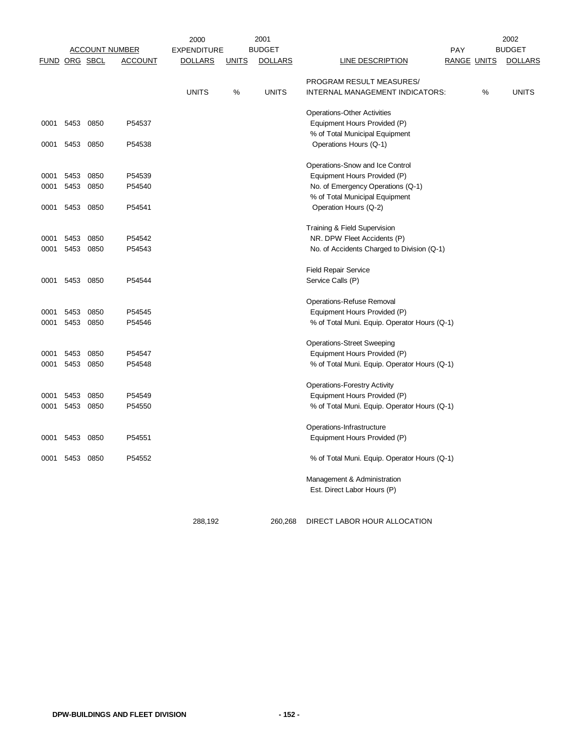| FUND | ORG | SBCL | ACCOUNT | 2000 EXPENDITURE DOLLARS | UNITS | 2001 BUDGET DOLLARS | LINE DESCRIPTION | PAY RANGE | UNITS | 2002 BUDGET DOLLARS |
|---|---|---|---|---|---|---|---|---|---|---|
| | | | | | | | PROGRAM RESULT MEASURES/ | | | |
| | | | | UNITS | % | UNITS | INTERNAL MANAGEMENT INDICATORS: | | % | UNITS |
| | | | | | | | Operations-Other Activities | | | |
| 0001 | 5453 | 0850 | P54537 | | | | Equipment Hours Provided (P) | | | |
| | | | | | | | % of Total Municipal Equipment | | | |
| 0001 | 5453 | 0850 | P54538 | | | | Operations Hours (Q-1) | | | |
| | | | | | | | Operations-Snow and Ice Control | | | |
| 0001 | 5453 | 0850 | P54539 | | | | Equipment Hours Provided (P) | | | |
| 0001 | 5453 | 0850 | P54540 | | | | No. of Emergency Operations (Q-1) | | | |
| | | | | | | | % of Total Municipal Equipment | | | |
| 0001 | 5453 | 0850 | P54541 | | | | Operation Hours (Q-2) | | | |
| | | | | | | | Training & Field Supervision | | | |
| 0001 | 5453 | 0850 | P54542 | | | | NR. DPW Fleet Accidents (P) | | | |
| 0001 | 5453 | 0850 | P54543 | | | | No. of Accidents Charged to Division (Q-1) | | | |
| | | | | | | | Field Repair Service | | | |
| 0001 | 5453 | 0850 | P54544 | | | | Service Calls (P) | | | |
| | | | | | | | Operations-Refuse Removal | | | |
| 0001 | 5453 | 0850 | P54545 | | | | Equipment Hours Provided (P) | | | |
| 0001 | 5453 | 0850 | P54546 | | | | % of Total Muni. Equip. Operator Hours (Q-1) | | | |
| | | | | | | | Operations-Street Sweeping | | | |
| 0001 | 5453 | 0850 | P54547 | | | | Equipment Hours Provided (P) | | | |
| 0001 | 5453 | 0850 | P54548 | | | | % of Total Muni. Equip. Operator Hours (Q-1) | | | |
| | | | | | | | Operations-Forestry Activity | | | |
| 0001 | 5453 | 0850 | P54549 | | | | Equipment Hours Provided (P) | | | |
| 0001 | 5453 | 0850 | P54550 | | | | % of Total Muni. Equip. Operator Hours (Q-1) | | | |
| | | | | | | | Operations-Infrastructure | | | |
| 0001 | 5453 | 0850 | P54551 | | | | Equipment Hours Provided (P) | | | |
| 0001 | 5453 | 0850 | P54552 | | | | % of Total Muni. Equip. Operator Hours (Q-1) | | | |
| | | | | | | | Management & Administration | | | |
| | | | | | | | Est. Direct Labor Hours (P) | | | |
| | | | | 288,192 | | 260,268 | DIRECT LABOR HOUR ALLOCATION | | | |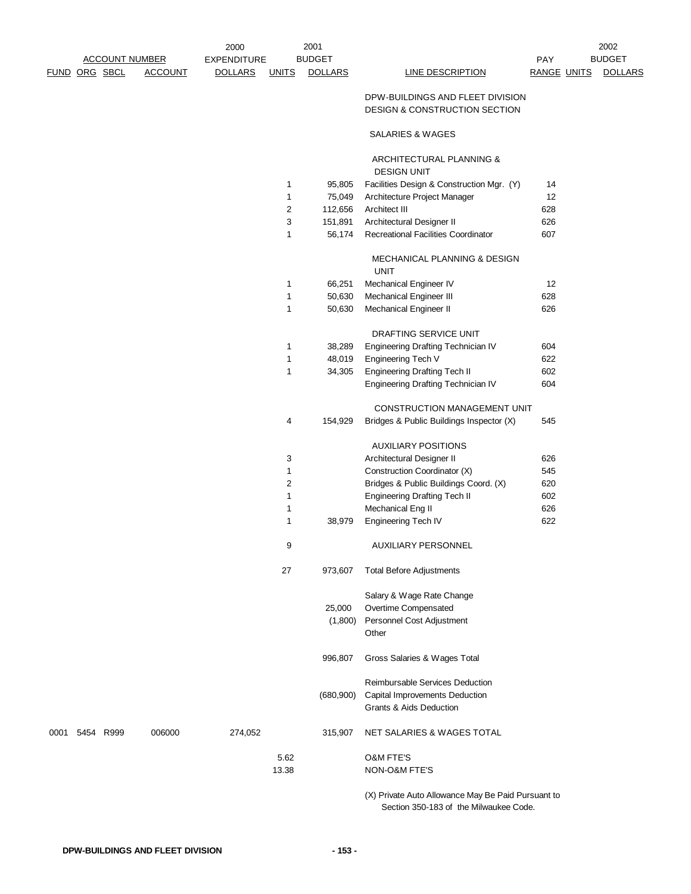| ACCOUNT NUMBER | | | | 2000 EXPENDITURE | 2001 BUDGET | | | PAY | 2002 BUDGET | |
|---|---|---|---|---|---|---|---|---|---|---|
| FUND | ORG | SBCL | ACCOUNT | DOLLARS | UNITS | DOLLARS | LINE DESCRIPTION | RANGE | UNITS | DOLLARS |
| | | | | | | | DPW-BUILDINGS AND FLEET DIVISION | | | |
| | | | | | | | DESIGN & CONSTRUCTION SECTION | | | |
| | | | | | | | SALARIES & WAGES | | | |
| | | | | | | | ARCHITECTURAL PLANNING & DESIGN UNIT | | | |
| | | | | | 1 | 95,805 | Facilities Design & Construction Mgr. (Y) | 14 | | |
| | | | | | 1 | 75,049 | Architecture Project Manager | 12 | | |
| | | | | | 2 | 112,656 | Architect III | 628 | | |
| | | | | | 3 | 151,891 | Architectural Designer II | 626 | | |
| | | | | | 1 | 56,174 | Recreational Facilities Coordinator | 607 | | |
| | | | | | | | MECHANICAL PLANNING & DESIGN UNIT | | | |
| | | | | | 1 | 66,251 | Mechanical Engineer IV | 12 | | |
| | | | | | 1 | 50,630 | Mechanical Engineer III | 628 | | |
| | | | | | 1 | 50,630 | Mechanical Engineer II | 626 | | |
| | | | | | | | DRAFTING SERVICE UNIT | | | |
| | | | | | 1 | 38,289 | Engineering Drafting Technician IV | 604 | | |
| | | | | | 1 | 48,019 | Engineering Tech V | 622 | | |
| | | | | | 1 | 34,305 | Engineering Drafting Tech II | 602 | | |
| | | | | | | | Engineering Drafting Technician IV | 604 | | |
| | | | | | | | CONSTRUCTION MANAGEMENT UNIT | | | |
| | | | | | 4 | 154,929 | Bridges & Public Buildings Inspector (X) | 545 | | |
| | | | | | | | AUXILIARY POSITIONS | | | |
| | | | | | 3 | | Architectural Designer II | 626 | | |
| | | | | | 1 | | Construction Coordinator (X) | 545 | | |
| | | | | | 2 | | Bridges & Public Buildings Coord. (X) | 620 | | |
| | | | | | 1 | | Engineering Drafting Tech II | 602 | | |
| | | | | | 1 | | Mechanical Eng II | 626 | | |
| | | | | | 1 | 38,979 | Engineering Tech IV | 622 | | |
| | | | | | 9 | | AUXILIARY PERSONNEL | | | |
| | | | | | 27 | 973,607 | Total Before Adjustments | | | |
| | | | | | | | Salary & Wage Rate Change | | | |
| | | | | | | 25,000 | Overtime Compensated | | | |
| | | | | | | (1,800) | Personnel Cost Adjustment | | | |
| | | | | | | | Other | | | |
| | | | | | | 996,807 | Gross Salaries & Wages Total | | | |
| | | | | | | | Reimbursable Services Deduction | | | |
| | | | | | | (680,900) | Capital Improvements Deduction | | | |
| | | | | | | | Grants & Aids Deduction | | | |
| 0001 | 5454 | R999 | 006000 | 274,052 | | 315,907 | NET SALARIES & WAGES TOTAL | | | |
| | | | | | 5.62 | | O&M FTE'S | | | |
| | | | | | 13.38 | | NON-O&M FTE'S | | | |

(X) Private Auto Allowance May Be Paid Pursuant to Section 350-183 of the Milwaukee Code.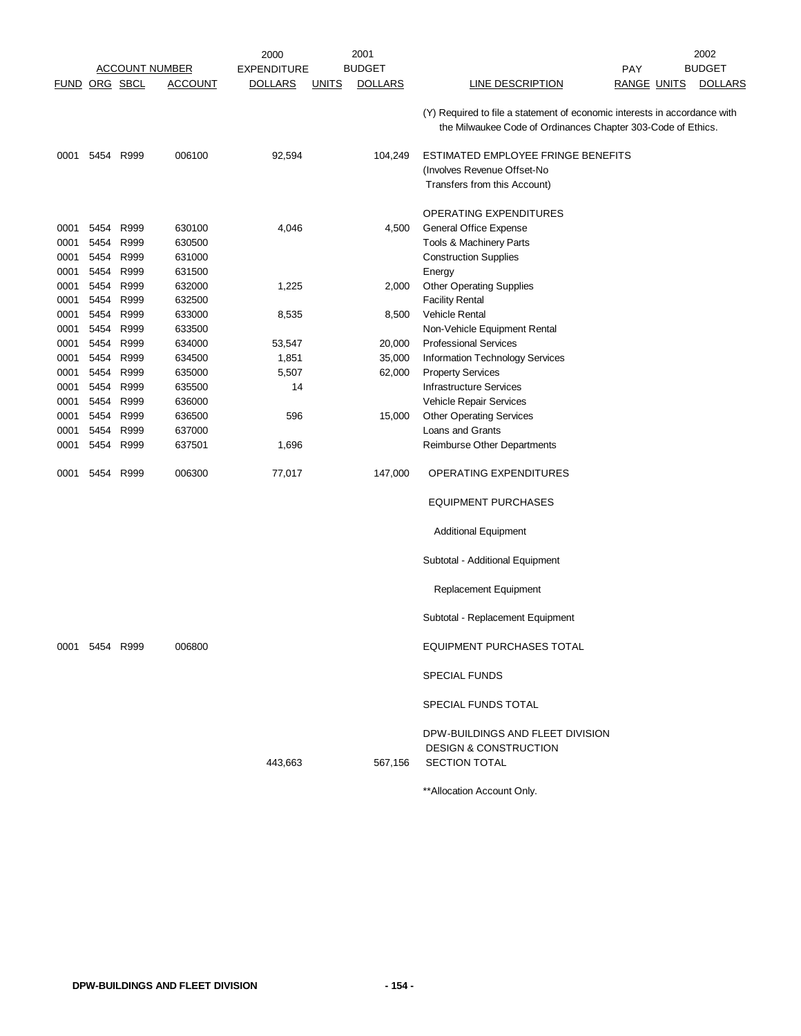| FUND | ORG | SBCL | ACCOUNT | 2000 EXPENDITURE DOLLARS | 2001 BUDGET UNITS | 2001 BUDGET DOLLARS | LINE DESCRIPTION | PAY RANGE | 2002 UNITS | 2002 BUDGET DOLLARS |
|---|---|---|---|---|---|---|---|---|---|---|
| | | | | | | | (Y) Required to file a statement of economic interests in accordance with the Milwaukee Code of Ordinances Chapter 303-Code of Ethics. | | | |
| 0001 | 5454 | R999 | 006100 | 92,594 | | 104,249 | ESTIMATED EMPLOYEE FRINGE BENEFITS (Involves Revenue Offset-No Transfers from this Account) | | | |
| | | | | | | | OPERATING EXPENDITURES | | | |
| 0001 | 5454 | R999 | 630100 | 4,046 | | 4,500 | General Office Expense | | | |
| 0001 | 5454 | R999 | 630500 | | | | Tools & Machinery Parts | | | |
| 0001 | 5454 | R999 | 631000 | | | | Construction Supplies | | | |
| 0001 | 5454 | R999 | 631500 | | | | Energy | | | |
| 0001 | 5454 | R999 | 632000 | 1,225 | | 2,000 | Other Operating Supplies | | | |
| 0001 | 5454 | R999 | 632500 | | | | Facility Rental | | | |
| 0001 | 5454 | R999 | 633000 | 8,535 | | 8,500 | Vehicle Rental | | | |
| 0001 | 5454 | R999 | 633500 | | | | Non-Vehicle Equipment Rental | | | |
| 0001 | 5454 | R999 | 634000 | 53,547 | | 20,000 | Professional Services | | | |
| 0001 | 5454 | R999 | 634500 | 1,851 | | 35,000 | Information Technology Services | | | |
| 0001 | 5454 | R999 | 635000 | 5,507 | | 62,000 | Property Services | | | |
| 0001 | 5454 | R999 | 635500 | 14 | | | Infrastructure Services | | | |
| 0001 | 5454 | R999 | 636000 | | | | Vehicle Repair Services | | | |
| 0001 | 5454 | R999 | 636500 | 596 | | 15,000 | Other Operating Services | | | |
| 0001 | 5454 | R999 | 637000 | | | | Loans and Grants | | | |
| 0001 | 5454 | R999 | 637501 | 1,696 | | | Reimburse Other Departments | | | |
| 0001 | 5454 | R999 | 006300 | 77,017 | | 147,000 | OPERATING EXPENDITURES | | | |
| | | | | | | | EQUIPMENT PURCHASES | | | |
| | | | | | | | Additional Equipment | | | |
| | | | | | | | Subtotal - Additional Equipment | | | |
| | | | | | | | Replacement Equipment | | | |
| | | | | | | | Subtotal - Replacement Equipment | | | |
| 0001 | 5454 | R999 | 006800 | | | | EQUIPMENT PURCHASES TOTAL | | | |
| | | | | | | | SPECIAL FUNDS | | | |
| | | | | | | | SPECIAL FUNDS TOTAL | | | |
| | | | | 443,663 | | 567,156 | DPW-BUILDINGS AND FLEET DIVISION DESIGN & CONSTRUCTION SECTION TOTAL | | | |

**Allocation Account Only.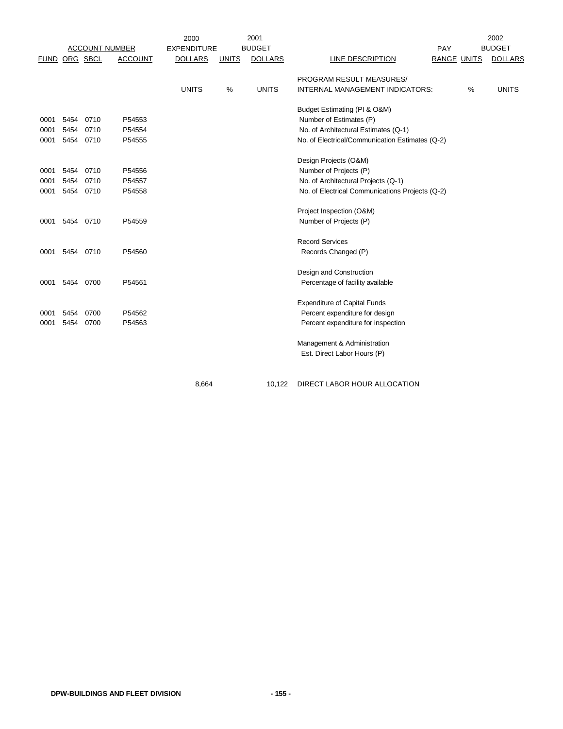| FUND | ORG | SBCL | ACCOUNT | 2000 EXPENDITURE DOLLARS | 2001 BUDGET UNITS | 2001 BUDGET DOLLARS | LINE DESCRIPTION | PAY RANGE | 2002 BUDGET UNITS | 2002 BUDGET DOLLARS |
|---|---|---|---|---|---|---|---|---|---|---|
| | | | | UNITS | % | UNITS | PROGRAM RESULT MEASURES/ INTERNAL MANAGEMENT INDICATORS: | | % | UNITS |
| | | | | | | | Budget Estimating (PI & O&M) | | | |
| 0001 | 5454 | 0710 | P54553 | | | | Number of Estimates (P) | | | |
| 0001 | 5454 | 0710 | P54554 | | | | No. of Architectural Estimates (Q-1) | | | |
| 0001 | 5454 | 0710 | P54555 | | | | No. of Electrical/Communication Estimates (Q-2) | | | |
| | | | | | | | Design Projects (O&M) | | | |
| 0001 | 5454 | 0710 | P54556 | | | | Number of Projects (P) | | | |
| 0001 | 5454 | 0710 | P54557 | | | | No. of Architectural Projects (Q-1) | | | |
| 0001 | 5454 | 0710 | P54558 | | | | No. of Electrical Communications Projects (Q-2) | | | |
| | | | | | | | Project Inspection (O&M) | | | |
| 0001 | 5454 | 0710 | P54559 | | | | Number of Projects (P) | | | |
| | | | | | | | Record Services | | | |
| 0001 | 5454 | 0710 | P54560 | | | | Records Changed (P) | | | |
| | | | | | | | Design and Construction | | | |
| 0001 | 5454 | 0700 | P54561 | | | | Percentage of facility available | | | |
| | | | | | | | Expenditure of Capital Funds | | | |
| 0001 | 5454 | 0700 | P54562 | | | | Percent expenditure for design | | | |
| 0001 | 5454 | 0700 | P54563 | | | | Percent expenditure for inspection | | | |
| | | | | | | | Management & Administration | | | |
| | | | | | | | Est. Direct Labor Hours (P) | | | |
| | | | | 8,664 | | 10,122 | DIRECT LABOR HOUR ALLOCATION | | | |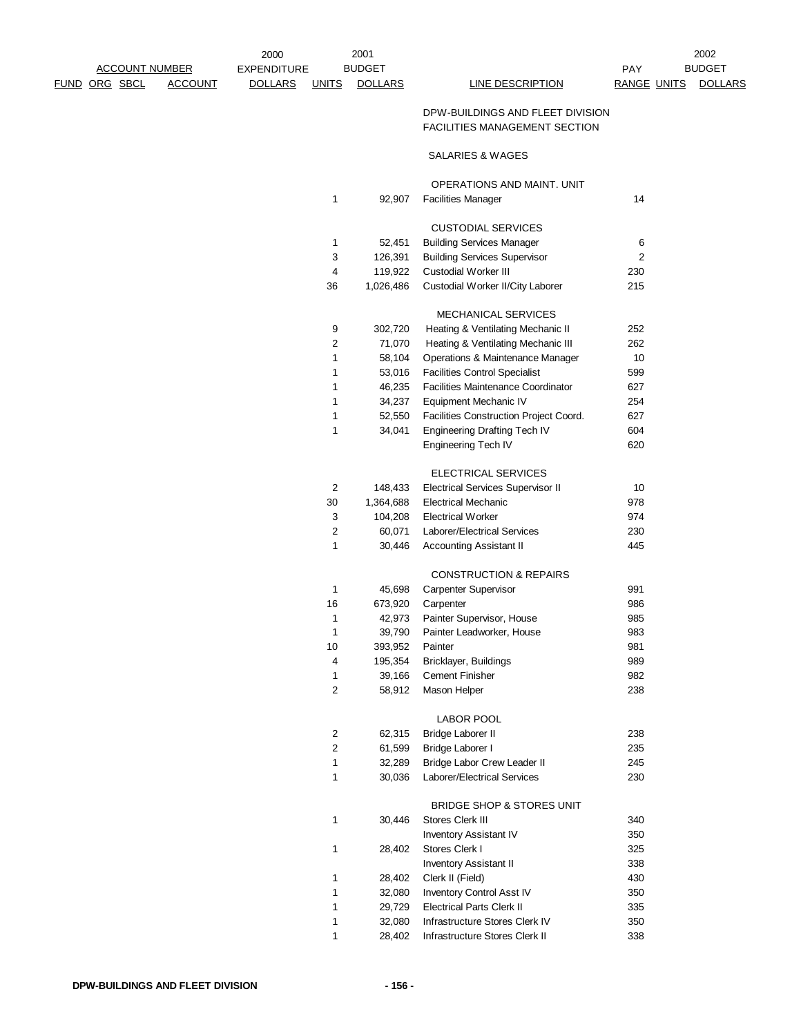| FUND | ORG | SBCL | ACCOUNT | 2000 EXPENDITURE DOLLARS | 2001 BUDGET UNITS | 2001 BUDGET DOLLARS | LINE DESCRIPTION | PAY RANGE | 2002 BUDGET UNITS | 2002 BUDGET DOLLARS |
|---|---|---|---|---|---|---|---|---|---|---|
| | | | | | | | DPW-BUILDINGS AND FLEET DIVISION | | | |
| | | | | | | | FACILITIES MANAGEMENT SECTION | | | |
| | | | | | | | SALARIES & WAGES | | | |
| | | | | | | | OPERATIONS AND MAINT. UNIT | | | |
| | | | | | 1 | 92,907 | Facilities Manager | 14 | | |
| | | | | | | | CUSTODIAL SERVICES | | | |
| | | | | | 1 | 52,451 | Building Services Manager | 6 | | |
| | | | | | 3 | 126,391 | Building Services Supervisor | 2 | | |
| | | | | | 4 | 119,922 | Custodial Worker III | 230 | | |
| | | | | | 36 | 1,026,486 | Custodial Worker II/City Laborer | 215 | | |
| | | | | | | | MECHANICAL SERVICES | | | |
| | | | | | 9 | 302,720 | Heating & Ventilating Mechanic II | 252 | | |
| | | | | | 2 | 71,070 | Heating & Ventilating Mechanic III | 262 | | |
| | | | | | 1 | 58,104 | Operations & Maintenance Manager | 10 | | |
| | | | | | 1 | 53,016 | Facilities Control Specialist | 599 | | |
| | | | | | 1 | 46,235 | Facilities Maintenance Coordinator | 627 | | |
| | | | | | 1 | 34,237 | Equipment Mechanic IV | 254 | | |
| | | | | | 1 | 52,550 | Facilities Construction Project Coord. | 627 | | |
| | | | | | 1 | 34,041 | Engineering Drafting Tech IV | 604 | | |
| | | | | | | | Engineering Tech IV | 620 | | |
| | | | | | | | ELECTRICAL SERVICES | | | |
| | | | | | 2 | 148,433 | Electrical Services Supervisor II | 10 | | |
| | | | | | 30 | 1,364,688 | Electrical Mechanic | 978 | | |
| | | | | | 3 | 104,208 | Electrical Worker | 974 | | |
| | | | | | 2 | 60,071 | Laborer/Electrical Services | 230 | | |
| | | | | | 1 | 30,446 | Accounting Assistant II | 445 | | |
| | | | | | | | CONSTRUCTION & REPAIRS | | | |
| | | | | | 1 | 45,698 | Carpenter Supervisor | 991 | | |
| | | | | | 16 | 673,920 | Carpenter | 986 | | |
| | | | | | 1 | 42,973 | Painter Supervisor, House | 985 | | |
| | | | | | 1 | 39,790 | Painter Leadworker, House | 983 | | |
| | | | | | 10 | 393,952 | Painter | 981 | | |
| | | | | | 4 | 195,354 | Bricklayer, Buildings | 989 | | |
| | | | | | 1 | 39,166 | Cement Finisher | 982 | | |
| | | | | | 2 | 58,912 | Mason Helper | 238 | | |
| | | | | | | | LABOR POOL | | | |
| | | | | | 2 | 62,315 | Bridge Laborer II | 238 | | |
| | | | | | 2 | 61,599 | Bridge Laborer I | 235 | | |
| | | | | | 1 | 32,289 | Bridge Labor Crew Leader II | 245 | | |
| | | | | | 1 | 30,036 | Laborer/Electrical Services | 230 | | |
| | | | | | | | BRIDGE SHOP & STORES UNIT | | | |
| | | | | | 1 | 30,446 | Stores Clerk III | 340 | | |
| | | | | | | | Inventory Assistant IV | 350 | | |
| | | | | | 1 | 28,402 | Stores Clerk I | 325 | | |
| | | | | | | | Inventory Assistant II | 338 | | |
| | | | | | 1 | 28,402 | Clerk II (Field) | 430 | | |
| | | | | | 1 | 32,080 | Inventory Control Asst IV | 350 | | |
| | | | | | 1 | 29,729 | Electrical Parts Clerk II | 335 | | |
| | | | | | 1 | 32,080 | Infrastructure Stores Clerk IV | 350 | | |
| | | | | | 1 | 28,402 | Infrastructure Stores Clerk II | 338 | | |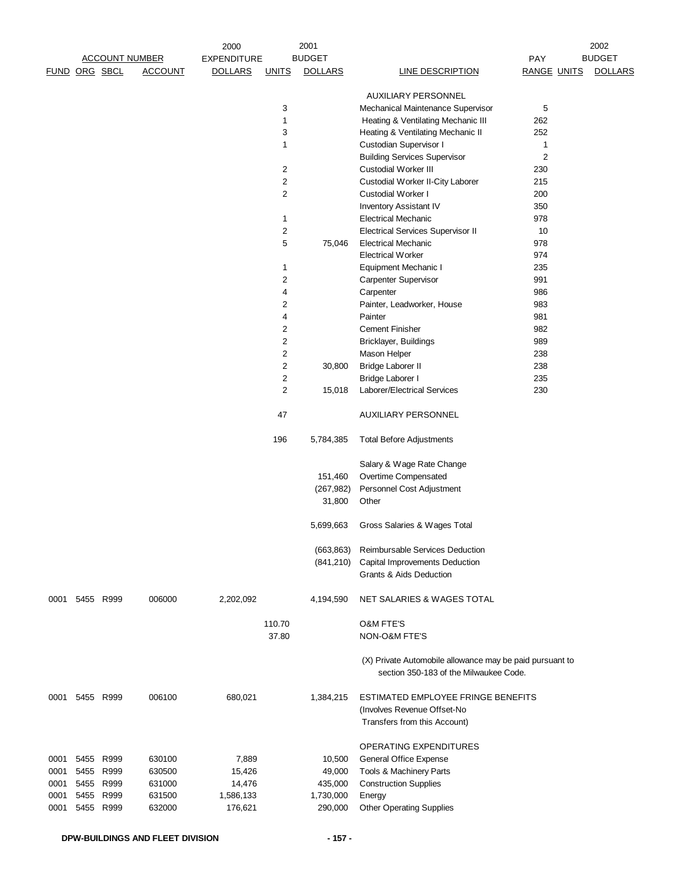| FUND | ORG | SBCL | ACCOUNT | 2000 EXPENDITURE DOLLARS | UNITS | 2001 BUDGET DOLLARS | LINE DESCRIPTION | PAY RANGE | UNITS | 2002 BUDGET DOLLARS |
|---|---|---|---|---|---|---|---|---|---|---|
| | | | | | | | AUXILIARY PERSONNEL | | | |
| | | | | | 3 | | Mechanical Maintenance Supervisor | 5 | | |
| | | | | | 1 | | Heating & Ventilating Mechanic III | 262 | | |
| | | | | | 3 | | Heating & Ventilating Mechanic II | 252 | | |
| | | | | | 1 | | Custodian Supervisor I | 1 | | |
| | | | | | | | Building Services Supervisor | 2 | | |
| | | | | | 2 | | Custodial Worker III | 230 | | |
| | | | | | 2 | | Custodial Worker II-City Laborer | 215 | | |
| | | | | | 2 | | Custodial Worker I | 200 | | |
| | | | | | | | Inventory Assistant IV | 350 | | |
| | | | | | 1 | | Electrical Mechanic | 978 | | |
| | | | | | 2 | | Electrical Services Supervisor II | 10 | | |
| | | | | | 5 | 75,046 | Electrical Mechanic | 978 | | |
| | | | | | | | Electrical Worker | 974 | | |
| | | | | | 1 | | Equipment Mechanic I | 235 | | |
| | | | | | 2 | | Carpenter Supervisor | 991 | | |
| | | | | | 4 | | Carpenter | 986 | | |
| | | | | | 2 | | Painter, Leadworker, House | 983 | | |
| | | | | | 4 | | Painter | 981 | | |
| | | | | | 2 | | Cement Finisher | 982 | | |
| | | | | | 2 | | Bricklayer, Buildings | 989 | | |
| | | | | | 2 | | Mason Helper | 238 | | |
| | | | | | 2 | 30,800 | Bridge Laborer II | 238 | | |
| | | | | | 2 | | Bridge Laborer I | 235 | | |
| | | | | | 2 | 15,018 | Laborer/Electrical Services | 230 | | |
| | | | | | 47 | | AUXILIARY PERSONNEL | | | |
| | | | | | 196 | 5,784,385 | Total Before Adjustments | | | |
| | | | | | | | Salary & Wage Rate Change | | | |
| | | | | | | 151,460 | Overtime Compensated | | | |
| | | | | | | (267,982) | Personnel Cost Adjustment | | | |
| | | | | | | 31,800 | Other | | | |
| | | | | | | 5,699,663 | Gross Salaries & Wages Total | | | |
| | | | | | | (663,863) | Reimbursable Services Deduction | | | |
| | | | | | | (841,210) | Capital Improvements Deduction | | | |
| | | | | | | | Grants & Aids Deduction | | | |
| 0001 | 5455 | R999 | 006000 | 2,202,092 | | 4,194,590 | NET SALARIES & WAGES TOTAL | | | |
| | | | | | 110.70 | | O&M FTE'S | | | |
| | | | | | 37.80 | | NON-O&M FTE'S | | | |
| | | | | | | | (X) Private Automobile allowance may be paid pursuant to section 350-183 of the Milwaukee Code. | | | |
| 0001 | 5455 | R999 | 006100 | 680,021 | | 1,384,215 | ESTIMATED EMPLOYEE FRINGE BENEFITS (Involves Revenue Offset-No Transfers from this Account) | | | |
| | | | | | | | OPERATING EXPENDITURES | | | |
| 0001 | 5455 | R999 | 630100 | 7,889 | | 10,500 | General Office Expense | | | |
| 0001 | 5455 | R999 | 630500 | 15,426 | | 49,000 | Tools & Machinery Parts | | | |
| 0001 | 5455 | R999 | 631000 | 14,476 | | 435,000 | Construction Supplies | | | |
| 0001 | 5455 | R999 | 631500 | 1,586,133 | | 1,730,000 | Energy | | | |
| 0001 | 5455 | R999 | 632000 | 176,621 | | 290,000 | Other Operating Supplies | | | |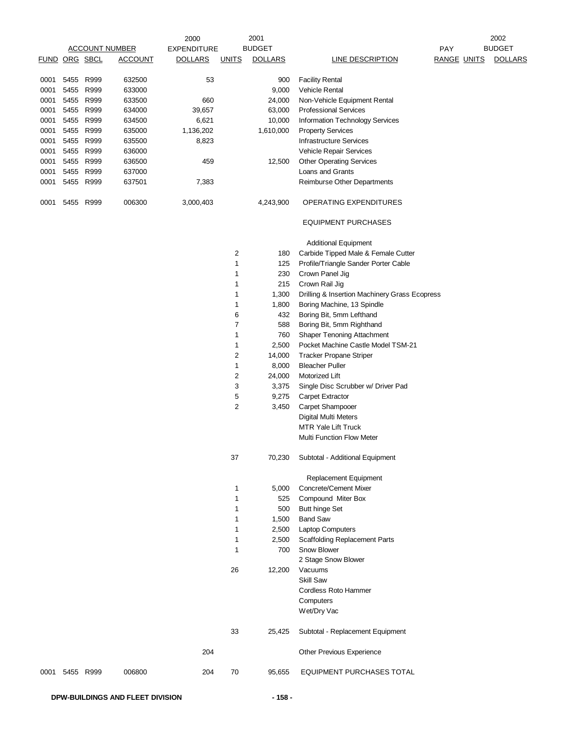| FUND | ORG | SBCL | ACCOUNT | 2000 EXPENDITURE DOLLARS | UNITS | 2001 BUDGET DOLLARS | LINE DESCRIPTION | PAY RANGE | UNITS | 2002 BUDGET DOLLARS |
|---|---|---|---|---|---|---|---|---|---|---|
| 0001 | 5455 | R999 | 632500 | 53 | | 900 | Facility Rental | | | |
| 0001 | 5455 | R999 | 633000 | | | 9,000 | Vehicle Rental | | | |
| 0001 | 5455 | R999 | 633500 | 660 | | 24,000 | Non-Vehicle Equipment Rental | | | |
| 0001 | 5455 | R999 | 634000 | 39,657 | | 63,000 | Professional Services | | | |
| 0001 | 5455 | R999 | 634500 | 6,621 | | 10,000 | Information Technology Services | | | |
| 0001 | 5455 | R999 | 635000 | 1,136,202 | | 1,610,000 | Property Services | | | |
| 0001 | 5455 | R999 | 635500 | 8,823 | | | Infrastructure Services | | | |
| 0001 | 5455 | R999 | 636000 | | | | Vehicle Repair Services | | | |
| 0001 | 5455 | R999 | 636500 | 459 | | 12,500 | Other Operating Services | | | |
| 0001 | 5455 | R999 | 637000 | | | | Loans and Grants | | | |
| 0001 | 5455 | R999 | 637501 | 7,383 | | | Reimburse Other Departments | | | |
| 0001 | 5455 | R999 | 006300 | 3,000,403 | | 4,243,900 | OPERATING EXPENDITURES | | | |
| | | | | | | | EQUIPMENT PURCHASES | | | |
| | | | | | | | Additional Equipment | | | |
| | | | | | 2 | 180 | Carbide Tipped Male & Female Cutter | | | |
| | | | | | 1 | 125 | Profile/Triangle Sander Porter Cable | | | |
| | | | | | 1 | 230 | Crown Panel Jig | | | |
| | | | | | 1 | 215 | Crown Rail Jig | | | |
| | | | | | 1 | 1,300 | Drilling & Insertion Machinery Grass Ecopress | | | |
| | | | | | 1 | 1,800 | Boring Machine, 13 Spindle | | | |
| | | | | | 6 | 432 | Boring Bit, 5mm Lefthand | | | |
| | | | | | 7 | 588 | Boring Bit, 5mm Righthand | | | |
| | | | | | 1 | 760 | Shaper Tenoning Attachment | | | |
| | | | | | 1 | 2,500 | Pocket Machine Castle Model TSM-21 | | | |
| | | | | | 2 | 14,000 | Tracker Propane Striper | | | |
| | | | | | 1 | 8,000 | Bleacher Puller | | | |
| | | | | | 2 | 24,000 | Motorized Lift | | | |
| | | | | | 3 | 3,375 | Single Disc Scrubber w/ Driver Pad | | | |
| | | | | | 5 | 9,275 | Carpet Extractor | | | |
| | | | | | 2 | 3,450 | Carpet Shampooer | | | |
| | | | | | | | Digital Multi Meters | | | |
| | | | | | | | MTR Yale Lift Truck | | | |
| | | | | | | | Multi Function Flow Meter | | | |
| | | | | | 37 | 70,230 | Subtotal - Additional Equipment | | | |
| | | | | | | | Replacement Equipment | | | |
| | | | | | 1 | 5,000 | Concrete/Cement Mixer | | | |
| | | | | | 1 | 525 | Compound Miter Box | | | |
| | | | | | 1 | 500 | Butt hinge Set | | | |
| | | | | | 1 | 1,500 | Band Saw | | | |
| | | | | | 1 | 2,500 | Laptop Computers | | | |
| | | | | | 1 | 2,500 | Scaffolding Replacement Parts | | | |
| | | | | | 1 | 700 | Snow Blower | | | |
| | | | | | | | 2 Stage Snow Blower | | | |
| | | | | | 26 | 12,200 | Vacuums | | | |
| | | | | | | | Skill Saw | | | |
| | | | | | | | Cordless Roto Hammer | | | |
| | | | | | | | Computers | | | |
| | | | | | | | Wet/Dry Vac | | | |
| | | | | | 33 | 25,425 | Subtotal - Replacement Equipment | | | |
| | | | | 204 | | | Other Previous Experience | | | |
| 0001 | 5455 | R999 | 006800 | 204 | 70 | 95,655 | EQUIPMENT PURCHASES TOTAL | | | |

DPW-BUILDINGS AND FLEET DIVISION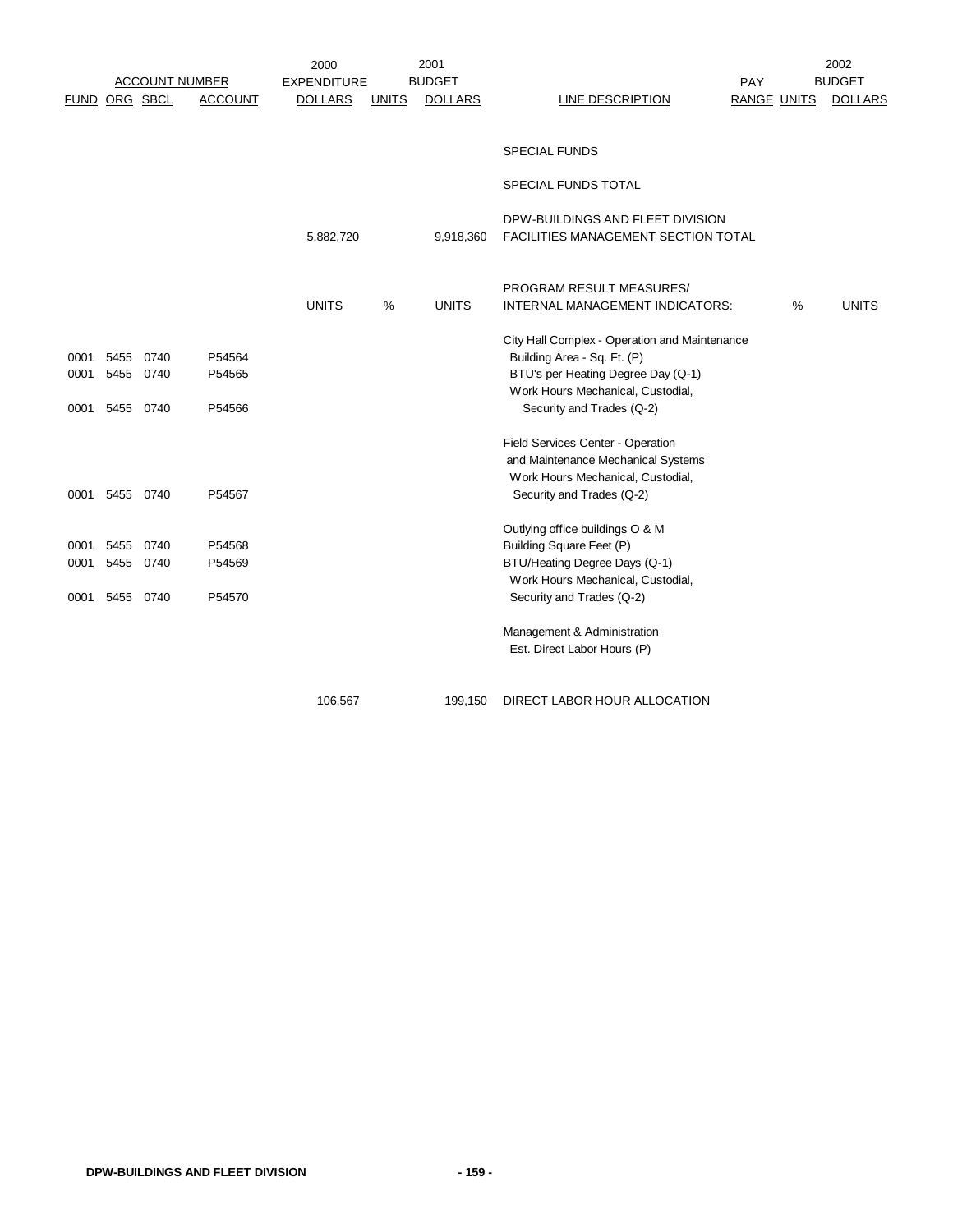| FUND | ORG | SBCL | ACCOUNT | 2000 EXPENDITURE DOLLARS | UNITS | 2001 BUDGET DOLLARS | LINE DESCRIPTION | PAY RANGE | UNITS | 2002 BUDGET DOLLARS |
|---|---|---|---|---|---|---|---|---|---|---|
| | | | | | | | SPECIAL FUNDS | | | |
| | | | | | | | SPECIAL FUNDS TOTAL | | | |
| | | | | 5,882,720 | | 9,918,360 | DPW-BUILDINGS AND FLEET DIVISION FACILITIES MANAGEMENT SECTION TOTAL | | | |
| | | | | UNITS | % | UNITS | PROGRAM RESULT MEASURES/ INTERNAL MANAGEMENT INDICATORS: | | % | UNITS |
| | | | | | | | City Hall Complex - Operation and Maintenance | | | |
| 0001 | 5455 | 0740 | P54564 | | | | Building Area - Sq. Ft. (P) | | | |
| 0001 | 5455 | 0740 | P54565 | | | | BTU's per Heating Degree Day (Q-1) | | | |
| 0001 | 5455 | 0740 | P54566 | | | | Work Hours Mechanical, Custodial, Security and Trades (Q-2) | | | |
| | | | | | | | Field Services Center - Operation and Maintenance Mechanical Systems | | | |
| 0001 | 5455 | 0740 | P54567 | | | | Work Hours Mechanical, Custodial, Security and Trades (Q-2) | | | |
| | | | | | | | Outlying office buildings O & M | | | |
| 0001 | 5455 | 0740 | P54568 | | | | Building Square Feet (P) | | | |
| 0001 | 5455 | 0740 | P54569 | | | | BTU/Heating Degree Days (Q-1) | | | |
| 0001 | 5455 | 0740 | P54570 | | | | Work Hours Mechanical, Custodial, Security and Trades (Q-2) | | | |
| | | | | | | | Management & Administration | | | |
| | | | | | | | Est. Direct Labor Hours (P) | | | |
| | | | | 106,567 | | 199,150 | DIRECT LABOR HOUR ALLOCATION | | | |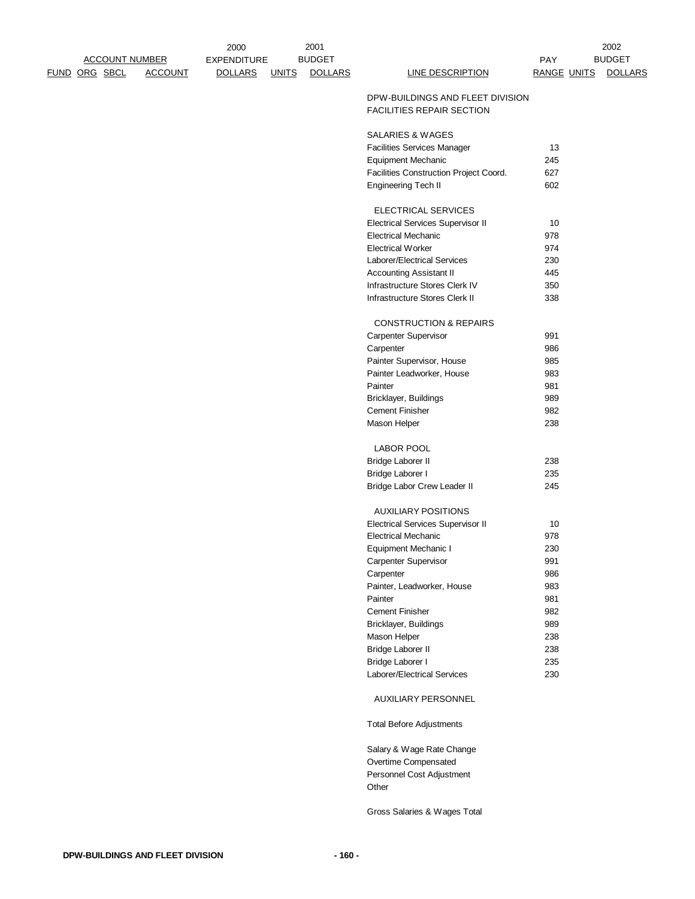| FUND | ORG | SBCL | ACCOUNT | 2000 EXPENDITURE DOLLARS | UNITS | 2001 BUDGET DOLLARS | LINE DESCRIPTION | PAY RANGE | UNITS | 2002 BUDGET DOLLARS |
|---|---|---|---|---|---|---|---|---|---|---|
| | | | | | | | DPW-BUILDINGS AND FLEET DIVISION | | | |
| | | | | | | | FACILITIES REPAIR SECTION | | | |
| | | | | | | | SALARIES & WAGES | | | |
| | | | | | | | Facilities Services Manager | 13 | | |
| | | | | | | | Equipment Mechanic | 245 | | |
| | | | | | | | Facilities Construction Project Coord. | 627 | | |
| | | | | | | | Engineering Tech II | 602 | | |
| | | | | | | | ELECTRICAL SERVICES | | | |
| | | | | | | | Electrical Services Supervisor II | 10 | | |
| | | | | | | | Electrical Mechanic | 978 | | |
| | | | | | | | Electrical Worker | 974 | | |
| | | | | | | | Laborer/Electrical Services | 230 | | |
| | | | | | | | Accounting Assistant II | 445 | | |
| | | | | | | | Infrastructure Stores Clerk IV | 350 | | |
| | | | | | | | Infrastructure Stores Clerk II | 338 | | |
| | | | | | | | CONSTRUCTION & REPAIRS | | | |
| | | | | | | | Carpenter Supervisor | 991 | | |
| | | | | | | | Carpenter | 986 | | |
| | | | | | | | Painter Supervisor, House | 985 | | |
| | | | | | | | Painter Leadworker, House | 983 | | |
| | | | | | | | Painter | 981 | | |
| | | | | | | | Bricklayer, Buildings | 989 | | |
| | | | | | | | Cement Finisher | 982 | | |
| | | | | | | | Mason Helper | 238 | | |
| | | | | | | | LABOR POOL | | | |
| | | | | | | | Bridge Laborer II | 238 | | |
| | | | | | | | Bridge Laborer I | 235 | | |
| | | | | | | | Bridge Labor Crew Leader II | 245 | | |
| | | | | | | | AUXILIARY POSITIONS | | | |
| | | | | | | | Electrical Services Supervisor II | 10 | | |
| | | | | | | | Electrical Mechanic | 978 | | |
| | | | | | | | Equipment Mechanic I | 230 | | |
| | | | | | | | Carpenter Supervisor | 991 | | |
| | | | | | | | Carpenter | 986 | | |
| | | | | | | | Painter, Leadworker, House | 983 | | |
| | | | | | | | Painter | 981 | | |
| | | | | | | | Cement Finisher | 982 | | |
| | | | | | | | Bricklayer, Buildings | 989 | | |
| | | | | | | | Mason Helper | 238 | | |
| | | | | | | | Bridge Laborer II | 238 | | |
| | | | | | | | Bridge Laborer I | 235 | | |
| | | | | | | | Laborer/Electrical Services | 230 | | |
| | | | | | | | AUXILIARY PERSONNEL | | | |
| | | | | | | | Total Before Adjustments | | | |
| | | | | | | | Salary & Wage Rate Change | | | |
| | | | | | | | Overtime Compensated | | | |
| | | | | | | | Personnel Cost Adjustment | | | |
| | | | | | | | Other | | | |
| | | | | | | | Gross Salaries & Wages Total | | | |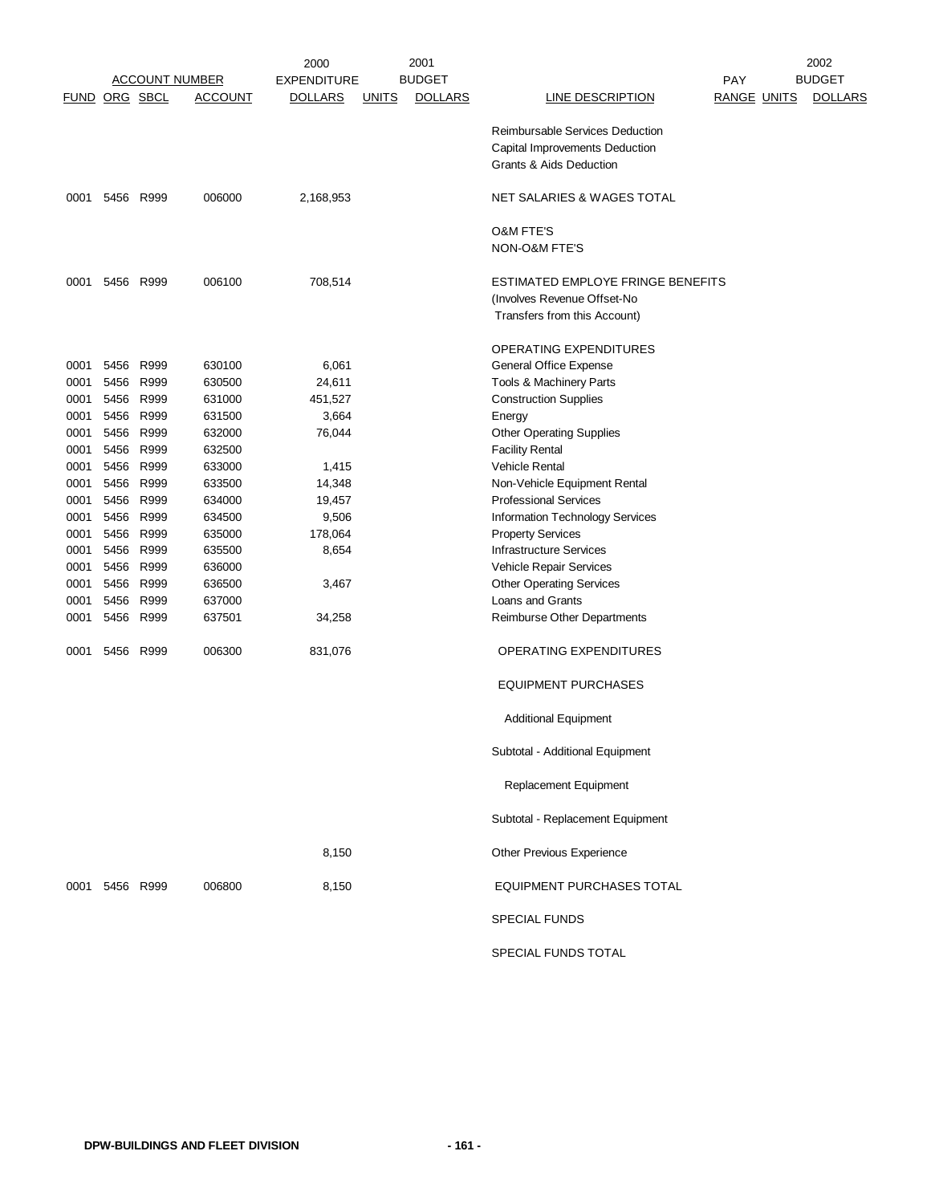| ACCOUNT NUMBER | | | | 2000 EXPENDITURE | 2001 BUDGET | | | PAY | | 2002 BUDGET |
|---|---|---|---|---|---|---|---|---|---|---|
| FUND | ORG | SBCL | ACCOUNT | DOLLARS | UNITS | DOLLARS | LINE DESCRIPTION | RANGE | UNITS | DOLLARS |
| | | | | | | | Reimbursable Services Deduction | | | |
| | | | | | | | Capital Improvements Deduction | | | |
| | | | | | | | Grants & Aids Deduction | | | |
| 0001 | 5456 | R999 | 006000 | 2,168,953 | | | NET SALARIES & WAGES TOTAL | | | |
| | | | | | | | O&M FTE'S | | | |
| | | | | | | | NON-O&M FTE'S | | | |
| 0001 | 5456 | R999 | 006100 | 708,514 | | | ESTIMATED EMPLOYE FRINGE BENEFITS (Involves Revenue Offset-No Transfers from this Account) | | | |
| | | | | | | | OPERATING EXPENDITURES | | | |
| 0001 | 5456 | R999 | 630100 | 6,061 | | | General Office Expense | | | |
| 0001 | 5456 | R999 | 630500 | 24,611 | | | Tools & Machinery Parts | | | |
| 0001 | 5456 | R999 | 631000 | 451,527 | | | Construction Supplies | | | |
| 0001 | 5456 | R999 | 631500 | 3,664 | | | Energy | | | |
| 0001 | 5456 | R999 | 632000 | 76,044 | | | Other Operating Supplies | | | |
| 0001 | 5456 | R999 | 632500 | | | | Facility Rental | | | |
| 0001 | 5456 | R999 | 633000 | 1,415 | | | Vehicle Rental | | | |
| 0001 | 5456 | R999 | 633500 | 14,348 | | | Non-Vehicle Equipment Rental | | | |
| 0001 | 5456 | R999 | 634000 | 19,457 | | | Professional Services | | | |
| 0001 | 5456 | R999 | 634500 | 9,506 | | | Information Technology Services | | | |
| 0001 | 5456 | R999 | 635000 | 178,064 | | | Property Services | | | |
| 0001 | 5456 | R999 | 635500 | 8,654 | | | Infrastructure Services | | | |
| 0001 | 5456 | R999 | 636000 | | | | Vehicle Repair Services | | | |
| 0001 | 5456 | R999 | 636500 | 3,467 | | | Other Operating Services | | | |
| 0001 | 5456 | R999 | 637000 | | | | Loans and Grants | | | |
| 0001 | 5456 | R999 | 637501 | 34,258 | | | Reimburse Other Departments | | | |
| 0001 | 5456 | R999 | 006300 | 831,076 | | | OPERATING EXPENDITURES | | | |
| | | | | | | | EQUIPMENT PURCHASES | | | |
| | | | | | | | Additional Equipment | | | |
| | | | | | | | Subtotal - Additional Equipment | | | |
| | | | | | | | Replacement Equipment | | | |
| | | | | | | | Subtotal - Replacement Equipment | | | |
| | | | | 8,150 | | | Other Previous Experience | | | |
| 0001 | 5456 | R999 | 006800 | 8,150 | | | EQUIPMENT PURCHASES TOTAL | | | |
| | | | | | | | SPECIAL FUNDS | | | |
| | | | | | | | SPECIAL FUNDS TOTAL | | | |

DPW-BUILDINGS AND FLEET DIVISION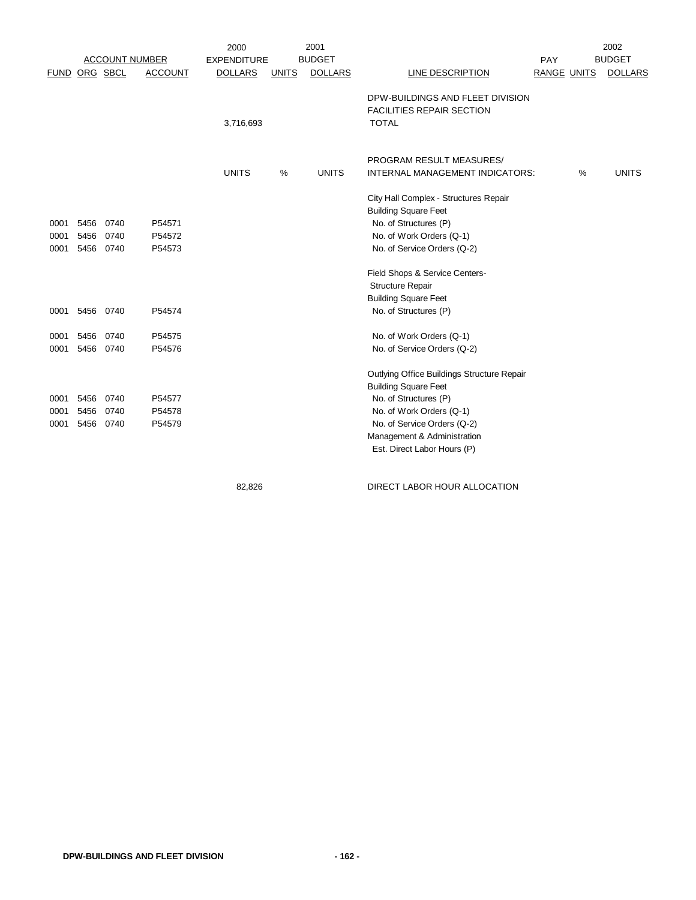| ACCOUNT NUMBER | | | | 2000 EXPENDITURE | | 2001 BUDGET | | PAY | | 2002 BUDGET |
|---|---|---|---|---|---|---|---|---|---|---|
| FUND | ORG | SBCL | ACCOUNT | DOLLARS | UNITS | DOLLARS | LINE DESCRIPTION | RANGE | UNITS | DOLLARS |
| | | | | | | | DPW-BUILDINGS AND FLEET DIVISION | | | |
| | | | | | | | FACILITIES REPAIR SECTION | | | |
| | | | | 3,716,693 | | | TOTAL | | | |
| | | | | | | | | | | |
| | | | | | | | PROGRAM RESULT MEASURES/ | | | |
| | | | | UNITS | % | UNITS | INTERNAL MANAGEMENT INDICATORS: | | % | UNITS |
| | | | | | | | City Hall Complex - Structures Repair | | | |
| | | | | | | | Building Square Feet | | | |
| 0001 | 5456 | 0740 | P54571 | | | | No. of Structures (P) | | | |
| 0001 | 5456 | 0740 | P54572 | | | | No. of Work Orders (Q-1) | | | |
| 0001 | 5456 | 0740 | P54573 | | | | No. of Service Orders (Q-2) | | | |
| | | | | | | | Field Shops & Service Centers- | | | |
| | | | | | | | Structure Repair | | | |
| | | | | | | | Building Square Feet | | | |
| 0001 | 5456 | 0740 | P54574 | | | | No. of Structures (P) | | | |
| 0001 | 5456 | 0740 | P54575 | | | | No. of Work Orders (Q-1) | | | |
| 0001 | 5456 | 0740 | P54576 | | | | No. of Service Orders (Q-2) | | | |
| | | | | | | | Outlying Office Buildings Structure Repair | | | |
| | | | | | | | Building Square Feet | | | |
| 0001 | 5456 | 0740 | P54577 | | | | No. of Structures (P) | | | |
| 0001 | 5456 | 0740 | P54578 | | | | No. of Work Orders (Q-1) | | | |
| 0001 | 5456 | 0740 | P54579 | | | | No. of Service Orders (Q-2) | | | |
| | | | | | | | Management & Administration | | | |
| | | | | | | | Est. Direct Labor Hours (P) | | | |
| | | | | | | | | | | |
| | | | | 82,826 | | | DIRECT LABOR HOUR ALLOCATION | | | |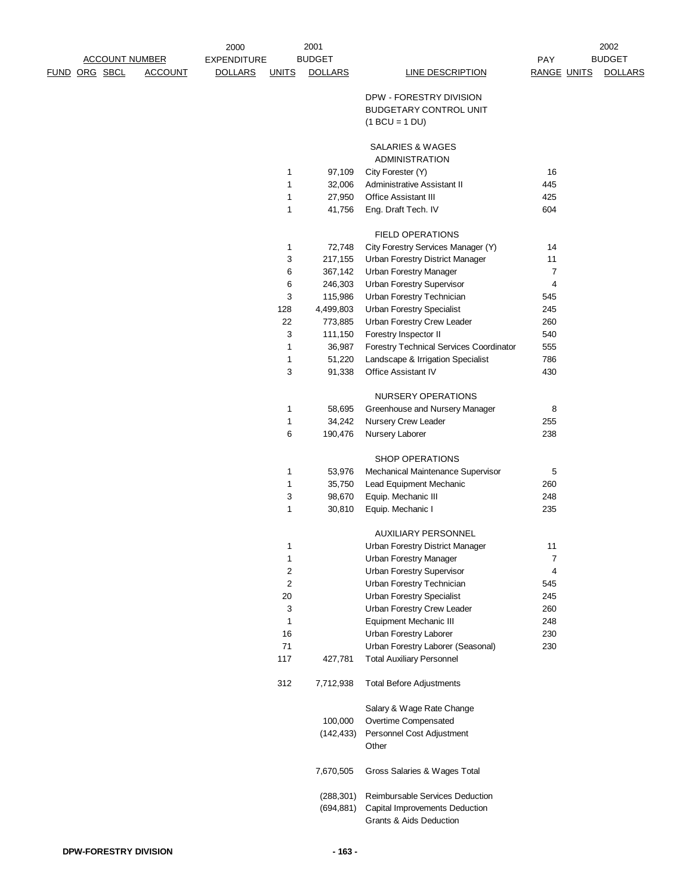| ACCOUNT NUMBER | | | | 2000 EXPENDITURE | 2001 BUDGET | | | PAY | | 2002 BUDGET |
|---|---|---|---|---|---|---|---|---|---|---|
| FUND | ORG | SBCL | ACCOUNT | DOLLARS | UNITS | DOLLARS | LINE DESCRIPTION | RANGE | UNITS | DOLLARS |
| | | | | | | | DPW - FORESTRY DIVISION BUDGETARY CONTROL UNIT (1 BCU = 1 DU) | | | |
| | | | | | | | SALARIES & WAGES | | | |
| | | | | | | | ADMINISTRATION | | | |
| | | | | | 1 | 97,109 | City Forester (Y) | 16 | | |
| | | | | | 1 | 32,006 | Administrative Assistant II | 445 | | |
| | | | | | 1 | 27,950 | Office Assistant III | 425 | | |
| | | | | | 1 | 41,756 | Eng. Draft Tech. IV | 604 | | |
| | | | | | | | FIELD OPERATIONS | | | |
| | | | | | 1 | 72,748 | City Forestry Services Manager (Y) | 14 | | |
| | | | | | 3 | 217,155 | Urban Forestry District Manager | 11 | | |
| | | | | | 6 | 367,142 | Urban Forestry Manager | 7 | | |
| | | | | | 6 | 246,303 | Urban Forestry Supervisor | 4 | | |
| | | | | | 3 | 115,986 | Urban Forestry Technician | 545 | | |
| | | | | | 128 | 4,499,803 | Urban Forestry Specialist | 245 | | |
| | | | | | 22 | 773,885 | Urban Forestry Crew Leader | 260 | | |
| | | | | | 3 | 111,150 | Forestry Inspector II | 540 | | |
| | | | | | 1 | 36,987 | Forestry Technical Services Coordinator | 555 | | |
| | | | | | 1 | 51,220 | Landscape & Irrigation Specialist | 786 | | |
| | | | | | 3 | 91,338 | Office Assistant IV | 430 | | |
| | | | | | | | NURSERY OPERATIONS | | | |
| | | | | | 1 | 58,695 | Greenhouse and Nursery Manager | 8 | | |
| | | | | | 1 | 34,242 | Nursery Crew Leader | 255 | | |
| | | | | | 6 | 190,476 | Nursery Laborer | 238 | | |
| | | | | | | | SHOP OPERATIONS | | | |
| | | | | | 1 | 53,976 | Mechanical Maintenance Supervisor | 5 | | |
| | | | | | 1 | 35,750 | Lead Equipment Mechanic | 260 | | |
| | | | | | 3 | 98,670 | Equip. Mechanic III | 248 | | |
| | | | | | 1 | 30,810 | Equip. Mechanic I | 235 | | |
| | | | | | | | AUXILIARY PERSONNEL | | | |
| | | | | | 1 | | Urban Forestry District Manager | 11 | | |
| | | | | | 1 | | Urban Forestry Manager | 7 | | |
| | | | | | 2 | | Urban Forestry Supervisor | 4 | | |
| | | | | | 2 | | Urban Forestry Technician | 545 | | |
| | | | | | 20 | | Urban Forestry Specialist | 245 | | |
| | | | | | 3 | | Urban Forestry Crew Leader | 260 | | |
| | | | | | 1 | | Equipment Mechanic III | 248 | | |
| | | | | | 16 | | Urban Forestry Laborer | 230 | | |
| | | | | | 71 | | Urban Forestry Laborer (Seasonal) | 230 | | |
| | | | | | 117 | 427,781 | Total Auxiliary Personnel | | | |
| | | | | | 312 | 7,712,938 | Total Before Adjustments | | | |
| | | | | | | | Salary & Wage Rate Change | | | |
| | | | | | | 100,000 | Overtime Compensated | | | |
| | | | | | | (142,433) | Personnel Cost Adjustment | | | |
| | | | | | | | Other | | | |
| | | | | | | 7,670,505 | Gross Salaries & Wages Total | | | |
| | | | | | | (288,301) | Reimbursable Services Deduction | | | |
| | | | | | | (694,881) | Capital Improvements Deduction | | | |
| | | | | | | | Grants & Aids Deduction | | | |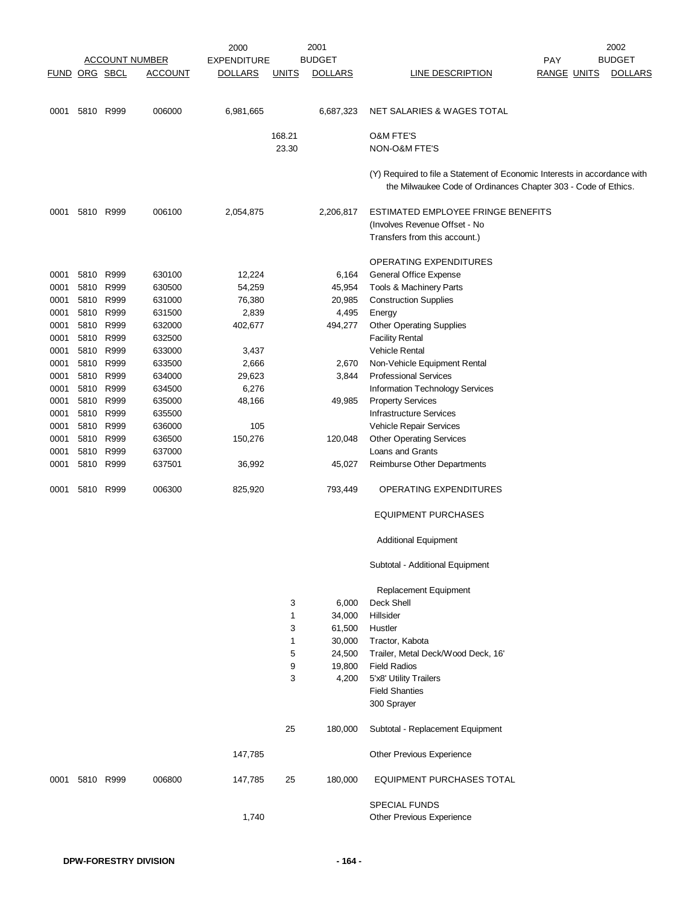| FUND | ORG | SBCL | ACCOUNT | 2000 EXPENDITURE DOLLARS | UNITS | 2001 BUDGET DOLLARS | LINE DESCRIPTION | PAY RANGE | UNITS | 2002 BUDGET DOLLARS |
|---|---|---|---|---|---|---|---|---|---|---|
| 0001 | 5810 | R999 | 006000 | 6,981,665 | | 6,687,323 | NET SALARIES & WAGES TOTAL | | | |
| | | | | | 168.21 | | O&M FTE'S | | | |
| | | | | | 23.30 | | NON-O&M FTE'S | | | |
| | | | | | | | (Y) Required to file a Statement of Economic Interests in accordance with the Milwaukee Code of Ordinances Chapter 303 - Code of Ethics. | | | |
| 0001 | 5810 | R999 | 006100 | 2,054,875 | | 2,206,817 | ESTIMATED EMPLOYEE FRINGE BENEFITS (Involves Revenue Offset - No Transfers from this account.) | | | |
| | | | | | | | OPERATING EXPENDITURES | | | |
| 0001 | 5810 | R999 | 630100 | 12,224 | | 6,164 | General Office Expense | | | |
| 0001 | 5810 | R999 | 630500 | 54,259 | | 45,954 | Tools & Machinery Parts | | | |
| 0001 | 5810 | R999 | 631000 | 76,380 | | 20,985 | Construction Supplies | | | |
| 0001 | 5810 | R999 | 631500 | 2,839 | | 4,495 | Energy | | | |
| 0001 | 5810 | R999 | 632000 | 402,677 | | 494,277 | Other Operating Supplies | | | |
| 0001 | 5810 | R999 | 632500 | | | | Facility Rental | | | |
| 0001 | 5810 | R999 | 633000 | 3,437 | | | Vehicle Rental | | | |
| 0001 | 5810 | R999 | 633500 | 2,666 | | 2,670 | Non-Vehicle Equipment Rental | | | |
| 0001 | 5810 | R999 | 634000 | 29,623 | | 3,844 | Professional Services | | | |
| 0001 | 5810 | R999 | 634500 | 6,276 | | | Information Technology Services | | | |
| 0001 | 5810 | R999 | 635000 | 48,166 | | 49,985 | Property Services | | | |
| 0001 | 5810 | R999 | 635500 | | | | Infrastructure Services | | | |
| 0001 | 5810 | R999 | 636000 | 105 | | | Vehicle Repair Services | | | |
| 0001 | 5810 | R999 | 636500 | 150,276 | | 120,048 | Other Operating Services | | | |
| 0001 | 5810 | R999 | 637000 | | | | Loans and Grants | | | |
| 0001 | 5810 | R999 | 637501 | 36,992 | | 45,027 | Reimburse Other Departments | | | |
| 0001 | 5810 | R999 | 006300 | 825,920 | | 793,449 | OPERATING EXPENDITURES | | | |
| | | | | | | | EQUIPMENT PURCHASES | | | |
| | | | | | | | Additional Equipment | | | |
| | | | | | | | Subtotal - Additional Equipment | | | |
| | | | | | | | Replacement Equipment | | | |
| | | | | | 3 | 6,000 | Deck Shell | | | |
| | | | | | 1 | 34,000 | Hillsider | | | |
| | | | | | 3 | 61,500 | Hustler | | | |
| | | | | | 1 | 30,000 | Tractor, Kabota | | | |
| | | | | | 5 | 24,500 | Trailer, Metal Deck/Wood Deck, 16' | | | |
| | | | | | 9 | 19,800 | Field Radios | | | |
| | | | | | 3 | 4,200 | 5'x8' Utility Trailers | | | |
| | | | | | | | Field Shanties | | | |
| | | | | | | | 300 Sprayer | | | |
| | | | | | 25 | 180,000 | Subtotal - Replacement Equipment | | | |
| | | | | 147,785 | | | Other Previous Experience | | | |
| 0001 | 5810 | R999 | 006800 | 147,785 | 25 | 180,000 | EQUIPMENT PURCHASES TOTAL | | | |
| | | | | | | | SPECIAL FUNDS | | | |
| | | | | 1,740 | | | Other Previous Experience | | | |

DPW-FORESTRY DIVISION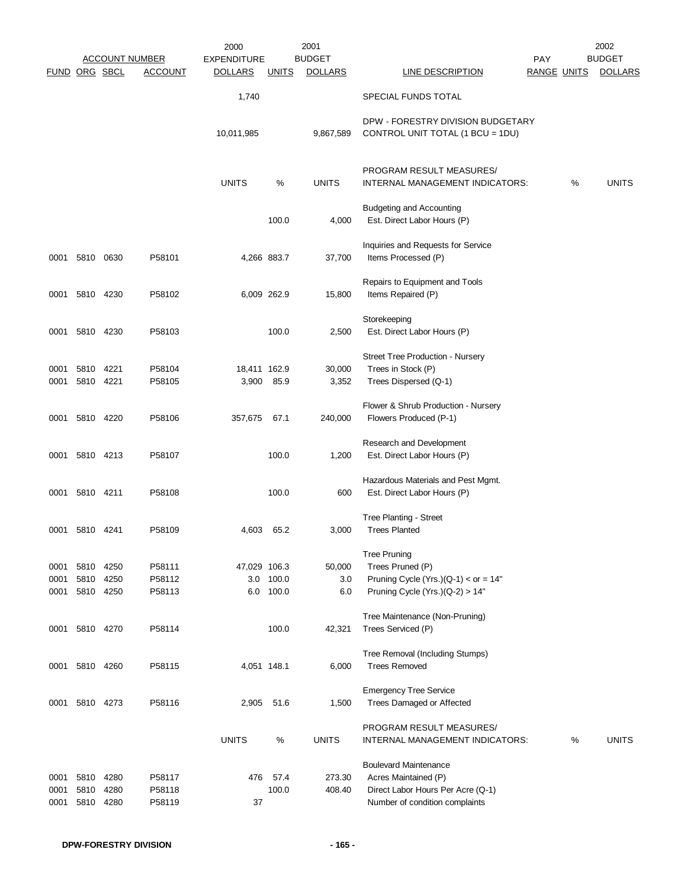| ACCOUNT NUMBER | | | | 2000 EXPENDITURE | | 2001 BUDGET | | PAY | | 2002 BUDGET |
|---|---|---|---|---|---|---|---|---|---|---|
| FUND | ORG | SBCL | ACCOUNT | DOLLARS | UNITS | DOLLARS | LINE DESCRIPTION | RANGE | UNITS | DOLLARS |
| | | | | 1,740 | | | SPECIAL FUNDS TOTAL | | | |
| | | | | 10,011,985 | | 9,867,589 | DPW - FORESTRY DIVISION BUDGETARY CONTROL UNIT TOTAL (1 BCU = 1DU) | | | |
| | | | | UNITS | % | UNITS | PROGRAM RESULT MEASURES/ INTERNAL MANAGEMENT INDICATORS: | | % | UNITS |
| | | | | | | | Budgeting and Accounting | | | |
| | | | | | 100.0 | 4,000 | Est. Direct Labor Hours (P) | | | |
| | | | | | | | Inquiries and Requests for Service | | | |
| 0001 | 5810 | 0630 | P58101 | 4,266 | 883.7 | 37,700 | Items Processed (P) | | | |
| | | | | | | | Repairs to Equipment and Tools | | | |
| 0001 | 5810 | 4230 | P58102 | 6,009 | 262.9 | 15,800 | Items Repaired (P) | | | |
| | | | | | | | Storekeeping | | | |
| 0001 | 5810 | 4230 | P58103 | | 100.0 | 2,500 | Est. Direct Labor Hours (P) | | | |
| | | | | | | | Street Tree Production - Nursery | | | |
| 0001 | 5810 | 4221 | P58104 | 18,411 | 162.9 | 30,000 | Trees in Stock (P) | | | |
| 0001 | 5810 | 4221 | P58105 | 3,900 | 85.9 | 3,352 | Trees Dispersed (Q-1) | | | |
| | | | | | | | Flower & Shrub Production - Nursery | | | |
| 0001 | 5810 | 4220 | P58106 | 357,675 | 67.1 | 240,000 | Flowers Produced (P-1) | | | |
| | | | | | | | Research and Development | | | |
| 0001 | 5810 | 4213 | P58107 | | 100.0 | 1,200 | Est. Direct Labor Hours (P) | | | |
| | | | | | | | Hazardous Materials and Pest Mgmt. | | | |
| 0001 | 5810 | 4211 | P58108 | | 100.0 | 600 | Est. Direct Labor Hours (P) | | | |
| | | | | | | | Tree Planting - Street | | | |
| 0001 | 5810 | 4241 | P58109 | 4,603 | 65.2 | 3,000 | Trees Planted | | | |
| | | | | | | | Tree Pruning | | | |
| 0001 | 5810 | 4250 | P58111 | 47,029 | 106.3 | 50,000 | Trees Pruned (P) | | | |
| 0001 | 5810 | 4250 | P58112 | 3.0 | 100.0 | 3.0 | Pruning Cycle (Yrs.)(Q-1) < or = 14" | | | |
| 0001 | 5810 | 4250 | P58113 | 6.0 | 100.0 | 6.0 | Pruning Cycle (Yrs.)(Q-2) > 14" | | | |
| | | | | | | | Tree Maintenance (Non-Pruning) | | | |
| 0001 | 5810 | 4270 | P58114 | | 100.0 | 42,321 | Trees Serviced (P) | | | |
| | | | | | | | Tree Removal (Including Stumps) | | | |
| 0001 | 5810 | 4260 | P58115 | 4,051 | 148.1 | 6,000 | Trees Removed | | | |
| | | | | | | | Emergency Tree Service | | | |
| 0001 | 5810 | 4273 | P58116 | 2,905 | 51.6 | 1,500 | Trees Damaged or Affected | | | |
| | | | | UNITS | % | UNITS | PROGRAM RESULT MEASURES/ INTERNAL MANAGEMENT INDICATORS: | | % | UNITS |
| | | | | | | | Boulevard Maintenance | | | |
| 0001 | 5810 | 4280 | P58117 | 476 | 57.4 | 273.30 | Acres Maintained (P) | | | |
| 0001 | 5810 | 4280 | P58118 | | 100.0 | 408.40 | Direct Labor Hours Per Acre (Q-1) | | | |
| 0001 | 5810 | 4280 | P58119 | 37 | | | Number of condition complaints | | | |

**DPW-FORESTRY DIVISION**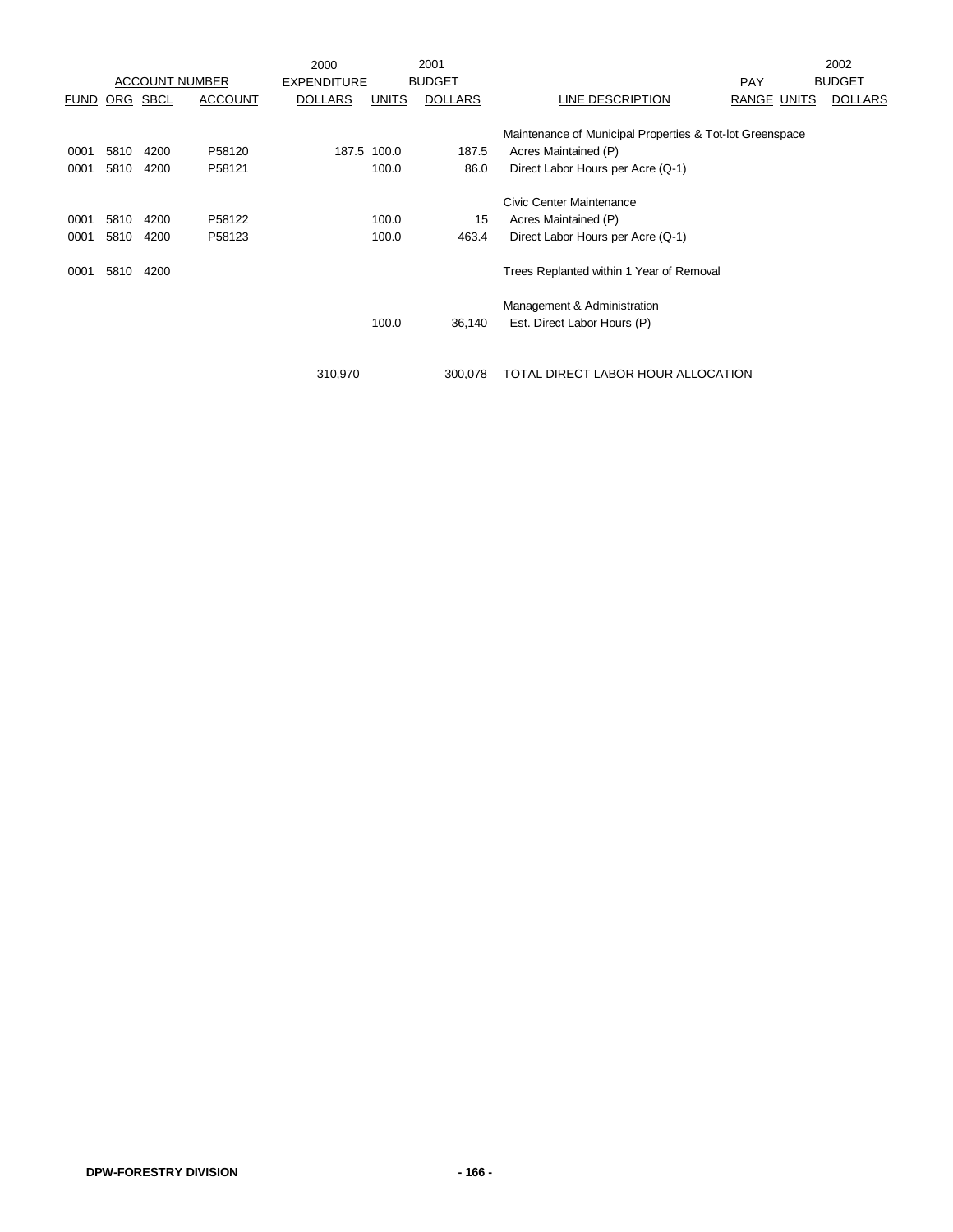| FUND | ORG | SBCL | ACCOUNT | 2000 EXPENDITURE DOLLARS | UNITS | 2001 BUDGET DOLLARS | LINE DESCRIPTION | PAY RANGE | UNITS | 2002 BUDGET DOLLARS |
|---|---|---|---|---|---|---|---|---|---|---|
| | | | | | | | Maintenance of Municipal Properties & Tot-lot Greenspace | | | |
| 0001 | 5810 | 4200 | P58120 | 187.5 | 100.0 | 187.5 | Acres Maintained (P) | | | |
| 0001 | 5810 | 4200 | P58121 | | 100.0 | 86.0 | Direct Labor Hours per Acre (Q-1) | | | |
| | | | | | | | Civic Center Maintenance | | | |
| 0001 | 5810 | 4200 | P58122 | | 100.0 | 15 | Acres Maintained (P) | | | |
| 0001 | 5810 | 4200 | P58123 | | 100.0 | 463.4 | Direct Labor Hours per Acre (Q-1) | | | |
| 0001 | 5810 | 4200 | | | | | Trees Replanted within 1 Year of Removal | | | |
| | | | | | | | Management & Administration | | | |
| | | | | | 100.0 | 36,140 | Est. Direct Labor Hours (P) | | | |
| | | | | 310,970 | | 300,078 | TOTAL DIRECT LABOR HOUR ALLOCATION | | | |

**DPW-FORESTRY DIVISION**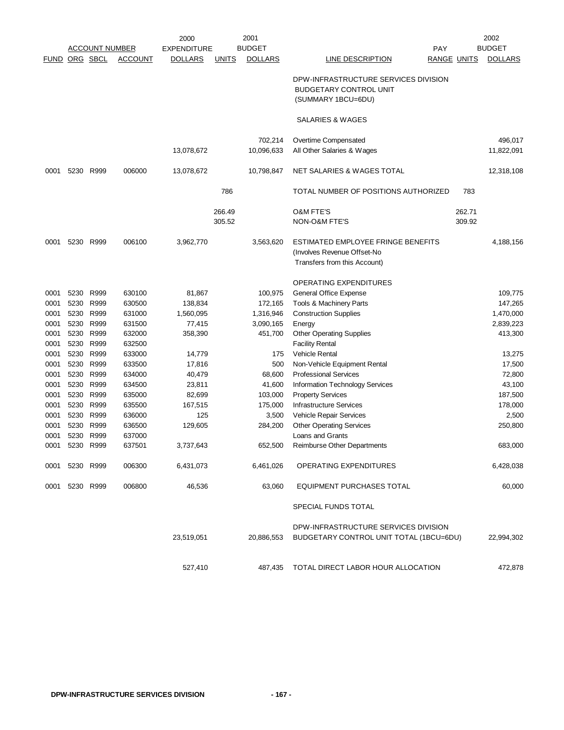| ACCOUNT NUMBER | | | | 2000 EXPENDITURE | | 2001 BUDGET | | PAY | | 2002 BUDGET |
|---|---|---|---|---|---|---|---|---|---|---|
| FUND | ORG | SBCL | ACCOUNT | DOLLARS | UNITS | DOLLARS | LINE DESCRIPTION | RANGE | UNITS | DOLLARS |
| | | | | | | | DPW-INFRASTRUCTURE SERVICES DIVISION BUDGETARY CONTROL UNIT (SUMMARY 1BCU=6DU) | | | |
| | | | | | | | SALARIES & WAGES | | | |
| | | | | | | 702,214 | Overtime Compensated | | | 496,017 |
| | | | | 13,078,672 | | 10,096,633 | All Other Salaries & Wages | | | 11,822,091 |
| 0001 | 5230 | R999 | 006000 | 13,078,672 | | 10,798,847 | NET SALARIES & WAGES TOTAL | | | 12,318,108 |
| | | | | | 786 | | TOTAL NUMBER OF POSITIONS AUTHORIZED | | 783 | |
| | | | | | 266.49 | | O&M FTE'S | | 262.71 | |
| | | | | | 305.52 | | NON-O&M FTE'S | | 309.92 | |
| 0001 | 5230 | R999 | 006100 | 3,962,770 | | 3,563,620 | ESTIMATED EMPLOYEE FRINGE BENEFITS (Involves Revenue Offset-No Transfers from this Account) | | | 4,188,156 |
| | | | | | | | OPERATING EXPENDITURES | | | |
| 0001 | 5230 | R999 | 630100 | 81,867 | | 100,975 | General Office Expense | | | 109,775 |
| 0001 | 5230 | R999 | 630500 | 138,834 | | 172,165 | Tools & Machinery Parts | | | 147,265 |
| 0001 | 5230 | R999 | 631000 | 1,560,095 | | 1,316,946 | Construction Supplies | | | 1,470,000 |
| 0001 | 5230 | R999 | 631500 | 77,415 | | 3,090,165 | Energy | | | 2,839,223 |
| 0001 | 5230 | R999 | 632000 | 358,390 | | 451,700 | Other Operating Supplies | | | 413,300 |
| 0001 | 5230 | R999 | 632500 | | | | Facility Rental | | | |
| 0001 | 5230 | R999 | 633000 | 14,779 | | 175 | Vehicle Rental | | | 13,275 |
| 0001 | 5230 | R999 | 633500 | 17,816 | | 500 | Non-Vehicle Equipment Rental | | | 17,500 |
| 0001 | 5230 | R999 | 634000 | 40,479 | | 68,600 | Professional Services | | | 72,800 |
| 0001 | 5230 | R999 | 634500 | 23,811 | | 41,600 | Information Technology Services | | | 43,100 |
| 0001 | 5230 | R999 | 635000 | 82,699 | | 103,000 | Property Services | | | 187,500 |
| 0001 | 5230 | R999 | 635500 | 167,515 | | 175,000 | Infrastructure Services | | | 178,000 |
| 0001 | 5230 | R999 | 636000 | 125 | | 3,500 | Vehicle Repair Services | | | 2,500 |
| 0001 | 5230 | R999 | 636500 | 129,605 | | 284,200 | Other Operating Services | | | 250,800 |
| 0001 | 5230 | R999 | 637000 | | | | Loans and Grants | | | |
| 0001 | 5230 | R999 | 637501 | 3,737,643 | | 652,500 | Reimburse Other Departments | | | 683,000 |
| 0001 | 5230 | R999 | 006300 | 6,431,073 | | 6,461,026 | OPERATING EXPENDITURES | | | 6,428,038 |
| 0001 | 5230 | R999 | 006800 | 46,536 | | 63,060 | EQUIPMENT PURCHASES TOTAL | | | 60,000 |
| | | | | | | | SPECIAL FUNDS TOTAL | | | |
| | | | | 23,519,051 | | 20,886,553 | DPW-INFRASTRUCTURE SERVICES DIVISION BUDGETARY CONTROL UNIT TOTAL (1BCU=6DU) | | | 22,994,302 |
| | | | | 527,410 | | 487,435 | TOTAL DIRECT LABOR HOUR ALLOCATION | | | 472,878 |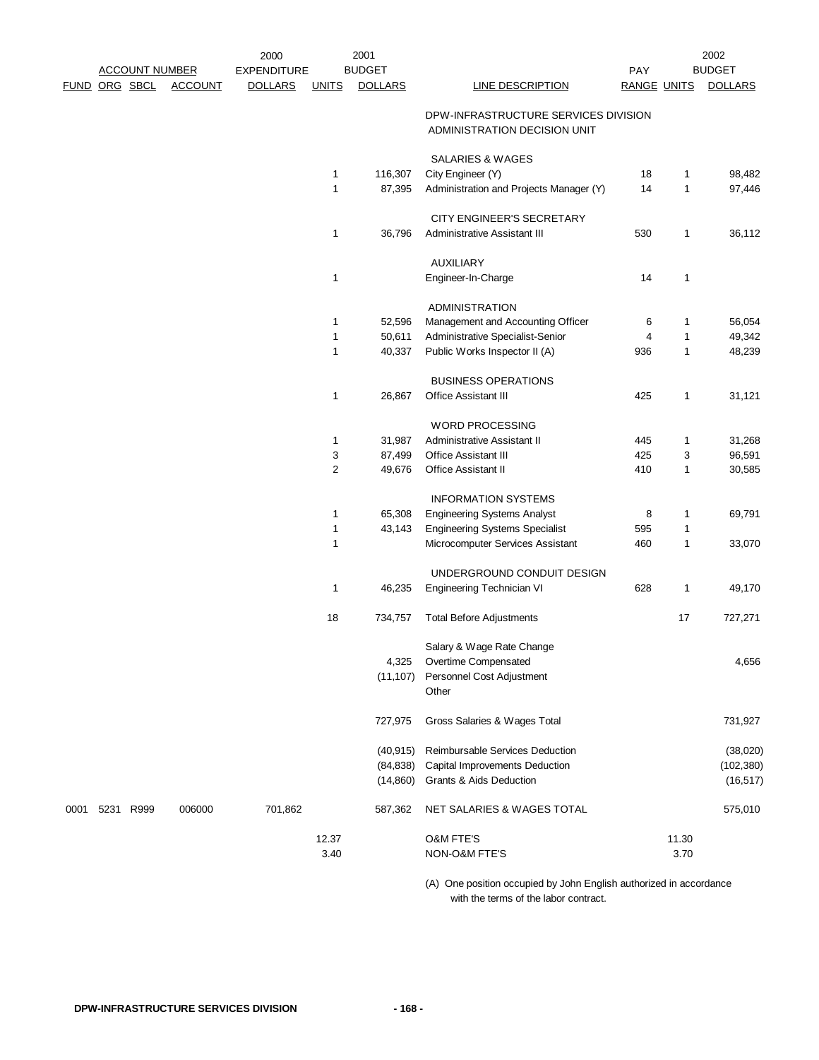| FUND | ORG | SBCL | ACCOUNT | 2000 EXPENDITURE DOLLARS | 2001 UNITS | 2001 BUDGET DOLLARS | LINE DESCRIPTION | PAY RANGE | 2002 UNITS | 2002 BUDGET DOLLARS |
|---|---|---|---|---|---|---|---|---|---|---|
| | | | | | | | DPW-INFRASTRUCTURE SERVICES DIVISION ADMINISTRATION DECISION UNIT | | | |
| | | | | | | | SALARIES & WAGES | | | |
| | | | | | 1 | 116,307 | City Engineer (Y) | 18 | 1 | 98,482 |
| | | | | | 1 | 87,395 | Administration and Projects Manager (Y) | 14 | 1 | 97,446 |
| | | | | | | | CITY ENGINEER'S SECRETARY | | | |
| | | | | | 1 | 36,796 | Administrative Assistant III | 530 | 1 | 36,112 |
| | | | | | | | AUXILIARY | | | |
| | | | | | 1 | | Engineer-In-Charge | 14 | 1 | |
| | | | | | | | ADMINISTRATION | | | |
| | | | | | 1 | 52,596 | Management and Accounting Officer | 6 | 1 | 56,054 |
| | | | | | 1 | 50,611 | Administrative Specialist-Senior | 4 | 1 | 49,342 |
| | | | | | 1 | 40,337 | Public Works Inspector II (A) | 936 | 1 | 48,239 |
| | | | | | | | BUSINESS OPERATIONS | | | |
| | | | | | 1 | 26,867 | Office Assistant III | 425 | 1 | 31,121 |
| | | | | | | | WORD PROCESSING | | | |
| | | | | | 1 | 31,987 | Administrative Assistant II | 445 | 1 | 31,268 |
| | | | | | 3 | 87,499 | Office Assistant III | 425 | 3 | 96,591 |
| | | | | | 2 | 49,676 | Office Assistant II | 410 | 1 | 30,585 |
| | | | | | | | INFORMATION SYSTEMS | | | |
| | | | | | 1 | 65,308 | Engineering Systems Analyst | 8 | 1 | 69,791 |
| | | | | | 1 | 43,143 | Engineering Systems Specialist | 595 | 1 | |
| | | | | | 1 | | Microcomputer Services Assistant | 460 | 1 | 33,070 |
| | | | | | | | UNDERGROUND CONDUIT DESIGN | | | |
| | | | | | 1 | 46,235 | Engineering Technician VI | 628 | 1 | 49,170 |
| | | | | | 18 | 734,757 | Total Before Adjustments | | 17 | 727,271 |
| | | | | | | | Salary & Wage Rate Change | | | |
| | | | | | | 4,325 | Overtime Compensated | | | 4,656 |
| | | | | | | (11,107) | Personnel Cost Adjustment | | | |
| | | | | | | | Other | | | |
| | | | | | | 727,975 | Gross Salaries & Wages Total | | | 731,927 |
| | | | | | | (40,915) | Reimbursable Services Deduction | | | (38,020) |
| | | | | | | (84,838) | Capital Improvements Deduction | | | (102,380) |
| | | | | | | (14,860) | Grants & Aids Deduction | | | (16,517) |
| 0001 | 5231 | R999 | 006000 | 701,862 | | 587,362 | NET SALARIES & WAGES TOTAL | | | 575,010 |
| | | | | | 12.37 | | O&M FTE'S | | 11.30 | |
| | | | | | 3.40 | | NON-O&M FTE'S | | 3.70 | |

(A) One position occupied by John English authorized in accordance with the terms of the labor contract.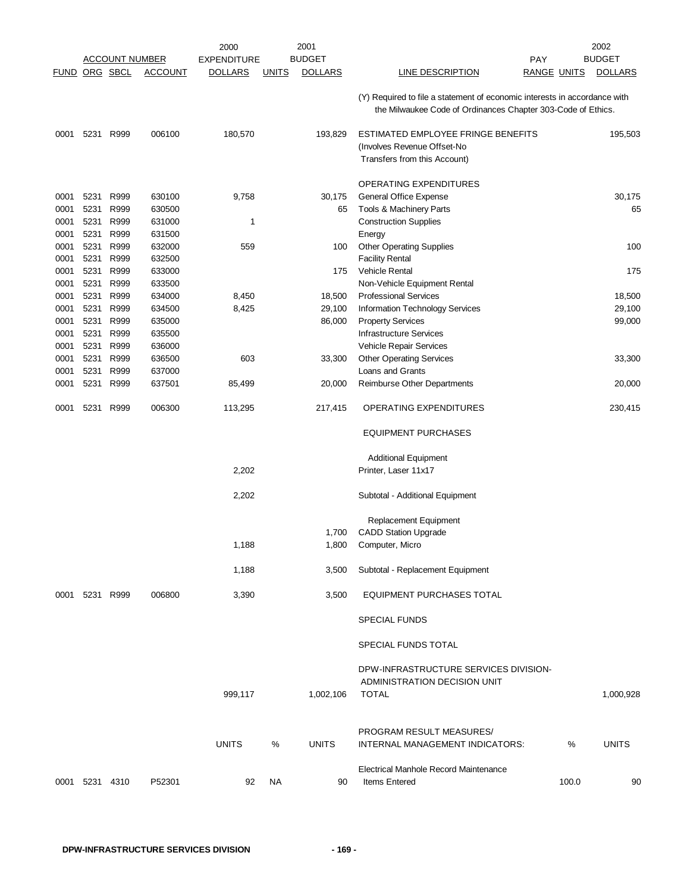| FUND | ORG | SBCL | ACCOUNT | 2000 EXPENDITURE DOLLARS | UNITS | 2001 BUDGET DOLLARS | LINE DESCRIPTION | PAY RANGE | UNITS | 2002 BUDGET DOLLARS |
|---|---|---|---|---|---|---|---|---|---|---|
| | | | | | | | (Y) Required to file a statement of economic interests in accordance with the Milwaukee Code of Ordinances Chapter 303-Code of Ethics. | | | |
| 0001 | 5231 | R999 | 006100 | 180,570 | | 193,829 | ESTIMATED EMPLOYEE FRINGE BENEFITS (Involves Revenue Offset-No Transfers from this Account) | | | 195,503 |
| | | | | | | | OPERATING EXPENDITURES | | | |
| 0001 | 5231 | R999 | 630100 | 9,758 | | 30,175 | General Office Expense | | | 30,175 |
| 0001 | 5231 | R999 | 630500 | | | 65 | Tools & Machinery Parts | | | 65 |
| 0001 | 5231 | R999 | 631000 | 1 | | | Construction Supplies | | | |
| 0001 | 5231 | R999 | 631500 | | | | Energy | | | |
| 0001 | 5231 | R999 | 632000 | 559 | | 100 | Other Operating Supplies | | | 100 |
| 0001 | 5231 | R999 | 632500 | | | | Facility Rental | | | |
| 0001 | 5231 | R999 | 633000 | | | 175 | Vehicle Rental | | | 175 |
| 0001 | 5231 | R999 | 633500 | | | | Non-Vehicle Equipment Rental | | | |
| 0001 | 5231 | R999 | 634000 | 8,450 | | 18,500 | Professional Services | | | 18,500 |
| 0001 | 5231 | R999 | 634500 | 8,425 | | 29,100 | Information Technology Services | | | 29,100 |
| 0001 | 5231 | R999 | 635000 | | | 86,000 | Property Services | | | 99,000 |
| 0001 | 5231 | R999 | 635500 | | | | Infrastructure Services | | | |
| 0001 | 5231 | R999 | 636000 | | | | Vehicle Repair Services | | | |
| 0001 | 5231 | R999 | 636500 | 603 | | 33,300 | Other Operating Services | | | 33,300 |
| 0001 | 5231 | R999 | 637000 | | | | Loans and Grants | | | |
| 0001 | 5231 | R999 | 637501 | 85,499 | | 20,000 | Reimburse Other Departments | | | 20,000 |
| 0001 | 5231 | R999 | 006300 | 113,295 | | 217,415 | OPERATING EXPENDITURES | | | 230,415 |
| | | | | | | | EQUIPMENT PURCHASES | | | |
| | | | | | | | Additional Equipment | | | |
| | | | | 2,202 | | | Printer, Laser 11x17 | | | |
| | | | | 2,202 | | | Subtotal - Additional Equipment | | | |
| | | | | | | | Replacement Equipment | | | |
| | | | | | | 1,700 | CADD Station Upgrade | | | |
| | | | | 1,188 | | 1,800 | Computer, Micro | | | |
| | | | | 1,188 | | 3,500 | Subtotal - Replacement Equipment | | | |
| 0001 | 5231 | R999 | 006800 | 3,390 | | 3,500 | EQUIPMENT PURCHASES TOTAL | | | |
| | | | | | | | SPECIAL FUNDS | | | |
| | | | | | | | SPECIAL FUNDS TOTAL | | | |
| | | | | 999,117 | | 1,002,106 | DPW-INFRASTRUCTURE SERVICES DIVISION-ADMINISTRATION DECISION UNIT TOTAL | | | 1,000,928 |
| | | | | UNITS | % | UNITS | PROGRAM RESULT MEASURES/ INTERNAL MANAGEMENT INDICATORS: | | % | UNITS |
| 0001 | 5231 | 4310 | P52301 | 92 | NA | 90 | Electrical Manhole Record Maintenance Items Entered | | 100.0 | 90 |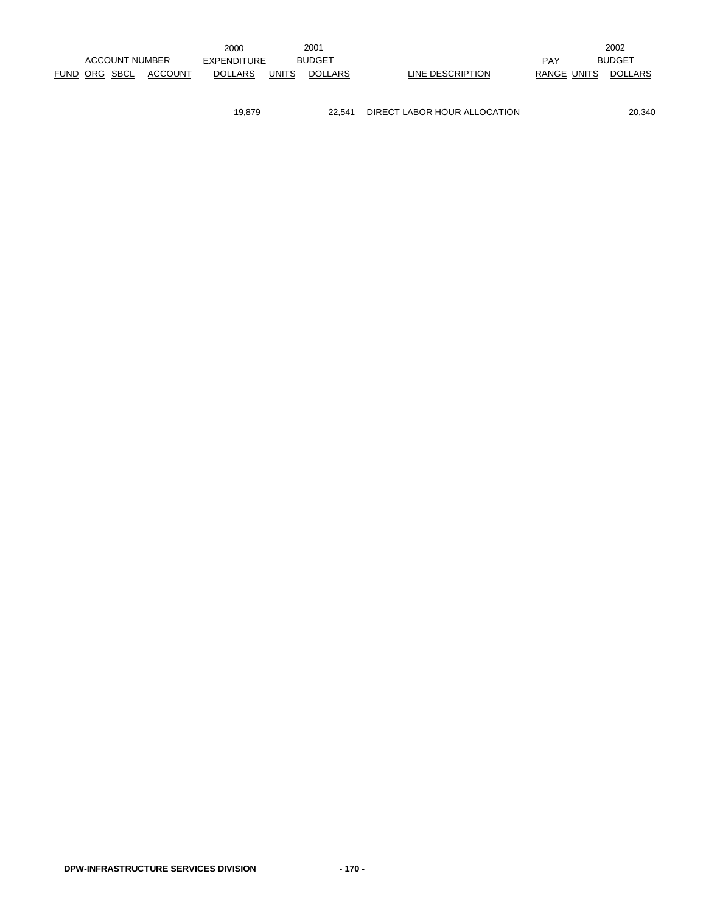| ACCOUNT NUMBER | | | | 2000 EXPENDITURE | 2001 BUDGET | | | | | 2002 BUDGET |
|---|---|---|---|---|---|---|---|---|---|---|
| FUND | ORG | SBCL | ACCOUNT | DOLLARS | UNITS | DOLLARS | LINE DESCRIPTION | PAY RANGE | UNITS | DOLLARS |
| | | | | 19,879 | | 22,541 | DIRECT LABOR HOUR ALLOCATION | | | 20,340 |

**DPW-INFRASTRUCTURE SERVICES DIVISION**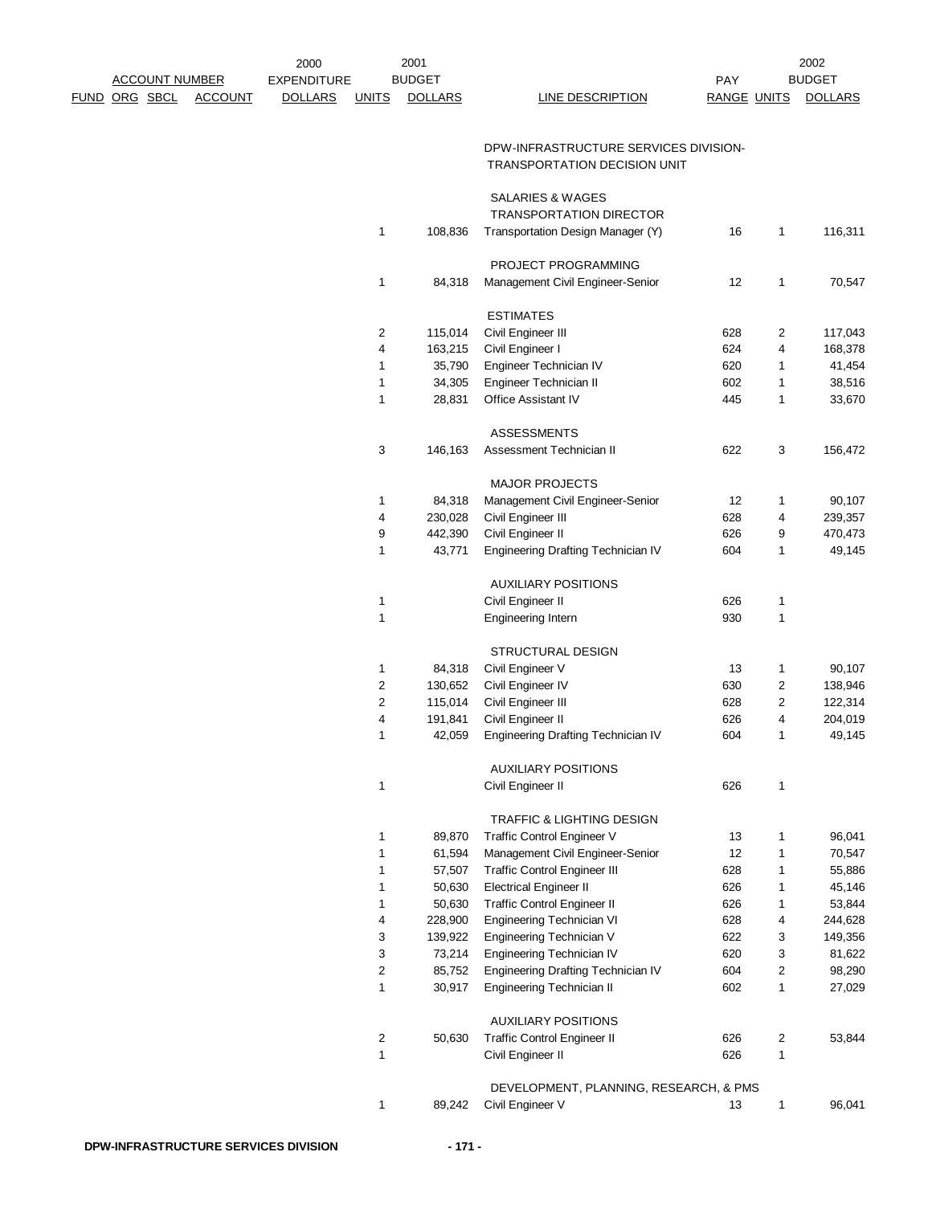| ACCOUNT NUMBER | | | | 2000 EXPENDITURE | 2001 BUDGET | | | PAY | | 2002 BUDGET |
|---|---|---|---|---|---|---|---|---|---|---|
| FUND | ORG | SBCL | ACCOUNT | DOLLARS | UNITS | DOLLARS | LINE DESCRIPTION | RANGE | UNITS | DOLLARS |
| | | | | | | | DPW-INFRASTRUCTURE SERVICES DIVISION- TRANSPORTATION DECISION UNIT | | | |
| | | | | | | | SALARIES & WAGES | | | |
| | | | | | | | TRANSPORTATION DIRECTOR | | | |
| | | | | | 1 | 108,836 | Transportation Design Manager (Y) | 16 | 1 | 116,311 |
| | | | | | | | PROJECT PROGRAMMING | | | |
| | | | | | 1 | 84,318 | Management Civil Engineer-Senior | 12 | 1 | 70,547 |
| | | | | | | | ESTIMATES | | | |
| | | | | | 2 | 115,014 | Civil Engineer III | 628 | 2 | 117,043 |
| | | | | | 4 | 163,215 | Civil Engineer I | 624 | 4 | 168,378 |
| | | | | | 1 | 35,790 | Engineer Technician IV | 620 | 1 | 41,454 |
| | | | | | 1 | 34,305 | Engineer Technician II | 602 | 1 | 38,516 |
| | | | | | 1 | 28,831 | Office Assistant IV | 445 | 1 | 33,670 |
| | | | | | | | ASSESSMENTS | | | |
| | | | | | 3 | 146,163 | Assessment Technician II | 622 | 3 | 156,472 |
| | | | | | | | MAJOR PROJECTS | | | |
| | | | | | 1 | 84,318 | Management Civil Engineer-Senior | 12 | 1 | 90,107 |
| | | | | | 4 | 230,028 | Civil Engineer III | 628 | 4 | 239,357 |
| | | | | | 9 | 442,390 | Civil Engineer II | 626 | 9 | 470,473 |
| | | | | | 1 | 43,771 | Engineering Drafting Technician IV | 604 | 1 | 49,145 |
| | | | | | | | AUXILIARY POSITIONS | | | |
| | | | | | 1 | | Civil Engineer II | 626 | 1 | |
| | | | | | 1 | | Engineering Intern | 930 | 1 | |
| | | | | | | | STRUCTURAL DESIGN | | | |
| | | | | | 1 | 84,318 | Civil Engineer V | 13 | 1 | 90,107 |
| | | | | | 2 | 130,652 | Civil Engineer IV | 630 | 2 | 138,946 |
| | | | | | 2 | 115,014 | Civil Engineer III | 628 | 2 | 122,314 |
| | | | | | 4 | 191,841 | Civil Engineer II | 626 | 4 | 204,019 |
| | | | | | 1 | 42,059 | Engineering Drafting Technician IV | 604 | 1 | 49,145 |
| | | | | | | | AUXILIARY POSITIONS | | | |
| | | | | | 1 | | Civil Engineer II | 626 | 1 | |
| | | | | | | | TRAFFIC & LIGHTING DESIGN | | | |
| | | | | | 1 | 89,870 | Traffic Control Engineer V | 13 | 1 | 96,041 |
| | | | | | 1 | 61,594 | Management Civil Engineer-Senior | 12 | 1 | 70,547 |
| | | | | | 1 | 57,507 | Traffic Control Engineer III | 628 | 1 | 55,886 |
| | | | | | 1 | 50,630 | Electrical Engineer II | 626 | 1 | 45,146 |
| | | | | | 1 | 50,630 | Traffic Control Engineer II | 626 | 1 | 53,844 |
| | | | | | 4 | 228,900 | Engineering Technician VI | 628 | 4 | 244,628 |
| | | | | | 3 | 139,922 | Engineering Technician V | 622 | 3 | 149,356 |
| | | | | | 3 | 73,214 | Engineering Technician IV | 620 | 3 | 81,622 |
| | | | | | 2 | 85,752 | Engineering Drafting Technician IV | 604 | 2 | 98,290 |
| | | | | | 1 | 30,917 | Engineering Technician II | 602 | 1 | 27,029 |
| | | | | | | | AUXILIARY POSITIONS | | | |
| | | | | | 2 | 50,630 | Traffic Control Engineer II | 626 | 2 | 53,844 |
| | | | | | 1 | | Civil Engineer II | 626 | 1 | |
| | | | | | | | DEVELOPMENT, PLANNING, RESEARCH, & PMS | | | |
| | | | | | 1 | 89,242 | Civil Engineer V | 13 | 1 | 96,041 |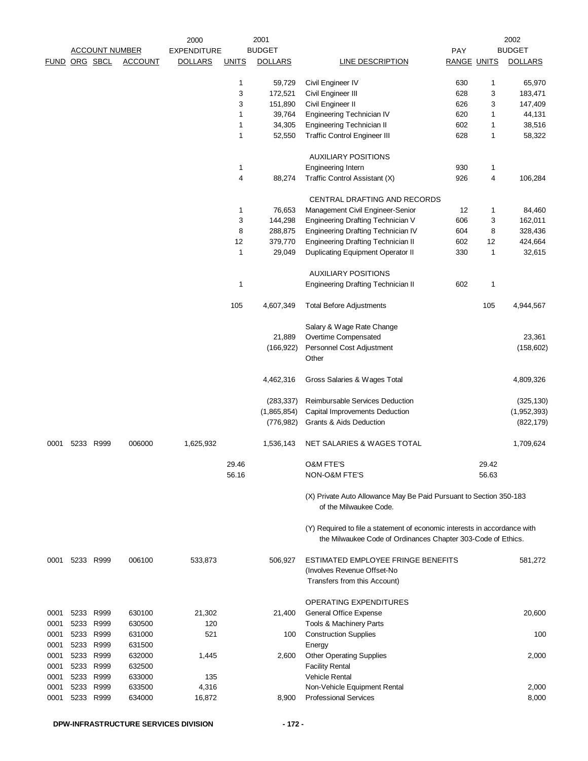| FUND | ORG | SBCL | ACCOUNT NUMBER ACCOUNT | 2000 EXPENDITURE DOLLARS | UNITS | 2001 BUDGET DOLLARS | LINE DESCRIPTION | PAY RANGE | UNITS | 2002 BUDGET DOLLARS |
|---|---|---|---|---|---|---|---|---|---|---|
| | | | | | 1 | 59,729 | Civil Engineer IV | 630 | 1 | 65,970 |
| | | | | | 3 | 172,521 | Civil Engineer III | 628 | 3 | 183,471 |
| | | | | | 3 | 151,890 | Civil Engineer II | 626 | 3 | 147,409 |
| | | | | | 1 | 39,764 | Engineering Technician IV | 620 | 1 | 44,131 |
| | | | | | 1 | 34,305 | Engineering Technician II | 602 | 1 | 38,516 |
| | | | | | 1 | 52,550 | Traffic Control Engineer III | 628 | 1 | 58,322 |
| | | | | | | | AUXILIARY POSITIONS | | | |
| | | | | | 1 | | Engineering Intern | 930 | 1 | |
| | | | | | 4 | 88,274 | Traffic Control Assistant (X) | 926 | 4 | 106,284 |
| | | | | | | | CENTRAL DRAFTING AND RECORDS | | | |
| | | | | | 1 | 76,653 | Management Civil Engineer-Senior | 12 | 1 | 84,460 |
| | | | | | 3 | 144,298 | Engineering Drafting Technician V | 606 | 3 | 162,011 |
| | | | | | 8 | 288,875 | Engineering Drafting Technician IV | 604 | 8 | 328,436 |
| | | | | | 12 | 379,770 | Engineering Drafting Technician II | 602 | 12 | 424,664 |
| | | | | | 1 | 29,049 | Duplicating Equipment Operator II | 330 | 1 | 32,615 |
| | | | | | | | AUXILIARY POSITIONS | | | |
| | | | | | 1 | | Engineering Drafting Technician II | 602 | 1 | |
| | | | | | 105 | 4,607,349 | Total Before Adjustments | | 105 | 4,944,567 |
| | | | | | | | Salary & Wage Rate Change | | | |
| | | | | | | 21,889 | Overtime Compensated | | | 23,361 |
| | | | | | | (166,922) | Personnel Cost Adjustment | | | (158,602) |
| | | | | | | | Other | | | |
| | | | | | | 4,462,316 | Gross Salaries & Wages Total | | | 4,809,326 |
| | | | | | | (283,337) | Reimbursable Services Deduction | | | (325,130) |
| | | | | | | (1,865,854) | Capital Improvements Deduction | | | (1,952,393) |
| | | | | | | (776,982) | Grants & Aids Deduction | | | (822,179) |
| 0001 | 5233 | R999 | 006000 | 1,625,932 | | 1,536,143 | NET SALARIES & WAGES TOTAL | | | 1,709,624 |
| | | | | | 29.46 | | O&M FTE'S | | 29.42 | |
| | | | | | 56.16 | | NON-O&M FTE'S | | 56.63 | |
| | | | | | | | (X) Private Auto Allowance May Be Paid Pursuant to Section 350-183 of the Milwaukee Code. | | | |
| | | | | | | | (Y) Required to file a statement of economic interests in accordance with the Milwaukee Code of Ordinances Chapter 303-Code of Ethics. | | | |
| 0001 | 5233 | R999 | 006100 | 533,873 | | 506,927 | ESTIMATED EMPLOYEE FRINGE BENEFITS (Involves Revenue Offset-No Transfers from this Account) | | | 581,272 |
| | | | | | | | OPERATING EXPENDITURES | | | |
| 0001 | 5233 | R999 | 630100 | 21,302 | | 21,400 | General Office Expense | | | 20,600 |
| 0001 | 5233 | R999 | 630500 | 120 | | | Tools & Machinery Parts | | | |
| 0001 | 5233 | R999 | 631000 | 521 | | 100 | Construction Supplies | | | 100 |
| 0001 | 5233 | R999 | 631500 | | | | Energy | | | |
| 0001 | 5233 | R999 | 632000 | 1,445 | | 2,600 | Other Operating Supplies | | | 2,000 |
| 0001 | 5233 | R999 | 632500 | | | | Facility Rental | | | |
| 0001 | 5233 | R999 | 633000 | 135 | | | Vehicle Rental | | | |
| 0001 | 5233 | R999 | 633500 | 4,316 | | | Non-Vehicle Equipment Rental | | | 2,000 |
| 0001 | 5233 | R999 | 634000 | 16,872 | | 8,900 | Professional Services | | | 8,000 |

DPW-INFRASTRUCTURE SERVICES DIVISION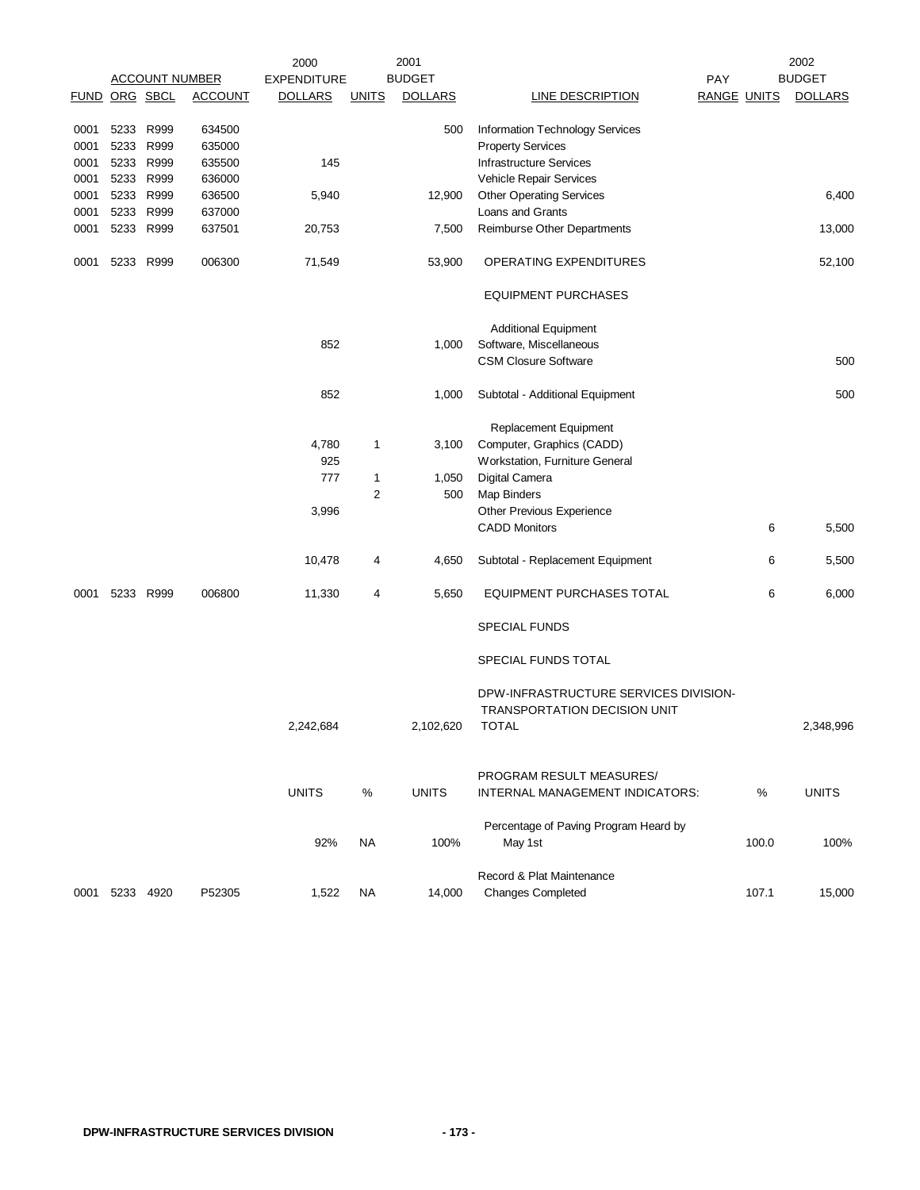| ACCOUNT NUMBER | | | | 2000 EXPENDITURE | 2001 BUDGET | | | | 2002 BUDGET | |
|---|---|---|---|---|---|---|---|---|---|---|
| FUND | ORG | SBCL | ACCOUNT | DOLLARS | UNITS | DOLLARS | LINE DESCRIPTION | PAY RANGE | UNITS | DOLLARS |
| 0001 | 5233 | R999 | 634500 | | | 500 | Information Technology Services | | | |
| 0001 | 5233 | R999 | 635000 | | | | Property Services | | | |
| 0001 | 5233 | R999 | 635500 | 145 | | | Infrastructure Services | | | |
| 0001 | 5233 | R999 | 636000 | | | | Vehicle Repair Services | | | |
| 0001 | 5233 | R999 | 636500 | 5,940 | | 12,900 | Other Operating Services | | | 6,400 |
| 0001 | 5233 | R999 | 637000 | | | | Loans and Grants | | | |
| 0001 | 5233 | R999 | 637501 | 20,753 | | 7,500 | Reimburse Other Departments | | | 13,000 |
| 0001 | 5233 | R999 | 006300 | 71,549 | | 53,900 | OPERATING EXPENDITURES | | | 52,100 |
| | | | | | | | EQUIPMENT PURCHASES | | | |
| | | | | | | | Additional Equipment | | | |
| | | | | 852 | | 1,000 | Software, Miscellaneous | | | |
| | | | | | | | CSM Closure Software | | | 500 |
| | | | | 852 | | 1,000 | Subtotal - Additional Equipment | | | 500 |
| | | | | | | | Replacement Equipment | | | |
| | | | | 4,780 | 1 | 3,100 | Computer, Graphics (CADD) | | | |
| | | | | 925 | | | Workstation, Furniture General | | | |
| | | | | 777 | 1 | 1,050 | Digital Camera | | | |
| | | | | | 2 | 500 | Map Binders | | | |
| | | | | 3,996 | | | Other Previous Experience | | | |
| | | | | | | | CADD Monitors | | 6 | 5,500 |
| | | | | 10,478 | 4 | 4,650 | Subtotal - Replacement Equipment | | 6 | 5,500 |
| 0001 | 5233 | R999 | 006800 | 11,330 | 4 | 5,650 | EQUIPMENT PURCHASES TOTAL | | 6 | 6,000 |
| | | | | | | | SPECIAL FUNDS | | | |
| | | | | | | | SPECIAL FUNDS TOTAL | | | |
| | | | | 2,242,684 | | 2,102,620 | DPW-INFRASTRUCTURE SERVICES DIVISION-TRANSPORTATION DECISION UNIT TOTAL | | | 2,348,996 |
| | | | | UNITS | % | UNITS | PROGRAM RESULT MEASURES/ INTERNAL MANAGEMENT INDICATORS: | | % | UNITS |
| | | | | 92% | NA | 100% | Percentage of Paving Program Heard by May 1st | | 100.0 | 100% |
| 0001 | 5233 | 4920 | P52305 | 1,522 | NA | 14,000 | Record & Plat Maintenance Changes Completed | | 107.1 | 15,000 |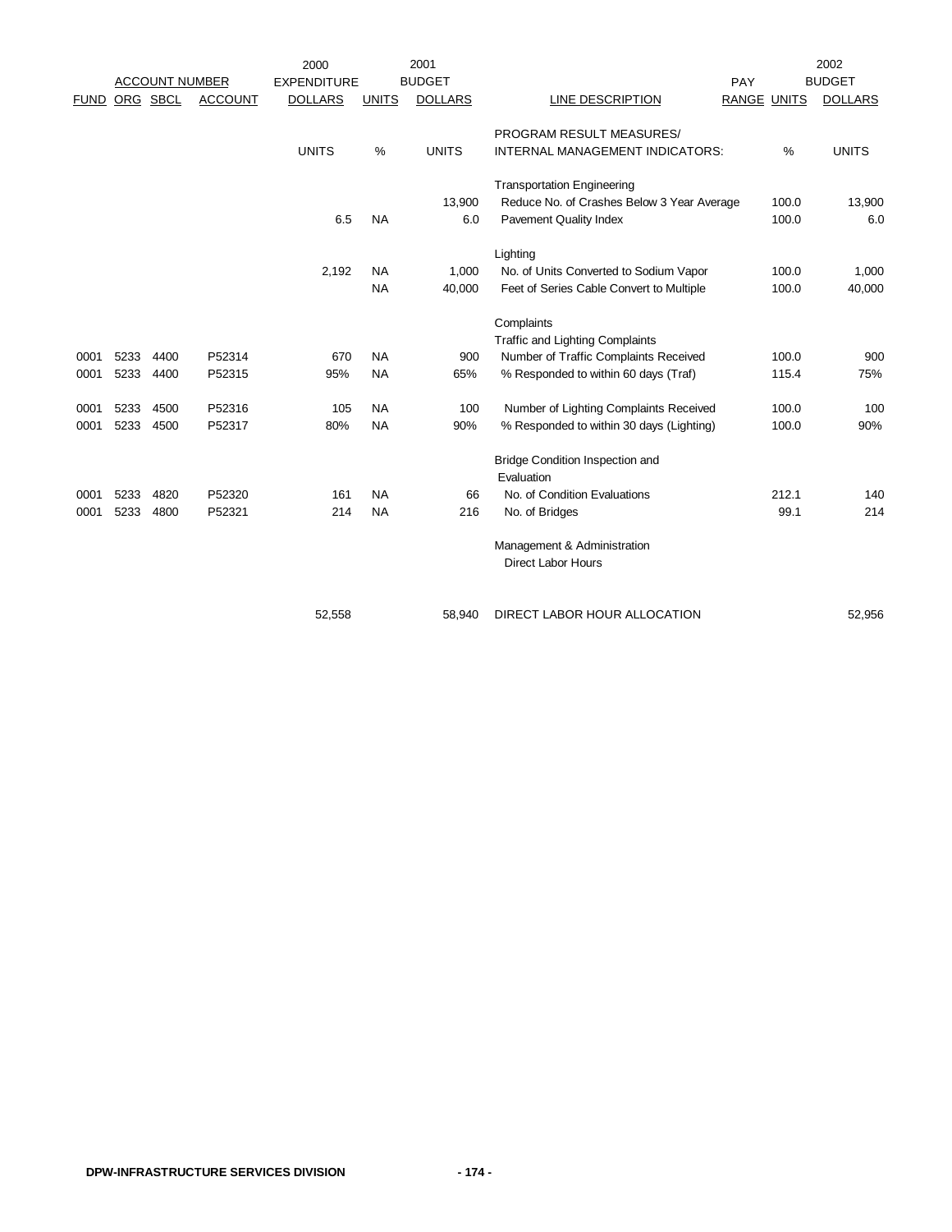| ACCOUNT NUMBER | | | | 2000 EXPENDITURE | | 2001 BUDGET | | | | 2002 BUDGET |
|---|---|---|---|---|---|---|---|---|---|---|
| FUND | ORG | SBCL | ACCOUNT | DOLLARS | UNITS | DOLLARS | LINE DESCRIPTION | PAY RANGE | UNITS | DOLLARS |
| | | | | | | | PROGRAM RESULT MEASURES/ | | | |
| | | | | UNITS | % | UNITS | INTERNAL MANAGEMENT INDICATORS: | | % | UNITS |
| | | | | | | | Transportation Engineering | | | |
| | | | | | | 13,900 | Reduce No. of Crashes Below 3 Year Average | | 100.0 | 13,900 |
| | | | | 6.5 | NA | 6.0 | Pavement Quality Index | | 100.0 | 6.0 |
| | | | | | | | Lighting | | | |
| | | | | 2,192 | NA | 1,000 | No. of Units Converted to Sodium Vapor | | 100.0 | 1,000 |
| | | | | | NA | 40,000 | Feet of Series Cable Convert to Multiple | | 100.0 | 40,000 |
| | | | | | | | Complaints | | | |
| | | | | | | | Traffic and Lighting Complaints | | | |
| 0001 | 5233 | 4400 | P52314 | 670 | NA | 900 | Number of Traffic Complaints Received | | 100.0 | 900 |
| 0001 | 5233 | 4400 | P52315 | 95% | NA | 65% | % Responded to within 60 days (Traf) | | 115.4 | 75% |
| 0001 | 5233 | 4500 | P52316 | 105 | NA | 100 | Number of Lighting Complaints Received | | 100.0 | 100 |
| 0001 | 5233 | 4500 | P52317 | 80% | NA | 90% | % Responded to within 30 days (Lighting) | | 100.0 | 90% |
| | | | | | | | Bridge Condition Inspection and Evaluation | | | |
| 0001 | 5233 | 4820 | P52320 | 161 | NA | 66 | No. of Condition Evaluations | | 212.1 | 140 |
| 0001 | 5233 | 4800 | P52321 | 214 | NA | 216 | No. of Bridges | | 99.1 | 214 |
| | | | | | | | Management & Administration | | | |
| | | | | | | | Direct Labor Hours | | | |
| | | | | 52,558 | | 58,940 | DIRECT LABOR HOUR ALLOCATION | | | 52,956 |

DPW-INFRASTRUCTURE SERVICES DIVISION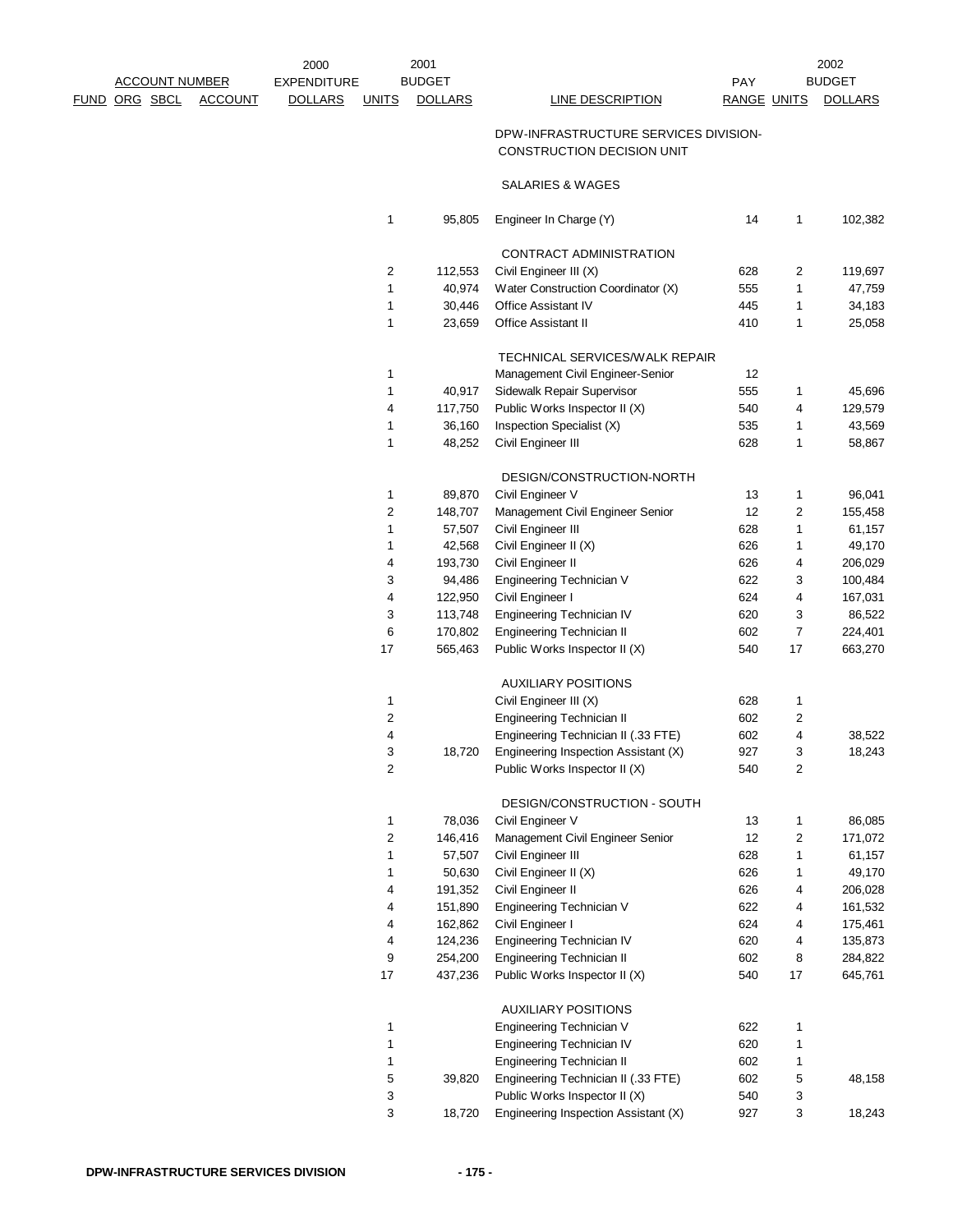| FUND | ORG | SBCL | ACCOUNT | 2000 EXPENDITURE DOLLARS | 2001 BUDGET UNITS | 2001 BUDGET DOLLARS | LINE DESCRIPTION | PAY RANGE | 2002 BUDGET UNITS | 2002 BUDGET DOLLARS |
|---|---|---|---|---|---|---|---|---|---|---|
| | | | | | | | DPW-INFRASTRUCTURE SERVICES DIVISION- CONSTRUCTION DECISION UNIT | | | |
| | | | | | | | SALARIES & WAGES | | | |
| | | | | | 1 | 95,805 | Engineer In Charge (Y) | 14 | 1 | 102,382 |
| | | | | | | | CONTRACT ADMINISTRATION | | | |
| | | | | | 2 | 112,553 | Civil Engineer III (X) | 628 | 2 | 119,697 |
| | | | | | 1 | 40,974 | Water Construction Coordinator (X) | 555 | 1 | 47,759 |
| | | | | | 1 | 30,446 | Office Assistant IV | 445 | 1 | 34,183 |
| | | | | | 1 | 23,659 | Office Assistant II | 410 | 1 | 25,058 |
| | | | | | | | TECHNICAL SERVICES/WALK REPAIR | | | |
| | | | | | 1 | | Management Civil Engineer-Senior | 12 | | |
| | | | | | 1 | 40,917 | Sidewalk Repair Supervisor | 555 | 1 | 45,696 |
| | | | | | 4 | 117,750 | Public Works Inspector II (X) | 540 | 4 | 129,579 |
| | | | | | 1 | 36,160 | Inspection Specialist (X) | 535 | 1 | 43,569 |
| | | | | | 1 | 48,252 | Civil Engineer III | 628 | 1 | 58,867 |
| | | | | | | | DESIGN/CONSTRUCTION-NORTH | | | |
| | | | | | 1 | 89,870 | Civil Engineer V | 13 | 1 | 96,041 |
| | | | | | 2 | 148,707 | Management Civil Engineer Senior | 12 | 2 | 155,458 |
| | | | | | 1 | 57,507 | Civil Engineer III | 628 | 1 | 61,157 |
| | | | | | 1 | 42,568 | Civil Engineer II (X) | 626 | 1 | 49,170 |
| | | | | | 4 | 193,730 | Civil Engineer II | 626 | 4 | 206,029 |
| | | | | | 3 | 94,486 | Engineering Technician V | 622 | 3 | 100,484 |
| | | | | | 4 | 122,950 | Civil Engineer I | 624 | 4 | 167,031 |
| | | | | | 3 | 113,748 | Engineering Technician IV | 620 | 3 | 86,522 |
| | | | | | 6 | 170,802 | Engineering Technician II | 602 | 7 | 224,401 |
| | | | | | 17 | 565,463 | Public Works Inspector II (X) | 540 | 17 | 663,270 |
| | | | | | | | AUXILIARY POSITIONS | | | |
| | | | | | 1 | | Civil Engineer III (X) | 628 | 1 | |
| | | | | | 2 | | Engineering Technician II | 602 | 2 | |
| | | | | | 4 | | Engineering Technician II (.33 FTE) | 602 | 4 | 38,522 |
| | | | | | 3 | 18,720 | Engineering Inspection Assistant (X) | 927 | 3 | 18,243 |
| | | | | | 2 | | Public Works Inspector II (X) | 540 | 2 | |
| | | | | | | | DESIGN/CONSTRUCTION - SOUTH | | | |
| | | | | | 1 | 78,036 | Civil Engineer V | 13 | 1 | 86,085 |
| | | | | | 2 | 146,416 | Management Civil Engineer Senior | 12 | 2 | 171,072 |
| | | | | | 1 | 57,507 | Civil Engineer III | 628 | 1 | 61,157 |
| | | | | | 1 | 50,630 | Civil Engineer II (X) | 626 | 1 | 49,170 |
| | | | | | 4 | 191,352 | Civil Engineer II | 626 | 4 | 206,028 |
| | | | | | 4 | 151,890 | Engineering Technician V | 622 | 4 | 161,532 |
| | | | | | 4 | 162,862 | Civil Engineer I | 624 | 4 | 175,461 |
| | | | | | 4 | 124,236 | Engineering Technician IV | 620 | 4 | 135,873 |
| | | | | | 9 | 254,200 | Engineering Technician II | 602 | 8 | 284,822 |
| | | | | | 17 | 437,236 | Public Works Inspector II (X) | 540 | 17 | 645,761 |
| | | | | | | | AUXILIARY POSITIONS | | | |
| | | | | | 1 | | Engineering Technician V | 622 | 1 | |
| | | | | | 1 | | Engineering Technician IV | 620 | 1 | |
| | | | | | 1 | | Engineering Technician II | 602 | 1 | |
| | | | | | 5 | 39,820 | Engineering Technician II (.33 FTE) | 602 | 5 | 48,158 |
| | | | | | 3 | | Public Works Inspector II (X) | 540 | 3 | |
| | | | | | 3 | 18,720 | Engineering Inspection Assistant (X) | 927 | 3 | 18,243 |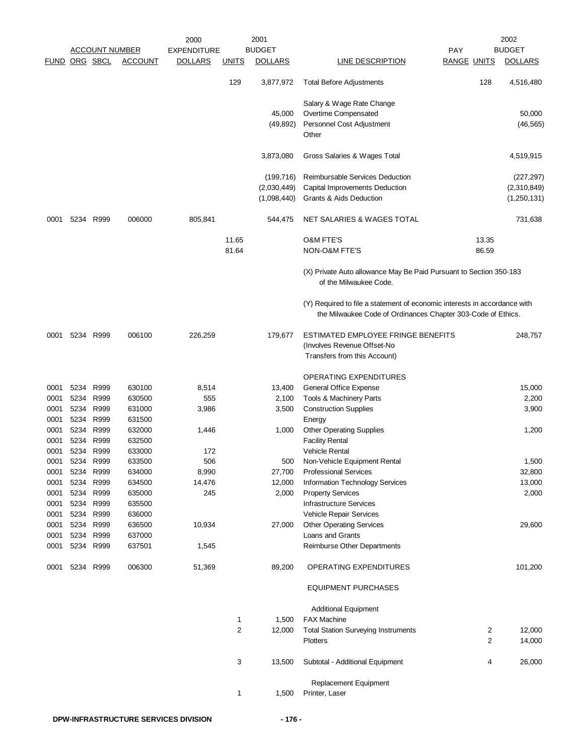| ACCOUNT NUMBER | | | | 2000 EXPENDITURE | 2001 BUDGET | | | PAY | 2002 BUDGET | |
|---|---|---|---|---|---|---|---|---|---|---|
| FUND | ORG | SBCL | ACCOUNT | DOLLARS | UNITS | DOLLARS | LINE DESCRIPTION | RANGE | UNITS | DOLLARS |
| | | | | | 129 | 3,877,972 | Total Before Adjustments | | 128 | 4,516,480 |
| | | | | | | | Salary & Wage Rate Change | | | |
| | | | | | | 45,000 | Overtime Compensated | | | 50,000 |
| | | | | | | (49,892) | Personnel Cost Adjustment | | | (46,565) |
| | | | | | | | Other | | | |
| | | | | | | 3,873,080 | Gross Salaries & Wages Total | | | 4,519,915 |
| | | | | | | (199,716) | Reimbursable Services Deduction | | | (227,297) |
| | | | | | | (2,030,449) | Capital Improvements Deduction | | | (2,310,849) |
| | | | | | | (1,098,440) | Grants & Aids Deduction | | | (1,250,131) |
| 0001 | 5234 | R999 | 006000 | 805,841 | | 544,475 | NET SALARIES & WAGES TOTAL | | | 731,638 |
| | | | | | 11.65 | | O&M FTE'S | | 13.35 | |
| | | | | | 81.64 | | NON-O&M FTE'S | | 86.59 | |
| | | | | | | | (X) Private Auto allowance May Be Paid Pursuant to Section 350-183 of the Milwaukee Code. | | | |
| | | | | | | | (Y) Required to file a statement of economic interests in accordance with the Milwaukee Code of Ordinances Chapter 303-Code of Ethics. | | | |
| 0001 | 5234 | R999 | 006100 | 226,259 | | 179,677 | ESTIMATED EMPLOYEE FRINGE BENEFITS (Involves Revenue Offset-No Transfers from this Account) | | | 248,757 |
| | | | | | | | OPERATING EXPENDITURES | | | |
| 0001 | 5234 | R999 | 630100 | 8,514 | | 13,400 | General Office Expense | | | 15,000 |
| 0001 | 5234 | R999 | 630500 | 555 | | 2,100 | Tools & Machinery Parts | | | 2,200 |
| 0001 | 5234 | R999 | 631000 | 3,986 | | 3,500 | Construction Supplies | | | 3,900 |
| 0001 | 5234 | R999 | 631500 | | | | Energy | | | |
| 0001 | 5234 | R999 | 632000 | 1,446 | | 1,000 | Other Operating Supplies | | | 1,200 |
| 0001 | 5234 | R999 | 632500 | | | | Facility Rental | | | |
| 0001 | 5234 | R999 | 633000 | 172 | | | Vehicle Rental | | | |
| 0001 | 5234 | R999 | 633500 | 506 | | 500 | Non-Vehicle Equipment Rental | | | 1,500 |
| 0001 | 5234 | R999 | 634000 | 8,990 | | 27,700 | Professional Services | | | 32,800 |
| 0001 | 5234 | R999 | 634500 | 14,476 | | 12,000 | Information Technology Services | | | 13,000 |
| 0001 | 5234 | R999 | 635000 | 245 | | 2,000 | Property Services | | | 2,000 |
| 0001 | 5234 | R999 | 635500 | | | | Infrastructure Services | | | |
| 0001 | 5234 | R999 | 636000 | | | | Vehicle Repair Services | | | |
| 0001 | 5234 | R999 | 636500 | 10,934 | | 27,000 | Other Operating Services | | | 29,600 |
| 0001 | 5234 | R999 | 637000 | | | | Loans and Grants | | | |
| 0001 | 5234 | R999 | 637501 | 1,545 | | | Reimburse Other Departments | | | |
| 0001 | 5234 | R999 | 006300 | 51,369 | | 89,200 | OPERATING EXPENDITURES | | | 101,200 |
| | | | | | | | EQUIPMENT PURCHASES | | | |
| | | | | | | | Additional Equipment | | | |
| | | | | | 1 | 1,500 | FAX Machine | | | |
| | | | | | 2 | 12,000 | Total Station Surveying Instruments | | 2 | 12,000 |
| | | | | | | | Plotters | | 2 | 14,000 |
| | | | | | 3 | 13,500 | Subtotal - Additional Equipment | | 4 | 26,000 |
| | | | | | | | Replacement Equipment | | | |
| | | | | | 1 | 1,500 | Printer, Laser | | | |

DPW-INFRASTRUCTURE SERVICES DIVISION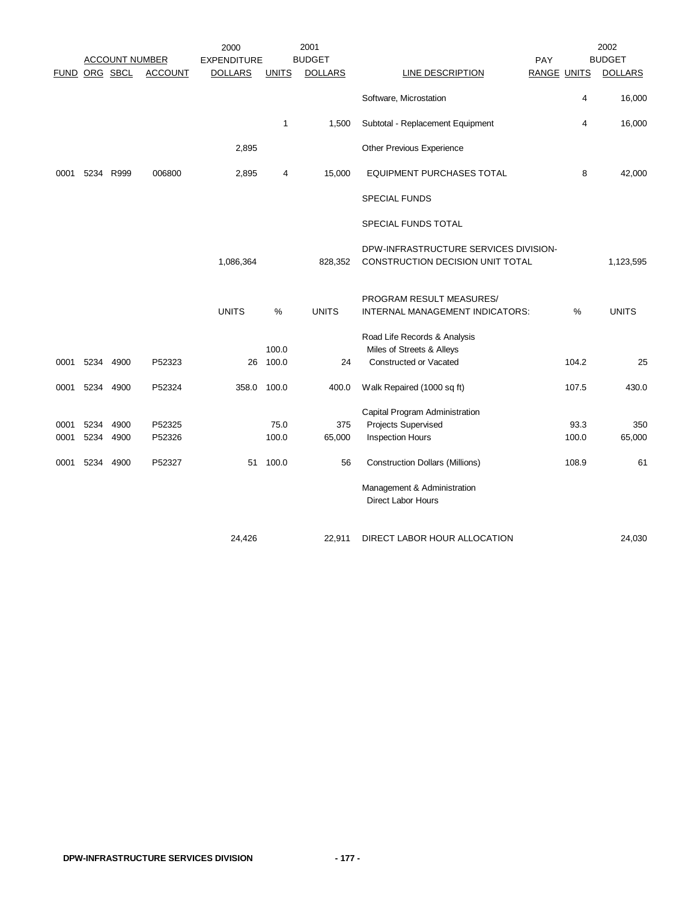| ACCOUNT NUMBER | | | | 2000 EXPENDITURE | | 2001 BUDGET | | | | 2002 BUDGET |
|---|---|---|---|---|---|---|---|---|---|---|
| FUND | ORG | SBCL | ACCOUNT | DOLLARS | UNITS | DOLLARS | LINE DESCRIPTION | PAY RANGE | UNITS | DOLLARS |
| | | | | | | | Software, Microstation | | 4 | 16,000 |
| | | | | | 1 | 1,500 | Subtotal - Replacement Equipment | | 4 | 16,000 |
| | | | | 2,895 | | | Other Previous Experience | | | |
| 0001 | 5234 | R999 | 006800 | 2,895 | 4 | 15,000 | EQUIPMENT PURCHASES TOTAL | | 8 | 42,000 |
| | | | | | | | SPECIAL FUNDS | | | |
| | | | | | | | SPECIAL FUNDS TOTAL | | | |
| | | | | 1,086,364 | | 828,352 | DPW-INFRASTRUCTURE SERVICES DIVISION-CONSTRUCTION DECISION UNIT TOTAL | | | 1,123,595 |
| | | | | UNITS | % | UNITS | PROGRAM RESULT MEASURES/ INTERNAL MANAGEMENT INDICATORS: | | % | UNITS |
| | | | | | | | Road Life Records & Analysis | | | |
| 0001 | 5234 | 4900 | P52323 | 26 | 100.0 100.0 | 24 | Miles of Streets & Alleys Constructed or Vacated | | 104.2 | 25 |
| 0001 | 5234 | 4900 | P52324 | 358.0 | 100.0 | 400.0 | Walk Repaired (1000 sq ft) | | 107.5 | 430.0 |
| | | | | | | | Capital Program Administration | | | |
| 0001 | 5234 | 4900 | P52325 | | 75.0 | 375 | Projects Supervised | | 93.3 | 350 |
| 0001 | 5234 | 4900 | P52326 | | 100.0 | 65,000 | Inspection Hours | | 100.0 | 65,000 |
| 0001 | 5234 | 4900 | P52327 | 51 | 100.0 | 56 | Construction Dollars (Millions) | | 108.9 | 61 |
| | | | | | | | Management & Administration Direct Labor Hours | | | |
| | | | | 24,426 | | 22,911 | DIRECT LABOR HOUR ALLOCATION | | | 24,030 |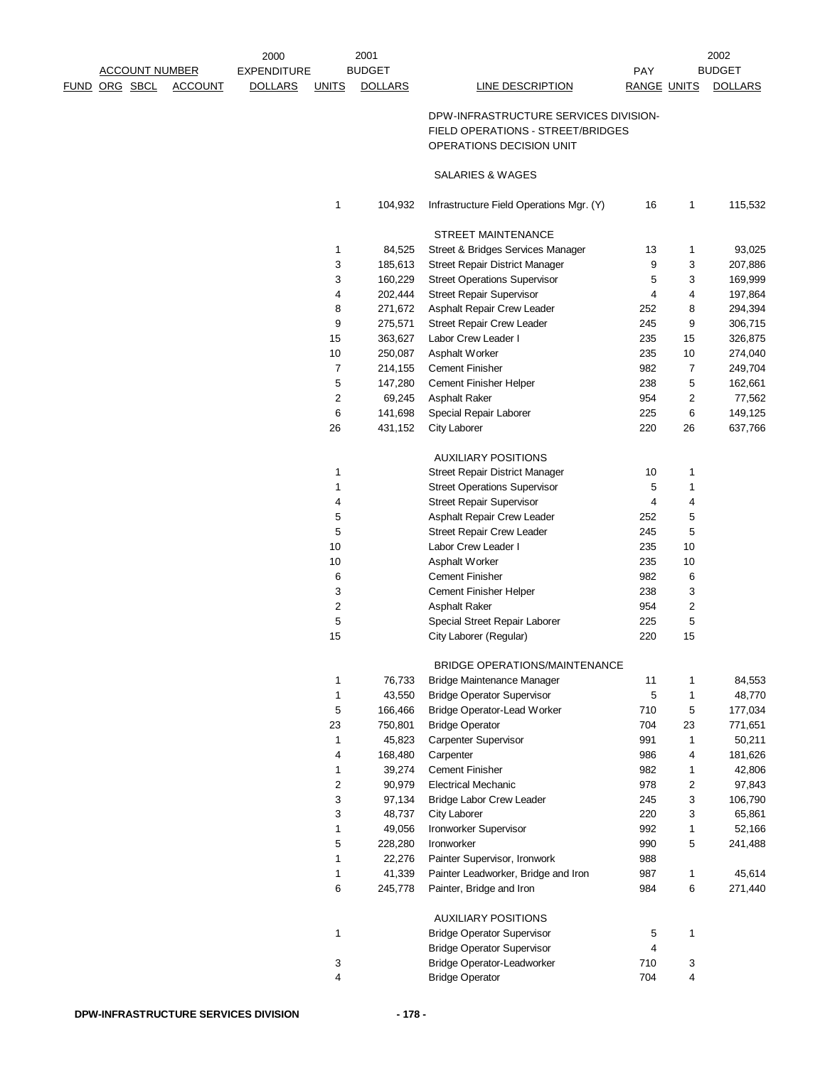| ACCOUNT NUMBER | | | | 2000 EXPENDITURE | 2001 BUDGET | | | PAY | 2002 BUDGET | |
|---|---|---|---|---|---|---|---|---|---|---|
| FUND | ORG | SBCL | ACCOUNT | DOLLARS | UNITS | DOLLARS | LINE DESCRIPTION | RANGE | UNITS | DOLLARS |
| | | | | | | | DPW-INFRASTRUCTURE SERVICES DIVISION- FIELD OPERATIONS - STREET/BRIDGES OPERATIONS DECISION UNIT | | | |
| | | | | | | | SALARIES & WAGES | | | |
| | | | | | 1 | 104,932 | Infrastructure Field Operations Mgr. (Y) | 16 | 1 | 115,532 |
| | | | | | | | STREET MAINTENANCE | | | |
| | | | | | 1 | 84,525 | Street & Bridges Services Manager | 13 | 1 | 93,025 |
| | | | | | 3 | 185,613 | Street Repair District Manager | 9 | 3 | 207,886 |
| | | | | | 3 | 160,229 | Street Operations Supervisor | 5 | 3 | 169,999 |
| | | | | | 4 | 202,444 | Street Repair Supervisor | 4 | 4 | 197,864 |
| | | | | | 8 | 271,672 | Asphalt Repair Crew Leader | 252 | 8 | 294,394 |
| | | | | | 9 | 275,571 | Street Repair Crew Leader | 245 | 9 | 306,715 |
| | | | | | 15 | 363,627 | Labor Crew Leader I | 235 | 15 | 326,875 |
| | | | | | 10 | 250,087 | Asphalt Worker | 235 | 10 | 274,040 |
| | | | | | 7 | 214,155 | Cement Finisher | 982 | 7 | 249,704 |
| | | | | | 5 | 147,280 | Cement Finisher Helper | 238 | 5 | 162,661 |
| | | | | | 2 | 69,245 | Asphalt Raker | 954 | 2 | 77,562 |
| | | | | | 6 | 141,698 | Special Repair Laborer | 225 | 6 | 149,125 |
| | | | | | 26 | 431,152 | City Laborer | 220 | 26 | 637,766 |
| | | | | | | | AUXILIARY POSITIONS | | | |
| | | | | | 1 | | Street Repair District Manager | 10 | 1 | |
| | | | | | 1 | | Street Operations Supervisor | 5 | 1 | |
| | | | | | 4 | | Street Repair Supervisor | 4 | 4 | |
| | | | | | 5 | | Asphalt Repair Crew Leader | 252 | 5 | |
| | | | | | 5 | | Street Repair Crew Leader | 245 | 5 | |
| | | | | | 10 | | Labor Crew Leader I | 235 | 10 | |
| | | | | | 10 | | Asphalt Worker | 235 | 10 | |
| | | | | | 6 | | Cement Finisher | 982 | 6 | |
| | | | | | 3 | | Cement Finisher Helper | 238 | 3 | |
| | | | | | 2 | | Asphalt Raker | 954 | 2 | |
| | | | | | 5 | | Special Street Repair Laborer | 225 | 5 | |
| | | | | | 15 | | City Laborer (Regular) | 220 | 15 | |
| | | | | | | | BRIDGE OPERATIONS/MAINTENANCE | | | |
| | | | | | 1 | 76,733 | Bridge Maintenance Manager | 11 | 1 | 84,553 |
| | | | | | 1 | 43,550 | Bridge Operator Supervisor | 5 | 1 | 48,770 |
| | | | | | 5 | 166,466 | Bridge Operator-Lead Worker | 710 | 5 | 177,034 |
| | | | | | 23 | 750,801 | Bridge Operator | 704 | 23 | 771,651 |
| | | | | | 1 | 45,823 | Carpenter Supervisor | 991 | 1 | 50,211 |
| | | | | | 4 | 168,480 | Carpenter | 986 | 4 | 181,626 |
| | | | | | 1 | 39,274 | Cement Finisher | 982 | 1 | 42,806 |
| | | | | | 2 | 90,979 | Electrical Mechanic | 978 | 2 | 97,843 |
| | | | | | 3 | 97,134 | Bridge Labor Crew Leader | 245 | 3 | 106,790 |
| | | | | | 3 | 48,737 | City Laborer | 220 | 3 | 65,861 |
| | | | | | 1 | 49,056 | Ironworker Supervisor | 992 | 1 | 52,166 |
| | | | | | 5 | 228,280 | Ironworker | 990 | 5 | 241,488 |
| | | | | | 1 | 22,276 | Painter Supervisor, Ironwork | 988 | | |
| | | | | | 1 | 41,339 | Painter Leadworker, Bridge and Iron | 987 | 1 | 45,614 |
| | | | | | 6 | 245,778 | Painter, Bridge and Iron | 984 | 6 | 271,440 |
| | | | | | | | AUXILIARY POSITIONS | | | |
| | | | | | 1 | | Bridge Operator Supervisor | 5 | 1 | |
| | | | | | | | Bridge Operator Supervisor | 4 | | |
| | | | | | 3 | | Bridge Operator-Leadworker | 710 | 3 | |
| | | | | | 4 | | Bridge Operator | 704 | 4 | |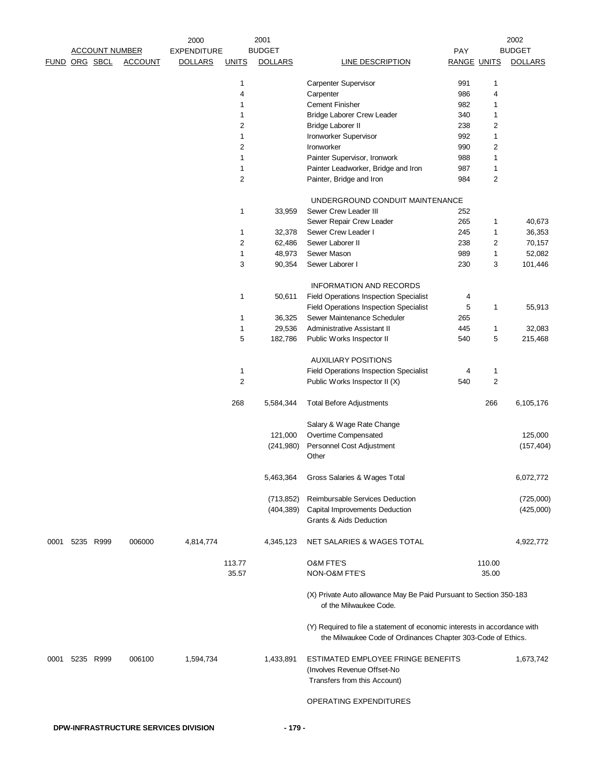| ACCOUNT NUMBER | | | | 2000 EXPENDITURE | 2001 BUDGET | | | PAY | | 2002 BUDGET |
|---|---|---|---|---|---|---|---|---|---|---|
| FUND | ORG | SBCL | ACCOUNT | DOLLARS | UNITS | DOLLARS | LINE DESCRIPTION | RANGE | UNITS | DOLLARS |
| | | | | | 1 | | Carpenter Supervisor | 991 | 1 | |
| | | | | | 4 | | Carpenter | 986 | 4 | |
| | | | | | 1 | | Cement Finisher | 982 | 1 | |
| | | | | | 1 | | Bridge Laborer Crew Leader | 340 | 1 | |
| | | | | | 2 | | Bridge Laborer II | 238 | 2 | |
| | | | | | 1 | | Ironworker Supervisor | 992 | 1 | |
| | | | | | 2 | | Ironworker | 990 | 2 | |
| | | | | | 1 | | Painter Supervisor, Ironwork | 988 | 1 | |
| | | | | | 1 | | Painter Leadworker, Bridge and Iron | 987 | 1 | |
| | | | | | 2 | | Painter, Bridge and Iron | 984 | 2 | |
| | | | | | | | UNDERGROUND CONDUIT MAINTENANCE | | | |
| | | | | | 1 | 33,959 | Sewer Crew Leader III | 252 | | |
| | | | | | | | Sewer Repair Crew Leader | 265 | 1 | 40,673 |
| | | | | | 1 | 32,378 | Sewer Crew Leader I | 245 | 1 | 36,353 |
| | | | | | 2 | 62,486 | Sewer Laborer II | 238 | 2 | 70,157 |
| | | | | | 1 | 48,973 | Sewer Mason | 989 | 1 | 52,082 |
| | | | | | 3 | 90,354 | Sewer Laborer I | 230 | 3 | 101,446 |
| | | | | | | | INFORMATION AND RECORDS | | | |
| | | | | | 1 | 50,611 | Field Operations Inspection Specialist | 4 | | |
| | | | | | | | Field Operations Inspection Specialist | 5 | 1 | 55,913 |
| | | | | | 1 | 36,325 | Sewer Maintenance Scheduler | 265 | | |
| | | | | | 1 | 29,536 | Administrative Assistant II | 445 | 1 | 32,083 |
| | | | | | 5 | 182,786 | Public Works Inspector II | 540 | 5 | 215,468 |
| | | | | | | | AUXILIARY POSITIONS | | | |
| | | | | | 1 | | Field Operations Inspection Specialist | 4 | 1 | |
| | | | | | 2 | | Public Works Inspector II (X) | 540 | 2 | |
| | | | | | 268 | 5,584,344 | Total Before Adjustments | | 266 | 6,105,176 |
| | | | | | | | Salary & Wage Rate Change | | | |
| | | | | | | 121,000 | Overtime Compensated | | | 125,000 |
| | | | | | | (241,980) | Personnel Cost Adjustment | | | (157,404) |
| | | | | | | | Other | | | |
| | | | | | | 5,463,364 | Gross Salaries & Wages Total | | | 6,072,772 |
| | | | | | | (713,852) | Reimbursable Services Deduction | | | (725,000) |
| | | | | | | (404,389) | Capital Improvements Deduction | | | (425,000) |
| | | | | | | | Grants & Aids Deduction | | | |
| 0001 | 5235 | R999 | 006000 | 4,814,774 | | 4,345,123 | NET SALARIES & WAGES TOTAL | | | 4,922,772 |
| | | | | | 113.77 | | O&M FTE'S | | 110.00 | |
| | | | | | 35.57 | | NON-O&M FTE'S | | 35.00 | |

(X) Private Auto allowance May Be Paid Pursuant to Section 350-183 of the Milwaukee Code.

(Y) Required to file a statement of economic interests in accordance with the Milwaukee Code of Ordinances Chapter 303-Code of Ethics.

| FUND | ORG | SBCL | ACCOUNT | 2000 EXPENDITURE DOLLARS | 2001 BUDGET DOLLARS | LINE DESCRIPTION | 2002 BUDGET DOLLARS |
|---|---|---|---|---|---|---|---|
| 0001 | 5235 | R999 | 006100 | 1,594,734 | 1,433,891 | ESTIMATED EMPLOYEE FRINGE BENEFITS (Involves Revenue Offset-No Transfers from this Account) | 1,673,742 |

OPERATING EXPENDITURES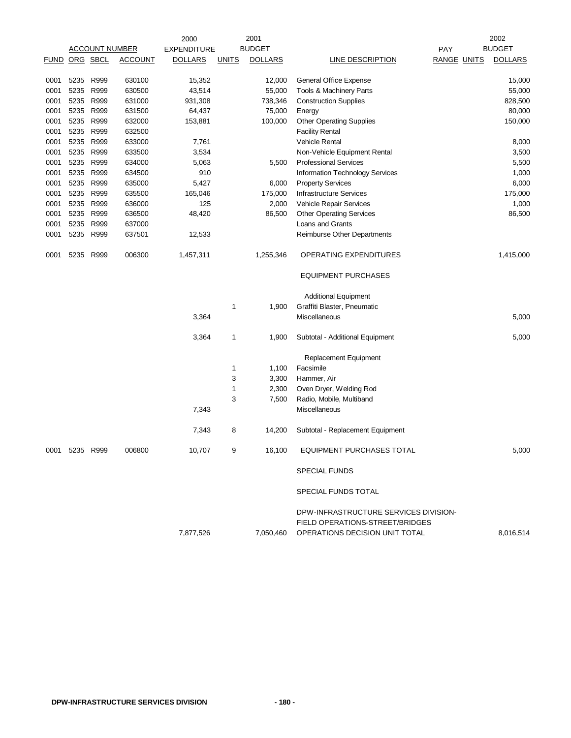| ACCOUNT NUMBER | | | | 2000 EXPENDITURE | | 2001 BUDGET | | PAY | | 2002 BUDGET |
|---|---|---|---|---|---|---|---|---|---|---|
| FUND | ORG | SBCL | ACCOUNT | DOLLARS | UNITS | DOLLARS | LINE DESCRIPTION | RANGE | UNITS | DOLLARS |
| 0001 | 5235 | R999 | 630100 | 15,352 | | 12,000 | General Office Expense | | | 15,000 |
| 0001 | 5235 | R999 | 630500 | 43,514 | | 55,000 | Tools & Machinery Parts | | | 55,000 |
| 0001 | 5235 | R999 | 631000 | 931,308 | | 738,346 | Construction Supplies | | | 828,500 |
| 0001 | 5235 | R999 | 631500 | 64,437 | | 75,000 | Energy | | | 80,000 |
| 0001 | 5235 | R999 | 632000 | 153,881 | | 100,000 | Other Operating Supplies | | | 150,000 |
| 0001 | 5235 | R999 | 632500 | | | | Facility Rental | | | |
| 0001 | 5235 | R999 | 633000 | 7,761 | | | Vehicle Rental | | | 8,000 |
| 0001 | 5235 | R999 | 633500 | 3,534 | | | Non-Vehicle Equipment Rental | | | 3,500 |
| 0001 | 5235 | R999 | 634000 | 5,063 | | 5,500 | Professional Services | | | 5,500 |
| 0001 | 5235 | R999 | 634500 | 910 | | | Information Technology Services | | | 1,000 |
| 0001 | 5235 | R999 | 635000 | 5,427 | | 6,000 | Property Services | | | 6,000 |
| 0001 | 5235 | R999 | 635500 | 165,046 | | 175,000 | Infrastructure Services | | | 175,000 |
| 0001 | 5235 | R999 | 636000 | 125 | | 2,000 | Vehicle Repair Services | | | 1,000 |
| 0001 | 5235 | R999 | 636500 | 48,420 | | 86,500 | Other Operating Services | | | 86,500 |
| 0001 | 5235 | R999 | 637000 | | | | Loans and Grants | | | |
| 0001 | 5235 | R999 | 637501 | 12,533 | | | Reimburse Other Departments | | | |
| 0001 | 5235 | R999 | 006300 | 1,457,311 | | 1,255,346 | OPERATING EXPENDITURES | | | 1,415,000 |
| | | | | | | | EQUIPMENT PURCHASES | | | |
| | | | | | | | Additional Equipment | | | |
| | | | | | 1 | 1,900 | Graffiti Blaster, Pneumatic | | | |
| | | | | 3,364 | | | Miscellaneous | | | 5,000 |
| | | | | 3,364 | 1 | 1,900 | Subtotal - Additional Equipment | | | 5,000 |
| | | | | | | | Replacement Equipment | | | |
| | | | | | 1 | 1,100 | Facsimile | | | |
| | | | | | 3 | 3,300 | Hammer, Air | | | |
| | | | | | 1 | 2,300 | Oven Dryer, Welding Rod | | | |
| | | | | | 3 | 7,500 | Radio, Mobile, Multiband | | | |
| | | | | 7,343 | | | Miscellaneous | | | |
| | | | | 7,343 | 8 | 14,200 | Subtotal - Replacement Equipment | | | |
| 0001 | 5235 | R999 | 006800 | 10,707 | 9 | 16,100 | EQUIPMENT PURCHASES TOTAL | | | 5,000 |
| | | | | | | | SPECIAL FUNDS | | | |
| | | | | | | | SPECIAL FUNDS TOTAL | | | |
| | | | | 7,877,526 | | 7,050,460 | DPW-INFRASTRUCTURE SERVICES DIVISION-FIELD OPERATIONS-STREET/BRIDGES OPERATIONS DECISION UNIT TOTAL | | | 8,016,514 |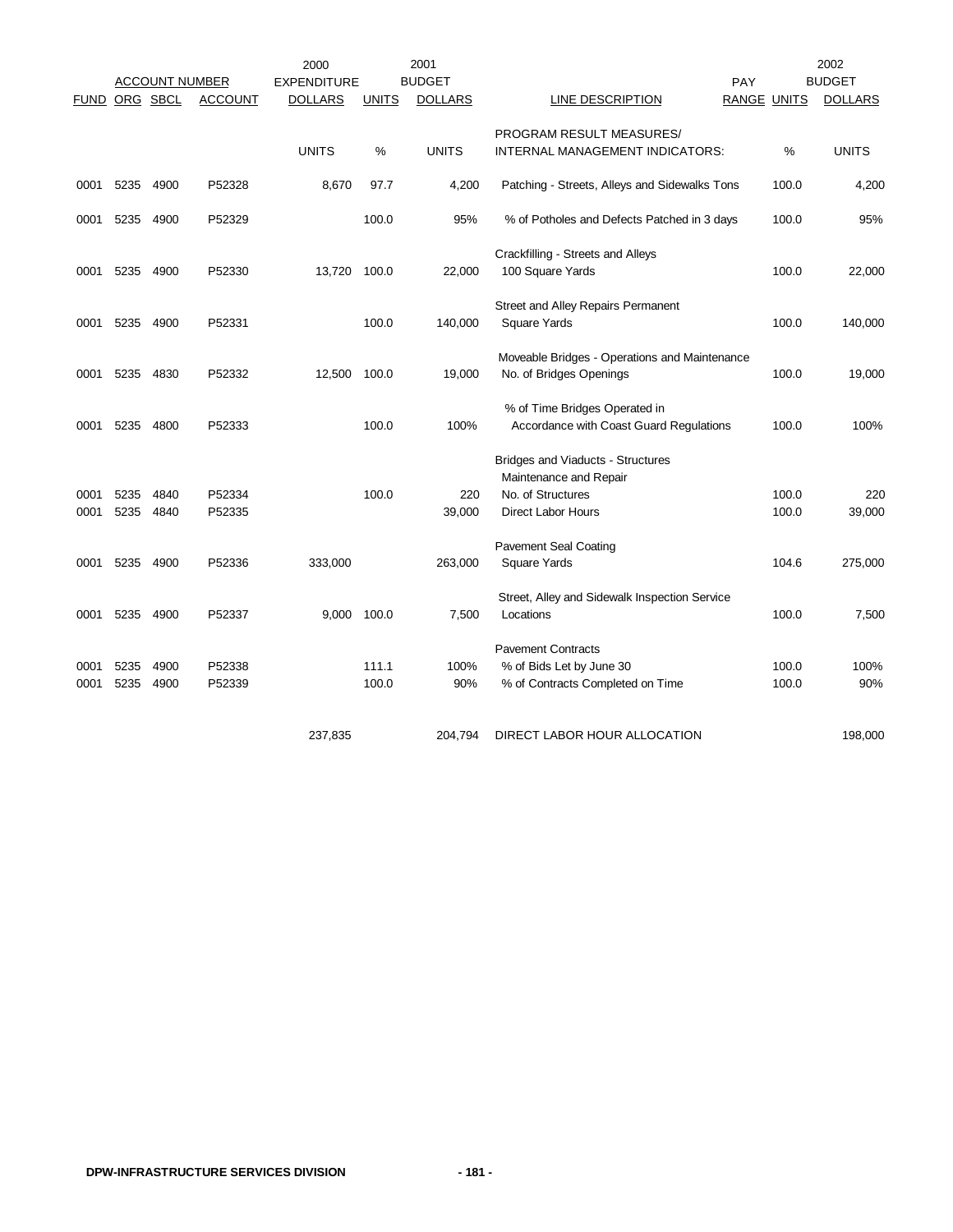| ACCOUNT NUMBER | | | | 2000 EXPENDITURE | 2001 BUDGET | | | PAY | 2002 BUDGET | |
|---|---|---|---|---|---|---|---|---|---|---|
| FUND | ORG | SBCL | ACCOUNT | DOLLARS | UNITS | DOLLARS | LINE DESCRIPTION | RANGE | UNITS | DOLLARS |
| | | | | UNITS | % | UNITS | PROGRAM RESULT MEASURES/ INTERNAL MANAGEMENT INDICATORS: | | % | UNITS |
| 0001 | 5235 | 4900 | P52328 | 8,670 | 97.7 | 4,200 | Patching - Streets, Alleys and Sidewalks Tons | | 100.0 | 4,200 |
| 0001 | 5235 | 4900 | P52329 | | 100.0 | 95% | % of Potholes and Defects Patched in 3 days | | 100.0 | 95% |
| | | | | | | | Crackfilling - Streets and Alleys | | | |
| 0001 | 5235 | 4900 | P52330 | 13,720 | 100.0 | 22,000 | 100 Square Yards | | 100.0 | 22,000 |
| | | | | | | | Street and Alley Repairs Permanent | | | |
| 0001 | 5235 | 4900 | P52331 | | 100.0 | 140,000 | Square Yards | | 100.0 | 140,000 |
| | | | | | | | Moveable Bridges - Operations and Maintenance | | | |
| 0001 | 5235 | 4830 | P52332 | 12,500 | 100.0 | 19,000 | No. of Bridges Openings | | 100.0 | 19,000 |
| | | | | | | | % of Time Bridges Operated in | | | |
| 0001 | 5235 | 4800 | P52333 | | 100.0 | 100% | Accordance with Coast Guard Regulations | | 100.0 | 100% |
| | | | | | | | Bridges and Viaducts - Structures Maintenance and Repair | | | |
| 0001 | 5235 | 4840 | P52334 | | 100.0 | 220 | No. of Structures | | 100.0 | 220 |
| 0001 | 5235 | 4840 | P52335 | | | 39,000 | Direct Labor Hours | | 100.0 | 39,000 |
| | | | | | | | Pavement Seal Coating | | | |
| 0001 | 5235 | 4900 | P52336 | 333,000 | | 263,000 | Square Yards | | 104.6 | 275,000 |
| | | | | | | | Street, Alley and Sidewalk Inspection Service | | | |
| 0001 | 5235 | 4900 | P52337 | 9,000 | 100.0 | 7,500 | Locations | | 100.0 | 7,500 |
| | | | | | | | Pavement Contracts | | | |
| 0001 | 5235 | 4900 | P52338 | | 111.1 | 100% | % of Bids Let by June 30 | | 100.0 | 100% |
| 0001 | 5235 | 4900 | P52339 | | 100.0 | 90% | % of Contracts Completed on Time | | 100.0 | 90% |
| | | | | 237,835 | | 204,794 | DIRECT LABOR HOUR ALLOCATION | | | 198,000 |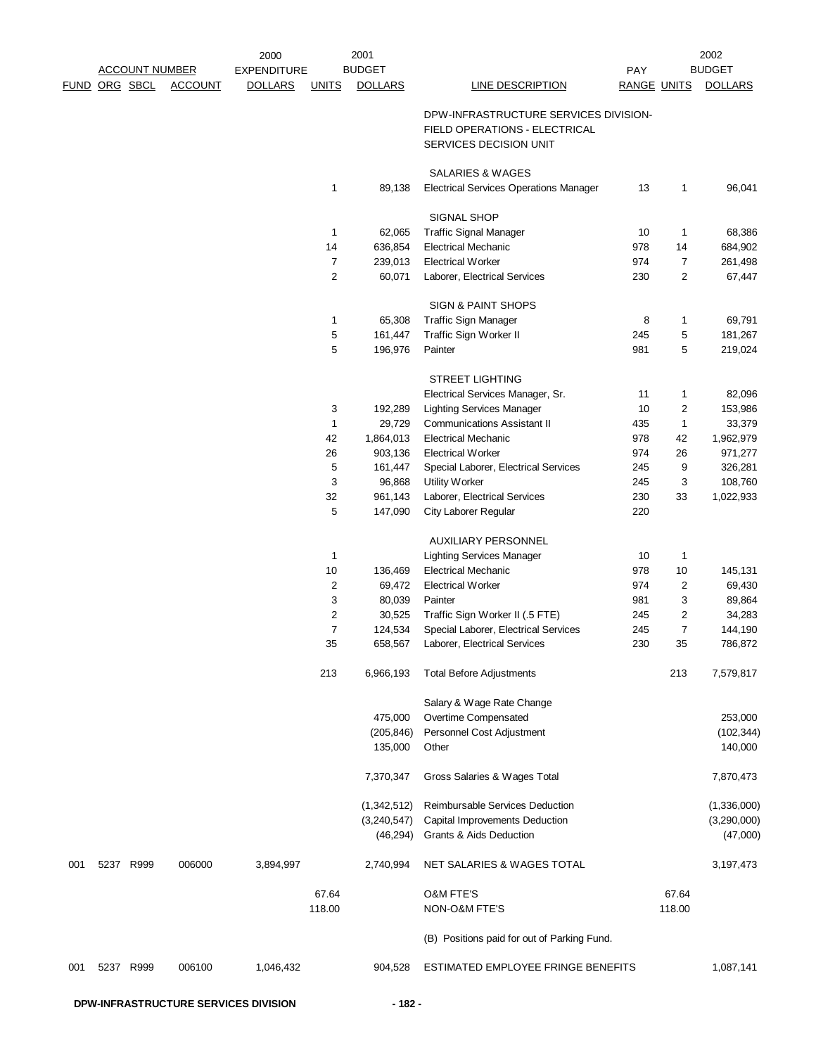| FUND | ORG | SBCL | ACCOUNT | 2000 EXPENDITURE DOLLARS | UNITS | 2001 BUDGET DOLLARS | LINE DESCRIPTION | PAY RANGE | UNITS | 2002 BUDGET DOLLARS |
|---|---|---|---|---|---|---|---|---|---|---|
| | | | | | | | DPW-INFRASTRUCTURE SERVICES DIVISION- FIELD OPERATIONS - ELECTRICAL SERVICES DECISION UNIT | | | |
| | | | | | | | SALARIES & WAGES | | | |
| | | | | | 1 | 89,138 | Electrical Services Operations Manager | 13 | 1 | 96,041 |
| | | | | | | | SIGNAL SHOP | | | |
| | | | | | 1 | 62,065 | Traffic Signal Manager | 10 | 1 | 68,386 |
| | | | | | 14 | 636,854 | Electrical Mechanic | 978 | 14 | 684,902 |
| | | | | | 7 | 239,013 | Electrical Worker | 974 | 7 | 261,498 |
| | | | | | 2 | 60,071 | Laborer, Electrical Services | 230 | 2 | 67,447 |
| | | | | | | | SIGN & PAINT SHOPS | | | |
| | | | | | 1 | 65,308 | Traffic Sign Manager | 8 | 1 | 69,791 |
| | | | | | 5 | 161,447 | Traffic Sign Worker II | 245 | 5 | 181,267 |
| | | | | | 5 | 196,976 | Painter | 981 | 5 | 219,024 |
| | | | | | | | STREET LIGHTING | | | |
| | | | | | | | Electrical Services Manager, Sr. | 11 | 1 | 82,096 |
| | | | | | 3 | 192,289 | Lighting Services Manager | 10 | 2 | 153,986 |
| | | | | | 1 | 29,729 | Communications Assistant II | 435 | 1 | 33,379 |
| | | | | | 42 | 1,864,013 | Electrical Mechanic | 978 | 42 | 1,962,979 |
| | | | | | 26 | 903,136 | Electrical Worker | 974 | 26 | 971,277 |
| | | | | | 5 | 161,447 | Special Laborer, Electrical Services | 245 | 9 | 326,281 |
| | | | | | 3 | 96,868 | Utility Worker | 245 | 3 | 108,760 |
| | | | | | 32 | 961,143 | Laborer, Electrical Services | 230 | 33 | 1,022,933 |
| | | | | | 5 | 147,090 | City Laborer Regular | 220 | | |
| | | | | | | | AUXILIARY PERSONNEL | | | |
| | | | | | 1 | | Lighting Services Manager | 10 | 1 | |
| | | | | | 10 | 136,469 | Electrical Mechanic | 978 | 10 | 145,131 |
| | | | | | 2 | 69,472 | Electrical Worker | 974 | 2 | 69,430 |
| | | | | | 3 | 80,039 | Painter | 981 | 3 | 89,864 |
| | | | | | 2 | 30,525 | Traffic Sign Worker II (.5 FTE) | 245 | 2 | 34,283 |
| | | | | | 7 | 124,534 | Special Laborer, Electrical Services | 245 | 7 | 144,190 |
| | | | | | 35 | 658,567 | Laborer, Electrical Services | 230 | 35 | 786,872 |
| | | | | | 213 | 6,966,193 | Total Before Adjustments | | 213 | 7,579,817 |
| | | | | | | | Salary & Wage Rate Change | | | |
| | | | | | | 475,000 | Overtime Compensated | | | 253,000 |
| | | | | | | (205,846) | Personnel Cost Adjustment | | | (102,344) |
| | | | | | | 135,000 | Other | | | 140,000 |
| | | | | | | 7,370,347 | Gross Salaries & Wages Total | | | 7,870,473 |
| | | | | | | (1,342,512) | Reimbursable Services Deduction | | | (1,336,000) |
| | | | | | | (3,240,547) | Capital Improvements Deduction | | | (3,290,000) |
| | | | | | | (46,294) | Grants & Aids Deduction | | | (47,000) |
| 001 | 5237 | R999 | 006000 | 3,894,997 | | 2,740,994 | NET SALARIES & WAGES TOTAL | | | 3,197,473 |
| | | | | | 67.64 | | O&M FTE'S | | 67.64 | |
| | | | | | 118.00 | | NON-O&M FTE'S | | 118.00 | |
| | | | | | | | (B) Positions paid for out of Parking Fund. | | | |
| 001 | 5237 | R999 | 006100 | 1,046,432 | | 904,528 | ESTIMATED EMPLOYEE FRINGE BENEFITS | | | 1,087,141 |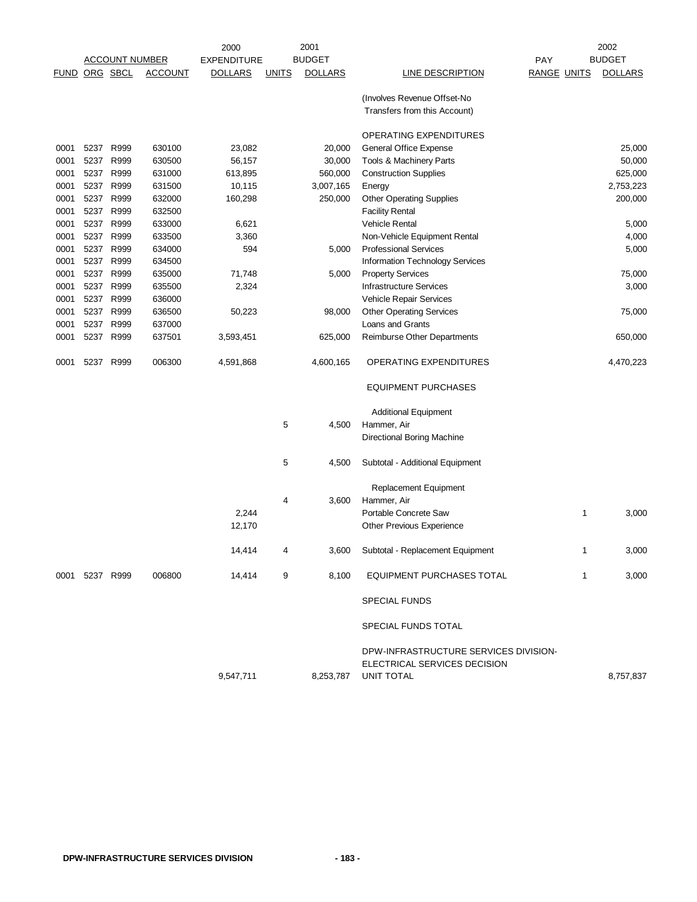| FUND | ORG | SBCL | ACCOUNT | 2000 EXPENDITURE DOLLARS | UNITS | 2001 BUDGET DOLLARS | LINE DESCRIPTION | PAY RANGE | UNITS | 2002 BUDGET DOLLARS |
|---|---|---|---|---|---|---|---|---|---|---|
| | | | | | | | (Involves Revenue Offset-No Transfers from this Account) | | | |
| | | | | | | | OPERATING EXPENDITURES | | | |
| 0001 | 5237 | R999 | 630100 | 23,082 | | 20,000 | General Office Expense | | | 25,000 |
| 0001 | 5237 | R999 | 630500 | 56,157 | | 30,000 | Tools & Machinery Parts | | | 50,000 |
| 0001 | 5237 | R999 | 631000 | 613,895 | | 560,000 | Construction Supplies | | | 625,000 |
| 0001 | 5237 | R999 | 631500 | 10,115 | | 3,007,165 | Energy | | | 2,753,223 |
| 0001 | 5237 | R999 | 632000 | 160,298 | | 250,000 | Other Operating Supplies | | | 200,000 |
| 0001 | 5237 | R999 | 632500 | | | | Facility Rental | | | |
| 0001 | 5237 | R999 | 633000 | 6,621 | | | Vehicle Rental | | | 5,000 |
| 0001 | 5237 | R999 | 633500 | 3,360 | | | Non-Vehicle Equipment Rental | | | 4,000 |
| 0001 | 5237 | R999 | 634000 | 594 | | 5,000 | Professional Services | | | 5,000 |
| 0001 | 5237 | R999 | 634500 | | | | Information Technology Services | | | |
| 0001 | 5237 | R999 | 635000 | 71,748 | | 5,000 | Property Services | | | 75,000 |
| 0001 | 5237 | R999 | 635500 | 2,324 | | | Infrastructure Services | | | 3,000 |
| 0001 | 5237 | R999 | 636000 | | | | Vehicle Repair Services | | | |
| 0001 | 5237 | R999 | 636500 | 50,223 | | 98,000 | Other Operating Services | | | 75,000 |
| 0001 | 5237 | R999 | 637000 | | | | Loans and Grants | | | |
| 0001 | 5237 | R999 | 637501 | 3,593,451 | | 625,000 | Reimburse Other Departments | | | 650,000 |
| 0001 | 5237 | R999 | 006300 | 4,591,868 | | 4,600,165 | OPERATING EXPENDITURES | | | 4,470,223 |
| | | | | | | | EQUIPMENT PURCHASES | | | |
| | | | | | | | Additional Equipment | | | |
| | | | | | 5 | 4,500 | Hammer, Air | | | |
| | | | | | | | Directional Boring Machine | | | |
| | | | | | 5 | 4,500 | Subtotal - Additional Equipment | | | |
| | | | | | | | Replacement Equipment | | | |
| | | | | | 4 | 3,600 | Hammer, Air | | | |
| | | | | 2,244 | | | Portable Concrete Saw | | 1 | 3,000 |
| | | | | 12,170 | | | Other Previous Experience | | | |
| | | | | 14,414 | 4 | 3,600 | Subtotal - Replacement Equipment | | 1 | 3,000 |
| 0001 | 5237 | R999 | 006800 | 14,414 | 9 | 8,100 | EQUIPMENT PURCHASES TOTAL | | 1 | 3,000 |
| | | | | | | | SPECIAL FUNDS | | | |
| | | | | | | | SPECIAL FUNDS TOTAL | | | |
| | | | | 9,547,711 | | 8,253,787 | DPW-INFRASTRUCTURE SERVICES DIVISION-ELECTRICAL SERVICES DECISION UNIT TOTAL | | | 8,757,837 |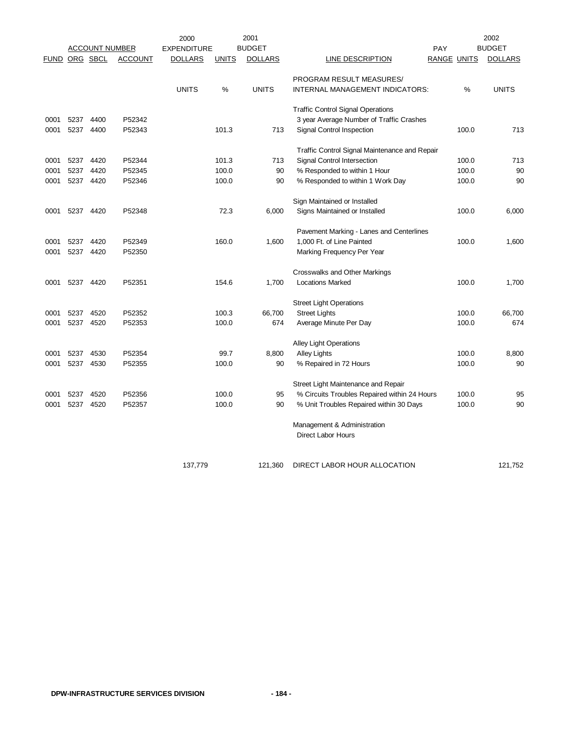| ACCOUNT NUMBER | | | | 2000 EXPENDITURE | | 2001 BUDGET | | PAY | | 2002 BUDGET |
|---|---|---|---|---|---|---|---|---|---|---|
| FUND | ORG | SBCL | ACCOUNT | DOLLARS | UNITS | DOLLARS | LINE DESCRIPTION | RANGE | UNITS | DOLLARS |
| | | | | | | | PROGRAM RESULT MEASURES/ | | | |
| | | | | UNITS | % | UNITS | INTERNAL MANAGEMENT INDICATORS: | | % | UNITS |
| | | | | | | | Traffic Control Signal Operations | | | |
| 0001 | 5237 | 4400 | P52342 | | | | 3 year Average Number of Traffic Crashes | | | |
| 0001 | 5237 | 4400 | P52343 | | 101.3 | 713 | Signal Control Inspection | | 100.0 | 713 |
| | | | | | | | Traffic Control Signal Maintenance and Repair | | | |
| 0001 | 5237 | 4420 | P52344 | | 101.3 | 713 | Signal Control Intersection | | 100.0 | 713 |
| 0001 | 5237 | 4420 | P52345 | | 100.0 | 90 | % Responded to within 1 Hour | | 100.0 | 90 |
| 0001 | 5237 | 4420 | P52346 | | 100.0 | 90 | % Responded to within 1 Work Day | | 100.0 | 90 |
| | | | | | | | Sign Maintained or Installed | | | |
| 0001 | 5237 | 4420 | P52348 | | 72.3 | 6,000 | Signs Maintained or Installed | | 100.0 | 6,000 |
| | | | | | | | Pavement Marking - Lanes and Centerlines | | | |
| 0001 | 5237 | 4420 | P52349 | | 160.0 | 1,600 | 1,000 Ft. of Line Painted | | 100.0 | 1,600 |
| 0001 | 5237 | 4420 | P52350 | | | | Marking Frequency Per Year | | | |
| | | | | | | | Crosswalks and Other Markings | | | |
| 0001 | 5237 | 4420 | P52351 | | 154.6 | 1,700 | Locations Marked | | 100.0 | 1,700 |
| | | | | | | | Street Light Operations | | | |
| 0001 | 5237 | 4520 | P52352 | | 100.3 | 66,700 | Street Lights | | 100.0 | 66,700 |
| 0001 | 5237 | 4520 | P52353 | | 100.0 | 674 | Average Minute Per Day | | 100.0 | 674 |
| | | | | | | | Alley Light Operations | | | |
| 0001 | 5237 | 4530 | P52354 | | 99.7 | 8,800 | Alley Lights | | 100.0 | 8,800 |
| 0001 | 5237 | 4530 | P52355 | | 100.0 | 90 | % Repaired in 72 Hours | | 100.0 | 90 |
| | | | | | | | Street Light Maintenance and Repair | | | |
| 0001 | 5237 | 4520 | P52356 | | 100.0 | 95 | % Circuits Troubles Repaired within 24 Hours | | 100.0 | 95 |
| 0001 | 5237 | 4520 | P52357 | | 100.0 | 90 | % Unit Troubles Repaired within 30 Days | | 100.0 | 90 |
| | | | | | | | Management & Administration | | | |
| | | | | | | | Direct Labor Hours | | | |
| | | | | 137,779 | | 121,360 | DIRECT LABOR HOUR ALLOCATION | | | 121,752 |

DPW-INFRASTRUCTURE SERVICES DIVISION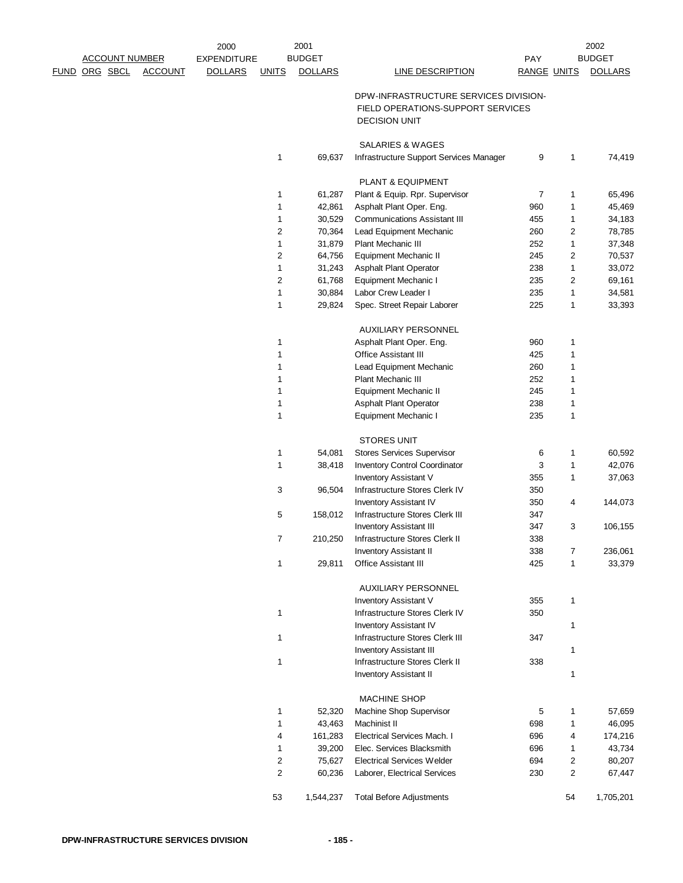| FUND | ORG | SBCL | ACCOUNT | 2000 EXPENDITURE DOLLARS | 2001 BUDGET UNITS | 2001 BUDGET DOLLARS | LINE DESCRIPTION | PAY RANGE | 2002 BUDGET UNITS | 2002 BUDGET DOLLARS |
|---|---|---|---|---|---|---|---|---|---|---|
| | | | | | | | DPW-INFRASTRUCTURE SERVICES DIVISION-FIELD OPERATIONS-SUPPORT SERVICES DECISION UNIT | | | |
| | | | | | | | SALARIES & WAGES | | | |
| | | | | | 1 | 69,637 | Infrastructure Support Services Manager | 9 | 1 | 74,419 |
| | | | | | | | PLANT & EQUIPMENT | | | |
| | | | | | 1 | 61,287 | Plant & Equip. Rpr. Supervisor | 7 | 1 | 65,496 |
| | | | | | 1 | 42,861 | Asphalt Plant Oper. Eng. | 960 | 1 | 45,469 |
| | | | | | 1 | 30,529 | Communications Assistant III | 455 | 1 | 34,183 |
| | | | | | 2 | 70,364 | Lead Equipment Mechanic | 260 | 2 | 78,785 |
| | | | | | 1 | 31,879 | Plant Mechanic III | 252 | 1 | 37,348 |
| | | | | | 2 | 64,756 | Equipment Mechanic II | 245 | 2 | 70,537 |
| | | | | | 1 | 31,243 | Asphalt Plant Operator | 238 | 1 | 33,072 |
| | | | | | 2 | 61,768 | Equipment Mechanic I | 235 | 2 | 69,161 |
| | | | | | 1 | 30,884 | Labor Crew Leader I | 235 | 1 | 34,581 |
| | | | | | 1 | 29,824 | Spec. Street Repair Laborer | 225 | 1 | 33,393 |
| | | | | | | | AUXILIARY PERSONNEL | | | |
| | | | | | 1 | | Asphalt Plant Oper. Eng. | 960 | 1 | |
| | | | | | 1 | | Office Assistant III | 425 | 1 | |
| | | | | | 1 | | Lead Equipment Mechanic | 260 | 1 | |
| | | | | | 1 | | Plant Mechanic III | 252 | 1 | |
| | | | | | 1 | | Equipment Mechanic II | 245 | 1 | |
| | | | | | 1 | | Asphalt Plant Operator | 238 | 1 | |
| | | | | | 1 | | Equipment Mechanic I | 235 | 1 | |
| | | | | | | | STORES UNIT | | | |
| | | | | | 1 | 54,081 | Stores Services Supervisor | 6 | 1 | 60,592 |
| | | | | | 1 | 38,418 | Inventory Control Coordinator | 3 | 1 | 42,076 |
| | | | | | | | Inventory Assistant V | 355 | 1 | 37,063 |
| | | | | | 3 | 96,504 | Infrastructure Stores Clerk IV | 350 | | |
| | | | | | | | Inventory Assistant IV | 350 | 4 | 144,073 |
| | | | | | 5 | 158,012 | Infrastructure Stores Clerk III | 347 | | |
| | | | | | | | Inventory Assistant III | 347 | 3 | 106,155 |
| | | | | | 7 | 210,250 | Infrastructure Stores Clerk II | 338 | | |
| | | | | | | | Inventory Assistant II | 338 | 7 | 236,061 |
| | | | | | 1 | 29,811 | Office Assistant III | 425 | 1 | 33,379 |
| | | | | | | | AUXILIARY PERSONNEL | | | |
| | | | | | | | Inventory Assistant V | 355 | 1 | |
| | | | | | 1 | | Infrastructure Stores Clerk IV | 350 | | |
| | | | | | | | Inventory Assistant IV | | 1 | |
| | | | | | 1 | | Infrastructure Stores Clerk III | 347 | | |
| | | | | | | | Inventory Assistant III | | 1 | |
| | | | | | 1 | | Infrastructure Stores Clerk II | 338 | | |
| | | | | | | | Inventory Assistant II | | 1 | |
| | | | | | | | MACHINE SHOP | | | |
| | | | | | 1 | 52,320 | Machine Shop Supervisor | 5 | 1 | 57,659 |
| | | | | | 1 | 43,463 | Machinist II | 698 | 1 | 46,095 |
| | | | | | 4 | 161,283 | Electrical Services Mach. I | 696 | 4 | 174,216 |
| | | | | | 1 | 39,200 | Elec. Services Blacksmith | 696 | 1 | 43,734 |
| | | | | | 2 | 75,627 | Electrical Services Welder | 694 | 2 | 80,207 |
| | | | | | 2 | 60,236 | Laborer, Electrical Services | 230 | 2 | 67,447 |
| | | | | | 53 | 1,544,237 | Total Before Adjustments | | 54 | 1,705,201 |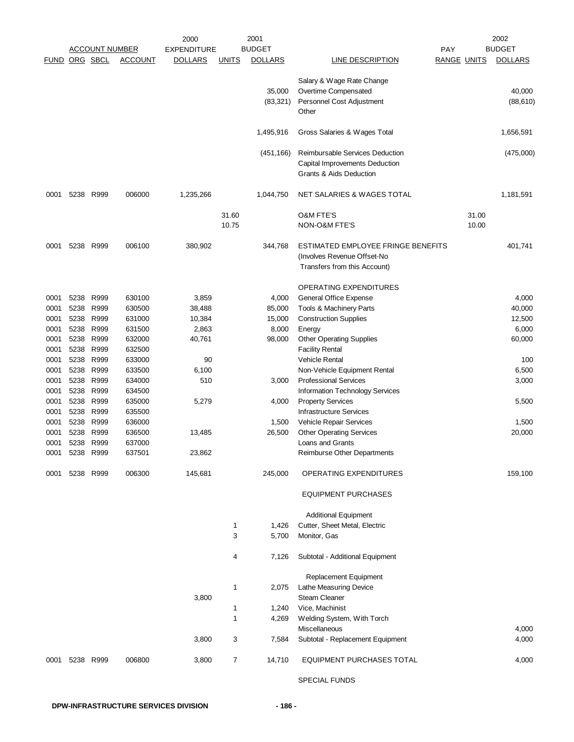| ACCOUNT NUMBER | | | | 2000 | 2001 | | | PAY | | 2002 |
|---|---|---|---|---|---|---|---|---|---|---|
| FUND | ORG | SBCL | ACCOUNT | EXPENDITURE DOLLARS | UNITS | BUDGET DOLLARS | LINE DESCRIPTION | RANGE | UNITS | BUDGET DOLLARS |
| | | | | | | | Salary & Wage Rate Change | | | |
| | | | | | | 35,000 | Overtime Compensated | | | 40,000 |
| | | | | | | (83,321) | Personnel Cost Adjustment | | | (88,610) |
| | | | | | | | Other | | | |
| | | | | | | 1,495,916 | Gross Salaries & Wages Total | | | 1,656,591 |
| | | | | | | (451,166) | Reimbursable Services Deduction | | | (475,000) |
| | | | | | | | Capital Improvements Deduction | | | |
| | | | | | | | Grants & Aids Deduction | | | |
| 0001 | 5238 | R999 | 006000 | 1,235,266 | | 1,044,750 | NET SALARIES & WAGES TOTAL | | | 1,181,591 |
| | | | | | 31.60 | | O&M FTE'S | | 31.00 | |
| | | | | | 10.75 | | NON-O&M FTE'S | | 10.00 | |
| 0001 | 5238 | R999 | 006100 | 380,902 | | 344,768 | ESTIMATED EMPLOYEE FRINGE BENEFITS (Involves Revenue Offset-No Transfers from this Account) | | | 401,741 |
| | | | | | | | OPERATING EXPENDITURES | | | |
| 0001 | 5238 | R999 | 630100 | 3,859 | | 4,000 | General Office Expense | | | 4,000 |
| 0001 | 5238 | R999 | 630500 | 38,488 | | 85,000 | Tools & Machinery Parts | | | 40,000 |
| 0001 | 5238 | R999 | 631000 | 10,384 | | 15,000 | Construction Supplies | | | 12,500 |
| 0001 | 5238 | R999 | 631500 | 2,863 | | 8,000 | Energy | | | 6,000 |
| 0001 | 5238 | R999 | 632000 | 40,761 | | 98,000 | Other Operating Supplies | | | 60,000 |
| 0001 | 5238 | R999 | 632500 | | | | Facility Rental | | | |
| 0001 | 5238 | R999 | 633000 | 90 | | | Vehicle Rental | | | 100 |
| 0001 | 5238 | R999 | 633500 | 6,100 | | | Non-Vehicle Equipment Rental | | | 6,500 |
| 0001 | 5238 | R999 | 634000 | 510 | | 3,000 | Professional Services | | | 3,000 |
| 0001 | 5238 | R999 | 634500 | | | | Information Technology Services | | | |
| 0001 | 5238 | R999 | 635000 | 5,279 | | 4,000 | Property Services | | | 5,500 |
| 0001 | 5238 | R999 | 635500 | | | | Infrastructure Services | | | |
| 0001 | 5238 | R999 | 636000 | | | 1,500 | Vehicle Repair Services | | | 1,500 |
| 0001 | 5238 | R999 | 636500 | 13,485 | | 26,500 | Other Operating Services | | | 20,000 |
| 0001 | 5238 | R999 | 637000 | | | | Loans and Grants | | | |
| 0001 | 5238 | R999 | 637501 | 23,862 | | | Reimburse Other Departments | | | |
| 0001 | 5238 | R999 | 006300 | 145,681 | | 245,000 | OPERATING EXPENDITURES | | | 159,100 |
| | | | | | | | EQUIPMENT PURCHASES | | | |
| | | | | | | | Additional Equipment | | | |
| | | | | | 1 | 1,426 | Cutter, Sheet Metal, Electric | | | |
| | | | | | 3 | 5,700 | Monitor, Gas | | | |
| | | | | | 4 | 7,126 | Subtotal - Additional Equipment | | | |
| | | | | | | | Replacement Equipment | | | |
| | | | | | 1 | 2,075 | Lathe Measuring Device | | | |
| | | | | 3,800 | | | Steam Cleaner | | | |
| | | | | | 1 | 1,240 | Vice, Machinist | | | |
| | | | | | 1 | 4,269 | Welding System, With Torch | | | |
| | | | | | | | Miscellaneous | | | 4,000 |
| | | | | 3,800 | 3 | 7,584 | Subtotal - Replacement Equipment | | | 4,000 |
| 0001 | 5238 | R999 | 006800 | 3,800 | 7 | 14,710 | EQUIPMENT PURCHASES TOTAL | | | 4,000 |
| | | | | | | | SPECIAL FUNDS | | | |

DPW-INFRASTRUCTURE SERVICES DIVISION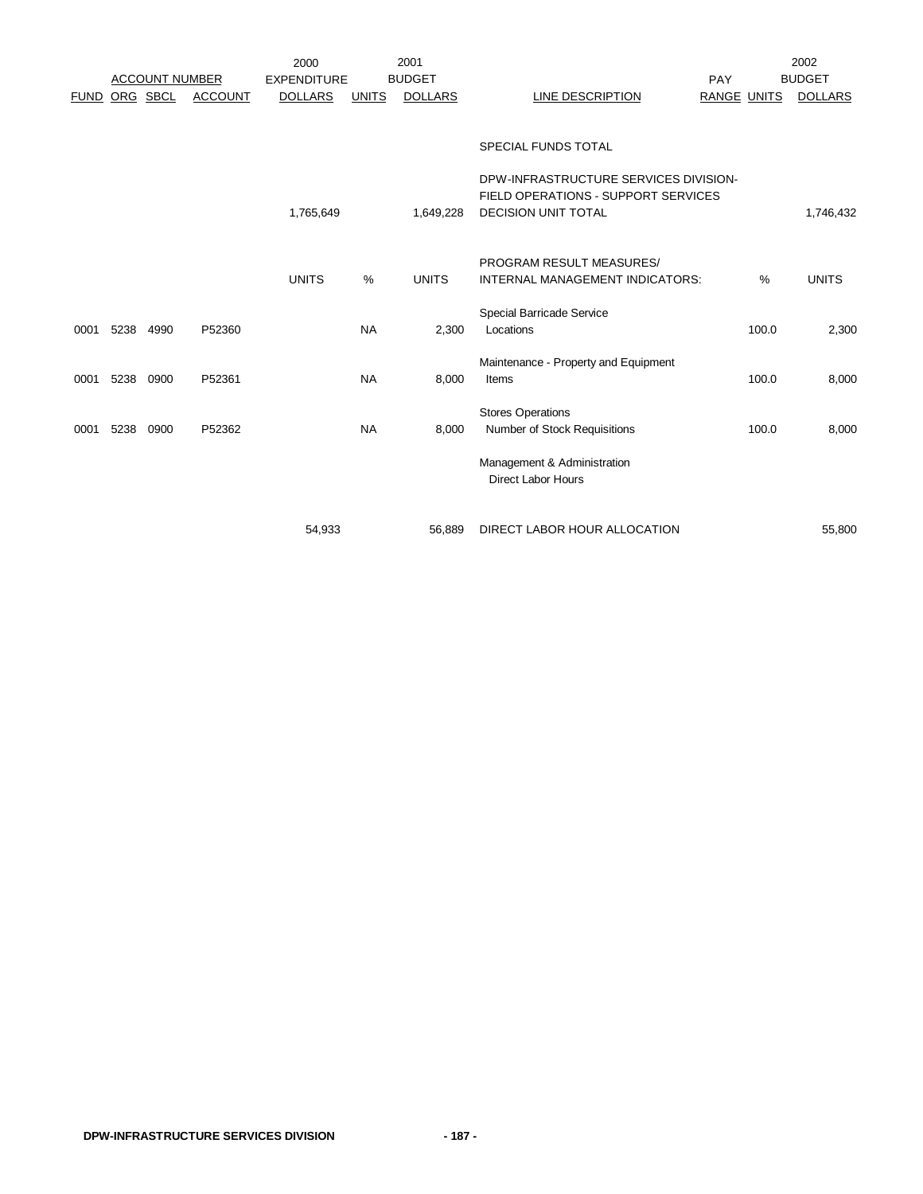| FUND | ORG | SBCL | ACCOUNT | 2000 EXPENDITURE DOLLARS | UNITS | 2001 BUDGET DOLLARS | LINE DESCRIPTION | PAY RANGE | UNITS | 2002 BUDGET DOLLARS |
|---|---|---|---|---|---|---|---|---|---|---|
| | | | | | | | SPECIAL FUNDS TOTAL | | | |
| | | | | 1,765,649 | | 1,649,228 | DPW-INFRASTRUCTURE SERVICES DIVISION- FIELD OPERATIONS - SUPPORT SERVICES DECISION UNIT TOTAL | | | 1,746,432 |
| | | | | UNITS | % | UNITS | PROGRAM RESULT MEASURES/ INTERNAL MANAGEMENT INDICATORS: | | % | UNITS |
| 0001 | 5238 | 4990 | P52360 | | NA | 2,300 | Special Barricade Service Locations | | 100.0 | 2,300 |
| 0001 | 5238 | 0900 | P52361 | | NA | 8,000 | Maintenance - Property and Equipment Items | | 100.0 | 8,000 |
| 0001 | 5238 | 0900 | P52362 | | NA | 8,000 | Stores Operations Number of Stock Requisitions | | 100.0 | 8,000 |
| | | | | | | | Management & Administration Direct Labor Hours | | | |
| | | | | 54,933 | | 56,889 | DIRECT LABOR HOUR ALLOCATION | | | 55,800 |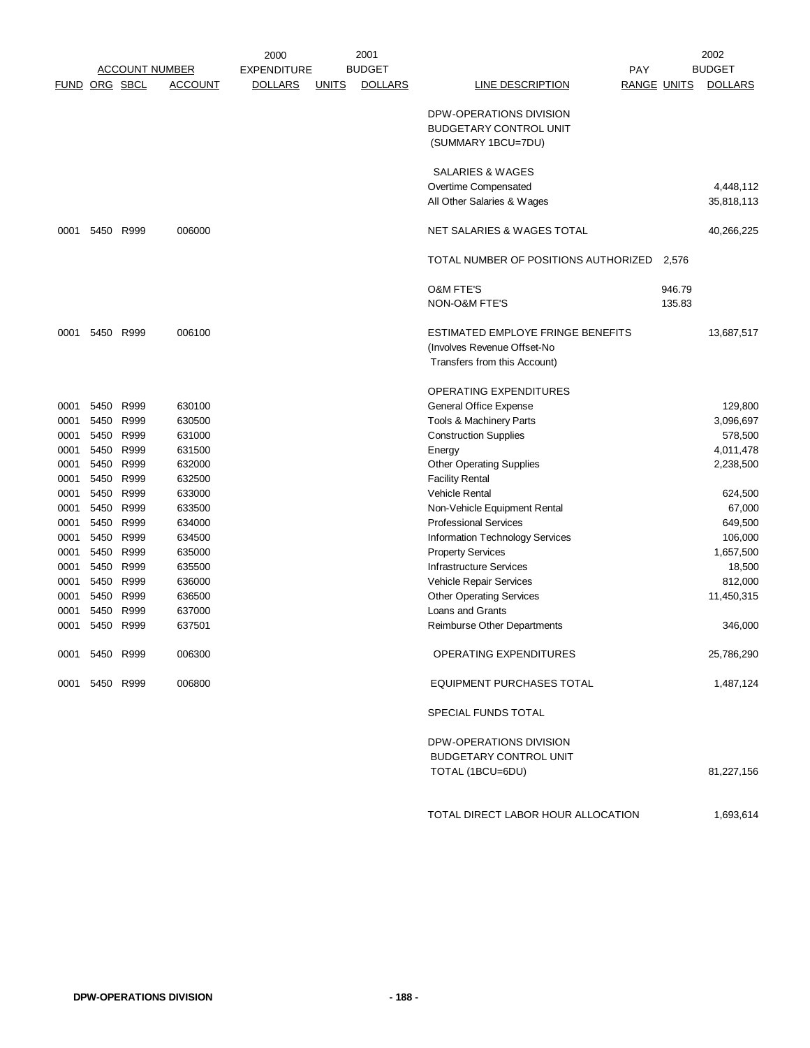| ACCOUNT NUMBER | | | | 2000 EXPENDITURE | 2001 BUDGET | | | PAY | | 2002 BUDGET |
|---|---|---|---|---|---|---|---|---|---|---|
| FUND | ORG | SBCL | ACCOUNT | DOLLARS | UNITS | DOLLARS | LINE DESCRIPTION | RANGE | UNITS | DOLLARS |
| | | | | | | | DPW-OPERATIONS DIVISION BUDGETARY CONTROL UNIT (SUMMARY 1BCU=7DU) | | | |
| | | | | | | | SALARIES & WAGES | | | |
| | | | | | | | Overtime Compensated | | | 4,448,112 |
| | | | | | | | All Other Salaries & Wages | | | 35,818,113 |
| 0001 | 5450 | R999 | 006000 | | | | NET SALARIES & WAGES TOTAL | | | 40,266,225 |
| | | | | | | | TOTAL NUMBER OF POSITIONS AUTHORIZED | | 2,576 | |
| | | | | | | | O&M FTE'S | | 946.79 | |
| | | | | | | | NON-O&M FTE'S | | 135.83 | |
| 0001 | 5450 | R999 | 006100 | | | | ESTIMATED EMPLOYE FRINGE BENEFITS (Involves Revenue Offset-No Transfers from this Account) | | | 13,687,517 |
| | | | | | | | OPERATING EXPENDITURES | | | |
| 0001 | 5450 | R999 | 630100 | | | | General Office Expense | | | 129,800 |
| 0001 | 5450 | R999 | 630500 | | | | Tools & Machinery Parts | | | 3,096,697 |
| 0001 | 5450 | R999 | 631000 | | | | Construction Supplies | | | 578,500 |
| 0001 | 5450 | R999 | 631500 | | | | Energy | | | 4,011,478 |
| 0001 | 5450 | R999 | 632000 | | | | Other Operating Supplies | | | 2,238,500 |
| 0001 | 5450 | R999 | 632500 | | | | Facility Rental | | | |
| 0001 | 5450 | R999 | 633000 | | | | Vehicle Rental | | | 624,500 |
| 0001 | 5450 | R999 | 633500 | | | | Non-Vehicle Equipment Rental | | | 67,000 |
| 0001 | 5450 | R999 | 634000 | | | | Professional Services | | | 649,500 |
| 0001 | 5450 | R999 | 634500 | | | | Information Technology Services | | | 106,000 |
| 0001 | 5450 | R999 | 635000 | | | | Property Services | | | 1,657,500 |
| 0001 | 5450 | R999 | 635500 | | | | Infrastructure Services | | | 18,500 |
| 0001 | 5450 | R999 | 636000 | | | | Vehicle Repair Services | | | 812,000 |
| 0001 | 5450 | R999 | 636500 | | | | Other Operating Services | | | 11,450,315 |
| 0001 | 5450 | R999 | 637000 | | | | Loans and Grants | | | |
| 0001 | 5450 | R999 | 637501 | | | | Reimburse Other Departments | | | 346,000 |
| 0001 | 5450 | R999 | 006300 | | | | OPERATING EXPENDITURES | | | 25,786,290 |
| 0001 | 5450 | R999 | 006800 | | | | EQUIPMENT PURCHASES TOTAL | | | 1,487,124 |
| | | | | | | | SPECIAL FUNDS TOTAL | | | |
| | | | | | | | DPW-OPERATIONS DIVISION BUDGETARY CONTROL UNIT TOTAL (1BCU=6DU) | | | 81,227,156 |
| | | | | | | | TOTAL DIRECT LABOR HOUR ALLOCATION | | | 1,693,614 |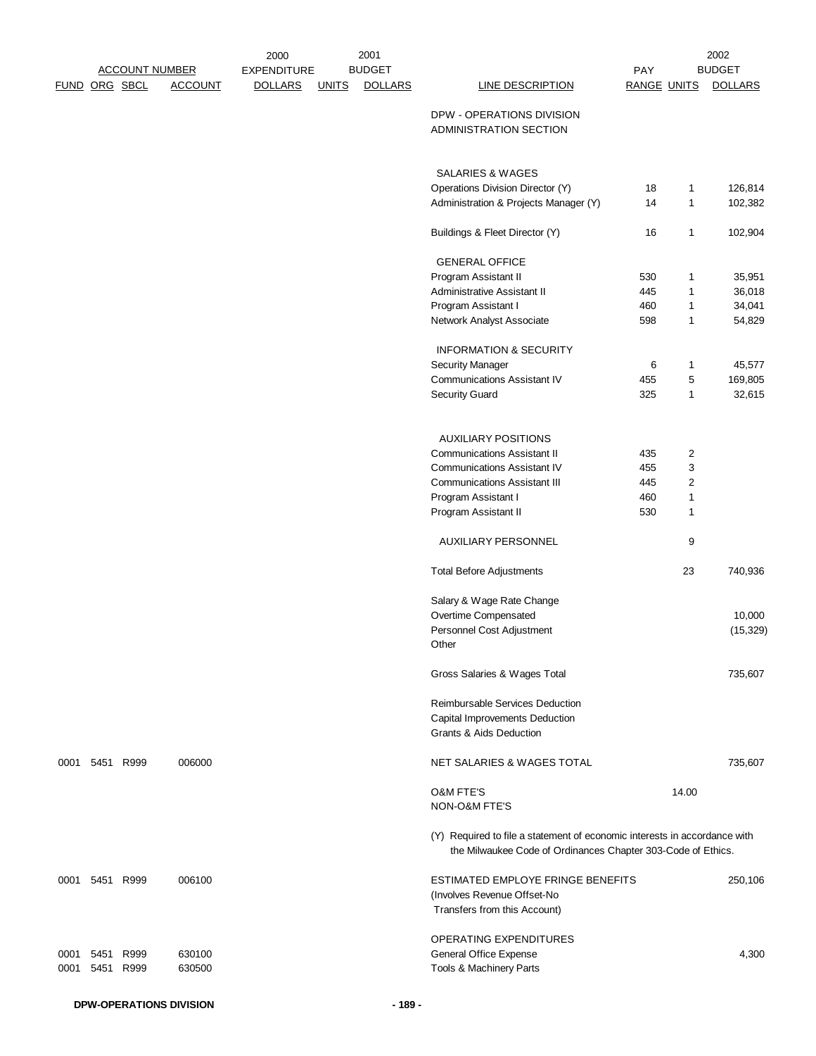| ACCOUNT NUMBER | | | | 2000 EXPENDITURE | 2001 BUDGET | | | PAY | | 2002 BUDGET |
|---|---|---|---|---|---|---|---|---|---|---|
| FUND | ORG | SBCL | ACCOUNT | DOLLARS | UNITS | DOLLARS | LINE DESCRIPTION | RANGE | UNITS | DOLLARS |
| | | | | | | | DPW - OPERATIONS DIVISION ADMINISTRATION SECTION | | | |
| | | | | | | | SALARIES & WAGES | | | |
| | | | | | | | Operations Division Director (Y) | 18 | 1 | 126,814 |
| | | | | | | | Administration & Projects Manager (Y) | 14 | 1 | 102,382 |
| | | | | | | | Buildings & Fleet Director (Y) | 16 | 1 | 102,904 |
| | | | | | | | GENERAL OFFICE | | | |
| | | | | | | | Program Assistant II | 530 | 1 | 35,951 |
| | | | | | | | Administrative Assistant II | 445 | 1 | 36,018 |
| | | | | | | | Program Assistant I | 460 | 1 | 34,041 |
| | | | | | | | Network Analyst Associate | 598 | 1 | 54,829 |
| | | | | | | | INFORMATION & SECURITY | | | |
| | | | | | | | Security Manager | 6 | 1 | 45,577 |
| | | | | | | | Communications Assistant IV | 455 | 5 | 169,805 |
| | | | | | | | Security Guard | 325 | 1 | 32,615 |
| | | | | | | | AUXILIARY POSITIONS | | | |
| | | | | | | | Communications Assistant II | 435 | 2 | |
| | | | | | | | Communications Assistant IV | 455 | 3 | |
| | | | | | | | Communications Assistant III | 445 | 2 | |
| | | | | | | | Program Assistant I | 460 | 1 | |
| | | | | | | | Program Assistant II | 530 | 1 | |
| | | | | | | | AUXILIARY PERSONNEL | | 9 | |
| | | | | | | | Total Before Adjustments | | 23 | 740,936 |
| | | | | | | | Salary & Wage Rate Change | | | |
| | | | | | | | Overtime Compensated | | | 10,000 |
| | | | | | | | Personnel Cost Adjustment | | | (15,329) |
| | | | | | | | Other | | | |
| | | | | | | | Gross Salaries & Wages Total | | | 735,607 |
| | | | | | | | Reimbursable Services Deduction | | | |
| | | | | | | | Capital Improvements Deduction | | | |
| | | | | | | | Grants & Aids Deduction | | | |
| 0001 | 5451 | R999 | 006000 | | | | NET SALARIES & WAGES TOTAL | | | 735,607 |
| | | | | | | | O&M FTE'S | | 14.00 | |
| | | | | | | | NON-O&M FTE'S | | | |
| | | | | | | | (Y) Required to file a statement of economic interests in accordance with the Milwaukee Code of Ordinances Chapter 303-Code of Ethics. | | | |
| 0001 | 5451 | R999 | 006100 | | | | ESTIMATED EMPLOYE FRINGE BENEFITS (Involves Revenue Offset-No Transfers from this Account) | | | 250,106 |
| | | | | | | | OPERATING EXPENDITURES | | | |
| 0001 | 5451 | R999 | 630100 | | | | General Office Expense | | | 4,300 |
| 0001 | 5451 | R999 | 630500 | | | | Tools & Machinery Parts | | | |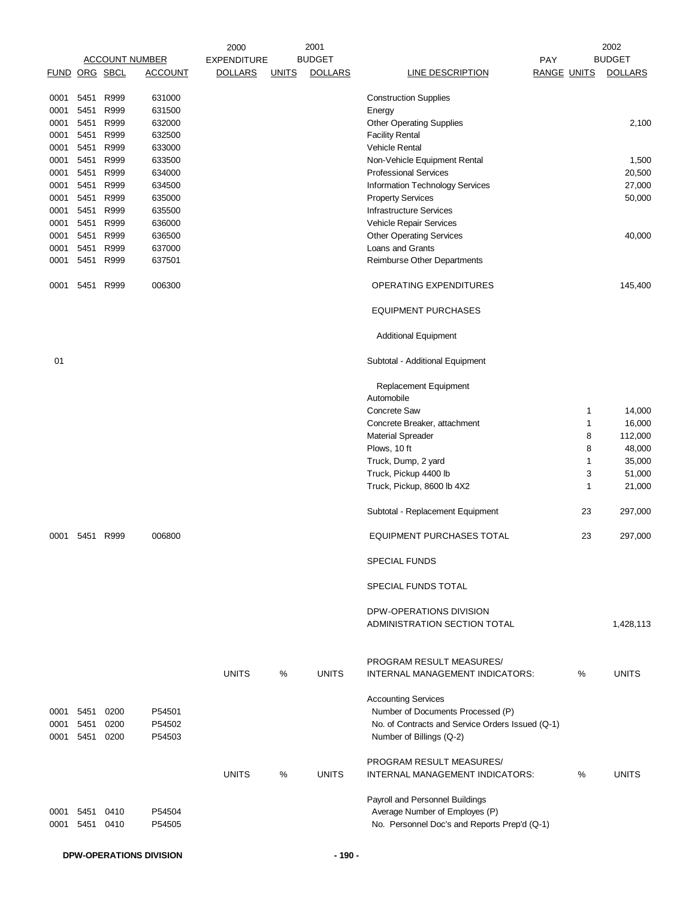| FUND | ORG | SBCL | ACCOUNT | 2000 EXPENDITURE DOLLARS | UNITS | 2001 BUDGET DOLLARS | LINE DESCRIPTION | PAY RANGE | UNITS | 2002 BUDGET DOLLARS |
|---|---|---|---|---|---|---|---|---|---|---|
| 0001 | 5451 | R999 | 631000 | | | | Construction Supplies | | | |
| 0001 | 5451 | R999 | 631500 | | | | Energy | | | |
| 0001 | 5451 | R999 | 632000 | | | | Other Operating Supplies | | | 2,100 |
| 0001 | 5451 | R999 | 632500 | | | | Facility Rental | | | |
| 0001 | 5451 | R999 | 633000 | | | | Vehicle Rental | | | |
| 0001 | 5451 | R999 | 633500 | | | | Non-Vehicle Equipment Rental | | | 1,500 |
| 0001 | 5451 | R999 | 634000 | | | | Professional Services | | | 20,500 |
| 0001 | 5451 | R999 | 634500 | | | | Information Technology Services | | | 27,000 |
| 0001 | 5451 | R999 | 635000 | | | | Property Services | | | 50,000 |
| 0001 | 5451 | R999 | 635500 | | | | Infrastructure Services | | | |
| 0001 | 5451 | R999 | 636000 | | | | Vehicle Repair Services | | | |
| 0001 | 5451 | R999 | 636500 | | | | Other Operating Services | | | 40,000 |
| 0001 | 5451 | R999 | 637000 | | | | Loans and Grants | | | |
| 0001 | 5451 | R999 | 637501 | | | | Reimburse Other Departments | | | |
| 0001 | 5451 | R999 | 006300 | | | | OPERATING EXPENDITURES | | | 145,400 |
| | | | | | | | EQUIPMENT PURCHASES | | | |
| | | | | | | | Additional Equipment | | | |
| 01 | | | | | | | Subtotal - Additional Equipment | | | |
| | | | | | | | Replacement Equipment | | | |
| | | | | | | | Automobile | | | |
| | | | | | | | Concrete Saw | | 1 | 14,000 |
| | | | | | | | Concrete Breaker, attachment | | 1 | 16,000 |
| | | | | | | | Material Spreader | | 8 | 112,000 |
| | | | | | | | Plows, 10 ft | | 8 | 48,000 |
| | | | | | | | Truck, Dump, 2 yard | | 1 | 35,000 |
| | | | | | | | Truck, Pickup 4400 lb | | 3 | 51,000 |
| | | | | | | | Truck, Pickup, 8600 lb 4X2 | | 1 | 21,000 |
| | | | | | | | Subtotal - Replacement Equipment | | 23 | 297,000 |
| 0001 | 5451 | R999 | 006800 | | | | EQUIPMENT PURCHASES TOTAL | | 23 | 297,000 |
| | | | | | | | SPECIAL FUNDS | | | |
| | | | | | | | SPECIAL FUNDS TOTAL | | | |
| | | | | | | | DPW-OPERATIONS DIVISION ADMINISTRATION SECTION TOTAL | | | 1,428,113 |

| FUND | ORG | SBCL | ACCOUNT | UNITS | % | UNITS | PROGRAM RESULT MEASURES/ INTERNAL MANAGEMENT INDICATORS: | % | UNITS |
|---|---|---|---|---|---|---|---|---|---|
| | | | | | | | Accounting Services | | |
| 0001 | 5451 | 0200 | P54501 | | | | Number of Documents Processed (P) | | |
| 0001 | 5451 | 0200 | P54502 | | | | No. of Contracts and Service Orders Issued (Q-1) | | |
| 0001 | 5451 | 0200 | P54503 | | | | Number of Billings (Q-2) | | |

| FUND | ORG | SBCL | ACCOUNT | UNITS | % | UNITS | PROGRAM RESULT MEASURES/ INTERNAL MANAGEMENT INDICATORS: | % | UNITS |
|---|---|---|---|---|---|---|---|---|---|
| | | | | | | | Payroll and Personnel Buildings | | |
| 0001 | 5451 | 0410 | P54504 | | | | Average Number of Employes (P) | | |
| 0001 | 5451 | 0410 | P54505 | | | | No. Personnel Doc's and Reports Prep'd (Q-1) | | |

**DPW-OPERATIONS DIVISION**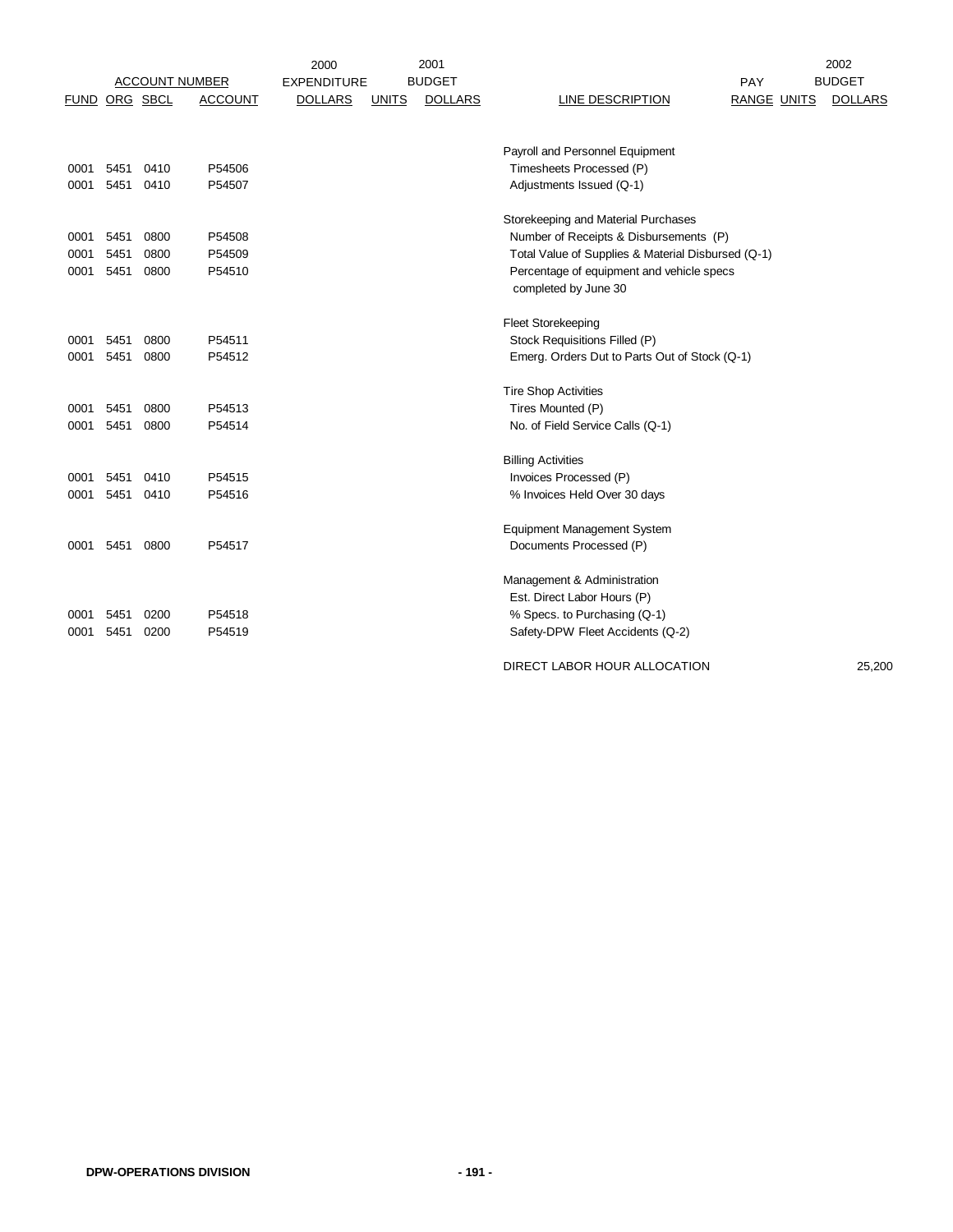| ACCOUNT NUMBER | | | | 2000 EXPENDITURE | 2001 BUDGET | | | PAY | 2002 BUDGET | |
|---|---|---|---|---|---|---|---|---|---|---|
| FUND | ORG | SBCL | ACCOUNT | DOLLARS | UNITS | DOLLARS | LINE DESCRIPTION | RANGE | UNITS | DOLLARS |
| | | | | | | | Payroll and Personnel Equipment | | | |
| 0001 | 5451 | 0410 | P54506 | | | | Timesheets Processed (P) | | | |
| 0001 | 5451 | 0410 | P54507 | | | | Adjustments Issued (Q-1) | | | |
| | | | | | | | Storekeeping and Material Purchases | | | |
| 0001 | 5451 | 0800 | P54508 | | | | Number of Receipts & Disbursements (P) | | | |
| 0001 | 5451 | 0800 | P54509 | | | | Total Value of Supplies & Material Disbursed (Q-1) | | | |
| 0001 | 5451 | 0800 | P54510 | | | | Percentage of equipment and vehicle specs completed by June 30 | | | |
| | | | | | | | Fleet Storekeeping | | | |
| 0001 | 5451 | 0800 | P54511 | | | | Stock Requisitions Filled (P) | | | |
| 0001 | 5451 | 0800 | P54512 | | | | Emerg. Orders Dut to Parts Out of Stock (Q-1) | | | |
| | | | | | | | Tire Shop Activities | | | |
| 0001 | 5451 | 0800 | P54513 | | | | Tires Mounted (P) | | | |
| 0001 | 5451 | 0800 | P54514 | | | | No. of Field Service Calls (Q-1) | | | |
| | | | | | | | Billing Activities | | | |
| 0001 | 5451 | 0410 | P54515 | | | | Invoices Processed (P) | | | |
| 0001 | 5451 | 0410 | P54516 | | | | % Invoices Held Over 30 days | | | |
| | | | | | | | Equipment Management System | | | |
| 0001 | 5451 | 0800 | P54517 | | | | Documents Processed (P) | | | |
| | | | | | | | Management & Administration | | | |
| | | | | | | | Est. Direct Labor Hours (P) | | | |
| 0001 | 5451 | 0200 | P54518 | | | | % Specs. to Purchasing (Q-1) | | | |
| 0001 | 5451 | 0200 | P54519 | | | | Safety-DPW Fleet Accidents (Q-2) | | | |
| | | | | | | | DIRECT LABOR HOUR ALLOCATION | | | 25,200 |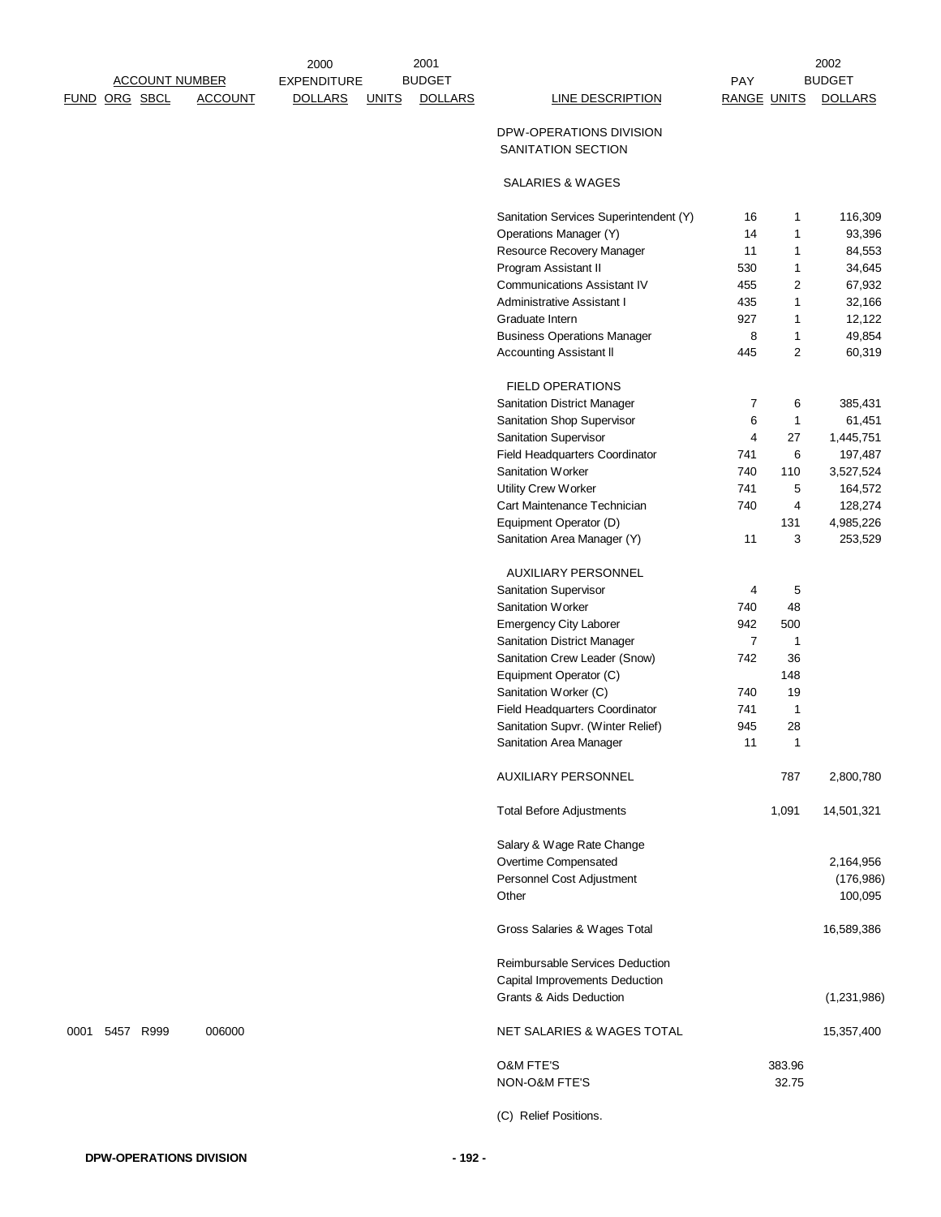| FUND | ORG | SBCL | ACCOUNT | 2000 EXPENDITURE DOLLARS | 2001 BUDGET UNITS | 2001 BUDGET DOLLARS | LINE DESCRIPTION | PAY RANGE | 2002 BUDGET UNITS | 2002 BUDGET DOLLARS |
|---|---|---|---|---|---|---|---|---|---|---|
| | | | | | | | DPW-OPERATIONS DIVISION SANITATION SECTION | | | |
| | | | | | | | SALARIES & WAGES | | | |
| | | | | | | | Sanitation Services Superintendent (Y) | 16 | 1 | 116,309 |
| | | | | | | | Operations Manager (Y) | 14 | 1 | 93,396 |
| | | | | | | | Resource Recovery Manager | 11 | 1 | 84,553 |
| | | | | | | | Program Assistant II | 530 | 1 | 34,645 |
| | | | | | | | Communications Assistant IV | 455 | 2 | 67,932 |
| | | | | | | | Administrative Assistant I | 435 | 1 | 32,166 |
| | | | | | | | Graduate Intern | 927 | 1 | 12,122 |
| | | | | | | | Business Operations Manager | 8 | 1 | 49,854 |
| | | | | | | | Accounting Assistant II | 445 | 2 | 60,319 |
| | | | | | | | FIELD OPERATIONS | | | |
| | | | | | | | Sanitation District Manager | 7 | 6 | 385,431 |
| | | | | | | | Sanitation Shop Supervisor | 6 | 1 | 61,451 |
| | | | | | | | Sanitation Supervisor | 4 | 27 | 1,445,751 |
| | | | | | | | Field Headquarters Coordinator | 741 | 6 | 197,487 |
| | | | | | | | Sanitation Worker | 740 | 110 | 3,527,524 |
| | | | | | | | Utility Crew Worker | 741 | 5 | 164,572 |
| | | | | | | | Cart Maintenance Technician | 740 | 4 | 128,274 |
| | | | | | | | Equipment Operator (D) | | 131 | 4,985,226 |
| | | | | | | | Sanitation Area Manager (Y) | 11 | 3 | 253,529 |
| | | | | | | | AUXILIARY PERSONNEL | | | |
| | | | | | | | Sanitation Supervisor | 4 | 5 | |
| | | | | | | | Sanitation Worker | 740 | 48 | |
| | | | | | | | Emergency City Laborer | 942 | 500 | |
| | | | | | | | Sanitation District Manager | 7 | 1 | |
| | | | | | | | Sanitation Crew Leader (Snow) | 742 | 36 | |
| | | | | | | | Equipment Operator (C) | | 148 | |
| | | | | | | | Sanitation Worker (C) | 740 | 19 | |
| | | | | | | | Field Headquarters Coordinator | 741 | 1 | |
| | | | | | | | Sanitation Supvr. (Winter Relief) | 945 | 28 | |
| | | | | | | | Sanitation Area Manager | 11 | 1 | |
| | | | | | | | AUXILIARY PERSONNEL | | 787 | 2,800,780 |
| | | | | | | | Total Before Adjustments | | 1,091 | 14,501,321 |
| | | | | | | | Salary & Wage Rate Change | | | |
| | | | | | | | Overtime Compensated | | | 2,164,956 |
| | | | | | | | Personnel Cost Adjustment | | | (176,986) |
| | | | | | | | Other | | | 100,095 |
| | | | | | | | Gross Salaries & Wages Total | | | 16,589,386 |
| | | | | | | | Reimbursable Services Deduction | | | |
| | | | | | | | Capital Improvements Deduction | | | |
| | | | | | | | Grants & Aids Deduction | | | (1,231,986) |
| 0001 | 5457 | R999 | 006000 | | | | NET SALARIES & WAGES TOTAL | | | 15,357,400 |
| | | | | | | | O&M FTE'S | | 383.96 | |
| | | | | | | | NON-O&M FTE'S | | 32.75 | |

(C) Relief Positions.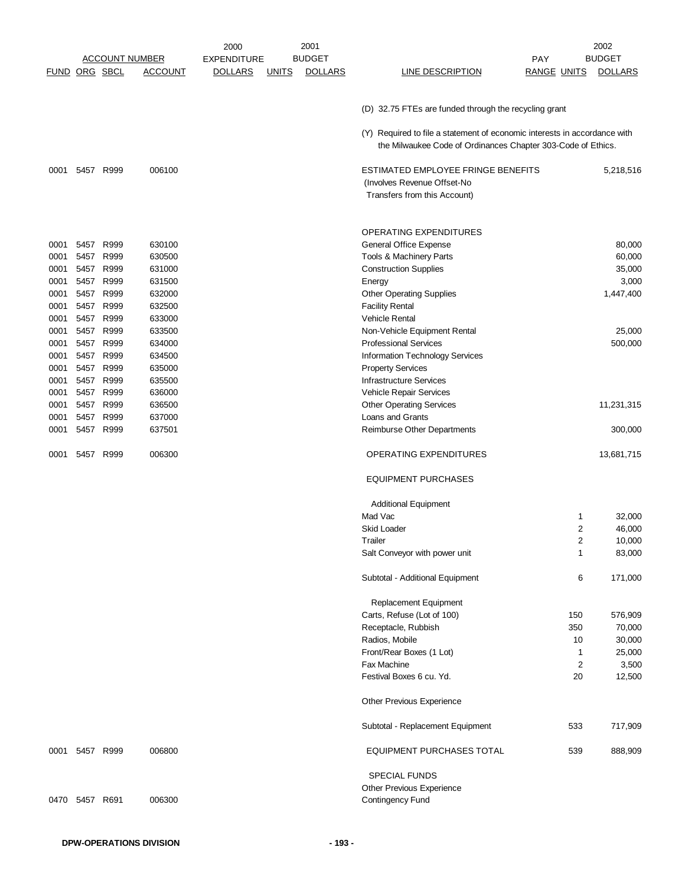| ACCOUNT NUMBER | | | | 2000 EXPENDITURE | 2001 BUDGET | | | | | 2002 BUDGET |
|---|---|---|---|---|---|---|---|---|---|---|
| FUND | ORG | SBCL | ACCOUNT | DOLLARS | UNITS | DOLLARS | LINE DESCRIPTION | PAY RANGE | UNITS | DOLLARS |
| | | | | | | | (D) 32.75 FTEs are funded through the recycling grant | | | |
| | | | | | | | (Y) Required to file a statement of economic interests in accordance with the Milwaukee Code of Ordinances Chapter 303-Code of Ethics. | | | |
| 0001 | 5457 | R999 | 006100 | | | | ESTIMATED EMPLOYEE FRINGE BENEFITS (Involves Revenue Offset-No Transfers from this Account) | | | 5,218,516 |
| | | | | | | | OPERATING EXPENDITURES | | | |
| 0001 | 5457 | R999 | 630100 | | | | General Office Expense | | | 80,000 |
| 0001 | 5457 | R999 | 630500 | | | | Tools & Machinery Parts | | | 60,000 |
| 0001 | 5457 | R999 | 631000 | | | | Construction Supplies | | | 35,000 |
| 0001 | 5457 | R999 | 631500 | | | | Energy | | | 3,000 |
| 0001 | 5457 | R999 | 632000 | | | | Other Operating Supplies | | | 1,447,400 |
| 0001 | 5457 | R999 | 632500 | | | | Facility Rental | | | |
| 0001 | 5457 | R999 | 633000 | | | | Vehicle Rental | | | |
| 0001 | 5457 | R999 | 633500 | | | | Non-Vehicle Equipment Rental | | | 25,000 |
| 0001 | 5457 | R999 | 634000 | | | | Professional Services | | | 500,000 |
| 0001 | 5457 | R999 | 634500 | | | | Information Technology Services | | | |
| 0001 | 5457 | R999 | 635000 | | | | Property Services | | | |
| 0001 | 5457 | R999 | 635500 | | | | Infrastructure Services | | | |
| 0001 | 5457 | R999 | 636000 | | | | Vehicle Repair Services | | | |
| 0001 | 5457 | R999 | 636500 | | | | Other Operating Services | | | 11,231,315 |
| 0001 | 5457 | R999 | 637000 | | | | Loans and Grants | | | |
| 0001 | 5457 | R999 | 637501 | | | | Reimburse Other Departments | | | 300,000 |
| 0001 | 5457 | R999 | 006300 | | | | OPERATING EXPENDITURES | | | 13,681,715 |
| | | | | | | | EQUIPMENT PURCHASES | | | |
| | | | | | | | Additional Equipment | | | |
| | | | | | | | Mad Vac | | 1 | 32,000 |
| | | | | | | | Skid Loader | | 2 | 46,000 |
| | | | | | | | Trailer | | 2 | 10,000 |
| | | | | | | | Salt Conveyor with power unit | | 1 | 83,000 |
| | | | | | | | Subtotal - Additional Equipment | | 6 | 171,000 |
| | | | | | | | Replacement Equipment | | | |
| | | | | | | | Carts, Refuse (Lot of 100) | | 150 | 576,909 |
| | | | | | | | Receptacle, Rubbish | | 350 | 70,000 |
| | | | | | | | Radios, Mobile | | 10 | 30,000 |
| | | | | | | | Front/Rear Boxes (1 Lot) | | 1 | 25,000 |
| | | | | | | | Fax Machine | | 2 | 3,500 |
| | | | | | | | Festival Boxes 6 cu. Yd. | | 20 | 12,500 |
| | | | | | | | Other Previous Experience | | | |
| | | | | | | | Subtotal - Replacement Equipment | | 533 | 717,909 |
| 0001 | 5457 | R999 | 006800 | | | | EQUIPMENT PURCHASES TOTAL | | 539 | 888,909 |
| | | | | | | | SPECIAL FUNDS | | | |
| | | | | | | | Other Previous Experience | | | |
| 0470 | 5457 | R691 | 006300 | | | | Contingency Fund | | | |

DPW-OPERATIONS DIVISION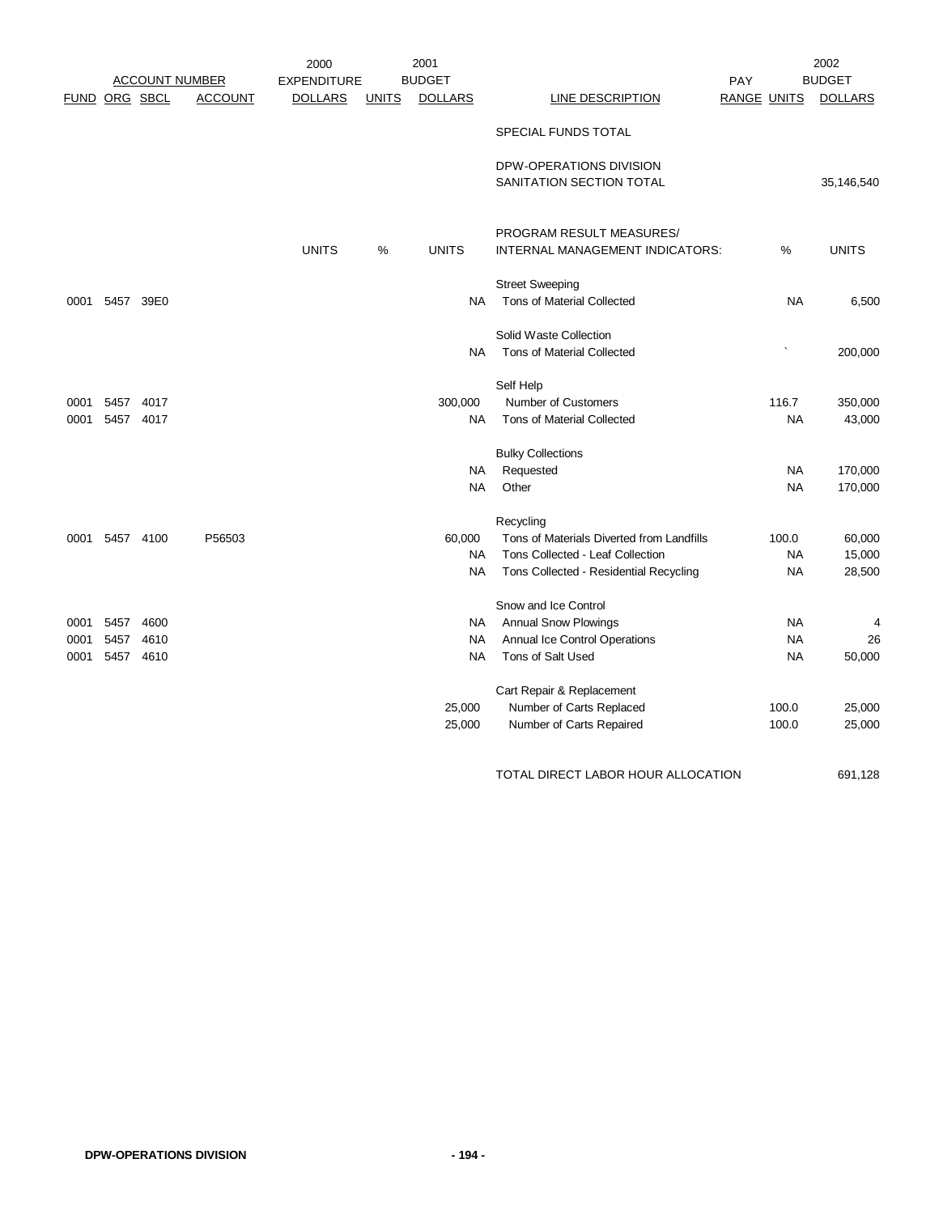| ACCOUNT NUMBER | | | | 2000 EXPENDITURE | | 2001 BUDGET | | PAY | | 2002 BUDGET |
|---|---|---|---|---|---|---|---|---|---|---|
| FUND | ORG | SBCL | ACCOUNT | DOLLARS | UNITS | DOLLARS | LINE DESCRIPTION | RANGE | UNITS | DOLLARS |
| | | | | | | | SPECIAL FUNDS TOTAL | | | |
| | | | | | | | DPW-OPERATIONS DIVISION SANITATION SECTION TOTAL | | | 35,146,540 |
| | | | | | | | | | | |
| | | | | UNITS | % | UNITS | PROGRAM RESULT MEASURES/ INTERNAL MANAGEMENT INDICATORS: | | % | UNITS |
| | | | | | | | Street Sweeping | | | |
| 0001 | 5457 | 39E0 | | | | NA | Tons of Material Collected | | NA | 6,500 |
| | | | | | | | Solid Waste Collection | | | |
| | | | | | | NA | Tons of Material Collected | | ` | 200,000 |
| | | | | | | | Self Help | | | |
| 0001 | 5457 | 4017 | | | | 300,000 | Number of Customers | | 116.7 | 350,000 |
| 0001 | 5457 | 4017 | | | | NA | Tons of Material Collected | | NA | 43,000 |
| | | | | | | | Bulky Collections | | | |
| | | | | | | NA | Requested | | NA | 170,000 |
| | | | | | | NA | Other | | NA | 170,000 |
| | | | | | | | Recycling | | | |
| 0001 | 5457 | 4100 | P56503 | | | 60,000 | Tons of Materials Diverted from Landfills | | 100.0 | 60,000 |
| | | | | | | NA | Tons Collected - Leaf Collection | | NA | 15,000 |
| | | | | | | NA | Tons Collected - Residential Recycling | | NA | 28,500 |
| | | | | | | | Snow and Ice Control | | | |
| 0001 | 5457 | 4600 | | | | NA | Annual Snow Plowings | | NA | 4 |
| 0001 | 5457 | 4610 | | | | NA | Annual Ice Control Operations | | NA | 26 |
| 0001 | 5457 | 4610 | | | | NA | Tons of Salt Used | | NA | 50,000 |
| | | | | | | | Cart Repair & Replacement | | | |
| | | | | | | 25,000 | Number of Carts Replaced | | 100.0 | 25,000 |
| | | | | | | 25,000 | Number of Carts Repaired | | 100.0 | 25,000 |
| | | | | | | | | | | |
| | | | | | | | TOTAL DIRECT LABOR HOUR ALLOCATION | | | 691,128 |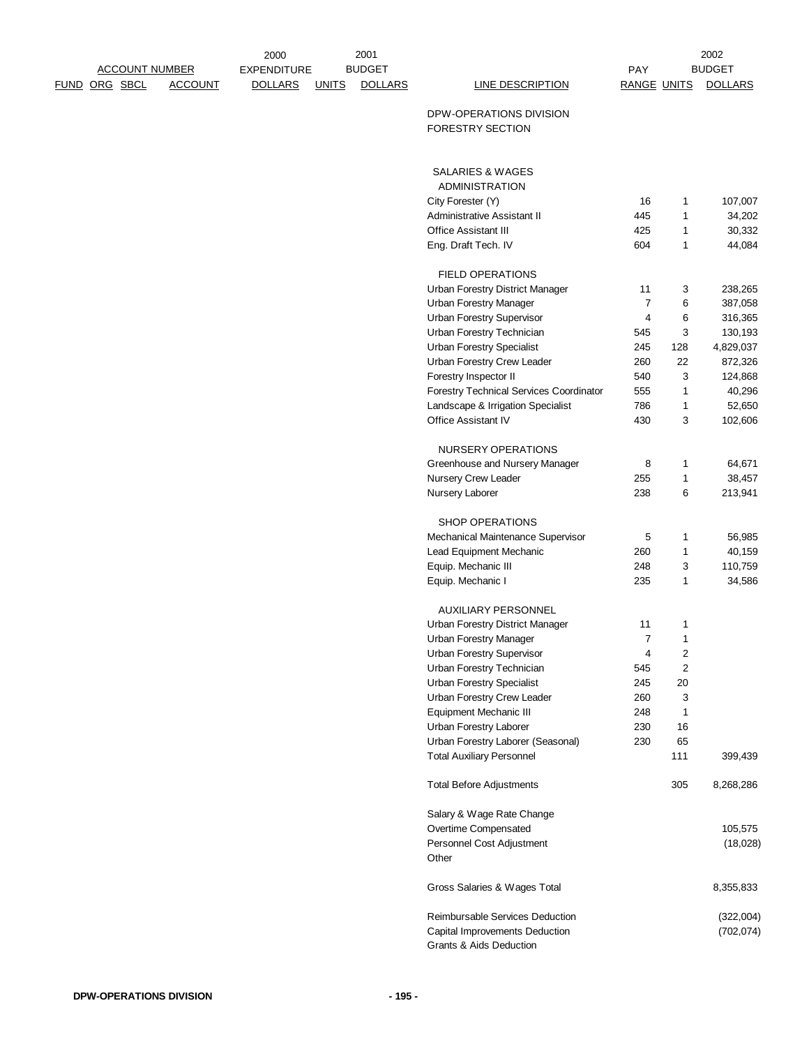| FUND | ORG | SBCL | ACCOUNT NUMBER ACCOUNT | 2000 EXPENDITURE DOLLARS | 2001 BUDGET UNITS | 2001 BUDGET DOLLARS | LINE DESCRIPTION | PAY RANGE | UNITS | 2002 BUDGET DOLLARS |
|---|---|---|---|---|---|---|---|---|---|---|
| | | | | | | | DPW-OPERATIONS DIVISION | | | |
| | | | | | | | FORESTRY SECTION | | | |
| | | | | | | | SALARIES & WAGES | | | |
| | | | | | | | ADMINISTRATION | | | |
| | | | | | | | City Forester (Y) | 16 | 1 | 107,007 |
| | | | | | | | Administrative Assistant II | 445 | 1 | 34,202 |
| | | | | | | | Office Assistant III | 425 | 1 | 30,332 |
| | | | | | | | Eng. Draft Tech. IV | 604 | 1 | 44,084 |
| | | | | | | | FIELD OPERATIONS | | | |
| | | | | | | | Urban Forestry District Manager | 11 | 3 | 238,265 |
| | | | | | | | Urban Forestry Manager | 7 | 6 | 387,058 |
| | | | | | | | Urban Forestry Supervisor | 4 | 6 | 316,365 |
| | | | | | | | Urban Forestry Technician | 545 | 3 | 130,193 |
| | | | | | | | Urban Forestry Specialist | 245 | 128 | 4,829,037 |
| | | | | | | | Urban Forestry Crew Leader | 260 | 22 | 872,326 |
| | | | | | | | Forestry Inspector II | 540 | 3 | 124,868 |
| | | | | | | | Forestry Technical Services Coordinator | 555 | 1 | 40,296 |
| | | | | | | | Landscape & Irrigation Specialist | 786 | 1 | 52,650 |
| | | | | | | | Office Assistant IV | 430 | 3 | 102,606 |
| | | | | | | | NURSERY OPERATIONS | | | |
| | | | | | | | Greenhouse and Nursery Manager | 8 | 1 | 64,671 |
| | | | | | | | Nursery Crew Leader | 255 | 1 | 38,457 |
| | | | | | | | Nursery Laborer | 238 | 6 | 213,941 |
| | | | | | | | SHOP OPERATIONS | | | |
| | | | | | | | Mechanical Maintenance Supervisor | 5 | 1 | 56,985 |
| | | | | | | | Lead Equipment Mechanic | 260 | 1 | 40,159 |
| | | | | | | | Equip. Mechanic III | 248 | 3 | 110,759 |
| | | | | | | | Equip. Mechanic I | 235 | 1 | 34,586 |
| | | | | | | | AUXILIARY PERSONNEL | | | |
| | | | | | | | Urban Forestry District Manager | 11 | 1 | |
| | | | | | | | Urban Forestry Manager | 7 | 1 | |
| | | | | | | | Urban Forestry Supervisor | 4 | 2 | |
| | | | | | | | Urban Forestry Technician | 545 | 2 | |
| | | | | | | | Urban Forestry Specialist | 245 | 20 | |
| | | | | | | | Urban Forestry Crew Leader | 260 | 3 | |
| | | | | | | | Equipment Mechanic III | 248 | 1 | |
| | | | | | | | Urban Forestry Laborer | 230 | 16 | |
| | | | | | | | Urban Forestry Laborer (Seasonal) | 230 | 65 | |
| | | | | | | | Total Auxiliary Personnel | | 111 | 399,439 |
| | | | | | | | Total Before Adjustments | | 305 | 8,268,286 |
| | | | | | | | Salary & Wage Rate Change | | | |
| | | | | | | | Overtime Compensated | | | 105,575 |
| | | | | | | | Personnel Cost Adjustment | | | (18,028) |
| | | | | | | | Other | | | |
| | | | | | | | Gross Salaries & Wages Total | | | 8,355,833 |
| | | | | | | | Reimbursable Services Deduction | | | (322,004) |
| | | | | | | | Capital Improvements Deduction | | | (702,074) |
| | | | | | | | Grants & Aids Deduction | | | |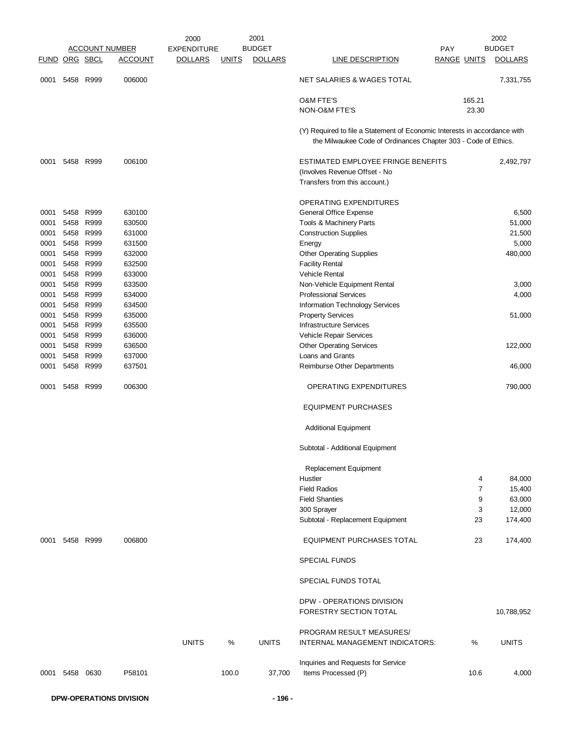| ACCOUNT NUMBER | | | | 2000 EXPENDITURE | 2001 BUDGET | | | PAY | | 2002 BUDGET |
|---|---|---|---|---|---|---|---|---|---|---|
| FUND | ORG | SBCL | ACCOUNT | DOLLARS | UNITS | DOLLARS | LINE DESCRIPTION | RANGE | UNITS | DOLLARS |
| 0001 | 5458 | R999 | 006000 | | | | NET SALARIES & WAGES TOTAL | | | 7,331,755 |
| | | | | | | | O&M FTE'S | | 165.21 | |
| | | | | | | | NON-O&M FTE'S | | 23.30 | |
| | | | | | | | (Y) Required to file a Statement of Economic Interests in accordance with the Milwaukee Code of Ordinances Chapter 303 - Code of Ethics. | | | |
| 0001 | 5458 | R999 | 006100 | | | | ESTIMATED EMPLOYEE FRINGE BENEFITS (Involves Revenue Offset - No Transfers from this account.) | | | 2,492,797 |
| | | | | | | | OPERATING EXPENDITURES | | | |
| 0001 | 5458 | R999 | 630100 | | | | General Office Expense | | | 6,500 |
| 0001 | 5458 | R999 | 630500 | | | | Tools & Machinery Parts | | | 51,000 |
| 0001 | 5458 | R999 | 631000 | | | | Construction Supplies | | | 21,500 |
| 0001 | 5458 | R999 | 631500 | | | | Energy | | | 5,000 |
| 0001 | 5458 | R999 | 632000 | | | | Other Operating Supplies | | | 480,000 |
| 0001 | 5458 | R999 | 632500 | | | | Facility Rental | | | |
| 0001 | 5458 | R999 | 633000 | | | | Vehicle Rental | | | |
| 0001 | 5458 | R999 | 633500 | | | | Non-Vehicle Equipment Rental | | | 3,000 |
| 0001 | 5458 | R999 | 634000 | | | | Professional Services | | | 4,000 |
| 0001 | 5458 | R999 | 634500 | | | | Information Technology Services | | | |
| 0001 | 5458 | R999 | 635000 | | | | Property Services | | | 51,000 |
| 0001 | 5458 | R999 | 635500 | | | | Infrastructure Services | | | |
| 0001 | 5458 | R999 | 636000 | | | | Vehicle Repair Services | | | |
| 0001 | 5458 | R999 | 636500 | | | | Other Operating Services | | | 122,000 |
| 0001 | 5458 | R999 | 637000 | | | | Loans and Grants | | | |
| 0001 | 5458 | R999 | 637501 | | | | Reimburse Other Departments | | | 46,000 |
| 0001 | 5458 | R999 | 006300 | | | | OPERATING EXPENDITURES | | | 790,000 |
| | | | | | | | EQUIPMENT PURCHASES | | | |
| | | | | | | | Additional Equipment | | | |
| | | | | | | | Subtotal - Additional Equipment | | | |
| | | | | | | | Replacement Equipment | | | |
| | | | | | | | Hustler | | 4 | 84,000 |
| | | | | | | | Field Radios | | 7 | 15,400 |
| | | | | | | | Field Shanties | | 9 | 63,000 |
| | | | | | | | 300 Sprayer | | 3 | 12,000 |
| | | | | | | | Subtotal - Replacement Equipment | | 23 | 174,400 |
| 0001 | 5458 | R999 | 006800 | | | | EQUIPMENT PURCHASES TOTAL | | 23 | 174,400 |
| | | | | | | | SPECIAL FUNDS | | | |
| | | | | | | | SPECIAL FUNDS TOTAL | | | |
| | | | | | | | DPW - OPERATIONS DIVISION FORESTRY SECTION TOTAL | | | 10,788,952 |
| | | | | UNITS | % | UNITS | PROGRAM RESULT MEASURES/ INTERNAL MANAGEMENT INDICATORS: | | % | UNITS |
| 0001 | 5458 | 0630 | P58101 | | 100.0 | 37,700 | Inquiries and Requests for Service Items Processed (P) | | 10.6 | 4,000 |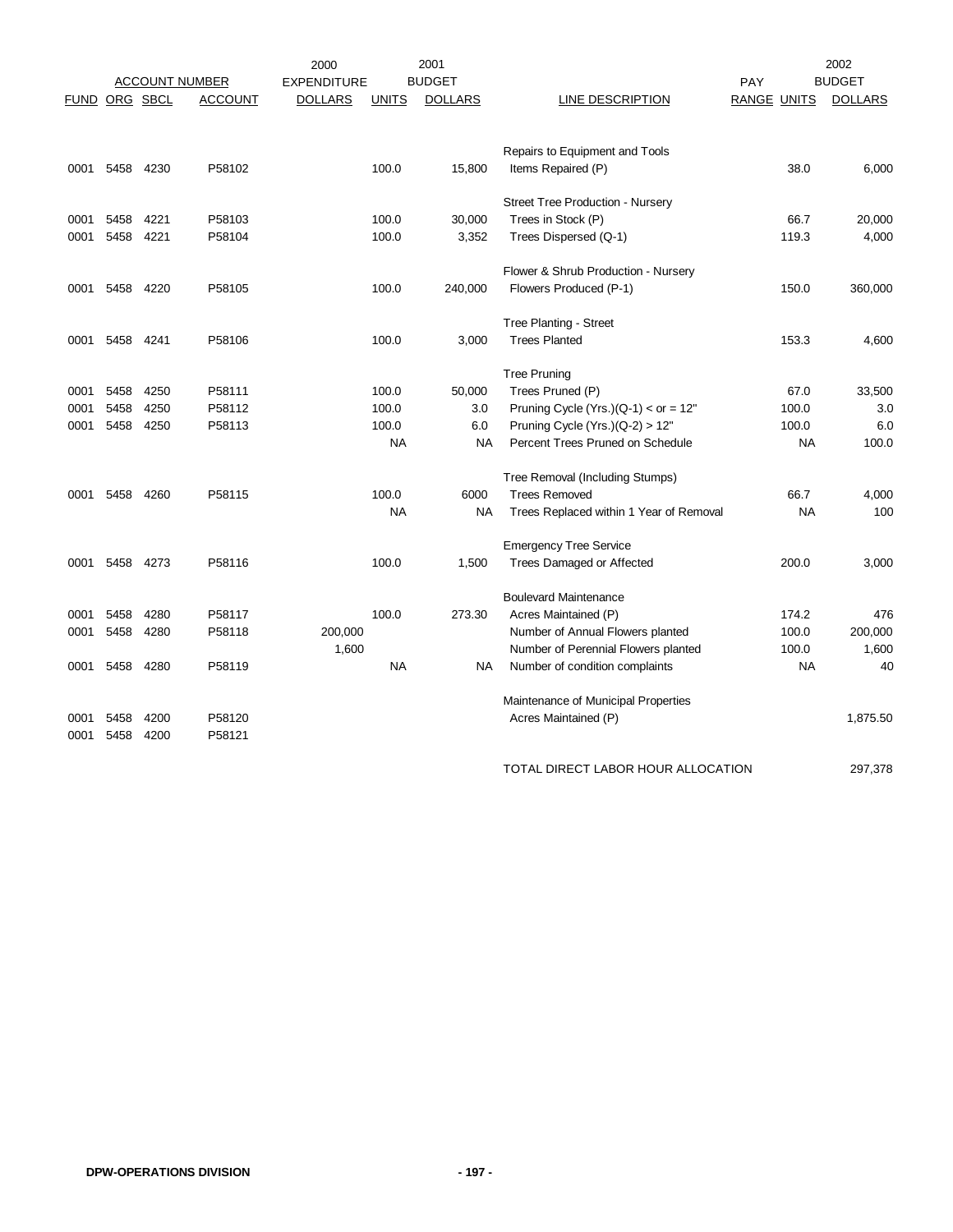| ACCOUNT NUMBER | | | | 2000 EXPENDITURE | 2001 BUDGET | | | PAY | | 2002 BUDGET |
|---|---|---|---|---|---|---|---|---|---|---|
| FUND | ORG | SBCL | ACCOUNT | DOLLARS | UNITS | DOLLARS | LINE DESCRIPTION | RANGE | UNITS | DOLLARS |
| | | | | | | | Repairs to Equipment and Tools | | | |
| 0001 | 5458 | 4230 | P58102 | | 100.0 | 15,800 | Items Repaired (P) | | 38.0 | 6,000 |
| | | | | | | | Street Tree Production - Nursery | | | |
| 0001 | 5458 | 4221 | P58103 | | 100.0 | 30,000 | Trees in Stock (P) | | 66.7 | 20,000 |
| 0001 | 5458 | 4221 | P58104 | | 100.0 | 3,352 | Trees Dispersed (Q-1) | | 119.3 | 4,000 |
| | | | | | | | Flower & Shrub Production - Nursery | | | |
| 0001 | 5458 | 4220 | P58105 | | 100.0 | 240,000 | Flowers Produced (P-1) | | 150.0 | 360,000 |
| | | | | | | | Tree Planting - Street | | | |
| 0001 | 5458 | 4241 | P58106 | | 100.0 | 3,000 | Trees Planted | | 153.3 | 4,600 |
| | | | | | | | Tree Pruning | | | |
| 0001 | 5458 | 4250 | P58111 | | 100.0 | 50,000 | Trees Pruned (P) | | 67.0 | 33,500 |
| 0001 | 5458 | 4250 | P58112 | | 100.0 | 3.0 | Pruning Cycle (Yrs.)(Q-1) < or = 12" | | 100.0 | 3.0 |
| 0001 | 5458 | 4250 | P58113 | | 100.0 | 6.0 | Pruning Cycle (Yrs.)(Q-2) > 12" | | 100.0 | 6.0 |
| | | | | | NA | NA | Percent Trees Pruned on Schedule | | NA | 100.0 |
| | | | | | | | Tree Removal (Including Stumps) | | | |
| 0001 | 5458 | 4260 | P58115 | | 100.0 | 6000 | Trees Removed | | 66.7 | 4,000 |
| | | | | | NA | NA | Trees Replaced within 1 Year of Removal | | NA | 100 |
| | | | | | | | Emergency Tree Service | | | |
| 0001 | 5458 | 4273 | P58116 | | 100.0 | 1,500 | Trees Damaged or Affected | | 200.0 | 3,000 |
| | | | | | | | Boulevard Maintenance | | | |
| 0001 | 5458 | 4280 | P58117 | | 100.0 | 273.30 | Acres Maintained (P) | | 174.2 | 476 |
| 0001 | 5458 | 4280 | P58118 | 200,000 | | | Number of Annual Flowers planted | | 100.0 | 200,000 |
| | | | | 1,600 | | | Number of Perennial Flowers planted | | 100.0 | 1,600 |
| 0001 | 5458 | 4280 | P58119 | | NA | NA | Number of condition complaints | | NA | 40 |
| | | | | | | | Maintenance of Municipal Properties | | | |
| 0001 | 5458 | 4200 | P58120 | | | | Acres Maintained (P) | | | 1,875.50 |
| 0001 | 5458 | 4200 | P58121 | | | | | | | |
| | | | | | | | TOTAL DIRECT LABOR HOUR ALLOCATION | | | 297,378 |

**DPW-OPERATIONS DIVISION**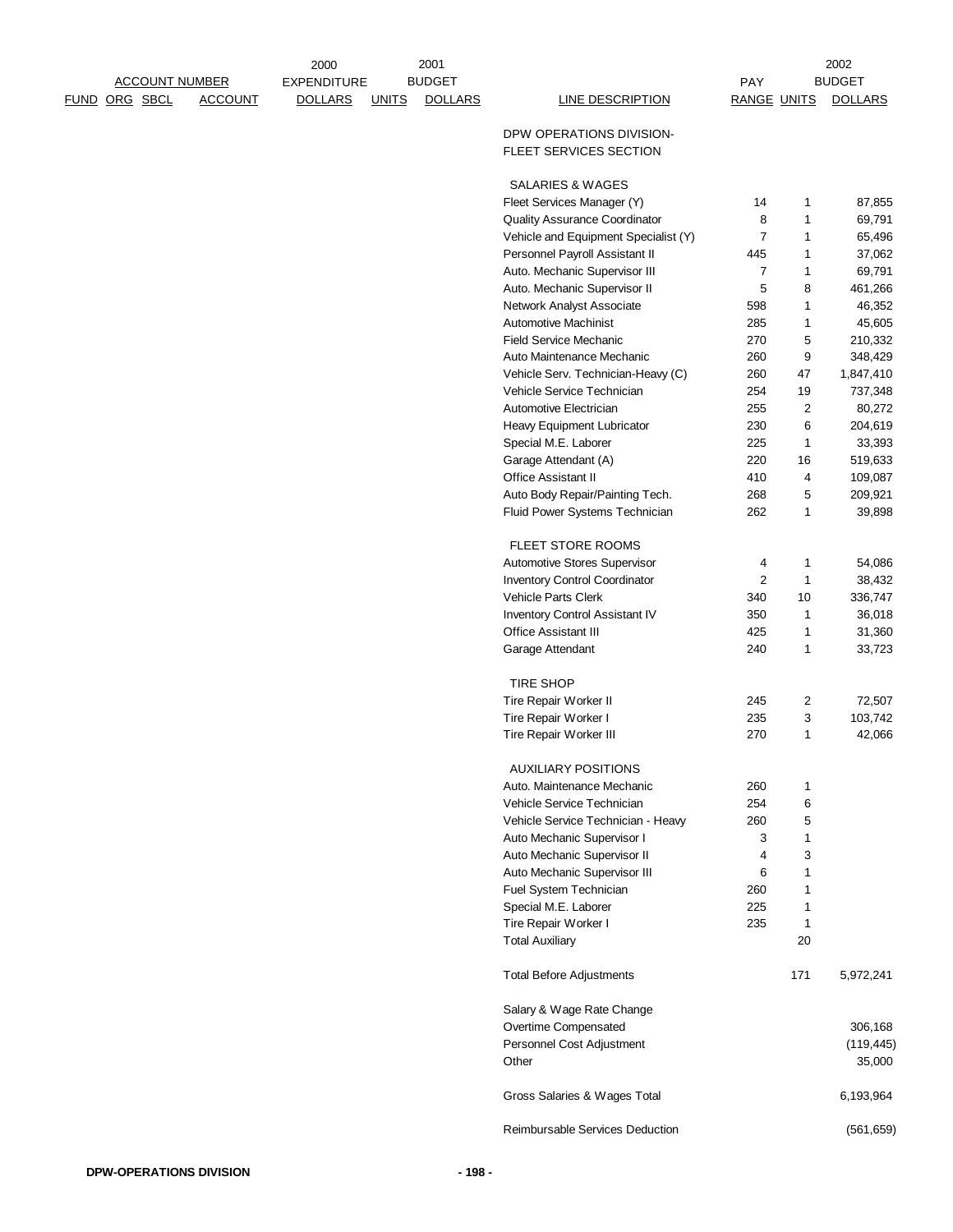| FUND | ORG | SBCL | ACCOUNT | 2000 EXPENDITURE DOLLARS | 2001 BUDGET UNITS | 2001 BUDGET DOLLARS | LINE DESCRIPTION | PAY RANGE | 2002 BUDGET UNITS | 2002 BUDGET DOLLARS |
|---|---|---|---|---|---|---|---|---|---|---|
| | | | | | | | DPW OPERATIONS DIVISION- FLEET SERVICES SECTION | | | |
| | | | | | | | SALARIES & WAGES | | | |
| | | | | | | | Fleet Services Manager (Y) | 14 | 1 | 87,855 |
| | | | | | | | Quality Assurance Coordinator | 8 | 1 | 69,791 |
| | | | | | | | Vehicle and Equipment Specialist (Y) | 7 | 1 | 65,496 |
| | | | | | | | Personnel Payroll Assistant II | 445 | 1 | 37,062 |
| | | | | | | | Auto. Mechanic Supervisor III | 7 | 1 | 69,791 |
| | | | | | | | Auto. Mechanic Supervisor II | 5 | 8 | 461,266 |
| | | | | | | | Network Analyst Associate | 598 | 1 | 46,352 |
| | | | | | | | Automotive Machinist | 285 | 1 | 45,605 |
| | | | | | | | Field Service Mechanic | 270 | 5 | 210,332 |
| | | | | | | | Auto Maintenance Mechanic | 260 | 9 | 348,429 |
| | | | | | | | Vehicle Serv. Technician-Heavy (C) | 260 | 47 | 1,847,410 |
| | | | | | | | Vehicle Service Technician | 254 | 19 | 737,348 |
| | | | | | | | Automotive Electrician | 255 | 2 | 80,272 |
| | | | | | | | Heavy Equipment Lubricator | 230 | 6 | 204,619 |
| | | | | | | | Special M.E. Laborer | 225 | 1 | 33,393 |
| | | | | | | | Garage Attendant (A) | 220 | 16 | 519,633 |
| | | | | | | | Office Assistant II | 410 | 4 | 109,087 |
| | | | | | | | Auto Body Repair/Painting Tech. | 268 | 5 | 209,921 |
| | | | | | | | Fluid Power Systems Technician | 262 | 1 | 39,898 |
| | | | | | | | FLEET STORE ROOMS | | | |
| | | | | | | | Automotive Stores Supervisor | 4 | 1 | 54,086 |
| | | | | | | | Inventory Control Coordinator | 2 | 1 | 38,432 |
| | | | | | | | Vehicle Parts Clerk | 340 | 10 | 336,747 |
| | | | | | | | Inventory Control Assistant IV | 350 | 1 | 36,018 |
| | | | | | | | Office Assistant III | 425 | 1 | 31,360 |
| | | | | | | | Garage Attendant | 240 | 1 | 33,723 |
| | | | | | | | TIRE SHOP | | | |
| | | | | | | | Tire Repair Worker II | 245 | 2 | 72,507 |
| | | | | | | | Tire Repair Worker I | 235 | 3 | 103,742 |
| | | | | | | | Tire Repair Worker III | 270 | 1 | 42,066 |
| | | | | | | | AUXILIARY POSITIONS | | | |
| | | | | | | | Auto. Maintenance Mechanic | 260 | 1 | |
| | | | | | | | Vehicle Service Technician | 254 | 6 | |
| | | | | | | | Vehicle Service Technician - Heavy | 260 | 5 | |
| | | | | | | | Auto Mechanic Supervisor I | 3 | 1 | |
| | | | | | | | Auto Mechanic Supervisor II | 4 | 3 | |
| | | | | | | | Auto Mechanic Supervisor III | 6 | 1 | |
| | | | | | | | Fuel System Technician | 260 | 1 | |
| | | | | | | | Special M.E. Laborer | 225 | 1 | |
| | | | | | | | Tire Repair Worker I | 235 | 1 | |
| | | | | | | | Total Auxiliary | | 20 | |
| | | | | | | | Total Before Adjustments | | 171 | 5,972,241 |
| | | | | | | | Salary & Wage Rate Change | | | |
| | | | | | | | Overtime Compensated | | | 306,168 |
| | | | | | | | Personnel Cost Adjustment | | | (119,445) |
| | | | | | | | Other | | | 35,000 |
| | | | | | | | Gross Salaries & Wages Total | | | 6,193,964 |
| | | | | | | | Reimbursable Services Deduction | | | (561,659) |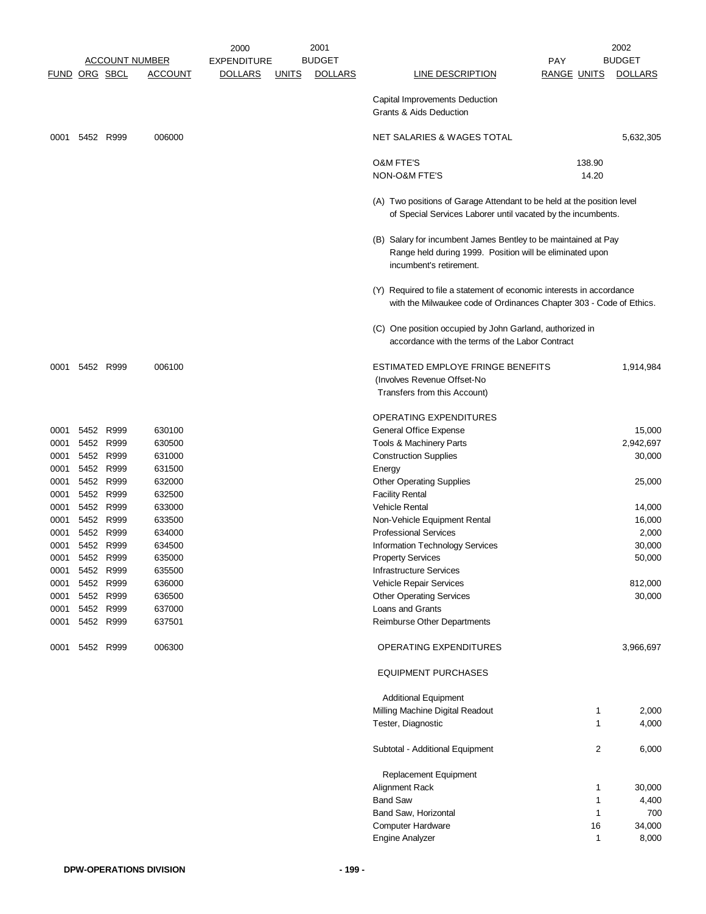| ACCOUNT NUMBER | | | | 2000 EXPENDITURE | 2001 BUDGET | | | PAY | | 2002 BUDGET |
|---|---|---|---|---|---|---|---|---|---|---|
| FUND | ORG | SBCL | ACCOUNT | DOLLARS | UNITS | DOLLARS | LINE DESCRIPTION | RANGE | UNITS | DOLLARS |
| | | | | | | | Capital Improvements Deduction | | | |
| | | | | | | | Grants & Aids Deduction | | | |
| 0001 | 5452 | R999 | 006000 | | | | NET SALARIES & WAGES TOTAL | | | 5,632,305 |
| | | | | | | | O&M FTE'S | | 138.90 | |
| | | | | | | | NON-O&M FTE'S | | 14.20 | |
| | | | | | | | (A) Two positions of Garage Attendant to be held at the position level of Special Services Laborer until vacated by the incumbents. | | | |
| | | | | | | | (B) Salary for incumbent James Bentley to be maintained at Pay Range held during 1999. Position will be eliminated upon incumbent's retirement. | | | |
| | | | | | | | (Y) Required to file a statement of economic interests in accordance with the Milwaukee code of Ordinances Chapter 303 - Code of Ethics. | | | |
| | | | | | | | (C) One position occupied by John Garland, authorized in accordance with the terms of the Labor Contract | | | |
| 0001 | 5452 | R999 | 006100 | | | | ESTIMATED EMPLOYE FRINGE BENEFITS (Involves Revenue Offset-No Transfers from this Account) | | | 1,914,984 |
| | | | | | | | OPERATING EXPENDITURES | | | |
| 0001 | 5452 | R999 | 630100 | | | | General Office Expense | | | 15,000 |
| 0001 | 5452 | R999 | 630500 | | | | Tools & Machinery Parts | | | 2,942,697 |
| 0001 | 5452 | R999 | 631000 | | | | Construction Supplies | | | 30,000 |
| 0001 | 5452 | R999 | 631500 | | | | Energy | | | |
| 0001 | 5452 | R999 | 632000 | | | | Other Operating Supplies | | | 25,000 |
| 0001 | 5452 | R999 | 632500 | | | | Facility Rental | | | |
| 0001 | 5452 | R999 | 633000 | | | | Vehicle Rental | | | 14,000 |
| 0001 | 5452 | R999 | 633500 | | | | Non-Vehicle Equipment Rental | | | 16,000 |
| 0001 | 5452 | R999 | 634000 | | | | Professional Services | | | 2,000 |
| 0001 | 5452 | R999 | 634500 | | | | Information Technology Services | | | 30,000 |
| 0001 | 5452 | R999 | 635000 | | | | Property Services | | | 50,000 |
| 0001 | 5452 | R999 | 635500 | | | | Infrastructure Services | | | |
| 0001 | 5452 | R999 | 636000 | | | | Vehicle Repair Services | | | 812,000 |
| 0001 | 5452 | R999 | 636500 | | | | Other Operating Services | | | 30,000 |
| 0001 | 5452 | R999 | 637000 | | | | Loans and Grants | | | |
| 0001 | 5452 | R999 | 637501 | | | | Reimburse Other Departments | | | |
| 0001 | 5452 | R999 | 006300 | | | | OPERATING EXPENDITURES | | | 3,966,697 |
| | | | | | | | EQUIPMENT PURCHASES | | | |
| | | | | | | | Additional Equipment | | | |
| | | | | | | | Milling Machine Digital Readout | | 1 | 2,000 |
| | | | | | | | Tester, Diagnostic | | 1 | 4,000 |
| | | | | | | | Subtotal - Additional Equipment | | 2 | 6,000 |
| | | | | | | | Replacement Equipment | | | |
| | | | | | | | Alignment Rack | | 1 | 30,000 |
| | | | | | | | Band Saw | | 1 | 4,400 |
| | | | | | | | Band Saw, Horizontal | | 1 | 700 |
| | | | | | | | Computer Hardware | | 16 | 34,000 |
| | | | | | | | Engine Analyzer | | 1 | 8,000 |

DPW-OPERATIONS DIVISION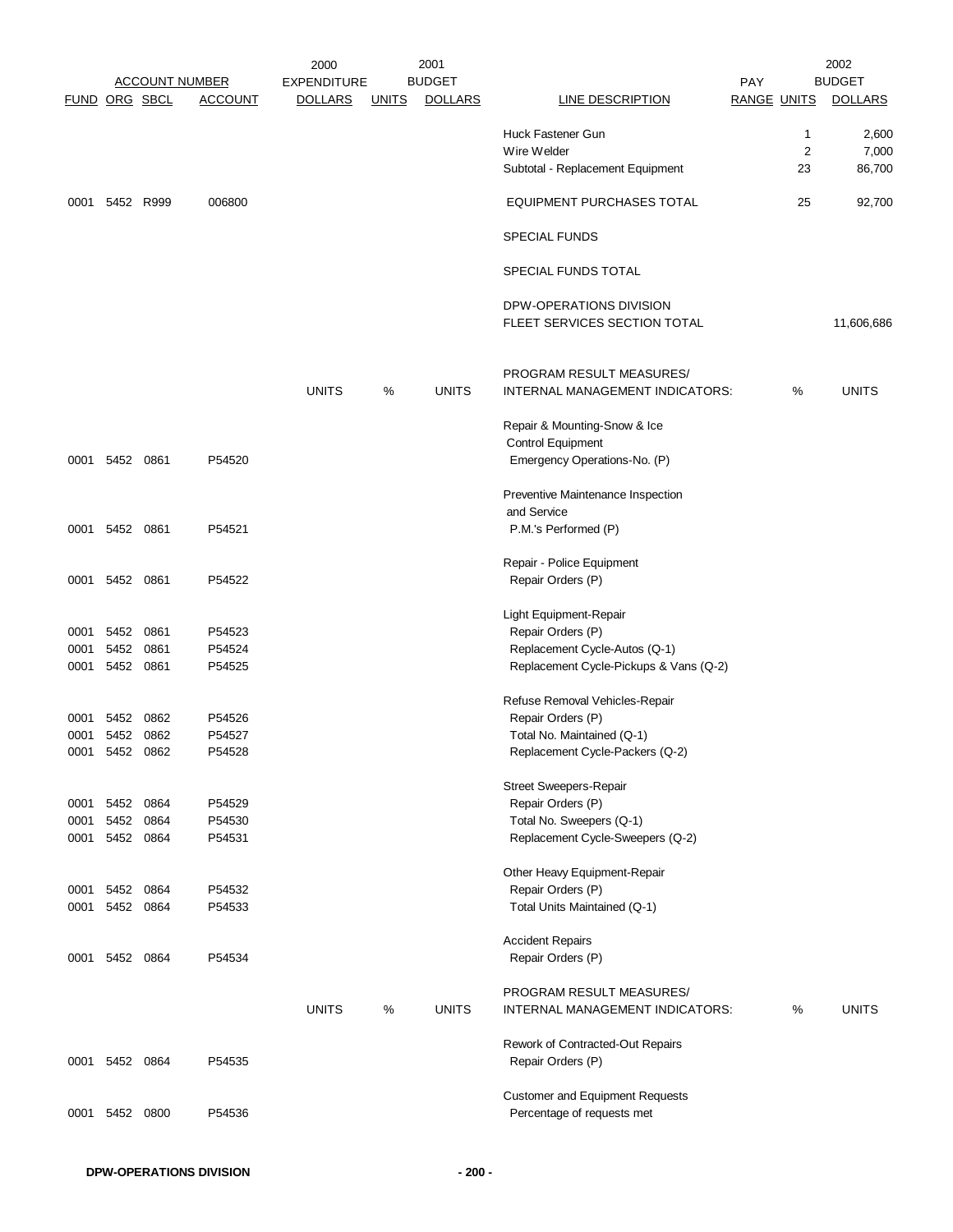| ACCOUNT NUMBER | | | | 2000 EXPENDITURE | 2001 BUDGET | | | PAY | | 2002 BUDGET |
|---|---|---|---|---|---|---|---|---|---|---|
| FUND | ORG | SBCL | ACCOUNT | DOLLARS | UNITS | DOLLARS | LINE DESCRIPTION | RANGE | UNITS | DOLLARS |
| | | | | | | | Huck Fastener Gun | | 1 | 2,600 |
| | | | | | | | Wire Welder | | 2 | 7,000 |
| | | | | | | | Subtotal - Replacement Equipment | | 23 | 86,700 |
| 0001 | 5452 | R999 | 006800 | | | | EQUIPMENT PURCHASES TOTAL | | 25 | 92,700 |
| | | | | | | | SPECIAL FUNDS | | | |
| | | | | | | | SPECIAL FUNDS TOTAL | | | |
| | | | | | | | DPW-OPERATIONS DIVISION FLEET SERVICES SECTION TOTAL | | | 11,606,686 |

| FUND | ORG | SBCL | ACCOUNT | UNITS | % | UNITS | PROGRAM RESULT MEASURES/ INTERNAL MANAGEMENT INDICATORS: | % | UNITS |
|---|---|---|---|---|---|---|---|---|---|
| | | | | | | | Repair & Mounting-Snow & Ice Control Equipment | | |
| 0001 | 5452 | 0861 | P54520 | | | | Emergency Operations-No. (P) | | |
| | | | | | | | Preventive Maintenance Inspection and Service | | |
| 0001 | 5452 | 0861 | P54521 | | | | P.M.'s Performed (P) | | |
| | | | | | | | Repair - Police Equipment | | |
| 0001 | 5452 | 0861 | P54522 | | | | Repair Orders (P) | | |
| | | | | | | | Light Equipment-Repair | | |
| 0001 | 5452 | 0861 | P54523 | | | | Repair Orders (P) | | |
| 0001 | 5452 | 0861 | P54524 | | | | Replacement Cycle-Autos (Q-1) | | |
| 0001 | 5452 | 0861 | P54525 | | | | Replacement Cycle-Pickups & Vans (Q-2) | | |
| | | | | | | | Refuse Removal Vehicles-Repair | | |
| 0001 | 5452 | 0862 | P54526 | | | | Repair Orders (P) | | |
| 0001 | 5452 | 0862 | P54527 | | | | Total No. Maintained (Q-1) | | |
| 0001 | 5452 | 0862 | P54528 | | | | Replacement Cycle-Packers (Q-2) | | |
| | | | | | | | Street Sweepers-Repair | | |
| 0001 | 5452 | 0864 | P54529 | | | | Repair Orders (P) | | |
| 0001 | 5452 | 0864 | P54530 | | | | Total No. Sweepers (Q-1) | | |
| 0001 | 5452 | 0864 | P54531 | | | | Replacement Cycle-Sweepers (Q-2) | | |
| | | | | | | | Other Heavy Equipment-Repair | | |
| 0001 | 5452 | 0864 | P54532 | | | | Repair Orders (P) | | |
| 0001 | 5452 | 0864 | P54533 | | | | Total Units Maintained (Q-1) | | |
| | | | | | | | Accident Repairs | | |
| 0001 | 5452 | 0864 | P54534 | | | | Repair Orders (P) | | |

| FUND | ORG | SBCL | ACCOUNT | UNITS | % | UNITS | PROGRAM RESULT MEASURES/ INTERNAL MANAGEMENT INDICATORS: | % | UNITS |
|---|---|---|---|---|---|---|---|---|---|
| | | | | | | | Rework of Contracted-Out Repairs | | |
| 0001 | 5452 | 0864 | P54535 | | | | Repair Orders (P) | | |
| | | | | | | | Customer and Equipment Requests | | |
| 0001 | 5452 | 0800 | P54536 | | | | Percentage of requests met | | |

**DPW-OPERATIONS DIVISION**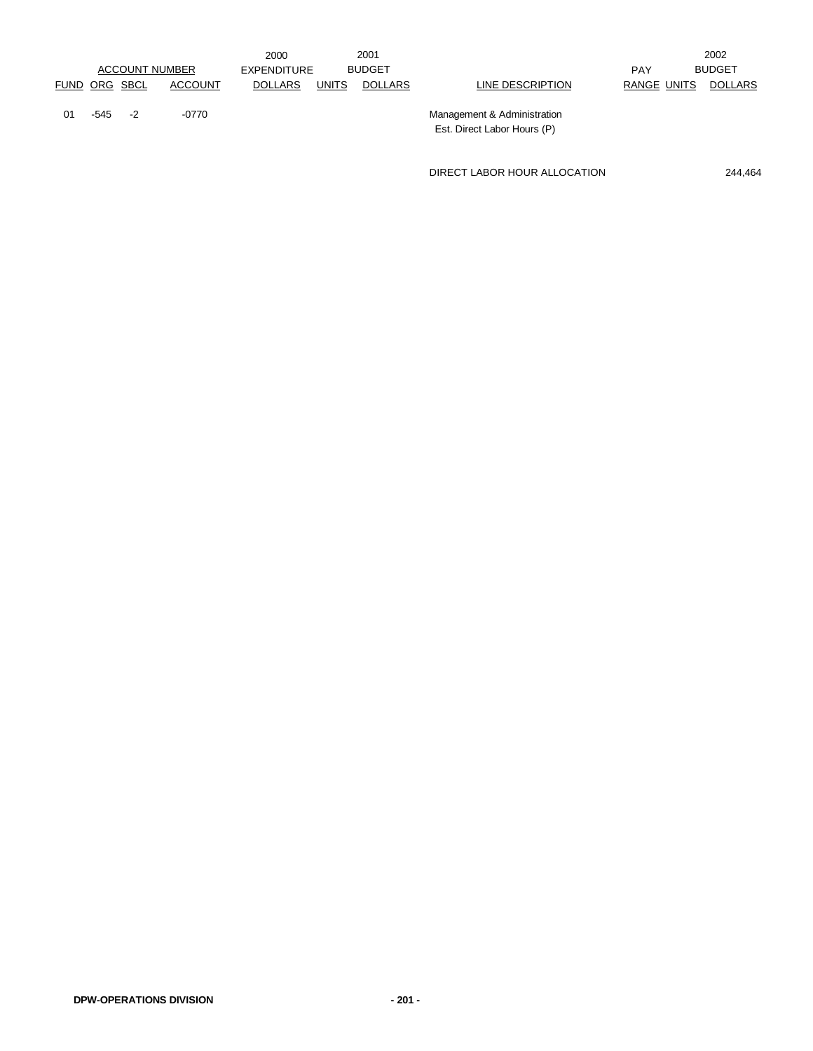| ACCOUNT NUMBER | | | | 2000 EXPENDITURE | 2001 BUDGET | | | PAY | | 2002 BUDGET |
|---|---|---|---|---|---|---|---|---|---|---|
| FUND | ORG | SBCL | ACCOUNT | DOLLARS | UNITS | DOLLARS | LINE DESCRIPTION | RANGE | UNITS | DOLLARS |
| 01 | -545 | -2 | -0770 | | | | Management & Administration<br>Est. Direct Labor Hours (P) | | | |
| | | | | | | | DIRECT LABOR HOUR ALLOCATION | | | 244,464 |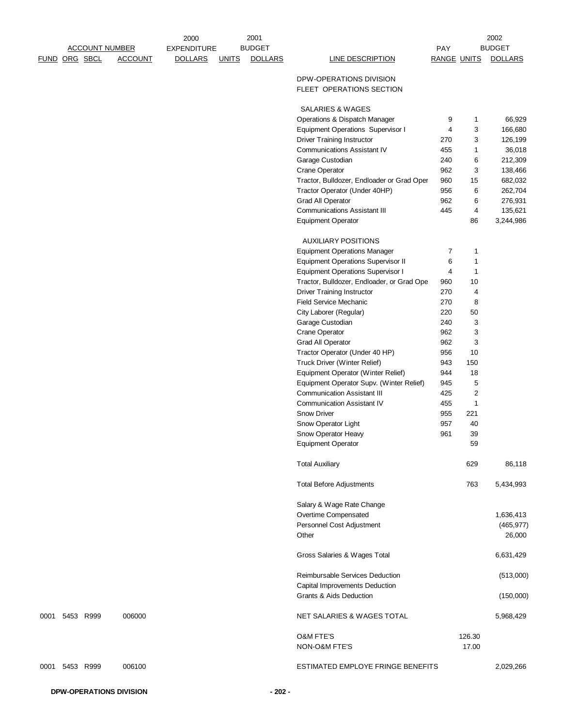| ACCOUNT NUMBER | | | | 2000 EXPENDITURE | 2001 BUDGET | | | PAY | | 2002 BUDGET |
|---|---|---|---|---|---|---|---|---|---|---|
| FUND | ORG | SBCL | ACCOUNT | DOLLARS | UNITS | DOLLARS | LINE DESCRIPTION | RANGE | UNITS | DOLLARS |
| | | | | | | | DPW-OPERATIONS DIVISION | | | |
| | | | | | | | FLEET OPERATIONS SECTION | | | |
| | | | | | | | SALARIES & WAGES | | | |
| | | | | | | | Operations & Dispatch Manager | 9 | 1 | 66,929 |
| | | | | | | | Equipment Operations Supervisor I | 4 | 3 | 166,680 |
| | | | | | | | Driver Training Instructor | 270 | 3 | 126,199 |
| | | | | | | | Communications Assistant IV | 455 | 1 | 36,018 |
| | | | | | | | Garage Custodian | 240 | 6 | 212,309 |
| | | | | | | | Crane Operator | 962 | 3 | 138,466 |
| | | | | | | | Tractor, Bulldozer, Endloader or Grad Oper | 960 | 15 | 682,032 |
| | | | | | | | Tractor Operator (Under 40HP) | 956 | 6 | 262,704 |
| | | | | | | | Grad All Operator | 962 | 6 | 276,931 |
| | | | | | | | Communications Assistant III | 445 | 4 | 135,621 |
| | | | | | | | Equipment Operator | | 86 | 3,244,986 |
| | | | | | | | AUXILIARY POSITIONS | | | |
| | | | | | | | Equipment Operations Manager | 7 | 1 | |
| | | | | | | | Equipment Operations Supervisor II | 6 | 1 | |
| | | | | | | | Equipment Operations Supervisor I | 4 | 1 | |
| | | | | | | | Tractor, Bulldozer, Endloader, or Grad Ope | 960 | 10 | |
| | | | | | | | Driver Training Instructor | 270 | 4 | |
| | | | | | | | Field Service Mechanic | 270 | 8 | |
| | | | | | | | City Laborer (Regular) | 220 | 50 | |
| | | | | | | | Garage Custodian | 240 | 3 | |
| | | | | | | | Crane Operator | 962 | 3 | |
| | | | | | | | Grad All Operator | 962 | 3 | |
| | | | | | | | Tractor Operator (Under 40 HP) | 956 | 10 | |
| | | | | | | | Truck Driver (Winter Relief) | 943 | 150 | |
| | | | | | | | Equipment Operator (Winter Relief) | 944 | 18 | |
| | | | | | | | Equipment Operator Supv. (Winter Relief) | 945 | 5 | |
| | | | | | | | Communication Assistant III | 425 | 2 | |
| | | | | | | | Communication Assistant IV | 455 | 1 | |
| | | | | | | | Snow Driver | 955 | 221 | |
| | | | | | | | Snow Operator Light | 957 | 40 | |
| | | | | | | | Snow Operator Heavy | 961 | 39 | |
| | | | | | | | Equipment Operator | | 59 | |
| | | | | | | | Total Auxiliary | | 629 | 86,118 |
| | | | | | | | Total Before Adjustments | | 763 | 5,434,993 |
| | | | | | | | Salary & Wage Rate Change | | | |
| | | | | | | | Overtime Compensated | | | 1,636,413 |
| | | | | | | | Personnel Cost Adjustment | | | (465,977) |
| | | | | | | | Other | | | 26,000 |
| | | | | | | | Gross Salaries & Wages Total | | | 6,631,429 |
| | | | | | | | Reimbursable Services Deduction | | | (513,000) |
| | | | | | | | Capital Improvements Deduction | | | |
| | | | | | | | Grants & Aids Deduction | | | (150,000) |
| 0001 | 5453 | R999 | 006000 | | | | NET SALARIES & WAGES TOTAL | | | 5,968,429 |
| | | | | | | | O&M FTE'S | | 126.30 | |
| | | | | | | | NON-O&M FTE'S | | 17.00 | |
| 0001 | 5453 | R999 | 006100 | | | | ESTIMATED EMPLOYE FRINGE BENEFITS | | | 2,029,266 |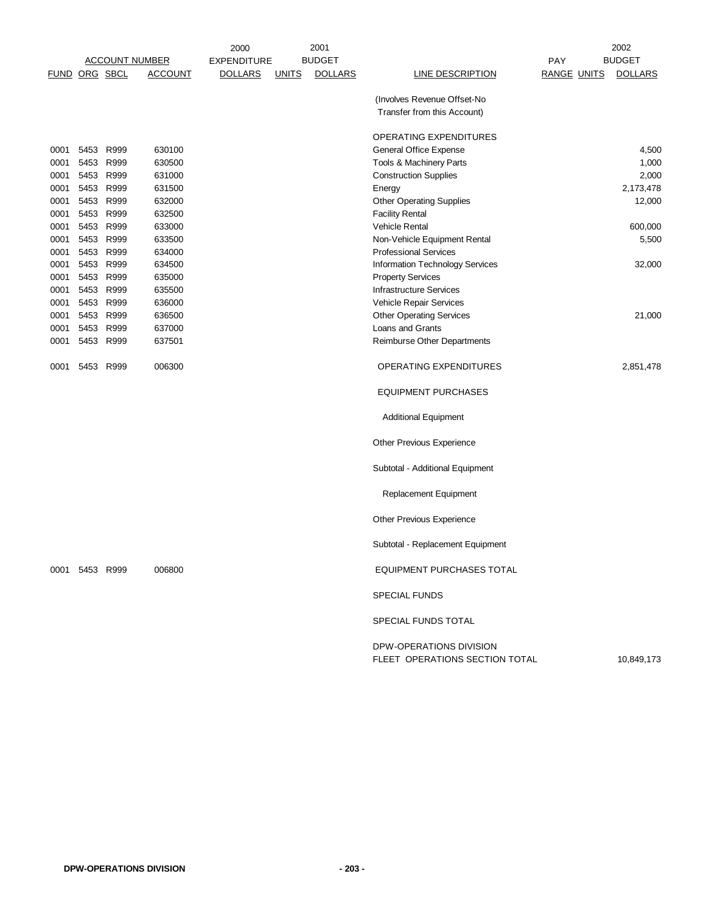| ACCOUNT NUMBER | | | | 2000 EXPENDITURE | 2001 BUDGET | | | | | 2002 BUDGET |
|---|---|---|---|---|---|---|---|---|---|---|
| FUND | ORG | SBCL | ACCOUNT | DOLLARS | UNITS | DOLLARS | LINE DESCRIPTION | PAY RANGE | UNITS | DOLLARS |
| | | | | | | | (Involves Revenue Offset-No Transfer from this Account) | | | |
| | | | | | | | OPERATING EXPENDITURES | | | |
| 0001 | 5453 | R999 | 630100 | | | | General Office Expense | | | 4,500 |
| 0001 | 5453 | R999 | 630500 | | | | Tools & Machinery Parts | | | 1,000 |
| 0001 | 5453 | R999 | 631000 | | | | Construction Supplies | | | 2,000 |
| 0001 | 5453 | R999 | 631500 | | | | Energy | | | 2,173,478 |
| 0001 | 5453 | R999 | 632000 | | | | Other Operating Supplies | | | 12,000 |
| 0001 | 5453 | R999 | 632500 | | | | Facility Rental | | | |
| 0001 | 5453 | R999 | 633000 | | | | Vehicle Rental | | | 600,000 |
| 0001 | 5453 | R999 | 633500 | | | | Non-Vehicle Equipment Rental | | | 5,500 |
| 0001 | 5453 | R999 | 634000 | | | | Professional Services | | | |
| 0001 | 5453 | R999 | 634500 | | | | Information Technology Services | | | 32,000 |
| 0001 | 5453 | R999 | 635000 | | | | Property Services | | | |
| 0001 | 5453 | R999 | 635500 | | | | Infrastructure Services | | | |
| 0001 | 5453 | R999 | 636000 | | | | Vehicle Repair Services | | | |
| 0001 | 5453 | R999 | 636500 | | | | Other Operating Services | | | 21,000 |
| 0001 | 5453 | R999 | 637000 | | | | Loans and Grants | | | |
| 0001 | 5453 | R999 | 637501 | | | | Reimburse Other Departments | | | |
| 0001 | 5453 | R999 | 006300 | | | | OPERATING EXPENDITURES | | | 2,851,478 |
| | | | | | | | EQUIPMENT PURCHASES | | | |
| | | | | | | | Additional Equipment | | | |
| | | | | | | | Other Previous Experience | | | |
| | | | | | | | Subtotal - Additional Equipment | | | |
| | | | | | | | Replacement Equipment | | | |
| | | | | | | | Other Previous Experience | | | |
| | | | | | | | Subtotal - Replacement Equipment | | | |
| 0001 | 5453 | R999 | 006800 | | | | EQUIPMENT PURCHASES TOTAL | | | |
| | | | | | | | SPECIAL FUNDS | | | |
| | | | | | | | SPECIAL FUNDS TOTAL | | | |
| | | | | | | | DPW-OPERATIONS DIVISION FLEET OPERATIONS SECTION TOTAL | | | 10,849,173 |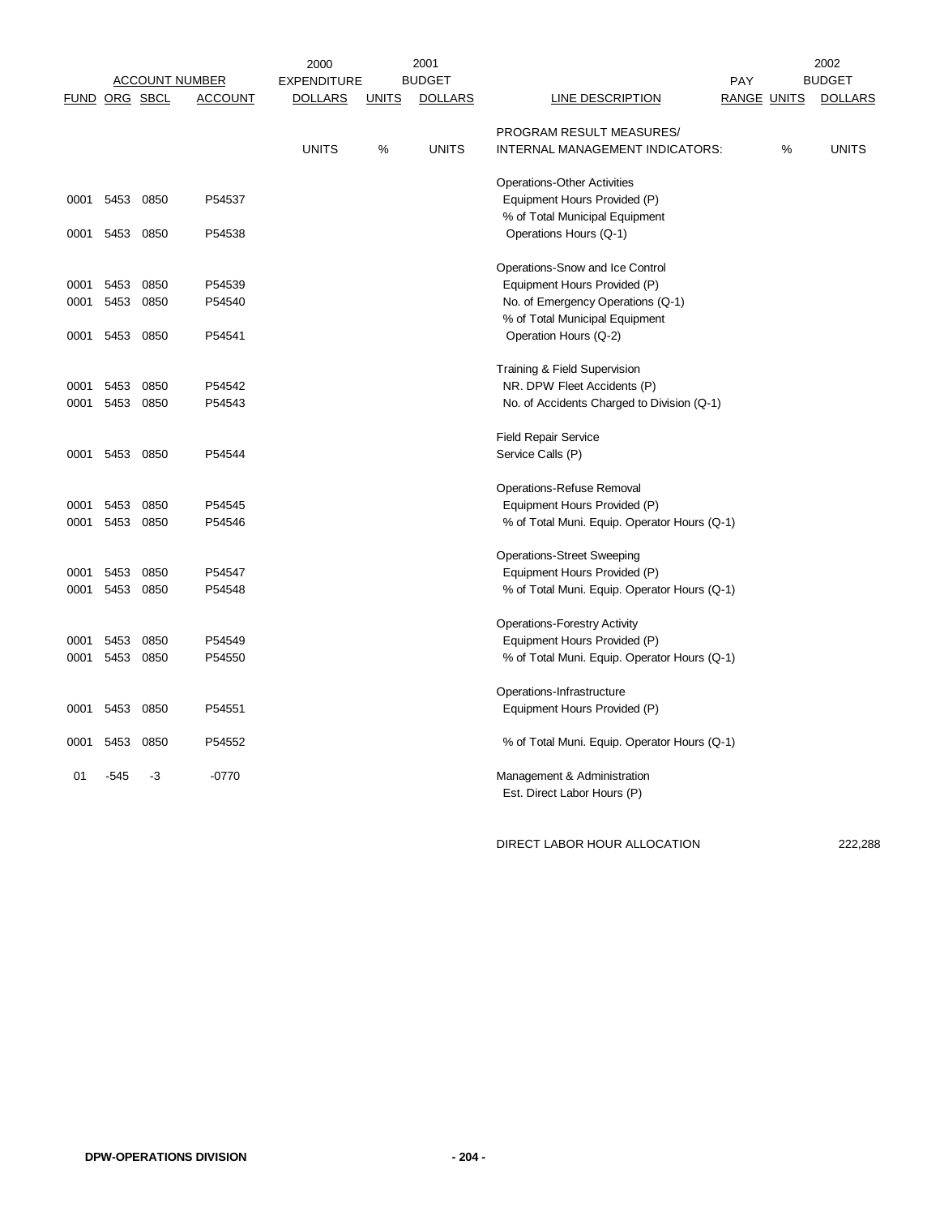| FUND | ORG | SBCL | ACCOUNT | 2000 EXPENDITURE DOLLARS | UNITS | 2001 BUDGET DOLLARS | LINE DESCRIPTION | PAY RANGE | UNITS | 2002 BUDGET DOLLARS |
|---|---|---|---|---|---|---|---|---|---|---|
| | | | | UNITS | % | UNITS | PROGRAM RESULT MEASURES/ INTERNAL MANAGEMENT INDICATORS: | | % | UNITS |
| | | | | | | | Operations-Other Activities | | | |
| 0001 | 5453 | 0850 | P54537 | | | | Equipment Hours Provided (P) | | | |
| 0001 | 5453 | 0850 | P54538 | | | | % of Total Municipal Equipment Operations Hours (Q-1) | | | |
| | | | | | | | Operations-Snow and Ice Control | | | |
| 0001 | 5453 | 0850 | P54539 | | | | Equipment Hours Provided (P) | | | |
| 0001 | 5453 | 0850 | P54540 | | | | No. of Emergency Operations (Q-1) | | | |
| 0001 | 5453 | 0850 | P54541 | | | | % of Total Municipal Equipment Operation Hours (Q-2) | | | |
| | | | | | | | Training & Field Supervision | | | |
| 0001 | 5453 | 0850 | P54542 | | | | NR. DPW Fleet Accidents (P) | | | |
| 0001 | 5453 | 0850 | P54543 | | | | No. of Accidents Charged to Division (Q-1) | | | |
| | | | | | | | Field Repair Service | | | |
| 0001 | 5453 | 0850 | P54544 | | | | Service Calls (P) | | | |
| | | | | | | | Operations-Refuse Removal | | | |
| 0001 | 5453 | 0850 | P54545 | | | | Equipment Hours Provided (P) | | | |
| 0001 | 5453 | 0850 | P54546 | | | | % of Total Muni. Equip. Operator Hours (Q-1) | | | |
| | | | | | | | Operations-Street Sweeping | | | |
| 0001 | 5453 | 0850 | P54547 | | | | Equipment Hours Provided (P) | | | |
| 0001 | 5453 | 0850 | P54548 | | | | % of Total Muni. Equip. Operator Hours (Q-1) | | | |
| | | | | | | | Operations-Forestry Activity | | | |
| 0001 | 5453 | 0850 | P54549 | | | | Equipment Hours Provided (P) | | | |
| 0001 | 5453 | 0850 | P54550 | | | | % of Total Muni. Equip. Operator Hours (Q-1) | | | |
| | | | | | | | Operations-Infrastructure | | | |
| 0001 | 5453 | 0850 | P54551 | | | | Equipment Hours Provided (P) | | | |
| 0001 | 5453 | 0850 | P54552 | | | | % of Total Muni. Equip. Operator Hours (Q-1) | | | |
| 01 | -545 | -3 | -0770 | | | | Management & Administration Est. Direct Labor Hours (P) | | | |
| | | | | | | | DIRECT LABOR HOUR ALLOCATION | | | 222,288 |

DPW-OPERATIONS DIVISION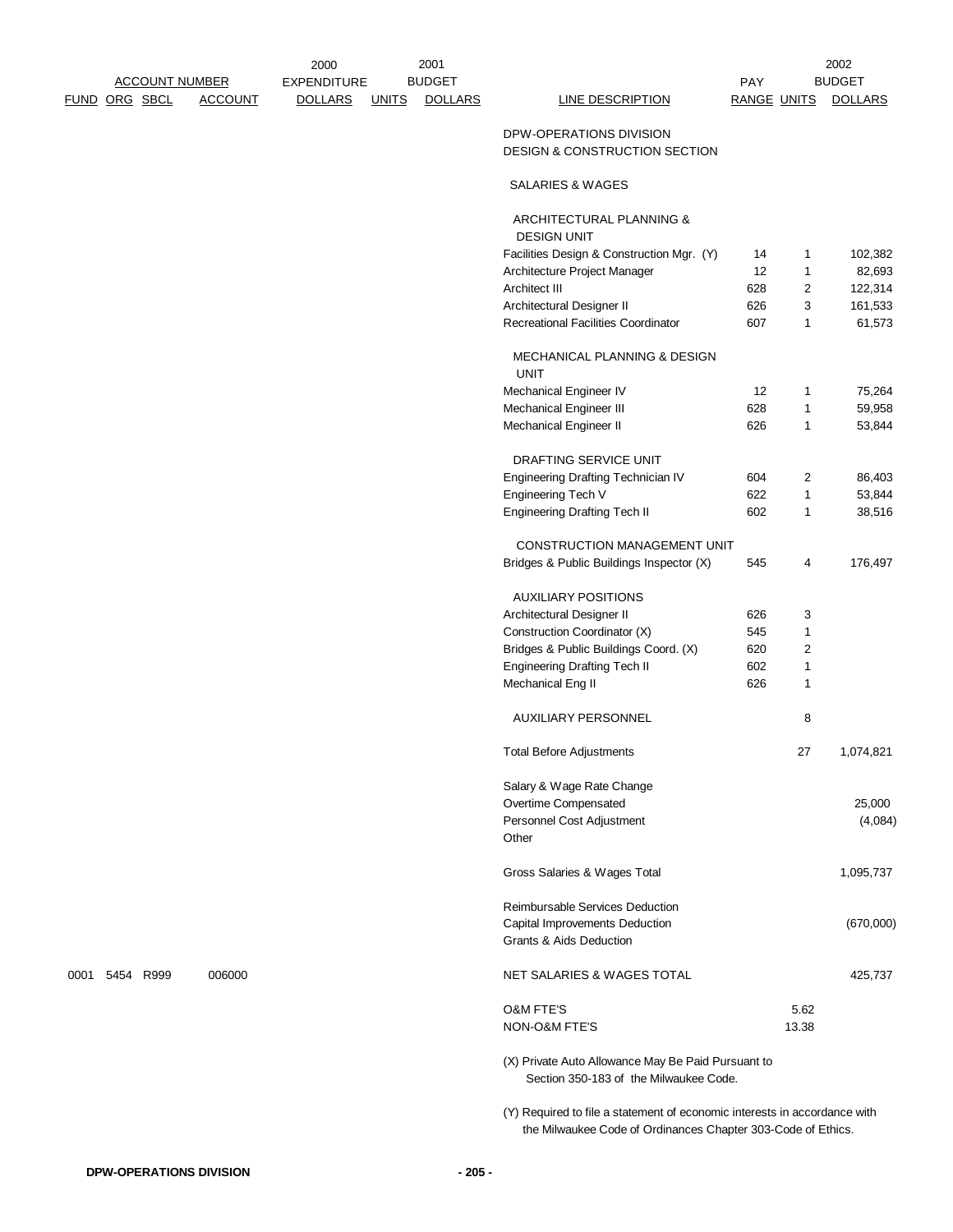| FUND | ORG | SBCL | ACCOUNT | 2000 EXPENDITURE DOLLARS | 2001 BUDGET UNITS | 2001 BUDGET DOLLARS | LINE DESCRIPTION | PAY RANGE | UNITS | 2002 BUDGET DOLLARS |
|---|---|---|---|---|---|---|---|---|---|---|
| | | | | | | | DPW-OPERATIONS DIVISION | | | |
| | | | | | | | DESIGN & CONSTRUCTION SECTION | | | |
| | | | | | | | SALARIES & WAGES | | | |
| | | | | | | | ARCHITECTURAL PLANNING & DESIGN UNIT | | | |
| | | | | | | | Facilities Design & Construction Mgr. (Y) | 14 | 1 | 102,382 |
| | | | | | | | Architecture Project Manager | 12 | 1 | 82,693 |
| | | | | | | | Architect III | 628 | 2 | 122,314 |
| | | | | | | | Architectural Designer II | 626 | 3 | 161,533 |
| | | | | | | | Recreational Facilities Coordinator | 607 | 1 | 61,573 |
| | | | | | | | MECHANICAL PLANNING & DESIGN UNIT | | | |
| | | | | | | | Mechanical Engineer IV | 12 | 1 | 75,264 |
| | | | | | | | Mechanical Engineer III | 628 | 1 | 59,958 |
| | | | | | | | Mechanical Engineer II | 626 | 1 | 53,844 |
| | | | | | | | DRAFTING SERVICE UNIT | | | |
| | | | | | | | Engineering Drafting Technician IV | 604 | 2 | 86,403 |
| | | | | | | | Engineering Tech V | 622 | 1 | 53,844 |
| | | | | | | | Engineering Drafting Tech II | 602 | 1 | 38,516 |
| | | | | | | | CONSTRUCTION MANAGEMENT UNIT | | | |
| | | | | | | | Bridges & Public Buildings Inspector (X) | 545 | 4 | 176,497 |
| | | | | | | | AUXILIARY POSITIONS | | | |
| | | | | | | | Architectural Designer II | 626 | 3 | |
| | | | | | | | Construction Coordinator (X) | 545 | 1 | |
| | | | | | | | Bridges & Public Buildings Coord. (X) | 620 | 2 | |
| | | | | | | | Engineering Drafting Tech II | 602 | 1 | |
| | | | | | | | Mechanical Eng II | 626 | 1 | |
| | | | | | | | AUXILIARY PERSONNEL | | 8 | |
| | | | | | | | Total Before Adjustments | | 27 | 1,074,821 |
| | | | | | | | Salary & Wage Rate Change | | | |
| | | | | | | | Overtime Compensated | | | 25,000 |
| | | | | | | | Personnel Cost Adjustment | | | (4,084) |
| | | | | | | | Other | | | |
| | | | | | | | Gross Salaries & Wages Total | | | 1,095,737 |
| | | | | | | | Reimbursable Services Deduction | | | |
| | | | | | | | Capital Improvements Deduction | | | (670,000) |
| | | | | | | | Grants & Aids Deduction | | | |
| 0001 | 5454 | R999 | 006000 | | | | NET SALARIES & WAGES TOTAL | | | 425,737 |
| | | | | | | | O&M FTE'S | | 5.62 | |
| | | | | | | | NON-O&M FTE'S | | 13.38 | |

(X) Private Auto Allowance May Be Paid Pursuant to Section 350-183 of the Milwaukee Code.

(Y) Required to file a statement of economic interests in accordance with the Milwaukee Code of Ordinances Chapter 303-Code of Ethics.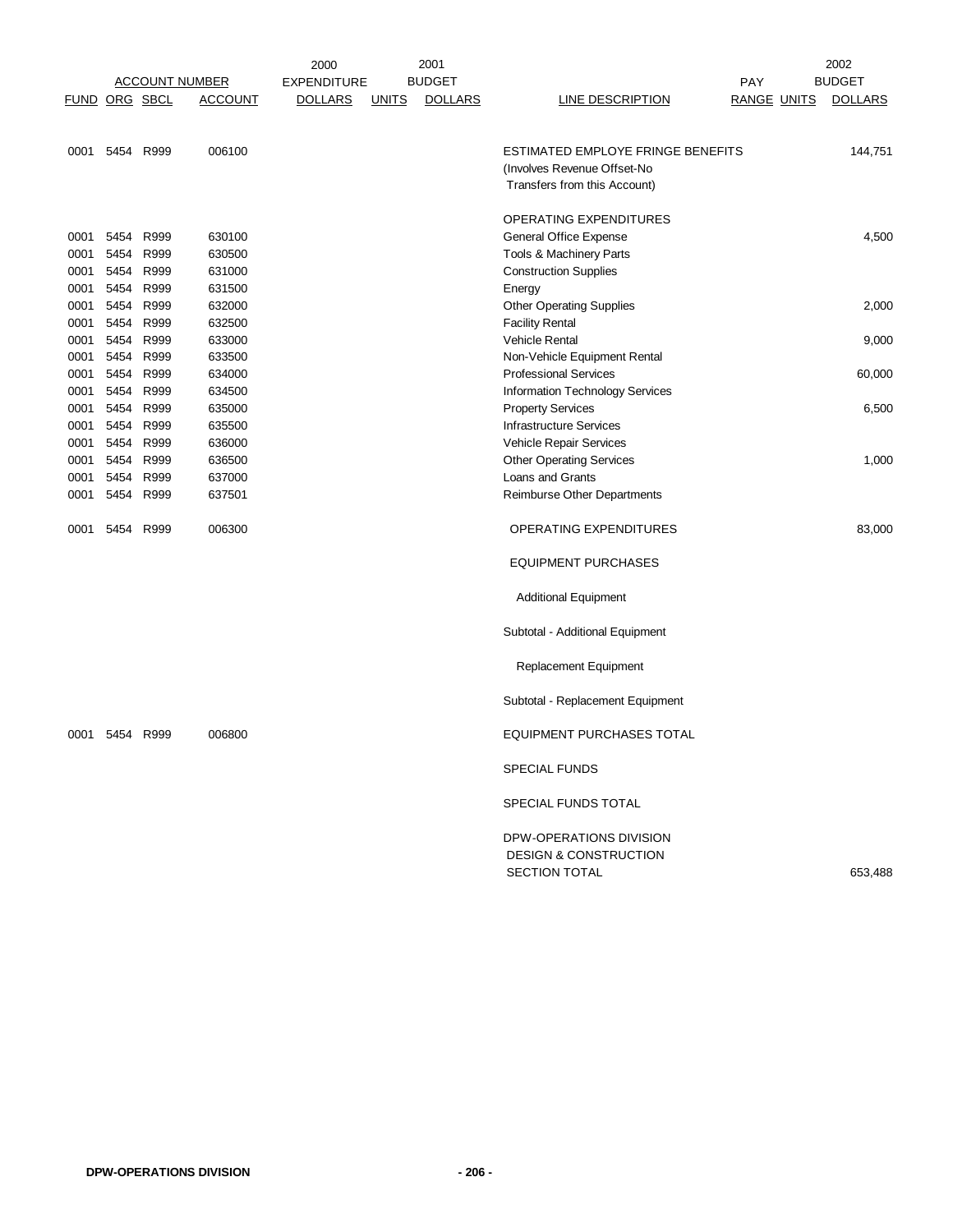| ACCOUNT NUMBER | | | | 2000 EXPENDITURE | 2001 BUDGET | | | PAY | | 2002 BUDGET |
|---|---|---|---|---|---|---|---|---|---|---|
| FUND | ORG | SBCL | ACCOUNT | DOLLARS | UNITS | DOLLARS | LINE DESCRIPTION | RANGE | UNITS | DOLLARS |
| 0001 | 5454 | R999 | 006100 | | | | ESTIMATED EMPLOYE FRINGE BENEFITS (Involves Revenue Offset-No Transfers from this Account) | | | 144,751 |
| | | | | | | | OPERATING EXPENDITURES | | | |
| 0001 | 5454 | R999 | 630100 | | | | General Office Expense | | | 4,500 |
| 0001 | 5454 | R999 | 630500 | | | | Tools & Machinery Parts | | | |
| 0001 | 5454 | R999 | 631000 | | | | Construction Supplies | | | |
| 0001 | 5454 | R999 | 631500 | | | | Energy | | | |
| 0001 | 5454 | R999 | 632000 | | | | Other Operating Supplies | | | 2,000 |
| 0001 | 5454 | R999 | 632500 | | | | Facility Rental | | | |
| 0001 | 5454 | R999 | 633000 | | | | Vehicle Rental | | | 9,000 |
| 0001 | 5454 | R999 | 633500 | | | | Non-Vehicle Equipment Rental | | | |
| 0001 | 5454 | R999 | 634000 | | | | Professional Services | | | 60,000 |
| 0001 | 5454 | R999 | 634500 | | | | Information Technology Services | | | |
| 0001 | 5454 | R999 | 635000 | | | | Property Services | | | 6,500 |
| 0001 | 5454 | R999 | 635500 | | | | Infrastructure Services | | | |
| 0001 | 5454 | R999 | 636000 | | | | Vehicle Repair Services | | | |
| 0001 | 5454 | R999 | 636500 | | | | Other Operating Services | | | 1,000 |
| 0001 | 5454 | R999 | 637000 | | | | Loans and Grants | | | |
| 0001 | 5454 | R999 | 637501 | | | | Reimburse Other Departments | | | |
| 0001 | 5454 | R999 | 006300 | | | | OPERATING EXPENDITURES | | | 83,000 |
| | | | | | | | EQUIPMENT PURCHASES | | | |
| | | | | | | | Additional Equipment | | | |
| | | | | | | | Subtotal - Additional Equipment | | | |
| | | | | | | | Replacement Equipment | | | |
| | | | | | | | Subtotal - Replacement Equipment | | | |
| 0001 | 5454 | R999 | 006800 | | | | EQUIPMENT PURCHASES TOTAL | | | |
| | | | | | | | SPECIAL FUNDS | | | |
| | | | | | | | SPECIAL FUNDS TOTAL | | | |
| | | | | | | | DPW-OPERATIONS DIVISION DESIGN & CONSTRUCTION SECTION TOTAL | | | 653,488 |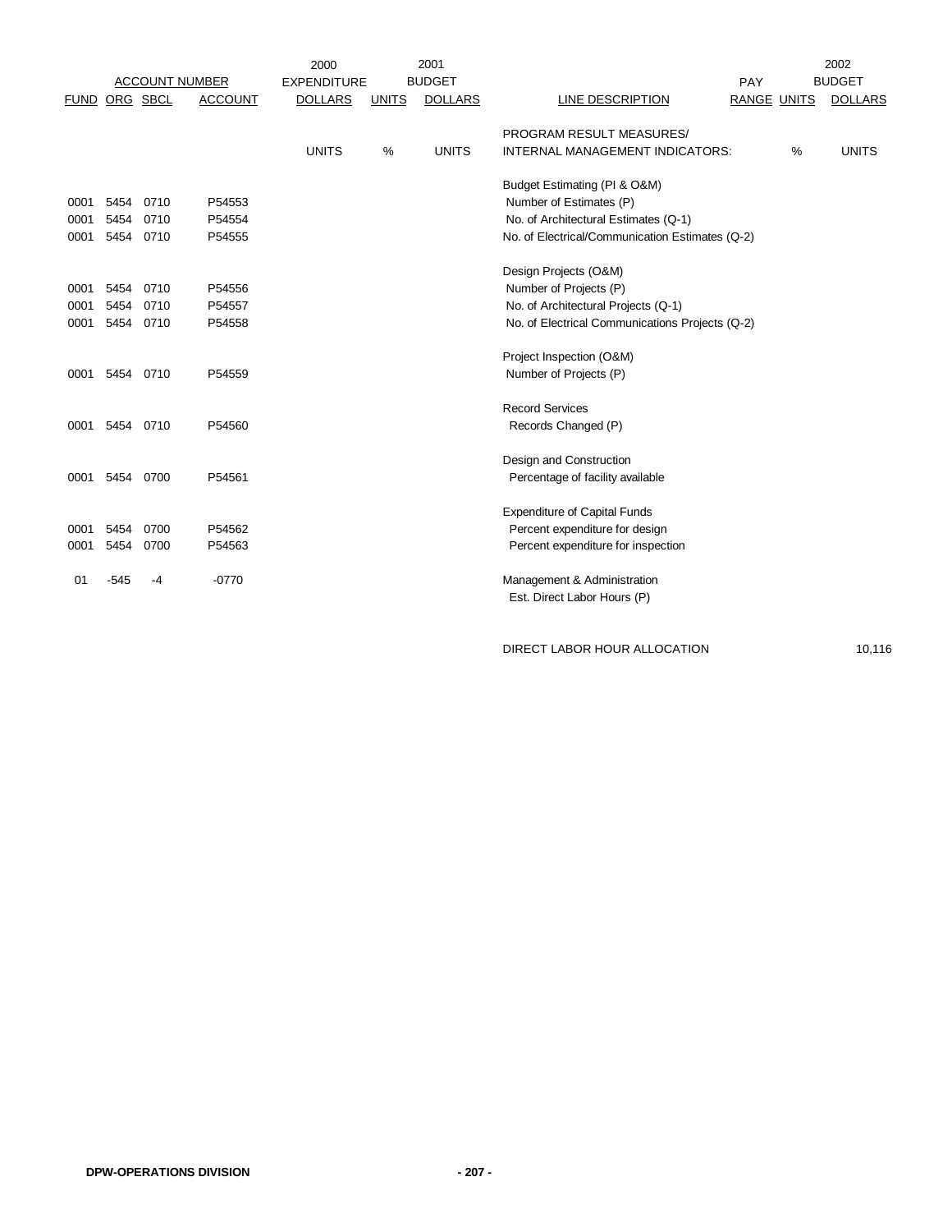| FUND | ORG | SBCL | ACCOUNT | 2000 EXPENDITURE DOLLARS | UNITS | 2001 BUDGET DOLLARS | LINE DESCRIPTION | PAY RANGE | UNITS | 2002 BUDGET DOLLARS |
|---|---|---|---|---|---|---|---|---|---|---|
| | | | | UNITS | % | UNITS | PROGRAM RESULT MEASURES/ INTERNAL MANAGEMENT INDICATORS: | | % | UNITS |
| | | | | | | | Budget Estimating (PI & O&M) | | | |
| 0001 | 5454 | 0710 | P54553 | | | | Number of Estimates (P) | | | |
| 0001 | 5454 | 0710 | P54554 | | | | No. of Architectural Estimates (Q-1) | | | |
| 0001 | 5454 | 0710 | P54555 | | | | No. of Electrical/Communication Estimates (Q-2) | | | |
| | | | | | | | Design Projects (O&M) | | | |
| 0001 | 5454 | 0710 | P54556 | | | | Number of Projects (P) | | | |
| 0001 | 5454 | 0710 | P54557 | | | | No. of Architectural Projects (Q-1) | | | |
| 0001 | 5454 | 0710 | P54558 | | | | No. of Electrical Communications Projects (Q-2) | | | |
| | | | | | | | Project Inspection (O&M) | | | |
| 0001 | 5454 | 0710 | P54559 | | | | Number of Projects (P) | | | |
| | | | | | | | Record Services | | | |
| 0001 | 5454 | 0710 | P54560 | | | | Records Changed (P) | | | |
| | | | | | | | Design and Construction | | | |
| 0001 | 5454 | 0700 | P54561 | | | | Percentage of facility available | | | |
| | | | | | | | Expenditure of Capital Funds | | | |
| 0001 | 5454 | 0700 | P54562 | | | | Percent expenditure for design | | | |
| 0001 | 5454 | 0700 | P54563 | | | | Percent expenditure for inspection | | | |
| 01 | -545 | -4 | -0770 | | | | Management & Administration | | | |
| | | | | | | | Est. Direct Labor Hours (P) | | | |
| | | | | | | | DIRECT LABOR HOUR ALLOCATION | | | 10,116 |

**DPW-OPERATIONS DIVISION**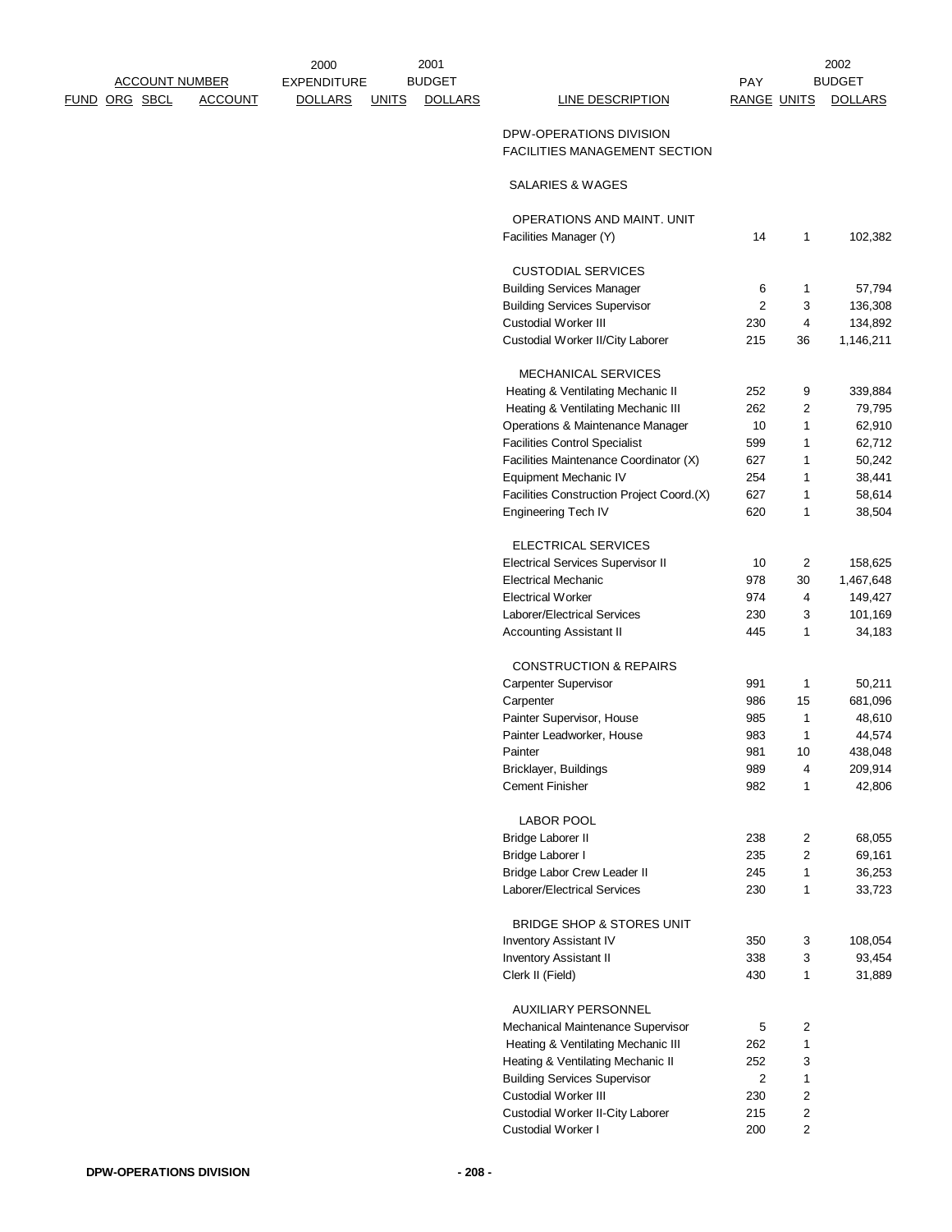| ACCOUNT NUMBER | | | | 2000 EXPENDITURE | 2001 BUDGET | | | PAY | | 2002 BUDGET |
|---|---|---|---|---|---|---|---|---|---|---|
| FUND | ORG | SBCL | ACCOUNT | DOLLARS | UNITS | DOLLARS | LINE DESCRIPTION | RANGE | UNITS | DOLLARS |
| | | | | | | | DPW-OPERATIONS DIVISION | | | |
| | | | | | | | FACILITIES MANAGEMENT SECTION | | | |
| | | | | | | | SALARIES & WAGES | | | |
| | | | | | | | OPERATIONS AND MAINT. UNIT | | | |
| | | | | | | | Facilities Manager (Y) | 14 | 1 | 102,382 |
| | | | | | | | CUSTODIAL SERVICES | | | |
| | | | | | | | Building Services Manager | 6 | 1 | 57,794 |
| | | | | | | | Building Services Supervisor | 2 | 3 | 136,308 |
| | | | | | | | Custodial Worker III | 230 | 4 | 134,892 |
| | | | | | | | Custodial Worker II/City Laborer | 215 | 36 | 1,146,211 |
| | | | | | | | MECHANICAL SERVICES | | | |
| | | | | | | | Heating & Ventilating Mechanic II | 252 | 9 | 339,884 |
| | | | | | | | Heating & Ventilating Mechanic III | 262 | 2 | 79,795 |
| | | | | | | | Operations & Maintenance Manager | 10 | 1 | 62,910 |
| | | | | | | | Facilities Control Specialist | 599 | 1 | 62,712 |
| | | | | | | | Facilities Maintenance Coordinator (X) | 627 | 1 | 50,242 |
| | | | | | | | Equipment Mechanic IV | 254 | 1 | 38,441 |
| | | | | | | | Facilities Construction Project Coord.(X) | 627 | 1 | 58,614 |
| | | | | | | | Engineering Tech IV | 620 | 1 | 38,504 |
| | | | | | | | ELECTRICAL SERVICES | | | |
| | | | | | | | Electrical Services Supervisor II | 10 | 2 | 158,625 |
| | | | | | | | Electrical Mechanic | 978 | 30 | 1,467,648 |
| | | | | | | | Electrical Worker | 974 | 4 | 149,427 |
| | | | | | | | Laborer/Electrical Services | 230 | 3 | 101,169 |
| | | | | | | | Accounting Assistant II | 445 | 1 | 34,183 |
| | | | | | | | CONSTRUCTION & REPAIRS | | | |
| | | | | | | | Carpenter Supervisor | 991 | 1 | 50,211 |
| | | | | | | | Carpenter | 986 | 15 | 681,096 |
| | | | | | | | Painter Supervisor, House | 985 | 1 | 48,610 |
| | | | | | | | Painter Leadworker, House | 983 | 1 | 44,574 |
| | | | | | | | Painter | 981 | 10 | 438,048 |
| | | | | | | | Bricklayer, Buildings | 989 | 4 | 209,914 |
| | | | | | | | Cement Finisher | 982 | 1 | 42,806 |
| | | | | | | | LABOR POOL | | | |
| | | | | | | | Bridge Laborer II | 238 | 2 | 68,055 |
| | | | | | | | Bridge Laborer I | 235 | 2 | 69,161 |
| | | | | | | | Bridge Labor Crew Leader II | 245 | 1 | 36,253 |
| | | | | | | | Laborer/Electrical Services | 230 | 1 | 33,723 |
| | | | | | | | BRIDGE SHOP & STORES UNIT | | | |
| | | | | | | | Inventory Assistant IV | 350 | 3 | 108,054 |
| | | | | | | | Inventory Assistant II | 338 | 3 | 93,454 |
| | | | | | | | Clerk II (Field) | 430 | 1 | 31,889 |
| | | | | | | | AUXILIARY PERSONNEL | | | |
| | | | | | | | Mechanical Maintenance Supervisor | 5 | 2 | |
| | | | | | | | Heating & Ventilating Mechanic III | 262 | 1 | |
| | | | | | | | Heating & Ventilating Mechanic II | 252 | 3 | |
| | | | | | | | Building Services Supervisor | 2 | 1 | |
| | | | | | | | Custodial Worker III | 230 | 2 | |
| | | | | | | | Custodial Worker II-City Laborer | 215 | 2 | |
| | | | | | | | Custodial Worker I | 200 | 2 | |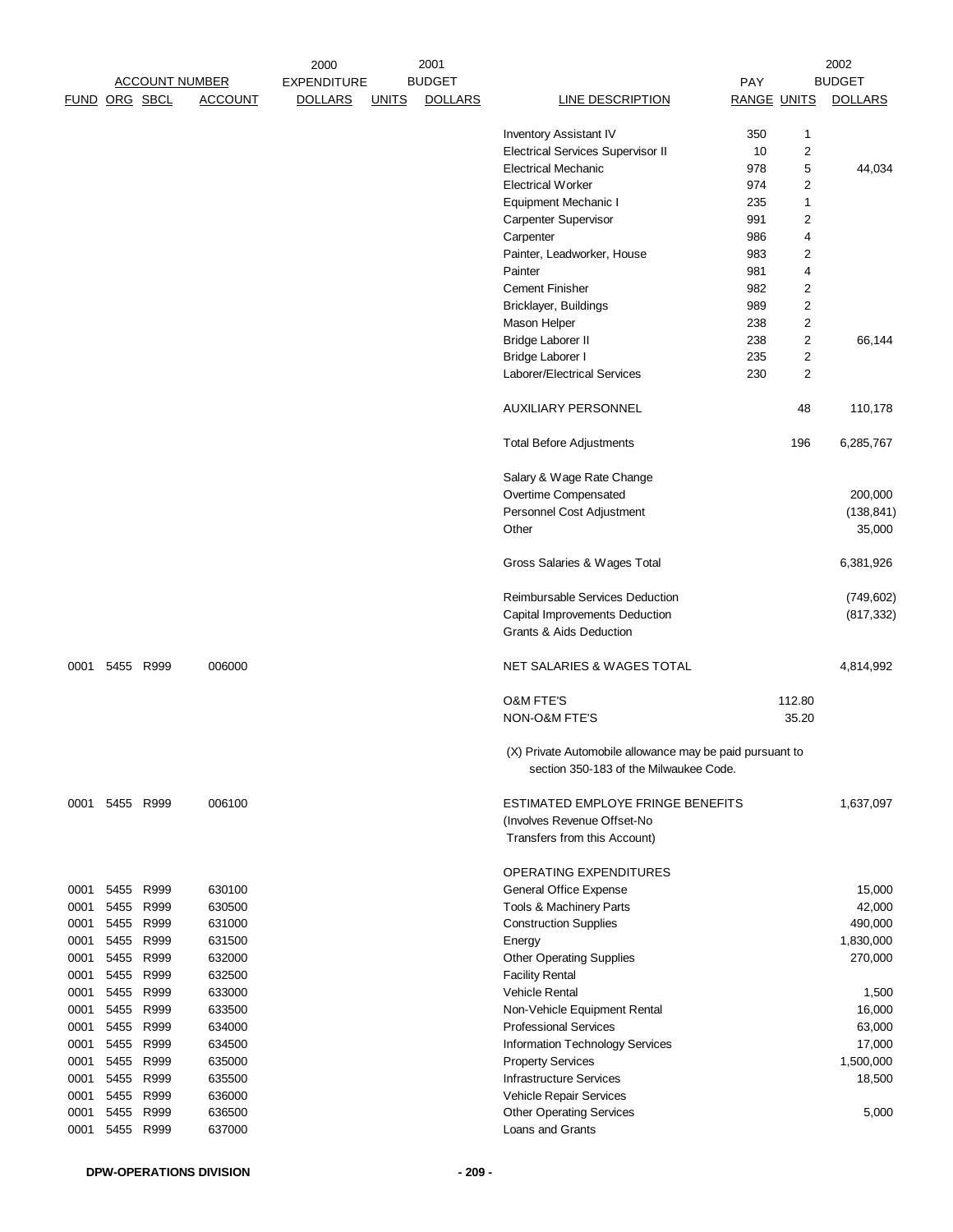| FUND | ORG | SBCL | ACCOUNT | 2000 EXPENDITURE DOLLARS | 2001 BUDGET UNITS | 2001 BUDGET DOLLARS | LINE DESCRIPTION | PAY RANGE | 2002 BUDGET UNITS | 2002 BUDGET DOLLARS |
|---|---|---|---|---|---|---|---|---|---|---|
| | | | | | | | Inventory Assistant IV | 350 | 1 | |
| | | | | | | | Electrical Services Supervisor II | 10 | 2 | |
| | | | | | | | Electrical Mechanic | 978 | 5 | 44,034 |
| | | | | | | | Electrical Worker | 974 | 2 | |
| | | | | | | | Equipment Mechanic I | 235 | 1 | |
| | | | | | | | Carpenter Supervisor | 991 | 2 | |
| | | | | | | | Carpenter | 986 | 4 | |
| | | | | | | | Painter, Leadworker, House | 983 | 2 | |
| | | | | | | | Painter | 981 | 4 | |
| | | | | | | | Cement Finisher | 982 | 2 | |
| | | | | | | | Bricklayer, Buildings | 989 | 2 | |
| | | | | | | | Mason Helper | 238 | 2 | |
| | | | | | | | Bridge Laborer II | 238 | 2 | 66,144 |
| | | | | | | | Bridge Laborer I | 235 | 2 | |
| | | | | | | | Laborer/Electrical Services | 230 | 2 | |
| | | | | | | | AUXILIARY PERSONNEL | | 48 | 110,178 |
| | | | | | | | Total Before Adjustments | | 196 | 6,285,767 |
| | | | | | | | Salary & Wage Rate Change | | | |
| | | | | | | | Overtime Compensated | | | 200,000 |
| | | | | | | | Personnel Cost Adjustment | | | (138,841) |
| | | | | | | | Other | | | 35,000 |
| | | | | | | | Gross Salaries & Wages Total | | | 6,381,926 |
| | | | | | | | Reimbursable Services Deduction | | | (749,602) |
| | | | | | | | Capital Improvements Deduction | | | (817,332) |
| | | | | | | | Grants & Aids Deduction | | | |
| 0001 | 5455 | R999 | 006000 | | | | NET SALARIES & WAGES TOTAL | | | 4,814,992 |
| | | | | | | | O&M FTE'S | | 112.80 | |
| | | | | | | | NON-O&M FTE'S | | 35.20 | |
| | | | | | | | (X) Private Automobile allowance may be paid pursuant to section 350-183 of the Milwaukee Code. | | | |
| 0001 | 5455 | R999 | 006100 | | | | ESTIMATED EMPLOYE FRINGE BENEFITS (Involves Revenue Offset-No Transfers from this Account) | | | 1,637,097 |
| | | | | | | | OPERATING EXPENDITURES | | | |
| 0001 | 5455 | R999 | 630100 | | | | General Office Expense | | | 15,000 |
| 0001 | 5455 | R999 | 630500 | | | | Tools & Machinery Parts | | | 42,000 |
| 0001 | 5455 | R999 | 631000 | | | | Construction Supplies | | | 490,000 |
| 0001 | 5455 | R999 | 631500 | | | | Energy | | | 1,830,000 |
| 0001 | 5455 | R999 | 632000 | | | | Other Operating Supplies | | | 270,000 |
| 0001 | 5455 | R999 | 632500 | | | | Facility Rental | | | |
| 0001 | 5455 | R999 | 633000 | | | | Vehicle Rental | | | 1,500 |
| 0001 | 5455 | R999 | 633500 | | | | Non-Vehicle Equipment Rental | | | 16,000 |
| 0001 | 5455 | R999 | 634000 | | | | Professional Services | | | 63,000 |
| 0001 | 5455 | R999 | 634500 | | | | Information Technology Services | | | 17,000 |
| 0001 | 5455 | R999 | 635000 | | | | Property Services | | | 1,500,000 |
| 0001 | 5455 | R999 | 635500 | | | | Infrastructure Services | | | 18,500 |
| 0001 | 5455 | R999 | 636000 | | | | Vehicle Repair Services | | | |
| 0001 | 5455 | R999 | 636500 | | | | Other Operating Services | | | 5,000 |
| 0001 | 5455 | R999 | 637000 | | | | Loans and Grants | | | |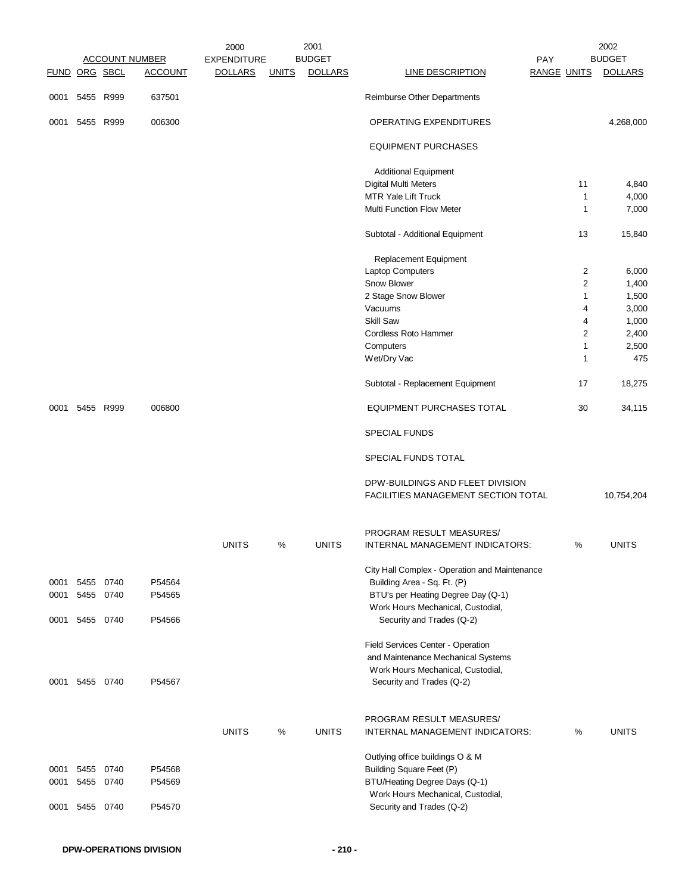| FUND | ORG | SBCL | ACCOUNT | 2000 EXPENDITURE DOLLARS | UNITS | 2001 BUDGET DOLLARS | LINE DESCRIPTION | PAY RANGE | UNITS | 2002 BUDGET DOLLARS |
|---|---|---|---|---|---|---|---|---|---|---|
| 0001 | 5455 | R999 | 637501 | | | | Reimburse Other Departments | | | |
| 0001 | 5455 | R999 | 006300 | | | | OPERATING EXPENDITURES | | | 4,268,000 |
| | | | | | | | EQUIPMENT PURCHASES | | | |
| | | | | | | | Additional Equipment | | | |
| | | | | | | | Digital Multi Meters | | 11 | 4,840 |
| | | | | | | | MTR Yale Lift Truck | | 1 | 4,000 |
| | | | | | | | Multi Function Flow Meter | | 1 | 7,000 |
| | | | | | | | Subtotal - Additional Equipment | | 13 | 15,840 |
| | | | | | | | Replacement Equipment | | | |
| | | | | | | | Laptop Computers | | 2 | 6,000 |
| | | | | | | | Snow Blower | | 2 | 1,400 |
| | | | | | | | 2 Stage Snow Blower | | 1 | 1,500 |
| | | | | | | | Vacuums | | 4 | 3,000 |
| | | | | | | | Skill Saw | | 4 | 1,000 |
| | | | | | | | Cordless Roto Hammer | | 2 | 2,400 |
| | | | | | | | Computers | | 1 | 2,500 |
| | | | | | | | Wet/Dry Vac | | 1 | 475 |
| | | | | | | | Subtotal - Replacement Equipment | | 17 | 18,275 |
| 0001 | 5455 | R999 | 006800 | | | | EQUIPMENT PURCHASES TOTAL | | 30 | 34,115 |
| | | | | | | | SPECIAL FUNDS | | | |
| | | | | | | | SPECIAL FUNDS TOTAL | | | |
| | | | | | | | DPW-BUILDINGS AND FLEET DIVISION FACILITIES MANAGEMENT SECTION TOTAL | | | 10,754,204 |

| FUND | ORG | SBCL | ACCOUNT | UNITS | % | UNITS | PROGRAM RESULT MEASURES/ INTERNAL MANAGEMENT INDICATORS: | % | UNITS |
|---|---|---|---|---|---|---|---|---|---|
| | | | | | | | City Hall Complex - Operation and Maintenance | | |
| 0001 | 5455 | 0740 | P54564 | | | | Building Area - Sq. Ft. (P) | | |
| 0001 | 5455 | 0740 | P54565 | | | | BTU's per Heating Degree Day (Q-1) | | |
| 0001 | 5455 | 0740 | P54566 | | | | Work Hours Mechanical, Custodial, Security and Trades (Q-2) | | |
| | | | | | | | Field Services Center - Operation and Maintenance Mechanical Systems | | |
| 0001 | 5455 | 0740 | P54567 | | | | Work Hours Mechanical, Custodial, Security and Trades (Q-2) | | |

| FUND | ORG | SBCL | ACCOUNT | UNITS | % | UNITS | PROGRAM RESULT MEASURES/ INTERNAL MANAGEMENT INDICATORS: | % | UNITS |
|---|---|---|---|---|---|---|---|---|---|
| | | | | | | | Outlying office buildings O & M | | |
| 0001 | 5455 | 0740 | P54568 | | | | Building Square Feet (P) | | |
| 0001 | 5455 | 0740 | P54569 | | | | BTU/Heating Degree Days (Q-1) | | |
| 0001 | 5455 | 0740 | P54570 | | | | Work Hours Mechanical, Custodial, Security and Trades (Q-2) | | |

DPW-OPERATIONS DIVISION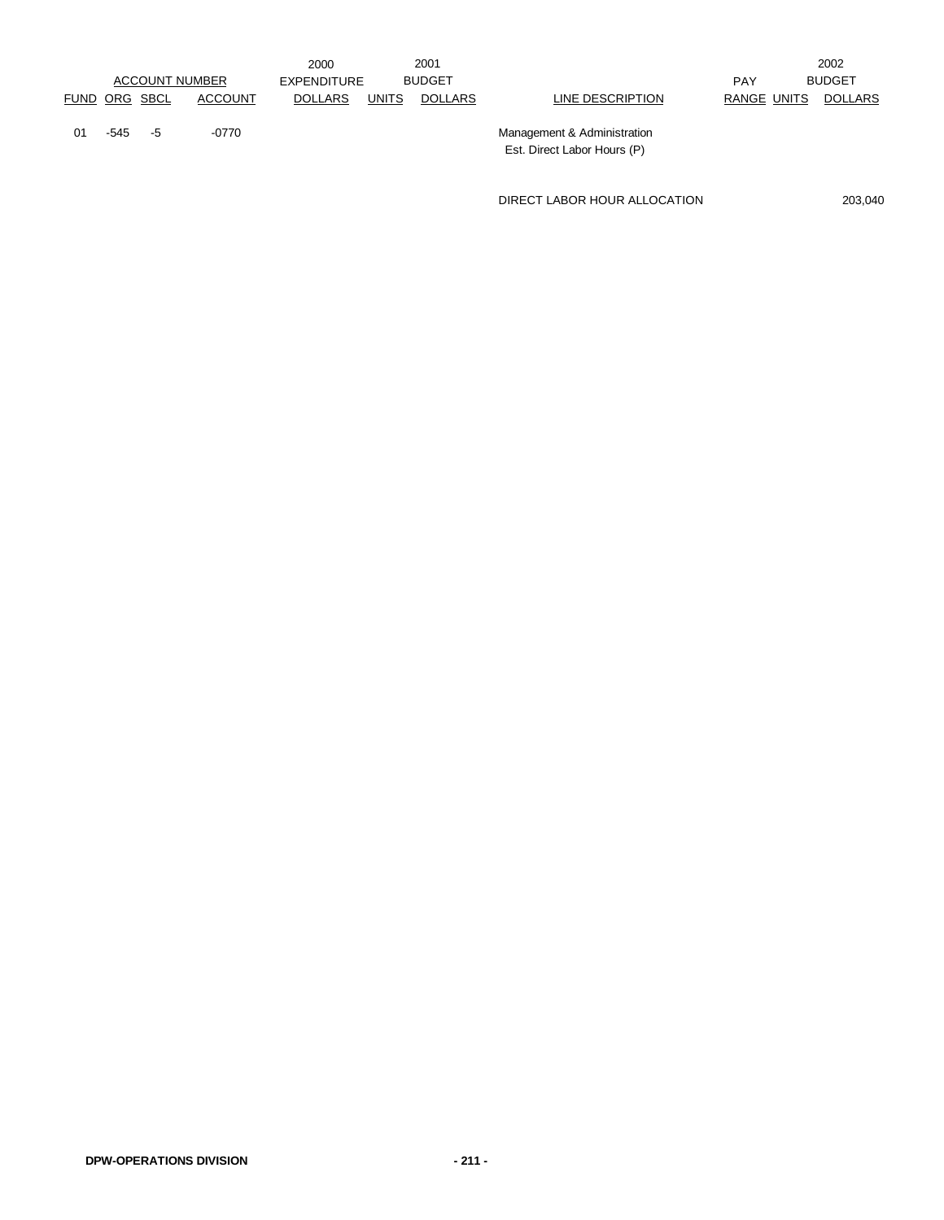| ACCOUNT NUMBER | | | | 2000 EXPENDITURE | 2001 BUDGET | | | PAY | | 2002 BUDGET |
|---|---|---|---|---|---|---|---|---|---|---|
| FUND | ORG | SBCL | ACCOUNT | DOLLARS | UNITS | DOLLARS | LINE DESCRIPTION | RANGE | UNITS | DOLLARS |
| 01 | -545 | -5 | -0770 | | | | Management & Administration<br>Est. Direct Labor Hours (P) | | | |
| | | | | | | | DIRECT LABOR HOUR ALLOCATION | | | 203,040 |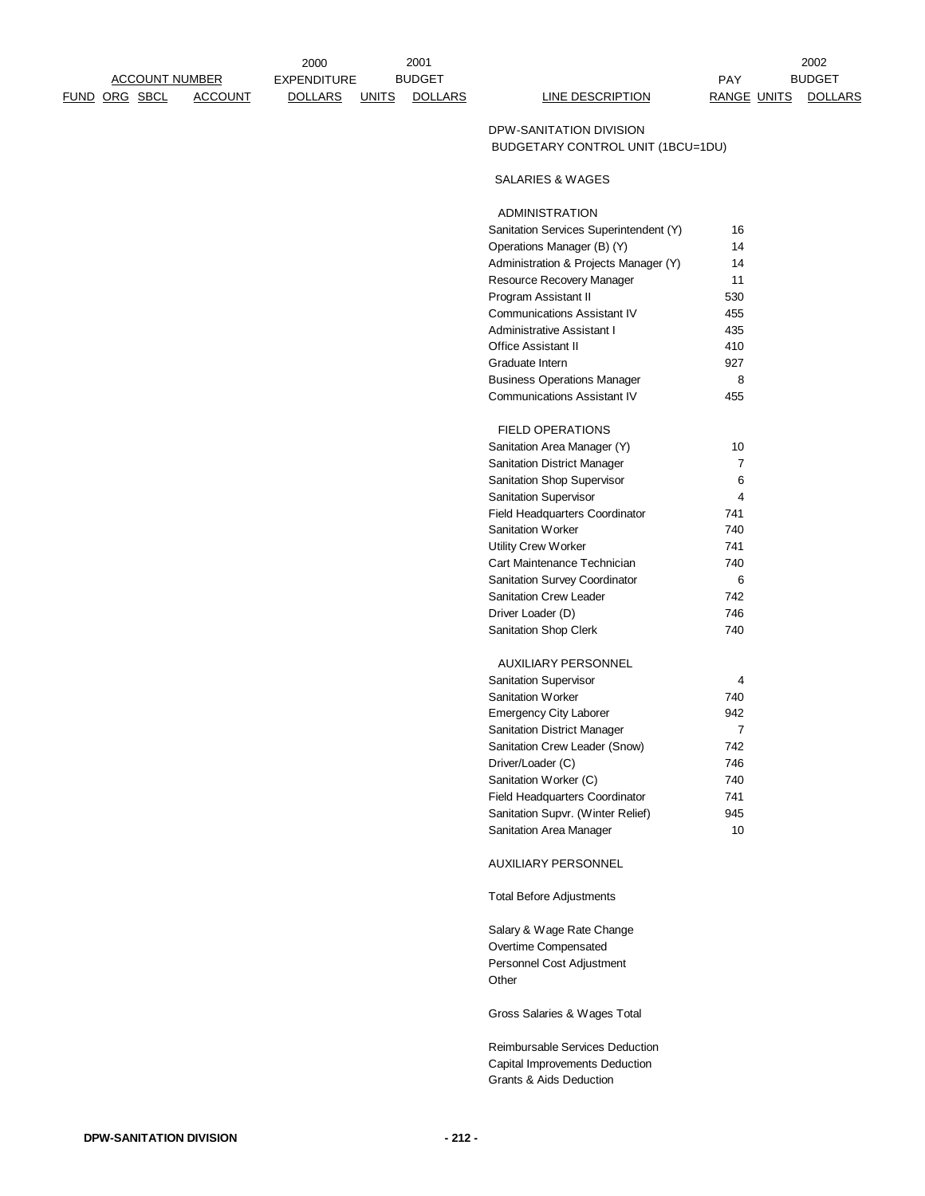| ACCOUNT NUMBER | | | | 2000 EXPENDITURE | 2001 BUDGET | | | PAY | | 2002 BUDGET |
|---|---|---|---|---|---|---|---|---|---|---|
| FUND | ORG | SBCL | ACCOUNT | DOLLARS | UNITS | DOLLARS | LINE DESCRIPTION | RANGE | UNITS | DOLLARS |
| | | | | | | | DPW-SANITATION DIVISION | | | |
| | | | | | | | BUDGETARY CONTROL UNIT (1BCU=1DU) | | | |
| | | | | | | | SALARIES & WAGES | | | |
| | | | | | | | ADMINISTRATION | | | |
| | | | | | | | Sanitation Services Superintendent (Y) | 16 | | |
| | | | | | | | Operations Manager (B) (Y) | 14 | | |
| | | | | | | | Administration & Projects Manager (Y) | 14 | | |
| | | | | | | | Resource Recovery Manager | 11 | | |
| | | | | | | | Program Assistant II | 530 | | |
| | | | | | | | Communications Assistant IV | 455 | | |
| | | | | | | | Administrative Assistant I | 435 | | |
| | | | | | | | Office Assistant II | 410 | | |
| | | | | | | | Graduate Intern | 927 | | |
| | | | | | | | Business Operations Manager | 8 | | |
| | | | | | | | Communications Assistant IV | 455 | | |
| | | | | | | | FIELD OPERATIONS | | | |
| | | | | | | | Sanitation Area Manager (Y) | 10 | | |
| | | | | | | | Sanitation District Manager | 7 | | |
| | | | | | | | Sanitation Shop Supervisor | 6 | | |
| | | | | | | | Sanitation Supervisor | 4 | | |
| | | | | | | | Field Headquarters Coordinator | 741 | | |
| | | | | | | | Sanitation Worker | 740 | | |
| | | | | | | | Utility Crew Worker | 741 | | |
| | | | | | | | Cart Maintenance Technician | 740 | | |
| | | | | | | | Sanitation Survey Coordinator | 6 | | |
| | | | | | | | Sanitation Crew Leader | 742 | | |
| | | | | | | | Driver Loader (D) | 746 | | |
| | | | | | | | Sanitation Shop Clerk | 740 | | |
| | | | | | | | AUXILIARY PERSONNEL | | | |
| | | | | | | | Sanitation Supervisor | 4 | | |
| | | | | | | | Sanitation Worker | 740 | | |
| | | | | | | | Emergency City Laborer | 942 | | |
| | | | | | | | Sanitation District Manager | 7 | | |
| | | | | | | | Sanitation Crew Leader (Snow) | 742 | | |
| | | | | | | | Driver/Loader (C) | 746 | | |
| | | | | | | | Sanitation Worker (C) | 740 | | |
| | | | | | | | Field Headquarters Coordinator | 741 | | |
| | | | | | | | Sanitation Supvr. (Winter Relief) | 945 | | |
| | | | | | | | Sanitation Area Manager | 10 | | |
| | | | | | | | AUXILIARY PERSONNEL | | | |
| | | | | | | | Total Before Adjustments | | | |
| | | | | | | | Salary & Wage Rate Change | | | |
| | | | | | | | Overtime Compensated | | | |
| | | | | | | | Personnel Cost Adjustment | | | |
| | | | | | | | Other | | | |
| | | | | | | | Gross Salaries & Wages Total | | | |
| | | | | | | | Reimbursable Services Deduction | | | |
| | | | | | | | Capital Improvements Deduction | | | |
| | | | | | | | Grants & Aids Deduction | | | |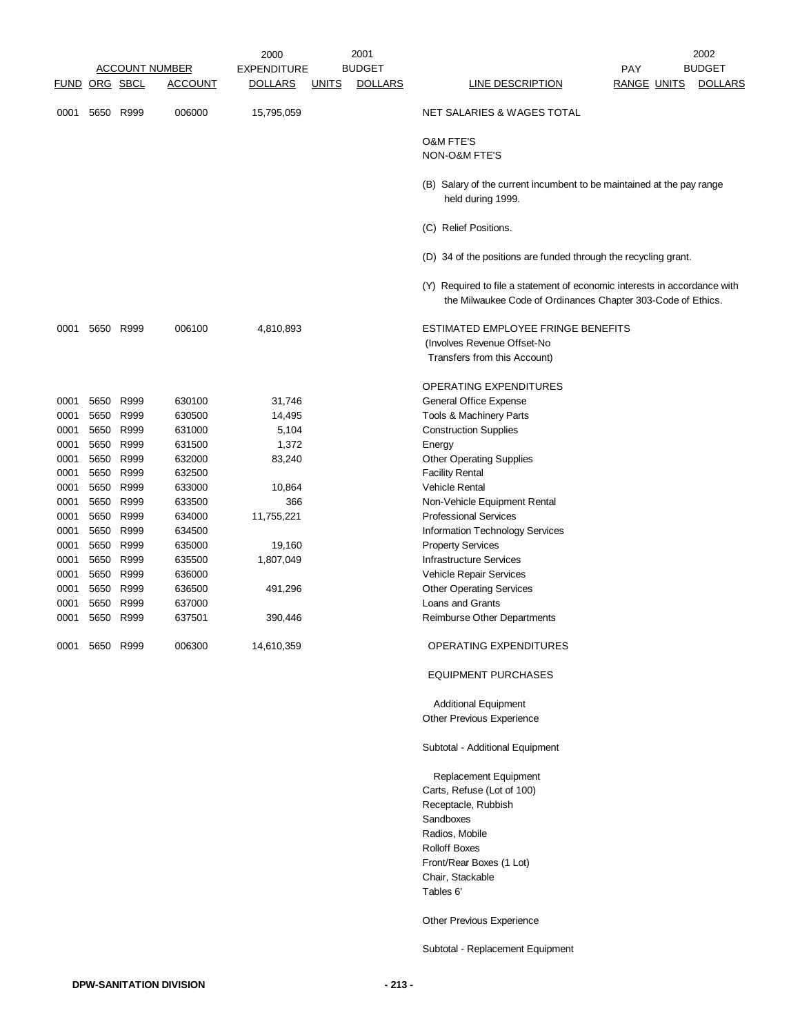| FUND | ORG | SBCL | ACCOUNT NUMBER ACCOUNT | 2000 EXPENDITURE DOLLARS | UNITS | 2001 BUDGET DOLLARS | LINE DESCRIPTION | PAY RANGE | UNITS | 2002 BUDGET DOLLARS |
|---|---|---|---|---|---|---|---|---|---|---|
| 0001 | 5650 | R999 | 006000 | 15,795,059 | | | NET SALARIES & WAGES TOTAL | | | |
| | | | | | | | O&M FTE'S | | | |
| | | | | | | | NON-O&M FTE'S | | | |
| | | | | | | | (B) Salary of the current incumbent to be maintained at the pay range held during 1999. | | | |
| | | | | | | | (C) Relief Positions. | | | |
| | | | | | | | (D) 34 of the positions are funded through the recycling grant. | | | |
| | | | | | | | (Y) Required to file a statement of economic interests in accordance with the Milwaukee Code of Ordinances Chapter 303-Code of Ethics. | | | |
| 0001 | 5650 | R999 | 006100 | 4,810,893 | | | ESTIMATED EMPLOYEE FRINGE BENEFITS (Involves Revenue Offset-No Transfers from this Account) | | | |
| | | | | | | | OPERATING EXPENDITURES | | | |
| 0001 | 5650 | R999 | 630100 | 31,746 | | | General Office Expense | | | |
| 0001 | 5650 | R999 | 630500 | 14,495 | | | Tools & Machinery Parts | | | |
| 0001 | 5650 | R999 | 631000 | 5,104 | | | Construction Supplies | | | |
| 0001 | 5650 | R999 | 631500 | 1,372 | | | Energy | | | |
| 0001 | 5650 | R999 | 632000 | 83,240 | | | Other Operating Supplies | | | |
| 0001 | 5650 | R999 | 632500 | | | | Facility Rental | | | |
| 0001 | 5650 | R999 | 633000 | 10,864 | | | Vehicle Rental | | | |
| 0001 | 5650 | R999 | 633500 | 366 | | | Non-Vehicle Equipment Rental | | | |
| 0001 | 5650 | R999 | 634000 | 11,755,221 | | | Professional Services | | | |
| 0001 | 5650 | R999 | 634500 | | | | Information Technology Services | | | |
| 0001 | 5650 | R999 | 635000 | 19,160 | | | Property Services | | | |
| 0001 | 5650 | R999 | 635500 | 1,807,049 | | | Infrastructure Services | | | |
| 0001 | 5650 | R999 | 636000 | | | | Vehicle Repair Services | | | |
| 0001 | 5650 | R999 | 636500 | 491,296 | | | Other Operating Services | | | |
| 0001 | 5650 | R999 | 637000 | | | | Loans and Grants | | | |
| 0001 | 5650 | R999 | 637501 | 390,446 | | | Reimburse Other Departments | | | |
| 0001 | 5650 | R999 | 006300 | 14,610,359 | | | OPERATING EXPENDITURES | | | |
| | | | | | | | EQUIPMENT PURCHASES | | | |
| | | | | | | | Additional Equipment | | | |
| | | | | | | | Other Previous Experience | | | |
| | | | | | | | Subtotal - Additional Equipment | | | |
| | | | | | | | Replacement Equipment | | | |
| | | | | | | | Carts, Refuse (Lot of 100) | | | |
| | | | | | | | Receptacle, Rubbish | | | |
| | | | | | | | Sandboxes | | | |
| | | | | | | | Radios, Mobile | | | |
| | | | | | | | Rolloff Boxes | | | |
| | | | | | | | Front/Rear Boxes (1 Lot) | | | |
| | | | | | | | Chair, Stackable | | | |
| | | | | | | | Tables 6' | | | |
| | | | | | | | Other Previous Experience | | | |
| | | | | | | | Subtotal - Replacement Equipment | | | |

DPW-SANITATION DIVISION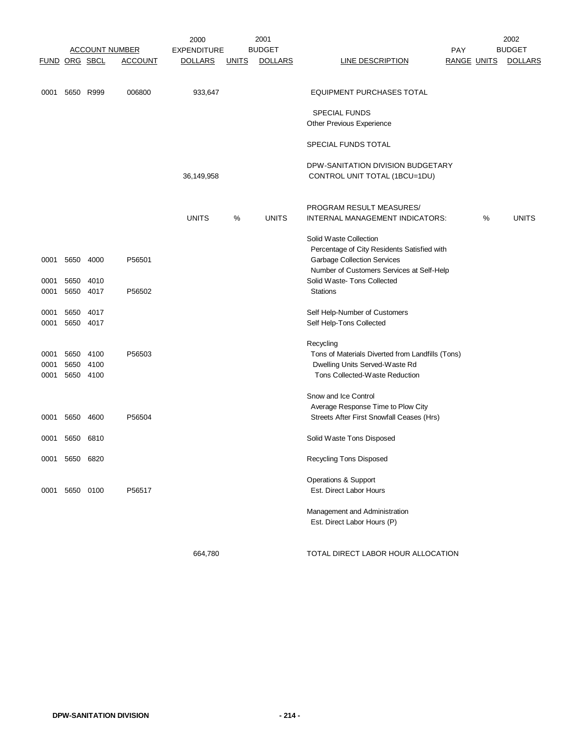| FUND | ORG | SBCL | ACCOUNT | 2000 EXPENDITURE DOLLARS | 2001 BUDGET UNITS | 2001 BUDGET DOLLARS | LINE DESCRIPTION | PAY RANGE | 2002 BUDGET UNITS | 2002 BUDGET DOLLARS |
|---|---|---|---|---|---|---|---|---|---|---|
| 0001 | 5650 | R999 | 006800 | 933,647 | | | EQUIPMENT PURCHASES TOTAL | | | |
| | | | | | | | SPECIAL FUNDS | | | |
| | | | | | | | Other Previous Experience | | | |
| | | | | | | | SPECIAL FUNDS TOTAL | | | |
| | | | | 36,149,958 | | | DPW-SANITATION DIVISION BUDGETARY CONTROL UNIT TOTAL (1BCU=1DU) | | | |
| | | | | UNITS | % | UNITS | PROGRAM RESULT MEASURES/ INTERNAL MANAGEMENT INDICATORS: | | % | UNITS |
| | | | | | | | Solid Waste Collection | | | |
| 0001 | 5650 | 4000 | P56501 | | | | Percentage of City Residents Satisfied with Garbage Collection Services | | | |
| | | | | | | | Number of Customers Services at Self-Help | | | |
| 0001 | 5650 | 4010 | | | | | Solid Waste- Tons Collected | | | |
| 0001 | 5650 | 4017 | P56502 | | | | Stations | | | |
| 0001 | 5650 | 4017 | | | | | Self Help-Number of Customers | | | |
| 0001 | 5650 | 4017 | | | | | Self Help-Tons Collected | | | |
| | | | | | | | Recycling | | | |
| 0001 | 5650 | 4100 | P56503 | | | | Tons of Materials Diverted from Landfills (Tons) | | | |
| 0001 | 5650 | 4100 | | | | | Dwelling Units Served-Waste Rd | | | |
| 0001 | 5650 | 4100 | | | | | Tons Collected-Waste Reduction | | | |
| | | | | | | | Snow and Ice Control | | | |
| 0001 | 5650 | 4600 | P56504 | | | | Average Response Time to Plow City Streets After First Snowfall Ceases (Hrs) | | | |
| 0001 | 5650 | 6810 | | | | | Solid Waste Tons Disposed | | | |
| 0001 | 5650 | 6820 | | | | | Recycling Tons Disposed | | | |
| | | | | | | | Operations & Support | | | |
| 0001 | 5650 | 0100 | P56517 | | | | Est. Direct Labor Hours | | | |
| | | | | | | | Management and Administration | | | |
| | | | | | | | Est. Direct Labor Hours (P) | | | |
| | | | | 664,780 | | | TOTAL DIRECT LABOR HOUR ALLOCATION | | | |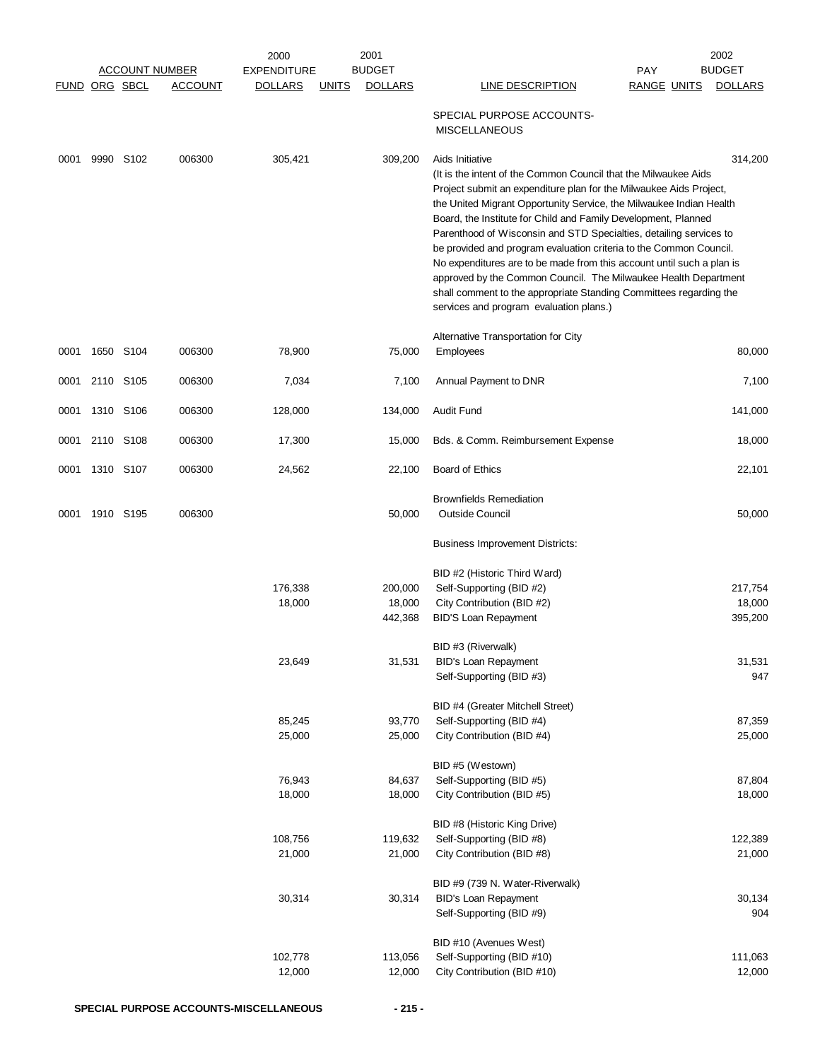| FUND | ORG | SBCL | ACCOUNT | 2000 EXPENDITURE DOLLARS | UNITS | 2001 BUDGET DOLLARS | LINE DESCRIPTION | PAY RANGE | UNITS | 2002 BUDGET DOLLARS |
|---|---|---|---|---|---|---|---|---|---|---|
| | | | | | | | SPECIAL PURPOSE ACCOUNTS-MISCELLANEOUS | | | |
| 0001 | 9990 | S102 | 006300 | 305,421 | | 309,200 | Aids Initiative (It is the intent of the Common Council that the Milwaukee Aids Project submit an expenditure plan for the Milwaukee Aids Project, the United Migrant Opportunity Service, the Milwaukee Indian Health Board, the Institute for Child and Family Development, Planned Parenthood of Wisconsin and STD Specialties, detailing services to be provided and program evaluation criteria to the Common Council. No expenditures are to be made from this account until such a plan is approved by the Common Council. The Milwaukee Health Department shall comment to the appropriate Standing Committees regarding the services and program evaluation plans.) | | | 314,200 |
| 0001 | 1650 | S104 | 006300 | 78,900 | | 75,000 | Alternative Transportation for City Employees | | | 80,000 |
| 0001 | 2110 | S105 | 006300 | 7,034 | | 7,100 | Annual Payment to DNR | | | 7,100 |
| 0001 | 1310 | S106 | 006300 | 128,000 | | 134,000 | Audit Fund | | | 141,000 |
| 0001 | 2110 | S108 | 006300 | 17,300 | | 15,000 | Bds. & Comm. Reimbursement Expense | | | 18,000 |
| 0001 | 1310 | S107 | 006300 | 24,562 | | 22,100 | Board of Ethics | | | 22,101 |
| 0001 | 1910 | S195 | 006300 | | | 50,000 | Brownfields Remediation Outside Council | | | 50,000 |
| | | | | | | | Business Improvement Districts: | | | |
| | | | | | | | BID #2 (Historic Third Ward) | | | |
| | | | | 176,338 | | 200,000 | Self-Supporting (BID #2) | | | 217,754 |
| | | | | 18,000 | | 18,000 | City Contribution (BID #2) | | | 18,000 |
| | | | | | | 442,368 | BID'S Loan Repayment | | | 395,200 |
| | | | | | | | BID #3 (Riverwalk) | | | |
| | | | | 23,649 | | 31,531 | BID's Loan Repayment | | | 31,531 |
| | | | | | | | Self-Supporting (BID #3) | | | 947 |
| | | | | | | | BID #4 (Greater Mitchell Street) | | | |
| | | | | 85,245 | | 93,770 | Self-Supporting (BID #4) | | | 87,359 |
| | | | | 25,000 | | 25,000 | City Contribution (BID #4) | | | 25,000 |
| | | | | | | | BID #5 (Westown) | | | |
| | | | | 76,943 | | 84,637 | Self-Supporting (BID #5) | | | 87,804 |
| | | | | 18,000 | | 18,000 | City Contribution (BID #5) | | | 18,000 |
| | | | | | | | BID #8 (Historic King Drive) | | | |
| | | | | 108,756 | | 119,632 | Self-Supporting (BID #8) | | | 122,389 |
| | | | | 21,000 | | 21,000 | City Contribution (BID #8) | | | 21,000 |
| | | | | | | | BID #9 (739 N. Water-Riverwalk) | | | |
| | | | | 30,314 | | 30,314 | BID's Loan Repayment | | | 30,134 |
| | | | | | | | Self-Supporting (BID #9) | | | 904 |
| | | | | | | | BID #10 (Avenues West) | | | |
| | | | | 102,778 | | 113,056 | Self-Supporting (BID #10) | | | 111,063 |
| | | | | 12,000 | | 12,000 | City Contribution (BID #10) | | | 12,000 |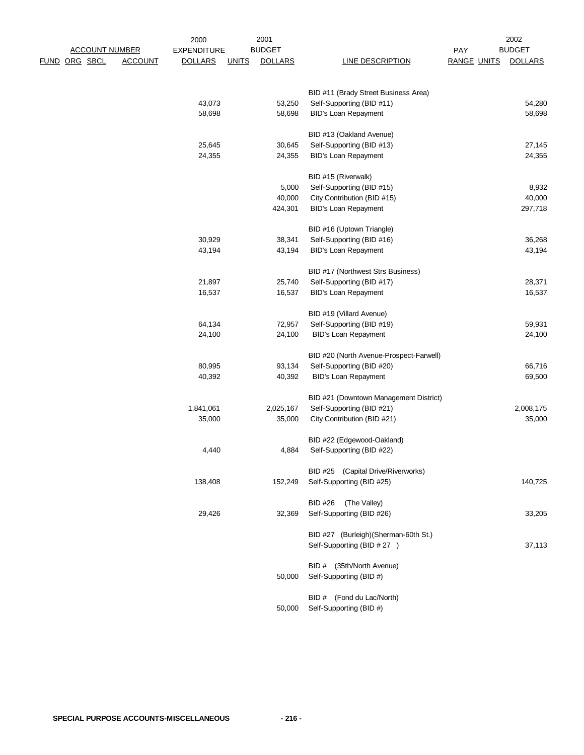| ACCOUNT NUMBER | | | | 2000 EXPENDITURE | 2001 BUDGET | | | PAY | | 2002 BUDGET |
|---|---|---|---|---|---|---|---|---|---|---|
| FUND | ORG | SBCL | ACCOUNT | DOLLARS | UNITS | DOLLARS | LINE DESCRIPTION | RANGE | UNITS | DOLLARS |
| | | | | | | | BID #11 (Brady Street Business Area) | | | |
| | | | | 43,073 | | 53,250 | Self-Supporting (BID #11) | | | 54,280 |
| | | | | 58,698 | | 58,698 | BID's Loan Repayment | | | 58,698 |
| | | | | | | | BID #13 (Oakland Avenue) | | | |
| | | | | 25,645 | | 30,645 | Self-Supporting (BID #13) | | | 27,145 |
| | | | | 24,355 | | 24,355 | BID's Loan Repayment | | | 24,355 |
| | | | | | | | BID #15 (Riverwalk) | | | |
| | | | | | | 5,000 | Self-Supporting (BID #15) | | | 8,932 |
| | | | | | | 40,000 | City Contribution (BID #15) | | | 40,000 |
| | | | | | | 424,301 | BID's Loan Repayment | | | 297,718 |
| | | | | | | | BID #16 (Uptown Triangle) | | | |
| | | | | 30,929 | | 38,341 | Self-Supporting (BID #16) | | | 36,268 |
| | | | | 43,194 | | 43,194 | BID's Loan Repayment | | | 43,194 |
| | | | | | | | BID #17 (Northwest Strs Business) | | | |
| | | | | 21,897 | | 25,740 | Self-Supporting (BID #17) | | | 28,371 |
| | | | | 16,537 | | 16,537 | BID's Loan Repayment | | | 16,537 |
| | | | | | | | BID #19 (Villard Avenue) | | | |
| | | | | 64,134 | | 72,957 | Self-Supporting (BID #19) | | | 59,931 |
| | | | | 24,100 | | 24,100 | BID's Loan Repayment | | | 24,100 |
| | | | | | | | BID #20 (North Avenue-Prospect-Farwell) | | | |
| | | | | 80,995 | | 93,134 | Self-Supporting (BID #20) | | | 66,716 |
| | | | | 40,392 | | 40,392 | BID's Loan Repayment | | | 69,500 |
| | | | | | | | BID #21 (Downtown Management District) | | | |
| | | | | 1,841,061 | | 2,025,167 | Self-Supporting (BID #21) | | | 2,008,175 |
| | | | | 35,000 | | 35,000 | City Contribution (BID #21) | | | 35,000 |
| | | | | | | | BID #22 (Edgewood-Oakland) | | | |
| | | | | 4,440 | | 4,884 | Self-Supporting (BID #22) | | | |
| | | | | | | | BID #25 (Capital Drive/Riverworks) | | | |
| | | | | 138,408 | | 152,249 | Self-Supporting (BID #25) | | | 140,725 |
| | | | | | | | BID #26 (The Valley) | | | |
| | | | | 29,426 | | 32,369 | Self-Supporting (BID #26) | | | 33,205 |
| | | | | | | | BID #27 (Burleigh)(Sherman-60th St.) | | | |
| | | | | | | | Self-Supporting (BID # 27 ) | | | 37,113 |
| | | | | | | | BID # (35th/North Avenue) | | | |
| | | | | | | 50,000 | Self-Supporting (BID #) | | | |
| | | | | | | | BID # (Fond du Lac/North) | | | |
| | | | | | | 50,000 | Self-Supporting (BID #) | | | |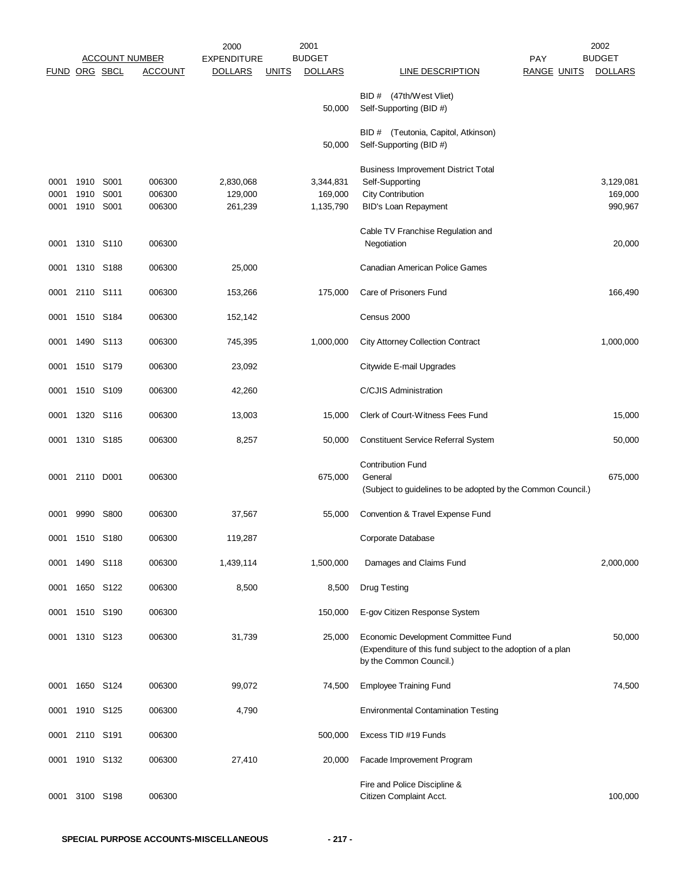| FUND | ORG | SBCL | ACCOUNT | 2000 EXPENDITURE DOLLARS | UNITS | 2001 BUDGET DOLLARS | LINE DESCRIPTION | PAY RANGE | UNITS | 2002 BUDGET DOLLARS |
|---|---|---|---|---|---|---|---|---|---|---|
| | | | | | | | BID # (47th/West Vliet) | | | |
| | | | | | | 50,000 | Self-Supporting (BID #) | | | |
| | | | | | | | BID # (Teutonia, Capitol, Atkinson) | | | |
| | | | | | | 50,000 | Self-Supporting (BID #) | | | |
| | | | | | | | Business Improvement District Total | | | |
| 0001 | 1910 | S001 | 006300 | 2,830,068 | | 3,344,831 | Self-Supporting | | | 3,129,081 |
| 0001 | 1910 | S001 | 006300 | 129,000 | | 169,000 | City Contribution | | | 169,000 |
| 0001 | 1910 | S001 | 006300 | 261,239 | | 1,135,790 | BID's Loan Repayment | | | 990,967 |
| 0001 | 1310 | S110 | 006300 | | | | Cable TV Franchise Regulation and Negotiation | | | 20,000 |
| 0001 | 1310 | S188 | 006300 | 25,000 | | | Canadian American Police Games | | | |
| 0001 | 2110 | S111 | 006300 | 153,266 | | 175,000 | Care of Prisoners Fund | | | 166,490 |
| 0001 | 1510 | S184 | 006300 | 152,142 | | | Census 2000 | | | |
| 0001 | 1490 | S113 | 006300 | 745,395 | | 1,000,000 | City Attorney Collection Contract | | | 1,000,000 |
| 0001 | 1510 | S179 | 006300 | 23,092 | | | Citywide E-mail Upgrades | | | |
| 0001 | 1510 | S109 | 006300 | 42,260 | | | C/CJIS Administration | | | |
| 0001 | 1320 | S116 | 006300 | 13,003 | | 15,000 | Clerk of Court-Witness Fees Fund | | | 15,000 |
| 0001 | 1310 | S185 | 006300 | 8,257 | | 50,000 | Constituent Service Referral System | | | 50,000 |
| | | | | | | | Contribution Fund | | | |
| 0001 | 2110 | D001 | 006300 | | | 675,000 | General (Subject to guidelines to be adopted by the Common Council.) | | | 675,000 |
| 0001 | 9990 | S800 | 006300 | 37,567 | | 55,000 | Convention & Travel Expense Fund | | | |
| 0001 | 1510 | S180 | 006300 | 119,287 | | | Corporate Database | | | |
| 0001 | 1490 | S118 | 006300 | 1,439,114 | | 1,500,000 | Damages and Claims Fund | | | 2,000,000 |
| 0001 | 1650 | S122 | 006300 | 8,500 | | 8,500 | Drug Testing | | | |
| 0001 | 1510 | S190 | 006300 | | | 150,000 | E-gov Citizen Response System | | | |
| 0001 | 1310 | S123 | 006300 | 31,739 | | 25,000 | Economic Development Committee Fund (Expenditure of this fund subject to the adoption of a plan by the Common Council.) | | | 50,000 |
| 0001 | 1650 | S124 | 006300 | 99,072 | | 74,500 | Employee Training Fund | | | 74,500 |
| 0001 | 1910 | S125 | 006300 | 4,790 | | | Environmental Contamination Testing | | | |
| 0001 | 2110 | S191 | 006300 | | | 500,000 | Excess TID #19 Funds | | | |
| 0001 | 1910 | S132 | 006300 | 27,410 | | 20,000 | Facade Improvement Program | | | |
| 0001 | 3100 | S198 | 006300 | | | | Fire and Police Discipline & Citizen Complaint Acct. | | | 100,000 |

SPECIAL PURPOSE ACCOUNTS-MISCELLANEOUS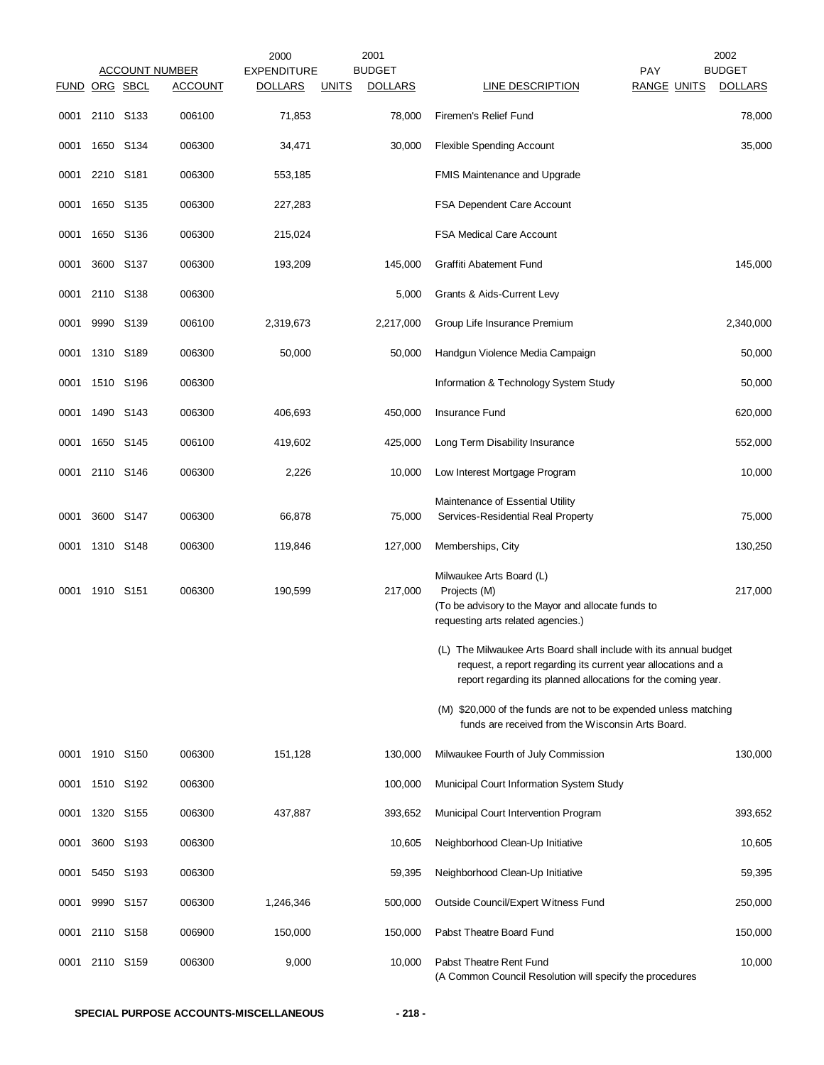| FUND | ORG | SBCL | ACCOUNT | 2000 EXPENDITURE DOLLARS | UNITS | 2001 BUDGET DOLLARS | LINE DESCRIPTION | PAY RANGE | UNITS | 2002 BUDGET DOLLARS |
|---|---|---|---|---|---|---|---|---|---|---|
| 0001 | 2110 | S133 | 006100 | 71,853 | | 78,000 | Firemen's Relief Fund | | | 78,000 |
| 0001 | 1650 | S134 | 006300 | 34,471 | | 30,000 | Flexible Spending Account | | | 35,000 |
| 0001 | 2210 | S181 | 006300 | 553,185 | | | FMIS Maintenance and Upgrade | | | |
| 0001 | 1650 | S135 | 006300 | 227,283 | | | FSA Dependent Care Account | | | |
| 0001 | 1650 | S136 | 006300 | 215,024 | | | FSA Medical Care Account | | | |
| 0001 | 3600 | S137 | 006300 | 193,209 | | 145,000 | Graffiti Abatement Fund | | | 145,000 |
| 0001 | 2110 | S138 | 006300 | | | 5,000 | Grants & Aids-Current Levy | | | |
| 0001 | 9990 | S139 | 006100 | 2,319,673 | | 2,217,000 | Group Life Insurance Premium | | | 2,340,000 |
| 0001 | 1310 | S189 | 006300 | 50,000 | | 50,000 | Handgun Violence Media Campaign | | | 50,000 |
| 0001 | 1510 | S196 | 006300 | | | | Information & Technology System Study | | | 50,000 |
| 0001 | 1490 | S143 | 006300 | 406,693 | | 450,000 | Insurance Fund | | | 620,000 |
| 0001 | 1650 | S145 | 006100 | 419,602 | | 425,000 | Long Term Disability Insurance | | | 552,000 |
| 0001 | 2110 | S146 | 006300 | 2,226 | | 10,000 | Low Interest Mortgage Program | | | 10,000 |
| 0001 | 3600 | S147 | 006300 | 66,878 | | 75,000 | Maintenance of Essential Utility Services-Residential Real Property | | | 75,000 |
| 0001 | 1310 | S148 | 006300 | 119,846 | | 127,000 | Memberships, City | | | 130,250 |
| 0001 | 1910 | S151 | 006300 | 190,599 | | 217,000 | Milwaukee Arts Board (L) Projects (M) (To be advisory to the Mayor and allocate funds to requesting arts related agencies.) | | | 217,000 |
| | | | | | | | (L) The Milwaukee Arts Board shall include with its annual budget request, a report regarding its current year allocations and a report regarding its planned allocations for the coming year. | | | |
| | | | | | | | (M) $20,000 of the funds are not to be expended unless matching funds are received from the Wisconsin Arts Board. | | | |
| 0001 | 1910 | S150 | 006300 | 151,128 | | 130,000 | Milwaukee Fourth of July Commission | | | 130,000 |
| 0001 | 1510 | S192 | 006300 | | | 100,000 | Municipal Court Information System Study | | | |
| 0001 | 1320 | S155 | 006300 | 437,887 | | 393,652 | Municipal Court Intervention Program | | | 393,652 |
| 0001 | 3600 | S193 | 006300 | | | 10,605 | Neighborhood Clean-Up Initiative | | | 10,605 |
| 0001 | 5450 | S193 | 006300 | | | 59,395 | Neighborhood Clean-Up Initiative | | | 59,395 |
| 0001 | 9990 | S157 | 006300 | 1,246,346 | | 500,000 | Outside Council/Expert Witness Fund | | | 250,000 |
| 0001 | 2110 | S158 | 006900 | 150,000 | | 150,000 | Pabst Theatre Board Fund | | | 150,000 |
| 0001 | 2110 | S159 | 006300 | 9,000 | | 10,000 | Pabst Theatre Rent Fund (A Common Council Resolution will specify the procedures | | | 10,000 |

**SPECIAL PURPOSE ACCOUNTS-MISCELLANEOUS**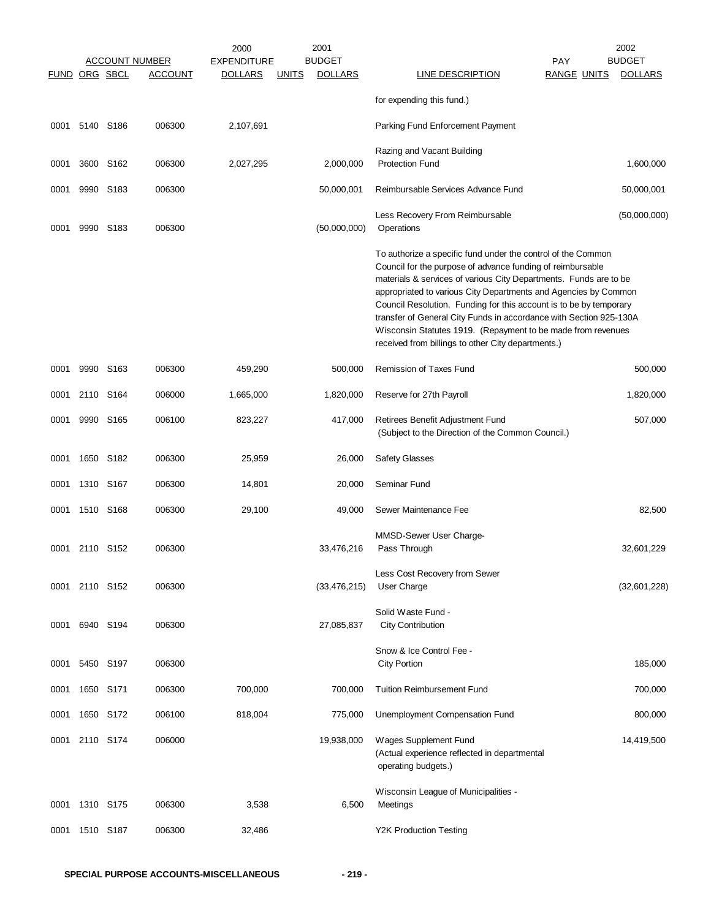| ACCOUNT NUMBER | | | | 2000 EXPENDITURE | | 2001 BUDGET | | PAY | | 2002 BUDGET |
|---|---|---|---|---|---|---|---|---|---|---|
| FUND | ORG | SBCL | ACCOUNT | DOLLARS | UNITS | DOLLARS | LINE DESCRIPTION | RANGE | UNITS | DOLLARS |
| | | | | | | | for expending this fund.) | | | |
| 0001 | 5140 | S186 | 006300 | 2,107,691 | | | Parking Fund Enforcement Payment | | | |
| 0001 | 3600 | S162 | 006300 | 2,027,295 | | 2,000,000 | Razing and Vacant Building Protection Fund | | | 1,600,000 |
| 0001 | 9990 | S183 | 006300 | | | 50,000,001 | Reimbursable Services Advance Fund | | | 50,000,001 |
| 0001 | 9990 | S183 | 006300 | | | (50,000,000) | Less Recovery From Reimbursable Operations | | | (50,000,000) |
| | | | | | | | To authorize a specific fund under the control of the Common Council for the purpose of advance funding of reimbursable materials & services of various City Departments. Funds are to be appropriated to various City Departments and Agencies by Common Council Resolution. Funding for this account is to be by temporary transfer of General City Funds in accordance with Section 925-130A Wisconsin Statutes 1919. (Repayment to be made from revenues received from billings to other City departments.) | | | |
| 0001 | 9990 | S163 | 006300 | 459,290 | | 500,000 | Remission of Taxes Fund | | | 500,000 |
| 0001 | 2110 | S164 | 006000 | 1,665,000 | | 1,820,000 | Reserve for 27th Payroll | | | 1,820,000 |
| 0001 | 9990 | S165 | 006100 | 823,227 | | 417,000 | Retirees Benefit Adjustment Fund (Subject to the Direction of the Common Council.) | | | 507,000 |
| 0001 | 1650 | S182 | 006300 | 25,959 | | 26,000 | Safety Glasses | | | |
| 0001 | 1310 | S167 | 006300 | 14,801 | | 20,000 | Seminar Fund | | | |
| 0001 | 1510 | S168 | 006300 | 29,100 | | 49,000 | Sewer Maintenance Fee | | | 82,500 |
| 0001 | 2110 | S152 | 006300 | | | 33,476,216 | MMSD-Sewer User Charge-Pass Through | | | 32,601,229 |
| 0001 | 2110 | S152 | 006300 | | | (33,476,215) | Less Cost Recovery from Sewer User Charge | | | (32,601,228) |
| 0001 | 6940 | S194 | 006300 | | | 27,085,837 | Solid Waste Fund - City Contribution | | | |
| 0001 | 5450 | S197 | 006300 | | | | Snow & Ice Control Fee - City Portion | | | 185,000 |
| 0001 | 1650 | S171 | 006300 | 700,000 | | 700,000 | Tuition Reimbursement Fund | | | 700,000 |
| 0001 | 1650 | S172 | 006100 | 818,004 | | 775,000 | Unemployment Compensation Fund | | | 800,000 |
| 0001 | 2110 | S174 | 006000 | | | 19,938,000 | Wages Supplement Fund (Actual experience reflected in departmental operating budgets.) | | | 14,419,500 |
| 0001 | 1310 | S175 | 006300 | 3,538 | | 6,500 | Wisconsin League of Municipalities - Meetings | | | |
| 0001 | 1510 | S187 | 006300 | 32,486 | | | Y2K Production Testing | | | |

**SPECIAL PURPOSE ACCOUNTS-MISCELLANEOUS**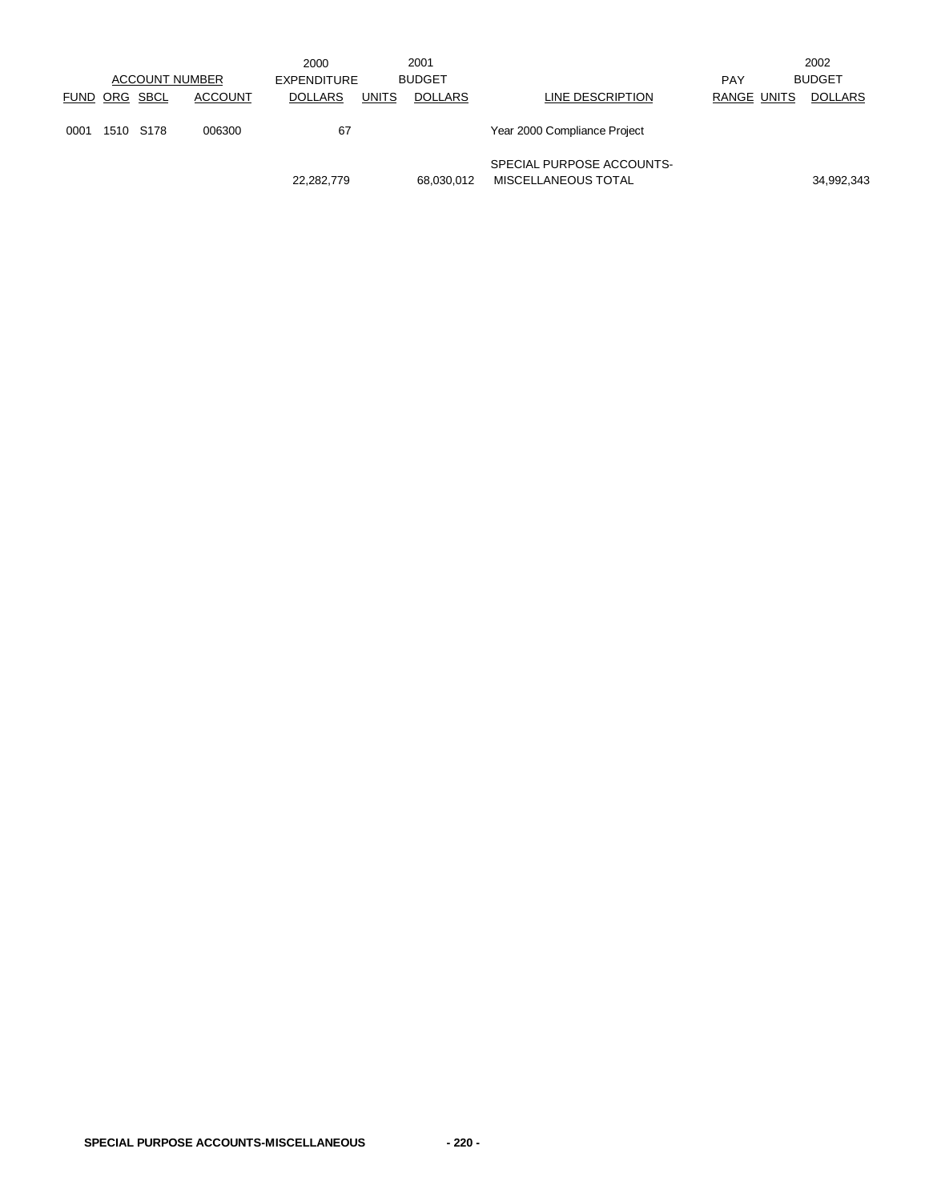| ACCOUNT NUMBER | | | | 2000 EXPENDITURE | 2001 BUDGET | | | PAY | | 2002 BUDGET |
|---|---|---|---|---|---|---|---|---|---|---|
| FUND | ORG | SBCL | ACCOUNT | DOLLARS | UNITS | DOLLARS | LINE DESCRIPTION | RANGE | UNITS | DOLLARS |
| 0001 | 1510 | S178 | 006300 | 67 | | | Year 2000 Compliance Project | | | |
| | | | | 22,282,779 | | 68,030,012 | SPECIAL PURPOSE ACCOUNTS-MISCELLANEOUS TOTAL | | | 34,992,343 |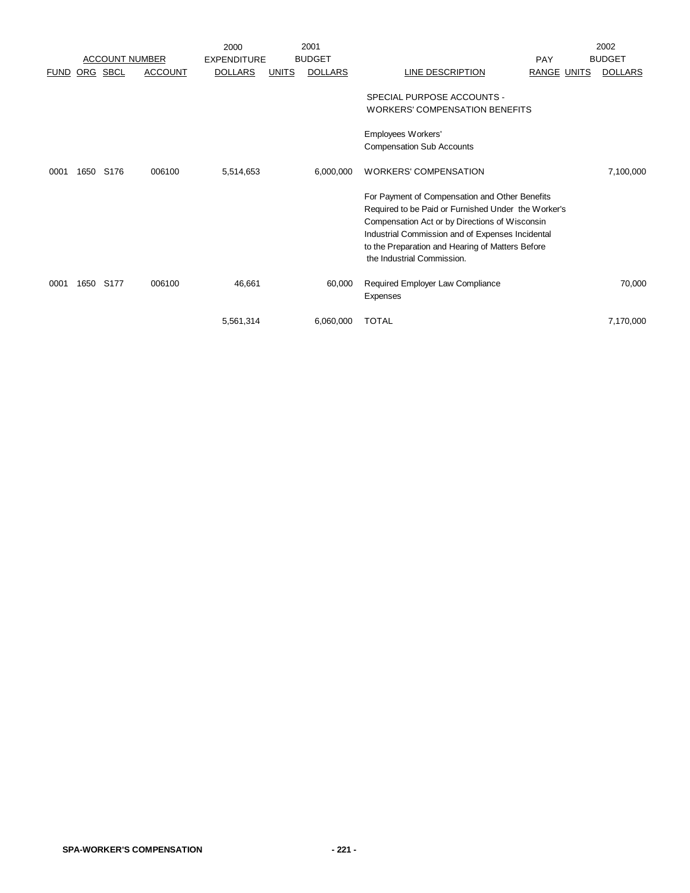| ACCOUNT NUMBER | | | | 2000 EXPENDITURE | 2001 BUDGET | | | PAY | | 2002 BUDGET |
|---|---|---|---|---|---|---|---|---|---|---|
| FUND | ORG | SBCL | ACCOUNT | DOLLARS | UNITS | DOLLARS | LINE DESCRIPTION | RANGE | UNITS | DOLLARS |
| | | | | | | | SPECIAL PURPOSE ACCOUNTS - WORKERS' COMPENSATION BENEFITS | | | |
| | | | | | | | Employees Workers' Compensation Sub Accounts | | | |
| 0001 | 1650 | S176 | 006100 | 5,514,653 | | 6,000,000 | WORKERS' COMPENSATION | | | 7,100,000 |
| | | | | | | | For Payment of Compensation and Other Benefits Required to be Paid or Furnished Under the Worker's Compensation Act or by Directions of Wisconsin Industrial Commission and of Expenses Incidental to the Preparation and Hearing of Matters Before the Industrial Commission. | | | |
| 0001 | 1650 | S177 | 006100 | 46,661 | | 60,000 | Required Employer Law Compliance Expenses | | | 70,000 |
| | | | | 5,561,314 | | 6,060,000 | TOTAL | | | 7,170,000 |

SPA-WORKER'S COMPENSATION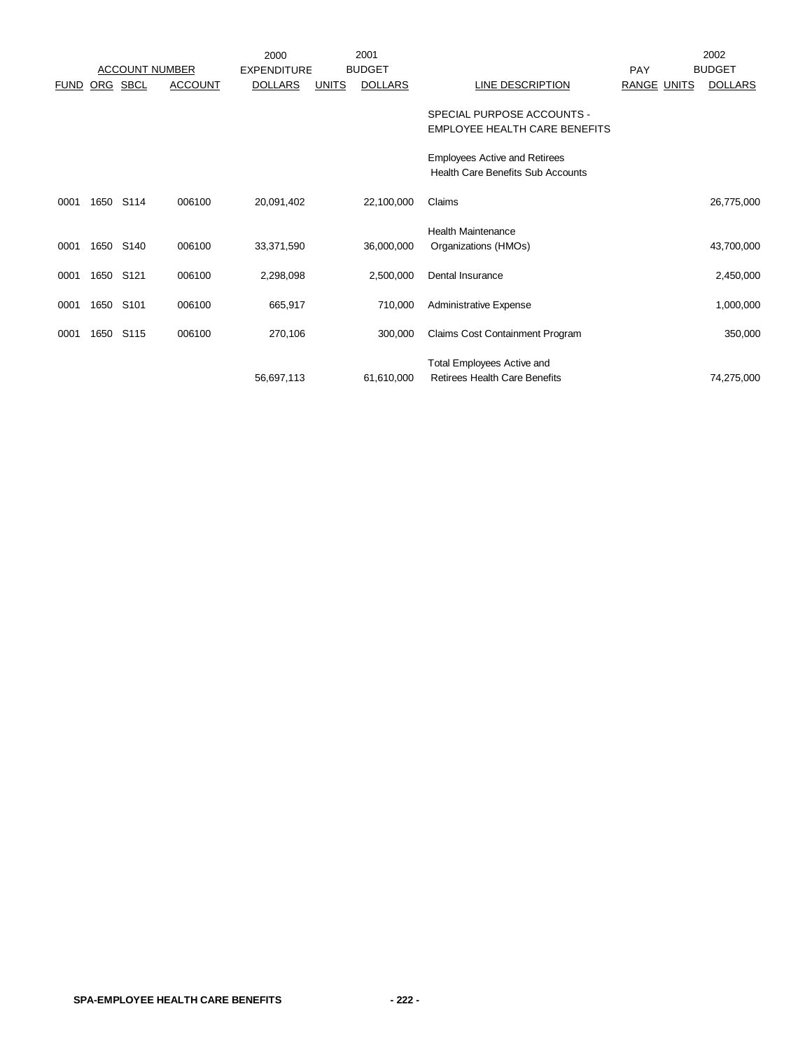| ACCOUNT NUMBER | | | | 2000 EXPENDITURE | 2001 BUDGET | | | PAY | | 2002 BUDGET |
|---|---|---|---|---|---|---|---|---|---|---|
| FUND | ORG | SBCL | ACCOUNT | DOLLARS | UNITS | DOLLARS | LINE DESCRIPTION | RANGE | UNITS | DOLLARS |
| | | | | | | | SPECIAL PURPOSE ACCOUNTS - EMPLOYEE HEALTH CARE BENEFITS | | | |
| | | | | | | | Employees Active and Retirees Health Care Benefits Sub Accounts | | | |
| 0001 | 1650 | S114 | 006100 | 20,091,402 | | 22,100,000 | Claims | | | 26,775,000 |
| 0001 | 1650 | S140 | 006100 | 33,371,590 | | 36,000,000 | Health Maintenance Organizations (HMOs) | | | 43,700,000 |
| 0001 | 1650 | S121 | 006100 | 2,298,098 | | 2,500,000 | Dental Insurance | | | 2,450,000 |
| 0001 | 1650 | S101 | 006100 | 665,917 | | 710,000 | Administrative Expense | | | 1,000,000 |
| 0001 | 1650 | S115 | 006100 | 270,106 | | 300,000 | Claims Cost Containment Program | | | 350,000 |
| | | | | 56,697,113 | | 61,610,000 | Total Employees Active and Retirees Health Care Benefits | | | 74,275,000 |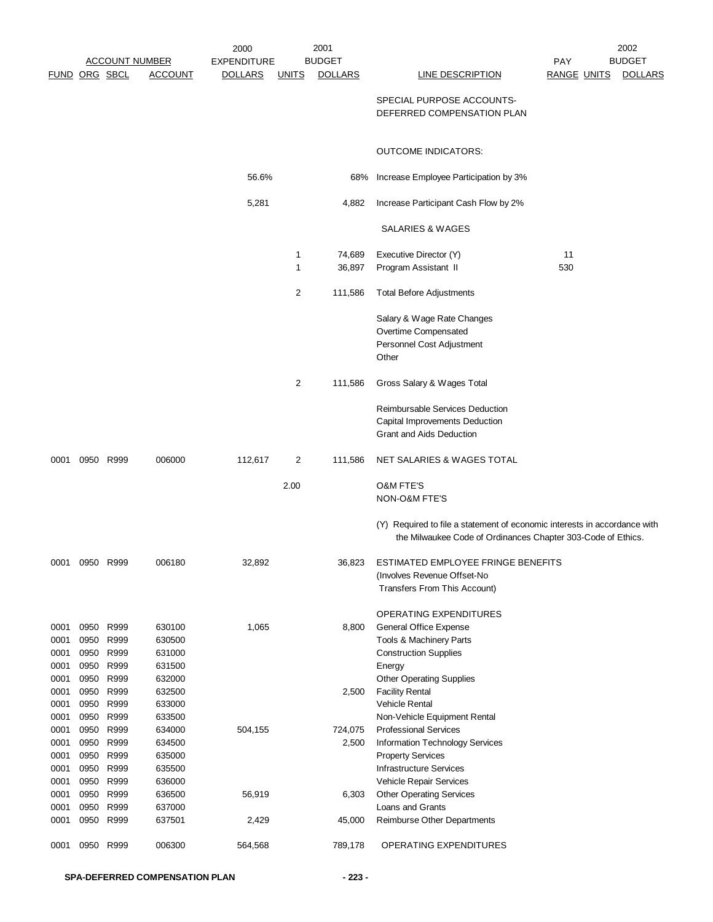| FUND | ORG | SBCL | ACCOUNT | 2000 EXPENDITURE DOLLARS | UNITS | 2001 BUDGET DOLLARS | LINE DESCRIPTION | PAY RANGE | UNITS | 2002 BUDGET DOLLARS |
|---|---|---|---|---|---|---|---|---|---|---|
| | | | | | | | SPECIAL PURPOSE ACCOUNTS- DEFERRED COMPENSATION PLAN | | | |
| | | | | | | | OUTCOME INDICATORS: | | | |
| | | | | 56.6% | | 68% | Increase Employee Participation by 3% | | | |
| | | | | 5,281 | | 4,882 | Increase Participant Cash Flow by 2% | | | |
| | | | | | | | SALARIES & WAGES | | | |
| | | | | | 1 | 74,689 | Executive Director (Y) | 11 | | |
| | | | | | 1 | 36,897 | Program Assistant II | 530 | | |
| | | | | | 2 | 111,586 | Total Before Adjustments | | | |
| | | | | | | | Salary & Wage Rate Changes | | | |
| | | | | | | | Overtime Compensated | | | |
| | | | | | | | Personnel Cost Adjustment | | | |
| | | | | | | | Other | | | |
| | | | | | 2 | 111,586 | Gross Salary & Wages Total | | | |
| | | | | | | | Reimbursable Services Deduction | | | |
| | | | | | | | Capital Improvements Deduction | | | |
| | | | | | | | Grant and Aids Deduction | | | |
| 0001 | 0950 | R999 | 006000 | 112,617 | 2 | 111,586 | NET SALARIES & WAGES TOTAL | | | |
| | | | | | 2.00 | | O&M FTE'S | | | |
| | | | | | | | NON-O&M FTE'S | | | |
| | | | | | | | (Y) Required to file a statement of economic interests in accordance with the Milwaukee Code of Ordinances Chapter 303-Code of Ethics. | | | |
| 0001 | 0950 | R999 | 006180 | 32,892 | | 36,823 | ESTIMATED EMPLOYEE FRINGE BENEFITS (Involves Revenue Offset-No Transfers From This Account) | | | |
| | | | | | | | OPERATING EXPENDITURES | | | |
| 0001 | 0950 | R999 | 630100 | 1,065 | | 8,800 | General Office Expense | | | |
| 0001 | 0950 | R999 | 630500 | | | | Tools & Machinery Parts | | | |
| 0001 | 0950 | R999 | 631000 | | | | Construction Supplies | | | |
| 0001 | 0950 | R999 | 631500 | | | | Energy | | | |
| 0001 | 0950 | R999 | 632000 | | | | Other Operating Supplies | | | |
| 0001 | 0950 | R999 | 632500 | | | 2,500 | Facility Rental | | | |
| 0001 | 0950 | R999 | 633000 | | | | Vehicle Rental | | | |
| 0001 | 0950 | R999 | 633500 | | | | Non-Vehicle Equipment Rental | | | |
| 0001 | 0950 | R999 | 634000 | 504,155 | | 724,075 | Professional Services | | | |
| 0001 | 0950 | R999 | 634500 | | | 2,500 | Information Technology Services | | | |
| 0001 | 0950 | R999 | 635000 | | | | Property Services | | | |
| 0001 | 0950 | R999 | 635500 | | | | Infrastructure Services | | | |
| 0001 | 0950 | R999 | 636000 | | | | Vehicle Repair Services | | | |
| 0001 | 0950 | R999 | 636500 | 56,919 | | 6,303 | Other Operating Services | | | |
| 0001 | 0950 | R999 | 637000 | | | | Loans and Grants | | | |
| 0001 | 0950 | R999 | 637501 | 2,429 | | 45,000 | Reimburse Other Departments | | | |
| 0001 | 0950 | R999 | 006300 | 564,568 | | 789,178 | OPERATING EXPENDITURES | | | |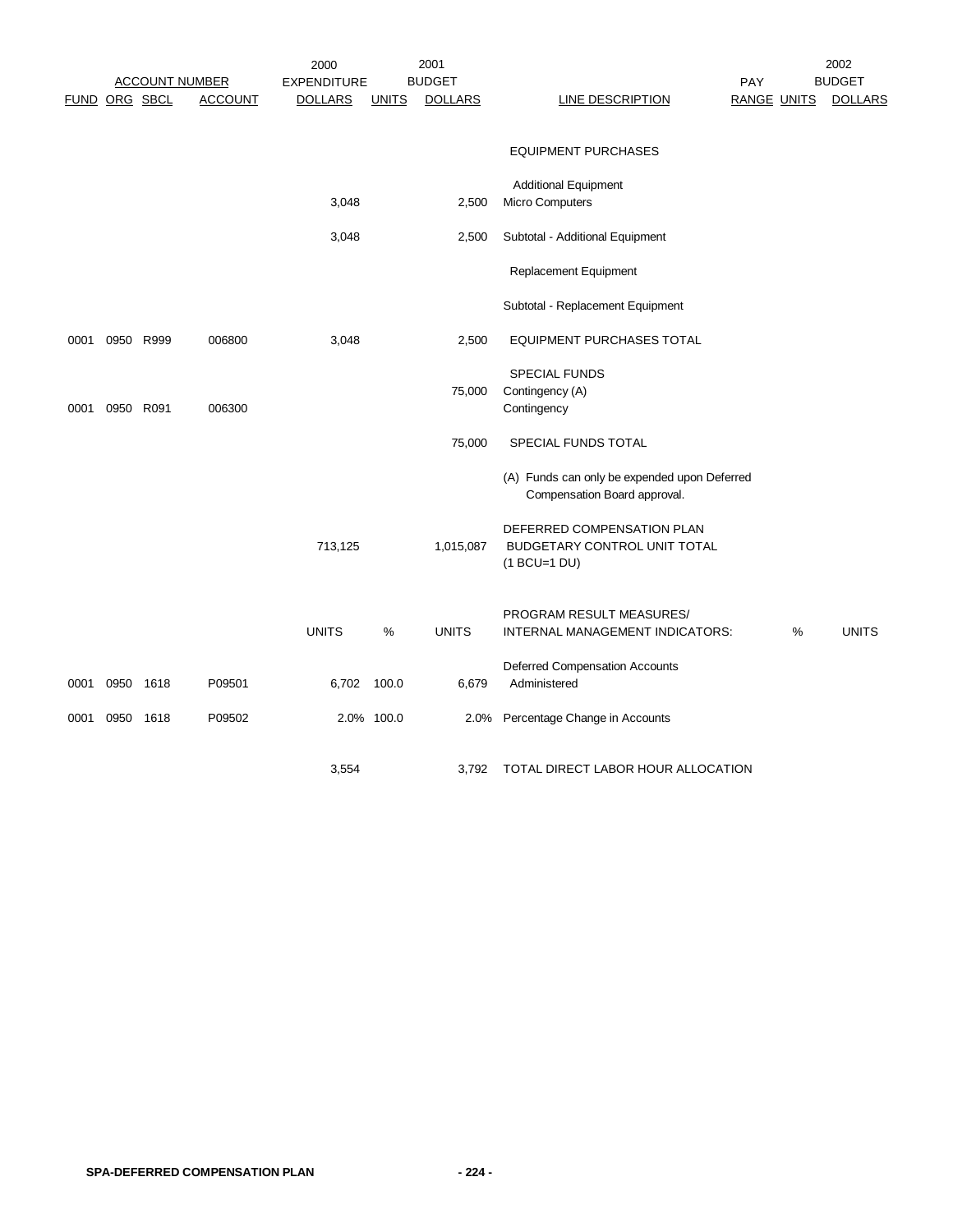| ACCOUNT NUMBER | | | | 2000 EXPENDITURE | | 2001 BUDGET | | PAY | | 2002 BUDGET |
|---|---|---|---|---|---|---|---|---|---|---|
| FUND | ORG | SBCL | ACCOUNT | DOLLARS | UNITS | DOLLARS | LINE DESCRIPTION | RANGE | UNITS | DOLLARS |
| | | | | | | | EQUIPMENT PURCHASES | | | |
| | | | | | | | Additional Equipment | | | |
| | | | | 3,048 | | 2,500 | Micro Computers | | | |
| | | | | 3,048 | | 2,500 | Subtotal - Additional Equipment | | | |
| | | | | | | | Replacement Equipment | | | |
| | | | | | | | Subtotal - Replacement Equipment | | | |
| 0001 | 0950 | R999 | 006800 | 3,048 | | 2,500 | EQUIPMENT PURCHASES TOTAL | | | |
| | | | | | | | SPECIAL FUNDS | | | |
| | | | | | | 75,000 | Contingency (A) | | | |
| 0001 | 0950 | R091 | 006300 | | | | Contingency | | | |
| | | | | | | 75,000 | SPECIAL FUNDS TOTAL | | | |
| | | | | | | | (A) Funds can only be expended upon Deferred Compensation Board approval. | | | |
| | | | | 713,125 | | 1,015,087 | DEFERRED COMPENSATION PLAN BUDGETARY CONTROL UNIT TOTAL (1 BCU=1 DU) | | | |
| | | | | UNITS | % | UNITS | PROGRAM RESULT MEASURES/ INTERNAL MANAGEMENT INDICATORS: | | % | UNITS |
| 0001 | 0950 | 1618 | P09501 | 6,702 | 100.0 | 6,679 | Deferred Compensation Accounts Administered | | | |
| 0001 | 0950 | 1618 | P09502 | 2.0% | 100.0 | 2.0% | Percentage Change in Accounts | | | |
| | | | | 3,554 | | 3,792 | TOTAL DIRECT LABOR HOUR ALLOCATION | | | |

**SPA-DEFERRED COMPENSATION PLAN**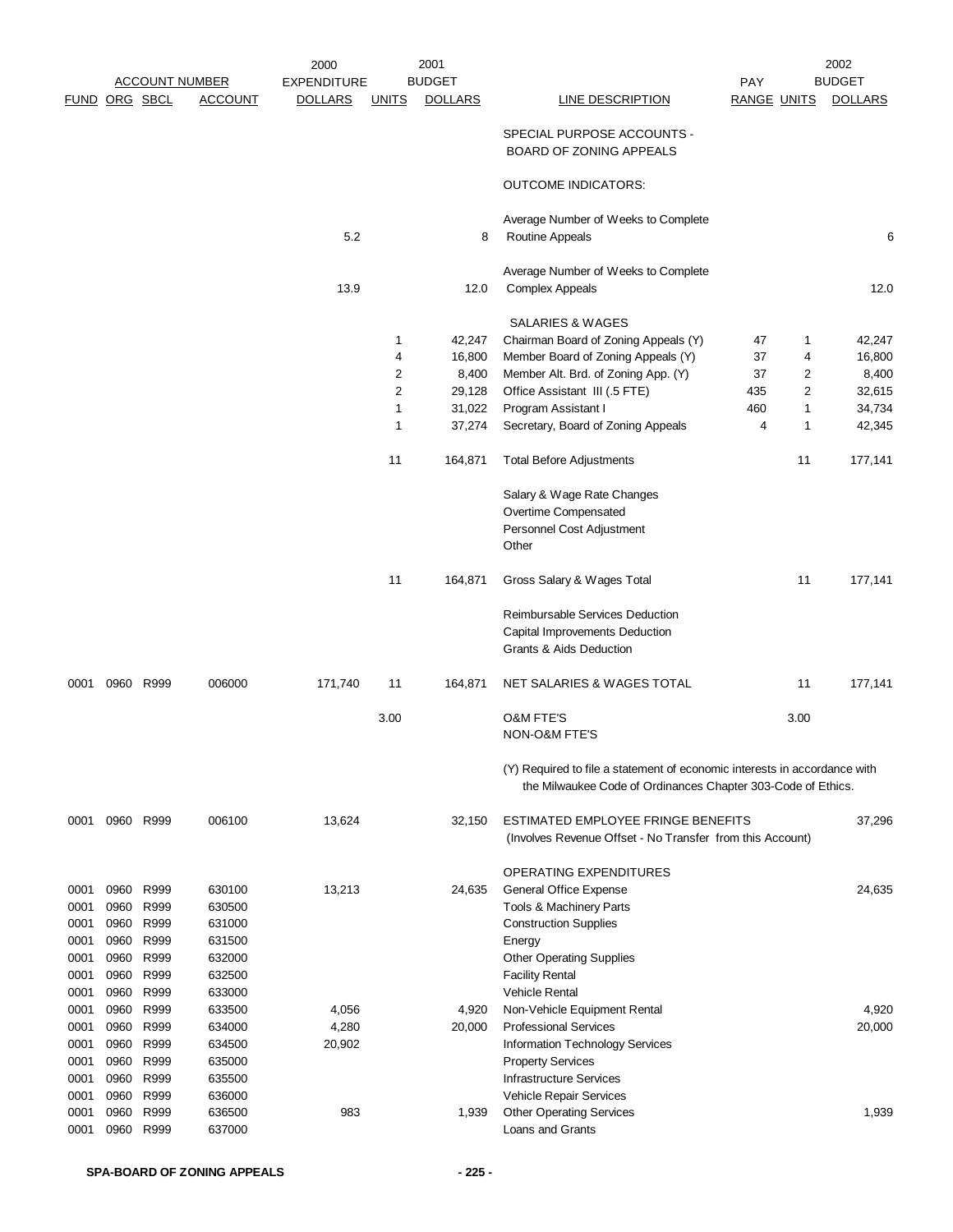| FUND | ORG | SBCL | ACCOUNT | 2000 EXPENDITURE DOLLARS | 2001 UNITS | 2001 BUDGET DOLLARS | LINE DESCRIPTION | PAY RANGE | UNITS | 2002 BUDGET DOLLARS |
|---|---|---|---|---|---|---|---|---|---|---|
| | | | | | | | SPECIAL PURPOSE ACCOUNTS - BOARD OF ZONING APPEALS | | | |
| | | | | | | | OUTCOME INDICATORS: | | | |
| | | | | 5.2 | | 8 | Average Number of Weeks to Complete Routine Appeals | | | 6 |
| | | | | 13.9 | | 12.0 | Average Number of Weeks to Complete Complex Appeals | | | 12.0 |
| | | | | | | | SALARIES & WAGES | | | |
| | | | | | 1 | 42,247 | Chairman Board of Zoning Appeals (Y) | 47 | 1 | 42,247 |
| | | | | | 4 | 16,800 | Member Board of Zoning Appeals (Y) | 37 | 4 | 16,800 |
| | | | | | 2 | 8,400 | Member Alt. Brd. of Zoning App. (Y) | 37 | 2 | 8,400 |
| | | | | | 2 | 29,128 | Office Assistant III (.5 FTE) | 435 | 2 | 32,615 |
| | | | | | 1 | 31,022 | Program Assistant I | 460 | 1 | 34,734 |
| | | | | | 1 | 37,274 | Secretary, Board of Zoning Appeals | 4 | 1 | 42,345 |
| | | | | | 11 | 164,871 | Total Before Adjustments | | 11 | 177,141 |
| | | | | | | | Salary & Wage Rate Changes | | | |
| | | | | | | | Overtime Compensated | | | |
| | | | | | | | Personnel Cost Adjustment | | | |
| | | | | | | | Other | | | |
| | | | | | 11 | 164,871 | Gross Salary & Wages Total | | 11 | 177,141 |
| | | | | | | | Reimbursable Services Deduction | | | |
| | | | | | | | Capital Improvements Deduction | | | |
| | | | | | | | Grants & Aids Deduction | | | |
| 0001 | 0960 | R999 | 006000 | 171,740 | 11 | 164,871 | NET SALARIES & WAGES TOTAL | | 11 | 177,141 |
| | | | | | 3.00 | | O&M FTE'S | | 3.00 | |
| | | | | | | | NON-O&M FTE'S | | | |
| | | | | | | | (Y) Required to file a statement of economic interests in accordance with the Milwaukee Code of Ordinances Chapter 303-Code of Ethics. | | | |
| 0001 | 0960 | R999 | 006100 | 13,624 | | 32,150 | ESTIMATED EMPLOYEE FRINGE BENEFITS (Involves Revenue Offset - No Transfer from this Account) | | | 37,296 |
| | | | | | | | OPERATING EXPENDITURES | | | |
| 0001 | 0960 | R999 | 630100 | 13,213 | | 24,635 | General Office Expense | | | 24,635 |
| 0001 | 0960 | R999 | 630500 | | | | Tools & Machinery Parts | | | |
| 0001 | 0960 | R999 | 631000 | | | | Construction Supplies | | | |
| 0001 | 0960 | R999 | 631500 | | | | Energy | | | |
| 0001 | 0960 | R999 | 632000 | | | | Other Operating Supplies | | | |
| 0001 | 0960 | R999 | 632500 | | | | Facility Rental | | | |
| 0001 | 0960 | R999 | 633000 | | | | Vehicle Rental | | | |
| 0001 | 0960 | R999 | 633500 | 4,056 | | 4,920 | Non-Vehicle Equipment Rental | | | 4,920 |
| 0001 | 0960 | R999 | 634000 | 4,280 | | 20,000 | Professional Services | | | 20,000 |
| 0001 | 0960 | R999 | 634500 | 20,902 | | | Information Technology Services | | | |
| 0001 | 0960 | R999 | 635000 | | | | Property Services | | | |
| 0001 | 0960 | R999 | 635500 | | | | Infrastructure Services | | | |
| 0001 | 0960 | R999 | 636000 | | | | Vehicle Repair Services | | | |
| 0001 | 0960 | R999 | 636500 | 983 | | 1,939 | Other Operating Services | | | 1,939 |
| 0001 | 0960 | R999 | 637000 | | | | Loans and Grants | | | |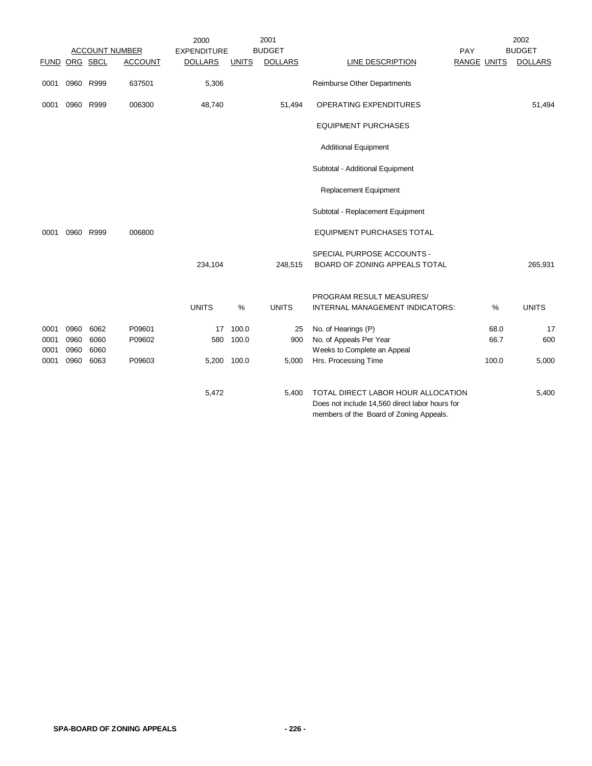| FUND | ORG | SBCL | ACCOUNT | 2000 EXPENDITURE DOLLARS | 2001 BUDGET UNITS | 2001 BUDGET DOLLARS | LINE DESCRIPTION | PAY RANGE | UNITS | 2002 BUDGET DOLLARS |
|---|---|---|---|---|---|---|---|---|---|---|
| 0001 | 0960 | R999 | 637501 | 5,306 | | | Reimburse Other Departments | | | |
| 0001 | 0960 | R999 | 006300 | 48,740 | | 51,494 | OPERATING EXPENDITURES | | | 51,494 |
| | | | | | | | EQUIPMENT PURCHASES | | | |
| | | | | | | | Additional Equipment | | | |
| | | | | | | | Subtotal - Additional Equipment | | | |
| | | | | | | | Replacement Equipment | | | |
| | | | | | | | Subtotal - Replacement Equipment | | | |
| 0001 | 0960 | R999 | 006800 | | | | EQUIPMENT PURCHASES TOTAL | | | |
| | | | | 234,104 | | 248,515 | SPECIAL PURPOSE ACCOUNTS - BOARD OF ZONING APPEALS TOTAL | | | 265,931 |

| FUND | ORG | SBCL | ACCOUNT | UNITS | % | UNITS | PROGRAM RESULT MEASURES/ INTERNAL MANAGEMENT INDICATORS: | % | UNITS |
|---|---|---|---|---|---|---|---|---|---|
| 0001 | 0960 | 6062 | P09601 | 17 | 100.0 | 25 | No. of Hearings (P) | 68.0 | 17 |
| 0001 | 0960 | 6060 | P09602 | 580 | 100.0 | 900 | No. of Appeals Per Year | 66.7 | 600 |
| 0001 | 0960 | 6060 | | | | | Weeks to Complete an Appeal | | |
| 0001 | 0960 | 6063 | P09603 | 5,200 | 100.0 | 5,000 | Hrs. Processing Time | 100.0 | 5,000 |
| | | | | 5,472 | | 5,400 | TOTAL DIRECT LABOR HOUR ALLOCATION<br>Does not include 14,560 direct labor hours for members of the Board of Zoning Appeals. | | 5,400 |

SPA-BOARD OF ZONING APPEALS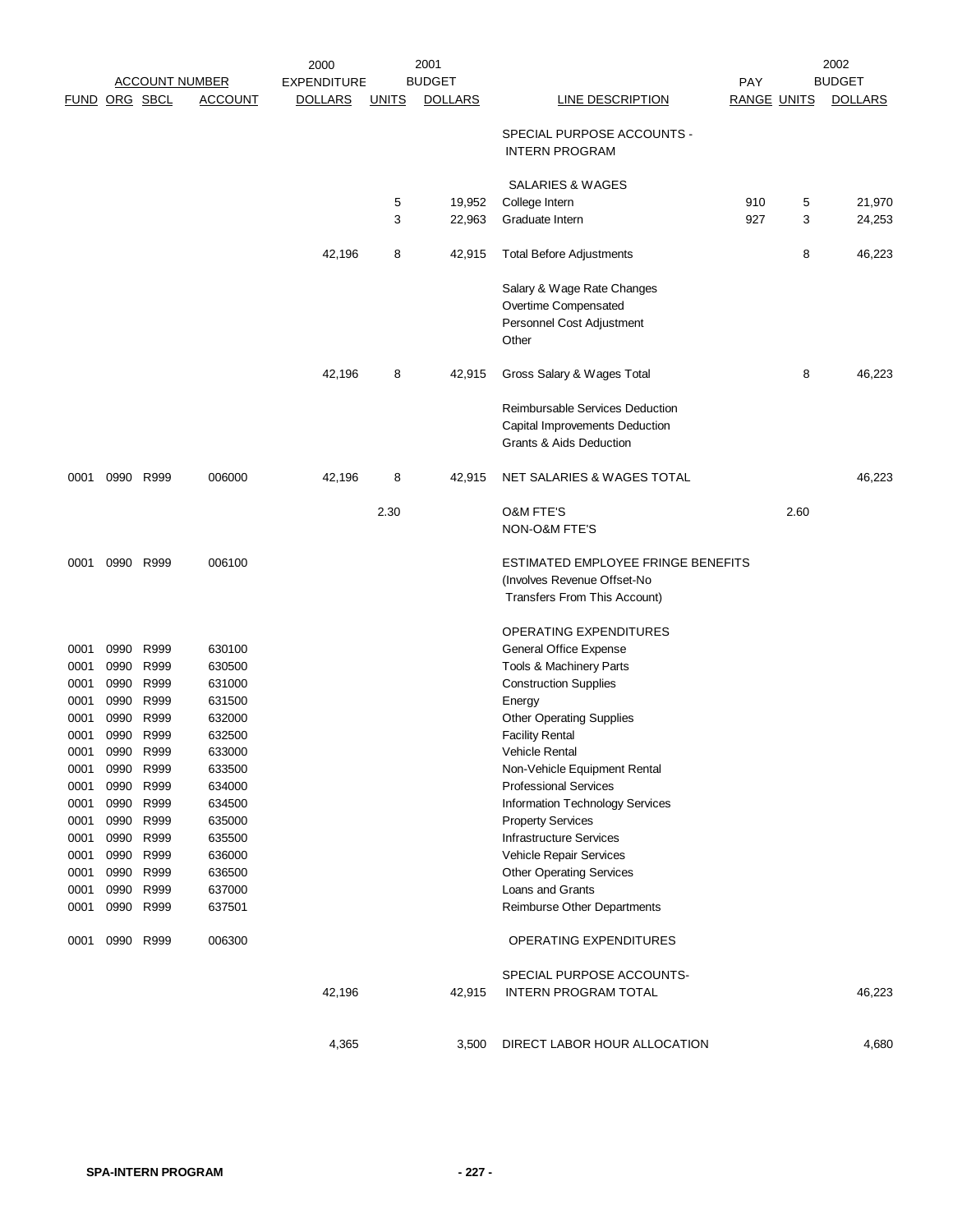| ACCOUNT NUMBER | | | | 2000 EXPENDITURE | 2001 BUDGET | | | PAY | 2002 BUDGET | |
|---|---|---|---|---|---|---|---|---|---|---|
| FUND | ORG | SBCL | ACCOUNT | DOLLARS | UNITS | DOLLARS | LINE DESCRIPTION | RANGE | UNITS | DOLLARS |
| | | | | | | | SPECIAL PURPOSE ACCOUNTS - INTERN PROGRAM | | | |
| | | | | | | | SALARIES & WAGES | | | |
| | | | | | 5 | 19,952 | College Intern | 910 | 5 | 21,970 |
| | | | | | 3 | 22,963 | Graduate Intern | 927 | 3 | 24,253 |
| | | | | 42,196 | 8 | 42,915 | Total Before Adjustments | | 8 | 46,223 |
| | | | | | | | Salary & Wage Rate Changes | | | |
| | | | | | | | Overtime Compensated | | | |
| | | | | | | | Personnel Cost Adjustment | | | |
| | | | | | | | Other | | | |
| | | | | 42,196 | 8 | 42,915 | Gross Salary & Wages Total | | 8 | 46,223 |
| | | | | | | | Reimbursable Services Deduction | | | |
| | | | | | | | Capital Improvements Deduction | | | |
| | | | | | | | Grants & Aids Deduction | | | |
| 0001 | 0990 | R999 | 006000 | 42,196 | 8 | 42,915 | NET SALARIES & WAGES TOTAL | | | 46,223 |
| | | | | | 2.30 | | O&M FTE'S | | 2.60 | |
| | | | | | | | NON-O&M FTE'S | | | |
| 0001 | 0990 | R999 | 006100 | | | | ESTIMATED EMPLOYEE FRINGE BENEFITS (Involves Revenue Offset-No Transfers From This Account) | | | |
| | | | | | | | OPERATING EXPENDITURES | | | |
| 0001 | 0990 | R999 | 630100 | | | | General Office Expense | | | |
| 0001 | 0990 | R999 | 630500 | | | | Tools & Machinery Parts | | | |
| 0001 | 0990 | R999 | 631000 | | | | Construction Supplies | | | |
| 0001 | 0990 | R999 | 631500 | | | | Energy | | | |
| 0001 | 0990 | R999 | 632000 | | | | Other Operating Supplies | | | |
| 0001 | 0990 | R999 | 632500 | | | | Facility Rental | | | |
| 0001 | 0990 | R999 | 633000 | | | | Vehicle Rental | | | |
| 0001 | 0990 | R999 | 633500 | | | | Non-Vehicle Equipment Rental | | | |
| 0001 | 0990 | R999 | 634000 | | | | Professional Services | | | |
| 0001 | 0990 | R999 | 634500 | | | | Information Technology Services | | | |
| 0001 | 0990 | R999 | 635000 | | | | Property Services | | | |
| 0001 | 0990 | R999 | 635500 | | | | Infrastructure Services | | | |
| 0001 | 0990 | R999 | 636000 | | | | Vehicle Repair Services | | | |
| 0001 | 0990 | R999 | 636500 | | | | Other Operating Services | | | |
| 0001 | 0990 | R999 | 637000 | | | | Loans and Grants | | | |
| 0001 | 0990 | R999 | 637501 | | | | Reimburse Other Departments | | | |
| 0001 | 0990 | R999 | 006300 | | | | OPERATING EXPENDITURES | | | |
| | | | | 42,196 | | 42,915 | SPECIAL PURPOSE ACCOUNTS- INTERN PROGRAM TOTAL | | | 46,223 |
| | | | | 4,365 | | 3,500 | DIRECT LABOR HOUR ALLOCATION | | | 4,680 |

**SPA-INTERN PROGRAM**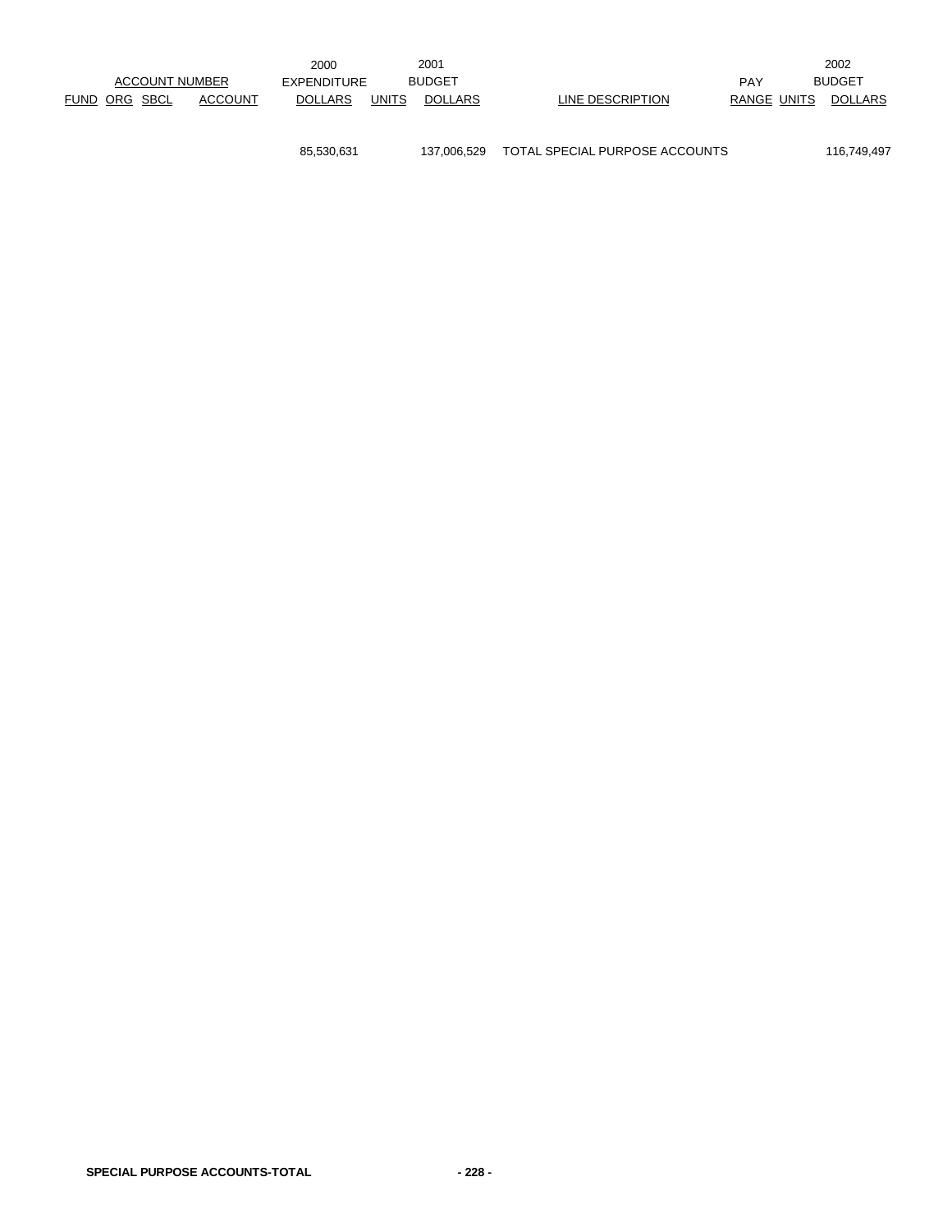| ACCOUNT NUMBER | | | | 2000 EXPENDITURE | 2001 BUDGET | | | PAY | 2002 BUDGET | |
|---|---|---|---|---|---|---|---|---|---|---|
| FUND | ORG | SBCL | ACCOUNT | DOLLARS | UNITS | DOLLARS | LINE DESCRIPTION | RANGE | UNITS | DOLLARS |
| | | | | 85,530,631 | | 137,006,529 | TOTAL SPECIAL PURPOSE ACCOUNTS | | | 116,749,497 |

**SPECIAL PURPOSE ACCOUNTS-TOTAL**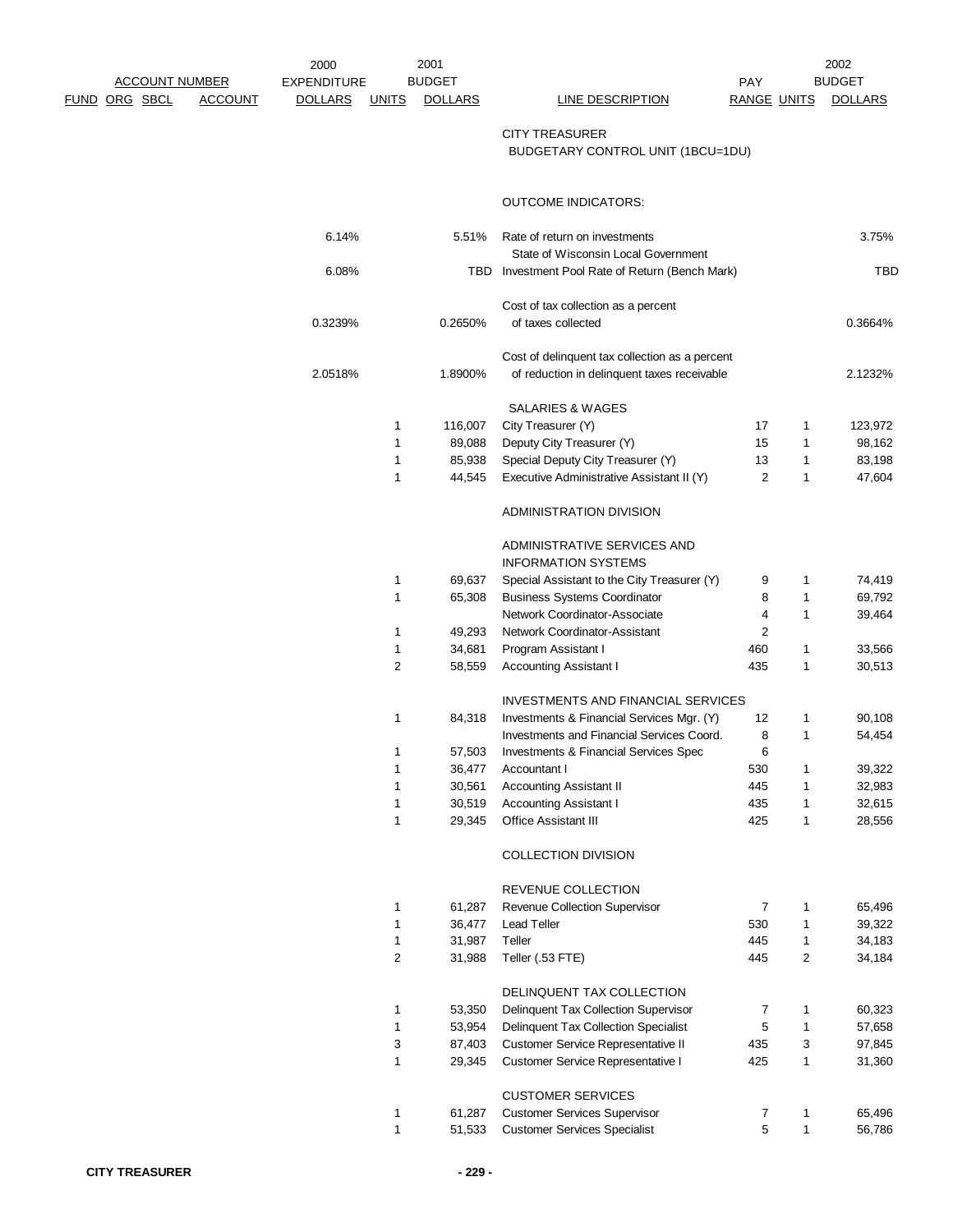| FUND | ORG | SBCL | ACCOUNT | 2000 EXPENDITURE DOLLARS | 2001 UNITS | 2001 BUDGET DOLLARS | LINE DESCRIPTION | PAY RANGE | 2002 UNITS | 2002 BUDGET DOLLARS |
|---|---|---|---|---|---|---|---|---|---|---|
| | | | | | | | CITY TREASURER | | | |
| | | | | | | | BUDGETARY CONTROL UNIT (1BCU=1DU) | | | |
| | | | | | | | OUTCOME INDICATORS: | | | |
| | | | | 6.14% | | 5.51% | Rate of return on investments | | | 3.75% |
| | | | | 6.08% | | TBD | State of Wisconsin Local Government Investment Pool Rate of Return (Bench Mark) | | | TBD |
| | | | | 0.3239% | | 0.2650% | Cost of tax collection as a percent of taxes collected | | | 0.3664% |
| | | | | 2.0518% | | 1.8900% | Cost of delinquent tax collection as a percent of reduction in delinquent taxes receivable | | | 2.1232% |
| | | | | | | | SALARIES & WAGES | | | |
| | | | | | 1 | 116,007 | City Treasurer (Y) | 17 | 1 | 123,972 |
| | | | | | 1 | 89,088 | Deputy City Treasurer (Y) | 15 | 1 | 98,162 |
| | | | | | 1 | 85,938 | Special Deputy City Treasurer (Y) | 13 | 1 | 83,198 |
| | | | | | 1 | 44,545 | Executive Administrative Assistant II (Y) | 2 | 1 | 47,604 |
| | | | | | | | ADMINISTRATION DIVISION | | | |
| | | | | | | | ADMINISTRATIVE SERVICES AND INFORMATION SYSTEMS | | | |
| | | | | | 1 | 69,637 | Special Assistant to the City Treasurer (Y) | 9 | 1 | 74,419 |
| | | | | | 1 | 65,308 | Business Systems Coordinator | 8 | 1 | 69,792 |
| | | | | | | | Network Coordinator-Associate | 4 | 1 | 39,464 |
| | | | | | 1 | 49,293 | Network Coordinator-Assistant | 2 | | |
| | | | | | 1 | 34,681 | Program Assistant I | 460 | 1 | 33,566 |
| | | | | | 2 | 58,559 | Accounting Assistant I | 435 | 1 | 30,513 |
| | | | | | | | INVESTMENTS AND FINANCIAL SERVICES | | | |
| | | | | | 1 | 84,318 | Investments & Financial Services Mgr. (Y) | 12 | 1 | 90,108 |
| | | | | | | | Investments and Financial Services Coord. | 8 | 1 | 54,454 |
| | | | | | 1 | 57,503 | Investments & Financial Services Spec | 6 | | |
| | | | | | 1 | 36,477 | Accountant I | 530 | 1 | 39,322 |
| | | | | | 1 | 30,561 | Accounting Assistant II | 445 | 1 | 32,983 |
| | | | | | 1 | 30,519 | Accounting Assistant I | 435 | 1 | 32,615 |
| | | | | | 1 | 29,345 | Office Assistant III | 425 | 1 | 28,556 |
| | | | | | | | COLLECTION DIVISION | | | |
| | | | | | | | REVENUE COLLECTION | | | |
| | | | | | 1 | 61,287 | Revenue Collection Supervisor | 7 | 1 | 65,496 |
| | | | | | 1 | 36,477 | Lead Teller | 530 | 1 | 39,322 |
| | | | | | 1 | 31,987 | Teller | 445 | 1 | 34,183 |
| | | | | | 2 | 31,988 | Teller (.53 FTE) | 445 | 2 | 34,184 |
| | | | | | | | DELINQUENT TAX COLLECTION | | | |
| | | | | | 1 | 53,350 | Delinquent Tax Collection Supervisor | 7 | 1 | 60,323 |
| | | | | | 1 | 53,954 | Delinquent Tax Collection Specialist | 5 | 1 | 57,658 |
| | | | | | 3 | 87,403 | Customer Service Representative II | 435 | 3 | 97,845 |
| | | | | | 1 | 29,345 | Customer Service Representative I | 425 | 1 | 31,360 |
| | | | | | | | CUSTOMER SERVICES | | | |
| | | | | | 1 | 61,287 | Customer Services Supervisor | 7 | 1 | 65,496 |
| | | | | | 1 | 51,533 | Customer Services Specialist | 5 | 1 | 56,786 |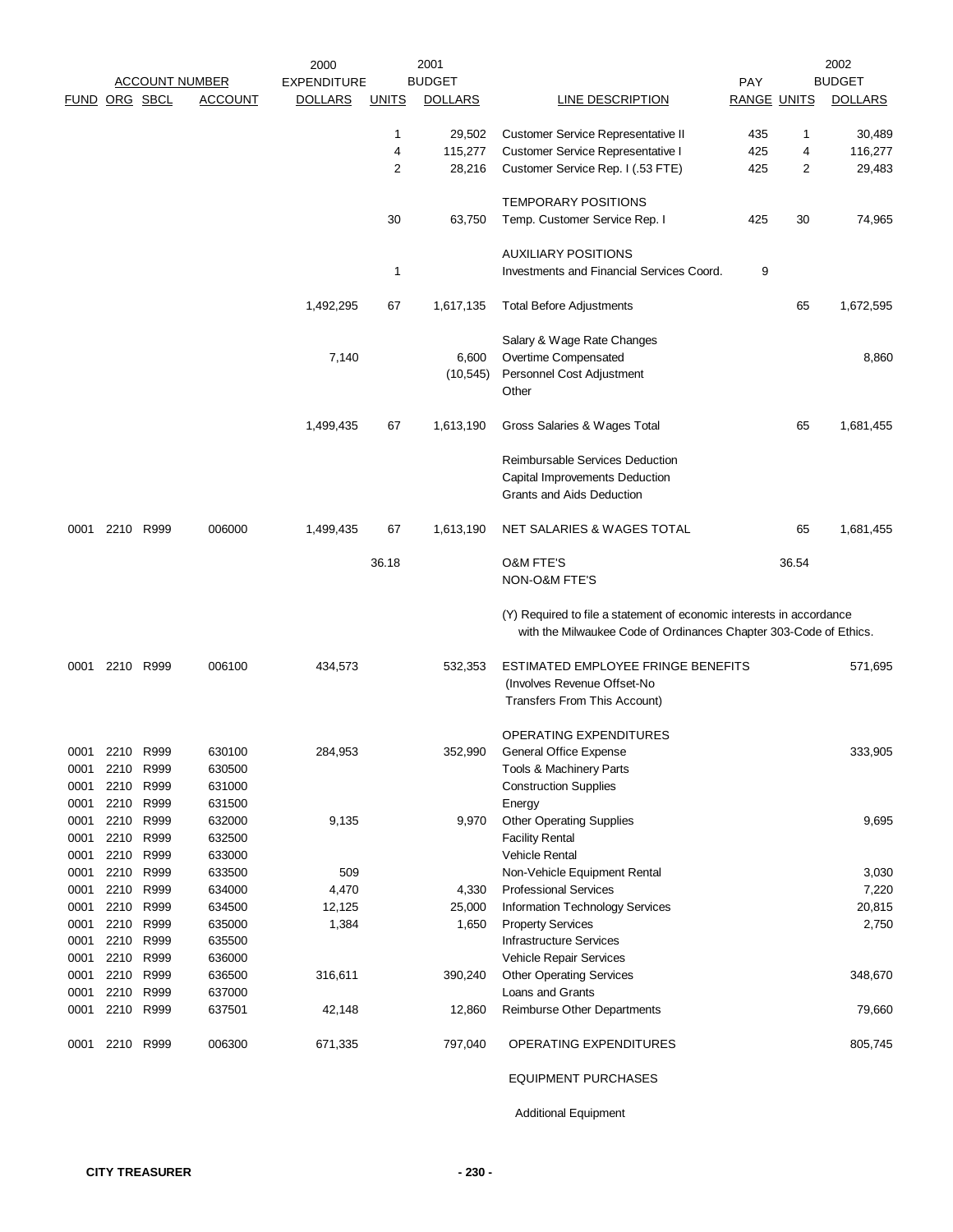| FUND | ORG | SBCL | ACCOUNT | 2000 EXPENDITURE DOLLARS | 2001 BUDGET UNITS | 2001 BUDGET DOLLARS | LINE DESCRIPTION | PAY RANGE | 2002 BUDGET UNITS | 2002 BUDGET DOLLARS |
|---|---|---|---|---|---|---|---|---|---|---|
| | | | | | 1 | 29,502 | Customer Service Representative II | 435 | 1 | 30,489 |
| | | | | | 4 | 115,277 | Customer Service Representative I | 425 | 4 | 116,277 |
| | | | | | 2 | 28,216 | Customer Service Rep. I (.53 FTE) | 425 | 2 | 29,483 |
| | | | | | | | TEMPORARY POSITIONS | | | |
| | | | | | 30 | 63,750 | Temp. Customer Service Rep. I | 425 | 30 | 74,965 |
| | | | | | | | AUXILIARY POSITIONS | | | |
| | | | | | 1 | | Investments and Financial Services Coord. | 9 | | |
| | | | | 1,492,295 | 67 | 1,617,135 | Total Before Adjustments | | 65 | 1,672,595 |
| | | | | | | | Salary & Wage Rate Changes | | | |
| | | | | 7,140 | | 6,600 | Overtime Compensated | | | 8,860 |
| | | | | | | (10,545) | Personnel Cost Adjustment | | | |
| | | | | | | | Other | | | |
| | | | | 1,499,435 | 67 | 1,613,190 | Gross Salaries & Wages Total | | 65 | 1,681,455 |
| | | | | | | | Reimbursable Services Deduction | | | |
| | | | | | | | Capital Improvements Deduction | | | |
| | | | | | | | Grants and Aids Deduction | | | |
| 0001 | 2210 | R999 | 006000 | 1,499,435 | 67 | 1,613,190 | NET SALARIES & WAGES TOTAL | | 65 | 1,681,455 |
| | | | | | 36.18 | | O&M FTE'S | | 36.54 | |
| | | | | | | | NON-O&M FTE'S | | | |
| | | | | | | | (Y) Required to file a statement of economic interests in accordance with the Milwaukee Code of Ordinances Chapter 303-Code of Ethics. | | | |
| 0001 | 2210 | R999 | 006100 | 434,573 | | 532,353 | ESTIMATED EMPLOYEE FRINGE BENEFITS (Involves Revenue Offset-No Transfers From This Account) | | | 571,695 |
| | | | | | | | OPERATING EXPENDITURES | | | |
| 0001 | 2210 | R999 | 630100 | 284,953 | | 352,990 | General Office Expense | | | 333,905 |
| 0001 | 2210 | R999 | 630500 | | | | Tools & Machinery Parts | | | |
| 0001 | 2210 | R999 | 631000 | | | | Construction Supplies | | | |
| 0001 | 2210 | R999 | 631500 | | | | Energy | | | |
| 0001 | 2210 | R999 | 632000 | 9,135 | | 9,970 | Other Operating Supplies | | | 9,695 |
| 0001 | 2210 | R999 | 632500 | | | | Facility Rental | | | |
| 0001 | 2210 | R999 | 633000 | | | | Vehicle Rental | | | |
| 0001 | 2210 | R999 | 633500 | 509 | | | Non-Vehicle Equipment Rental | | | 3,030 |
| 0001 | 2210 | R999 | 634000 | 4,470 | | 4,330 | Professional Services | | | 7,220 |
| 0001 | 2210 | R999 | 634500 | 12,125 | | 25,000 | Information Technology Services | | | 20,815 |
| 0001 | 2210 | R999 | 635000 | 1,384 | | 1,650 | Property Services | | | 2,750 |
| 0001 | 2210 | R999 | 635500 | | | | Infrastructure Services | | | |
| 0001 | 2210 | R999 | 636000 | | | | Vehicle Repair Services | | | |
| 0001 | 2210 | R999 | 636500 | 316,611 | | 390,240 | Other Operating Services | | | 348,670 |
| 0001 | 2210 | R999 | 637000 | | | | Loans and Grants | | | |
| 0001 | 2210 | R999 | 637501 | 42,148 | | 12,860 | Reimburse Other Departments | | | 79,660 |
| 0001 | 2210 | R999 | 006300 | 671,335 | | 797,040 | OPERATING EXPENDITURES | | | 805,745 |
| | | | | | | | EQUIPMENT PURCHASES | | | |
| | | | | | | | Additional Equipment | | | |

CITY TREASURER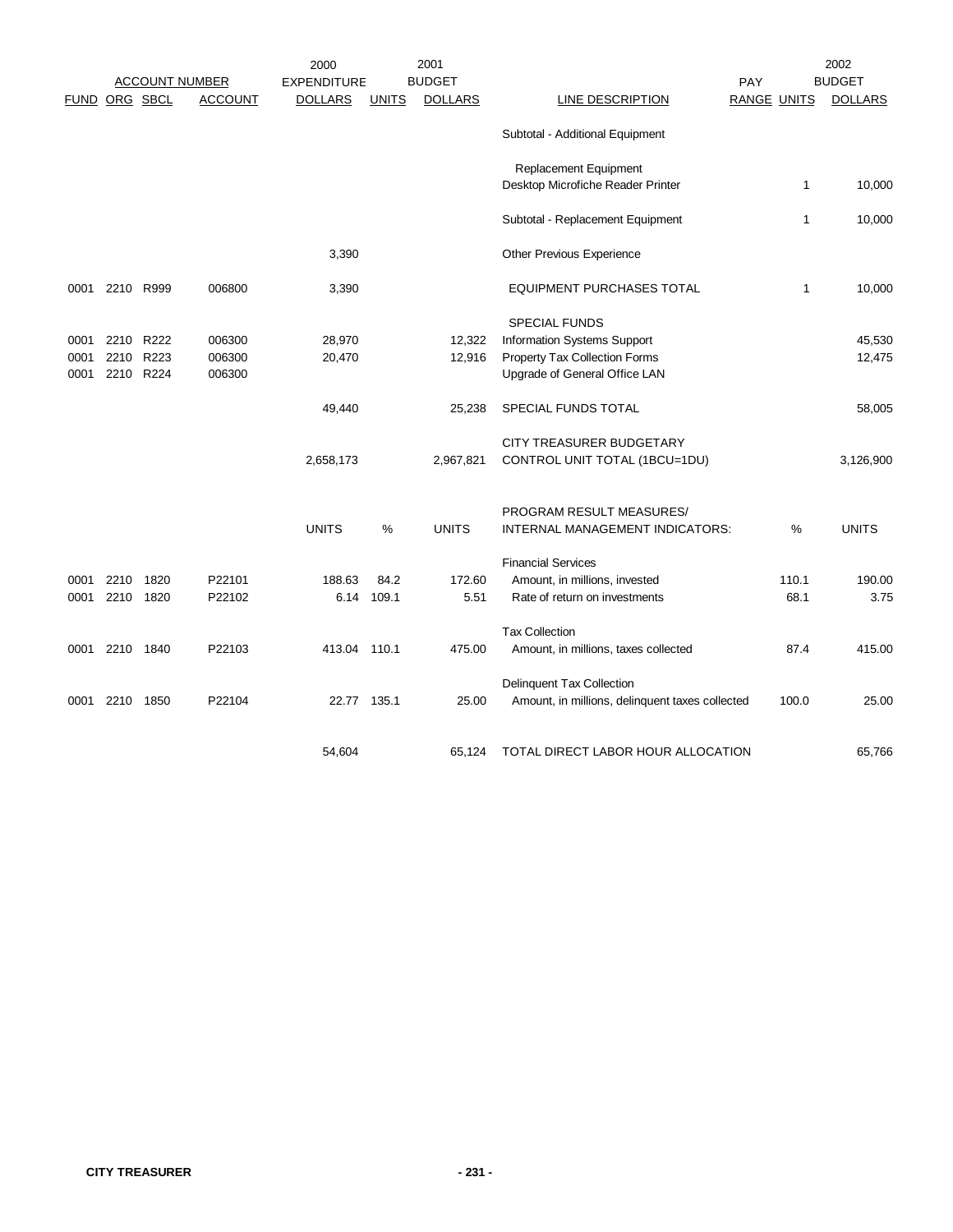| FUND | ORG | SBCL | ACCOUNT | 2000 EXPENDITURE DOLLARS | UNITS | 2001 BUDGET DOLLARS | LINE DESCRIPTION | PAY RANGE | UNITS | 2002 BUDGET DOLLARS |
|---|---|---|---|---|---|---|---|---|---|---|
| | | | | | | | Subtotal - Additional Equipment | | | |
| | | | | | | | Replacement Equipment | | | |
| | | | | | | | Desktop Microfiche Reader Printer | | 1 | 10,000 |
| | | | | | | | Subtotal - Replacement Equipment | | 1 | 10,000 |
| | | | | 3,390 | | | Other Previous Experience | | | |
| 0001 | 2210 | R999 | 006800 | 3,390 | | | EQUIPMENT PURCHASES TOTAL | | 1 | 10,000 |
| | | | | | | | SPECIAL FUNDS | | | |
| 0001 | 2210 | R222 | 006300 | 28,970 | | 12,322 | Information Systems Support | | | 45,530 |
| 0001 | 2210 | R223 | 006300 | 20,470 | | 12,916 | Property Tax Collection Forms | | | 12,475 |
| 0001 | 2210 | R224 | 006300 | | | | Upgrade of General Office LAN | | | |
| | | | | 49,440 | | 25,238 | SPECIAL FUNDS TOTAL | | | 58,005 |
| | | | | 2,658,173 | | 2,967,821 | CITY TREASURER BUDGETARY CONTROL UNIT TOTAL (1BCU=1DU) | | | 3,126,900 |

| FUND | ORG | SBCL | ACCOUNT | UNITS | % | UNITS | PROGRAM RESULT MEASURES/ INTERNAL MANAGEMENT INDICATORS: | % | UNITS |
|---|---|---|---|---|---|---|---|---|---|
| | | | | | | | Financial Services | | |
| 0001 | 2210 | 1820 | P22101 | 188.63 | 84.2 | 172.60 | Amount, in millions, invested | 110.1 | 190.00 |
| 0001 | 2210 | 1820 | P22102 | 6.14 | 109.1 | 5.51 | Rate of return on investments | 68.1 | 3.75 |
| | | | | | | | Tax Collection | | |
| 0001 | 2210 | 1840 | P22103 | 413.04 | 110.1 | 475.00 | Amount, in millions, taxes collected | 87.4 | 415.00 |
| | | | | | | | Delinquent Tax Collection | | |
| 0001 | 2210 | 1850 | P22104 | 22.77 | 135.1 | 25.00 | Amount, in millions, delinquent taxes collected | 100.0 | 25.00 |
| | | | | 54,604 | | 65,124 | TOTAL DIRECT LABOR HOUR ALLOCATION | | 65,766 |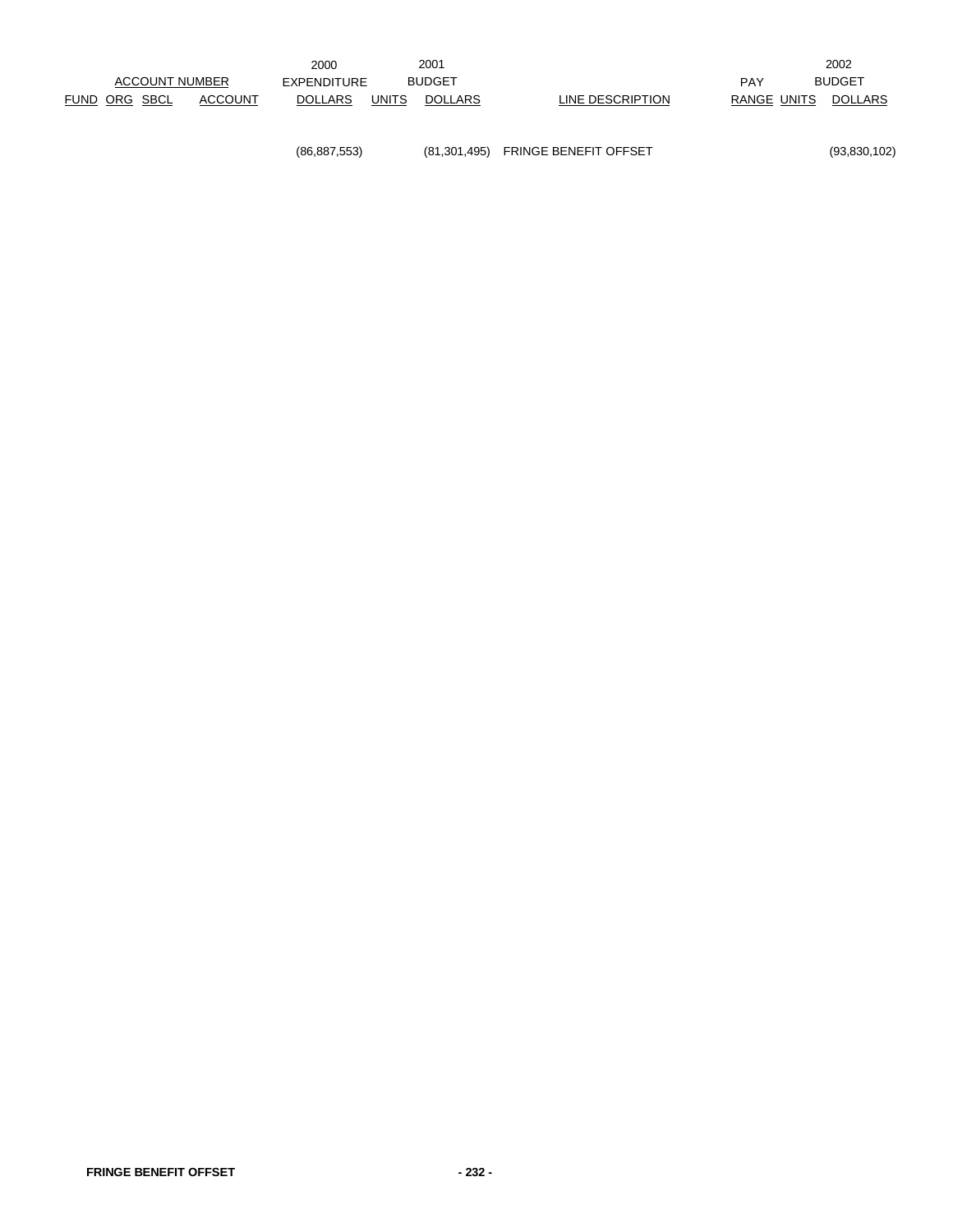| ACCOUNT NUMBER | | | | 2000 EXPENDITURE | 2001 BUDGET | | | PAY | 2002 BUDGET | |
|---|---|---|---|---|---|---|---|---|---|---|
| FUND | ORG | SBCL | ACCOUNT | DOLLARS | UNITS | DOLLARS | LINE DESCRIPTION | RANGE | UNITS | DOLLARS |
| | | | | (86,887,553) | | (81,301,495) | FRINGE BENEFIT OFFSET | | | (93,830,102) |

FRINGE BENEFIT OFFSET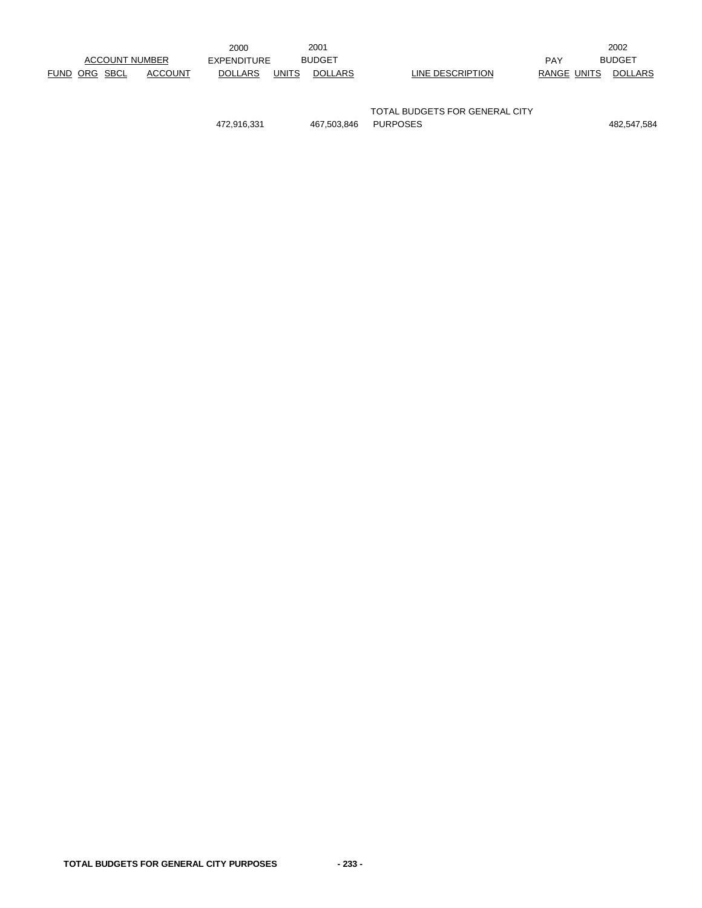| ACCOUNT NUMBER | | | | 2000 EXPENDITURE | | 2001 BUDGET | | PAY | | 2002 BUDGET |
|---|---|---|---|---|---|---|---|---|---|---|
| FUND | ORG | SBCL | ACCOUNT | DOLLARS | UNITS | DOLLARS | LINE DESCRIPTION | RANGE | UNITS | DOLLARS |
| | | | | 472,916,331 | | 467,503,846 | TOTAL BUDGETS FOR GENERAL CITY PURPOSES | | | 482,547,584 |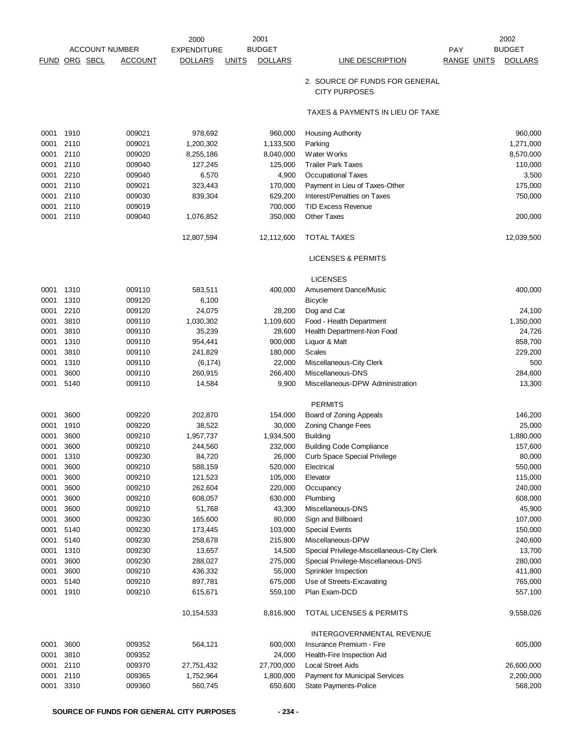| ACCOUNT NUMBER | | | | 2000 EXPENDITURE | | 2001 BUDGET | | PAY | | 2002 BUDGET |
|---|---|---|---|---|---|---|---|---|---|---|
| FUND | ORG | SBCL | ACCOUNT | DOLLARS | UNITS | DOLLARS | LINE DESCRIPTION | RANGE | UNITS | DOLLARS |
| | | | | | | | 2. SOURCE OF FUNDS FOR GENERAL CITY PURPOSES | | | |
| | | | | | | | TAXES & PAYMENTS IN LIEU OF TAXE | | | |
| 0001 | 1910 | | 009021 | 978,692 | | 960,000 | Housing Authority | | | 960,000 |
| 0001 | 2110 | | 009021 | 1,200,302 | | 1,133,500 | Parking | | | 1,271,000 |
| 0001 | 2110 | | 009020 | 8,255,186 | | 8,040,000 | Water Works | | | 8,570,000 |
| 0001 | 2110 | | 009040 | 127,245 | | 125,000 | Trailer Park Taxes | | | 110,000 |
| 0001 | 2210 | | 009040 | 6,570 | | 4,900 | Occupational Taxes | | | 3,500 |
| 0001 | 2110 | | 009021 | 323,443 | | 170,000 | Payment in Lieu of Taxes-Other | | | 175,000 |
| 0001 | 2110 | | 009030 | 839,304 | | 629,200 | Interest/Penalties on Taxes | | | 750,000 |
| 0001 | 2110 | | 009019 | | | 700,000 | TID Excess Revenue | | | |
| 0001 | 2110 | | 009040 | 1,076,852 | | 350,000 | Other Taxes | | | 200,000 |
| | | | | 12,807,594 | | 12,112,600 | TOTAL TAXES | | | 12,039,500 |
| | | | | | | | LICENSES & PERMITS | | | |
| | | | | | | | LICENSES | | | |
| 0001 | 1310 | | 009110 | 583,511 | | 400,000 | Amusement Dance/Music | | | 400,000 |
| 0001 | 1310 | | 009120 | 6,100 | | | Bicycle | | | |
| 0001 | 2210 | | 009120 | 24,075 | | 28,200 | Dog and Cat | | | 24,100 |
| 0001 | 3810 | | 009110 | 1,030,302 | | 1,109,600 | Food - Health Department | | | 1,350,000 |
| 0001 | 3810 | | 009110 | 35,239 | | 28,600 | Health Department-Non Food | | | 24,726 |
| 0001 | 1310 | | 009110 | 954,441 | | 900,000 | Liquor & Malt | | | 858,700 |
| 0001 | 3810 | | 009110 | 241,829 | | 180,000 | Scales | | | 229,200 |
| 0001 | 1310 | | 009110 | (6,174) | | 22,000 | Miscellaneous-City Clerk | | | 500 |
| 0001 | 3600 | | 009110 | 260,915 | | 266,400 | Miscellaneous-DNS | | | 284,600 |
| 0001 | 5140 | | 009110 | 14,584 | | 9,900 | Miscellaneous-DPW Administration | | | 13,300 |
| | | | | | | | PERMITS | | | |
| 0001 | 3600 | | 009220 | 202,870 | | 154,000 | Board of Zoning Appeals | | | 146,200 |
| 0001 | 1910 | | 009220 | 38,522 | | 30,000 | Zoning Change Fees | | | 25,000 |
| 0001 | 3600 | | 009210 | 1,957,737 | | 1,934,500 | Building | | | 1,880,000 |
| 0001 | 3600 | | 009210 | 244,560 | | 232,000 | Building Code Compliance | | | 157,600 |
| 0001 | 1310 | | 009230 | 84,720 | | 26,000 | Curb Space Special Privilege | | | 80,000 |
| 0001 | 3600 | | 009210 | 588,159 | | 520,000 | Electrical | | | 550,000 |
| 0001 | 3600 | | 009210 | 121,523 | | 105,000 | Elevator | | | 115,000 |
| 0001 | 3600 | | 009210 | 262,604 | | 220,000 | Occupancy | | | 240,000 |
| 0001 | 3600 | | 009210 | 608,057 | | 630,000 | Plumbing | | | 608,000 |
| 0001 | 3600 | | 009210 | 51,768 | | 43,300 | Miscellaneous-DNS | | | 45,900 |
| 0001 | 3600 | | 009230 | 165,600 | | 80,000 | Sign and Billboard | | | 107,000 |
| 0001 | 5140 | | 009230 | 173,445 | | 103,000 | Special Events | | | 150,000 |
| 0001 | 5140 | | 009230 | 258,678 | | 215,800 | Miscellaneous-DPW | | | 240,600 |
| 0001 | 1310 | | 009230 | 13,657 | | 14,500 | Special Privilege-Miscellaneous-City Clerk | | | 13,700 |
| 0001 | 3600 | | 009230 | 288,027 | | 275,000 | Special Privilege-Miscellaneous-DNS | | | 280,000 |
| 0001 | 3600 | | 009210 | 436,332 | | 55,000 | Sprinkler Inspection | | | 411,800 |
| 0001 | 5140 | | 009210 | 897,781 | | 675,000 | Use of Streets-Excavating | | | 765,000 |
| 0001 | 1910 | | 009210 | 615,671 | | 559,100 | Plan Exam-DCD | | | 557,100 |
| | | | | 10,154,533 | | 8,816,900 | TOTAL LICENSES & PERMITS | | | 9,558,026 |
| | | | | | | | INTERGOVERNMENTAL REVENUE | | | |
| 0001 | 3600 | | 009352 | 564,121 | | 600,000 | Insurance Premium - Fire | | | 605,000 |
| 0001 | 3810 | | 009352 | | | 24,000 | Health-Fire Inspection Aid | | | |
| 0001 | 2110 | | 009370 | 27,751,432 | | 27,700,000 | Local Street Aids | | | 26,600,000 |
| 0001 | 2110 | | 009365 | 1,752,964 | | 1,800,000 | Payment for Municipal Services | | | 2,200,000 |
| 0001 | 3310 | | 009360 | 560,745 | | 650,600 | State Payments-Police | | | 568,200 |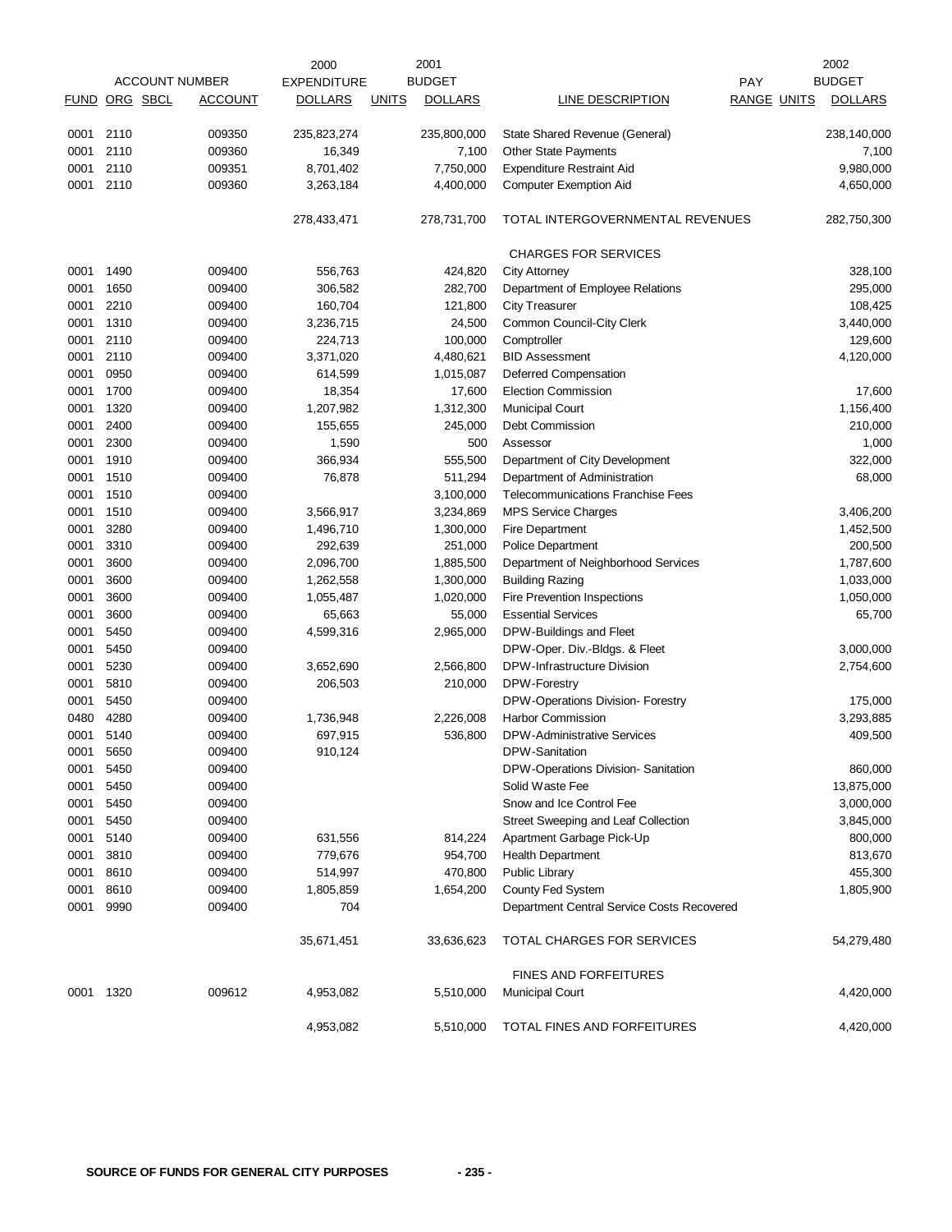| ACCOUNT NUMBER | | | | 2000 EXPENDITURE | | 2001 BUDGET | | PAY | | 2002 BUDGET |
|---|---|---|---|---|---|---|---|---|---|---|
| FUND | ORG | SBCL | ACCOUNT | DOLLARS | UNITS | DOLLARS | LINE DESCRIPTION | RANGE | UNITS | DOLLARS |
| 0001 | 2110 | | 009350 | 235,823,274 | | 235,800,000 | State Shared Revenue (General) | | | 238,140,000 |
| 0001 | 2110 | | 009360 | 16,349 | | 7,100 | Other State Payments | | | 7,100 |
| 0001 | 2110 | | 009351 | 8,701,402 | | 7,750,000 | Expenditure Restraint Aid | | | 9,980,000 |
| 0001 | 2110 | | 009360 | 3,263,184 | | 4,400,000 | Computer Exemption Aid | | | 4,650,000 |
| | | | | 278,433,471 | | 278,731,700 | TOTAL INTERGOVERNMENTAL REVENUES | | | 282,750,300 |
| | | | | | | | CHARGES FOR SERVICES | | | |
| 0001 | 1490 | | 009400 | 556,763 | | 424,820 | City Attorney | | | 328,100 |
| 0001 | 1650 | | 009400 | 306,582 | | 282,700 | Department of Employee Relations | | | 295,000 |
| 0001 | 2210 | | 009400 | 160,704 | | 121,800 | City Treasurer | | | 108,425 |
| 0001 | 1310 | | 009400 | 3,236,715 | | 24,500 | Common Council-City Clerk | | | 3,440,000 |
| 0001 | 2110 | | 009400 | 224,713 | | 100,000 | Comptroller | | | 129,600 |
| 0001 | 2110 | | 009400 | 3,371,020 | | 4,480,621 | BID Assessment | | | 4,120,000 |
| 0001 | 0950 | | 009400 | 614,599 | | 1,015,087 | Deferred Compensation | | | |
| 0001 | 1700 | | 009400 | 18,354 | | 17,600 | Election Commission | | | 17,600 |
| 0001 | 1320 | | 009400 | 1,207,982 | | 1,312,300 | Municipal Court | | | 1,156,400 |
| 0001 | 2400 | | 009400 | 155,655 | | 245,000 | Debt Commission | | | 210,000 |
| 0001 | 2300 | | 009400 | 1,590 | | 500 | Assessor | | | 1,000 |
| 0001 | 1910 | | 009400 | 366,934 | | 555,500 | Department of City Development | | | 322,000 |
| 0001 | 1510 | | 009400 | 76,878 | | 511,294 | Department of Administration | | | 68,000 |
| 0001 | 1510 | | 009400 | | | 3,100,000 | Telecommunications Franchise Fees | | | |
| 0001 | 1510 | | 009400 | 3,566,917 | | 3,234,869 | MPS Service Charges | | | 3,406,200 |
| 0001 | 3280 | | 009400 | 1,496,710 | | 1,300,000 | Fire Department | | | 1,452,500 |
| 0001 | 3310 | | 009400 | 292,639 | | 251,000 | Police Department | | | 200,500 |
| 0001 | 3600 | | 009400 | 2,096,700 | | 1,885,500 | Department of Neighborhood Services | | | 1,787,600 |
| 0001 | 3600 | | 009400 | 1,262,558 | | 1,300,000 | Building Razing | | | 1,033,000 |
| 0001 | 3600 | | 009400 | 1,055,487 | | 1,020,000 | Fire Prevention Inspections | | | 1,050,000 |
| 0001 | 3600 | | 009400 | 65,663 | | 55,000 | Essential Services | | | 65,700 |
| 0001 | 5450 | | 009400 | 4,599,316 | | 2,965,000 | DPW-Buildings and Fleet | | | |
| 0001 | 5450 | | 009400 | | | | DPW-Oper. Div.-Bldgs. & Fleet | | | 3,000,000 |
| 0001 | 5230 | | 009400 | 3,652,690 | | 2,566,800 | DPW-Infrastructure Division | | | 2,754,600 |
| 0001 | 5810 | | 009400 | 206,503 | | 210,000 | DPW-Forestry | | | |
| 0001 | 5450 | | 009400 | | | | DPW-Operations Division- Forestry | | | 175,000 |
| 0480 | 4280 | | 009400 | 1,736,948 | | 2,226,008 | Harbor Commission | | | 3,293,885 |
| 0001 | 5140 | | 009400 | 697,915 | | 536,800 | DPW-Administrative Services | | | 409,500 |
| 0001 | 5650 | | 009400 | 910,124 | | | DPW-Sanitation | | | |
| 0001 | 5450 | | 009400 | | | | DPW-Operations Division- Sanitation | | | 860,000 |
| 0001 | 5450 | | 009400 | | | | Solid Waste Fee | | | 13,875,000 |
| 0001 | 5450 | | 009400 | | | | Snow and Ice Control Fee | | | 3,000,000 |
| 0001 | 5450 | | 009400 | | | | Street Sweeping and Leaf Collection | | | 3,845,000 |
| 0001 | 5140 | | 009400 | 631,556 | | 814,224 | Apartment Garbage Pick-Up | | | 800,000 |
| 0001 | 3810 | | 009400 | 779,676 | | 954,700 | Health Department | | | 813,670 |
| 0001 | 8610 | | 009400 | 514,997 | | 470,800 | Public Library | | | 455,300 |
| 0001 | 8610 | | 009400 | 1,805,859 | | 1,654,200 | County Fed System | | | 1,805,900 |
| 0001 | 9990 | | 009400 | 704 | | | Department Central Service Costs Recovered | | | |
| | | | | 35,671,451 | | 33,636,623 | TOTAL CHARGES FOR SERVICES | | | 54,279,480 |
| | | | | | | | FINES AND FORFEITURES | | | |
| 0001 | 1320 | | 009612 | 4,953,082 | | 5,510,000 | Municipal Court | | | 4,420,000 |
| | | | | 4,953,082 | | 5,510,000 | TOTAL FINES AND FORFEITURES | | | 4,420,000 |

SOURCE OF FUNDS FOR GENERAL CITY PURPOSES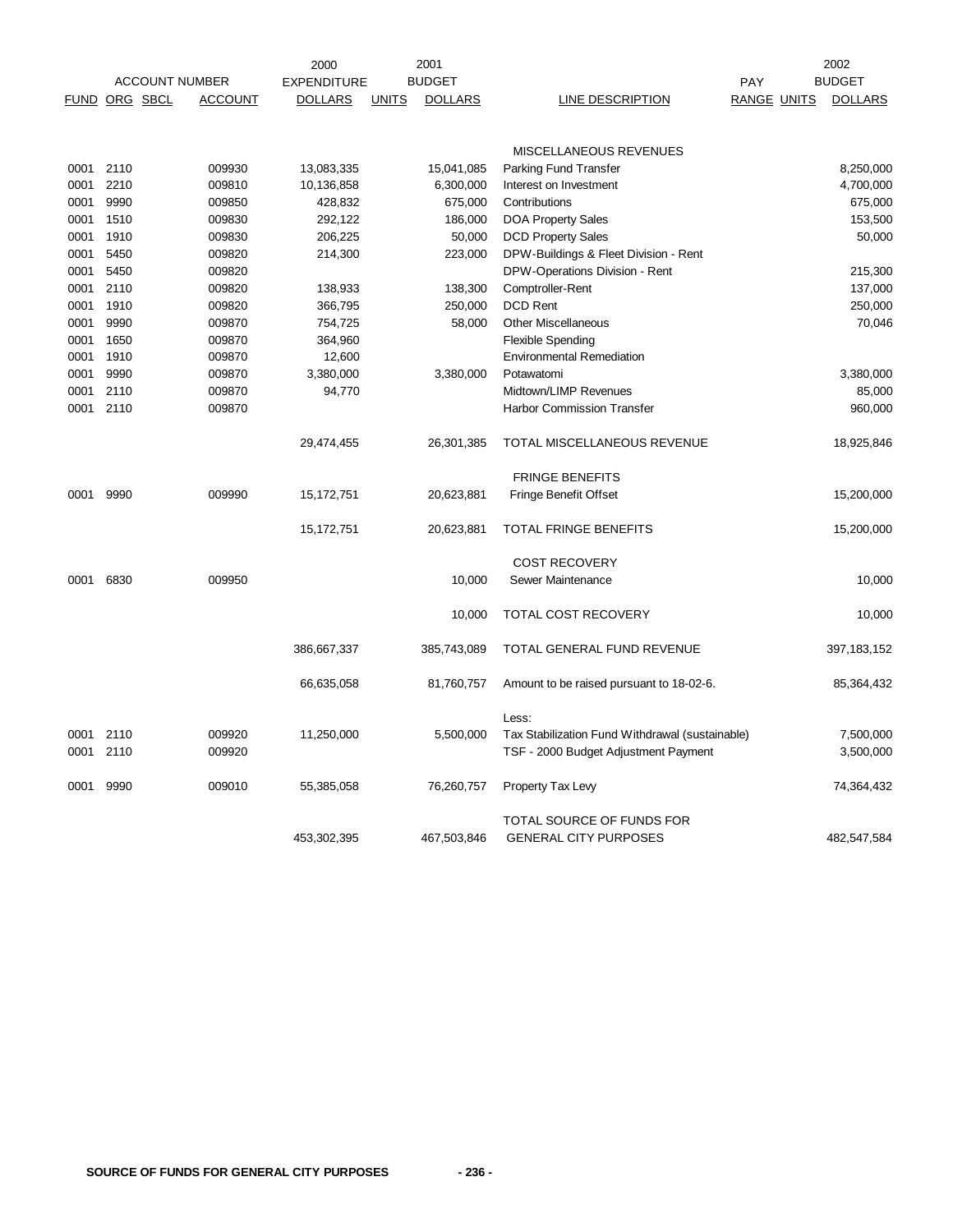| ACCOUNT NUMBER | | | | 2000 EXPENDITURE | 2001 BUDGET | | | PAY | | 2002 BUDGET |
|---|---|---|---|---|---|---|---|---|---|---|
| FUND | ORG | SBCL | ACCOUNT | DOLLARS | UNITS | DOLLARS | LINE DESCRIPTION | RANGE | UNITS | DOLLARS |
| | | | | | | | MISCELLANEOUS REVENUES | | | |
| 0001 | 2110 | | 009930 | 13,083,335 | | 15,041,085 | Parking Fund Transfer | | | 8,250,000 |
| 0001 | 2210 | | 009810 | 10,136,858 | | 6,300,000 | Interest on Investment | | | 4,700,000 |
| 0001 | 9990 | | 009850 | 428,832 | | 675,000 | Contributions | | | 675,000 |
| 0001 | 1510 | | 009830 | 292,122 | | 186,000 | DOA Property Sales | | | 153,500 |
| 0001 | 1910 | | 009830 | 206,225 | | 50,000 | DCD Property Sales | | | 50,000 |
| 0001 | 5450 | | 009820 | 214,300 | | 223,000 | DPW-Buildings & Fleet Division - Rent | | | |
| 0001 | 5450 | | 009820 | | | | DPW-Operations Division - Rent | | | 215,300 |
| 0001 | 2110 | | 009820 | 138,933 | | 138,300 | Comptroller-Rent | | | 137,000 |
| 0001 | 1910 | | 009820 | 366,795 | | 250,000 | DCD Rent | | | 250,000 |
| 0001 | 9990 | | 009870 | 754,725 | | 58,000 | Other Miscellaneous | | | 70,046 |
| 0001 | 1650 | | 009870 | 364,960 | | | Flexible Spending | | | |
| 0001 | 1910 | | 009870 | 12,600 | | | Environmental Remediation | | | |
| 0001 | 9990 | | 009870 | 3,380,000 | | 3,380,000 | Potawatomi | | | 3,380,000 |
| 0001 | 2110 | | 009870 | 94,770 | | | Midtown/LIMP Revenues | | | 85,000 |
| 0001 | 2110 | | 009870 | | | | Harbor Commission Transfer | | | 960,000 |
| | | | | 29,474,455 | | 26,301,385 | TOTAL MISCELLANEOUS REVENUE | | | 18,925,846 |
| | | | | | | | FRINGE BENEFITS | | | |
| 0001 | 9990 | | 009990 | 15,172,751 | | 20,623,881 | Fringe Benefit Offset | | | 15,200,000 |
| | | | | 15,172,751 | | 20,623,881 | TOTAL FRINGE BENEFITS | | | 15,200,000 |
| | | | | | | | COST RECOVERY | | | |
| 0001 | 6830 | | 009950 | | | 10,000 | Sewer Maintenance | | | 10,000 |
| | | | | | | 10,000 | TOTAL COST RECOVERY | | | 10,000 |
| | | | | 386,667,337 | | 385,743,089 | TOTAL GENERAL FUND REVENUE | | | 397,183,152 |
| | | | | 66,635,058 | | 81,760,757 | Amount to be raised pursuant to 18-02-6. | | | 85,364,432 |
| | | | | | | | Less: | | | |
| 0001 | 2110 | | 009920 | 11,250,000 | | 5,500,000 | Tax Stabilization Fund Withdrawal (sustainable) | | | 7,500,000 |
| 0001 | 2110 | | 009920 | | | | TSF - 2000 Budget Adjustment Payment | | | 3,500,000 |
| 0001 | 9990 | | 009010 | 55,385,058 | | 76,260,757 | Property Tax Levy | | | 74,364,432 |
| | | | | 453,302,395 | | 467,503,846 | TOTAL SOURCE OF FUNDS FOR GENERAL CITY PURPOSES | | | 482,547,584 |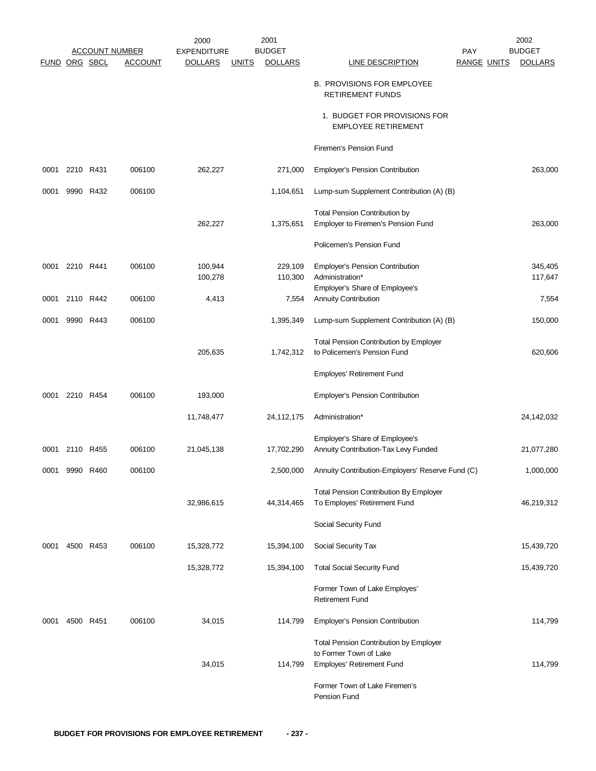| FUND | ORG | SBCL | ACCOUNT | 2000 EXPENDITURE DOLLARS | UNITS | 2001 BUDGET DOLLARS | LINE DESCRIPTION | PAY RANGE | UNITS | 2002 BUDGET DOLLARS |
|---|---|---|---|---|---|---|---|---|---|---|
| | | | | | | | B. PROVISIONS FOR EMPLOYEE RETIREMENT FUNDS | | | |
| | | | | | | | 1. BUDGET FOR PROVISIONS FOR EMPLOYEE RETIREMENT | | | |
| | | | | | | | Firemen's Pension Fund | | | |
| 0001 | 2210 | R431 | 006100 | 262,227 | | 271,000 | Employer's Pension Contribution | | | 263,000 |
| 0001 | 9990 | R432 | 006100 | | | 1,104,651 | Lump-sum Supplement Contribution (A) (B) | | | |
| | | | | 262,227 | | 1,375,651 | Total Pension Contribution by Employer to Firemen's Pension Fund | | | 263,000 |
| | | | | | | | Policemen's Pension Fund | | | |
| 0001 | 2210 | R441 | 006100 | 100,944 | | 229,109 | Employer's Pension Contribution | | | 345,405 |
| | | | | 100,278 | | 110,300 | Administration* | | | 117,647 |
| 0001 | 2110 | R442 | 006100 | 4,413 | | 7,554 | Employer's Share of Employee's Annuity Contribution | | | 7,554 |
| 0001 | 9990 | R443 | 006100 | | | 1,395,349 | Lump-sum Supplement Contribution (A) (B) | | | 150,000 |
| | | | | 205,635 | | 1,742,312 | Total Pension Contribution by Employer to Policemen's Pension Fund | | | 620,606 |
| | | | | | | | Employes' Retirement Fund | | | |
| 0001 | 2210 | R454 | 006100 | 193,000 | | | Employer's Pension Contribution | | | |
| | | | | 11,748,477 | | 24,112,175 | Administration* | | | 24,142,032 |
| 0001 | 2110 | R455 | 006100 | 21,045,138 | | 17,702,290 | Employer's Share of Employee's Annuity Contribution-Tax Levy Funded | | | 21,077,280 |
| 0001 | 9990 | R460 | 006100 | | | 2,500,000 | Annuity Contribution-Employers' Reserve Fund (C) | | | 1,000,000 |
| | | | | 32,986,615 | | 44,314,465 | Total Pension Contribution By Employer To Employes' Retirement Fund | | | 46,219,312 |
| | | | | | | | Social Security Fund | | | |
| 0001 | 4500 | R453 | 006100 | 15,328,772 | | 15,394,100 | Social Security Tax | | | 15,439,720 |
| | | | | 15,328,772 | | 15,394,100 | Total Social Security Fund | | | 15,439,720 |
| | | | | | | | Former Town of Lake Employes' Retirement Fund | | | |
| 0001 | 4500 | R451 | 006100 | 34,015 | | 114,799 | Employer's Pension Contribution | | | 114,799 |
| | | | | 34,015 | | 114,799 | Total Pension Contribution by Employer to Former Town of Lake Employes' Retirement Fund | | | 114,799 |
| | | | | | | | Former Town of Lake Firemen's Pension Fund | | | |

BUDGET FOR PROVISIONS FOR EMPLOYEE RETIREMENT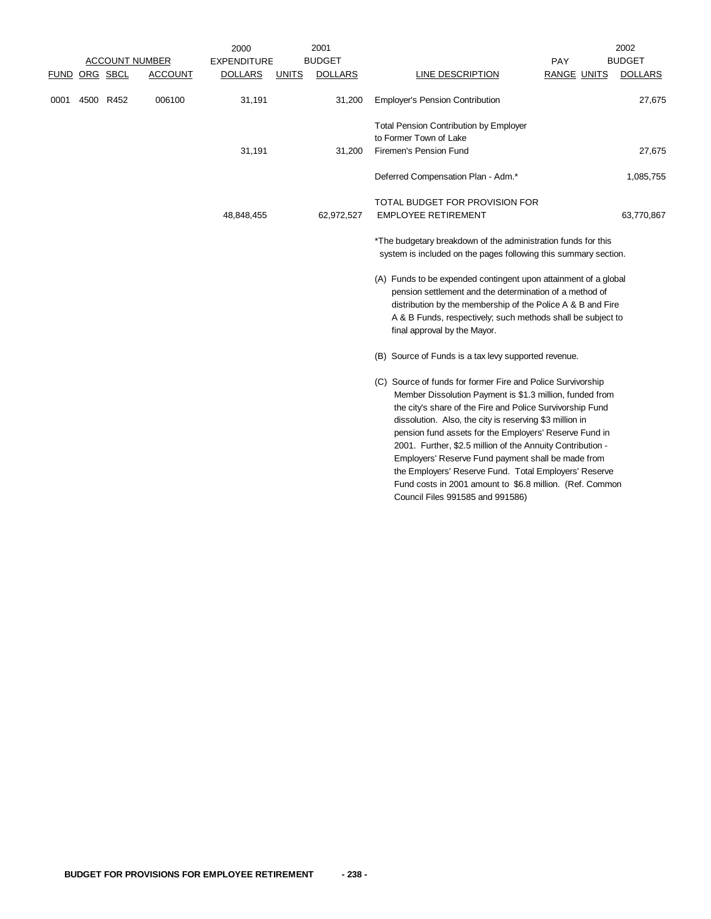| ACCOUNT NUMBER | | | | 2000 EXPENDITURE | 2001 BUDGET | | | PAY | | 2002 BUDGET |
|---|---|---|---|---|---|---|---|---|---|---|
| FUND | ORG | SBCL | ACCOUNT | DOLLARS | UNITS | DOLLARS | LINE DESCRIPTION | RANGE | UNITS | DOLLARS |
| 0001 | 4500 | R452 | 006100 | 31,191 | | 31,200 | Employer's Pension Contribution | | | 27,675 |
| | | | | 31,191 | | 31,200 | Total Pension Contribution by Employer to Former Town of Lake Firemen's Pension Fund | | | 27,675 |
| | | | | | | | Deferred Compensation Plan - Adm.* | | | 1,085,755 |
| | | | | 48,848,455 | | 62,972,527 | TOTAL BUDGET FOR PROVISION FOR EMPLOYEE RETIREMENT | | | 63,770,867 |

*The budgetary breakdown of the administration funds for this system is included on the pages following this summary section.

(A) Funds to be expended contingent upon attainment of a global pension settlement and the determination of a method of distribution by the membership of the Police A & B and Fire A & B Funds, respectively; such methods shall be subject to final approval by the Mayor.

(B) Source of Funds is a tax levy supported revenue.

(C) Source of funds for former Fire and Police Survivorship Member Dissolution Payment is $1.3 million, funded from the city's share of the Fire and Police Survivorship Fund dissolution. Also, the city is reserving $3 million in pension fund assets for the Employers' Reserve Fund in 2001. Further, $2.5 million of the Annuity Contribution - Employers' Reserve Fund payment shall be made from the Employers' Reserve Fund. Total Employers' Reserve Fund costs in 2001 amount to $6.8 million. (Ref. Common Council Files 991585 and 991586)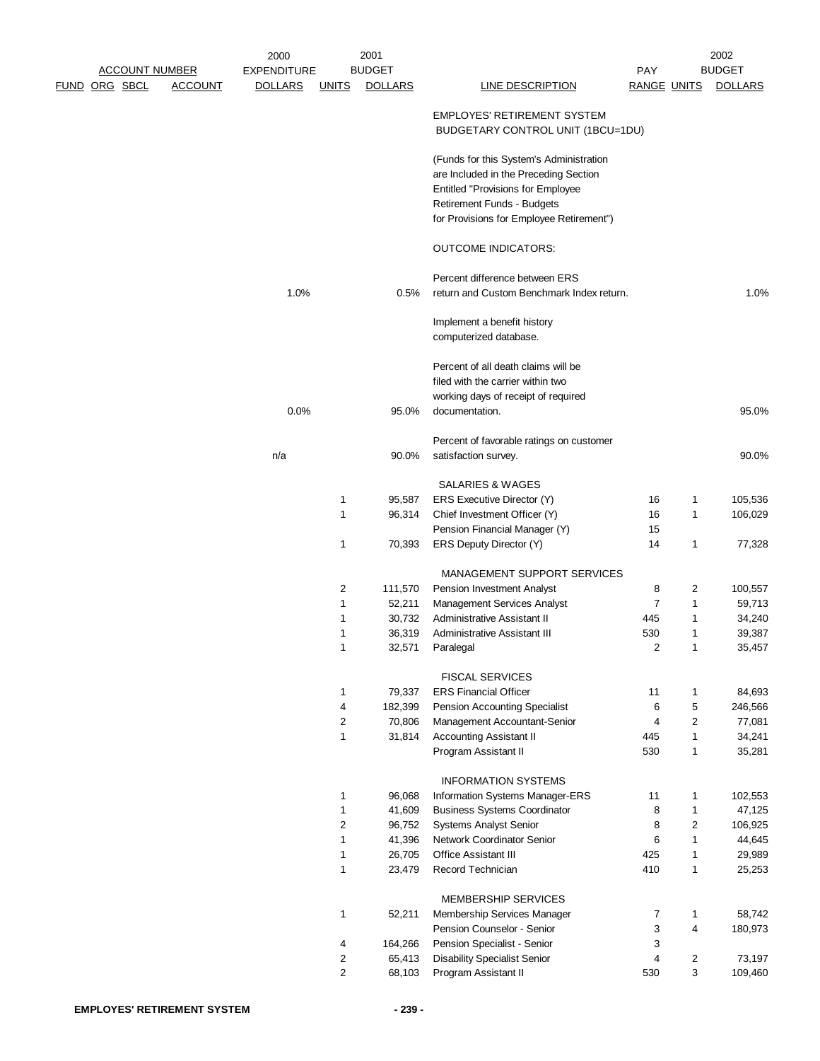| FUND | ORG | SBCL | ACCOUNT | 2000 EXPENDITURE DOLLARS | 2001 BUDGET UNITS | 2001 BUDGET DOLLARS | LINE DESCRIPTION | PAY RANGE | 2002 BUDGET UNITS | 2002 BUDGET DOLLARS |
|---|---|---|---|---|---|---|---|---|---|---|
| | | | | | | | EMPLOYES' RETIREMENT SYSTEM BUDGETARY CONTROL UNIT (1BCU=1DU) | | | |
| | | | | | | | (Funds for this System's Administration are Included in the Preceding Section Entitled "Provisions for Employee Retirement Funds - Budgets for Provisions for Employee Retirement") | | | |
| | | | | | | | OUTCOME INDICATORS: | | | |
| | | | | 1.0% | | 0.5% | Percent difference between ERS return and Custom Benchmark Index return. | | | 1.0% |
| | | | | | | | Implement a benefit history computerized database. | | | |
| | | | | 0.0% | | 95.0% | Percent of all death claims will be filed with the carrier within two working days of receipt of required documentation. | | | 95.0% |
| | | | | n/a | | 90.0% | Percent of favorable ratings on customer satisfaction survey. | | | 90.0% |
| | | | | | | | SALARIES & WAGES | | | |
| | | | | | 1 | 95,587 | ERS Executive Director (Y) | 16 | 1 | 105,536 |
| | | | | | 1 | 96,314 | Chief Investment Officer (Y) | 16 | 1 | 106,029 |
| | | | | | | | Pension Financial Manager (Y) | 15 | | |
| | | | | | 1 | 70,393 | ERS Deputy Director (Y) | 14 | 1 | 77,328 |
| | | | | | | | MANAGEMENT SUPPORT SERVICES | | | |
| | | | | | 2 | 111,570 | Pension Investment Analyst | 8 | 2 | 100,557 |
| | | | | | 1 | 52,211 | Management Services Analyst | 7 | 1 | 59,713 |
| | | | | | 1 | 30,732 | Administrative Assistant II | 445 | 1 | 34,240 |
| | | | | | 1 | 36,319 | Administrative Assistant III | 530 | 1 | 39,387 |
| | | | | | 1 | 32,571 | Paralegal | 2 | 1 | 35,457 |
| | | | | | | | FISCAL SERVICES | | | |
| | | | | | 1 | 79,337 | ERS Financial Officer | 11 | 1 | 84,693 |
| | | | | | 4 | 182,399 | Pension Accounting Specialist | 6 | 5 | 246,566 |
| | | | | | 2 | 70,806 | Management Accountant-Senior | 4 | 2 | 77,081 |
| | | | | | 1 | 31,814 | Accounting Assistant II | 445 | 1 | 34,241 |
| | | | | | | | Program Assistant II | 530 | 1 | 35,281 |
| | | | | | | | INFORMATION SYSTEMS | | | |
| | | | | | 1 | 96,068 | Information Systems Manager-ERS | 11 | 1 | 102,553 |
| | | | | | 1 | 41,609 | Business Systems Coordinator | 8 | 1 | 47,125 |
| | | | | | 2 | 96,752 | Systems Analyst Senior | 8 | 2 | 106,925 |
| | | | | | 1 | 41,396 | Network Coordinator Senior | 6 | 1 | 44,645 |
| | | | | | 1 | 26,705 | Office Assistant III | 425 | 1 | 29,989 |
| | | | | | 1 | 23,479 | Record Technician | 410 | 1 | 25,253 |
| | | | | | | | MEMBERSHIP SERVICES | | | |
| | | | | | 1 | 52,211 | Membership Services Manager | 7 | 1 | 58,742 |
| | | | | | | | Pension Counselor - Senior | 3 | 4 | 180,973 |
| | | | | | 4 | 164,266 | Pension Specialist - Senior | 3 | | |
| | | | | | 2 | 65,413 | Disability Specialist Senior | 4 | 2 | 73,197 |
| | | | | | 2 | 68,103 | Program Assistant II | 530 | 3 | 109,460 |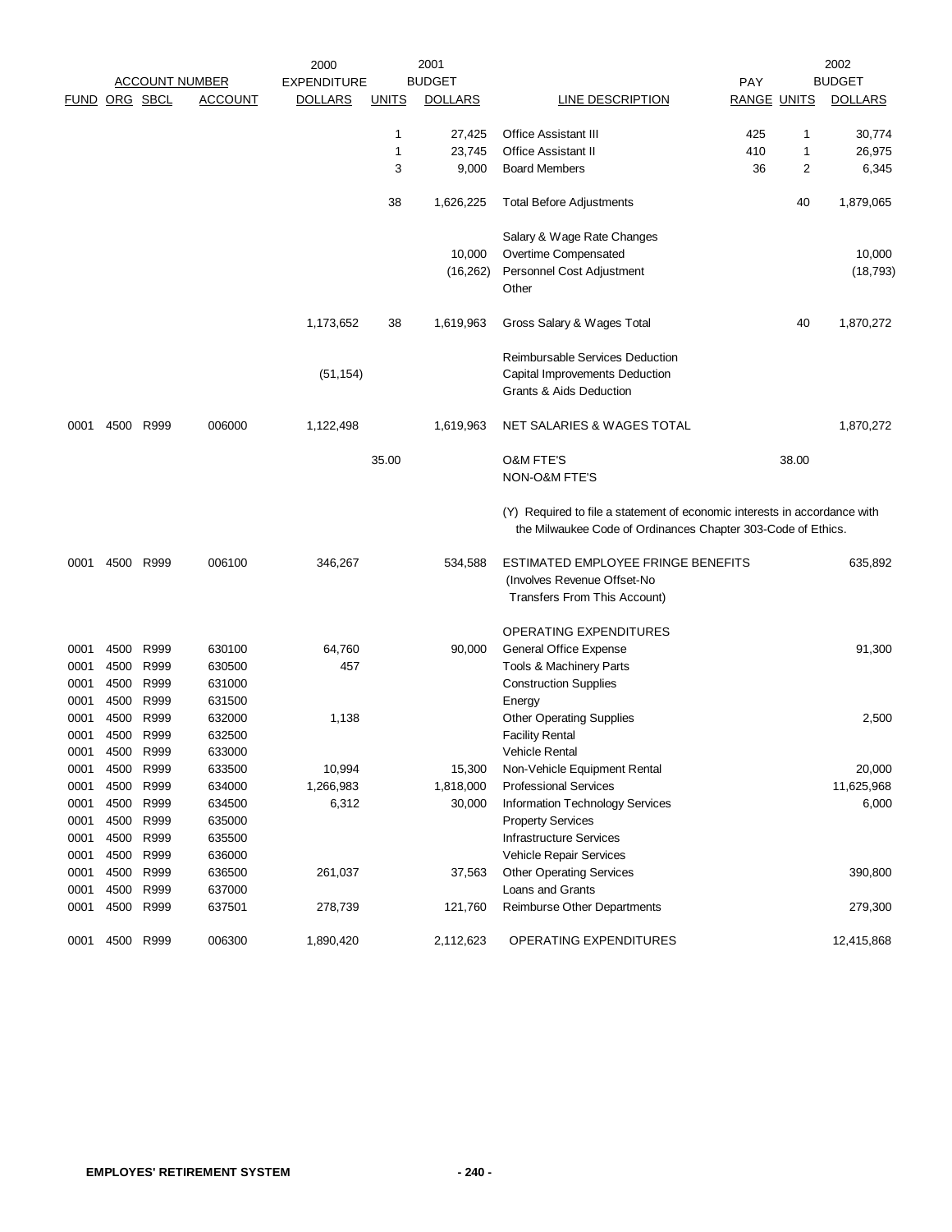| FUND | ORG | SBCL | ACCOUNT | 2000 EXPENDITURE DOLLARS | UNITS | 2001 BUDGET DOLLARS | LINE DESCRIPTION | PAY RANGE | UNITS | 2002 BUDGET DOLLARS |
|---|---|---|---|---|---|---|---|---|---|---|
| | | | | | 1 | 27,425 | Office Assistant III | 425 | 1 | 30,774 |
| | | | | | 1 | 23,745 | Office Assistant II | 410 | 1 | 26,975 |
| | | | | | 3 | 9,000 | Board Members | 36 | 2 | 6,345 |
| | | | | | 38 | 1,626,225 | Total Before Adjustments | | 40 | 1,879,065 |
| | | | | | | | Salary & Wage Rate Changes | | | |
| | | | | | | 10,000 | Overtime Compensated | | | 10,000 |
| | | | | | | (16,262) | Personnel Cost Adjustment | | | (18,793) |
| | | | | | | | Other | | | |
| | | | | 1,173,652 | 38 | 1,619,963 | Gross Salary & Wages Total | | 40 | 1,870,272 |
| | | | | | | | Reimbursable Services Deduction | | | |
| | | | | (51,154) | | | Capital Improvements Deduction | | | |
| | | | | | | | Grants & Aids Deduction | | | |
| 0001 | 4500 | R999 | 006000 | 1,122,498 | | 1,619,963 | NET SALARIES & WAGES TOTAL | | | 1,870,272 |
| | | | | | 35.00 | | O&M FTE'S | | 38.00 | |
| | | | | | | | NON-O&M FTE'S | | | |

(Y) Required to file a statement of economic interests in accordance with the Milwaukee Code of Ordinances Chapter 303-Code of Ethics.

| FUND | ORG | SBCL | ACCOUNT | 2000 EXPENDITURE DOLLARS | UNITS | 2001 BUDGET DOLLARS | LINE DESCRIPTION | PAY RANGE | UNITS | 2002 BUDGET DOLLARS |
|---|---|---|---|---|---|---|---|---|---|---|
| 0001 | 4500 | R999 | 006100 | 346,267 | | 534,588 | ESTIMATED EMPLOYEE FRINGE BENEFITS (Involves Revenue Offset-No Transfers From This Account) | | | 635,892 |
| | | | | | | | OPERATING EXPENDITURES | | | |
| 0001 | 4500 | R999 | 630100 | 64,760 | | 90,000 | General Office Expense | | | 91,300 |
| 0001 | 4500 | R999 | 630500 | 457 | | | Tools & Machinery Parts | | | |
| 0001 | 4500 | R999 | 631000 | | | | Construction Supplies | | | |
| 0001 | 4500 | R999 | 631500 | | | | Energy | | | |
| 0001 | 4500 | R999 | 632000 | 1,138 | | | Other Operating Supplies | | | 2,500 |
| 0001 | 4500 | R999 | 632500 | | | | Facility Rental | | | |
| 0001 | 4500 | R999 | 633000 | | | | Vehicle Rental | | | |
| 0001 | 4500 | R999 | 633500 | 10,994 | | 15,300 | Non-Vehicle Equipment Rental | | | 20,000 |
| 0001 | 4500 | R999 | 634000 | 1,266,983 | | 1,818,000 | Professional Services | | | 11,625,968 |
| 0001 | 4500 | R999 | 634500 | 6,312 | | 30,000 | Information Technology Services | | | 6,000 |
| 0001 | 4500 | R999 | 635000 | | | | Property Services | | | |
| 0001 | 4500 | R999 | 635500 | | | | Infrastructure Services | | | |
| 0001 | 4500 | R999 | 636000 | | | | Vehicle Repair Services | | | |
| 0001 | 4500 | R999 | 636500 | 261,037 | | 37,563 | Other Operating Services | | | 390,800 |
| 0001 | 4500 | R999 | 637000 | | | | Loans and Grants | | | |
| 0001 | 4500 | R999 | 637501 | 278,739 | | 121,760 | Reimburse Other Departments | | | 279,300 |
| 0001 | 4500 | R999 | 006300 | 1,890,420 | | 2,112,623 | OPERATING EXPENDITURES | | | 12,415,868 |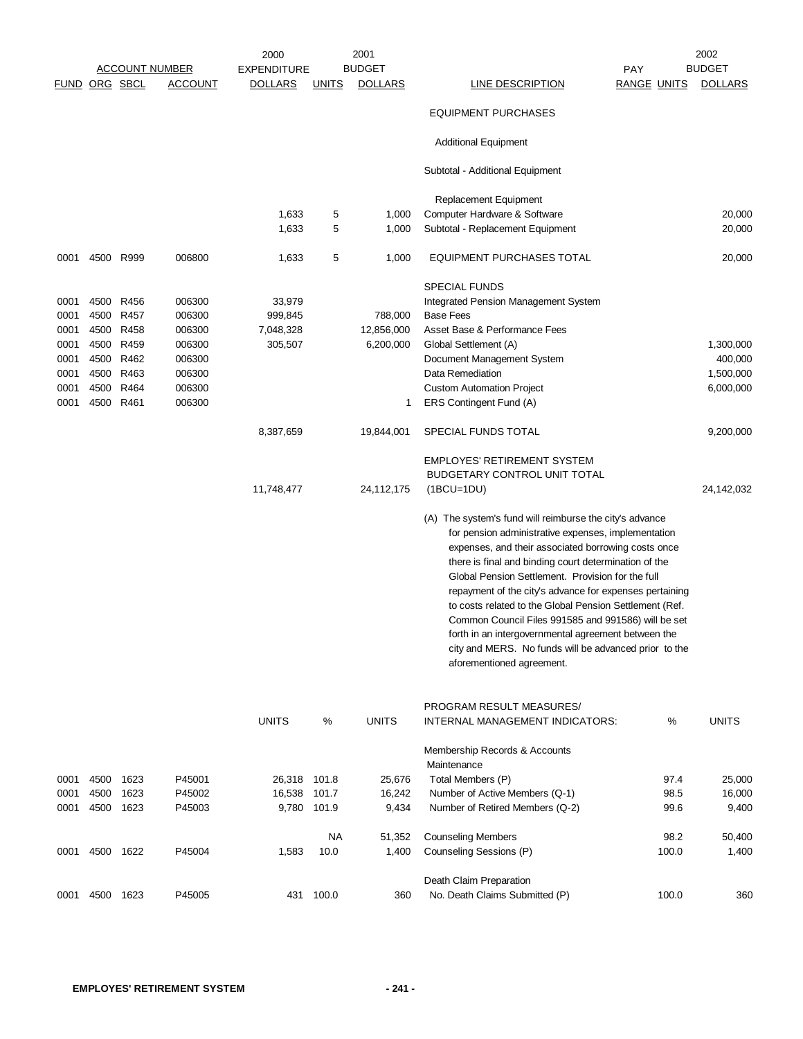| FUND | ORG | SBCL | ACCOUNT | 2000 EXPENDITURE DOLLARS | UNITS | 2001 BUDGET DOLLARS | LINE DESCRIPTION | PAY RANGE | UNITS | 2002 BUDGET DOLLARS |
|---|---|---|---|---|---|---|---|---|---|---|
| | | | | | | | EQUIPMENT PURCHASES | | | |
| | | | | | | | Additional Equipment | | | |
| | | | | | | | Subtotal - Additional Equipment | | | |
| | | | | | | | Replacement Equipment | | | |
| | | | | 1,633 | 5 | 1,000 | Computer Hardware & Software | | | 20,000 |
| | | | | 1,633 | 5 | 1,000 | Subtotal - Replacement Equipment | | | 20,000 |
| 0001 | 4500 | R999 | 006800 | 1,633 | 5 | 1,000 | EQUIPMENT PURCHASES TOTAL | | | 20,000 |
| | | | | | | | SPECIAL FUNDS | | | |
| 0001 | 4500 | R456 | 006300 | 33,979 | | | Integrated Pension Management System | | | |
| 0001 | 4500 | R457 | 006300 | 999,845 | | 788,000 | Base Fees | | | |
| 0001 | 4500 | R458 | 006300 | 7,048,328 | | 12,856,000 | Asset Base & Performance Fees | | | |
| 0001 | 4500 | R459 | 006300 | 305,507 | | 6,200,000 | Global Settlement (A) | | | 1,300,000 |
| 0001 | 4500 | R462 | 006300 | | | | Document Management System | | | 400,000 |
| 0001 | 4500 | R463 | 006300 | | | | Data Remediation | | | 1,500,000 |
| 0001 | 4500 | R464 | 006300 | | | | Custom Automation Project | | | 6,000,000 |
| 0001 | 4500 | R461 | 006300 | | | 1 | ERS Contingent Fund (A) | | | |
| | | | | 8,387,659 | | 19,844,001 | SPECIAL FUNDS TOTAL | | | 9,200,000 |
| | | | | 11,748,477 | | 24,112,175 | EMPLOYES' RETIREMENT SYSTEM BUDGETARY CONTROL UNIT TOTAL (1BCU=1DU) | | | 24,142,032 |

(A) The system's fund will reimburse the city's advance for pension administrative expenses, implementation expenses, and their associated borrowing costs once there is final and binding court determination of the Global Pension Settlement. Provision for the full repayment of the city's advance for expenses pertaining to costs related to the Global Pension Settlement (Ref. Common Council Files 991585 and 991586) will be set forth in an intergovernmental agreement between the city and MERS. No funds will be advanced prior to the aforementioned agreement.

| FUND | ORG | SBCL | ACCOUNT | UNITS | % | UNITS | PROGRAM RESULT MEASURES/ INTERNAL MANAGEMENT INDICATORS: | % | UNITS |
|---|---|---|---|---|---|---|---|---|---|
| | | | | | | | Membership Records & Accounts Maintenance | | |
| 0001 | 4500 | 1623 | P45001 | 26,318 | 101.8 | 25,676 | Total Members (P) | 97.4 | 25,000 |
| 0001 | 4500 | 1623 | P45002 | 16,538 | 101.7 | 16,242 | Number of Active Members (Q-1) | 98.5 | 16,000 |
| 0001 | 4500 | 1623 | P45003 | 9,780 | 101.9 | 9,434 | Number of Retired Members (Q-2) | 99.6 | 9,400 |
| | | | | | NA | 51,352 | Counseling Members | 98.2 | 50,400 |
| 0001 | 4500 | 1622 | P45004 | 1,583 | 10.0 | 1,400 | Counseling Sessions (P) | 100.0 | 1,400 |
| | | | | | | | Death Claim Preparation | | |
| 0001 | 4500 | 1623 | P45005 | 431 | 100.0 | 360 | No. Death Claims Submitted (P) | 100.0 | 360 |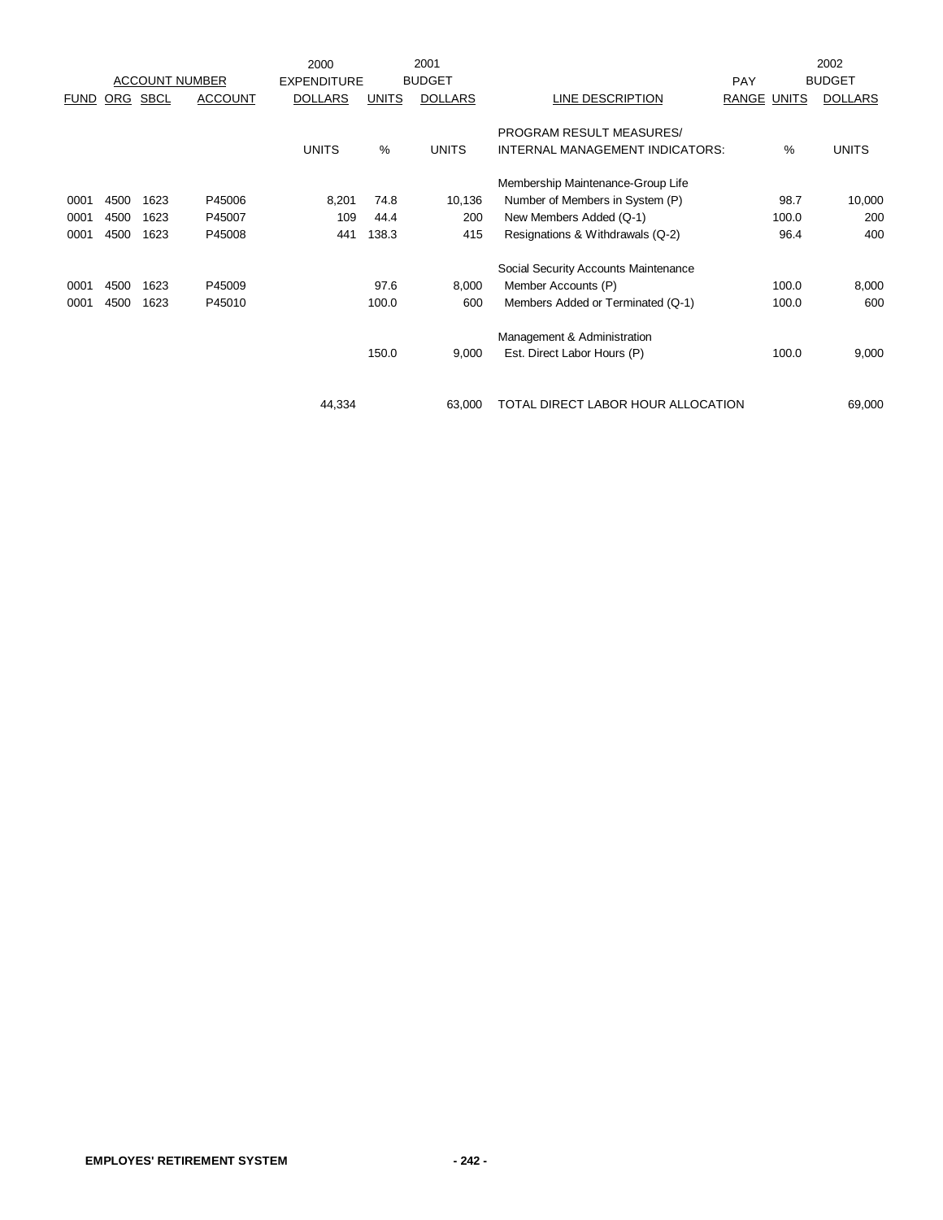| ACCOUNT NUMBER | | | | 2000 EXPENDITURE | 2001 BUDGET | | | PAY | | 2002 BUDGET |
|---|---|---|---|---|---|---|---|---|---|---|
| FUND | ORG | SBCL | ACCOUNT | DOLLARS | UNITS | DOLLARS | LINE DESCRIPTION | RANGE | UNITS | DOLLARS |
| | | | | | | | PROGRAM RESULT MEASURES/ | | | |
| | | | | UNITS | % | UNITS | INTERNAL MANAGEMENT INDICATORS: | | % | UNITS |
| | | | | | | | Membership Maintenance-Group Life | | | |
| 0001 | 4500 | 1623 | P45006 | 8,201 | 74.8 | 10,136 | Number of Members in System (P) | | 98.7 | 10,000 |
| 0001 | 4500 | 1623 | P45007 | 109 | 44.4 | 200 | New Members Added (Q-1) | | 100.0 | 200 |
| 0001 | 4500 | 1623 | P45008 | 441 | 138.3 | 415 | Resignations & Withdrawals (Q-2) | | 96.4 | 400 |
| | | | | | | | Social Security Accounts Maintenance | | | |
| 0001 | 4500 | 1623 | P45009 | | 97.6 | 8,000 | Member Accounts (P) | | 100.0 | 8,000 |
| 0001 | 4500 | 1623 | P45010 | | 100.0 | 600 | Members Added or Terminated (Q-1) | | 100.0 | 600 |
| | | | | | | | Management & Administration | | | |
| | | | | | 150.0 | 9,000 | Est. Direct Labor Hours (P) | | 100.0 | 9,000 |
| | | | | 44,334 | | 63,000 | TOTAL DIRECT LABOR HOUR ALLOCATION | | | 69,000 |

**EMPLOYES' RETIREMENT SYSTEM**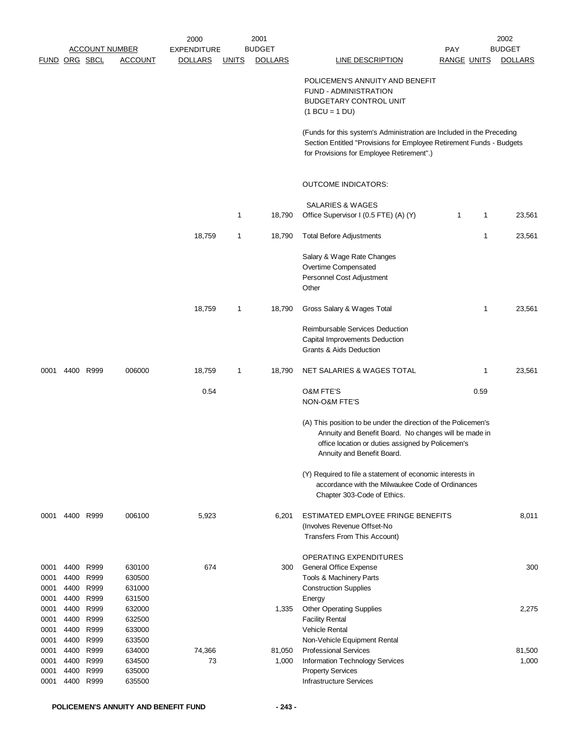| ACCOUNT NUMBER | | | | 2000 EXPENDITURE | 2001 BUDGET | | | PAY | | 2002 BUDGET |
|---|---|---|---|---|---|---|---|---|---|---|
| FUND | ORG | SBCL | ACCOUNT | DOLLARS | UNITS | DOLLARS | LINE DESCRIPTION | RANGE | UNITS | DOLLARS |
| | | | | | | | POLICEMEN'S ANNUITY AND BENEFIT FUND - ADMINISTRATION BUDGETARY CONTROL UNIT (1 BCU = 1 DU) | | | |
| | | | | | | | (Funds for this system's Administration are Included in the Preceding Section Entitled "Provisions for Employee Retirement Funds - Budgets for Provisions for Employee Retirement".) | | | |
| | | | | | | | OUTCOME INDICATORS: | | | |
| | | | | | | | SALARIES & WAGES | | | |
| | | | | | 1 | 18,790 | Office Supervisor I (0.5 FTE) (A) (Y) | 1 | 1 | 23,561 |
| | | | | 18,759 | 1 | 18,790 | Total Before Adjustments | | 1 | 23,561 |
| | | | | | | | Salary & Wage Rate Changes | | | |
| | | | | | | | Overtime Compensated | | | |
| | | | | | | | Personnel Cost Adjustment | | | |
| | | | | | | | Other | | | |
| | | | | 18,759 | 1 | 18,790 | Gross Salary & Wages Total | | 1 | 23,561 |
| | | | | | | | Reimbursable Services Deduction | | | |
| | | | | | | | Capital Improvements Deduction | | | |
| | | | | | | | Grants & Aids Deduction | | | |
| 0001 | 4400 | R999 | 006000 | 18,759 | 1 | 18,790 | NET SALARIES & WAGES TOTAL | | 1 | 23,561 |
| | | | | 0.54 | | | O&M FTE'S | | 0.59 | |
| | | | | | | | NON-O&M FTE'S | | | |
| | | | | | | | (A) This position to be under the direction of the Policemen's Annuity and Benefit Board. No changes will be made in office location or duties assigned by Policemen's Annuity and Benefit Board. | | | |
| | | | | | | | (Y) Required to file a statement of economic interests in accordance with the Milwaukee Code of Ordinances Chapter 303-Code of Ethics. | | | |
| 0001 | 4400 | R999 | 006100 | 5,923 | | 6,201 | ESTIMATED EMPLOYEE FRINGE BENEFITS (Involves Revenue Offset-No Transfers From This Account) | | | 8,011 |
| | | | | | | | OPERATING EXPENDITURES | | | |
| 0001 | 4400 | R999 | 630100 | 674 | | 300 | General Office Expense | | | 300 |
| 0001 | 4400 | R999 | 630500 | | | | Tools & Machinery Parts | | | |
| 0001 | 4400 | R999 | 631000 | | | | Construction Supplies | | | |
| 0001 | 4400 | R999 | 631500 | | | | Energy | | | |
| 0001 | 4400 | R999 | 632000 | | | 1,335 | Other Operating Supplies | | | 2,275 |
| 0001 | 4400 | R999 | 632500 | | | | Facility Rental | | | |
| 0001 | 4400 | R999 | 633000 | | | | Vehicle Rental | | | |
| 0001 | 4400 | R999 | 633500 | | | | Non-Vehicle Equipment Rental | | | |
| 0001 | 4400 | R999 | 634000 | 74,366 | | 81,050 | Professional Services | | | 81,500 |
| 0001 | 4400 | R999 | 634500 | 73 | | 1,000 | Information Technology Services | | | 1,000 |
| 0001 | 4400 | R999 | 635000 | | | | Property Services | | | |
| 0001 | 4400 | R999 | 635500 | | | | Infrastructure Services | | | |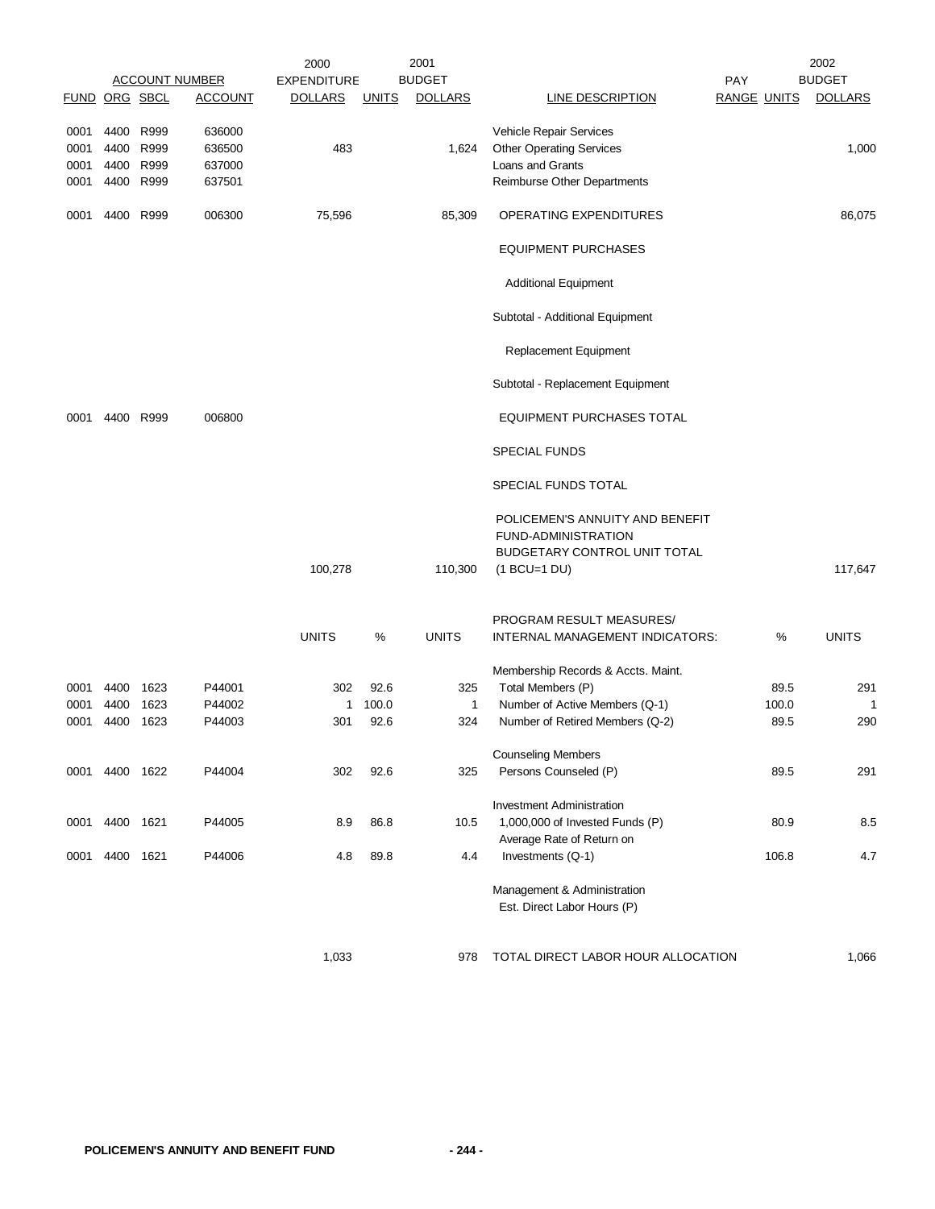| FUND | ORG | SBCL | ACCOUNT | 2000 EXPENDITURE DOLLARS | UNITS | 2001 BUDGET DOLLARS | LINE DESCRIPTION | PAY RANGE | UNITS | 2002 BUDGET DOLLARS |
|---|---|---|---|---|---|---|---|---|---|---|
| 0001 | 4400 | R999 | 636000 | | | | Vehicle Repair Services | | | |
| 0001 | 4400 | R999 | 636500 | 483 | | 1,624 | Other Operating Services | | | 1,000 |
| 0001 | 4400 | R999 | 637000 | | | | Loans and Grants | | | |
| 0001 | 4400 | R999 | 637501 | | | | Reimburse Other Departments | | | |
| 0001 | 4400 | R999 | 006300 | 75,596 | | 85,309 | OPERATING EXPENDITURES | | | 86,075 |
| | | | | | | | EQUIPMENT PURCHASES | | | |
| | | | | | | | Additional Equipment | | | |
| | | | | | | | Subtotal - Additional Equipment | | | |
| | | | | | | | Replacement Equipment | | | |
| | | | | | | | Subtotal - Replacement Equipment | | | |
| 0001 | 4400 | R999 | 006800 | | | | EQUIPMENT PURCHASES TOTAL | | | |
| | | | | | | | SPECIAL FUNDS | | | |
| | | | | | | | SPECIAL FUNDS TOTAL | | | |
| | | | | 100,278 | | 110,300 | POLICEMEN'S ANNUITY AND BENEFIT FUND-ADMINISTRATION BUDGETARY CONTROL UNIT TOTAL (1 BCU=1 DU) | | | 117,647 |

| FUND | ORG | SBCL | ACCOUNT | UNITS | % | UNITS | PROGRAM RESULT MEASURES/ INTERNAL MANAGEMENT INDICATORS: | % | UNITS |
|---|---|---|---|---|---|---|---|---|---|
| | | | | | | | Membership Records & Accts. Maint. | | |
| 0001 | 4400 | 1623 | P44001 | 302 | 92.6 | 325 | Total Members (P) | 89.5 | 291 |
| 0001 | 4400 | 1623 | P44002 | 1 | 100.0 | 1 | Number of Active Members (Q-1) | 100.0 | 1 |
| 0001 | 4400 | 1623 | P44003 | 301 | 92.6 | 324 | Number of Retired Members (Q-2) | 89.5 | 290 |
| | | | | | | | Counseling Members | | |
| 0001 | 4400 | 1622 | P44004 | 302 | 92.6 | 325 | Persons Counseled (P) | 89.5 | 291 |
| | | | | | | | Investment Administration | | |
| 0001 | 4400 | 1621 | P44005 | 8.9 | 86.8 | 10.5 | 1,000,000 of Invested Funds (P) | 80.9 | 8.5 |
| 0001 | 4400 | 1621 | P44006 | 4.8 | 89.8 | 4.4 | Average Rate of Return on Investments (Q-1) | 106.8 | 4.7 |
| | | | | | | | Management & Administration | | |
| | | | | | | | Est. Direct Labor Hours (P) | | |
| | | | | 1,033 | | 978 | TOTAL DIRECT LABOR HOUR ALLOCATION | | 1,066 |

POLICEMEN'S ANNUITY AND BENEFIT FUND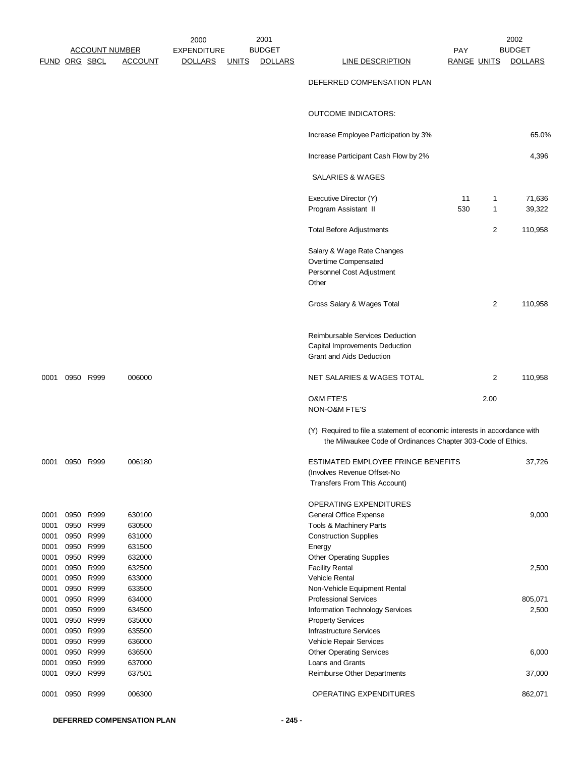| ACCOUNT NUMBER | | | | 2000 EXPENDITURE | 2001 BUDGET | | | PAY | | 2002 BUDGET |
|---|---|---|---|---|---|---|---|---|---|---|
| FUND | ORG | SBCL | ACCOUNT | DOLLARS | UNITS | DOLLARS | LINE DESCRIPTION | RANGE | UNITS | DOLLARS |
| | | | | | | | DEFERRED COMPENSATION PLAN | | | |
| | | | | | | | OUTCOME INDICATORS: | | | |
| | | | | | | | Increase Employee Participation by 3% | | | 65.0% |
| | | | | | | | Increase Participant Cash Flow by 2% | | | 4,396 |
| | | | | | | | SALARIES & WAGES | | | |
| | | | | | | | Executive Director (Y) | 11 | 1 | 71,636 |
| | | | | | | | Program Assistant II | 530 | 1 | 39,322 |
| | | | | | | | Total Before Adjustments | | 2 | 110,958 |
| | | | | | | | Salary & Wage Rate Changes | | | |
| | | | | | | | Overtime Compensated | | | |
| | | | | | | | Personnel Cost Adjustment | | | |
| | | | | | | | Other | | | |
| | | | | | | | Gross Salary & Wages Total | | 2 | 110,958 |
| | | | | | | | Reimbursable Services Deduction | | | |
| | | | | | | | Capital Improvements Deduction | | | |
| | | | | | | | Grant and Aids Deduction | | | |
| 0001 | 0950 | R999 | 006000 | | | | NET SALARIES & WAGES TOTAL | | 2 | 110,958 |
| | | | | | | | O&M FTE'S | | 2.00 | |
| | | | | | | | NON-O&M FTE'S | | | |
| | | | | | | | (Y) Required to file a statement of economic interests in accordance with the Milwaukee Code of Ordinances Chapter 303-Code of Ethics. | | | |
| 0001 | 0950 | R999 | 006180 | | | | ESTIMATED EMPLOYEE FRINGE BENEFITS (Involves Revenue Offset-No Transfers From This Account) | | | 37,726 |
| | | | | | | | OPERATING EXPENDITURES | | | |
| 0001 | 0950 | R999 | 630100 | | | | General Office Expense | | | 9,000 |
| 0001 | 0950 | R999 | 630500 | | | | Tools & Machinery Parts | | | |
| 0001 | 0950 | R999 | 631000 | | | | Construction Supplies | | | |
| 0001 | 0950 | R999 | 631500 | | | | Energy | | | |
| 0001 | 0950 | R999 | 632000 | | | | Other Operating Supplies | | | |
| 0001 | 0950 | R999 | 632500 | | | | Facility Rental | | | 2,500 |
| 0001 | 0950 | R999 | 633000 | | | | Vehicle Rental | | | |
| 0001 | 0950 | R999 | 633500 | | | | Non-Vehicle Equipment Rental | | | |
| 0001 | 0950 | R999 | 634000 | | | | Professional Services | | | 805,071 |
| 0001 | 0950 | R999 | 634500 | | | | Information Technology Services | | | 2,500 |
| 0001 | 0950 | R999 | 635000 | | | | Property Services | | | |
| 0001 | 0950 | R999 | 635500 | | | | Infrastructure Services | | | |
| 0001 | 0950 | R999 | 636000 | | | | Vehicle Repair Services | | | |
| 0001 | 0950 | R999 | 636500 | | | | Other Operating Services | | | 6,000 |
| 0001 | 0950 | R999 | 637000 | | | | Loans and Grants | | | |
| 0001 | 0950 | R999 | 637501 | | | | Reimburse Other Departments | | | 37,000 |
| 0001 | 0950 | R999 | 006300 | | | | OPERATING EXPENDITURES | | | 862,071 |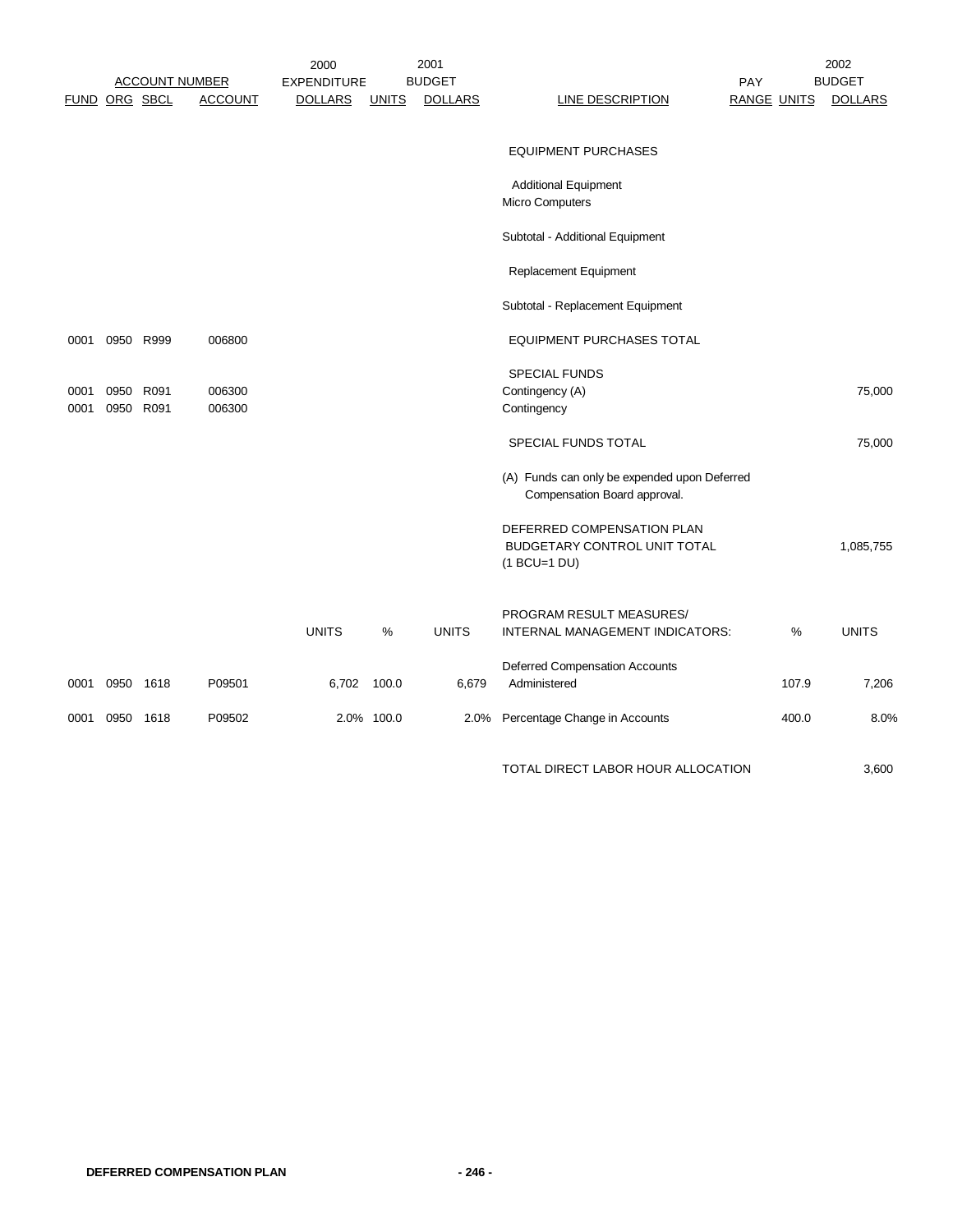| ACCOUNT NUMBER | | | | 2000 EXPENDITURE | | 2001 BUDGET | | PAY | | 2002 BUDGET |
|---|---|---|---|---|---|---|---|---|---|---|
| FUND | ORG | SBCL | ACCOUNT | DOLLARS | UNITS | DOLLARS | LINE DESCRIPTION | RANGE | UNITS | DOLLARS |
| | | | | | | | EQUIPMENT PURCHASES | | | |
| | | | | | | | Additional Equipment | | | |
| | | | | | | | Micro Computers | | | |
| | | | | | | | Subtotal - Additional Equipment | | | |
| | | | | | | | Replacement Equipment | | | |
| | | | | | | | Subtotal - Replacement Equipment | | | |
| 0001 | 0950 | R999 | 006800 | | | | EQUIPMENT PURCHASES TOTAL | | | |
| | | | | | | | SPECIAL FUNDS | | | |
| 0001 | 0950 | R091 | 006300 | | | | Contingency (A) | | | 75,000 |
| 0001 | 0950 | R091 | 006300 | | | | Contingency | | | |
| | | | | | | | SPECIAL FUNDS TOTAL | | | 75,000 |
| | | | | | | | (A) Funds can only be expended upon Deferred Compensation Board approval. | | | |
| | | | | | | | DEFERRED COMPENSATION PLAN BUDGETARY CONTROL UNIT TOTAL (1 BCU=1 DU) | | | 1,085,755 |

| FUND | ORG | SBCL | ACCOUNT | UNITS | % | UNITS | PROGRAM RESULT MEASURES/ INTERNAL MANAGEMENT INDICATORS: | % | UNITS |
|---|---|---|---|---|---|---|---|---|---|
| 0001 | 0950 | 1618 | P09501 | 6,702 | 100.0 | 6,679 | Deferred Compensation Accounts Administered | 107.9 | 7,206 |
| 0001 | 0950 | 1618 | P09502 | 2.0% | 100.0 | 2.0% | Percentage Change in Accounts | 400.0 | 8.0% |

TOTAL DIRECT LABOR HOUR ALLOCATION 3,600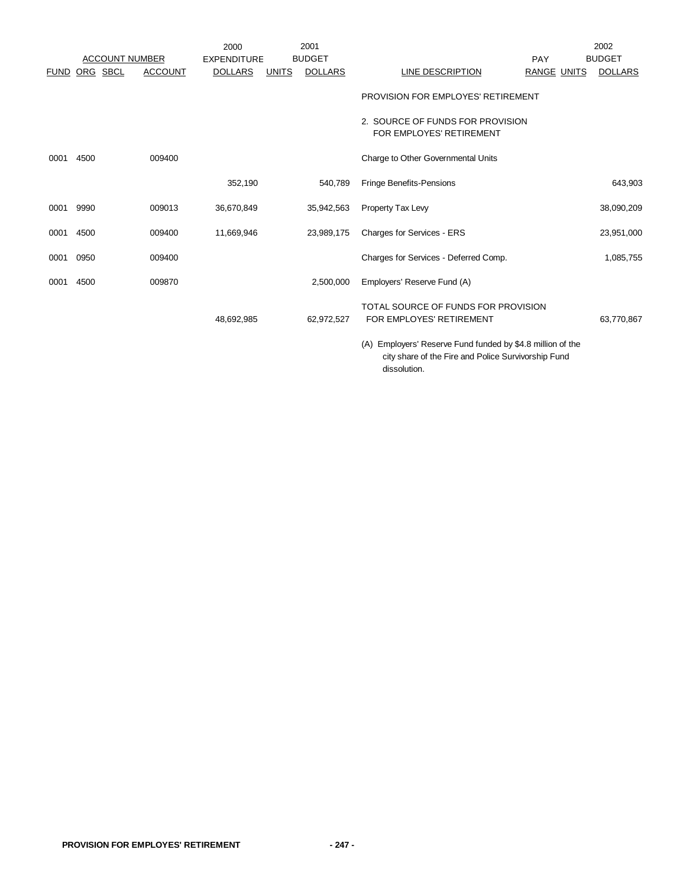| ACCOUNT NUMBER | | | | 2000 EXPENDITURE | 2001 BUDGET | | | PAY | | 2002 BUDGET |
|---|---|---|---|---|---|---|---|---|---|---|
| FUND | ORG | SBCL | ACCOUNT | DOLLARS | UNITS | DOLLARS | LINE DESCRIPTION | RANGE | UNITS | DOLLARS |
| | | | | | | | PROVISION FOR EMPLOYES' RETIREMENT | | | |
| | | | | | | | 2. SOURCE OF FUNDS FOR PROVISION FOR EMPLOYES' RETIREMENT | | | |
| 0001 | 4500 | | 009400 | | | | Charge to Other Governmental Units | | | |
| | | | | 352,190 | | 540,789 | Fringe Benefits-Pensions | | | 643,903 |
| 0001 | 9990 | | 009013 | 36,670,849 | | 35,942,563 | Property Tax Levy | | | 38,090,209 |
| 0001 | 4500 | | 009400 | 11,669,946 | | 23,989,175 | Charges for Services - ERS | | | 23,951,000 |
| 0001 | 0950 | | 009400 | | | | Charges for Services - Deferred Comp. | | | 1,085,755 |
| 0001 | 4500 | | 009870 | | | 2,500,000 | Employers' Reserve Fund (A) | | | |
| | | | | 48,692,985 | | 62,972,527 | TOTAL SOURCE OF FUNDS FOR PROVISION FOR EMPLOYES' RETIREMENT | | | 63,770,867 |

(A) Employers' Reserve Fund funded by $4.8 million of the city share of the Fire and Police Survivorship Fund dissolution.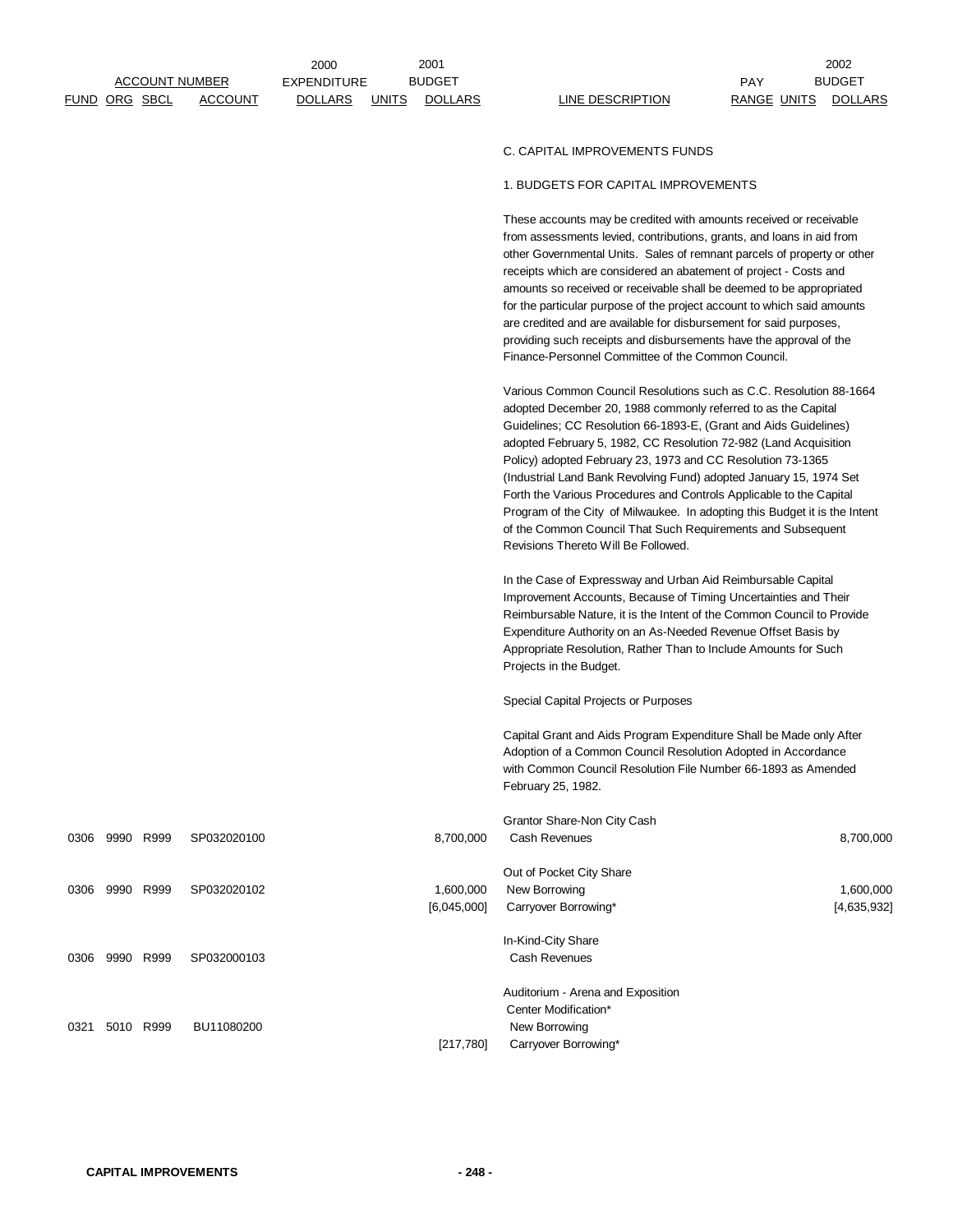| ACCOUNT NUMBER | | | | 2000 EXPENDITURE | | 2001 BUDGET | | PAY | | 2002 BUDGET |
|---|---|---|---|---|---|---|---|---|---|---|
| FUND | ORG | SBCL | ACCOUNT | DOLLARS | UNITS | DOLLARS | LINE DESCRIPTION | RANGE | UNITS | DOLLARS |

C. CAPITAL IMPROVEMENTS FUNDS

1. BUDGETS FOR CAPITAL IMPROVEMENTS

These accounts may be credited with amounts received or receivable from assessments levied, contributions, grants, and loans in aid from other Governmental Units. Sales of remnant parcels of property or other receipts which are considered an abatement of project - Costs and amounts so received or receivable shall be deemed to be appropriated for the particular purpose of the project account to which said amounts are credited and are available for disbursement for said purposes, providing such receipts and disbursements have the approval of the Finance-Personnel Committee of the Common Council.

Various Common Council Resolutions such as C.C. Resolution 88-1664 adopted December 20, 1988 commonly referred to as the Capital Guidelines; CC Resolution 66-1893-E, (Grant and Aids Guidelines) adopted February 5, 1982, CC Resolution 72-982 (Land Acquisition Policy) adopted February 23, 1973 and CC Resolution 73-1365 (Industrial Land Bank Revolving Fund) adopted January 15, 1974 Set Forth the Various Procedures and Controls Applicable to the Capital Program of the City of Milwaukee. In adopting this Budget it is the Intent of the Common Council That Such Requirements and Subsequent Revisions Thereto Will Be Followed.

In the Case of Expressway and Urban Aid Reimbursable Capital Improvement Accounts, Because of Timing Uncertainties and Their Reimbursable Nature, it is the Intent of the Common Council to Provide Expenditure Authority on an As-Needed Revenue Offset Basis by Appropriate Resolution, Rather Than to Include Amounts for Such Projects in the Budget.

Special Capital Projects or Purposes

Capital Grant and Aids Program Expenditure Shall be Made only After Adoption of a Common Council Resolution Adopted in Accordance with Common Council Resolution File Number 66-1893 as Amended February 25, 1982.

| FUND | ORG | SBCL | ACCOUNT | 2000 EXPENDITURE DOLLARS | UNITS | 2001 BUDGET DOLLARS | LINE DESCRIPTION | PAY RANGE | UNITS | 2002 BUDGET DOLLARS |
|---|---|---|---|---|---|---|---|---|---|---|
| | | | | | | | Grantor Share-Non City Cash | | | |
| 0306 | 9990 | R999 | SP032020100 | | | 8,700,000 | Cash Revenues | | | 8,700,000 |
| | | | | | | | Out of Pocket City Share | | | |
| 0306 | 9990 | R999 | SP032020102 | | | 1,600,000 | New Borrowing | | | 1,600,000 |
| | | | | | | [6,045,000] | Carryover Borrowing* | | | [4,635,932] |
| | | | | | | | In-Kind-City Share | | | |
| 0306 | 9990 | R999 | SP032000103 | | | | Cash Revenues | | | |
| | | | | | | | Auditorium - Arena and Exposition Center Modification* | | | |
| 0321 | 5010 | R999 | BU11080200 | | | | New Borrowing | | | |
| | | | | | | [217,780] | Carryover Borrowing* | | | |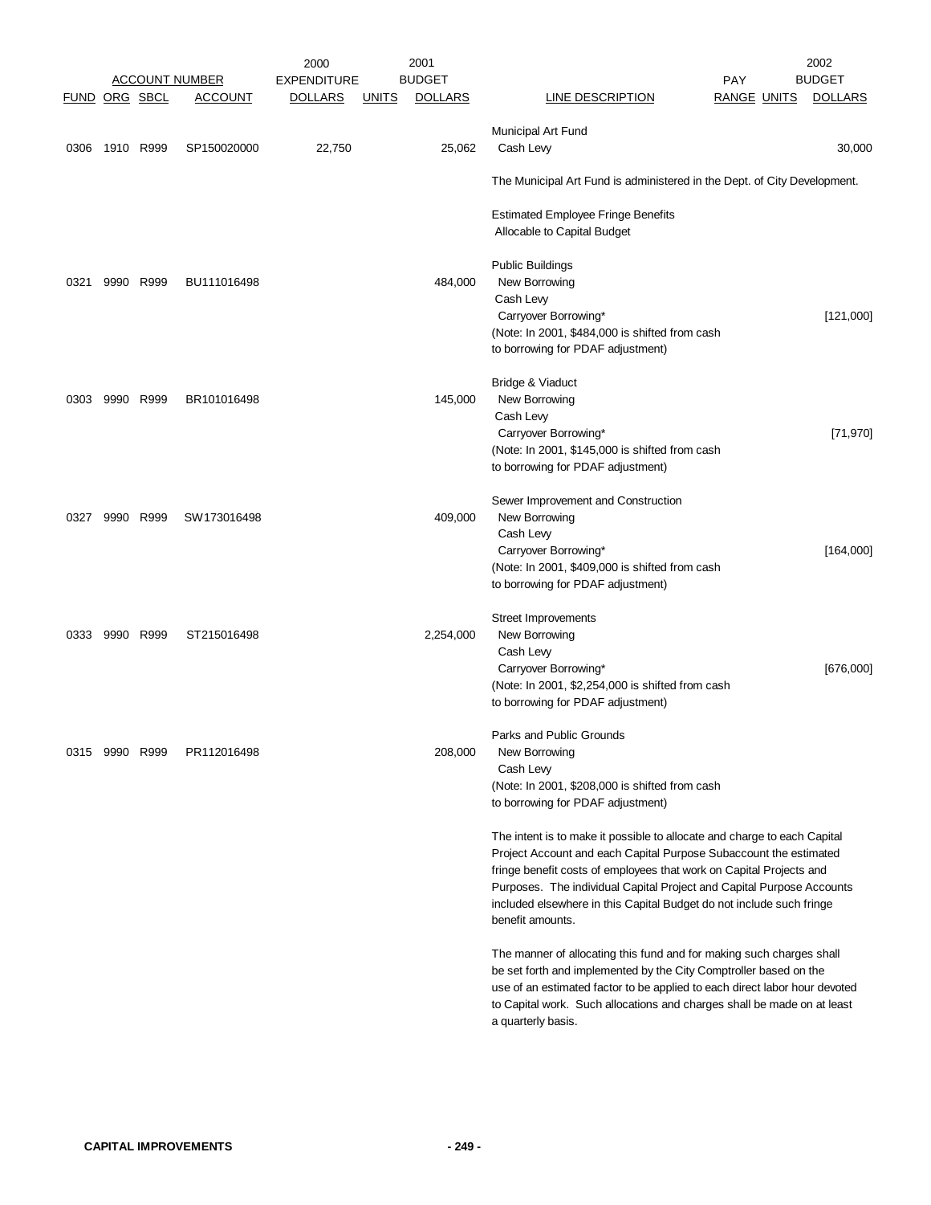| FUND | ORG | SBCL | ACCOUNT | 2000 EXPENDITURE DOLLARS | UNITS | 2001 BUDGET DOLLARS | LINE DESCRIPTION | PAY RANGE | UNITS | 2002 BUDGET DOLLARS |
|---|---|---|---|---|---|---|---|---|---|---|
| | | | | | | | Municipal Art Fund | | | |
| 0306 | 1910 | R999 | SP150020000 | 22,750 | | 25,062 | Cash Levy | | | 30,000 |
| | | | | | | | The Municipal Art Fund is administered in the Dept. of City Development. | | | |
| | | | | | | | Estimated Employee Fringe Benefits Allocable to Capital Budget | | | |
| | | | | | | | Public Buildings | | | |
| 0321 | 9990 | R999 | BU111016498 | | | 484,000 | New Borrowing | | | |
| | | | | | | | Cash Levy | | | |
| | | | | | | | Carryover Borrowing* | | | [121,000] |
| | | | | | | | (Note: In 2001, $484,000 is shifted from cash to borrowing for PDAF adjustment) | | | |
| | | | | | | | Bridge & Viaduct | | | |
| 0303 | 9990 | R999 | BR101016498 | | | 145,000 | New Borrowing | | | |
| | | | | | | | Cash Levy | | | |
| | | | | | | | Carryover Borrowing* | | | [71,970] |
| | | | | | | | (Note: In 2001, $145,000 is shifted from cash to borrowing for PDAF adjustment) | | | |
| | | | | | | | Sewer Improvement and Construction | | | |
| 0327 | 9990 | R999 | SW173016498 | | | 409,000 | New Borrowing | | | |
| | | | | | | | Cash Levy | | | |
| | | | | | | | Carryover Borrowing* | | | [164,000] |
| | | | | | | | (Note: In 2001, $409,000 is shifted from cash to borrowing for PDAF adjustment) | | | |
| | | | | | | | Street Improvements | | | |
| 0333 | 9990 | R999 | ST215016498 | | | 2,254,000 | New Borrowing | | | |
| | | | | | | | Cash Levy | | | |
| | | | | | | | Carryover Borrowing* | | | [676,000] |
| | | | | | | | (Note: In 2001, $2,254,000 is shifted from cash to borrowing for PDAF adjustment) | | | |
| | | | | | | | Parks and Public Grounds | | | |
| 0315 | 9990 | R999 | PR112016498 | | | 208,000 | New Borrowing | | | |
| | | | | | | | Cash Levy | | | |
| | | | | | | | (Note: In 2001, $208,000 is shifted from cash to borrowing for PDAF adjustment) | | | |

The intent is to make it possible to allocate and charge to each Capital Project Account and each Capital Purpose Subaccount the estimated fringe benefit costs of employees that work on Capital Projects and Purposes. The individual Capital Project and Capital Purpose Accounts included elsewhere in this Capital Budget do not include such fringe benefit amounts.

The manner of allocating this fund and for making such charges shall be set forth and implemented by the City Comptroller based on the use of an estimated factor to be applied to each direct labor hour devoted to Capital work. Such allocations and charges shall be made on at least a quarterly basis.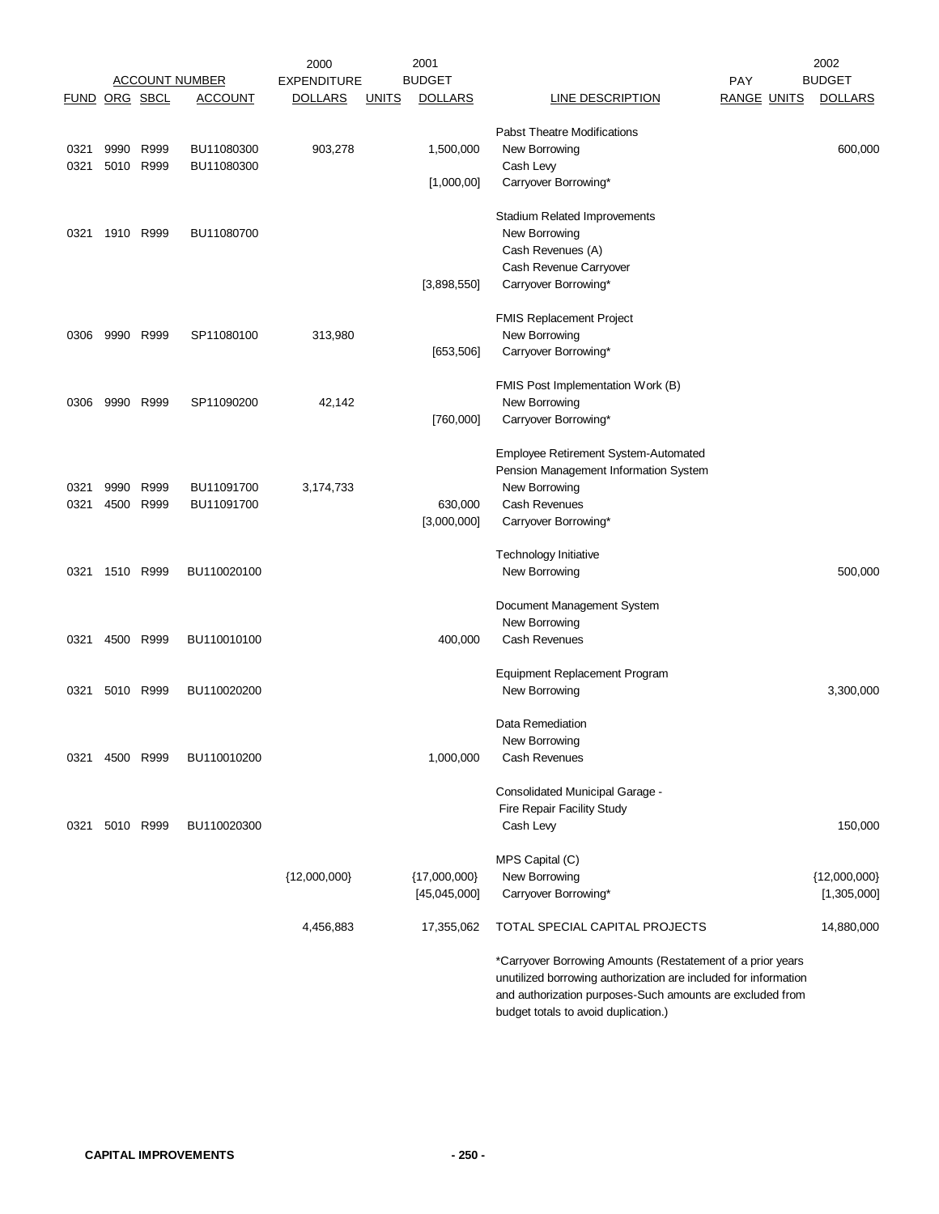| FUND | ORG | SBCL | ACCOUNT | 2000 EXPENDITURE DOLLARS | UNITS | 2001 BUDGET DOLLARS | LINE DESCRIPTION | PAY RANGE | UNITS | 2002 BUDGET DOLLARS |
|---|---|---|---|---|---|---|---|---|---|---|
| | | | | | | | Pabst Theatre Modifications | | | |
| 0321 | 9990 | R999 | BU11080300 | 903,278 | | 1,500,000 | New Borrowing | | | 600,000 |
| 0321 | 5010 | R999 | BU11080300 | | | | Cash Levy | | | |
| | | | | | | [1,000,00] | Carryover Borrowing* | | | |
| | | | | | | | Stadium Related Improvements | | | |
| 0321 | 1910 | R999 | BU11080700 | | | | New Borrowing | | | |
| | | | | | | | Cash Revenues (A) | | | |
| | | | | | | | Cash Revenue Carryover | | | |
| | | | | | | [3,898,550] | Carryover Borrowing* | | | |
| | | | | | | | FMIS Replacement Project | | | |
| 0306 | 9990 | R999 | SP11080100 | 313,980 | | | New Borrowing | | | |
| | | | | | | [653,506] | Carryover Borrowing* | | | |
| | | | | | | | FMIS Post Implementation Work (B) | | | |
| 0306 | 9990 | R999 | SP11090200 | 42,142 | | | New Borrowing | | | |
| | | | | | | [760,000] | Carryover Borrowing* | | | |
| | | | | | | | Employee Retirement System-Automated Pension Management Information System | | | |
| 0321 | 9990 | R999 | BU11091700 | 3,174,733 | | | New Borrowing | | | |
| 0321 | 4500 | R999 | BU11091700 | | | 630,000 | Cash Revenues | | | |
| | | | | | | [3,000,000] | Carryover Borrowing* | | | |
| | | | | | | | Technology Initiative | | | |
| 0321 | 1510 | R999 | BU110020100 | | | | New Borrowing | | | 500,000 |
| | | | | | | | Document Management System | | | |
| | | | | | | | New Borrowing | | | |
| 0321 | 4500 | R999 | BU110010100 | | | 400,000 | Cash Revenues | | | |
| | | | | | | | Equipment Replacement Program | | | |
| 0321 | 5010 | R999 | BU110020200 | | | | New Borrowing | | | 3,300,000 |
| | | | | | | | Data Remediation | | | |
| | | | | | | | New Borrowing | | | |
| 0321 | 4500 | R999 | BU110010200 | | | 1,000,000 | Cash Revenues | | | |
| | | | | | | | Consolidated Municipal Garage - Fire Repair Facility Study | | | |
| 0321 | 5010 | R999 | BU110020300 | | | | Cash Levy | | | 150,000 |
| | | | | | | | MPS Capital (C) | | | |
| | | | | {12,000,000} | | {17,000,000} | New Borrowing | | | {12,000,000} |
| | | | | | | [45,045,000] | Carryover Borrowing* | | | [1,305,000] |
| | | | | 4,456,883 | | 17,355,062 | TOTAL SPECIAL CAPITAL PROJECTS | | | 14,880,000 |

*Carryover Borrowing Amounts (Restatement of a prior years unutilized borrowing authorization are included for information and authorization purposes-Such amounts are excluded from budget totals to avoid duplication.)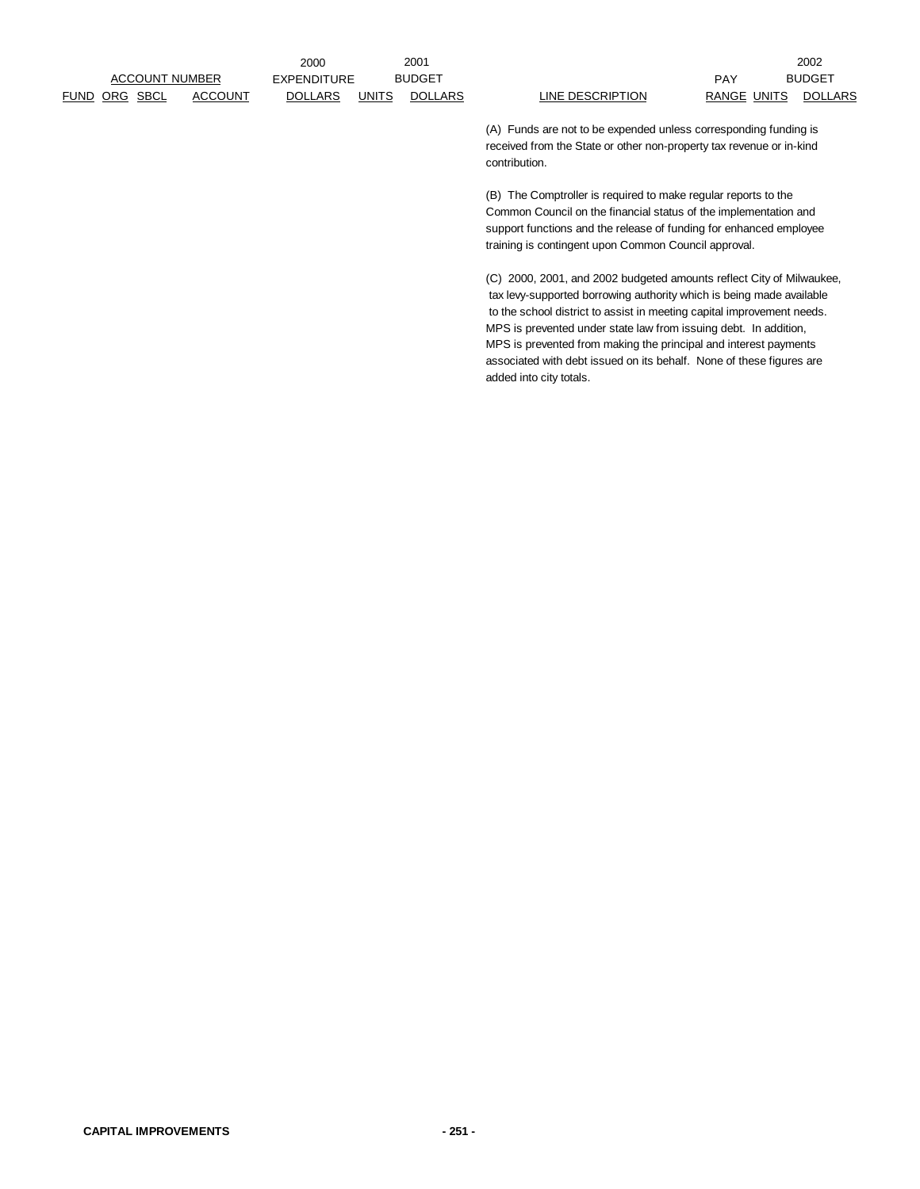| ACCOUNT NUMBER | | | | 2000 EXPENDITURE | 2001 BUDGET | | | PAY | | 2002 BUDGET |
|---|---|---|---|---|---|---|---|---|---|---|
| FUND | ORG | SBCL | ACCOUNT | DOLLARS | UNITS | DOLLARS | LINE DESCRIPTION | RANGE | UNITS | DOLLARS |

(A) Funds are not to be expended unless corresponding funding is received from the State or other non-property tax revenue or in-kind contribution.

(B) The Comptroller is required to make regular reports to the Common Council on the financial status of the implementation and support functions and the release of funding for enhanced employee training is contingent upon Common Council approval.

(C) 2000, 2001, and 2002 budgeted amounts reflect City of Milwaukee, tax levy-supported borrowing authority which is being made available to the school district to assist in meeting capital improvement needs. MPS is prevented under state law from issuing debt. In addition, MPS is prevented from making the principal and interest payments associated with debt issued on its behalf. None of these figures are added into city totals.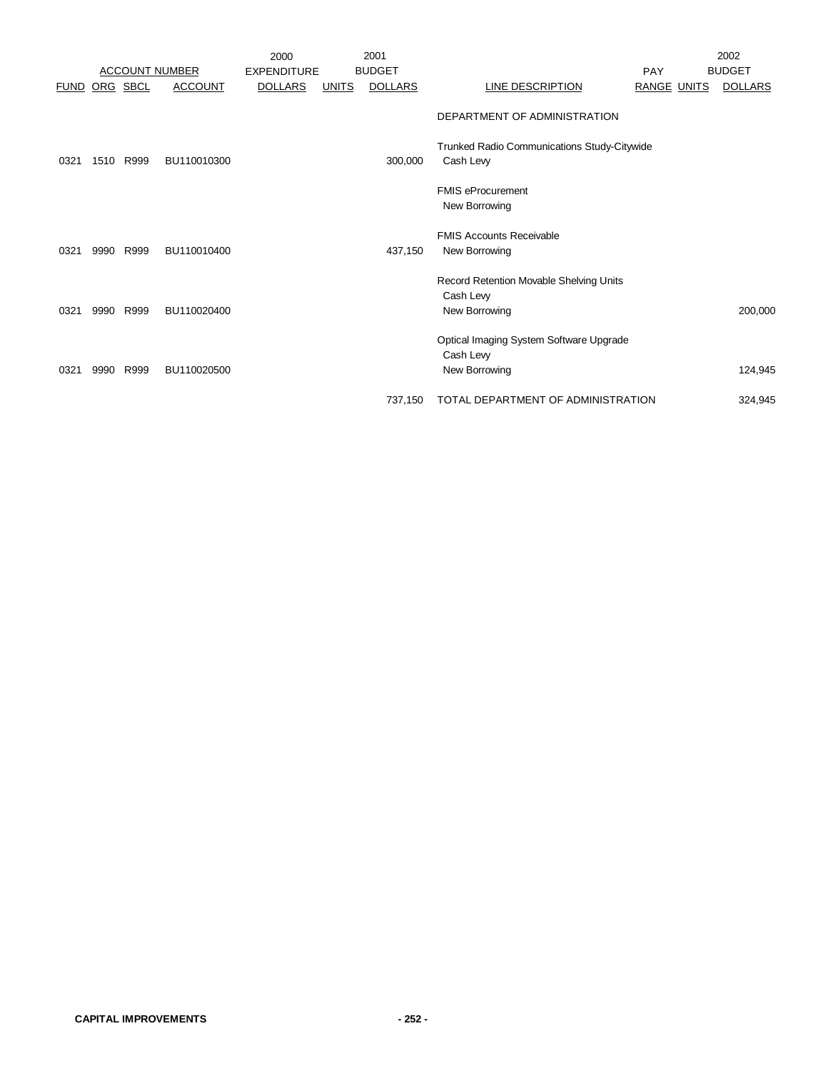| ACCOUNT NUMBER | | | | 2000 EXPENDITURE | 2001 BUDGET | | | PAY | | 2002 BUDGET |
|---|---|---|---|---|---|---|---|---|---|---|
| FUND | ORG | SBCL | ACCOUNT | DOLLARS | UNITS | DOLLARS | LINE DESCRIPTION | RANGE | UNITS | DOLLARS |
| | | | | | | | DEPARTMENT OF ADMINISTRATION | | | |
| | | | | | | | Trunked Radio Communications Study-Citywide | | | |
| 0321 | 1510 | R999 | BU110010300 | | | 300,000 | Cash Levy | | | |
| | | | | | | | FMIS eProcurement | | | |
| | | | | | | | New Borrowing | | | |
| | | | | | | | FMIS Accounts Receivable | | | |
| 0321 | 9990 | R999 | BU110010400 | | | 437,150 | New Borrowing | | | |
| | | | | | | | Record Retention Movable Shelving Units | | | |
| | | | | | | | Cash Levy | | | |
| 0321 | 9990 | R999 | BU110020400 | | | | New Borrowing | | | 200,000 |
| | | | | | | | Optical Imaging System Software Upgrade | | | |
| | | | | | | | Cash Levy | | | |
| 0321 | 9990 | R999 | BU110020500 | | | | New Borrowing | | | 124,945 |
| | | | | | | 737,150 | TOTAL DEPARTMENT OF ADMINISTRATION | | | 324,945 |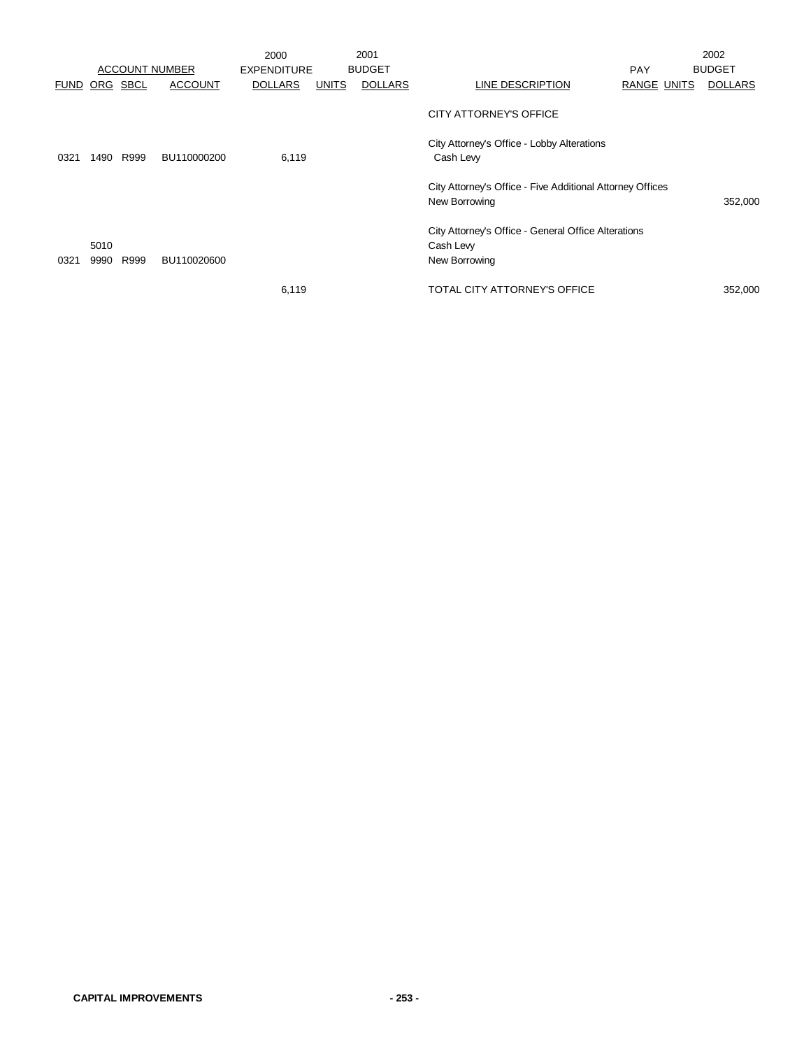| ACCOUNT NUMBER | | | | 2000 EXPENDITURE | 2001 BUDGET | | | PAY | | 2002 BUDGET |
|---|---|---|---|---|---|---|---|---|---|---|
| FUND | ORG | SBCL | ACCOUNT | DOLLARS | UNITS | DOLLARS | LINE DESCRIPTION | RANGE | UNITS | DOLLARS |
| | | | | | | | CITY ATTORNEY'S OFFICE | | | |
| | | | | | | | City Attorney's Office - Lobby Alterations | | | |
| 0321 | 1490 | R999 | BU110000200 | 6,119 | | | Cash Levy | | | |
| | | | | | | | City Attorney's Office - Five Additional Attorney Offices | | | |
| | | | | | | | New Borrowing | | | 352,000 |
| | | | | | | | City Attorney's Office - General Office Alterations | | | |
| | 5010 | | | | | | Cash Levy | | | |
| 0321 | 9990 | R999 | BU110020600 | | | | New Borrowing | | | |
| | | | | 6,119 | | | TOTAL CITY ATTORNEY'S OFFICE | | | 352,000 |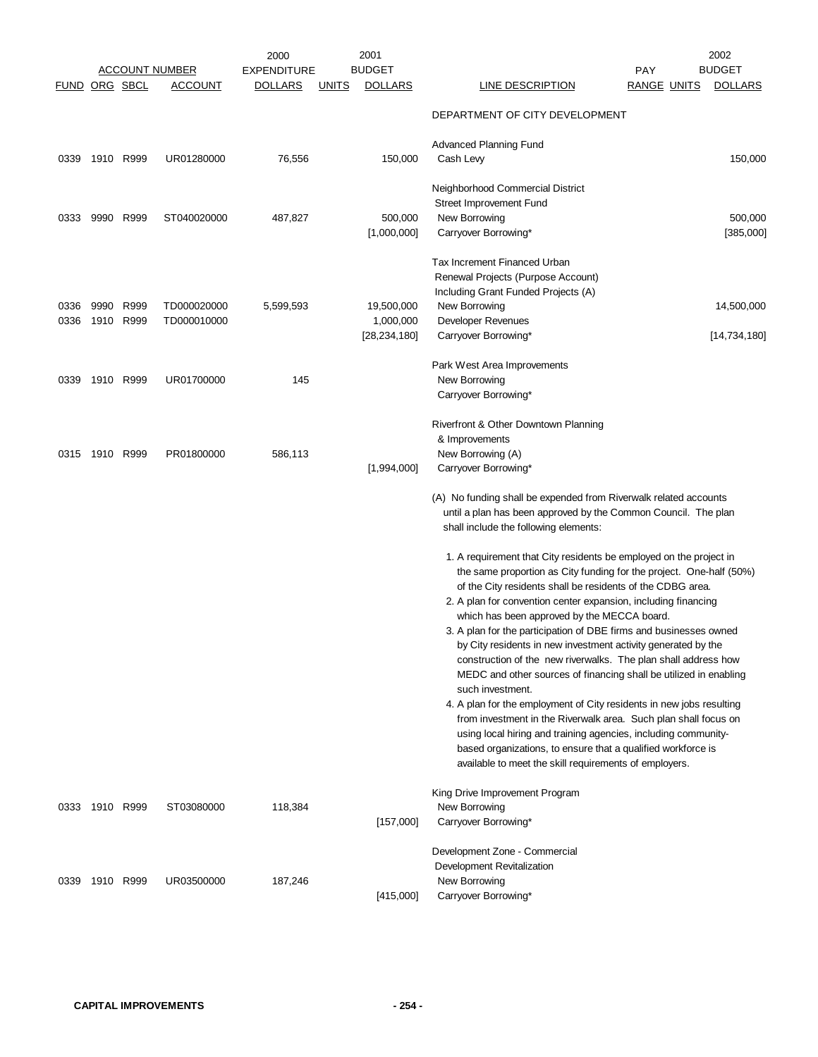| ACCOUNT NUMBER | | | | 2000 EXPENDITURE | 2001 BUDGET | | | PAY | | 2002 BUDGET |
|---|---|---|---|---|---|---|---|---|---|---|
| FUND | ORG | SBCL | ACCOUNT | DOLLARS | UNITS | DOLLARS | LINE DESCRIPTION | RANGE | UNITS | DOLLARS |
| | | | | | | | DEPARTMENT OF CITY DEVELOPMENT | | | |
| | | | | | | | Advanced Planning Fund | | | |
| 0339 | 1910 | R999 | UR01280000 | 76,556 | | 150,000 | Cash Levy | | | 150,000 |
| | | | | | | | Neighborhood Commercial District Street Improvement Fund | | | |
| 0333 | 9990 | R999 | ST040020000 | 487,827 | | 500,000 | New Borrowing | | | 500,000 |
| | | | | | | [1,000,000] | Carryover Borrowing* | | | [385,000] |
| | | | | | | | Tax Increment Financed Urban Renewal Projects (Purpose Account) Including Grant Funded Projects (A) | | | |
| 0336 | 9990 | R999 | TD000020000 | 5,599,593 | | 19,500,000 | New Borrowing | | | 14,500,000 |
| 0336 | 1910 | R999 | TD000010000 | | | 1,000,000 | Developer Revenues | | | |
| | | | | | | [28,234,180] | Carryover Borrowing* | | | [14,734,180] |
| | | | | | | | Park West Area Improvements | | | |
| 0339 | 1910 | R999 | UR01700000 | 145 | | | New Borrowing | | | |
| | | | | | | | Carryover Borrowing* | | | |
| | | | | | | | Riverfront & Other Downtown Planning & Improvements | | | |
| 0315 | 1910 | R999 | PR01800000 | 586,113 | | | New Borrowing (A) | | | |
| | | | | | | [1,994,000] | Carryover Borrowing* | | | |

(A) No funding shall be expended from Riverwalk related accounts until a plan has been approved by the Common Council. The plan shall include the following elements:

1. A requirement that City residents be employed on the project in the same proportion as City funding for the project. One-half (50%) of the City residents shall be residents of the CDBG area.
2. A plan for convention center expansion, including financing which has been approved by the MECCA board.
3. A plan for the participation of DBE firms and businesses owned by City residents in new investment activity generated by the construction of the new riverwalks. The plan shall address how MEDC and other sources of financing shall be utilized in enabling such investment.
4. A plan for the employment of City residents in new jobs resulting from investment in the Riverwalk area. Such plan shall focus on using local hiring and training agencies, including community-based organizations, to ensure that a qualified workforce is available to meet the skill requirements of employers.

| FUND | ORG | SBCL | ACCOUNT | 2000 EXPENDITURE DOLLARS | UNITS | 2001 BUDGET DOLLARS | LINE DESCRIPTION | PAY RANGE | UNITS | 2002 BUDGET DOLLARS |
|---|---|---|---|---|---|---|---|---|---|---|
| | | | | | | | King Drive Improvement Program | | | |
| 0333 | 1910 | R999 | ST03080000 | 118,384 | | | New Borrowing | | | |
| | | | | | | [157,000] | Carryover Borrowing* | | | |
| | | | | | | | Development Zone - Commercial Development Revitalization | | | |
| 0339 | 1910 | R999 | UR03500000 | 187,246 | | | New Borrowing | | | |
| | | | | | | [415,000] | Carryover Borrowing* | | | |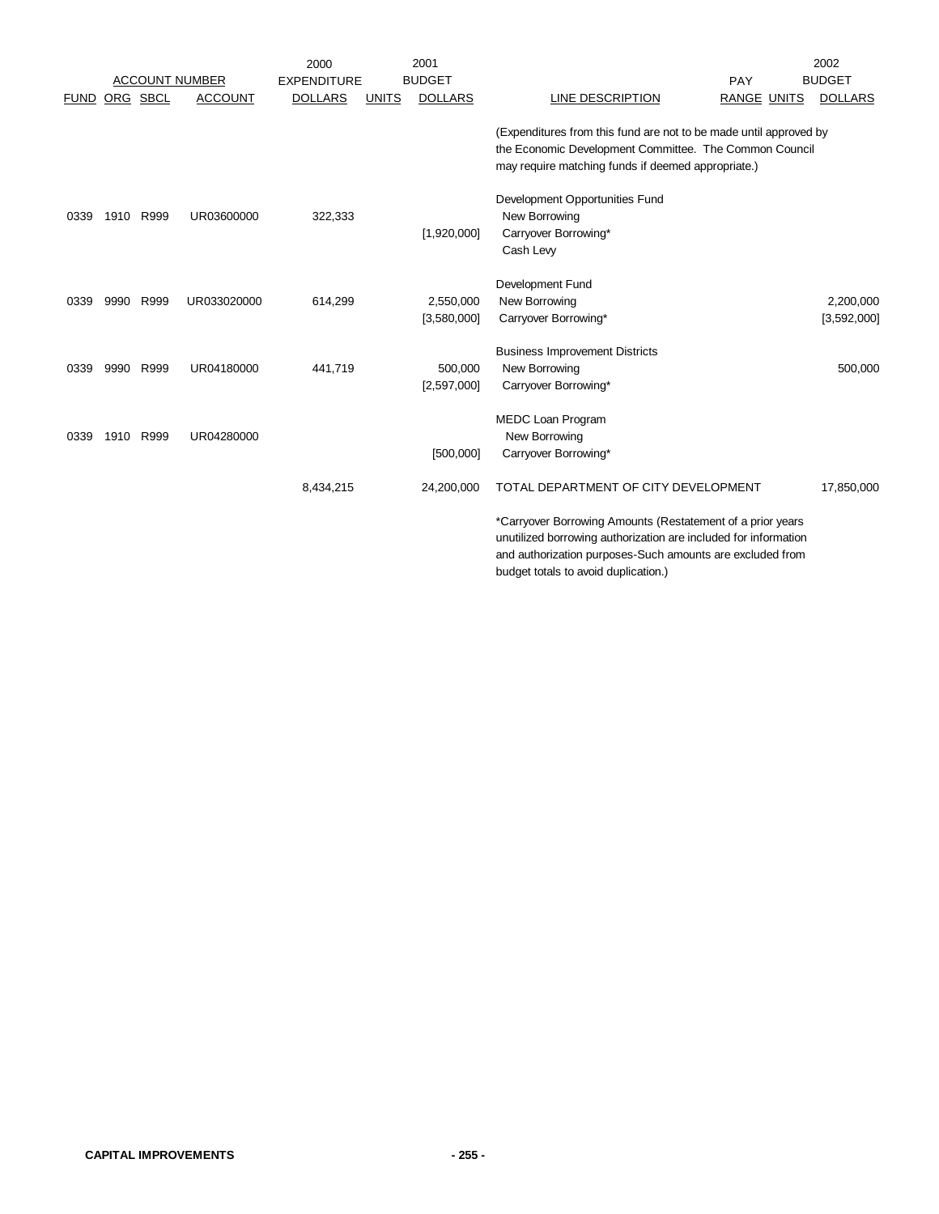| FUND | ORG | SBCL | ACCOUNT | 2000 EXPENDITURE DOLLARS | UNITS | 2001 BUDGET DOLLARS | LINE DESCRIPTION | PAY RANGE | UNITS | 2002 BUDGET DOLLARS |
|---|---|---|---|---|---|---|---|---|---|---|
| | | | | | | | (Expenditures from this fund are not to be made until approved by the Economic Development Committee. The Common Council may require matching funds if deemed appropriate.) | | | |
| | | | | | | | Development Opportunities Fund | | | |
| 0339 | 1910 | R999 | UR03600000 | 322,333 | | | New Borrowing | | | |
| | | | | | | [1,920,000] | Carryover Borrowing* | | | |
| | | | | | | | Cash Levy | | | |
| | | | | | | | Development Fund | | | |
| 0339 | 9990 | R999 | UR033020000 | 614,299 | | 2,550,000 | New Borrowing | | | 2,200,000 |
| | | | | | | [3,580,000] | Carryover Borrowing* | | | [3,592,000] |
| | | | | | | | Business Improvement Districts | | | |
| 0339 | 9990 | R999 | UR04180000 | 441,719 | | 500,000 | New Borrowing | | | 500,000 |
| | | | | | | [2,597,000] | Carryover Borrowing* | | | |
| | | | | | | | MEDC Loan Program | | | |
| 0339 | 1910 | R999 | UR04280000 | | | | New Borrowing | | | |
| | | | | | | [500,000] | Carryover Borrowing* | | | |
| | | | | 8,434,215 | | 24,200,000 | TOTAL DEPARTMENT OF CITY DEVELOPMENT | | | 17,850,000 |

*Carryover Borrowing Amounts (Restatement of a prior years unutilized borrowing authorization are included for information and authorization purposes-Such amounts are excluded from budget totals to avoid duplication.)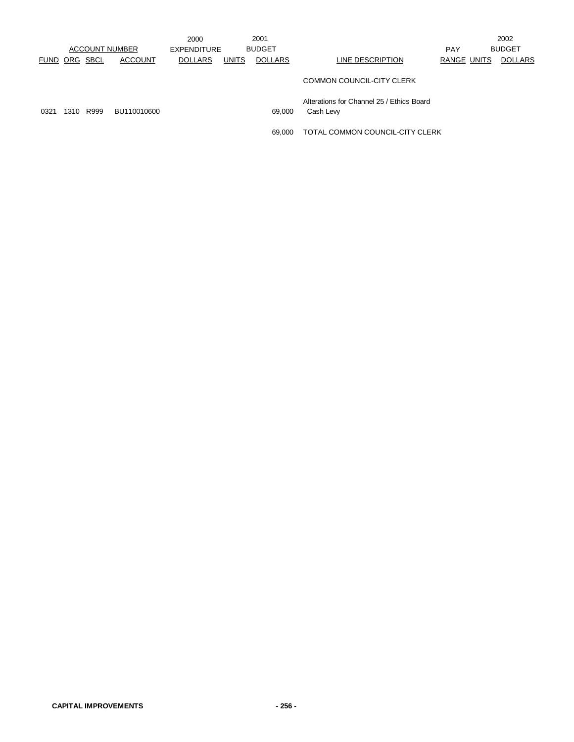| ACCOUNT NUMBER | | | | 2000 EXPENDITURE | 2001 BUDGET | | | PAY | | 2002 BUDGET |
|---|---|---|---|---|---|---|---|---|---|---|
| FUND | ORG | SBCL | ACCOUNT | DOLLARS | UNITS | DOLLARS | LINE DESCRIPTION | RANGE | UNITS | DOLLARS |
| | | | | | | | COMMON COUNCIL-CITY CLERK | | | |
| | | | | | | | Alterations for Channel 25 / Ethics Board | | | |
| 0321 | 1310 | R999 | BU110010600 | | | 69,000 | Cash Levy | | | |
| | | | | | | 69,000 | TOTAL COMMON COUNCIL-CITY CLERK | | | |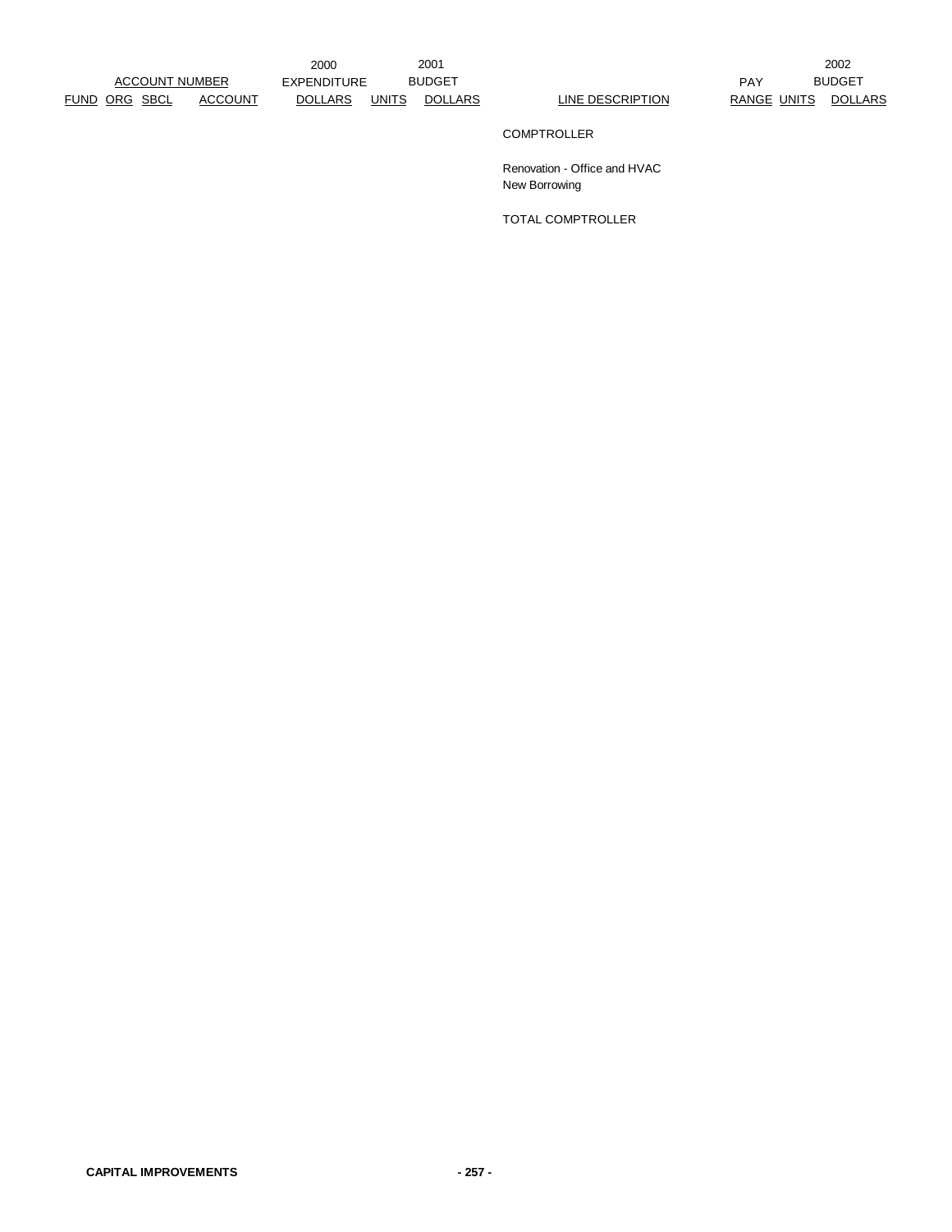| ACCOUNT NUMBER | | | | 2000 EXPENDITURE | 2001 BUDGET | | | | 2002 BUDGET | |
|---|---|---|---|---|---|---|---|---|---|---|
| FUND | ORG | SBCL | ACCOUNT | DOLLARS | UNITS | DOLLARS | LINE DESCRIPTION | PAY RANGE | UNITS | DOLLARS |
| | | | | | | | COMPTROLLER | | | |
| | | | | | | | Renovation - Office and HVAC New Borrowing | | | |
| | | | | | | | TOTAL COMPTROLLER | | | |

**CAPITAL IMPROVEMENTS**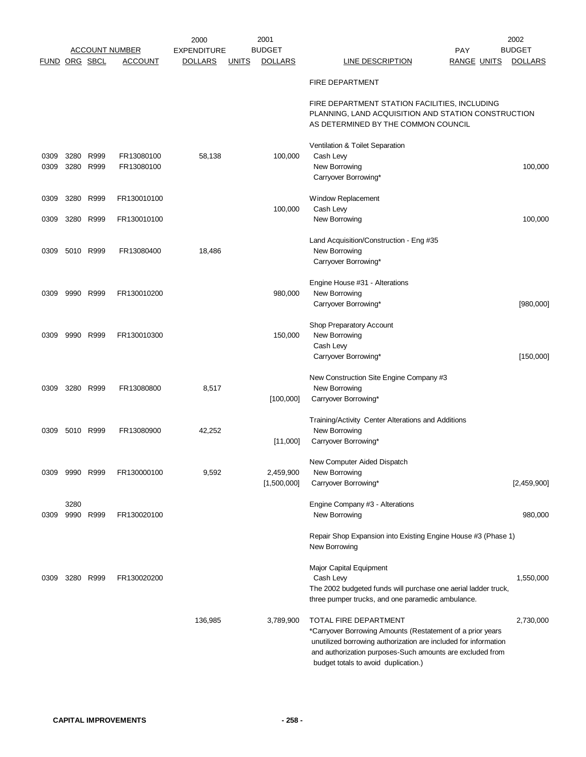| ACCOUNT NUMBER | | | | 2000 EXPENDITURE | | 2001 BUDGET | | PAY | | 2002 BUDGET |
|---|---|---|---|---|---|---|---|---|---|---|
| FUND | ORG | SBCL | ACCOUNT | DOLLARS | UNITS | DOLLARS | LINE DESCRIPTION | RANGE | UNITS | DOLLARS |
| | | | | | | | FIRE DEPARTMENT | | | |
| | | | | | | | FIRE DEPARTMENT STATION FACILITIES, INCLUDING PLANNING, LAND ACQUISITION AND STATION CONSTRUCTION AS DETERMINED BY THE COMMON COUNCIL | | | |
| | | | | | | | Ventilation & Toilet Separation | | | |
| 0309 | 3280 | R999 | FR13080100 | 58,138 | | 100,000 | Cash Levy | | | |
| 0309 | 3280 | R999 | FR13080100 | | | | New Borrowing | | | 100,000 |
| | | | | | | | Carryover Borrowing* | | | |
| 0309 | 3280 | R999 | FR130010100 | | | | Window Replacement | | | |
| | | | | | | 100,000 | Cash Levy | | | |
| 0309 | 3280 | R999 | FR130010100 | | | | New Borrowing | | | 100,000 |
| | | | | | | | Land Acquisition/Construction - Eng #35 | | | |
| 0309 | 5010 | R999 | FR13080400 | 18,486 | | | New Borrowing | | | |
| | | | | | | | Carryover Borrowing* | | | |
| | | | | | | | Engine House #31 - Alterations | | | |
| 0309 | 9990 | R999 | FR130010200 | | | 980,000 | New Borrowing | | | |
| | | | | | | | Carryover Borrowing* | | | [980,000] |
| | | | | | | | Shop Preparatory Account | | | |
| 0309 | 9990 | R999 | FR130010300 | | | 150,000 | New Borrowing | | | |
| | | | | | | | Cash Levy | | | |
| | | | | | | | Carryover Borrowing* | | | [150,000] |
| | | | | | | | New Construction Site Engine Company #3 | | | |
| 0309 | 3280 | R999 | FR13080800 | 8,517 | | | New Borrowing | | | |
| | | | | | | [100,000] | Carryover Borrowing* | | | |
| | | | | | | | Training/Activity Center Alterations and Additions | | | |
| 0309 | 5010 | R999 | FR13080900 | 42,252 | | | New Borrowing | | | |
| | | | | | | [11,000] | Carryover Borrowing* | | | |
| | | | | | | | New Computer Aided Dispatch | | | |
| 0309 | 9990 | R999 | FR130000100 | 9,592 | | 2,459,900 | New Borrowing | | | |
| | | | | | | [1,500,000] | Carryover Borrowing* | | | [2,459,900] |
| | 3280 | | | | | | Engine Company #3 - Alterations | | | |
| 0309 | 9990 | R999 | FR130020100 | | | | New Borrowing | | | 980,000 |
| | | | | | | | Repair Shop Expansion into Existing Engine House #3 (Phase 1) New Borrowing | | | |
| | | | | | | | Major Capital Equipment | | | |
| 0309 | 3280 | R999 | FR130020200 | | | | Cash Levy | | | 1,550,000 |
| | | | | | | | The 2002 budgeted funds will purchase one aerial ladder truck, three pumper trucks, and one paramedic ambulance. | | | |
| | | | | 136,985 | | 3,789,900 | TOTAL FIRE DEPARTMENT | | | 2,730,000 |

*Carryover Borrowing Amounts (Restatement of a prior years unutilized borrowing authorization are included for information and authorization purposes-Such amounts are excluded from budget totals to avoid duplication.)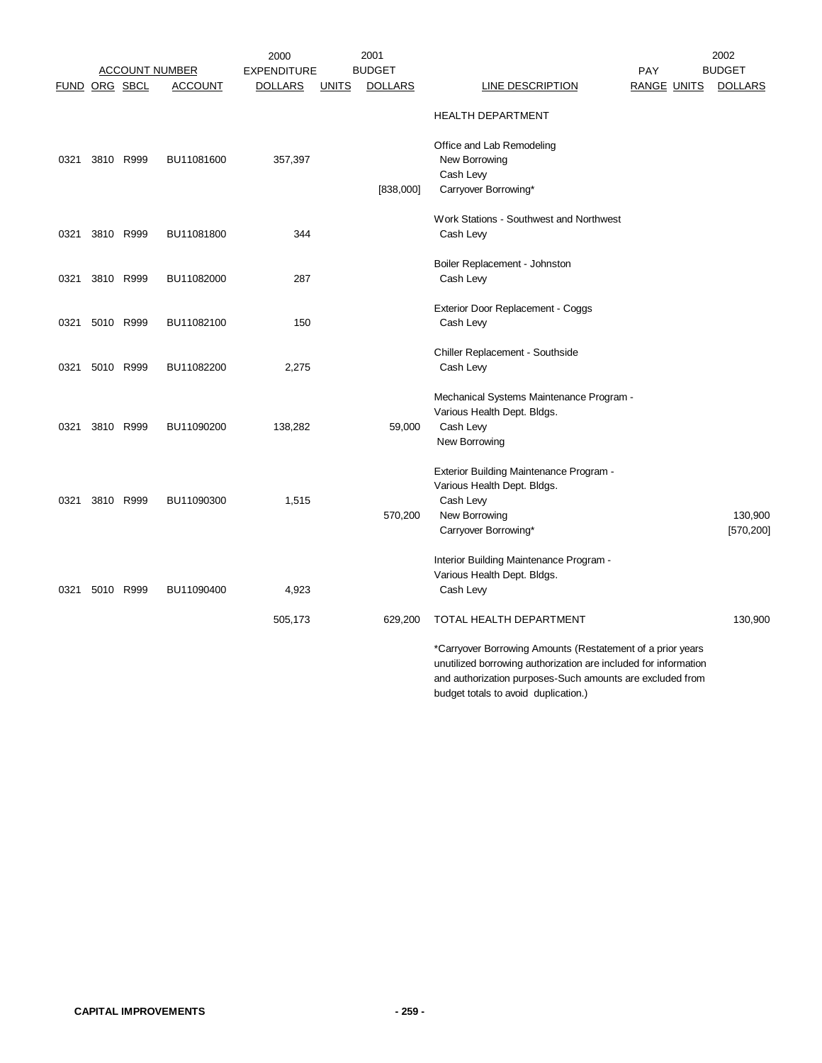| ACCOUNT NUMBER | | | | 2000 EXPENDITURE | 2001 BUDGET | | | PAY | | 2002 BUDGET |
|---|---|---|---|---|---|---|---|---|---|---|
| FUND | ORG | SBCL | ACCOUNT | DOLLARS | UNITS | DOLLARS | LINE DESCRIPTION | RANGE | UNITS | DOLLARS |
| | | | | | | | HEALTH DEPARTMENT | | | |
| | | | | | | | Office and Lab Remodeling | | | |
| 0321 | 3810 | R999 | BU11081600 | 357,397 | | | New Borrowing | | | |
| | | | | | | | Cash Levy | | | |
| | | | | | | [838,000] | Carryover Borrowing* | | | |
| | | | | | | | Work Stations - Southwest and Northwest | | | |
| 0321 | 3810 | R999 | BU11081800 | 344 | | | Cash Levy | | | |
| | | | | | | | Boiler Replacement - Johnston | | | |
| 0321 | 3810 | R999 | BU11082000 | 287 | | | Cash Levy | | | |
| | | | | | | | Exterior Door Replacement - Coggs | | | |
| 0321 | 5010 | R999 | BU11082100 | 150 | | | Cash Levy | | | |
| | | | | | | | Chiller Replacement - Southside | | | |
| 0321 | 5010 | R999 | BU11082200 | 2,275 | | | Cash Levy | | | |
| | | | | | | | Mechanical Systems Maintenance Program - Various Health Dept. Bldgs. | | | |
| 0321 | 3810 | R999 | BU11090200 | 138,282 | | 59,000 | Cash Levy | | | |
| | | | | | | | New Borrowing | | | |
| | | | | | | | Exterior Building Maintenance Program - Various Health Dept. Bldgs. | | | |
| 0321 | 3810 | R999 | BU11090300 | 1,515 | | | Cash Levy | | | |
| | | | | | | 570,200 | New Borrowing | | | 130,900 |
| | | | | | | | Carryover Borrowing* | | | [570,200] |
| | | | | | | | Interior Building Maintenance Program - Various Health Dept. Bldgs. | | | |
| 0321 | 5010 | R999 | BU11090400 | 4,923 | | | Cash Levy | | | |
| | | | | 505,173 | | 629,200 | TOTAL HEALTH DEPARTMENT | | | 130,900 |

*Carryover Borrowing Amounts (Restatement of a prior years unutilized borrowing authorization are included for information and authorization purposes-Such amounts are excluded from budget totals to avoid duplication.)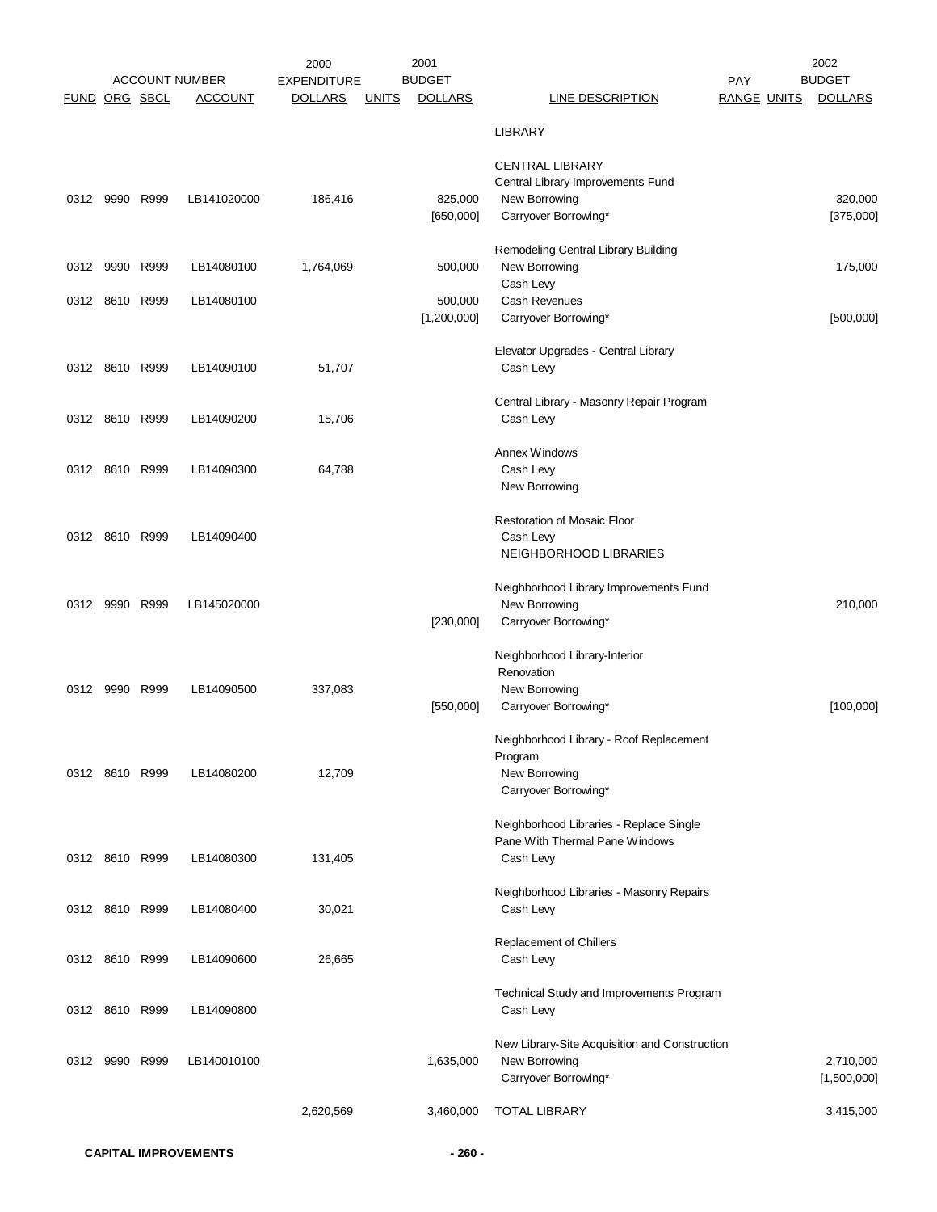| FUND | ORG | SBCL | ACCOUNT | 2000 EXPENDITURE DOLLARS | UNITS | 2001 BUDGET DOLLARS | LINE DESCRIPTION | PAY RANGE | UNITS | 2002 BUDGET DOLLARS |
|---|---|---|---|---|---|---|---|---|---|---|
| | | | | | | | LIBRARY | | | |
| | | | | | | | CENTRAL LIBRARY | | | |
| | | | | | | | Central Library Improvements Fund | | | |
| 0312 | 9990 | R999 | LB141020000 | 186,416 | | 825,000 | New Borrowing | | | 320,000 |
| | | | | | | [650,000] | Carryover Borrowing* | | | [375,000] |
| | | | | | | | Remodeling Central Library Building | | | |
| 0312 | 9990 | R999 | LB14080100 | 1,764,069 | | 500,000 | New Borrowing | | | 175,000 |
| | | | | | | | Cash Levy | | | |
| 0312 | 8610 | R999 | LB14080100 | | | 500,000 | Cash Revenues | | | |
| | | | | | | [1,200,000] | Carryover Borrowing* | | | [500,000] |
| | | | | | | | Elevator Upgrades - Central Library | | | |
| 0312 | 8610 | R999 | LB14090100 | 51,707 | | | Cash Levy | | | |
| | | | | | | | Central Library - Masonry Repair Program | | | |
| 0312 | 8610 | R999 | LB14090200 | 15,706 | | | Cash Levy | | | |
| | | | | | | | Annex Windows | | | |
| 0312 | 8610 | R999 | LB14090300 | 64,788 | | | Cash Levy | | | |
| | | | | | | | New Borrowing | | | |
| | | | | | | | Restoration of Mosaic Floor | | | |
| 0312 | 8610 | R999 | LB14090400 | | | | Cash Levy | | | |
| | | | | | | | NEIGHBORHOOD LIBRARIES | | | |
| | | | | | | | Neighborhood Library Improvements Fund | | | |
| 0312 | 9990 | R999 | LB145020000 | | | | New Borrowing | | | 210,000 |
| | | | | | | [230,000] | Carryover Borrowing* | | | |
| | | | | | | | Neighborhood Library-Interior Renovation | | | |
| 0312 | 9990 | R999 | LB14090500 | 337,083 | | | New Borrowing | | | |
| | | | | | | [550,000] | Carryover Borrowing* | | | [100,000] |
| | | | | | | | Neighborhood Library - Roof Replacement Program | | | |
| 0312 | 8610 | R999 | LB14080200 | 12,709 | | | New Borrowing | | | |
| | | | | | | | Carryover Borrowing* | | | |
| | | | | | | | Neighborhood Libraries - Replace Single Pane With Thermal Pane Windows | | | |
| 0312 | 8610 | R999 | LB14080300 | 131,405 | | | Cash Levy | | | |
| | | | | | | | Neighborhood Libraries - Masonry Repairs | | | |
| 0312 | 8610 | R999 | LB14080400 | 30,021 | | | Cash Levy | | | |
| | | | | | | | Replacement of Chillers | | | |
| 0312 | 8610 | R999 | LB14090600 | 26,665 | | | Cash Levy | | | |
| | | | | | | | Technical Study and Improvements Program | | | |
| 0312 | 8610 | R999 | LB14090800 | | | | Cash Levy | | | |
| | | | | | | | New Library-Site Acquisition and Construction | | | |
| 0312 | 9990 | R999 | LB140010100 | | | 1,635,000 | New Borrowing | | | 2,710,000 |
| | | | | | | | Carryover Borrowing* | | | [1,500,000] |
| | | | | 2,620,569 | | 3,460,000 | TOTAL LIBRARY | | | 3,415,000 |

**CAPITAL IMPROVEMENTS**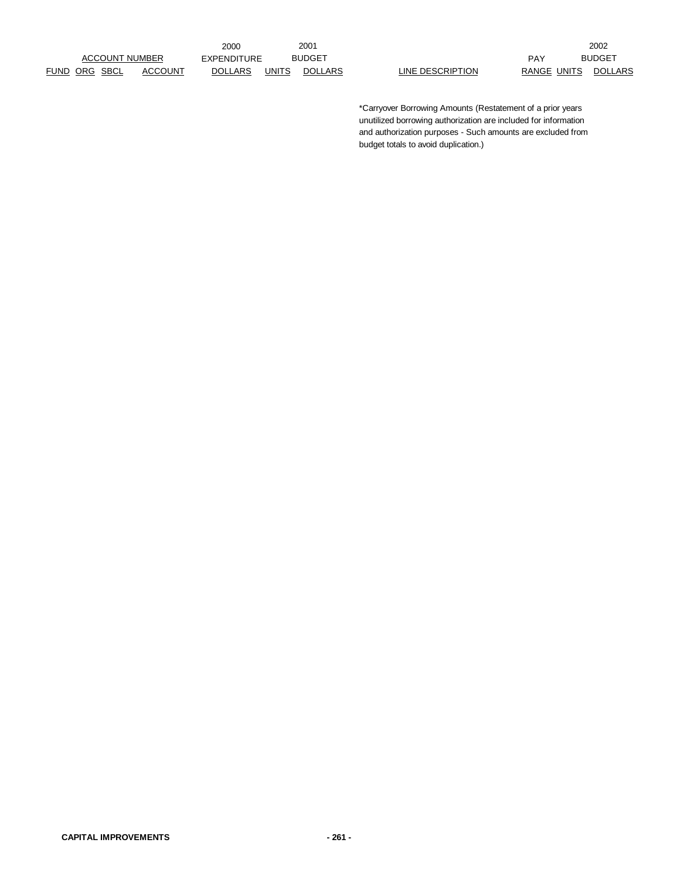| ACCOUNT NUMBER | | | | 2000 EXPENDITURE | 2001 BUDGET | | | PAY | 2002 BUDGET | |
|---|---|---|---|---|---|---|---|---|---|---|
| FUND | ORG | SBCL | ACCOUNT | DOLLARS | UNITS | DOLLARS | LINE DESCRIPTION | RANGE | UNITS | DOLLARS |

*Carryover Borrowing Amounts (Restatement of a prior years unutilized borrowing authorization are included for information and authorization purposes - Such amounts are excluded from budget totals to avoid duplication.)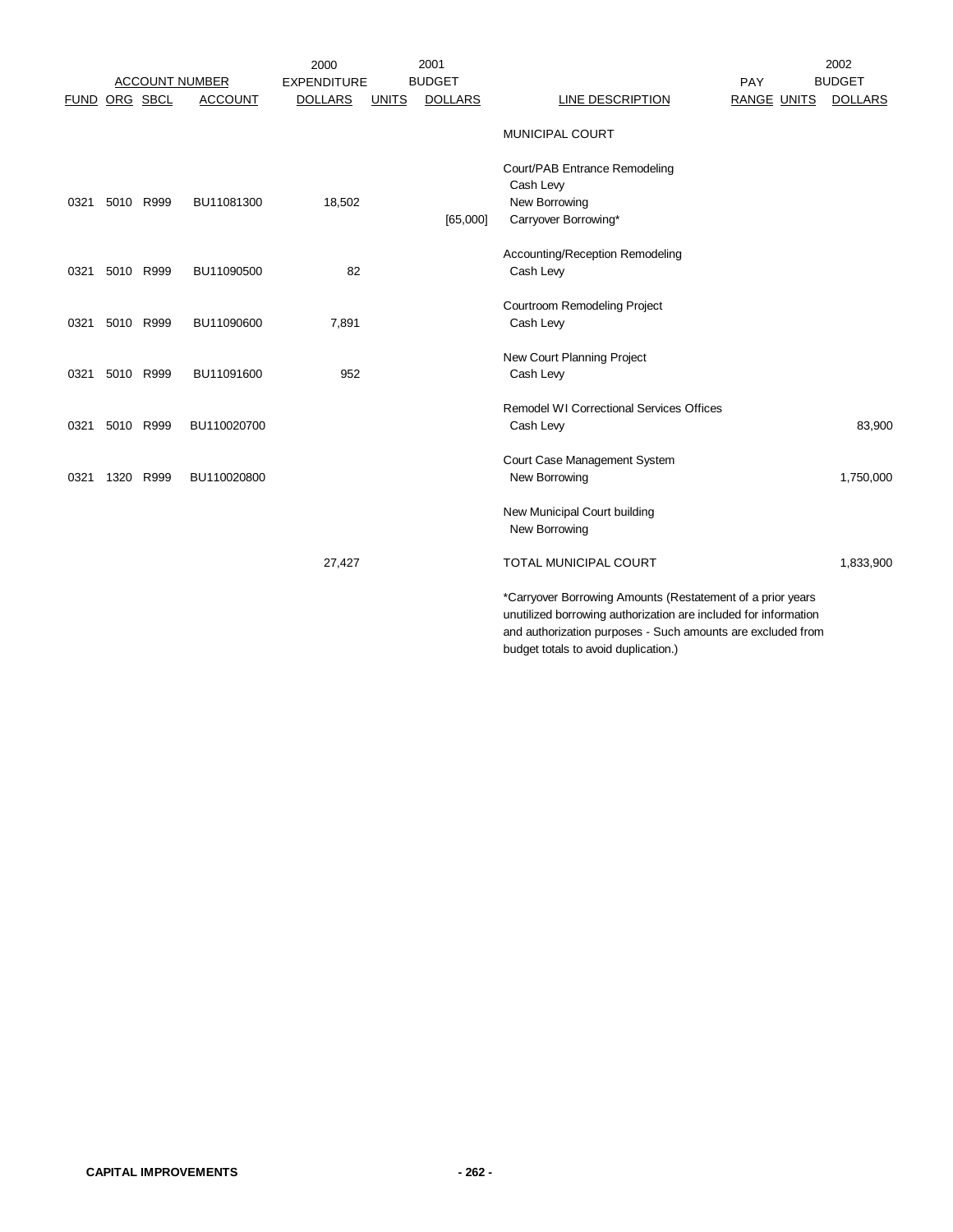| ACCOUNT NUMBER | | | | 2000 EXPENDITURE | 2001 BUDGET | | | PAY | | 2002 BUDGET |
|---|---|---|---|---|---|---|---|---|---|---|
| FUND | ORG | SBCL | ACCOUNT | DOLLARS | UNITS | DOLLARS | LINE DESCRIPTION | RANGE | UNITS | DOLLARS |
| | | | | | | | MUNICIPAL COURT | | | |
| | | | | | | | Court/PAB Entrance Remodeling | | | |
| | | | | | | | Cash Levy | | | |
| 0321 | 5010 | R999 | BU11081300 | 18,502 | | | New Borrowing | | | |
| | | | | | | [65,000] | Carryover Borrowing* | | | |
| | | | | | | | Accounting/Reception Remodeling | | | |
| 0321 | 5010 | R999 | BU11090500 | 82 | | | Cash Levy | | | |
| | | | | | | | Courtroom Remodeling Project | | | |
| 0321 | 5010 | R999 | BU11090600 | 7,891 | | | Cash Levy | | | |
| | | | | | | | New Court Planning Project | | | |
| 0321 | 5010 | R999 | BU11091600 | 952 | | | Cash Levy | | | |
| | | | | | | | Remodel WI Correctional Services Offices | | | |
| 0321 | 5010 | R999 | BU110020700 | | | | Cash Levy | | | 83,900 |
| | | | | | | | Court Case Management System | | | |
| 0321 | 1320 | R999 | BU110020800 | | | | New Borrowing | | | 1,750,000 |
| | | | | | | | New Municipal Court building | | | |
| | | | | | | | New Borrowing | | | |
| | | | | 27,427 | | | TOTAL MUNICIPAL COURT | | | 1,833,900 |

*Carryover Borrowing Amounts (Restatement of a prior years unutilized borrowing authorization are included for information and authorization purposes - Such amounts are excluded from budget totals to avoid duplication.)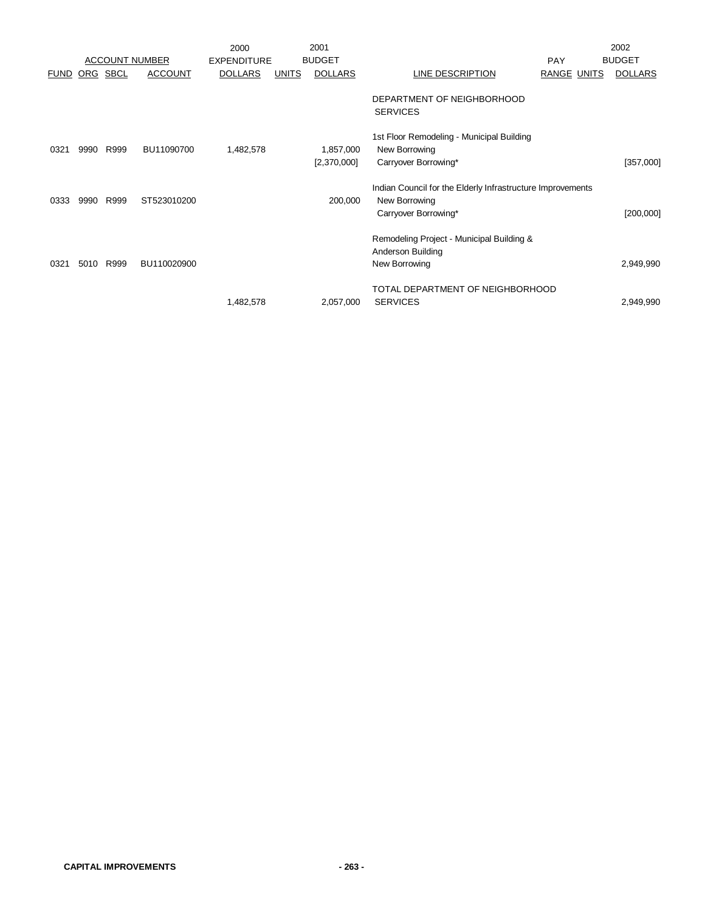| ACCOUNT NUMBER | | | | 2000 EXPENDITURE | | 2001 BUDGET | | PAY | | 2002 BUDGET |
|---|---|---|---|---|---|---|---|---|---|---|
| FUND | ORG | SBCL | ACCOUNT | DOLLARS | UNITS | DOLLARS | LINE DESCRIPTION | RANGE | UNITS | DOLLARS |
| | | | | | | | DEPARTMENT OF NEIGHBORHOOD SERVICES | | | |
| | | | | | | | 1st Floor Remodeling - Municipal Building | | | |
| 0321 | 9990 | R999 | BU11090700 | 1,482,578 | | 1,857,000 | New Borrowing | | | |
| | | | | | | [2,370,000] | Carryover Borrowing* | | | [357,000] |
| | | | | | | | Indian Council for the Elderly Infrastructure Improvements | | | |
| 0333 | 9990 | R999 | ST523010200 | | | 200,000 | New Borrowing | | | |
| | | | | | | | Carryover Borrowing* | | | [200,000] |
| | | | | | | | Remodeling Project - Municipal Building & Anderson Building | | | |
| 0321 | 5010 | R999 | BU110020900 | | | | New Borrowing | | | 2,949,990 |
| | | | | 1,482,578 | | 2,057,000 | TOTAL DEPARTMENT OF NEIGHBORHOOD SERVICES | | | 2,949,990 |

**CAPITAL IMPROVEMENTS**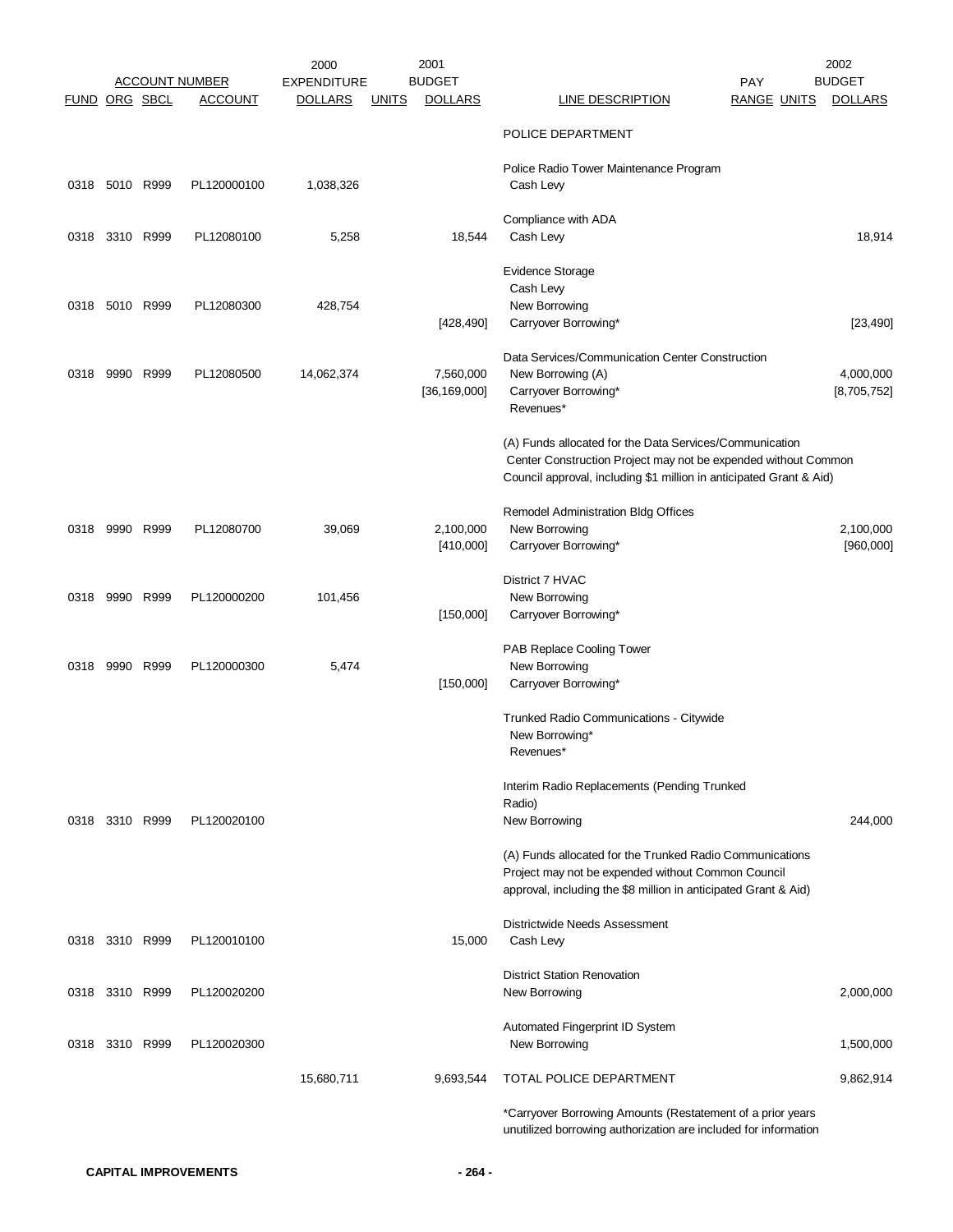| FUND | ORG | SBCL | ACCOUNT | 2000 EXPENDITURE DOLLARS | UNITS | 2001 BUDGET DOLLARS | LINE DESCRIPTION | PAY RANGE | UNITS | 2002 BUDGET DOLLARS |
|---|---|---|---|---|---|---|---|---|---|---|
| | | | | | | | POLICE DEPARTMENT | | | |
| | | | | | | | Police Radio Tower Maintenance Program | | | |
| 0318 | 5010 | R999 | PL120000100 | 1,038,326 | | | Cash Levy | | | |
| | | | | | | | Compliance with ADA | | | |
| 0318 | 3310 | R999 | PL12080100 | 5,258 | | 18,544 | Cash Levy | | | 18,914 |
| | | | | | | | Evidence Storage | | | |
| | | | | | | | Cash Levy | | | |
| 0318 | 5010 | R999 | PL12080300 | 428,754 | | | New Borrowing | | | |
| | | | | | | [428,490] | Carryover Borrowing* | | | [23,490] |
| | | | | | | | Data Services/Communication Center Construction | | | |
| 0318 | 9990 | R999 | PL12080500 | 14,062,374 | | 7,560,000 | New Borrowing (A) | | | 4,000,000 |
| | | | | | | [36,169,000] | Carryover Borrowing* | | | [8,705,752] |
| | | | | | | | Revenues* | | | |
| | | | | | | | (A) Funds allocated for the Data Services/Communication Center Construction Project may not be expended without Common Council approval, including $1 million in anticipated Grant & Aid) | | | |
| | | | | | | | Remodel Administration Bldg Offices | | | |
| 0318 | 9990 | R999 | PL12080700 | 39,069 | | 2,100,000 | New Borrowing | | | 2,100,000 |
| | | | | | | [410,000] | Carryover Borrowing* | | | [960,000] |
| | | | | | | | District 7 HVAC | | | |
| 0318 | 9990 | R999 | PL120000200 | 101,456 | | | New Borrowing | | | |
| | | | | | | [150,000] | Carryover Borrowing* | | | |
| | | | | | | | PAB Replace Cooling Tower | | | |
| 0318 | 9990 | R999 | PL120000300 | 5,474 | | | New Borrowing | | | |
| | | | | | | [150,000] | Carryover Borrowing* | | | |
| | | | | | | | Trunked Radio Communications - Citywide | | | |
| | | | | | | | New Borrowing* | | | |
| | | | | | | | Revenues* | | | |
| | | | | | | | Interim Radio Replacements (Pending Trunked Radio) | | | |
| 0318 | 3310 | R999 | PL120020100 | | | | New Borrowing | | | 244,000 |
| | | | | | | | (A) Funds allocated for the Trunked Radio Communications Project may not be expended without Common Council approval, including the $8 million in anticipated Grant & Aid) | | | |
| | | | | | | | Districtwide Needs Assessment | | | |
| 0318 | 3310 | R999 | PL120010100 | | | 15,000 | Cash Levy | | | |
| | | | | | | | District Station Renovation | | | |
| 0318 | 3310 | R999 | PL120020200 | | | | New Borrowing | | | 2,000,000 |
| | | | | | | | Automated Fingerprint ID System | | | |
| 0318 | 3310 | R999 | PL120020300 | | | | New Borrowing | | | 1,500,000 |
| | | | | 15,680,711 | | 9,693,544 | TOTAL POLICE DEPARTMENT | | | 9,862,914 |

*Carryover Borrowing Amounts (Restatement of a prior years unutilized borrowing authorization are included for information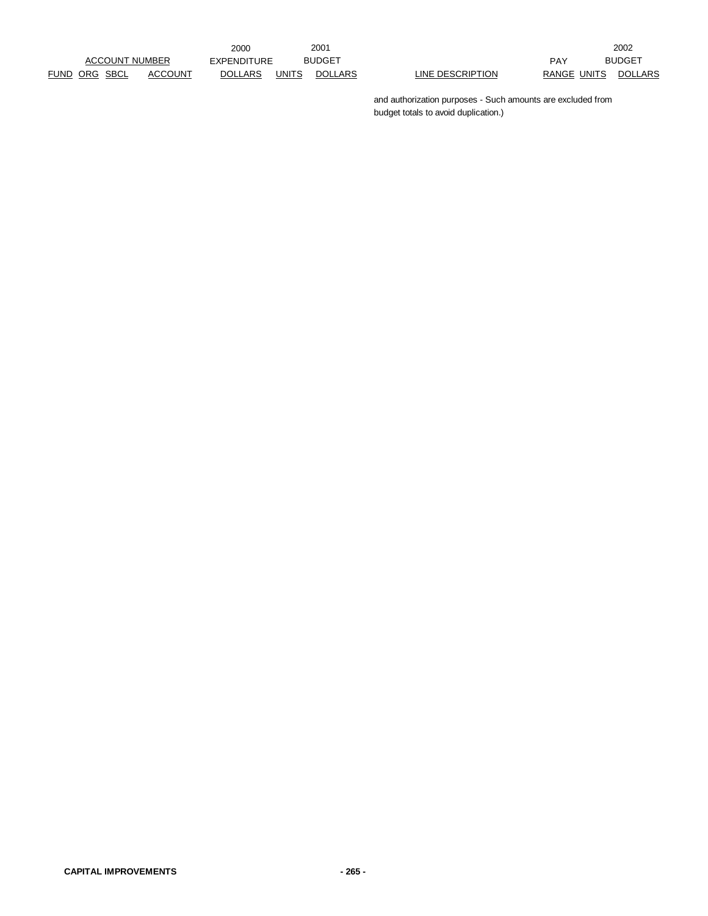| ACCOUNT NUMBER | | | | 2000 EXPENDITURE | 2001 BUDGET | | | PAY | | 2002 BUDGET |
|---|---|---|---|---|---|---|---|---|---|---|
| FUND | ORG | SBCL | ACCOUNT | DOLLARS | UNITS | DOLLARS | LINE DESCRIPTION | RANGE | UNITS | DOLLARS |
| | | | | | | | and authorization purposes - Such amounts are excluded from budget totals to avoid duplication.) | | | |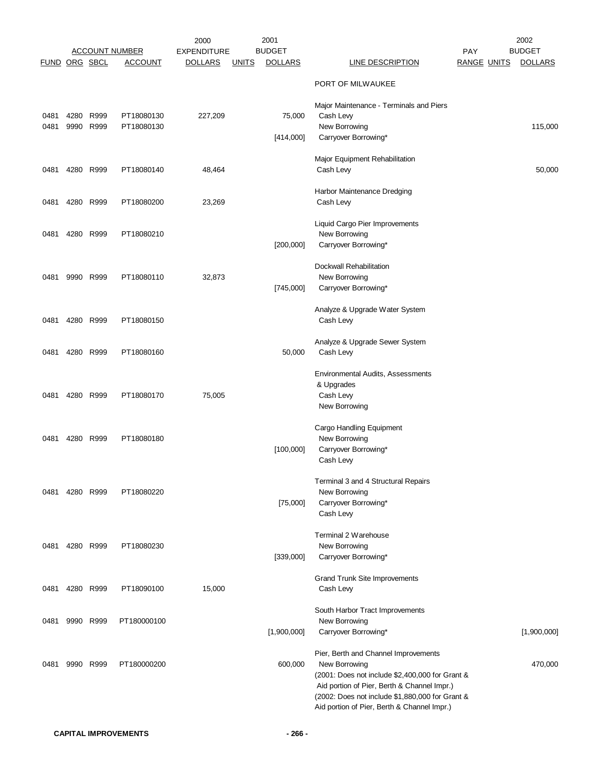| ACCOUNT NUMBER | | | | 2000 EXPENDITURE | | 2001 BUDGET | | PAY | | 2002 BUDGET |
|---|---|---|---|---|---|---|---|---|---|---|
| FUND | ORG | SBCL | ACCOUNT | DOLLARS | UNITS | DOLLARS | LINE DESCRIPTION | RANGE | UNITS | DOLLARS |
| | | | | | | | PORT OF MILWAUKEE | | | |
| | | | | | | | Major Maintenance - Terminals and Piers | | | |
| 0481 | 4280 | R999 | PT18080130 | 227,209 | | 75,000 | Cash Levy | | | |
| 0481 | 9990 | R999 | PT18080130 | | | | New Borrowing | | | 115,000 |
| | | | | | | [414,000] | Carryover Borrowing* | | | |
| | | | | | | | Major Equipment Rehabilitation | | | |
| 0481 | 4280 | R999 | PT18080140 | 48,464 | | | Cash Levy | | | 50,000 |
| | | | | | | | Harbor Maintenance Dredging | | | |
| 0481 | 4280 | R999 | PT18080200 | 23,269 | | | Cash Levy | | | |
| | | | | | | | Liquid Cargo Pier Improvements | | | |
| 0481 | 4280 | R999 | PT18080210 | | | | New Borrowing | | | |
| | | | | | | [200,000] | Carryover Borrowing* | | | |
| | | | | | | | Dockwall Rehabilitation | | | |
| 0481 | 9990 | R999 | PT18080110 | 32,873 | | | New Borrowing | | | |
| | | | | | | [745,000] | Carryover Borrowing* | | | |
| | | | | | | | Analyze & Upgrade Water System | | | |
| 0481 | 4280 | R999 | PT18080150 | | | | Cash Levy | | | |
| | | | | | | | Analyze & Upgrade Sewer System | | | |
| 0481 | 4280 | R999 | PT18080160 | | | 50,000 | Cash Levy | | | |
| | | | | | | | Environmental Audits, Assessments & Upgrades | | | |
| 0481 | 4280 | R999 | PT18080170 | 75,005 | | | Cash Levy | | | |
| | | | | | | | New Borrowing | | | |
| | | | | | | | Cargo Handling Equipment | | | |
| 0481 | 4280 | R999 | PT18080180 | | | | New Borrowing | | | |
| | | | | | | [100,000] | Carryover Borrowing* | | | |
| | | | | | | | Cash Levy | | | |
| | | | | | | | Terminal 3 and 4 Structural Repairs | | | |
| 0481 | 4280 | R999 | PT18080220 | | | | New Borrowing | | | |
| | | | | | | [75,000] | Carryover Borrowing* | | | |
| | | | | | | | Cash Levy | | | |
| | | | | | | | Terminal 2 Warehouse | | | |
| 0481 | 4280 | R999 | PT18080230 | | | | New Borrowing | | | |
| | | | | | | [339,000] | Carryover Borrowing* | | | |
| | | | | | | | Grand Trunk Site Improvements | | | |
| 0481 | 4280 | R999 | PT18090100 | 15,000 | | | Cash Levy | | | |
| | | | | | | | South Harbor Tract Improvements | | | |
| 0481 | 9990 | R999 | PT180000100 | | | | New Borrowing | | | |
| | | | | | | [1,900,000] | Carryover Borrowing* | | | [1,900,000] |
| | | | | | | | Pier, Berth and Channel Improvements | | | |
| 0481 | 9990 | R999 | PT180000200 | | | 600,000 | New Borrowing | | | 470,000 |
| | | | | | | | (2001: Does not include $2,400,000 for Grant & Aid portion of Pier, Berth & Channel Impr.) | | | |
| | | | | | | | (2002: Does not include $1,880,000 for Grant & Aid portion of Pier, Berth & Channel Impr.) | | | |

**CAPITAL IMPROVEMENTS**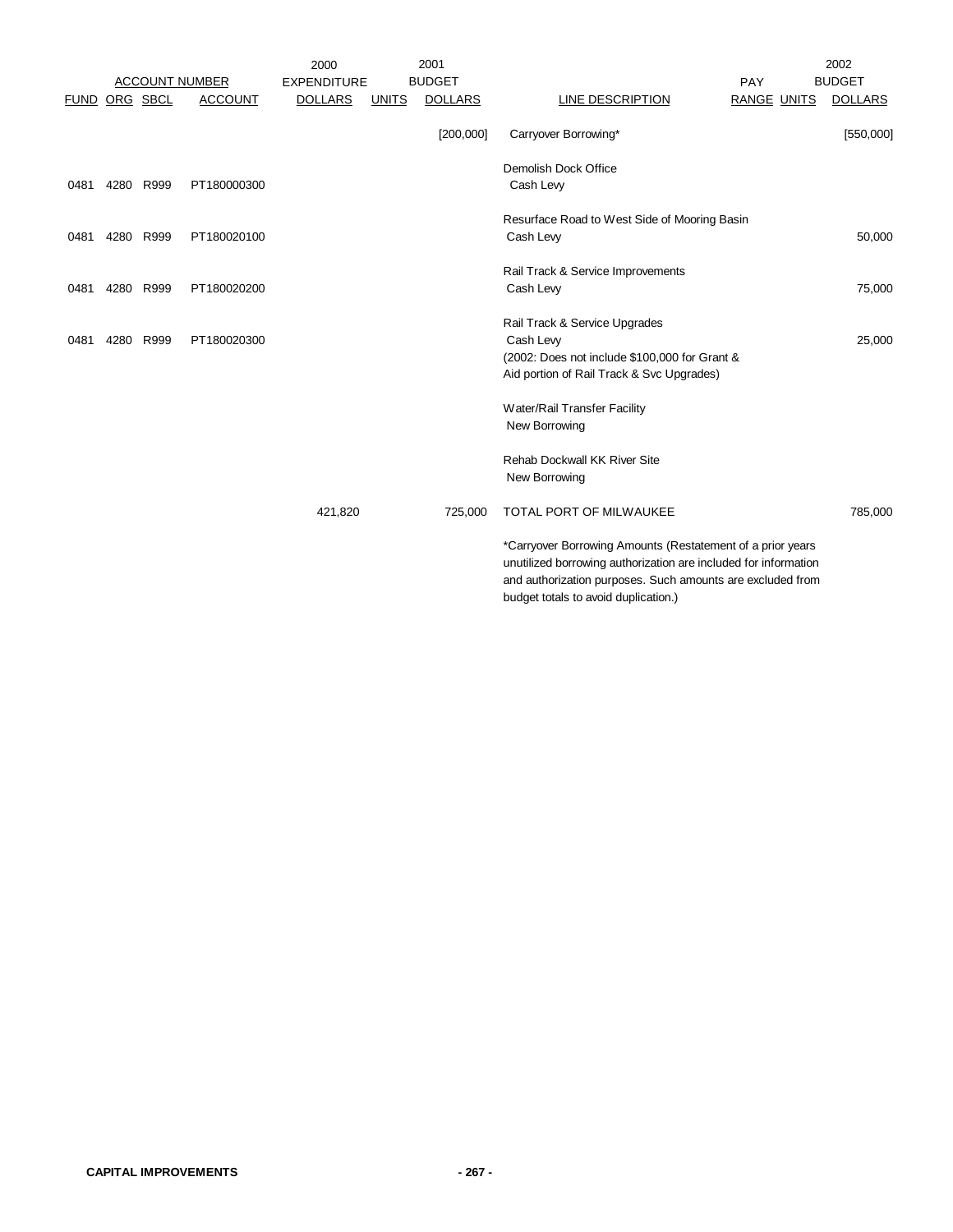| FUND | ORG | SBCL | ACCOUNT | 2000 EXPENDITURE DOLLARS | UNITS | 2001 BUDGET DOLLARS | LINE DESCRIPTION | PAY RANGE | UNITS | 2002 BUDGET DOLLARS |
|---|---|---|---|---|---|---|---|---|---|---|
| | | | | | | [200,000] | Carryover Borrowing* | | | [550,000] |
| | | | | | | | Demolish Dock Office | | | |
| 0481 | 4280 | R999 | PT180000300 | | | | Cash Levy | | | |
| | | | | | | | Resurface Road to West Side of Mooring Basin | | | |
| 0481 | 4280 | R999 | PT180020100 | | | | Cash Levy | | | 50,000 |
| | | | | | | | Rail Track & Service Improvements | | | |
| 0481 | 4280 | R999 | PT180020200 | | | | Cash Levy | | | 75,000 |
| | | | | | | | Rail Track & Service Upgrades | | | |
| 0481 | 4280 | R999 | PT180020300 | | | | Cash Levy | | | 25,000 |
| | | | | | | | (2002: Does not include $100,000 for Grant & Aid portion of Rail Track & Svc Upgrades) | | | |
| | | | | | | | Water/Rail Transfer Facility | | | |
| | | | | | | | New Borrowing | | | |
| | | | | | | | Rehab Dockwall KK River Site | | | |
| | | | | | | | New Borrowing | | | |
| | | | | 421,820 | | 725,000 | TOTAL PORT OF MILWAUKEE | | | 785,000 |

*Carryover Borrowing Amounts (Restatement of a prior years unutilized borrowing authorization are included for information and authorization purposes. Such amounts are excluded from budget totals to avoid duplication.)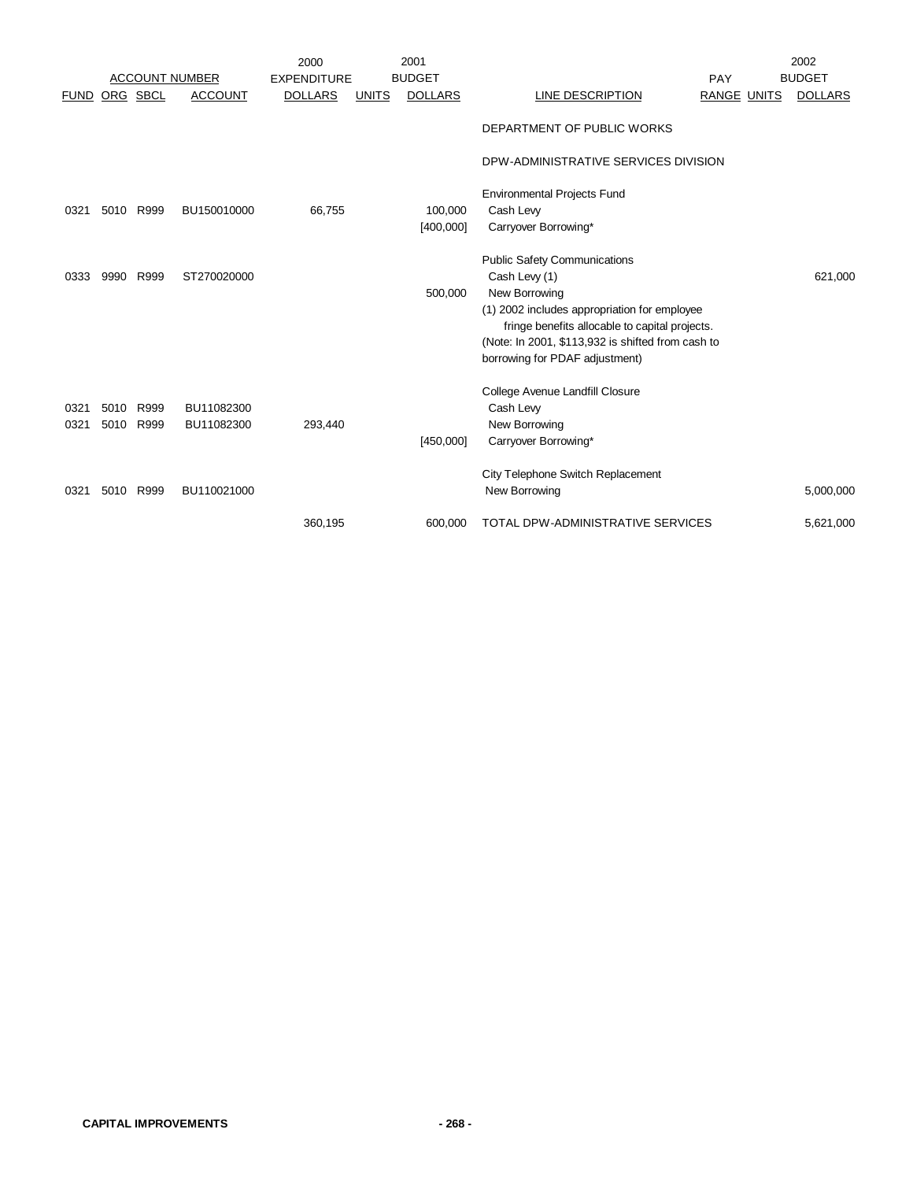| ACCOUNT NUMBER | | | | 2000 EXPENDITURE | | 2001 BUDGET | | PAY | | 2002 BUDGET |
|---|---|---|---|---|---|---|---|---|---|---|
| FUND | ORG | SBCL | ACCOUNT | DOLLARS | UNITS | DOLLARS | LINE DESCRIPTION | RANGE | UNITS | DOLLARS |
| | | | | | | | DEPARTMENT OF PUBLIC WORKS | | | |
| | | | | | | | DPW-ADMINISTRATIVE SERVICES DIVISION | | | |
| | | | | | | | Environmental Projects Fund | | | |
| 0321 | 5010 | R999 | BU150010000 | 66,755 | | 100,000 | Cash Levy | | | |
| | | | | | | [400,000] | Carryover Borrowing* | | | |
| | | | | | | | Public Safety Communications | | | |
| 0333 | 9990 | R999 | ST270020000 | | | | Cash Levy (1) | | | 621,000 |
| | | | | | | 500,000 | New Borrowing | | | |
| | | | | | | | (1) 2002 includes appropriation for employee fringe benefits allocable to capital projects. | | | |
| | | | | | | | (Note: In 2001, $113,932 is shifted from cash to borrowing for PDAF adjustment) | | | |
| | | | | | | | College Avenue Landfill Closure | | | |
| 0321 | 5010 | R999 | BU11082300 | | | | Cash Levy | | | |
| 0321 | 5010 | R999 | BU11082300 | 293,440 | | | New Borrowing | | | |
| | | | | | | [450,000] | Carryover Borrowing* | | | |
| | | | | | | | City Telephone Switch Replacement | | | |
| 0321 | 5010 | R999 | BU110021000 | | | | New Borrowing | | | 5,000,000 |
| | | | | 360,195 | | 600,000 | TOTAL DPW-ADMINISTRATIVE SERVICES | | | 5,621,000 |

**CAPITAL IMPROVEMENTS**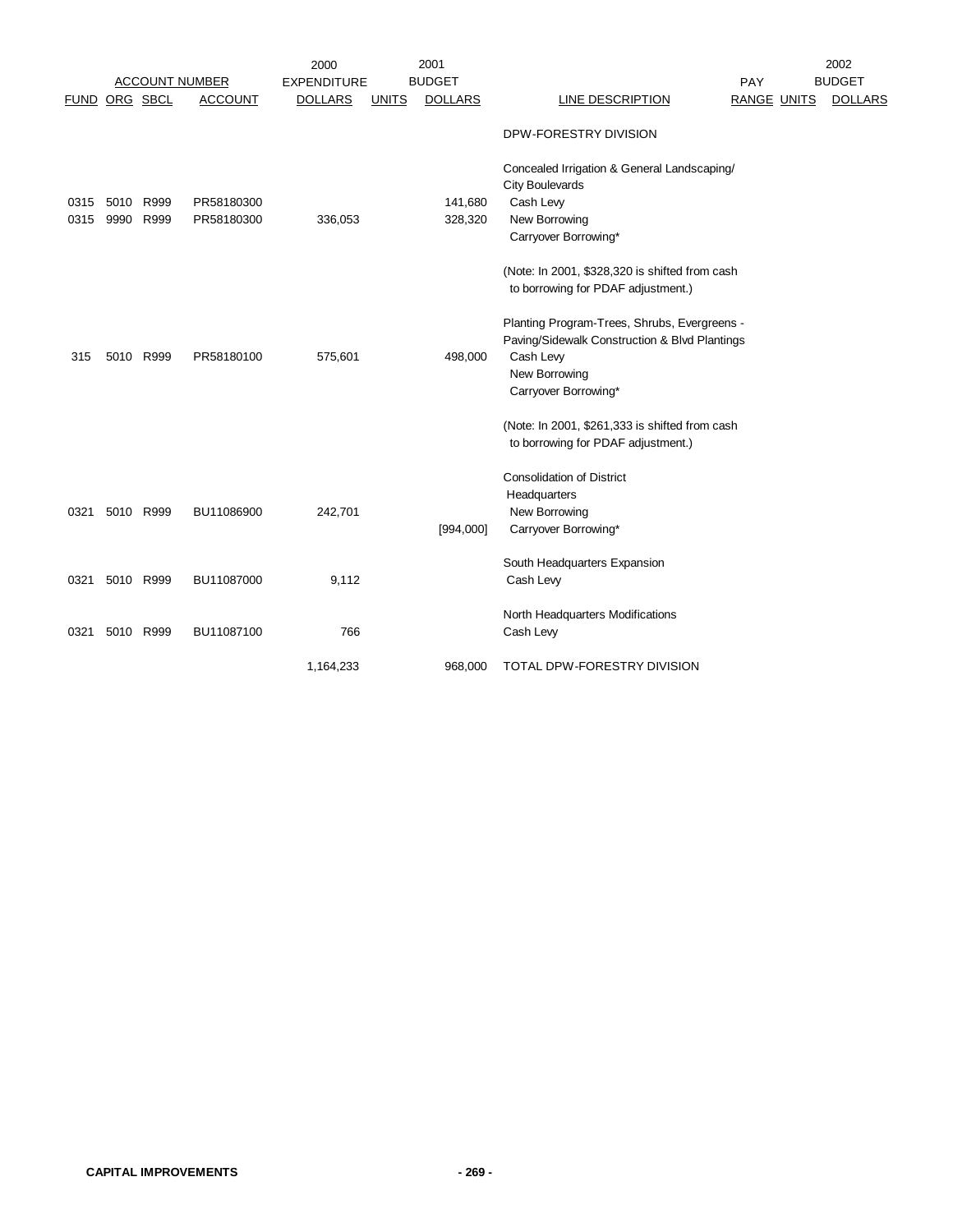| ACCOUNT NUMBER | | | | 2000 EXPENDITURE | 2001 BUDGET | | | PAY | | 2002 BUDGET |
|---|---|---|---|---|---|---|---|---|---|---|
| FUND | ORG | SBCL | ACCOUNT | DOLLARS | UNITS | DOLLARS | LINE DESCRIPTION | RANGE | UNITS | DOLLARS |
| | | | | | | | DPW-FORESTRY DIVISION | | | |
| | | | | | | | Concealed Irrigation & General Landscaping/ City Boulevards | | | |
| 0315 | 5010 | R999 | PR58180300 | | | 141,680 | Cash Levy | | | |
| 0315 | 9990 | R999 | PR58180300 | 336,053 | | 328,320 | New Borrowing | | | |
| | | | | | | | Carryover Borrowing* | | | |
| | | | | | | | (Note: In 2001, $328,320 is shifted from cash to borrowing for PDAF adjustment.) | | | |
| | | | | | | | Planting Program-Trees, Shrubs, Evergreens - Paving/Sidewalk Construction & Blvd Plantings | | | |
| 315 | 5010 | R999 | PR58180100 | 575,601 | | 498,000 | Cash Levy | | | |
| | | | | | | | New Borrowing | | | |
| | | | | | | | Carryover Borrowing* | | | |
| | | | | | | | (Note: In 2001, $261,333 is shifted from cash to borrowing for PDAF adjustment.) | | | |
| | | | | | | | Consolidation of District Headquarters | | | |
| 0321 | 5010 | R999 | BU11086900 | 242,701 | | | New Borrowing | | | |
| | | | | | | [994,000] | Carryover Borrowing* | | | |
| | | | | | | | South Headquarters Expansion | | | |
| 0321 | 5010 | R999 | BU11087000 | 9,112 | | | Cash Levy | | | |
| | | | | | | | North Headquarters Modifications | | | |
| 0321 | 5010 | R999 | BU11087100 | 766 | | | Cash Levy | | | |
| | | | | 1,164,233 | | 968,000 | TOTAL DPW-FORESTRY DIVISION | | | |

**CAPITAL IMPROVEMENTS**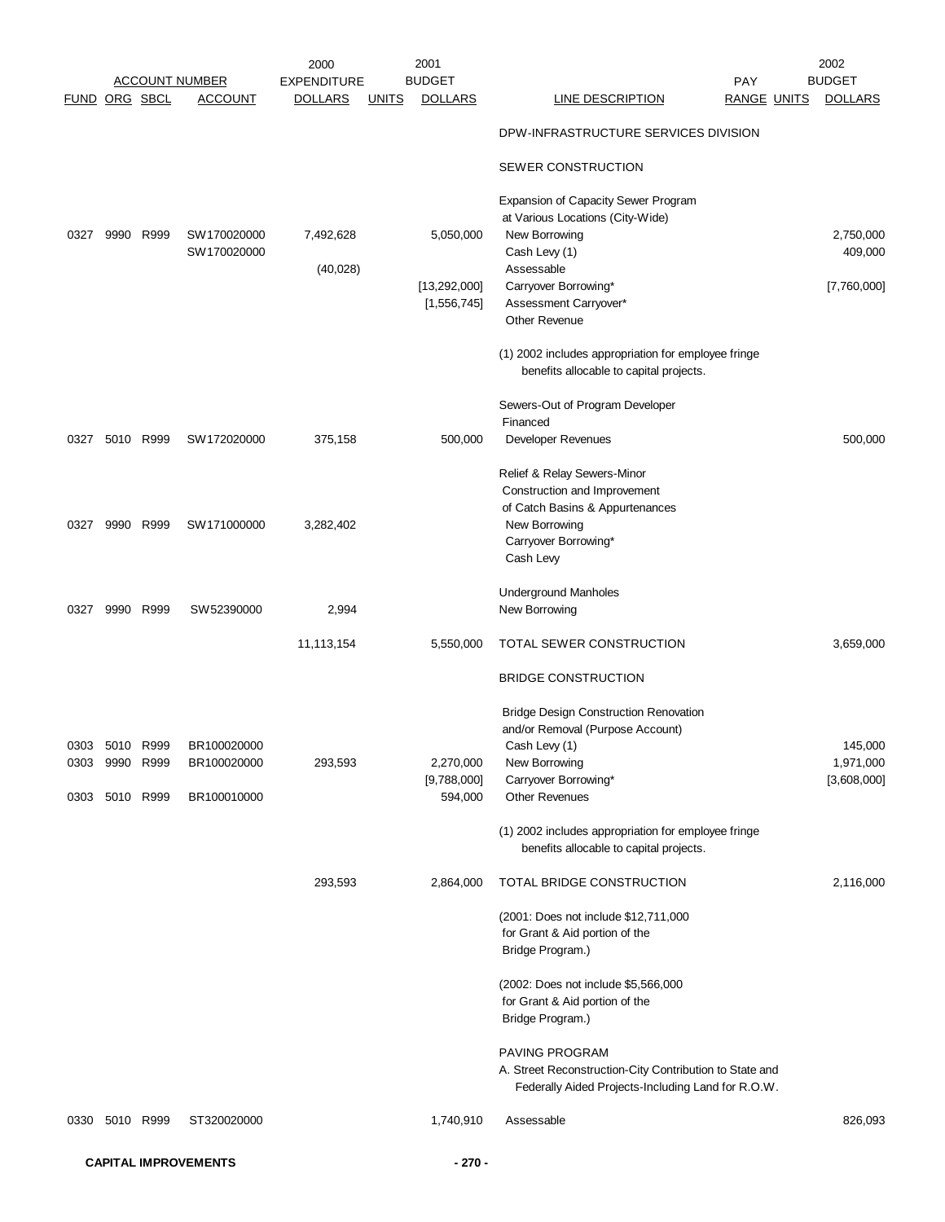| FUND | ORG | SBCL | ACCOUNT | 2000 EXPENDITURE DOLLARS | UNITS | 2001 BUDGET DOLLARS | LINE DESCRIPTION | PAY RANGE | UNITS | 2002 BUDGET DOLLARS |
|---|---|---|---|---|---|---|---|---|---|---|
| | | | | | | | DPW-INFRASTRUCTURE SERVICES DIVISION | | | |
| | | | | | | | SEWER CONSTRUCTION | | | |
| | | | | | | | Expansion of Capacity Sewer Program at Various Locations (City-Wide) | | | |
| 0327 | 9990 | R999 | SW170020000 | 7,492,628 | | 5,050,000 | New Borrowing | | | 2,750,000 |
| | | | SW170020000 | | | | Cash Levy (1) | | | 409,000 |
| | | | | (40,028) | | | Assessable | | | |
| | | | | | | [13,292,000] | Carryover Borrowing* | | | [7,760,000] |
| | | | | | | [1,556,745] | Assessment Carryover* | | | |
| | | | | | | | Other Revenue | | | |
| | | | | | | | (1) 2002 includes appropriation for employee fringe benefits allocable to capital projects. | | | |
| | | | | | | | Sewers-Out of Program Developer Financed | | | |
| 0327 | 5010 | R999 | SW172020000 | 375,158 | | 500,000 | Developer Revenues | | | 500,000 |
| | | | | | | | Relief & Relay Sewers-Minor Construction and Improvement of Catch Basins & Appurtenances | | | |
| 0327 | 9990 | R999 | SW171000000 | 3,282,402 | | | New Borrowing | | | |
| | | | | | | | Carryover Borrowing* | | | |
| | | | | | | | Cash Levy | | | |
| | | | | | | | Underground Manholes | | | |
| 0327 | 9990 | R999 | SW52390000 | 2,994 | | | New Borrowing | | | |
| | | | | 11,113,154 | | 5,550,000 | TOTAL SEWER CONSTRUCTION | | | 3,659,000 |
| | | | | | | | BRIDGE CONSTRUCTION | | | |
| | | | | | | | Bridge Design Construction Renovation and/or Removal (Purpose Account) | | | |
| 0303 | 5010 | R999 | BR100020000 | | | | Cash Levy (1) | | | 145,000 |
| 0303 | 9990 | R999 | BR100020000 | 293,593 | | 2,270,000 | New Borrowing | | | 1,971,000 |
| | | | | | | [9,788,000] | Carryover Borrowing* | | | [3,608,000] |
| 0303 | 5010 | R999 | BR100010000 | | | 594,000 | Other Revenues | | | |
| | | | | | | | (1) 2002 includes appropriation for employee fringe benefits allocable to capital projects. | | | |
| | | | | 293,593 | | 2,864,000 | TOTAL BRIDGE CONSTRUCTION | | | 2,116,000 |
| | | | | | | | (2001: Does not include $12,711,000 for Grant & Aid portion of the Bridge Program.) | | | |
| | | | | | | | (2002: Does not include $5,566,000 for Grant & Aid portion of the Bridge Program.) | | | |
| | | | | | | | PAVING PROGRAM | | | |
| | | | | | | | A. Street Reconstruction-City Contribution to State and Federally Aided Projects-Including Land for R.O.W. | | | |
| 0330 | 5010 | R999 | ST320020000 | | | 1,740,910 | Assessable | | | 826,093 |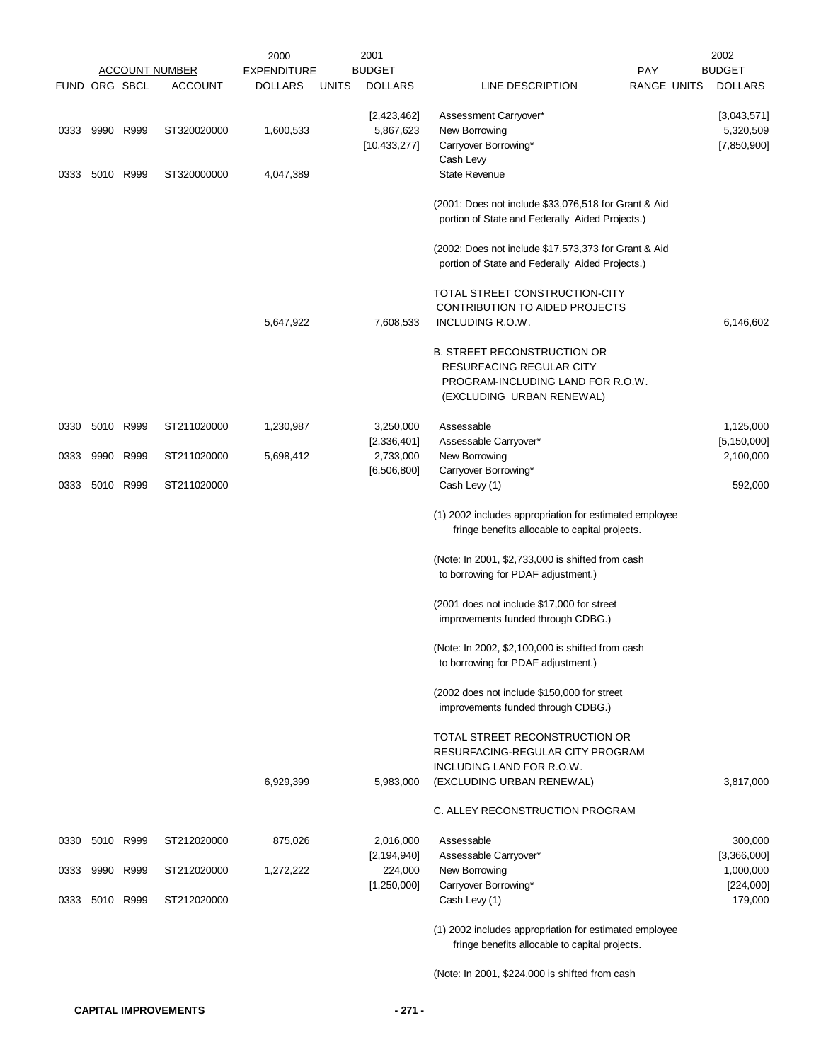| FUND | ORG | SBCL | ACCOUNT | 2000 EXPENDITURE DOLLARS | UNITS | 2001 BUDGET DOLLARS | LINE DESCRIPTION | PAY RANGE | UNITS | 2002 BUDGET DOLLARS |
|---|---|---|---|---|---|---|---|---|---|---|
| | | | | | | [2,423,462] | Assessment Carryover* | | | [3,043,571] |
| 0333 | 9990 | R999 | ST320020000 | 1,600,533 | | 5,867,623 | New Borrowing | | | 5,320,509 |
| | | | | | | [10.433,277] | Carryover Borrowing* | | | [7,850,900] |
| | | | | | | | Cash Levy | | | |
| 0333 | 5010 | R999 | ST320000000 | 4,047,389 | | | State Revenue | | | |
| | | | | | | | (2001: Does not include $33,076,518 for Grant & Aid portion of State and Federally Aided Projects.) | | | |
| | | | | | | | (2002: Does not include $17,573,373 for Grant & Aid portion of State and Federally Aided Projects.) | | | |
| | | | | 5,647,922 | | 7,608,533 | TOTAL STREET CONSTRUCTION-CITY CONTRIBUTION TO AIDED PROJECTS INCLUDING R.O.W. | | | 6,146,602 |
| | | | | | | | B. STREET RECONSTRUCTION OR RESURFACING REGULAR CITY PROGRAM-INCLUDING LAND FOR R.O.W. (EXCLUDING URBAN RENEWAL) | | | |
| 0330 | 5010 | R999 | ST211020000 | 1,230,987 | | 3,250,000 | Assessable | | | 1,125,000 |
| | | | | | | [2,336,401] | Assessable Carryover* | | | [5,150,000] |
| 0333 | 9990 | R999 | ST211020000 | 5,698,412 | | 2,733,000 | New Borrowing | | | 2,100,000 |
| | | | | | | [6,506,800] | Carryover Borrowing* | | | |
| 0333 | 5010 | R999 | ST211020000 | | | | Cash Levy (1) | | | 592,000 |
| | | | | | | | (1) 2002 includes appropriation for estimated employee fringe benefits allocable to capital projects. | | | |
| | | | | | | | (Note: In 2001, $2,733,000 is shifted from cash to borrowing for PDAF adjustment.) | | | |
| | | | | | | | (2001 does not include $17,000 for street improvements funded through CDBG.) | | | |
| | | | | | | | (Note: In 2002, $2,100,000 is shifted from cash to borrowing for PDAF adjustment.) | | | |
| | | | | | | | (2002 does not include $150,000 for street improvements funded through CDBG.) | | | |
| | | | | 6,929,399 | | 5,983,000 | TOTAL STREET RECONSTRUCTION OR RESURFACING-REGULAR CITY PROGRAM INCLUDING LAND FOR R.O.W. (EXCLUDING URBAN RENEWAL) | | | 3,817,000 |
| | | | | | | | C. ALLEY RECONSTRUCTION PROGRAM | | | |
| 0330 | 5010 | R999 | ST212020000 | 875,026 | | 2,016,000 | Assessable | | | 300,000 |
| | | | | | | [2,194,940] | Assessable Carryover* | | | [3,366,000] |
| 0333 | 9990 | R999 | ST212020000 | 1,272,222 | | 224,000 | New Borrowing | | | 1,000,000 |
| | | | | | | [1,250,000] | Carryover Borrowing* | | | [224,000] |
| 0333 | 5010 | R999 | ST212020000 | | | | Cash Levy (1) | | | 179,000 |
| | | | | | | | (1) 2002 includes appropriation for estimated employee fringe benefits allocable to capital projects. | | | |
| | | | | | | | (Note: In 2001, $224,000 is shifted from cash | | | |

CAPITAL IMPROVEMENTS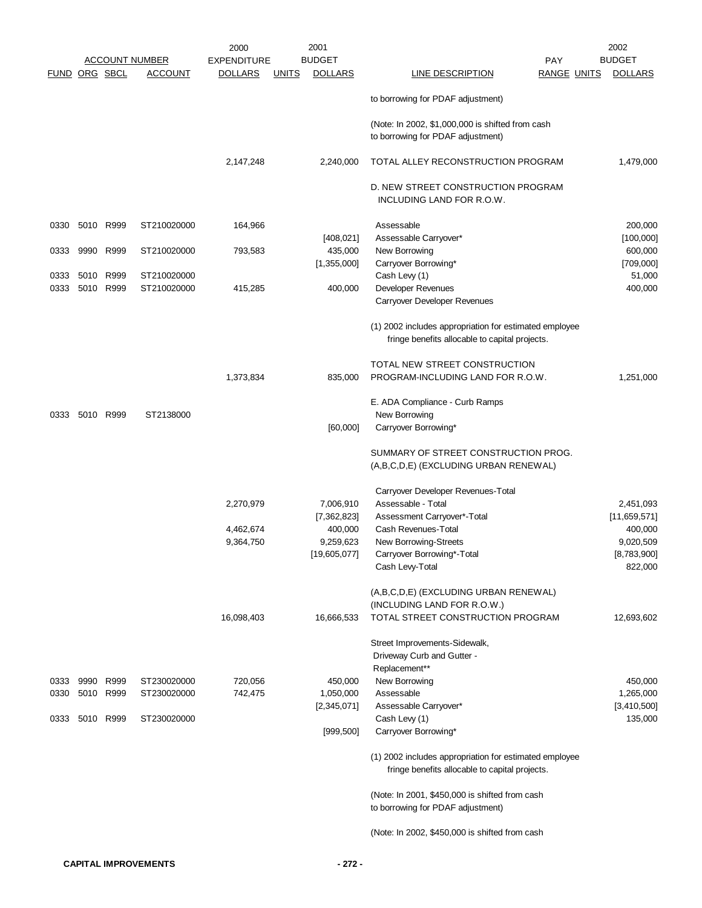| FUND | ORG | SBCL | ACCOUNT | 2000 EXPENDITURE DOLLARS | UNITS | 2001 BUDGET DOLLARS | LINE DESCRIPTION | PAY RANGE | UNITS | 2002 BUDGET DOLLARS |
|---|---|---|---|---|---|---|---|---|---|---|
| | | | | | | | to borrowing for PDAF adjustment) | | | |
| | | | | | | | (Note: In 2002, $1,000,000 is shifted from cash to borrowing for PDAF adjustment) | | | |
| | | | | 2,147,248 | | 2,240,000 | TOTAL ALLEY RECONSTRUCTION PROGRAM | | | 1,479,000 |
| | | | | | | | D. NEW STREET CONSTRUCTION PROGRAM INCLUDING LAND FOR R.O.W. | | | |
| 0330 | 5010 | R999 | ST210020000 | 164,966 | | | Assessable | | | 200,000 |
| | | | | | | [408,021] | Assessable Carryover* | | | [100,000] |
| 0333 | 9990 | R999 | ST210020000 | 793,583 | | 435,000 | New Borrowing | | | 600,000 |
| | | | | | | [1,355,000] | Carryover Borrowing* | | | [709,000] |
| 0333 | 5010 | R999 | ST210020000 | | | | Cash Levy (1) | | | 51,000 |
| 0333 | 5010 | R999 | ST210020000 | 415,285 | | 400,000 | Developer Revenues | | | 400,000 |
| | | | | | | | Carryover Developer Revenues | | | |
| | | | | | | | (1) 2002 includes appropriation for estimated employee fringe benefits allocable to capital projects. | | | |
| | | | | 1,373,834 | | 835,000 | TOTAL NEW STREET CONSTRUCTION PROGRAM-INCLUDING LAND FOR R.O.W. | | | 1,251,000 |
| | | | | | | | E. ADA Compliance - Curb Ramps | | | |
| 0333 | 5010 | R999 | ST2138000 | | | | New Borrowing | | | |
| | | | | | | [60,000] | Carryover Borrowing* | | | |
| | | | | | | | SUMMARY OF STREET CONSTRUCTION PROG. (A,B,C,D,E) (EXCLUDING URBAN RENEWAL) | | | |
| | | | | | | | Carryover Developer Revenues-Total | | | |
| | | | | 2,270,979 | | 7,006,910 | Assessable - Total | | | 2,451,093 |
| | | | | | | [7,362,823] | Assessment Carryover*-Total | | | [11,659,571] |
| | | | | 4,462,674 | | 400,000 | Cash Revenues-Total | | | 400,000 |
| | | | | 9,364,750 | | 9,259,623 | New Borrowing-Streets | | | 9,020,509 |
| | | | | | | [19,605,077] | Carryover Borrowing*-Total | | | [8,783,900] |
| | | | | | | | Cash Levy-Total | | | 822,000 |
| | | | | 16,098,403 | | 16,666,533 | (A,B,C,D,E) (EXCLUDING URBAN RENEWAL) (INCLUDING LAND FOR R.O.W.) TOTAL STREET CONSTRUCTION PROGRAM | | | 12,693,602 |
| | | | | | | | Street Improvements-Sidewalk, Driveway Curb and Gutter - Replacement** | | | |
| 0333 | 9990 | R999 | ST230020000 | 720,056 | | 450,000 | New Borrowing | | | 450,000 |
| 0330 | 5010 | R999 | ST230020000 | 742,475 | | 1,050,000 | Assessable | | | 1,265,000 |
| | | | | | | [2,345,071] | Assessable Carryover* | | | [3,410,500] |
| 0333 | 5010 | R999 | ST230020000 | | | | Cash Levy (1) | | | 135,000 |
| | | | | | | [999,500] | Carryover Borrowing* | | | |
| | | | | | | | (1) 2002 includes appropriation for estimated employee fringe benefits allocable to capital projects. | | | |
| | | | | | | | (Note: In 2001, $450,000 is shifted from cash to borrowing for PDAF adjustment) | | | |
| | | | | | | | (Note: In 2002, $450,000 is shifted from cash | | | |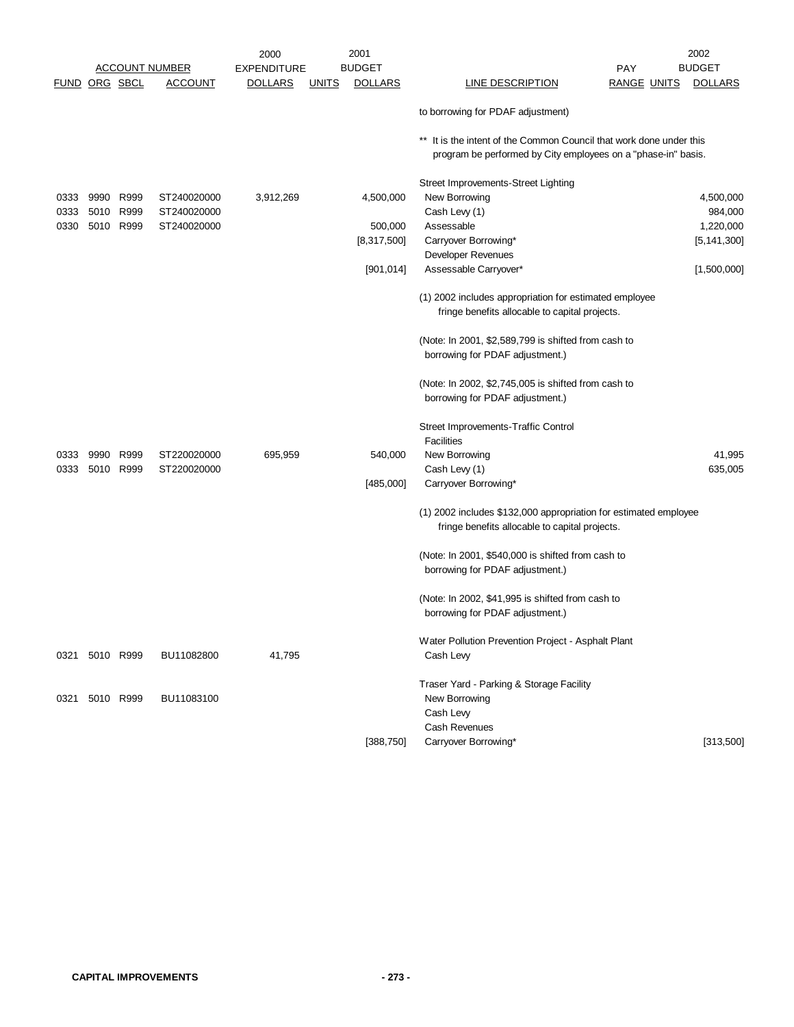| FUND | ORG | SBCL | ACCOUNT NUMBER ACCOUNT | 2000 EXPENDITURE DOLLARS | UNITS | 2001 BUDGET DOLLARS | LINE DESCRIPTION | PAY RANGE | UNITS | 2002 BUDGET DOLLARS |
|---|---|---|---|---|---|---|---|---|---|---|
| | | | | | | | to borrowing for PDAF adjustment) | | | |
| | | | | | | | ** It is the intent of the Common Council that work done under this program be performed by City employees on a "phase-in" basis. | | | |
| | | | | | | | Street Improvements-Street Lighting | | | |
| 0333 | 9990 | R999 | ST240020000 | 3,912,269 | | 4,500,000 | New Borrowing | | | 4,500,000 |
| 0333 | 5010 | R999 | ST240020000 | | | | Cash Levy (1) | | | 984,000 |
| 0330 | 5010 | R999 | ST240020000 | | | 500,000 | Assessable | | | 1,220,000 |
| | | | | | | [8,317,500] | Carryover Borrowing* | | | [5,141,300] |
| | | | | | | | Developer Revenues | | | |
| | | | | | | [901,014] | Assessable Carryover* | | | [1,500,000] |
| | | | | | | | (1) 2002 includes appropriation for estimated employee fringe benefits allocable to capital projects. | | | |
| | | | | | | | (Note: In 2001, $2,589,799 is shifted from cash to borrowing for PDAF adjustment.) | | | |
| | | | | | | | (Note: In 2002, $2,745,005 is shifted from cash to borrowing for PDAF adjustment.) | | | |
| | | | | | | | Street Improvements-Traffic Control Facilities | | | |
| 0333 | 9990 | R999 | ST220020000 | 695,959 | | 540,000 | New Borrowing | | | 41,995 |
| 0333 | 5010 | R999 | ST220020000 | | | | Cash Levy (1) | | | 635,005 |
| | | | | | | [485,000] | Carryover Borrowing* | | | |
| | | | | | | | (1) 2002 includes $132,000 appropriation for estimated employee fringe benefits allocable to capital projects. | | | |
| | | | | | | | (Note: In 2001, $540,000 is shifted from cash to borrowing for PDAF adjustment.) | | | |
| | | | | | | | (Note: In 2002, $41,995 is shifted from cash to borrowing for PDAF adjustment.) | | | |
| | | | | | | | Water Pollution Prevention Project - Asphalt Plant | | | |
| 0321 | 5010 | R999 | BU11082800 | 41,795 | | | Cash Levy | | | |
| | | | | | | | Traser Yard - Parking & Storage Facility | | | |
| 0321 | 5010 | R999 | BU11083100 | | | | New Borrowing | | | |
| | | | | | | | Cash Levy | | | |
| | | | | | | | Cash Revenues | | | |
| | | | | | | [388,750] | Carryover Borrowing* | | | [313,500] |

**CAPITAL IMPROVEMENTS**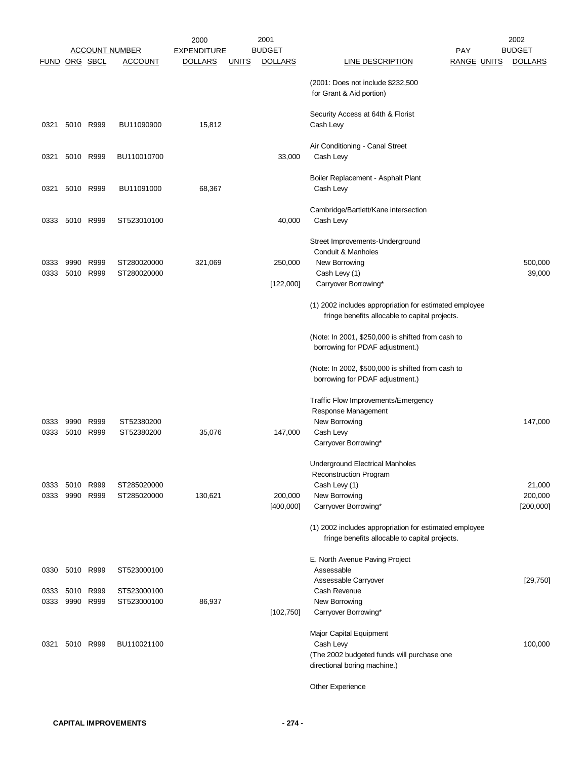| FUND | ORG | SBCL | ACCOUNT | 2000 EXPENDITURE DOLLARS | UNITS | 2001 BUDGET DOLLARS | LINE DESCRIPTION | PAY RANGE | UNITS | 2002 BUDGET DOLLARS |
|---|---|---|---|---|---|---|---|---|---|---|
| | | | | | | | (2001: Does not include $232,500 for Grant & Aid portion) | | | |
| | | | | | | | Security Access at 64th & Florist | | | |
| 0321 | 5010 | R999 | BU11090900 | 15,812 | | | Cash Levy | | | |
| | | | | | | | Air Conditioning - Canal Street | | | |
| 0321 | 5010 | R999 | BU110010700 | | | 33,000 | Cash Levy | | | |
| | | | | | | | Boiler Replacement - Asphalt Plant | | | |
| 0321 | 5010 | R999 | BU11091000 | 68,367 | | | Cash Levy | | | |
| | | | | | | | Cambridge/Bartlett/Kane intersection | | | |
| 0333 | 5010 | R999 | ST523010100 | | | 40,000 | Cash Levy | | | |
| | | | | | | | Street Improvements-Underground Conduit & Manholes | | | |
| 0333 | 9990 | R999 | ST280020000 | 321,069 | | 250,000 | New Borrowing | | | 500,000 |
| 0333 | 5010 | R999 | ST280020000 | | | | Cash Levy (1) | | | 39,000 |
| | | | | | | [122,000] | Carryover Borrowing* | | | |
| | | | | | | | (1) 2002 includes appropriation for estimated employee fringe benefits allocable to capital projects. | | | |
| | | | | | | | (Note: In 2001, $250,000 is shifted from cash to borrowing for PDAF adjustment.) | | | |
| | | | | | | | (Note: In 2002, $500,000 is shifted from cash to borrowing for PDAF adjustment.) | | | |
| | | | | | | | Traffic Flow Improvements/Emergency Response Management | | | |
| 0333 | 9990 | R999 | ST52380200 | | | | New Borrowing | | | 147,000 |
| 0333 | 5010 | R999 | ST52380200 | 35,076 | | 147,000 | Cash Levy | | | |
| | | | | | | | Carryover Borrowing* | | | |
| | | | | | | | Underground Electrical Manholes Reconstruction Program | | | |
| 0333 | 5010 | R999 | ST285020000 | | | | Cash Levy (1) | | | 21,000 |
| 0333 | 9990 | R999 | ST285020000 | 130,621 | | 200,000 | New Borrowing | | | 200,000 |
| | | | | | | [400,000] | Carryover Borrowing* | | | [200,000] |
| | | | | | | | (1) 2002 includes appropriation for estimated employee fringe benefits allocable to capital projects. | | | |
| | | | | | | | E. North Avenue Paving Project | | | |
| 0330 | 5010 | R999 | ST523000100 | | | | Assessable | | | |
| | | | | | | | Assessable Carryover | | | [29,750] |
| 0333 | 5010 | R999 | ST523000100 | | | | Cash Revenue | | | |
| 0333 | 9990 | R999 | ST523000100 | 86,937 | | | New Borrowing | | | |
| | | | | | | [102,750] | Carryover Borrowing* | | | |
| | | | | | | | Major Capital Equipment | | | |
| 0321 | 5010 | R999 | BU110021100 | | | | Cash Levy | | | 100,000 |
| | | | | | | | (The 2002 budgeted funds will purchase one directional boring machine.) | | | |
| | | | | | | | Other Experience | | | |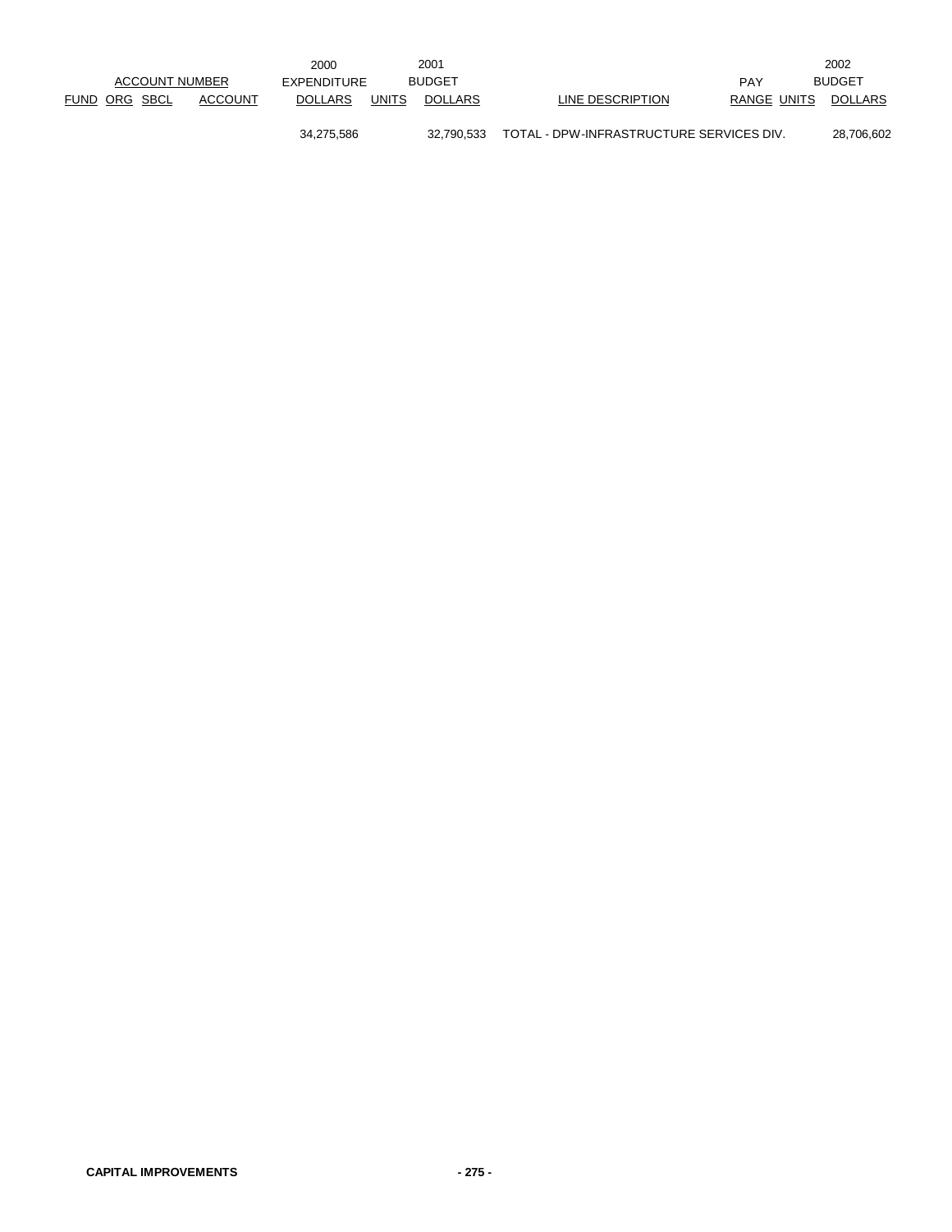| ACCOUNT NUMBER | | | | 2000 EXPENDITURE | | 2001 BUDGET | | PAY | | 2002 BUDGET |
|---|---|---|---|---|---|---|---|---|---|---|
| FUND | ORG | SBCL | ACCOUNT | DOLLARS | UNITS | DOLLARS | LINE DESCRIPTION | RANGE | UNITS | DOLLARS |
| | | | | 34,275,586 | | 32,790,533 | TOTAL - DPW-INFRASTRUCTURE SERVICES DIV. | | | 28,706,602 |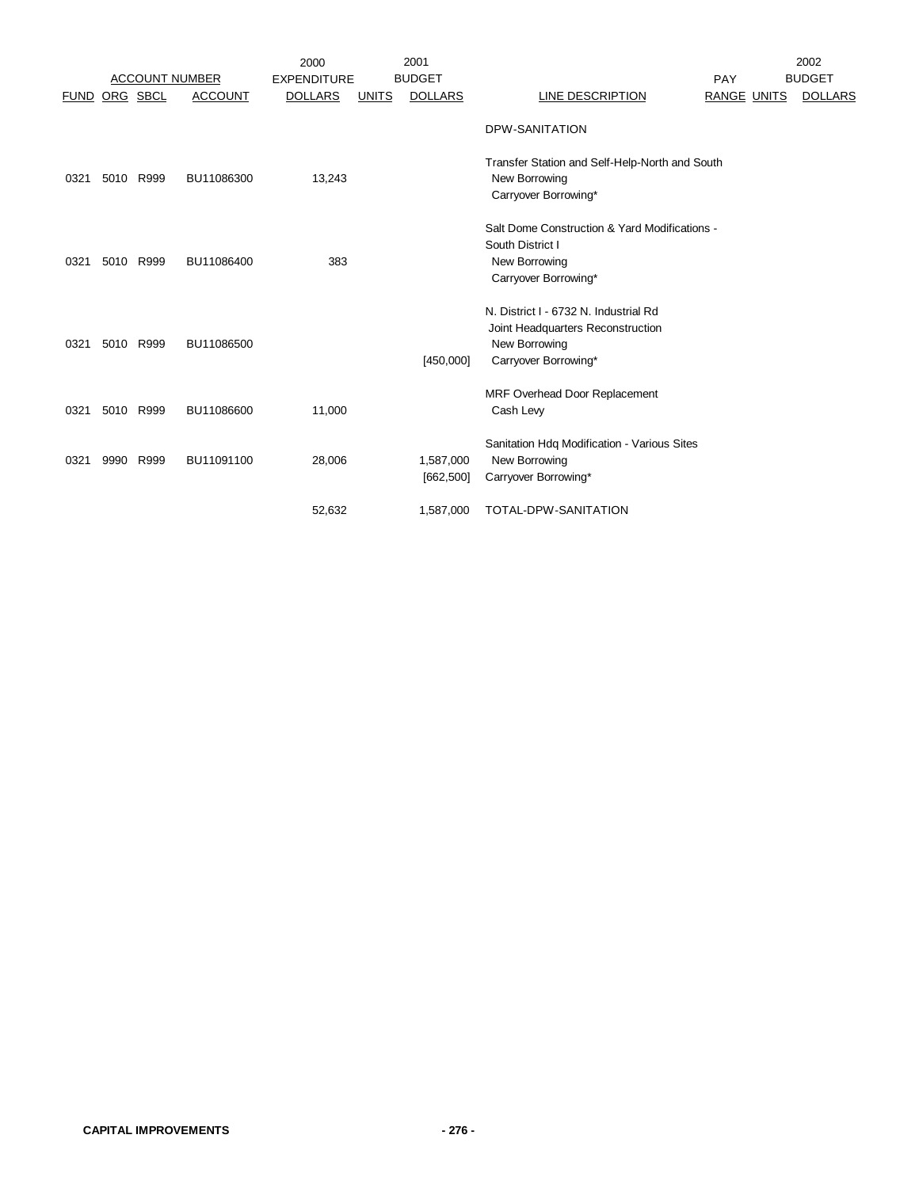| ACCOUNT NUMBER | | | | 2000 EXPENDITURE | 2001 BUDGET | | | PAY | 2002 BUDGET | |
|---|---|---|---|---|---|---|---|---|---|---|
| FUND | ORG | SBCL | ACCOUNT | DOLLARS | UNITS | DOLLARS | LINE DESCRIPTION | RANGE | UNITS | DOLLARS |
| | | | | | | | DPW-SANITATION | | | |
| | | | | | | | Transfer Station and Self-Help-North and South | | | |
| 0321 | 5010 | R999 | BU11086300 | 13,243 | | | New Borrowing | | | |
| | | | | | | | Carryover Borrowing* | | | |
| | | | | | | | Salt Dome Construction & Yard Modifications - South District I | | | |
| 0321 | 5010 | R999 | BU11086400 | 383 | | | New Borrowing | | | |
| | | | | | | | Carryover Borrowing* | | | |
| | | | | | | | N. District I - 6732 N. Industrial Rd Joint Headquarters Reconstruction | | | |
| 0321 | 5010 | R999 | BU11086500 | | | | New Borrowing | | | |
| | | | | | | [450,000] | Carryover Borrowing* | | | |
| | | | | | | | MRF Overhead Door Replacement | | | |
| 0321 | 5010 | R999 | BU11086600 | 11,000 | | | Cash Levy | | | |
| | | | | | | | Sanitation Hdq Modification - Various Sites | | | |
| 0321 | 9990 | R999 | BU11091100 | 28,006 | | 1,587,000 | New Borrowing | | | |
| | | | | | | [662,500] | Carryover Borrowing* | | | |
| | | | | 52,632 | | 1,587,000 | TOTAL-DPW-SANITATION | | | |

**CAPITAL IMPROVEMENTS**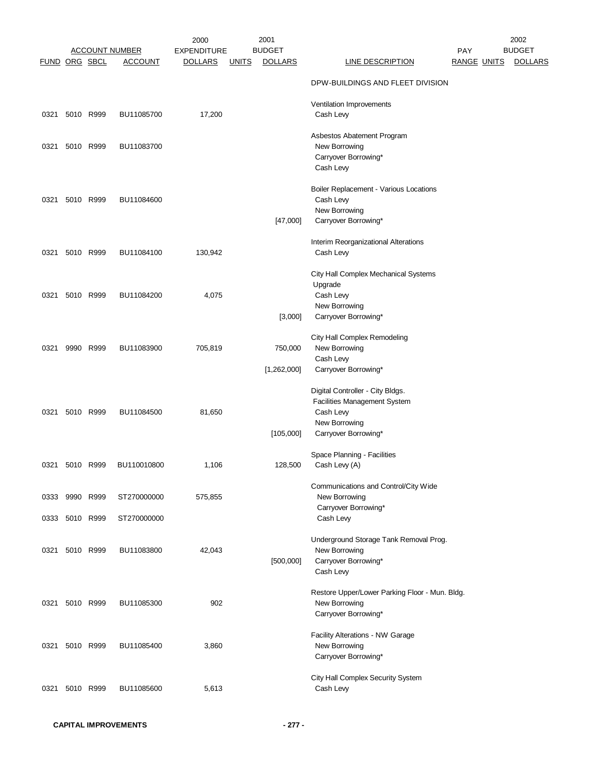| ACCOUNT NUMBER | | | | 2000 EXPENDITURE | 2001 BUDGET | | | PAY | | 2002 BUDGET |
|---|---|---|---|---|---|---|---|---|---|---|
| FUND | ORG | SBCL | ACCOUNT | DOLLARS | UNITS | DOLLARS | LINE DESCRIPTION | RANGE | UNITS | DOLLARS |
| | | | | | | | DPW-BUILDINGS AND FLEET DIVISION | | | |
| | | | | | | | Ventilation Improvements | | | |
| 0321 | 5010 | R999 | BU11085700 | 17,200 | | | Cash Levy | | | |
| | | | | | | | Asbestos Abatement Program | | | |
| 0321 | 5010 | R999 | BU11083700 | | | | New Borrowing | | | |
| | | | | | | | Carryover Borrowing* | | | |
| | | | | | | | Cash Levy | | | |
| | | | | | | | Boiler Replacement - Various Locations | | | |
| 0321 | 5010 | R999 | BU11084600 | | | | Cash Levy | | | |
| | | | | | | | New Borrowing | | | |
| | | | | | | [47,000] | Carryover Borrowing* | | | |
| | | | | | | | Interim Reorganizational Alterations | | | |
| 0321 | 5010 | R999 | BU11084100 | 130,942 | | | Cash Levy | | | |
| | | | | | | | City Hall Complex Mechanical Systems Upgrade | | | |
| 0321 | 5010 | R999 | BU11084200 | 4,075 | | | Cash Levy | | | |
| | | | | | | | New Borrowing | | | |
| | | | | | | [3,000] | Carryover Borrowing* | | | |
| | | | | | | | City Hall Complex Remodeling | | | |
| 0321 | 9990 | R999 | BU11083900 | 705,819 | | 750,000 | New Borrowing | | | |
| | | | | | | | Cash Levy | | | |
| | | | | | | [1,262,000] | Carryover Borrowing* | | | |
| | | | | | | | Digital Controller - City Bldgs. Facilities Management System | | | |
| 0321 | 5010 | R999 | BU11084500 | 81,650 | | | Cash Levy | | | |
| | | | | | | | New Borrowing | | | |
| | | | | | | [105,000] | Carryover Borrowing* | | | |
| | | | | | | | Space Planning - Facilities | | | |
| 0321 | 5010 | R999 | BU110010800 | 1,106 | | 128,500 | Cash Levy (A) | | | |
| | | | | | | | Communications and Control/City Wide | | | |
| 0333 | 9990 | R999 | ST270000000 | 575,855 | | | New Borrowing | | | |
| | | | | | | | Carryover Borrowing* | | | |
| 0333 | 5010 | R999 | ST270000000 | | | | Cash Levy | | | |
| | | | | | | | Underground Storage Tank Removal Prog. | | | |
| 0321 | 5010 | R999 | BU11083800 | 42,043 | | | New Borrowing | | | |
| | | | | | | [500,000] | Carryover Borrowing* | | | |
| | | | | | | | Cash Levy | | | |
| | | | | | | | Restore Upper/Lower Parking Floor - Mun. Bldg. | | | |
| 0321 | 5010 | R999 | BU11085300 | 902 | | | New Borrowing | | | |
| | | | | | | | Carryover Borrowing* | | | |
| | | | | | | | Facility Alterations - NW Garage | | | |
| 0321 | 5010 | R999 | BU11085400 | 3,860 | | | New Borrowing | | | |
| | | | | | | | Carryover Borrowing* | | | |
| | | | | | | | City Hall Complex Security System | | | |
| 0321 | 5010 | R999 | BU11085600 | 5,613 | | | Cash Levy | | | |

**CAPITAL IMPROVEMENTS**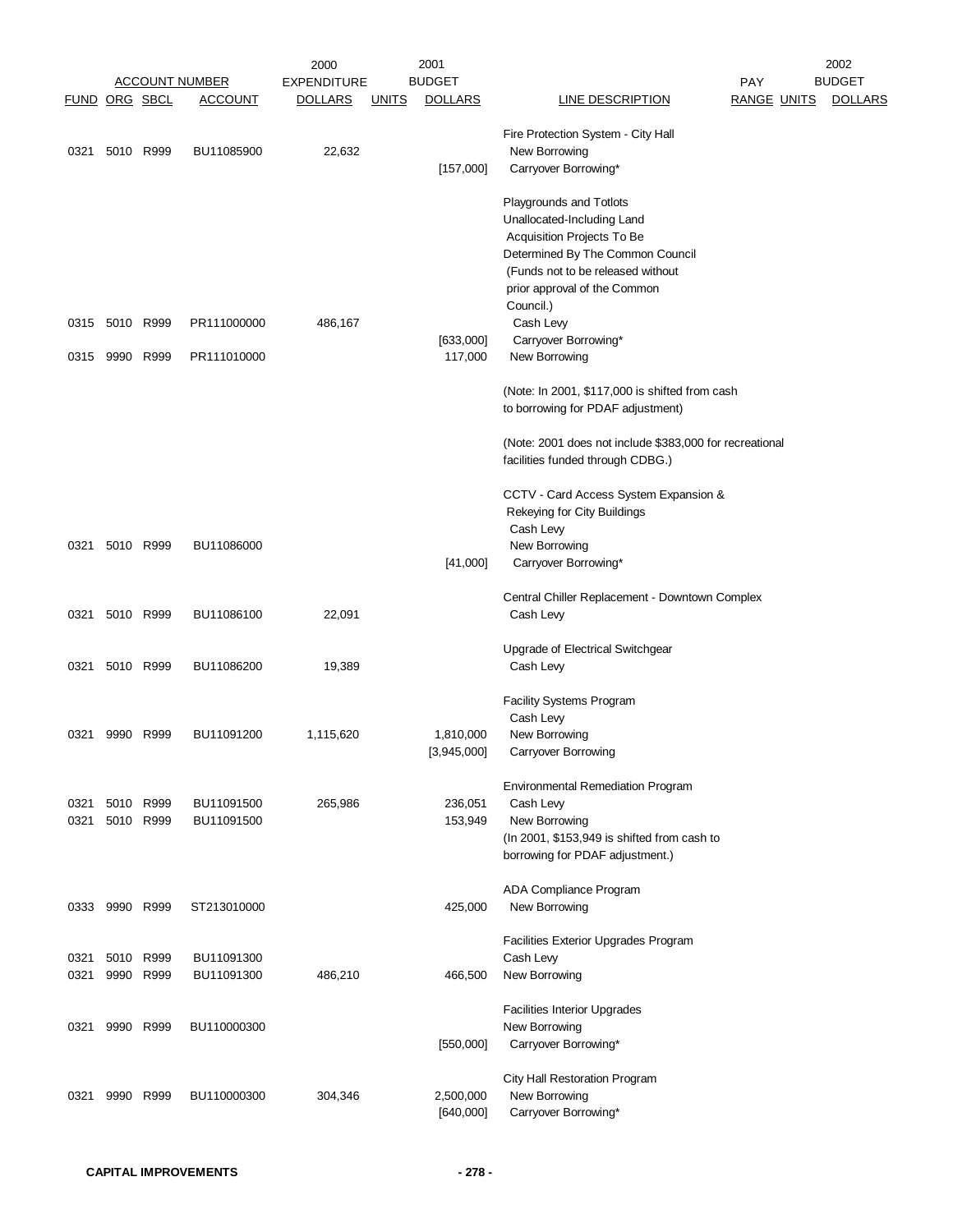| ACCOUNT NUMBER | | | | 2000 EXPENDITURE | 2001 BUDGET | | | PAY | | 2002 BUDGET |
|---|---|---|---|---|---|---|---|---|---|---|
| FUND | ORG | SBCL | ACCOUNT | DOLLARS | UNITS | DOLLARS | LINE DESCRIPTION | RANGE | UNITS | DOLLARS |
| | | | | | | | Fire Protection System - City Hall | | | |
| 0321 | 5010 | R999 | BU11085900 | 22,632 | | | New Borrowing | | | |
| | | | | | | [157,000] | Carryover Borrowing* | | | |
| | | | | | | | Playgrounds and Totlots Unallocated-Including Land Acquisition Projects To Be Determined By The Common Council (Funds not to be released without prior approval of the Common Council.) | | | |
| 0315 | 5010 | R999 | PR111000000 | 486,167 | | | Cash Levy | | | |
| | | | | | | [633,000] | Carryover Borrowing* | | | |
| 0315 | 9990 | R999 | PR111010000 | | | 117,000 | New Borrowing | | | |
| | | | | | | | (Note: In 2001, $117,000 is shifted from cash to borrowing for PDAF adjustment) | | | |
| | | | | | | | (Note: 2001 does not include $383,000 for recreational facilities funded through CDBG.) | | | |
| | | | | | | | CCTV - Card Access System Expansion & Rekeying for City Buildings | | | |
| | | | | | | | Cash Levy | | | |
| 0321 | 5010 | R999 | BU11086000 | | | | New Borrowing | | | |
| | | | | | | [41,000] | Carryover Borrowing* | | | |
| | | | | | | | Central Chiller Replacement - Downtown Complex | | | |
| 0321 | 5010 | R999 | BU11086100 | 22,091 | | | Cash Levy | | | |
| | | | | | | | Upgrade of Electrical Switchgear | | | |
| 0321 | 5010 | R999 | BU11086200 | 19,389 | | | Cash Levy | | | |
| | | | | | | | Facility Systems Program | | | |
| | | | | | | | Cash Levy | | | |
| 0321 | 9990 | R999 | BU11091200 | 1,115,620 | | 1,810,000 | New Borrowing | | | |
| | | | | | | [3,945,000] | Carryover Borrowing | | | |
| | | | | | | | Environmental Remediation Program | | | |
| 0321 | 5010 | R999 | BU11091500 | 265,986 | | 236,051 | Cash Levy | | | |
| 0321 | 5010 | R999 | BU11091500 | | | 153,949 | New Borrowing | | | |
| | | | | | | | (In 2001, $153,949 is shifted from cash to borrowing for PDAF adjustment.) | | | |
| | | | | | | | ADA Compliance Program | | | |
| 0333 | 9990 | R999 | ST213010000 | | | 425,000 | New Borrowing | | | |
| | | | | | | | Facilities Exterior Upgrades Program | | | |
| 0321 | 5010 | R999 | BU11091300 | | | | Cash Levy | | | |
| 0321 | 9990 | R999 | BU11091300 | 486,210 | | 466,500 | New Borrowing | | | |
| | | | | | | | Facilities Interior Upgrades | | | |
| 0321 | 9990 | R999 | BU110000300 | | | | New Borrowing | | | |
| | | | | | | [550,000] | Carryover Borrowing* | | | |
| | | | | | | | City Hall Restoration Program | | | |
| 0321 | 9990 | R999 | BU110000300 | 304,346 | | 2,500,000 | New Borrowing | | | |
| | | | | | | [640,000] | Carryover Borrowing* | | | |

**CAPITAL IMPROVEMENTS**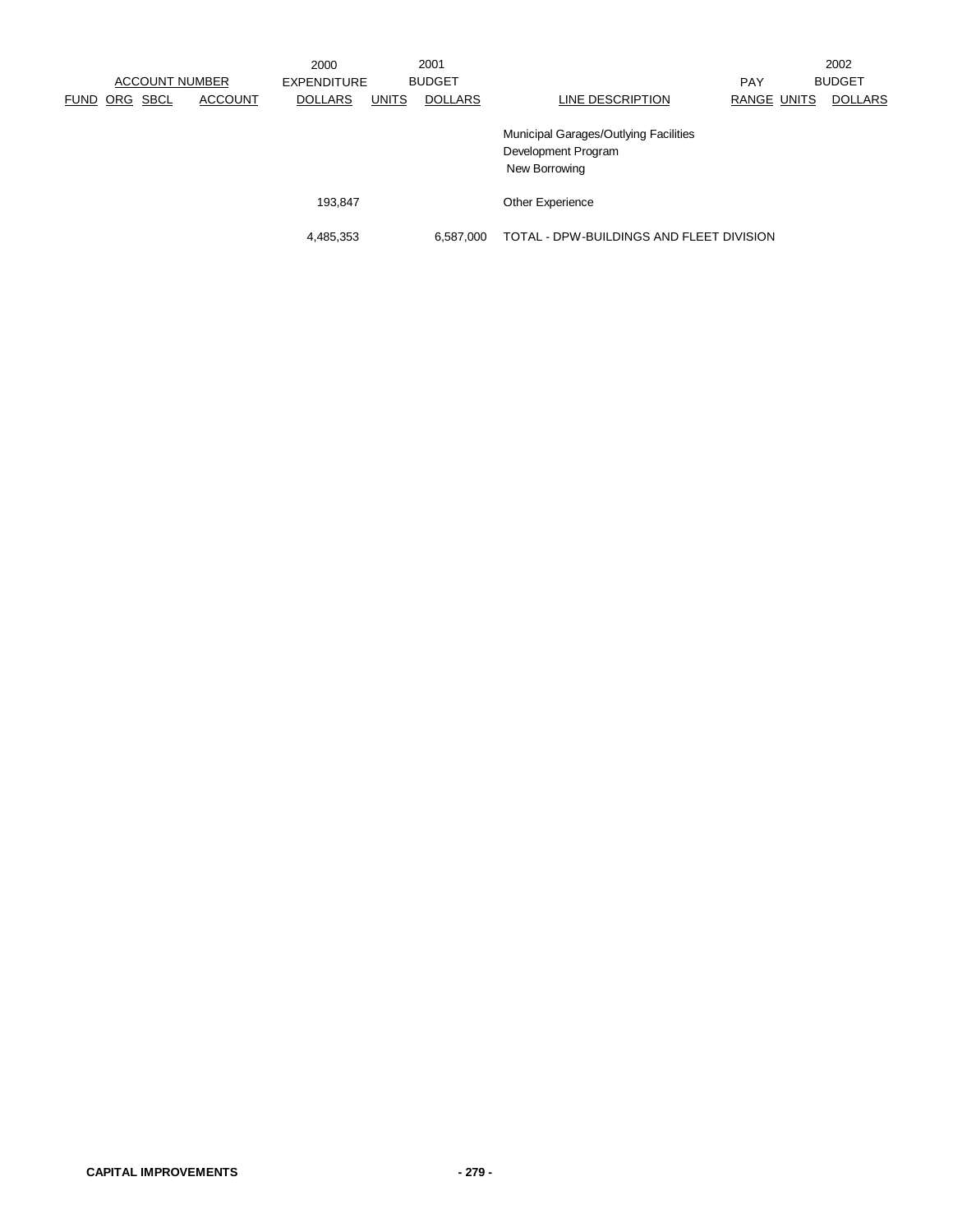| ACCOUNT NUMBER | | | | 2000 EXPENDITURE | | 2001 BUDGET | | PAY | | 2002 BUDGET |
|---|---|---|---|---|---|---|---|---|---|---|
| FUND | ORG | SBCL | ACCOUNT | DOLLARS | UNITS | DOLLARS | LINE DESCRIPTION | RANGE | UNITS | DOLLARS |
| | | | | | | | Municipal Garages/Outlying Facilities Development Program New Borrowing | | | |
| | | | | 193,847 | | | Other Experience | | | |
| | | | | 4,485,353 | | 6,587,000 | TOTAL - DPW-BUILDINGS AND FLEET DIVISION | | | |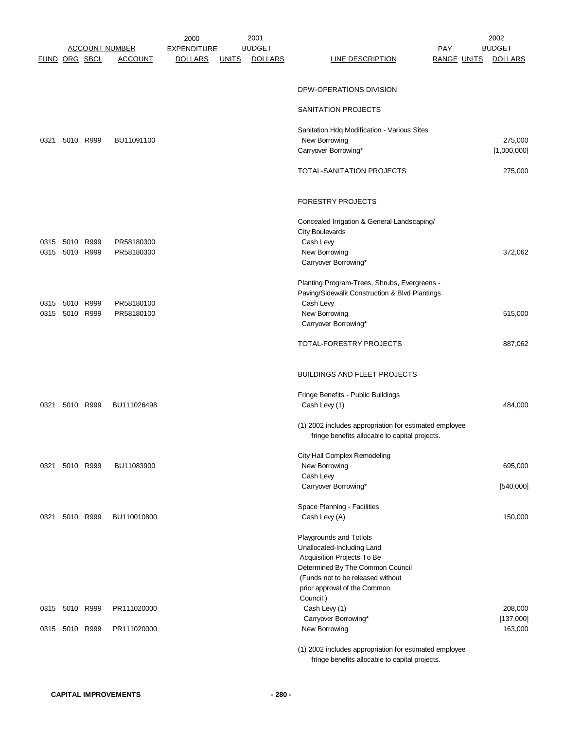| FUND | ORG | SBCL | ACCOUNT | 2000 EXPENDITURE DOLLARS | 2001 BUDGET UNITS | 2001 BUDGET DOLLARS | LINE DESCRIPTION | PAY RANGE | UNITS | 2002 BUDGET DOLLARS |
|---|---|---|---|---|---|---|---|---|---|---|
| | | | | | | | DPW-OPERATIONS DIVISION | | | |
| | | | | | | | SANITATION PROJECTS | | | |
| | | | | | | | Sanitation Hdq Modification - Various Sites | | | |
| 0321 | 5010 | R999 | BU11091100 | | | | New Borrowing | | | 275,000 |
| | | | | | | | Carryover Borrowing* | | | [1,000,000] |
| | | | | | | | TOTAL-SANITATION PROJECTS | | | 275,000 |
| | | | | | | | FORESTRY PROJECTS | | | |
| | | | | | | | Concealed Irrigation & General Landscaping/ City Boulevards | | | |
| 0315 | 5010 | R999 | PR58180300 | | | | Cash Levy | | | |
| 0315 | 5010 | R999 | PR58180300 | | | | New Borrowing | | | 372,062 |
| | | | | | | | Carryover Borrowing* | | | |
| | | | | | | | Planting Program-Trees, Shrubs, Evergreens - Paving/Sidewalk Construction & Blvd Plantings | | | |
| 0315 | 5010 | R999 | PR58180100 | | | | Cash Levy | | | |
| 0315 | 5010 | R999 | PR58180100 | | | | New Borrowing | | | 515,000 |
| | | | | | | | Carryover Borrowing* | | | |
| | | | | | | | TOTAL-FORESTRY PROJECTS | | | 887,062 |
| | | | | | | | BUILDINGS AND FLEET PROJECTS | | | |
| | | | | | | | Fringe Benefits - Public Buildings | | | |
| 0321 | 5010 | R999 | BU111026498 | | | | Cash Levy (1) | | | 484,000 |
| | | | | | | | (1) 2002 includes appropriation for estimated employee fringe benefits allocable to capital projects. | | | |
| | | | | | | | City Hall Complex Remodeling | | | |
| 0321 | 5010 | R999 | BU11083900 | | | | New Borrowing | | | 695,000 |
| | | | | | | | Cash Levy | | | |
| | | | | | | | Carryover Borrowing* | | | [540,000] |
| | | | | | | | Space Planning - Facilities | | | |
| 0321 | 5010 | R999 | BU110010800 | | | | Cash Levy (A) | | | 150,000 |
| | | | | | | | Playgrounds and Totlots Unallocated-Including Land Acquisition Projects To Be Determined By The Common Council (Funds not to be released without prior approval of the Common Council.) | | | |
| 0315 | 5010 | R999 | PR111020000 | | | | Cash Levy (1) | | | 208,000 |
| | | | | | | | Carryover Borrowing* | | | [137,000] |
| 0315 | 5010 | R999 | PR111020000 | | | | New Borrowing | | | 163,000 |
| | | | | | | | (1) 2002 includes appropriation for estimated employee fringe benefits allocable to capital projects. | | | |

CAPITAL IMPROVEMENTS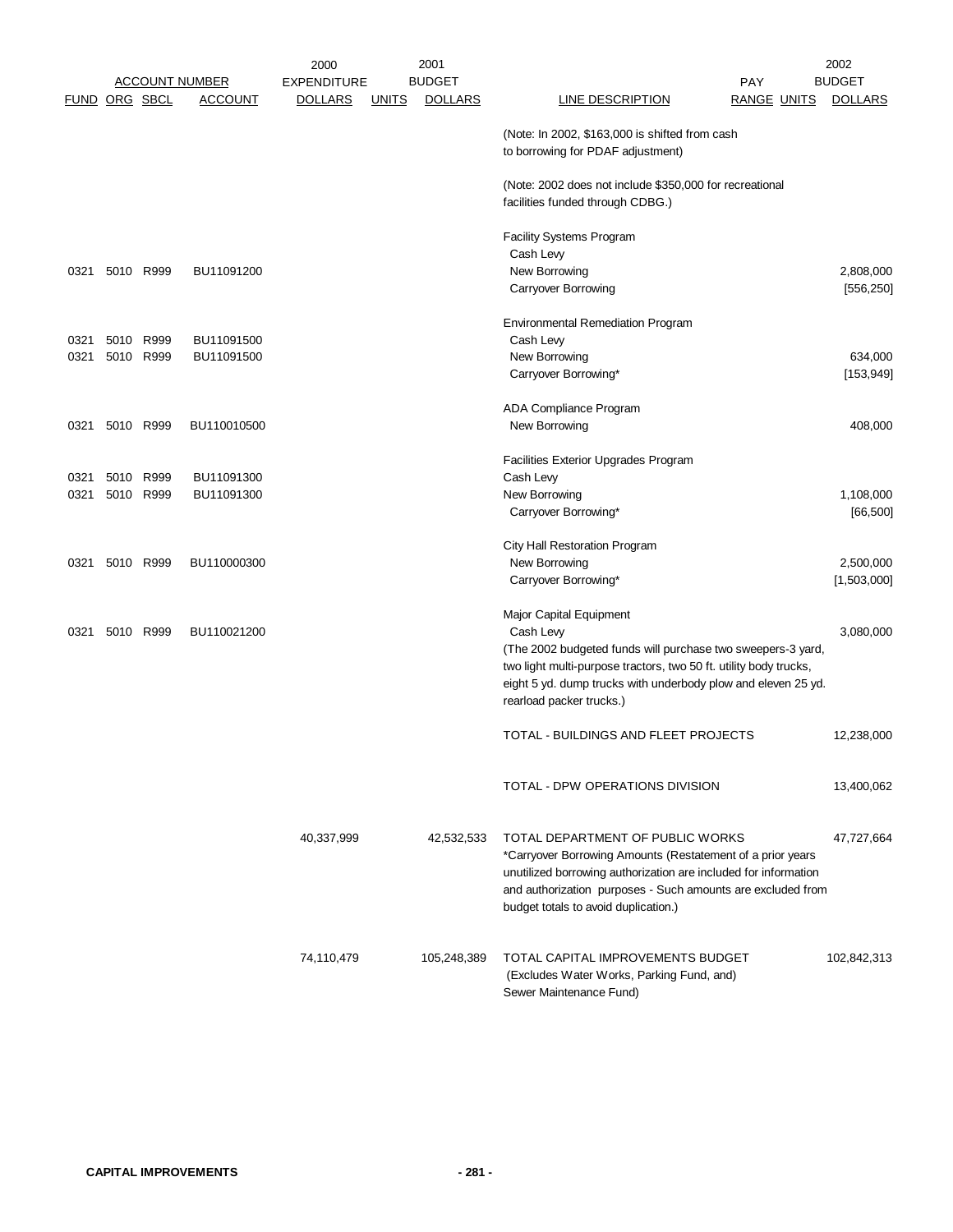| ACCOUNT NUMBER | | | | 2000 EXPENDITURE | | 2001 BUDGET | | PAY | | 2002 BUDGET |
|---|---|---|---|---|---|---|---|---|---|---|
| FUND | ORG | SBCL | ACCOUNT | DOLLARS | UNITS | DOLLARS | LINE DESCRIPTION | RANGE | UNITS | DOLLARS |
| | | | | | | | (Note: In 2002, $163,000 is shifted from cash to borrowing for PDAF adjustment) | | | |
| | | | | | | | (Note: 2002 does not include $350,000 for recreational facilities funded through CDBG.) | | | |
| | | | | | | | Facility Systems Program | | | |
| | | | | | | | Cash Levy | | | |
| 0321 | 5010 | R999 | BU11091200 | | | | New Borrowing | | | 2,808,000 |
| | | | | | | | Carryover Borrowing | | | [556,250] |
| | | | | | | | Environmental Remediation Program | | | |
| 0321 | 5010 | R999 | BU11091500 | | | | Cash Levy | | | |
| 0321 | 5010 | R999 | BU11091500 | | | | New Borrowing | | | 634,000 |
| | | | | | | | Carryover Borrowing* | | | [153,949] |
| | | | | | | | ADA Compliance Program | | | |
| 0321 | 5010 | R999 | BU110010500 | | | | New Borrowing | | | 408,000 |
| | | | | | | | Facilities Exterior Upgrades Program | | | |
| 0321 | 5010 | R999 | BU11091300 | | | | Cash Levy | | | |
| 0321 | 5010 | R999 | BU11091300 | | | | New Borrowing | | | 1,108,000 |
| | | | | | | | Carryover Borrowing* | | | [66,500] |
| | | | | | | | City Hall Restoration Program | | | |
| 0321 | 5010 | R999 | BU110000300 | | | | New Borrowing | | | 2,500,000 |
| | | | | | | | Carryover Borrowing* | | | [1,503,000] |
| | | | | | | | Major Capital Equipment | | | |
| 0321 | 5010 | R999 | BU110021200 | | | | Cash Levy | | | 3,080,000 |
| | | | | | | | (The 2002 budgeted funds will purchase two sweepers-3 yard, two light multi-purpose tractors, two 50 ft. utility body trucks, eight 5 yd. dump trucks with underbody plow and eleven 25 yd. rearload packer trucks.) | | | |
| | | | | | | | TOTAL - BUILDINGS AND FLEET PROJECTS | | | 12,238,000 |
| | | | | | | | TOTAL - DPW OPERATIONS DIVISION | | | 13,400,062 |
| | | | | 40,337,999 | | 42,532,533 | TOTAL DEPARTMENT OF PUBLIC WORKS | | | 47,727,664 |
| | | | | | | | *Carryover Borrowing Amounts (Restatement of a prior years unutilized borrowing authorization are included for information and authorization purposes - Such amounts are excluded from budget totals to avoid duplication.) | | | |
| | | | | 74,110,479 | | 105,248,389 | TOTAL CAPITAL IMPROVEMENTS BUDGET (Excludes Water Works, Parking Fund, and) Sewer Maintenance Fund) | | | 102,842,313 |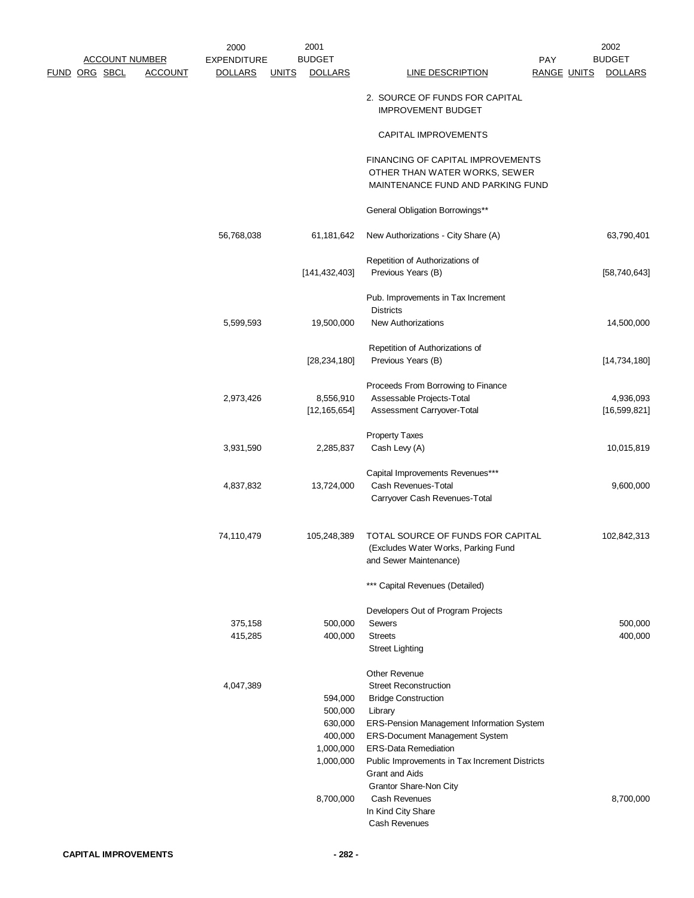| ACCOUNT NUMBER FUND | ORG | SBCL | ACCOUNT | 2000 EXPENDITURE DOLLARS | UNITS | 2001 BUDGET DOLLARS | LINE DESCRIPTION | PAY RANGE | UNITS | 2002 BUDGET DOLLARS |
|---|---|---|---|---|---|---|---|---|---|---|
| | | | | | | | 2. SOURCE OF FUNDS FOR CAPITAL IMPROVEMENT BUDGET | | | |
| | | | | | | | CAPITAL IMPROVEMENTS | | | |
| | | | | | | | FINANCING OF CAPITAL IMPROVEMENTS OTHER THAN WATER WORKS, SEWER MAINTENANCE FUND AND PARKING FUND | | | |
| | | | | | | | General Obligation Borrowings** | | | |
| | | | | 56,768,038 | | 61,181,642 | New Authorizations - City Share (A) | | | 63,790,401 |
| | | | | | | [141,432,403] | Repetition of Authorizations of Previous Years (B) | | | [58,740,643] |
| | | | | | | | Pub. Improvements in Tax Increment Districts | | | |
| | | | | 5,599,593 | | 19,500,000 | New Authorizations | | | 14,500,000 |
| | | | | | | [28,234,180] | Repetition of Authorizations of Previous Years (B) | | | [14,734,180] |
| | | | | | | | Proceeds From Borrowing to Finance | | | |
| | | | | 2,973,426 | | 8,556,910 | Assessable Projects-Total | | | 4,936,093 |
| | | | | | | [12,165,654] | Assessment Carryover-Total | | | [16,599,821] |
| | | | | | | | Property Taxes | | | |
| | | | | 3,931,590 | | 2,285,837 | Cash Levy (A) | | | 10,015,819 |
| | | | | | | | Capital Improvements Revenues*** | | | |
| | | | | 4,837,832 | | 13,724,000 | Cash Revenues-Total | | | 9,600,000 |
| | | | | | | | Carryover Cash Revenues-Total | | | |
| | | | | 74,110,479 | | 105,248,389 | TOTAL SOURCE OF FUNDS FOR CAPITAL (Excludes Water Works, Parking Fund and Sewer Maintenance) | | | 102,842,313 |
| | | | | | | | *** Capital Revenues (Detailed) | | | |
| | | | | | | | Developers Out of Program Projects | | | |
| | | | | 375,158 | | 500,000 | Sewers | | | 500,000 |
| | | | | 415,285 | | 400,000 | Streets | | | 400,000 |
| | | | | | | | Street Lighting | | | |
| | | | | | | | Other Revenue | | | |
| | | | | 4,047,389 | | | Street Reconstruction | | | |
| | | | | | | 594,000 | Bridge Construction | | | |
| | | | | | | 500,000 | Library | | | |
| | | | | | | 630,000 | ERS-Pension Management Information System | | | |
| | | | | | | 400,000 | ERS-Document Management System | | | |
| | | | | | | 1,000,000 | ERS-Data Remediation | | | |
| | | | | | | 1,000,000 | Public Improvements in Tax Increment Districts | | | |
| | | | | | | | Grant and Aids | | | |
| | | | | | | | Grantor Share-Non City | | | |
| | | | | | | 8,700,000 | Cash Revenues | | | 8,700,000 |
| | | | | | | | In Kind City Share | | | |
| | | | | | | | Cash Revenues | | | |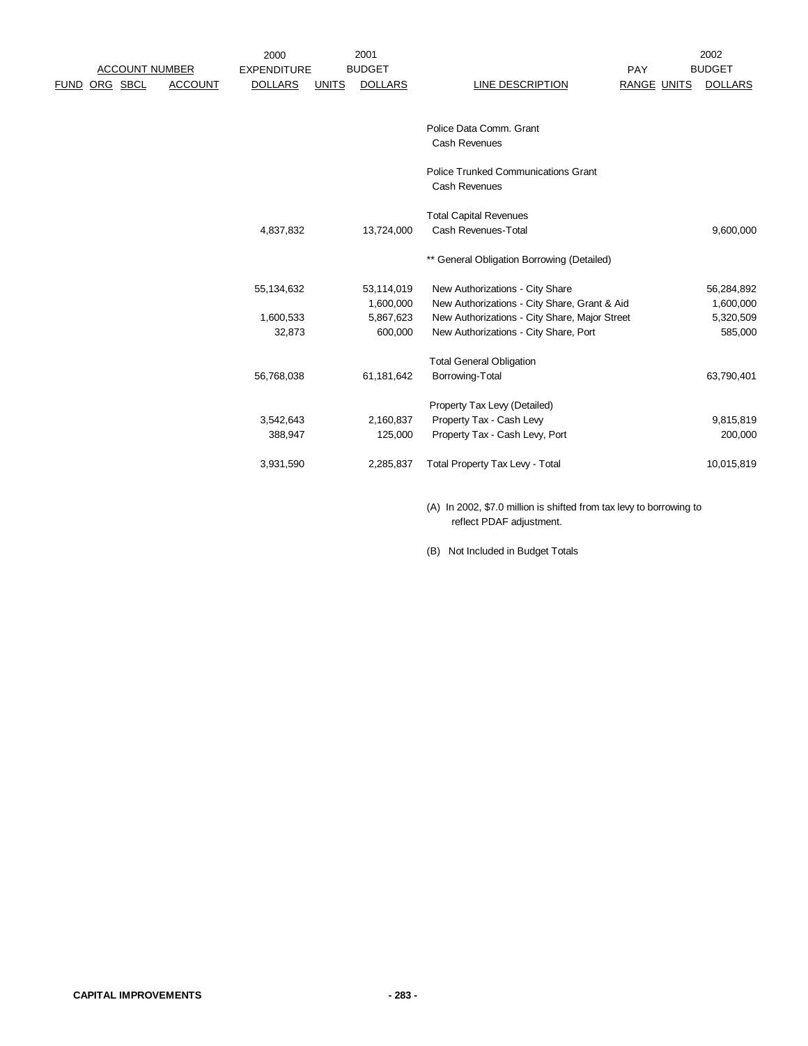| ACCOUNT NUMBER | | | | 2000 EXPENDITURE | 2001 BUDGET | | | PAY | | 2002 BUDGET |
|---|---|---|---|---|---|---|---|---|---|---|
| FUND | ORG | SBCL | ACCOUNT | DOLLARS | UNITS | DOLLARS | LINE DESCRIPTION | RANGE | UNITS | DOLLARS |
| | | | | | | | Police Data Comm. Grant | | | |
| | | | | | | | Cash Revenues | | | |
| | | | | | | | Police Trunked Communications Grant | | | |
| | | | | | | | Cash Revenues | | | |
| | | | | | | | Total Capital Revenues | | | |
| | | | | 4,837,832 | | 13,724,000 | Cash Revenues-Total | | | 9,600,000 |
| | | | | | | | ** General Obligation Borrowing (Detailed) | | | |
| | | | | 55,134,632 | | 53,114,019 | New Authorizations - City Share | | | 56,284,892 |
| | | | | | | 1,600,000 | New Authorizations - City Share, Grant & Aid | | | 1,600,000 |
| | | | | 1,600,533 | | 5,867,623 | New Authorizations - City Share, Major Street | | | 5,320,509 |
| | | | | 32,873 | | 600,000 | New Authorizations - City Share, Port | | | 585,000 |
| | | | | | | | Total General Obligation | | | |
| | | | | 56,768,038 | | 61,181,642 | Borrowing-Total | | | 63,790,401 |
| | | | | | | | Property Tax Levy (Detailed) | | | |
| | | | | 3,542,643 | | 2,160,837 | Property Tax - Cash Levy | | | 9,815,819 |
| | | | | 388,947 | | 125,000 | Property Tax - Cash Levy, Port | | | 200,000 |
| | | | | 3,931,590 | | 2,285,837 | Total Property Tax Levy - Total | | | 10,015,819 |

(A) In 2002, $7.0 million is shifted from tax levy to borrowing to reflect PDAF adjustment.

(B) Not Included in Budget Totals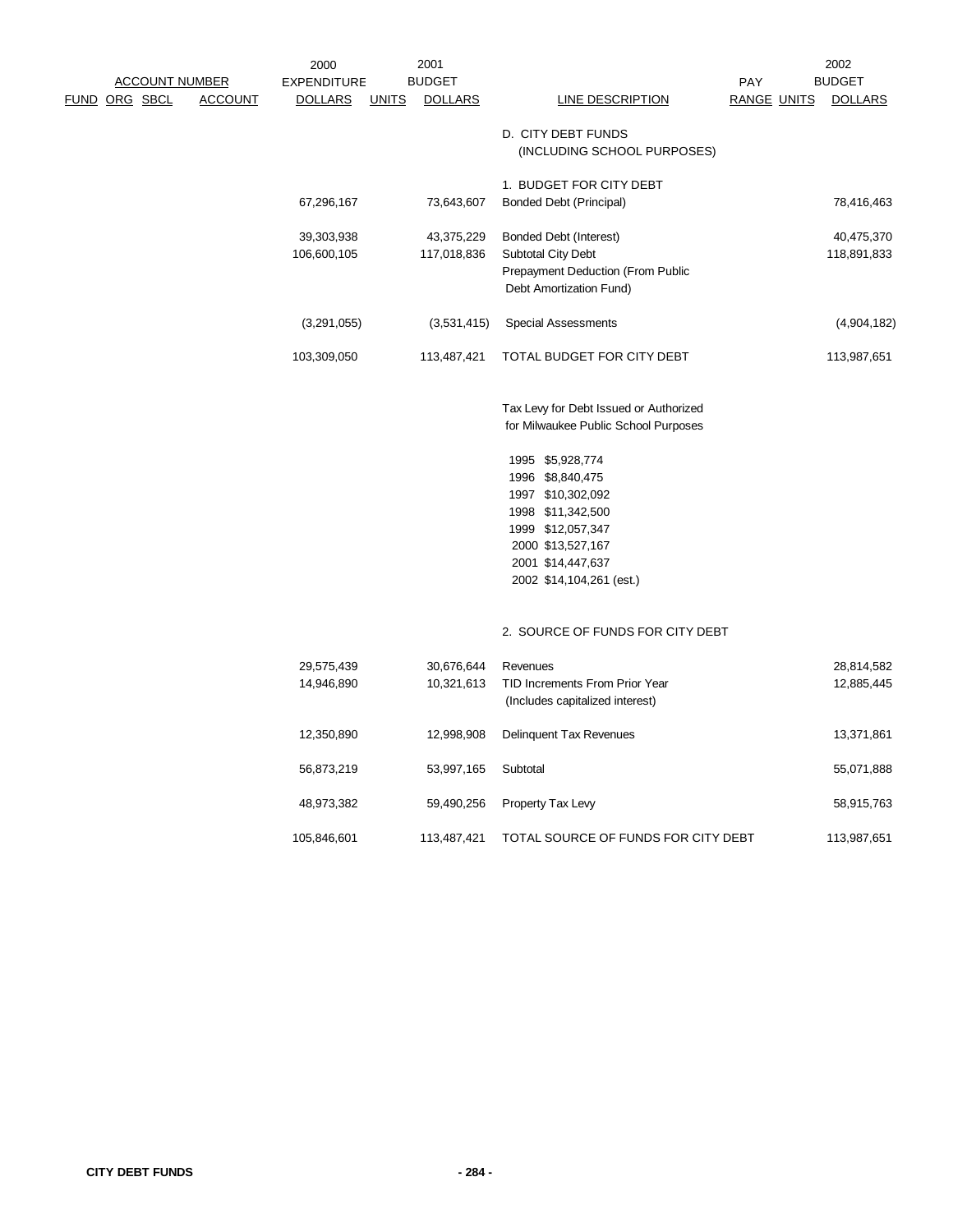| ACCOUNT NUMBER | | | | 2000 EXPENDITURE | 2001 BUDGET | | | PAY | | 2002 BUDGET |
|---|---|---|---|---|---|---|---|---|---|---|
| FUND | ORG | SBCL | ACCOUNT | DOLLARS | UNITS | DOLLARS | LINE DESCRIPTION | RANGE | UNITS | DOLLARS |
| | | | | | | | D. CITY DEBT FUNDS (INCLUDING SCHOOL PURPOSES) | | | |
| | | | | | | | 1. BUDGET FOR CITY DEBT | | | |
| | | | | 67,296,167 | | 73,643,607 | Bonded Debt (Principal) | | | 78,416,463 |
| | | | | 39,303,938 | | 43,375,229 | Bonded Debt (Interest) | | | 40,475,370 |
| | | | | 106,600,105 | | 117,018,836 | Subtotal City Debt | | | 118,891,833 |
| | | | | | | | Prepayment Deduction (From Public Debt Amortization Fund) | | | |
| | | | | (3,291,055) | | (3,531,415) | Special Assessments | | | (4,904,182) |
| | | | | 103,309,050 | | 113,487,421 | TOTAL BUDGET FOR CITY DEBT | | | 113,987,651 |

Tax Levy for Debt Issued or Authorized for Milwaukee Public School Purposes

1995 $5,928,774
1996 $8,840,475
1997 $10,302,092
1998 $11,342,500
1999 $12,057,347
2000 $13,527,167
2001 $14,447,637
2002 $14,104,261 (est.)

| 2000 EXPENDITURE DOLLARS | 2001 BUDGET DOLLARS | LINE DESCRIPTION | 2002 BUDGET DOLLARS |
|---|---|---|---|
| | | 2. SOURCE OF FUNDS FOR CITY DEBT | |
| 29,575,439 | 30,676,644 | Revenues | 28,814,582 |
| 14,946,890 | 10,321,613 | TID Increments From Prior Year (Includes capitalized interest) | 12,885,445 |
| 12,350,890 | 12,998,908 | Delinquent Tax Revenues | 13,371,861 |
| 56,873,219 | 53,997,165 | Subtotal | 55,071,888 |
| 48,973,382 | 59,490,256 | Property Tax Levy | 58,915,763 |
| 105,846,601 | 113,487,421 | TOTAL SOURCE OF FUNDS FOR CITY DEBT | 113,987,651 |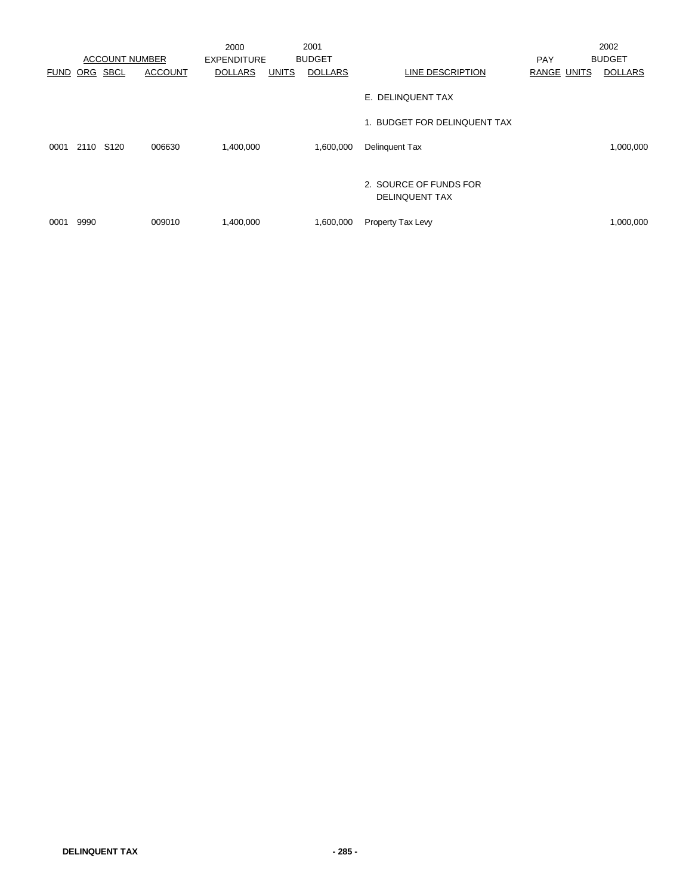| ACCOUNT NUMBER | | | | 2000 EXPENDITURE | 2001 BUDGET | | | PAY | | 2002 BUDGET |
|---|---|---|---|---|---|---|---|---|---|---|
| FUND | ORG | SBCL | ACCOUNT | DOLLARS | UNITS | DOLLARS | LINE DESCRIPTION | RANGE | UNITS | DOLLARS |
| | | | | | | | E. DELINQUENT TAX | | | |
| | | | | | | | 1. BUDGET FOR DELINQUENT TAX | | | |
| 0001 | 2110 | S120 | 006630 | 1,400,000 | | 1,600,000 | Delinquent Tax | | | 1,000,000 |
| | | | | | | | 2. SOURCE OF FUNDS FOR DELINQUENT TAX | | | |
| 0001 | 9990 | | 009010 | 1,400,000 | | 1,600,000 | Property Tax Levy | | | 1,000,000 |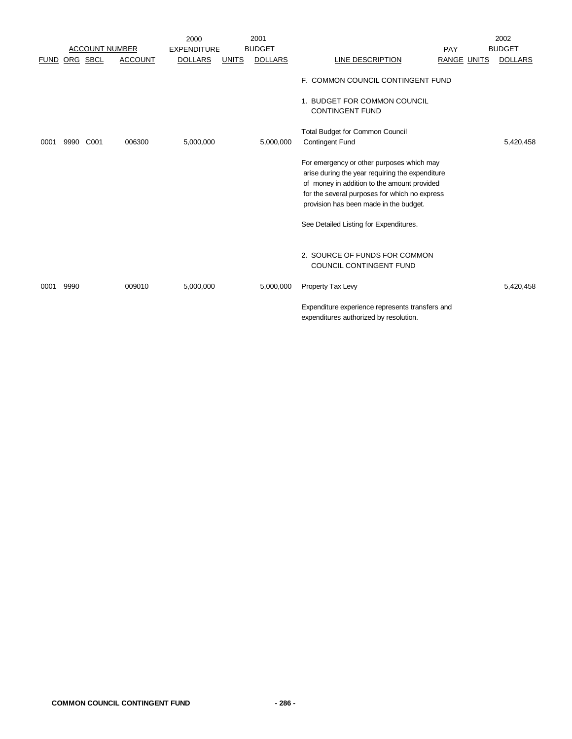| ACCOUNT NUMBER | | | | 2000 EXPENDITURE | | 2001 BUDGET | | PAY | | 2002 BUDGET |
|---|---|---|---|---|---|---|---|---|---|---|
| FUND | ORG | SBCL | ACCOUNT | DOLLARS | UNITS | DOLLARS | LINE DESCRIPTION | RANGE | UNITS | DOLLARS |
| | | | | | | | F. COMMON COUNCIL CONTINGENT FUND | | | |
| | | | | | | | 1. BUDGET FOR COMMON COUNCIL CONTINGENT FUND | | | |
| 0001 | 9990 | C001 | 006300 | 5,000,000 | | 5,000,000 | Total Budget for Common Council Contingent Fund | | | 5,420,458 |
| | | | | | | | For emergency or other purposes which may arise during the year requiring the expenditure of money in addition to the amount provided for the several purposes for which no express provision has been made in the budget. | | | |
| | | | | | | | See Detailed Listing for Expenditures. | | | |
| | | | | | | | 2. SOURCE OF FUNDS FOR COMMON COUNCIL CONTINGENT FUND | | | |
| 0001 | 9990 | | 009010 | 5,000,000 | | 5,000,000 | Property Tax Levy | | | 5,420,458 |
| | | | | | | | Expenditure experience represents transfers and expenditures authorized by resolution. | | | |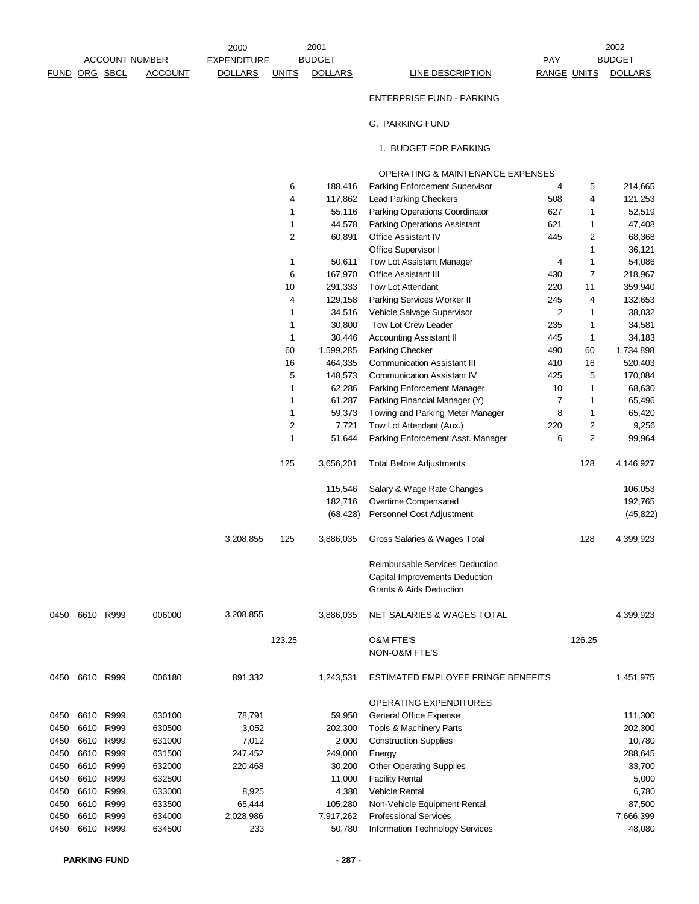| FUND | ORG | SBCL | ACCOUNT | 2000 EXPENDITURE DOLLARS | UNITS | 2001 BUDGET DOLLARS | LINE DESCRIPTION | PAY RANGE | UNITS | 2002 BUDGET DOLLARS |
|---|---|---|---|---|---|---|---|---|---|---|
| | | | | | | | ENTERPRISE FUND - PARKING | | | |
| | | | | | | | G. PARKING FUND | | | |
| | | | | | | | 1. BUDGET FOR PARKING | | | |
| | | | | | | | OPERATING & MAINTENANCE EXPENSES | | | |
| | | | | | 6 | 188,416 | Parking Enforcement Supervisor | 4 | 5 | 214,665 |
| | | | | | 4 | 117,862 | Lead Parking Checkers | 508 | 4 | 121,253 |
| | | | | | 1 | 55,116 | Parking Operations Coordinator | 627 | 1 | 52,519 |
| | | | | | 1 | 44,578 | Parking Operations Assistant | 621 | 1 | 47,408 |
| | | | | | 2 | 60,891 | Office Assistant IV | 445 | 2 | 68,368 |
| | | | | | | | Office Supervisor I | | 1 | 36,121 |
| | | | | | 1 | 50,611 | Tow Lot Assistant Manager | 4 | 1 | 54,086 |
| | | | | | 6 | 167,970 | Office Assistant III | 430 | 7 | 218,967 |
| | | | | | 10 | 291,333 | Tow Lot Attendant | 220 | 11 | 359,940 |
| | | | | | 4 | 129,158 | Parking Services Worker II | 245 | 4 | 132,653 |
| | | | | | 1 | 34,516 | Vehicle Salvage Supervisor | 2 | 1 | 38,032 |
| | | | | | 1 | 30,800 | Tow Lot Crew Leader | 235 | 1 | 34,581 |
| | | | | | 1 | 30,446 | Accounting Assistant II | 445 | 1 | 34,183 |
| | | | | | 60 | 1,599,285 | Parking Checker | 490 | 60 | 1,734,898 |
| | | | | | 16 | 464,335 | Communication Assistant III | 410 | 16 | 520,403 |
| | | | | | 5 | 148,573 | Communication Assistant IV | 425 | 5 | 170,084 |
| | | | | | 1 | 62,286 | Parking Enforcement Manager | 10 | 1 | 68,630 |
| | | | | | 1 | 61,287 | Parking Financial Manager (Y) | 7 | 1 | 65,496 |
| | | | | | 1 | 59,373 | Towing and Parking Meter Manager | 8 | 1 | 65,420 |
| | | | | | 2 | 7,721 | Tow Lot Attendant (Aux.) | 220 | 2 | 9,256 |
| | | | | | 1 | 51,644 | Parking Enforcement Asst. Manager | 6 | 2 | 99,964 |
| | | | | | 125 | 3,656,201 | Total Before Adjustments | | 128 | 4,146,927 |
| | | | | | | 115,546 | Salary & Wage Rate Changes | | | 106,053 |
| | | | | | | 182,716 | Overtime Compensated | | | 192,765 |
| | | | | | | (68,428) | Personnel Cost Adjustment | | | (45,822) |
| | | | | 3,208,855 | 125 | 3,886,035 | Gross Salaries & Wages Total | | 128 | 4,399,923 |
| | | | | | | | Reimbursable Services Deduction | | | |
| | | | | | | | Capital Improvements Deduction | | | |
| | | | | | | | Grants & Aids Deduction | | | |
| 0450 | 6610 | R999 | 006000 | 3,208,855 | | 3,886,035 | NET SALARIES & WAGES TOTAL | | | 4,399,923 |
| | | | | | 123.25 | | O&M FTE'S | | 126.25 | |
| | | | | | | | NON-O&M FTE'S | | | |
| 0450 | 6610 | R999 | 006180 | 891,332 | | 1,243,531 | ESTIMATED EMPLOYEE FRINGE BENEFITS | | | 1,451,975 |
| | | | | | | | OPERATING EXPENDITURES | | | |
| 0450 | 6610 | R999 | 630100 | 78,791 | | 59,950 | General Office Expense | | | 111,300 |
| 0450 | 6610 | R999 | 630500 | 3,052 | | 202,300 | Tools & Machinery Parts | | | 202,300 |
| 0450 | 6610 | R999 | 631000 | 7,012 | | 2,000 | Construction Supplies | | | 10,780 |
| 0450 | 6610 | R999 | 631500 | 247,452 | | 249,000 | Energy | | | 288,645 |
| 0450 | 6610 | R999 | 632000 | 220,468 | | 30,200 | Other Operating Supplies | | | 33,700 |
| 0450 | 6610 | R999 | 632500 | | | 11,000 | Facility Rental | | | 5,000 |
| 0450 | 6610 | R999 | 633000 | 8,925 | | 4,380 | Vehicle Rental | | | 6,780 |
| 0450 | 6610 | R999 | 633500 | 65,444 | | 105,280 | Non-Vehicle Equipment Rental | | | 87,500 |
| 0450 | 6610 | R999 | 634000 | 2,028,986 | | 7,917,262 | Professional Services | | | 7,666,399 |
| 0450 | 6610 | R999 | 634500 | 233 | | 50,780 | Information Technology Services | | | 48,080 |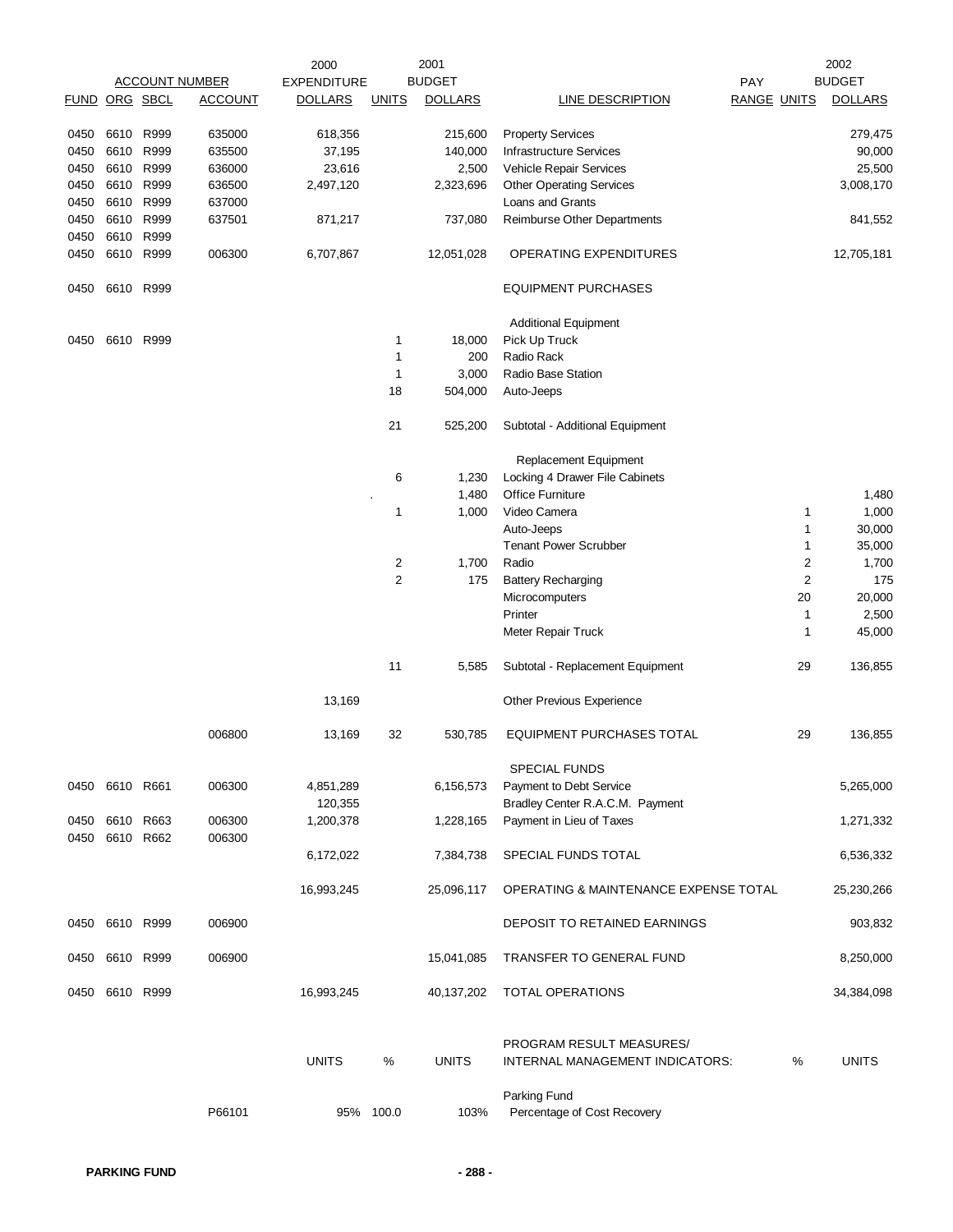| FUND | ORG | SBCL | ACCOUNT | 2000 EXPENDITURE DOLLARS | UNITS | 2001 BUDGET DOLLARS | LINE DESCRIPTION | PAY RANGE | UNITS | 2002 BUDGET DOLLARS |
|---|---|---|---|---|---|---|---|---|---|---|
| 0450 | 6610 | R999 | 635000 | 618,356 | | 215,600 | Property Services | | | 279,475 |
| 0450 | 6610 | R999 | 635500 | 37,195 | | 140,000 | Infrastructure Services | | | 90,000 |
| 0450 | 6610 | R999 | 636000 | 23,616 | | 2,500 | Vehicle Repair Services | | | 25,500 |
| 0450 | 6610 | R999 | 636500 | 2,497,120 | | 2,323,696 | Other Operating Services | | | 3,008,170 |
| 0450 | 6610 | R999 | 637000 | | | | Loans and Grants | | | |
| 0450 | 6610 | R999 | 637501 | 871,217 | | 737,080 | Reimburse Other Departments | | | 841,552 |
| 0450 | 6610 | R999 | | | | | | | | |
| 0450 | 6610 | R999 | 006300 | 6,707,867 | | 12,051,028 | OPERATING EXPENDITURES | | | 12,705,181 |
| 0450 | 6610 | R999 | | | | | EQUIPMENT PURCHASES | | | |
| | | | | | | | Additional Equipment | | | |
| 0450 | 6610 | R999 | | | 1 | 18,000 | Pick Up Truck | | | |
| | | | | | 1 | 200 | Radio Rack | | | |
| | | | | | 1 | 3,000 | Radio Base Station | | | |
| | | | | | 18 | 504,000 | Auto-Jeeps | | | |
| | | | | | 21 | 525,200 | Subtotal - Additional Equipment | | | |
| | | | | | | | Replacement Equipment | | | |
| | | | | | 6 | 1,230 | Locking 4 Drawer File Cabinets | | | |
| | | | | | . | 1,480 | Office Furniture | | | 1,480 |
| | | | | | 1 | 1,000 | Video Camera | | 1 | 1,000 |
| | | | | | | | Auto-Jeeps | | 1 | 30,000 |
| | | | | | | | Tenant Power Scrubber | | 1 | 35,000 |
| | | | | | 2 | 1,700 | Radio | | 2 | 1,700 |
| | | | | | 2 | 175 | Battery Recharging | | 2 | 175 |
| | | | | | | | Microcomputers | | 20 | 20,000 |
| | | | | | | | Printer | | 1 | 2,500 |
| | | | | | | | Meter Repair Truck | | 1 | 45,000 |
| | | | | | 11 | 5,585 | Subtotal - Replacement Equipment | | 29 | 136,855 |
| | | | | 13,169 | | | Other Previous Experience | | | |
| | | | 006800 | 13,169 | 32 | 530,785 | EQUIPMENT PURCHASES TOTAL | | 29 | 136,855 |
| | | | | | | | SPECIAL FUNDS | | | |
| 0450 | 6610 | R661 | 006300 | 4,851,289 | | 6,156,573 | Payment to Debt Service | | | 5,265,000 |
| | | | | 120,355 | | | Bradley Center R.A.C.M. Payment | | | |
| 0450 | 6610 | R663 | 006300 | 1,200,378 | | 1,228,165 | Payment in Lieu of Taxes | | | 1,271,332 |
| 0450 | 6610 | R662 | 006300 | | | | | | | |
| | | | | 6,172,022 | | 7,384,738 | SPECIAL FUNDS TOTAL | | | 6,536,332 |
| | | | | 16,993,245 | | 25,096,117 | OPERATING & MAINTENANCE EXPENSE TOTAL | | | 25,230,266 |
| 0450 | 6610 | R999 | 006900 | | | | DEPOSIT TO RETAINED EARNINGS | | | 903,832 |
| 0450 | 6610 | R999 | 006900 | | | 15,041,085 | TRANSFER TO GENERAL FUND | | | 8,250,000 |
| 0450 | 6610 | R999 | | 16,993,245 | | 40,137,202 | TOTAL OPERATIONS | | | 34,384,098 |

| | UNITS | % | UNITS | PROGRAM RESULT MEASURES/ INTERNAL MANAGEMENT INDICATORS: | % | UNITS |
|---|---|---|---|---|---|---|
| | | | | Parking Fund | | |
| P66101 | 95% | 100.0 | 103% | Percentage of Cost Recovery | | |

PARKING FUND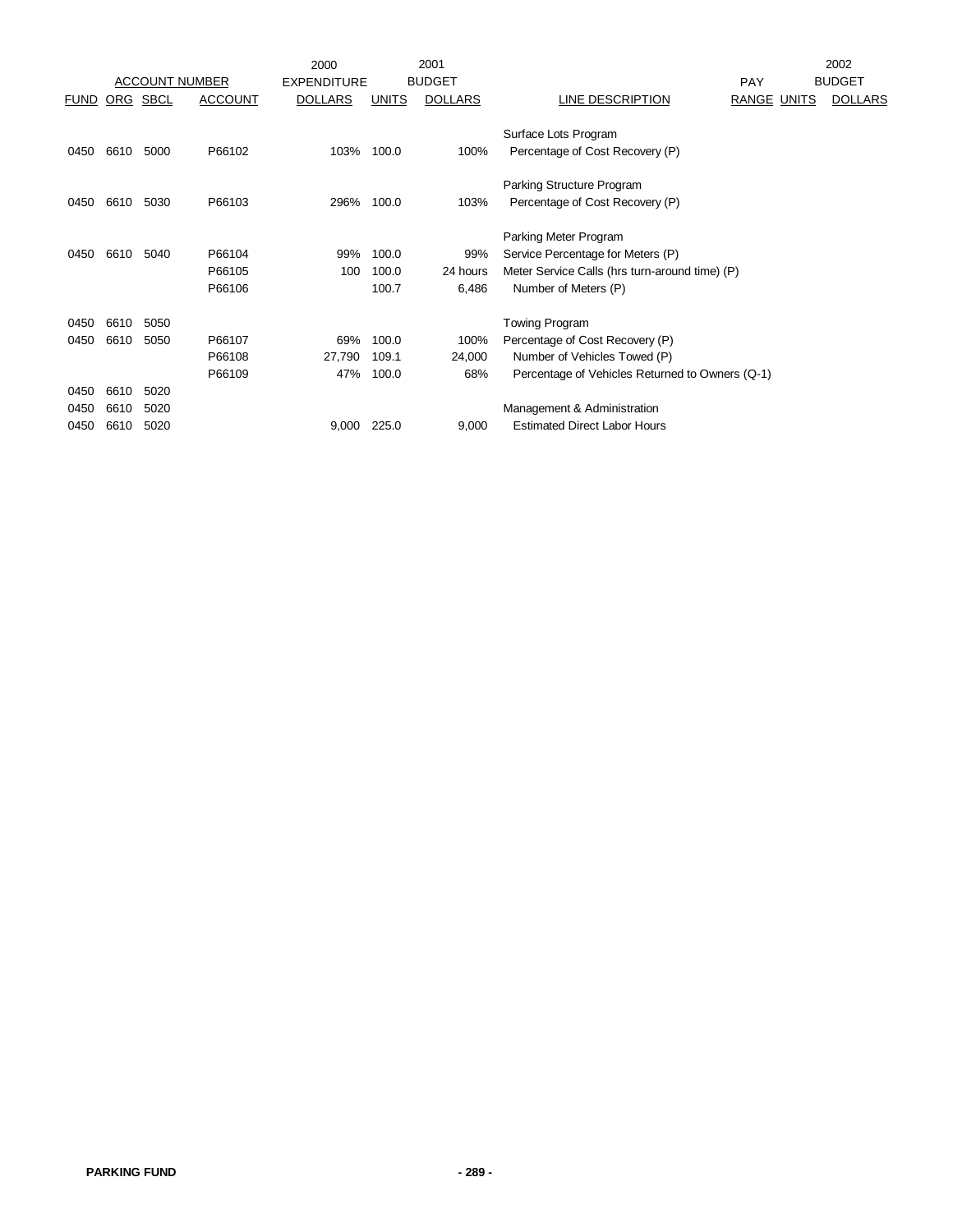| ACCOUNT NUMBER | | | | 2000 EXPENDITURE | 2001 BUDGET | | | PAY | 2002 BUDGET | |
|---|---|---|---|---|---|---|---|---|---|---|
| FUND | ORG | SBCL | ACCOUNT | DOLLARS | UNITS | DOLLARS | LINE DESCRIPTION | RANGE | UNITS | DOLLARS |
| | | | | | | | Surface Lots Program | | | |
| 0450 | 6610 | 5000 | P66102 | 103% | 100.0 | 100% | Percentage of Cost Recovery (P) | | | |
| | | | | | | | Parking Structure Program | | | |
| 0450 | 6610 | 5030 | P66103 | 296% | 100.0 | 103% | Percentage of Cost Recovery (P) | | | |
| | | | | | | | Parking Meter Program | | | |
| 0450 | 6610 | 5040 | P66104 | 99% | 100.0 | 99% | Service Percentage for Meters (P) | | | |
| | | | P66105 | 100 | 100.0 | 24 hours | Meter Service Calls (hrs turn-around time) (P) | | | |
| | | | P66106 | | 100.7 | 6,486 | Number of Meters (P) | | | |
| 0450 | 6610 | 5050 | | | | | Towing Program | | | |
| 0450 | 6610 | 5050 | P66107 | 69% | 100.0 | 100% | Percentage of Cost Recovery (P) | | | |
| | | | P66108 | 27,790 | 109.1 | 24,000 | Number of Vehicles Towed (P) | | | |
| | | | P66109 | 47% | 100.0 | 68% | Percentage of Vehicles Returned to Owners (Q-1) | | | |
| 0450 | 6610 | 5020 | | | | | | | | |
| 0450 | 6610 | 5020 | | | | | Management & Administration | | | |
| 0450 | 6610 | 5020 | | 9,000 | 225.0 | 9,000 | Estimated Direct Labor Hours | | | |

PARKING FUND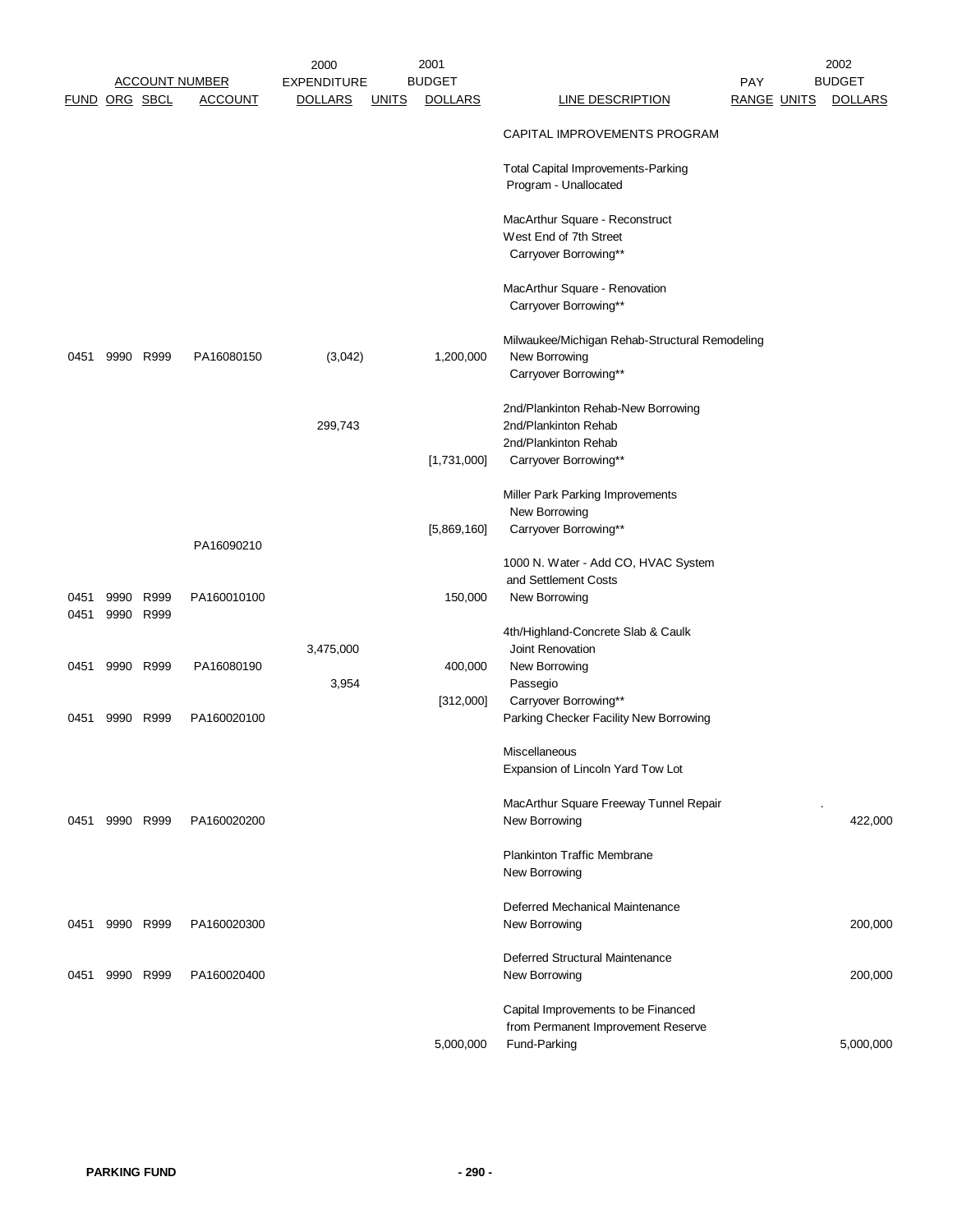| FUND | ORG | SBCL | ACCOUNT NUMBER ACCOUNT | 2000 EXPENDITURE DOLLARS | UNITS | 2001 BUDGET DOLLARS | LINE DESCRIPTION | PAY RANGE | UNITS | 2002 BUDGET DOLLARS |
|---|---|---|---|---|---|---|---|---|---|---|
| | | | | | | | CAPITAL IMPROVEMENTS PROGRAM | | | |
| | | | | | | | Total Capital Improvements-Parking Program - Unallocated | | | |
| | | | | | | | MacArthur Square - Reconstruct West End of 7th Street Carryover Borrowing** | | | |
| | | | | | | | MacArthur Square - Renovation Carryover Borrowing** | | | |
| | | | | | | | Milwaukee/Michigan Rehab-Structural Remodeling | | | |
| 0451 | 9990 | R999 | PA16080150 | (3,042) | | 1,200,000 | New Borrowing | | | |
| | | | | | | | Carryover Borrowing** | | | |
| | | | | | | | 2nd/Plankinton Rehab-New Borrowing | | | |
| | | | | 299,743 | | | 2nd/Plankinton Rehab | | | |
| | | | | | | | 2nd/Plankinton Rehab | | | |
| | | | | | | [1,731,000] | Carryover Borrowing** | | | |
| | | | | | | | Miller Park Parking Improvements | | | |
| | | | | | | | New Borrowing | | | |
| | | | | | | [5,869,160] | Carryover Borrowing** | | | |
| | | | PA16090210 | | | | | | | |
| | | | | | | | 1000 N. Water - Add CO, HVAC System and Settlement Costs | | | |
| 0451 | 9990 | R999 | PA160010100 | | | 150,000 | New Borrowing | | | |
| 0451 | 9990 | R999 | | | | | | | | |
| | | | | | | | 4th/Highland-Concrete Slab & Caulk | | | |
| | | | | 3,475,000 | | | Joint Renovation | | | |
| 0451 | 9990 | R999 | PA16080190 | | | 400,000 | New Borrowing | | | |
| | | | | 3,954 | | | Passegio | | | |
| | | | | | | [312,000] | Carryover Borrowing** | | | |
| 0451 | 9990 | R999 | PA160020100 | | | | Parking Checker Facility New Borrowing | | | |
| | | | | | | | Miscellaneous | | | |
| | | | | | | | Expansion of Lincoln Yard Tow Lot | | | |
| | | | | | | | MacArthur Square Freeway Tunnel Repair | | | |
| 0451 | 9990 | R999 | PA160020200 | | | | New Borrowing | | | 422,000 |
| | | | | | | | Plankinton Traffic Membrane | | | |
| | | | | | | | New Borrowing | | | |
| | | | | | | | Deferred Mechanical Maintenance | | | |
| 0451 | 9990 | R999 | PA160020300 | | | | New Borrowing | | | 200,000 |
| | | | | | | | Deferred Structural Maintenance | | | |
| 0451 | 9990 | R999 | PA160020400 | | | | New Borrowing | | | 200,000 |
| | | | | | | | Capital Improvements to be Financed from Permanent Improvement Reserve | | | |
| | | | | | | 5,000,000 | Fund-Parking | | | 5,000,000 |

PARKING FUND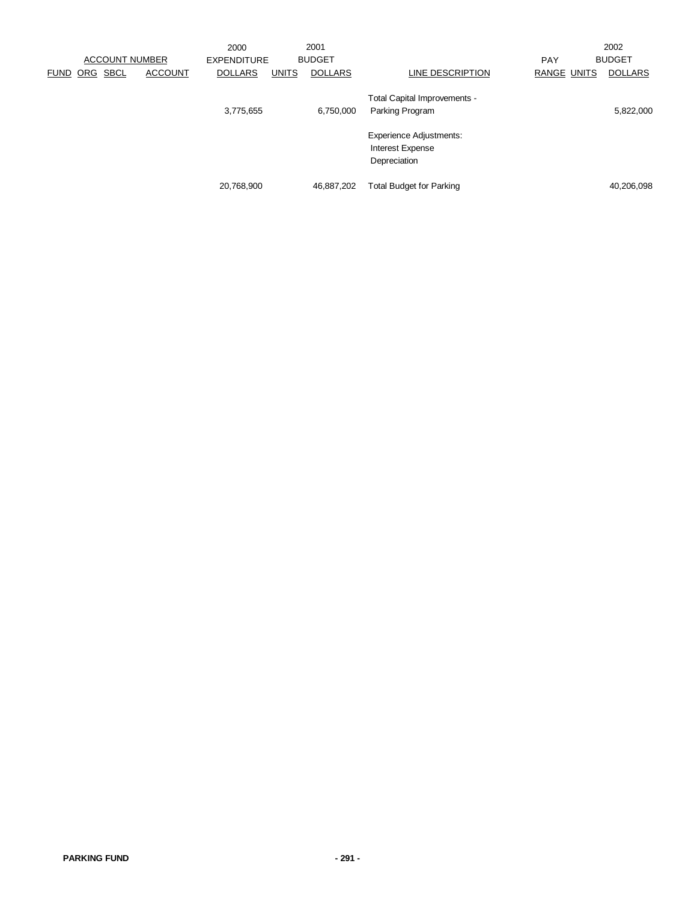| ACCOUNT NUMBER | | | | 2000 EXPENDITURE | 2001 BUDGET | | | PAY | | 2002 BUDGET |
|---|---|---|---|---|---|---|---|---|---|---|
| FUND | ORG | SBCL | ACCOUNT | DOLLARS | UNITS | DOLLARS | LINE DESCRIPTION | RANGE | UNITS | DOLLARS |
| | | | | 3,775,655 | | 6,750,000 | Total Capital Improvements - Parking Program | | | 5,822,000 |
| | | | | | | | Experience Adjustments: Interest Expense Depreciation | | | |
| | | | | 20,768,900 | | 46,887,202 | Total Budget for Parking | | | 40,206,098 |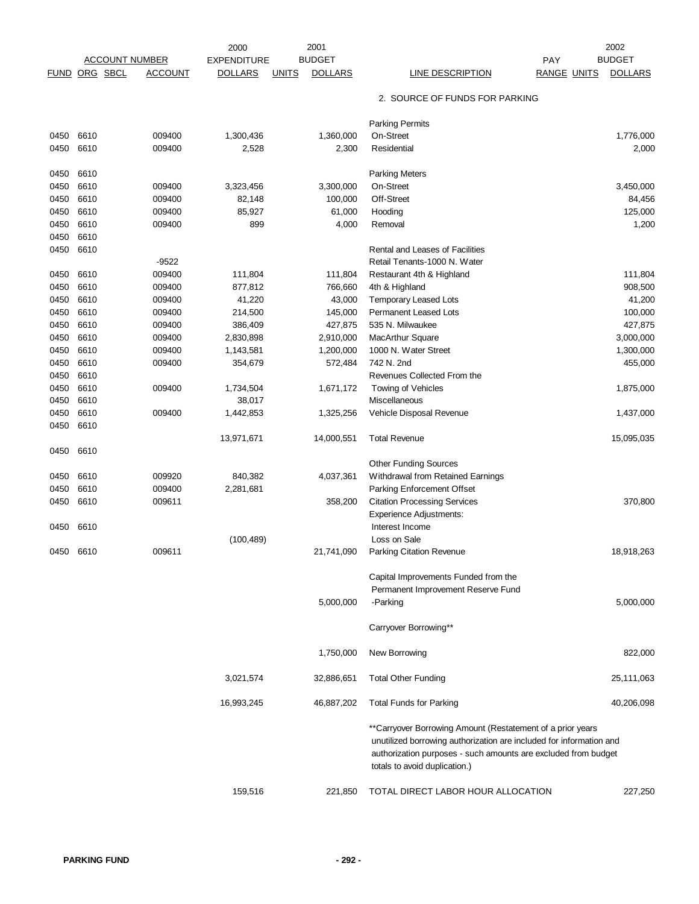| FUND | ORG | SBCL | ACCOUNT NUMBER ACCOUNT | 2000 EXPENDITURE DOLLARS | UNITS | 2001 BUDGET DOLLARS | LINE DESCRIPTION | PAY RANGE | UNITS | 2002 BUDGET DOLLARS |
|---|---|---|---|---|---|---|---|---|---|---|
| | | | | | | | 2. SOURCE OF FUNDS FOR PARKING | | | |
| | | | | | | | Parking Permits | | | |
| 0450 | 6610 | | 009400 | 1,300,436 | | 1,360,000 | On-Street | | | 1,776,000 |
| 0450 | 6610 | | 009400 | 2,528 | | 2,300 | Residential | | | 2,000 |
| 0450 | 6610 | | | | | | Parking Meters | | | |
| 0450 | 6610 | | 009400 | 3,323,456 | | 3,300,000 | On-Street | | | 3,450,000 |
| 0450 | 6610 | | 009400 | 82,148 | | 100,000 | Off-Street | | | 84,456 |
| 0450 | 6610 | | 009400 | 85,927 | | 61,000 | Hooding | | | 125,000 |
| 0450 | 6610 | | 009400 | 899 | | 4,000 | Removal | | | 1,200 |
| 0450 | 6610 | | | | | | | | | |
| 0450 | 6610 | | | | | | Rental and Leases of Facilities | | | |
| | | | -9522 | | | | Retail Tenants-1000 N. Water | | | |
| 0450 | 6610 | | 009400 | 111,804 | | 111,804 | Restaurant 4th & Highland | | | 111,804 |
| 0450 | 6610 | | 009400 | 877,812 | | 766,660 | 4th & Highland | | | 908,500 |
| 0450 | 6610 | | 009400 | 41,220 | | 43,000 | Temporary Leased Lots | | | 41,200 |
| 0450 | 6610 | | 009400 | 214,500 | | 145,000 | Permanent Leased Lots | | | 100,000 |
| 0450 | 6610 | | 009400 | 386,409 | | 427,875 | 535 N. Milwaukee | | | 427,875 |
| 0450 | 6610 | | 009400 | 2,830,898 | | 2,910,000 | MacArthur Square | | | 3,000,000 |
| 0450 | 6610 | | 009400 | 1,143,581 | | 1,200,000 | 1000 N. Water Street | | | 1,300,000 |
| 0450 | 6610 | | 009400 | 354,679 | | 572,484 | 742 N. 2nd | | | 455,000 |
| 0450 | 6610 | | | | | | Revenues Collected From the | | | |
| 0450 | 6610 | | 009400 | 1,734,504 | | 1,671,172 | Towing of Vehicles | | | 1,875,000 |
| 0450 | 6610 | | | 38,017 | | | Miscellaneous | | | |
| 0450 | 6610 | | 009400 | 1,442,853 | | 1,325,256 | Vehicle Disposal Revenue | | | 1,437,000 |
| 0450 | 6610 | | | | | | | | | |
| | | | | 13,971,671 | | 14,000,551 | Total Revenue | | | 15,095,035 |
| 0450 | 6610 | | | | | | | | | |
| | | | | | | | Other Funding Sources | | | |
| 0450 | 6610 | | 009920 | 840,382 | | 4,037,361 | Withdrawal from Retained Earnings | | | |
| 0450 | 6610 | | 009400 | 2,281,681 | | | Parking Enforcement Offset | | | |
| 0450 | 6610 | | 009611 | | | 358,200 | Citation Processing Services | | | 370,800 |
| | | | | | | | Experience Adjustments: | | | |
| 0450 | 6610 | | | | | | Interest Income | | | |
| | | | | (100,489) | | | Loss on Sale | | | |
| 0450 | 6610 | | 009611 | | | 21,741,090 | Parking Citation Revenue | | | 18,918,263 |
| | | | | | | | Capital Improvements Funded from the Permanent Improvement Reserve Fund | | | |
| | | | | | | 5,000,000 | -Parking | | | 5,000,000 |
| | | | | | | | Carryover Borrowing** | | | |
| | | | | | | 1,750,000 | New Borrowing | | | 822,000 |
| | | | | 3,021,574 | | 32,886,651 | Total Other Funding | | | 25,111,063 |
| | | | | 16,993,245 | | 46,887,202 | Total Funds for Parking | | | 40,206,098 |
| | | | | 159,516 | | 221,850 | TOTAL DIRECT LABOR HOUR ALLOCATION | | | 227,250 |

**Carryover Borrowing Amount (Restatement of a prior years unutilized borrowing authorization are included for information and authorization purposes - such amounts are excluded from budget totals to avoid duplication.)

**PARKING FUND**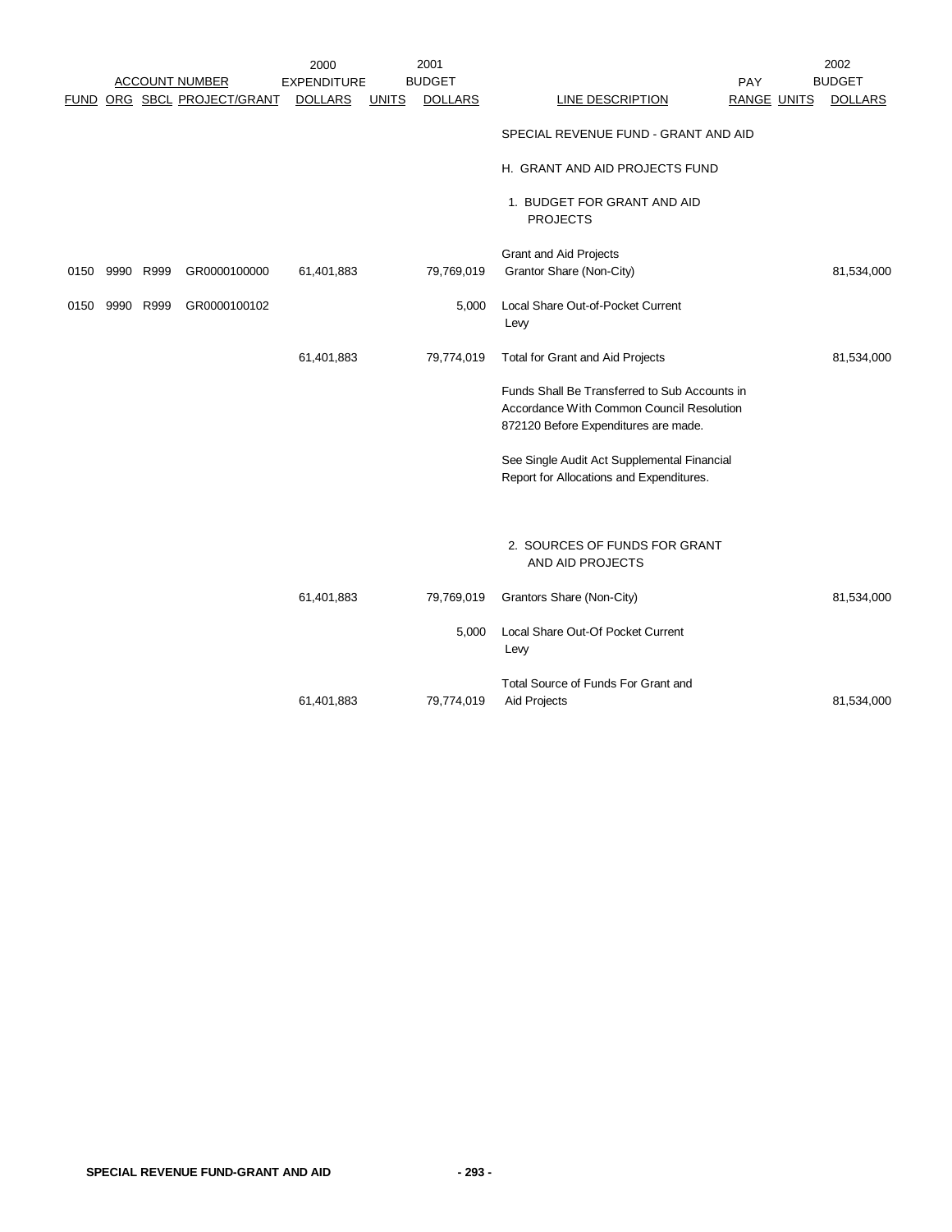| ACCOUNT NUMBER | | | | 2000 EXPENDITURE | 2001 BUDGET | | | PAY | | 2002 BUDGET |
|---|---|---|---|---|---|---|---|---|---|---|
| FUND | ORG | SBCL | PROJECT/GRANT | DOLLARS | UNITS | DOLLARS | LINE DESCRIPTION | RANGE | UNITS | DOLLARS |
| | | | | | | | SPECIAL REVENUE FUND - GRANT AND AID | | | |
| | | | | | | | H. GRANT AND AID PROJECTS FUND | | | |
| | | | | | | | 1. BUDGET FOR GRANT AND AID PROJECTS | | | |
| | | | | | | | Grant and Aid Projects | | | |
| 0150 | 9990 | R999 | GR0000100000 | 61,401,883 | | 79,769,019 | Grantor Share (Non-City) | | | 81,534,000 |
| 0150 | 9990 | R999 | GR0000100102 | | | 5,000 | Local Share Out-of-Pocket Current Levy | | | |
| | | | | 61,401,883 | | 79,774,019 | Total for Grant and Aid Projects | | | 81,534,000 |
| | | | | | | | Funds Shall Be Transferred to Sub Accounts in Accordance With Common Council Resolution 872120 Before Expenditures are made. | | | |
| | | | | | | | See Single Audit Act Supplemental Financial Report for Allocations and Expenditures. | | | |
| | | | | | | | 2. SOURCES OF FUNDS FOR GRANT AND AID PROJECTS | | | |
| | | | | 61,401,883 | | 79,769,019 | Grantors Share (Non-City) | | | 81,534,000 |
| | | | | | | 5,000 | Local Share Out-Of Pocket Current Levy | | | |
| | | | | 61,401,883 | | 79,774,019 | Total Source of Funds For Grant and Aid Projects | | | 81,534,000 |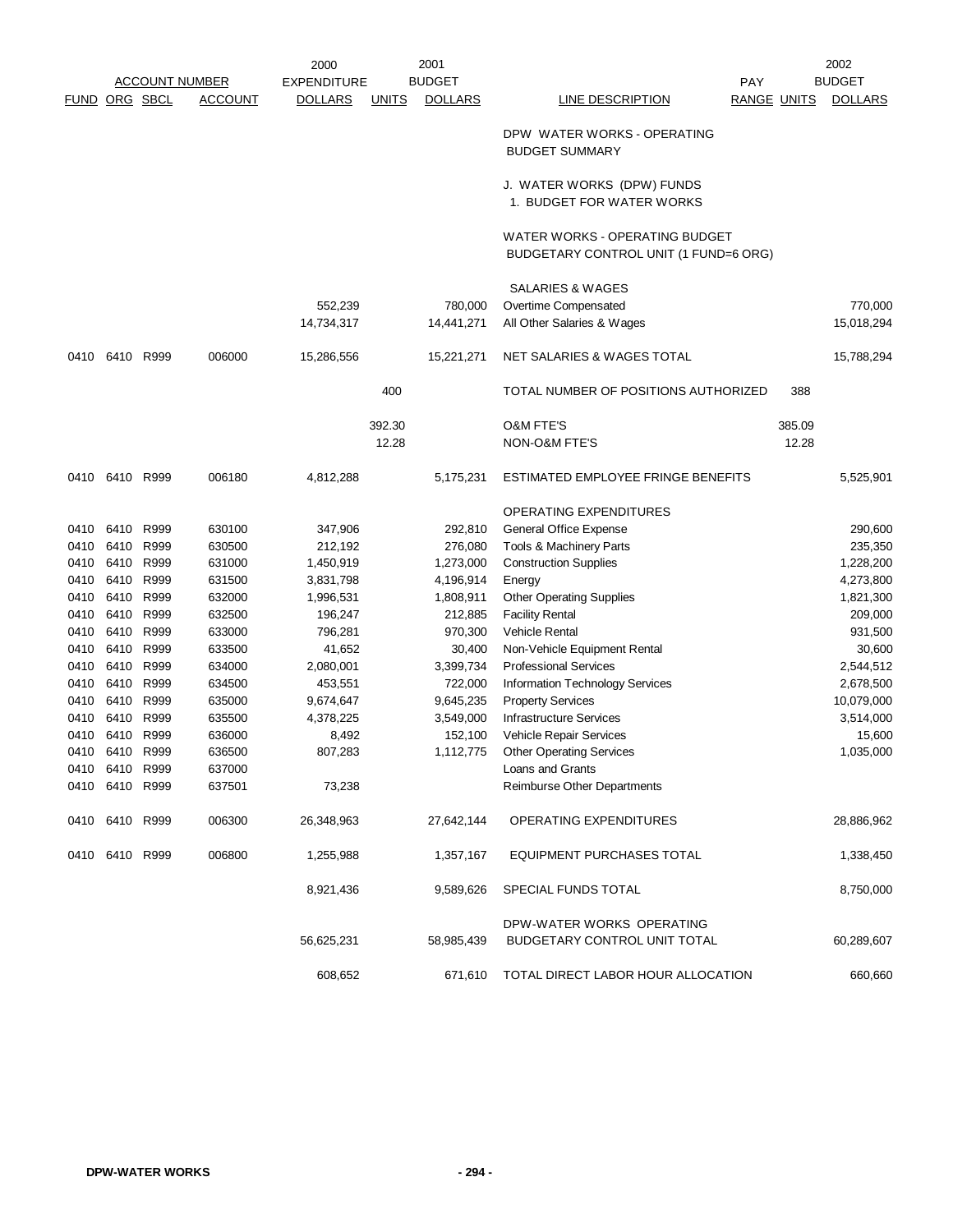| ACCOUNT NUMBER | | | | 2000 EXPENDITURE | | 2001 BUDGET | | PAY | | 2002 BUDGET |
|---|---|---|---|---|---|---|---|---|---|---|
| FUND | ORG | SBCL | ACCOUNT | DOLLARS | UNITS | DOLLARS | LINE DESCRIPTION | RANGE | UNITS | DOLLARS |
| | | | | | | | DPW WATER WORKS - OPERATING BUDGET SUMMARY | | | |
| | | | | | | | J. WATER WORKS (DPW) FUNDS | | | |
| | | | | | | | 1. BUDGET FOR WATER WORKS | | | |
| | | | | | | | WATER WORKS - OPERATING BUDGET | | | |
| | | | | | | | BUDGETARY CONTROL UNIT (1 FUND=6 ORG) | | | |
| | | | | | | | SALARIES & WAGES | | | |
| | | | | 552,239 | | 780,000 | Overtime Compensated | | | 770,000 |
| | | | | 14,734,317 | | 14,441,271 | All Other Salaries & Wages | | | 15,018,294 |
| 0410 | 6410 | R999 | 006000 | 15,286,556 | | 15,221,271 | NET SALARIES & WAGES TOTAL | | | 15,788,294 |
| | | | | | 400 | | TOTAL NUMBER OF POSITIONS AUTHORIZED | | 388 | |
| | | | | | 392.30 | | O&M FTE'S | | 385.09 | |
| | | | | | 12.28 | | NON-O&M FTE'S | | 12.28 | |
| 0410 | 6410 | R999 | 006180 | 4,812,288 | | 5,175,231 | ESTIMATED EMPLOYEE FRINGE BENEFITS | | | 5,525,901 |
| | | | | | | | OPERATING EXPENDITURES | | | |
| 0410 | 6410 | R999 | 630100 | 347,906 | | 292,810 | General Office Expense | | | 290,600 |
| 0410 | 6410 | R999 | 630500 | 212,192 | | 276,080 | Tools & Machinery Parts | | | 235,350 |
| 0410 | 6410 | R999 | 631000 | 1,450,919 | | 1,273,000 | Construction Supplies | | | 1,228,200 |
| 0410 | 6410 | R999 | 631500 | 3,831,798 | | 4,196,914 | Energy | | | 4,273,800 |
| 0410 | 6410 | R999 | 632000 | 1,996,531 | | 1,808,911 | Other Operating Supplies | | | 1,821,300 |
| 0410 | 6410 | R999 | 632500 | 196,247 | | 212,885 | Facility Rental | | | 209,000 |
| 0410 | 6410 | R999 | 633000 | 796,281 | | 970,300 | Vehicle Rental | | | 931,500 |
| 0410 | 6410 | R999 | 633500 | 41,652 | | 30,400 | Non-Vehicle Equipment Rental | | | 30,600 |
| 0410 | 6410 | R999 | 634000 | 2,080,001 | | 3,399,734 | Professional Services | | | 2,544,512 |
| 0410 | 6410 | R999 | 634500 | 453,551 | | 722,000 | Information Technology Services | | | 2,678,500 |
| 0410 | 6410 | R999 | 635000 | 9,674,647 | | 9,645,235 | Property Services | | | 10,079,000 |
| 0410 | 6410 | R999 | 635500 | 4,378,225 | | 3,549,000 | Infrastructure Services | | | 3,514,000 |
| 0410 | 6410 | R999 | 636000 | 8,492 | | 152,100 | Vehicle Repair Services | | | 15,600 |
| 0410 | 6410 | R999 | 636500 | 807,283 | | 1,112,775 | Other Operating Services | | | 1,035,000 |
| 0410 | 6410 | R999 | 637000 | | | | Loans and Grants | | | |
| 0410 | 6410 | R999 | 637501 | 73,238 | | | Reimburse Other Departments | | | |
| 0410 | 6410 | R999 | 006300 | 26,348,963 | | 27,642,144 | OPERATING EXPENDITURES | | | 28,886,962 |
| 0410 | 6410 | R999 | 006800 | 1,255,988 | | 1,357,167 | EQUIPMENT PURCHASES TOTAL | | | 1,338,450 |
| | | | | 8,921,436 | | 9,589,626 | SPECIAL FUNDS TOTAL | | | 8,750,000 |
| | | | | 56,625,231 | | 58,985,439 | DPW-WATER WORKS OPERATING BUDGETARY CONTROL UNIT TOTAL | | | 60,289,607 |
| | | | | 608,652 | | 671,610 | TOTAL DIRECT LABOR HOUR ALLOCATION | | | 660,660 |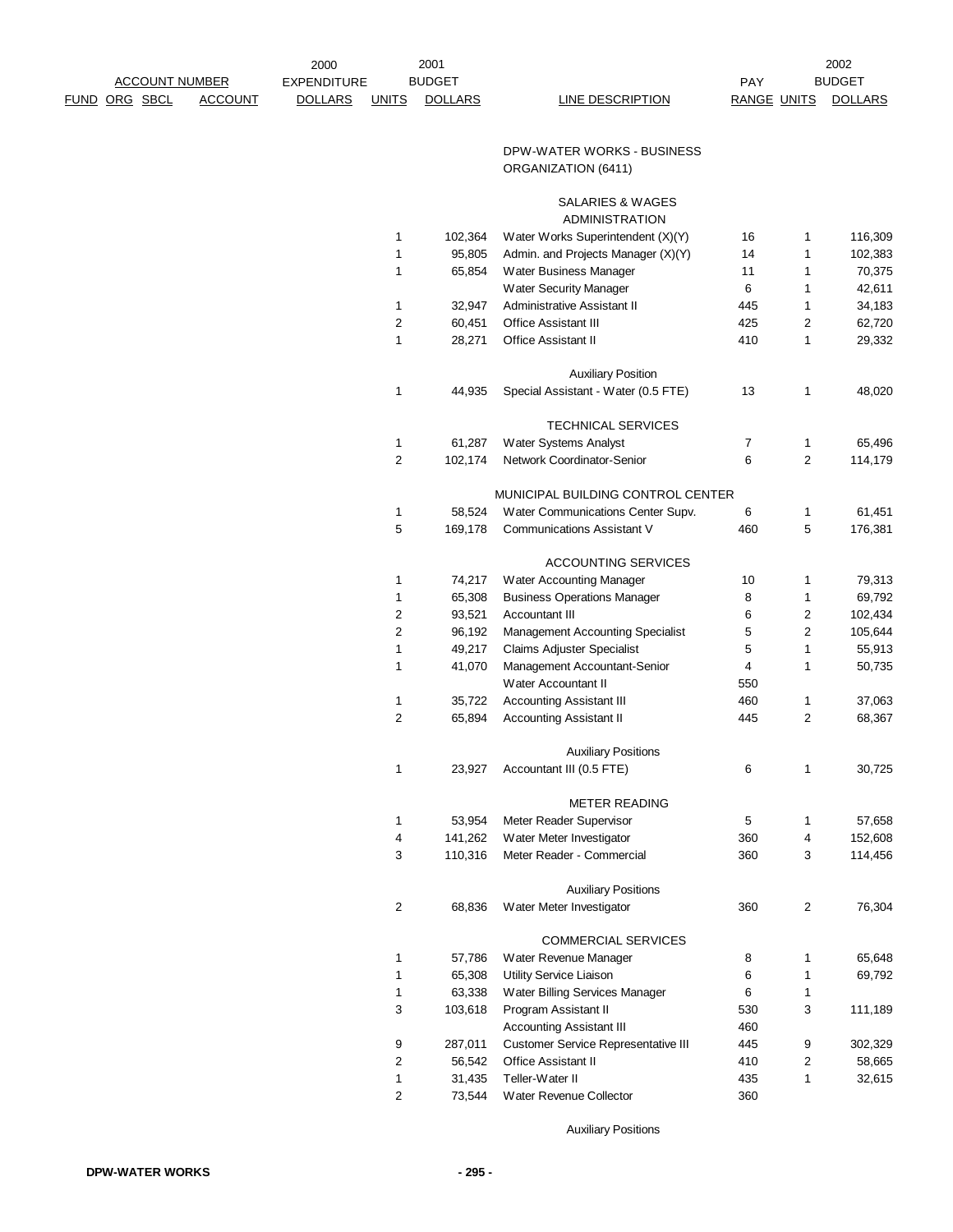| ACCOUNT NUMBER | | | | 2000 EXPENDITURE | 2001 BUDGET | | | PAY | 2002 BUDGET | |
|---|---|---|---|---|---|---|---|---|---|---|
| FUND | ORG | SBCL | ACCOUNT | DOLLARS | UNITS | DOLLARS | LINE DESCRIPTION | RANGE | UNITS | DOLLARS |
| | | | | | | | DPW-WATER WORKS - BUSINESS ORGANIZATION (6411) | | | |
| | | | | | | | SALARIES & WAGES | | | |
| | | | | | | | ADMINISTRATION | | | |
| | | | | | 1 | 102,364 | Water Works Superintendent (X)(Y) | 16 | 1 | 116,309 |
| | | | | | 1 | 95,805 | Admin. and Projects Manager (X)(Y) | 14 | 1 | 102,383 |
| | | | | | 1 | 65,854 | Water Business Manager | 11 | 1 | 70,375 |
| | | | | | | | Water Security Manager | 6 | 1 | 42,611 |
| | | | | | 1 | 32,947 | Administrative Assistant II | 445 | 1 | 34,183 |
| | | | | | 2 | 60,451 | Office Assistant III | 425 | 2 | 62,720 |
| | | | | | 1 | 28,271 | Office Assistant II | 410 | 1 | 29,332 |
| | | | | | | | Auxiliary Position | | | |
| | | | | | 1 | 44,935 | Special Assistant - Water (0.5 FTE) | 13 | 1 | 48,020 |
| | | | | | | | TECHNICAL SERVICES | | | |
| | | | | | 1 | 61,287 | Water Systems Analyst | 7 | 1 | 65,496 |
| | | | | | 2 | 102,174 | Network Coordinator-Senior | 6 | 2 | 114,179 |
| | | | | | | | MUNICIPAL BUILDING CONTROL CENTER | | | |
| | | | | | 1 | 58,524 | Water Communications Center Supv. | 6 | 1 | 61,451 |
| | | | | | 5 | 169,178 | Communications Assistant V | 460 | 5 | 176,381 |
| | | | | | | | ACCOUNTING SERVICES | | | |
| | | | | | 1 | 74,217 | Water Accounting Manager | 10 | 1 | 79,313 |
| | | | | | 1 | 65,308 | Business Operations Manager | 8 | 1 | 69,792 |
| | | | | | 2 | 93,521 | Accountant III | 6 | 2 | 102,434 |
| | | | | | 2 | 96,192 | Management Accounting Specialist | 5 | 2 | 105,644 |
| | | | | | 1 | 49,217 | Claims Adjuster Specialist | 5 | 1 | 55,913 |
| | | | | | 1 | 41,070 | Management Accountant-Senior | 4 | 1 | 50,735 |
| | | | | | | | Water Accountant II | 550 | | |
| | | | | | 1 | 35,722 | Accounting Assistant III | 460 | 1 | 37,063 |
| | | | | | 2 | 65,894 | Accounting Assistant II | 445 | 2 | 68,367 |
| | | | | | | | Auxiliary Positions | | | |
| | | | | | 1 | 23,927 | Accountant III (0.5 FTE) | 6 | 1 | 30,725 |
| | | | | | | | METER READING | | | |
| | | | | | 1 | 53,954 | Meter Reader Supervisor | 5 | 1 | 57,658 |
| | | | | | 4 | 141,262 | Water Meter Investigator | 360 | 4 | 152,608 |
| | | | | | 3 | 110,316 | Meter Reader - Commercial | 360 | 3 | 114,456 |
| | | | | | | | Auxiliary Positions | | | |
| | | | | | 2 | 68,836 | Water Meter Investigator | 360 | 2 | 76,304 |
| | | | | | | | COMMERCIAL SERVICES | | | |
| | | | | | 1 | 57,786 | Water Revenue Manager | 8 | 1 | 65,648 |
| | | | | | 1 | 65,308 | Utility Service Liaison | 6 | 1 | 69,792 |
| | | | | | 1 | 63,338 | Water Billing Services Manager | 6 | 1 | |
| | | | | | 3 | 103,618 | Program Assistant II | 530 | 3 | 111,189 |
| | | | | | | | Accounting Assistant III | 460 | | |
| | | | | | 9 | 287,011 | Customer Service Representative III | 445 | 9 | 302,329 |
| | | | | | 2 | 56,542 | Office Assistant II | 410 | 2 | 58,665 |
| | | | | | 1 | 31,435 | Teller-Water II | 435 | 1 | 32,615 |
| | | | | | 2 | 73,544 | Water Revenue Collector | 360 | | |
| | | | | | | | Auxiliary Positions | | | |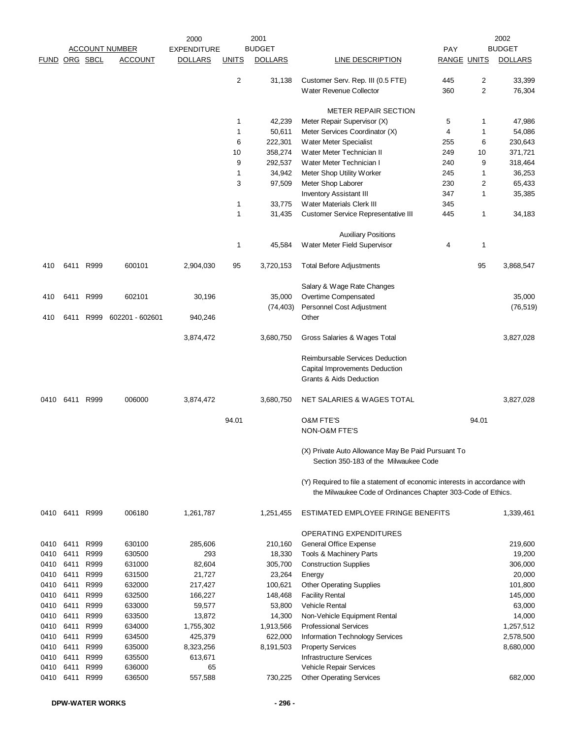| FUND | ORG | SBCL | ACCOUNT | 2000 EXPENDITURE DOLLARS | UNITS | 2001 BUDGET DOLLARS | LINE DESCRIPTION | PAY RANGE | UNITS | 2002 BUDGET DOLLARS |
|---|---|---|---|---|---|---|---|---|---|---|
| | | | | | 2 | 31,138 | Customer Serv. Rep. III (0.5 FTE) | 445 | 2 | 33,399 |
| | | | | | | | Water Revenue Collector | 360 | 2 | 76,304 |
| | | | | | | | METER REPAIR SECTION | | | |
| | | | | | 1 | 42,239 | Meter Repair Supervisor (X) | 5 | 1 | 47,986 |
| | | | | | 1 | 50,611 | Meter Services Coordinator (X) | 4 | 1 | 54,086 |
| | | | | | 6 | 222,301 | Water Meter Specialist | 255 | 6 | 230,643 |
| | | | | | 10 | 358,274 | Water Meter Technician II | 249 | 10 | 371,721 |
| | | | | | 9 | 292,537 | Water Meter Technician I | 240 | 9 | 318,464 |
| | | | | | 1 | 34,942 | Meter Shop Utility Worker | 245 | 1 | 36,253 |
| | | | | | 3 | 97,509 | Meter Shop Laborer | 230 | 2 | 65,433 |
| | | | | | | | Inventory Assistant III | 347 | 1 | 35,385 |
| | | | | | 1 | 33,775 | Water Materials Clerk III | 345 | | |
| | | | | | 1 | 31,435 | Customer Service Representative III | 445 | 1 | 34,183 |
| | | | | | | | Auxiliary Positions | | | |
| | | | | | 1 | 45,584 | Water Meter Field Supervisor | 4 | 1 | |
| 410 | 6411 | R999 | 600101 | 2,904,030 | 95 | 3,720,153 | Total Before Adjustments | | 95 | 3,868,547 |
| | | | | | | | Salary & Wage Rate Changes | | | |
| 410 | 6411 | R999 | 602101 | 30,196 | | 35,000 | Overtime Compensated | | | 35,000 |
| | | | | | | (74,403) | Personnel Cost Adjustment | | | (76,519) |
| 410 | 6411 | R999 | 602201 - 602601 | 940,246 | | | Other | | | |
| | | | | 3,874,472 | | 3,680,750 | Gross Salaries & Wages Total | | | 3,827,028 |
| | | | | | | | Reimbursable Services Deduction | | | |
| | | | | | | | Capital Improvements Deduction | | | |
| | | | | | | | Grants & Aids Deduction | | | |
| 0410 | 6411 | R999 | 006000 | 3,874,472 | | 3,680,750 | NET SALARIES & WAGES TOTAL | | | 3,827,028 |
| | | | | | 94.01 | | O&M FTE'S | | 94.01 | |
| | | | | | | | NON-O&M FTE'S | | | |
| | | | | | | | (X) Private Auto Allowance May Be Paid Pursuant To Section 350-183 of the Milwaukee Code | | | |
| | | | | | | | (Y) Required to file a statement of economic interests in accordance with the Milwaukee Code of Ordinances Chapter 303-Code of Ethics. | | | |
| 0410 | 6411 | R999 | 006180 | 1,261,787 | | 1,251,455 | ESTIMATED EMPLOYEE FRINGE BENEFITS | | | 1,339,461 |
| | | | | | | | OPERATING EXPENDITURES | | | |
| 0410 | 6411 | R999 | 630100 | 285,606 | | 210,160 | General Office Expense | | | 219,600 |
| 0410 | 6411 | R999 | 630500 | 293 | | 18,330 | Tools & Machinery Parts | | | 19,200 |
| 0410 | 6411 | R999 | 631000 | 82,604 | | 305,700 | Construction Supplies | | | 306,000 |
| 0410 | 6411 | R999 | 631500 | 21,727 | | 23,264 | Energy | | | 20,000 |
| 0410 | 6411 | R999 | 632000 | 217,427 | | 100,621 | Other Operating Supplies | | | 101,800 |
| 0410 | 6411 | R999 | 632500 | 166,227 | | 148,468 | Facility Rental | | | 145,000 |
| 0410 | 6411 | R999 | 633000 | 59,577 | | 53,800 | Vehicle Rental | | | 63,000 |
| 0410 | 6411 | R999 | 633500 | 13,872 | | 14,300 | Non-Vehicle Equipment Rental | | | 14,000 |
| 0410 | 6411 | R999 | 634000 | 1,755,302 | | 1,913,566 | Professional Services | | | 1,257,512 |
| 0410 | 6411 | R999 | 634500 | 425,379 | | 622,000 | Information Technology Services | | | 2,578,500 |
| 0410 | 6411 | R999 | 635000 | 8,323,256 | | 8,191,503 | Property Services | | | 8,680,000 |
| 0410 | 6411 | R999 | 635500 | 613,671 | | | Infrastructure Services | | | |
| 0410 | 6411 | R999 | 636000 | 65 | | | Vehicle Repair Services | | | |
| 0410 | 6411 | R999 | 636500 | 557,588 | | 730,225 | Other Operating Services | | | 682,000 |

**DPW-WATER WORKS**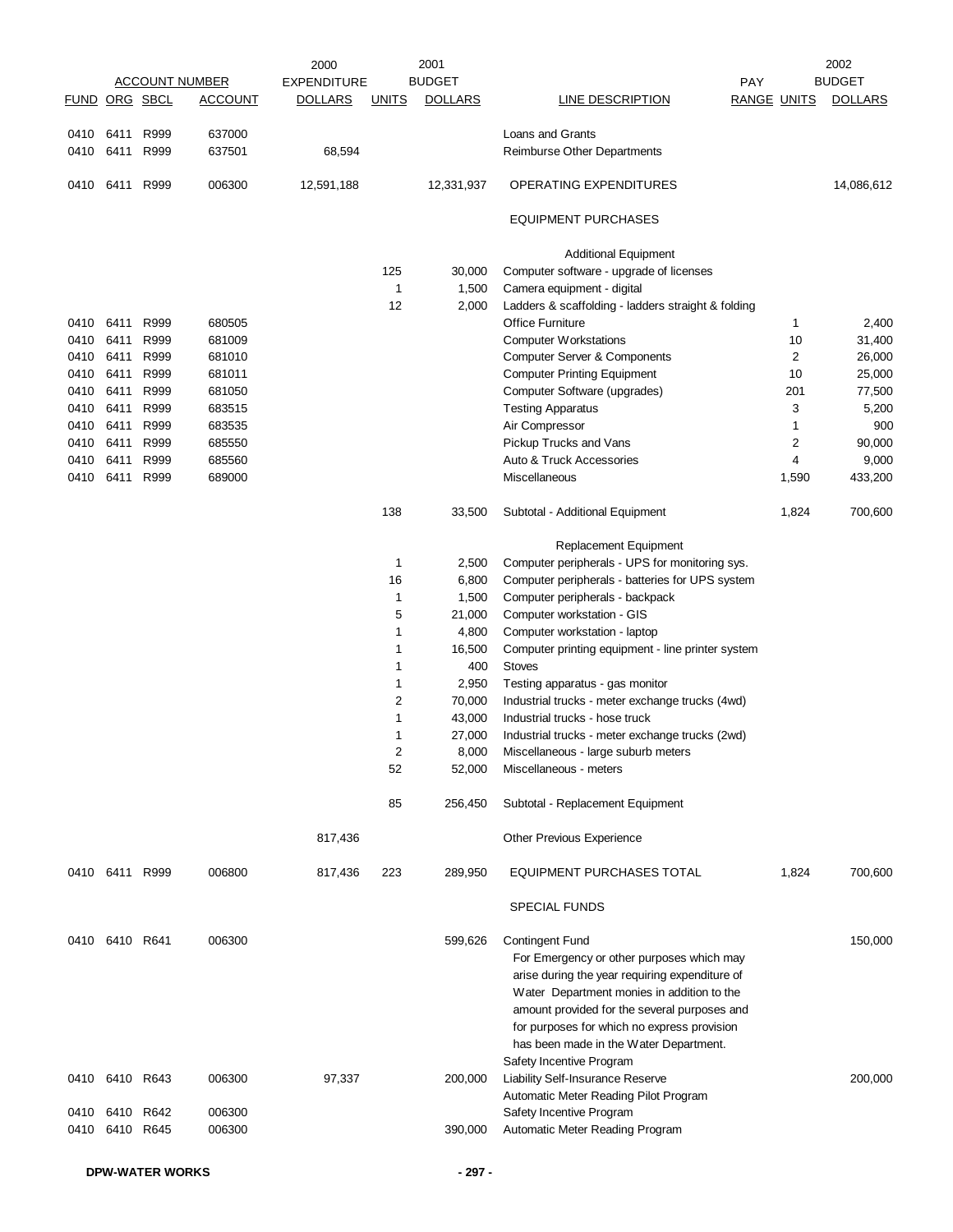| ACCOUNT NUMBER | | | | 2000 EXPENDITURE | 2001 BUDGET | | | PAY | | 2002 BUDGET |
|---|---|---|---|---|---|---|---|---|---|---|
| FUND | ORG | SBCL | ACCOUNT | DOLLARS | UNITS | DOLLARS | LINE DESCRIPTION | RANGE | UNITS | DOLLARS |
| 0410 | 6411 | R999 | 637000 | | | | Loans and Grants | | | |
| 0410 | 6411 | R999 | 637501 | 68,594 | | | Reimburse Other Departments | | | |
| 0410 | 6411 | R999 | 006300 | 12,591,188 | | 12,331,937 | OPERATING EXPENDITURES | | | 14,086,612 |
| | | | | | | | EQUIPMENT PURCHASES | | | |
| | | | | | | | Additional Equipment | | | |
| | | | | | 125 | 30,000 | Computer software - upgrade of licenses | | | |
| | | | | | 1 | 1,500 | Camera equipment - digital | | | |
| | | | | | 12 | 2,000 | Ladders & scaffolding - ladders straight & folding | | | |
| 0410 | 6411 | R999 | 680505 | | | | Office Furniture | | 1 | 2,400 |
| 0410 | 6411 | R999 | 681009 | | | | Computer Workstations | | 10 | 31,400 |
| 0410 | 6411 | R999 | 681010 | | | | Computer Server & Components | | 2 | 26,000 |
| 0410 | 6411 | R999 | 681011 | | | | Computer Printing Equipment | | 10 | 25,000 |
| 0410 | 6411 | R999 | 681050 | | | | Computer Software (upgrades) | | 201 | 77,500 |
| 0410 | 6411 | R999 | 683515 | | | | Testing Apparatus | | 3 | 5,200 |
| 0410 | 6411 | R999 | 683535 | | | | Air Compressor | | 1 | 900 |
| 0410 | 6411 | R999 | 685550 | | | | Pickup Trucks and Vans | | 2 | 90,000 |
| 0410 | 6411 | R999 | 685560 | | | | Auto & Truck Accessories | | 4 | 9,000 |
| 0410 | 6411 | R999 | 689000 | | | | Miscellaneous | | 1,590 | 433,200 |
| | | | | | 138 | 33,500 | Subtotal - Additional Equipment | | 1,824 | 700,600 |
| | | | | | | | Replacement Equipment | | | |
| | | | | | 1 | 2,500 | Computer peripherals - UPS for monitoring sys. | | | |
| | | | | | 16 | 6,800 | Computer peripherals - batteries for UPS system | | | |
| | | | | | 1 | 1,500 | Computer peripherals - backpack | | | |
| | | | | | 5 | 21,000 | Computer workstation - GIS | | | |
| | | | | | 1 | 4,800 | Computer workstation - laptop | | | |
| | | | | | 1 | 16,500 | Computer printing equipment - line printer system | | | |
| | | | | | 1 | 400 | Stoves | | | |
| | | | | | 1 | 2,950 | Testing apparatus - gas monitor | | | |
| | | | | | 2 | 70,000 | Industrial trucks - meter exchange trucks (4wd) | | | |
| | | | | | 1 | 43,000 | Industrial trucks - hose truck | | | |
| | | | | | 1 | 27,000 | Industrial trucks - meter exchange trucks (2wd) | | | |
| | | | | | 2 | 8,000 | Miscellaneous - large suburb meters | | | |
| | | | | | 52 | 52,000 | Miscellaneous - meters | | | |
| | | | | | 85 | 256,450 | Subtotal - Replacement Equipment | | | |
| | | | | 817,436 | | | Other Previous Experience | | | |
| 0410 | 6411 | R999 | 006800 | 817,436 | 223 | 289,950 | EQUIPMENT PURCHASES TOTAL | | 1,824 | 700,600 |
| | | | | | | | SPECIAL FUNDS | | | |
| 0410 | 6410 | R641 | 006300 | | | 599,626 | Contingent Fund<br>For Emergency or other purposes which may arise during the year requiring expenditure of Water Department monies in addition to the amount provided for the several purposes and for purposes for which no express provision has been made in the Water Department. | | | 150,000 |
| | | | | | | | Safety Incentive Program | | | |
| 0410 | 6410 | R643 | 006300 | 97,337 | | 200,000 | Liability Self-Insurance Reserve | | | 200,000 |
| | | | | | | | Automatic Meter Reading Pilot Program | | | |
| 0410 | 6410 | R642 | 006300 | | | | Safety Incentive Program | | | |
| 0410 | 6410 | R645 | 006300 | | | 390,000 | Automatic Meter Reading Program | | | |

DPW-WATER WORKS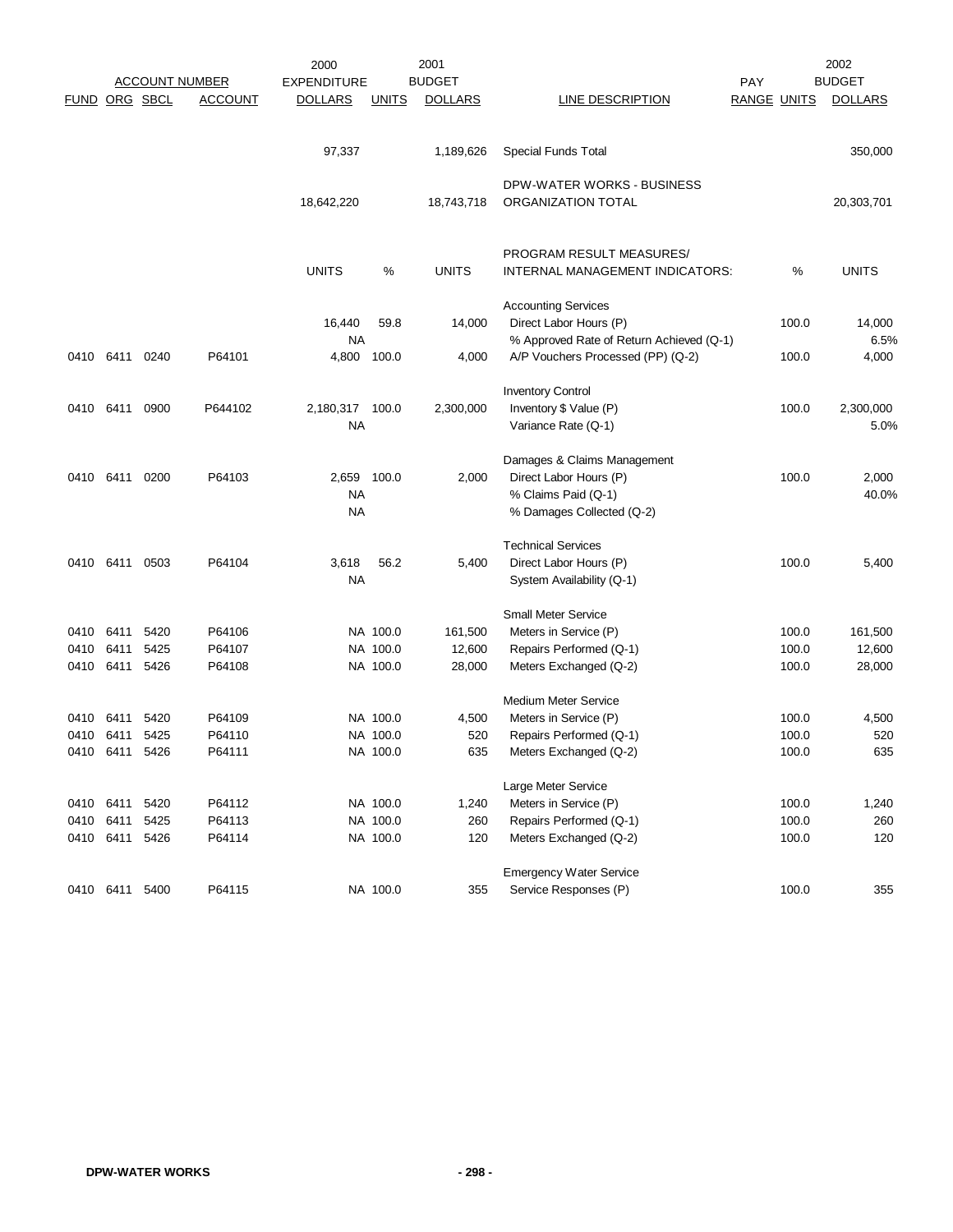| ACCOUNT NUMBER | | | | 2000 EXPENDITURE | | 2001 BUDGET | | | | 2002 BUDGET |
|---|---|---|---|---|---|---|---|---|---|---|
| FUND | ORG | SBCL | ACCOUNT | DOLLARS | UNITS | DOLLARS | LINE DESCRIPTION | PAY RANGE | UNITS | DOLLARS |
| | | | | 97,337 | | 1,189,626 | Special Funds Total | | | 350,000 |
| | | | | 18,642,220 | | 18,743,718 | DPW-WATER WORKS - BUSINESS ORGANIZATION TOTAL | | | 20,303,701 |

| FUND | ORG | SBCL | ACCOUNT | UNITS | % | UNITS | PROGRAM RESULT MEASURES/ INTERNAL MANAGEMENT INDICATORS: | % | UNITS |
|---|---|---|---|---|---|---|---|---|---|
| | | | | | | | Accounting Services | | |
| | | | | 16,440 | 59.8 | 14,000 | Direct Labor Hours (P) | 100.0 | 14,000 |
| | | | | NA | | | % Approved Rate of Return Achieved (Q-1) | | 6.5% |
| 0410 | 6411 | 0240 | P64101 | 4,800 | 100.0 | 4,000 | A/P Vouchers Processed (PP) (Q-2) | 100.0 | 4,000 |
| | | | | | | | Inventory Control | | |
| 0410 | 6411 | 0900 | P644102 | 2,180,317 | 100.0 | 2,300,000 | Inventory $ Value (P) | 100.0 | 2,300,000 |
| | | | | NA | | | Variance Rate (Q-1) | | 5.0% |
| | | | | | | | Damages & Claims Management | | |
| 0410 | 6411 | 0200 | P64103 | 2,659 | 100.0 | 2,000 | Direct Labor Hours (P) | 100.0 | 2,000 |
| | | | | NA | | | % Claims Paid (Q-1) | | 40.0% |
| | | | | NA | | | % Damages Collected (Q-2) | | |
| | | | | | | | Technical Services | | |
| 0410 | 6411 | 0503 | P64104 | 3,618 | 56.2 | 5,400 | Direct Labor Hours (P) | 100.0 | 5,400 |
| | | | | NA | | | System Availability (Q-1) | | |
| | | | | | | | Small Meter Service | | |
| 0410 | 6411 | 5420 | P64106 | NA | 100.0 | 161,500 | Meters in Service (P) | 100.0 | 161,500 |
| 0410 | 6411 | 5425 | P64107 | NA | 100.0 | 12,600 | Repairs Performed (Q-1) | 100.0 | 12,600 |
| 0410 | 6411 | 5426 | P64108 | NA | 100.0 | 28,000 | Meters Exchanged (Q-2) | 100.0 | 28,000 |
| | | | | | | | Medium Meter Service | | |
| 0410 | 6411 | 5420 | P64109 | NA | 100.0 | 4,500 | Meters in Service (P) | 100.0 | 4,500 |
| 0410 | 6411 | 5425 | P64110 | NA | 100.0 | 520 | Repairs Performed (Q-1) | 100.0 | 520 |
| 0410 | 6411 | 5426 | P64111 | NA | 100.0 | 635 | Meters Exchanged (Q-2) | 100.0 | 635 |
| | | | | | | | Large Meter Service | | |
| 0410 | 6411 | 5420 | P64112 | NA | 100.0 | 1,240 | Meters in Service (P) | 100.0 | 1,240 |
| 0410 | 6411 | 5425 | P64113 | NA | 100.0 | 260 | Repairs Performed (Q-1) | 100.0 | 260 |
| 0410 | 6411 | 5426 | P64114 | NA | 100.0 | 120 | Meters Exchanged (Q-2) | 100.0 | 120 |
| | | | | | | | Emergency Water Service | | |
| 0410 | 6411 | 5400 | P64115 | NA | 100.0 | 355 | Service Responses (P) | 100.0 | 355 |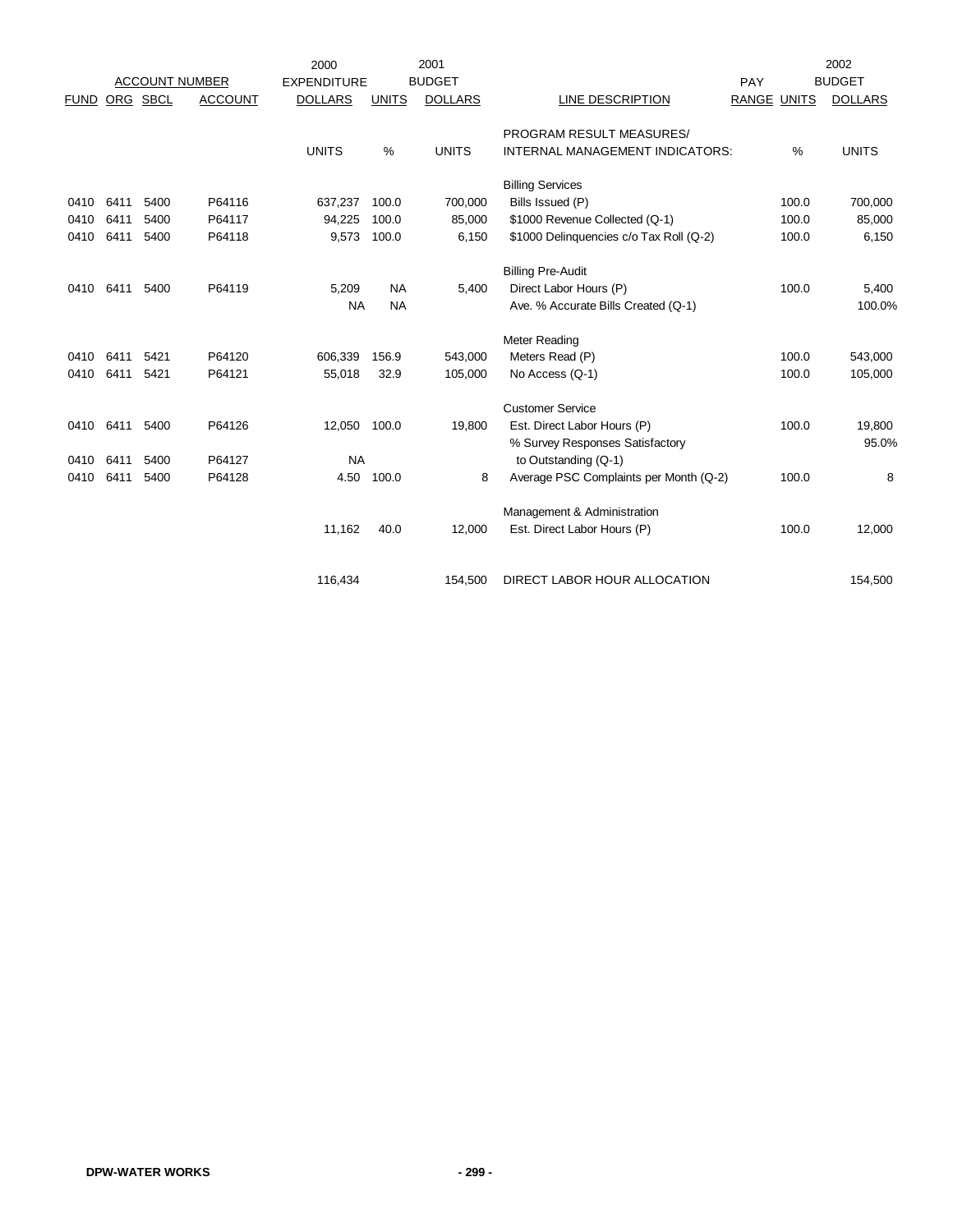| ACCOUNT NUMBER | | | | 2000 EXPENDITURE | | 2001 BUDGET | | PAY | | 2002 BUDGET |
|---|---|---|---|---|---|---|---|---|---|---|
| FUND | ORG | SBCL | ACCOUNT | DOLLARS | UNITS | DOLLARS | LINE DESCRIPTION | RANGE | UNITS | DOLLARS |
| | | | | UNITS | % | UNITS | PROGRAM RESULT MEASURES/ INTERNAL MANAGEMENT INDICATORS: | | % | UNITS |
| | | | | | | | Billing Services | | | |
| 0410 | 6411 | 5400 | P64116 | 637,237 | 100.0 | 700,000 | Bills Issued (P) | | 100.0 | 700,000 |
| 0410 | 6411 | 5400 | P64117 | 94,225 | 100.0 | 85,000 | $1000 Revenue Collected (Q-1) | | 100.0 | 85,000 |
| 0410 | 6411 | 5400 | P64118 | 9,573 | 100.0 | 6,150 | $1000 Delinquencies c/o Tax Roll (Q-2) | | 100.0 | 6,150 |
| | | | | | | | Billing Pre-Audit | | | |
| 0410 | 6411 | 5400 | P64119 | 5,209 | NA | 5,400 | Direct Labor Hours (P) | | 100.0 | 5,400 |
| | | | | NA | NA | | Ave. % Accurate Bills Created (Q-1) | | | 100.0% |
| | | | | | | | Meter Reading | | | |
| 0410 | 6411 | 5421 | P64120 | 606,339 | 156.9 | 543,000 | Meters Read (P) | | 100.0 | 543,000 |
| 0410 | 6411 | 5421 | P64121 | 55,018 | 32.9 | 105,000 | No Access (Q-1) | | 100.0 | 105,000 |
| | | | | | | | Customer Service | | | |
| 0410 | 6411 | 5400 | P64126 | 12,050 | 100.0 | 19,800 | Est. Direct Labor Hours (P) | | 100.0 | 19,800 |
| 0410 | 6411 | 5400 | P64127 | NA | | | % Survey Responses Satisfactory to Outstanding (Q-1) | | | 95.0% |
| 0410 | 6411 | 5400 | P64128 | 4.50 | 100.0 | 8 | Average PSC Complaints per Month (Q-2) | | 100.0 | 8 |
| | | | | | | | Management & Administration | | | |
| | | | | 11,162 | 40.0 | 12,000 | Est. Direct Labor Hours (P) | | 100.0 | 12,000 |
| | | | | 116,434 | | 154,500 | DIRECT LABOR HOUR ALLOCATION | | | 154,500 |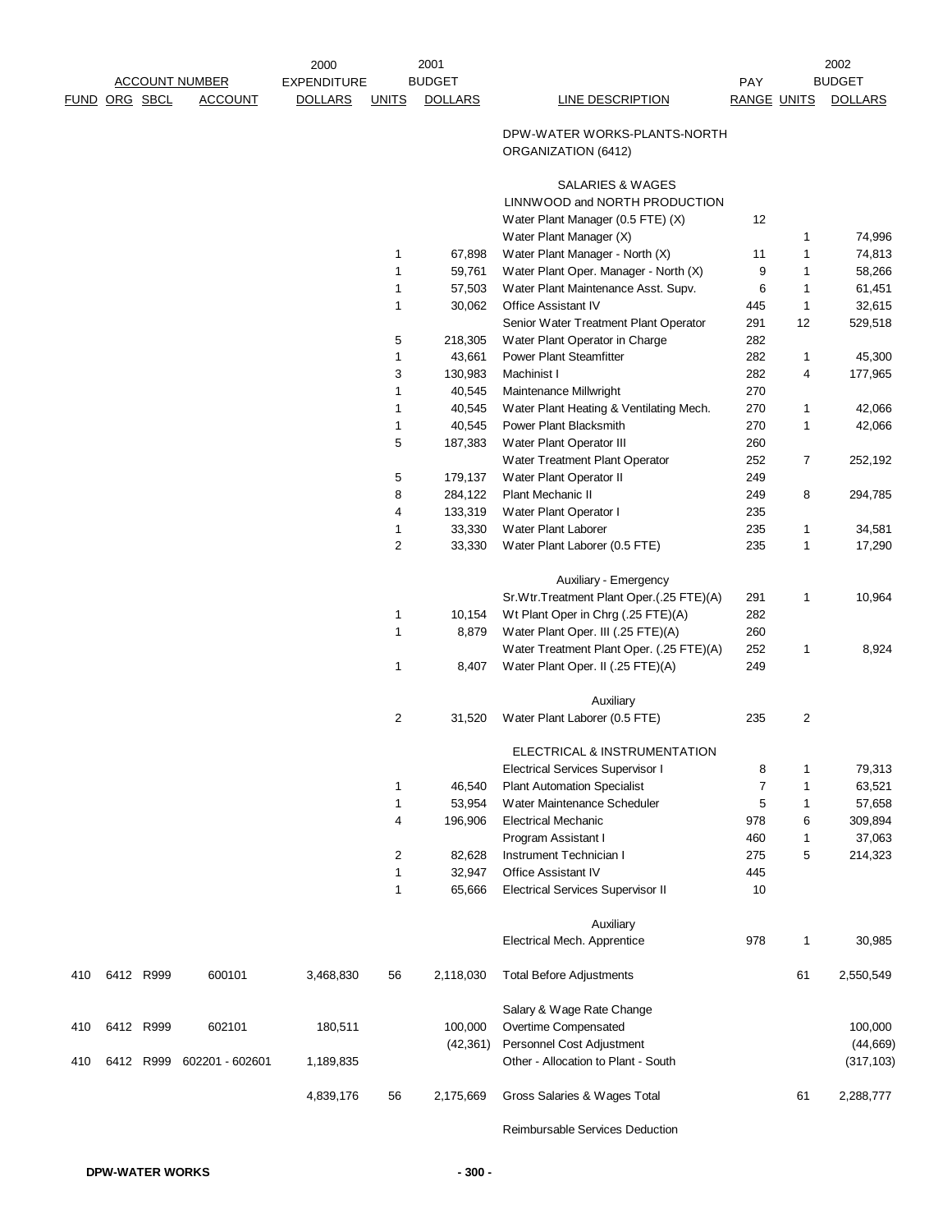| FUND | ORG | SBCL | ACCOUNT NUMBER ACCOUNT | 2000 EXPENDITURE DOLLARS | UNITS | 2001 BUDGET DOLLARS | LINE DESCRIPTION | PAY RANGE | UNITS | 2002 BUDGET DOLLARS |
|---|---|---|---|---|---|---|---|---|---|---|
| | | | | | | | DPW-WATER WORKS-PLANTS-NORTH ORGANIZATION (6412) | | | |
| | | | | | | | SALARIES & WAGES | | | |
| | | | | | | | LINNWOOD and NORTH PRODUCTION | | | |
| | | | | | | | Water Plant Manager (0.5 FTE) (X) | 12 | | |
| | | | | | | | Water Plant Manager (X) | | 1 | 74,996 |
| | | | | | 1 | 67,898 | Water Plant Manager - North (X) | 11 | 1 | 74,813 |
| | | | | | 1 | 59,761 | Water Plant Oper. Manager - North (X) | 9 | 1 | 58,266 |
| | | | | | 1 | 57,503 | Water Plant Maintenance Asst. Supv. | 6 | 1 | 61,451 |
| | | | | | 1 | 30,062 | Office Assistant IV | 445 | 1 | 32,615 |
| | | | | | | | Senior Water Treatment Plant Operator | 291 | 12 | 529,518 |
| | | | | | 5 | 218,305 | Water Plant Operator in Charge | 282 | | |
| | | | | | 1 | 43,661 | Power Plant Steamfitter | 282 | 1 | 45,300 |
| | | | | | 3 | 130,983 | Machinist I | 282 | 4 | 177,965 |
| | | | | | 1 | 40,545 | Maintenance Millwright | 270 | | |
| | | | | | 1 | 40,545 | Water Plant Heating & Ventilating Mech. | 270 | 1 | 42,066 |
| | | | | | 1 | 40,545 | Power Plant Blacksmith | 270 | 1 | 42,066 |
| | | | | | 5 | 187,383 | Water Plant Operator III | 260 | | |
| | | | | | | | Water Treatment Plant Operator | 252 | 7 | 252,192 |
| | | | | | 5 | 179,137 | Water Plant Operator II | 249 | | |
| | | | | | 8 | 284,122 | Plant Mechanic II | 249 | 8 | 294,785 |
| | | | | | 4 | 133,319 | Water Plant Operator I | 235 | | |
| | | | | | 1 | 33,330 | Water Plant Laborer | 235 | 1 | 34,581 |
| | | | | | 2 | 33,330 | Water Plant Laborer (0.5 FTE) | 235 | 1 | 17,290 |
| | | | | | | | Auxiliary - Emergency | | | |
| | | | | | | | Sr.Wtr.Treatment Plant Oper.(.25 FTE)(A) | 291 | 1 | 10,964 |
| | | | | | 1 | 10,154 | Wt Plant Oper in Chrg (.25 FTE)(A) | 282 | | |
| | | | | | 1 | 8,879 | Water Plant Oper. III (.25 FTE)(A) | 260 | | |
| | | | | | | | Water Treatment Plant Oper. (.25 FTE)(A) | 252 | 1 | 8,924 |
| | | | | | 1 | 8,407 | Water Plant Oper. II (.25 FTE)(A) | 249 | | |
| | | | | | | | Auxiliary | | | |
| | | | | | 2 | 31,520 | Water Plant Laborer (0.5 FTE) | 235 | 2 | |
| | | | | | | | ELECTRICAL & INSTRUMENTATION | | | |
| | | | | | | | Electrical Services Supervisor I | 8 | 1 | 79,313 |
| | | | | | 1 | 46,540 | Plant Automation Specialist | 7 | 1 | 63,521 |
| | | | | | 1 | 53,954 | Water Maintenance Scheduler | 5 | 1 | 57,658 |
| | | | | | 4 | 196,906 | Electrical Mechanic | 978 | 6 | 309,894 |
| | | | | | | | Program Assistant I | 460 | 1 | 37,063 |
| | | | | | 2 | 82,628 | Instrument Technician I | 275 | 5 | 214,323 |
| | | | | | 1 | 32,947 | Office Assistant IV | 445 | | |
| | | | | | 1 | 65,666 | Electrical Services Supervisor II | 10 | | |
| | | | | | | | Auxiliary | | | |
| | | | | | | | Electrical Mech. Apprentice | 978 | 1 | 30,985 |
| 410 | 6412 | R999 | 600101 | 3,468,830 | 56 | 2,118,030 | Total Before Adjustments | | 61 | 2,550,549 |
| | | | | | | | Salary & Wage Rate Change | | | |
| 410 | 6412 | R999 | 602101 | 180,511 | | 100,000 | Overtime Compensated | | | 100,000 |
| | | | | | | (42,361) | Personnel Cost Adjustment | | | (44,669) |
| 410 | 6412 | R999 | 602201 - 602601 | 1,189,835 | | | Other - Allocation to Plant - South | | | (317,103) |
| | | | | 4,839,176 | 56 | 2,175,669 | Gross Salaries & Wages Total | | 61 | 2,288,777 |
| | | | | | | | Reimbursable Services Deduction | | | |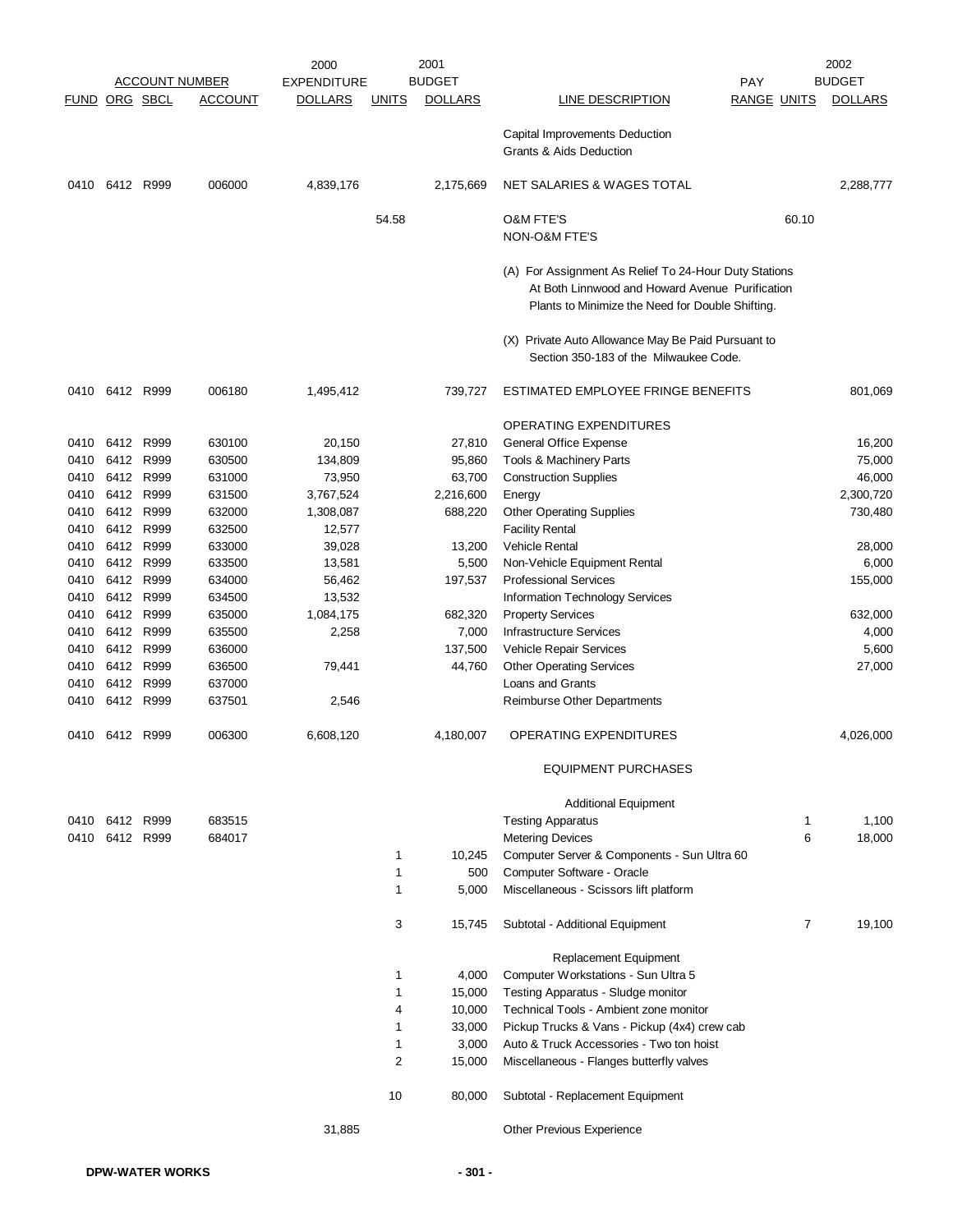| ACCOUNT NUMBER | | | | 2000 EXPENDITURE | 2001 BUDGET | | | PAY | 2002 BUDGET | |
|---|---|---|---|---|---|---|---|---|---|---|
| FUND | ORG | SBCL | ACCOUNT | DOLLARS | UNITS | DOLLARS | LINE DESCRIPTION | RANGE | UNITS | DOLLARS |
| | | | | | | | Capital Improvements Deduction | | | |
| | | | | | | | Grants & Aids Deduction | | | |
| 0410 | 6412 | R999 | 006000 | 4,839,176 | | 2,175,669 | NET SALARIES & WAGES TOTAL | | | 2,288,777 |
| | | | | | 54.58 | | O&M FTE'S | | 60.10 | |
| | | | | | | | NON-O&M FTE'S | | | |
| | | | | | | | (A) For Assignment As Relief To 24-Hour Duty Stations At Both Linnwood and Howard Avenue Purification Plants to Minimize the Need for Double Shifting. | | | |
| | | | | | | | (X) Private Auto Allowance May Be Paid Pursuant to Section 350-183 of the Milwaukee Code. | | | |
| 0410 | 6412 | R999 | 006180 | 1,495,412 | | 739,727 | ESTIMATED EMPLOYEE FRINGE BENEFITS | | | 801,069 |
| | | | | | | | OPERATING EXPENDITURES | | | |
| 0410 | 6412 | R999 | 630100 | 20,150 | | 27,810 | General Office Expense | | | 16,200 |
| 0410 | 6412 | R999 | 630500 | 134,809 | | 95,860 | Tools & Machinery Parts | | | 75,000 |
| 0410 | 6412 | R999 | 631000 | 73,950 | | 63,700 | Construction Supplies | | | 46,000 |
| 0410 | 6412 | R999 | 631500 | 3,767,524 | | 2,216,600 | Energy | | | 2,300,720 |
| 0410 | 6412 | R999 | 632000 | 1,308,087 | | 688,220 | Other Operating Supplies | | | 730,480 |
| 0410 | 6412 | R999 | 632500 | 12,577 | | | Facility Rental | | | |
| 0410 | 6412 | R999 | 633000 | 39,028 | | 13,200 | Vehicle Rental | | | 28,000 |
| 0410 | 6412 | R999 | 633500 | 13,581 | | 5,500 | Non-Vehicle Equipment Rental | | | 6,000 |
| 0410 | 6412 | R999 | 634000 | 56,462 | | 197,537 | Professional Services | | | 155,000 |
| 0410 | 6412 | R999 | 634500 | 13,532 | | | Information Technology Services | | | |
| 0410 | 6412 | R999 | 635000 | 1,084,175 | | 682,320 | Property Services | | | 632,000 |
| 0410 | 6412 | R999 | 635500 | 2,258 | | 7,000 | Infrastructure Services | | | 4,000 |
| 0410 | 6412 | R999 | 636000 | | | 137,500 | Vehicle Repair Services | | | 5,600 |
| 0410 | 6412 | R999 | 636500 | 79,441 | | 44,760 | Other Operating Services | | | 27,000 |
| 0410 | 6412 | R999 | 637000 | | | | Loans and Grants | | | |
| 0410 | 6412 | R999 | 637501 | 2,546 | | | Reimburse Other Departments | | | |
| 0410 | 6412 | R999 | 006300 | 6,608,120 | | 4,180,007 | OPERATING EXPENDITURES | | | 4,026,000 |
| | | | | | | | EQUIPMENT PURCHASES | | | |
| | | | | | | | Additional Equipment | | | |
| 0410 | 6412 | R999 | 683515 | | | | Testing Apparatus | | 1 | 1,100 |
| 0410 | 6412 | R999 | 684017 | | | | Metering Devices | | 6 | 18,000 |
| | | | | | 1 | 10,245 | Computer Server & Components - Sun Ultra 60 | | | |
| | | | | | 1 | 500 | Computer Software - Oracle | | | |
| | | | | | 1 | 5,000 | Miscellaneous - Scissors lift platform | | | |
| | | | | | 3 | 15,745 | Subtotal - Additional Equipment | | 7 | 19,100 |
| | | | | | | | Replacement Equipment | | | |
| | | | | | 1 | 4,000 | Computer Workstations - Sun Ultra 5 | | | |
| | | | | | 1 | 15,000 | Testing Apparatus - Sludge monitor | | | |
| | | | | | 4 | 10,000 | Technical Tools - Ambient zone monitor | | | |
| | | | | | 1 | 33,000 | Pickup Trucks & Vans - Pickup (4x4) crew cab | | | |
| | | | | | 1 | 3,000 | Auto & Truck Accessories - Two ton hoist | | | |
| | | | | | 2 | 15,000 | Miscellaneous - Flanges butterfly valves | | | |
| | | | | | 10 | 80,000 | Subtotal - Replacement Equipment | | | |
| | | | | 31,885 | | | Other Previous Experience | | | |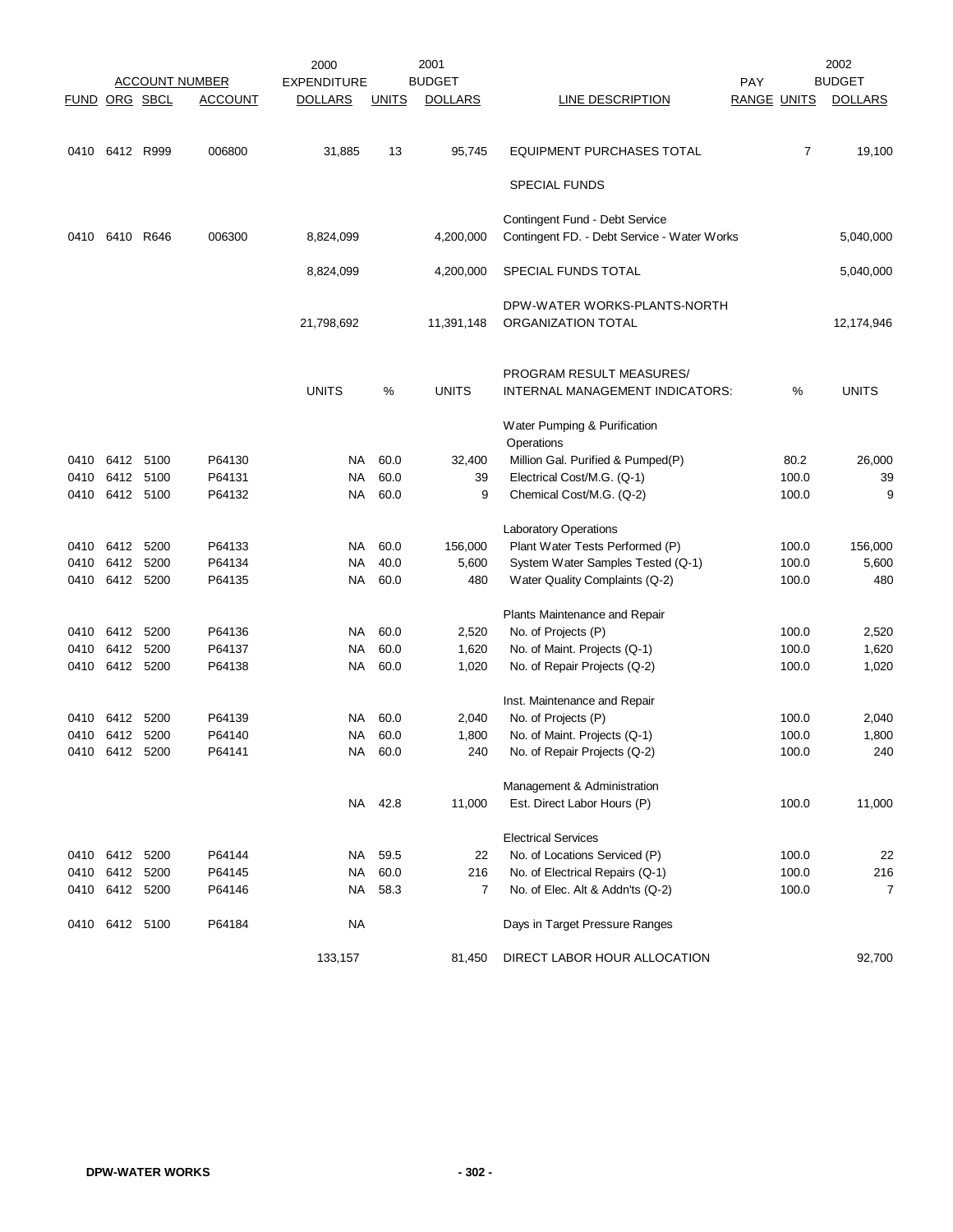| FUND | ORG | SBCL | ACCOUNT | 2000 EXPENDITURE DOLLARS | UNITS | 2001 BUDGET DOLLARS | LINE DESCRIPTION | PAY RANGE | UNITS | 2002 BUDGET DOLLARS |
|---|---|---|---|---|---|---|---|---|---|---|
| 0410 | 6412 | R999 | 006800 | 31,885 | 13 | 95,745 | EQUIPMENT PURCHASES TOTAL | | 7 | 19,100 |
| | | | | | | | SPECIAL FUNDS | | | |
| | | | | | | | Contingent Fund - Debt Service | | | |
| 0410 | 6410 | R646 | 006300 | 8,824,099 | | 4,200,000 | Contingent FD. - Debt Service - Water Works | | | 5,040,000 |
| | | | | 8,824,099 | | 4,200,000 | SPECIAL FUNDS TOTAL | | | 5,040,000 |
| | | | | | | | DPW-WATER WORKS-PLANTS-NORTH | | | |
| | | | | 21,798,692 | | 11,391,148 | ORGANIZATION TOTAL | | | 12,174,946 |
| | | | | | | | PROGRAM RESULT MEASURES/ | | | |
| | | | | UNITS | % | UNITS | INTERNAL MANAGEMENT INDICATORS: | | % | UNITS |
| | | | | | | | Water Pumping & Purification Operations | | | |
| 0410 | 6412 | 5100 | P64130 | NA | 60.0 | 32,400 | Million Gal. Purified & Pumped(P) | | 80.2 | 26,000 |
| 0410 | 6412 | 5100 | P64131 | NA | 60.0 | 39 | Electrical Cost/M.G. (Q-1) | | 100.0 | 39 |
| 0410 | 6412 | 5100 | P64132 | NA | 60.0 | 9 | Chemical Cost/M.G. (Q-2) | | 100.0 | 9 |
| | | | | | | | Laboratory Operations | | | |
| 0410 | 6412 | 5200 | P64133 | NA | 60.0 | 156,000 | Plant Water Tests Performed (P) | | 100.0 | 156,000 |
| 0410 | 6412 | 5200 | P64134 | NA | 40.0 | 5,600 | System Water Samples Tested (Q-1) | | 100.0 | 5,600 |
| 0410 | 6412 | 5200 | P64135 | NA | 60.0 | 480 | Water Quality Complaints (Q-2) | | 100.0 | 480 |
| | | | | | | | Plants Maintenance and Repair | | | |
| 0410 | 6412 | 5200 | P64136 | NA | 60.0 | 2,520 | No. of Projects (P) | | 100.0 | 2,520 |
| 0410 | 6412 | 5200 | P64137 | NA | 60.0 | 1,620 | No. of Maint. Projects (Q-1) | | 100.0 | 1,620 |
| 0410 | 6412 | 5200 | P64138 | NA | 60.0 | 1,020 | No. of Repair Projects (Q-2) | | 100.0 | 1,020 |
| | | | | | | | Inst. Maintenance and Repair | | | |
| 0410 | 6412 | 5200 | P64139 | NA | 60.0 | 2,040 | No. of Projects (P) | | 100.0 | 2,040 |
| 0410 | 6412 | 5200 | P64140 | NA | 60.0 | 1,800 | No. of Maint. Projects (Q-1) | | 100.0 | 1,800 |
| 0410 | 6412 | 5200 | P64141 | NA | 60.0 | 240 | No. of Repair Projects (Q-2) | | 100.0 | 240 |
| | | | | | | | Management & Administration | | | |
| | | | | NA | 42.8 | 11,000 | Est. Direct Labor Hours (P) | | 100.0 | 11,000 |
| | | | | | | | Electrical Services | | | |
| 0410 | 6412 | 5200 | P64144 | NA | 59.5 | 22 | No. of Locations Serviced (P) | | 100.0 | 22 |
| 0410 | 6412 | 5200 | P64145 | NA | 60.0 | 216 | No. of Electrical Repairs (Q-1) | | 100.0 | 216 |
| 0410 | 6412 | 5200 | P64146 | NA | 58.3 | 7 | No. of Elec. Alt & Addn'ts (Q-2) | | 100.0 | 7 |
| 0410 | 6412 | 5100 | P64184 | NA | | | Days in Target Pressure Ranges | | | |
| | | | | 133,157 | | 81,450 | DIRECT LABOR HOUR ALLOCATION | | | 92,700 |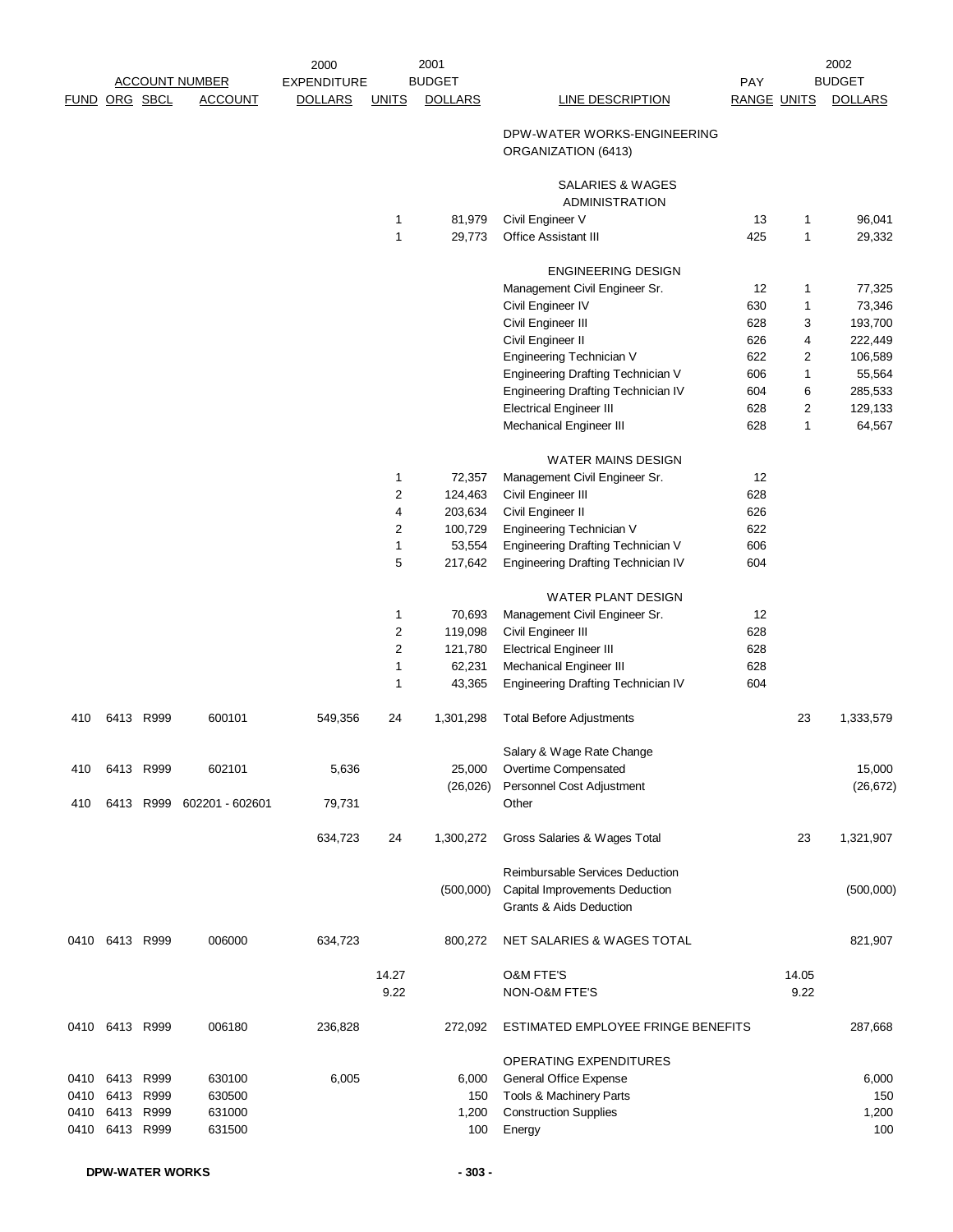| ACCOUNT NUMBER | | | | 2000 EXPENDITURE | 2001 BUDGET | | | | | 2002 BUDGET |
|---|---|---|---|---|---|---|---|---|---|---|
| FUND | ORG | SBCL | ACCOUNT | DOLLARS | UNITS | DOLLARS | LINE DESCRIPTION | PAY RANGE | UNITS | DOLLARS |
| | | | | | | | DPW-WATER WORKS-ENGINEERING ORGANIZATION (6413) | | | |
| | | | | | | | SALARIES & WAGES | | | |
| | | | | | | | ADMINISTRATION | | | |
| | | | | | 1 | 81,979 | Civil Engineer V | 13 | 1 | 96,041 |
| | | | | | 1 | 29,773 | Office Assistant III | 425 | 1 | 29,332 |
| | | | | | | | ENGINEERING DESIGN | | | |
| | | | | | | | Management Civil Engineer Sr. | 12 | 1 | 77,325 |
| | | | | | | | Civil Engineer IV | 630 | 1 | 73,346 |
| | | | | | | | Civil Engineer III | 628 | 3 | 193,700 |
| | | | | | | | Civil Engineer II | 626 | 4 | 222,449 |
| | | | | | | | Engineering Technician V | 622 | 2 | 106,589 |
| | | | | | | | Engineering Drafting Technician V | 606 | 1 | 55,564 |
| | | | | | | | Engineering Drafting Technician IV | 604 | 6 | 285,533 |
| | | | | | | | Electrical Engineer III | 628 | 2 | 129,133 |
| | | | | | | | Mechanical Engineer III | 628 | 1 | 64,567 |
| | | | | | | | WATER MAINS DESIGN | | | |
| | | | | | 1 | 72,357 | Management Civil Engineer Sr. | 12 | | |
| | | | | | 2 | 124,463 | Civil Engineer III | 628 | | |
| | | | | | 4 | 203,634 | Civil Engineer II | 626 | | |
| | | | | | 2 | 100,729 | Engineering Technician V | 622 | | |
| | | | | | 1 | 53,554 | Engineering Drafting Technician V | 606 | | |
| | | | | | 5 | 217,642 | Engineering Drafting Technician IV | 604 | | |
| | | | | | | | WATER PLANT DESIGN | | | |
| | | | | | 1 | 70,693 | Management Civil Engineer Sr. | 12 | | |
| | | | | | 2 | 119,098 | Civil Engineer III | 628 | | |
| | | | | | 2 | 121,780 | Electrical Engineer III | 628 | | |
| | | | | | 1 | 62,231 | Mechanical Engineer III | 628 | | |
| | | | | | 1 | 43,365 | Engineering Drafting Technician IV | 604 | | |
| 410 | 6413 | R999 | 600101 | 549,356 | 24 | 1,301,298 | Total Before Adjustments | | 23 | 1,333,579 |
| | | | | | | | Salary & Wage Rate Change | | | |
| 410 | 6413 | R999 | 602101 | 5,636 | | 25,000 | Overtime Compensated | | | 15,000 |
| | | | | | | (26,026) | Personnel Cost Adjustment | | | (26,672) |
| 410 | 6413 | R999 | 602201 - 602601 | 79,731 | | | Other | | | |
| | | | | 634,723 | 24 | 1,300,272 | Gross Salaries & Wages Total | | 23 | 1,321,907 |
| | | | | | | | Reimbursable Services Deduction | | | |
| | | | | | | (500,000) | Capital Improvements Deduction | | | (500,000) |
| | | | | | | | Grants & Aids Deduction | | | |
| 0410 | 6413 | R999 | 006000 | 634,723 | | 800,272 | NET SALARIES & WAGES TOTAL | | | 821,907 |
| | | | | | 14.27 | | O&M FTE'S | | 14.05 | |
| | | | | | 9.22 | | NON-O&M FTE'S | | 9.22 | |
| 0410 | 6413 | R999 | 006180 | 236,828 | | 272,092 | ESTIMATED EMPLOYEE FRINGE BENEFITS | | | 287,668 |
| | | | | | | | OPERATING EXPENDITURES | | | |
| 0410 | 6413 | R999 | 630100 | 6,005 | | 6,000 | General Office Expense | | | 6,000 |
| 0410 | 6413 | R999 | 630500 | | | 150 | Tools & Machinery Parts | | | 150 |
| 0410 | 6413 | R999 | 631000 | | | 1,200 | Construction Supplies | | | 1,200 |
| 0410 | 6413 | R999 | 631500 | | | 100 | Energy | | | 100 |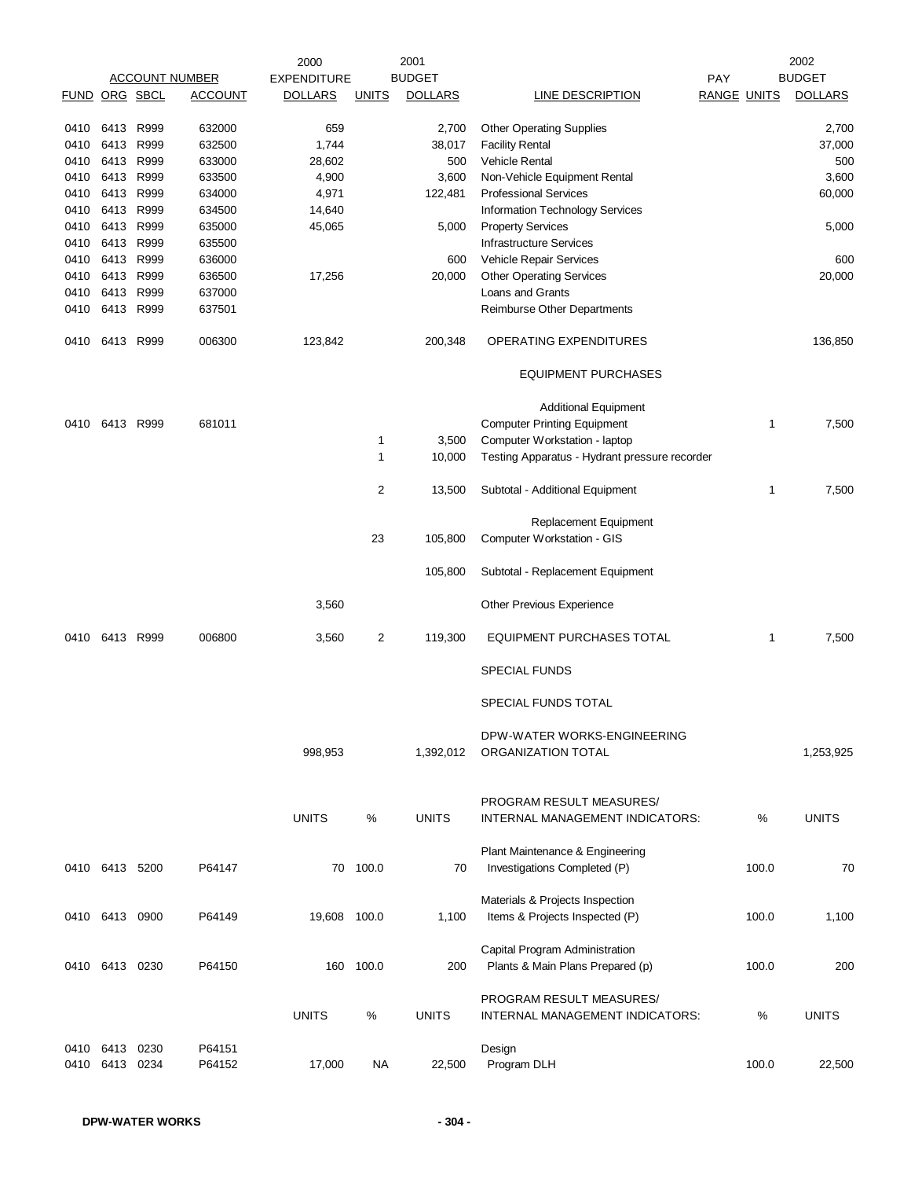| FUND | ORG | SBCL | ACCOUNT | 2000 EXPENDITURE DOLLARS | UNITS | 2001 BUDGET DOLLARS | LINE DESCRIPTION | PAY RANGE | UNITS | 2002 BUDGET DOLLARS |
|---|---|---|---|---|---|---|---|---|---|---|
| 0410 | 6413 | R999 | 632000 | 659 | | 2,700 | Other Operating Supplies | | | 2,700 |
| 0410 | 6413 | R999 | 632500 | 1,744 | | 38,017 | Facility Rental | | | 37,000 |
| 0410 | 6413 | R999 | 633000 | 28,602 | | 500 | Vehicle Rental | | | 500 |
| 0410 | 6413 | R999 | 633500 | 4,900 | | 3,600 | Non-Vehicle Equipment Rental | | | 3,600 |
| 0410 | 6413 | R999 | 634000 | 4,971 | | 122,481 | Professional Services | | | 60,000 |
| 0410 | 6413 | R999 | 634500 | 14,640 | | | Information Technology Services | | | |
| 0410 | 6413 | R999 | 635000 | 45,065 | | 5,000 | Property Services | | | 5,000 |
| 0410 | 6413 | R999 | 635500 | | | | Infrastructure Services | | | |
| 0410 | 6413 | R999 | 636000 | | | 600 | Vehicle Repair Services | | | 600 |
| 0410 | 6413 | R999 | 636500 | 17,256 | | 20,000 | Other Operating Services | | | 20,000 |
| 0410 | 6413 | R999 | 637000 | | | | Loans and Grants | | | |
| 0410 | 6413 | R999 | 637501 | | | | Reimburse Other Departments | | | |
| 0410 | 6413 | R999 | 006300 | 123,842 | | 200,348 | OPERATING EXPENDITURES | | | 136,850 |
| | | | | | | | EQUIPMENT PURCHASES | | | |
| | | | | | | | Additional Equipment | | | |
| 0410 | 6413 | R999 | 681011 | | | | Computer Printing Equipment | | 1 | 7,500 |
| | | | | | 1 | 3,500 | Computer Workstation - laptop | | | |
| | | | | | 1 | 10,000 | Testing Apparatus - Hydrant pressure recorder | | | |
| | | | | | 2 | 13,500 | Subtotal - Additional Equipment | | 1 | 7,500 |
| | | | | | | | Replacement Equipment | | | |
| | | | | | 23 | 105,800 | Computer Workstation - GIS | | | |
| | | | | | | 105,800 | Subtotal - Replacement Equipment | | | |
| | | | | 3,560 | | | Other Previous Experience | | | |
| 0410 | 6413 | R999 | 006800 | 3,560 | 2 | 119,300 | EQUIPMENT PURCHASES TOTAL | | 1 | 7,500 |
| | | | | | | | SPECIAL FUNDS | | | |
| | | | | | | | SPECIAL FUNDS TOTAL | | | |
| | | | | 998,953 | | 1,392,012 | DPW-WATER WORKS-ENGINEERING ORGANIZATION TOTAL | | | 1,253,925 |
| | | | | UNITS | % | UNITS | PROGRAM RESULT MEASURES/ INTERNAL MANAGEMENT INDICATORS: | | % | UNITS |
| 0410 | 6413 | 5200 | P64147 | 70 | 100.0 | 70 | Plant Maintenance & Engineering Investigations Completed (P) | | 100.0 | 70 |
| 0410 | 6413 | 0900 | P64149 | 19,608 | 100.0 | 1,100 | Materials & Projects Inspection Items & Projects Inspected (P) | | 100.0 | 1,100 |
| 0410 | 6413 | 0230 | P64150 | 160 | 100.0 | 200 | Capital Program Administration Plants & Main Plans Prepared (p) | | 100.0 | 200 |
| | | | | UNITS | % | UNITS | PROGRAM RESULT MEASURES/ INTERNAL MANAGEMENT INDICATORS: | | % | UNITS |
| 0410 | 6413 | 0230 | P64151 | | | | Design | | | |
| 0410 | 6413 | 0234 | P64152 | 17,000 | NA | 22,500 | Program DLH | | 100.0 | 22,500 |

DPW-WATER WORKS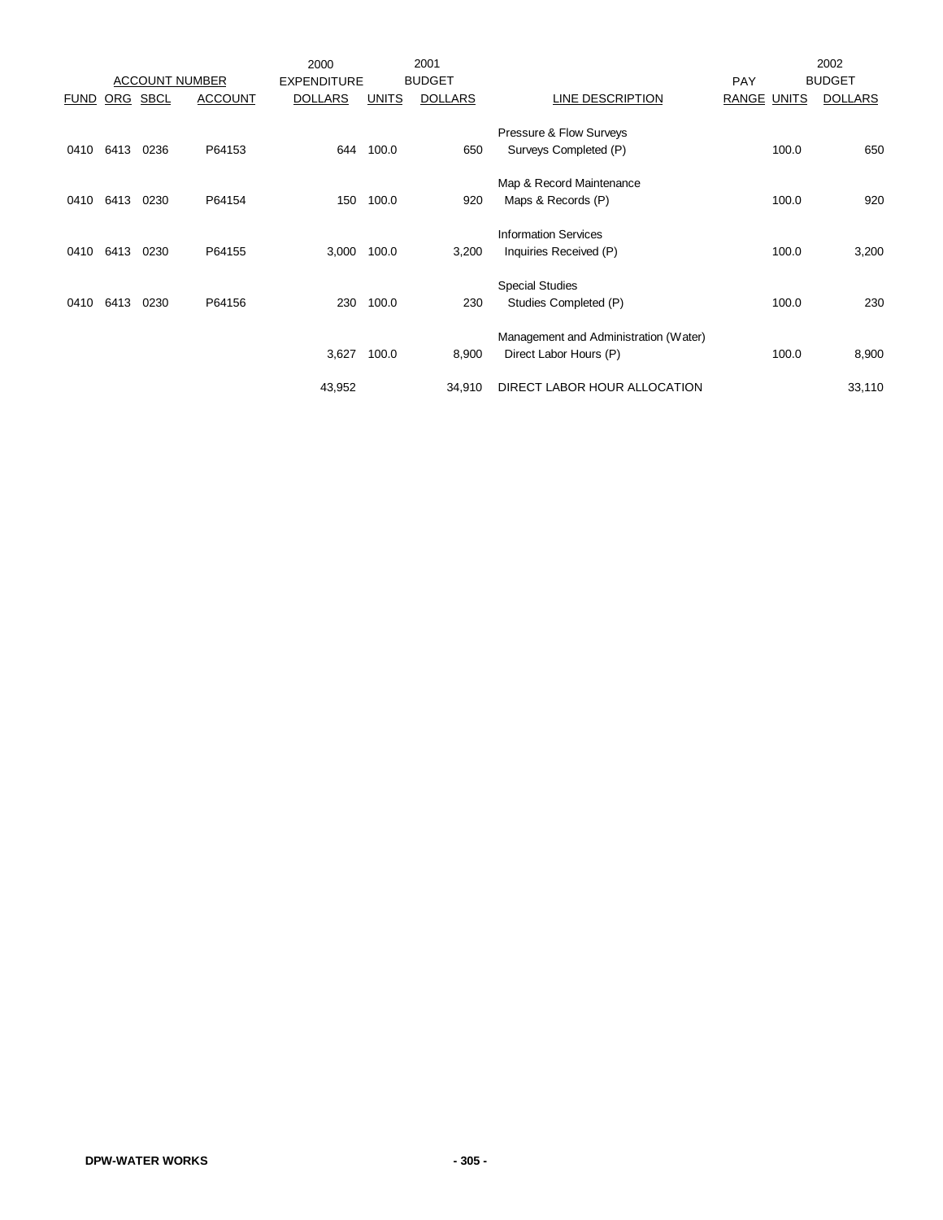| ACCOUNT NUMBER | | | | 2000 EXPENDITURE | 2001 BUDGET | | | PAY | 2002 BUDGET | |
|---|---|---|---|---|---|---|---|---|---|---|
| FUND | ORG | SBCL | ACCOUNT | DOLLARS | UNITS | DOLLARS | LINE DESCRIPTION | RANGE | UNITS | DOLLARS |
| | | | | | | | Pressure & Flow Surveys | | | |
| 0410 | 6413 | 0236 | P64153 | 644 | 100.0 | 650 | Surveys Completed (P) | | 100.0 | 650 |
| | | | | | | | Map & Record Maintenance | | | |
| 0410 | 6413 | 0230 | P64154 | 150 | 100.0 | 920 | Maps & Records (P) | | 100.0 | 920 |
| | | | | | | | Information Services | | | |
| 0410 | 6413 | 0230 | P64155 | 3,000 | 100.0 | 3,200 | Inquiries Received (P) | | 100.0 | 3,200 |
| | | | | | | | Special Studies | | | |
| 0410 | 6413 | 0230 | P64156 | 230 | 100.0 | 230 | Studies Completed (P) | | 100.0 | 230 |
| | | | | | | | Management and Administration (Water) | | | |
| | | | | 3,627 | 100.0 | 8,900 | Direct Labor Hours (P) | | 100.0 | 8,900 |
| | | | | 43,952 | | 34,910 | DIRECT LABOR HOUR ALLOCATION | | | 33,110 |

**DPW-WATER WORKS**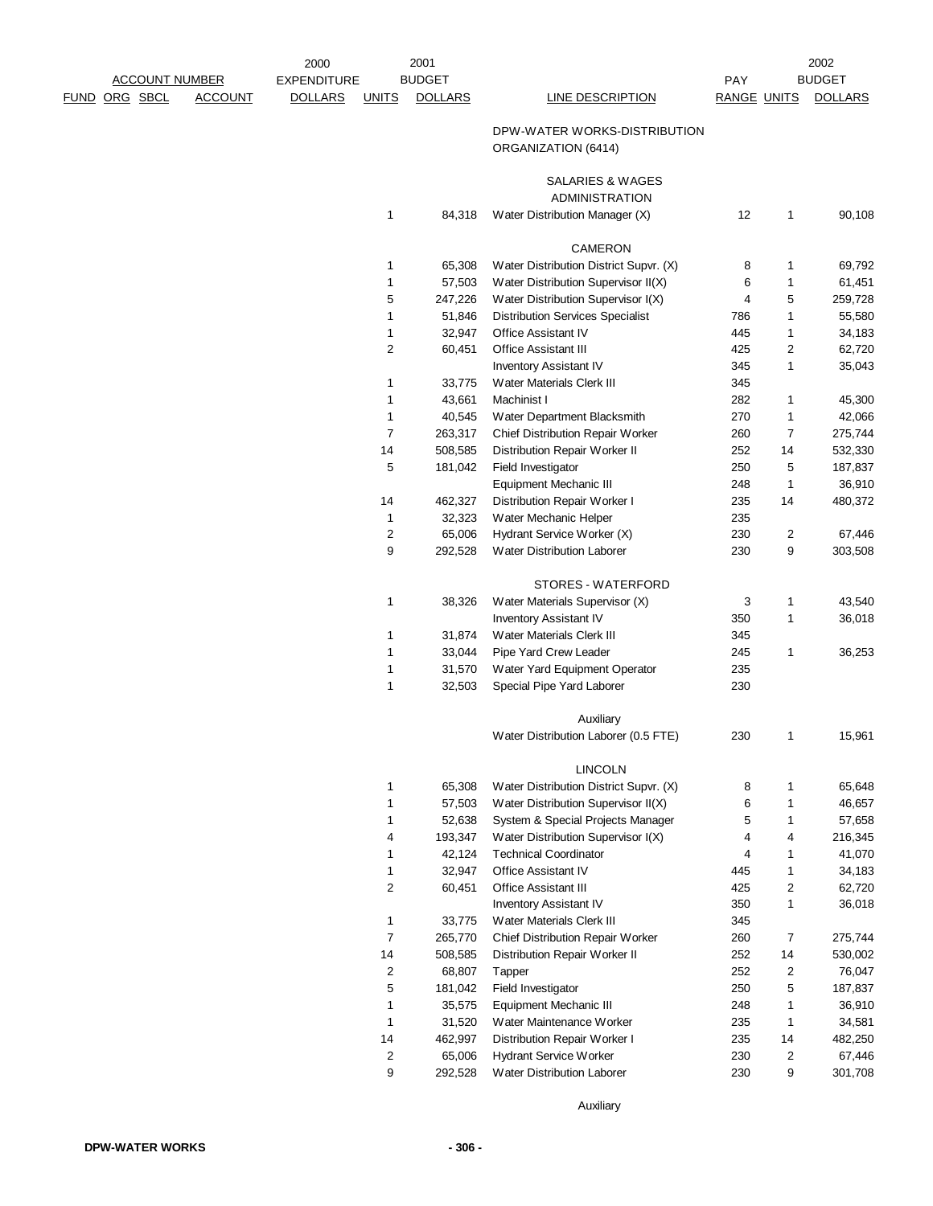| ACCOUNT NUMBER | | | | 2000 EXPENDITURE | 2001 BUDGET | | | PAY | | 2002 BUDGET |
|---|---|---|---|---|---|---|---|---|---|---|
| FUND | ORG | SBCL | ACCOUNT | DOLLARS | UNITS | DOLLARS | LINE DESCRIPTION | RANGE | UNITS | DOLLARS |
| | | | | | | | DPW-WATER WORKS-DISTRIBUTION ORGANIZATION (6414) | | | |
| | | | | | | | SALARIES & WAGES | | | |
| | | | | | | | ADMINISTRATION | | | |
| | | | | | 1 | 84,318 | Water Distribution Manager (X) | 12 | 1 | 90,108 |
| | | | | | | | CAMERON | | | |
| | | | | | 1 | 65,308 | Water Distribution District Supvr. (X) | 8 | 1 | 69,792 |
| | | | | | 1 | 57,503 | Water Distribution Supervisor II(X) | 6 | 1 | 61,451 |
| | | | | | 5 | 247,226 | Water Distribution Supervisor I(X) | 4 | 5 | 259,728 |
| | | | | | 1 | 51,846 | Distribution Services Specialist | 786 | 1 | 55,580 |
| | | | | | 1 | 32,947 | Office Assistant IV | 445 | 1 | 34,183 |
| | | | | | 2 | 60,451 | Office Assistant III | 425 | 2 | 62,720 |
| | | | | | | | Inventory Assistant IV | 345 | 1 | 35,043 |
| | | | | | 1 | 33,775 | Water Materials Clerk III | 345 | | |
| | | | | | 1 | 43,661 | Machinist I | 282 | 1 | 45,300 |
| | | | | | 1 | 40,545 | Water Department Blacksmith | 270 | 1 | 42,066 |
| | | | | | 7 | 263,317 | Chief Distribution Repair Worker | 260 | 7 | 275,744 |
| | | | | | 14 | 508,585 | Distribution Repair Worker II | 252 | 14 | 532,330 |
| | | | | | 5 | 181,042 | Field Investigator | 250 | 5 | 187,837 |
| | | | | | | | Equipment Mechanic III | 248 | 1 | 36,910 |
| | | | | | 14 | 462,327 | Distribution Repair Worker I | 235 | 14 | 480,372 |
| | | | | | 1 | 32,323 | Water Mechanic Helper | 235 | | |
| | | | | | 2 | 65,006 | Hydrant Service Worker (X) | 230 | 2 | 67,446 |
| | | | | | 9 | 292,528 | Water Distribution Laborer | 230 | 9 | 303,508 |
| | | | | | | | STORES - WATERFORD | | | |
| | | | | | 1 | 38,326 | Water Materials Supervisor (X) | 3 | 1 | 43,540 |
| | | | | | | | Inventory Assistant IV | 350 | 1 | 36,018 |
| | | | | | 1 | 31,874 | Water Materials Clerk III | 345 | | |
| | | | | | 1 | 33,044 | Pipe Yard Crew Leader | 245 | 1 | 36,253 |
| | | | | | 1 | 31,570 | Water Yard Equipment Operator | 235 | | |
| | | | | | 1 | 32,503 | Special Pipe Yard Laborer | 230 | | |
| | | | | | | | Auxiliary | | | |
| | | | | | | | Water Distribution Laborer (0.5 FTE) | 230 | 1 | 15,961 |
| | | | | | | | LINCOLN | | | |
| | | | | | 1 | 65,308 | Water Distribution District Supvr. (X) | 8 | 1 | 65,648 |
| | | | | | 1 | 57,503 | Water Distribution Supervisor II(X) | 6 | 1 | 46,657 |
| | | | | | 1 | 52,638 | System & Special Projects Manager | 5 | 1 | 57,658 |
| | | | | | 4 | 193,347 | Water Distribution Supervisor I(X) | 4 | 4 | 216,345 |
| | | | | | 1 | 42,124 | Technical Coordinator | 4 | 1 | 41,070 |
| | | | | | 1 | 32,947 | Office Assistant IV | 445 | 1 | 34,183 |
| | | | | | 2 | 60,451 | Office Assistant III | 425 | 2 | 62,720 |
| | | | | | | | Inventory Assistant IV | 350 | 1 | 36,018 |
| | | | | | 1 | 33,775 | Water Materials Clerk III | 345 | | |
| | | | | | 7 | 265,770 | Chief Distribution Repair Worker | 260 | 7 | 275,744 |
| | | | | | 14 | 508,585 | Distribution Repair Worker II | 252 | 14 | 530,002 |
| | | | | | 2 | 68,807 | Tapper | 252 | 2 | 76,047 |
| | | | | | 5 | 181,042 | Field Investigator | 250 | 5 | 187,837 |
| | | | | | 1 | 35,575 | Equipment Mechanic III | 248 | 1 | 36,910 |
| | | | | | 1 | 31,520 | Water Maintenance Worker | 235 | 1 | 34,581 |
| | | | | | 14 | 462,997 | Distribution Repair Worker I | 235 | 14 | 482,250 |
| | | | | | 2 | 65,006 | Hydrant Service Worker | 230 | 2 | 67,446 |
| | | | | | 9 | 292,528 | Water Distribution Laborer | 230 | 9 | 301,708 |
| | | | | | | | Auxiliary | | | |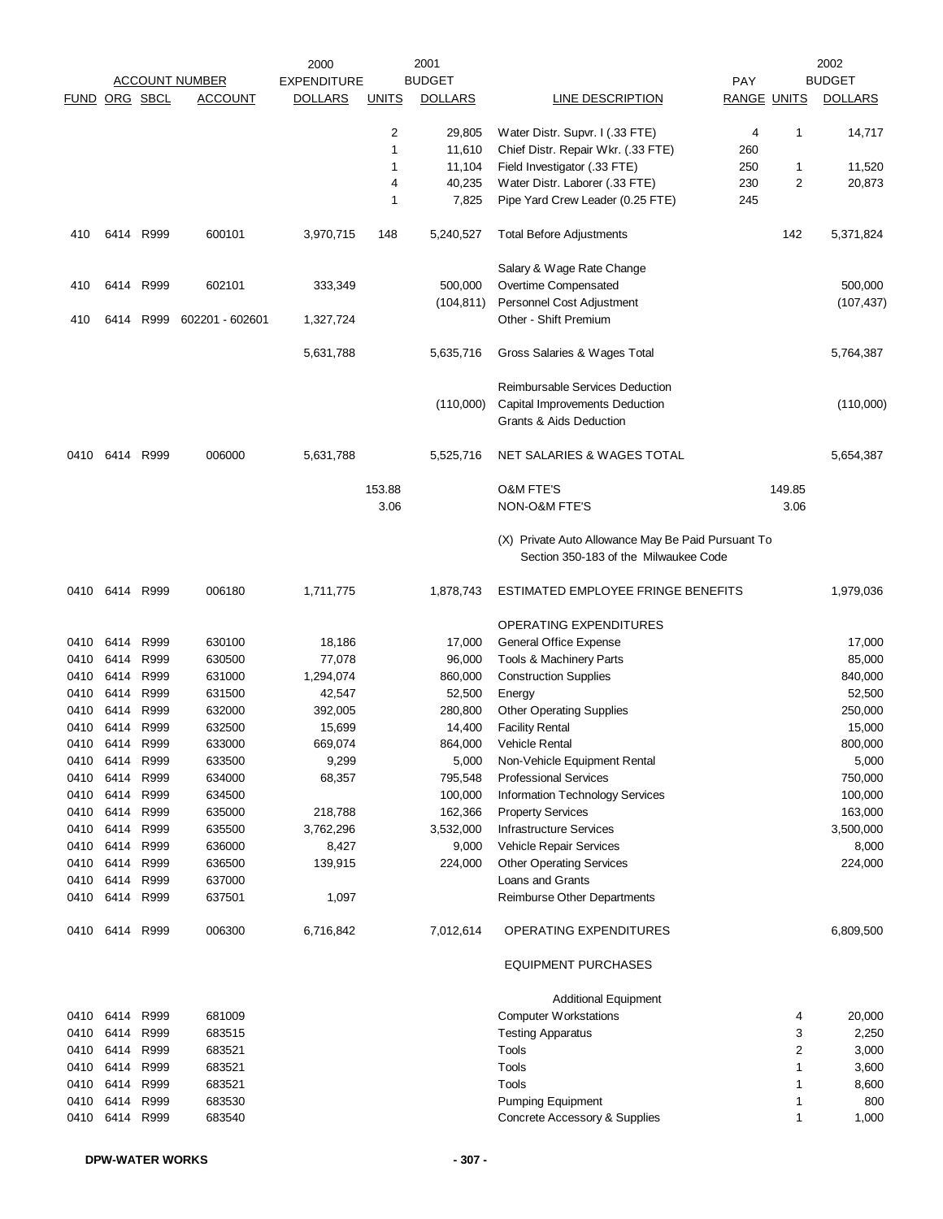| ACCOUNT NUMBER | | | | 2000 EXPENDITURE | 2001 BUDGET | | | PAY | | 2002 BUDGET |
|---|---|---|---|---|---|---|---|---|---|---|
| FUND | ORG | SBCL | ACCOUNT | DOLLARS | UNITS | DOLLARS | LINE DESCRIPTION | RANGE | UNITS | DOLLARS |
| | | | | | 2 | 29,805 | Water Distr. Supvr. I (.33 FTE) | 4 | 1 | 14,717 |
| | | | | | 1 | 11,610 | Chief Distr. Repair Wkr. (.33 FTE) | 260 | | |
| | | | | | 1 | 11,104 | Field Investigator (.33 FTE) | 250 | 1 | 11,520 |
| | | | | | 4 | 40,235 | Water Distr. Laborer (.33 FTE) | 230 | 2 | 20,873 |
| | | | | | 1 | 7,825 | Pipe Yard Crew Leader (0.25 FTE) | 245 | | |
| 410 | 6414 | R999 | 600101 | 3,970,715 | 148 | 5,240,527 | Total Before Adjustments | | 142 | 5,371,824 |
| | | | | | | | Salary & Wage Rate Change | | | |
| 410 | 6414 | R999 | 602101 | 333,349 | | 500,000 | Overtime Compensated | | | 500,000 |
| | | | | | | (104,811) | Personnel Cost Adjustment | | | (107,437) |
| 410 | 6414 | R999 | 602201 - 602601 | 1,327,724 | | | Other - Shift Premium | | | |
| | | | | 5,631,788 | | 5,635,716 | Gross Salaries & Wages Total | | | 5,764,387 |
| | | | | | | | Reimbursable Services Deduction | | | |
| | | | | | | (110,000) | Capital Improvements Deduction | | | (110,000) |
| | | | | | | | Grants & Aids Deduction | | | |
| 0410 | 6414 | R999 | 006000 | 5,631,788 | | 5,525,716 | NET SALARIES & WAGES TOTAL | | | 5,654,387 |
| | | | | | 153.88 | | O&M FTE'S | | 149.85 | |
| | | | | | 3.06 | | NON-O&M FTE'S | | 3.06 | |
| | | | | | | | (X) Private Auto Allowance May Be Paid Pursuant To Section 350-183 of the Milwaukee Code | | | |
| 0410 | 6414 | R999 | 006180 | 1,711,775 | | 1,878,743 | ESTIMATED EMPLOYEE FRINGE BENEFITS | | | 1,979,036 |
| | | | | | | | OPERATING EXPENDITURES | | | |
| 0410 | 6414 | R999 | 630100 | 18,186 | | 17,000 | General Office Expense | | | 17,000 |
| 0410 | 6414 | R999 | 630500 | 77,078 | | 96,000 | Tools & Machinery Parts | | | 85,000 |
| 0410 | 6414 | R999 | 631000 | 1,294,074 | | 860,000 | Construction Supplies | | | 840,000 |
| 0410 | 6414 | R999 | 631500 | 42,547 | | 52,500 | Energy | | | 52,500 |
| 0410 | 6414 | R999 | 632000 | 392,005 | | 280,800 | Other Operating Supplies | | | 250,000 |
| 0410 | 6414 | R999 | 632500 | 15,699 | | 14,400 | Facility Rental | | | 15,000 |
| 0410 | 6414 | R999 | 633000 | 669,074 | | 864,000 | Vehicle Rental | | | 800,000 |
| 0410 | 6414 | R999 | 633500 | 9,299 | | 5,000 | Non-Vehicle Equipment Rental | | | 5,000 |
| 0410 | 6414 | R999 | 634000 | 68,357 | | 795,548 | Professional Services | | | 750,000 |
| 0410 | 6414 | R999 | 634500 | | | 100,000 | Information Technology Services | | | 100,000 |
| 0410 | 6414 | R999 | 635000 | 218,788 | | 162,366 | Property Services | | | 163,000 |
| 0410 | 6414 | R999 | 635500 | 3,762,296 | | 3,532,000 | Infrastructure Services | | | 3,500,000 |
| 0410 | 6414 | R999 | 636000 | 8,427 | | 9,000 | Vehicle Repair Services | | | 8,000 |
| 0410 | 6414 | R999 | 636500 | 139,915 | | 224,000 | Other Operating Services | | | 224,000 |
| 0410 | 6414 | R999 | 637000 | | | | Loans and Grants | | | |
| 0410 | 6414 | R999 | 637501 | 1,097 | | | Reimburse Other Departments | | | |
| 0410 | 6414 | R999 | 006300 | 6,716,842 | | 7,012,614 | OPERATING EXPENDITURES | | | 6,809,500 |
| | | | | | | | EQUIPMENT PURCHASES | | | |
| | | | | | | | Additional Equipment | | | |
| 0410 | 6414 | R999 | 681009 | | | | Computer Workstations | | 4 | 20,000 |
| 0410 | 6414 | R999 | 683515 | | | | Testing Apparatus | | 3 | 2,250 |
| 0410 | 6414 | R999 | 683521 | | | | Tools | | 2 | 3,000 |
| 0410 | 6414 | R999 | 683521 | | | | Tools | | 1 | 3,600 |
| 0410 | 6414 | R999 | 683521 | | | | Tools | | 1 | 8,600 |
| 0410 | 6414 | R999 | 683530 | | | | Pumping Equipment | | 1 | 800 |
| 0410 | 6414 | R999 | 683540 | | | | Concrete Accessory & Supplies | | 1 | 1,000 |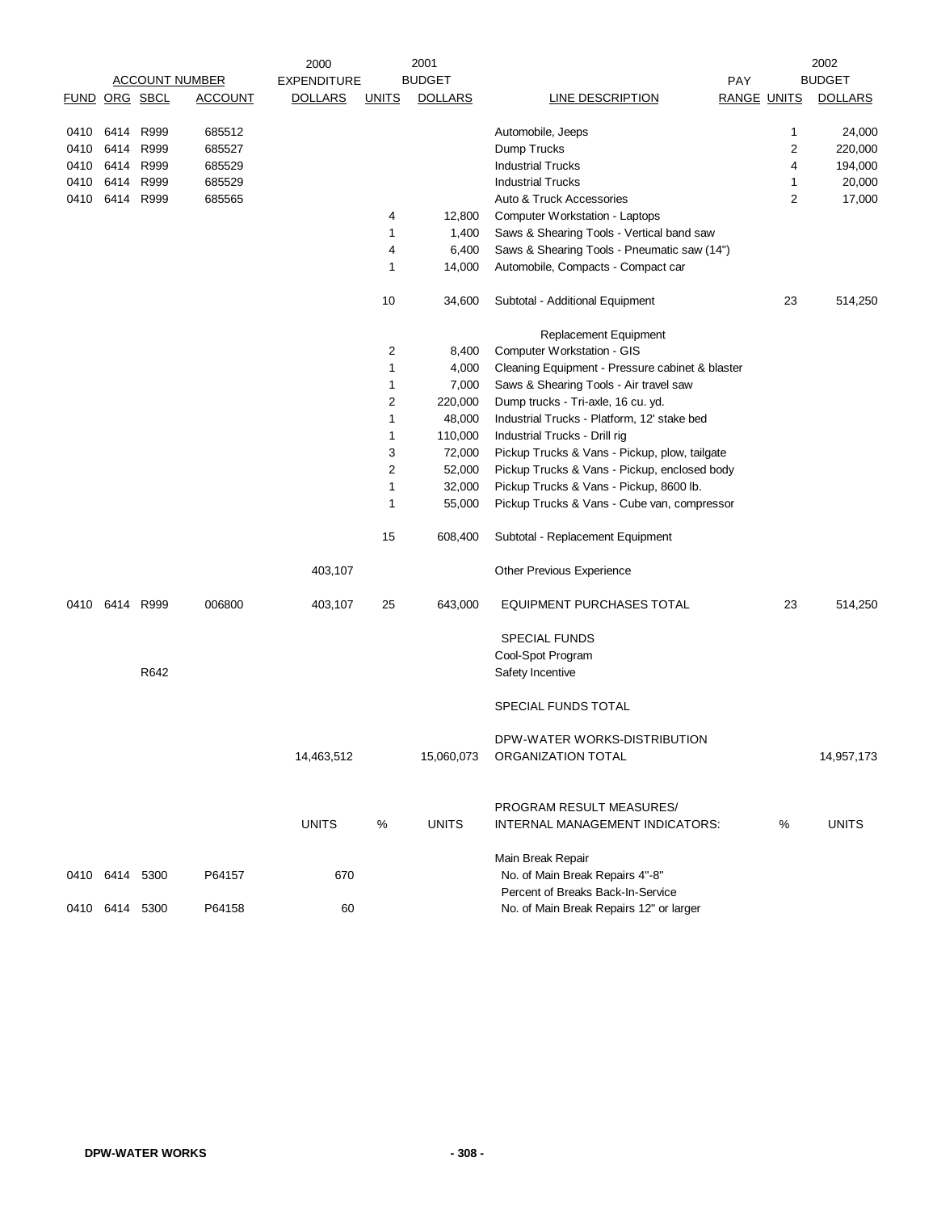| FUND | ORG | SBCL | ACCOUNT | 2000 EXPENDITURE DOLLARS | 2001 UNITS | 2001 BUDGET DOLLARS | LINE DESCRIPTION | PAY RANGE | 2002 UNITS | 2002 BUDGET DOLLARS |
|---|---|---|---|---|---|---|---|---|---|---|
| 0410 | 6414 | R999 | 685512 | | | | Automobile, Jeeps | | 1 | 24,000 |
| 0410 | 6414 | R999 | 685527 | | | | Dump Trucks | | 2 | 220,000 |
| 0410 | 6414 | R999 | 685529 | | | | Industrial Trucks | | 4 | 194,000 |
| 0410 | 6414 | R999 | 685529 | | | | Industrial Trucks | | 1 | 20,000 |
| 0410 | 6414 | R999 | 685565 | | | | Auto & Truck Accessories | | 2 | 17,000 |
| | | | | | 4 | 12,800 | Computer Workstation - Laptops | | | |
| | | | | | 1 | 1,400 | Saws & Shearing Tools - Vertical band saw | | | |
| | | | | | 4 | 6,400 | Saws & Shearing Tools - Pneumatic saw (14") | | | |
| | | | | | 1 | 14,000 | Automobile, Compacts - Compact car | | | |
| | | | | | 10 | 34,600 | Subtotal - Additional Equipment | | 23 | 514,250 |
| | | | | | | | Replacement Equipment | | | |
| | | | | | 2 | 8,400 | Computer Workstation - GIS | | | |
| | | | | | 1 | 4,000 | Cleaning Equipment - Pressure cabinet & blaster | | | |
| | | | | | 1 | 7,000 | Saws & Shearing Tools - Air travel saw | | | |
| | | | | | 2 | 220,000 | Dump trucks - Tri-axle, 16 cu. yd. | | | |
| | | | | | 1 | 48,000 | Industrial Trucks - Platform, 12' stake bed | | | |
| | | | | | 1 | 110,000 | Industrial Trucks - Drill rig | | | |
| | | | | | 3 | 72,000 | Pickup Trucks & Vans - Pickup, plow, tailgate | | | |
| | | | | | 2 | 52,000 | Pickup Trucks & Vans - Pickup, enclosed body | | | |
| | | | | | 1 | 32,000 | Pickup Trucks & Vans - Pickup, 8600 lb. | | | |
| | | | | | 1 | 55,000 | Pickup Trucks & Vans - Cube van, compressor | | | |
| | | | | | 15 | 608,400 | Subtotal - Replacement Equipment | | | |
| | | | | 403,107 | | | Other Previous Experience | | | |
| 0410 | 6414 | R999 | 006800 | 403,107 | 25 | 643,000 | EQUIPMENT PURCHASES TOTAL | | 23 | 514,250 |
| | | | | | | | SPECIAL FUNDS | | | |
| | | | | | | | Cool-Spot Program | | | |
| | | R642 | | | | | Safety Incentive | | | |
| | | | | | | | SPECIAL FUNDS TOTAL | | | |
| | | | | | | | DPW-WATER WORKS-DISTRIBUTION | | | |
| | | | | 14,463,512 | | 15,060,073 | ORGANIZATION TOTAL | | | 14,957,173 |

| FUND | ORG | SBCL | ACCOUNT | UNITS | % | UNITS | PROGRAM RESULT MEASURES/ INTERNAL MANAGEMENT INDICATORS: | % | UNITS |
|---|---|---|---|---|---|---|---|---|---|
| | | | | | | | Main Break Repair | | |
| 0410 | 6414 | 5300 | P64157 | 670 | | | No. of Main Break Repairs 4"-8" | | |
| | | | | | | | Percent of Breaks Back-In-Service | | |
| 0410 | 6414 | 5300 | P64158 | 60 | | | No. of Main Break Repairs 12" or larger | | |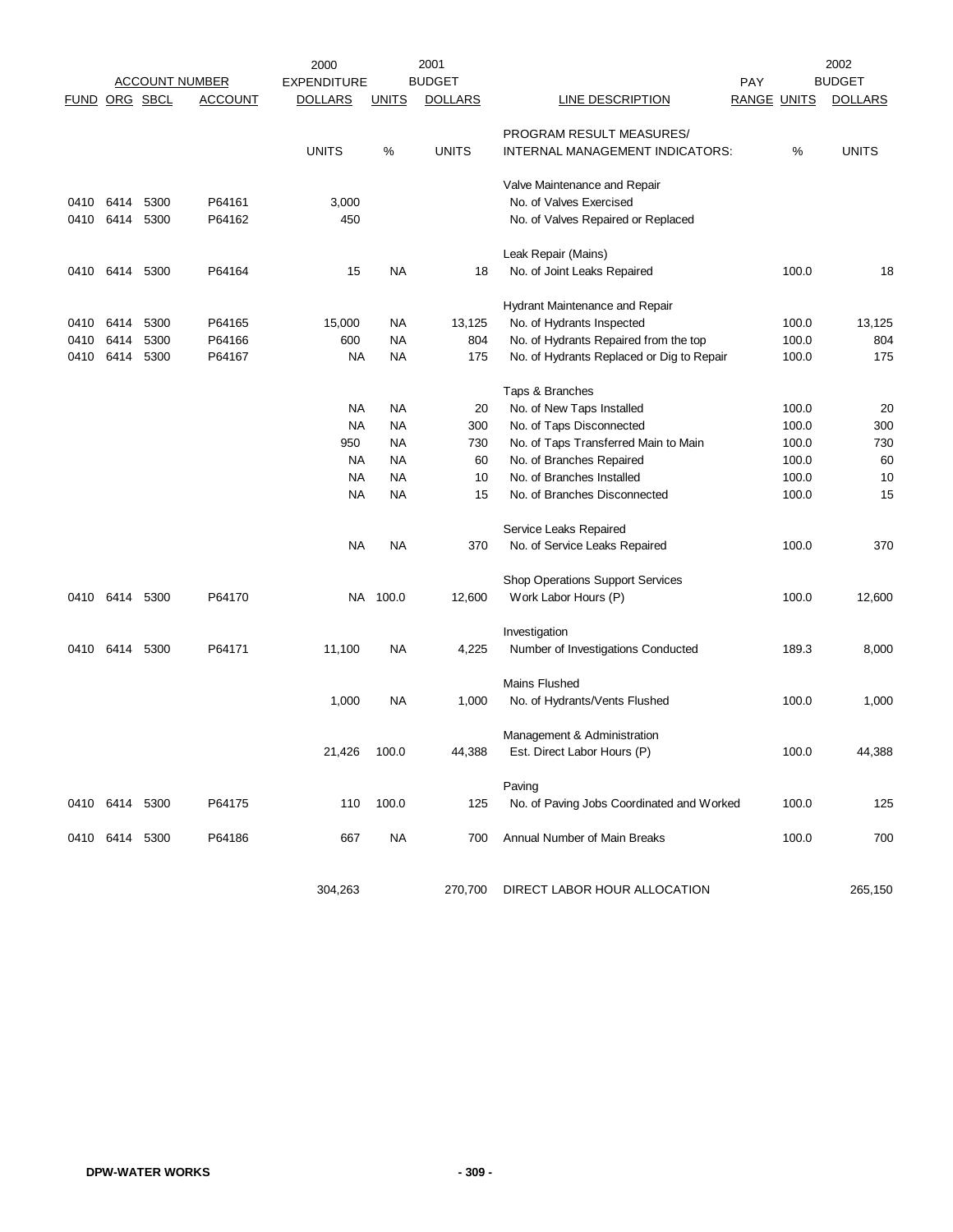| ACCOUNT NUMBER | | | | 2000 EXPENDITURE | 2001 BUDGET | | | PAY | | 2002 BUDGET |
|---|---|---|---|---|---|---|---|---|---|---|
| FUND | ORG | SBCL | ACCOUNT | DOLLARS | UNITS | DOLLARS | LINE DESCRIPTION | RANGE | UNITS | DOLLARS |
| | | | | UNITS | % | UNITS | PROGRAM RESULT MEASURES/ INTERNAL MANAGEMENT INDICATORS: | | % | UNITS |
| | | | | | | | Valve Maintenance and Repair | | | |
| 0410 | 6414 | 5300 | P64161 | 3,000 | | | No. of Valves Exercised | | | |
| 0410 | 6414 | 5300 | P64162 | 450 | | | No. of Valves Repaired or Replaced | | | |
| | | | | | | | Leak Repair (Mains) | | | |
| 0410 | 6414 | 5300 | P64164 | 15 | NA | 18 | No. of Joint Leaks Repaired | | 100.0 | 18 |
| | | | | | | | Hydrant Maintenance and Repair | | | |
| 0410 | 6414 | 5300 | P64165 | 15,000 | NA | 13,125 | No. of Hydrants Inspected | | 100.0 | 13,125 |
| 0410 | 6414 | 5300 | P64166 | 600 | NA | 804 | No. of Hydrants Repaired from the top | | 100.0 | 804 |
| 0410 | 6414 | 5300 | P64167 | NA | NA | 175 | No. of Hydrants Replaced or Dig to Repair | | 100.0 | 175 |
| | | | | | | | Taps & Branches | | | |
| | | | | NA | NA | 20 | No. of New Taps Installed | | 100.0 | 20 |
| | | | | NA | NA | 300 | No. of Taps Disconnected | | 100.0 | 300 |
| | | | | 950 | NA | 730 | No. of Taps Transferred Main to Main | | 100.0 | 730 |
| | | | | NA | NA | 60 | No. of Branches Repaired | | 100.0 | 60 |
| | | | | NA | NA | 10 | No. of Branches Installed | | 100.0 | 10 |
| | | | | NA | NA | 15 | No. of Branches Disconnected | | 100.0 | 15 |
| | | | | | | | Service Leaks Repaired | | | |
| | | | | NA | NA | 370 | No. of Service Leaks Repaired | | 100.0 | 370 |
| | | | | | | | Shop Operations Support Services | | | |
| 0410 | 6414 | 5300 | P64170 | NA | 100.0 | 12,600 | Work Labor Hours (P) | | 100.0 | 12,600 |
| | | | | | | | Investigation | | | |
| 0410 | 6414 | 5300 | P64171 | 11,100 | NA | 4,225 | Number of Investigations Conducted | | 189.3 | 8,000 |
| | | | | | | | Mains Flushed | | | |
| | | | | 1,000 | NA | 1,000 | No. of Hydrants/Vents Flushed | | 100.0 | 1,000 |
| | | | | | | | Management & Administration | | | |
| | | | | 21,426 | 100.0 | 44,388 | Est. Direct Labor Hours (P) | | 100.0 | 44,388 |
| | | | | | | | Paving | | | |
| 0410 | 6414 | 5300 | P64175 | 110 | 100.0 | 125 | No. of Paving Jobs Coordinated and Worked | | 100.0 | 125 |
| 0410 | 6414 | 5300 | P64186 | 667 | NA | 700 | Annual Number of Main Breaks | | 100.0 | 700 |
| | | | | 304,263 | | 270,700 | DIRECT LABOR HOUR ALLOCATION | | | 265,150 |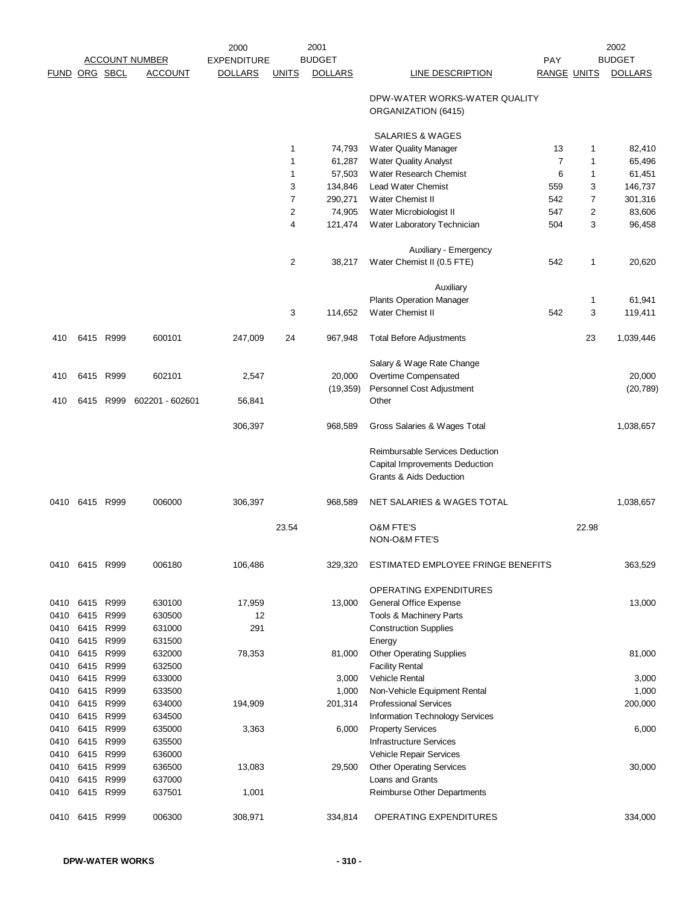| ACCOUNT NUMBER | | | | 2000 EXPENDITURE | 2001 BUDGET | | | PAY | | 2002 BUDGET |
|---|---|---|---|---|---|---|---|---|---|---|
| FUND | ORG | SBCL | ACCOUNT | DOLLARS | UNITS | DOLLARS | LINE DESCRIPTION | RANGE | UNITS | DOLLARS |
| | | | | | | | DPW-WATER WORKS-WATER QUALITY ORGANIZATION (6415) | | | |
| | | | | | | | SALARIES & WAGES | | | |
| | | | | | 1 | 74,793 | Water Quality Manager | 13 | 1 | 82,410 |
| | | | | | 1 | 61,287 | Water Quality Analyst | 7 | 1 | 65,496 |
| | | | | | 1 | 57,503 | Water Research Chemist | 6 | 1 | 61,451 |
| | | | | | 3 | 134,846 | Lead Water Chemist | 559 | 3 | 146,737 |
| | | | | | 7 | 290,271 | Water Chemist II | 542 | 7 | 301,316 |
| | | | | | 2 | 74,905 | Water Microbiologist II | 547 | 2 | 83,606 |
| | | | | | 4 | 121,474 | Water Laboratory Technician | 504 | 3 | 96,458 |
| | | | | | | | Auxiliary - Emergency | | | |
| | | | | | 2 | 38,217 | Water Chemist II (0.5 FTE) | 542 | 1 | 20,620 |
| | | | | | | | Auxiliary | | | |
| | | | | | | | Plants Operation Manager | | 1 | 61,941 |
| | | | | | 3 | 114,652 | Water Chemist II | 542 | 3 | 119,411 |
| 410 | 6415 | R999 | 600101 | 247,009 | 24 | 967,948 | Total Before Adjustments | | 23 | 1,039,446 |
| | | | | | | | Salary & Wage Rate Change | | | |
| 410 | 6415 | R999 | 602101 | 2,547 | | 20,000 | Overtime Compensated | | | 20,000 |
| | | | | | | (19,359) | Personnel Cost Adjustment | | | (20,789) |
| 410 | 6415 | R999 | 602201 - 602601 | 56,841 | | | Other | | | |
| | | | | 306,397 | | 968,589 | Gross Salaries & Wages Total | | | 1,038,657 |
| | | | | | | | Reimbursable Services Deduction | | | |
| | | | | | | | Capital Improvements Deduction | | | |
| | | | | | | | Grants & Aids Deduction | | | |
| 0410 | 6415 | R999 | 006000 | 306,397 | | 968,589 | NET SALARIES & WAGES TOTAL | | | 1,038,657 |
| | | | | | 23.54 | | O&M FTE'S | | 22.98 | |
| | | | | | | | NON-O&M FTE'S | | | |
| 0410 | 6415 | R999 | 006180 | 106,486 | | 329,320 | ESTIMATED EMPLOYEE FRINGE BENEFITS | | | 363,529 |
| | | | | | | | OPERATING EXPENDITURES | | | |
| 0410 | 6415 | R999 | 630100 | 17,959 | | 13,000 | General Office Expense | | | 13,000 |
| 0410 | 6415 | R999 | 630500 | 12 | | | Tools & Machinery Parts | | | |
| 0410 | 6415 | R999 | 631000 | 291 | | | Construction Supplies | | | |
| 0410 | 6415 | R999 | 631500 | | | | Energy | | | |
| 0410 | 6415 | R999 | 632000 | 78,353 | | 81,000 | Other Operating Supplies | | | 81,000 |
| 0410 | 6415 | R999 | 632500 | | | | Facility Rental | | | |
| 0410 | 6415 | R999 | 633000 | | | 3,000 | Vehicle Rental | | | 3,000 |
| 0410 | 6415 | R999 | 633500 | | | 1,000 | Non-Vehicle Equipment Rental | | | 1,000 |
| 0410 | 6415 | R999 | 634000 | 194,909 | | 201,314 | Professional Services | | | 200,000 |
| 0410 | 6415 | R999 | 634500 | | | | Information Technology Services | | | |
| 0410 | 6415 | R999 | 635000 | 3,363 | | 6,000 | Property Services | | | 6,000 |
| 0410 | 6415 | R999 | 635500 | | | | Infrastructure Services | | | |
| 0410 | 6415 | R999 | 636000 | | | | Vehicle Repair Services | | | |
| 0410 | 6415 | R999 | 636500 | 13,083 | | 29,500 | Other Operating Services | | | 30,000 |
| 0410 | 6415 | R999 | 637000 | | | | Loans and Grants | | | |
| 0410 | 6415 | R999 | 637501 | 1,001 | | | Reimburse Other Departments | | | |
| 0410 | 6415 | R999 | 006300 | 308,971 | | 334,814 | OPERATING EXPENDITURES | | | 334,000 |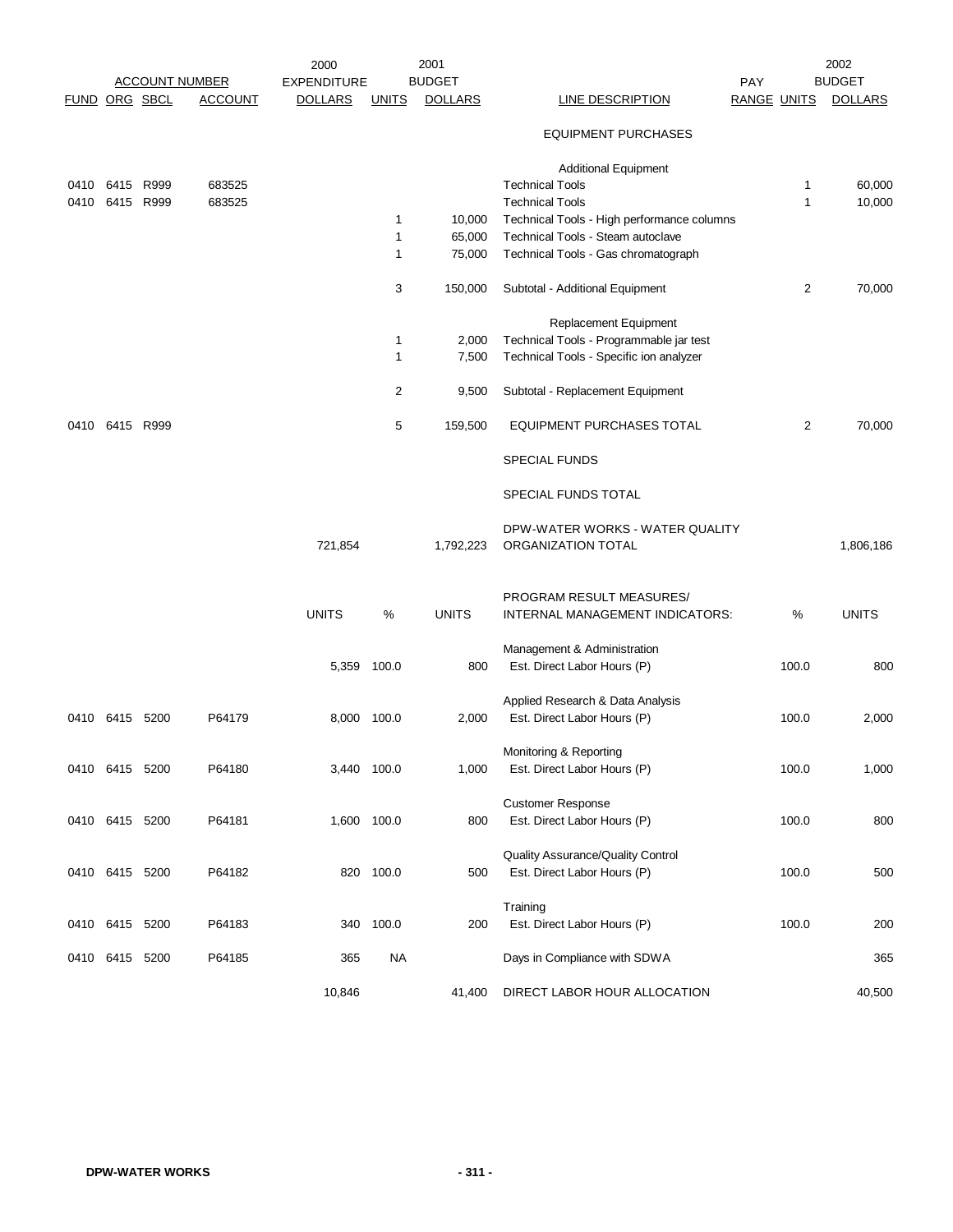| FUND | ORG | SBCL | ACCOUNT | 2000 EXPENDITURE DOLLARS | 2001 UNITS | 2001 BUDGET DOLLARS | LINE DESCRIPTION | PAY RANGE | 2002 UNITS | 2002 BUDGET DOLLARS |
|---|---|---|---|---|---|---|---|---|---|---|
| | | | | | | | EQUIPMENT PURCHASES | | | |
| | | | | | | | Additional Equipment | | | |
| 0410 | 6415 | R999 | 683525 | | | | Technical Tools | | 1 | 60,000 |
| 0410 | 6415 | R999 | 683525 | | | | Technical Tools | | 1 | 10,000 |
| | | | | | 1 | 10,000 | Technical Tools - High performance columns | | | |
| | | | | | 1 | 65,000 | Technical Tools - Steam autoclave | | | |
| | | | | | 1 | 75,000 | Technical Tools - Gas chromatograph | | | |
| | | | | | 3 | 150,000 | Subtotal - Additional Equipment | | 2 | 70,000 |
| | | | | | | | Replacement Equipment | | | |
| | | | | | 1 | 2,000 | Technical Tools - Programmable jar test | | | |
| | | | | | 1 | 7,500 | Technical Tools - Specific ion analyzer | | | |
| | | | | | 2 | 9,500 | Subtotal - Replacement Equipment | | | |
| 0410 | 6415 | R999 | | | 5 | 159,500 | EQUIPMENT PURCHASES TOTAL | | 2 | 70,000 |
| | | | | | | | SPECIAL FUNDS | | | |
| | | | | | | | SPECIAL FUNDS TOTAL | | | |
| | | | | 721,854 | | 1,792,223 | DPW-WATER WORKS - WATER QUALITY ORGANIZATION TOTAL | | | 1,806,186 |

| FUND | ORG | SBCL | ACCOUNT | UNITS | % | UNITS | PROGRAM RESULT MEASURES/ INTERNAL MANAGEMENT INDICATORS: | % | UNITS |
|---|---|---|---|---|---|---|---|---|---|
| | | | | | | | Management & Administration | | |
| | | | | 5,359 | 100.0 | 800 | Est. Direct Labor Hours (P) | 100.0 | 800 |
| | | | | | | | Applied Research & Data Analysis | | |
| 0410 | 6415 | 5200 | P64179 | 8,000 | 100.0 | 2,000 | Est. Direct Labor Hours (P) | 100.0 | 2,000 |
| | | | | | | | Monitoring & Reporting | | |
| 0410 | 6415 | 5200 | P64180 | 3,440 | 100.0 | 1,000 | Est. Direct Labor Hours (P) | 100.0 | 1,000 |
| | | | | | | | Customer Response | | |
| 0410 | 6415 | 5200 | P64181 | 1,600 | 100.0 | 800 | Est. Direct Labor Hours (P) | 100.0 | 800 |
| | | | | | | | Quality Assurance/Quality Control | | |
| 0410 | 6415 | 5200 | P64182 | 820 | 100.0 | 500 | Est. Direct Labor Hours (P) | 100.0 | 500 |
| | | | | | | | Training | | |
| 0410 | 6415 | 5200 | P64183 | 340 | 100.0 | 200 | Est. Direct Labor Hours (P) | 100.0 | 200 |
| 0410 | 6415 | 5200 | P64185 | 365 | NA | | Days in Compliance with SDWA | | 365 |
| | | | | 10,846 | | 41,400 | DIRECT LABOR HOUR ALLOCATION | | 40,500 |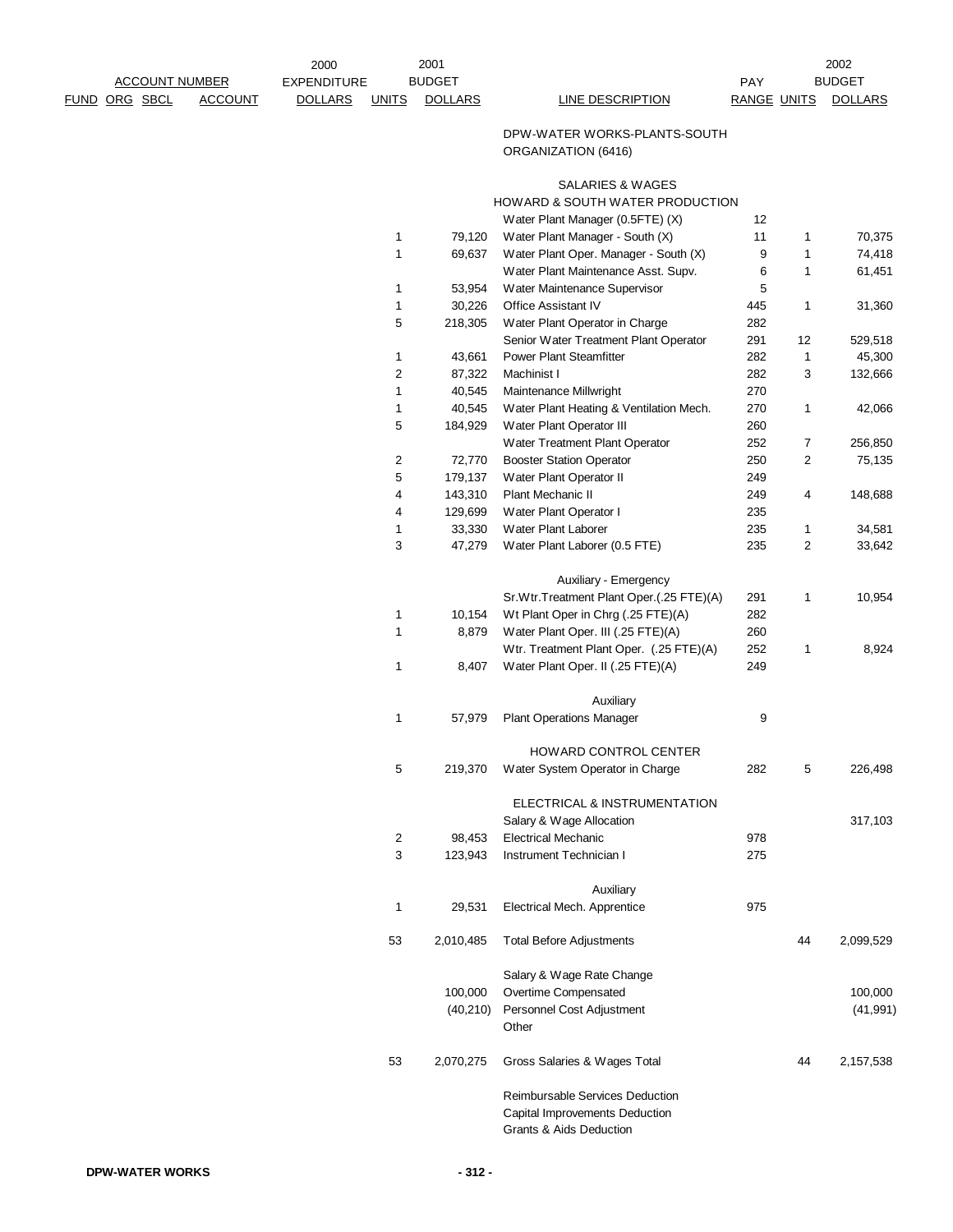| ACCOUNT NUMBER FUND | ORG | SBCL | ACCOUNT | 2000 EXPENDITURE DOLLARS | UNITS | 2001 BUDGET DOLLARS | LINE DESCRIPTION | PAY RANGE | UNITS | 2002 BUDGET DOLLARS |
|---|---|---|---|---|---|---|---|---|---|---|
| | | | | | | | DPW-WATER WORKS-PLANTS-SOUTH ORGANIZATION (6416) | | | |
| | | | | | | | SALARIES & WAGES | | | |
| | | | | | | | HOWARD & SOUTH WATER PRODUCTION | | | |
| | | | | | | | Water Plant Manager (0.5FTE) (X) | 12 | | |
| | | | | | 1 | 79,120 | Water Plant Manager - South (X) | 11 | 1 | 70,375 |
| | | | | | 1 | 69,637 | Water Plant Oper. Manager - South (X) | 9 | 1 | 74,418 |
| | | | | | | | Water Plant Maintenance Asst. Supv. | 6 | 1 | 61,451 |
| | | | | | 1 | 53,954 | Water Maintenance Supervisor | 5 | | |
| | | | | | 1 | 30,226 | Office Assistant IV | 445 | 1 | 31,360 |
| | | | | | 5 | 218,305 | Water Plant Operator in Charge | 282 | | |
| | | | | | | | Senior Water Treatment Plant Operator | 291 | 12 | 529,518 |
| | | | | | 1 | 43,661 | Power Plant Steamfitter | 282 | 1 | 45,300 |
| | | | | | 2 | 87,322 | Machinist I | 282 | 3 | 132,666 |
| | | | | | 1 | 40,545 | Maintenance Millwright | 270 | | |
| | | | | | 1 | 40,545 | Water Plant Heating & Ventilation Mech. | 270 | 1 | 42,066 |
| | | | | | 5 | 184,929 | Water Plant Operator III | 260 | | |
| | | | | | | | Water Treatment Plant Operator | 252 | 7 | 256,850 |
| | | | | | 2 | 72,770 | Booster Station Operator | 250 | 2 | 75,135 |
| | | | | | 5 | 179,137 | Water Plant Operator II | 249 | | |
| | | | | | 4 | 143,310 | Plant Mechanic II | 249 | 4 | 148,688 |
| | | | | | 4 | 129,699 | Water Plant Operator I | 235 | | |
| | | | | | 1 | 33,330 | Water Plant Laborer | 235 | 1 | 34,581 |
| | | | | | 3 | 47,279 | Water Plant Laborer (0.5 FTE) | 235 | 2 | 33,642 |
| | | | | | | | Auxiliary - Emergency | | | |
| | | | | | | | Sr.Wtr.Treatment Plant Oper.(.25 FTE)(A) | 291 | 1 | 10,954 |
| | | | | | 1 | 10,154 | Wt Plant Oper in Chrg (.25 FTE)(A) | 282 | | |
| | | | | | 1 | 8,879 | Water Plant Oper. III (.25 FTE)(A) | 260 | | |
| | | | | | | | Wtr. Treatment Plant Oper. (.25 FTE)(A) | 252 | 1 | 8,924 |
| | | | | | 1 | 8,407 | Water Plant Oper. II (.25 FTE)(A) | 249 | | |
| | | | | | | | Auxiliary | | | |
| | | | | | 1 | 57,979 | Plant Operations Manager | 9 | | |
| | | | | | | | HOWARD CONTROL CENTER | | | |
| | | | | | 5 | 219,370 | Water System Operator in Charge | 282 | 5 | 226,498 |
| | | | | | | | ELECTRICAL & INSTRUMENTATION | | | |
| | | | | | | | Salary & Wage Allocation | | | 317,103 |
| | | | | | 2 | 98,453 | Electrical Mechanic | 978 | | |
| | | | | | 3 | 123,943 | Instrument Technician I | 275 | | |
| | | | | | | | Auxiliary | | | |
| | | | | | 1 | 29,531 | Electrical Mech. Apprentice | 975 | | |
| | | | | | 53 | 2,010,485 | Total Before Adjustments | | 44 | 2,099,529 |
| | | | | | | | Salary & Wage Rate Change | | | |
| | | | | | | 100,000 | Overtime Compensated | | | 100,000 |
| | | | | | | (40,210) | Personnel Cost Adjustment | | | (41,991) |
| | | | | | | | Other | | | |
| | | | | | 53 | 2,070,275 | Gross Salaries & Wages Total | | 44 | 2,157,538 |
| | | | | | | | Reimbursable Services Deduction | | | |
| | | | | | | | Capital Improvements Deduction | | | |
| | | | | | | | Grants & Aids Deduction | | | |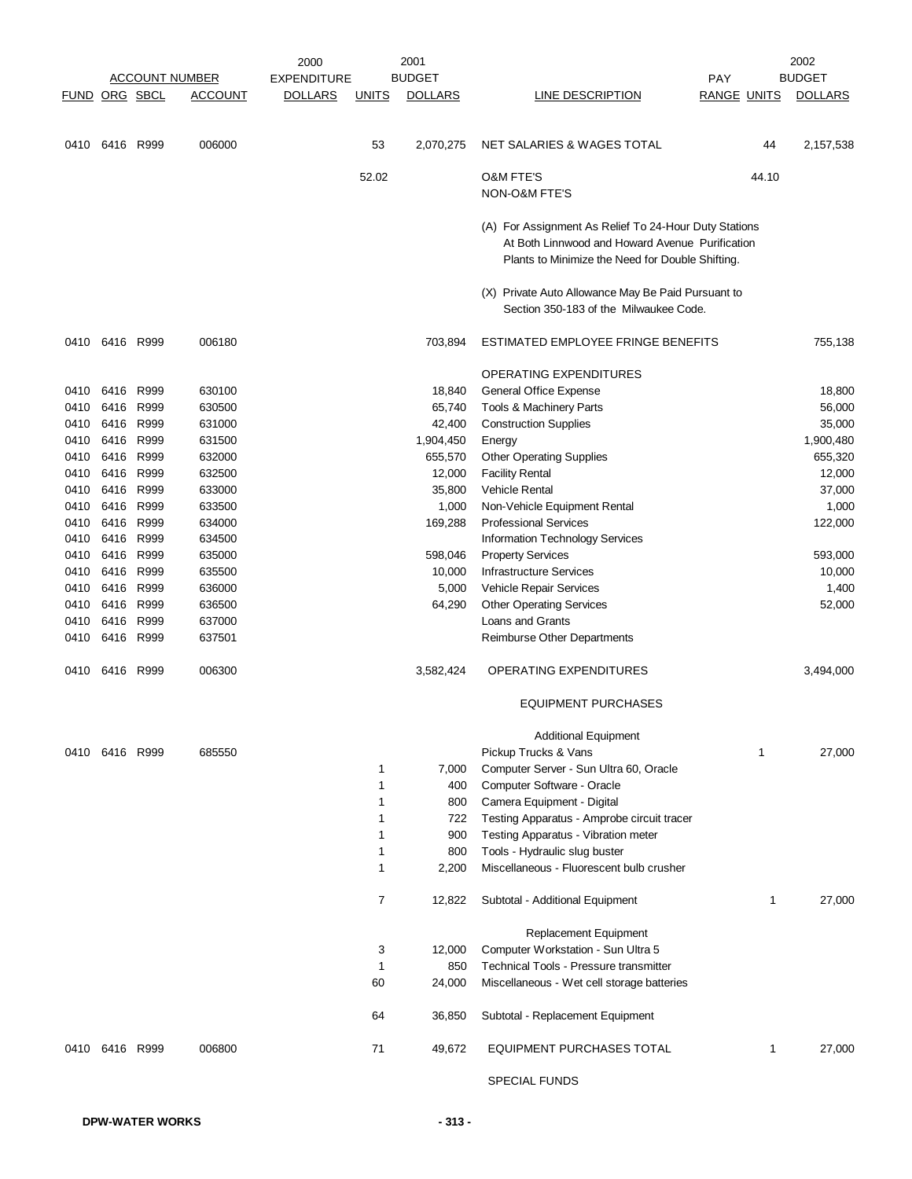| ACCOUNT NUMBER | | | | 2000 EXPENDITURE | 2001 BUDGET | | | PAY | 2002 BUDGET | |
|---|---|---|---|---|---|---|---|---|---|---|
| FUND | ORG | SBCL | ACCOUNT | DOLLARS | UNITS | DOLLARS | LINE DESCRIPTION | RANGE | UNITS | DOLLARS |
| 0410 | 6416 | R999 | 006000 | | 53 | 2,070,275 | NET SALARIES & WAGES TOTAL | | 44 | 2,157,538 |
| | | | | | 52.02 | | O&M FTE'S | | 44.10 | |
| | | | | | | | NON-O&M FTE'S | | | |
| | | | | | | | (A) For Assignment As Relief To 24-Hour Duty Stations At Both Linnwood and Howard Avenue Purification Plants to Minimize the Need for Double Shifting. | | | |
| | | | | | | | (X) Private Auto Allowance May Be Paid Pursuant to Section 350-183 of the Milwaukee Code. | | | |
| 0410 | 6416 | R999 | 006180 | | | 703,894 | ESTIMATED EMPLOYEE FRINGE BENEFITS | | | 755,138 |
| | | | | | | | OPERATING EXPENDITURES | | | |
| 0410 | 6416 | R999 | 630100 | | | 18,840 | General Office Expense | | | 18,800 |
| 0410 | 6416 | R999 | 630500 | | | 65,740 | Tools & Machinery Parts | | | 56,000 |
| 0410 | 6416 | R999 | 631000 | | | 42,400 | Construction Supplies | | | 35,000 |
| 0410 | 6416 | R999 | 631500 | | | 1,904,450 | Energy | | | 1,900,480 |
| 0410 | 6416 | R999 | 632000 | | | 655,570 | Other Operating Supplies | | | 655,320 |
| 0410 | 6416 | R999 | 632500 | | | 12,000 | Facility Rental | | | 12,000 |
| 0410 | 6416 | R999 | 633000 | | | 35,800 | Vehicle Rental | | | 37,000 |
| 0410 | 6416 | R999 | 633500 | | | 1,000 | Non-Vehicle Equipment Rental | | | 1,000 |
| 0410 | 6416 | R999 | 634000 | | | 169,288 | Professional Services | | | 122,000 |
| 0410 | 6416 | R999 | 634500 | | | | Information Technology Services | | | |
| 0410 | 6416 | R999 | 635000 | | | 598,046 | Property Services | | | 593,000 |
| 0410 | 6416 | R999 | 635500 | | | 10,000 | Infrastructure Services | | | 10,000 |
| 0410 | 6416 | R999 | 636000 | | | 5,000 | Vehicle Repair Services | | | 1,400 |
| 0410 | 6416 | R999 | 636500 | | | 64,290 | Other Operating Services | | | 52,000 |
| 0410 | 6416 | R999 | 637000 | | | | Loans and Grants | | | |
| 0410 | 6416 | R999 | 637501 | | | | Reimburse Other Departments | | | |
| 0410 | 6416 | R999 | 006300 | | | 3,582,424 | OPERATING EXPENDITURES | | | 3,494,000 |
| | | | | | | | EQUIPMENT PURCHASES | | | |
| | | | | | | | Additional Equipment | | | |
| 0410 | 6416 | R999 | 685550 | | | | Pickup Trucks & Vans | | 1 | 27,000 |
| | | | | | 1 | 7,000 | Computer Server - Sun Ultra 60, Oracle | | | |
| | | | | | 1 | 400 | Computer Software - Oracle | | | |
| | | | | | 1 | 800 | Camera Equipment - Digital | | | |
| | | | | | 1 | 722 | Testing Apparatus - Amprobe circuit tracer | | | |
| | | | | | 1 | 900 | Testing Apparatus - Vibration meter | | | |
| | | | | | 1 | 800 | Tools - Hydraulic slug buster | | | |
| | | | | | 1 | 2,200 | Miscellaneous - Fluorescent bulb crusher | | | |
| | | | | | 7 | 12,822 | Subtotal - Additional Equipment | | 1 | 27,000 |
| | | | | | | | Replacement Equipment | | | |
| | | | | | 3 | 12,000 | Computer Workstation - Sun Ultra 5 | | | |
| | | | | | 1 | 850 | Technical Tools - Pressure transmitter | | | |
| | | | | | 60 | 24,000 | Miscellaneous - Wet cell storage batteries | | | |
| | | | | | 64 | 36,850 | Subtotal - Replacement Equipment | | | |
| 0410 | 6416 | R999 | 006800 | | 71 | 49,672 | EQUIPMENT PURCHASES TOTAL | | 1 | 27,000 |
| | | | | | | | SPECIAL FUNDS | | | |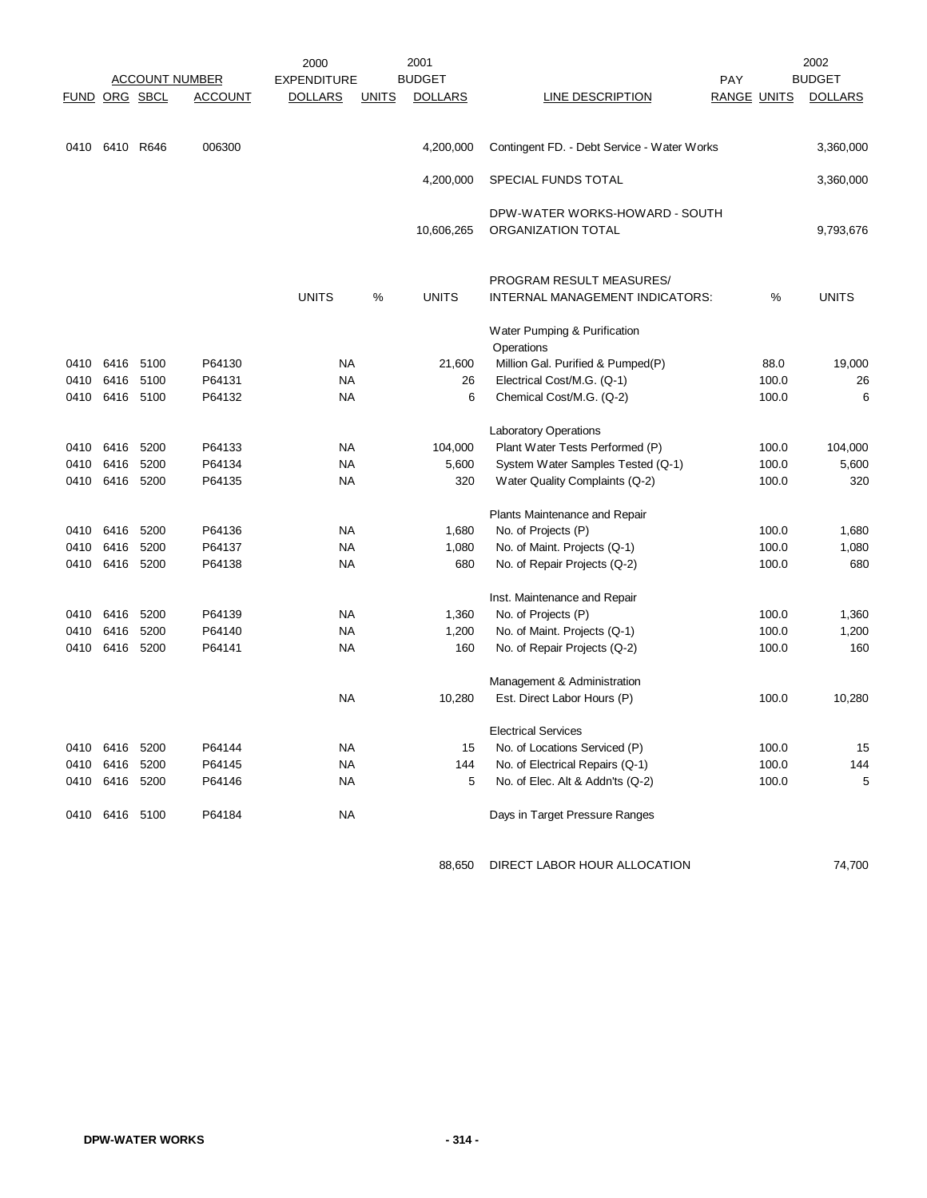| FUND | ORG | SBCL | ACCOUNT | 2000 EXPENDITURE DOLLARS | UNITS | 2001 BUDGET DOLLARS | LINE DESCRIPTION | PAY RANGE | UNITS | 2002 BUDGET DOLLARS |
|---|---|---|---|---|---|---|---|---|---|---|
| 0410 | 6410 | R646 | 006300 | | | 4,200,000 | Contingent FD. - Debt Service - Water Works | | | 3,360,000 |
| | | | | | | 4,200,000 | SPECIAL FUNDS TOTAL | | | 3,360,000 |
| | | | | | | 10,606,265 | DPW-WATER WORKS-HOWARD - SOUTH ORGANIZATION TOTAL | | | 9,793,676 |

| FUND | ORG | SBCL | ACCOUNT | UNITS | % | UNITS | PROGRAM RESULT MEASURES/ INTERNAL MANAGEMENT INDICATORS: | % | UNITS |
|---|---|---|---|---|---|---|---|---|---|
| | | | | | | | Water Pumping & Purification Operations | | |
| 0410 | 6416 | 5100 | P64130 | NA | | 21,600 | Million Gal. Purified & Pumped(P) | 88.0 | 19,000 |
| 0410 | 6416 | 5100 | P64131 | NA | | 26 | Electrical Cost/M.G. (Q-1) | 100.0 | 26 |
| 0410 | 6416 | 5100 | P64132 | NA | | 6 | Chemical Cost/M.G. (Q-2) | 100.0 | 6 |
| | | | | | | | Laboratory Operations | | |
| 0410 | 6416 | 5200 | P64133 | NA | | 104,000 | Plant Water Tests Performed (P) | 100.0 | 104,000 |
| 0410 | 6416 | 5200 | P64134 | NA | | 5,600 | System Water Samples Tested (Q-1) | 100.0 | 5,600 |
| 0410 | 6416 | 5200 | P64135 | NA | | 320 | Water Quality Complaints (Q-2) | 100.0 | 320 |
| | | | | | | | Plants Maintenance and Repair | | |
| 0410 | 6416 | 5200 | P64136 | NA | | 1,680 | No. of Projects (P) | 100.0 | 1,680 |
| 0410 | 6416 | 5200 | P64137 | NA | | 1,080 | No. of Maint. Projects (Q-1) | 100.0 | 1,080 |
| 0410 | 6416 | 5200 | P64138 | NA | | 680 | No. of Repair Projects (Q-2) | 100.0 | 680 |
| | | | | | | | Inst. Maintenance and Repair | | |
| 0410 | 6416 | 5200 | P64139 | NA | | 1,360 | No. of Projects (P) | 100.0 | 1,360 |
| 0410 | 6416 | 5200 | P64140 | NA | | 1,200 | No. of Maint. Projects (Q-1) | 100.0 | 1,200 |
| 0410 | 6416 | 5200 | P64141 | NA | | 160 | No. of Repair Projects (Q-2) | 100.0 | 160 |
| | | | | | | | Management & Administration | | |
| | | | | NA | | 10,280 | Est. Direct Labor Hours (P) | 100.0 | 10,280 |
| | | | | | | | Electrical Services | | |
| 0410 | 6416 | 5200 | P64144 | NA | | 15 | No. of Locations Serviced (P) | 100.0 | 15 |
| 0410 | 6416 | 5200 | P64145 | NA | | 144 | No. of Electrical Repairs (Q-1) | 100.0 | 144 |
| 0410 | 6416 | 5200 | P64146 | NA | | 5 | No. of Elec. Alt & Addn'ts (Q-2) | 100.0 | 5 |
| 0410 | 6416 | 5100 | P64184 | NA | | | Days in Target Pressure Ranges | | |
| | | | | | | 88,650 | DIRECT LABOR HOUR ALLOCATION | | 74,700 |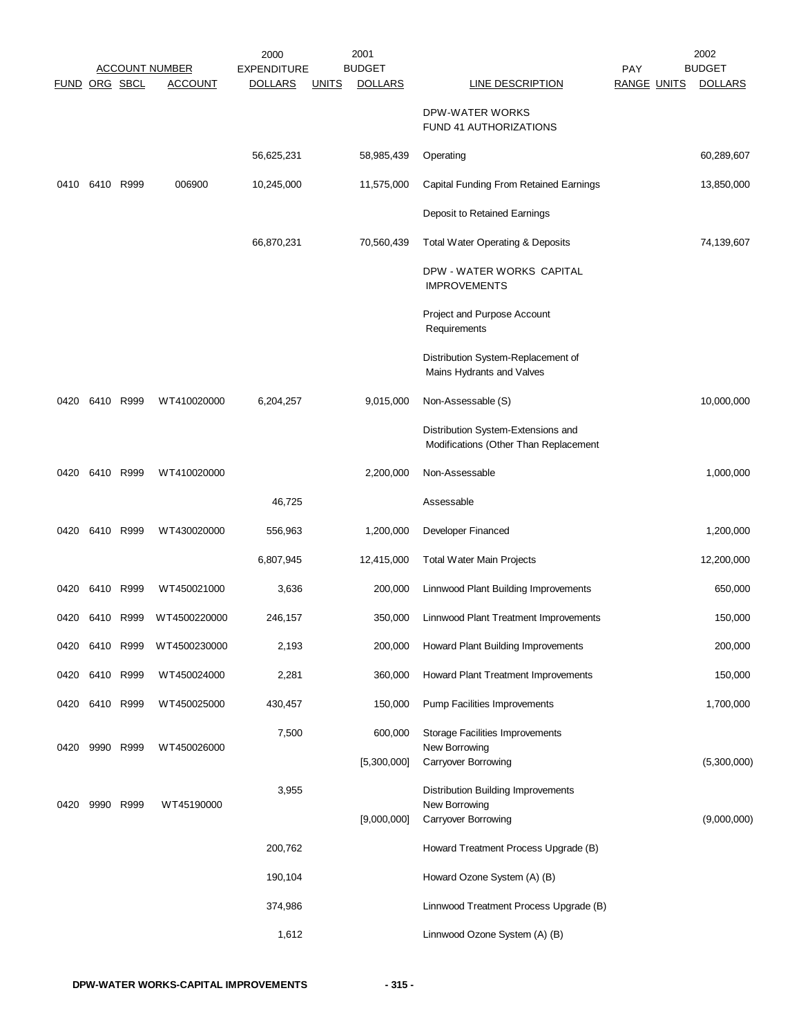| ACCOUNT NUMBER | | | | 2000 EXPENDITURE | | 2001 BUDGET | | PAY | | 2002 BUDGET |
|---|---|---|---|---|---|---|---|---|---|---|
| FUND | ORG | SBCL | ACCOUNT | DOLLARS | UNITS | DOLLARS | LINE DESCRIPTION | RANGE | UNITS | DOLLARS |
| | | | | | | | DPW-WATER WORKS FUND 41 AUTHORIZATIONS | | | |
| | | | | 56,625,231 | | 58,985,439 | Operating | | | 60,289,607 |
| 0410 | 6410 | R999 | 006900 | 10,245,000 | | 11,575,000 | Capital Funding From Retained Earnings | | | 13,850,000 |
| | | | | | | | Deposit to Retained Earnings | | | |
| | | | | 66,870,231 | | 70,560,439 | Total Water Operating & Deposits | | | 74,139,607 |
| | | | | | | | DPW - WATER WORKS CAPITAL IMPROVEMENTS | | | |
| | | | | | | | Project and Purpose Account Requirements | | | |
| | | | | | | | Distribution System-Replacement of Mains Hydrants and Valves | | | |
| 0420 | 6410 | R999 | WT410020000 | 6,204,257 | | 9,015,000 | Non-Assessable (S) | | | 10,000,000 |
| | | | | | | | Distribution System-Extensions and Modifications (Other Than Replacement | | | |
| 0420 | 6410 | R999 | WT410020000 | | | 2,200,000 | Non-Assessable | | | 1,000,000 |
| | | | | 46,725 | | | Assessable | | | |
| 0420 | 6410 | R999 | WT430020000 | 556,963 | | 1,200,000 | Developer Financed | | | 1,200,000 |
| | | | | 6,807,945 | | 12,415,000 | Total Water Main Projects | | | 12,200,000 |
| 0420 | 6410 | R999 | WT450021000 | 3,636 | | 200,000 | Linnwood Plant Building Improvements | | | 650,000 |
| 0420 | 6410 | R999 | WT4500220000 | 246,157 | | 350,000 | Linnwood Plant Treatment Improvements | | | 150,000 |
| 0420 | 6410 | R999 | WT4500230000 | 2,193 | | 200,000 | Howard Plant Building Improvements | | | 200,000 |
| 0420 | 6410 | R999 | WT450024000 | 2,281 | | 360,000 | Howard Plant Treatment Improvements | | | 150,000 |
| 0420 | 6410 | R999 | WT450025000 | 430,457 | | 150,000 | Pump Facilities Improvements | | | 1,700,000 |
| | | | | 7,500 | | 600,000 | Storage Facilities Improvements | | | |
| 0420 | 9990 | R999 | WT450026000 | | | | New Borrowing | | | |
| | | | | | | [5,300,000] | Carryover Borrowing | | | (5,300,000) |
| | | | | 3,955 | | | Distribution Building Improvements | | | |
| 0420 | 9990 | R999 | WT45190000 | | | | New Borrowing | | | |
| | | | | | | [9,000,000] | Carryover Borrowing | | | (9,000,000) |
| | | | | 200,762 | | | Howard Treatment Process Upgrade (B) | | | |
| | | | | 190,104 | | | Howard Ozone System (A) (B) | | | |
| | | | | 374,986 | | | Linnwood Treatment Process Upgrade (B) | | | |
| | | | | 1,612 | | | Linnwood Ozone System (A) (B) | | | |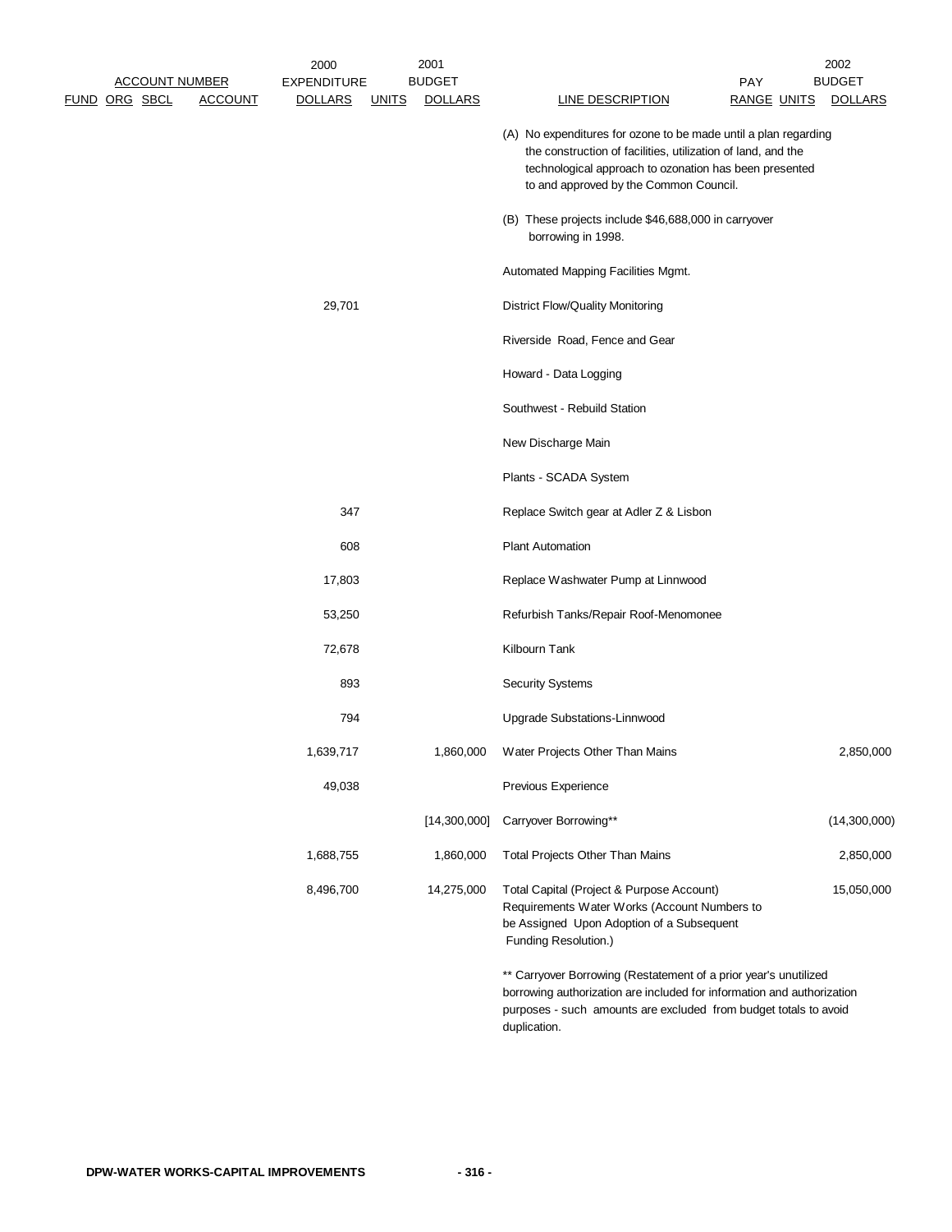| ACCOUNT NUMBER | | | | 2000 EXPENDITURE | | 2001 BUDGET | | PAY | | 2002 BUDGET |
|---|---|---|---|---|---|---|---|---|---|---|
| FUND | ORG | SBCL | ACCOUNT | DOLLARS | UNITS | DOLLARS | LINE DESCRIPTION | RANGE | UNITS | DOLLARS |
| | | | | | | | (A) No expenditures for ozone to be made until a plan regarding the construction of facilities, utilization of land, and the technological approach to ozonation has been presented to and approved by the Common Council. | | | |
| | | | | | | | (B) These projects include $46,688,000 in carryover borrowing in 1998. | | | |
| | | | | | | | Automated Mapping Facilities Mgmt. | | | |
| | | | | 29,701 | | | District Flow/Quality Monitoring | | | |
| | | | | | | | Riverside Road, Fence and Gear | | | |
| | | | | | | | Howard - Data Logging | | | |
| | | | | | | | Southwest - Rebuild Station | | | |
| | | | | | | | New Discharge Main | | | |
| | | | | | | | Plants - SCADA System | | | |
| | | | | 347 | | | Replace Switch gear at Adler Z & Lisbon | | | |
| | | | | 608 | | | Plant Automation | | | |
| | | | | 17,803 | | | Replace Washwater Pump at Linnwood | | | |
| | | | | 53,250 | | | Refurbish Tanks/Repair Roof-Menomonee | | | |
| | | | | 72,678 | | | Kilbourn Tank | | | |
| | | | | 893 | | | Security Systems | | | |
| | | | | 794 | | | Upgrade Substations-Linnwood | | | |
| | | | | 1,639,717 | | 1,860,000 | Water Projects Other Than Mains | | | 2,850,000 |
| | | | | 49,038 | | | Previous Experience | | | |
| | | | | | | [14,300,000] | Carryover Borrowing** | | | (14,300,000) |
| | | | | 1,688,755 | | 1,860,000 | Total Projects Other Than Mains | | | 2,850,000 |
| | | | | 8,496,700 | | 14,275,000 | Total Capital (Project & Purpose Account) Requirements Water Works (Account Numbers to be Assigned Upon Adoption of a Subsequent Funding Resolution.) | | | 15,050,000 |

** Carryover Borrowing (Restatement of a prior year's unutilized borrowing authorization are included for information and authorization purposes - such amounts are excluded from budget totals to avoid duplication.

DPW-WATER WORKS-CAPITAL IMPROVEMENTS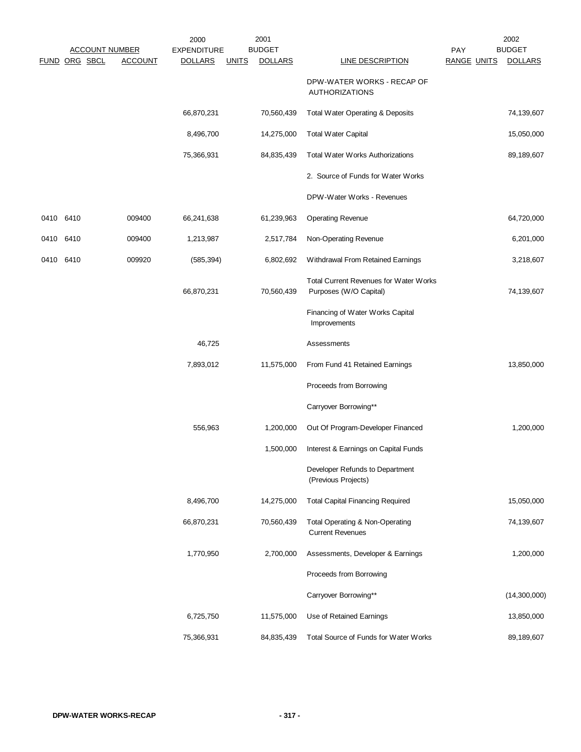| FUND | ORG | SBCL | ACCOUNT | 2000 EXPENDITURE DOLLARS | UNITS | 2001 BUDGET DOLLARS | LINE DESCRIPTION | PAY RANGE | UNITS | 2002 BUDGET DOLLARS |
|---|---|---|---|---|---|---|---|---|---|---|
| | | | | | | | DPW-WATER WORKS - RECAP OF AUTHORIZATIONS | | | |
| | | | | 66,870,231 | | 70,560,439 | Total Water Operating & Deposits | | | 74,139,607 |
| | | | | 8,496,700 | | 14,275,000 | Total Water Capital | | | 15,050,000 |
| | | | | 75,366,931 | | 84,835,439 | Total Water Works Authorizations | | | 89,189,607 |
| | | | | | | | 2. Source of Funds for Water Works | | | |
| | | | | | | | DPW-Water Works - Revenues | | | |
| 0410 | 6410 | | 009400 | 66,241,638 | | 61,239,963 | Operating Revenue | | | 64,720,000 |
| 0410 | 6410 | | 009400 | 1,213,987 | | 2,517,784 | Non-Operating Revenue | | | 6,201,000 |
| 0410 | 6410 | | 009920 | (585,394) | | 6,802,692 | Withdrawal From Retained Earnings | | | 3,218,607 |
| | | | | 66,870,231 | | 70,560,439 | Total Current Revenues for Water Works Purposes (W/O Capital) | | | 74,139,607 |
| | | | | | | | Financing of Water Works Capital Improvements | | | |
| | | | | 46,725 | | | Assessments | | | |
| | | | | 7,893,012 | | 11,575,000 | From Fund 41 Retained Earnings | | | 13,850,000 |
| | | | | | | | Proceeds from Borrowing | | | |
| | | | | | | | Carryover Borrowing** | | | |
| | | | | 556,963 | | 1,200,000 | Out Of Program-Developer Financed | | | 1,200,000 |
| | | | | | | 1,500,000 | Interest & Earnings on Capital Funds | | | |
| | | | | | | | Developer Refunds to Department (Previous Projects) | | | |
| | | | | 8,496,700 | | 14,275,000 | Total Capital Financing Required | | | 15,050,000 |
| | | | | 66,870,231 | | 70,560,439 | Total Operating & Non-Operating Current Revenues | | | 74,139,607 |
| | | | | 1,770,950 | | 2,700,000 | Assessments, Developer & Earnings | | | 1,200,000 |
| | | | | | | | Proceeds from Borrowing | | | |
| | | | | | | | Carryover Borrowing** | | | (14,300,000) |
| | | | | 6,725,750 | | 11,575,000 | Use of Retained Earnings | | | 13,850,000 |
| | | | | 75,366,931 | | 84,835,439 | Total Source of Funds for Water Works | | | 89,189,607 |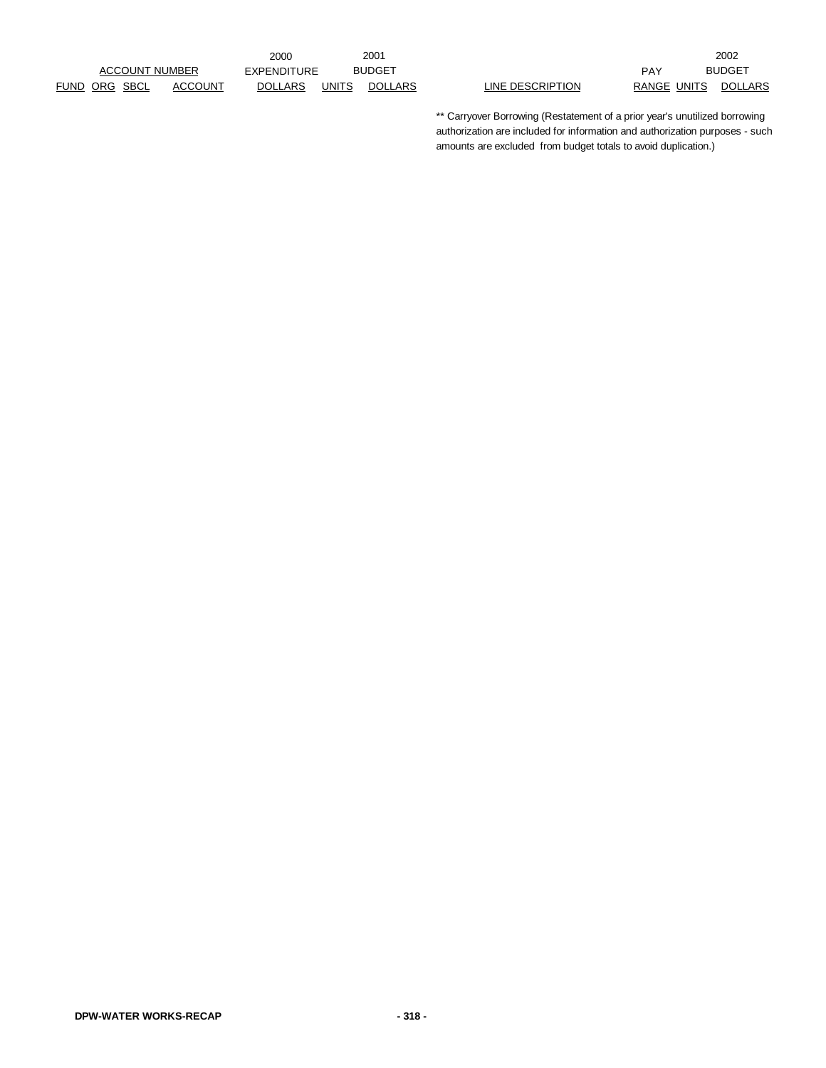| ACCOUNT NUMBER | | | | 2000 EXPENDITURE | 2001 BUDGET | | | PAY | | 2002 BUDGET |
|---|---|---|---|---|---|---|---|---|---|---|
| FUND | ORG | SBCL | ACCOUNT | DOLLARS | UNITS | DOLLARS | LINE DESCRIPTION | RANGE | UNITS | DOLLARS |

** Carryover Borrowing (Restatement of a prior year's unutilized borrowing authorization are included for information and authorization purposes - such amounts are excluded from budget totals to avoid duplication.)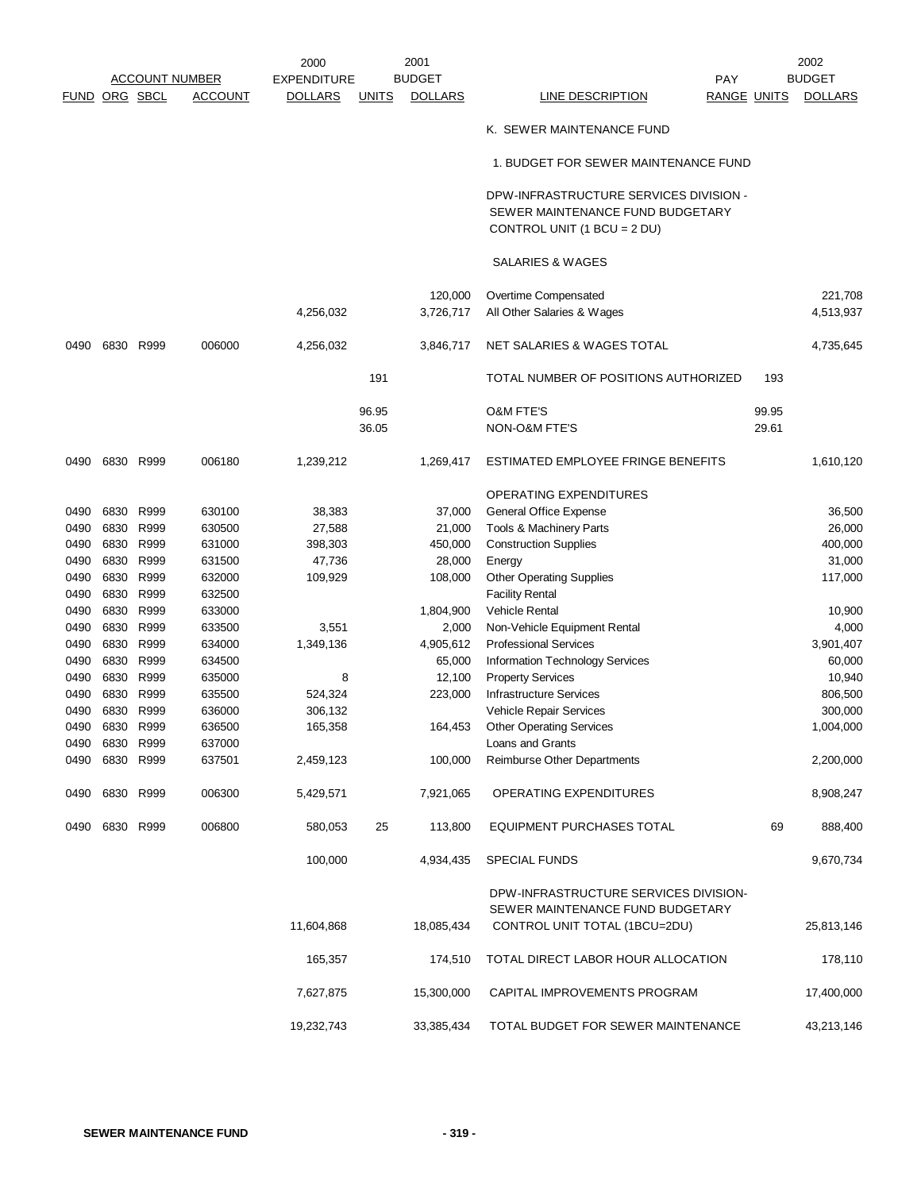| FUND | ORG | SBCL | ACCOUNT | 2000 EXPENDITURE DOLLARS | 2001 UNITS | 2001 BUDGET DOLLARS | LINE DESCRIPTION | PAY RANGE | 2002 UNITS | 2002 BUDGET DOLLARS |
|---|---|---|---|---|---|---|---|---|---|---|
| | | | | | | | K. SEWER MAINTENANCE FUND | | | |
| | | | | | | | 1. BUDGET FOR SEWER MAINTENANCE FUND | | | |
| | | | | | | | DPW-INFRASTRUCTURE SERVICES DIVISION - SEWER MAINTENANCE FUND BUDGETARY CONTROL UNIT (1 BCU = 2 DU) | | | |
| | | | | | | | SALARIES & WAGES | | | |
| | | | | | | 120,000 | Overtime Compensated | | | 221,708 |
| | | | | 4,256,032 | | 3,726,717 | All Other Salaries & Wages | | | 4,513,937 |
| 0490 | 6830 | R999 | 006000 | 4,256,032 | | 3,846,717 | NET SALARIES & WAGES TOTAL | | | 4,735,645 |
| | | | | | 191 | | TOTAL NUMBER OF POSITIONS AUTHORIZED | | 193 | |
| | | | | | 96.95 | | O&M FTE'S | | 99.95 | |
| | | | | | 36.05 | | NON-O&M FTE'S | | 29.61 | |
| 0490 | 6830 | R999 | 006180 | 1,239,212 | | 1,269,417 | ESTIMATED EMPLOYEE FRINGE BENEFITS | | | 1,610,120 |
| | | | | | | | OPERATING EXPENDITURES | | | |
| 0490 | 6830 | R999 | 630100 | 38,383 | | 37,000 | General Office Expense | | | 36,500 |
| 0490 | 6830 | R999 | 630500 | 27,588 | | 21,000 | Tools & Machinery Parts | | | 26,000 |
| 0490 | 6830 | R999 | 631000 | 398,303 | | 450,000 | Construction Supplies | | | 400,000 |
| 0490 | 6830 | R999 | 631500 | 47,736 | | 28,000 | Energy | | | 31,000 |
| 0490 | 6830 | R999 | 632000 | 109,929 | | 108,000 | Other Operating Supplies | | | 117,000 |
| 0490 | 6830 | R999 | 632500 | | | | Facility Rental | | | |
| 0490 | 6830 | R999 | 633000 | | | 1,804,900 | Vehicle Rental | | | 10,900 |
| 0490 | 6830 | R999 | 633500 | 3,551 | | 2,000 | Non-Vehicle Equipment Rental | | | 4,000 |
| 0490 | 6830 | R999 | 634000 | 1,349,136 | | 4,905,612 | Professional Services | | | 3,901,407 |
| 0490 | 6830 | R999 | 634500 | | | 65,000 | Information Technology Services | | | 60,000 |
| 0490 | 6830 | R999 | 635000 | 8 | | 12,100 | Property Services | | | 10,940 |
| 0490 | 6830 | R999 | 635500 | 524,324 | | 223,000 | Infrastructure Services | | | 806,500 |
| 0490 | 6830 | R999 | 636000 | 306,132 | | | Vehicle Repair Services | | | 300,000 |
| 0490 | 6830 | R999 | 636500 | 165,358 | | 164,453 | Other Operating Services | | | 1,004,000 |
| 0490 | 6830 | R999 | 637000 | | | | Loans and Grants | | | |
| 0490 | 6830 | R999 | 637501 | 2,459,123 | | 100,000 | Reimburse Other Departments | | | 2,200,000 |
| 0490 | 6830 | R999 | 006300 | 5,429,571 | | 7,921,065 | OPERATING EXPENDITURES | | | 8,908,247 |
| 0490 | 6830 | R999 | 006800 | 580,053 | 25 | 113,800 | EQUIPMENT PURCHASES TOTAL | | 69 | 888,400 |
| | | | | 100,000 | | 4,934,435 | SPECIAL FUNDS | | | 9,670,734 |
| | | | | 11,604,868 | | 18,085,434 | DPW-INFRASTRUCTURE SERVICES DIVISION-SEWER MAINTENANCE FUND BUDGETARY CONTROL UNIT TOTAL (1BCU=2DU) | | | 25,813,146 |
| | | | | 165,357 | | 174,510 | TOTAL DIRECT LABOR HOUR ALLOCATION | | | 178,110 |
| | | | | 7,627,875 | | 15,300,000 | CAPITAL IMPROVEMENTS PROGRAM | | | 17,400,000 |
| | | | | 19,232,743 | | 33,385,434 | TOTAL BUDGET FOR SEWER MAINTENANCE | | | 43,213,146 |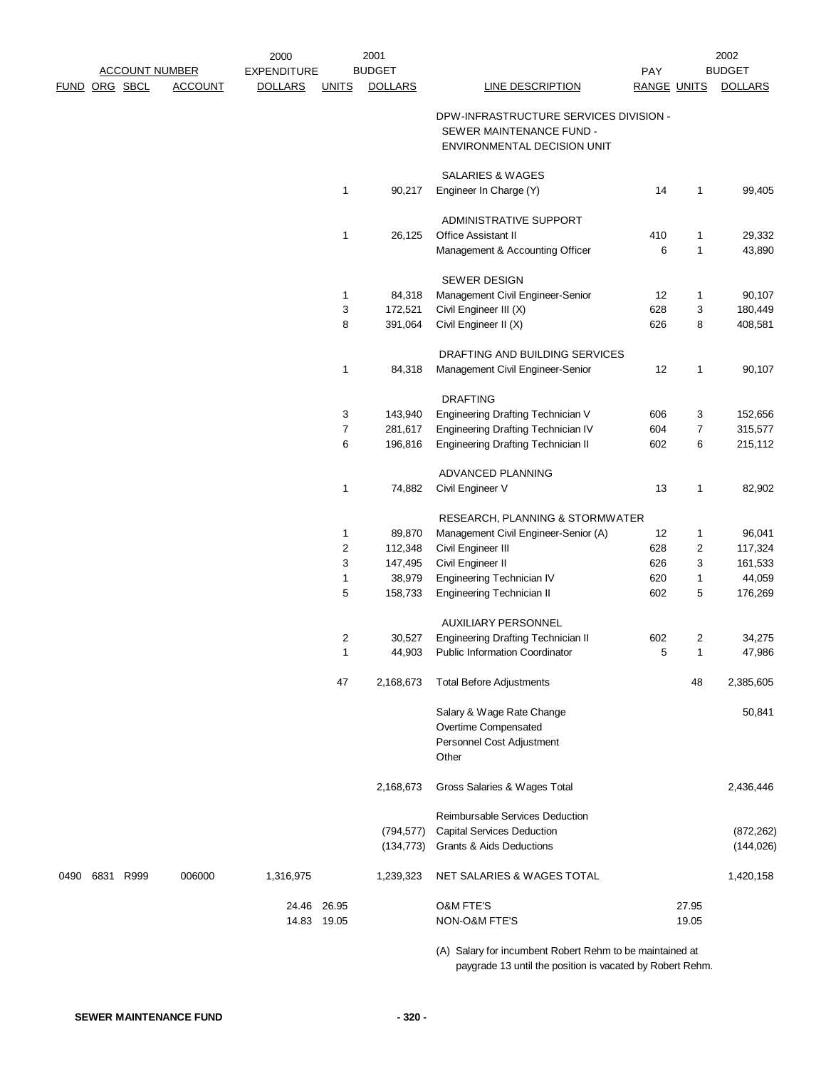| FUND | ORG | SBCL | ACCOUNT | 2000 EXPENDITURE DOLLARS | 2001 UNITS | 2001 BUDGET DOLLARS | LINE DESCRIPTION | PAY RANGE | 2002 UNITS | 2002 BUDGET DOLLARS |
|---|---|---|---|---|---|---|---|---|---|---|
| | | | | | | | DPW-INFRASTRUCTURE SERVICES DIVISION - SEWER MAINTENANCE FUND - ENVIRONMENTAL DECISION UNIT | | | |
| | | | | | | | SALARIES & WAGES | | | |
| | | | | | 1 | 90,217 | Engineer In Charge (Y) | 14 | 1 | 99,405 |
| | | | | | | | ADMINISTRATIVE SUPPORT | | | |
| | | | | | 1 | 26,125 | Office Assistant II | 410 | 1 | 29,332 |
| | | | | | | | Management & Accounting Officer | 6 | 1 | 43,890 |
| | | | | | | | SEWER DESIGN | | | |
| | | | | | 1 | 84,318 | Management Civil Engineer-Senior | 12 | 1 | 90,107 |
| | | | | | 3 | 172,521 | Civil Engineer III (X) | 628 | 3 | 180,449 |
| | | | | | 8 | 391,064 | Civil Engineer II (X) | 626 | 8 | 408,581 |
| | | | | | | | DRAFTING AND BUILDING SERVICES | | | |
| | | | | | 1 | 84,318 | Management Civil Engineer-Senior | 12 | 1 | 90,107 |
| | | | | | | | DRAFTING | | | |
| | | | | | 3 | 143,940 | Engineering Drafting Technician V | 606 | 3 | 152,656 |
| | | | | | 7 | 281,617 | Engineering Drafting Technician IV | 604 | 7 | 315,577 |
| | | | | | 6 | 196,816 | Engineering Drafting Technician II | 602 | 6 | 215,112 |
| | | | | | | | ADVANCED PLANNING | | | |
| | | | | | 1 | 74,882 | Civil Engineer V | 13 | 1 | 82,902 |
| | | | | | | | RESEARCH, PLANNING & STORMWATER | | | |
| | | | | | 1 | 89,870 | Management Civil Engineer-Senior (A) | 12 | 1 | 96,041 |
| | | | | | 2 | 112,348 | Civil Engineer III | 628 | 2 | 117,324 |
| | | | | | 3 | 147,495 | Civil Engineer II | 626 | 3 | 161,533 |
| | | | | | 1 | 38,979 | Engineering Technician IV | 620 | 1 | 44,059 |
| | | | | | 5 | 158,733 | Engineering Technician II | 602 | 5 | 176,269 |
| | | | | | | | AUXILIARY PERSONNEL | | | |
| | | | | | 2 | 30,527 | Engineering Drafting Technician II | 602 | 2 | 34,275 |
| | | | | | 1 | 44,903 | Public Information Coordinator | 5 | 1 | 47,986 |
| | | | | | 47 | 2,168,673 | Total Before Adjustments | | 48 | 2,385,605 |
| | | | | | | | Salary & Wage Rate Change | | | 50,841 |
| | | | | | | | Overtime Compensated | | | |
| | | | | | | | Personnel Cost Adjustment | | | |
| | | | | | | | Other | | | |
| | | | | | | 2,168,673 | Gross Salaries & Wages Total | | | 2,436,446 |
| | | | | | | | Reimbursable Services Deduction | | | |
| | | | | | | (794,577) | Capital Services Deduction | | | (872,262) |
| | | | | | | (134,773) | Grants & Aids Deductions | | | (144,026) |
| 0490 | 6831 | R999 | 006000 | 1,316,975 | | 1,239,323 | NET SALARIES & WAGES TOTAL | | | 1,420,158 |
| | | | | 24.46 | 26.95 | | O&M FTE'S | | 27.95 | |
| | | | | 14.83 | 19.05 | | NON-O&M FTE'S | | 19.05 | |

(A) Salary for incumbent Robert Rehm to be maintained at paygrade 13 until the position is vacated by Robert Rehm.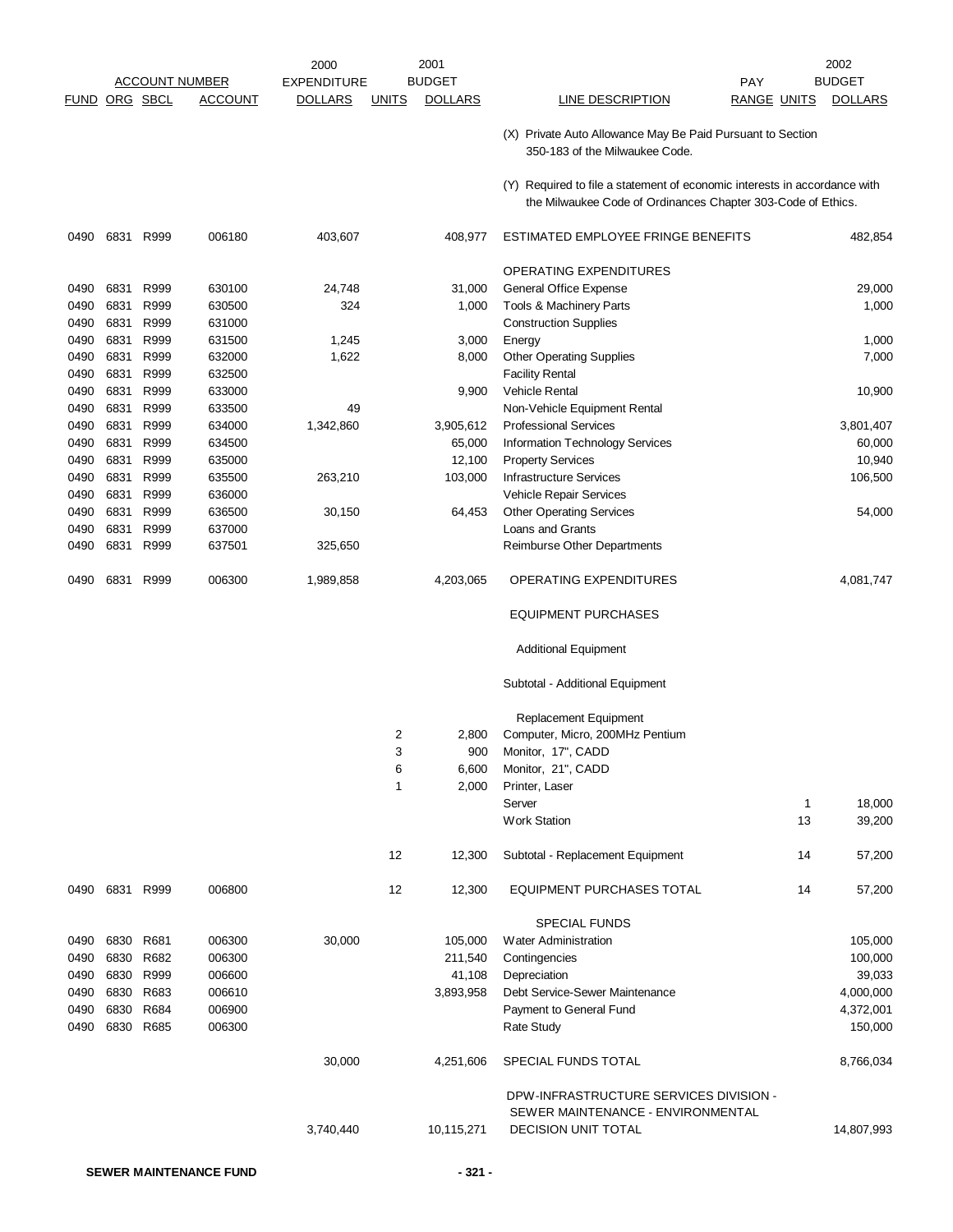| ACCOUNT NUMBER | | | | 2000 EXPENDITURE | 2001 BUDGET | | | PAY | | 2002 BUDGET |
|---|---|---|---|---|---|---|---|---|---|---|
| FUND | ORG | SBCL | ACCOUNT | DOLLARS | UNITS | DOLLARS | LINE DESCRIPTION | RANGE | UNITS | DOLLARS |
| | | | | | | | (X) Private Auto Allowance May Be Paid Pursuant to Section 350-183 of the Milwaukee Code. | | | |
| | | | | | | | (Y) Required to file a statement of economic interests in accordance with the Milwaukee Code of Ordinances Chapter 303-Code of Ethics. | | | |
| 0490 | 6831 | R999 | 006180 | 403,607 | | 408,977 | ESTIMATED EMPLOYEE FRINGE BENEFITS | | | 482,854 |
| | | | | | | | OPERATING EXPENDITURES | | | |
| 0490 | 6831 | R999 | 630100 | 24,748 | | 31,000 | General Office Expense | | | 29,000 |
| 0490 | 6831 | R999 | 630500 | 324 | | 1,000 | Tools & Machinery Parts | | | 1,000 |
| 0490 | 6831 | R999 | 631000 | | | | Construction Supplies | | | |
| 0490 | 6831 | R999 | 631500 | 1,245 | | 3,000 | Energy | | | 1,000 |
| 0490 | 6831 | R999 | 632000 | 1,622 | | 8,000 | Other Operating Supplies | | | 7,000 |
| 0490 | 6831 | R999 | 632500 | | | | Facility Rental | | | |
| 0490 | 6831 | R999 | 633000 | | | 9,900 | Vehicle Rental | | | 10,900 |
| 0490 | 6831 | R999 | 633500 | 49 | | | Non-Vehicle Equipment Rental | | | |
| 0490 | 6831 | R999 | 634000 | 1,342,860 | | 3,905,612 | Professional Services | | | 3,801,407 |
| 0490 | 6831 | R999 | 634500 | | | 65,000 | Information Technology Services | | | 60,000 |
| 0490 | 6831 | R999 | 635000 | | | 12,100 | Property Services | | | 10,940 |
| 0490 | 6831 | R999 | 635500 | 263,210 | | 103,000 | Infrastructure Services | | | 106,500 |
| 0490 | 6831 | R999 | 636000 | | | | Vehicle Repair Services | | | |
| 0490 | 6831 | R999 | 636500 | 30,150 | | 64,453 | Other Operating Services | | | 54,000 |
| 0490 | 6831 | R999 | 637000 | | | | Loans and Grants | | | |
| 0490 | 6831 | R999 | 637501 | 325,650 | | | Reimburse Other Departments | | | |
| 0490 | 6831 | R999 | 006300 | 1,989,858 | | 4,203,065 | OPERATING EXPENDITURES | | | 4,081,747 |
| | | | | | | | EQUIPMENT PURCHASES | | | |
| | | | | | | | Additional Equipment | | | |
| | | | | | | | Subtotal - Additional Equipment | | | |
| | | | | | | | Replacement Equipment | | | |
| | | | | | 2 | 2,800 | Computer, Micro, 200MHz Pentium | | | |
| | | | | | 3 | 900 | Monitor, 17", CADD | | | |
| | | | | | 6 | 6,600 | Monitor, 21", CADD | | | |
| | | | | | 1 | 2,000 | Printer, Laser | | | |
| | | | | | | | Server | | 1 | 18,000 |
| | | | | | | | Work Station | | 13 | 39,200 |
| | | | | | 12 | 12,300 | Subtotal - Replacement Equipment | | 14 | 57,200 |
| 0490 | 6831 | R999 | 006800 | | 12 | 12,300 | EQUIPMENT PURCHASES TOTAL | | 14 | 57,200 |
| | | | | | | | SPECIAL FUNDS | | | |
| 0490 | 6830 | R681 | 006300 | 30,000 | | 105,000 | Water Administration | | | 105,000 |
| 0490 | 6830 | R682 | 006300 | | | 211,540 | Contingencies | | | 100,000 |
| 0490 | 6830 | R999 | 006600 | | | 41,108 | Depreciation | | | 39,033 |
| 0490 | 6830 | R683 | 006610 | | | 3,893,958 | Debt Service-Sewer Maintenance | | | 4,000,000 |
| 0490 | 6830 | R684 | 006900 | | | | Payment to General Fund | | | 4,372,001 |
| 0490 | 6830 | R685 | 006300 | | | | Rate Study | | | 150,000 |
| | | | | 30,000 | | 4,251,606 | SPECIAL FUNDS TOTAL | | | 8,766,034 |
| | | | | 3,740,440 | | 10,115,271 | DPW-INFRASTRUCTURE SERVICES DIVISION - SEWER MAINTENANCE - ENVIRONMENTAL DECISION UNIT TOTAL | | | 14,807,993 |

SEWER MAINTENANCE FUND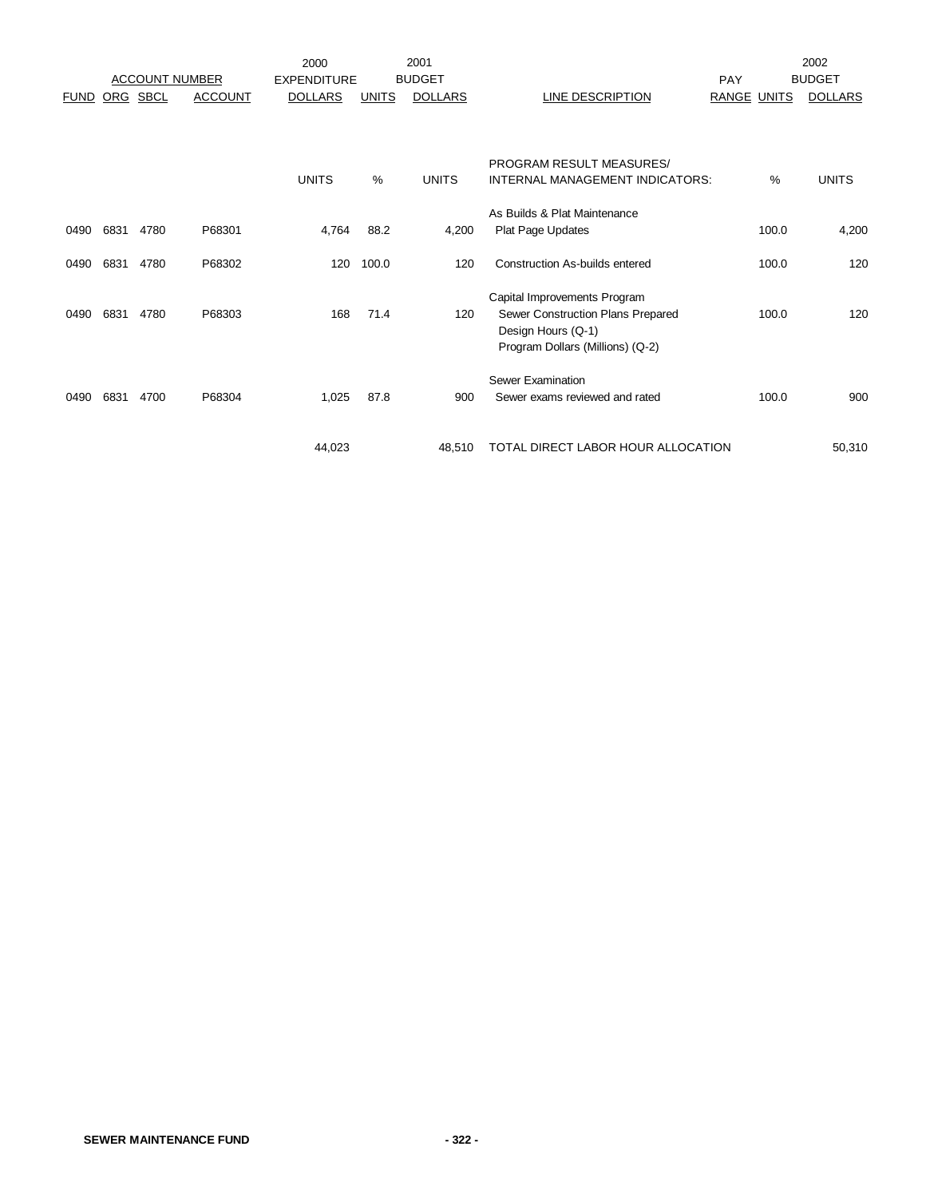| ACCOUNT NUMBER | | | | 2000 EXPENDITURE | | 2001 BUDGET | | PAY | | 2002 BUDGET |
|---|---|---|---|---|---|---|---|---|---|---|
| FUND | ORG | SBCL | ACCOUNT | DOLLARS | UNITS | DOLLARS | LINE DESCRIPTION | RANGE | UNITS | DOLLARS |
| | | | | UNITS | % | UNITS | PROGRAM RESULT MEASURES/ INTERNAL MANAGEMENT INDICATORS: | | % | UNITS |
| | | | | | | | As Builds & Plat Maintenance | | | |
| 0490 | 6831 | 4780 | P68301 | 4,764 | 88.2 | 4,200 | Plat Page Updates | | 100.0 | 4,200 |
| 0490 | 6831 | 4780 | P68302 | 120 | 100.0 | 120 | Construction As-builds entered | | 100.0 | 120 |
| | | | | | | | Capital Improvements Program | | | |
| 0490 | 6831 | 4780 | P68303 | 168 | 71.4 | 120 | Sewer Construction Plans Prepared | | 100.0 | 120 |
| | | | | | | | Design Hours (Q-1) | | | |
| | | | | | | | Program Dollars (Millions) (Q-2) | | | |
| | | | | | | | Sewer Examination | | | |
| 0490 | 6831 | 4700 | P68304 | 1,025 | 87.8 | 900 | Sewer exams reviewed and rated | | 100.0 | 900 |
| | | | | 44,023 | | 48,510 | TOTAL DIRECT LABOR HOUR ALLOCATION | | | 50,310 |

**SEWER MAINTENANCE FUND**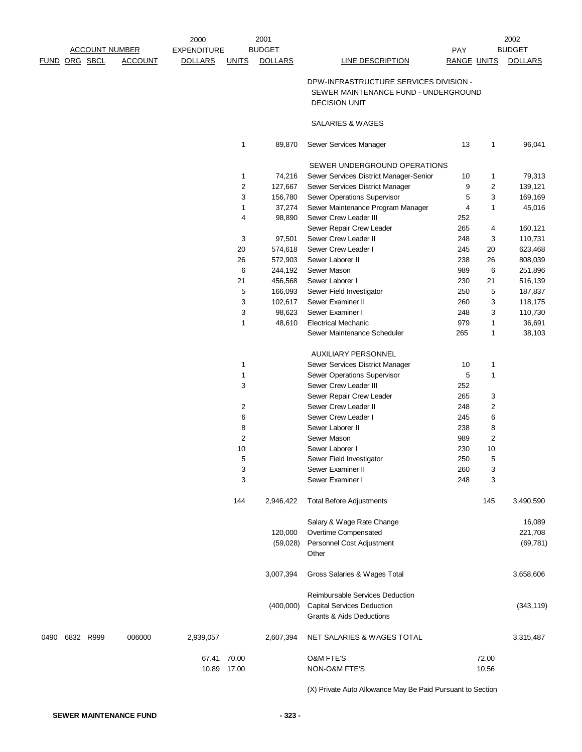| FUND | ORG | SBCL | ACCOUNT | 2000 EXPENDITURE DOLLARS | UNITS | 2001 BUDGET DOLLARS | LINE DESCRIPTION | PAY RANGE | UNITS | 2002 BUDGET DOLLARS |
|---|---|---|---|---|---|---|---|---|---|---|
| | | | | | | | DPW-INFRASTRUCTURE SERVICES DIVISION - SEWER MAINTENANCE FUND - UNDERGROUND DECISION UNIT | | | |
| | | | | | | | SALARIES & WAGES | | | |
| | | | | | 1 | 89,870 | Sewer Services Manager | 13 | 1 | 96,041 |
| | | | | | | | SEWER UNDERGROUND OPERATIONS | | | |
| | | | | | 1 | 74,216 | Sewer Services District Manager-Senior | 10 | 1 | 79,313 |
| | | | | | 2 | 127,667 | Sewer Services District Manager | 9 | 2 | 139,121 |
| | | | | | 3 | 156,780 | Sewer Operations Supervisor | 5 | 3 | 169,169 |
| | | | | | 1 | 37,274 | Sewer Maintenance Program Manager | 4 | 1 | 45,016 |
| | | | | | 4 | 98,890 | Sewer Crew Leader III | 252 | | |
| | | | | | | | Sewer Repair Crew Leader | 265 | 4 | 160,121 |
| | | | | | 3 | 97,501 | Sewer Crew Leader II | 248 | 3 | 110,731 |
| | | | | | 20 | 574,618 | Sewer Crew Leader I | 245 | 20 | 623,468 |
| | | | | | 26 | 572,903 | Sewer Laborer II | 238 | 26 | 808,039 |
| | | | | | 6 | 244,192 | Sewer Mason | 989 | 6 | 251,896 |
| | | | | | 21 | 456,568 | Sewer Laborer I | 230 | 21 | 516,139 |
| | | | | | 5 | 166,093 | Sewer Field Investigator | 250 | 5 | 187,837 |
| | | | | | 3 | 102,617 | Sewer Examiner II | 260 | 3 | 118,175 |
| | | | | | 3 | 98,623 | Sewer Examiner I | 248 | 3 | 110,730 |
| | | | | | 1 | 48,610 | Electrical Mechanic | 979 | 1 | 36,691 |
| | | | | | | | Sewer Maintenance Scheduler | 265 | 1 | 38,103 |
| | | | | | | | AUXILIARY PERSONNEL | | | |
| | | | | | 1 | | Sewer Services District Manager | 10 | 1 | |
| | | | | | 1 | | Sewer Operations Supervisor | 5 | 1 | |
| | | | | | 3 | | Sewer Crew Leader III | 252 | | |
| | | | | | | | Sewer Repair Crew Leader | 265 | 3 | |
| | | | | | 2 | | Sewer Crew Leader II | 248 | 2 | |
| | | | | | 6 | | Sewer Crew Leader I | 245 | 6 | |
| | | | | | 8 | | Sewer Laborer II | 238 | 8 | |
| | | | | | 2 | | Sewer Mason | 989 | 2 | |
| | | | | | 10 | | Sewer Laborer I | 230 | 10 | |
| | | | | | 5 | | Sewer Field Investigator | 250 | 5 | |
| | | | | | 3 | | Sewer Examiner II | 260 | 3 | |
| | | | | | 3 | | Sewer Examiner I | 248 | 3 | |
| | | | | | 144 | 2,946,422 | Total Before Adjustments | | 145 | 3,490,590 |
| | | | | | | | Salary & Wage Rate Change | | | 16,089 |
| | | | | | | 120,000 | Overtime Compensated | | | 221,708 |
| | | | | | | (59,028) | Personnel Cost Adjustment | | | (69,781) |
| | | | | | | | Other | | | |
| | | | | | | 3,007,394 | Gross Salaries & Wages Total | | | 3,658,606 |
| | | | | | | | Reimbursable Services Deduction | | | |
| | | | | | | (400,000) | Capital Services Deduction | | | (343,119) |
| | | | | | | | Grants & Aids Deductions | | | |
| 0490 | 6832 | R999 | 006000 | 2,939,057 | | 2,607,394 | NET SALARIES & WAGES TOTAL | | | 3,315,487 |
| | | | | 67.41 | 70.00 | | O&M FTE'S | | 72.00 | |
| | | | | 10.89 | 17.00 | | NON-O&M FTE'S | | 10.56 | |

(X) Private Auto Allowance May Be Paid Pursuant to Section

SEWER MAINTENANCE FUND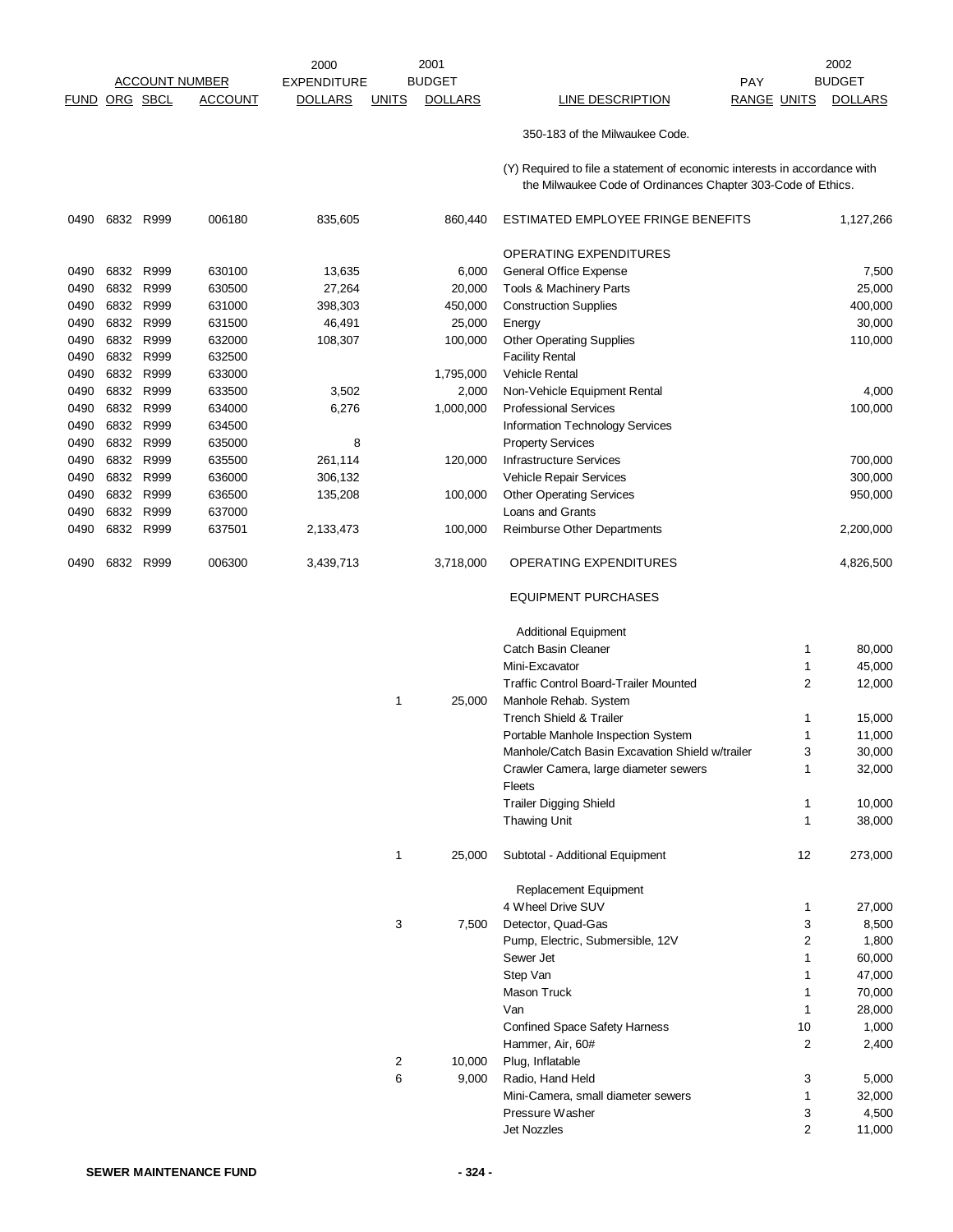| FUND | ORG | SBCL | ACCOUNT | 2000 EXPENDITURE DOLLARS | 2001 BUDGET UNITS | 2001 BUDGET DOLLARS | LINE DESCRIPTION | PAY RANGE | 2002 UNITS | 2002 BUDGET DOLLARS |
|---|---|---|---|---|---|---|---|---|---|---|
| | | | | | | | 350-183 of the Milwaukee Code. | | | |
| | | | | | | | (Y) Required to file a statement of economic interests in accordance with the Milwaukee Code of Ordinances Chapter 303-Code of Ethics. | | | |
| 0490 | 6832 | R999 | 006180 | 835,605 | | 860,440 | ESTIMATED EMPLOYEE FRINGE BENEFITS | | | 1,127,266 |
| | | | | | | | OPERATING EXPENDITURES | | | |
| 0490 | 6832 | R999 | 630100 | 13,635 | | 6,000 | General Office Expense | | | 7,500 |
| 0490 | 6832 | R999 | 630500 | 27,264 | | 20,000 | Tools & Machinery Parts | | | 25,000 |
| 0490 | 6832 | R999 | 631000 | 398,303 | | 450,000 | Construction Supplies | | | 400,000 |
| 0490 | 6832 | R999 | 631500 | 46,491 | | 25,000 | Energy | | | 30,000 |
| 0490 | 6832 | R999 | 632000 | 108,307 | | 100,000 | Other Operating Supplies | | | 110,000 |
| 0490 | 6832 | R999 | 632500 | | | | Facility Rental | | | |
| 0490 | 6832 | R999 | 633000 | | | 1,795,000 | Vehicle Rental | | | |
| 0490 | 6832 | R999 | 633500 | 3,502 | | 2,000 | Non-Vehicle Equipment Rental | | | 4,000 |
| 0490 | 6832 | R999 | 634000 | 6,276 | | 1,000,000 | Professional Services | | | 100,000 |
| 0490 | 6832 | R999 | 634500 | | | | Information Technology Services | | | |
| 0490 | 6832 | R999 | 635000 | 8 | | | Property Services | | | |
| 0490 | 6832 | R999 | 635500 | 261,114 | | 120,000 | Infrastructure Services | | | 700,000 |
| 0490 | 6832 | R999 | 636000 | 306,132 | | | Vehicle Repair Services | | | 300,000 |
| 0490 | 6832 | R999 | 636500 | 135,208 | | 100,000 | Other Operating Services | | | 950,000 |
| 0490 | 6832 | R999 | 637000 | | | | Loans and Grants | | | |
| 0490 | 6832 | R999 | 637501 | 2,133,473 | | 100,000 | Reimburse Other Departments | | | 2,200,000 |
| 0490 | 6832 | R999 | 006300 | 3,439,713 | | 3,718,000 | OPERATING EXPENDITURES | | | 4,826,500 |
| | | | | | | | EQUIPMENT PURCHASES | | | |
| | | | | | | | Additional Equipment | | | |
| | | | | | | | Catch Basin Cleaner | | 1 | 80,000 |
| | | | | | | | Mini-Excavator | | 1 | 45,000 |
| | | | | | | | Traffic Control Board-Trailer Mounted | | 2 | 12,000 |
| | | | | | 1 | 25,000 | Manhole Rehab. System | | | |
| | | | | | | | Trench Shield & Trailer | | 1 | 15,000 |
| | | | | | | | Portable Manhole Inspection System | | 1 | 11,000 |
| | | | | | | | Manhole/Catch Basin Excavation Shield w/trailer | | 3 | 30,000 |
| | | | | | | | Crawler Camera, large diameter sewers | | 1 | 32,000 |
| | | | | | | | Fleets | | | |
| | | | | | | | Trailer Digging Shield | | 1 | 10,000 |
| | | | | | | | Thawing Unit | | 1 | 38,000 |
| | | | | | 1 | 25,000 | Subtotal - Additional Equipment | | 12 | 273,000 |
| | | | | | | | Replacement Equipment | | | |
| | | | | | | | 4 Wheel Drive SUV | | 1 | 27,000 |
| | | | | | 3 | 7,500 | Detector, Quad-Gas | | 3 | 8,500 |
| | | | | | | | Pump, Electric, Submersible, 12V | | 2 | 1,800 |
| | | | | | | | Sewer Jet | | 1 | 60,000 |
| | | | | | | | Step Van | | 1 | 47,000 |
| | | | | | | | Mason Truck | | 1 | 70,000 |
| | | | | | | | Van | | 1 | 28,000 |
| | | | | | | | Confined Space Safety Harness | | 10 | 1,000 |
| | | | | | | | Hammer, Air, 60# | | 2 | 2,400 |
| | | | | | 2 | 10,000 | Plug, Inflatable | | | |
| | | | | | 6 | 9,000 | Radio, Hand Held | | 3 | 5,000 |
| | | | | | | | Mini-Camera, small diameter sewers | | 1 | 32,000 |
| | | | | | | | Pressure Washer | | 3 | 4,500 |
| | | | | | | | Jet Nozzles | | 2 | 11,000 |

SEWER MAINTENANCE FUND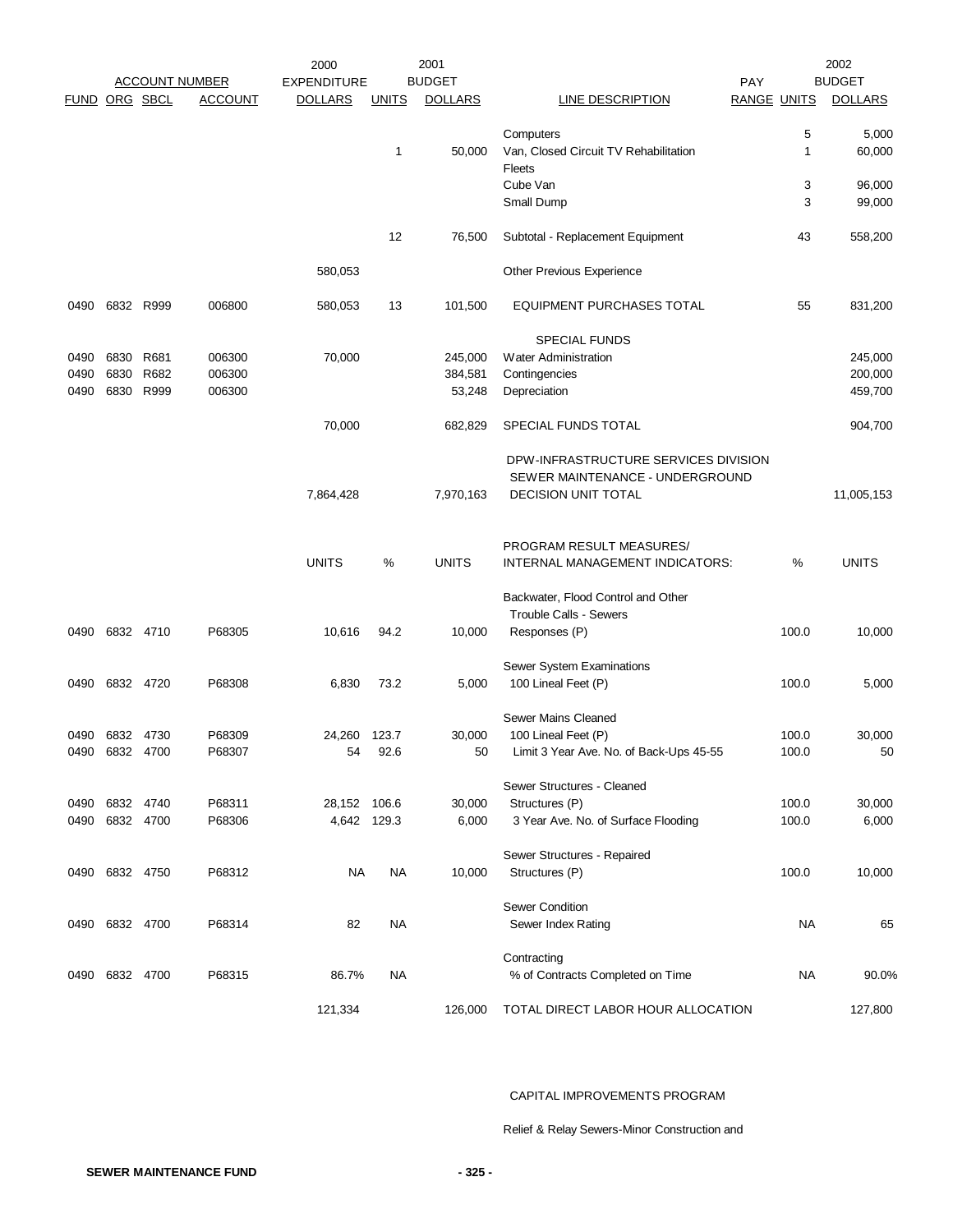| FUND | ORG | SBCL | ACCOUNT | 2000 EXPENDITURE DOLLARS | UNITS | 2001 BUDGET DOLLARS | LINE DESCRIPTION | PAY RANGE | UNITS | 2002 BUDGET DOLLARS |
|---|---|---|---|---|---|---|---|---|---|---|
| | | | | | | | Computers | | 5 | 5,000 |
| | | | | | 1 | 50,000 | Van, Closed Circuit TV Rehabilitation | | 1 | 60,000 |
| | | | | | | | Fleets | | | |
| | | | | | | | Cube Van | | 3 | 96,000 |
| | | | | | | | Small Dump | | 3 | 99,000 |
| | | | | | 12 | 76,500 | Subtotal - Replacement Equipment | | 43 | 558,200 |
| | | | | 580,053 | | | Other Previous Experience | | | |
| 0490 | 6832 | R999 | 006800 | 580,053 | 13 | 101,500 | EQUIPMENT PURCHASES TOTAL | | 55 | 831,200 |
| | | | | | | | SPECIAL FUNDS | | | |
| 0490 | 6830 | R681 | 006300 | 70,000 | | 245,000 | Water Administration | | | 245,000 |
| 0490 | 6830 | R682 | 006300 | | | 384,581 | Contingencies | | | 200,000 |
| 0490 | 6830 | R999 | 006300 | | | 53,248 | Depreciation | | | 459,700 |
| | | | | 70,000 | | 682,829 | SPECIAL FUNDS TOTAL | | | 904,700 |
| | | | | 7,864,428 | | 7,970,163 | DPW-INFRASTRUCTURE SERVICES DIVISION SEWER MAINTENANCE - UNDERGROUND DECISION UNIT TOTAL | | | 11,005,153 |

| FUND | ORG | SBCL | ACCOUNT | UNITS | % | UNITS | PROGRAM RESULT MEASURES/ INTERNAL MANAGEMENT INDICATORS: | % | UNITS |
|---|---|---|---|---|---|---|---|---|---|
| | | | | | | | Backwater, Flood Control and Other Trouble Calls - Sewers | | |
| 0490 | 6832 | 4710 | P68305 | 10,616 | 94.2 | 10,000 | Responses (P) | 100.0 | 10,000 |
| | | | | | | | Sewer System Examinations | | |
| 0490 | 6832 | 4720 | P68308 | 6,830 | 73.2 | 5,000 | 100 Lineal Feet (P) | 100.0 | 5,000 |
| | | | | | | | Sewer Mains Cleaned | | |
| 0490 | 6832 | 4730 | P68309 | 24,260 | 123.7 | 30,000 | 100 Lineal Feet (P) | 100.0 | 30,000 |
| 0490 | 6832 | 4700 | P68307 | 54 | 92.6 | 50 | Limit 3 Year Ave. No. of Back-Ups 45-55 | 100.0 | 50 |
| | | | | | | | Sewer Structures - Cleaned | | |
| 0490 | 6832 | 4740 | P68311 | 28,152 | 106.6 | 30,000 | Structures (P) | 100.0 | 30,000 |
| 0490 | 6832 | 4700 | P68306 | 4,642 | 129.3 | 6,000 | 3 Year Ave. No. of Surface Flooding | 100.0 | 6,000 |
| | | | | | | | Sewer Structures - Repaired | | |
| 0490 | 6832 | 4750 | P68312 | NA | NA | 10,000 | Structures (P) | 100.0 | 10,000 |
| | | | | | | | Sewer Condition | | |
| 0490 | 6832 | 4700 | P68314 | 82 | NA | | Sewer Index Rating | NA | 65 |
| | | | | | | | Contracting | | |
| 0490 | 6832 | 4700 | P68315 | 86.7% | NA | | % of Contracts Completed on Time | NA | 90.0% |
| | | | | 121,334 | | 126,000 | TOTAL DIRECT LABOR HOUR ALLOCATION | | 127,800 |

CAPITAL IMPROVEMENTS PROGRAM

Relief & Relay Sewers-Minor Construction and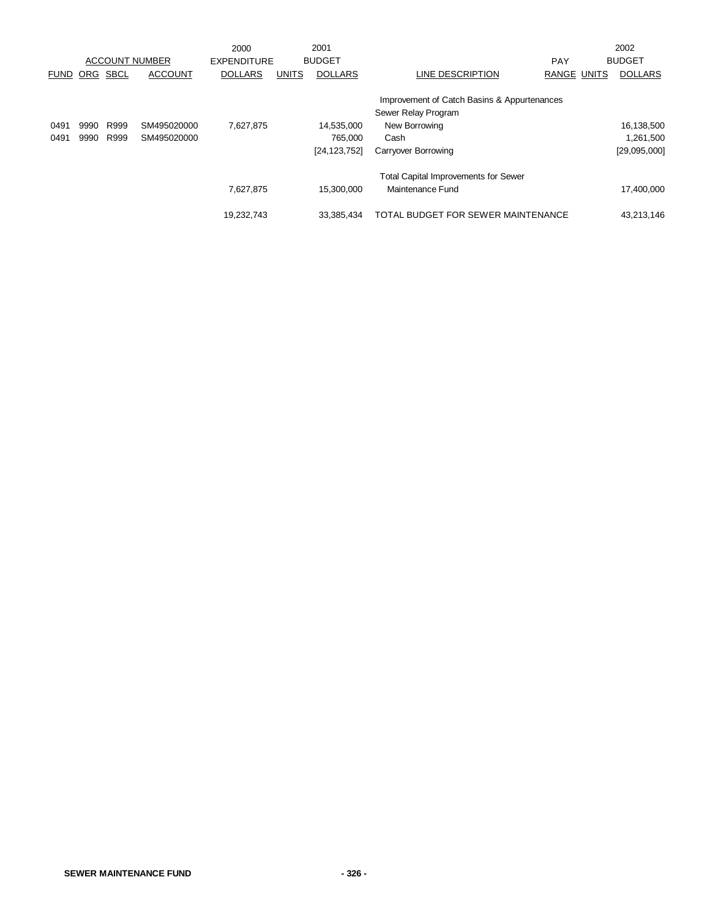| ACCOUNT NUMBER | | | | 2000 EXPENDITURE | | 2001 BUDGET | | PAY | | 2002 BUDGET |
|---|---|---|---|---|---|---|---|---|---|---|
| FUND | ORG | SBCL | ACCOUNT | DOLLARS | UNITS | DOLLARS | LINE DESCRIPTION | RANGE | UNITS | DOLLARS |
| | | | | | | | Improvement of Catch Basins & Appurtenances | | | |
| | | | | | | | Sewer Relay Program | | | |
| 0491 | 9990 | R999 | SM495020000 | 7,627,875 | | 14,535,000 | New Borrowing | | | 16,138,500 |
| 0491 | 9990 | R999 | SM495020000 | | | 765,000 | Cash | | | 1,261,500 |
| | | | | | | [24,123,752] | Carryover Borrowing | | | [29,095,000] |
| | | | | | | | Total Capital Improvements for Sewer | | | |
| | | | | 7,627,875 | | 15,300,000 | Maintenance Fund | | | 17,400,000 |
| | | | | 19,232,743 | | 33,385,434 | TOTAL BUDGET FOR SEWER MAINTENANCE | | | 43,213,146 |

**SEWER MAINTENANCE FUND**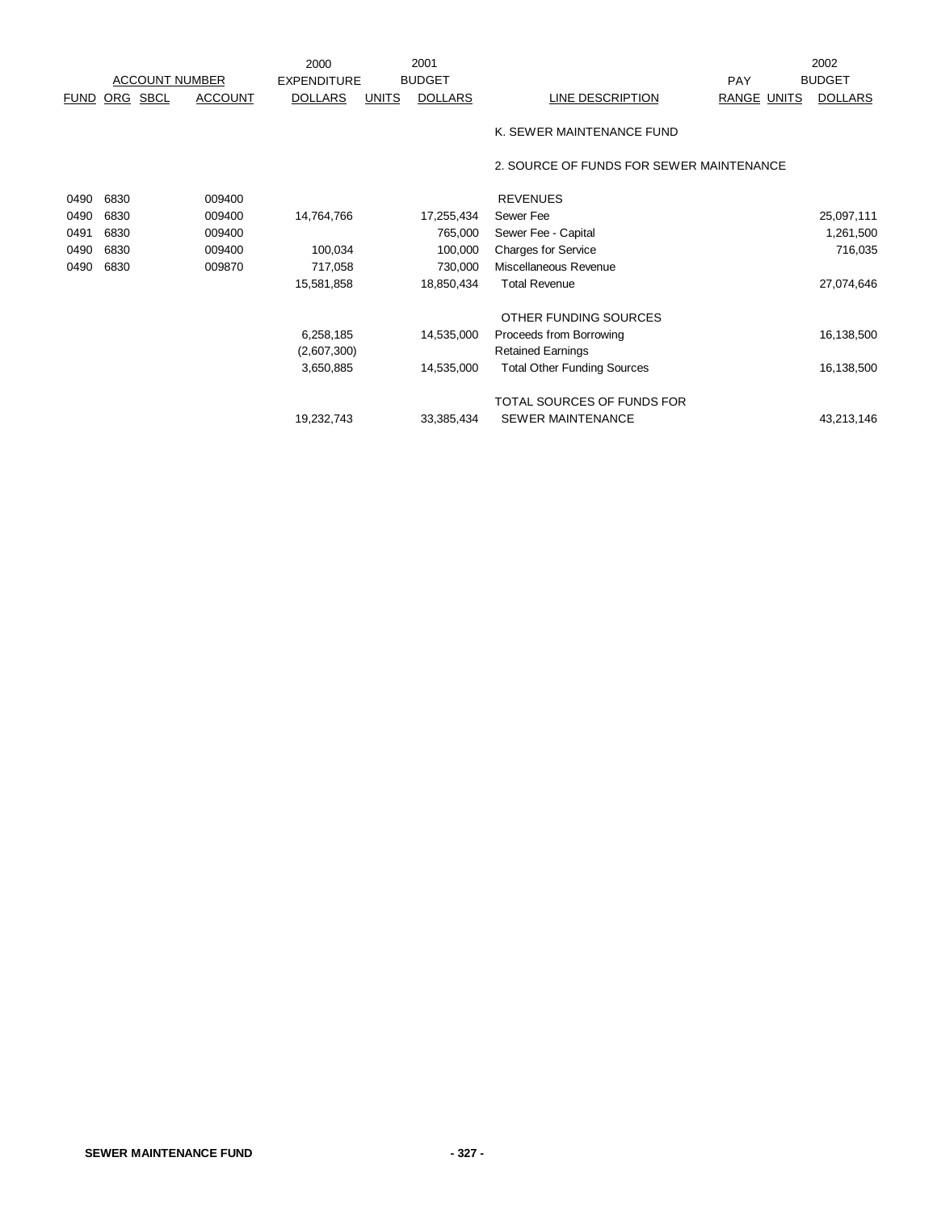| ACCOUNT NUMBER | | | | 2000 EXPENDITURE | 2001 BUDGET | | | PAY | | 2002 BUDGET |
|---|---|---|---|---|---|---|---|---|---|---|
| FUND | ORG | SBCL | ACCOUNT | DOLLARS | UNITS | DOLLARS | LINE DESCRIPTION | RANGE | UNITS | DOLLARS |
| | | | | | | | K. SEWER MAINTENANCE FUND | | | |
| | | | | | | | 2. SOURCE OF FUNDS FOR SEWER MAINTENANCE | | | |
| 0490 | 6830 | | 009400 | | | | REVENUES | | | |
| 0490 | 6830 | | 009400 | 14,764,766 | | 17,255,434 | Sewer Fee | | | 25,097,111 |
| 0491 | 6830 | | 009400 | | | 765,000 | Sewer Fee - Capital | | | 1,261,500 |
| 0490 | 6830 | | 009400 | 100,034 | | 100,000 | Charges for Service | | | 716,035 |
| 0490 | 6830 | | 009870 | 717,058 | | 730,000 | Miscellaneous Revenue | | | |
| | | | | 15,581,858 | | 18,850,434 | Total Revenue | | | 27,074,646 |
| | | | | | | | OTHER FUNDING SOURCES | | | |
| | | | | 6,258,185 | | 14,535,000 | Proceeds from Borrowing | | | 16,138,500 |
| | | | | (2,607,300) | | | Retained Earnings | | | |
| | | | | 3,650,885 | | 14,535,000 | Total Other Funding Sources | | | 16,138,500 |
| | | | | | | | TOTAL SOURCES OF FUNDS FOR | | | |
| | | | | 19,232,743 | | 33,385,434 | SEWER MAINTENANCE | | | 43,213,146 |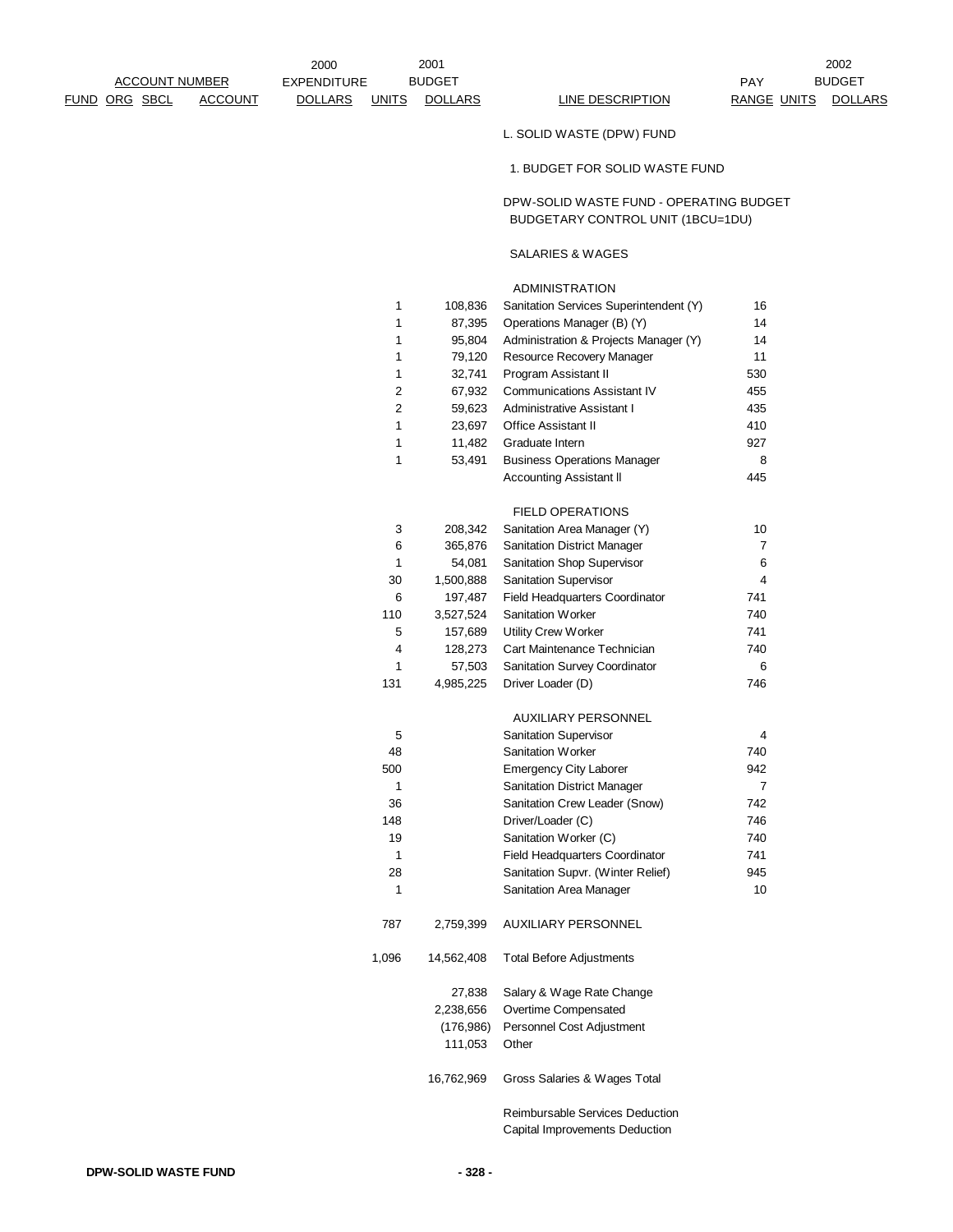| FUND | ORG | SBCL | ACCOUNT NUMBER ACCOUNT | 2000 EXPENDITURE DOLLARS | UNITS | 2001 BUDGET DOLLARS | LINE DESCRIPTION | PAY RANGE | UNITS | 2002 BUDGET DOLLARS |
|---|---|---|---|---|---|---|---|---|---|---|
| | | | | | | | L. SOLID WASTE (DPW) FUND | | | |
| | | | | | | | 1. BUDGET FOR SOLID WASTE FUND | | | |
| | | | | | | | DPW-SOLID WASTE FUND - OPERATING BUDGET BUDGETARY CONTROL UNIT (1BCU=1DU) | | | |
| | | | | | | | SALARIES & WAGES | | | |
| | | | | | | | ADMINISTRATION | | | |
| | | | | | 1 | 108,836 | Sanitation Services Superintendent (Y) | 16 | | |
| | | | | | 1 | 87,395 | Operations Manager (B) (Y) | 14 | | |
| | | | | | 1 | 95,804 | Administration & Projects Manager (Y) | 14 | | |
| | | | | | 1 | 79,120 | Resource Recovery Manager | 11 | | |
| | | | | | 1 | 32,741 | Program Assistant II | 530 | | |
| | | | | | 2 | 67,932 | Communications Assistant IV | 455 | | |
| | | | | | 2 | 59,623 | Administrative Assistant I | 435 | | |
| | | | | | 1 | 23,697 | Office Assistant II | 410 | | |
| | | | | | 1 | 11,482 | Graduate Intern | 927 | | |
| | | | | | 1 | 53,491 | Business Operations Manager | 8 | | |
| | | | | | | | Accounting Assistant ll | 445 | | |
| | | | | | | | FIELD OPERATIONS | | | |
| | | | | | 3 | 208,342 | Sanitation Area Manager (Y) | 10 | | |
| | | | | | 6 | 365,876 | Sanitation District Manager | 7 | | |
| | | | | | 1 | 54,081 | Sanitation Shop Supervisor | 6 | | |
| | | | | | 30 | 1,500,888 | Sanitation Supervisor | 4 | | |
| | | | | | 6 | 197,487 | Field Headquarters Coordinator | 741 | | |
| | | | | | 110 | 3,527,524 | Sanitation Worker | 740 | | |
| | | | | | 5 | 157,689 | Utility Crew Worker | 741 | | |
| | | | | | 4 | 128,273 | Cart Maintenance Technician | 740 | | |
| | | | | | 1 | 57,503 | Sanitation Survey Coordinator | 6 | | |
| | | | | | 131 | 4,985,225 | Driver Loader (D) | 746 | | |
| | | | | | | | AUXILIARY PERSONNEL | | | |
| | | | | | 5 | | Sanitation Supervisor | 4 | | |
| | | | | | 48 | | Sanitation Worker | 740 | | |
| | | | | | 500 | | Emergency City Laborer | 942 | | |
| | | | | | 1 | | Sanitation District Manager | 7 | | |
| | | | | | 36 | | Sanitation Crew Leader (Snow) | 742 | | |
| | | | | | 148 | | Driver/Loader (C) | 746 | | |
| | | | | | 19 | | Sanitation Worker (C) | 740 | | |
| | | | | | 1 | | Field Headquarters Coordinator | 741 | | |
| | | | | | 28 | | Sanitation Supvr. (Winter Relief) | 945 | | |
| | | | | | 1 | | Sanitation Area Manager | 10 | | |
| | | | | | 787 | 2,759,399 | AUXILIARY PERSONNEL | | | |
| | | | | | 1,096 | 14,562,408 | Total Before Adjustments | | | |
| | | | | | | 27,838 | Salary & Wage Rate Change | | | |
| | | | | | | 2,238,656 | Overtime Compensated | | | |
| | | | | | | (176,986) | Personnel Cost Adjustment | | | |
| | | | | | | 111,053 | Other | | | |
| | | | | | | 16,762,969 | Gross Salaries & Wages Total | | | |
| | | | | | | | Reimbursable Services Deduction | | | |
| | | | | | | | Capital Improvements Deduction | | | |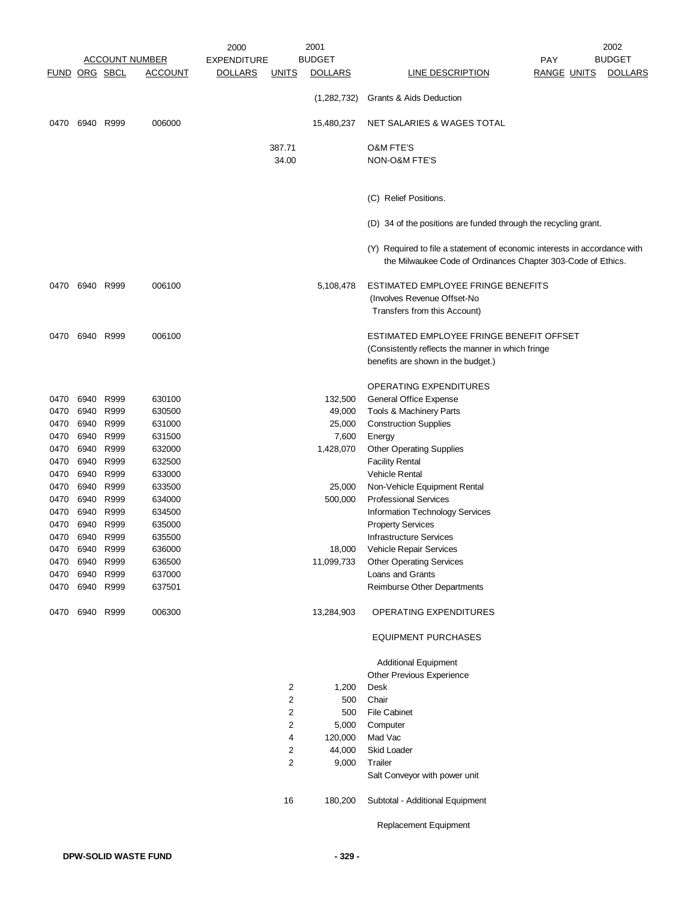| FUND | ORG | SBCL | ACCOUNT | 2000 EXPENDITURE DOLLARS | UNITS | 2001 BUDGET DOLLARS | LINE DESCRIPTION | PAY RANGE | UNITS | 2002 BUDGET DOLLARS |
|---|---|---|---|---|---|---|---|---|---|---|
| | | | | | | (1,282,732) | Grants & Aids Deduction | | | |
| 0470 | 6940 | R999 | 006000 | | | 15,480,237 | NET SALARIES & WAGES TOTAL | | | |
| | | | | | 387.71 | | O&M FTE'S | | | |
| | | | | | 34.00 | | NON-O&M FTE'S | | | |
| | | | | | | | (C) Relief Positions. | | | |
| | | | | | | | (D) 34 of the positions are funded through the recycling grant. | | | |
| | | | | | | | (Y) Required to file a statement of economic interests in accordance with the Milwaukee Code of Ordinances Chapter 303-Code of Ethics. | | | |
| 0470 | 6940 | R999 | 006100 | | | 5,108,478 | ESTIMATED EMPLOYEE FRINGE BENEFITS (Involves Revenue Offset-No Transfers from this Account) | | | |
| 0470 | 6940 | R999 | 006100 | | | | ESTIMATED EMPLOYEE FRINGE BENEFIT OFFSET (Consistently reflects the manner in which fringe benefits are shown in the budget.) | | | |
| | | | | | | | OPERATING EXPENDITURES | | | |
| 0470 | 6940 | R999 | 630100 | | | 132,500 | General Office Expense | | | |
| 0470 | 6940 | R999 | 630500 | | | 49,000 | Tools & Machinery Parts | | | |
| 0470 | 6940 | R999 | 631000 | | | 25,000 | Construction Supplies | | | |
| 0470 | 6940 | R999 | 631500 | | | 7,600 | Energy | | | |
| 0470 | 6940 | R999 | 632000 | | | 1,428,070 | Other Operating Supplies | | | |
| 0470 | 6940 | R999 | 632500 | | | | Facility Rental | | | |
| 0470 | 6940 | R999 | 633000 | | | | Vehicle Rental | | | |
| 0470 | 6940 | R999 | 633500 | | | 25,000 | Non-Vehicle Equipment Rental | | | |
| 0470 | 6940 | R999 | 634000 | | | 500,000 | Professional Services | | | |
| 0470 | 6940 | R999 | 634500 | | | | Information Technology Services | | | |
| 0470 | 6940 | R999 | 635000 | | | | Property Services | | | |
| 0470 | 6940 | R999 | 635500 | | | | Infrastructure Services | | | |
| 0470 | 6940 | R999 | 636000 | | | 18,000 | Vehicle Repair Services | | | |
| 0470 | 6940 | R999 | 636500 | | | 11,099,733 | Other Operating Services | | | |
| 0470 | 6940 | R999 | 637000 | | | | Loans and Grants | | | |
| 0470 | 6940 | R999 | 637501 | | | | Reimburse Other Departments | | | |
| 0470 | 6940 | R999 | 006300 | | | 13,284,903 | OPERATING EXPENDITURES | | | |
| | | | | | | | EQUIPMENT PURCHASES | | | |
| | | | | | | | Additional Equipment | | | |
| | | | | | | | Other Previous Experience | | | |
| | | | | | 2 | 1,200 | Desk | | | |
| | | | | | 2 | 500 | Chair | | | |
| | | | | | 2 | 500 | File Cabinet | | | |
| | | | | | 2 | 5,000 | Computer | | | |
| | | | | | 4 | 120,000 | Mad Vac | | | |
| | | | | | 2 | 44,000 | Skid Loader | | | |
| | | | | | 2 | 9,000 | Trailer | | | |
| | | | | | | | Salt Conveyor with power unit | | | |
| | | | | | 16 | 180,200 | Subtotal - Additional Equipment | | | |
| | | | | | | | Replacement Equipment | | | |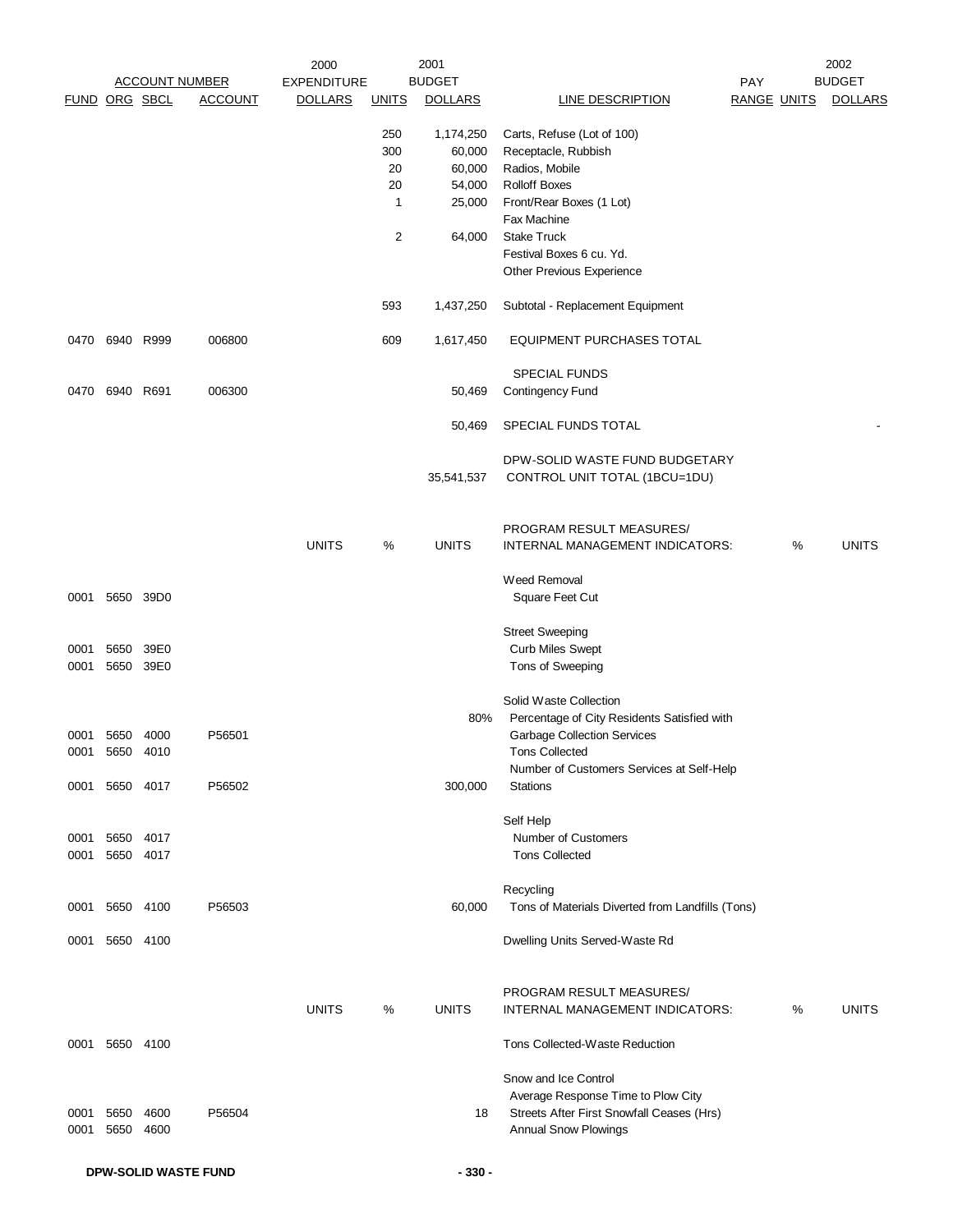| FUND | ORG | SBCL | ACCOUNT | 2000 EXPENDITURE DOLLARS | UNITS | 2001 BUDGET DOLLARS | LINE DESCRIPTION | PAY RANGE | UNITS | 2002 BUDGET DOLLARS |
|---|---|---|---|---|---|---|---|---|---|---|
| | | | | | 250 | 1,174,250 | Carts, Refuse (Lot of 100) | | | |
| | | | | | 300 | 60,000 | Receptacle, Rubbish | | | |
| | | | | | 20 | 60,000 | Radios, Mobile | | | |
| | | | | | 20 | 54,000 | Rolloff Boxes | | | |
| | | | | | 1 | 25,000 | Front/Rear Boxes (1 Lot) | | | |
| | | | | | | | Fax Machine | | | |
| | | | | | 2 | 64,000 | Stake Truck | | | |
| | | | | | | | Festival Boxes 6 cu. Yd. | | | |
| | | | | | | | Other Previous Experience | | | |
| | | | | | 593 | 1,437,250 | Subtotal - Replacement Equipment | | | |
| 0470 | 6940 | R999 | 006800 | | 609 | 1,617,450 | EQUIPMENT PURCHASES TOTAL | | | |
| | | | | | | | SPECIAL FUNDS | | | |
| 0470 | 6940 | R691 | 006300 | | | 50,469 | Contingency Fund | | | |
| | | | | | | 50,469 | SPECIAL FUNDS TOTAL | | | - |
| | | | | | | 35,541,537 | DPW-SOLID WASTE FUND BUDGETARY CONTROL UNIT TOTAL (1BCU=1DU) | | | |

| FUND | ORG | SBCL | ACCOUNT | UNITS | % | UNITS | PROGRAM RESULT MEASURES/ INTERNAL MANAGEMENT INDICATORS: | % | UNITS |
|---|---|---|---|---|---|---|---|---|---|
| | | | | | | | Weed Removal | | |
| 0001 | 5650 | 39D0 | | | | | Square Feet Cut | | |
| | | | | | | | Street Sweeping | | |
| 0001 | 5650 | 39E0 | | | | | Curb Miles Swept | | |
| 0001 | 5650 | 39E0 | | | | | Tons of Sweeping | | |
| | | | | | | | Solid Waste Collection | | |
| 0001 | 5650 | 4000 | P56501 | | | 80% | Percentage of City Residents Satisfied with Garbage Collection Services | | |
| 0001 | 5650 | 4010 | | | | | Tons Collected | | |
| 0001 | 5650 | 4017 | P56502 | | | 300,000 | Number of Customers Services at Self-Help Stations | | |
| | | | | | | | Self Help | | |
| 0001 | 5650 | 4017 | | | | | Number of Customers | | |
| 0001 | 5650 | 4017 | | | | | Tons Collected | | |
| | | | | | | | Recycling | | |
| 0001 | 5650 | 4100 | P56503 | | | 60,000 | Tons of Materials Diverted from Landfills (Tons) | | |
| 0001 | 5650 | 4100 | | | | | Dwelling Units Served-Waste Rd | | |

| FUND | ORG | SBCL | ACCOUNT | UNITS | % | UNITS | PROGRAM RESULT MEASURES/ INTERNAL MANAGEMENT INDICATORS: | % | UNITS |
|---|---|---|---|---|---|---|---|---|---|
| 0001 | 5650 | 4100 | | | | | Tons Collected-Waste Reduction | | |
| | | | | | | | Snow and Ice Control | | |
| 0001 | 5650 | 4600 | P56504 | | | 18 | Average Response Time to Plow City Streets After First Snowfall Ceases (Hrs) | | |
| 0001 | 5650 | 4600 | | | | | Annual Snow Plowings | | |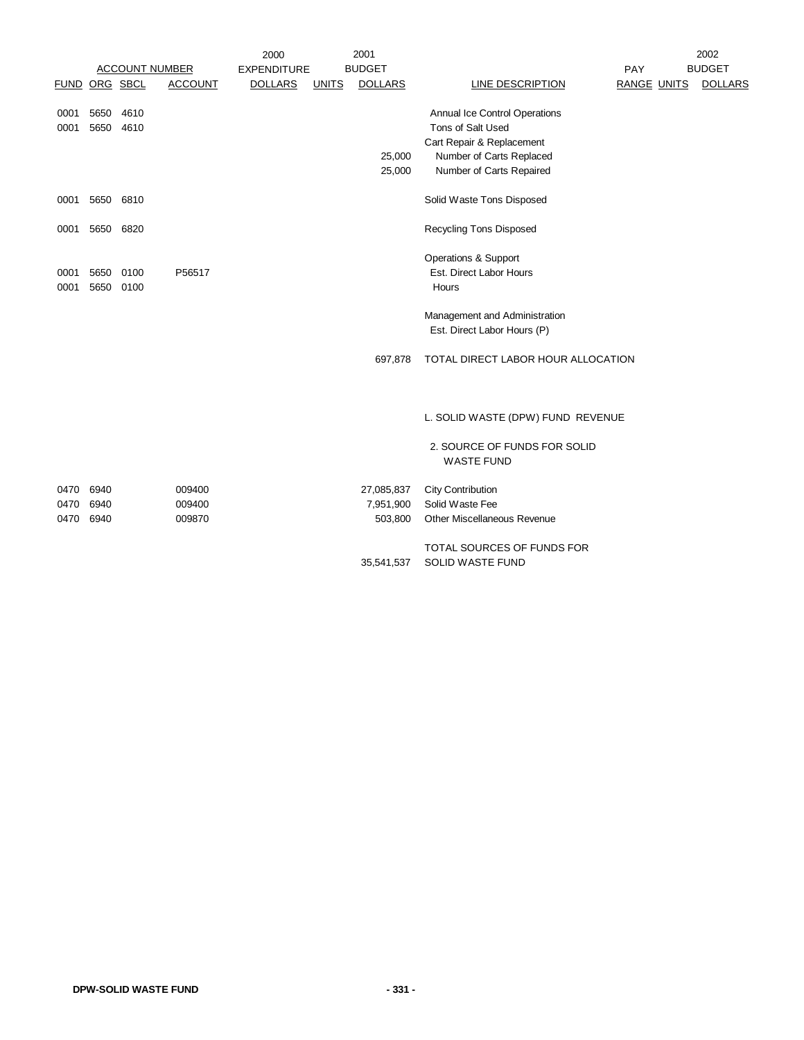| ACCOUNT NUMBER | | | | 2000 EXPENDITURE | 2001 BUDGET | | | PAY | | 2002 BUDGET |
|---|---|---|---|---|---|---|---|---|---|---|
| FUND | ORG | SBCL | ACCOUNT | DOLLARS | UNITS | DOLLARS | LINE DESCRIPTION | RANGE | UNITS | DOLLARS |
| 0001 | 5650 | 4610 | | | | | Annual Ice Control Operations | | | |
| 0001 | 5650 | 4610 | | | | | Tons of Salt Used | | | |
| | | | | | | | Cart Repair & Replacement | | | |
| | | | | | | 25,000 | Number of Carts Replaced | | | |
| | | | | | | 25,000 | Number of Carts Repaired | | | |
| 0001 | 5650 | 6810 | | | | | Solid Waste Tons Disposed | | | |
| 0001 | 5650 | 6820 | | | | | Recycling Tons Disposed | | | |
| | | | | | | | Operations & Support | | | |
| 0001 | 5650 | 0100 | P56517 | | | | Est. Direct Labor Hours | | | |
| 0001 | 5650 | 0100 | | | | | Hours | | | |
| | | | | | | | Management and Administration | | | |
| | | | | | | | Est. Direct Labor Hours (P) | | | |
| | | | | | | 697,878 | TOTAL DIRECT LABOR HOUR ALLOCATION | | | |
| | | | | | | | L. SOLID WASTE (DPW) FUND REVENUE | | | |
| | | | | | | | 2. SOURCE OF FUNDS FOR SOLID WASTE FUND | | | |
| 0470 | 6940 | | 009400 | | | 27,085,837 | City Contribution | | | |
| 0470 | 6940 | | 009400 | | | 7,951,900 | Solid Waste Fee | | | |
| 0470 | 6940 | | 009870 | | | 503,800 | Other Miscellaneous Revenue | | | |
| | | | | | | 35,541,537 | TOTAL SOURCES OF FUNDS FOR SOLID WASTE FUND | | | |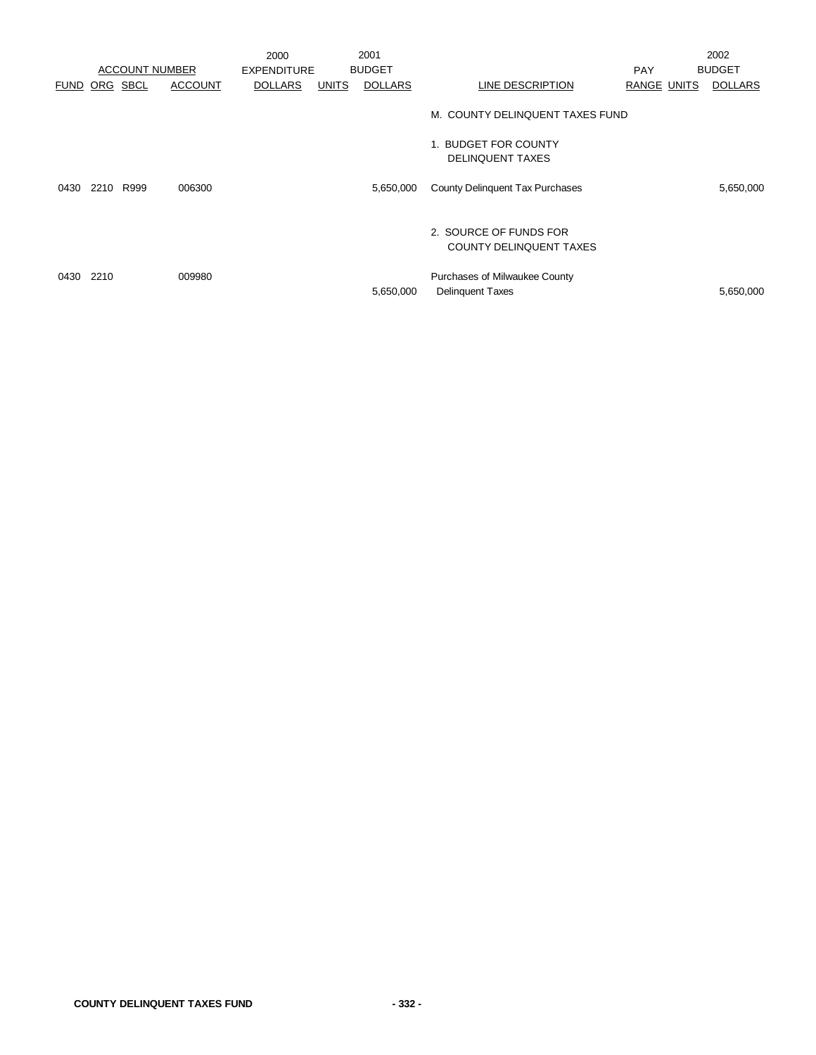| ACCOUNT NUMBER | | | | 2000 EXPENDITURE | 2001 BUDGET | | | PAY | | 2002 BUDGET |
|---|---|---|---|---|---|---|---|---|---|---|
| FUND | ORG | SBCL | ACCOUNT | DOLLARS | UNITS | DOLLARS | LINE DESCRIPTION | RANGE | UNITS | DOLLARS |
| | | | | | | | M. COUNTY DELINQUENT TAXES FUND | | | |
| | | | | | | | 1. BUDGET FOR COUNTY DELINQUENT TAXES | | | |
| 0430 | 2210 | R999 | 006300 | | | 5,650,000 | County Delinquent Tax Purchases | | | 5,650,000 |
| | | | | | | | 2. SOURCE OF FUNDS FOR COUNTY DELINQUENT TAXES | | | |
| 0430 | 2210 | | 009980 | | | 5,650,000 | Purchases of Milwaukee County Delinquent Taxes | | | 5,650,000 |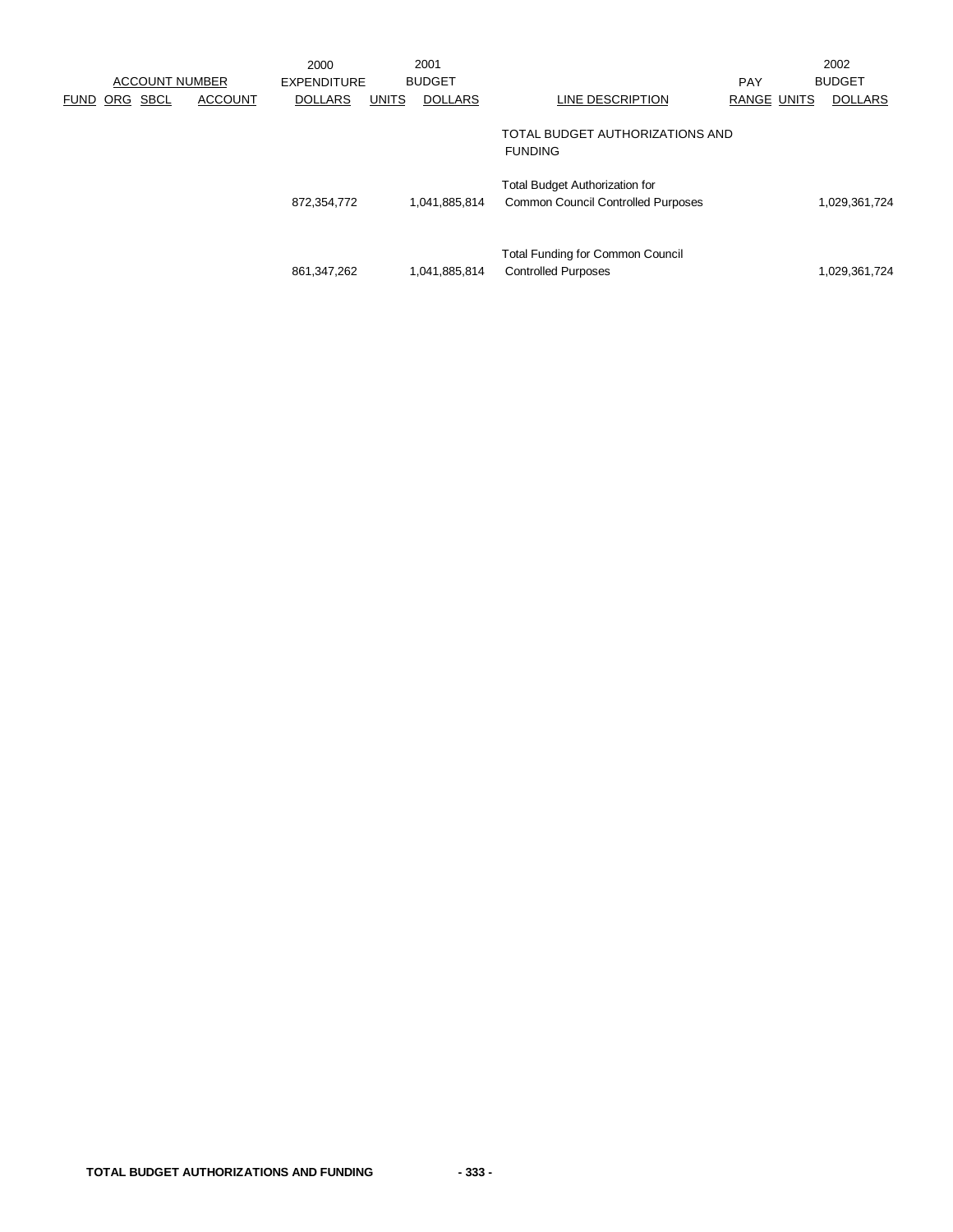| ACCOUNT NUMBER | | | | 2000 EXPENDITURE | 2001 BUDGET | | | PAY | | 2002 BUDGET |
|---|---|---|---|---|---|---|---|---|---|---|
| FUND | ORG | SBCL | ACCOUNT | DOLLARS | UNITS | DOLLARS | LINE DESCRIPTION | RANGE | UNITS | DOLLARS |
| | | | | | | | TOTAL BUDGET AUTHORIZATIONS AND FUNDING | | | |
| | | | | 872,354,772 | | 1,041,885,814 | Total Budget Authorization for Common Council Controlled Purposes | | | 1,029,361,724 |
| | | | | 861,347,262 | | 1,041,885,814 | Total Funding for Common Council Controlled Purposes | | | 1,029,361,724 |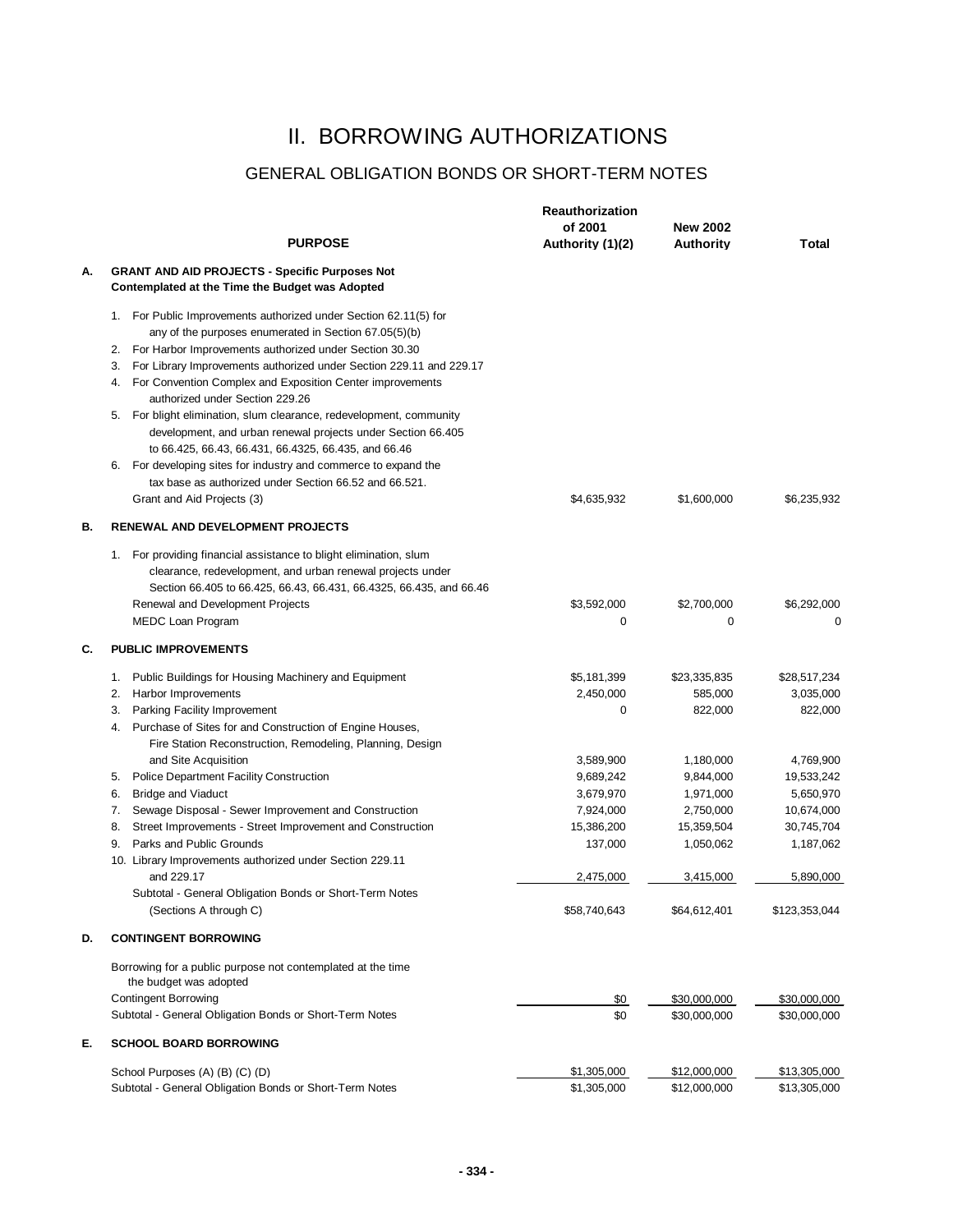# II. BORROWING AUTHORIZATIONS

## GENERAL OBLIGATION BONDS OR SHORT-TERM NOTES

| | PURPOSE | Reauthorization of 2001 Authority (1)(2) | New 2002 Authority | Total |
|---|---|---|---|---|
| **A.** | **GRANT AND AID PROJECTS - Specific Purposes Not Contemplated at the Time the Budget was Adopted** | | | |
| | 1. For Public Improvements authorized under Section 62.11(5) for any of the purposes enumerated in Section 67.05(5)(b) | | | |
| | 2. For Harbor Improvements authorized under Section 30.30 | | | |
| | 3. For Library Improvements authorized under Section 229.11 and 229.17 | | | |
| | 4. For Convention Complex and Exposition Center improvements authorized under Section 229.26 | | | |
| | 5. For blight elimination, slum clearance, redevelopment, community development, and urban renewal projects under Section 66.405 to 66.425, 66.43, 66.431, 66.4325, 66.435, and 66.46 | | | |
| | 6. For developing sites for industry and commerce to expand the tax base as authorized under Section 66.52 and 66.521. | | | |
| | Grant and Aid Projects (3) | $4,635,932 | $1,600,000 | $6,235,932 |
| **B.** | **RENEWAL AND DEVELOPMENT PROJECTS** | | | |
| | 1. For providing financial assistance to blight elimination, slum clearance, redevelopment, and urban renewal projects under Section 66.405 to 66.425, 66.43, 66.431, 66.4325, 66.435, and 66.46 | | | |
| | Renewal and Development Projects | $3,592,000 | $2,700,000 | $6,292,000 |
| | MEDC Loan Program | 0 | 0 | 0 |
| **C.** | **PUBLIC IMPROVEMENTS** | | | |
| | 1. Public Buildings for Housing Machinery and Equipment | $5,181,399 | $23,335,835 | $28,517,234 |
| | 2. Harbor Improvements | 2,450,000 | 585,000 | 3,035,000 |
| | 3. Parking Facility Improvement | 0 | 822,000 | 822,000 |
| | 4. Purchase of Sites for and Construction of Engine Houses, Fire Station Reconstruction, Remodeling, Planning, Design and Site Acquisition | 3,589,900 | 1,180,000 | 4,769,900 |
| | 5. Police Department Facility Construction | 9,689,242 | 9,844,000 | 19,533,242 |
| | 6. Bridge and Viaduct | 3,679,970 | 1,971,000 | 5,650,970 |
| | 7. Sewage Disposal - Sewer Improvement and Construction | 7,924,000 | 2,750,000 | 10,674,000 |
| | 8. Street Improvements - Street Improvement and Construction | 15,386,200 | 15,359,504 | 30,745,704 |
| | 9. Parks and Public Grounds | 137,000 | 1,050,062 | 1,187,062 |
| | 10. Library Improvements authorized under Section 229.11 and 229.17 | 2,475,000 | 3,415,000 | 5,890,000 |
| | Subtotal - General Obligation Bonds or Short-Term Notes (Sections A through C) | $58,740,643 | $64,612,401 | $123,353,044 |
| **D.** | **CONTINGENT BORROWING** | | | |
| | Borrowing for a public purpose not contemplated at the time the budget was adopted | | | |
| | Contingent Borrowing | $0 | $30,000,000 | $30,000,000 |
| | Subtotal - General Obligation Bonds or Short-Term Notes | $0 | $30,000,000 | $30,000,000 |
| **E.** | **SCHOOL BOARD BORROWING** | | | |
| | School Purposes (A) (B) (C) (D) | $1,305,000 | $12,000,000 | $13,305,000 |
| | Subtotal - General Obligation Bonds or Short-Term Notes | $1,305,000 | $12,000,000 | $13,305,000 |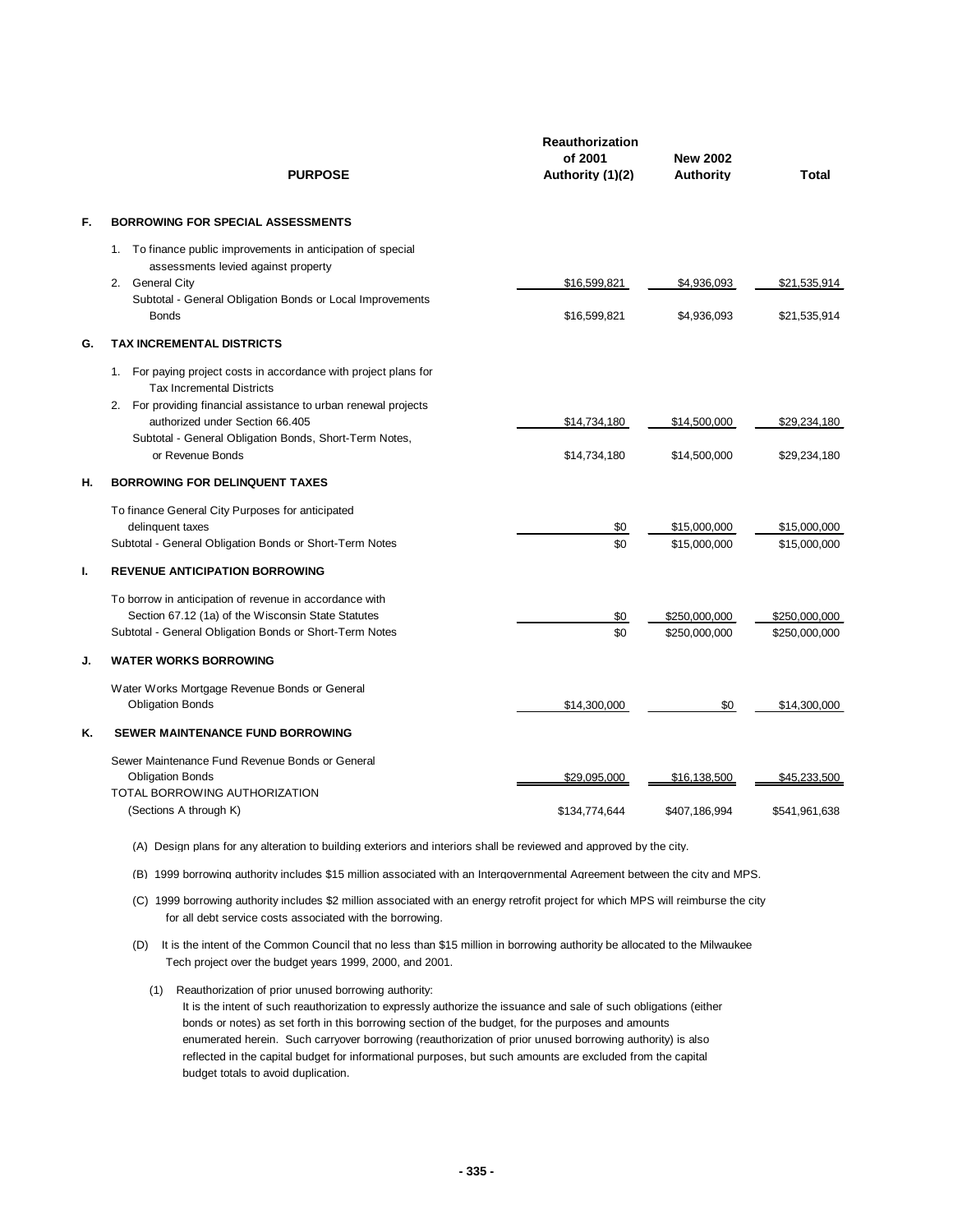| | PURPOSE | Reauthorization of 2001 Authority (1)(2) | New 2002 Authority | Total |
|---|---|---|---|---|
| **F.** | **BORROWING FOR SPECIAL ASSESSMENTS** | | | |
| | 1. To finance public improvements in anticipation of special assessments levied against property | | | |
| | 2. General City | $16,599,821 | $4,936,093 | $21,535,914 |
| | Subtotal - General Obligation Bonds or Local Improvements Bonds | $16,599,821 | $4,936,093 | $21,535,914 |
| **G.** | **TAX INCREMENTAL DISTRICTS** | | | |
| | 1. For paying project costs in accordance with project plans for Tax Incremental Districts | | | |
| | 2. For providing financial assistance to urban renewal projects authorized under Section 66.405 | $14,734,180 | $14,500,000 | $29,234,180 |
| | Subtotal - General Obligation Bonds, Short-Term Notes, or Revenue Bonds | $14,734,180 | $14,500,000 | $29,234,180 |
| **H.** | **BORROWING FOR DELINQUENT TAXES** | | | |
| | To finance General City Purposes for anticipated delinquent taxes | $0 | $15,000,000 | $15,000,000 |
| | Subtotal - General Obligation Bonds or Short-Term Notes | $0 | $15,000,000 | $15,000,000 |
| **I.** | **REVENUE ANTICIPATION BORROWING** | | | |
| | To borrow in anticipation of revenue in accordance with Section 67.12 (1a) of the Wisconsin State Statutes | $0 | $250,000,000 | $250,000,000 |
| | Subtotal - General Obligation Bonds or Short-Term Notes | $0 | $250,000,000 | $250,000,000 |
| **J.** | **WATER WORKS BORROWING** | | | |
| | Water Works Mortgage Revenue Bonds or General Obligation Bonds | $14,300,000 | $0 | $14,300,000 |
| **K.** | **SEWER MAINTENANCE FUND BORROWING** | | | |
| | Sewer Maintenance Fund Revenue Bonds or General Obligation Bonds | $29,095,000 | $16,138,500 | $45,233,500 |
| | TOTAL BORROWING AUTHORIZATION (Sections A through K) | $134,774,644 | $407,186,994 | $541,961,638 |

(A) Design plans for any alteration to building exteriors and interiors shall be reviewed and approved by the city.

(B) 1999 borrowing authority includes $15 million associated with an Intergovernmental Agreement between the city and MPS.

(C) 1999 borrowing authority includes $2 million associated with an energy retrofit project for which MPS will reimburse the city for all debt service costs associated with the borrowing.

(D) It is the intent of the Common Council that no less than $15 million in borrowing authority be allocated to the Milwaukee Tech project over the budget years 1999, 2000, and 2001.

(1) Reauthorization of prior unused borrowing authority:
It is the intent of such reauthorization to expressly authorize the issuance and sale of such obligations (either bonds or notes) as set forth in this borrowing section of the budget, for the purposes and amounts enumerated herein. Such carryover borrowing (reauthorization of prior unused borrowing authority) is also reflected in the capital budget for informational purposes, but such amounts are excluded from the capital budget totals to avoid duplication.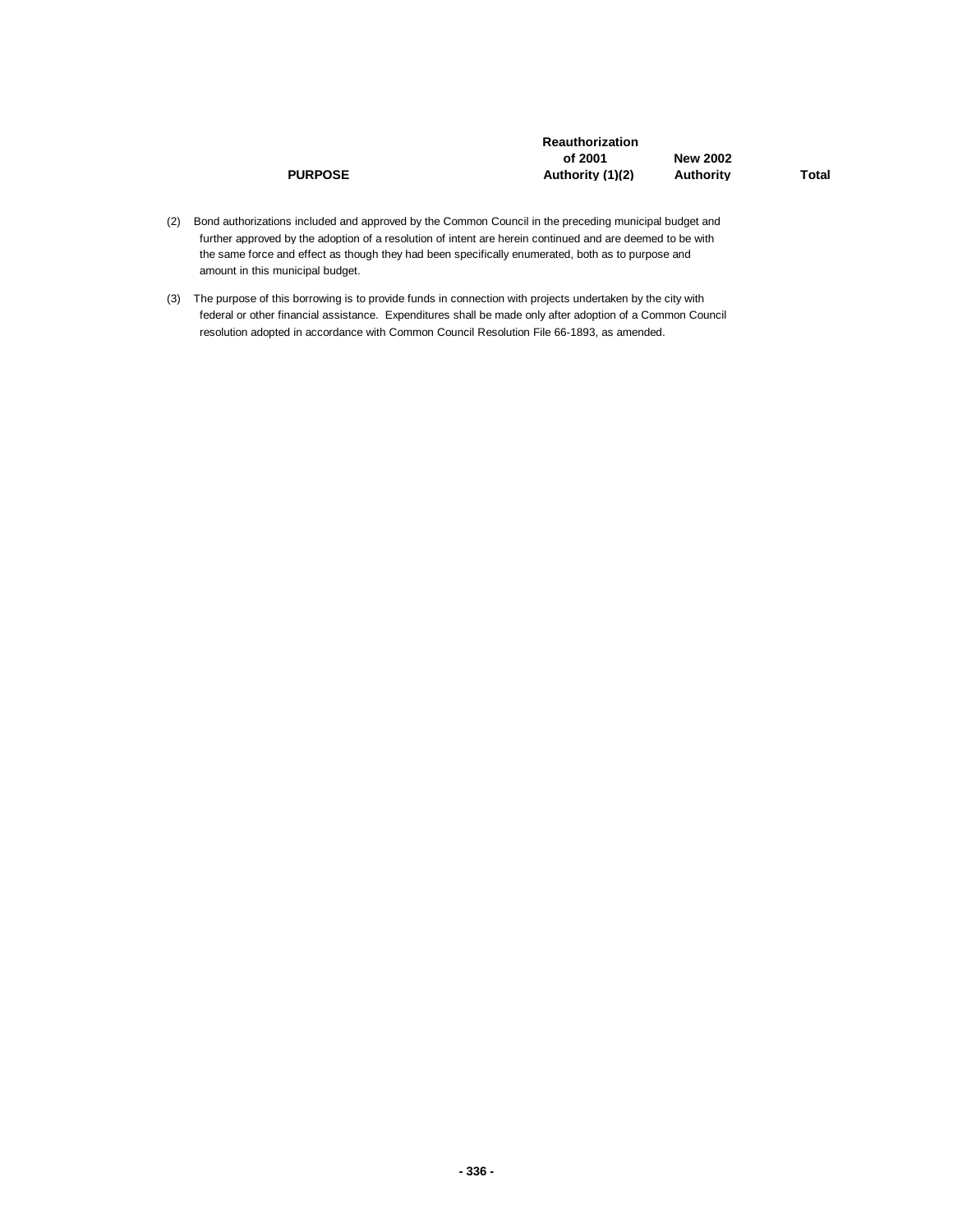| PURPOSE | Reauthorization of 2001 Authority (1)(2) | New 2002 Authority | Total |
|---|---|---|---|

(2) Bond authorizations included and approved by the Common Council in the preceding municipal budget and further approved by the adoption of a resolution of intent are herein continued and are deemed to be with the same force and effect as though they had been specifically enumerated, both as to purpose and amount in this municipal budget.

(3) The purpose of this borrowing is to provide funds in connection with projects undertaken by the city with federal or other financial assistance. Expenditures shall be made only after adoption of a Common Council resolution adopted in accordance with Common Council Resolution File 66-1893, as amended.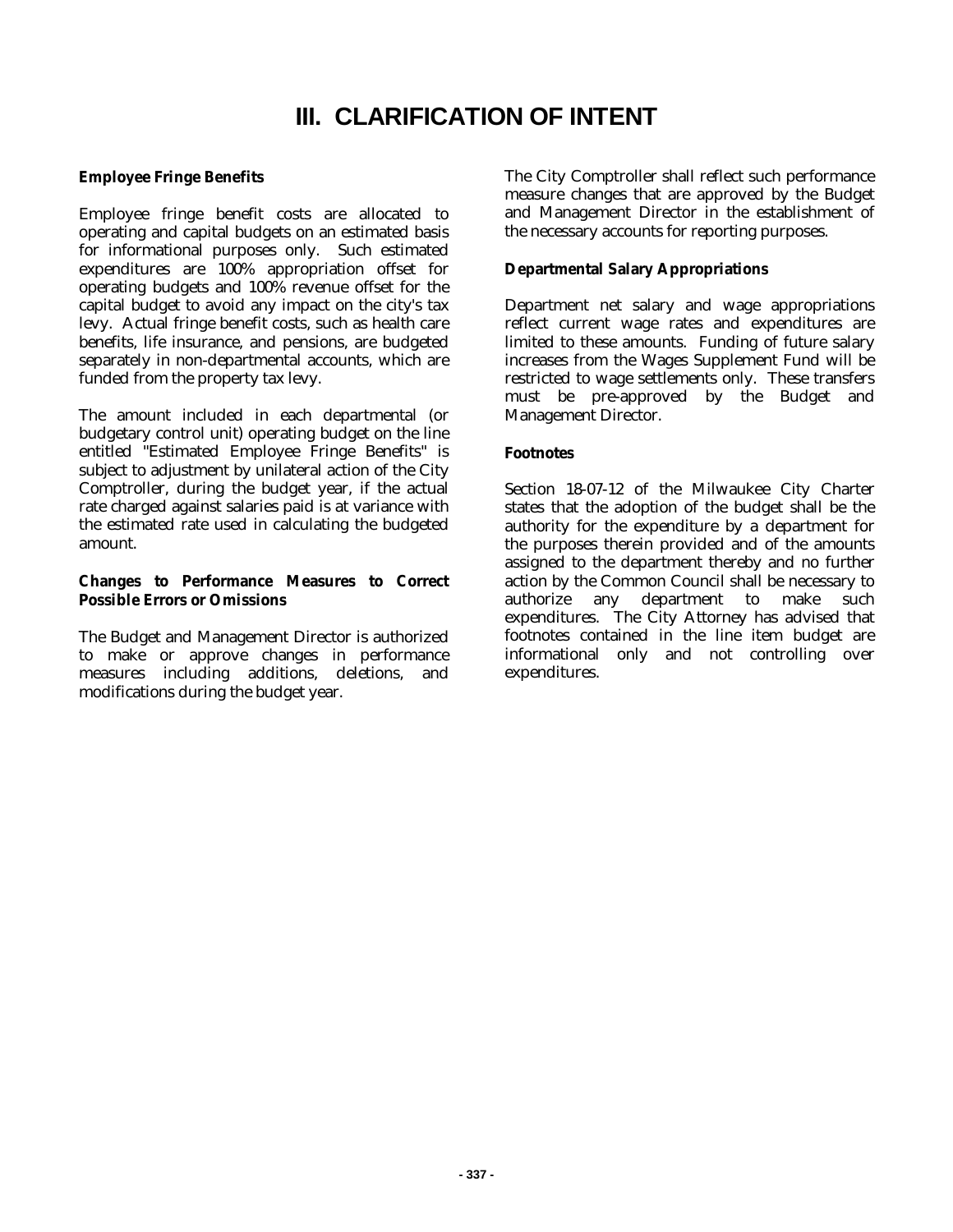# III. CLARIFICATION OF INTENT

**Employee Fringe Benefits**

Employee fringe benefit costs are allocated to operating and capital budgets on an estimated basis for informational purposes only. Such estimated expenditures are 100% appropriation offset for operating budgets and 100% revenue offset for the capital budget to avoid any impact on the city's tax levy. Actual fringe benefit costs, such as health care benefits, life insurance, and pensions, are budgeted separately in non-departmental accounts, which are funded from the property tax levy.

The amount included in each departmental (or budgetary control unit) operating budget on the line entitled "Estimated Employee Fringe Benefits" is subject to adjustment by unilateral action of the City Comptroller, during the budget year, if the actual rate charged against salaries paid is at variance with the estimated rate used in calculating the budgeted amount.

**Changes to Performance Measures to Correct Possible Errors or Omissions**

The Budget and Management Director is authorized to make or approve changes in performance measures including additions, deletions, and modifications during the budget year.

The City Comptroller shall reflect such performance measure changes that are approved by the Budget and Management Director in the establishment of the necessary accounts for reporting purposes.

**Departmental Salary Appropriations**

Department net salary and wage appropriations reflect current wage rates and expenditures are limited to these amounts. Funding of future salary increases from the Wages Supplement Fund will be restricted to wage settlements only. These transfers must be pre-approved by the Budget and Management Director.

**Footnotes**

Section 18-07-12 of the Milwaukee City Charter states that the adoption of the budget shall be the authority for the expenditure by a department for the purposes therein provided and of the amounts assigned to the department thereby and no further action by the Common Council shall be necessary to authorize any department to make such expenditures. The City Attorney has advised that footnotes contained in the line item budget are informational only and not controlling over expenditures.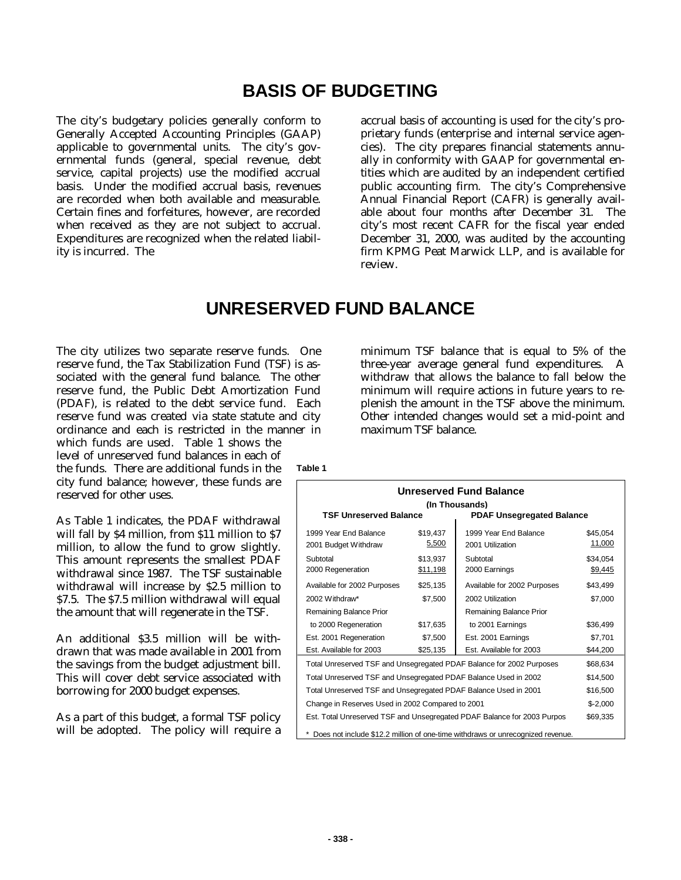# BASIS OF BUDGETING

The city's budgetary policies generally conform to Generally Accepted Accounting Principles (GAAP) applicable to governmental units. The city's governmental funds (general, special revenue, debt service, capital projects) use the modified accrual basis. Under the modified accrual basis, revenues are recorded when both available and measurable. Certain fines and forfeitures, however, are recorded when received as they are not subject to accrual. Expenditures are recognized when the related liability is incurred. The accrual basis of accounting is used for the city's proprietary funds (enterprise and internal service agencies). The city prepares financial statements annually in conformity with GAAP for governmental entities which are audited by an independent certified public accounting firm. The city's Comprehensive Annual Financial Report (CAFR) is generally available about four months after December 31. The city's most recent CAFR for the fiscal year ended December 31, 2000, was audited by the accounting firm KPMG Peat Marwick LLP, and is available for review.

# UNRESERVED FUND BALANCE

The city utilizes two separate reserve funds. One reserve fund, the Tax Stabilization Fund (TSF) is associated with the general fund balance. The other reserve fund, the Public Debt Amortization Fund (PDAF), is related to the debt service fund. Each reserve fund was created via state statute and city ordinance and each is restricted in the manner in which funds are used. Table 1 shows the level of unreserved fund balances in each of the funds. There are additional funds in the city fund balance; however, these funds are reserved for other uses.

As Table 1 indicates, the PDAF withdrawal will fall by $4 million, from $11 million to $7 million, to allow the fund to grow slightly. This amount represents the smallest PDAF withdrawal since 1987. The TSF sustainable withdrawal will increase by $2.5 million to $7.5. The $7.5 million withdrawal will equal the amount that will regenerate in the TSF.

An additional $3.5 million will be withdrawn that was made available in 2001 from the savings from the budget adjustment bill. This will cover debt service associated with borrowing for 2000 budget expenses.

As a part of this budget, a formal TSF policy will be adopted. The policy will require a minimum TSF balance that is equal to 5% of the three-year average general fund expenditures. A withdraw that allows the balance to fall below the minimum will require actions in future years to replenish the amount in the TSF above the minimum. Other intended changes would set a mid-point and maximum TSF balance.

**Table 1**

**Unreserved Fund Balance**
(In Thousands)

| TSF Unreserved Balance | | PDAF Unsegregated Balance | |
|---|---|---|---|
| 1999 Year End Balance | $19,437 | 1999 Year End Balance | $45,054 |
| 2001 Budget Withdraw | 5,500 | 2001 Utilization | 11,000 |
| Subtotal | $13,937 | Subtotal | $34,054 |
| 2000 Regeneration | $11,198 | 2000 Earnings | $9,445 |
| Available for 2002 Purposes | $25,135 | Available for 2002 Purposes | $43,499 |
| 2002 Withdraw* | $7,500 | 2002 Utilization | $7,000 |
| Remaining Balance Prior to 2000 Regeneration | $17,635 | Remaining Balance Prior to 2001 Earnings | $36,499 |
| Est. 2001 Regeneration | $7,500 | Est. 2001 Earnings | $7,701 |
| Est. Available for 2003 | $25,135 | Est. Available for 2003 | $44,200 |
| Total Unreserved TSF and Unsegregated PDAF Balance for 2002 Purposes | | | $68,634 |
| Total Unreserved TSF and Unsegregated PDAF Balance Used in 2002 | | | $14,500 |
| Total Unreserved TSF and Unsegregated PDAF Balance Used in 2001 | | | $16,500 |
| Change in Reserves Used in 2002 Compared to 2001 | | | $-2,000 |
| Est. Total Unreserved TSF and Unsegregated PDAF Balance for 2003 Purpos | | | $69,335 |

\* Does not include $12.2 million of one-time withdraws or unrecognized revenue.